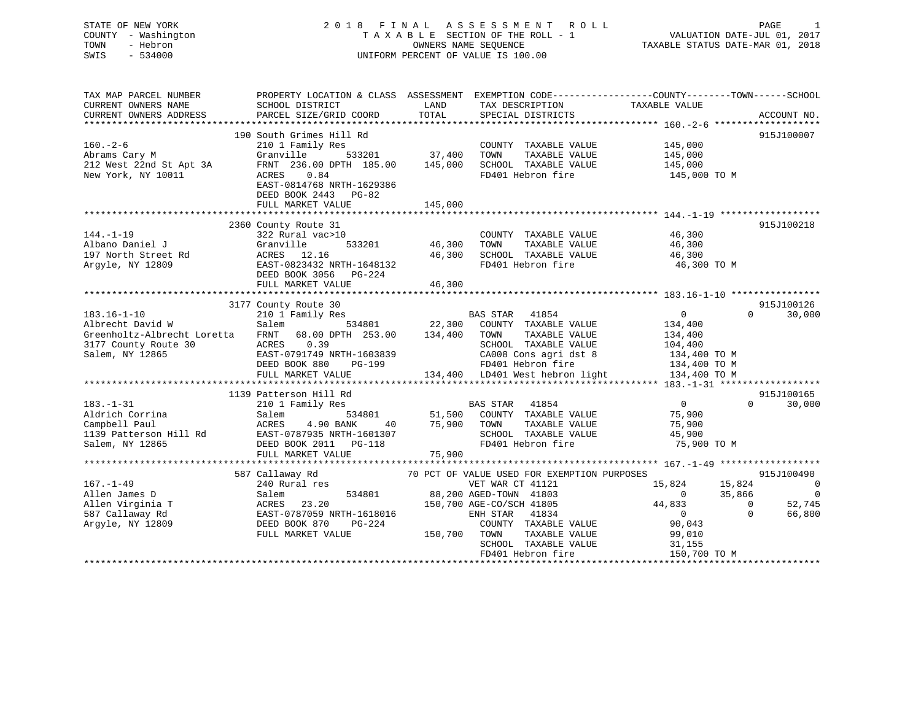STATE OF NEW YORK
COUNTY - Washington
TOWN - Hebron
SWIS - 534000

# 2018 FINAL ASSESSMENT ROLL

TAXABLE SECTION OF THE ROLL - 1
OWNERS NAME SEQUENCE
UNIFORM PERCENT OF VALUE IS 100.00

VALUATION DATE-JUL 01, 2017
TAXABLE STATUS DATE-MAR 01, 2018

```
TAX MAP PARCEL NUMBER          PROPERTY LOCATION & CLASS  ASSESSMENT  EXEMPTION CODE------------------COUNTY--------TOWN------SCHOOL
CURRENT OWNERS NAME            SCHOOL DISTRICT               LAND      TAX DESCRIPTION            TAXABLE VALUE
CURRENT OWNERS ADDRESS         PARCEL SIZE/GRID COORD        TOTAL     SPECIAL DISTRICTS                                    ACCOUNT NO.
******************************************************************************************************* 160.-2-6 *******************
                               190 South Grimes Hill Rd                                                                      915J100007
160.-2-6                       210 1 Family Res                         COUNTY  TAXABLE VALUE            145,000
Abrams Cary M                  Granville       533201        37,400     TOWN    TAXABLE VALUE            145,000
212 West 22nd St Apt 3A        FRNT 236.00 DPTH 185.00      145,000     SCHOOL  TAXABLE VALUE            145,000
New York, NY 10011             ACRES    0.84                            FD401 Hebron fire                 145,000 TO M
                               EAST-0814768 NRTH-1629386
                               DEED BOOK 2443   PG-82
                               FULL MARKET VALUE            145,000
******************************************************************************************************* 144.-1-19 ******************
                               2360 County Route 31                                                                          915J100218
144.-1-19                      322 Rural vac>10                         COUNTY  TAXABLE VALUE             46,300
Albano Daniel J                Granville       533201        46,300     TOWN    TAXABLE VALUE             46,300
197 North Street Rd            ACRES   12.16                 46,300     SCHOOL  TAXABLE VALUE             46,300
Argyle, NY 12809               EAST-0823432 NRTH-1648132                FD401 Hebron fire                  46,300 TO M
                               DEED BOOK 3056   PG-224
                               FULL MARKET VALUE             46,300
******************************************************************************************************* 183.16-1-10 ****************
                               3177 County Route 30                                                                          915J100126
183.16-1-10                    210 1 Family Res                         BAS STAR   41854                      0          0      30,000
Albrecht David W               Salem           534801        22,300     COUNTY  TAXABLE VALUE            134,400
Greenholtz-Albrecht Loretta    FRNT  68.00 DPTH 253.00      134,400     TOWN    TAXABLE VALUE            134,400
3177 County Route 30           ACRES    0.39                            SCHOOL  TAXABLE VALUE            104,400
Salem, NY 12865                EAST-0791749 NRTH-1603839                CA008 Cons agri dst 8             134,400 TO M
                               DEED BOOK 880    PG-199                  FD401 Hebron fire                 134,400 TO M
                               FULL MARKET VALUE            134,400     LD401 West hebron light           134,400 TO M
******************************************************************************************************* 183.-1-31 ******************
                               1139 Patterson Hill Rd                                                                        915J100165
183.-1-31                      210 1 Family Res                         BAS STAR   41854                      0          0      30,000
Aldrich Corrina                Salem           534801        51,500     COUNTY  TAXABLE VALUE             75,900
Campbell Paul                  ACRES    4.90 BANK     40     75,900     TOWN    TAXABLE VALUE             75,900
1139 Patterson Hill Rd         EAST-0787935 NRTH-1601307                SCHOOL  TAXABLE VALUE             45,900
Salem, NY 12865                DEED BOOK 2011   PG-118                  FD401 Hebron fire                  75,900 TO M
                               FULL MARKET VALUE             75,900
******************************************************************************************************* 167.-1-49 ******************
                               587 Callaway Rd               70 PCT OF VALUE USED FOR EXEMPTION PURPOSES                     915J100490
167.-1-49                      240 Rural res                            VET WAR CT 41121                 15,824     15,824           0
Allen James D                  Salem           534801        88,200     AGED-TOWN  41803                      0     35,866           0
Allen Virginia T               ACRES   23.20                150,700     AGE-CO/SCH 41805                 44,833          0      52,745
587 Callaway Rd                EAST-0787059 NRTH-1618016                ENH STAR   41834                      0          0      66,800
Argyle, NY 12809               DEED BOOK 870    PG-224                  COUNTY  TAXABLE VALUE             90,043
                               FULL MARKET VALUE            150,700     TOWN    TAXABLE VALUE             99,010
                                                                        SCHOOL  TAXABLE VALUE             31,155
                                                                        FD401 Hebron fire                 150,700 TO M
************************************************************************************************************************************
```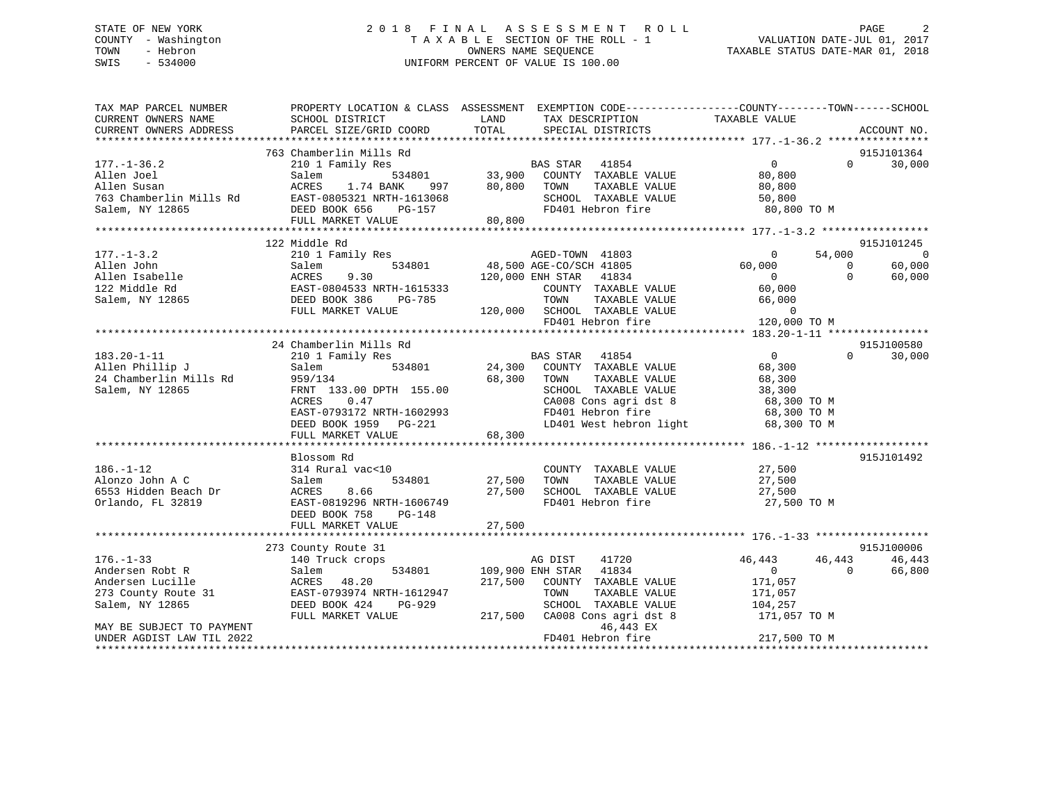STATE OF NEW YORK
COUNTY - Washington
TOWN - Hebron
SWIS - 534000

2 0 1 8 F I N A L A S S E S S M E N T R O L L
T A X A B L E SECTION OF THE ROLL - 1
OWNERS NAME SEQUENCE
UNIFORM PERCENT OF VALUE IS 100.00

VALUATION DATE-JUL 01, 2017
TAXABLE STATUS DATE-MAR 01, 2018

| TAX MAP PARCEL NUMBER / CURRENT OWNERS NAME / CURRENT OWNERS ADDRESS | PROPERTY LOCATION & CLASS / SCHOOL DISTRICT / PARCEL SIZE/GRID COORD | ASSESSMENT LAND / TOTAL | EXEMPTION CODE / TAX DESCRIPTION / SPECIAL DISTRICTS | COUNTY TAXABLE VALUE | TOWN | SCHOOL | ACCOUNT NO. |
|---|---|---|---|---|---|---|---|
| **177.-1-36.2** | 763 Chamberlin Mills Rd | | | | | | 915J101364 |
| 177.-1-36.2 | 210 1 Family Res | | BAS STAR 41854 | 0 | 0 | 30,000 | |
| Allen Joel | Salem 534801 | 33,900 | COUNTY TAXABLE VALUE | 80,800 | | | |
| Allen Susan | ACRES 1.74 BANK 997 | 80,800 | TOWN TAXABLE VALUE | 80,800 | | | |
| 763 Chamberlin Mills Rd | EAST-0805321 NRTH-1613068 | | SCHOOL TAXABLE VALUE | 50,800 | | | |
| Salem, NY 12865 | DEED BOOK 656 PG-157 | | FD401 Hebron fire | 80,800 TO M | | | |
| | FULL MARKET VALUE | 80,800 | | | | | |
| **177.-1-3.2** | 122 Middle Rd | | | | | | 915J101245 |
| 177.-1-3.2 | 210 1 Family Res | | AGED-TOWN 41803 | 0 | 54,000 | 0 | |
| Allen John | Salem 534801 | 48,500 | AGE-CO/SCH 41805 | 60,000 | 0 | 60,000 | |
| Allen Isabelle | ACRES 9.30 | 120,000 | ENH STAR 41834 | 0 | 0 | 60,000 | |
| 122 Middle Rd | EAST-0804533 NRTH-1615333 | | COUNTY TAXABLE VALUE | 60,000 | | | |
| Salem, NY 12865 | DEED BOOK 386 PG-785 | | TOWN TAXABLE VALUE | 66,000 | | | |
| | FULL MARKET VALUE | 120,000 | SCHOOL TAXABLE VALUE | 0 | | | |
| | | | FD401 Hebron fire | 120,000 TO M | | | |
| **183.20-1-11** | 24 Chamberlin Mills Rd | | | | | | 915J100580 |
| 183.20-1-11 | 210 1 Family Res | | BAS STAR 41854 | 0 | 0 | 30,000 | |
| Allen Phillip J | Salem 534801 | 24,300 | COUNTY TAXABLE VALUE | 68,300 | | | |
| 24 Chamberlin Mills Rd | 959/134 | 68,300 | TOWN TAXABLE VALUE | 68,300 | | | |
| Salem, NY 12865 | FRNT 133.00 DPTH 155.00 | | SCHOOL TAXABLE VALUE | 38,300 | | | |
| | ACRES 0.47 | | CA008 Cons agri dst 8 | 68,300 TO M | | | |
| | EAST-0793172 NRTH-1602993 | | FD401 Hebron fire | 68,300 TO M | | | |
| | DEED BOOK 1959 PG-221 | | LD401 West hebron light | 68,300 TO M | | | |
| | FULL MARKET VALUE | 68,300 | | | | | |
| **186.-1-12** | Blossom Rd | | | | | | 915J101492 |
| 186.-1-12 | 314 Rural vac<10 | | COUNTY TAXABLE VALUE | 27,500 | | | |
| Alonzo John A C | Salem 534801 | 27,500 | TOWN TAXABLE VALUE | 27,500 | | | |
| 6553 Hidden Beach Dr | ACRES 8.66 | 27,500 | SCHOOL TAXABLE VALUE | 27,500 | | | |
| Orlando, FL 32819 | EAST-0819296 NRTH-1606749 | | FD401 Hebron fire | 27,500 TO M | | | |
| | DEED BOOK 758 PG-148 | | | | | | |
| | FULL MARKET VALUE | 27,500 | | | | | |
| **176.-1-33** | 273 County Route 31 | | | | | | 915J100006 |
| 176.-1-33 | 140 Truck crops | | AG DIST 41720 | 46,443 | 46,443 | 46,443 | |
| Andersen Robt R | Salem 534801 | 109,900 | ENH STAR 41834 | 0 | 0 | 66,800 | |
| Andersen Lucille | ACRES 48.20 | 217,500 | COUNTY TAXABLE VALUE | 171,057 | | | |
| 273 County Route 31 | EAST-0793974 NRTH-1612947 | | TOWN TAXABLE VALUE | 171,057 | | | |
| Salem, NY 12865 | DEED BOOK 424 PG-929 | | SCHOOL TAXABLE VALUE | 104,257 | | | |
| | FULL MARKET VALUE | 217,500 | CA008 Cons agri dst 8 | 171,057 TO M | | | |
| MAY BE SUBJECT TO PAYMENT | | | 46,443 EX | | | | |
| UNDER AGDIST LAW TIL 2022 | | | FD401 Hebron fire | 217,500 TO M | | | |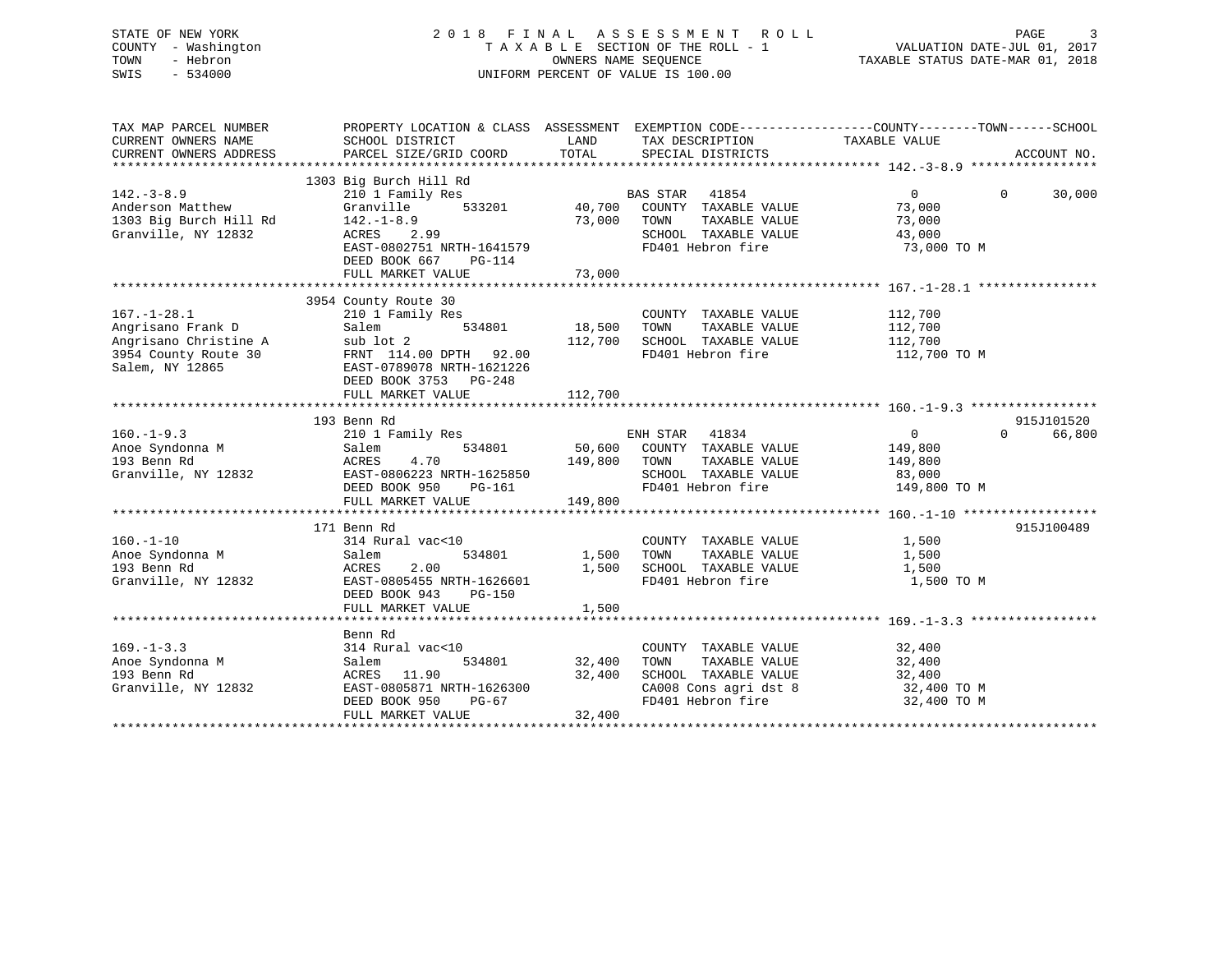STATE OF NEW YORK
COUNTY - Washington
TOWN - Hebron
SWIS - 534000

2018 FINAL ASSESSMENT ROLL
TAXABLE SECTION OF THE ROLL - 1
OWNERS NAME SEQUENCE
UNIFORM PERCENT OF VALUE IS 100.00

VALUATION DATE-JUL 01, 2017
TAXABLE STATUS DATE-MAR 01, 2018

```
TAX MAP PARCEL NUMBER          PROPERTY LOCATION & CLASS  ASSESSMENT  EXEMPTION CODE------------------COUNTY--------TOWN------SCHOOL
CURRENT OWNERS NAME            SCHOOL DISTRICT               LAND      TAX DESCRIPTION             TAXABLE VALUE
CURRENT OWNERS ADDRESS         PARCEL SIZE/GRID COORD       TOTAL      SPECIAL DISTRICTS                                    ACCOUNT NO.
******************************************************************************************************* 142.-3-8.9 *****************
                               1303 Big Burch Hill Rd
142.-3-8.9                     210 1 Family Res                        BAS STAR   41854                  0           0      30,000
Anderson Matthew               Granville       533201       40,700     COUNTY  TAXABLE VALUE            73,000
1303 Big Burch Hill Rd         142.-1-8.9                   73,000     TOWN    TAXABLE VALUE            73,000
Granville, NY 12832            ACRES    2.99                           SCHOOL  TAXABLE VALUE            43,000
                               EAST-0802751 NRTH-1641579               FD401 Hebron fire                 73,000 TO M
                               DEED BOOK 667    PG-114
                               FULL MARKET VALUE            73,000
******************************************************************************************************* 167.-1-28.1 ****************
                               3954 County Route 30
167.-1-28.1                    210 1 Family Res                        COUNTY  TAXABLE VALUE           112,700
Angrisano Frank D              Salem           534801       18,500     TOWN    TAXABLE VALUE           112,700
Angrisano Christine A          sub lot 2                   112,700     SCHOOL  TAXABLE VALUE           112,700
3954 County Route 30           FRNT  114.00 DPTH   92.00               FD401 Hebron fire                112,700 TO M
Salem, NY 12865                EAST-0789078 NRTH-1621226
                               DEED BOOK 3753   PG-248
                               FULL MARKET VALUE           112,700
******************************************************************************************************* 160.-1-9.3 *****************
                               193 Benn Rd                                                                           915J101520
160.-1-9.3                     210 1 Family Res                        ENH STAR   41834                  0           0      66,800
Anoe Syndonna M                Salem           534801       50,600     COUNTY  TAXABLE VALUE           149,800
193 Benn Rd                    ACRES    4.70               149,800     TOWN    TAXABLE VALUE           149,800
Granville, NY 12832            EAST-0806223 NRTH-1625850               SCHOOL  TAXABLE VALUE            83,000
                               DEED BOOK 950    PG-161                 FD401 Hebron fire                149,800 TO M
                               FULL MARKET VALUE           149,800
******************************************************************************************************* 160.-1-10 ******************
                               171 Benn Rd                                                                           915J100489
160.-1-10                      314 Rural vac<10                        COUNTY  TAXABLE VALUE             1,500
Anoe Syndonna M                Salem           534801        1,500     TOWN    TAXABLE VALUE             1,500
193 Benn Rd                    ACRES    2.00                 1,500     SCHOOL  TAXABLE VALUE             1,500
Granville, NY 12832            EAST-0805455 NRTH-1626601               FD401 Hebron fire                  1,500 TO M
                               DEED BOOK 943    PG-150
                               FULL MARKET VALUE             1,500
******************************************************************************************************* 169.-1-3.3 *****************
                               Benn Rd
169.-1-3.3                     314 Rural vac<10                        COUNTY  TAXABLE VALUE            32,400
Anoe Syndonna M                Salem           534801       32,400     TOWN    TAXABLE VALUE            32,400
193 Benn Rd                    ACRES   11.90                32,400     SCHOOL  TAXABLE VALUE            32,400
Granville, NY 12832            EAST-0805871 NRTH-1626300               CA008 Cons agri dst 8             32,400 TO M
                               DEED BOOK 950    PG-67                  FD401 Hebron fire                 32,400 TO M
                               FULL MARKET VALUE            32,400
************************************************************************************************************************************
```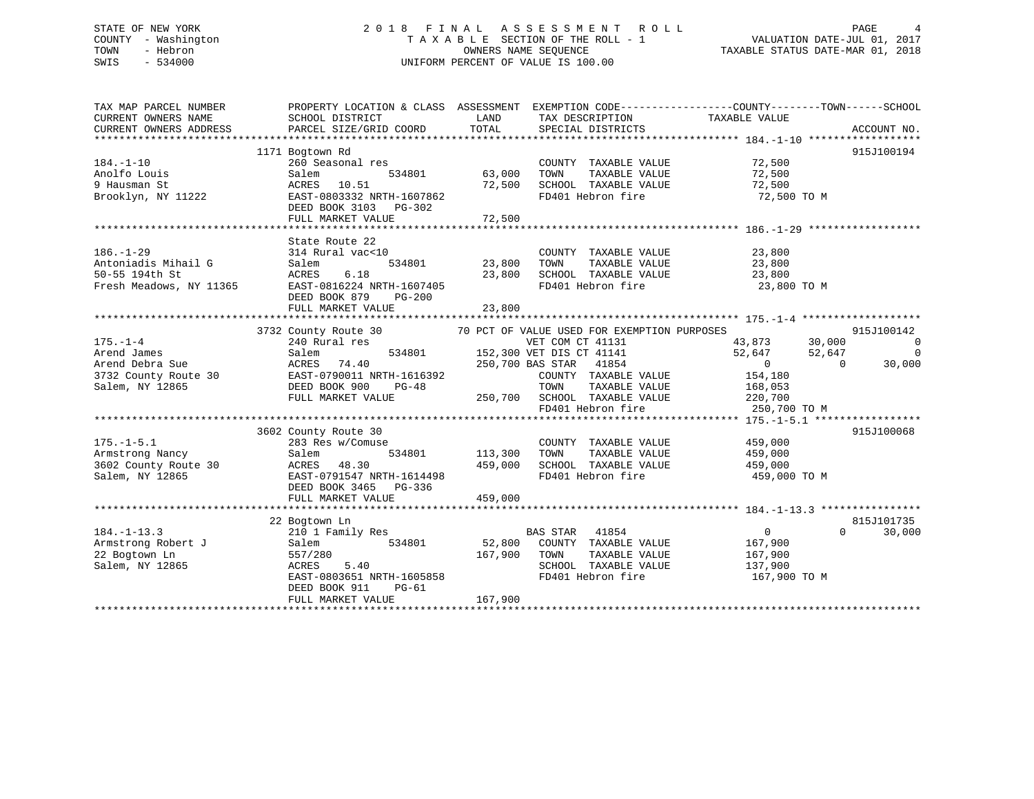STATE OF NEW YORK
COUNTY - Washington
TOWN - Hebron
SWIS - 534000

# 2018 FINAL ASSESSMENT ROLL

TAXABLE SECTION OF THE ROLL - 1
OWNERS NAME SEQUENCE
UNIFORM PERCENT OF VALUE IS 100.00

VALUATION DATE-JUL 01, 2017
TAXABLE STATUS DATE-MAR 01, 2018

| TAX MAP PARCEL NUMBER / CURRENT OWNERS NAME / CURRENT OWNERS ADDRESS | PROPERTY LOCATION & CLASS / SCHOOL DISTRICT / PARCEL SIZE/GRID COORD | ASSESSMENT LAND | TOTAL | EXEMPTION CODE / TAX DESCRIPTION / SPECIAL DISTRICTS | COUNTY TAXABLE VALUE | TOWN | SCHOOL | ACCOUNT NO. |
|---|---|---|---|---|---|---|---|---|
| **184.-1-10** | 1171 Bogtown Rd | | | | | | | 915J100194 |
| 184.-1-10 | 260 Seasonal res | | | COUNTY TAXABLE VALUE | 72,500 | | | |
| Anolfo Louis | Salem 534801 | 63,000 | | TOWN TAXABLE VALUE | 72,500 | | | |
| 9 Hausman St | ACRES 10.51 | | 72,500 | SCHOOL TAXABLE VALUE | 72,500 | | | |
| Brooklyn, NY 11222 | EAST-0803332 NRTH-1607862 | | | FD401 Hebron fire | 72,500 TO M | | | |
| | DEED BOOK 3103 PG-302 | | | | | | | |
| | FULL MARKET VALUE | | 72,500 | | | | | |
| **186.-1-29** | State Route 22 | | | | | | | |
| 186.-1-29 | 314 Rural vac<10 | | | COUNTY TAXABLE VALUE | 23,800 | | | |
| Antoniadis Mihail G | Salem 534801 | 23,800 | | TOWN TAXABLE VALUE | 23,800 | | | |
| 50-55 194th St | ACRES 6.18 | | 23,800 | SCHOOL TAXABLE VALUE | 23,800 | | | |
| Fresh Meadows, NY 11365 | EAST-0816224 NRTH-1607405 | | | FD401 Hebron fire | 23,800 TO M | | | |
| | DEED BOOK 879 PG-200 | | | | | | | |
| | FULL MARKET VALUE | | 23,800 | | | | | |
| **175.-1-4** | 3732 County Route 30 | | | 70 PCT OF VALUE USED FOR EXEMPTION PURPOSES | | | | 915J100142 |
| 175.-1-4 | 240 Rural res | | | VET COM CT 41131 | 43,873 | 30,000 | 0 | |
| Arend James | Salem 534801 | 152,300 | | VET DIS CT 41141 | 52,647 | 52,647 | 0 | |
| Arend Debra Sue | ACRES 74.40 | | 250,700 | BAS STAR 41854 | 0 | 0 | 30,000 | |
| 3732 County Route 30 | EAST-0790011 NRTH-1616392 | | | COUNTY TAXABLE VALUE | 154,180 | | | |
| Salem, NY 12865 | DEED BOOK 900 PG-48 | | | TOWN TAXABLE VALUE | 168,053 | | | |
| | FULL MARKET VALUE | | 250,700 | SCHOOL TAXABLE VALUE | 220,700 | | | |
| | | | | FD401 Hebron fire | 250,700 TO M | | | |
| **175.-1-5.1** | 3602 County Route 30 | | | | | | | 915J100068 |
| 175.-1-5.1 | 283 Res w/Comuse | | | COUNTY TAXABLE VALUE | 459,000 | | | |
| Armstrong Nancy | Salem 534801 | 113,300 | | TOWN TAXABLE VALUE | 459,000 | | | |
| 3602 County Route 30 | ACRES 48.30 | | 459,000 | SCHOOL TAXABLE VALUE | 459,000 | | | |
| Salem, NY 12865 | EAST-0791547 NRTH-1614498 | | | FD401 Hebron fire | 459,000 TO M | | | |
| | DEED BOOK 3465 PG-336 | | | | | | | |
| | FULL MARKET VALUE | | 459,000 | | | | | |
| **184.-1-13.3** | 22 Bogtown Ln | | | | | | | 815J101735 |
| 184.-1-13.3 | 210 1 Family Res | | | BAS STAR 41854 | 0 | 0 | 30,000 | |
| Armstrong Robert J | Salem 534801 | 52,800 | | COUNTY TAXABLE VALUE | 167,900 | | | |
| 22 Bogtown Ln | 557/280 | | 167,900 | TOWN TAXABLE VALUE | 167,900 | | | |
| Salem, NY 12865 | ACRES 5.40 | | | SCHOOL TAXABLE VALUE | 137,900 | | | |
| | EAST-0803651 NRTH-1605858 | | | FD401 Hebron fire | 167,900 TO M | | | |
| | DEED BOOK 911 PG-61 | | | | | | | |
| | FULL MARKET VALUE | | 167,900 | | | | | |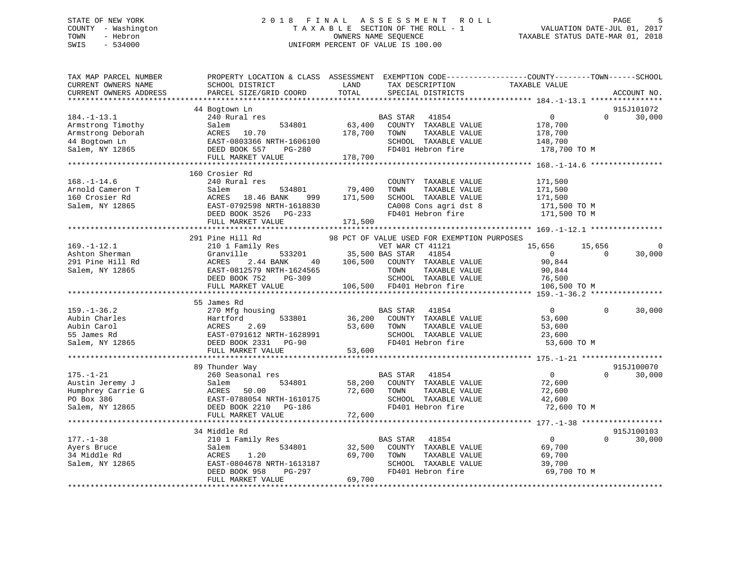STATE OF NEW YORK — 2018 FINAL ASSESSMENT ROLL
COUNTY - Washington — TAXABLE SECTION OF THE ROLL - 1 — VALUATION DATE-JUL 01, 2017
TOWN - Hebron — OWNERS NAME SEQUENCE — TAXABLE STATUS DATE-MAR 01, 2018
SWIS - 534000 — UNIFORM PERCENT OF VALUE IS 100.00

| TAX MAP PARCEL NUMBER / CURRENT OWNERS NAME / CURRENT OWNERS ADDRESS | PROPERTY LOCATION & CLASS / SCHOOL DISTRICT / PARCEL SIZE/GRID COORD | ASSESSMENT LAND / TOTAL | EXEMPTION CODE / TAX DESCRIPTION / SPECIAL DISTRICTS | COUNTY TAXABLE VALUE | TOWN | SCHOOL | ACCOUNT NO. |
|---|---|---|---|---|---|---|---|
| | 44 Bogtown Ln | | | | | | 915J101072 |
| 184.-1-13.1 | 240 Rural res | | BAS STAR 41854 | 0 | 0 | 30,000 | |
| Armstrong Timothy | Salem 534801 | 63,400 | COUNTY TAXABLE VALUE | 178,700 | | | |
| Armstrong Deborah | ACRES 10.70 | 178,700 | TOWN TAXABLE VALUE | 178,700 | | | |
| 44 Bogtown Ln | EAST-0803366 NRTH-1606100 | | SCHOOL TAXABLE VALUE | 148,700 | | | |
| Salem, NY 12865 | DEED BOOK 557 PG-280 | | FD401 Hebron fire | 178,700 TO M | | | |
| | FULL MARKET VALUE | 178,700 | | | | | |
| | 160 Crosier Rd | | | | | | |
| 168.-1-14.6 | 240 Rural res | | COUNTY TAXABLE VALUE | 171,500 | | | |
| Arnold Cameron T | Salem 534801 | 79,400 | TOWN TAXABLE VALUE | 171,500 | | | |
| 160 Crosier Rd | ACRES 18.46 BANK 999 | 171,500 | SCHOOL TAXABLE VALUE | 171,500 | | | |
| Salem, NY 12865 | EAST-0792598 NRTH-1618830 | | CA008 Cons agri dst 8 | 171,500 TO M | | | |
| | DEED BOOK 3526 PG-233 | | FD401 Hebron fire | 171,500 TO M | | | |
| | FULL MARKET VALUE | 171,500 | | | | | |
| | 291 Pine Hill Rd | | 98 PCT OF VALUE USED FOR EXEMPTION PURPOSES | | | | |
| 169.-1-12.1 | 210 1 Family Res | | VET WAR CT 41121 | 15,656 | 15,656 | 0 | |
| Ashton Sherman | Granville 533201 | 35,500 | BAS STAR 41854 | 0 | 0 | 30,000 | |
| 291 Pine Hill Rd | ACRES 2.44 BANK 40 | 106,500 | COUNTY TAXABLE VALUE | 90,844 | | | |
| Salem, NY 12865 | EAST-0812579 NRTH-1624565 | | TOWN TAXABLE VALUE | 90,844 | | | |
| | DEED BOOK 752 PG-309 | | SCHOOL TAXABLE VALUE | 76,500 | | | |
| | FULL MARKET VALUE | 106,500 | FD401 Hebron fire | 106,500 TO M | | | |
| | 55 James Rd | | | | | | |
| 159.-1-36.2 | 270 Mfg housing | | BAS STAR 41854 | 0 | 0 | 30,000 | |
| Aubin Charles | Hartford 533801 | 36,200 | COUNTY TAXABLE VALUE | 53,600 | | | |
| Aubin Carol | ACRES 2.69 | 53,600 | TOWN TAXABLE VALUE | 53,600 | | | |
| 55 James Rd | EAST-0791612 NRTH-1628991 | | SCHOOL TAXABLE VALUE | 23,600 | | | |
| Salem, NY 12865 | DEED BOOK 2331 PG-90 | | FD401 Hebron fire | 53,600 TO M | | | |
| | FULL MARKET VALUE | 53,600 | | | | | |
| | 89 Thunder Way | | | | | | 915J100070 |
| 175.-1-21 | 260 Seasonal res | | BAS STAR 41854 | 0 | 0 | 30,000 | |
| Austin Jeremy J | Salem 534801 | 58,200 | COUNTY TAXABLE VALUE | 72,600 | | | |
| Humphrey Carrie G | ACRES 50.00 | 72,600 | TOWN TAXABLE VALUE | 72,600 | | | |
| PO Box 386 | EAST-0788054 NRTH-1610175 | | SCHOOL TAXABLE VALUE | 42,600 | | | |
| Salem, NY 12865 | DEED BOOK 2210 PG-186 | | FD401 Hebron fire | 72,600 TO M | | | |
| | FULL MARKET VALUE | 72,600 | | | | | |
| | 34 Middle Rd | | | | | | 915J100103 |
| 177.-1-38 | 210 1 Family Res | | BAS STAR 41854 | 0 | 0 | 30,000 | |
| Ayers Bruce | Salem 534801 | 32,500 | COUNTY TAXABLE VALUE | 69,700 | | | |
| 34 Middle Rd | ACRES 1.20 | 69,700 | TOWN TAXABLE VALUE | 69,700 | | | |
| Salem, NY 12865 | EAST-0804678 NRTH-1613187 | | SCHOOL TAXABLE VALUE | 39,700 | | | |
| | DEED BOOK 958 PG-297 | | FD401 Hebron fire | 69,700 TO M | | | |
| | FULL MARKET VALUE | 69,700 | | | | | |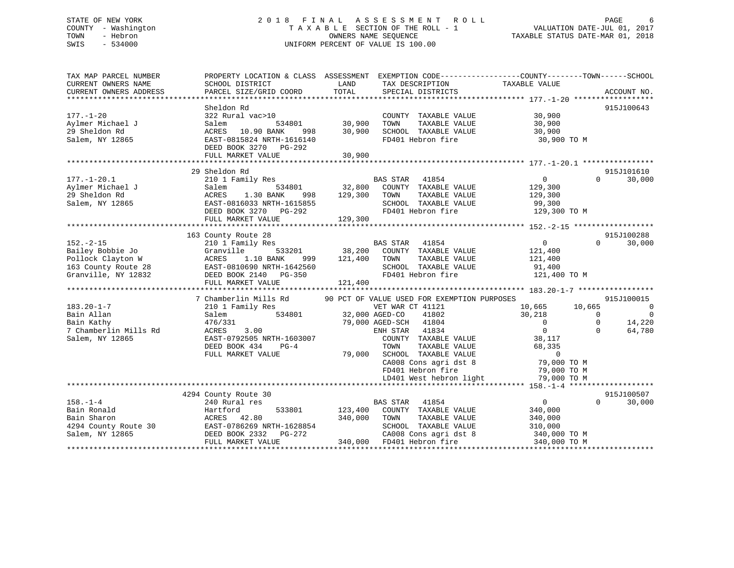STATE OF NEW YORK
COUNTY - Washington
TOWN - Hebron
SWIS - 534000

# 2018 FINAL ASSESSMENT ROLL

TAXABLE SECTION OF THE ROLL - 1
OWNERS NAME SEQUENCE
UNIFORM PERCENT OF VALUE IS 100.00

VALUATION DATE-JUL 01, 2017
TAXABLE STATUS DATE-MAR 01, 2018

```
TAX MAP PARCEL NUMBER          PROPERTY LOCATION & CLASS  ASSESSMENT  EXEMPTION CODE------------------COUNTY--------TOWN------SCHOOL
CURRENT OWNERS NAME            SCHOOL DISTRICT               LAND      TAX DESCRIPTION            TAXABLE VALUE
CURRENT OWNERS ADDRESS         PARCEL SIZE/GRID COORD        TOTAL     SPECIAL DISTRICTS                                        ACCOUNT NO.
******************************************************************************************************* 177.-1-20 ******************
                               Sheldon Rd                                                                                   915J100643
177.-1-20                      322 Rural vac>10                          COUNTY  TAXABLE VALUE          30,900
Aylmer Michael J               Salem            534801       30,900      TOWN    TAXABLE VALUE          30,900
29 Sheldon Rd                  ACRES  10.90 BANK    998      30,900      SCHOOL  TAXABLE VALUE          30,900
Salem, NY 12865                EAST-0815824 NRTH-1616140                 FD401 Hebron fire               30,900 TO M
                               DEED BOOK 3270   PG-292
                               FULL MARKET VALUE             30,900
******************************************************************************************************* 177.-1-20.1 ****************
                               29 Sheldon Rd                                                                                915J101610
177.-1-20.1                    210 1 Family Res                          BAS STAR   41854                    0          0       30,000
Aylmer Michael J               Salem            534801       32,800      COUNTY  TAXABLE VALUE         129,300
29 Sheldon Rd                  ACRES   1.30 BANK    998     129,300      TOWN    TAXABLE VALUE         129,300
Salem, NY 12865                EAST-0816033 NRTH-1615855                 SCHOOL  TAXABLE VALUE          99,300
                               DEED BOOK 3270   PG-292                   FD401 Hebron fire              129,300 TO M
                               FULL MARKET VALUE            129,300
******************************************************************************************************* 152.-2-15 ******************
                               163 County Route 28                                                                          915J100288
152.-2-15                      210 1 Family Res                          BAS STAR   41854                    0          0       30,000
Bailey Bobbie Jo               Granville        533201       38,200      COUNTY  TAXABLE VALUE         121,400
Pollock Clayton W              ACRES   1.10 BANK    999     121,400      TOWN    TAXABLE VALUE         121,400
163 County Route 28            EAST-0810690 NRTH-1642560                 SCHOOL  TAXABLE VALUE          91,400
Granville, NY 12832            DEED BOOK 2140   PG-350                   FD401 Hebron fire              121,400 TO M
                               FULL MARKET VALUE            121,400
******************************************************************************************************* 183.20-1-7 *****************
                               7 Chamberlin Mills Rd        90 PCT OF VALUE USED FOR EXEMPTION PURPOSES                     915J100015
183.20-1-7                     210 1 Family Res                          VET WAR CT 41121              10,665     10,665            0
Bain Allan                     Salem            534801       32,000 AGED-CO    41802              30,218          0            0
Bain Kathy                     476/331                       79,000 AGED-SCH   41804                   0          0       14,220
7 Chamberlin Mills Rd          ACRES   3.00                              ENH STAR   41834                    0          0       64,780
Salem, NY 12865                EAST-0792505 NRTH-1603007                 COUNTY  TAXABLE VALUE          38,117
                               DEED BOOK 434    PG-4                     TOWN    TAXABLE VALUE          68,335
                               FULL MARKET VALUE             79,000      SCHOOL  TAXABLE VALUE               0
                                                                         CA008 Cons agri dst 8           79,000 TO M
                                                                         FD401 Hebron fire               79,000 TO M
                                                                         LD401 West hebron light         79,000 TO M
******************************************************************************************************* 158.-1-4 *******************
                               4294 County Route 30                                                                         915J100507
158.-1-4                       240 Rural res                             BAS STAR   41854                    0          0       30,000
Bain Ronald                    Hartford         533801      123,400      COUNTY  TAXABLE VALUE         340,000
Bain Sharon                    ACRES  42.80                 340,000      TOWN    TAXABLE VALUE         340,000
4294 County Route 30           EAST-0786269 NRTH-1628854                 SCHOOL  TAXABLE VALUE         310,000
Salem, NY 12865                DEED BOOK 2332   PG-272                   CA008 Cons agri dst 8          340,000 TO M
                               FULL MARKET VALUE            340,000      FD401 Hebron fire              340,000 TO M
************************************************************************************************************************************
```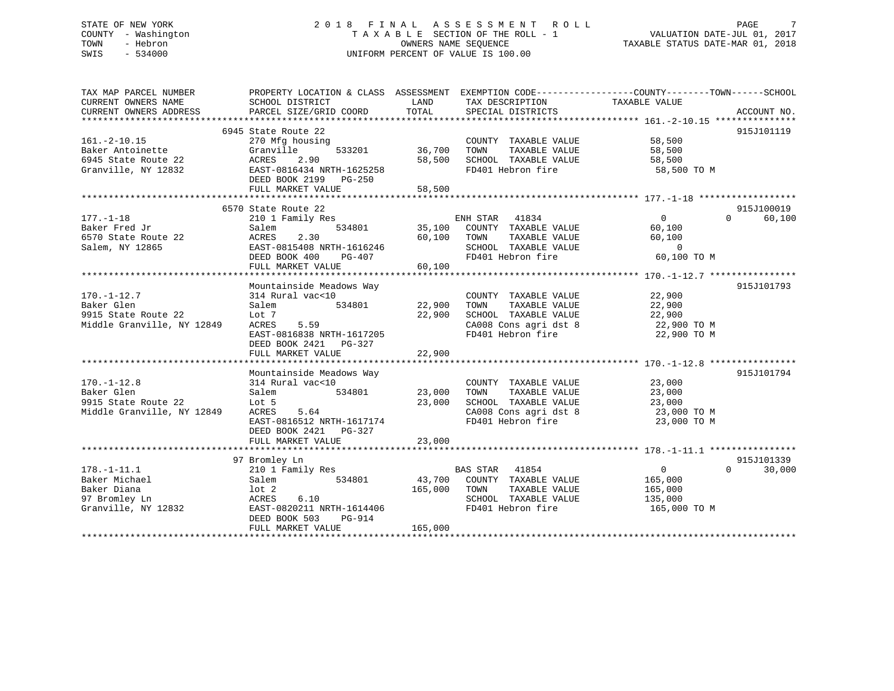STATE OF NEW YORK — COUNTY - Washington — TOWN - Hebron — SWIS - 534000

# 2018 FINAL ASSESSMENT ROLL
TAXABLE SECTION OF THE ROLL - 1
OWNERS NAME SEQUENCE
UNIFORM PERCENT OF VALUE IS 100.00

VALUATION DATE-JUL 01, 2017
TAXABLE STATUS DATE-MAR 01, 2018

| TAX MAP PARCEL NUMBER / CURRENT OWNERS NAME / CURRENT OWNERS ADDRESS | PROPERTY LOCATION & CLASS / SCHOOL DISTRICT / PARCEL SIZE/GRID COORD | ASSESSMENT LAND | TOTAL | EXEMPTION CODE / TAX DESCRIPTION / SPECIAL DISTRICTS | COUNTY / TOWN TAXABLE VALUE | SCHOOL | ACCOUNT NO. |
|---|---|---|---|---|---|---|---|
| **161.-2-10.15** | 6945 State Route 22 | | | | | | 915J101119 |
| Baker Antoinette | 270 Mfg housing | | | COUNTY TAXABLE VALUE | 58,500 | | |
| 6945 State Route 22 | Granville 533201 | 36,700 | | TOWN TAXABLE VALUE | 58,500 | | |
| Granville, NY 12832 | ACRES 2.90 | | 58,500 | SCHOOL TAXABLE VALUE | 58,500 | | |
| | EAST-0816434 NRTH-1625258 | | | FD401 Hebron fire | 58,500 TO M | | |
| | DEED BOOK 2199 PG-250 | | | | | | |
| | FULL MARKET VALUE | | 58,500 | | | | |
| **177.-1-18** | 6570 State Route 22 | | | | | | 915J100019 |
| Baker Fred Jr | 210 1 Family Res | | | ENH STAR 41834 | 0 / 0 | 60,100 | |
| 6570 State Route 22 | Salem 534801 | 35,100 | | COUNTY TAXABLE VALUE | 60,100 | | |
| Salem, NY 12865 | ACRES 2.30 | | 60,100 | TOWN TAXABLE VALUE | 60,100 | | |
| | EAST-0815408 NRTH-1616246 | | | SCHOOL TAXABLE VALUE | 0 | | |
| | DEED BOOK 400 PG-407 | | | FD401 Hebron fire | 60,100 TO M | | |
| | FULL MARKET VALUE | | 60,100 | | | | |
| **170.-1-12.7** | Mountainside Meadows Way | | | | | | 915J101793 |
| Baker Glen | 314 Rural vac<10 | | | COUNTY TAXABLE VALUE | 22,900 | | |
| 9915 State Route 22 | Salem 534801 | 22,900 | | TOWN TAXABLE VALUE | 22,900 | | |
| Middle Granville, NY 12849 | Lot 7 | | 22,900 | SCHOOL TAXABLE VALUE | 22,900 | | |
| | ACRES 5.59 | | | CA008 Cons agri dst 8 | 22,900 TO M | | |
| | EAST-0816838 NRTH-1617205 | | | FD401 Hebron fire | 22,900 TO M | | |
| | DEED BOOK 2421 PG-327 | | | | | | |
| | FULL MARKET VALUE | | 22,900 | | | | |
| **170.-1-12.8** | Mountainside Meadows Way | | | | | | 915J101794 |
| Baker Glen | 314 Rural vac<10 | | | COUNTY TAXABLE VALUE | 23,000 | | |
| 9915 State Route 22 | Salem 534801 | 23,000 | | TOWN TAXABLE VALUE | 23,000 | | |
| Middle Granville, NY 12849 | Lot 5 | | 23,000 | SCHOOL TAXABLE VALUE | 23,000 | | |
| | ACRES 5.64 | | | CA008 Cons agri dst 8 | 23,000 TO M | | |
| | EAST-0816512 NRTH-1617174 | | | FD401 Hebron fire | 23,000 TO M | | |
| | DEED BOOK 2421 PG-327 | | | | | | |
| | FULL MARKET VALUE | | 23,000 | | | | |
| **178.-1-11.1** | 97 Bromley Ln | | | | | | 915J101339 |
| Baker Michael | 210 1 Family Res | | | BAS STAR 41854 | 0 / 0 | 30,000 | |
| Baker Diana | Salem 534801 | 43,700 | | COUNTY TAXABLE VALUE | 165,000 | | |
| 97 Bromley Ln | lot 2 | | 165,000 | TOWN TAXABLE VALUE | 165,000 | | |
| Granville, NY 12832 | ACRES 6.10 | | | SCHOOL TAXABLE VALUE | 135,000 | | |
| | EAST-0820211 NRTH-1614406 | | | FD401 Hebron fire | 165,000 TO M | | |
| | DEED BOOK 503 PG-914 | | | | | | |
| | FULL MARKET VALUE | | 165,000 | | | | |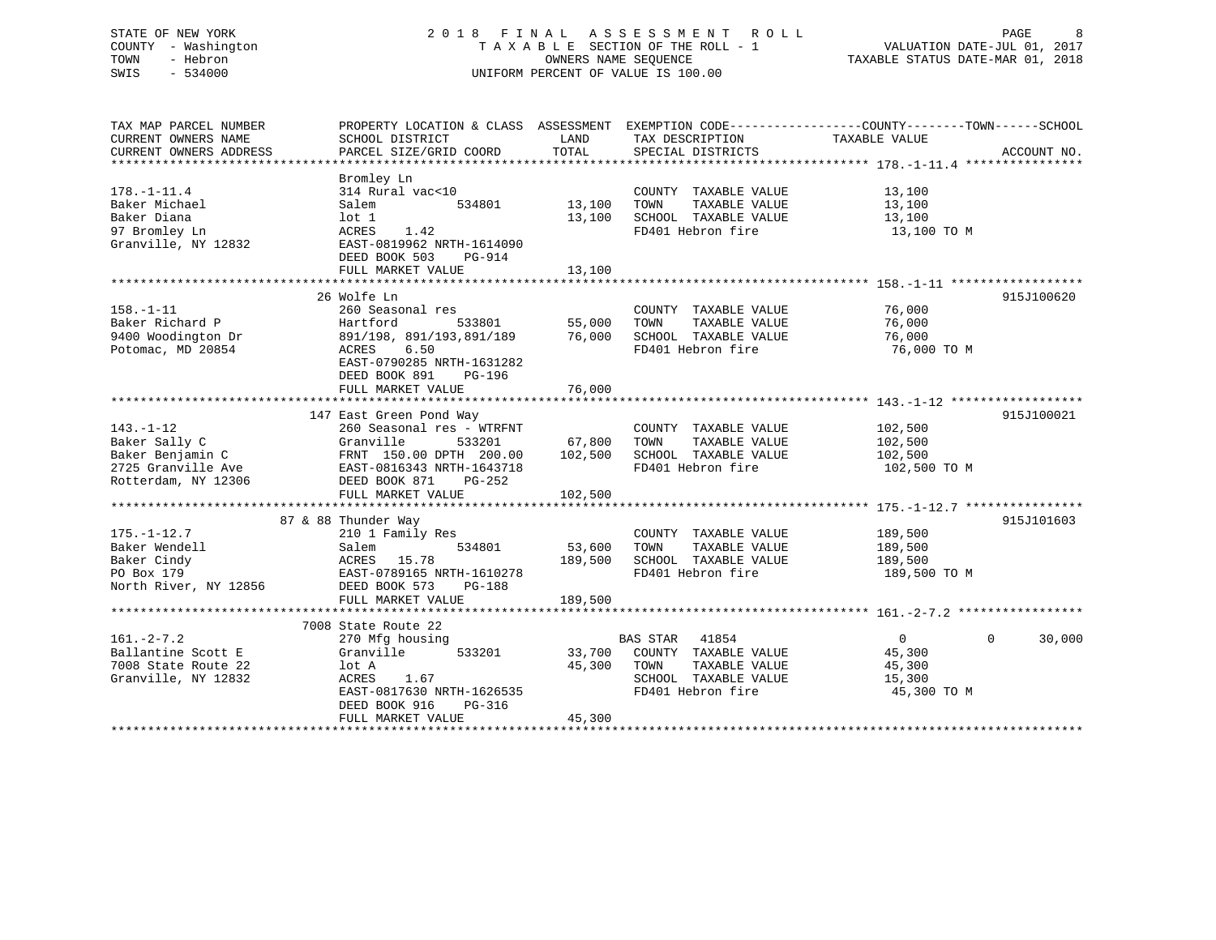STATE OF NEW YORK
COUNTY - Washington
TOWN - Hebron
SWIS - 534000

# 2018 FINAL ASSESSMENT ROLL

TAXABLE SECTION OF THE ROLL - 1
OWNERS NAME SEQUENCE
UNIFORM PERCENT OF VALUE IS 100.00

VALUATION DATE-JUL 01, 2017
TAXABLE STATUS DATE-MAR 01, 2018

| TAX MAP PARCEL NUMBER / CURRENT OWNERS NAME / CURRENT OWNERS ADDRESS | PROPERTY LOCATION & CLASS / SCHOOL DISTRICT / PARCEL SIZE/GRID COORD | ASSESSMENT LAND | TOTAL | EXEMPTION CODE / TAX DESCRIPTION / SPECIAL DISTRICTS | COUNTY TAXABLE VALUE | TOWN | SCHOOL | ACCOUNT NO. |
|---|---|---|---|---|---|---|---|---|
| **178.-1-11.4** | Bromley Ln | | | | | | | |
| 178.-1-11.4 | 314 Rural vac<10 | | | COUNTY TAXABLE VALUE | 13,100 | | | |
| Baker Michael | Salem 534801 | 13,100 | | TOWN TAXABLE VALUE | 13,100 | | | |
| Baker Diana | lot 1 | | 13,100 | SCHOOL TAXABLE VALUE | 13,100 | | | |
| 97 Bromley Ln | ACRES 1.42 | | | FD401 Hebron fire | 13,100 TO M | | | |
| Granville, NY 12832 | EAST-0819962 NRTH-1614090 | | | | | | | |
| | DEED BOOK 503 PG-914 | | | | | | | |
| | FULL MARKET VALUE | | 13,100 | | | | | |
| **158.-1-11** | 26 Wolfe Ln | | | | | | | 915J100620 |
| 158.-1-11 | 260 Seasonal res | | | COUNTY TAXABLE VALUE | 76,000 | | | |
| Baker Richard P | Hartford 533801 | 55,000 | | TOWN TAXABLE VALUE | 76,000 | | | |
| 9400 Woodington Dr | 891/198, 891/193,891/189 | | 76,000 | SCHOOL TAXABLE VALUE | 76,000 | | | |
| Potomac, MD 20854 | ACRES 6.50 | | | FD401 Hebron fire | 76,000 TO M | | | |
| | EAST-0790285 NRTH-1631282 | | | | | | | |
| | DEED BOOK 891 PG-196 | | | | | | | |
| | FULL MARKET VALUE | | 76,000 | | | | | |
| **143.-1-12** | 147 East Green Pond Way | | | | | | | 915J100021 |
| 143.-1-12 | 260 Seasonal res - WTRFNT | | | COUNTY TAXABLE VALUE | 102,500 | | | |
| Baker Sally C | Granville 533201 | 67,800 | | TOWN TAXABLE VALUE | 102,500 | | | |
| Baker Benjamin C | FRNT 150.00 DPTH 200.00 | | 102,500 | SCHOOL TAXABLE VALUE | 102,500 | | | |
| 2725 Granville Ave | EAST-0816343 NRTH-1643718 | | | FD401 Hebron fire | 102,500 TO M | | | |
| Rotterdam, NY 12306 | DEED BOOK 871 PG-252 | | | | | | | |
| | FULL MARKET VALUE | | 102,500 | | | | | |
| **175.-1-12.7** | 87 & 88 Thunder Way | | | | | | | 915J101603 |
| 175.-1-12.7 | 210 1 Family Res | | | COUNTY TAXABLE VALUE | 189,500 | | | |
| Baker Wendell | Salem 534801 | 53,600 | | TOWN TAXABLE VALUE | 189,500 | | | |
| Baker Cindy | ACRES 15.78 | | 189,500 | SCHOOL TAXABLE VALUE | 189,500 | | | |
| PO Box 179 | EAST-0789165 NRTH-1610278 | | | FD401 Hebron fire | 189,500 TO M | | | |
| North River, NY 12856 | DEED BOOK 573 PG-188 | | | | | | | |
| | FULL MARKET VALUE | | 189,500 | | | | | |
| **161.-2-7.2** | 7008 State Route 22 | | | | | | | |
| 161.-2-7.2 | 270 Mfg housing | | | BAS STAR 41854 | 0 | 0 | 30,000 | |
| Ballantine Scott E | Granville 533201 | 33,700 | | COUNTY TAXABLE VALUE | 45,300 | | | |
| 7008 State Route 22 | lot A | | 45,300 | TOWN TAXABLE VALUE | 45,300 | | | |
| Granville, NY 12832 | ACRES 1.67 | | | SCHOOL TAXABLE VALUE | 15,300 | | | |
| | EAST-0817630 NRTH-1626535 | | | FD401 Hebron fire | 45,300 TO M | | | |
| | DEED BOOK 916 PG-316 | | | | | | | |
| | FULL MARKET VALUE | | 45,300 | | | | | |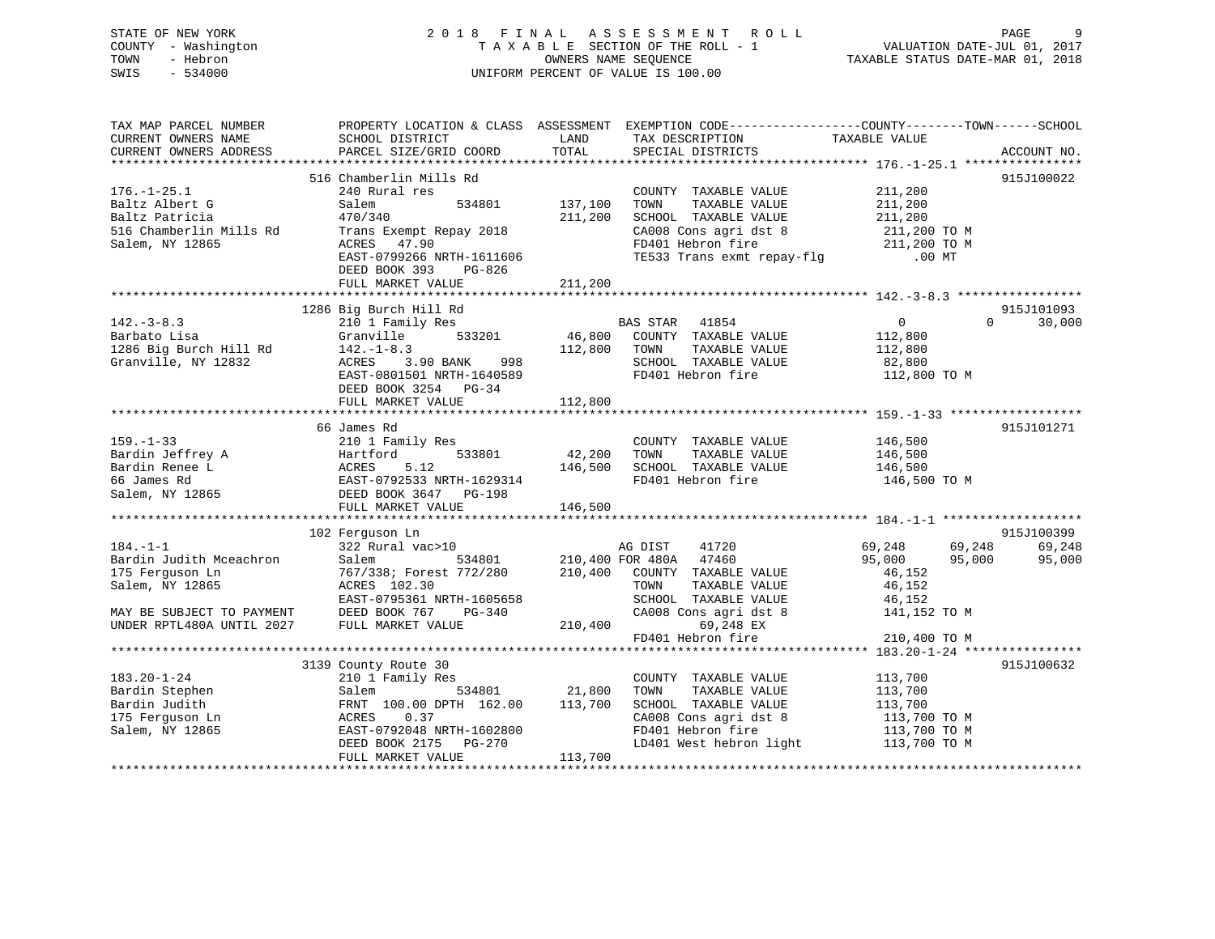STATE OF NEW YORK — 2018 FINAL ASSESSMENT ROLL
COUNTY - Washington — TAXABLE SECTION OF THE ROLL - 1 — VALUATION DATE-JUL 01, 2017
TOWN - Hebron — OWNERS NAME SEQUENCE — TAXABLE STATUS DATE-MAR 01, 2018
SWIS - 534000 — UNIFORM PERCENT OF VALUE IS 100.00

```
TAX MAP PARCEL NUMBER          PROPERTY LOCATION & CLASS  ASSESSMENT  EXEMPTION CODE------------------COUNTY--------TOWN------SCHOOL
CURRENT OWNERS NAME            SCHOOL DISTRICT               LAND      TAX DESCRIPTION            TAXABLE VALUE
CURRENT OWNERS ADDRESS         PARCEL SIZE/GRID COORD        TOTAL     SPECIAL DISTRICTS                                   ACCOUNT NO.
******************************************************************************************************* 176.-1-25.1 ****************
                               516 Chamberlin Mills Rd                                                                     915J100022
176.-1-25.1                    240 Rural res                           COUNTY  TAXABLE VALUE           211,200
Baltz Albert G                 Salem           534801       137,100    TOWN    TAXABLE VALUE           211,200
Baltz Patricia                 470/340                      211,200    SCHOOL  TAXABLE VALUE           211,200
516 Chamberlin Mills Rd        Trans Exempt Repay 2018                 CA008 Cons agri dst 8            211,200 TO M
Salem, NY 12865                ACRES  47.90                            FD401 Hebron fire                211,200 TO M
                               EAST-0799266 NRTH-1611606               TE533 Trans exmt repay-flg           .00 MT
                               DEED BOOK 393    PG-826
                               FULL MARKET VALUE            211,200
******************************************************************************************************* 142.-3-8.3 *****************
                               1286 Big Burch Hill Rd                                                                      915J101093
142.-3-8.3                     210 1 Family Res                  BAS STAR   41854                    0          0        30,000
Barbato Lisa                   Granville       533201        46,800    COUNTY  TAXABLE VALUE           112,800
1286 Big Burch Hill Rd         142.-1-8.3                   112,800    TOWN    TAXABLE VALUE           112,800
Granville, NY 12832            ACRES   3.90 BANK    998                SCHOOL  TAXABLE VALUE            82,800
                               EAST-0801501 NRTH-1640589               FD401 Hebron fire                112,800 TO M
                               DEED BOOK 3254   PG-34
                               FULL MARKET VALUE            112,800
******************************************************************************************************* 159.-1-33 ******************
                               66 James Rd                                                                                 915J101271
159.-1-33                      210 1 Family Res                        COUNTY  TAXABLE VALUE           146,500
Bardin Jeffrey A               Hartford        533801        42,200    TOWN    TAXABLE VALUE           146,500
Bardin Renee L                 ACRES   5.12                 146,500    SCHOOL  TAXABLE VALUE           146,500
66 James Rd                    EAST-0792533 NRTH-1629314               FD401 Hebron fire                146,500 TO M
Salem, NY 12865                DEED BOOK 3647   PG-198
                               FULL MARKET VALUE            146,500
******************************************************************************************************* 184.-1-1 *******************
                               102 Ferguson Ln                                                                             915J100399
184.-1-1                       322 Rural vac>10                  AG DIST    41720               69,248     69,248        69,248
Bardin Judith Mceachron        Salem           534801       210,400 FOR 480A   47460                95,000     95,000        95,000
175 Ferguson Ln                767/338; Forest 772/280      210,400    COUNTY  TAXABLE VALUE            46,152
Salem, NY 12865                ACRES 102.30                            TOWN    TAXABLE VALUE            46,152
                               EAST-0795361 NRTH-1605658               SCHOOL  TAXABLE VALUE            46,152
MAY BE SUBJECT TO PAYMENT      DEED BOOK 767    PG-340                 CA008 Cons agri dst 8            141,152 TO M
UNDER RPTL480A UNTIL 2027      FULL MARKET VALUE            210,400         69,248 EX
                                                                       FD401 Hebron fire                210,400 TO M
******************************************************************************************************* 183.20-1-24 ****************
                               3139 County Route 30                                                                        915J100632
183.20-1-24                    210 1 Family Res                        COUNTY  TAXABLE VALUE           113,700
Bardin Stephen                 Salem           534801        21,800    TOWN    TAXABLE VALUE           113,700
Bardin Judith                  FRNT 100.00 DPTH 162.00      113,700    SCHOOL  TAXABLE VALUE           113,700
175 Ferguson Ln                ACRES   0.37                            CA008 Cons agri dst 8            113,700 TO M
Salem, NY 12865                EAST-0792048 NRTH-1602800               FD401 Hebron fire                113,700 TO M
                               DEED BOOK 2175   PG-270                 LD401 West hebron light          113,700 TO M
                               FULL MARKET VALUE            113,700
************************************************************************************************************************************
```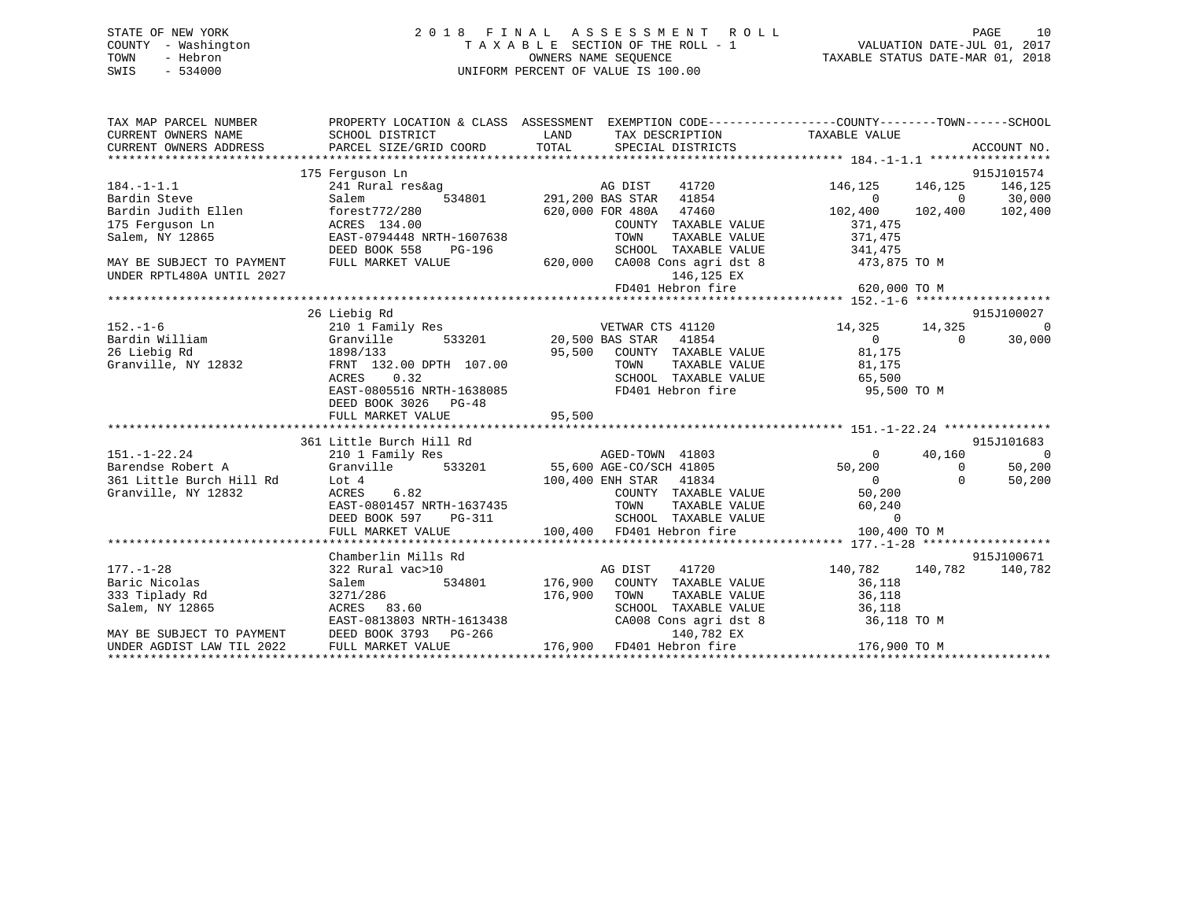STATE OF NEW YORK
COUNTY - Washington
TOWN - Hebron
SWIS - 534000

# 2018 FINAL ASSESSMENT ROLL

TAXABLE SECTION OF THE ROLL - 1
OWNERS NAME SEQUENCE
UNIFORM PERCENT OF VALUE IS 100.00

VALUATION DATE-JUL 01, 2017
TAXABLE STATUS DATE-MAR 01, 2018

```
TAX MAP PARCEL NUMBER          PROPERTY LOCATION & CLASS  ASSESSMENT  EXEMPTION CODE------------------COUNTY--------TOWN------SCHOOL
CURRENT OWNERS NAME            SCHOOL DISTRICT               LAND      TAX DESCRIPTION            TAXABLE VALUE
CURRENT OWNERS ADDRESS         PARCEL SIZE/GRID COORD        TOTAL     SPECIAL DISTRICTS                                    ACCOUNT NO.
******************************************************************************************************* 184.-1-1.1 *****************
                               175 Ferguson Ln                                                                               915J101574
184.-1-1.1                     241 Rural res&ag                    AG DIST     41720           146,125    146,125    146,125
Bardin Steve                   Salem          534801      291,200 BAS STAR    41854                 0          0     30,000
Bardin Judith Ellen            forest772/280              620,000 FOR 480A    47460           102,400    102,400    102,400
175 Ferguson Ln                ACRES  134.00                       COUNTY  TAXABLE VALUE          371,475
Salem, NY 12865                EAST-0794448 NRTH-1607638           TOWN    TAXABLE VALUE          371,475
                               DEED BOOK 558    PG-196             SCHOOL  TAXABLE VALUE          341,475
MAY BE SUBJECT TO PAYMENT      FULL MARKET VALUE          620,000  CA008 Cons agri dst 8          473,875 TO M
UNDER RPTL480A UNTIL 2027                                                146,125 EX
                                                                   FD401 Hebron fire              620,000 TO M
******************************************************************************************************* 152.-1-6 *******************
                               26 Liebig Rd                                                                                  915J100027
152.-1-6                       210 1 Family Res                    VETWAR CTS 41120                14,325     14,325          0
Bardin William                 Granville      533201       20,500 BAS STAR    41854                 0          0     30,000
26 Liebig Rd                   1898/133                    95,500  COUNTY  TAXABLE VALUE           81,175
Granville, NY 12832            FRNT 132.00 DPTH 107.00             TOWN    TAXABLE VALUE           81,175
                               ACRES    0.32                       SCHOOL  TAXABLE VALUE           65,500
                               EAST-0805516 NRTH-1638085           FD401 Hebron fire               95,500 TO M
                               DEED BOOK 3026   PG-48
                               FULL MARKET VALUE           95,500
******************************************************************************************************* 151.-1-22.24 ***************
                               361 Little Burch Hill Rd                                                                      915J101683
151.-1-22.24                   210 1 Family Res                    AGED-TOWN  41803                     0     40,160          0
Barendse Robert A              Granville      533201       55,600 AGE-CO/SCH 41805             50,200          0     50,200
361 Little Burch Hill Rd       Lot 4                      100,400 ENH STAR    41834                 0          0     50,200
Granville, NY 12832            ACRES    6.82                       COUNTY  TAXABLE VALUE           50,200
                               EAST-0801457 NRTH-1637435           TOWN    TAXABLE VALUE           60,240
                               DEED BOOK 597    PG-311             SCHOOL  TAXABLE VALUE                0
                               FULL MARKET VALUE          100,400  FD401 Hebron fire              100,400 TO M
******************************************************************************************************* 177.-1-28 ******************
                               Chamberlin Mills Rd                                                                           915J100671
177.-1-28                      322 Rural vac>10                    AG DIST     41720           140,782    140,782    140,782
Baric Nicolas                  Salem          534801      176,900  COUNTY  TAXABLE VALUE           36,118
333 Tiplady Rd                 3271/286                   176,900  TOWN    TAXABLE VALUE           36,118
Salem, NY 12865                ACRES   83.60                       SCHOOL  TAXABLE VALUE           36,118
                               EAST-0813803 NRTH-1613438           CA008 Cons agri dst 8           36,118 TO M
MAY BE SUBJECT TO PAYMENT      DEED BOOK 3793   PG-266                   140,782 EX
UNDER AGDIST LAW TIL 2022      FULL MARKET VALUE          176,900  FD401 Hebron fire              176,900 TO M
************************************************************************************************************************************
```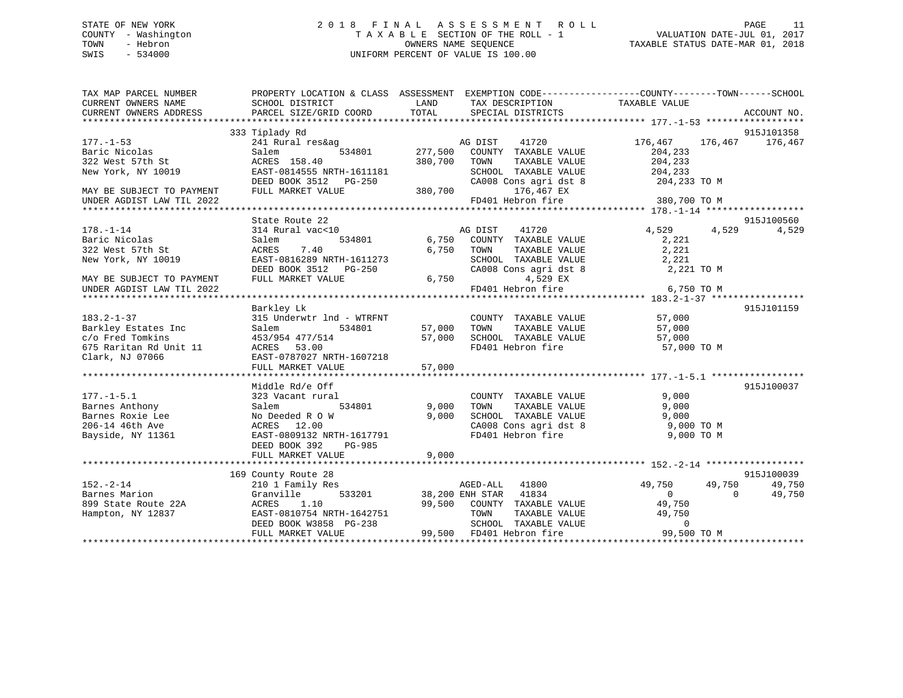STATE OF NEW YORK
COUNTY - Washington
TOWN - Hebron
SWIS - 534000

2 0 1 8 F I N A L A S S E S S M E N T R O L L
T A X A B L E SECTION OF THE ROLL - 1
OWNERS NAME SEQUENCE
UNIFORM PERCENT OF VALUE IS 100.00

VALUATION DATE-JUL 01, 2017
TAXABLE STATUS DATE-MAR 01, 2018

```
TAX MAP PARCEL NUMBER          PROPERTY LOCATION & CLASS  ASSESSMENT  EXEMPTION CODE------------------COUNTY--------TOWN------SCHOOL
CURRENT OWNERS NAME            SCHOOL DISTRICT              LAND      TAX DESCRIPTION              TAXABLE VALUE
CURRENT OWNERS ADDRESS         PARCEL SIZE/GRID COORD       TOTAL     SPECIAL DISTRICTS                                         ACCOUNT NO.
******************************************************************************************************* 177.-1-53 ******************
                               333 Tiplady Rd                                                                               915J101358
177.-1-53                      241 Rural res&ag                     AG DIST   41720              176,467    176,467    176,467
Baric Nicolas                  Salem          534801      277,500   COUNTY  TAXABLE VALUE          204,233
322 West 57th St               ACRES  158.40              380,700   TOWN    TAXABLE VALUE          204,233
New York, NY 10019             EAST-0814555 NRTH-1611181            SCHOOL  TAXABLE VALUE          204,233
                               DEED BOOK 3512   PG-250              CA008 Cons agri dst 8          204,233 TO M
MAY BE SUBJECT TO PAYMENT      FULL MARKET VALUE          380,700         176,467 EX
UNDER AGDIST LAW TIL 2022                                           FD401 Hebron fire              380,700 TO M
******************************************************************************************************* 178.-1-14 ******************
                               State Route 22                                                                               915J100560
178.-1-14                      314 Rural vac<10                     AG DIST   41720                4,529      4,529      4,529
Baric Nicolas                  Salem          534801        6,750   COUNTY  TAXABLE VALUE            2,221
322 West 57th St               ACRES    7.40                6,750   TOWN    TAXABLE VALUE            2,221
New York, NY 10019             EAST-0816289 NRTH-1611273            SCHOOL  TAXABLE VALUE            2,221
                               DEED BOOK 3512   PG-250              CA008 Cons agri dst 8            2,221 TO M
MAY BE SUBJECT TO PAYMENT      FULL MARKET VALUE            6,750           4,529 EX
UNDER AGDIST LAW TIL 2022                                           FD401 Hebron fire                6,750 TO M
******************************************************************************************************* 183.2-1-37 *****************
                               Barkley Lk                                                                                   915J101159
183.2-1-37                     315 Underwtr lnd - WTRFNT            COUNTY  TAXABLE VALUE           57,000
Barkley Estates Inc            Salem          534801       57,000   TOWN    TAXABLE VALUE           57,000
c/o Fred Tomkins               453/954 477/514             57,000   SCHOOL  TAXABLE VALUE           57,000
675 Raritan Rd Unit 11         ACRES   53.00                        FD401 Hebron fire               57,000 TO M
Clark, NJ 07066                EAST-0787027 NRTH-1607218
                               FULL MARKET VALUE           57,000
******************************************************************************************************* 177.-1-5.1 *****************
                               Middle Rd/e Off                                                                              915J100037
177.-1-5.1                     323 Vacant rural                     COUNTY  TAXABLE VALUE            9,000
Barnes Anthony                 Salem          534801        9,000   TOWN    TAXABLE VALUE            9,000
Barnes Roxie Lee               No Deeded R O W              9,000   SCHOOL  TAXABLE VALUE            9,000
206-14 46th Ave                ACRES   12.00                        CA008 Cons agri dst 8            9,000 TO M
Bayside, NY 11361              EAST-0809132 NRTH-1617791            FD401 Hebron fire                9,000 TO M
                               DEED BOOK 392    PG-985
                               FULL MARKET VALUE            9,000
******************************************************************************************************* 152.-2-14 ******************
                               169 County Route 28                                                                          915J100039
152.-2-14                      210 1 Family Res                     AGED-ALL  41800               49,750     49,750     49,750
Barnes Marion                  Granville      533201       38,200 ENH STAR  41834                    0          0     49,750
899 State Route 22A            ACRES    1.10               99,500   COUNTY  TAXABLE VALUE           49,750
Hampton, NY 12837              EAST-0810754 NRTH-1642751            TOWN    TAXABLE VALUE           49,750
                               DEED BOOK W3858  PG-238              SCHOOL  TAXABLE VALUE                0
                               FULL MARKET VALUE           99,500   FD401 Hebron fire               99,500 TO M
************************************************************************************************************************************
```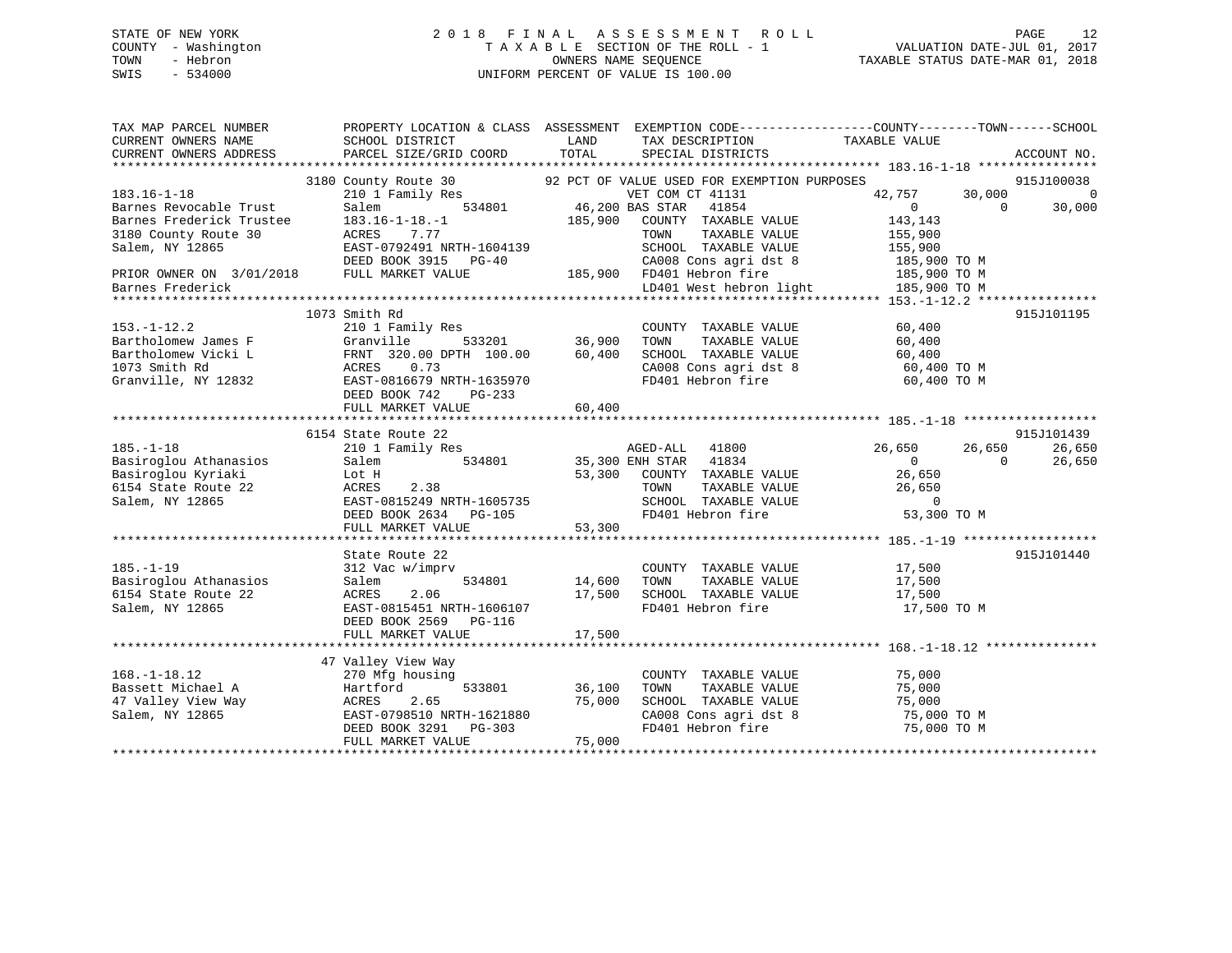STATE OF NEW YORK
COUNTY - Washington
TOWN - Hebron
SWIS - 534000

# 2018 FINAL ASSESSMENT ROLL

TAXABLE SECTION OF THE ROLL - 1
OWNERS NAME SEQUENCE
UNIFORM PERCENT OF VALUE IS 100.00

VALUATION DATE-JUL 01, 2017
TAXABLE STATUS DATE-MAR 01, 2018

```
TAX MAP PARCEL NUMBER          PROPERTY LOCATION & CLASS  ASSESSMENT  EXEMPTION CODE------------------COUNTY--------TOWN------SCHOOL
CURRENT OWNERS NAME            SCHOOL DISTRICT             LAND       TAX DESCRIPTION              TAXABLE VALUE
CURRENT OWNERS ADDRESS         PARCEL SIZE/GRID COORD      TOTAL      SPECIAL DISTRICTS                                          ACCOUNT NO.
******************************************************************************************************* 183.16-1-18 ****************
                               3180 County Route 30           92 PCT OF VALUE USED FOR EXEMPTION PURPOSES                        915J100038
183.16-1-18                    210 1 Family Res                   VET COM CT 41131            42,757       30,000            0
Barnes Revocable Trust         Salem           534801         46,200 BAS STAR  41854               0            0       30,000
Barnes Frederick Trustee       183.16-1-18.-1                185,900   COUNTY  TAXABLE VALUE         143,143
3180 County Route 30           ACRES    7.77                           TOWN    TAXABLE VALUE         155,900
Salem, NY 12865                EAST-0792491 NRTH-1604139               SCHOOL  TAXABLE VALUE         155,900
                               DEED BOOK 3915   PG-40                  CA008 Cons agri dst 8          185,900 TO M
PRIOR OWNER ON 3/01/2018       FULL MARKET VALUE             185,900   FD401 Hebron fire              185,900 TO M
Barnes Frederick                                                       LD401 West hebron light        185,900 TO M
******************************************************************************************************* 153.-1-12.2 ****************
                               1073 Smith Rd                                                                             915J101195
153.-1-12.2                    210 1 Family Res                        COUNTY  TAXABLE VALUE          60,400
Bartholomew James F            Granville       533201         36,900   TOWN    TAXABLE VALUE          60,400
Bartholomew Vicki L            FRNT 320.00 DPTH 100.00        60,400   SCHOOL  TAXABLE VALUE          60,400
1073 Smith Rd                  ACRES    0.73                           CA008 Cons agri dst 8           60,400 TO M
Granville, NY 12832            EAST-0816679 NRTH-1635970               FD401 Hebron fire               60,400 TO M
                               DEED BOOK 742    PG-233
                               FULL MARKET VALUE              60,400
******************************************************************************************************* 185.-1-18 ******************
                               6154 State Route 22                                                                       915J101439
185.-1-18                      210 1 Family Res                   AGED-ALL  41800             26,650       26,650       26,650
Basiroglou Athanasios          Salem           534801         35,300 ENH STAR  41834               0            0       26,650
Basiroglou Kyriaki             Lot H                          53,300   COUNTY  TAXABLE VALUE          26,650
6154 State Route 22            ACRES    2.38                           TOWN    TAXABLE VALUE          26,650
Salem, NY 12865                EAST-0815249 NRTH-1605735               SCHOOL  TAXABLE VALUE               0
                               DEED BOOK 2634   PG-105                 FD401 Hebron fire               53,300 TO M
                               FULL MARKET VALUE              53,300
******************************************************************************************************* 185.-1-19 ******************
                               State Route 22                                                                            915J101440
185.-1-19                      312 Vac w/imprv                         COUNTY  TAXABLE VALUE          17,500
Basiroglou Athanasios          Salem           534801         14,600   TOWN    TAXABLE VALUE          17,500
6154 State Route 22            ACRES    2.06                  17,500   SCHOOL  TAXABLE VALUE          17,500
Salem, NY 12865                EAST-0815451 NRTH-1606107               FD401 Hebron fire               17,500 TO M
                               DEED BOOK 2569   PG-116
                               FULL MARKET VALUE              17,500
******************************************************************************************************* 168.-1-18.12 ***************
                               47 Valley View Way
168.-1-18.12                   270 Mfg housing                         COUNTY  TAXABLE VALUE          75,000
Bassett Michael A              Hartford        533801         36,100   TOWN    TAXABLE VALUE          75,000
47 Valley View Way             ACRES    2.65                  75,000   SCHOOL  TAXABLE VALUE          75,000
Salem, NY 12865                EAST-0798510 NRTH-1621880               CA008 Cons agri dst 8           75,000 TO M
                               DEED BOOK 3291   PG-303                 FD401 Hebron fire               75,000 TO M
                               FULL MARKET VALUE              75,000
************************************************************************************************************************************
```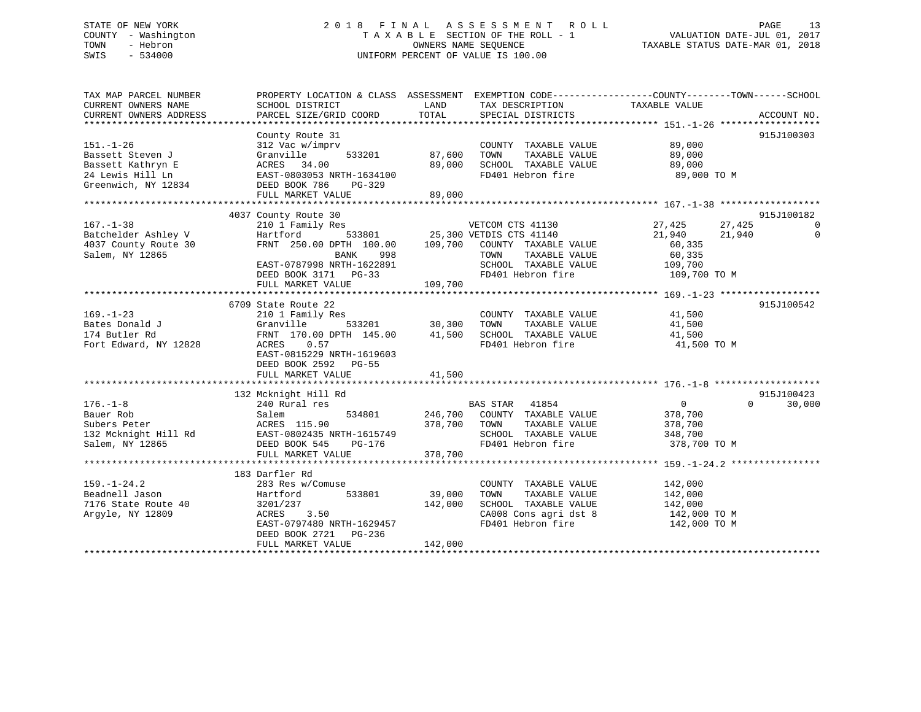STATE OF NEW YORK
COUNTY - Washington
TOWN - Hebron
SWIS - 534000

# 2018 FINAL ASSESSMENT ROLL

TAXABLE SECTION OF THE ROLL - 1
OWNERS NAME SEQUENCE
UNIFORM PERCENT OF VALUE IS 100.00

VALUATION DATE-JUL 01, 2017
TAXABLE STATUS DATE-MAR 01, 2018

| TAX MAP PARCEL NUMBER / CURRENT OWNERS NAME / CURRENT OWNERS ADDRESS | PROPERTY LOCATION & CLASS / SCHOOL DISTRICT / PARCEL SIZE/GRID COORD | ASSESSMENT LAND | TOTAL | EXEMPTION CODE / TAX DESCRIPTION / SPECIAL DISTRICTS | COUNTY TAXABLE VALUE | TOWN | SCHOOL | ACCOUNT NO. |
|---|---|---|---|---|---|---|---|---|
| **151.-1-26** | County Route 31 | | | | | | | 915J100303 |
| 151.-1-26 | 312 Vac w/imprv | | | COUNTY TAXABLE VALUE | 89,000 | | | |
| Bassett Steven J | Granville 533201 | 87,600 | | TOWN TAXABLE VALUE | 89,000 | | | |
| Bassett Kathryn E | ACRES 34.00 | | 89,000 | SCHOOL TAXABLE VALUE | 89,000 | | | |
| 24 Lewis Hill Ln | EAST-0803053 NRTH-1634100 | | | FD401 Hebron fire | 89,000 TO M | | | |
| Greenwich, NY 12834 | DEED BOOK 786 PG-329 | | | | | | | |
| | FULL MARKET VALUE | | 89,000 | | | | | |
| **167.-1-38** | 4037 County Route 30 | | | | | | | 915J100182 |
| 167.-1-38 | 210 1 Family Res | | | VETCOM CTS 41130 | 27,425 | 27,425 | 0 | |
| Batchelder Ashley V | Hartford 533801 | 25,300 | | VETDIS CTS 41140 | 21,940 | 21,940 | 0 | |
| 4037 County Route 30 | FRNT 250.00 DPTH 100.00 | | 109,700 | COUNTY TAXABLE VALUE | 60,335 | | | |
| Salem, NY 12865 | BANK 998 | | | TOWN TAXABLE VALUE | 60,335 | | | |
| | EAST-0787998 NRTH-1622891 | | | SCHOOL TAXABLE VALUE | 109,700 | | | |
| | DEED BOOK 3171 PG-33 | | | FD401 Hebron fire | 109,700 TO M | | | |
| | FULL MARKET VALUE | | 109,700 | | | | | |
| **169.-1-23** | 6709 State Route 22 | | | | | | | 915J100542 |
| 169.-1-23 | 210 1 Family Res | | | COUNTY TAXABLE VALUE | 41,500 | | | |
| Bates Donald J | Granville 533201 | 30,300 | | TOWN TAXABLE VALUE | 41,500 | | | |
| 174 Butler Rd | FRNT 170.00 DPTH 145.00 | | 41,500 | SCHOOL TAXABLE VALUE | 41,500 | | | |
| Fort Edward, NY 12828 | ACRES 0.57 | | | FD401 Hebron fire | 41,500 TO M | | | |
| | EAST-0815229 NRTH-1619603 | | | | | | | |
| | DEED BOOK 2592 PG-55 | | | | | | | |
| | FULL MARKET VALUE | | 41,500 | | | | | |
| **176.-1-8** | 132 Mcknight Hill Rd | | | | | | | 915J100423 |
| 176.-1-8 | 240 Rural res | | | BAS STAR 41854 | 0 | 0 | 30,000 | |
| Bauer Rob | Salem 534801 | 246,700 | | COUNTY TAXABLE VALUE | 378,700 | | | |
| Subers Peter | ACRES 115.90 | | 378,700 | TOWN TAXABLE VALUE | 378,700 | | | |
| 132 Mcknight Hill Rd | EAST-0802435 NRTH-1615749 | | | SCHOOL TAXABLE VALUE | 348,700 | | | |
| Salem, NY 12865 | DEED BOOK 545 PG-176 | | | FD401 Hebron fire | 378,700 TO M | | | |
| | FULL MARKET VALUE | | 378,700 | | | | | |
| **159.-1-24.2** | 183 Darfler Rd | | | | | | | |
| 159.-1-24.2 | 283 Res w/Comuse | | | COUNTY TAXABLE VALUE | 142,000 | | | |
| Beadnell Jason | Hartford 533801 | 39,000 | | TOWN TAXABLE VALUE | 142,000 | | | |
| 7176 State Route 40 | 3201/237 | | 142,000 | SCHOOL TAXABLE VALUE | 142,000 | | | |
| Argyle, NY 12809 | ACRES 3.50 | | | CA008 Cons agri dst 8 | 142,000 TO M | | | |
| | EAST-0797480 NRTH-1629457 | | | FD401 Hebron fire | 142,000 TO M | | | |
| | DEED BOOK 2721 PG-236 | | | | | | | |
| | FULL MARKET VALUE | | 142,000 | | | | | |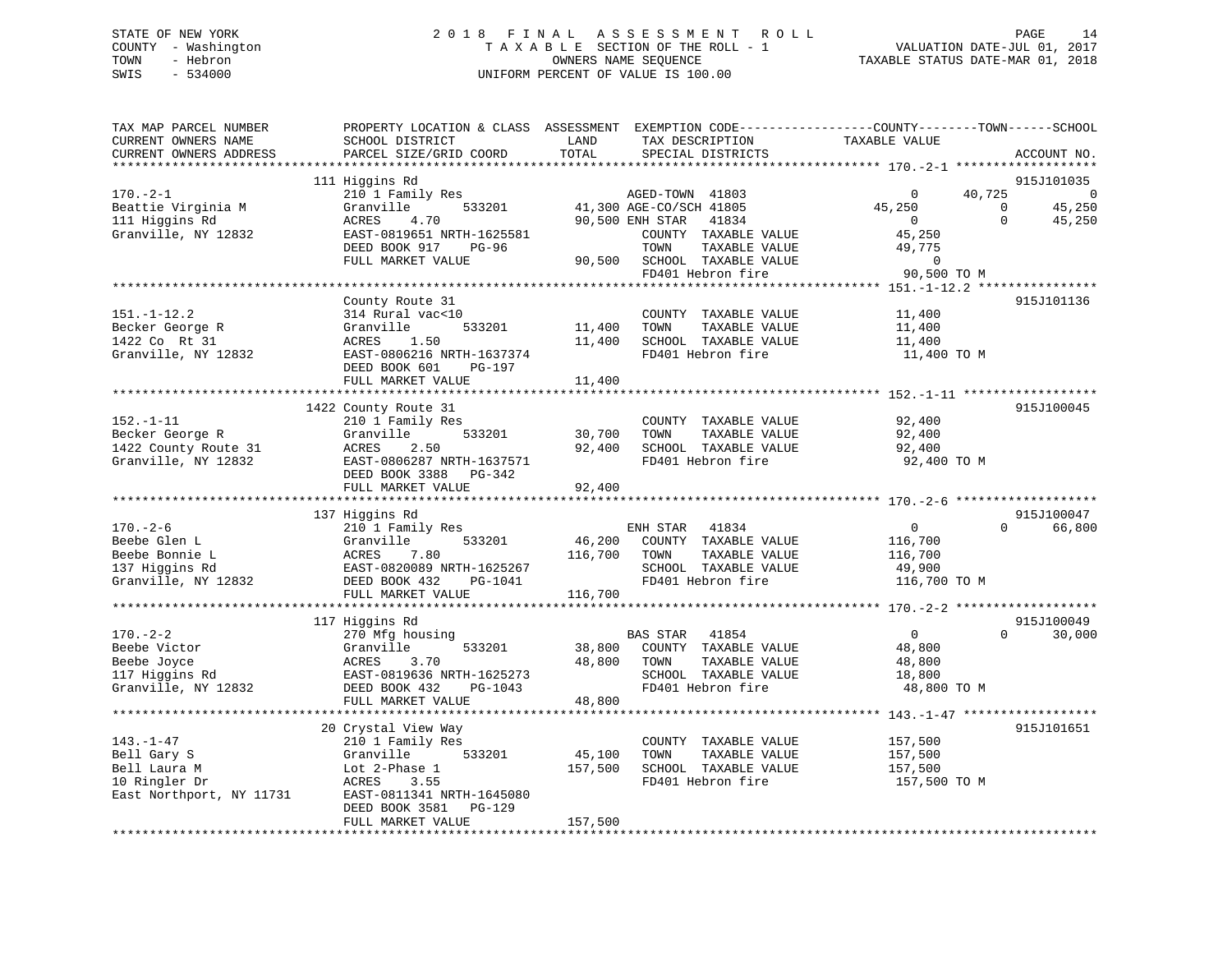STATE OF NEW YORK
COUNTY - Washington
TOWN - Hebron
SWIS - 534000

# 2018 FINAL ASSESSMENT ROLL
TAXABLE SECTION OF THE ROLL - 1
OWNERS NAME SEQUENCE
UNIFORM PERCENT OF VALUE IS 100.00

VALUATION DATE-JUL 01, 2017
TAXABLE STATUS DATE-MAR 01, 2018

```
TAX MAP PARCEL NUMBER          PROPERTY LOCATION & CLASS  ASSESSMENT  EXEMPTION CODE-----------------COUNTY--------TOWN------SCHOOL
CURRENT OWNERS NAME            SCHOOL DISTRICT               LAND      TAX DESCRIPTION            TAXABLE VALUE
CURRENT OWNERS ADDRESS         PARCEL SIZE/GRID COORD       TOTAL      SPECIAL DISTRICTS                                    ACCOUNT NO.
******************************************************************************************************* 170.-2-1 *******************
                               111 Higgins Rd                                                                              915J101035
170.-2-1                       210 1 Family Res                       AGED-TOWN  41803                0       40,725             0
Beattie Virginia M             Granville       533201        41,300 AGE-CO/SCH 41805           45,250            0        45,250
111 Higgins Rd                 ACRES     4.70                90,500 ENH STAR   41834                0            0        45,250
Granville, NY 12832            EAST-0819651 NRTH-1625581              COUNTY  TAXABLE VALUE         45,250
                               DEED BOOK 917     PG-96                TOWN    TAXABLE VALUE         49,775
                               FULL MARKET VALUE             90,500   SCHOOL  TAXABLE VALUE              0
                                                                      FD401 Hebron fire             90,500 TO M
******************************************************************************************************* 151.-1-12.2 ****************
                               County Route 31                                                                             915J101136
151.-1-12.2                    314 Rural vac<10                       COUNTY  TAXABLE VALUE         11,400
Becker George R                Granville       533201        11,400   TOWN    TAXABLE VALUE         11,400
1422 Co  Rt 31                 ACRES     1.50                11,400   SCHOOL  TAXABLE VALUE         11,400
Granville, NY 12832            EAST-0806216 NRTH-1637374              FD401 Hebron fire             11,400 TO M
                               DEED BOOK 601     PG-197
                               FULL MARKET VALUE             11,400
******************************************************************************************************* 152.-1-11 ******************
                               1422 County Route 31                                                                        915J100045
152.-1-11                      210 1 Family Res                       COUNTY  TAXABLE VALUE         92,400
Becker George R                Granville       533201        30,700   TOWN    TAXABLE VALUE         92,400
1422 County Route 31           ACRES     2.50                92,400   SCHOOL  TAXABLE VALUE         92,400
Granville, NY 12832            EAST-0806287 NRTH-1637571              FD401 Hebron fire             92,400 TO M
                               DEED BOOK 3388   PG-342
                               FULL MARKET VALUE             92,400
******************************************************************************************************* 170.-2-6 *******************
                               137 Higgins Rd                                                                              915J100047
170.-2-6                       210 1 Family Res                       ENH STAR   41834                0            0        66,800
Beebe Glen L                   Granville       533201        46,200   COUNTY  TAXABLE VALUE        116,700
Beebe Bonnie L                 ACRES     7.80               116,700   TOWN    TAXABLE VALUE        116,700
137 Higgins Rd                 EAST-0820089 NRTH-1625267              SCHOOL  TAXABLE VALUE         49,900
Granville, NY 12832            DEED BOOK 432     PG-1041              FD401 Hebron fire            116,700 TO M
                               FULL MARKET VALUE            116,700
******************************************************************************************************* 170.-2-2 *******************
                               117 Higgins Rd                                                                              915J100049
170.-2-2                       270 Mfg housing                        BAS STAR   41854                0            0        30,000
Beebe Victor                   Granville       533201        38,800   COUNTY  TAXABLE VALUE         48,800
Beebe Joyce                    ACRES     3.70                48,800   TOWN    TAXABLE VALUE         48,800
117 Higgins Rd                 EAST-0819636 NRTH-1625273              SCHOOL  TAXABLE VALUE         18,800
Granville, NY 12832            DEED BOOK 432     PG-1043              FD401 Hebron fire             48,800 TO M
                               FULL MARKET VALUE             48,800
******************************************************************************************************* 143.-1-47 ******************
                               20 Crystal View Way                                                                         915J101651
143.-1-47                      210 1 Family Res                       COUNTY  TAXABLE VALUE        157,500
Bell Gary S                    Granville       533201        45,100   TOWN    TAXABLE VALUE        157,500
Bell Laura M                   Lot 2-Phase 1                157,500   SCHOOL  TAXABLE VALUE        157,500
10 Ringler Dr                  ACRES     3.55                         FD401 Hebron fire            157,500 TO M
East Northport, NY 11731       EAST-0811341 NRTH-1645080
                               DEED BOOK 3581   PG-129
                               FULL MARKET VALUE            157,500
************************************************************************************************************************************
```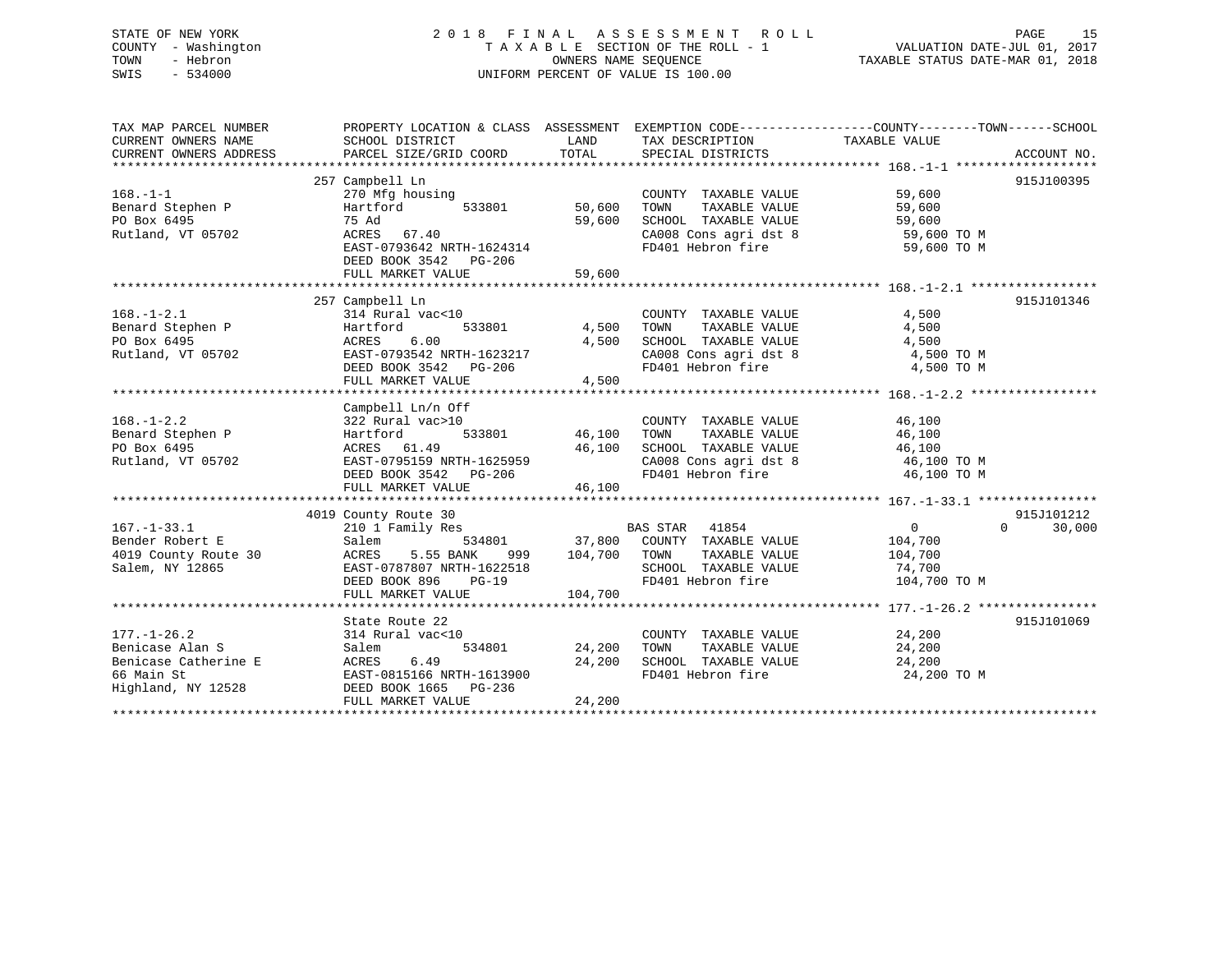STATE OF NEW YORK
COUNTY - Washington
TOWN - Hebron
SWIS - 534000

2 0 1 8 F I N A L A S S E S S M E N T R O L L
T A X A B L E SECTION OF THE ROLL - 1
OWNERS NAME SEQUENCE
UNIFORM PERCENT OF VALUE IS 100.00

VALUATION DATE-JUL 01, 2017
TAXABLE STATUS DATE-MAR 01, 2018

| TAX MAP PARCEL NUMBER / CURRENT OWNERS NAME / CURRENT OWNERS ADDRESS | PROPERTY LOCATION & CLASS / SCHOOL DISTRICT / PARCEL SIZE/GRID COORD | ASSESSMENT LAND / TOTAL | EXEMPTION CODE / TAX DESCRIPTION / SPECIAL DISTRICTS | COUNTY TAXABLE VALUE | TOWN | SCHOOL | ACCOUNT NO. |
|---|---|---|---|---|---|---|---|
| **168.-1-1** | 257 Campbell Ln | | | | | | 915J100395 |
| Benard Stephen P | 270 Mfg housing | | COUNTY TAXABLE VALUE | 59,600 | | | |
| PO Box 6495 | Hartford 533801 | 50,600 | TOWN TAXABLE VALUE | 59,600 | | | |
| Rutland, VT 05702 | 75 Ad | 59,600 | SCHOOL TAXABLE VALUE | 59,600 | | | |
| | ACRES 67.40 | | CA008 Cons agri dst 8 | 59,600 TO M | | | |
| | EAST-0793642 NRTH-1624314 | | FD401 Hebron fire | 59,600 TO M | | | |
| | DEED BOOK 3542 PG-206 | | | | | | |
| | FULL MARKET VALUE | 59,600 | | | | | |
| **168.-1-2.1** | 257 Campbell Ln | | | | | | 915J101346 |
| Benard Stephen P | 314 Rural vac<10 | | COUNTY TAXABLE VALUE | 4,500 | | | |
| PO Box 6495 | Hartford 533801 | 4,500 | TOWN TAXABLE VALUE | 4,500 | | | |
| Rutland, VT 05702 | ACRES 6.00 | 4,500 | SCHOOL TAXABLE VALUE | 4,500 | | | |
| | EAST-0793542 NRTH-1623217 | | CA008 Cons agri dst 8 | 4,500 TO M | | | |
| | DEED BOOK 3542 PG-206 | | FD401 Hebron fire | 4,500 TO M | | | |
| | FULL MARKET VALUE | 4,500 | | | | | |
| **168.-1-2.2** | Campbell Ln/n Off | | | | | | |
| Benard Stephen P | 322 Rural vac>10 | | COUNTY TAXABLE VALUE | 46,100 | | | |
| PO Box 6495 | Hartford 533801 | 46,100 | TOWN TAXABLE VALUE | 46,100 | | | |
| Rutland, VT 05702 | ACRES 61.49 | 46,100 | SCHOOL TAXABLE VALUE | 46,100 | | | |
| | EAST-0795159 NRTH-1625959 | | CA008 Cons agri dst 8 | 46,100 TO M | | | |
| | DEED BOOK 3542 PG-206 | | FD401 Hebron fire | 46,100 TO M | | | |
| | FULL MARKET VALUE | 46,100 | | | | | |
| **167.-1-33.1** | 4019 County Route 30 | | | | | | 915J101212 |
| Bender Robert E | 210 1 Family Res | | BAS STAR 41854 | 0 | 0 | 30,000 | |
| 4019 County Route 30 | Salem 534801 | 37,800 | COUNTY TAXABLE VALUE | 104,700 | | | |
| Salem, NY 12865 | ACRES 5.55 BANK 999 | 104,700 | TOWN TAXABLE VALUE | 104,700 | | | |
| | EAST-0787807 NRTH-1622518 | | SCHOOL TAXABLE VALUE | 74,700 | | | |
| | DEED BOOK 896 PG-19 | | FD401 Hebron fire | 104,700 TO M | | | |
| | FULL MARKET VALUE | 104,700 | | | | | |
| **177.-1-26.2** | State Route 22 | | | | | | 915J101069 |
| Benicase Alan S | 314 Rural vac<10 | | COUNTY TAXABLE VALUE | 24,200 | | | |
| Benicase Catherine E | Salem 534801 | 24,200 | TOWN TAXABLE VALUE | 24,200 | | | |
| 66 Main St | ACRES 6.49 | 24,200 | SCHOOL TAXABLE VALUE | 24,200 | | | |
| Highland, NY 12528 | EAST-0815166 NRTH-1613900 | | FD401 Hebron fire | 24,200 TO M | | | |
| | DEED BOOK 1665 PG-236 | | | | | | |
| | FULL MARKET VALUE | 24,200 | | | | | |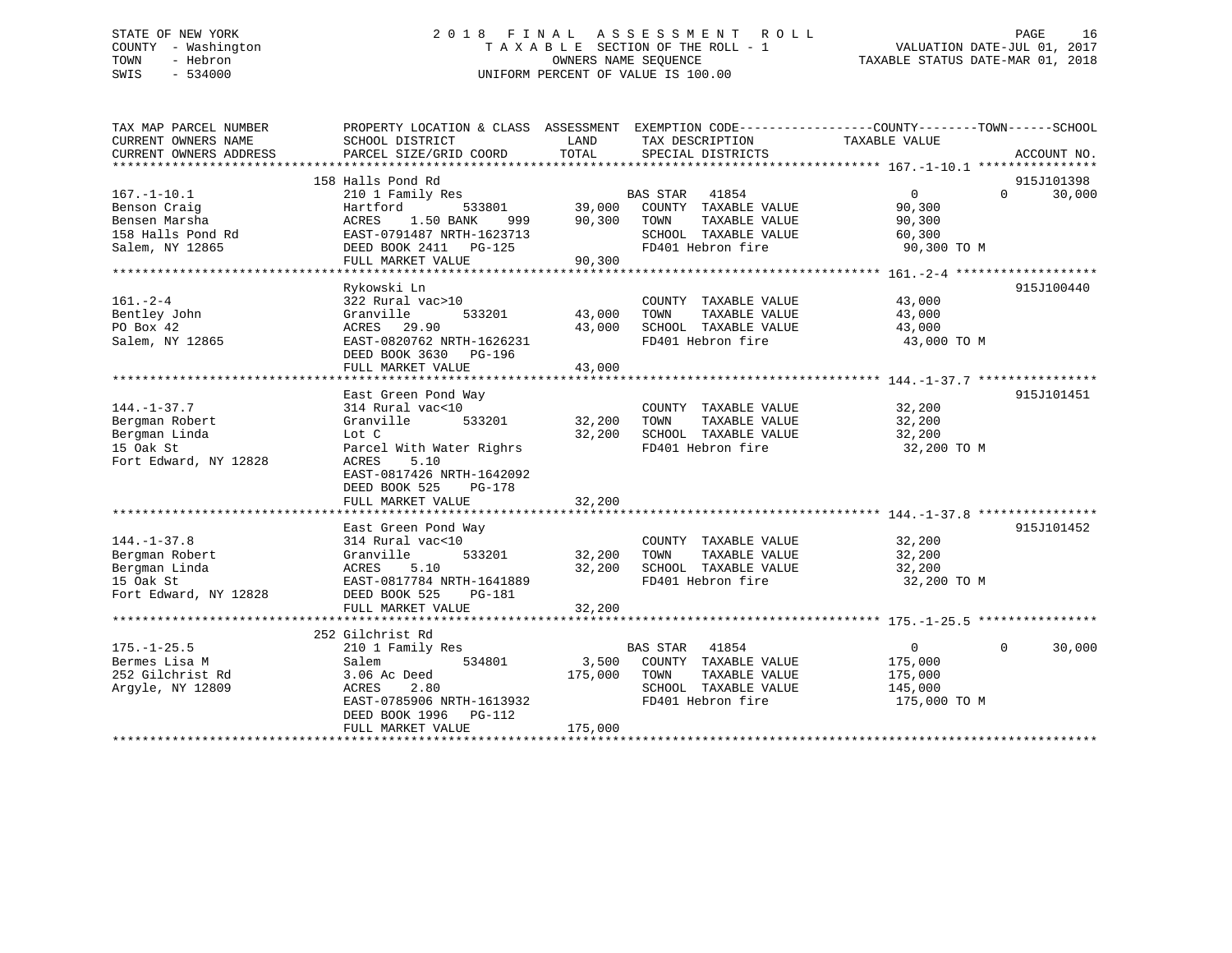STATE OF NEW YORK
COUNTY - Washington
TOWN - Hebron
SWIS - 534000

# 2018 FINAL ASSESSMENT ROLL
TAXABLE SECTION OF THE ROLL - 1
OWNERS NAME SEQUENCE
UNIFORM PERCENT OF VALUE IS 100.00

VALUATION DATE-JUL 01, 2017
TAXABLE STATUS DATE-MAR 01, 2018

| TAX MAP PARCEL NUMBER / CURRENT OWNERS NAME / CURRENT OWNERS ADDRESS | PROPERTY LOCATION & CLASS / SCHOOL DISTRICT / PARCEL SIZE/GRID COORD | ASSESSMENT LAND | TOTAL | EXEMPTION CODE / TAX DESCRIPTION / SPECIAL DISTRICTS | COUNTY | TOWN | SCHOOL | ACCOUNT NO. |
|---|---|---|---|---|---|---|---|---|
| **167.-1-10.1** | 158 Halls Pond Rd | | | | | | | 915J101398 |
| Benson Craig | 210 1 Family Res | | | BAS STAR 41854 | 0 | 0 | 30,000 | |
| Bensen Marsha | Hartford 533801 | 39,000 | | COUNTY TAXABLE VALUE | 90,300 | | | |
| 158 Halls Pond Rd | ACRES 1.50 BANK 999 | | 90,300 | TOWN TAXABLE VALUE | | 90,300 | | |
| Salem, NY 12865 | EAST-0791487 NRTH-1623713 | | | SCHOOL TAXABLE VALUE | | | 60,300 | |
| | DEED BOOK 2411 PG-125 | | | FD401 Hebron fire | 90,300 TO M | | | |
| | FULL MARKET VALUE | | 90,300 | | | | | |
| **161.-2-4** | Rykowski Ln | | | | | | | 915J100440 |
| Bentley John | 322 Rural vac>10 | | | COUNTY TAXABLE VALUE | 43,000 | | | |
| PO Box 42 | Granville 533201 | 43,000 | | TOWN TAXABLE VALUE | | 43,000 | | |
| Salem, NY 12865 | ACRES 29.90 | | 43,000 | SCHOOL TAXABLE VALUE | | | 43,000 | |
| | EAST-0820762 NRTH-1626231 | | | FD401 Hebron fire | 43,000 TO M | | | |
| | DEED BOOK 3630 PG-196 | | | | | | | |
| | FULL MARKET VALUE | | 43,000 | | | | | |
| **144.-1-37.7** | East Green Pond Way | | | | | | | 915J101451 |
| Bergman Robert | 314 Rural vac<10 | | | COUNTY TAXABLE VALUE | 32,200 | | | |
| Bergman Linda | Granville 533201 | 32,200 | | TOWN TAXABLE VALUE | | 32,200 | | |
| 15 Oak St | Lot C | | 32,200 | SCHOOL TAXABLE VALUE | | | 32,200 | |
| Fort Edward, NY 12828 | Parcel With Water Righrs | | | FD401 Hebron fire | 32,200 TO M | | | |
| | ACRES 5.10 | | | | | | | |
| | EAST-0817426 NRTH-1642092 | | | | | | | |
| | DEED BOOK 525 PG-178 | | | | | | | |
| | FULL MARKET VALUE | | 32,200 | | | | | |
| **144.-1-37.8** | East Green Pond Way | | | | | | | 915J101452 |
| Bergman Robert | 314 Rural vac<10 | | | COUNTY TAXABLE VALUE | 32,200 | | | |
| Bergman Linda | Granville 533201 | 32,200 | | TOWN TAXABLE VALUE | | 32,200 | | |
| 15 Oak St | ACRES 5.10 | | 32,200 | SCHOOL TAXABLE VALUE | | | 32,200 | |
| Fort Edward, NY 12828 | EAST-0817784 NRTH-1641889 | | | FD401 Hebron fire | 32,200 TO M | | | |
| | DEED BOOK 525 PG-181 | | | | | | | |
| | FULL MARKET VALUE | | 32,200 | | | | | |
| **175.-1-25.5** | 252 Gilchrist Rd | | | | | | | |
| Bermes Lisa M | 210 1 Family Res | | | BAS STAR 41854 | 0 | 0 | 30,000 | |
| 252 Gilchrist Rd | Salem 534801 | 3,500 | | COUNTY TAXABLE VALUE | 175,000 | | | |
| Argyle, NY 12809 | 3.06 Ac Deed | | 175,000 | TOWN TAXABLE VALUE | | 175,000 | | |
| | ACRES 2.80 | | | SCHOOL TAXABLE VALUE | | | 145,000 | |
| | EAST-0785906 NRTH-1613932 | | | FD401 Hebron fire | 175,000 TO M | | | |
| | DEED BOOK 1996 PG-112 | | | | | | | |
| | FULL MARKET VALUE | | 175,000 | | | | | |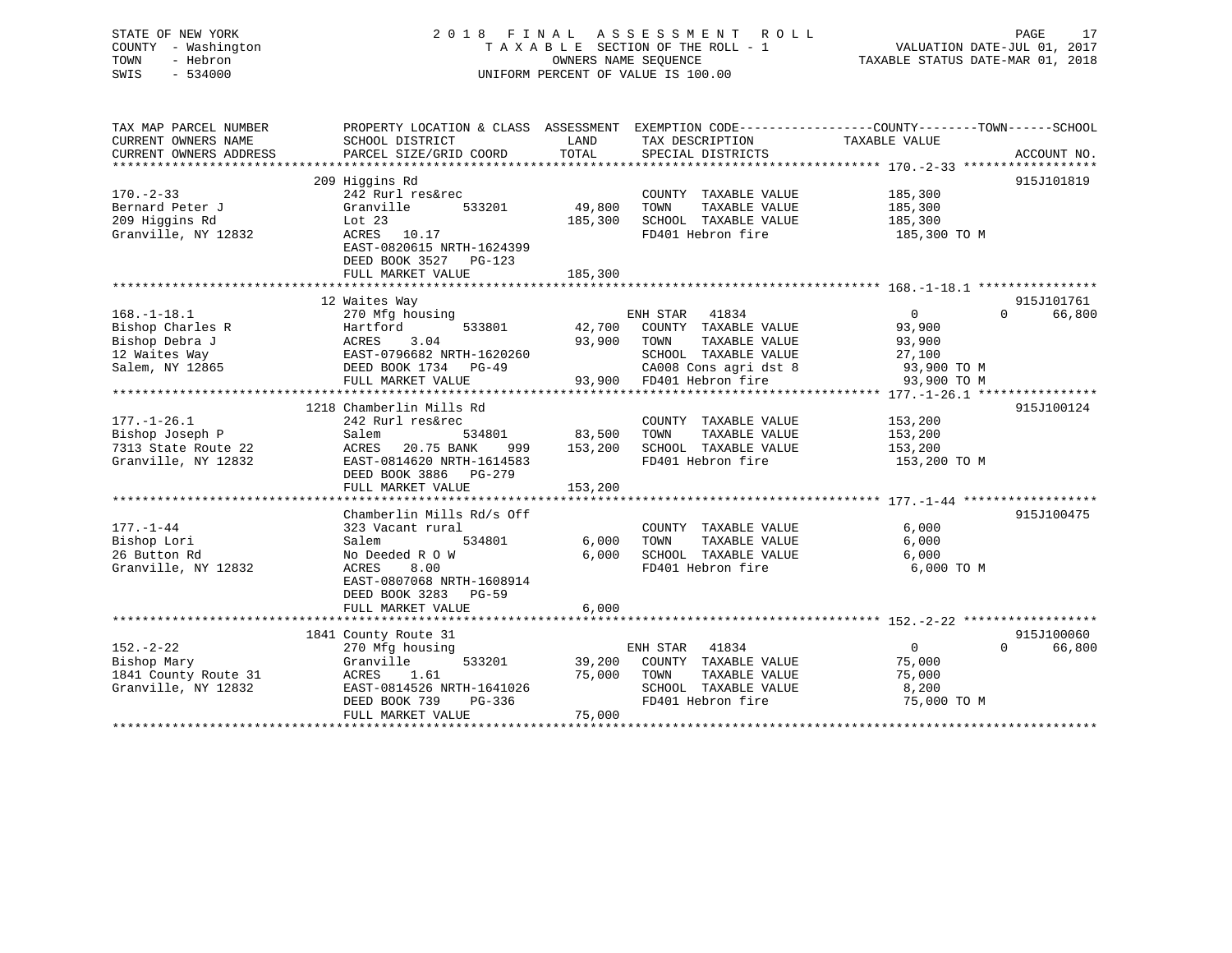STATE OF NEW YORK
COUNTY - Washington
TOWN - Hebron
SWIS - 534000

# 2018 FINAL ASSESSMENT ROLL

TAXABLE SECTION OF THE ROLL - 1
OWNERS NAME SEQUENCE
UNIFORM PERCENT OF VALUE IS 100.00

VALUATION DATE-JUL 01, 2017
TAXABLE STATUS DATE-MAR 01, 2018

```
TAX MAP PARCEL NUMBER          PROPERTY LOCATION & CLASS  ASSESSMENT  EXEMPTION CODE------------------COUNTY--------TOWN------SCHOOL
CURRENT OWNERS NAME            SCHOOL DISTRICT                 LAND      TAX DESCRIPTION            TAXABLE VALUE
CURRENT OWNERS ADDRESS         PARCEL SIZE/GRID COORD         TOTAL      SPECIAL DISTRICTS                                  ACCOUNT NO.
******************************************************************************************************* 170.-2-33 ******************
                               209 Higgins Rd                                                                               915J101819
170.-2-33                      242 Rurl res&rec                          COUNTY  TAXABLE VALUE           185,300
Bernard Peter J                Granville        533201        49,800     TOWN    TAXABLE VALUE           185,300
209 Higgins Rd                 Lot 23                        185,300     SCHOOL  TAXABLE VALUE           185,300
Granville, NY 12832            ACRES   10.17                             FD401 Hebron fire                185,300 TO M
                               EAST-0820615 NRTH-1624399
                               DEED BOOK 3527   PG-123
                               FULL MARKET VALUE             185,300
******************************************************************************************************* 168.-1-18.1 ****************
                               12 Waites Way                                                                                915J101761
168.-1-18.1                    270 Mfg housing                           ENH STAR  41834                    0            0     66,800
Bishop Charles R               Hartford         533801        42,700     COUNTY  TAXABLE VALUE            93,900
Bishop Debra J                 ACRES    3.04                  93,900     TOWN    TAXABLE VALUE            93,900
12 Waites Way                  EAST-0796682 NRTH-1620260                 SCHOOL  TAXABLE VALUE            27,100
Salem, NY 12865                DEED BOOK 1734   PG-49                    CA008 Cons agri dst 8            93,900 TO M
                               FULL MARKET VALUE              93,900     FD401 Hebron fire                93,900 TO M
******************************************************************************************************* 177.-1-26.1 ****************
                               1218 Chamberlin Mills Rd                                                                     915J100124
177.-1-26.1                    242 Rurl res&rec                          COUNTY  TAXABLE VALUE           153,200
Bishop Joseph P                Salem            534801        83,500     TOWN    TAXABLE VALUE           153,200
7313 State Route 22            ACRES   20.75 BANK     999    153,200     SCHOOL  TAXABLE VALUE           153,200
Granville, NY 12832            EAST-0814620 NRTH-1614583                 FD401 Hebron fire                153,200 TO M
                               DEED BOOK 3886   PG-279
                               FULL MARKET VALUE             153,200
******************************************************************************************************* 177.-1-44 ******************
                               Chamberlin Mills Rd/s Off                                                                    915J100475
177.-1-44                      323 Vacant rural                          COUNTY  TAXABLE VALUE             6,000
Bishop Lori                    Salem            534801         6,000     TOWN    TAXABLE VALUE             6,000
26 Button Rd                   No Deeded R O W                 6,000     SCHOOL  TAXABLE VALUE             6,000
Granville, NY 12832            ACRES    8.00                             FD401 Hebron fire                  6,000 TO M
                               EAST-0807068 NRTH-1608914
                               DEED BOOK 3283   PG-59
                               FULL MARKET VALUE               6,000
******************************************************************************************************* 152.-2-22 ******************
                               1841 County Route 31                                                                         915J100060
152.-2-22                      270 Mfg housing                           ENH STAR  41834                    0            0     66,800
Bishop Mary                    Granville        533201        39,200     COUNTY  TAXABLE VALUE            75,000
1841 County Route 31           ACRES    1.61                  75,000     TOWN    TAXABLE VALUE            75,000
Granville, NY 12832            EAST-0814526 NRTH-1641026                 SCHOOL  TAXABLE VALUE             8,200
                               DEED BOOK 739    PG-336                   FD401 Hebron fire                75,000 TO M
                               FULL MARKET VALUE              75,000
************************************************************************************************************************************
```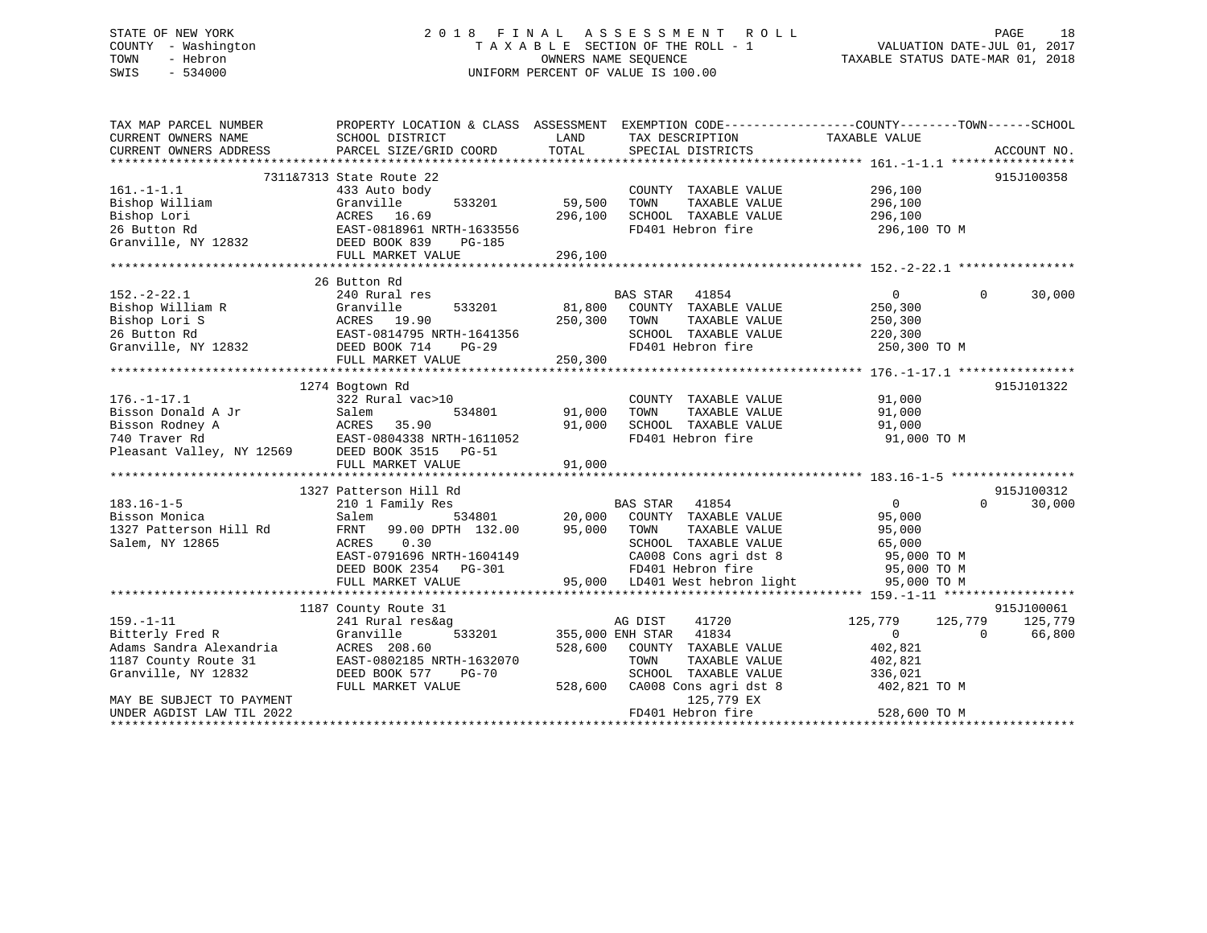STATE OF NEW YORK
COUNTY - Washington
TOWN - Hebron
SWIS - 534000

# 2018 FINAL ASSESSMENT ROLL

TAXABLE SECTION OF THE ROLL - 1
OWNERS NAME SEQUENCE
UNIFORM PERCENT OF VALUE IS 100.00

VALUATION DATE-JUL 01, 2017
TAXABLE STATUS DATE-MAR 01, 2018

```
TAX MAP PARCEL NUMBER          PROPERTY LOCATION & CLASS  ASSESSMENT  EXEMPTION CODE------------------COUNTY--------TOWN------SCHOOL
CURRENT OWNERS NAME            SCHOOL DISTRICT               LAND      TAX DESCRIPTION             TAXABLE VALUE
CURRENT OWNERS ADDRESS         PARCEL SIZE/GRID COORD        TOTAL     SPECIAL DISTRICTS                                      ACCOUNT NO.
******************************************************************************************************* 161.-1-1.1 *****************
              7311&7313 State Route 22                                                                                   915J100358
161.-1-1.1                     433 Auto body                           COUNTY  TAXABLE VALUE            296,100
Bishop William                 Granville        533201      59,500     TOWN    TAXABLE VALUE            296,100
Bishop Lori                    ACRES  16.69                 296,100    SCHOOL  TAXABLE VALUE            296,100
26 Button Rd                   EAST-0818961 NRTH-1633556               FD401 Hebron fire                 296,100 TO M
Granville, NY 12832            DEED BOOK 839    PG-185
                               FULL MARKET VALUE            296,100
******************************************************************************************************* 152.-2-22.1 ****************
              26 Button Rd
152.-2-22.1                    240 Rural res                           BAS STAR   41854                      0          0     30,000
Bishop William R               Granville        533201      81,800     COUNTY  TAXABLE VALUE            250,300
Bishop Lori S                  ACRES  19.90                 250,300    TOWN    TAXABLE VALUE            250,300
26 Button Rd                   EAST-0814795 NRTH-1641356               SCHOOL  TAXABLE VALUE            220,300
Granville, NY 12832            DEED BOOK 714    PG-29                  FD401 Hebron fire                 250,300 TO M
                               FULL MARKET VALUE            250,300
******************************************************************************************************* 176.-1-17.1 ****************
              1274 Bogtown Rd                                                                                            915J101322
176.-1-17.1                    322 Rural vac>10                        COUNTY  TAXABLE VALUE             91,000
Bisson Donald A Jr             Salem            534801      91,000     TOWN    TAXABLE VALUE             91,000
Bisson Rodney A                ACRES  35.90                  91,000    SCHOOL  TAXABLE VALUE             91,000
740 Traver Rd                  EAST-0804338 NRTH-1611052               FD401 Hebron fire                  91,000 TO M
Pleasant Valley, NY 12569      DEED BOOK 3515   PG-51
                               FULL MARKET VALUE             91,000
******************************************************************************************************* 183.16-1-5 *****************
              1327 Patterson Hill Rd                                                                                     915J100312
183.16-1-5                     210 1 Family Res                        BAS STAR   41854                      0          0     30,000
Bisson Monica                  Salem            534801      20,000     COUNTY  TAXABLE VALUE             95,000
1327 Patterson Hill Rd         FRNT  99.00 DPTH 132.00       95,000    TOWN    TAXABLE VALUE             95,000
Salem, NY 12865                ACRES   0.30                            SCHOOL  TAXABLE VALUE             65,000
                               EAST-0791696 NRTH-1604149               CA008 Cons agri dst 8              95,000 TO M
                               DEED BOOK 2354   PG-301                 FD401 Hebron fire                  95,000 TO M
                               FULL MARKET VALUE             95,000    LD401 West hebron light            95,000 TO M
******************************************************************************************************* 159.-1-11 ******************
              1187 County Route 31                                                                                       915J100061
159.-1-11                      241 Rural res&ag                        AG DIST    41720                125,779    125,779    125,779
Bitterly Fred R                Granville        533201     355,000 ENH STAR   41834                      0          0     66,800
Adams Sandra Alexandria        ACRES 208.60                 528,600    COUNTY  TAXABLE VALUE            402,821
1187 County Route 31           EAST-0802185 NRTH-1632070               TOWN    TAXABLE VALUE            402,821
Granville, NY 12832            DEED BOOK 577    PG-70                  SCHOOL  TAXABLE VALUE            336,021
                               FULL MARKET VALUE            528,600    CA008 Cons agri dst 8             402,821 TO M
MAY BE SUBJECT TO PAYMENT                                                    125,779 EX
UNDER AGDIST LAW TIL 2022                                              FD401 Hebron fire                 528,600 TO M
************************************************************************************************************************************
```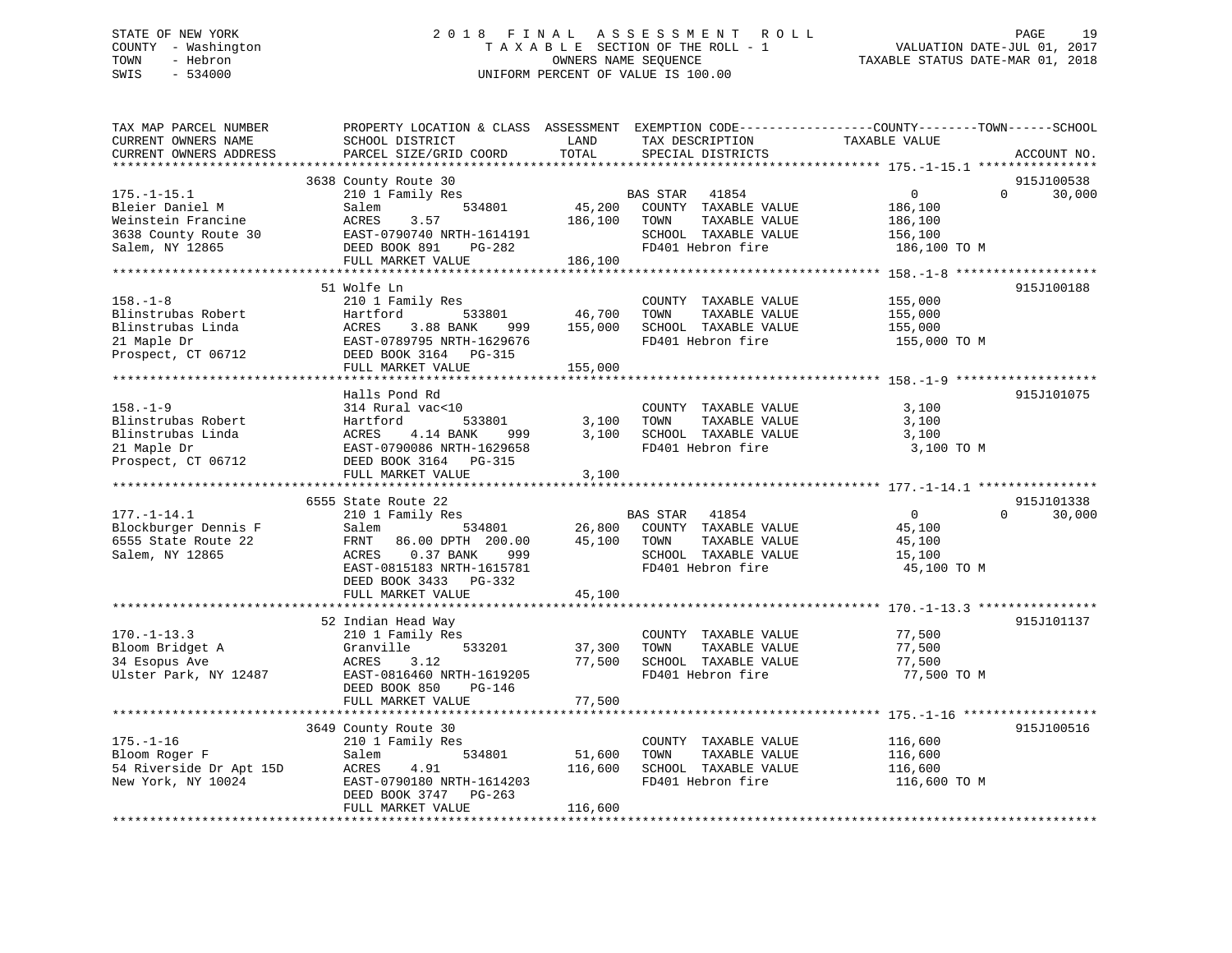STATE OF NEW YORK
COUNTY - Washington
TOWN - Hebron
SWIS - 534000

2018 FINAL ASSESSMENT ROLL
TAXABLE SECTION OF THE ROLL - 1
OWNERS NAME SEQUENCE
UNIFORM PERCENT OF VALUE IS 100.00

VALUATION DATE-JUL 01, 2017
TAXABLE STATUS DATE-MAR 01, 2018

```
TAX MAP PARCEL NUMBER          PROPERTY LOCATION & CLASS  ASSESSMENT  EXEMPTION CODE-----------------COUNTY--------TOWN------SCHOOL
CURRENT OWNERS NAME            SCHOOL DISTRICT              LAND       TAX DESCRIPTION             TAXABLE VALUE
CURRENT OWNERS ADDRESS         PARCEL SIZE/GRID COORD       TOTAL      SPECIAL DISTRICTS                                     ACCOUNT NO.
******************************************************************************************************* 175.-1-15.1 ****************
                               3638 County Route 30                                                                      915J100538
175.-1-15.1                    210 1 Family Res                        BAS STAR   41854            0          0         30,000
Bleier Daniel M                Salem          534801        45,200     COUNTY  TAXABLE VALUE       186,100
Weinstein Francine             ACRES     3.57              186,100     TOWN    TAXABLE VALUE       186,100
3638 County Route 30           EAST-0790740 NRTH-1614191               SCHOOL  TAXABLE VALUE       156,100
Salem, NY 12865                DEED BOOK 891     PG-282                FD401 Hebron fire            186,100 TO M
                               FULL MARKET VALUE           186,100
******************************************************************************************************* 158.-1-8 *******************
                               51 Wolfe Ln                                                                               915J100188
158.-1-8                       210 1 Family Res                        COUNTY  TAXABLE VALUE       155,000
Blinstrubas Robert             Hartford       533801        46,700     TOWN    TAXABLE VALUE       155,000
Blinstrubas Linda              ACRES     3.88 BANK    999  155,000     SCHOOL  TAXABLE VALUE       155,000
21 Maple Dr                    EAST-0789795 NRTH-1629676               FD401 Hebron fire            155,000 TO M
Prospect, CT 06712             DEED BOOK 3164    PG-315
                               FULL MARKET VALUE           155,000
******************************************************************************************************* 158.-1-9 *******************
                               Halls Pond Rd                                                                             915J101075
158.-1-9                       314 Rural vac<10                        COUNTY  TAXABLE VALUE         3,100
Blinstrubas Robert             Hartford       533801         3,100     TOWN    TAXABLE VALUE         3,100
Blinstrubas Linda              ACRES     4.14 BANK    999    3,100     SCHOOL  TAXABLE VALUE         3,100
21 Maple Dr                    EAST-0790086 NRTH-1629658               FD401 Hebron fire              3,100 TO M
Prospect, CT 06712             DEED BOOK 3164    PG-315
                               FULL MARKET VALUE             3,100
******************************************************************************************************* 177.-1-14.1 ****************
                               6555 State Route 22                                                                       915J101338
177.-1-14.1                    210 1 Family Res                        BAS STAR   41854            0          0         30,000
Blockburger Dennis F           Salem          534801        26,800     COUNTY  TAXABLE VALUE        45,100
6555 State Route 22            FRNT    86.00 DPTH 200.00    45,100     TOWN    TAXABLE VALUE        45,100
Salem, NY 12865                ACRES     0.37 BANK    999              SCHOOL  TAXABLE VALUE        15,100
                               EAST-0815183 NRTH-1615781               FD401 Hebron fire             45,100 TO M
                               DEED BOOK 3433    PG-332
                               FULL MARKET VALUE            45,100
******************************************************************************************************* 170.-1-13.3 ****************
                               52 Indian Head Way                                                                        915J101137
170.-1-13.3                    210 1 Family Res                        COUNTY  TAXABLE VALUE        77,500
Bloom Bridget A                Granville      533201        37,300     TOWN    TAXABLE VALUE        77,500
34 Esopus Ave                  ACRES     3.12               77,500     SCHOOL  TAXABLE VALUE        77,500
Ulster Park, NY 12487          EAST-0816460 NRTH-1619205               FD401 Hebron fire             77,500 TO M
                               DEED BOOK 850     PG-146
                               FULL MARKET VALUE            77,500
******************************************************************************************************* 175.-1-16 ******************
                               3649 County Route 30                                                                      915J100516
175.-1-16                      210 1 Family Res                        COUNTY  TAXABLE VALUE       116,600
Bloom Roger F                  Salem          534801        51,600     TOWN    TAXABLE VALUE       116,600
54 Riverside Dr Apt 15D        ACRES     4.91              116,600     SCHOOL  TAXABLE VALUE       116,600
New York, NY 10024             EAST-0790180 NRTH-1614203               FD401 Hebron fire            116,600 TO M
                               DEED BOOK 3747    PG-263
                               FULL MARKET VALUE           116,600
************************************************************************************************************************************
```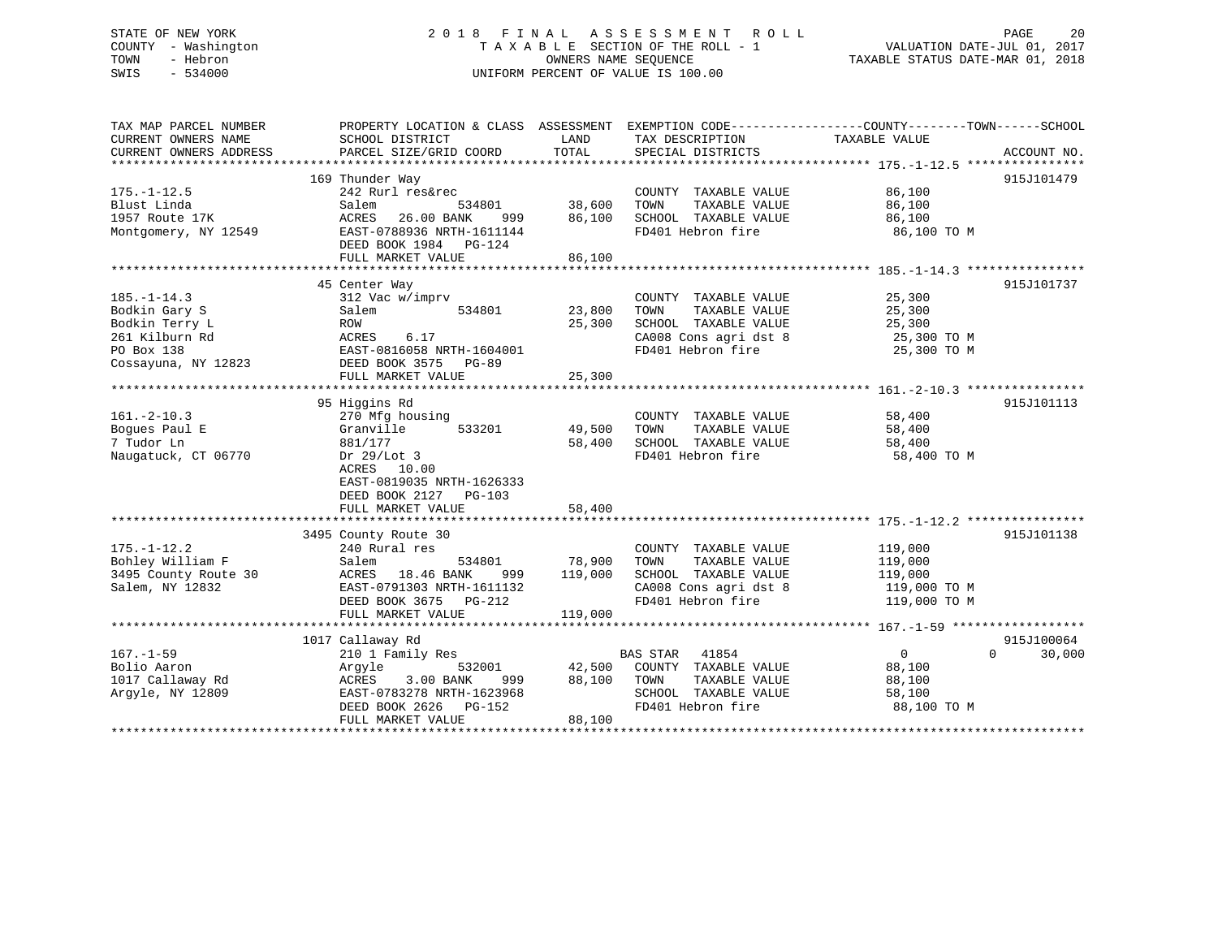STATE OF NEW YORK
COUNTY - Washington
TOWN - Hebron
SWIS - 534000

# 2018 FINAL ASSESSMENT ROLL

TAXABLE SECTION OF THE ROLL - 1
OWNERS NAME SEQUENCE
UNIFORM PERCENT OF VALUE IS 100.00

VALUATION DATE-JUL 01, 2017
TAXABLE STATUS DATE-MAR 01, 2018

| TAX MAP PARCEL NUMBER / CURRENT OWNERS NAME / CURRENT OWNERS ADDRESS | PROPERTY LOCATION & CLASS / SCHOOL DISTRICT / PARCEL SIZE/GRID COORD | ASSESSMENT LAND | TOTAL | EXEMPTION CODE / TAX DESCRIPTION / SPECIAL DISTRICTS | COUNTY / TOWN TAXABLE VALUE | SCHOOL | ACCOUNT NO. |
|---|---|---|---|---|---|---|---|
| **175.-1-12.5** | 169 Thunder Way | | | | | | 915J101479 |
| | 242 Rurl res&rec | | | COUNTY TAXABLE VALUE | 86,100 | | |
| Blust Linda | Salem 534801 | 38,600 | | TOWN TAXABLE VALUE | 86,100 | | |
| 1957 Route 17K | ACRES 26.00 BANK 999 | | 86,100 | SCHOOL TAXABLE VALUE | 86,100 | | |
| Montgomery, NY 12549 | EAST-0788936 NRTH-1611144 | | | FD401 Hebron fire | 86,100 TO M | | |
| | DEED BOOK 1984 PG-124 | | | | | | |
| | FULL MARKET VALUE | | 86,100 | | | | |
| **185.-1-14.3** | 45 Center Way | | | | | | 915J101737 |
| | 312 Vac w/imprv | | | COUNTY TAXABLE VALUE | 25,300 | | |
| Bodkin Gary S | Salem 534801 | 23,800 | | TOWN TAXABLE VALUE | 25,300 | | |
| Bodkin Terry L | ROW | | 25,300 | SCHOOL TAXABLE VALUE | 25,300 | | |
| 261 Kilburn Rd | ACRES 6.17 | | | CA008 Cons agri dst 8 | 25,300 TO M | | |
| PO Box 138 | EAST-0816058 NRTH-1604001 | | | FD401 Hebron fire | 25,300 TO M | | |
| Cossayuna, NY 12823 | DEED BOOK 3575 PG-89 | | | | | | |
| | FULL MARKET VALUE | | 25,300 | | | | |
| **161.-2-10.3** | 95 Higgins Rd | | | | | | 915J101113 |
| | 270 Mfg housing | | | COUNTY TAXABLE VALUE | 58,400 | | |
| Bogues Paul E | Granville 533201 | 49,500 | | TOWN TAXABLE VALUE | 58,400 | | |
| 7 Tudor Ln | 881/177 | | 58,400 | SCHOOL TAXABLE VALUE | 58,400 | | |
| Naugatuck, CT 06770 | Dr 29/Lot 3 | | | FD401 Hebron fire | 58,400 TO M | | |
| | ACRES 10.00 | | | | | | |
| | EAST-0819035 NRTH-1626333 | | | | | | |
| | DEED BOOK 2127 PG-103 | | | | | | |
| | FULL MARKET VALUE | | 58,400 | | | | |
| **175.-1-12.2** | 3495 County Route 30 | | | | | | 915J101138 |
| | 240 Rural res | | | COUNTY TAXABLE VALUE | 119,000 | | |
| Bohley William F | Salem 534801 | 78,900 | | TOWN TAXABLE VALUE | 119,000 | | |
| 3495 County Route 30 | ACRES 18.46 BANK 999 | | 119,000 | SCHOOL TAXABLE VALUE | 119,000 | | |
| Salem, NY 12832 | EAST-0791303 NRTH-1611132 | | | CA008 Cons agri dst 8 | 119,000 TO M | | |
| | DEED BOOK 3675 PG-212 | | | FD401 Hebron fire | 119,000 TO M | | |
| | FULL MARKET VALUE | | 119,000 | | | | |
| **167.-1-59** | 1017 Callaway Rd | | | | | | 915J100064 |
| | 210 1 Family Res | | | BAS STAR 41854 | 0 0 | 30,000 | |
| Bolio Aaron | Argyle 532001 | 42,500 | | COUNTY TAXABLE VALUE | 88,100 | | |
| 1017 Callaway Rd | ACRES 3.00 BANK 999 | | 88,100 | TOWN TAXABLE VALUE | 88,100 | | |
| Argyle, NY 12809 | EAST-0783278 NRTH-1623968 | | | SCHOOL TAXABLE VALUE | 58,100 | | |
| | DEED BOOK 2626 PG-152 | | | FD401 Hebron fire | 88,100 TO M | | |
| | FULL MARKET VALUE | | 88,100 | | | | |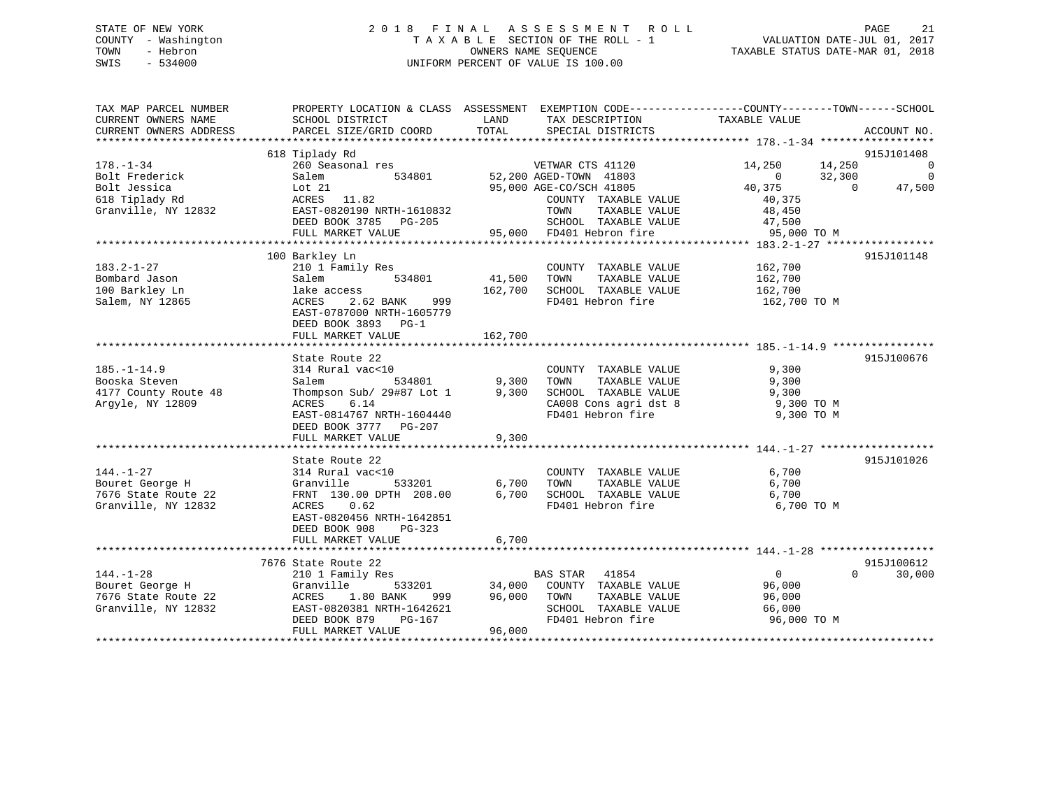STATE OF NEW YORK
COUNTY - Washington
TOWN - Hebron
SWIS - 534000

# 2018 FINAL ASSESSMENT ROLL

TAXABLE SECTION OF THE ROLL - 1
OWNERS NAME SEQUENCE
UNIFORM PERCENT OF VALUE IS 100.00

VALUATION DATE-JUL 01, 2017
TAXABLE STATUS DATE-MAR 01, 2018

| TAX MAP PARCEL NUMBER / CURRENT OWNERS NAME / CURRENT OWNERS ADDRESS | PROPERTY LOCATION & CLASS / SCHOOL DISTRICT / PARCEL SIZE/GRID COORD | ASSESSMENT LAND | TOTAL | EXEMPTION CODE / TAX DESCRIPTION / SPECIAL DISTRICTS | COUNTY TAXABLE VALUE | TOWN | SCHOOL | ACCOUNT NO. |
|---|---|---|---|---|---|---|---|---|
| **178.-1-34** | 618 Tiplady Rd | | | | | | | 915J101408 |
| 178.-1-34 | 260 Seasonal res | | | VETWAR CTS 41120 | 14,250 | 14,250 | 0 | |
| Bolt Frederick | Salem 534801 | 52,200 | | AGED-TOWN 41803 | 0 | 32,300 | 0 | |
| Bolt Jessica | Lot 21 | | 95,000 | AGE-CO/SCH 41805 | 40,375 | 0 | 47,500 | |
| 618 Tiplady Rd | ACRES 11.82 | | | COUNTY TAXABLE VALUE | 40,375 | | | |
| Granville, NY 12832 | EAST-0820190 NRTH-1610832 | | | TOWN TAXABLE VALUE | 48,450 | | | |
| | DEED BOOK 3785 PG-205 | | | SCHOOL TAXABLE VALUE | 47,500 | | | |
| | FULL MARKET VALUE | | 95,000 | FD401 Hebron fire | 95,000 TO M | | | |
| **183.2-1-27** | 100 Barkley Ln | | | | | | | 915J101148 |
| 183.2-1-27 | 210 1 Family Res | | | COUNTY TAXABLE VALUE | 162,700 | | | |
| Bombard Jason | Salem 534801 | 41,500 | | TOWN TAXABLE VALUE | 162,700 | | | |
| 100 Barkley Ln | lake access | | 162,700 | SCHOOL TAXABLE VALUE | 162,700 | | | |
| Salem, NY 12865 | ACRES 2.62 BANK 999 | | | FD401 Hebron fire | 162,700 TO M | | | |
| | EAST-0787000 NRTH-1605779 | | | | | | | |
| | DEED BOOK 3893 PG-1 | | | | | | | |
| | FULL MARKET VALUE | | 162,700 | | | | | |
| **185.-1-14.9** | State Route 22 | | | | | | | 915J100676 |
| 185.-1-14.9 | 314 Rural vac<10 | | | COUNTY TAXABLE VALUE | 9,300 | | | |
| Booska Steven | Salem 534801 | 9,300 | | TOWN TAXABLE VALUE | 9,300 | | | |
| 4177 County Route 48 | Thompson Sub/ 29#87 Lot 1 | | 9,300 | SCHOOL TAXABLE VALUE | 9,300 | | | |
| Argyle, NY 12809 | ACRES 6.14 | | | CA008 Cons agri dst 8 | 9,300 TO M | | | |
| | EAST-0814767 NRTH-1604440 | | | FD401 Hebron fire | 9,300 TO M | | | |
| | DEED BOOK 3777 PG-207 | | | | | | | |
| | FULL MARKET VALUE | | 9,300 | | | | | |
| **144.-1-27** | State Route 22 | | | | | | | 915J101026 |
| 144.-1-27 | 314 Rural vac<10 | | | COUNTY TAXABLE VALUE | 6,700 | | | |
| Bouret George H | Granville 533201 | 6,700 | | TOWN TAXABLE VALUE | 6,700 | | | |
| 7676 State Route 22 | FRNT 130.00 DPTH 208.00 | | 6,700 | SCHOOL TAXABLE VALUE | 6,700 | | | |
| Granville, NY 12832 | ACRES 0.62 | | | FD401 Hebron fire | 6,700 TO M | | | |
| | EAST-0820456 NRTH-1642851 | | | | | | | |
| | DEED BOOK 908 PG-323 | | | | | | | |
| | FULL MARKET VALUE | | 6,700 | | | | | |
| **144.-1-28** | 7676 State Route 22 | | | | | | | 915J100612 |
| 144.-1-28 | 210 1 Family Res | | | BAS STAR 41854 | 0 | 0 | 30,000 | |
| Bouret George H | Granville 533201 | 34,000 | | COUNTY TAXABLE VALUE | 96,000 | | | |
| 7676 State Route 22 | ACRES 1.80 BANK 999 | | 96,000 | TOWN TAXABLE VALUE | 96,000 | | | |
| Granville, NY 12832 | EAST-0820381 NRTH-1642621 | | | SCHOOL TAXABLE VALUE | 66,000 | | | |
| | DEED BOOK 879 PG-167 | | | FD401 Hebron fire | 96,000 TO M | | | |
| | FULL MARKET VALUE | | 96,000 | | | | | |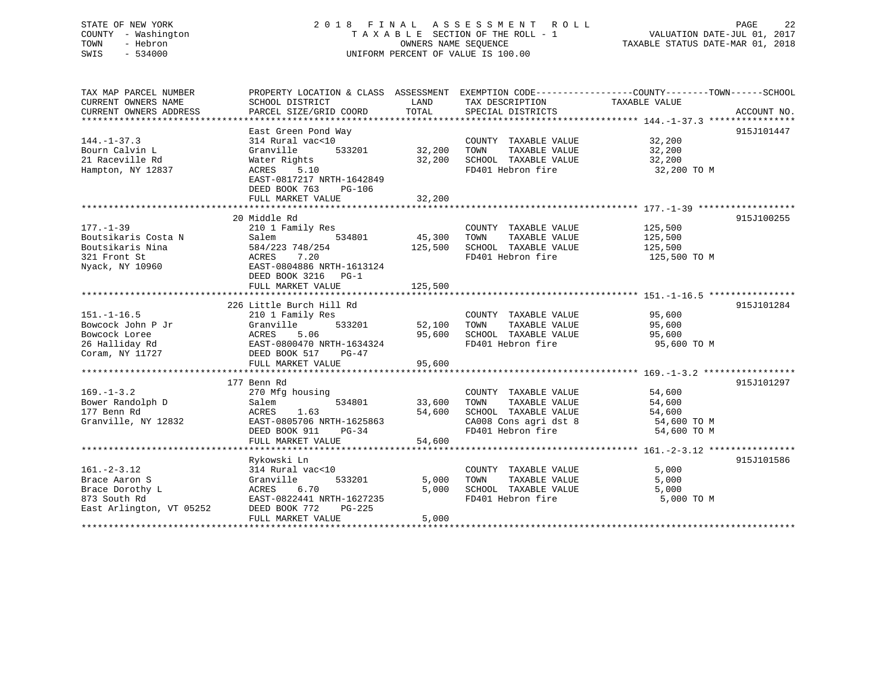STATE OF NEW YORK
COUNTY - Washington
TOWN - Hebron
SWIS - 534000

2018 FINAL ASSESSMENT ROLL
TAXABLE SECTION OF THE ROLL - 1
OWNERS NAME SEQUENCE
UNIFORM PERCENT OF VALUE IS 100.00

VALUATION DATE-JUL 01, 2017
TAXABLE STATUS DATE-MAR 01, 2018

| TAX MAP PARCEL NUMBER / CURRENT OWNERS NAME / CURRENT OWNERS ADDRESS | PROPERTY LOCATION & CLASS / SCHOOL DISTRICT / PARCEL SIZE/GRID COORD | ASSESSMENT LAND | TOTAL | EXEMPTION CODE / TAX DESCRIPTION / SPECIAL DISTRICTS | TAXABLE VALUE (COUNTY/TOWN/SCHOOL) | ACCOUNT NO. |
|---|---|---|---|---|---|---|
| 144.-1-37.3 | East Green Pond Way | | | | | 915J101447 |
| 144.-1-37.3 | 314 Rural vac<10 | | | COUNTY TAXABLE VALUE | 32,200 | |
| Bourn Calvin L | Granville 533201 | 32,200 | | TOWN TAXABLE VALUE | 32,200 | |
| 21 Raceville Rd | Water Rights | | 32,200 | SCHOOL TAXABLE VALUE | 32,200 | |
| Hampton, NY 12837 | ACRES 5.10 | | | FD401 Hebron fire | 32,200 TO M | |
| | EAST-0817217 NRTH-1642849 | | | | | |
| | DEED BOOK 763 PG-106 | | | | | |
| | FULL MARKET VALUE | | 32,200 | | | |
| 177.-1-39 | 20 Middle Rd | | | | | 915J100255 |
| 177.-1-39 | 210 1 Family Res | | | COUNTY TAXABLE VALUE | 125,500 | |
| Boutsikaris Costa N | Salem 534801 | 45,300 | | TOWN TAXABLE VALUE | 125,500 | |
| Boutsikaris Nina | 584/223 748/254 | | 125,500 | SCHOOL TAXABLE VALUE | 125,500 | |
| 321 Front St | ACRES 7.20 | | | FD401 Hebron fire | 125,500 TO M | |
| Nyack, NY 10960 | EAST-0804886 NRTH-1613124 | | | | | |
| | DEED BOOK 3216 PG-1 | | | | | |
| | FULL MARKET VALUE | | 125,500 | | | |
| 151.-1-16.5 | 226 Little Burch Hill Rd | | | | | 915J101284 |
| 151.-1-16.5 | 210 1 Family Res | | | COUNTY TAXABLE VALUE | 95,600 | |
| Bowcock John P Jr | Granville 533201 | 52,100 | | TOWN TAXABLE VALUE | 95,600 | |
| Bowcock Loree | ACRES 5.06 | | 95,600 | SCHOOL TAXABLE VALUE | 95,600 | |
| 26 Halliday Rd | EAST-0800470 NRTH-1634324 | | | FD401 Hebron fire | 95,600 TO M | |
| Coram, NY 11727 | DEED BOOK 517 PG-47 | | | | | |
| | FULL MARKET VALUE | | 95,600 | | | |
| 169.-1-3.2 | 177 Benn Rd | | | | | 915J101297 |
| 169.-1-3.2 | 270 Mfg housing | | | COUNTY TAXABLE VALUE | 54,600 | |
| Bower Randolph D | Salem 534801 | 33,600 | | TOWN TAXABLE VALUE | 54,600 | |
| 177 Benn Rd | ACRES 1.63 | | 54,600 | SCHOOL TAXABLE VALUE | 54,600 | |
| Granville, NY 12832 | EAST-0805706 NRTH-1625863 | | | CA008 Cons agri dst 8 | 54,600 TO M | |
| | DEED BOOK 911 PG-34 | | | FD401 Hebron fire | 54,600 TO M | |
| | FULL MARKET VALUE | | 54,600 | | | |
| 161.-2-3.12 | Rykowski Ln | | | | | 915J101586 |
| 161.-2-3.12 | 314 Rural vac<10 | | | COUNTY TAXABLE VALUE | 5,000 | |
| Brace Aaron S | Granville 533201 | 5,000 | | TOWN TAXABLE VALUE | 5,000 | |
| Brace Dorothy L | ACRES 6.70 | | 5,000 | SCHOOL TAXABLE VALUE | 5,000 | |
| 873 South Rd | EAST-0822441 NRTH-1627235 | | | FD401 Hebron fire | 5,000 TO M | |
| East Arlington, VT 05252 | DEED BOOK 772 PG-225 | | | | | |
| | FULL MARKET VALUE | | 5,000 | | | |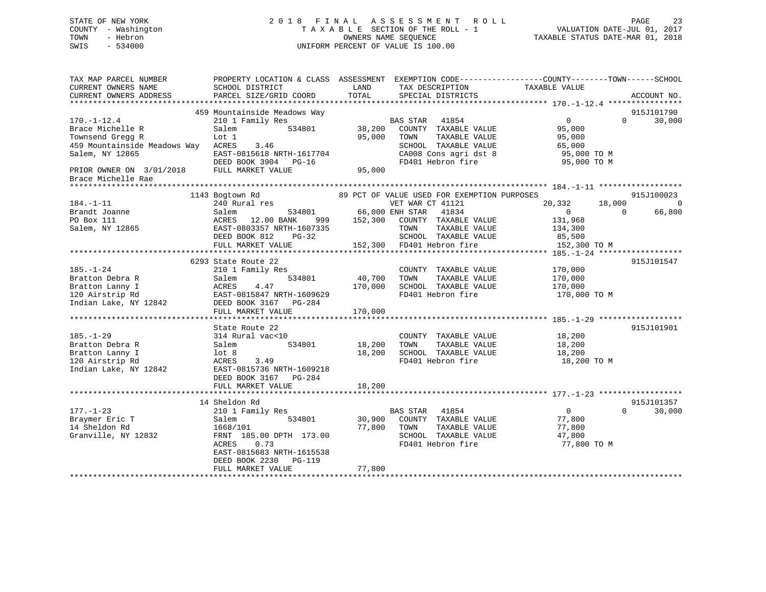STATE OF NEW YORK
COUNTY - Washington
TOWN - Hebron
SWIS - 534000

2018 FINAL ASSESSMENT ROLL
TAXABLE SECTION OF THE ROLL - 1
OWNERS NAME SEQUENCE
UNIFORM PERCENT OF VALUE IS 100.00

VALUATION DATE-JUL 01, 2017
TAXABLE STATUS DATE-MAR 01, 2018

```
TAX MAP PARCEL NUMBER          PROPERTY LOCATION & CLASS  ASSESSMENT  EXEMPTION CODE------------------COUNTY--------TOWN------SCHOOL
CURRENT OWNERS NAME            SCHOOL DISTRICT              LAND      TAX DESCRIPTION             TAXABLE VALUE
CURRENT OWNERS ADDRESS         PARCEL SIZE/GRID COORD       TOTAL     SPECIAL DISTRICTS                                      ACCOUNT NO.
******************************************************************************************************* 170.-1-12.4 ****************
                               459 Mountainside Meadows Way                                                                   915J101790
170.-1-12.4                    210 1 Family Res                        BAS STAR   41854                   0           0       30,000
Brace Michelle R               Salem            534801      38,200   COUNTY  TAXABLE VALUE          95,000
Townsend Gregg R               Lot 1                         95,000   TOWN    TAXABLE VALUE          95,000
459 Mountainside Meadows Way   ACRES    3.46                          SCHOOL  TAXABLE VALUE          65,000
Salem, NY 12865                EAST-0815618 NRTH-1617704              CA008 Cons agri dst 8           95,000 TO M
                               DEED BOOK 3904   PG-16                 FD401 Hebron fire               95,000 TO M
PRIOR OWNER ON 3/01/2018       FULL MARKET VALUE             95,000
Brace Michelle Rae
******************************************************************************************************* 184.-1-11 ******************
                               1143 Bogtown Rd               89 PCT OF VALUE USED FOR EXEMPTION PURPOSES                      915J100023
184.-1-11                      240 Rural res                           VET WAR CT 41121              20,332      18,000            0
Brandt Joanne                  Salem            534801      66,000 ENH STAR   41834                   0           0       66,800
PO Box 111                     ACRES   12.00 BANK     999   152,300   COUNTY  TAXABLE VALUE         131,968
Salem, NY 12865                EAST-0803357 NRTH-1607335              TOWN    TAXABLE VALUE         134,300
                               DEED BOOK 812    PG-32                 SCHOOL  TAXABLE VALUE          85,500
                               FULL MARKET VALUE            152,300   FD401 Hebron fire              152,300 TO M
******************************************************************************************************* 185.-1-24 ******************
                               6293 State Route 22                                                                            915J101547
185.-1-24                      210 1 Family Res                        COUNTY  TAXABLE VALUE         170,000
Bratton Debra R                Salem            534801      40,700   TOWN    TAXABLE VALUE         170,000
Bratton Lanny I                ACRES    4.47                170,000   SCHOOL  TAXABLE VALUE         170,000
120 Airstrip Rd                EAST-0815847 NRTH-1609629              FD401 Hebron fire              170,000 TO M
Indian Lake, NY 12842          DEED BOOK 3167   PG-284
                               FULL MARKET VALUE            170,000
******************************************************************************************************* 185.-1-29 ******************
                               State Route 22                                                                                 915J101901
185.-1-29                      314 Rural vac<10                        COUNTY  TAXABLE VALUE          18,200
Bratton Debra R                Salem            534801      18,200   TOWN    TAXABLE VALUE          18,200
Bratton Lanny I                lot 8                         18,200   SCHOOL  TAXABLE VALUE          18,200
120 Airstrip Rd                ACRES    3.49                          FD401 Hebron fire               18,200 TO M
Indian Lake, NY 12842          EAST-0815736 NRTH-1609218
                               DEED BOOK 3167   PG-284
                               FULL MARKET VALUE             18,200
******************************************************************************************************* 177.-1-23 ******************
                               14 Sheldon Rd                                                                                  915J101357
177.-1-23                      210 1 Family Res                        BAS STAR   41854                   0           0       30,000
Braymer Eric T                 Salem            534801      30,900   COUNTY  TAXABLE VALUE          77,800
14 Sheldon Rd                  1668/101                      77,800   TOWN    TAXABLE VALUE          77,800
Granville, NY 12832            FRNT 185.00 DPTH 173.00                SCHOOL  TAXABLE VALUE          47,800
                               ACRES    0.73                          FD401 Hebron fire               77,800 TO M
                               EAST-0815683 NRTH-1615538
                               DEED BOOK 2230   PG-119
                               FULL MARKET VALUE             77,800
************************************************************************************************************************************
```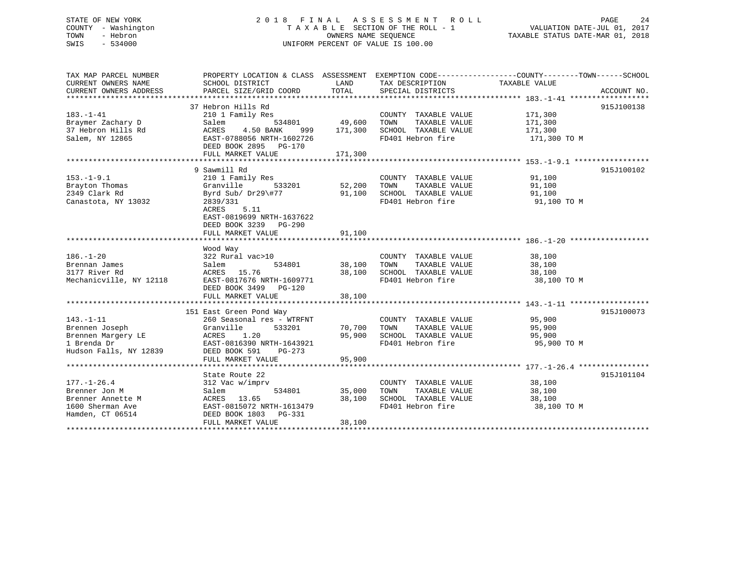STATE OF NEW YORK
COUNTY - Washington
TOWN - Hebron
SWIS - 534000

2 0 1 8 F I N A L A S S E S S M E N T R O L L
T A X A B L E SECTION OF THE ROLL - 1
OWNERS NAME SEQUENCE
UNIFORM PERCENT OF VALUE IS 100.00

VALUATION DATE-JUL 01, 2017
TAXABLE STATUS DATE-MAR 01, 2018

| TAX MAP PARCEL NUMBER / CURRENT OWNERS NAME / CURRENT OWNERS ADDRESS | PROPERTY LOCATION & CLASS / SCHOOL DISTRICT / PARCEL SIZE/GRID COORD | ASSESSMENT LAND / TOTAL | EXEMPTION CODE / TAX DESCRIPTION / SPECIAL DISTRICTS | TAXABLE VALUE (COUNTY--------TOWN------SCHOOL) | ACCOUNT NO. |
|---|---|---|---|---|---|
| **183.-1-41** | 37 Hebron Hills Rd | | | | 915J100138 |
| 183.-1-41 | 210 1 Family Res | | COUNTY TAXABLE VALUE | 171,300 | |
| Braymer Zachary D | Salem 534801 | 49,600 | TOWN TAXABLE VALUE | 171,300 | |
| 37 Hebron Hills Rd | ACRES 4.50 BANK 999 | 171,300 | SCHOOL TAXABLE VALUE | 171,300 | |
| Salem, NY 12865 | EAST-0788056 NRTH-1602726 | | FD401 Hebron fire | 171,300 TO M | |
| | DEED BOOK 2895 PG-170 | | | | |
| | FULL MARKET VALUE | 171,300 | | | |
| **153.-1-9.1** | 9 Sawmill Rd | | | | 915J100102 |
| 153.-1-9.1 | 210 1 Family Res | | COUNTY TAXABLE VALUE | 91,100 | |
| Brayton Thomas | Granville 533201 | 52,200 | TOWN TAXABLE VALUE | 91,100 | |
| 2349 Clark Rd | Byrd Sub/ Dr29\#77 | 91,100 | SCHOOL TAXABLE VALUE | 91,100 | |
| Canastota, NY 13032 | 2839/331 | | FD401 Hebron fire | 91,100 TO M | |
| | ACRES 5.11 | | | | |
| | EAST-0819699 NRTH-1637622 | | | | |
| | DEED BOOK 3239 PG-290 | | | | |
| | FULL MARKET VALUE | 91,100 | | | |
| **186.-1-20** | Wood Way | | | | |
| 186.-1-20 | 322 Rural vac>10 | | COUNTY TAXABLE VALUE | 38,100 | |
| Brennan James | Salem 534801 | 38,100 | TOWN TAXABLE VALUE | 38,100 | |
| 3177 River Rd | ACRES 15.76 | 38,100 | SCHOOL TAXABLE VALUE | 38,100 | |
| Mechanicville, NY 12118 | EAST-0817676 NRTH-1609771 | | FD401 Hebron fire | 38,100 TO M | |
| | DEED BOOK 3499 PG-120 | | | | |
| | FULL MARKET VALUE | 38,100 | | | |
| **143.-1-11** | 151 East Green Pond Way | | | | 915J100073 |
| 143.-1-11 | 260 Seasonal res - WTRFNT | | COUNTY TAXABLE VALUE | 95,900 | |
| Brennen Joseph | Granville 533201 | 70,700 | TOWN TAXABLE VALUE | 95,900 | |
| Brennen Margery LE | ACRES 1.20 | 95,900 | SCHOOL TAXABLE VALUE | 95,900 | |
| 1 Brenda Dr | EAST-0816390 NRTH-1643921 | | FD401 Hebron fire | 95,900 TO M | |
| Hudson Falls, NY 12839 | DEED BOOK 591 PG-273 | | | | |
| | FULL MARKET VALUE | 95,900 | | | |
| **177.-1-26.4** | State Route 22 | | | | 915J101104 |
| 177.-1-26.4 | 312 Vac w/imprv | | COUNTY TAXABLE VALUE | 38,100 | |
| Brenner Jon M | Salem 534801 | 35,000 | TOWN TAXABLE VALUE | 38,100 | |
| Brenner Annette M | ACRES 13.65 | 38,100 | SCHOOL TAXABLE VALUE | 38,100 | |
| 1600 Sherman Ave | EAST-0815072 NRTH-1613479 | | FD401 Hebron fire | 38,100 TO M | |
| Hamden, CT 06514 | DEED BOOK 1803 PG-331 | | | | |
| | FULL MARKET VALUE | 38,100 | | | |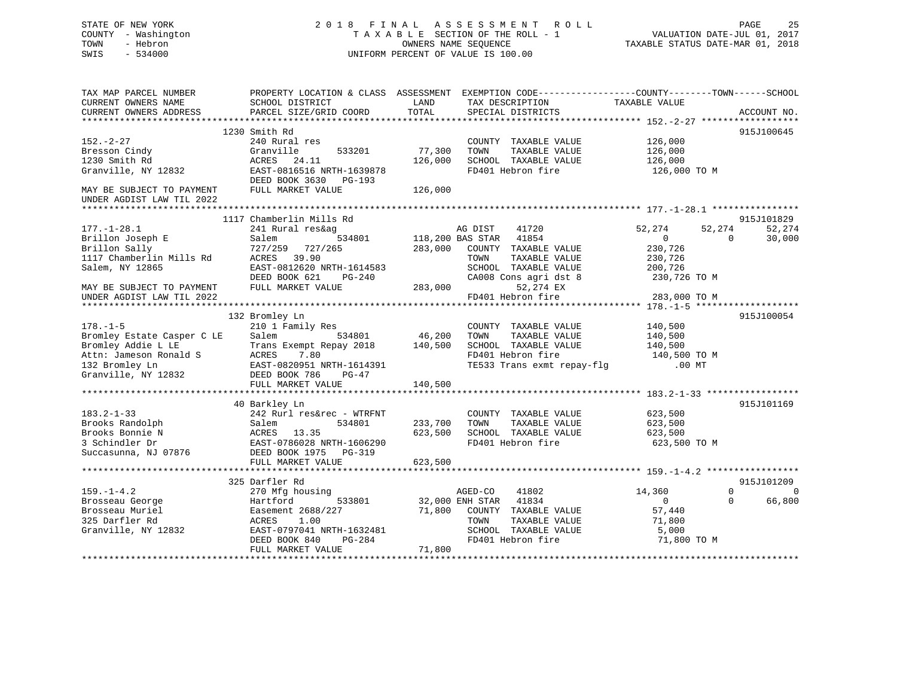STATE OF NEW YORK
COUNTY - Washington
TOWN - Hebron
SWIS - 534000

# 2018 FINAL ASSESSMENT ROLL
TAXABLE SECTION OF THE ROLL - 1
OWNERS NAME SEQUENCE
UNIFORM PERCENT OF VALUE IS 100.00

VALUATION DATE-JUL 01, 2017
TAXABLE STATUS DATE-MAR 01, 2018

```
TAX MAP PARCEL NUMBER          PROPERTY LOCATION & CLASS  ASSESSMENT  EXEMPTION CODE------------------COUNTY--------TOWN------SCHOOL
CURRENT OWNERS NAME            SCHOOL DISTRICT              LAND      TAX DESCRIPTION            TAXABLE VALUE
CURRENT OWNERS ADDRESS         PARCEL SIZE/GRID COORD      TOTAL      SPECIAL DISTRICTS                                    ACCOUNT NO.
******************************************************************************************************* 152.-2-27 ******************
                    1230 Smith Rd                                                                                          915J100645
152.-2-27                      240 Rural res                          COUNTY  TAXABLE VALUE            126,000
Bresson Cindy                  Granville        533201      77,300    TOWN    TAXABLE VALUE            126,000
1230 Smith Rd                  ACRES   24.11               126,000    SCHOOL  TAXABLE VALUE            126,000
Granville, NY 12832            EAST-0816516 NRTH-1639878              FD401 Hebron fire                 126,000 TO M
                               DEED BOOK 3630   PG-193
MAY BE SUBJECT TO PAYMENT      FULL MARKET VALUE           126,000
UNDER AGDIST LAW TIL 2022
******************************************************************************************************* 177.-1-28.1 ****************
                    1117 Chamberlin Mills Rd                                                                               915J101829
177.-1-28.1                    241 Rural res&ag                     AG DIST    41720              52,274      52,274      52,274
Brillon Joseph E               Salem            534801     118,200 BAS STAR   41854                   0           0      30,000
Brillon Sally                  727/259  727/265            283,000   COUNTY  TAXABLE VALUE            230,726
1117 Chamberlin Mills Rd       ACRES   39.90                         TOWN    TAXABLE VALUE            230,726
Salem, NY 12865                EAST-0812620 NRTH-1614583             SCHOOL  TAXABLE VALUE            200,726
                               DEED BOOK 621    PG-240               CA008 Cons agri dst 8             230,726 TO M
MAY BE SUBJECT TO PAYMENT      FULL MARKET VALUE           283,000         52,274 EX
UNDER AGDIST LAW TIL 2022                                            FD401 Hebron fire                 283,000 TO M
******************************************************************************************************* 178.-1-5 *******************
                    132 Bromley Ln                                                                                         915J100054
178.-1-5                       210 1 Family Res                       COUNTY  TAXABLE VALUE            140,500
Bromley Estate Casper C LE     Salem            534801      46,200    TOWN    TAXABLE VALUE            140,500
Bromley Addie L LE             Trans Exempt Repay 2018     140,500    SCHOOL  TAXABLE VALUE            140,500
Attn: Jameson Ronald S         ACRES    7.80                          FD401 Hebron fire                 140,500 TO M
132 Bromley Ln                 EAST-0820951 NRTH-1614391              TE533 Trans exmt repay-flg            .00 MT
Granville, NY 12832            DEED BOOK 786    PG-47
                               FULL MARKET VALUE           140,500
******************************************************************************************************* 183.2-1-33 *****************
                    40 Barkley Ln                                                                                          915J101169
183.2-1-33                     242 Rurl res&rec - WTRFNT              COUNTY  TAXABLE VALUE            623,500
Brooks Randolph                Salem            534801     233,700    TOWN    TAXABLE VALUE            623,500
Brooks Bonnie N                ACRES   13.35               623,500    SCHOOL  TAXABLE VALUE            623,500
3 Schindler Dr                 EAST-0786028 NRTH-1606290              FD401 Hebron fire                 623,500 TO M
Succasunna, NJ 07876           DEED BOOK 1975   PG-319
                               FULL MARKET VALUE           623,500
******************************************************************************************************* 159.-1-4.2 *****************
                    325 Darfler Rd                                                                                         915J101209
159.-1-4.2                     270 Mfg housing                      AGED-CO    41802              14,360           0           0
Brosseau George                Hartford         533801      32,000 ENH STAR   41834                   0           0      66,800
Brosseau Muriel                Easement 2688/227            71,800   COUNTY  TAXABLE VALUE             57,440
325 Darfler Rd                 ACRES    1.00                         TOWN    TAXABLE VALUE             71,800
Granville, NY 12832            EAST-0797041 NRTH-1632481             SCHOOL  TAXABLE VALUE              5,000
                               DEED BOOK 840    PG-284               FD401 Hebron fire                  71,800 TO M
                               FULL MARKET VALUE            71,800
************************************************************************************************************************************
```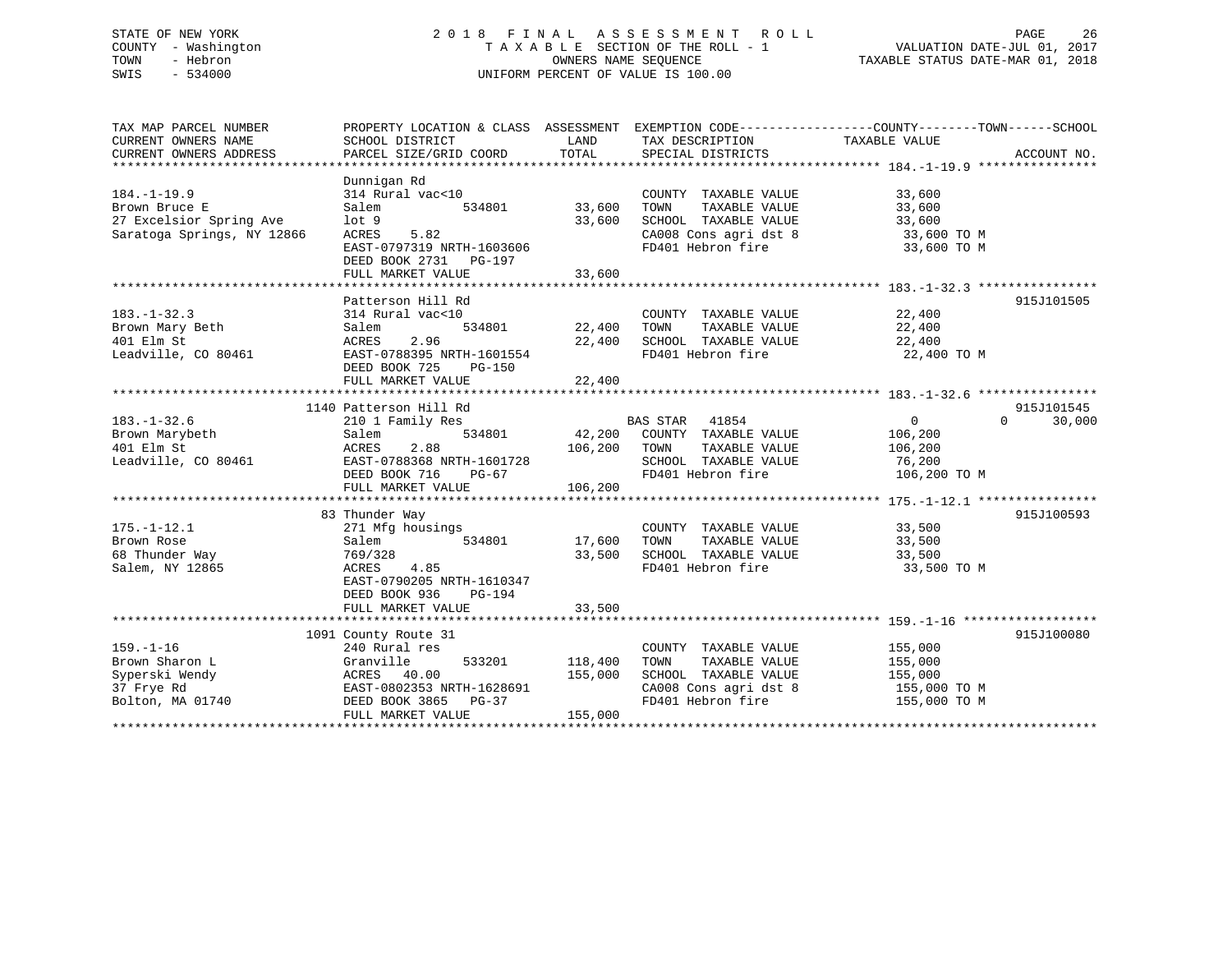STATE OF NEW YORK
COUNTY - Washington
TOWN - Hebron
SWIS - 534000

2 0 1 8 F I N A L A S S E S S M E N T R O L L
T A X A B L E SECTION OF THE ROLL - 1
OWNERS NAME SEQUENCE
UNIFORM PERCENT OF VALUE IS 100.00

VALUATION DATE-JUL 01, 2017
TAXABLE STATUS DATE-MAR 01, 2018

| TAX MAP PARCEL NUMBER / CURRENT OWNERS NAME / CURRENT OWNERS ADDRESS | PROPERTY LOCATION & CLASS / SCHOOL DISTRICT / PARCEL SIZE/GRID COORD | ASSESSMENT LAND | TOTAL | EXEMPTION CODE / TAX DESCRIPTION / SPECIAL DISTRICTS | COUNTY / TOWN / SCHOOL TAXABLE VALUE | ACCOUNT NO. |
|---|---|---|---|---|---|---|
| **184.-1-19.9** | Dunnigan Rd | | | | | |
| 184.-1-19.9 | 314 Rural vac<10 | | | COUNTY TAXABLE VALUE | 33,600 | |
| Brown Bruce E | Salem 534801 | 33,600 | | TOWN TAXABLE VALUE | 33,600 | |
| 27 Excelsior Spring Ave | lot 9 | | 33,600 | SCHOOL TAXABLE VALUE | 33,600 | |
| Saratoga Springs, NY 12866 | ACRES 5.82 | | | CA008 Cons agri dst 8 | 33,600 TO M | |
| | EAST-0797319 NRTH-1603606 | | | FD401 Hebron fire | 33,600 TO M | |
| | DEED BOOK 2731 PG-197 | | | | | |
| | FULL MARKET VALUE | | 33,600 | | | |
| **183.-1-32.3** | Patterson Hill Rd | | | | | 915J101505 |
| 183.-1-32.3 | 314 Rural vac<10 | | | COUNTY TAXABLE VALUE | 22,400 | |
| Brown Mary Beth | Salem 534801 | 22,400 | | TOWN TAXABLE VALUE | 22,400 | |
| 401 Elm St | ACRES 2.96 | | 22,400 | SCHOOL TAXABLE VALUE | 22,400 | |
| Leadville, CO 80461 | EAST-0788395 NRTH-1601554 | | | FD401 Hebron fire | 22,400 TO M | |
| | DEED BOOK 725 PG-150 | | | | | |
| | FULL MARKET VALUE | | 22,400 | | | |
| **183.-1-32.6** | 1140 Patterson Hill Rd | | | | | 915J101545 |
| 183.-1-32.6 | 210 1 Family Res | | | BAS STAR 41854 | 0 / 0 / 30,000 | |
| Brown Marybeth | Salem 534801 | 42,200 | | COUNTY TAXABLE VALUE | 106,200 | |
| 401 Elm St | ACRES 2.88 | | 106,200 | TOWN TAXABLE VALUE | 106,200 | |
| Leadville, CO 80461 | EAST-0788368 NRTH-1601728 | | | SCHOOL TAXABLE VALUE | 76,200 | |
| | DEED BOOK 716 PG-67 | | | FD401 Hebron fire | 106,200 TO M | |
| | FULL MARKET VALUE | | 106,200 | | | |
| **175.-1-12.1** | 83 Thunder Way | | | | | 915J100593 |
| 175.-1-12.1 | 271 Mfg housings | | | COUNTY TAXABLE VALUE | 33,500 | |
| Brown Rose | Salem 534801 | 17,600 | | TOWN TAXABLE VALUE | 33,500 | |
| 68 Thunder Way | 769/328 | | 33,500 | SCHOOL TAXABLE VALUE | 33,500 | |
| Salem, NY 12865 | ACRES 4.85 | | | FD401 Hebron fire | 33,500 TO M | |
| | EAST-0790205 NRTH-1610347 | | | | | |
| | DEED BOOK 936 PG-194 | | | | | |
| | FULL MARKET VALUE | | 33,500 | | | |
| **159.-1-16** | 1091 County Route 31 | | | | | 915J100080 |
| 159.-1-16 | 240 Rural res | | | COUNTY TAXABLE VALUE | 155,000 | |
| Brown Sharon L | Granville 533201 | 118,400 | | TOWN TAXABLE VALUE | 155,000 | |
| Syperski Wendy | ACRES 40.00 | | 155,000 | SCHOOL TAXABLE VALUE | 155,000 | |
| 37 Frye Rd | EAST-0802353 NRTH-1628691 | | | CA008 Cons agri dst 8 | 155,000 TO M | |
| Bolton, MA 01740 | DEED BOOK 3865 PG-37 | | | FD401 Hebron fire | 155,000 TO M | |
| | FULL MARKET VALUE | | 155,000 | | | |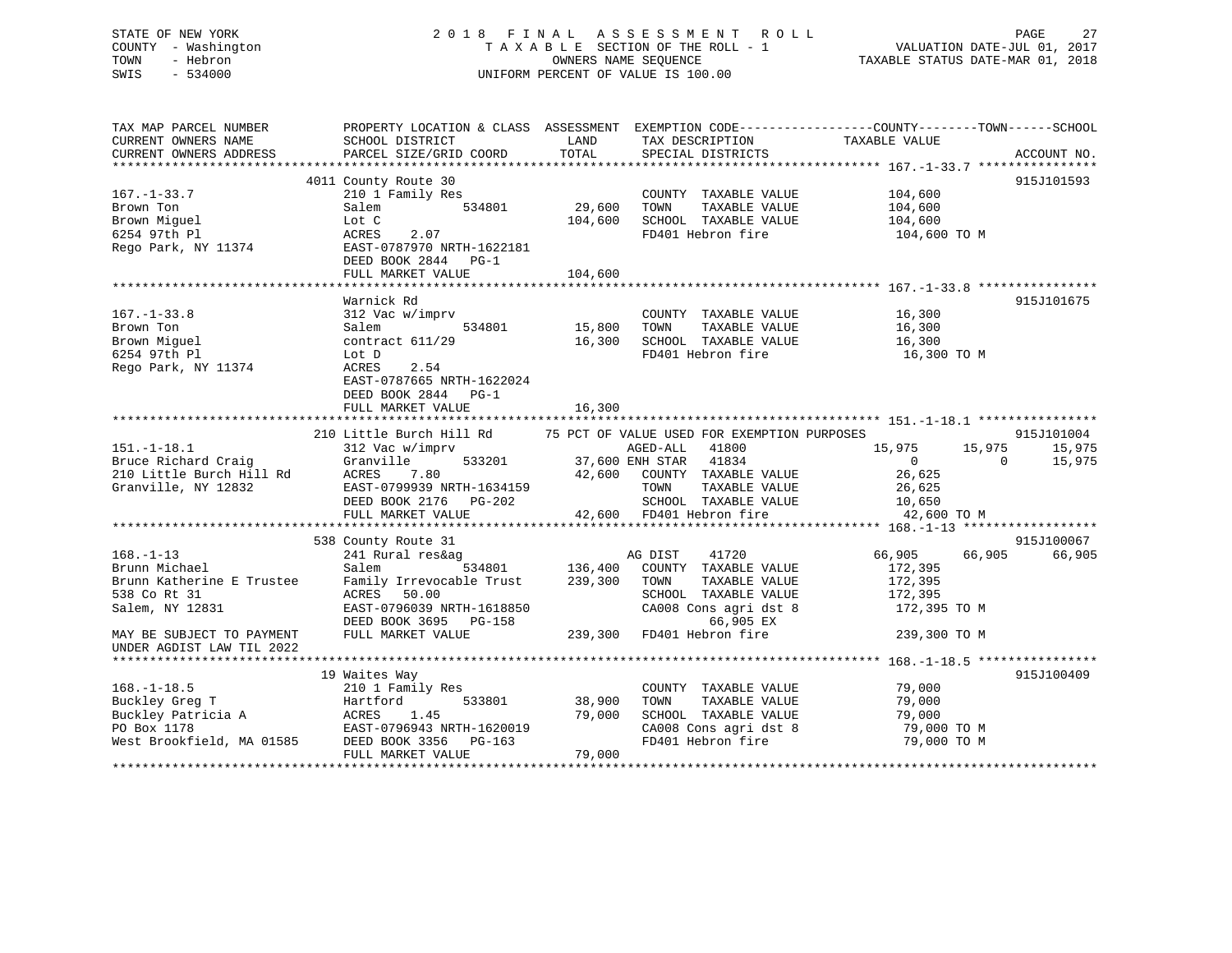STATE OF NEW YORK
COUNTY - Washington
TOWN - Hebron
SWIS - 534000

# 2018 FINAL ASSESSMENT ROLL
TAXABLE SECTION OF THE ROLL - 1
OWNERS NAME SEQUENCE
UNIFORM PERCENT OF VALUE IS 100.00

VALUATION DATE-JUL 01, 2017
TAXABLE STATUS DATE-MAR 01, 2018

```
TAX MAP PARCEL NUMBER          PROPERTY LOCATION & CLASS  ASSESSMENT  EXEMPTION CODE-----------------COUNTY--------TOWN------SCHOOL
CURRENT OWNERS NAME            SCHOOL DISTRICT               LAND      TAX DESCRIPTION             TAXABLE VALUE
CURRENT OWNERS ADDRESS         PARCEL SIZE/GRID COORD       TOTAL      SPECIAL DISTRICTS                                     ACCOUNT NO.
******************************************************************************************************* 167.-1-33.7 ****************
                          4011 County Route 30                                                                           915J101593
167.-1-33.7                    210 1 Family Res                        COUNTY  TAXABLE VALUE            104,600
Brown Ton                      Salem          534801        29,600     TOWN    TAXABLE VALUE            104,600
Brown Miguel                   Lot C                       104,600     SCHOOL  TAXABLE VALUE            104,600
6254 97th Pl                   ACRES    2.07                           FD401 Hebron fire                 104,600 TO M
Rego Park, NY 11374            EAST-0787970 NRTH-1622181
                               DEED BOOK 2844   PG-1
                               FULL MARKET VALUE           104,600
******************************************************************************************************* 167.-1-33.8 ****************
                               Warnick Rd                                                                                915J101675
167.-1-33.8                    312 Vac w/imprv                         COUNTY  TAXABLE VALUE             16,300
Brown Ton                      Salem          534801        15,800     TOWN    TAXABLE VALUE             16,300
Brown Miguel                   contract 611/29              16,300     SCHOOL  TAXABLE VALUE             16,300
6254 97th Pl                   Lot D                                   FD401 Hebron fire                  16,300 TO M
Rego Park, NY 11374            ACRES    2.54
                               EAST-0787665 NRTH-1622024
                               DEED BOOK 2844   PG-1
                               FULL MARKET VALUE            16,300
******************************************************************************************************* 151.-1-18.1 ****************
                          210 Little Burch Hill Rd      75 PCT OF VALUE USED FOR EXEMPTION PURPOSES                      915J101004
151.-1-18.1                    312 Vac w/imprv                         AGED-ALL    41800            15,975      15,975      15,975
Bruce Richard Craig            Granville      533201        37,600 ENH STAR    41834                 0           0      15,975
210 Little Burch Hill Rd       ACRES    7.80                42,600     COUNTY  TAXABLE VALUE             26,625
Granville, NY 12832            EAST-0799939 NRTH-1634159               TOWN    TAXABLE VALUE             26,625
                               DEED BOOK 2176   PG-202                 SCHOOL  TAXABLE VALUE             10,650
                               FULL MARKET VALUE            42,600     FD401 Hebron fire                  42,600 TO M
******************************************************************************************************* 168.-1-13 ******************
                          538 County Route 31                                                                            915J100067
168.-1-13                      241 Rural res&ag                        AG DIST     41720            66,905      66,905      66,905
Brunn Michael                  Salem          534801       136,400     COUNTY  TAXABLE VALUE            172,395
Brunn Katherine E Trustee      Family Irrevocable Trust    239,300     TOWN    TAXABLE VALUE            172,395
538 Co Rt 31                   ACRES   50.00                           SCHOOL  TAXABLE VALUE            172,395
Salem, NY 12831                EAST-0796039 NRTH-1618850               CA008 Cons agri dst 8             172,395 TO M
                               DEED BOOK 3695   PG-158                        66,905 EX
MAY BE SUBJECT TO PAYMENT      FULL MARKET VALUE           239,300     FD401 Hebron fire                 239,300 TO M
UNDER AGDIST LAW TIL 2022
******************************************************************************************************* 168.-1-18.5 ****************
                          19 Waites Way                                                                                  915J100409
168.-1-18.5                    210 1 Family Res                        COUNTY  TAXABLE VALUE             79,000
Buckley Greg T                 Hartford       533801        38,900     TOWN    TAXABLE VALUE             79,000
Buckley Patricia A             ACRES    1.45                79,000     SCHOOL  TAXABLE VALUE             79,000
PO Box 1178                    EAST-0796943 NRTH-1620019               CA008 Cons agri dst 8              79,000 TO M
West Brookfield, MA 01585      DEED BOOK 3356   PG-163                 FD401 Hebron fire                  79,000 TO M
                               FULL MARKET VALUE            79,000
************************************************************************************************************************************
```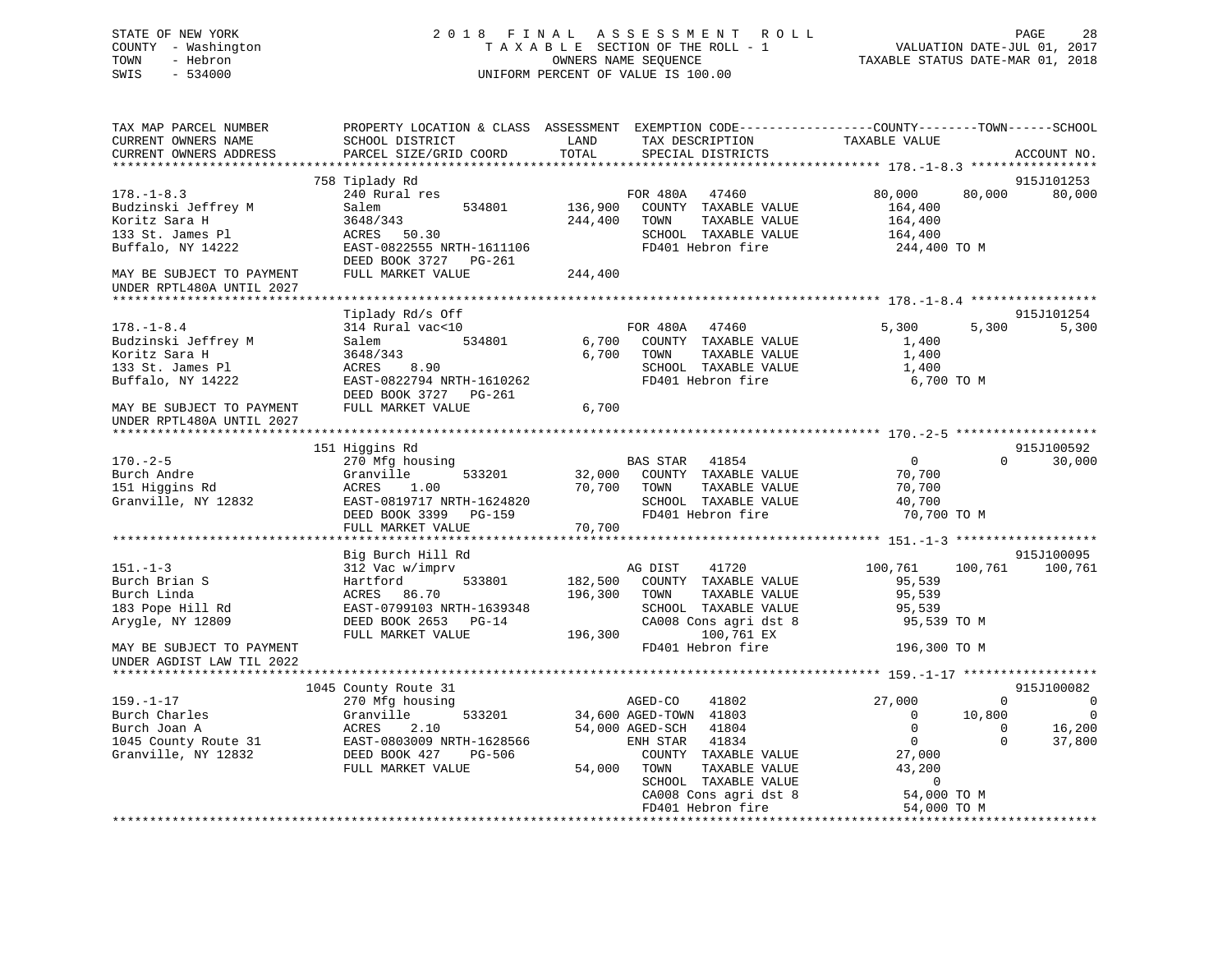STATE OF NEW YORK | 2018 FINAL ASSESSMENT ROLL | VALUATION DATE-JUL 01, 2017
COUNTY - Washington | TAXABLE SECTION OF THE ROLL - 1 | TAXABLE STATUS DATE-MAR 01, 2018
TOWN - Hebron | OWNERS NAME SEQUENCE
SWIS - 534000 | UNIFORM PERCENT OF VALUE IS 100.00

| TAX MAP PARCEL NUMBER / CURRENT OWNERS NAME / CURRENT OWNERS ADDRESS | PROPERTY LOCATION & CLASS / SCHOOL DISTRICT / PARCEL SIZE/GRID COORD | ASSESSMENT LAND / TOTAL | EXEMPTION CODE / TAX DESCRIPTION / SPECIAL DISTRICTS | COUNTY TAXABLE VALUE | TOWN | SCHOOL / ACCOUNT NO. |
|---|---|---|---|---|---|---|
| **178.-1-8.3** | 758 Tiplady Rd | | | | | 915J101253 |
| 178.-1-8.3 | 240 Rural res | | FOR 480A 47460 | 80,000 | 80,000 | 80,000 |
| Budzinski Jeffrey M | Salem 534801 | 136,900 | COUNTY TAXABLE VALUE | 164,400 | | |
| Koritz Sara H | 3648/343 | 244,400 | TOWN TAXABLE VALUE | 164,400 | | |
| 133 St. James Pl | ACRES 50.30 | | SCHOOL TAXABLE VALUE | 164,400 | | |
| Buffalo, NY 14222 | EAST-0822555 NRTH-1611106 | | FD401 Hebron fire | 244,400 TO M | | |
| | DEED BOOK 3727 PG-261 | | | | | |
| MAY BE SUBJECT TO PAYMENT UNDER RPTL480A UNTIL 2027 | FULL MARKET VALUE | 244,400 | | | | |
| **178.-1-8.4** | Tiplady Rd/s Off | | | | | 915J101254 |
| 178.-1-8.4 | 314 Rural vac<10 | | FOR 480A 47460 | 5,300 | 5,300 | 5,300 |
| Budzinski Jeffrey M | Salem 534801 | 6,700 | COUNTY TAXABLE VALUE | 1,400 | | |
| Koritz Sara H | 3648/343 | 6,700 | TOWN TAXABLE VALUE | 1,400 | | |
| 133 St. James Pl | ACRES 8.90 | | SCHOOL TAXABLE VALUE | 1,400 | | |
| Buffalo, NY 14222 | EAST-0822794 NRTH-1610262 | | FD401 Hebron fire | 6,700 TO M | | |
| | DEED BOOK 3727 PG-261 | | | | | |
| MAY BE SUBJECT TO PAYMENT UNDER RPTL480A UNTIL 2027 | FULL MARKET VALUE | 6,700 | | | | |
| **170.-2-5** | 151 Higgins Rd | | | | | 915J100592 |
| 170.-2-5 | 270 Mfg housing | | BAS STAR 41854 | 0 | 0 | 30,000 |
| Burch Andre | Granville 533201 | 32,000 | COUNTY TAXABLE VALUE | 70,700 | | |
| 151 Higgins Rd | ACRES 1.00 | 70,700 | TOWN TAXABLE VALUE | 70,700 | | |
| Granville, NY 12832 | EAST-0819717 NRTH-1624820 | | SCHOOL TAXABLE VALUE | 40,700 | | |
| | DEED BOOK 3399 PG-159 | | FD401 Hebron fire | 70,700 TO M | | |
| | FULL MARKET VALUE | 70,700 | | | | |
| **151.-1-3** | Big Burch Hill Rd | | | | | 915J100095 |
| 151.-1-3 | 312 Vac w/imprv | | AG DIST 41720 | 100,761 | 100,761 | 100,761 |
| Burch Brian S | Hartford 533801 | 182,500 | COUNTY TAXABLE VALUE | 95,539 | | |
| Burch Linda | ACRES 86.70 | 196,300 | TOWN TAXABLE VALUE | 95,539 | | |
| 183 Pope Hill Rd | EAST-0799103 NRTH-1639348 | | SCHOOL TAXABLE VALUE | 95,539 | | |
| Arygle, NY 12809 | DEED BOOK 2653 PG-14 | | CA008 Cons agri dst 8 | 95,539 TO M | | |
| | FULL MARKET VALUE | 196,300 | 100,761 EX | | | |
| MAY BE SUBJECT TO PAYMENT UNDER AGDIST LAW TIL 2022 | | | FD401 Hebron fire | 196,300 TO M | | |
| **159.-1-17** | 1045 County Route 31 | | | | | 915J100082 |
| 159.-1-17 | 270 Mfg housing | | AGED-CO 41802 | 27,000 | 0 | 0 |
| Burch Charles | Granville 533201 | 34,600 | AGED-TOWN 41803 | 0 | 10,800 | 0 |
| Burch Joan A | ACRES 2.10 | 54,000 | AGED-SCH 41804 | 0 | 0 | 16,200 |
| 1045 County Route 31 | EAST-0803009 NRTH-1628566 | | ENH STAR 41834 | 0 | 0 | 37,800 |
| Granville, NY 12832 | DEED BOOK 427 PG-506 | | COUNTY TAXABLE VALUE | 27,000 | | |
| | FULL MARKET VALUE | 54,000 | TOWN TAXABLE VALUE | 43,200 | | |
| | | | SCHOOL TAXABLE VALUE | 0 | | |
| | | | CA008 Cons agri dst 8 | 54,000 TO M | | |
| | | | FD401 Hebron fire | 54,000 TO M | | |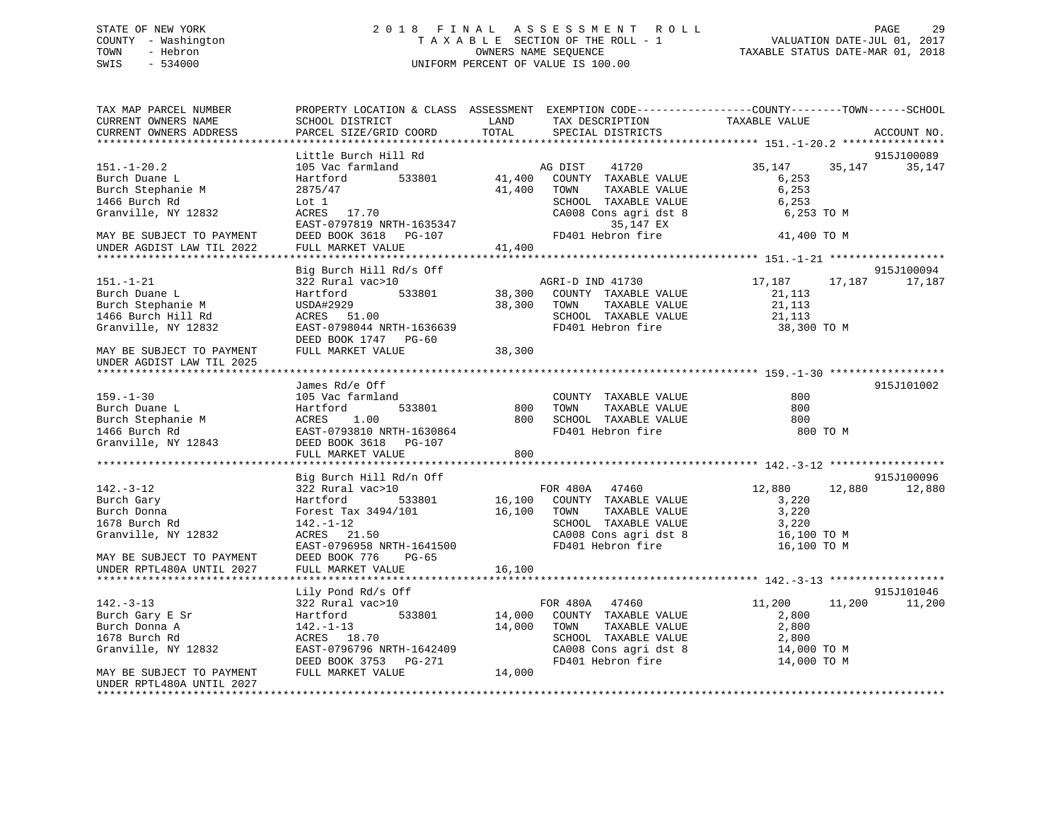STATE OF NEW YORK
COUNTY - Washington
TOWN - Hebron
SWIS - 534000

# 2018 FINAL ASSESSMENT ROLL

TAXABLE SECTION OF THE ROLL - 1
OWNERS NAME SEQUENCE
UNIFORM PERCENT OF VALUE IS 100.00

VALUATION DATE-JUL 01, 2017
TAXABLE STATUS DATE-MAR 01, 2018

| TAX MAP PARCEL NUMBER / CURRENT OWNERS NAME / CURRENT OWNERS ADDRESS | PROPERTY LOCATION & CLASS / SCHOOL DISTRICT / PARCEL SIZE/GRID COORD | ASSESSMENT LAND | TOTAL | EXEMPTION CODE / TAX DESCRIPTION / SPECIAL DISTRICTS | COUNTY TAXABLE VALUE | TOWN | SCHOOL | ACCOUNT NO. |
|---|---|---|---|---|---|---|---|---|
| **151.-1-20.2** | Little Burch Hill Rd | | | | | | | 915J100089 |
| 151.-1-20.2 | 105 Vac farmland | | | AG DIST 41720 | 35,147 | 35,147 | 35,147 | |
| Burch Duane L | Hartford 533801 | 41,400 | | COUNTY TAXABLE VALUE | 6,253 | | | |
| Burch Stephanie M | 2875/47 | | 41,400 | TOWN TAXABLE VALUE | 6,253 | | | |
| 1466 Burch Rd | Lot 1 | | | SCHOOL TAXABLE VALUE | 6,253 | | | |
| Granville, NY 12832 | ACRES 17.70 | | | CA008 Cons agri dst 8 | 6,253 TO M | | | |
| | EAST-0797819 NRTH-1635347 | | | 35,147 EX | | | | |
| MAY BE SUBJECT TO PAYMENT | DEED BOOK 3618 PG-107 | | | FD401 Hebron fire | 41,400 TO M | | | |
| UNDER AGDIST LAW TIL 2022 | FULL MARKET VALUE | | 41,400 | | | | | |
| **151.-1-21** | Big Burch Hill Rd/s Off | | | | | | | 915J100094 |
| 151.-1-21 | 322 Rural vac>10 | | | AGRI-D IND 41730 | 17,187 | 17,187 | 17,187 | |
| Burch Duane L | Hartford 533801 | 38,300 | | COUNTY TAXABLE VALUE | 21,113 | | | |
| Burch Stephanie M | USDA#2929 | | 38,300 | TOWN TAXABLE VALUE | 21,113 | | | |
| 1466 Burch Hill Rd | ACRES 51.00 | | | SCHOOL TAXABLE VALUE | 21,113 | | | |
| Granville, NY 12832 | EAST-0798044 NRTH-1636639 | | | FD401 Hebron fire | 38,300 TO M | | | |
| | DEED BOOK 1747 PG-60 | | | | | | | |
| MAY BE SUBJECT TO PAYMENT | FULL MARKET VALUE | | 38,300 | | | | | |
| UNDER AGDIST LAW TIL 2025 | | | | | | | | |
| **159.-1-30** | James Rd/e Off | | | | | | | 915J101002 |
| 159.-1-30 | 105 Vac farmland | | | COUNTY TAXABLE VALUE | 800 | | | |
| Burch Duane L | Hartford 533801 | 800 | | TOWN TAXABLE VALUE | 800 | | | |
| Burch Stephanie M | ACRES 1.00 | | 800 | SCHOOL TAXABLE VALUE | 800 | | | |
| 1466 Burch Rd | EAST-0793810 NRTH-1630864 | | | FD401 Hebron fire | 800 TO M | | | |
| Granville, NY 12843 | DEED BOOK 3618 PG-107 | | | | | | | |
| | FULL MARKET VALUE | | 800 | | | | | |
| **142.-3-12** | Big Burch Hill Rd/n Off | | | | | | | 915J100096 |
| 142.-3-12 | 322 Rural vac>10 | | | FOR 480A 47460 | 12,880 | 12,880 | 12,880 | |
| Burch Gary | Hartford 533801 | 16,100 | | COUNTY TAXABLE VALUE | 3,220 | | | |
| Burch Donna | Forest Tax 3494/101 | | 16,100 | TOWN TAXABLE VALUE | 3,220 | | | |
| 1678 Burch Rd | 142.-1-12 | | | SCHOOL TAXABLE VALUE | 3,220 | | | |
| Granville, NY 12832 | ACRES 21.50 | | | CA008 Cons agri dst 8 | 16,100 TO M | | | |
| | EAST-0796958 NRTH-1641500 | | | FD401 Hebron fire | 16,100 TO M | | | |
| MAY BE SUBJECT TO PAYMENT | DEED BOOK 776 PG-65 | | | | | | | |
| UNDER RPTL480A UNTIL 2027 | FULL MARKET VALUE | | 16,100 | | | | | |
| **142.-3-13** | Lily Pond Rd/s Off | | | | | | | 915J101046 |
| 142.-3-13 | 322 Rural vac>10 | | | FOR 480A 47460 | 11,200 | 11,200 | 11,200 | |
| Burch Gary E Sr | Hartford 533801 | 14,000 | | COUNTY TAXABLE VALUE | 2,800 | | | |
| Burch Donna A | 142.-1-13 | | 14,000 | TOWN TAXABLE VALUE | 2,800 | | | |
| 1678 Burch Rd | ACRES 18.70 | | | SCHOOL TAXABLE VALUE | 2,800 | | | |
| Granville, NY 12832 | EAST-0796796 NRTH-1642409 | | | CA008 Cons agri dst 8 | 14,000 TO M | | | |
| | DEED BOOK 3753 PG-271 | | | FD401 Hebron fire | 14,000 TO M | | | |
| MAY BE SUBJECT TO PAYMENT | FULL MARKET VALUE | | 14,000 | | | | | |
| UNDER RPTL480A UNTIL 2027 | | | | | | | | |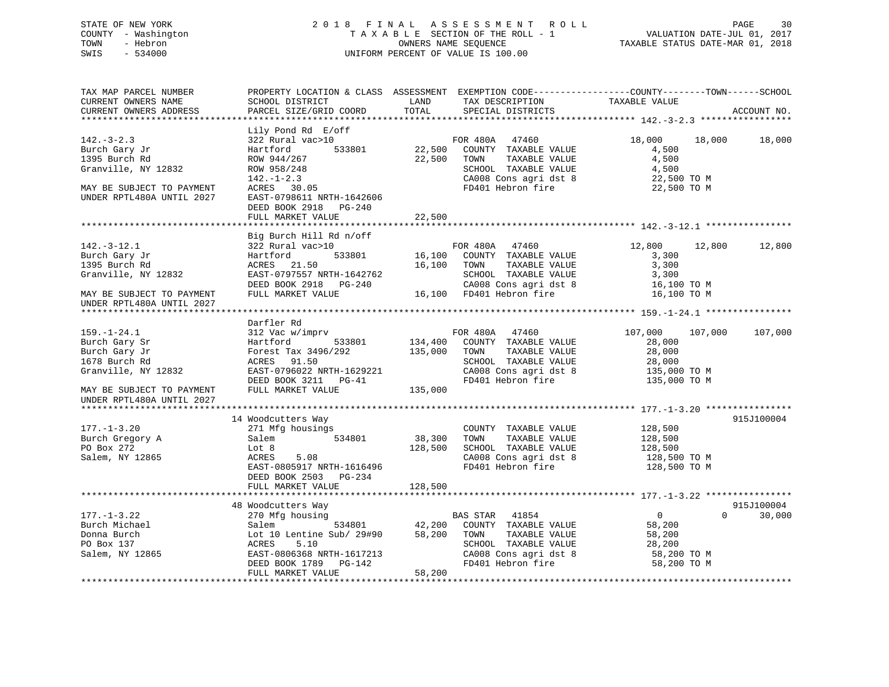STATE OF NEW YORK
COUNTY - Washington
TOWN - Hebron
SWIS - 534000

2018 FINAL ASSESSMENT ROLL
TAXABLE SECTION OF THE ROLL - 1
OWNERS NAME SEQUENCE
UNIFORM PERCENT OF VALUE IS 100.00

VALUATION DATE-JUL 01, 2017
TAXABLE STATUS DATE-MAR 01, 2018

| TAX MAP PARCEL NUMBER / CURRENT OWNERS NAME / CURRENT OWNERS ADDRESS | PROPERTY LOCATION & CLASS / SCHOOL DISTRICT / PARCEL SIZE/GRID COORD | ASSESSMENT LAND | TOTAL | EXEMPTION CODE / TAX DESCRIPTION / SPECIAL DISTRICTS | COUNTY TAXABLE VALUE | TOWN | SCHOOL | ACCOUNT NO. |
|---|---|---|---|---|---|---|---|---|
| **142.-3-2.3** | Lily Pond Rd E/off | | | | | | | |
| 142.-3-2.3 | 322 Rural vac>10 | | | FOR 480A 47460 | 18,000 | 18,000 | 18,000 | |
| Burch Gary Jr | Hartford 533801 | 22,500 | | COUNTY TAXABLE VALUE | 4,500 | | | |
| 1395 Burch Rd | ROW 944/267 | | 22,500 | TOWN TAXABLE VALUE | 4,500 | | | |
| Granville, NY 12832 | ROW 958/248 | | | SCHOOL TAXABLE VALUE | 4,500 | | | |
| | 142.-1-2.3 | | | CA008 Cons agri dst 8 | 22,500 TO M | | | |
| MAY BE SUBJECT TO PAYMENT | ACRES 30.05 | | | FD401 Hebron fire | 22,500 TO M | | | |
| UNDER RPTL480A UNTIL 2027 | EAST-0798611 NRTH-1642606 | | | | | | | |
| | DEED BOOK 2918 PG-240 | | | | | | | |
| | FULL MARKET VALUE | | 22,500 | | | | | |
| **142.-3-12.1** | Big Burch Hill Rd n/off | | | | | | | |
| 142.-3-12.1 | 322 Rural vac>10 | | | FOR 480A 47460 | 12,800 | 12,800 | 12,800 | |
| Burch Gary Jr | Hartford 533801 | 16,100 | | COUNTY TAXABLE VALUE | 3,300 | | | |
| 1395 Burch Rd | ACRES 21.50 | | 16,100 | TOWN TAXABLE VALUE | 3,300 | | | |
| Granville, NY 12832 | EAST-0797557 NRTH-1642762 | | | SCHOOL TAXABLE VALUE | 3,300 | | | |
| | DEED BOOK 2918 PG-240 | | | CA008 Cons agri dst 8 | 16,100 TO M | | | |
| MAY BE SUBJECT TO PAYMENT | FULL MARKET VALUE | | 16,100 | FD401 Hebron fire | 16,100 TO M | | | |
| UNDER RPTL480A UNTIL 2027 | | | | | | | | |
| **159.-1-24.1** | Darfler Rd | | | | | | | |
| 159.-1-24.1 | 312 Vac w/imprv | | | FOR 480A 47460 | 107,000 | 107,000 | 107,000 | |
| Burch Gary Sr | Hartford 533801 | 134,400 | | COUNTY TAXABLE VALUE | 28,000 | | | |
| Burch Gary Jr | Forest Tax 3496/292 | | 135,000 | TOWN TAXABLE VALUE | 28,000 | | | |
| 1678 Burch Rd | ACRES 91.50 | | | SCHOOL TAXABLE VALUE | 28,000 | | | |
| Granville, NY 12832 | EAST-0796022 NRTH-1629221 | | | CA008 Cons agri dst 8 | 135,000 TO M | | | |
| | DEED BOOK 3211 PG-41 | | | FD401 Hebron fire | 135,000 TO M | | | |
| MAY BE SUBJECT TO PAYMENT | FULL MARKET VALUE | | 135,000 | | | | | |
| UNDER RPTL480A UNTIL 2027 | | | | | | | | |
| **177.-1-3.20** | 14 Woodcutters Way | | | | | | | 915J100004 |
| 177.-1-3.20 | 271 Mfg housings | | | COUNTY TAXABLE VALUE | 128,500 | | | |
| Burch Gregory A | Salem 534801 | 38,300 | | TOWN TAXABLE VALUE | 128,500 | | | |
| PO Box 272 | Lot 8 | | 128,500 | SCHOOL TAXABLE VALUE | 128,500 | | | |
| Salem, NY 12865 | ACRES 5.08 | | | CA008 Cons agri dst 8 | 128,500 TO M | | | |
| | EAST-0805917 NRTH-1616496 | | | FD401 Hebron fire | 128,500 TO M | | | |
| | DEED BOOK 2503 PG-234 | | | | | | | |
| | FULL MARKET VALUE | | 128,500 | | | | | |
| **177.-1-3.22** | 48 Woodcutters Way | | | | | | | 915J100004 |
| 177.-1-3.22 | 270 Mfg housing | | | BAS STAR 41854 | 0 | 0 | 30,000 | |
| Burch Michael | Salem 534801 | 42,200 | | COUNTY TAXABLE VALUE | 58,200 | | | |
| Donna Burch | Lot 10 Lentine Sub/ 29#90 | | 58,200 | TOWN TAXABLE VALUE | 58,200 | | | |
| PO Box 137 | ACRES 5.10 | | | SCHOOL TAXABLE VALUE | 28,200 | | | |
| Salem, NY 12865 | EAST-0806368 NRTH-1617213 | | | CA008 Cons agri dst 8 | 58,200 TO M | | | |
| | DEED BOOK 1789 PG-142 | | | FD401 Hebron fire | 58,200 TO M | | | |
| | FULL MARKET VALUE | | 58,200 | | | | | |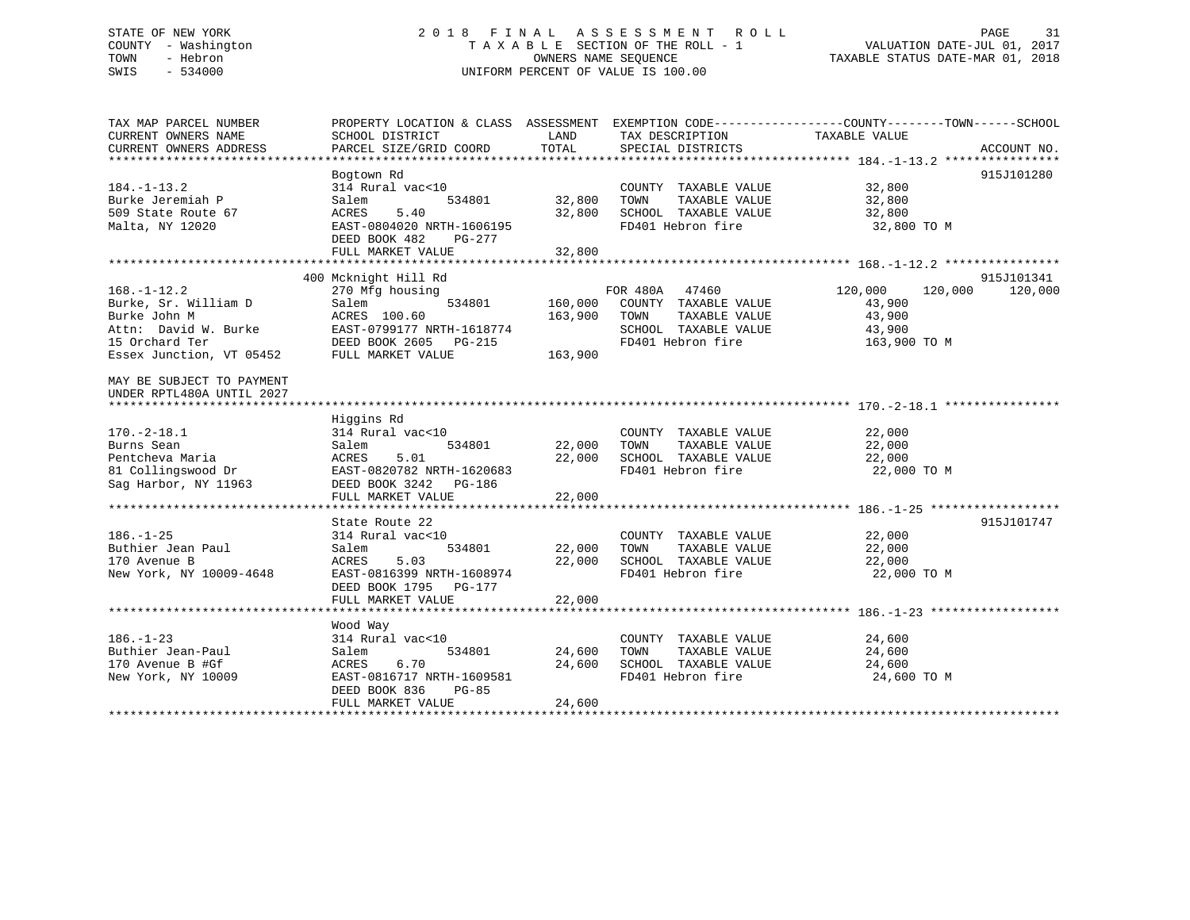STATE OF NEW YORK
COUNTY - Washington
TOWN - Hebron
SWIS - 534000

# 2018 FINAL ASSESSMENT ROLL
TAXABLE SECTION OF THE ROLL - 1
OWNERS NAME SEQUENCE
UNIFORM PERCENT OF VALUE IS 100.00

VALUATION DATE-JUL 01, 2017
TAXABLE STATUS DATE-MAR 01, 2018

| TAX MAP PARCEL NUMBER / CURRENT OWNERS NAME / CURRENT OWNERS ADDRESS | PROPERTY LOCATION & CLASS / SCHOOL DISTRICT / PARCEL SIZE/GRID COORD | ASSESSMENT LAND / TOTAL | EXEMPTION CODE / TAX DESCRIPTION / SPECIAL DISTRICTS | COUNTY / TAXABLE VALUE | TOWN | SCHOOL / ACCOUNT NO. |
|---|---|---|---|---|---|---|
| **184.-1-13.2** | Bogtown Rd | | | | | 915J101280 |
| 184.-1-13.2 | 314 Rural vac<10 | | COUNTY TAXABLE VALUE | 32,800 | | |
| Burke Jeremiah P | Salem 534801 | 32,800 | TOWN TAXABLE VALUE | 32,800 | | |
| 509 State Route 67 | ACRES 5.40 | 32,800 | SCHOOL TAXABLE VALUE | 32,800 | | |
| Malta, NY 12020 | EAST-0804020 NRTH-1606195 | | FD401 Hebron fire | 32,800 TO M | | |
| | DEED BOOK 482 PG-277 | | | | | |
| | FULL MARKET VALUE | 32,800 | | | | |
| **168.-1-12.2** | 400 Mcknight Hill Rd | | | | | 915J101341 |
| 168.-1-12.2 | 270 Mfg housing | | FOR 480A 47460 | 120,000 | 120,000 | 120,000 |
| Burke, Sr. William D | Salem 534801 | 160,000 | COUNTY TAXABLE VALUE | 43,900 | | |
| Burke John M | ACRES 100.60 | 163,900 | TOWN TAXABLE VALUE | 43,900 | | |
| Attn: David W. Burke | EAST-0799177 NRTH-1618774 | | SCHOOL TAXABLE VALUE | 43,900 | | |
| 15 Orchard Ter | DEED BOOK 2605 PG-215 | | FD401 Hebron fire | 163,900 TO M | | |
| Essex Junction, VT 05452 | FULL MARKET VALUE | 163,900 | | | | |
| MAY BE SUBJECT TO PAYMENT UNDER RPTL480A UNTIL 2027 | | | | | | |
| **170.-2-18.1** | Higgins Rd | | | | | |
| 170.-2-18.1 | 314 Rural vac<10 | | COUNTY TAXABLE VALUE | 22,000 | | |
| Burns Sean | Salem 534801 | 22,000 | TOWN TAXABLE VALUE | 22,000 | | |
| Pentcheva Maria | ACRES 5.01 | 22,000 | SCHOOL TAXABLE VALUE | 22,000 | | |
| 81 Collingswood Dr | EAST-0820782 NRTH-1620683 | | FD401 Hebron fire | 22,000 TO M | | |
| Sag Harbor, NY 11963 | DEED BOOK 3242 PG-186 | | | | | |
| | FULL MARKET VALUE | 22,000 | | | | |
| **186.-1-25** | State Route 22 | | | | | 915J101747 |
| 186.-1-25 | 314 Rural vac<10 | | COUNTY TAXABLE VALUE | 22,000 | | |
| Buthier Jean Paul | Salem 534801 | 22,000 | TOWN TAXABLE VALUE | 22,000 | | |
| 170 Avenue B | ACRES 5.03 | 22,000 | SCHOOL TAXABLE VALUE | 22,000 | | |
| New York, NY 10009-4648 | EAST-0816399 NRTH-1608974 | | FD401 Hebron fire | 22,000 TO M | | |
| | DEED BOOK 1795 PG-177 | | | | | |
| | FULL MARKET VALUE | 22,000 | | | | |
| **186.-1-23** | Wood Way | | | | | |
| 186.-1-23 | 314 Rural vac<10 | | COUNTY TAXABLE VALUE | 24,600 | | |
| Buthier Jean-Paul | Salem 534801 | 24,600 | TOWN TAXABLE VALUE | 24,600 | | |
| 170 Avenue B #Gf | ACRES 6.70 | 24,600 | SCHOOL TAXABLE VALUE | 24,600 | | |
| New York, NY 10009 | EAST-0816717 NRTH-1609581 | | FD401 Hebron fire | 24,600 TO M | | |
| | DEED BOOK 836 PG-85 | | | | | |
| | FULL MARKET VALUE | 24,600 | | | | |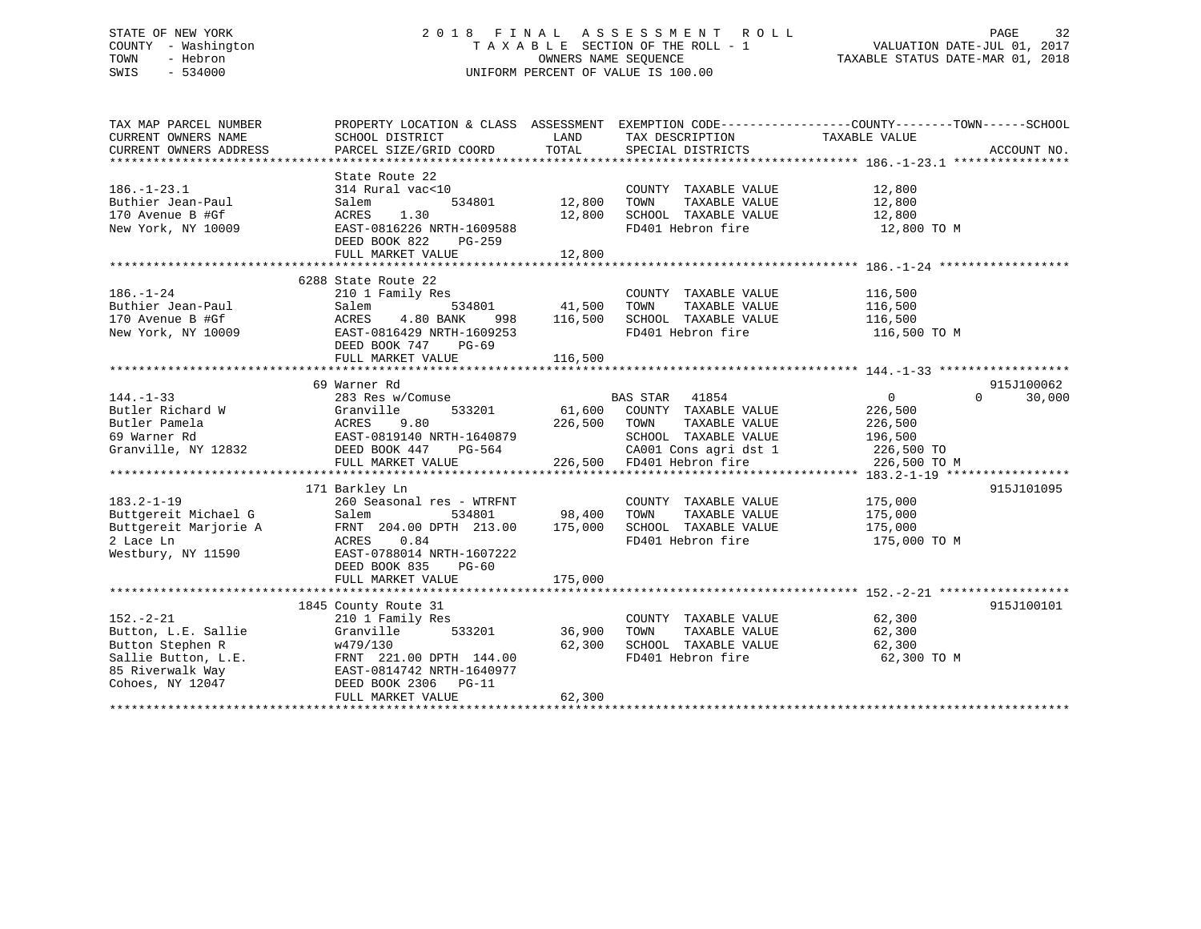STATE OF NEW YORK
COUNTY - Washington
TOWN - Hebron
SWIS - 534000

# 2018 FINAL ASSESSMENT ROLL
TAXABLE SECTION OF THE ROLL - 1
OWNERS NAME SEQUENCE
UNIFORM PERCENT OF VALUE IS 100.00

VALUATION DATE-JUL 01, 2017
TAXABLE STATUS DATE-MAR 01, 2018

| TAX MAP PARCEL NUMBER / CURRENT OWNERS NAME / CURRENT OWNERS ADDRESS | PROPERTY LOCATION & CLASS / SCHOOL DISTRICT / PARCEL SIZE/GRID COORD | ASSESSMENT LAND / TOTAL | EXEMPTION CODE / TAX DESCRIPTION / SPECIAL DISTRICTS | COUNTY / TOWN / SCHOOL TAXABLE VALUE | ACCOUNT NO. |
|---|---|---|---|---|---|
| 186.-1-23.1 | State Route 22 | | | | |
| 186.-1-23.1 | 314 Rural vac<10 | | COUNTY TAXABLE VALUE | 12,800 | |
| Buthier Jean-Paul | Salem 534801 | 12,800 | TOWN TAXABLE VALUE | 12,800 | |
| 170 Avenue B #Gf | ACRES 1.30 | 12,800 | SCHOOL TAXABLE VALUE | 12,800 | |
| New York, NY 10009 | EAST-0816226 NRTH-1609588 | | FD401 Hebron fire | 12,800 TO M | |
| | DEED BOOK 822 PG-259 | | | | |
| | FULL MARKET VALUE | 12,800 | | | |
| 186.-1-24 | 6288 State Route 22 | | | | |
| 186.-1-24 | 210 1 Family Res | | COUNTY TAXABLE VALUE | 116,500 | |
| Buthier Jean-Paul | Salem 534801 | 41,500 | TOWN TAXABLE VALUE | 116,500 | |
| 170 Avenue B #Gf | ACRES 4.80 BANK 998 | 116,500 | SCHOOL TAXABLE VALUE | 116,500 | |
| New York, NY 10009 | EAST-0816429 NRTH-1609253 | | FD401 Hebron fire | 116,500 TO M | |
| | DEED BOOK 747 PG-69 | | | | |
| | FULL MARKET VALUE | 116,500 | | | |
| 144.-1-33 | 69 Warner Rd | | | | 915J100062 |
| 144.-1-33 | 283 Res w/Comuse | | BAS STAR 41854 | 0 0 30,000 | |
| Butler Richard W | Granville 533201 | 61,600 | COUNTY TAXABLE VALUE | 226,500 | |
| Butler Pamela | ACRES 9.80 | 226,500 | TOWN TAXABLE VALUE | 226,500 | |
| 69 Warner Rd | EAST-0819140 NRTH-1640879 | | SCHOOL TAXABLE VALUE | 196,500 | |
| Granville, NY 12832 | DEED BOOK 447 PG-564 | | CA001 Cons agri dst 1 | 226,500 TO | |
| | FULL MARKET VALUE | 226,500 | FD401 Hebron fire | 226,500 TO M | |
| 183.2-1-19 | 171 Barkley Ln | | | | 915J101095 |
| 183.2-1-19 | 260 Seasonal res - WTRFNT | | COUNTY TAXABLE VALUE | 175,000 | |
| Buttgereit Michael G | Salem 534801 | 98,400 | TOWN TAXABLE VALUE | 175,000 | |
| Buttgereit Marjorie A | FRNT 204.00 DPTH 213.00 | 175,000 | SCHOOL TAXABLE VALUE | 175,000 | |
| 2 Lace Ln | ACRES 0.84 | | FD401 Hebron fire | 175,000 TO M | |
| Westbury, NY 11590 | EAST-0788014 NRTH-1607222 | | | | |
| | DEED BOOK 835 PG-60 | | | | |
| | FULL MARKET VALUE | 175,000 | | | |
| 152.-2-21 | 1845 County Route 31 | | | | 915J100101 |
| 152.-2-21 | 210 1 Family Res | | COUNTY TAXABLE VALUE | 62,300 | |
| Button, L.E. Sallie | Granville 533201 | 36,900 | TOWN TAXABLE VALUE | 62,300 | |
| Button Stephen R | w479/130 | 62,300 | SCHOOL TAXABLE VALUE | 62,300 | |
| Sallie Button, L.E. | FRNT 221.00 DPTH 144.00 | | FD401 Hebron fire | 62,300 TO M | |
| 85 Riverwalk Way | EAST-0814742 NRTH-1640977 | | | | |
| Cohoes, NY 12047 | DEED BOOK 2306 PG-11 | | | | |
| | FULL MARKET VALUE | 62,300 | | | |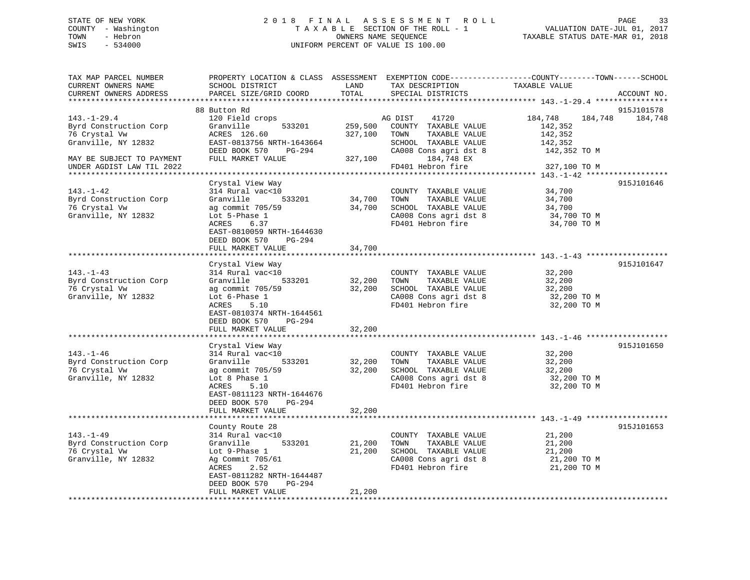STATE OF NEW YORK
COUNTY - Washington
TOWN - Hebron
SWIS - 534000

# 2018 FINAL ASSESSMENT ROLL

TAXABLE SECTION OF THE ROLL - 1
OWNERS NAME SEQUENCE
UNIFORM PERCENT OF VALUE IS 100.00

VALUATION DATE-JUL 01, 2017
TAXABLE STATUS DATE-MAR 01, 2018

| TAX MAP PARCEL NUMBER / CURRENT OWNERS NAME / CURRENT OWNERS ADDRESS | PROPERTY LOCATION & CLASS / SCHOOL DISTRICT / PARCEL SIZE/GRID COORD | ASSESSMENT LAND | TOTAL | EXEMPTION CODE / TAX DESCRIPTION / SPECIAL DISTRICTS | COUNTY / TOWN / SCHOOL TAXABLE VALUE | ACCOUNT NO. |
|---|---|---|---|---|---|---|
| **143.-1-29.4** | 88 Button Rd | | | | | 915J101578 |
| | 120 Field crops | | | AG DIST 41720 | 184,748 184,748 184,748 | |
| Byrd Construction Corp | Granville 533201 | 259,500 | | COUNTY TAXABLE VALUE | 142,352 | |
| 76 Crystal Vw | ACRES 126.60 | | 327,100 | TOWN TAXABLE VALUE | 142,352 | |
| Granville, NY 12832 | EAST-0813756 NRTH-1643664 | | | SCHOOL TAXABLE VALUE | 142,352 | |
| | DEED BOOK 570 PG-294 | | | CA008 Cons agri dst 8 | 142,352 TO M | |
| MAY BE SUBJECT TO PAYMENT | FULL MARKET VALUE | | 327,100 | 184,748 EX | | |
| UNDER AGDIST LAW TIL 2022 | | | | FD401 Hebron fire | 327,100 TO M | |
| **143.-1-42** | Crystal View Way | | | | | 915J101646 |
| | 314 Rural vac<10 | | | COUNTY TAXABLE VALUE | 34,700 | |
| Byrd Construction Corp | Granville 533201 | 34,700 | | TOWN TAXABLE VALUE | 34,700 | |
| 76 Crystal Vw | ag commit 705/59 | | 34,700 | SCHOOL TAXABLE VALUE | 34,700 | |
| Granville, NY 12832 | Lot 5-Phase 1 | | | CA008 Cons agri dst 8 | 34,700 TO M | |
| | ACRES 6.37 | | | FD401 Hebron fire | 34,700 TO M | |
| | EAST-0810059 NRTH-1644630 | | | | | |
| | DEED BOOK 570 PG-294 | | | | | |
| | FULL MARKET VALUE | | 34,700 | | | |
| **143.-1-43** | Crystal View Way | | | | | 915J101647 |
| | 314 Rural vac<10 | | | COUNTY TAXABLE VALUE | 32,200 | |
| Byrd Construction Corp | Granville 533201 | 32,200 | | TOWN TAXABLE VALUE | 32,200 | |
| 76 Crystal Vw | ag commit 705/59 | | 32,200 | SCHOOL TAXABLE VALUE | 32,200 | |
| Granville, NY 12832 | Lot 6-Phase 1 | | | CA008 Cons agri dst 8 | 32,200 TO M | |
| | ACRES 5.10 | | | FD401 Hebron fire | 32,200 TO M | |
| | EAST-0810374 NRTH-1644561 | | | | | |
| | DEED BOOK 570 PG-294 | | | | | |
| | FULL MARKET VALUE | | 32,200 | | | |
| **143.-1-46** | Crystal View Way | | | | | 915J101650 |
| | 314 Rural vac<10 | | | COUNTY TAXABLE VALUE | 32,200 | |
| Byrd Construction Corp | Granville 533201 | 32,200 | | TOWN TAXABLE VALUE | 32,200 | |
| 76 Crystal Vw | ag commit 705/59 | | 32,200 | SCHOOL TAXABLE VALUE | 32,200 | |
| Granville, NY 12832 | Lot 8 Phase 1 | | | CA008 Cons agri dst 8 | 32,200 TO M | |
| | ACRES 5.10 | | | FD401 Hebron fire | 32,200 TO M | |
| | EAST-0811123 NRTH-1644676 | | | | | |
| | DEED BOOK 570 PG-294 | | | | | |
| | FULL MARKET VALUE | | 32,200 | | | |
| **143.-1-49** | County Route 28 | | | | | 915J101653 |
| | 314 Rural vac<10 | | | COUNTY TAXABLE VALUE | 21,200 | |
| Byrd Construction Corp | Granville 533201 | 21,200 | | TOWN TAXABLE VALUE | 21,200 | |
| 76 Crystal Vw | Lot 9-Phase 1 | | 21,200 | SCHOOL TAXABLE VALUE | 21,200 | |
| Granville, NY 12832 | Ag Commit 705/61 | | | CA008 Cons agri dst 8 | 21,200 TO M | |
| | ACRES 2.52 | | | FD401 Hebron fire | 21,200 TO M | |
| | EAST-0811282 NRTH-1644487 | | | | | |
| | DEED BOOK 570 PG-294 | | | | | |
| | FULL MARKET VALUE | | 21,200 | | | |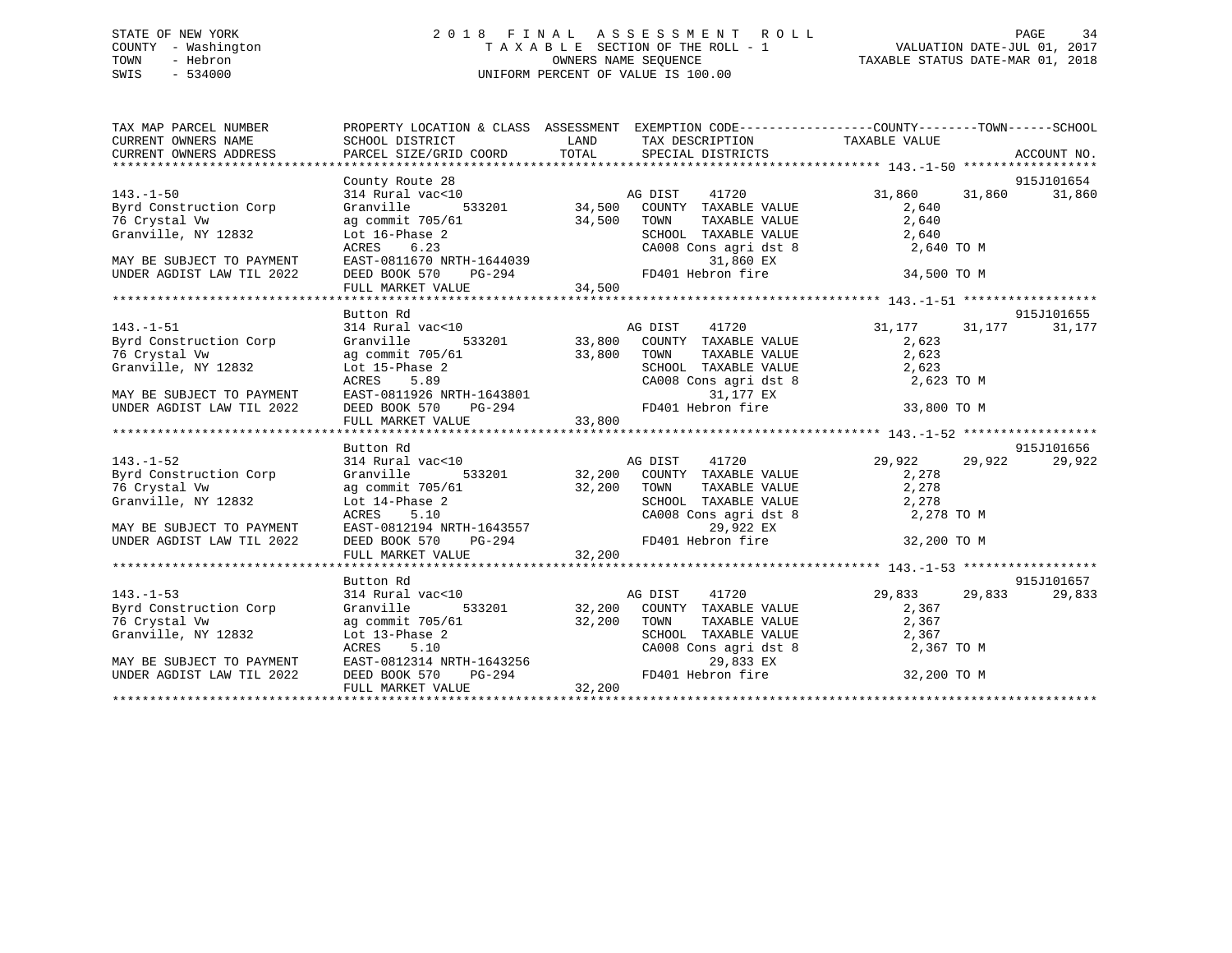STATE OF NEW YORK
COUNTY - Washington
TOWN - Hebron
SWIS - 534000

# 2018 FINAL ASSESSMENT ROLL
TAXABLE SECTION OF THE ROLL - 1
OWNERS NAME SEQUENCE
UNIFORM PERCENT OF VALUE IS 100.00

VALUATION DATE-JUL 01, 2017
TAXABLE STATUS DATE-MAR 01, 2018

| TAX MAP PARCEL NUMBER / CURRENT OWNERS NAME / CURRENT OWNERS ADDRESS | PROPERTY LOCATION & CLASS / SCHOOL DISTRICT / PARCEL SIZE/GRID COORD | ASSESSMENT LAND | TOTAL | EXEMPTION CODE / TAX DESCRIPTION / SPECIAL DISTRICTS | COUNTY TAXABLE VALUE | TOWN | SCHOOL | ACCOUNT NO. |
|---|---|---|---|---|---|---|---|---|
| **143.-1-50** | County Route 28 | | | | | | | 915J101654 |
| | 314 Rural vac<10 | | | AG DIST 41720 | 31,860 | 31,860 | 31,860 | |
| Byrd Construction Corp | Granville 533201 | 34,500 | | COUNTY TAXABLE VALUE | 2,640 | | | |
| 76 Crystal Vw | ag commit 705/61 | | 34,500 | TOWN TAXABLE VALUE | 2,640 | | | |
| Granville, NY 12832 | Lot 16-Phase 2 | | | SCHOOL TAXABLE VALUE | 2,640 | | | |
| | ACRES 6.23 | | | CA008 Cons agri dst 8 | 2,640 TO M | | | |
| MAY BE SUBJECT TO PAYMENT | EAST-0811670 NRTH-1644039 | | | 31,860 EX | | | | |
| UNDER AGDIST LAW TIL 2022 | DEED BOOK 570 PG-294 | | | FD401 Hebron fire | 34,500 TO M | | | |
| | FULL MARKET VALUE | | 34,500 | | | | | |
| **143.-1-51** | Button Rd | | | | | | | 915J101655 |
| | 314 Rural vac<10 | | | AG DIST 41720 | 31,177 | 31,177 | 31,177 | |
| Byrd Construction Corp | Granville 533201 | 33,800 | | COUNTY TAXABLE VALUE | 2,623 | | | |
| 76 Crystal Vw | ag commit 705/61 | | 33,800 | TOWN TAXABLE VALUE | 2,623 | | | |
| Granville, NY 12832 | Lot 15-Phase 2 | | | SCHOOL TAXABLE VALUE | 2,623 | | | |
| | ACRES 5.89 | | | CA008 Cons agri dst 8 | 2,623 TO M | | | |
| MAY BE SUBJECT TO PAYMENT | EAST-0811926 NRTH-1643801 | | | 31,177 EX | | | | |
| UNDER AGDIST LAW TIL 2022 | DEED BOOK 570 PG-294 | | | FD401 Hebron fire | 33,800 TO M | | | |
| | FULL MARKET VALUE | | 33,800 | | | | | |
| **143.-1-52** | Button Rd | | | | | | | 915J101656 |
| | 314 Rural vac<10 | | | AG DIST 41720 | 29,922 | 29,922 | 29,922 | |
| Byrd Construction Corp | Granville 533201 | 32,200 | | COUNTY TAXABLE VALUE | 2,278 | | | |
| 76 Crystal Vw | ag commit 705/61 | | 32,200 | TOWN TAXABLE VALUE | 2,278 | | | |
| Granville, NY 12832 | Lot 14-Phase 2 | | | SCHOOL TAXABLE VALUE | 2,278 | | | |
| | ACRES 5.10 | | | CA008 Cons agri dst 8 | 2,278 TO M | | | |
| MAY BE SUBJECT TO PAYMENT | EAST-0812194 NRTH-1643557 | | | 29,922 EX | | | | |
| UNDER AGDIST LAW TIL 2022 | DEED BOOK 570 PG-294 | | | FD401 Hebron fire | 32,200 TO M | | | |
| | FULL MARKET VALUE | | 32,200 | | | | | |
| **143.-1-53** | Button Rd | | | | | | | 915J101657 |
| | 314 Rural vac<10 | | | AG DIST 41720 | 29,833 | 29,833 | 29,833 | |
| Byrd Construction Corp | Granville 533201 | 32,200 | | COUNTY TAXABLE VALUE | 2,367 | | | |
| 76 Crystal Vw | ag commit 705/61 | | 32,200 | TOWN TAXABLE VALUE | 2,367 | | | |
| Granville, NY 12832 | Lot 13-Phase 2 | | | SCHOOL TAXABLE VALUE | 2,367 | | | |
| | ACRES 5.10 | | | CA008 Cons agri dst 8 | 2,367 TO M | | | |
| MAY BE SUBJECT TO PAYMENT | EAST-0812314 NRTH-1643256 | | | 29,833 EX | | | | |
| UNDER AGDIST LAW TIL 2022 | DEED BOOK 570 PG-294 | | | FD401 Hebron fire | 32,200 TO M | | | |
| | FULL MARKET VALUE | | 32,200 | | | | | |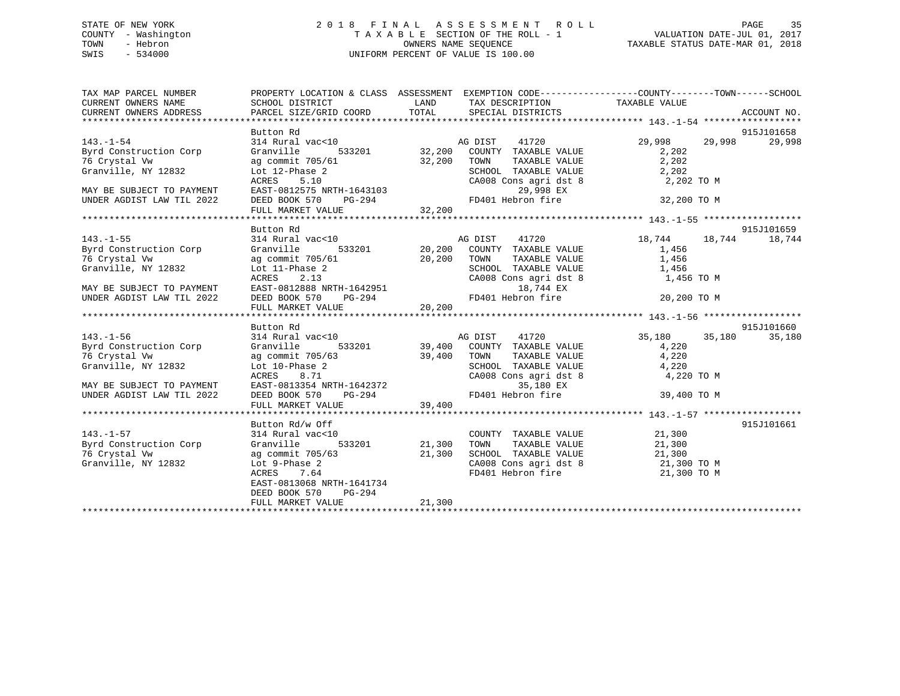STATE OF NEW YORK — 2018 FINAL ASSESSMENT ROLL — TAXABLE SECTION OF THE ROLL - 1
COUNTY - Washington — OWNERS NAME SEQUENCE — VALUATION DATE-JUL 01, 2017
TOWN - Hebron — UNIFORM PERCENT OF VALUE IS 100.00 — TAXABLE STATUS DATE-MAR 01, 2018
SWIS - 534000

| TAX MAP PARCEL NUMBER / CURRENT OWNERS NAME / CURRENT OWNERS ADDRESS | PROPERTY LOCATION & CLASS / SCHOOL DISTRICT / PARCEL SIZE/GRID COORD | ASSESSMENT LAND / TOTAL | EXEMPTION CODE / TAX DESCRIPTION / SPECIAL DISTRICTS | COUNTY TAXABLE VALUE | TOWN | SCHOOL | ACCOUNT NO. |
|---|---|---|---|---|---|---|---|
| **143.-1-54** | Button Rd | | | | | | 915J101658 |
| 143.-1-54 | 314 Rural vac<10 | | AG DIST 41720 | 29,998 | 29,998 | 29,998 | |
| Byrd Construction Corp | Granville 533201 | 32,200 | COUNTY TAXABLE VALUE | 2,202 | | | |
| 76 Crystal Vw | ag commit 705/61 | 32,200 | TOWN TAXABLE VALUE | 2,202 | | | |
| Granville, NY 12832 | Lot 12-Phase 2 | | SCHOOL TAXABLE VALUE | 2,202 | | | |
| | ACRES 5.10 | | CA008 Cons agri dst 8 | 2,202 TO M | | | |
| MAY BE SUBJECT TO PAYMENT | EAST-0812575 NRTH-1643103 | | 29,998 EX | | | | |
| UNDER AGDIST LAW TIL 2022 | DEED BOOK 570 PG-294 | | FD401 Hebron fire | 32,200 TO M | | | |
| | FULL MARKET VALUE | 32,200 | | | | | |
| **143.-1-55** | Button Rd | | | | | | 915J101659 |
| 143.-1-55 | 314 Rural vac<10 | | AG DIST 41720 | 18,744 | 18,744 | 18,744 | |
| Byrd Construction Corp | Granville 533201 | 20,200 | COUNTY TAXABLE VALUE | 1,456 | | | |
| 76 Crystal Vw | ag commit 705/61 | 20,200 | TOWN TAXABLE VALUE | 1,456 | | | |
| Granville, NY 12832 | Lot 11-Phase 2 | | SCHOOL TAXABLE VALUE | 1,456 | | | |
| | ACRES 2.13 | | CA008 Cons agri dst 8 | 1,456 TO M | | | |
| MAY BE SUBJECT TO PAYMENT | EAST-0812888 NRTH-1642951 | | 18,744 EX | | | | |
| UNDER AGDIST LAW TIL 2022 | DEED BOOK 570 PG-294 | | FD401 Hebron fire | 20,200 TO M | | | |
| | FULL MARKET VALUE | 20,200 | | | | | |
| **143.-1-56** | Button Rd | | | | | | 915J101660 |
| 143.-1-56 | 314 Rural vac<10 | | AG DIST 41720 | 35,180 | 35,180 | 35,180 | |
| Byrd Construction Corp | Granville 533201 | 39,400 | COUNTY TAXABLE VALUE | 4,220 | | | |
| 76 Crystal Vw | ag commit 705/63 | 39,400 | TOWN TAXABLE VALUE | 4,220 | | | |
| Granville, NY 12832 | Lot 10-Phase 2 | | SCHOOL TAXABLE VALUE | 4,220 | | | |
| | ACRES 8.71 | | CA008 Cons agri dst 8 | 4,220 TO M | | | |
| MAY BE SUBJECT TO PAYMENT | EAST-0813354 NRTH-1642372 | | 35,180 EX | | | | |
| UNDER AGDIST LAW TIL 2022 | DEED BOOK 570 PG-294 | | FD401 Hebron fire | 39,400 TO M | | | |
| | FULL MARKET VALUE | 39,400 | | | | | |
| **143.-1-57** | Button Rd/w Off | | | | | | 915J101661 |
| 143.-1-57 | 314 Rural vac<10 | | COUNTY TAXABLE VALUE | 21,300 | | | |
| Byrd Construction Corp | Granville 533201 | 21,300 | TOWN TAXABLE VALUE | 21,300 | | | |
| 76 Crystal Vw | ag commit 705/63 | 21,300 | SCHOOL TAXABLE VALUE | 21,300 | | | |
| Granville, NY 12832 | Lot 9-Phase 2 | | CA008 Cons agri dst 8 | 21,300 TO M | | | |
| | ACRES 7.64 | | FD401 Hebron fire | 21,300 TO M | | | |
| | EAST-0813068 NRTH-1641734 | | | | | | |
| | DEED BOOK 570 PG-294 | | | | | | |
| | FULL MARKET VALUE | 21,300 | | | | | |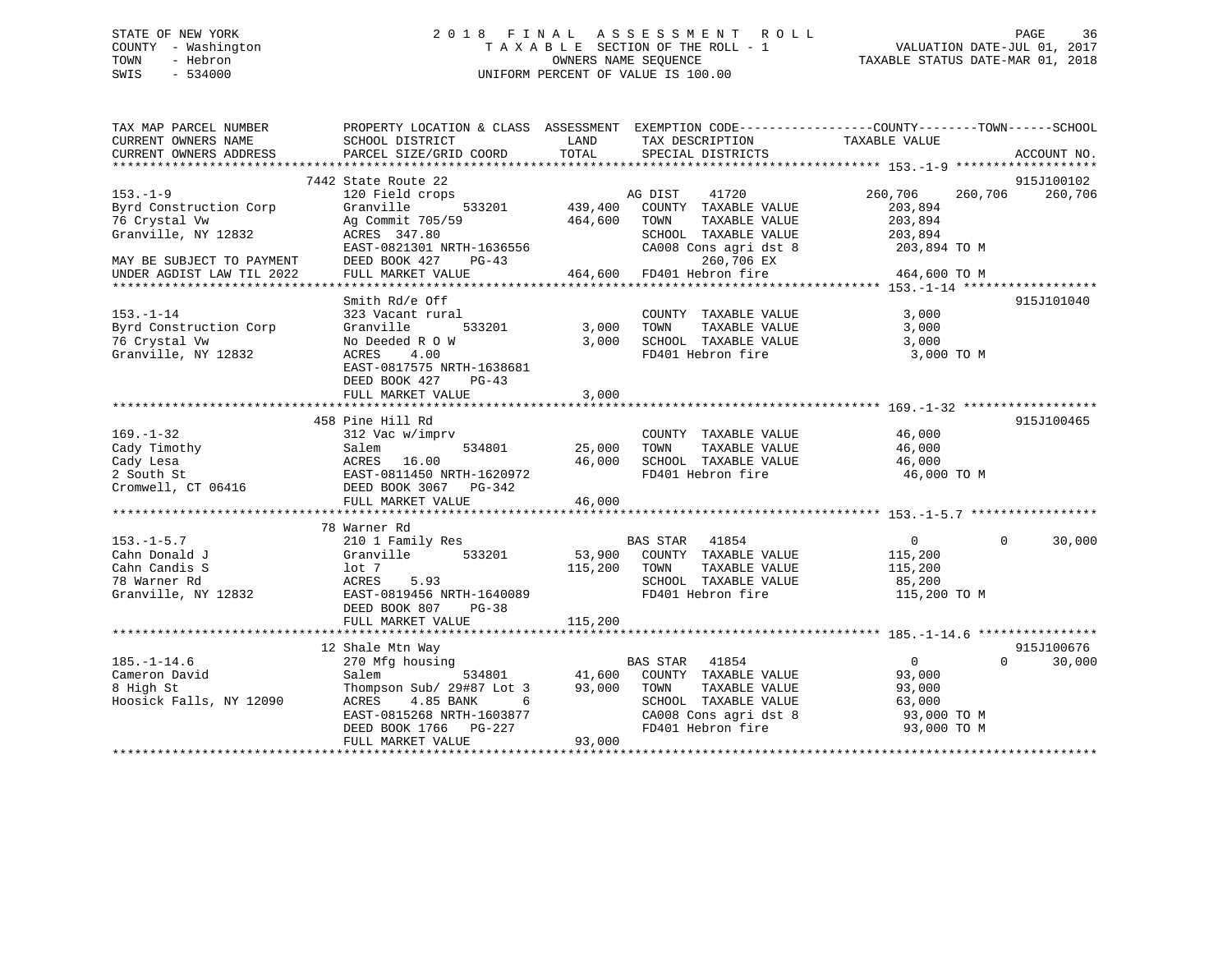STATE OF NEW YORK
COUNTY - Washington
TOWN - Hebron
SWIS - 534000

2 0 1 8 F I N A L A S S E S S M E N T R O L L
T A X A B L E SECTION OF THE ROLL - 1
OWNERS NAME SEQUENCE
UNIFORM PERCENT OF VALUE IS 100.00

VALUATION DATE-JUL 01, 2017
TAXABLE STATUS DATE-MAR 01, 2018

```
TAX MAP PARCEL NUMBER          PROPERTY LOCATION & CLASS  ASSESSMENT  EXEMPTION CODE------------------COUNTY--------TOWN------SCHOOL
CURRENT OWNERS NAME            SCHOOL DISTRICT              LAND      TAX DESCRIPTION              TAXABLE VALUE
CURRENT OWNERS ADDRESS         PARCEL SIZE/GRID COORD       TOTAL     SPECIAL DISTRICTS                                      ACCOUNT NO.
******************************************************************************************************* 153.-1-9 *******************
                               7442 State Route 22                                                                        915J100102
153.-1-9                       120 Field crops                         AG DIST     41720          260,706    260,706     260,706
Byrd Construction Corp         Granville       533201      439,400     COUNTY  TAXABLE VALUE      203,894
76 Crystal Vw                  Ag Commit 705/59            464,600     TOWN    TAXABLE VALUE      203,894
Granville, NY 12832            ACRES  347.80                           SCHOOL  TAXABLE VALUE      203,894
                               EAST-0821301 NRTH-1636556               CA008 Cons agri dst 8      203,894 TO M
MAY BE SUBJECT TO PAYMENT      DEED BOOK 427     PG-43                       260,706 EX
UNDER AGDIST LAW TIL 2022      FULL MARKET VALUE           464,600     FD401 Hebron fire          464,600 TO M
******************************************************************************************************* 153.-1-14 ******************
                               Smith Rd/e Off                                                                             915J101040
153.-1-14                      323 Vacant rural                        COUNTY  TAXABLE VALUE        3,000
Byrd Construction Corp         Granville       533201        3,000     TOWN    TAXABLE VALUE        3,000
76 Crystal Vw                  No Deeded R O W               3,000     SCHOOL  TAXABLE VALUE        3,000
Granville, NY 12832            ACRES    4.00                           FD401 Hebron fire            3,000 TO M
                               EAST-0817575 NRTH-1638681
                               DEED BOOK 427     PG-43
                               FULL MARKET VALUE             3,000
******************************************************************************************************* 169.-1-32 ******************
                               458 Pine Hill Rd                                                                           915J100465
169.-1-32                      312 Vac w/imprv                         COUNTY  TAXABLE VALUE       46,000
Cady Timothy                   Salem           534801       25,000     TOWN    TAXABLE VALUE       46,000
Cady Lesa                      ACRES   16.00                46,000     SCHOOL  TAXABLE VALUE       46,000
2 South St                     EAST-0811450 NRTH-1620972               FD401 Hebron fire           46,000 TO M
Cromwell, CT 06416             DEED BOOK 3067    PG-342
                               FULL MARKET VALUE            46,000
******************************************************************************************************* 153.-1-5.7 *****************
                               78 Warner Rd
153.-1-5.7                     210 1 Family Res                        BAS STAR    41854               0          0       30,000
Cahn Donald J                  Granville       533201       53,900     COUNTY  TAXABLE VALUE      115,200
Cahn Candis S                  lot 7                       115,200     TOWN    TAXABLE VALUE      115,200
78 Warner Rd                   ACRES    5.93                           SCHOOL  TAXABLE VALUE       85,200
Granville, NY 12832            EAST-0819456 NRTH-1640089               FD401 Hebron fire          115,200 TO M
                               DEED BOOK 807     PG-38
                               FULL MARKET VALUE           115,200
******************************************************************************************************* 185.-1-14.6 ****************
                               12 Shale Mtn Way                                                                           915J100676
185.-1-14.6                    270 Mfg housing                         BAS STAR    41854               0          0       30,000
Cameron David                  Salem           534801       41,600     COUNTY  TAXABLE VALUE       93,000
8 High St                      Thompson Sub/ 29#87 Lot 3    93,000     TOWN    TAXABLE VALUE       93,000
Hoosick Falls, NY 12090        ACRES    4.85 BANK     6                SCHOOL  TAXABLE VALUE       63,000
                               EAST-0815268 NRTH-1603877               CA008 Cons agri dst 8       93,000 TO M
                               DEED BOOK 1766    PG-227                FD401 Hebron fire           93,000 TO M
                               FULL MARKET VALUE            93,000
************************************************************************************************************************************
```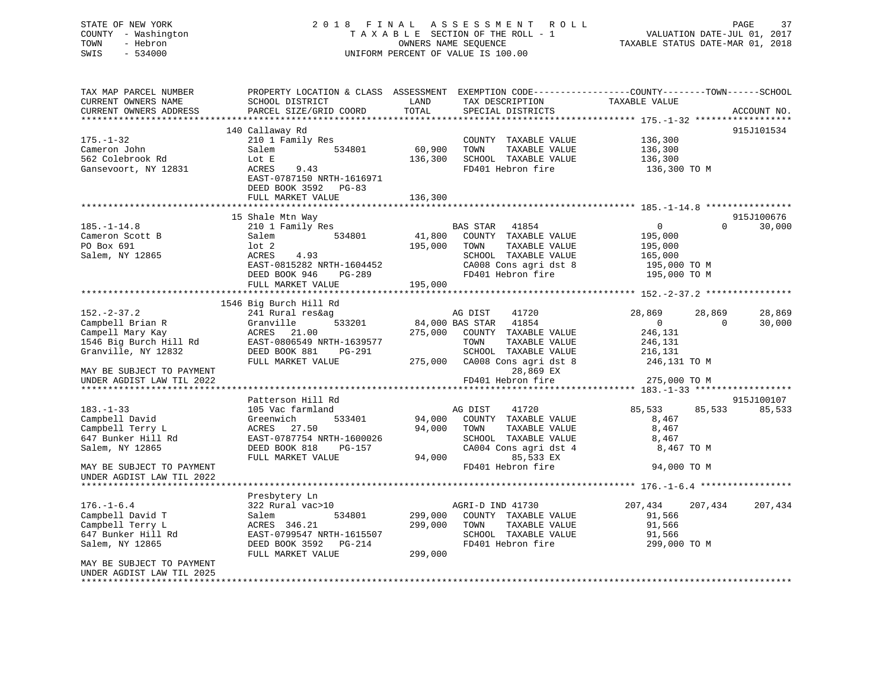STATE OF NEW YORK
COUNTY - Washington
TOWN - Hebron
SWIS - 534000

2 0 1 8 F I N A L A S S E S S M E N T R O L L
T A X A B L E SECTION OF THE ROLL - 1
OWNERS NAME SEQUENCE
UNIFORM PERCENT OF VALUE IS 100.00

VALUATION DATE-JUL 01, 2017
TAXABLE STATUS DATE-MAR 01, 2018

```
TAX MAP PARCEL NUMBER          PROPERTY LOCATION & CLASS  ASSESSMENT  EXEMPTION CODE------------------COUNTY--------TOWN------SCHOOL
CURRENT OWNERS NAME            SCHOOL DISTRICT               LAND      TAX DESCRIPTION            TAXABLE VALUE
CURRENT OWNERS ADDRESS         PARCEL SIZE/GRID COORD        TOTAL     SPECIAL DISTRICTS                                    ACCOUNT NO.
******************************************************************************************************* 175.-1-32 ******************
                               140 Callaway Rd                                                                              915J101534
175.-1-32                      210 1 Family Res                         COUNTY  TAXABLE VALUE         136,300
Cameron John                   Salem           534801        60,900    TOWN    TAXABLE VALUE         136,300
562 Colebrook Rd               Lot E                        136,300    SCHOOL  TAXABLE VALUE         136,300
Gansevoort, NY 12831           ACRES    9.43                           FD401 Hebron fire              136,300 TO M
                               EAST-0787150 NRTH-1616971
                               DEED BOOK 3592   PG-83
                               FULL MARKET VALUE            136,300
******************************************************************************************************* 185.-1-14.8 ****************
                               15 Shale Mtn Way                                                                             915J100676
185.-1-14.8                    210 1 Family Res                    BAS STAR   41854                0             0        30,000
Cameron Scott B                Salem           534801        41,800    COUNTY  TAXABLE VALUE         195,000
PO Box 691                     lot 2                        195,000    TOWN    TAXABLE VALUE         195,000
Salem, NY 12865                ACRES    4.93                           SCHOOL  TAXABLE VALUE         165,000
                               EAST-0815282 NRTH-1604452               CA008 Cons agri dst 8          195,000 TO M
                               DEED BOOK 946    PG-289                 FD401 Hebron fire              195,000 TO M
                               FULL MARKET VALUE            195,000
******************************************************************************************************* 152.-2-37.2 ****************
                               1546 Big Burch Hill Rd
152.-2-37.2                    241 Rural res&ag                    AG DIST    41720           28,869        28,869        28,869
Campbell Brian R               Granville       533201        84,000 BAS STAR   41854                0             0        30,000
Campell Mary Kay               ACRES   21.00                275,000    COUNTY  TAXABLE VALUE         246,131
1546 Big Burch Hill Rd         EAST-0806549 NRTH-1639577               TOWN    TAXABLE VALUE         246,131
Granville, NY 12832            DEED BOOK 881    PG-291                 SCHOOL  TAXABLE VALUE         216,131
                               FULL MARKET VALUE            275,000    CA008 Cons agri dst 8          246,131 TO M
MAY BE SUBJECT TO PAYMENT                                                       28,869 EX
UNDER AGDIST LAW TIL 2022                                              FD401 Hebron fire              275,000 TO M
******************************************************************************************************* 183.-1-33 ******************
                               Patterson Hill Rd                                                                            915J100107
183.-1-33                      105 Vac farmland                    AG DIST    41720           85,533        85,533        85,533
Campbell David                 Greenwich       533401        94,000    COUNTY  TAXABLE VALUE           8,467
Campbell Terry L               ACRES   27.50                 94,000    TOWN    TAXABLE VALUE           8,467
647 Bunker Hill Rd             EAST-0787754 NRTH-1600026               SCHOOL  TAXABLE VALUE           8,467
Salem, NY 12865                DEED BOOK 818    PG-157                 CA004 Cons agri dst 4            8,467 TO M
                               FULL MARKET VALUE             94,000             85,533 EX
MAY BE SUBJECT TO PAYMENT                                              FD401 Hebron fire               94,000 TO M
UNDER AGDIST LAW TIL 2022
******************************************************************************************************* 176.-1-6.4 *****************
                               Presbytery Ln
176.-1-6.4                     322 Rural vac>10                    AGRI-D IND 41730              207,434       207,434       207,434
Campbell David T               Salem           534801       299,000    COUNTY  TAXABLE VALUE          91,566
Campbell Terry L               ACRES  346.21                299,000    TOWN    TAXABLE VALUE          91,566
647 Bunker Hill Rd             EAST-0799547 NRTH-1615507               SCHOOL  TAXABLE VALUE          91,566
Salem, NY 12865                DEED BOOK 3592   PG-214                 FD401 Hebron fire              299,000 TO M
                               FULL MARKET VALUE            299,000
MAY BE SUBJECT TO PAYMENT
UNDER AGDIST LAW TIL 2025
************************************************************************************************************************************
```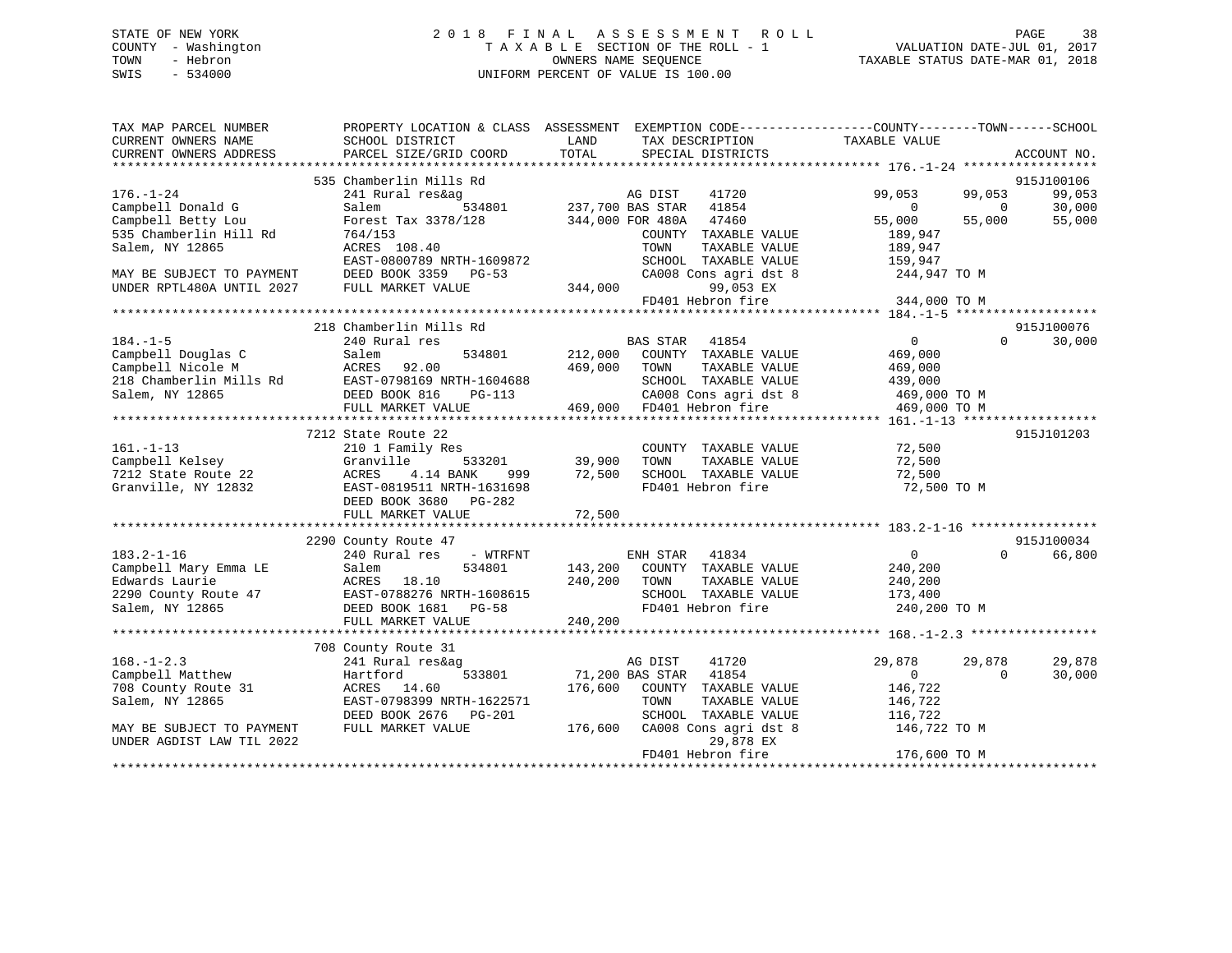STATE OF NEW YORK  
COUNTY - Washington  
TOWN - Hebron  
SWIS - 534000

2018 FINAL ASSESSMENT ROLL  
TAXABLE SECTION OF THE ROLL - 1  
OWNERS NAME SEQUENCE  
UNIFORM PERCENT OF VALUE IS 100.00

VALUATION DATE-JUL 01, 2017  
TAXABLE STATUS DATE-MAR 01, 2018

```
TAX MAP PARCEL NUMBER          PROPERTY LOCATION & CLASS  ASSESSMENT  EXEMPTION CODE------------------COUNTY--------TOWN------SCHOOL
CURRENT OWNERS NAME            SCHOOL DISTRICT              LAND       TAX DESCRIPTION             TAXABLE VALUE
CURRENT OWNERS ADDRESS         PARCEL SIZE/GRID COORD       TOTAL      SPECIAL DISTRICTS                                      ACCOUNT NO.
******************************************************************************************************* 176.-1-24 ******************
                               535 Chamberlin Mills Rd                                                                        915J100106
176.-1-24                      241 Rural res&ag                        AG DIST     41720              99,053       99,053       99,053
Campbell Donald G              Salem          534801       237,700 BAS STAR    41854                   0            0       30,000
Campbell Betty Lou             Forest Tax 3378/128         344,000 FOR 480A    47460              55,000       55,000       55,000
535 Chamberlin Hill Rd         764/153                                COUNTY  TAXABLE VALUE          189,947
Salem, NY 12865                ACRES  108.40                          TOWN    TAXABLE VALUE          189,947
                               EAST-0800789 NRTH-1609872              SCHOOL  TAXABLE VALUE          159,947
MAY BE SUBJECT TO PAYMENT      DEED BOOK 3359   PG-53                 CA008 Cons agri dst 8          244,947 TO M
UNDER RPTL480A UNTIL 2027      FULL MARKET VALUE           344,000         99,053 EX
                                                                      FD401 Hebron fire              344,000 TO M
******************************************************************************************************* 184.-1-5 *******************
                               218 Chamberlin Mills Rd                                                                        915J100076
184.-1-5                       240 Rural res                          BAS STAR    41854                   0            0       30,000
Campbell Douglas C             Salem          534801       212,000   COUNTY  TAXABLE VALUE          469,000
Campbell Nicole M              ACRES   92.00               469,000   TOWN    TAXABLE VALUE          469,000
218 Chamberlin Mills Rd        EAST-0798169 NRTH-1604688              SCHOOL  TAXABLE VALUE          439,000
Salem, NY 12865                DEED BOOK 816     PG-113               CA008 Cons agri dst 8          469,000 TO M
                               FULL MARKET VALUE           469,000   FD401 Hebron fire              469,000 TO M
******************************************************************************************************* 161.-1-13 ******************
                               7212 State Route 22                                                                            915J101203
161.-1-13                      210 1 Family Res                       COUNTY  TAXABLE VALUE           72,500
Campbell Kelsey                Granville      533201        39,900   TOWN    TAXABLE VALUE           72,500
7212 State Route 22            ACRES    4.14 BANK    999    72,500   SCHOOL  TAXABLE VALUE           72,500
Granville, NY 12832            EAST-0819511 NRTH-1631698              FD401 Hebron fire               72,500 TO M
                               DEED BOOK 3680   PG-282
                               FULL MARKET VALUE            72,500
******************************************************************************************************* 183.2-1-16 *****************
                               2290 County Route 47                                                                           915J100034
183.2-1-16                     240 Rural res     - WTRFNT             ENH STAR    41834                   0            0       66,800
Campbell Mary Emma LE          Salem          534801       143,200   COUNTY  TAXABLE VALUE          240,200
Edwards Laurie                 ACRES   18.10               240,200   TOWN    TAXABLE VALUE          240,200
2290 County Route 47           EAST-0788276 NRTH-1608615              SCHOOL  TAXABLE VALUE          173,400
Salem, NY 12865                DEED BOOK 1681   PG-58                 FD401 Hebron fire              240,200 TO M
                               FULL MARKET VALUE           240,200
******************************************************************************************************* 168.-1-2.3 *****************
                               708 County Route 31
168.-1-2.3                     241 Rural res&ag                        AG DIST     41720              29,878       29,878       29,878
Campbell Matthew               Hartford       533801        71,200 BAS STAR    41854                   0            0       30,000
708 County Route 31            ACRES   14.60               176,600   COUNTY  TAXABLE VALUE          146,722
Salem, NY 12865                EAST-0798399 NRTH-1622571              TOWN    TAXABLE VALUE          146,722
                               DEED BOOK 2676   PG-201                SCHOOL  TAXABLE VALUE          116,722
MAY BE SUBJECT TO PAYMENT      FULL MARKET VALUE           176,600   CA008 Cons agri dst 8          146,722 TO M
UNDER AGDIST LAW TIL 2022                                                  29,878 EX
                                                                      FD401 Hebron fire              176,600 TO M
************************************************************************************************************************************
```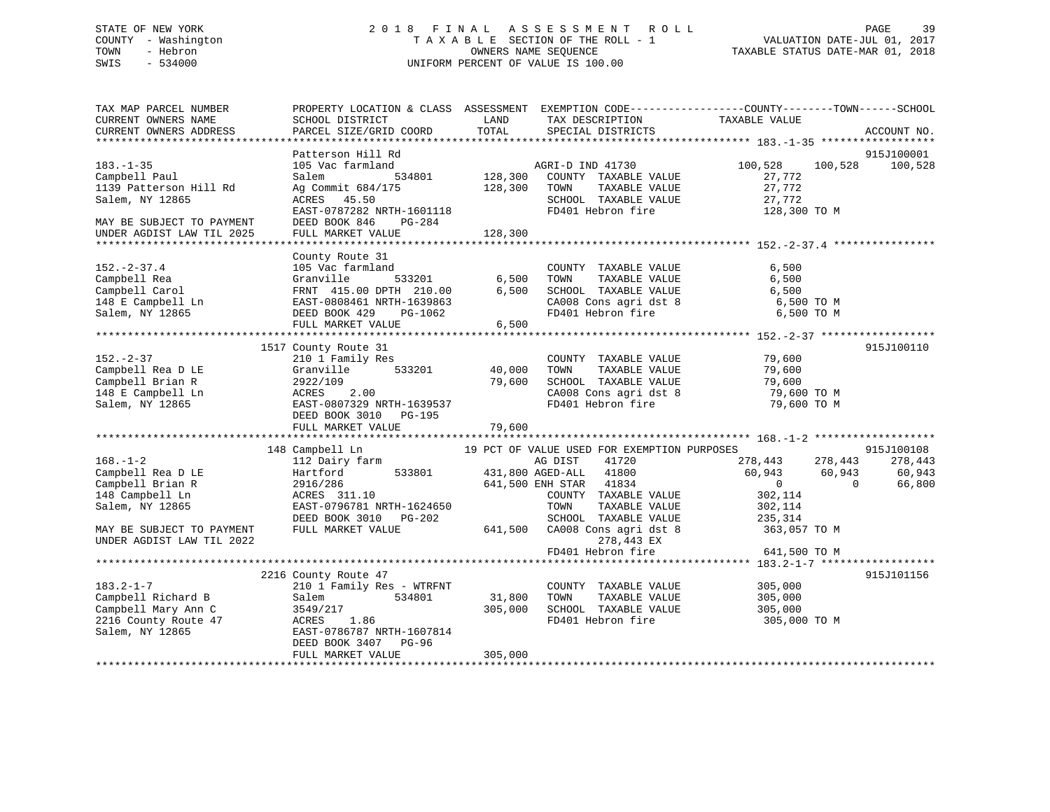STATE OF NEW YORK
COUNTY - Washington
TOWN - Hebron
SWIS - 534000

2018 FINAL ASSESSMENT ROLL
TAXABLE SECTION OF THE ROLL - 1
OWNERS NAME SEQUENCE
UNIFORM PERCENT OF VALUE IS 100.00

VALUATION DATE-JUL 01, 2017
TAXABLE STATUS DATE-MAR 01, 2018

```
TAX MAP PARCEL NUMBER          PROPERTY LOCATION & CLASS  ASSESSMENT  EXEMPTION CODE------------------COUNTY--------TOWN------SCHOOL
CURRENT OWNERS NAME            SCHOOL DISTRICT               LAND      TAX DESCRIPTION            TAXABLE VALUE
CURRENT OWNERS ADDRESS         PARCEL SIZE/GRID COORD        TOTAL     SPECIAL DISTRICTS                                 ACCOUNT NO.
******************************************************************************************************* 183.-1-35 ******************
                               Patterson Hill Rd                                                                          915J100001
183.-1-35                      105 Vac farmland                        AGRI-D IND 41730             100,528    100,528    100,528
Campbell Paul                  Salem            534801      128,300    COUNTY  TAXABLE VALUE          27,772
1139 Patterson Hill Rd         Ag Commit 684/175            128,300    TOWN    TAXABLE VALUE          27,772
Salem, NY 12865                ACRES   45.50                           SCHOOL  TAXABLE VALUE          27,772
                               EAST-0787282 NRTH-1601118               FD401 Hebron fire             128,300 TO M
MAY BE SUBJECT TO PAYMENT      DEED BOOK 846    PG-284
UNDER AGDIST LAW TIL 2025      FULL MARKET VALUE            128,300
******************************************************************************************************* 152.-2-37.4 ****************
                               County Route 31
152.-2-37.4                    105 Vac farmland                        COUNTY  TAXABLE VALUE           6,500
Campbell Rea                   Granville        533201        6,500    TOWN    TAXABLE VALUE           6,500
Campbell Carol                 FRNT  415.00 DPTH  210.00      6,500    SCHOOL  TAXABLE VALUE           6,500
148 E Campbell Ln              EAST-0808461 NRTH-1639863               CA008 Cons agri dst 8           6,500 TO M
Salem, NY 12865                DEED BOOK 429    PG-1062                FD401 Hebron fire               6,500 TO M
                               FULL MARKET VALUE              6,500
******************************************************************************************************* 152.-2-37 ******************
                          1517 County Route 31                                                                            915J100110
152.-2-37                      210 1 Family Res                        COUNTY  TAXABLE VALUE          79,600
Campbell Rea D LE              Granville        533201       40,000    TOWN    TAXABLE VALUE          79,600
Campbell Brian R               2922/109                      79,600    SCHOOL  TAXABLE VALUE          79,600
148 E Campbell Ln              ACRES    2.00                           CA008 Cons agri dst 8          79,600 TO M
Salem, NY 12865                EAST-0807329 NRTH-1639537               FD401 Hebron fire              79,600 TO M
                               DEED BOOK 3010   PG-195
                               FULL MARKET VALUE             79,600
******************************************************************************************************* 168.-1-2 *******************
                          148 Campbell Ln                  19 PCT OF VALUE USED FOR EXEMPTION PURPOSES                    915J100108
168.-1-2                       112 Dairy farm                          AG DIST     41720             278,443    278,443    278,443
Campbell Rea D LE              Hartford         533801      431,800 AGED-ALL    41800              60,943     60,943     60,943
Campbell Brian R               2916/286                     641,500 ENH STAR    41834                   0          0     66,800
148 Campbell Ln                ACRES  311.10                           COUNTY  TAXABLE VALUE         302,114
Salem, NY 12865                EAST-0796781 NRTH-1624650               TOWN    TAXABLE VALUE         302,114
                               DEED BOOK 3010   PG-202                 SCHOOL  TAXABLE VALUE         235,314
MAY BE SUBJECT TO PAYMENT      FULL MARKET VALUE            641,500    CA008 Cons agri dst 8         363,057 TO M
UNDER AGDIST LAW TIL 2022                                                   278,443 EX
                                                                       FD401 Hebron fire             641,500 TO M
******************************************************************************************************* 183.2-1-7 ******************
                          2216 County Route 47                                                                            915J101156
183.2-1-7                      210 1 Family Res - WTRFNT               COUNTY  TAXABLE VALUE         305,000
Campbell Richard B             Salem            534801       31,800    TOWN    TAXABLE VALUE         305,000
Campbell Mary Ann C            3549/217                     305,000    SCHOOL  TAXABLE VALUE         305,000
2216 County Route 47           ACRES    1.86                           FD401 Hebron fire             305,000 TO M
Salem, NY 12865                EAST-0786787 NRTH-1607814
                               DEED BOOK 3407   PG-96
                               FULL MARKET VALUE            305,000
************************************************************************************************************************************
```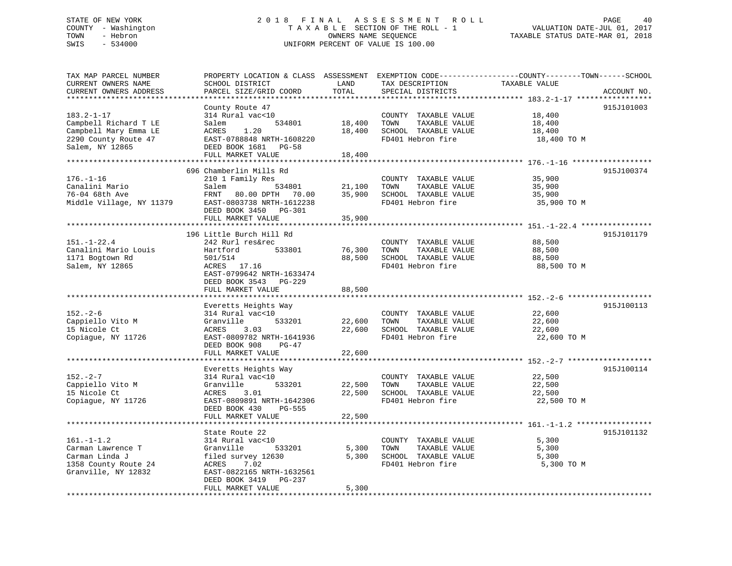STATE OF NEW YORK
COUNTY - Washington
TOWN - Hebron
SWIS - 534000

2 0 1 8 F I N A L A S S E S S M E N T R O L L
T A X A B L E SECTION OF THE ROLL - 1
OWNERS NAME SEQUENCE
UNIFORM PERCENT OF VALUE IS 100.00

VALUATION DATE-JUL 01, 2017
TAXABLE STATUS DATE-MAR 01, 2018

| TAX MAP PARCEL NUMBER / CURRENT OWNERS NAME / CURRENT OWNERS ADDRESS | PROPERTY LOCATION & CLASS / SCHOOL DISTRICT / PARCEL SIZE/GRID COORD | ASSESSMENT LAND / TOTAL | EXEMPTION CODE / TAX DESCRIPTION / SPECIAL DISTRICTS | COUNTY / TOWN / SCHOOL TAXABLE VALUE | ACCOUNT NO. |
|---|---|---|---|---|---|
| **183.2-1-17** | County Route 47 | | | | 915J101003 |
| 183.2-1-17 | 314 Rural vac<10 | | COUNTY TAXABLE VALUE | 18,400 | |
| Campbell Richard T LE | Salem 534801 | 18,400 | TOWN TAXABLE VALUE | 18,400 | |
| Campbell Mary Emma LE | ACRES 1.20 | 18,400 | SCHOOL TAXABLE VALUE | 18,400 | |
| 2290 County Route 47 | EAST-0788848 NRTH-1608220 | | FD401 Hebron fire | 18,400 TO M | |
| Salem, NY 12865 | DEED BOOK 1681 PG-58 | | | | |
| | FULL MARKET VALUE | 18,400 | | | |
| **176.-1-16** | 696 Chamberlin Mills Rd | | | | 915J100374 |
| 176.-1-16 | 210 1 Family Res | | COUNTY TAXABLE VALUE | 35,900 | |
| Canalini Mario | Salem 534801 | 21,100 | TOWN TAXABLE VALUE | 35,900 | |
| 76-04 68th Ave | FRNT 80.00 DPTH 70.00 | 35,900 | SCHOOL TAXABLE VALUE | 35,900 | |
| Middle Village, NY 11379 | EAST-0803738 NRTH-1612238 | | FD401 Hebron fire | 35,900 TO M | |
| | DEED BOOK 3450 PG-301 | | | | |
| | FULL MARKET VALUE | 35,900 | | | |
| **151.-1-22.4** | 196 Little Burch Hill Rd | | | | 915J101179 |
| 151.-1-22.4 | 242 Rurl res&rec | | COUNTY TAXABLE VALUE | 88,500 | |
| Canalini Mario Louis | Hartford 533801 | 76,300 | TOWN TAXABLE VALUE | 88,500 | |
| 1171 Bogtown Rd | 501/514 | 88,500 | SCHOOL TAXABLE VALUE | 88,500 | |
| Salem, NY 12865 | ACRES 17.16 | | FD401 Hebron fire | 88,500 TO M | |
| | EAST-0799642 NRTH-1633474 | | | | |
| | DEED BOOK 3543 PG-229 | | | | |
| | FULL MARKET VALUE | 88,500 | | | |
| **152.-2-6** | Everetts Heights Way | | | | 915J100113 |
| 152.-2-6 | 314 Rural vac<10 | | COUNTY TAXABLE VALUE | 22,600 | |
| Cappiello Vito M | Granville 533201 | 22,600 | TOWN TAXABLE VALUE | 22,600 | |
| 15 Nicole Ct | ACRES 3.03 | 22,600 | SCHOOL TAXABLE VALUE | 22,600 | |
| Copiague, NY 11726 | EAST-0809782 NRTH-1641936 | | FD401 Hebron fire | 22,600 TO M | |
| | DEED BOOK 908 PG-47 | | | | |
| | FULL MARKET VALUE | 22,600 | | | |
| **152.-2-7** | Everetts Heights Way | | | | 915J100114 |
| 152.-2-7 | 314 Rural vac<10 | | COUNTY TAXABLE VALUE | 22,500 | |
| Cappiello Vito M | Granville 533201 | 22,500 | TOWN TAXABLE VALUE | 22,500 | |
| 15 Nicole Ct | ACRES 3.01 | 22,500 | SCHOOL TAXABLE VALUE | 22,500 | |
| Copiague, NY 11726 | EAST-0809891 NRTH-1642306 | | FD401 Hebron fire | 22,500 TO M | |
| | DEED BOOK 430 PG-555 | | | | |
| | FULL MARKET VALUE | 22,500 | | | |
| **161.-1-1.2** | State Route 22 | | | | 915J101132 |
| 161.-1-1.2 | 314 Rural vac<10 | | COUNTY TAXABLE VALUE | 5,300 | |
| Carman Lawrence T | Granville 533201 | 5,300 | TOWN TAXABLE VALUE | 5,300 | |
| Carman Linda J | filed survey 12630 | 5,300 | SCHOOL TAXABLE VALUE | 5,300 | |
| 1358 County Route 24 | ACRES 7.02 | | FD401 Hebron fire | 5,300 TO M | |
| Granville, NY 12832 | EAST-0822165 NRTH-1632561 | | | | |
| | DEED BOOK 3419 PG-237 | | | | |
| | FULL MARKET VALUE | 5,300 | | | |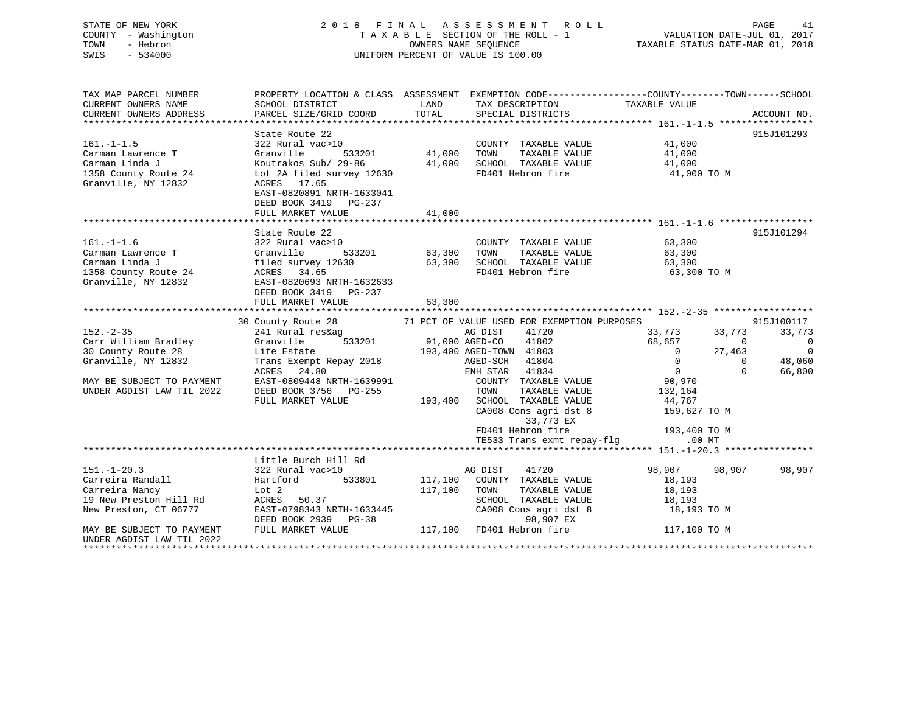STATE OF NEW YORK
COUNTY - Washington
TOWN - Hebron
SWIS - 534000

2 0 1 8 F I N A L A S S E S S M E N T R O L L
T A X A B L E SECTION OF THE ROLL - 1
OWNERS NAME SEQUENCE
UNIFORM PERCENT OF VALUE IS 100.00

VALUATION DATE-JUL 01, 2017
TAXABLE STATUS DATE-MAR 01, 2018

```
TAX MAP PARCEL NUMBER          PROPERTY LOCATION & CLASS  ASSESSMENT  EXEMPTION CODE------------------COUNTY--------TOWN------SCHOOL
CURRENT OWNERS NAME            SCHOOL DISTRICT              LAND      TAX DESCRIPTION             TAXABLE VALUE
CURRENT OWNERS ADDRESS         PARCEL SIZE/GRID COORD      TOTAL      SPECIAL DISTRICTS                                  ACCOUNT NO.
******************************************************************************************************* 161.-1-1.5 *****************
                               State Route 22                                                                        915J101293
161.-1-1.5                     322 Rural vac>10                       COUNTY  TAXABLE VALUE          41,000
Carman Lawrence T              Granville         533201      41,000   TOWN    TAXABLE VALUE          41,000
Carman Linda J                 Koutrakos Sub/ 29-86          41,000   SCHOOL  TAXABLE VALUE          41,000
1358 County Route 24           Lot 2A filed survey 12630              FD401 Hebron fire               41,000 TO M
Granville, NY 12832            ACRES  17.65
                               EAST-0820891 NRTH-1633041
                               DEED BOOK 3419   PG-237
                               FULL MARKET VALUE             41,000
******************************************************************************************************* 161.-1-1.6 *****************
                               State Route 22                                                                        915J101294
161.-1-1.6                     322 Rural vac>10                       COUNTY  TAXABLE VALUE          63,300
Carman Lawrence T              Granville         533201      63,300   TOWN    TAXABLE VALUE          63,300
Carman Linda J                 filed survey 12630            63,300   SCHOOL  TAXABLE VALUE          63,300
1358 County Route 24           ACRES  34.65                           FD401 Hebron fire               63,300 TO M
Granville, NY 12832            EAST-0820693 NRTH-1632633
                               DEED BOOK 3419   PG-237
                               FULL MARKET VALUE             63,300
******************************************************************************************************* 152.-2-35 ******************
                               30 County Route 28          71 PCT OF VALUE USED FOR EXEMPTION PURPOSES                       915J100117
152.-2-35                      241 Rural res&ag                       AG DIST     41720          33,773      33,773      33,773
Carr William Bradley           Granville         533201      91,000 AGED-CO     41802          68,657           0           0
30 County Route 28             Life Estate                  193,400 AGED-TOWN   41803               0      27,463           0
Granville, NY 12832            Trans Exempt Repay 2018                AGED-SCH    41804               0           0      48,060
                               ACRES  24.80                           ENH STAR    41834               0           0      66,800
MAY BE SUBJECT TO PAYMENT      EAST-0809448 NRTH-1639991              COUNTY  TAXABLE VALUE          90,970
UNDER AGDIST LAW TIL 2022      DEED BOOK 3756   PG-255                TOWN    TAXABLE VALUE         132,164
                               FULL MARKET VALUE            193,400   SCHOOL  TAXABLE VALUE          44,767
                                                                      CA008 Cons agri dst 8          159,627 TO M
                                                                          33,773 EX
                                                                      FD401 Hebron fire              193,400 TO M
                                                                      TE533 Trans exmt repay-flg         .00 MT
******************************************************************************************************* 151.-1-20.3 ****************
                               Little Burch Hill Rd
151.-1-20.3                    322 Rural vac>10                       AG DIST     41720          98,907      98,907      98,907
Carreira Randall               Hartford          533801     117,100   COUNTY  TAXABLE VALUE          18,193
Carreira Nancy                 Lot 2                        117,100   TOWN    TAXABLE VALUE          18,193
19 New Preston Hill Rd         ACRES  50.37                           SCHOOL  TAXABLE VALUE          18,193
New Preston, CT 06777          EAST-0798343 NRTH-1633445              CA008 Cons agri dst 8           18,193 TO M
                               DEED BOOK 2939   PG-38                     98,907 EX
MAY BE SUBJECT TO PAYMENT      FULL MARKET VALUE            117,100   FD401 Hebron fire              117,100 TO M
UNDER AGDIST LAW TIL 2022
************************************************************************************************************************************
```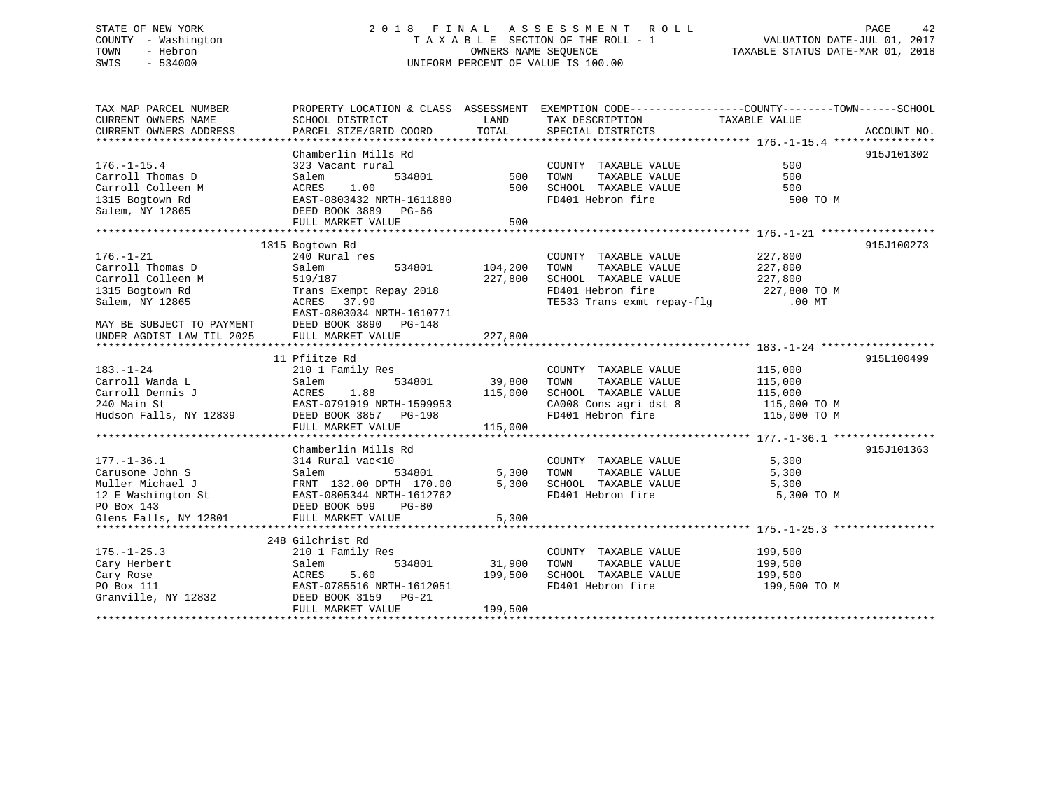STATE OF NEW YORK &nbsp;&nbsp;&nbsp;&nbsp; 2 0 1 8 &nbsp; F I N A L &nbsp; A S S E S S M E N T &nbsp; R O L L
COUNTY - Washington &nbsp;&nbsp;&nbsp;&nbsp; T A X A B L E SECTION OF THE ROLL - 1 &nbsp;&nbsp;&nbsp;&nbsp; VALUATION DATE-JUL 01, 2017
TOWN - Hebron &nbsp;&nbsp;&nbsp;&nbsp; OWNERS NAME SEQUENCE &nbsp;&nbsp;&nbsp;&nbsp; TAXABLE STATUS DATE-MAR 01, 2018
SWIS - 534000 &nbsp;&nbsp;&nbsp;&nbsp; UNIFORM PERCENT OF VALUE IS 100.00

| TAX MAP PARCEL NUMBER / CURRENT OWNERS NAME / CURRENT OWNERS ADDRESS | PROPERTY LOCATION & CLASS / SCHOOL DISTRICT / PARCEL SIZE/GRID COORD | ASSESSMENT LAND | TOTAL | EXEMPTION CODE / TAX DESCRIPTION / SPECIAL DISTRICTS | COUNTY--------TOWN------SCHOOL TAXABLE VALUE | ACCOUNT NO. |
|---|---|---|---|---|---|---|
| **176.-1-15.4** | Chamberlin Mills Rd | | | | | 915J101302 |
| 176.-1-15.4 | 323 Vacant rural | | | COUNTY TAXABLE VALUE | 500 | |
| Carroll Thomas D | Salem 534801 | 500 | | TOWN TAXABLE VALUE | 500 | |
| Carroll Colleen M | ACRES 1.00 | | 500 | SCHOOL TAXABLE VALUE | 500 | |
| 1315 Bogtown Rd | EAST-0803432 NRTH-1611880 | | | FD401 Hebron fire | 500 TO M | |
| Salem, NY 12865 | DEED BOOK 3889 PG-66 | | | | | |
| | FULL MARKET VALUE | | 500 | | | |
| **176.-1-21** | 1315 Bogtown Rd | | | | | 915J100273 |
| 176.-1-21 | 240 Rural res | | | COUNTY TAXABLE VALUE | 227,800 | |
| Carroll Thomas D | Salem 534801 | 104,200 | | TOWN TAXABLE VALUE | 227,800 | |
| Carroll Colleen M | 519/187 | | 227,800 | SCHOOL TAXABLE VALUE | 227,800 | |
| 1315 Bogtown Rd | Trans Exempt Repay 2018 | | | FD401 Hebron fire | 227,800 TO M | |
| Salem, NY 12865 | ACRES 37.90 | | | TE533 Trans exmt repay-flg | .00 MT | |
| | EAST-0803034 NRTH-1610771 | | | | | |
| MAY BE SUBJECT TO PAYMENT | DEED BOOK 3890 PG-148 | | | | | |
| UNDER AGDIST LAW TIL 2025 | FULL MARKET VALUE | | 227,800 | | | |
| **183.-1-24** | 11 Pfiitze Rd | | | | | 915L100499 |
| 183.-1-24 | 210 1 Family Res | | | COUNTY TAXABLE VALUE | 115,000 | |
| Carroll Wanda L | Salem 534801 | 39,800 | | TOWN TAXABLE VALUE | 115,000 | |
| Carroll Dennis J | ACRES 1.88 | | 115,000 | SCHOOL TAXABLE VALUE | 115,000 | |
| 240 Main St | EAST-0791919 NRTH-1599953 | | | CA008 Cons agri dst 8 | 115,000 TO M | |
| Hudson Falls, NY 12839 | DEED BOOK 3857 PG-198 | | | FD401 Hebron fire | 115,000 TO M | |
| | FULL MARKET VALUE | | 115,000 | | | |
| **177.-1-36.1** | Chamberlin Mills Rd | | | | | 915J101363 |
| 177.-1-36.1 | 314 Rural vac<10 | | | COUNTY TAXABLE VALUE | 5,300 | |
| Carusone John S | Salem 534801 | 5,300 | | TOWN TAXABLE VALUE | 5,300 | |
| Muller Michael J | FRNT 132.00 DPTH 170.00 | | 5,300 | SCHOOL TAXABLE VALUE | 5,300 | |
| 12 E Washington St | EAST-0805344 NRTH-1612762 | | | FD401 Hebron fire | 5,300 TO M | |
| PO Box 143 | DEED BOOK 599 PG-80 | | | | | |
| Glens Falls, NY 12801 | FULL MARKET VALUE | | 5,300 | | | |
| **175.-1-25.3** | 248 Gilchrist Rd | | | | | |
| 175.-1-25.3 | 210 1 Family Res | | | COUNTY TAXABLE VALUE | 199,500 | |
| Cary Herbert | Salem 534801 | 31,900 | | TOWN TAXABLE VALUE | 199,500 | |
| Cary Rose | ACRES 5.60 | | 199,500 | SCHOOL TAXABLE VALUE | 199,500 | |
| PO Box 111 | EAST-0785516 NRTH-1612051 | | | FD401 Hebron fire | 199,500 TO M | |
| Granville, NY 12832 | DEED BOOK 3159 PG-21 | | | | | |
| | FULL MARKET VALUE | | 199,500 | | | |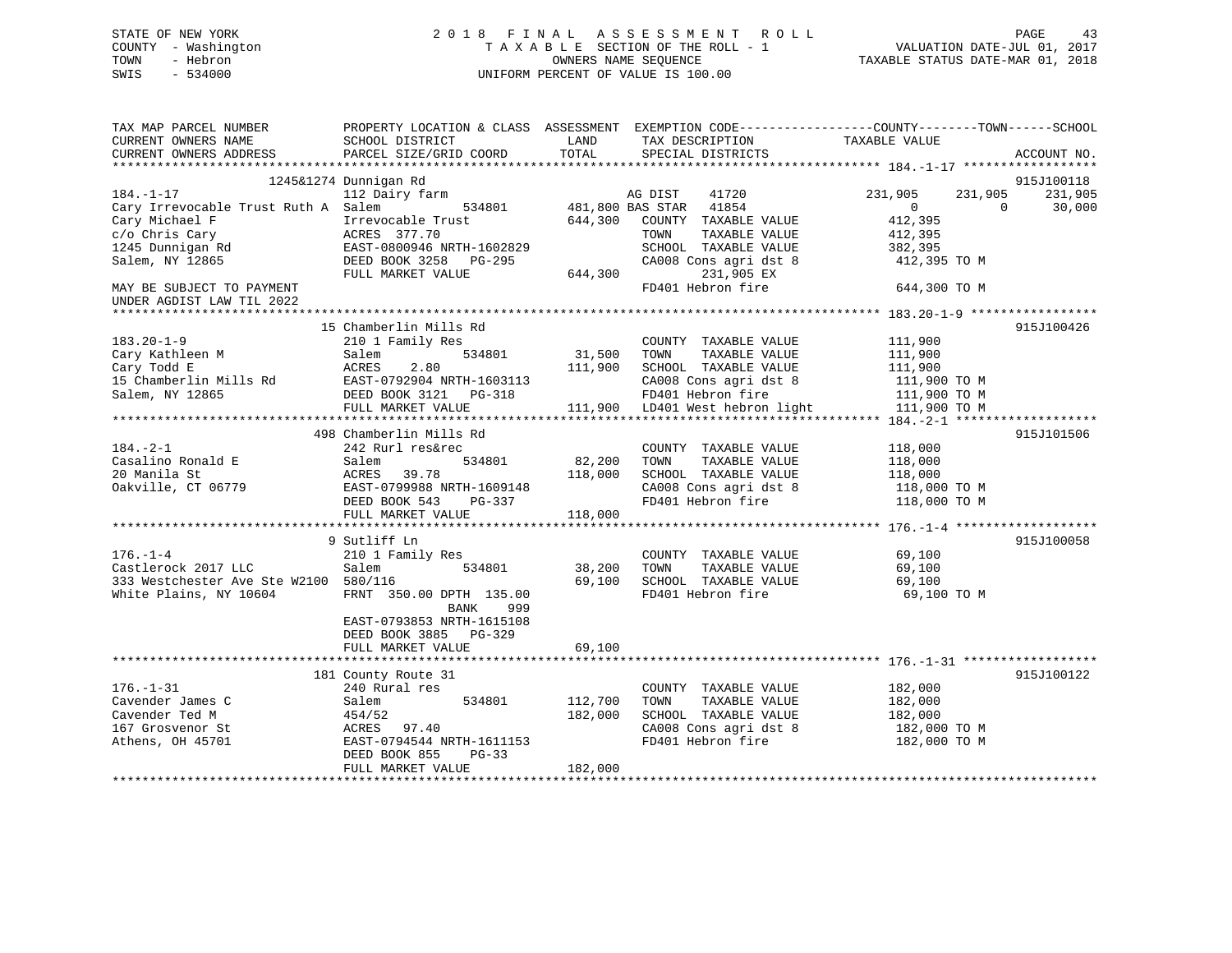STATE OF NEW YORK
COUNTY - Washington
TOWN - Hebron
SWIS - 534000

# 2018 FINAL ASSESSMENT ROLL
TAXABLE SECTION OF THE ROLL - 1
OWNERS NAME SEQUENCE
UNIFORM PERCENT OF VALUE IS 100.00

VALUATION DATE-JUL 01, 2017
TAXABLE STATUS DATE-MAR 01, 2018

```
TAX MAP PARCEL NUMBER          PROPERTY LOCATION & CLASS  ASSESSMENT  EXEMPTION CODE------------------COUNTY--------TOWN------SCHOOL
CURRENT OWNERS NAME            SCHOOL DISTRICT            LAND        TAX DESCRIPTION              TAXABLE VALUE
CURRENT OWNERS ADDRESS         PARCEL SIZE/GRID COORD     TOTAL       SPECIAL DISTRICTS                                      ACCOUNT NO.
******************************************************************************************************** 184.-1-17 ******************
                  1245&1274 Dunnigan Rd                                                                                   915J100118
184.-1-17                      112 Dairy farm                    AG DIST    41720           231,905     231,905     231,905
Cary Irrevocable Trust Ruth A  Salem          534801     481,800 BAS STAR   41854                 0           0      30,000
Cary Michael F                 Irrevocable Trust         644,300   COUNTY  TAXABLE VALUE         412,395
c/o Chris Cary                 ACRES 377.70                        TOWN    TAXABLE VALUE         412,395
1245 Dunnigan Rd               EAST-0800946 NRTH-1602829           SCHOOL  TAXABLE VALUE         382,395
Salem, NY 12865                DEED BOOK 3258   PG-295             CA008 Cons agri dst 8          412,395 TO M
                               FULL MARKET VALUE         644,300        231,905 EX
MAY BE SUBJECT TO PAYMENT                                          FD401 Hebron fire              644,300 TO M
UNDER AGDIST LAW TIL 2022
******************************************************************************************************** 183.20-1-9 *****************
                  15 Chamberlin Mills Rd                                                                                  915J100426
183.20-1-9                     210 1 Family Res                    COUNTY  TAXABLE VALUE         111,900
Cary Kathleen M                Salem          534801      31,500   TOWN    TAXABLE VALUE         111,900
Cary Todd E                    ACRES    2.80             111,900   SCHOOL  TAXABLE VALUE         111,900
15 Chamberlin Mills Rd         EAST-0792904 NRTH-1603113           CA008 Cons agri dst 8          111,900 TO M
Salem, NY 12865                DEED BOOK 3121   PG-318             FD401 Hebron fire              111,900 TO M
                               FULL MARKET VALUE         111,900   LD401 West hebron light        111,900 TO M
******************************************************************************************************** 184.-2-1 *******************
                  498 Chamberlin Mills Rd                                                                                 915J101506
184.-2-1                       242 Rurl res&rec                    COUNTY  TAXABLE VALUE         118,000
Casalino Ronald E              Salem          534801      82,200   TOWN    TAXABLE VALUE         118,000
20 Manila St                   ACRES   39.78             118,000   SCHOOL  TAXABLE VALUE         118,000
Oakville, CT 06779             EAST-0799988 NRTH-1609148           CA008 Cons agri dst 8          118,000 TO M
                               DEED BOOK 543    PG-337             FD401 Hebron fire              118,000 TO M
                               FULL MARKET VALUE         118,000
******************************************************************************************************** 176.-1-4 *******************
                  9 Sutliff Ln                                                                                            915J100058
176.-1-4                       210 1 Family Res                    COUNTY  TAXABLE VALUE          69,100
Castlerock 2017 LLC            Salem          534801      38,200   TOWN    TAXABLE VALUE          69,100
333 Westchester Ave Ste W2100  580/116                    69,100   SCHOOL  TAXABLE VALUE          69,100
White Plains, NY 10604         FRNT 350.00 DPTH 135.00             FD401 Hebron fire               69,100 TO M
                                              BANK     999
                               EAST-0793853 NRTH-1615108
                               DEED BOOK 3885   PG-329
                               FULL MARKET VALUE          69,100
******************************************************************************************************** 176.-1-31 ******************
                  181 County Route 31                                                                                     915J100122
176.-1-31                      240 Rural res                       COUNTY  TAXABLE VALUE         182,000
Cavender James C               Salem          534801     112,700   TOWN    TAXABLE VALUE         182,000
Cavender Ted M                 454/52                    182,000   SCHOOL  TAXABLE VALUE         182,000
167 Grosvenor St               ACRES   97.40                       CA008 Cons agri dst 8          182,000 TO M
Athens, OH 45701               EAST-0794544 NRTH-1611153           FD401 Hebron fire              182,000 TO M
                               DEED BOOK 855    PG-33
                               FULL MARKET VALUE         182,000
************************************************************************************************************************************
```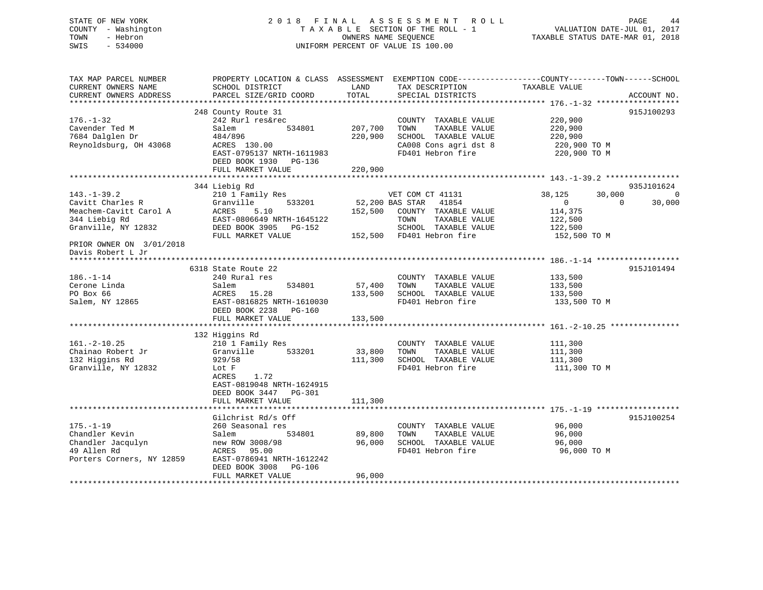STATE OF NEW YORK
COUNTY - Washington
TOWN - Hebron
SWIS - 534000

2018 FINAL ASSESSMENT ROLL
TAXABLE SECTION OF THE ROLL - 1
OWNERS NAME SEQUENCE
UNIFORM PERCENT OF VALUE IS 100.00

VALUATION DATE-JUL 01, 2017
TAXABLE STATUS DATE-MAR 01, 2018

| TAX MAP PARCEL NUMBER / CURRENT OWNERS NAME / CURRENT OWNERS ADDRESS | PROPERTY LOCATION & CLASS / SCHOOL DISTRICT / PARCEL SIZE/GRID COORD | ASSESSMENT LAND | TOTAL | EXEMPTION CODE / TAX DESCRIPTION / SPECIAL DISTRICTS | COUNTY TAXABLE VALUE | TOWN | SCHOOL | ACCOUNT NO. |
|---|---|---|---|---|---|---|---|---|
| 176.-1-32 | 248 County Route 31 | | | | | | | 915J100293 |
| 176.-1-32 | 242 Rurl res&rec | | | COUNTY TAXABLE VALUE | 220,900 | | | |
| Cavender Ted M | Salem 534801 | 207,700 | | TOWN TAXABLE VALUE | 220,900 | | | |
| 7684 Dalglen Dr | 484/896 | | 220,900 | SCHOOL TAXABLE VALUE | 220,900 | | | |
| Reynoldsburg, OH 43068 | ACRES 130.00 | | | CA008 Cons agri dst 8 | 220,900 TO M | | | |
| | EAST-0795137 NRTH-1611983 | | | FD401 Hebron fire | 220,900 TO M | | | |
| | DEED BOOK 1930 PG-136 | | | | | | | |
| | FULL MARKET VALUE | | 220,900 | | | | | |
| 143.-1-39.2 | 344 Liebig Rd | | | | | | | 935J101624 |
| 143.-1-39.2 | 210 1 Family Res | | | VET COM CT 41131 | 38,125 | 30,000 | 0 | |
| Cavitt Charles R | Granville 533201 | 52,200 | | BAS STAR 41854 | 0 | 0 | 30,000 | |
| Meachem-Cavitt Carol A | ACRES 5.10 | | 152,500 | COUNTY TAXABLE VALUE | 114,375 | | | |
| 344 Liebig Rd | EAST-0806649 NRTH-1645122 | | | TOWN TAXABLE VALUE | 122,500 | | | |
| Granville, NY 12832 | DEED BOOK 3905 PG-152 | | | SCHOOL TAXABLE VALUE | 122,500 | | | |
| | FULL MARKET VALUE | | 152,500 | FD401 Hebron fire | 152,500 TO M | | | |
| PRIOR OWNER ON 3/01/2018 | | | | | | | | |
| Davis Robert L Jr | | | | | | | | |
| 186.-1-14 | 6318 State Route 22 | | | | | | | 915J101494 |
| 186.-1-14 | 240 Rural res | | | COUNTY TAXABLE VALUE | 133,500 | | | |
| Cerone Linda | Salem 534801 | 57,400 | | TOWN TAXABLE VALUE | 133,500 | | | |
| PO Box 66 | ACRES 15.28 | | 133,500 | SCHOOL TAXABLE VALUE | 133,500 | | | |
| Salem, NY 12865 | EAST-0816825 NRTH-1610030 | | | FD401 Hebron fire | 133,500 TO M | | | |
| | DEED BOOK 2238 PG-160 | | | | | | | |
| | FULL MARKET VALUE | | 133,500 | | | | | |
| 161.-2-10.25 | 132 Higgins Rd | | | | | | | |
| 161.-2-10.25 | 210 1 Family Res | | | COUNTY TAXABLE VALUE | 111,300 | | | |
| Chainao Robert Jr | Granville 533201 | 33,800 | | TOWN TAXABLE VALUE | 111,300 | | | |
| 132 Higgins Rd | 929/58 | | 111,300 | SCHOOL TAXABLE VALUE | 111,300 | | | |
| Granville, NY 12832 | Lot F | | | FD401 Hebron fire | 111,300 TO M | | | |
| | ACRES 1.72 | | | | | | | |
| | EAST-0819048 NRTH-1624915 | | | | | | | |
| | DEED BOOK 3447 PG-301 | | | | | | | |
| | FULL MARKET VALUE | | 111,300 | | | | | |
| 175.-1-19 | Gilchrist Rd/s Off | | | | | | | 915J100254 |
| 175.-1-19 | 260 Seasonal res | | | COUNTY TAXABLE VALUE | 96,000 | | | |
| Chandler Kevin | Salem 534801 | 89,800 | | TOWN TAXABLE VALUE | 96,000 | | | |
| Chandler Jacqulyn | new ROW 3008/98 | | 96,000 | SCHOOL TAXABLE VALUE | 96,000 | | | |
| 49 Allen Rd | ACRES 95.00 | | | FD401 Hebron fire | 96,000 TO M | | | |
| Porters Corners, NY 12859 | EAST-0786941 NRTH-1612242 | | | | | | | |
| | DEED BOOK 3008 PG-106 | | | | | | | |
| | FULL MARKET VALUE | | 96,000 | | | | | |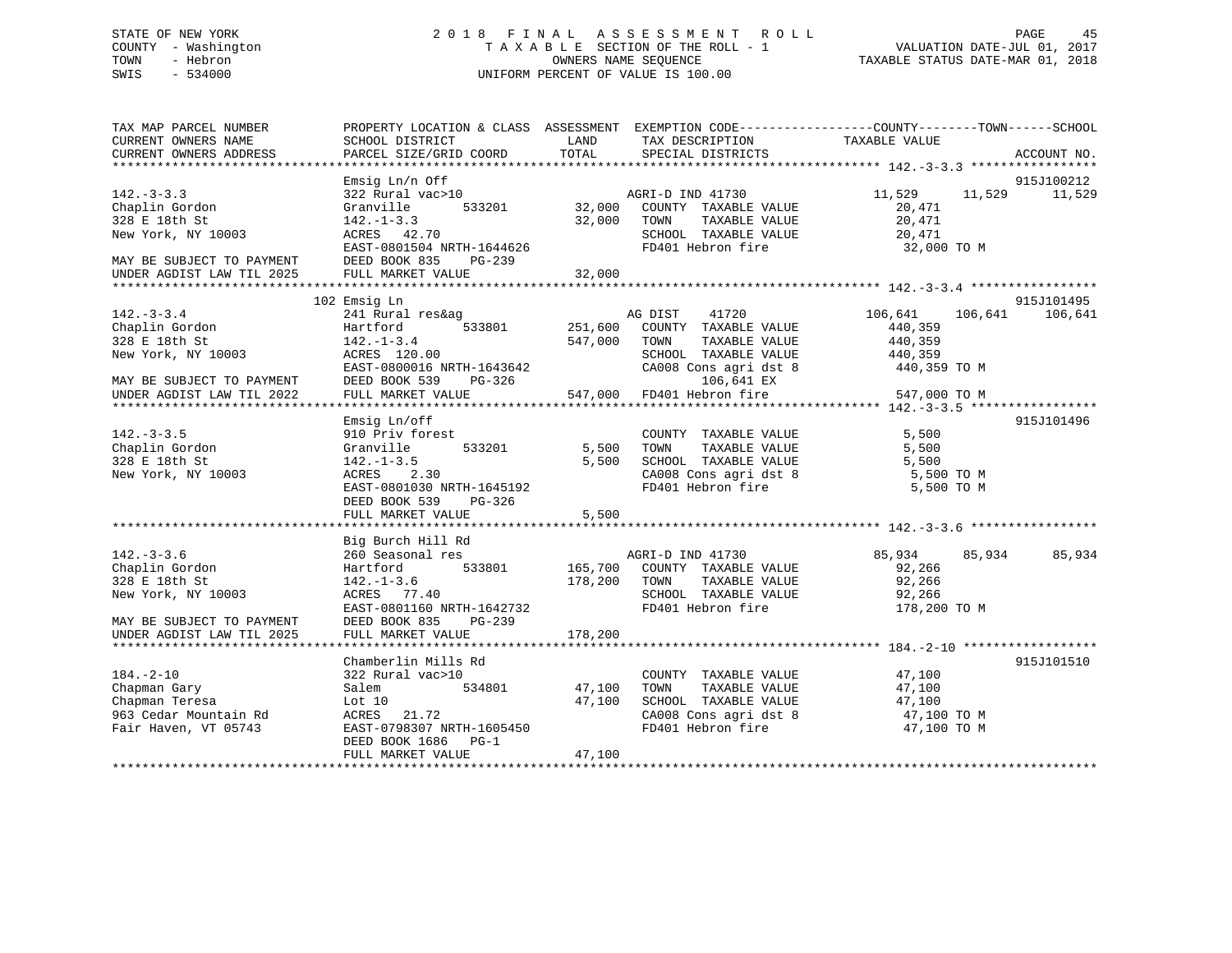STATE OF NEW YORK
COUNTY - Washington
TOWN - Hebron
SWIS - 534000

2018 FINAL ASSESSMENT ROLL
TAXABLE SECTION OF THE ROLL - 1
OWNERS NAME SEQUENCE
UNIFORM PERCENT OF VALUE IS 100.00

VALUATION DATE-JUL 01, 2017
TAXABLE STATUS DATE-MAR 01, 2018

```
TAX MAP PARCEL NUMBER          PROPERTY LOCATION & CLASS  ASSESSMENT  EXEMPTION CODE------------------COUNTY--------TOWN------SCHOOL
CURRENT OWNERS NAME            SCHOOL DISTRICT              LAND      TAX DESCRIPTION              TAXABLE VALUE
CURRENT OWNERS ADDRESS         PARCEL SIZE/GRID COORD       TOTAL     SPECIAL DISTRICTS                                        ACCOUNT NO.
******************************************************************************************************* 142.-3-3.3 *****************
                               Emsig Ln/n Off                                                                               915J100212
142.-3-3.3                     322 Rural vac>10                    AGRI-D IND 41730            11,529      11,529      11,529
Chaplin Gordon                 Granville        533201      32,000   COUNTY  TAXABLE VALUE         20,471
328 E 18th St                  142.-1-3.3                   32,000   TOWN    TAXABLE VALUE         20,471
New York, NY 10003             ACRES   42.70                         SCHOOL  TAXABLE VALUE         20,471
                               EAST-0801504 NRTH-1644626             FD401 Hebron fire             32,000 TO M
MAY BE SUBJECT TO PAYMENT      DEED BOOK 835    PG-239
UNDER AGDIST LAW TIL 2025      FULL MARKET VALUE            32,000
******************************************************************************************************* 142.-3-3.4 *****************
                               102 Emsig Ln                                                                                 915J101495
142.-3-3.4                     241 Rural res&ag                    AG DIST     41720          106,641     106,641     106,641
Chaplin Gordon                 Hartford         533801     251,600   COUNTY  TAXABLE VALUE        440,359
328 E 18th St                  142.-1-3.4                  547,000   TOWN    TAXABLE VALUE        440,359
New York, NY 10003             ACRES  120.00                         SCHOOL  TAXABLE VALUE        440,359
                               EAST-0800016 NRTH-1643642             CA008 Cons agri dst 8        440,359 TO M
MAY BE SUBJECT TO PAYMENT      DEED BOOK 539    PG-326                  106,641 EX
UNDER AGDIST LAW TIL 2022      FULL MARKET VALUE           547,000   FD401 Hebron fire            547,000 TO M
******************************************************************************************************* 142.-3-3.5 *****************
                               Emsig Ln/off                                                                                 915J101496
142.-3-3.5                     910 Priv forest                       COUNTY  TAXABLE VALUE          5,500
Chaplin Gordon                 Granville        533201       5,500   TOWN    TAXABLE VALUE          5,500
328 E 18th St                  142.-1-3.5                    5,500   SCHOOL  TAXABLE VALUE          5,500
New York, NY 10003             ACRES    2.30                         CA008 Cons agri dst 8          5,500 TO M
                               EAST-0801030 NRTH-1645192             FD401 Hebron fire              5,500 TO M
                               DEED BOOK 539    PG-326
                               FULL MARKET VALUE             5,500
******************************************************************************************************* 142.-3-3.6 *****************
                               Big Burch Hill Rd
142.-3-3.6                     260 Seasonal res                    AGRI-D IND 41730            85,934      85,934      85,934
Chaplin Gordon                 Hartford         533801     165,700   COUNTY  TAXABLE VALUE         92,266
328 E 18th St                  142.-1-3.6                  178,200   TOWN    TAXABLE VALUE         92,266
New York, NY 10003             ACRES   77.40                         SCHOOL  TAXABLE VALUE         92,266
                               EAST-0801160 NRTH-1642732             FD401 Hebron fire            178,200 TO M
MAY BE SUBJECT TO PAYMENT      DEED BOOK 835    PG-239
UNDER AGDIST LAW TIL 2025      FULL MARKET VALUE           178,200
******************************************************************************************************* 184.-2-10 ******************
                               Chamberlin Mills Rd                                                                          915J101510
184.-2-10                      322 Rural vac>10                      COUNTY  TAXABLE VALUE         47,100
Chapman Gary                   Salem            534801      47,100   TOWN    TAXABLE VALUE         47,100
Chapman Teresa                 Lot 10                       47,100   SCHOOL  TAXABLE VALUE         47,100
963 Cedar Mountain Rd          ACRES   21.72                         CA008 Cons agri dst 8         47,100 TO M
Fair Haven, VT 05743           EAST-0798307 NRTH-1605450             FD401 Hebron fire             47,100 TO M
                               DEED BOOK 1686   PG-1
                               FULL MARKET VALUE            47,100
************************************************************************************************************************************
```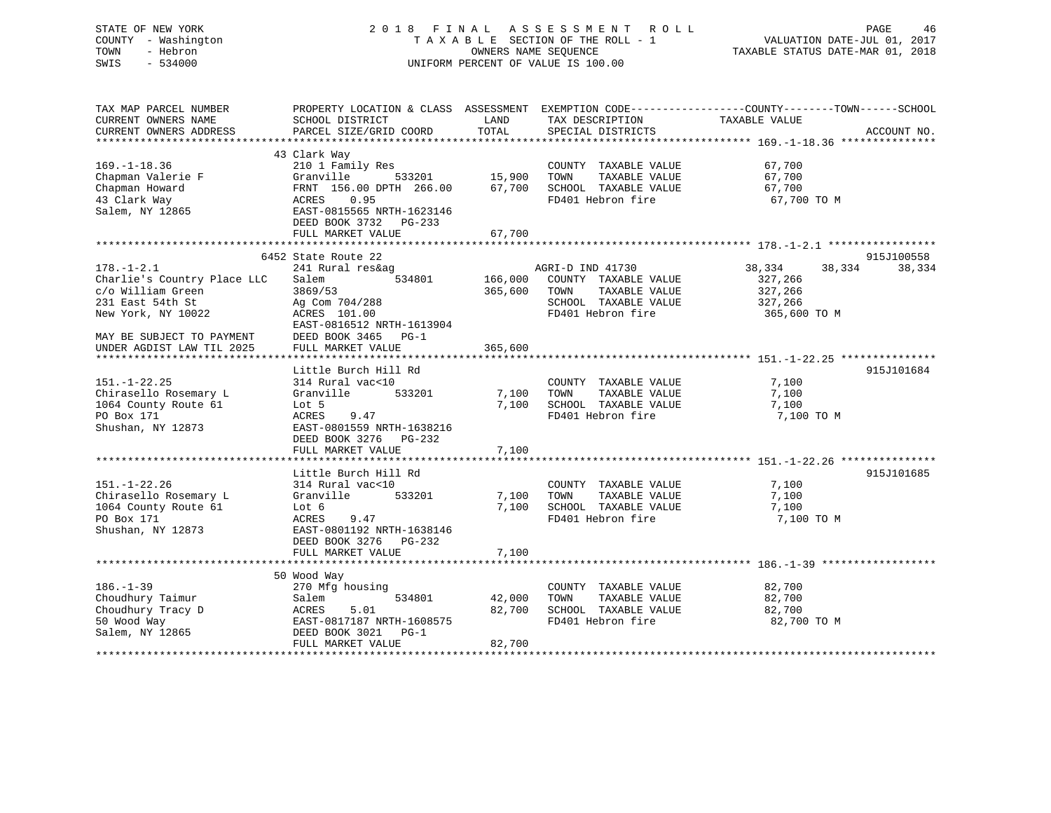STATE OF NEW YORK
COUNTY - Washington
TOWN - Hebron
SWIS - 534000

2018 FINAL ASSESSMENT ROLL
TAXABLE SECTION OF THE ROLL - 1
OWNERS NAME SEQUENCE
UNIFORM PERCENT OF VALUE IS 100.00

VALUATION DATE-JUL 01, 2017
TAXABLE STATUS DATE-MAR 01, 2018

```
TAX MAP PARCEL NUMBER          PROPERTY LOCATION & CLASS  ASSESSMENT  EXEMPTION CODE------------------COUNTY--------TOWN------SCHOOL
CURRENT OWNERS NAME            SCHOOL DISTRICT               LAND      TAX DESCRIPTION              TAXABLE VALUE
CURRENT OWNERS ADDRESS         PARCEL SIZE/GRID COORD        TOTAL     SPECIAL DISTRICTS                                      ACCOUNT NO.
*********************************************************************************************************** 169.-1-18.36 ***************
                               43 Clark Way
169.-1-18.36                   210 1 Family Res                        COUNTY  TAXABLE VALUE            67,700
Chapman Valerie F              Granville      533201        15,900     TOWN    TAXABLE VALUE            67,700
Chapman Howard                 FRNT 156.00 DPTH 266.00      67,700     SCHOOL  TAXABLE VALUE            67,700
43 Clark Way                   ACRES    0.95                           FD401 Hebron fire                 67,700 TO M
Salem, NY 12865                EAST-0815565 NRTH-1623146
                               DEED BOOK 3732   PG-233
                               FULL MARKET VALUE            67,700
*********************************************************************************************************** 178.-1-2.1 *****************
                               6452 State Route 22                                                                         915J100558
178.-1-2.1                     241 Rural res&ag                        AGRI-D IND 41730                 38,334      38,334      38,334
Charlie's Country Place LLC    Salem          534801       166,000     COUNTY  TAXABLE VALUE           327,266
c/o William Green              3869/53                     365,600     TOWN    TAXABLE VALUE           327,266
231 East 54th St               Ag Com 704/288                          SCHOOL  TAXABLE VALUE           327,266
New York, NY 10022             ACRES  101.00                           FD401 Hebron fire                365,600 TO M
                               EAST-0816512 NRTH-1613904
MAY BE SUBJECT TO PAYMENT      DEED BOOK 3465   PG-1
UNDER AGDIST LAW TIL 2025      FULL MARKET VALUE           365,600
*********************************************************************************************************** 151.-1-22.25 ***************
                               Little Burch Hill Rd                                                                        915J101684
151.-1-22.25                   314 Rural vac<10                        COUNTY  TAXABLE VALUE             7,100
Chirasello Rosemary L          Granville      533201         7,100     TOWN    TAXABLE VALUE             7,100
1064 County Route 61           Lot 5                         7,100     SCHOOL  TAXABLE VALUE             7,100
PO Box 171                     ACRES    9.47                           FD401 Hebron fire                  7,100 TO M
Shushan, NY 12873              EAST-0801559 NRTH-1638216
                               DEED BOOK 3276   PG-232
                               FULL MARKET VALUE             7,100
*********************************************************************************************************** 151.-1-22.26 ***************
                               Little Burch Hill Rd                                                                        915J101685
151.-1-22.26                   314 Rural vac<10                        COUNTY  TAXABLE VALUE             7,100
Chirasello Rosemary L          Granville      533201         7,100     TOWN    TAXABLE VALUE             7,100
1064 County Route 61           Lot 6                         7,100     SCHOOL  TAXABLE VALUE             7,100
PO Box 171                     ACRES    9.47                           FD401 Hebron fire                  7,100 TO M
Shushan, NY 12873              EAST-0801192 NRTH-1638146
                               DEED BOOK 3276   PG-232
                               FULL MARKET VALUE             7,100
*********************************************************************************************************** 186.-1-39 ******************
                               50 Wood Way
186.-1-39                      270 Mfg housing                         COUNTY  TAXABLE VALUE            82,700
Choudhury Taimur               Salem          534801        42,000     TOWN    TAXABLE VALUE            82,700
Choudhury Tracy D              ACRES    5.01                82,700     SCHOOL  TAXABLE VALUE            82,700
50 Wood Way                    EAST-0817187 NRTH-1608575               FD401 Hebron fire                 82,700 TO M
Salem, NY 12865                DEED BOOK 3021   PG-1
                               FULL MARKET VALUE            82,700
****************************************************************************************************************************************
```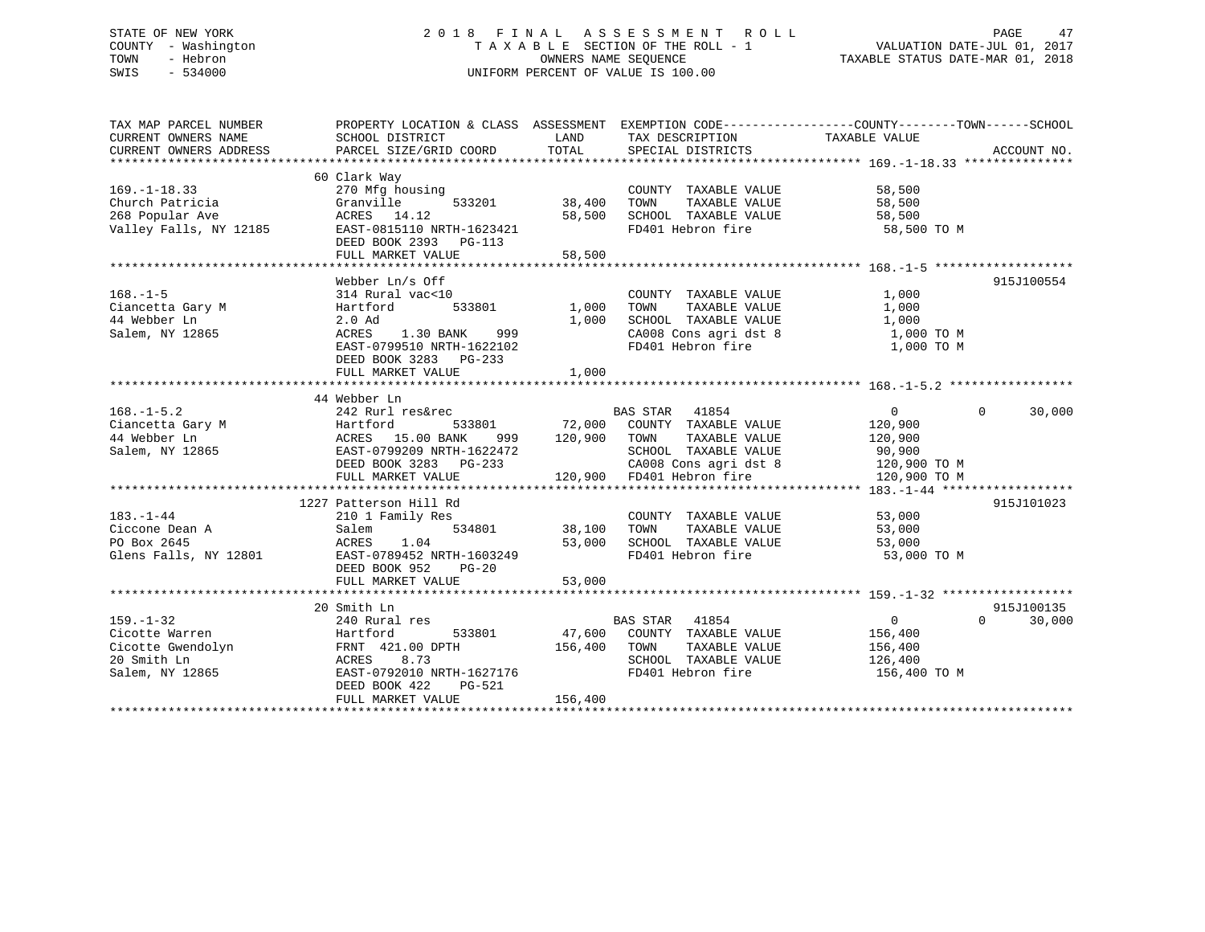STATE OF NEW YORK
COUNTY - Washington
TOWN - Hebron
SWIS - 534000

2018 FINAL ASSESSMENT ROLL
TAXABLE SECTION OF THE ROLL - 1
OWNERS NAME SEQUENCE
UNIFORM PERCENT OF VALUE IS 100.00

VALUATION DATE-JUL 01, 2017
TAXABLE STATUS DATE-MAR 01, 2018

```
TAX MAP PARCEL NUMBER          PROPERTY LOCATION & CLASS  ASSESSMENT  EXEMPTION CODE------------------COUNTY--------TOWN------SCHOOL
CURRENT OWNERS NAME            SCHOOL DISTRICT              LAND      TAX DESCRIPTION               TAXABLE VALUE
CURRENT OWNERS ADDRESS         PARCEL SIZE/GRID COORD       TOTAL     SPECIAL DISTRICTS                                      ACCOUNT NO.
********************************************************************************************** 169.-1-18.33 ***************
                               60 Clark Way
169.-1-18.33                   270 Mfg housing                         COUNTY  TAXABLE VALUE          58,500
Church Patricia                Granville       533201      38,400     TOWN    TAXABLE VALUE          58,500
268 Popular Ave                ACRES  14.12                58,500     SCHOOL  TAXABLE VALUE          58,500
Valley Falls, NY 12185         EAST-0815110 NRTH-1623421              FD401 Hebron fire               58,500 TO M
                               DEED BOOK 2393   PG-113
                               FULL MARKET VALUE           58,500
********************************************************************************************** 168.-1-5 *******************
                               Webber Ln/s Off                                                                    915J100554
168.-1-5                       314 Rural vac<10                        COUNTY  TAXABLE VALUE           1,000
Ciancetta Gary M               Hartford        533801       1,000     TOWN    TAXABLE VALUE           1,000
44 Webber Ln                   2.0 Ad                       1,000     SCHOOL  TAXABLE VALUE           1,000
Salem, NY 12865                ACRES   1.30 BANK    999               CA008 Cons agri dst 8            1,000 TO M
                               EAST-0799510 NRTH-1622102              FD401 Hebron fire                1,000 TO M
                               DEED BOOK 3283   PG-233
                               FULL MARKET VALUE            1,000
********************************************************************************************** 168.-1-5.2 *****************
                               44 Webber Ln
168.-1-5.2                     242 Rurl res&rec                       BAS STAR   41854                   0          0     30,000
Ciancetta Gary M               Hartford        533801      72,000     COUNTY  TAXABLE VALUE         120,900
44 Webber Ln                   ACRES  15.00 BANK    999   120,900     TOWN    TAXABLE VALUE         120,900
Salem, NY 12865                EAST-0799209 NRTH-1622472              SCHOOL  TAXABLE VALUE          90,900
                               DEED BOOK 3283   PG-233                CA008 Cons agri dst 8          120,900 TO M
                               FULL MARKET VALUE          120,900     FD401 Hebron fire              120,900 TO M
********************************************************************************************** 183.-1-44 ******************
                               1227 Patterson Hill Rd                                                             915J101023
183.-1-44                      210 1 Family Res                        COUNTY  TAXABLE VALUE          53,000
Ciccone Dean A                 Salem           534801      38,100     TOWN    TAXABLE VALUE          53,000
PO Box 2645                    ACRES   1.04                53,000     SCHOOL  TAXABLE VALUE          53,000
Glens Falls, NY 12801          EAST-0789452 NRTH-1603249              FD401 Hebron fire               53,000 TO M
                               DEED BOOK 952    PG-20
                               FULL MARKET VALUE           53,000
********************************************************************************************** 159.-1-32 ******************
                               20 Smith Ln                                                                        915J100135
159.-1-32                      240 Rural res                          BAS STAR   41854                   0          0     30,000
Cicotte Warren                 Hartford        533801      47,600     COUNTY  TAXABLE VALUE         156,400
Cicotte Gwendolyn              FRNT 421.00 DPTH           156,400     TOWN    TAXABLE VALUE         156,400
20 Smith Ln                    ACRES   8.73                           SCHOOL  TAXABLE VALUE         126,400
Salem, NY 12865                EAST-0792010 NRTH-1627176              FD401 Hebron fire              156,400 TO M
                               DEED BOOK 422    PG-521
                               FULL MARKET VALUE          156,400
*****************************************************************************************************************************
```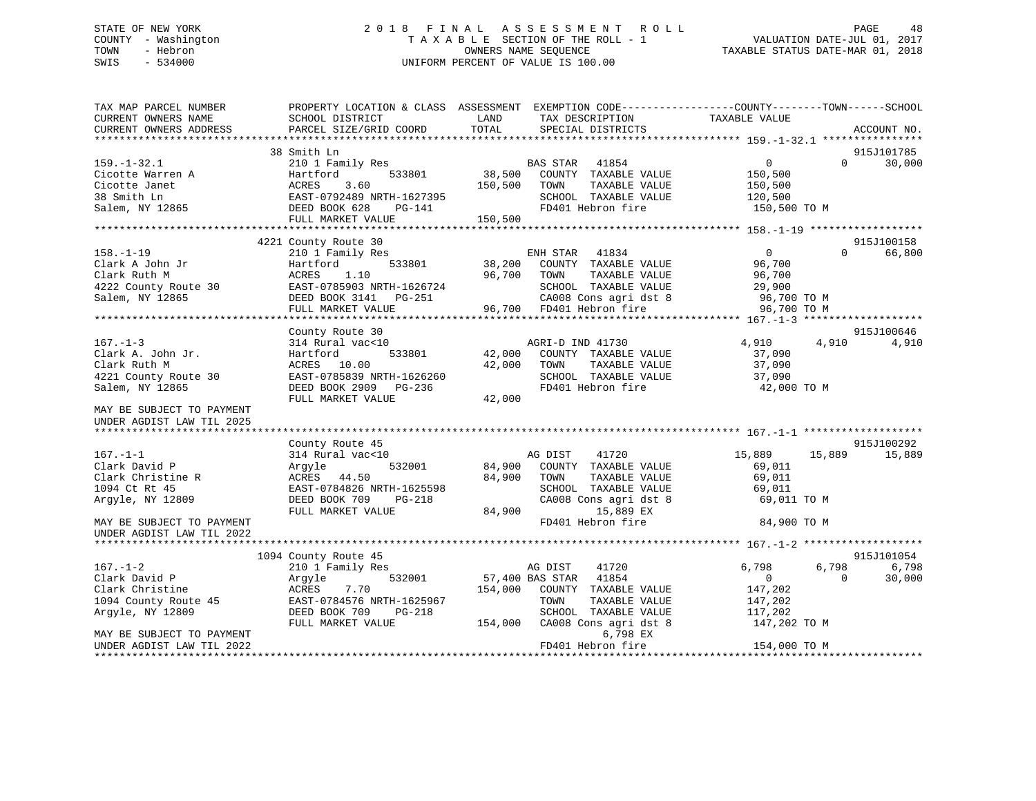STATE OF NEW YORK
COUNTY - Washington
TOWN - Hebron
SWIS - 534000

# 2018 FINAL ASSESSMENT ROLL
TAXABLE SECTION OF THE ROLL - 1
OWNERS NAME SEQUENCE
UNIFORM PERCENT OF VALUE IS 100.00

VALUATION DATE-JUL 01, 2017
TAXABLE STATUS DATE-MAR 01, 2018

| TAX MAP PARCEL NUMBER / CURRENT OWNERS NAME / CURRENT OWNERS ADDRESS | PROPERTY LOCATION & CLASS / SCHOOL DISTRICT / PARCEL SIZE/GRID COORD | ASSESSMENT LAND | TOTAL | EXEMPTION CODE / TAX DESCRIPTION / SPECIAL DISTRICTS | COUNTY TAXABLE VALUE | TOWN | SCHOOL | ACCOUNT NO. |
|---|---|---|---|---|---|---|---|---|
| 159.-1-32.1 | 38 Smith Ln | | | | | | | 915J101785 |
| | 210 1 Family Res | | | BAS STAR 41854 | 0 | 0 | 30,000 | |
| Cicotte Warren A | Hartford 533801 | 38,500 | | COUNTY TAXABLE VALUE | 150,500 | | | |
| Cicotte Janet | ACRES 3.60 | | 150,500 | TOWN TAXABLE VALUE | 150,500 | | | |
| 38 Smith Ln | EAST-0792489 NRTH-1627395 | | | SCHOOL TAXABLE VALUE | 120,500 | | | |
| Salem, NY 12865 | DEED BOOK 628 PG-141 | | | FD401 Hebron fire | 150,500 TO M | | | |
| | FULL MARKET VALUE | | 150,500 | | | | | |
| 158.-1-19 | 4221 County Route 30 | | | | | | | 915J100158 |
| | 210 1 Family Res | | | ENH STAR 41834 | 0 | 0 | 66,800 | |
| Clark A John Jr | Hartford 533801 | 38,200 | | COUNTY TAXABLE VALUE | 96,700 | | | |
| Clark Ruth M | ACRES 1.10 | | 96,700 | TOWN TAXABLE VALUE | 96,700 | | | |
| 4222 County Route 30 | EAST-0785903 NRTH-1626724 | | | SCHOOL TAXABLE VALUE | 29,900 | | | |
| Salem, NY 12865 | DEED BOOK 3141 PG-251 | | | CA008 Cons agri dst 8 | 96,700 TO M | | | |
| | FULL MARKET VALUE | | 96,700 | FD401 Hebron fire | 96,700 TO M | | | |
| 167.-1-3 | County Route 30 | | | | | | | 915J100646 |
| | 314 Rural vac<10 | | | AGRI-D IND 41730 | 4,910 | 4,910 | 4,910 | |
| Clark A. John Jr. | Hartford 533801 | 42,000 | | COUNTY TAXABLE VALUE | 37,090 | | | |
| Clark Ruth M | ACRES 10.00 | | 42,000 | TOWN TAXABLE VALUE | 37,090 | | | |
| 4221 County Route 30 | EAST-0785839 NRTH-1626260 | | | SCHOOL TAXABLE VALUE | 37,090 | | | |
| Salem, NY 12865 | DEED BOOK 2909 PG-236 | | | FD401 Hebron fire | 42,000 TO M | | | |
| | FULL MARKET VALUE | | 42,000 | | | | | |
| MAY BE SUBJECT TO PAYMENT UNDER AGDIST LAW TIL 2025 | | | | | | | | |
| 167.-1-1 | County Route 45 | | | | | | | 915J100292 |
| | 314 Rural vac<10 | | | AG DIST 41720 | 15,889 | 15,889 | 15,889 | |
| Clark David P | Argyle 532001 | 84,900 | | COUNTY TAXABLE VALUE | 69,011 | | | |
| Clark Christine R | ACRES 44.50 | | 84,900 | TOWN TAXABLE VALUE | 69,011 | | | |
| 1094 Ct Rt 45 | EAST-0784826 NRTH-1625598 | | | SCHOOL TAXABLE VALUE | 69,011 | | | |
| Argyle, NY 12809 | DEED BOOK 709 PG-218 | | | CA008 Cons agri dst 8 | 69,011 TO M | | | |
| | FULL MARKET VALUE | | 84,900 | 15,889 EX | | | | |
| MAY BE SUBJECT TO PAYMENT UNDER AGDIST LAW TIL 2022 | | | | FD401 Hebron fire | 84,900 TO M | | | |
| 167.-1-2 | 1094 County Route 45 | | | | | | | 915J101054 |
| | 210 1 Family Res | | | AG DIST 41720 | 6,798 | 6,798 | 6,798 | |
| Clark David P | Argyle 532001 | 57,400 | | BAS STAR 41854 | 0 | 0 | 30,000 | |
| Clark Christine | ACRES 7.70 | | 154,000 | COUNTY TAXABLE VALUE | 147,202 | | | |
| 1094 County Route 45 | EAST-0784576 NRTH-1625967 | | | TOWN TAXABLE VALUE | 147,202 | | | |
| Argyle, NY 12809 | DEED BOOK 709 PG-218 | | | SCHOOL TAXABLE VALUE | 117,202 | | | |
| | FULL MARKET VALUE | | 154,000 | CA008 Cons agri dst 8 | 147,202 TO M | | | |
| MAY BE SUBJECT TO PAYMENT | | | | 6,798 EX | | | | |
| UNDER AGDIST LAW TIL 2022 | | | | FD401 Hebron fire | 154,000 TO M | | | |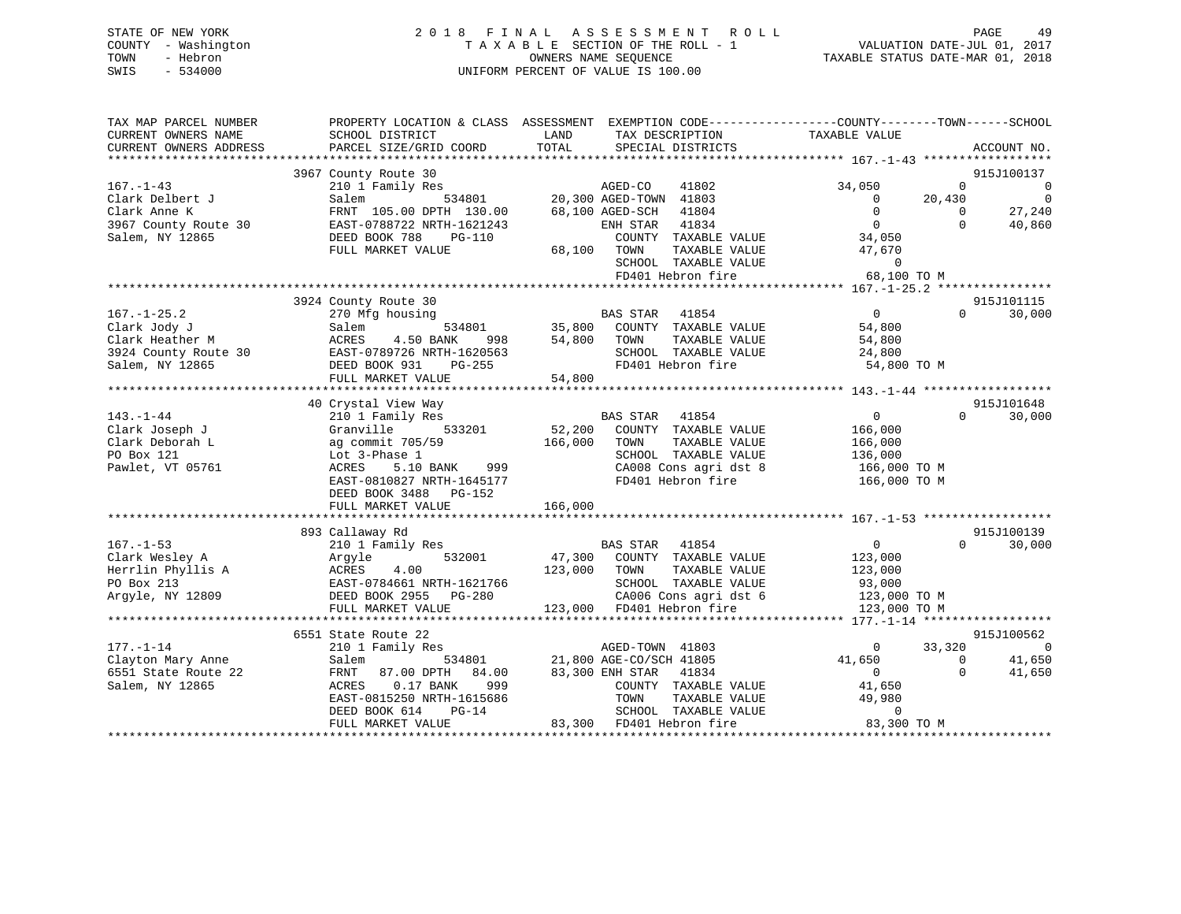STATE OF NEW YORK
COUNTY - Washington
TOWN - Hebron
SWIS - 534000

2018 FINAL ASSESSMENT ROLL
TAXABLE SECTION OF THE ROLL - 1
OWNERS NAME SEQUENCE
UNIFORM PERCENT OF VALUE IS 100.00

VALUATION DATE-JUL 01, 2017
TAXABLE STATUS DATE-MAR 01, 2018

| TAX MAP PARCEL NUMBER / CURRENT OWNERS NAME / CURRENT OWNERS ADDRESS | PROPERTY LOCATION & CLASS / SCHOOL DISTRICT / PARCEL SIZE/GRID COORD | ASSESSMENT LAND / TOTAL | EXEMPTION CODE / TAX DESCRIPTION / SPECIAL DISTRICTS | COUNTY TAXABLE VALUE | TOWN | SCHOOL | ACCOUNT NO. |
|---|---|---|---|---|---|---|---|
| **167.-1-43** | 3967 County Route 30 | | | | | | 915J100137 |
| 167.-1-43 | 210 1 Family Res | | AGED-CO 41802 | 34,050 | 0 | 0 | |
| Clark Delbert J | Salem 534801 | 20,300 | AGED-TOWN 41803 | 0 | 20,430 | 0 | |
| Clark Anne K | FRNT 105.00 DPTH 130.00 | 68,100 | AGED-SCH 41804 | 0 | 0 | 27,240 | |
| 3967 County Route 30 | EAST-0788722 NRTH-1621243 | | ENH STAR 41834 | 0 | 0 | 40,860 | |
| Salem, NY 12865 | DEED BOOK 788 PG-110 | | COUNTY TAXABLE VALUE | 34,050 | | | |
| | FULL MARKET VALUE | 68,100 | TOWN TAXABLE VALUE | 47,670 | | | |
| | | | SCHOOL TAXABLE VALUE | 0 | | | |
| | | | FD401 Hebron fire | 68,100 TO M | | | |
| **167.-1-25.2** | 3924 County Route 30 | | | | | | 915J101115 |
| 167.-1-25.2 | 270 Mfg housing | | BAS STAR 41854 | 0 | 0 | 30,000 | |
| Clark Jody J | Salem 534801 | 35,800 | COUNTY TAXABLE VALUE | 54,800 | | | |
| Clark Heather M | ACRES 4.50 BANK 998 | 54,800 | TOWN TAXABLE VALUE | 54,800 | | | |
| 3924 County Route 30 | EAST-0789726 NRTH-1620563 | | SCHOOL TAXABLE VALUE | 24,800 | | | |
| Salem, NY 12865 | DEED BOOK 931 PG-255 | | FD401 Hebron fire | 54,800 TO M | | | |
| | FULL MARKET VALUE | 54,800 | | | | | |
| **143.-1-44** | 40 Crystal View Way | | | | | | 915J101648 |
| 143.-1-44 | 210 1 Family Res | | BAS STAR 41854 | 0 | 0 | 30,000 | |
| Clark Joseph J | Granville 533201 | 52,200 | COUNTY TAXABLE VALUE | 166,000 | | | |
| Clark Deborah L | ag commit 705/59 | 166,000 | TOWN TAXABLE VALUE | 166,000 | | | |
| PO Box 121 | Lot 3-Phase 1 | | SCHOOL TAXABLE VALUE | 136,000 | | | |
| Pawlet, VT 05761 | ACRES 5.10 BANK 999 | | CA008 Cons agri dst 8 | 166,000 TO M | | | |
| | EAST-0810827 NRTH-1645177 | | FD401 Hebron fire | 166,000 TO M | | | |
| | DEED BOOK 3488 PG-152 | | | | | | |
| | FULL MARKET VALUE | 166,000 | | | | | |
| **167.-1-53** | 893 Callaway Rd | | | | | | 915J100139 |
| 167.-1-53 | 210 1 Family Res | | BAS STAR 41854 | 0 | 0 | 30,000 | |
| Clark Wesley A | Argyle 532001 | 47,300 | COUNTY TAXABLE VALUE | 123,000 | | | |
| Herrlin Phyllis A | ACRES 4.00 | 123,000 | TOWN TAXABLE VALUE | 123,000 | | | |
| PO Box 213 | EAST-0784661 NRTH-1621766 | | SCHOOL TAXABLE VALUE | 93,000 | | | |
| Argyle, NY 12809 | DEED BOOK 2955 PG-280 | | CA006 Cons agri dst 6 | 123,000 TO M | | | |
| | FULL MARKET VALUE | 123,000 | FD401 Hebron fire | 123,000 TO M | | | |
| **177.-1-14** | 6551 State Route 22 | | | | | | 915J100562 |
| 177.-1-14 | 210 1 Family Res | | AGED-TOWN 41803 | 0 | 33,320 | 0 | |
| Clayton Mary Anne | Salem 534801 | 21,800 | AGE-CO/SCH 41805 | 41,650 | 0 | 41,650 | |
| 6551 State Route 22 | FRNT 87.00 DPTH 84.00 | 83,300 | ENH STAR 41834 | 0 | 0 | 41,650 | |
| Salem, NY 12865 | ACRES 0.17 BANK 999 | | COUNTY TAXABLE VALUE | 41,650 | | | |
| | EAST-0815250 NRTH-1615686 | | TOWN TAXABLE VALUE | 49,980 | | | |
| | DEED BOOK 614 PG-14 | | SCHOOL TAXABLE VALUE | 0 | | | |
| | FULL MARKET VALUE | 83,300 | FD401 Hebron fire | 83,300 TO M | | | |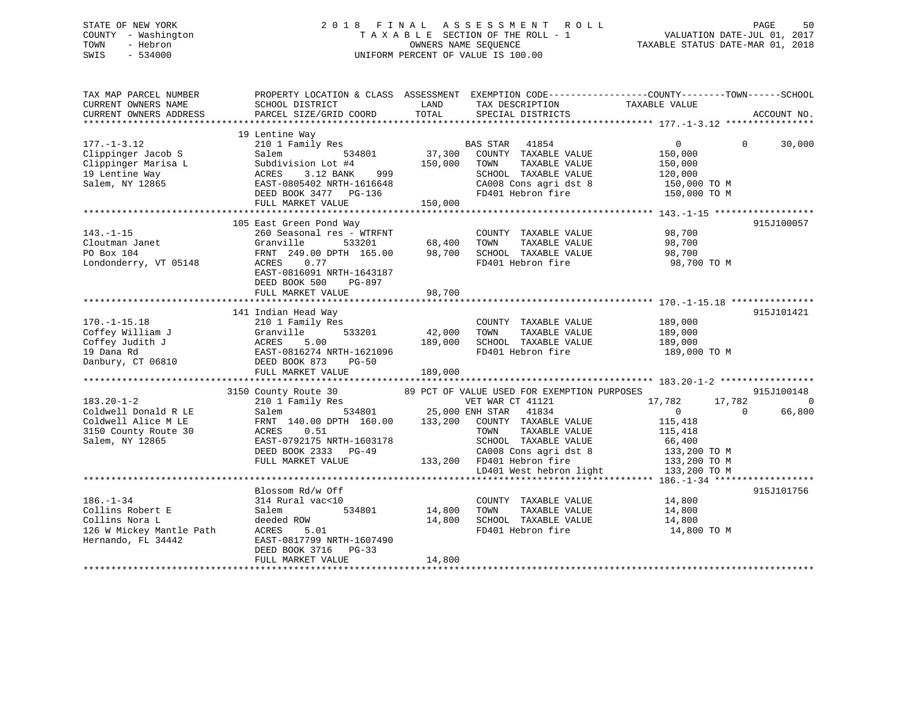STATE OF NEW YORK
COUNTY - Washington
TOWN - Hebron
SWIS - 534000

# 2018 FINAL ASSESSMENT ROLL
TAXABLE SECTION OF THE ROLL - 1
OWNERS NAME SEQUENCE
UNIFORM PERCENT OF VALUE IS 100.00

VALUATION DATE-JUL 01, 2017
TAXABLE STATUS DATE-MAR 01, 2018

```
TAX MAP PARCEL NUMBER          PROPERTY LOCATION & CLASS  ASSESSMENT  EXEMPTION CODE------------------COUNTY--------TOWN------SCHOOL
CURRENT OWNERS NAME            SCHOOL DISTRICT               LAND      TAX DESCRIPTION            TAXABLE VALUE
CURRENT OWNERS ADDRESS         PARCEL SIZE/GRID COORD        TOTAL     SPECIAL DISTRICTS                                      ACCOUNT NO.
******************************************************************************************************* 177.-1-3.12 ****************
                               19 Lentine Way
177.-1-3.12                    210 1 Family Res                        BAS STAR   41854                  0            0      30,000
Clippinger Jacob S             Salem            534801       37,300    COUNTY  TAXABLE VALUE          150,000
Clippinger Marisa L            Subdivision Lot #4           150,000    TOWN    TAXABLE VALUE          150,000
19 Lentine Way                 ACRES    3.12 BANK    999               SCHOOL  TAXABLE VALUE          120,000
Salem, NY 12865                EAST-0805402 NRTH-1616648               CA008 Cons agri dst 8           150,000 TO M
                               DEED BOOK 3477   PG-136                 FD401 Hebron fire               150,000 TO M
                               FULL MARKET VALUE            150,000
******************************************************************************************************* 143.-1-15 ******************
                               105 East Green Pond Way                                                                915J100057
143.-1-15                      260 Seasonal res - WTRFNT               COUNTY  TAXABLE VALUE           98,700
Cloutman Janet                 Granville        533201       68,400    TOWN    TAXABLE VALUE           98,700
PO Box 104                     FRNT 249.00 DPTH 165.00       98,700    SCHOOL  TAXABLE VALUE           98,700
Londonderry, VT 05148          ACRES    0.77                           FD401 Hebron fire                98,700 TO M
                               EAST-0816091 NRTH-1643187
                               DEED BOOK 500    PG-897
                               FULL MARKET VALUE             98,700
******************************************************************************************************* 170.-1-15.18 ***************
                               141 Indian Head Way                                                                    915J101421
170.-1-15.18                   210 1 Family Res                        COUNTY  TAXABLE VALUE          189,000
Coffey William J               Granville        533201       42,000    TOWN    TAXABLE VALUE          189,000
Coffey Judith J                ACRES    5.00                189,000    SCHOOL  TAXABLE VALUE          189,000
19 Dana Rd                     EAST-0816274 NRTH-1621096               FD401 Hebron fire               189,000 TO M
Danbury, CT 06810              DEED BOOK 873    PG-50
                               FULL MARKET VALUE            189,000
******************************************************************************************************* 183.20-1-2 *****************
                               3150 County Route 30        89 PCT OF VALUE USED FOR EXEMPTION PURPOSES                915J100148
183.20-1-2                     210 1 Family Res                        VET WAR CT 41121             17,782       17,782           0
Coldwell Donald R LE           Salem            534801       25,000 ENH STAR   41834                     0            0      66,800
Coldwell Alice M LE            FRNT 140.00 DPTH 160.00      133,200    COUNTY  TAXABLE VALUE          115,418
3150 County Route 30           ACRES    0.51                           TOWN    TAXABLE VALUE          115,418
Salem, NY 12865                EAST-0792175 NRTH-1603178               SCHOOL  TAXABLE VALUE           66,400
                               DEED BOOK 2333   PG-49                  CA008 Cons agri dst 8           133,200 TO M
                               FULL MARKET VALUE            133,200    FD401 Hebron fire               133,200 TO M
                                                                       LD401 West hebron light         133,200 TO M
******************************************************************************************************* 186.-1-34 ******************
                               Blossom Rd/w Off                                                                       915J101756
186.-1-34                      314 Rural vac<10                        COUNTY  TAXABLE VALUE           14,800
Collins Robert E               Salem            534801       14,800    TOWN    TAXABLE VALUE           14,800
Collins Nora L                 deeded ROW                    14,800    SCHOOL  TAXABLE VALUE           14,800
126 W Mickey Mantle Path       ACRES    5.01                           FD401 Hebron fire                14,800 TO M
Hernando, FL 34442             EAST-0817799 NRTH-1607490
                               DEED BOOK 3716   PG-33
                               FULL MARKET VALUE             14,800
************************************************************************************************************************************
```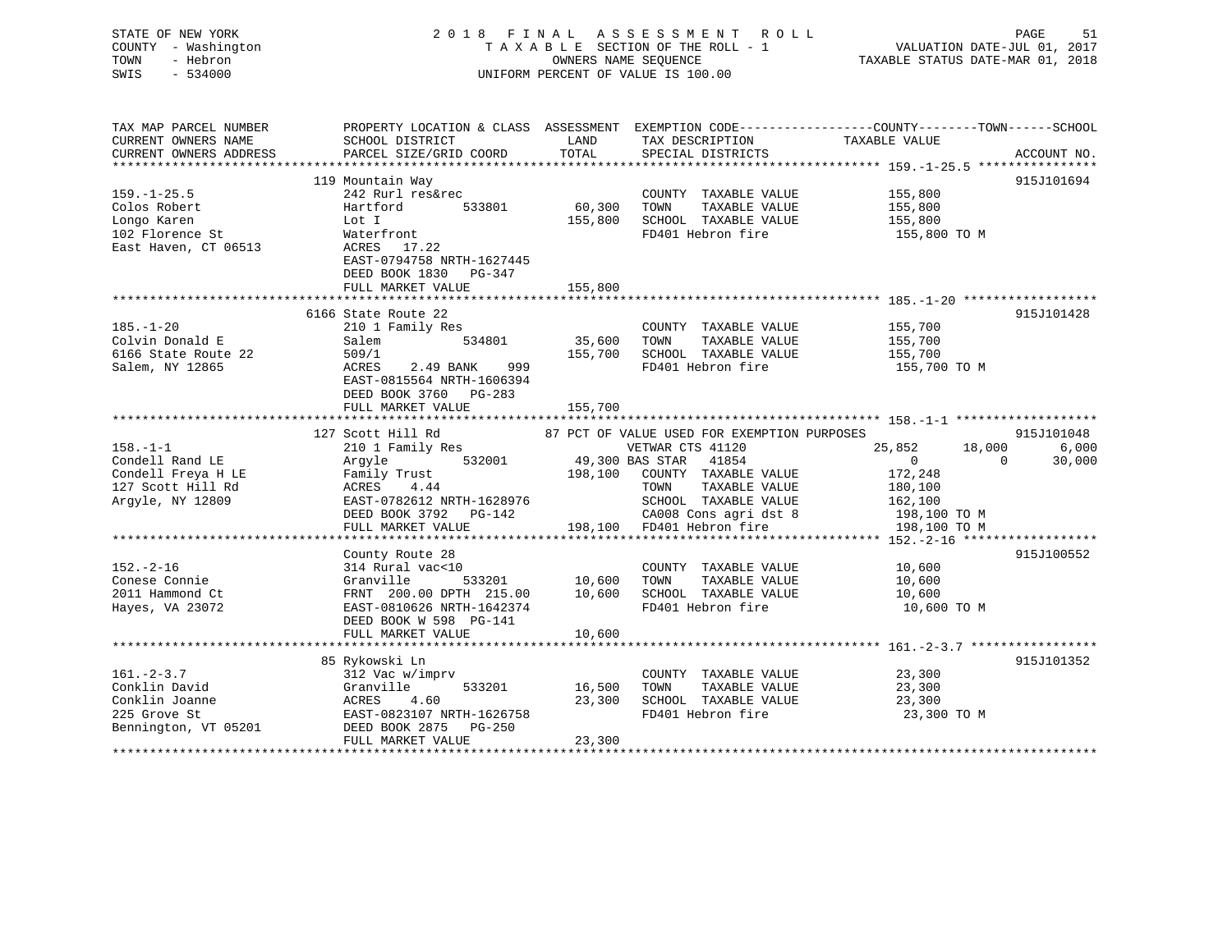STATE OF NEW YORK
COUNTY - Washington
TOWN - Hebron
SWIS - 534000

2 0 1 8 F I N A L A S S E S S M E N T R O L L
T A X A B L E SECTION OF THE ROLL - 1
OWNERS NAME SEQUENCE
UNIFORM PERCENT OF VALUE IS 100.00

VALUATION DATE-JUL 01, 2017
TAXABLE STATUS DATE-MAR 01, 2018

```
TAX MAP PARCEL NUMBER          PROPERTY LOCATION & CLASS  ASSESSMENT  EXEMPTION CODE------------------COUNTY--------TOWN------SCHOOL
CURRENT OWNERS NAME            SCHOOL DISTRICT               LAND      TAX DESCRIPTION            TAXABLE VALUE
CURRENT OWNERS ADDRESS         PARCEL SIZE/GRID COORD        TOTAL     SPECIAL DISTRICTS                                    ACCOUNT NO.
****************************************************************************************************** 159.-1-25.5 ****************
                               119 Mountain Way                                                                          915J101694
159.-1-25.5                    242 Rurl res&rec                        COUNTY  TAXABLE VALUE           155,800
Colos Robert                   Hartford          533801      60,300    TOWN    TAXABLE VALUE           155,800
Longo Karen                    Lot I                        155,800    SCHOOL  TAXABLE VALUE           155,800
102 Florence St                Waterfront                              FD401 Hebron fire                155,800 TO M
East Haven, CT 06513           ACRES   17.22
                               EAST-0794758 NRTH-1627445
                               DEED BOOK 1830   PG-347
                               FULL MARKET VALUE            155,800
****************************************************************************************************** 185.-1-20 ******************
                               6166 State Route 22                                                                       915J101428
185.-1-20                      210 1 Family Res                        COUNTY  TAXABLE VALUE           155,700
Colvin Donald E                Salem             534801      35,600    TOWN    TAXABLE VALUE           155,700
6166 State Route 22            509/1                        155,700    SCHOOL  TAXABLE VALUE           155,700
Salem, NY 12865                ACRES    2.49 BANK    999               FD401 Hebron fire                155,700 TO M
                               EAST-0815564 NRTH-1606394
                               DEED BOOK 3760   PG-283
                               FULL MARKET VALUE            155,700
****************************************************************************************************** 158.-1-1 *******************
                               127 Scott Hill Rd               87 PCT OF VALUE USED FOR EXEMPTION PURPOSES               915J101048
158.-1-1                       210 1 Family Res                        VETWAR CTS 41120            25,852     18,000      6,000
Condell Rand LE                Argyle            532001      49,300 BAS STAR  41854                 0          0     30,000
Condell Freya H LE             Family Trust                 198,100    COUNTY  TAXABLE VALUE           172,248
127 Scott Hill Rd              ACRES    4.44                           TOWN    TAXABLE VALUE           180,100
Argyle, NY 12809               EAST-0782612 NRTH-1628976               SCHOOL  TAXABLE VALUE           162,100
                               DEED BOOK 3792   PG-142                 CA008 Cons agri dst 8            198,100 TO M
                               FULL MARKET VALUE            198,100    FD401 Hebron fire                198,100 TO M
****************************************************************************************************** 152.-2-16 ******************
                               County Route 28                                                                           915J100552
152.-2-16                      314 Rural vac<10                        COUNTY  TAXABLE VALUE            10,600
Conese Connie                  Granville         533201      10,600    TOWN    TAXABLE VALUE            10,600
2011 Hammond Ct                FRNT 200.00 DPTH 215.00       10,600    SCHOOL  TAXABLE VALUE            10,600
Hayes, VA 23072                EAST-0810626 NRTH-1642374               FD401 Hebron fire                 10,600 TO M
                               DEED BOOK W 598  PG-141
                               FULL MARKET VALUE             10,600
****************************************************************************************************** 161.-2-3.7 *****************
                               85 Rykowski Ln                                                                            915J101352
161.-2-3.7                     312 Vac w/imprv                         COUNTY  TAXABLE VALUE            23,300
Conklin David                  Granville         533201      16,500    TOWN    TAXABLE VALUE            23,300
Conklin Joanne                 ACRES    4.60                 23,300    SCHOOL  TAXABLE VALUE            23,300
225 Grove St                   EAST-0823107 NRTH-1626758               FD401 Hebron fire                 23,300 TO M
Bennington, VT 05201           DEED BOOK 2875   PG-250
                               FULL MARKET VALUE             23,300
************************************************************************************************************************************
```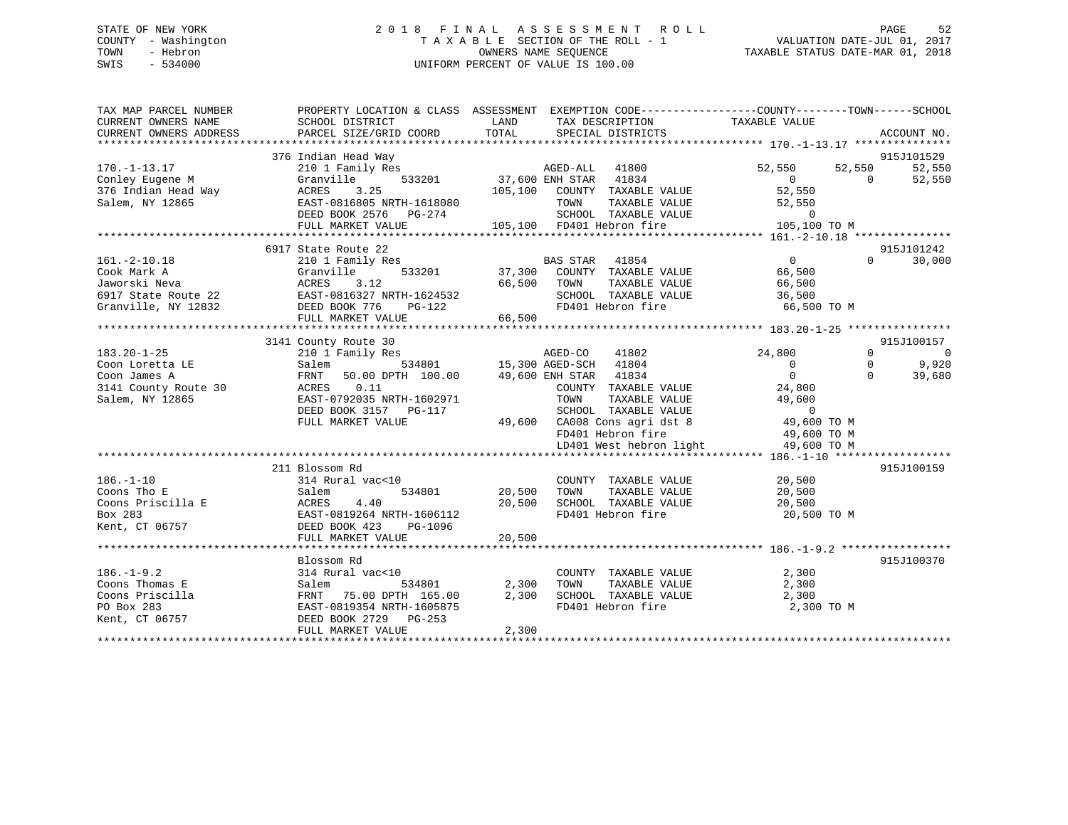STATE OF NEW YORK
COUNTY - Washington
TOWN - Hebron
SWIS - 534000

2 0 1 8 F I N A L A S S E S S M E N T R O L L
T A X A B L E SECTION OF THE ROLL - 1
OWNERS NAME SEQUENCE
UNIFORM PERCENT OF VALUE IS 100.00

VALUATION DATE-JUL 01, 2017
TAXABLE STATUS DATE-MAR 01, 2018

```
TAX MAP PARCEL NUMBER       PROPERTY LOCATION & CLASS  ASSESSMENT  EXEMPTION CODE------------------COUNTY--------TOWN------SCHOOL
CURRENT OWNERS NAME         SCHOOL DISTRICT              LAND      TAX DESCRIPTION              TAXABLE VALUE
CURRENT OWNERS ADDRESS      PARCEL SIZE/GRID COORD      TOTAL      SPECIAL DISTRICTS                                      ACCOUNT NO.
******************************************************************************************************* 170.-1-13.17 ***************
                            376 Indian Head Way                                                                          915J101529
170.-1-13.17                210 1 Family Res                      AGED-ALL   41800             52,550      52,550      52,550
Conley Eugene M             Granville        533201      37,600 ENH STAR   41834                  0           0      52,550
376 Indian Head Way         ACRES    3.25               105,100   COUNTY  TAXABLE VALUE          52,550
Salem, NY 12865             EAST-0816805 NRTH-1618080              TOWN    TAXABLE VALUE          52,550
                            DEED BOOK 2576   PG-274                SCHOOL  TAXABLE VALUE               0
                            FULL MARKET VALUE           105,100   FD401 Hebron fire            105,100 TO M
******************************************************************************************************* 161.-2-10.18 ***************
                            6917 State Route 22                                                                          915J101242
161.-2-10.18                210 1 Family Res                      BAS STAR   41854                  0           0      30,000
Cook Mark A                 Granville        533201      37,300   COUNTY  TAXABLE VALUE          66,500
Jaworski Neva               ACRES    3.12                66,500   TOWN    TAXABLE VALUE          66,500
6917 State Route 22         EAST-0816327 NRTH-1624532              SCHOOL  TAXABLE VALUE          36,500
Granville, NY 12832         DEED BOOK 776    PG-122                FD401 Hebron fire              66,500 TO M
                            FULL MARKET VALUE            66,500
******************************************************************************************************* 183.20-1-25 ****************
                            3141 County Route 30                                                                         915J100157
183.20-1-25                 210 1 Family Res                      AGED-CO    41802             24,800           0           0
Coon Loretta LE             Salem            534801      15,300 AGED-SCH   41804                  0           0       9,920
Coon James A                FRNT   50.00 DPTH 100.00     49,600 ENH STAR   41834                  0           0      39,680
3141 County Route 30        ACRES    0.11                         COUNTY  TAXABLE VALUE          24,800
Salem, NY 12865             EAST-0792035 NRTH-1602971              TOWN    TAXABLE VALUE          49,600
                            DEED BOOK 3157   PG-117                SCHOOL  TAXABLE VALUE               0
                            FULL MARKET VALUE            49,600   CA008 Cons agri dst 8          49,600 TO M
                                                                  FD401 Hebron fire              49,600 TO M
                                                                  LD401 West hebron light        49,600 TO M
******************************************************************************************************* 186.-1-10 ******************
                            211 Blossom Rd                                                                               915J100159
186.-1-10                   314 Rural vac<10                      COUNTY  TAXABLE VALUE          20,500
Coons Tho E                 Salem            534801      20,500   TOWN    TAXABLE VALUE          20,500
Coons Priscilla E           ACRES    4.40                20,500   SCHOOL  TAXABLE VALUE          20,500
Box 283                     EAST-0819264 NRTH-1606112              FD401 Hebron fire              20,500 TO M
Kent, CT 06757              DEED BOOK 423    PG-1096
                            FULL MARKET VALUE            20,500
******************************************************************************************************* 186.-1-9.2 *****************
                            Blossom Rd                                                                                   915J100370
186.-1-9.2                  314 Rural vac<10                      COUNTY  TAXABLE VALUE           2,300
Coons Thomas E              Salem            534801       2,300   TOWN    TAXABLE VALUE           2,300
Coons Priscilla             FRNT   75.00 DPTH 165.00      2,300   SCHOOL  TAXABLE VALUE           2,300
PO Box 283                  EAST-0819354 NRTH-1605875              FD401 Hebron fire               2,300 TO M
Kent, CT 06757              DEED BOOK 2729   PG-253
                            FULL MARKET VALUE             2,300
************************************************************************************************************************************
```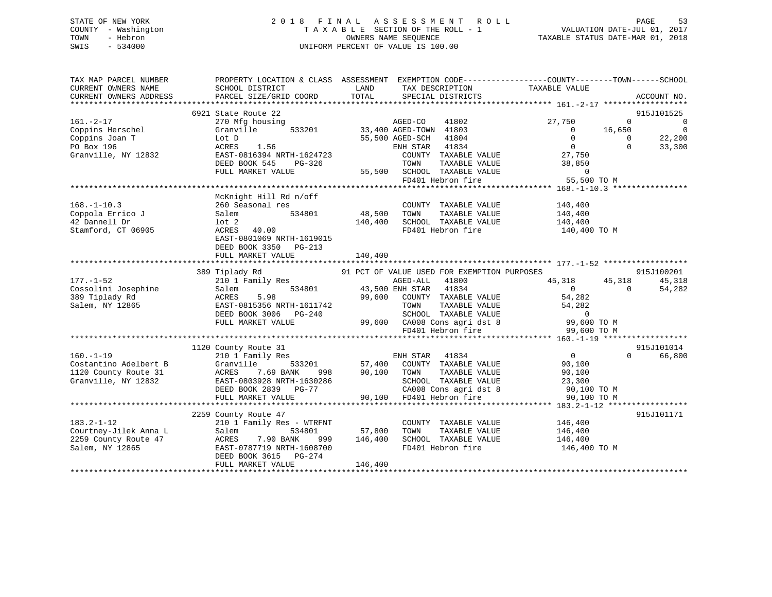STATE OF NEW YORK
COUNTY - Washington
TOWN - Hebron
SWIS - 534000

2018 FINAL ASSESSMENT ROLL
TAXABLE SECTION OF THE ROLL - 1
OWNERS NAME SEQUENCE
UNIFORM PERCENT OF VALUE IS 100.00

VALUATION DATE-JUL 01, 2017
TAXABLE STATUS DATE-MAR 01, 2018

```
TAX MAP PARCEL NUMBER          PROPERTY LOCATION & CLASS  ASSESSMENT  EXEMPTION CODE------------------COUNTY--------TOWN------SCHOOL
CURRENT OWNERS NAME            SCHOOL DISTRICT               LAND      TAX DESCRIPTION            TAXABLE VALUE
CURRENT OWNERS ADDRESS         PARCEL SIZE/GRID COORD        TOTAL     SPECIAL DISTRICTS                                      ACCOUNT NO.
******************************************************************************************************* 161.-2-17 ******************
                               6921 State Route 22                                                                          915J101525
161.-2-17                      270 Mfg housing                       AGED-CO     41802           27,750            0             0
Coppins Herschel               Granville        533201       33,400 AGED-TOWN  41803                0        16,650             0
Coppins Joan T                 Lot D                         55,500 AGED-SCH   41804                0             0        22,200
PO Box 196                     ACRES     1.56                        ENH STAR   41834                0             0        33,300
Granville, NY 12832            EAST-0816394 NRTH-1624723              COUNTY  TAXABLE VALUE          27,750
                               DEED BOOK 545     PG-326               TOWN    TAXABLE VALUE          38,850
                               FULL MARKET VALUE              55,500  SCHOOL  TAXABLE VALUE               0
                                                                      FD401 Hebron fire               55,500 TO M
******************************************************************************************************* 168.-1-10.3 ****************
                               McKnight Hill Rd n/off
168.-1-10.3                    260 Seasonal res                       COUNTY  TAXABLE VALUE         140,400
Coppola Errico J               Salem            534801       48,500   TOWN    TAXABLE VALUE         140,400
42 Dannell Dr                  lot 2                        140,400   SCHOOL  TAXABLE VALUE         140,400
Stamford, CT 06905             ACRES    40.00                         FD401 Hebron fire              140,400 TO M
                               EAST-0801069 NRTH-1619015
                               DEED BOOK 3350    PG-213
                               FULL MARKET VALUE             140,400
******************************************************************************************************* 177.-1-52 ******************
                               389 Tiplady Rd                 91 PCT OF VALUE USED FOR EXEMPTION PURPOSES                   915J100201
177.-1-52                      210 1 Family Res                      AGED-ALL    41800           45,318        45,318        45,318
Cossolini Josephine            Salem            534801       43,500 ENH STAR   41834                0             0        54,282
389 Tiplady Rd                 ACRES     5.98                99,600   COUNTY  TAXABLE VALUE          54,282
Salem, NY 12865                EAST-0815356 NRTH-1611742              TOWN    TAXABLE VALUE          54,282
                               DEED BOOK 3006    PG-240               SCHOOL  TAXABLE VALUE               0
                               FULL MARKET VALUE              99,600  CA008 Cons agri dst 8           99,600 TO M
                                                                      FD401 Hebron fire               99,600 TO M
******************************************************************************************************* 160.-1-19 ******************
                               1120 County Route 31                                                                         915J101014
160.-1-19                      210 1 Family Res                      ENH STAR   41834                0             0        66,800
Costantino Adelbert B          Granville        533201       57,400   COUNTY  TAXABLE VALUE          90,100
1120 County Route 31           ACRES     7.69 BANK     998   90,100   TOWN    TAXABLE VALUE          90,100
Granville, NY 12832            EAST-0803928 NRTH-1630286              SCHOOL  TAXABLE VALUE          23,300
                               DEED BOOK 2839    PG-77                CA008 Cons agri dst 8           90,100 TO M
                               FULL MARKET VALUE              90,100  FD401 Hebron fire               90,100 TO M
******************************************************************************************************* 183.2-1-12 *****************
                               2259 County Route 47                                                                         915J101171
183.2-1-12                     210 1 Family Res - WTRFNT              COUNTY  TAXABLE VALUE         146,400
Courtney-Jilek Anna L          Salem            534801       57,800   TOWN    TAXABLE VALUE         146,400
2259 County Route 47           ACRES     7.90 BANK     999  146,400   SCHOOL  TAXABLE VALUE         146,400
Salem, NY 12865                EAST-0787719 NRTH-1608700              FD401 Hebron fire              146,400 TO M
                               DEED BOOK 3615    PG-274
                               FULL MARKET VALUE             146,400
************************************************************************************************************************************
```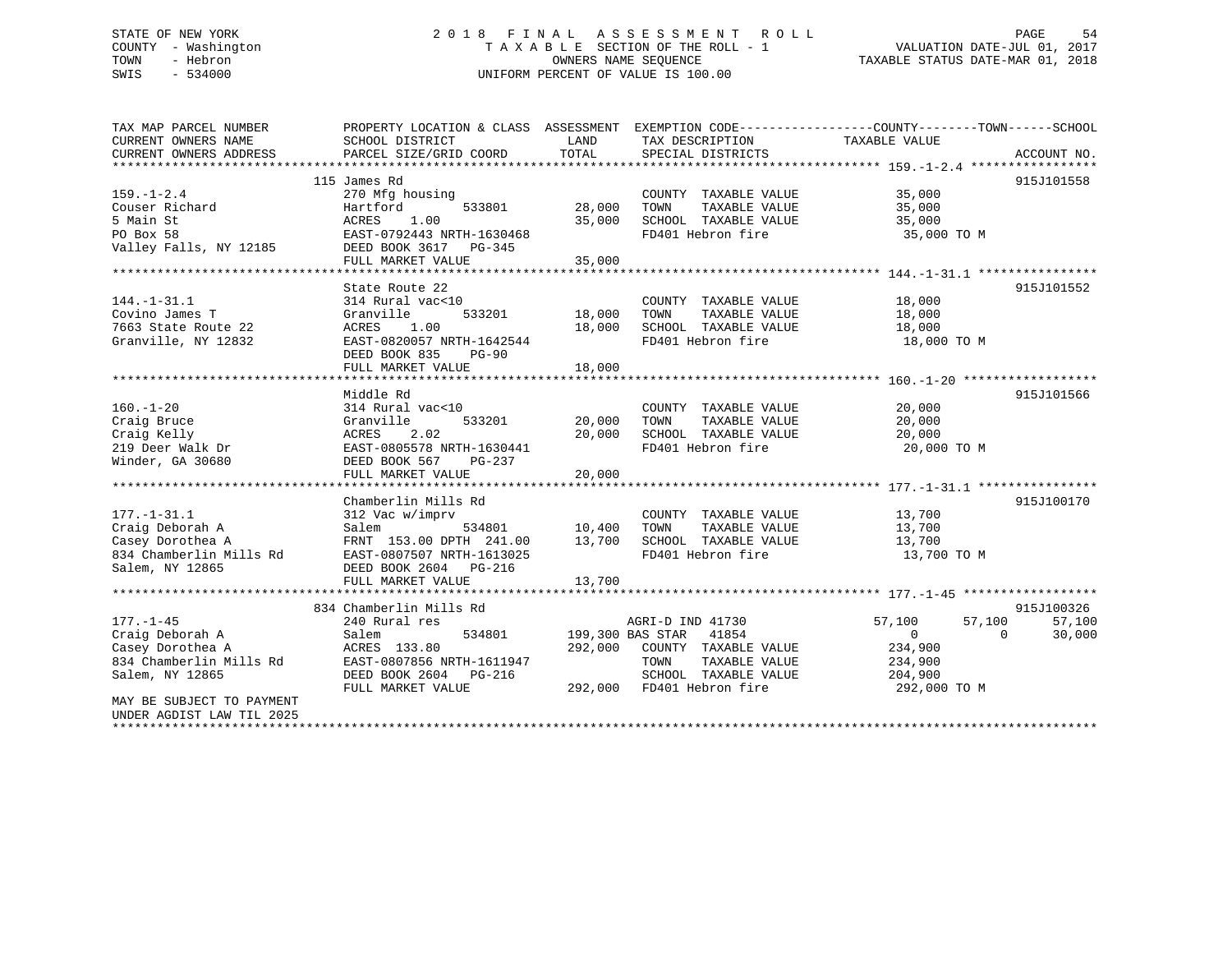STATE OF NEW YORK
COUNTY - Washington
TOWN - Hebron
SWIS - 534000

2 0 1 8 F I N A L A S S E S S M E N T R O L L
T A X A B L E SECTION OF THE ROLL - 1
OWNERS NAME SEQUENCE
UNIFORM PERCENT OF VALUE IS 100.00

VALUATION DATE-JUL 01, 2017
TAXABLE STATUS DATE-MAR 01, 2018

| TAX MAP PARCEL NUMBER / CURRENT OWNERS NAME / CURRENT OWNERS ADDRESS | PROPERTY LOCATION & CLASS / SCHOOL DISTRICT / PARCEL SIZE/GRID COORD | ASSESSMENT LAND | TOTAL | EXEMPTION CODE / TAX DESCRIPTION / SPECIAL DISTRICTS | COUNTY TAXABLE VALUE | TOWN | SCHOOL | ACCOUNT NO. |
|---|---|---|---|---|---|---|---|---|
| **159.-1-2.4** | 115 James Rd | | | | | | | 915J101558 |
| 159.-1-2.4 | 270 Mfg housing | | | COUNTY TAXABLE VALUE | 35,000 | | | |
| Couser Richard | Hartford 533801 | 28,000 | | TOWN TAXABLE VALUE | 35,000 | | | |
| 5 Main St | ACRES 1.00 | | 35,000 | SCHOOL TAXABLE VALUE | 35,000 | | | |
| PO Box 58 | EAST-0792443 NRTH-1630468 | | | FD401 Hebron fire | 35,000 TO M | | | |
| Valley Falls, NY 12185 | DEED BOOK 3617 PG-345 | | | | | | | |
| | FULL MARKET VALUE | | 35,000 | | | | | |
| **144.-1-31.1** | State Route 22 | | | | | | | 915J101552 |
| 144.-1-31.1 | 314 Rural vac<10 | | | COUNTY TAXABLE VALUE | 18,000 | | | |
| Covino James T | Granville 533201 | 18,000 | | TOWN TAXABLE VALUE | 18,000 | | | |
| 7663 State Route 22 | ACRES 1.00 | | 18,000 | SCHOOL TAXABLE VALUE | 18,000 | | | |
| Granville, NY 12832 | EAST-0820057 NRTH-1642544 | | | FD401 Hebron fire | 18,000 TO M | | | |
| | DEED BOOK 835 PG-90 | | | | | | | |
| | FULL MARKET VALUE | | 18,000 | | | | | |
| **160.-1-20** | Middle Rd | | | | | | | 915J101566 |
| 160.-1-20 | 314 Rural vac<10 | | | COUNTY TAXABLE VALUE | 20,000 | | | |
| Craig Bruce | Granville 533201 | 20,000 | | TOWN TAXABLE VALUE | 20,000 | | | |
| Craig Kelly | ACRES 2.02 | | 20,000 | SCHOOL TAXABLE VALUE | 20,000 | | | |
| 219 Deer Walk Dr | EAST-0805578 NRTH-1630441 | | | FD401 Hebron fire | 20,000 TO M | | | |
| Winder, GA 30680 | DEED BOOK 567 PG-237 | | | | | | | |
| | FULL MARKET VALUE | | 20,000 | | | | | |
| **177.-1-31.1** | Chamberlin Mills Rd | | | | | | | 915J100170 |
| 177.-1-31.1 | 312 Vac w/imprv | | | COUNTY TAXABLE VALUE | 13,700 | | | |
| Craig Deborah A | Salem 534801 | 10,400 | | TOWN TAXABLE VALUE | 13,700 | | | |
| Casey Dorothea A | FRNT 153.00 DPTH 241.00 | | 13,700 | SCHOOL TAXABLE VALUE | 13,700 | | | |
| 834 Chamberlin Mills Rd | EAST-0807507 NRTH-1613025 | | | FD401 Hebron fire | 13,700 TO M | | | |
| Salem, NY 12865 | DEED BOOK 2604 PG-216 | | | | | | | |
| | FULL MARKET VALUE | | 13,700 | | | | | |
| **177.-1-45** | 834 Chamberlin Mills Rd | | | | | | | 915J100326 |
| 177.-1-45 | 240 Rural res | | | AGRI-D IND 41730 | 57,100 | 57,100 | 57,100 | |
| Craig Deborah A | Salem 534801 | 199,300 | | BAS STAR 41854 | 0 | 0 | 30,000 | |
| Casey Dorothea A | ACRES 133.80 | | 292,000 | COUNTY TAXABLE VALUE | 234,900 | | | |
| 834 Chamberlin Mills Rd | EAST-0807856 NRTH-1611947 | | | TOWN TAXABLE VALUE | 234,900 | | | |
| Salem, NY 12865 | DEED BOOK 2604 PG-216 | | | SCHOOL TAXABLE VALUE | 204,900 | | | |
| | FULL MARKET VALUE | | 292,000 | FD401 Hebron fire | 292,000 TO M | | | |
| MAY BE SUBJECT TO PAYMENT UNDER AGDIST LAW TIL 2025 | | | | | | | | |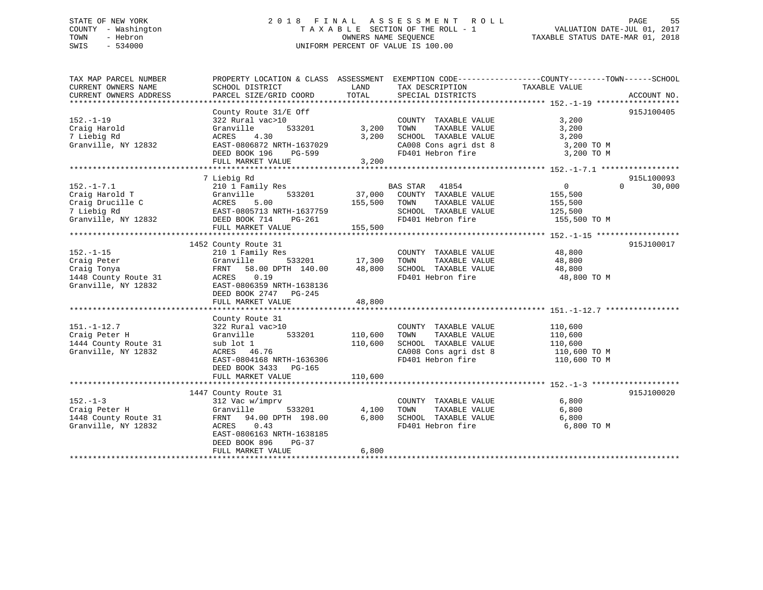STATE OF NEW YORK
COUNTY - Washington
TOWN - Hebron
SWIS - 534000

# 2018 FINAL ASSESSMENT ROLL
TAXABLE SECTION OF THE ROLL - 1
OWNERS NAME SEQUENCE
UNIFORM PERCENT OF VALUE IS 100.00

VALUATION DATE-JUL 01, 2017
TAXABLE STATUS DATE-MAR 01, 2018

| TAX MAP PARCEL NUMBER / CURRENT OWNERS NAME / CURRENT OWNERS ADDRESS | PROPERTY LOCATION & CLASS / SCHOOL DISTRICT / PARCEL SIZE/GRID COORD | ASSESSMENT LAND | TOTAL | EXEMPTION CODE / TAX DESCRIPTION / SPECIAL DISTRICTS | COUNTY | TOWN | SCHOOL | ACCOUNT NO. |
|---|---|---|---|---|---|---|---|---|
| **152.-1-19** | County Route 31/E Off | | | | | | | 915J100405 |
| 152.-1-19 | 322 Rural vac>10 | | | COUNTY TAXABLE VALUE | 3,200 | | | |
| Craig Harold | Granville 533201 | 3,200 | | TOWN TAXABLE VALUE | | 3,200 | | |
| 7 Liebig Rd | ACRES 4.30 | | 3,200 | SCHOOL TAXABLE VALUE | | | 3,200 | |
| Granville, NY 12832 | EAST-0806872 NRTH-1637029 | | | CA008 Cons agri dst 8 | 3,200 TO M | | | |
| | DEED BOOK 196 PG-599 | | | FD401 Hebron fire | 3,200 TO M | | | |
| | FULL MARKET VALUE | | 3,200 | | | | | |
| **152.-1-7.1** | 7 Liebig Rd | | | | | | | 915L100093 |
| 152.-1-7.1 | 210 1 Family Res | | | BAS STAR 41854 | 0 | 0 | 30,000 | |
| Craig Harold T | Granville 533201 | 37,000 | | COUNTY TAXABLE VALUE | 155,500 | | | |
| Craig Drucille C | ACRES 5.00 | | 155,500 | TOWN TAXABLE VALUE | | 155,500 | | |
| 7 Liebig Rd | EAST-0805713 NRTH-1637759 | | | SCHOOL TAXABLE VALUE | | | 125,500 | |
| Granville, NY 12832 | DEED BOOK 714 PG-261 | | | FD401 Hebron fire | 155,500 TO M | | | |
| | FULL MARKET VALUE | | 155,500 | | | | | |
| **152.-1-15** | 1452 County Route 31 | | | | | | | 915J100017 |
| 152.-1-15 | 210 1 Family Res | | | COUNTY TAXABLE VALUE | 48,800 | | | |
| Craig Peter | Granville 533201 | 17,300 | | TOWN TAXABLE VALUE | | 48,800 | | |
| Craig Tonya | FRNT 58.00 DPTH 140.00 | | 48,800 | SCHOOL TAXABLE VALUE | | | 48,800 | |
| 1448 County Route 31 | ACRES 0.19 | | | FD401 Hebron fire | 48,800 TO M | | | |
| Granville, NY 12832 | EAST-0806359 NRTH-1638136 | | | | | | | |
| | DEED BOOK 2747 PG-245 | | | | | | | |
| | FULL MARKET VALUE | | 48,800 | | | | | |
| **151.-1-12.7** | County Route 31 | | | | | | | |
| 151.-1-12.7 | 322 Rural vac>10 | | | COUNTY TAXABLE VALUE | 110,600 | | | |
| Craig Peter H | Granville 533201 | 110,600 | | TOWN TAXABLE VALUE | | 110,600 | | |
| 1444 County Route 31 | sub lot 1 | | 110,600 | SCHOOL TAXABLE VALUE | | | 110,600 | |
| Granville, NY 12832 | ACRES 46.76 | | | CA008 Cons agri dst 8 | 110,600 TO M | | | |
| | EAST-0804168 NRTH-1636306 | | | FD401 Hebron fire | 110,600 TO M | | | |
| | DEED BOOK 3433 PG-165 | | | | | | | |
| | FULL MARKET VALUE | | 110,600 | | | | | |
| **152.-1-3** | 1447 County Route 31 | | | | | | | 915J100020 |
| 152.-1-3 | 312 Vac w/imprv | | | COUNTY TAXABLE VALUE | 6,800 | | | |
| Craig Peter H | Granville 533201 | 4,100 | | TOWN TAXABLE VALUE | | 6,800 | | |
| 1448 County Route 31 | FRNT 94.00 DPTH 198.00 | | 6,800 | SCHOOL TAXABLE VALUE | | | 6,800 | |
| Granville, NY 12832 | ACRES 0.43 | | | FD401 Hebron fire | 6,800 TO M | | | |
| | EAST-0806163 NRTH-1638185 | | | | | | | |
| | DEED BOOK 896 PG-37 | | | | | | | |
| | FULL MARKET VALUE | | 6,800 | | | | | |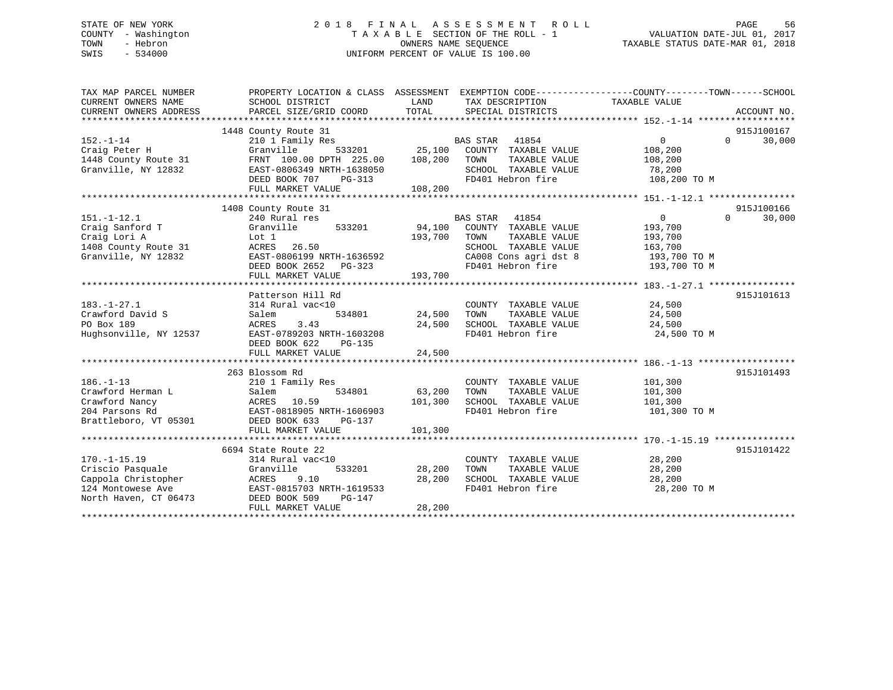STATE OF NEW YORK
COUNTY - Washington
TOWN - Hebron
SWIS - 534000

2018 FINAL ASSESSMENT ROLL
TAXABLE SECTION OF THE ROLL - 1
OWNERS NAME SEQUENCE
UNIFORM PERCENT OF VALUE IS 100.00

VALUATION DATE-JUL 01, 2017
TAXABLE STATUS DATE-MAR 01, 2018

```
TAX MAP PARCEL NUMBER          PROPERTY LOCATION & CLASS  ASSESSMENT  EXEMPTION CODE------------------COUNTY--------TOWN------SCHOOL
CURRENT OWNERS NAME            SCHOOL DISTRICT               LAND      TAX DESCRIPTION              TAXABLE VALUE
CURRENT OWNERS ADDRESS         PARCEL SIZE/GRID COORD        TOTAL     SPECIAL DISTRICTS                                  ACCOUNT NO.
******************************************************************************************************* 152.-1-14 ******************
                          1448 County Route 31                                                                           915J100167
152.-1-14                      210 1 Family Res                    BAS STAR   41854                   0             0     30,000
Craig Peter H                  Granville        533201     25,100   COUNTY  TAXABLE VALUE          108,200
1448 County Route 31           FRNT 100.00 DPTH 225.00    108,200   TOWN    TAXABLE VALUE          108,200
Granville, NY 12832            EAST-0806349 NRTH-1638050            SCHOOL  TAXABLE VALUE           78,200
                               DEED BOOK 707    PG-313              FD401 Hebron fire              108,200 TO M
                               FULL MARKET VALUE          108,200
******************************************************************************************************* 151.-1-12.1 ****************
                          1408 County Route 31                                                                           915J100166
151.-1-12.1                    240 Rural res                       BAS STAR   41854                   0             0     30,000
Craig Sanford T                Granville        533201     94,100   COUNTY  TAXABLE VALUE          193,700
Craig Lori A                   Lot 1                      193,700   TOWN    TAXABLE VALUE          193,700
1408 County Route 31           ACRES  26.50                         SCHOOL  TAXABLE VALUE          163,700
Granville, NY 12832            EAST-0806199 NRTH-1636592            CA008 Cons agri dst 8          193,700 TO M
                               DEED BOOK 2652   PG-323              FD401 Hebron fire              193,700 TO M
                               FULL MARKET VALUE          193,700
******************************************************************************************************* 183.-1-27.1 ****************
                               Patterson Hill Rd                                                                         915J101613
183.-1-27.1                    314 Rural vac<10                     COUNTY  TAXABLE VALUE           24,500
Crawford David S               Salem            534801     24,500   TOWN    TAXABLE VALUE           24,500
PO Box 189                     ACRES   3.43                24,500   SCHOOL  TAXABLE VALUE           24,500
Hughsonville, NY 12537         EAST-0789203 NRTH-1603208            FD401 Hebron fire               24,500 TO M
                               DEED BOOK 622    PG-135
                               FULL MARKET VALUE           24,500
******************************************************************************************************* 186.-1-13 ******************
                           263 Blossom Rd                                                                                915J101493
186.-1-13                      210 1 Family Res                     COUNTY  TAXABLE VALUE          101,300
Crawford Herman L              Salem            534801     63,200   TOWN    TAXABLE VALUE          101,300
Crawford Nancy                 ACRES  10.59               101,300   SCHOOL  TAXABLE VALUE          101,300
204 Parsons Rd                 EAST-0818905 NRTH-1606903            FD401 Hebron fire              101,300 TO M
Brattleboro, VT 05301          DEED BOOK 633    PG-137
                               FULL MARKET VALUE          101,300
******************************************************************************************************* 170.-1-15.19 ***************
                          6694 State Route 22                                                                            915J101422
170.-1-15.19                   314 Rural vac<10                     COUNTY  TAXABLE VALUE           28,200
Criscio Pasquale               Granville        533201     28,200   TOWN    TAXABLE VALUE           28,200
Cappola Christopher            ACRES   9.10                28,200   SCHOOL  TAXABLE VALUE           28,200
124 Montowese Ave              EAST-0815703 NRTH-1619533            FD401 Hebron fire               28,200 TO M
North Haven, CT 06473          DEED BOOK 509    PG-147
                               FULL MARKET VALUE           28,200
************************************************************************************************************************************
```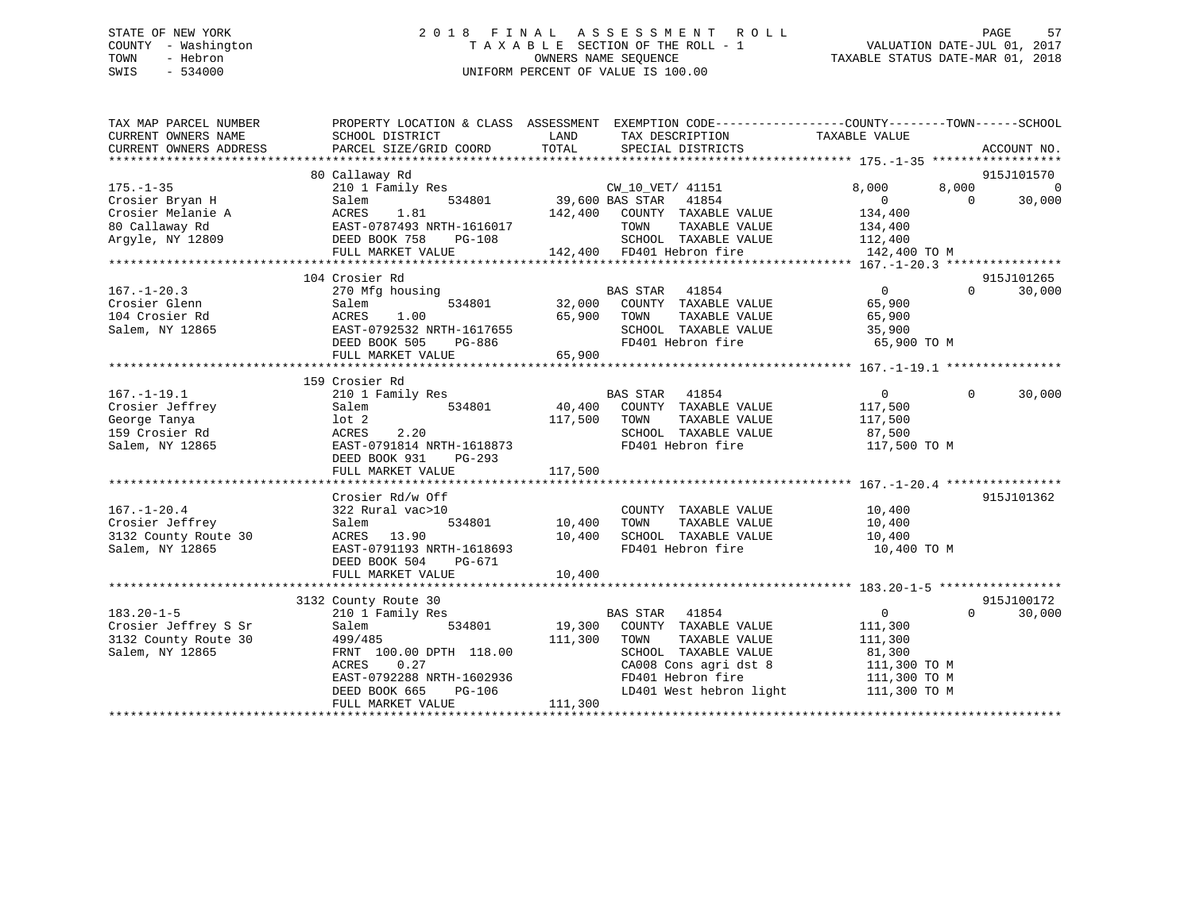STATE OF NEW YORK
COUNTY - Washington
TOWN - Hebron
SWIS - 534000

# 2018 FINAL ASSESSMENT ROLL

TAXABLE SECTION OF THE ROLL - 1
OWNERS NAME SEQUENCE
UNIFORM PERCENT OF VALUE IS 100.00

VALUATION DATE-JUL 01, 2017
TAXABLE STATUS DATE-MAR 01, 2018

| TAX MAP PARCEL NUMBER / CURRENT OWNERS NAME / CURRENT OWNERS ADDRESS | PROPERTY LOCATION & CLASS / SCHOOL DISTRICT / PARCEL SIZE/GRID COORD | ASSESSMENT LAND | TOTAL | EXEMPTION CODE / TAX DESCRIPTION / SPECIAL DISTRICTS | COUNTY TAXABLE VALUE | TOWN | SCHOOL | ACCOUNT NO. |
|---|---|---|---|---|---|---|---|---|
| 175.-1-35 | 80 Callaway Rd | | | | | | | 915J101570 |
| | 210 1 Family Res | | | CW_10_VET/ 41151 | 8,000 | 8,000 | 0 | |
| Crosier Bryan H | Salem 534801 | 39,600 | | BAS STAR 41854 | 0 | 0 | 30,000 | |
| Crosier Melanie A | ACRES 1.81 | | 142,400 | COUNTY TAXABLE VALUE | 134,400 | | | |
| 80 Callaway Rd | EAST-0787493 NRTH-1616017 | | | TOWN TAXABLE VALUE | 134,400 | | | |
| Argyle, NY 12809 | DEED BOOK 758 PG-108 | | | SCHOOL TAXABLE VALUE | 112,400 | | | |
| | FULL MARKET VALUE | | 142,400 | FD401 Hebron fire | 142,400 TO M | | | |
| 167.-1-20.3 | 104 Crosier Rd | | | | | | | 915J101265 |
| | 270 Mfg housing | | | BAS STAR 41854 | 0 | 0 | 30,000 | |
| Crosier Glenn | Salem 534801 | 32,000 | | COUNTY TAXABLE VALUE | 65,900 | | | |
| 104 Crosier Rd | ACRES 1.00 | | 65,900 | TOWN TAXABLE VALUE | 65,900 | | | |
| Salem, NY 12865 | EAST-0792532 NRTH-1617655 | | | SCHOOL TAXABLE VALUE | 35,900 | | | |
| | DEED BOOK 505 PG-886 | | | FD401 Hebron fire | 65,900 TO M | | | |
| | FULL MARKET VALUE | | 65,900 | | | | | |
| 167.-1-19.1 | 159 Crosier Rd | | | | | | | |
| | 210 1 Family Res | | | BAS STAR 41854 | 0 | 0 | 30,000 | |
| Crosier Jeffrey | Salem 534801 | 40,400 | | COUNTY TAXABLE VALUE | 117,500 | | | |
| George Tanya | lot 2 | | 117,500 | TOWN TAXABLE VALUE | 117,500 | | | |
| 159 Crosier Rd | ACRES 2.20 | | | SCHOOL TAXABLE VALUE | 87,500 | | | |
| Salem, NY 12865 | EAST-0791814 NRTH-1618873 | | | FD401 Hebron fire | 117,500 TO M | | | |
| | DEED BOOK 931 PG-293 | | | | | | | |
| | FULL MARKET VALUE | | 117,500 | | | | | |
| 167.-1-20.4 | Crosier Rd/w Off | | | | | | | 915J101362 |
| | 322 Rural vac>10 | | | COUNTY TAXABLE VALUE | 10,400 | | | |
| Crosier Jeffrey | Salem 534801 | 10,400 | | TOWN TAXABLE VALUE | 10,400 | | | |
| 3132 County Route 30 | ACRES 13.90 | | 10,400 | SCHOOL TAXABLE VALUE | 10,400 | | | |
| Salem, NY 12865 | EAST-0791193 NRTH-1618693 | | | FD401 Hebron fire | 10,400 TO M | | | |
| | DEED BOOK 504 PG-671 | | | | | | | |
| | FULL MARKET VALUE | | 10,400 | | | | | |
| 183.20-1-5 | 3132 County Route 30 | | | | | | | 915J100172 |
| | 210 1 Family Res | | | BAS STAR 41854 | 0 | 0 | 30,000 | |
| Crosier Jeffrey S Sr | Salem 534801 | 19,300 | | COUNTY TAXABLE VALUE | 111,300 | | | |
| 3132 County Route 30 | 499/485 | | 111,300 | TOWN TAXABLE VALUE | 111,300 | | | |
| Salem, NY 12865 | FRNT 100.00 DPTH 118.00 | | | SCHOOL TAXABLE VALUE | 81,300 | | | |
| | ACRES 0.27 | | | CA008 Cons agri dst 8 | 111,300 TO M | | | |
| | EAST-0792288 NRTH-1602936 | | | FD401 Hebron fire | 111,300 TO M | | | |
| | DEED BOOK 665 PG-106 | | | LD401 West hebron light | 111,300 TO M | | | |
| | FULL MARKET VALUE | | 111,300 | | | | | |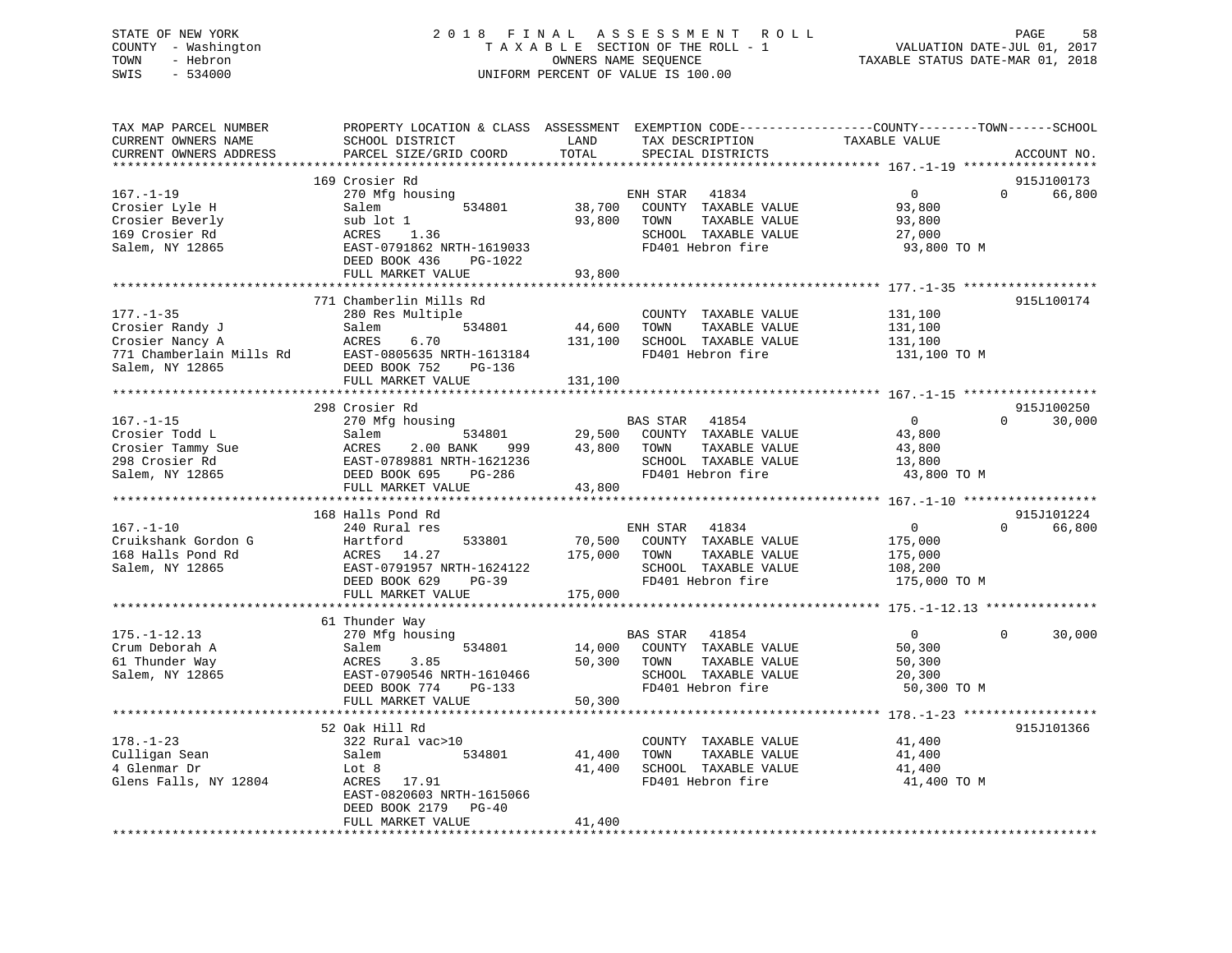STATE OF NEW YORK
COUNTY - Washington
TOWN - Hebron
SWIS - 534000

# 2018 FINAL ASSESSMENT ROLL
TAXABLE SECTION OF THE ROLL - 1
OWNERS NAME SEQUENCE
UNIFORM PERCENT OF VALUE IS 100.00

VALUATION DATE-JUL 01, 2017
TAXABLE STATUS DATE-MAR 01, 2018

| TAX MAP PARCEL NUMBER / CURRENT OWNERS NAME / CURRENT OWNERS ADDRESS | PROPERTY LOCATION & CLASS / SCHOOL DISTRICT / PARCEL SIZE/GRID COORD | ASSESSMENT LAND | TOTAL | EXEMPTION CODE / TAX DESCRIPTION / SPECIAL DISTRICTS | COUNTY / TAXABLE VALUE | TOWN | SCHOOL | ACCOUNT NO. |
|---|---|---|---|---|---|---|---|---|
| 167.-1-19 | 169 Crosier Rd | | | | | | | 915J100173 |
| Crosier Lyle H | 270 Mfg housing | | | ENH STAR 41834 | 0 | 0 | 66,800 | |
| Crosier Beverly | Salem 534801 | 38,700 | | COUNTY TAXABLE VALUE | 93,800 | | | |
| 169 Crosier Rd | sub lot 1 | | 93,800 | TOWN TAXABLE VALUE | 93,800 | | | |
| Salem, NY 12865 | ACRES 1.36 | | | SCHOOL TAXABLE VALUE | 27,000 | | | |
| | EAST-0791862 NRTH-1619033 | | | FD401 Hebron fire | 93,800 TO M | | | |
| | DEED BOOK 436 PG-1022 | | | | | | | |
| | FULL MARKET VALUE | | 93,800 | | | | | |
| 177.-1-35 | 771 Chamberlin Mills Rd | | | | | | | 915L100174 |
| Crosier Randy J | 280 Res Multiple | | | COUNTY TAXABLE VALUE | 131,100 | | | |
| Crosier Nancy A | Salem 534801 | 44,600 | | TOWN TAXABLE VALUE | 131,100 | | | |
| 771 Chamberlain Mills Rd | ACRES 6.70 | | 131,100 | SCHOOL TAXABLE VALUE | 131,100 | | | |
| Salem, NY 12865 | EAST-0805635 NRTH-1613184 | | | FD401 Hebron fire | 131,100 TO M | | | |
| | DEED BOOK 752 PG-136 | | | | | | | |
| | FULL MARKET VALUE | | 131,100 | | | | | |
| 167.-1-15 | 298 Crosier Rd | | | | | | | 915J100250 |
| Crosier Todd L | 270 Mfg housing | | | BAS STAR 41854 | 0 | 0 | 30,000 | |
| Crosier Tammy Sue | Salem 534801 | 29,500 | | COUNTY TAXABLE VALUE | 43,800 | | | |
| 298 Crosier Rd | ACRES 2.00 BANK 999 | | 43,800 | TOWN TAXABLE VALUE | 43,800 | | | |
| Salem, NY 12865 | EAST-0789881 NRTH-1621236 | | | SCHOOL TAXABLE VALUE | 13,800 | | | |
| | DEED BOOK 695 PG-286 | | | FD401 Hebron fire | 43,800 TO M | | | |
| | FULL MARKET VALUE | | 43,800 | | | | | |
| 167.-1-10 | 168 Halls Pond Rd | | | | | | | 915J101224 |
| Cruikshank Gordon G | 240 Rural res | | | ENH STAR 41834 | 0 | 0 | 66,800 | |
| 168 Halls Pond Rd | Hartford 533801 | 70,500 | | COUNTY TAXABLE VALUE | 175,000 | | | |
| Salem, NY 12865 | ACRES 14.27 | | 175,000 | TOWN TAXABLE VALUE | 175,000 | | | |
| | EAST-0791957 NRTH-1624122 | | | SCHOOL TAXABLE VALUE | 108,200 | | | |
| | DEED BOOK 629 PG-39 | | | FD401 Hebron fire | 175,000 TO M | | | |
| | FULL MARKET VALUE | | 175,000 | | | | | |
| 175.-1-12.13 | 61 Thunder Way | | | | | | | |
| Crum Deborah A | 270 Mfg housing | | | BAS STAR 41854 | 0 | 0 | 30,000 | |
| 61 Thunder Way | Salem 534801 | 14,000 | | COUNTY TAXABLE VALUE | 50,300 | | | |
| Salem, NY 12865 | ACRES 3.85 | | 50,300 | TOWN TAXABLE VALUE | 50,300 | | | |
| | EAST-0790546 NRTH-1610466 | | | SCHOOL TAXABLE VALUE | 20,300 | | | |
| | DEED BOOK 774 PG-133 | | | FD401 Hebron fire | 50,300 TO M | | | |
| | FULL MARKET VALUE | | 50,300 | | | | | |
| 178.-1-23 | 52 Oak Hill Rd | | | | | | | 915J101366 |
| Culligan Sean | 322 Rural vac>10 | | | COUNTY TAXABLE VALUE | 41,400 | | | |
| 4 Glenmar Dr | Salem 534801 | 41,400 | | TOWN TAXABLE VALUE | 41,400 | | | |
| Glens Falls, NY 12804 | Lot 8 | | 41,400 | SCHOOL TAXABLE VALUE | 41,400 | | | |
| | ACRES 17.91 | | | FD401 Hebron fire | 41,400 TO M | | | |
| | EAST-0820603 NRTH-1615066 | | | | | | | |
| | DEED BOOK 2179 PG-40 | | | | | | | |
| | FULL MARKET VALUE | | 41,400 | | | | | |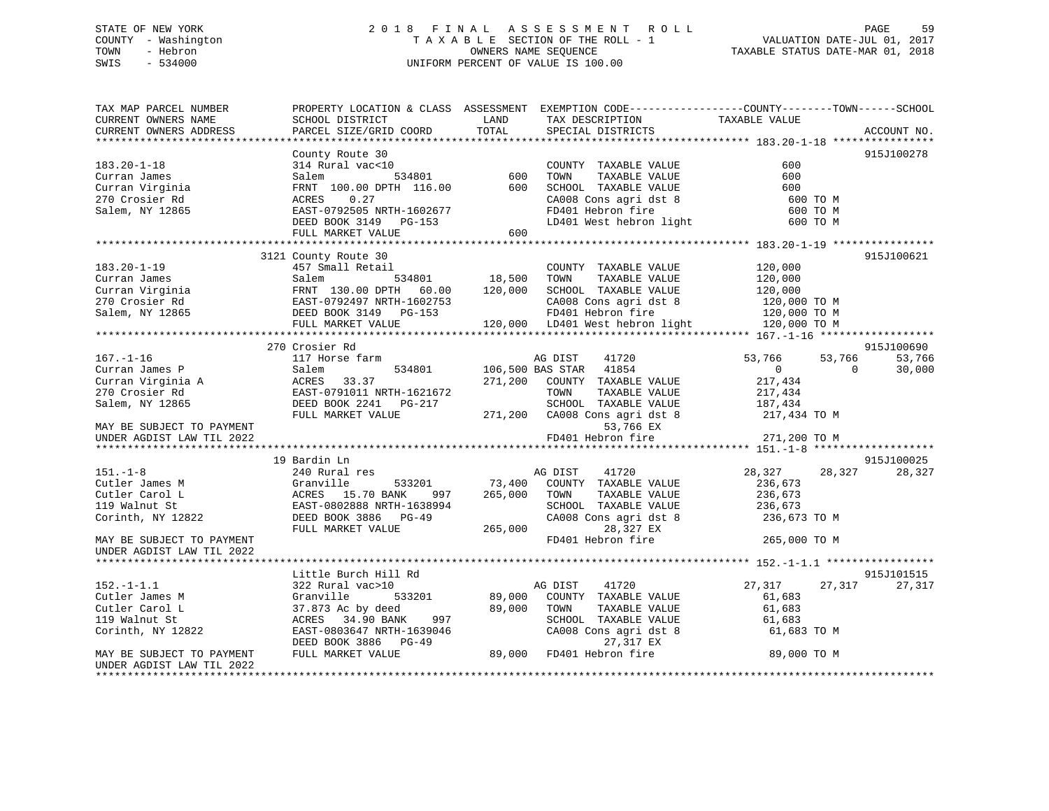STATE OF NEW YORK
COUNTY - Washington
TOWN - Hebron
SWIS - 534000

2018 FINAL ASSESSMENT ROLL
TAXABLE SECTION OF THE ROLL - 1
OWNERS NAME SEQUENCE
UNIFORM PERCENT OF VALUE IS 100.00

VALUATION DATE-JUL 01, 2017
TAXABLE STATUS DATE-MAR 01, 2018

```
TAX MAP PARCEL NUMBER        PROPERTY LOCATION & CLASS  ASSESSMENT  EXEMPTION CODE------------------COUNTY--------TOWN------SCHOOL
CURRENT OWNERS NAME          SCHOOL DISTRICT              LAND      TAX DESCRIPTION              TAXABLE VALUE
CURRENT OWNERS ADDRESS       PARCEL SIZE/GRID COORD       TOTAL     SPECIAL DISTRICTS                                    ACCOUNT NO.
******************************************************************************************************* 183.20-1-18 ****************
                             County Route 30                                                                            915J100278
183.20-1-18                  314 Rural vac<10                        COUNTY  TAXABLE VALUE              600
Curran James                 Salem          534801          600      TOWN    TAXABLE VALUE              600
Curran Virginia              FRNT 100.00 DPTH 116.00        600      SCHOOL  TAXABLE VALUE              600
270 Crosier Rd               ACRES    0.27                           CA008 Cons agri dst 8              600 TO M
Salem, NY 12865              EAST-0792505 NRTH-1602677               FD401 Hebron fire                  600 TO M
                             DEED BOOK 3149   PG-153                 LD401 West hebron light            600 TO M
                             FULL MARKET VALUE              600
******************************************************************************************************* 183.20-1-19 ****************
                        3121 County Route 30                                                                            915J100621
183.20-1-19                  457 Small Retail                        COUNTY  TAXABLE VALUE          120,000
Curran James                 Salem          534801       18,500      TOWN    TAXABLE VALUE          120,000
Curran Virginia              FRNT 130.00 DPTH  60.00    120,000      SCHOOL  TAXABLE VALUE          120,000
270 Crosier Rd               EAST-0792497 NRTH-1602753               CA008 Cons agri dst 8          120,000 TO M
Salem, NY 12865              DEED BOOK 3149   PG-153                 FD401 Hebron fire              120,000 TO M
                             FULL MARKET VALUE          120,000      LD401 West hebron light        120,000 TO M
******************************************************************************************************* 167.-1-16 ******************
                         270 Crosier Rd                                                                                 915J100690
167.-1-16                    117 Horse farm                          AG DIST     41720              53,766      53,766      53,766
Curran James P               Salem          534801      106,500 BAS STAR    41854                   0           0      30,000
Curran Virginia A            ACRES   33.37              271,200      COUNTY  TAXABLE VALUE          217,434
270 Crosier Rd               EAST-0791011 NRTH-1621672               TOWN    TAXABLE VALUE          217,434
Salem, NY 12865              DEED BOOK 2241   PG-217                 SCHOOL  TAXABLE VALUE          187,434
                             FULL MARKET VALUE          271,200      CA008 Cons agri dst 8          217,434 TO M
MAY BE SUBJECT TO PAYMENT                                                  53,766 EX
UNDER AGDIST LAW TIL 2022                                            FD401 Hebron fire              271,200 TO M
******************************************************************************************************* 151.-1-8 *******************
                          19 Bardin Ln                                                                                  915J100025
151.-1-8                     240 Rural res                           AG DIST     41720              28,327      28,327      28,327
Cutler James M               Granville      533201       73,400      COUNTY  TAXABLE VALUE          236,673
Cutler Carol L               ACRES   15.70 BANK     997 265,000      TOWN    TAXABLE VALUE          236,673
119 Walnut St                EAST-0802888 NRTH-1638994               SCHOOL  TAXABLE VALUE          236,673
Corinth, NY 12822            DEED BOOK 3886   PG-49                  CA008 Cons agri dst 8          236,673 TO M
                             FULL MARKET VALUE          265,000            28,327 EX
MAY BE SUBJECT TO PAYMENT                                            FD401 Hebron fire              265,000 TO M
UNDER AGDIST LAW TIL 2022
******************************************************************************************************* 152.-1-1.1 *****************
                             Little Burch Hill Rd                                                                       915J101515
152.-1-1.1                   322 Rural vac>10                        AG DIST     41720              27,317      27,317      27,317
Cutler James M               Granville      533201       89,000      COUNTY  TAXABLE VALUE           61,683
Cutler Carol L               37.873 Ac by deed           89,000      TOWN    TAXABLE VALUE           61,683
119 Walnut St                ACRES   34.90 BANK     997              SCHOOL  TAXABLE VALUE           61,683
Corinth, NY 12822            EAST-0803647 NRTH-1639046               CA008 Cons agri dst 8           61,683 TO M
                             DEED BOOK 3886   PG-49                        27,317 EX
MAY BE SUBJECT TO PAYMENT    FULL MARKET VALUE           89,000      FD401 Hebron fire               89,000 TO M
UNDER AGDIST LAW TIL 2022
************************************************************************************************************************************
```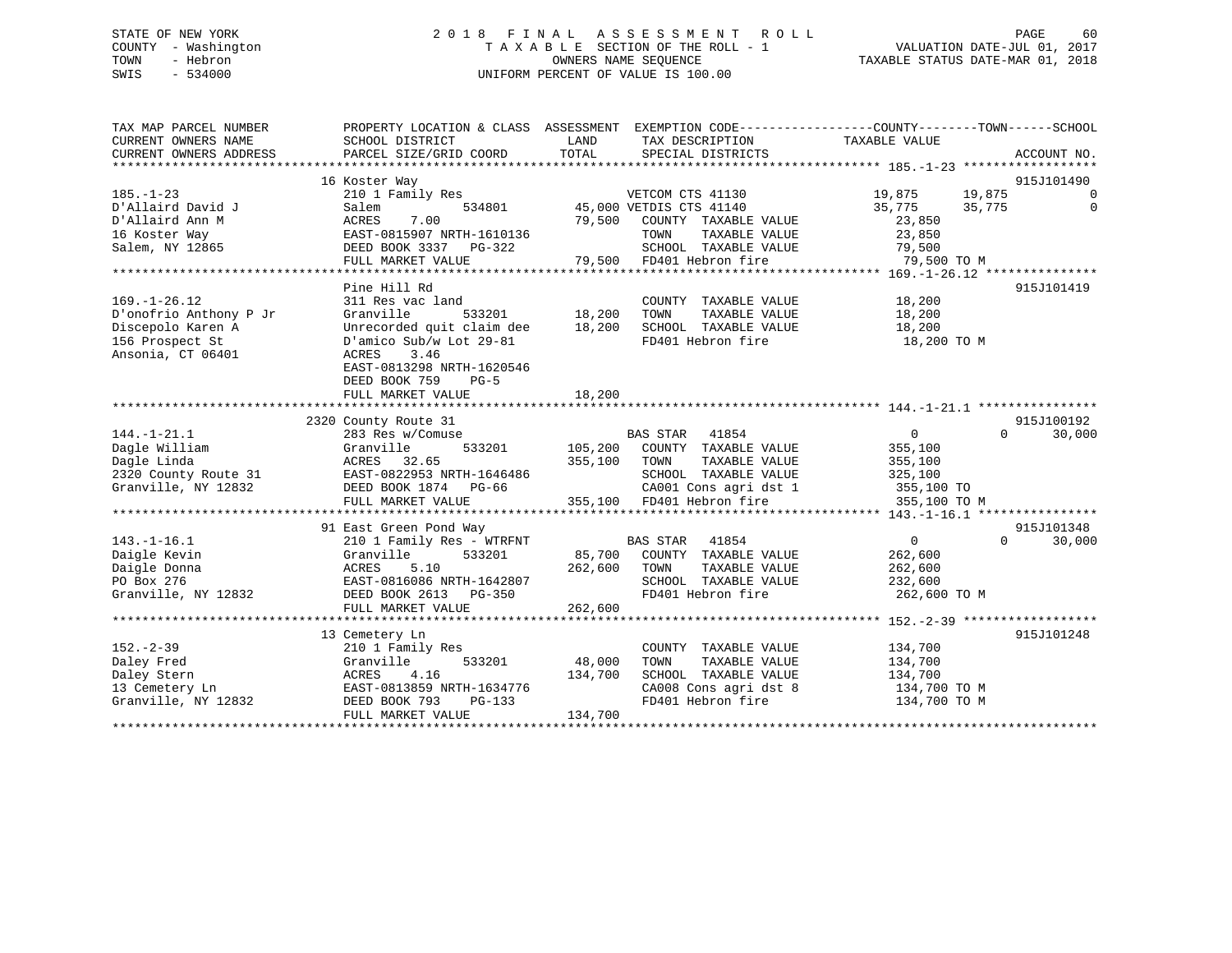STATE OF NEW YORK
COUNTY - Washington
TOWN - Hebron
SWIS - 534000

2 0 1 8 F I N A L A S S E S S M E N T R O L L
T A X A B L E SECTION OF THE ROLL - 1
OWNERS NAME SEQUENCE
UNIFORM PERCENT OF VALUE IS 100.00

VALUATION DATE-JUL 01, 2017
TAXABLE STATUS DATE-MAR 01, 2018

| TAX MAP PARCEL NUMBER / CURRENT OWNERS NAME / CURRENT OWNERS ADDRESS | PROPERTY LOCATION & CLASS / SCHOOL DISTRICT / PARCEL SIZE/GRID COORD | ASSESSMENT LAND / TOTAL | EXEMPTION CODE / TAX DESCRIPTION / SPECIAL DISTRICTS | COUNTY TAXABLE VALUE | TOWN | SCHOOL / ACCOUNT NO. |
|---|---|---|---|---|---|---|
| **185.-1-23** | 16 Koster Way | | | | | 915J101490 |
| | 210 1 Family Res | | VETCOM CTS 41130 | 19,875 | 19,875 | 0 |
| D'Allaird David J | Salem 534801 | 45,000 | VETDIS CTS 41140 | 35,775 | 35,775 | 0 |
| D'Allaird Ann M | ACRES 7.00 | 79,500 | COUNTY TAXABLE VALUE | 23,850 | | |
| 16 Koster Way | EAST-0815907 NRTH-1610136 | | TOWN TAXABLE VALUE | 23,850 | | |
| Salem, NY 12865 | DEED BOOK 3337 PG-322 | | SCHOOL TAXABLE VALUE | 79,500 | | |
| | FULL MARKET VALUE | 79,500 | FD401 Hebron fire | 79,500 TO M | | |
| **169.-1-26.12** | Pine Hill Rd | | | | | 915J101419 |
| | 311 Res vac land | | COUNTY TAXABLE VALUE | 18,200 | | |
| D'onofrio Anthony P Jr | Granville 533201 | 18,200 | TOWN TAXABLE VALUE | 18,200 | | |
| Discepolo Karen A | Unrecorded quit claim dee | 18,200 | SCHOOL TAXABLE VALUE | 18,200 | | |
| 156 Prospect St | D'amico Sub/w Lot 29-81 | | FD401 Hebron fire | 18,200 TO M | | |
| Ansonia, CT 06401 | ACRES 3.46 | | | | | |
| | EAST-0813298 NRTH-1620546 | | | | | |
| | DEED BOOK 759 PG-5 | | | | | |
| | FULL MARKET VALUE | 18,200 | | | | |
| **144.-1-21.1** | 2320 County Route 31 | | | | | 915J100192 |
| | 283 Res w/Comuse | | BAS STAR 41854 | 0 | 0 | 30,000 |
| Dagle William | Granville 533201 | 105,200 | COUNTY TAXABLE VALUE | 355,100 | | |
| Dagle Linda | ACRES 32.65 | 355,100 | TOWN TAXABLE VALUE | 355,100 | | |
| 2320 County Route 31 | EAST-0822953 NRTH-1646486 | | SCHOOL TAXABLE VALUE | 325,100 | | |
| Granville, NY 12832 | DEED BOOK 1874 PG-66 | | CA001 Cons agri dst 1 | 355,100 TO | | |
| | FULL MARKET VALUE | 355,100 | FD401 Hebron fire | 355,100 TO M | | |
| **143.-1-16.1** | 91 East Green Pond Way | | | | | 915J101348 |
| | 210 1 Family Res - WTRFNT | | BAS STAR 41854 | 0 | 0 | 30,000 |
| Daigle Kevin | Granville 533201 | 85,700 | COUNTY TAXABLE VALUE | 262,600 | | |
| Daigle Donna | ACRES 5.10 | 262,600 | TOWN TAXABLE VALUE | 262,600 | | |
| PO Box 276 | EAST-0816086 NRTH-1642807 | | SCHOOL TAXABLE VALUE | 232,600 | | |
| Granville, NY 12832 | DEED BOOK 2613 PG-350 | | FD401 Hebron fire | 262,600 TO M | | |
| | FULL MARKET VALUE | 262,600 | | | | |
| **152.-2-39** | 13 Cemetery Ln | | | | | 915J101248 |
| | 210 1 Family Res | | COUNTY TAXABLE VALUE | 134,700 | | |
| Daley Fred | Granville 533201 | 48,000 | TOWN TAXABLE VALUE | 134,700 | | |
| Daley Stern | ACRES 4.16 | 134,700 | SCHOOL TAXABLE VALUE | 134,700 | | |
| 13 Cemetery Ln | EAST-0813859 NRTH-1634776 | | CA008 Cons agri dst 8 | 134,700 TO M | | |
| Granville, NY 12832 | DEED BOOK 793 PG-133 | | FD401 Hebron fire | 134,700 TO M | | |
| | FULL MARKET VALUE | 134,700 | | | | |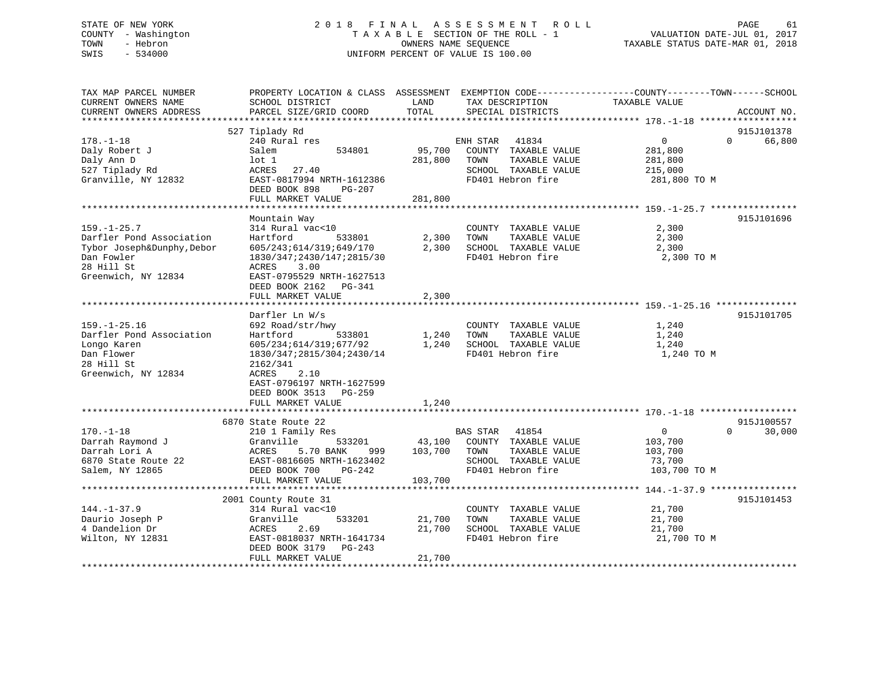STATE OF NEW YORK
COUNTY - Washington
TOWN - Hebron
SWIS - 534000

# 2018 FINAL ASSESSMENT ROLL
TAXABLE SECTION OF THE ROLL - 1
OWNERS NAME SEQUENCE
UNIFORM PERCENT OF VALUE IS 100.00

VALUATION DATE-JUL 01, 2017
TAXABLE STATUS DATE-MAR 01, 2018

| TAX MAP PARCEL NUMBER / CURRENT OWNERS NAME / CURRENT OWNERS ADDRESS | PROPERTY LOCATION & CLASS / SCHOOL DISTRICT / PARCEL SIZE/GRID COORD | ASSESSMENT LAND | TOTAL | EXEMPTION CODE / TAX DESCRIPTION / SPECIAL DISTRICTS | COUNTY / TOWN TAXABLE VALUE | SCHOOL | ACCOUNT NO. |
|---|---|---|---|---|---|---|---|
| 178.-1-18 | 527 Tiplady Rd | | | | | | 915J101378 |
| 178.-1-18 | 240 Rural res | | | ENH STAR 41834 | 0 | 0 | 66,800 |
| Daly Robert J | Salem 534801 | 95,700 | | COUNTY TAXABLE VALUE | 281,800 | | |
| Daly Ann D | lot 1 | | 281,800 | TOWN TAXABLE VALUE | 281,800 | | |
| 527 Tiplady Rd | ACRES 27.40 | | | SCHOOL TAXABLE VALUE | 215,000 | | |
| Granville, NY 12832 | EAST-0817994 NRTH-1612386 | | | FD401 Hebron fire | 281,800 TO M | | |
| | DEED BOOK 898 PG-207 | | | | | | |
| | FULL MARKET VALUE | | 281,800 | | | | |
| 159.-1-25.7 | Mountain Way | | | | | | 915J101696 |
| 159.-1-25.7 | 314 Rural vac<10 | | | COUNTY TAXABLE VALUE | 2,300 | | |
| Darfler Pond Association | Hartford 533801 | 2,300 | | TOWN TAXABLE VALUE | 2,300 | | |
| Tybor Joseph&Dunphy,Debor | 605/243;614/319;649/170 | | 2,300 | SCHOOL TAXABLE VALUE | 2,300 | | |
| Dan Fowler | 1830/347;2430/147;2815/30 | | | FD401 Hebron fire | 2,300 TO M | | |
| 28 Hill St | ACRES 3.00 | | | | | | |
| Greenwich, NY 12834 | EAST-0795529 NRTH-1627513 | | | | | | |
| | DEED BOOK 2162 PG-341 | | | | | | |
| | FULL MARKET VALUE | | 2,300 | | | | |
| 159.-1-25.16 | Darfler Ln W/s | | | | | | 915J101705 |
| 159.-1-25.16 | 692 Road/str/hwy | | | COUNTY TAXABLE VALUE | 1,240 | | |
| Darfler Pond Association | Hartford 533801 | 1,240 | | TOWN TAXABLE VALUE | 1,240 | | |
| Longo Karen | 605/234;614/319;677/92 | | 1,240 | SCHOOL TAXABLE VALUE | 1,240 | | |
| Dan Flower | 1830/347;2815/304;2430/14 | | | FD401 Hebron fire | 1,240 TO M | | |
| 28 Hill St | 2162/341 | | | | | | |
| Greenwich, NY 12834 | ACRES 2.10 | | | | | | |
| | EAST-0796197 NRTH-1627599 | | | | | | |
| | DEED BOOK 3513 PG-259 | | | | | | |
| | FULL MARKET VALUE | | 1,240 | | | | |
| 170.-1-18 | 6870 State Route 22 | | | | | | 915J100557 |
| 170.-1-18 | 210 1 Family Res | | | BAS STAR 41854 | 0 | 0 | 30,000 |
| Darrah Raymond J | Granville 533201 | 43,100 | | COUNTY TAXABLE VALUE | 103,700 | | |
| Darrah Lori A | ACRES 5.70 BANK 999 | | 103,700 | TOWN TAXABLE VALUE | 103,700 | | |
| 6870 State Route 22 | EAST-0816605 NRTH-1623402 | | | SCHOOL TAXABLE VALUE | 73,700 | | |
| Salem, NY 12865 | DEED BOOK 700 PG-242 | | | FD401 Hebron fire | 103,700 TO M | | |
| | FULL MARKET VALUE | | 103,700 | | | | |
| 144.-1-37.9 | 2001 County Route 31 | | | | | | 915J101453 |
| 144.-1-37.9 | 314 Rural vac<10 | | | COUNTY TAXABLE VALUE | 21,700 | | |
| Daurio Joseph P | Granville 533201 | 21,700 | | TOWN TAXABLE VALUE | 21,700 | | |
| 4 Dandelion Dr | ACRES 2.69 | | 21,700 | SCHOOL TAXABLE VALUE | 21,700 | | |
| Wilton, NY 12831 | EAST-0818037 NRTH-1641734 | | | FD401 Hebron fire | 21,700 TO M | | |
| | DEED BOOK 3179 PG-243 | | | | | | |
| | FULL MARKET VALUE | | 21,700 | | | | |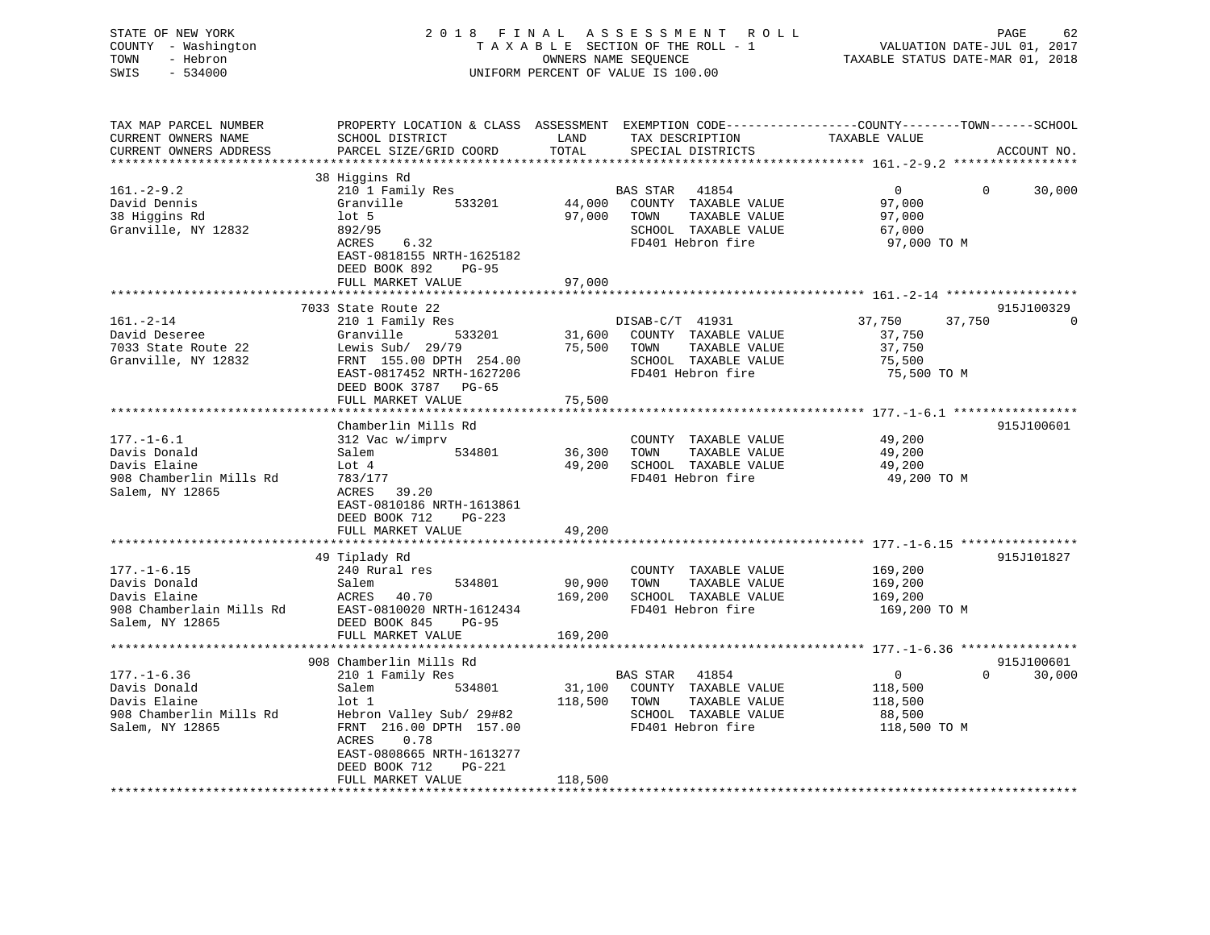STATE OF NEW YORK — 2018 FINAL ASSESSMENT ROLL — COUNTY - Washington — TAXABLE SECTION OF THE ROLL - 1 — VALUATION DATE-JUL 01, 2017 — TOWN - Hebron — OWNERS NAME SEQUENCE — TAXABLE STATUS DATE-MAR 01, 2018 — SWIS - 534000 — UNIFORM PERCENT OF VALUE IS 100.00

| TAX MAP PARCEL NUMBER / CURRENT OWNERS NAME / CURRENT OWNERS ADDRESS | PROPERTY LOCATION & CLASS / SCHOOL DISTRICT / PARCEL SIZE/GRID COORD | ASSESSMENT LAND | TOTAL | EXEMPTION CODE / TAX DESCRIPTION / SPECIAL DISTRICTS | COUNTY TAXABLE VALUE | TOWN | SCHOOL | ACCOUNT NO. |
|---|---|---|---|---|---|---|---|---|
| 161.-2-9.2 | 38 Higgins Rd | | | | | | | |
| 161.-2-9.2 | 210 1 Family Res | | | BAS STAR 41854 | 0 | 0 | 30,000 | |
| David Dennis | Granville 533201 | 44,000 | | COUNTY TAXABLE VALUE | 97,000 | | | |
| 38 Higgins Rd | lot 5 | | 97,000 | TOWN TAXABLE VALUE | 97,000 | | | |
| Granville, NY 12832 | 892/95 | | | SCHOOL TAXABLE VALUE | 67,000 | | | |
| | ACRES 6.32 | | | FD401 Hebron fire | 97,000 TO M | | | |
| | EAST-0818155 NRTH-1625182 | | | | | | | |
| | DEED BOOK 892 PG-95 | | | | | | | |
| | FULL MARKET VALUE | | 97,000 | | | | | |
| 161.-2-14 | 7033 State Route 22 | | | | | | | 915J100329 |
| 161.-2-14 | 210 1 Family Res | | | DISAB-C/T 41931 | 37,750 | 37,750 | 0 | |
| David Deseree | Granville 533201 | 31,600 | | COUNTY TAXABLE VALUE | 37,750 | | | |
| 7033 State Route 22 | Lewis Sub/ 29/79 | | 75,500 | TOWN TAXABLE VALUE | 37,750 | | | |
| Granville, NY 12832 | FRNT 155.00 DPTH 254.00 | | | SCHOOL TAXABLE VALUE | 75,500 | | | |
| | EAST-0817452 NRTH-1627206 | | | FD401 Hebron fire | 75,500 TO M | | | |
| | DEED BOOK 3787 PG-65 | | | | | | | |
| | FULL MARKET VALUE | | 75,500 | | | | | |
| 177.-1-6.1 | Chamberlin Mills Rd | | | | | | | 915J100601 |
| 177.-1-6.1 | 312 Vac w/imprv | | | COUNTY TAXABLE VALUE | 49,200 | | | |
| Davis Donald | Salem 534801 | 36,300 | | TOWN TAXABLE VALUE | 49,200 | | | |
| Davis Elaine | Lot 4 | | 49,200 | SCHOOL TAXABLE VALUE | 49,200 | | | |
| 908 Chamberlin Mills Rd | 783/177 | | | FD401 Hebron fire | 49,200 TO M | | | |
| Salem, NY 12865 | ACRES 39.20 | | | | | | | |
| | EAST-0810186 NRTH-1613861 | | | | | | | |
| | DEED BOOK 712 PG-223 | | | | | | | |
| | FULL MARKET VALUE | | 49,200 | | | | | |
| 177.-1-6.15 | 49 Tiplady Rd | | | | | | | 915J101827 |
| 177.-1-6.15 | 240 Rural res | | | COUNTY TAXABLE VALUE | 169,200 | | | |
| Davis Donald | Salem 534801 | 90,900 | | TOWN TAXABLE VALUE | 169,200 | | | |
| Davis Elaine | ACRES 40.70 | | 169,200 | SCHOOL TAXABLE VALUE | 169,200 | | | |
| 908 Chamberlain Mills Rd | EAST-0810020 NRTH-1612434 | | | FD401 Hebron fire | 169,200 TO M | | | |
| Salem, NY 12865 | DEED BOOK 845 PG-95 | | | | | | | |
| | FULL MARKET VALUE | | 169,200 | | | | | |
| 177.-1-6.36 | 908 Chamberlin Mills Rd | | | | | | | 915J100601 |
| 177.-1-6.36 | 210 1 Family Res | | | BAS STAR 41854 | 0 | 0 | 30,000 | |
| Davis Donald | Salem 534801 | 31,100 | | COUNTY TAXABLE VALUE | 118,500 | | | |
| Davis Elaine | lot 1 | | 118,500 | TOWN TAXABLE VALUE | 118,500 | | | |
| 908 Chamberlin Mills Rd | Hebron Valley Sub/ 29#82 | | | SCHOOL TAXABLE VALUE | 88,500 | | | |
| Salem, NY 12865 | FRNT 216.00 DPTH 157.00 | | | FD401 Hebron fire | 118,500 TO M | | | |
| | ACRES 0.78 | | | | | | | |
| | EAST-0808665 NRTH-1613277 | | | | | | | |
| | DEED BOOK 712 PG-221 | | | | | | | |
| | FULL MARKET VALUE | | 118,500 | | | | | |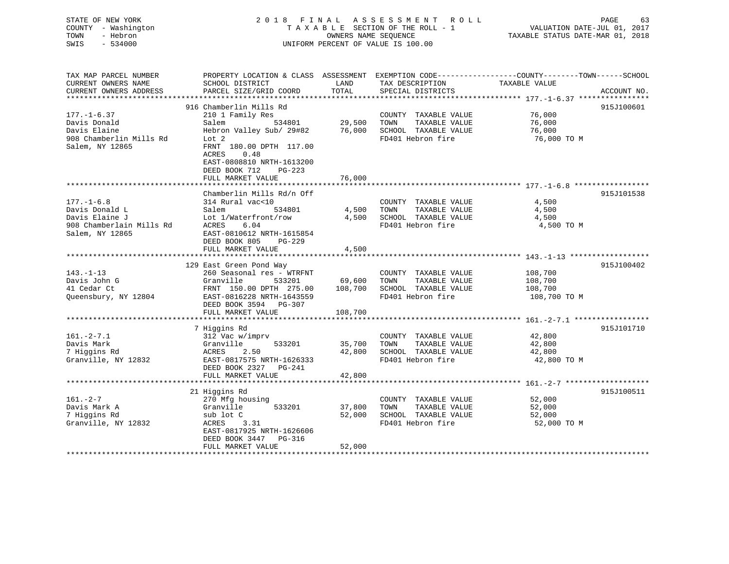STATE OF NEW YORK
COUNTY - Washington
TOWN - Hebron
SWIS - 534000

2018 FINAL ASSESSMENT ROLL
TAXABLE SECTION OF THE ROLL - 1
OWNERS NAME SEQUENCE
UNIFORM PERCENT OF VALUE IS 100.00

VALUATION DATE-JUL 01, 2017
TAXABLE STATUS DATE-MAR 01, 2018

| TAX MAP PARCEL NUMBER / CURRENT OWNERS NAME / CURRENT OWNERS ADDRESS | PROPERTY LOCATION & CLASS / SCHOOL DISTRICT / PARCEL SIZE/GRID COORD | ASSESSMENT LAND | TOTAL | EXEMPTION CODE / TAX DESCRIPTION / SPECIAL DISTRICTS | COUNTY--------TOWN------SCHOOL TAXABLE VALUE | ACCOUNT NO. |
|---|---|---|---|---|---|---|
| 177.-1-6.37 | 916 Chamberlin Mills Rd | | | | | 915J100601 |
| | 210 1 Family Res | | | COUNTY TAXABLE VALUE | 76,000 | |
| Davis Donald | Salem 534801 | 29,500 | | TOWN TAXABLE VALUE | 76,000 | |
| Davis Elaine | Hebron Valley Sub/ 29#82 | | 76,000 | SCHOOL TAXABLE VALUE | 76,000 | |
| 908 Chamberlin Mills Rd | Lot 2 | | | FD401 Hebron fire | 76,000 TO M | |
| Salem, NY 12865 | FRNT 180.00 DPTH 117.00 | | | | | |
| | ACRES 0.48 | | | | | |
| | EAST-0808810 NRTH-1613200 | | | | | |
| | DEED BOOK 712 PG-223 | | | | | |
| | FULL MARKET VALUE | | 76,000 | | | |
| 177.-1-6.8 | Chamberlin Mills Rd/n Off | | | | | 915J101538 |
| | 314 Rural vac<10 | | | COUNTY TAXABLE VALUE | 4,500 | |
| Davis Donald L | Salem 534801 | 4,500 | | TOWN TAXABLE VALUE | 4,500 | |
| Davis Elaine J | Lot 1/Waterfront/row | | 4,500 | SCHOOL TAXABLE VALUE | 4,500 | |
| 908 Chamberlain Mills Rd | ACRES 6.04 | | | FD401 Hebron fire | 4,500 TO M | |
| Salem, NY 12865 | EAST-0810612 NRTH-1615854 | | | | | |
| | DEED BOOK 805 PG-229 | | | | | |
| | FULL MARKET VALUE | | 4,500 | | | |
| 143.-1-13 | 129 East Green Pond Way | | | | | 915J100402 |
| | 260 Seasonal res - WTRFNT | | | COUNTY TAXABLE VALUE | 108,700 | |
| Davis John G | Granville 533201 | 69,600 | | TOWN TAXABLE VALUE | 108,700 | |
| 41 Cedar Ct | FRNT 150.00 DPTH 275.00 | | 108,700 | SCHOOL TAXABLE VALUE | 108,700 | |
| Queensbury, NY 12804 | EAST-0816228 NRTH-1643559 | | | FD401 Hebron fire | 108,700 TO M | |
| | DEED BOOK 3594 PG-307 | | | | | |
| | FULL MARKET VALUE | | 108,700 | | | |
| 161.-2-7.1 | 7 Higgins Rd | | | | | 915J101710 |
| | 312 Vac w/imprv | | | COUNTY TAXABLE VALUE | 42,800 | |
| Davis Mark | Granville 533201 | 35,700 | | TOWN TAXABLE VALUE | 42,800 | |
| 7 Higgins Rd | ACRES 2.50 | | 42,800 | SCHOOL TAXABLE VALUE | 42,800 | |
| Granville, NY 12832 | EAST-0817575 NRTH-1626333 | | | FD401 Hebron fire | 42,800 TO M | |
| | DEED BOOK 2327 PG-241 | | | | | |
| | FULL MARKET VALUE | | 42,800 | | | |
| 161.-2-7 | 21 Higgins Rd | | | | | 915J100511 |
| | 270 Mfg housing | | | COUNTY TAXABLE VALUE | 52,000 | |
| Davis Mark A | Granville 533201 | 37,800 | | TOWN TAXABLE VALUE | 52,000 | |
| 7 Higgins Rd | sub lot C | | 52,000 | SCHOOL TAXABLE VALUE | 52,000 | |
| Granville, NY 12832 | ACRES 3.31 | | | FD401 Hebron fire | 52,000 TO M | |
| | EAST-0817925 NRTH-1626606 | | | | | |
| | DEED BOOK 3447 PG-316 | | | | | |
| | FULL MARKET VALUE | | 52,000 | | | |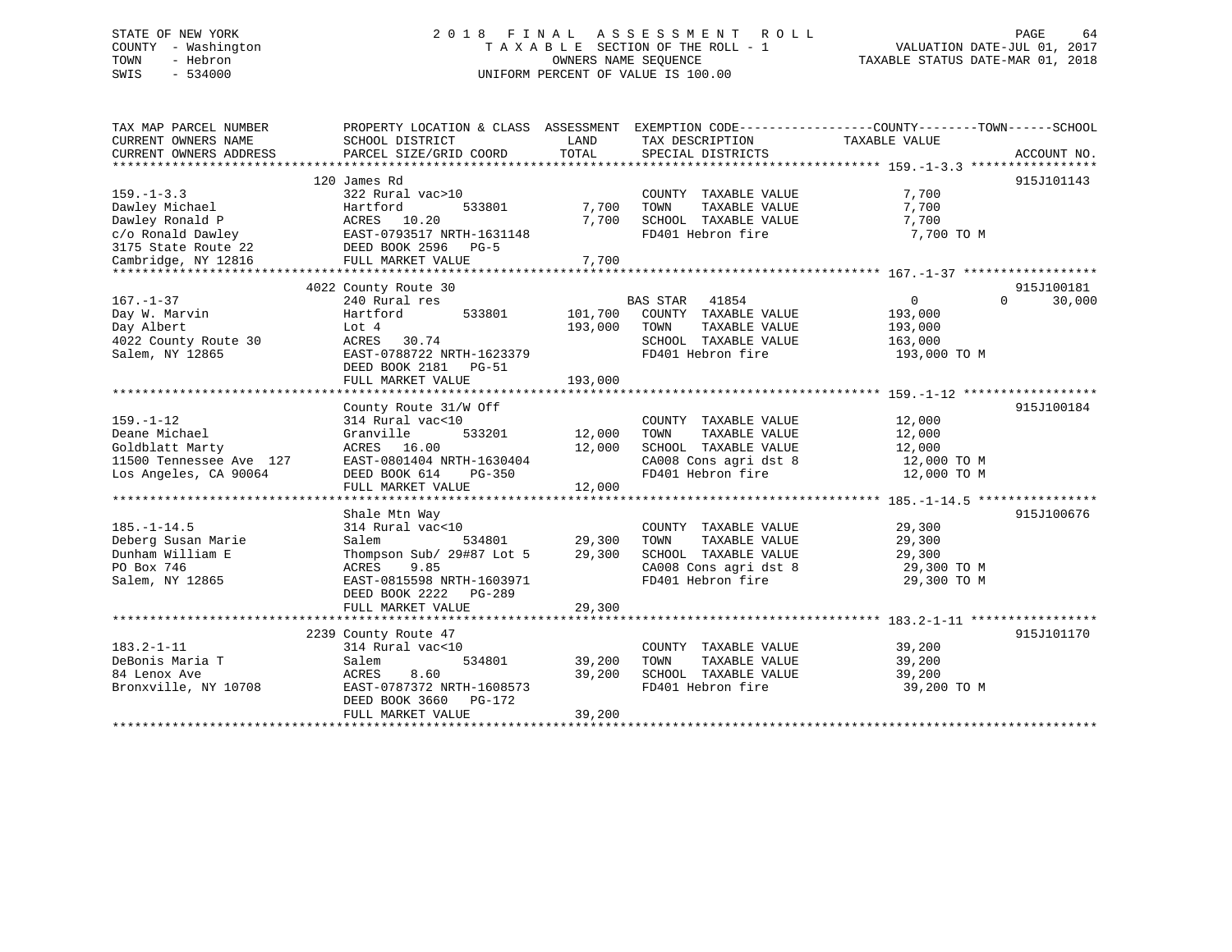STATE OF NEW YORK
COUNTY - Washington
TOWN - Hebron
SWIS - 534000

2 0 1 8 F I N A L A S S E S S M E N T R O L L
T A X A B L E SECTION OF THE ROLL - 1
OWNERS NAME SEQUENCE
UNIFORM PERCENT OF VALUE IS 100.00

VALUATION DATE-JUL 01, 2017
TAXABLE STATUS DATE-MAR 01, 2018

| TAX MAP PARCEL NUMBER / CURRENT OWNERS NAME / CURRENT OWNERS ADDRESS | PROPERTY LOCATION & CLASS / SCHOOL DISTRICT / PARCEL SIZE/GRID COORD | ASSESSMENT LAND / TOTAL | EXEMPTION CODE / TAX DESCRIPTION / SPECIAL DISTRICTS | COUNTY / TOWN / SCHOOL TAXABLE VALUE | ACCOUNT NO. |
|---|---|---|---|---|---|
| **159.-1-3.3** | 120 James Rd | | | | 915J101143 |
| 159.-1-3.3 | 322 Rural vac>10 | | COUNTY TAXABLE VALUE | 7,700 | |
| Dawley Michael | Hartford 533801 | 7,700 | TOWN TAXABLE VALUE | 7,700 | |
| Dawley Ronald P | ACRES 10.20 | 7,700 | SCHOOL TAXABLE VALUE | 7,700 | |
| c/o Ronald Dawley | EAST-0793517 NRTH-1631148 | | FD401 Hebron fire | 7,700 TO M | |
| 3175 State Route 22 | DEED BOOK 2596 PG-5 | | | | |
| Cambridge, NY 12816 | FULL MARKET VALUE | 7,700 | | | |
| **167.-1-37** | 4022 County Route 30 | | | | 915J100181 |
| 167.-1-37 | 240 Rural res | | BAS STAR 41854 | 0 0 30,000 | |
| Day W. Marvin | Hartford 533801 | 101,700 | COUNTY TAXABLE VALUE | 193,000 | |
| Day Albert | Lot 4 | 193,000 | TOWN TAXABLE VALUE | 193,000 | |
| 4022 County Route 30 | ACRES 30.74 | | SCHOOL TAXABLE VALUE | 163,000 | |
| Salem, NY 12865 | EAST-0788722 NRTH-1623379 | | FD401 Hebron fire | 193,000 TO M | |
| | DEED BOOK 2181 PG-51 | | | | |
| | FULL MARKET VALUE | 193,000 | | | |
| **159.-1-12** | County Route 31/W Off | | | | 915J100184 |
| 159.-1-12 | 314 Rural vac<10 | | COUNTY TAXABLE VALUE | 12,000 | |
| Deane Michael | Granville 533201 | 12,000 | TOWN TAXABLE VALUE | 12,000 | |
| Goldblatt Marty | ACRES 16.00 | 12,000 | SCHOOL TAXABLE VALUE | 12,000 | |
| 11500 Tennessee Ave 127 | EAST-0801404 NRTH-1630404 | | CA008 Cons agri dst 8 | 12,000 TO M | |
| Los Angeles, CA 90064 | DEED BOOK 614 PG-350 | | FD401 Hebron fire | 12,000 TO M | |
| | FULL MARKET VALUE | 12,000 | | | |
| **185.-1-14.5** | Shale Mtn Way | | | | 915J100676 |
| 185.-1-14.5 | 314 Rural vac<10 | | COUNTY TAXABLE VALUE | 29,300 | |
| Deberg Susan Marie | Salem 534801 | 29,300 | TOWN TAXABLE VALUE | 29,300 | |
| Dunham William E | Thompson Sub/ 29#87 Lot 5 | 29,300 | SCHOOL TAXABLE VALUE | 29,300 | |
| PO Box 746 | ACRES 9.85 | | CA008 Cons agri dst 8 | 29,300 TO M | |
| Salem, NY 12865 | EAST-0815598 NRTH-1603971 | | FD401 Hebron fire | 29,300 TO M | |
| | DEED BOOK 2222 PG-289 | | | | |
| | FULL MARKET VALUE | 29,300 | | | |
| **183.2-1-11** | 2239 County Route 47 | | | | 915J101170 |
| 183.2-1-11 | 314 Rural vac<10 | | COUNTY TAXABLE VALUE | 39,200 | |
| DeBonis Maria T | Salem 534801 | 39,200 | TOWN TAXABLE VALUE | 39,200 | |
| 84 Lenox Ave | ACRES 8.60 | 39,200 | SCHOOL TAXABLE VALUE | 39,200 | |
| Bronxville, NY 10708 | EAST-0787372 NRTH-1608573 | | FD401 Hebron fire | 39,200 TO M | |
| | DEED BOOK 3660 PG-172 | | | | |
| | FULL MARKET VALUE | 39,200 | | | |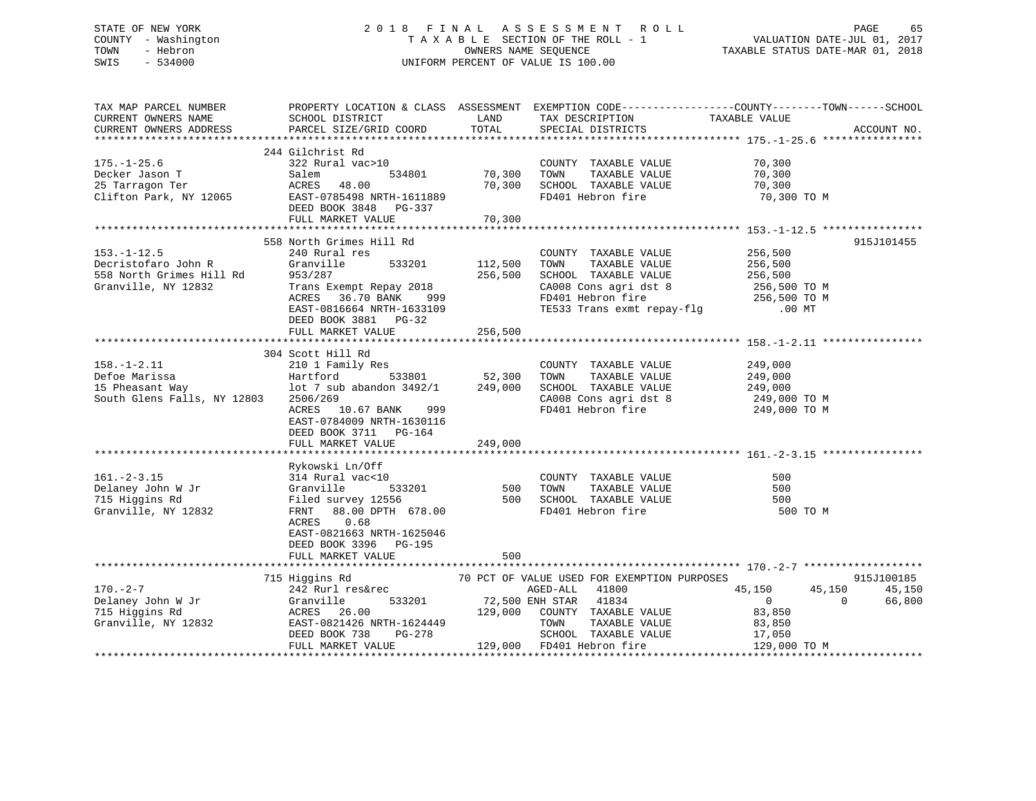STATE OF NEW YORK
COUNTY - Washington
TOWN - Hebron
SWIS - 534000

# 2018 FINAL ASSESSMENT ROLL
TAXABLE SECTION OF THE ROLL - 1
OWNERS NAME SEQUENCE
UNIFORM PERCENT OF VALUE IS 100.00

VALUATION DATE-JUL 01, 2017
TAXABLE STATUS DATE-MAR 01, 2018

```
TAX MAP PARCEL NUMBER          PROPERTY LOCATION & CLASS  ASSESSMENT  EXEMPTION CODE------------------COUNTY--------TOWN------SCHOOL
CURRENT OWNERS NAME            SCHOOL DISTRICT               LAND      TAX DESCRIPTION              TAXABLE VALUE
CURRENT OWNERS ADDRESS         PARCEL SIZE/GRID COORD        TOTAL     SPECIAL DISTRICTS                                     ACCOUNT NO.
******************************************************************************************************* 175.-1-25.6 ****************
                               244 Gilchrist Rd
175.-1-25.6                    322 Rural vac>10                        COUNTY  TAXABLE VALUE             70,300
Decker Jason T                 Salem         534801        70,300      TOWN    TAXABLE VALUE             70,300
25 Tarragon Ter                ACRES   48.00               70,300      SCHOOL  TAXABLE VALUE             70,300
Clifton Park, NY 12065         EAST-0785498 NRTH-1611889               FD401 Hebron fire                  70,300 TO M
                               DEED BOOK 3848   PG-337
                               FULL MARKET VALUE           70,300
******************************************************************************************************* 153.-1-12.5 ****************
                               558 North Grimes Hill Rd                                                                915J101455
153.-1-12.5                    240 Rural res                           COUNTY  TAXABLE VALUE            256,500
Decristofaro John R            Granville     533201       112,500      TOWN    TAXABLE VALUE            256,500
558 North Grimes Hill Rd       953/287                    256,500      SCHOOL  TAXABLE VALUE            256,500
Granville, NY 12832            Trans Exempt Repay 2018                 CA008 Cons agri dst 8             256,500 TO M
                               ACRES   36.70 BANK    999               FD401 Hebron fire                 256,500 TO M
                               EAST-0816664 NRTH-1633109               TE533 Trans exmt repay-flg            .00 MT
                               DEED BOOK 3881   PG-32
                               FULL MARKET VALUE          256,500
******************************************************************************************************* 158.-1-2.11 ****************
                               304 Scott Hill Rd
158.-1-2.11                    210 1 Family Res                        COUNTY  TAXABLE VALUE            249,000
Defoe Marissa                  Hartford      533801        52,300      TOWN    TAXABLE VALUE            249,000
15 Pheasant Way                lot 7 sub abandon 3492/1   249,000      SCHOOL  TAXABLE VALUE            249,000
South Glens Falls, NY 12803    2506/269                                CA008 Cons agri dst 8             249,000 TO M
                               ACRES   10.67 BANK    999               FD401 Hebron fire                 249,000 TO M
                               EAST-0784009 NRTH-1630116
                               DEED BOOK 3711   PG-164
                               FULL MARKET VALUE          249,000
******************************************************************************************************* 161.-2-3.15 ****************
                               Rykowski Ln/Off
161.-2-3.15                    314 Rural vac<10                        COUNTY  TAXABLE VALUE                500
Delaney John W Jr              Granville     533201           500      TOWN    TAXABLE VALUE                500
715 Higgins Rd                 Filed survey 12556             500      SCHOOL  TAXABLE VALUE                500
Granville, NY 12832            FRNT   88.00 DPTH 678.00                FD401 Hebron fire                     500 TO M
                               ACRES    0.68
                               EAST-0821663 NRTH-1625046
                               DEED BOOK 3396   PG-195
                               FULL MARKET VALUE              500
******************************************************************************************************* 170.-2-7 *******************
                               715 Higgins Rd               70 PCT OF VALUE USED FOR EXEMPTION PURPOSES                915J100185
170.-2-7                       242 Rurl res&rec                 AGED-ALL    41800           45,150      45,150      45,150
Delaney John W Jr              Granville     533201        72,500 ENH STAR  41834                0           0      66,800
715 Higgins Rd                 ACRES   26.00              129,000      COUNTY  TAXABLE VALUE             83,850
Granville, NY 12832            EAST-0821426 NRTH-1624449               TOWN    TAXABLE VALUE             83,850
                               DEED BOOK 738    PG-278                 SCHOOL  TAXABLE VALUE             17,050
                               FULL MARKET VALUE          129,000      FD401 Hebron fire                 129,000 TO M
************************************************************************************************************************************
```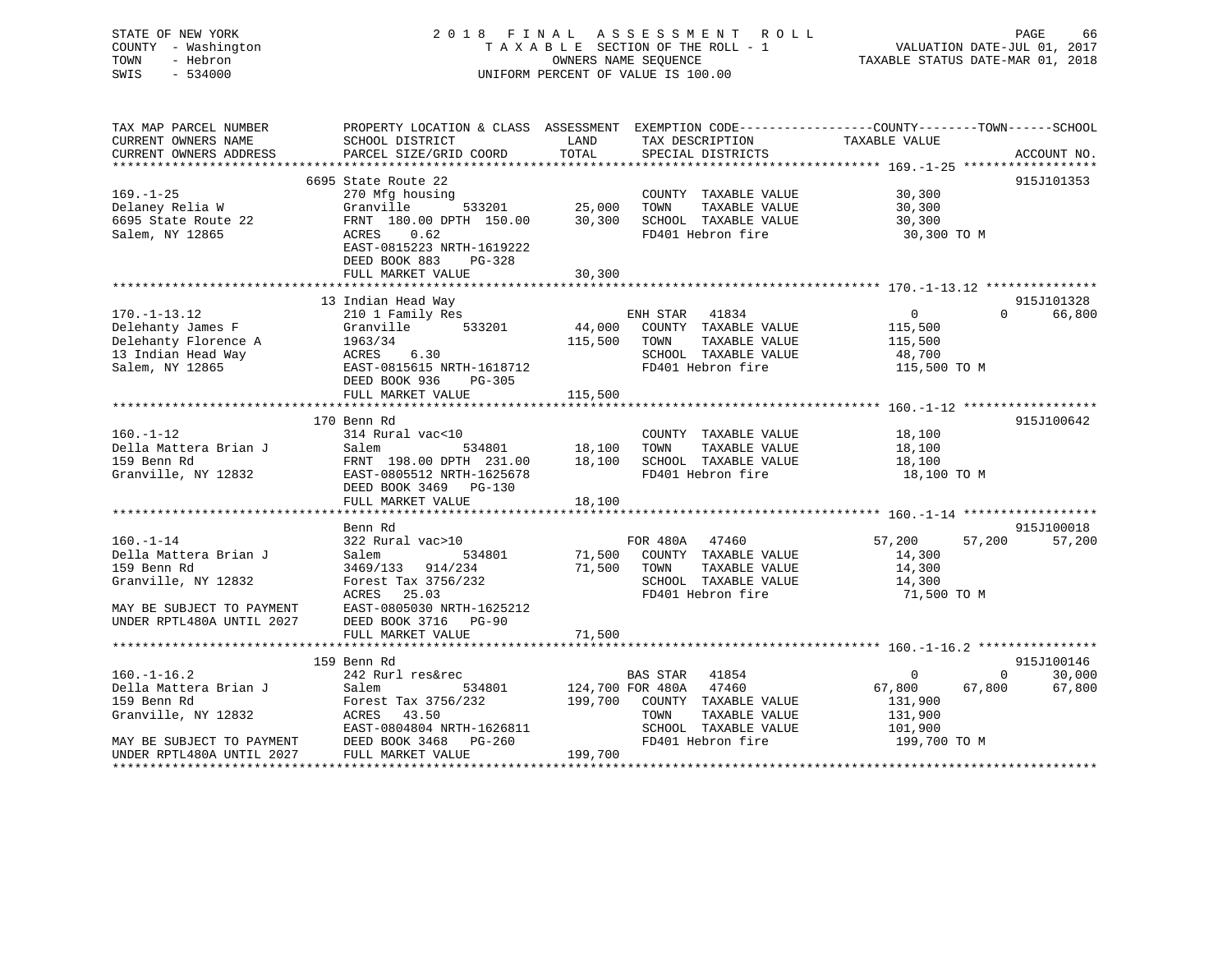STATE OF NEW YORK  
COUNTY - Washington  
TOWN - Hebron  
SWIS - 534000

# 2018 FINAL ASSESSMENT ROLL

TAXABLE SECTION OF THE ROLL - 1  
OWNERS NAME SEQUENCE  
UNIFORM PERCENT OF VALUE IS 100.00

VALUATION DATE-JUL 01, 2017  
TAXABLE STATUS DATE-MAR 01, 2018

| TAX MAP PARCEL NUMBER / CURRENT OWNERS NAME / CURRENT OWNERS ADDRESS | PROPERTY LOCATION & CLASS / SCHOOL DISTRICT / PARCEL SIZE/GRID COORD | ASSESSMENT LAND | TOTAL | EXEMPTION CODE / TAX DESCRIPTION / SPECIAL DISTRICTS | COUNTY TAXABLE VALUE | TOWN | SCHOOL | ACCOUNT NO. |
|---|---|---|---|---|---|---|---|---|
| **169.-1-25** | 6695 State Route 22 | | | | | | | 915J101353 |
| Delaney Relia W | 270 Mfg housing | | | COUNTY TAXABLE VALUE | 30,300 | | | |
| 6695 State Route 22 | Granville 533201 | 25,000 | | TOWN TAXABLE VALUE | 30,300 | | | |
| Salem, NY 12865 | FRNT 180.00 DPTH 150.00 | | 30,300 | SCHOOL TAXABLE VALUE | 30,300 | | | |
| | ACRES 0.62 | | | FD401 Hebron fire | 30,300 TO M | | | |
| | EAST-0815223 NRTH-1619222 | | | | | | | |
| | DEED BOOK 883 PG-328 | | | | | | | |
| | FULL MARKET VALUE | | 30,300 | | | | | |
| **170.-1-13.12** | 13 Indian Head Way | | | | | | | 915J101328 |
| Delehanty James F | 210 1 Family Res | | | ENH STAR 41834 | 0 | 0 | 66,800 | |
| Delehanty Florence A | Granville 533201 | 44,000 | | COUNTY TAXABLE VALUE | 115,500 | | | |
| 13 Indian Head Way | 1963/34 | | 115,500 | TOWN TAXABLE VALUE | 115,500 | | | |
| Salem, NY 12865 | ACRES 6.30 | | | SCHOOL TAXABLE VALUE | 48,700 | | | |
| | EAST-0815615 NRTH-1618712 | | | FD401 Hebron fire | 115,500 TO M | | | |
| | DEED BOOK 936 PG-305 | | | | | | | |
| | FULL MARKET VALUE | | 115,500 | | | | | |
| **160.-1-12** | 170 Benn Rd | | | | | | | 915J100642 |
| Della Mattera Brian J | 314 Rural vac<10 | | | COUNTY TAXABLE VALUE | 18,100 | | | |
| 159 Benn Rd | Salem 534801 | 18,100 | | TOWN TAXABLE VALUE | 18,100 | | | |
| Granville, NY 12832 | FRNT 198.00 DPTH 231.00 | | 18,100 | SCHOOL TAXABLE VALUE | 18,100 | | | |
| | EAST-0805512 NRTH-1625678 | | | FD401 Hebron fire | 18,100 TO M | | | |
| | DEED BOOK 3469 PG-130 | | | | | | | |
| | FULL MARKET VALUE | | 18,100 | | | | | |
| **160.-1-14** | Benn Rd | | | | | | | 915J100018 |
| Della Mattera Brian J | 322 Rural vac>10 | | | FOR 480A 47460 | 57,200 | 57,200 | 57,200 | |
| 159 Benn Rd | Salem 534801 | 71,500 | | COUNTY TAXABLE VALUE | 14,300 | | | |
| Granville, NY 12832 | 3469/133 914/234 | | 71,500 | TOWN TAXABLE VALUE | 14,300 | | | |
| | Forest Tax 3756/232 | | | SCHOOL TAXABLE VALUE | 14,300 | | | |
| | ACRES 25.03 | | | FD401 Hebron fire | 71,500 TO M | | | |
| MAY BE SUBJECT TO PAYMENT | EAST-0805030 NRTH-1625212 | | | | | | | |
| UNDER RPTL480A UNTIL 2027 | DEED BOOK 3716 PG-90 | | | | | | | |
| | FULL MARKET VALUE | | 71,500 | | | | | |
| **160.-1-16.2** | 159 Benn Rd | | | | | | | 915J100146 |
| Della Mattera Brian J | 242 Rurl res&rec | | | BAS STAR 41854 | 0 | 0 | 30,000 | |
| 159 Benn Rd | Salem 534801 | 124,700 | | FOR 480A 47460 | 67,800 | 67,800 | 67,800 | |
| Granville, NY 12832 | Forest Tax 3756/232 | | 199,700 | COUNTY TAXABLE VALUE | 131,900 | | | |
| | ACRES 43.50 | | | TOWN TAXABLE VALUE | 131,900 | | | |
| | EAST-0804804 NRTH-1626811 | | | SCHOOL TAXABLE VALUE | 101,900 | | | |
| MAY BE SUBJECT TO PAYMENT | DEED BOOK 3468 PG-260 | | | FD401 Hebron fire | 199,700 TO M | | | |
| UNDER RPTL480A UNTIL 2027 | FULL MARKET VALUE | | 199,700 | | | | | |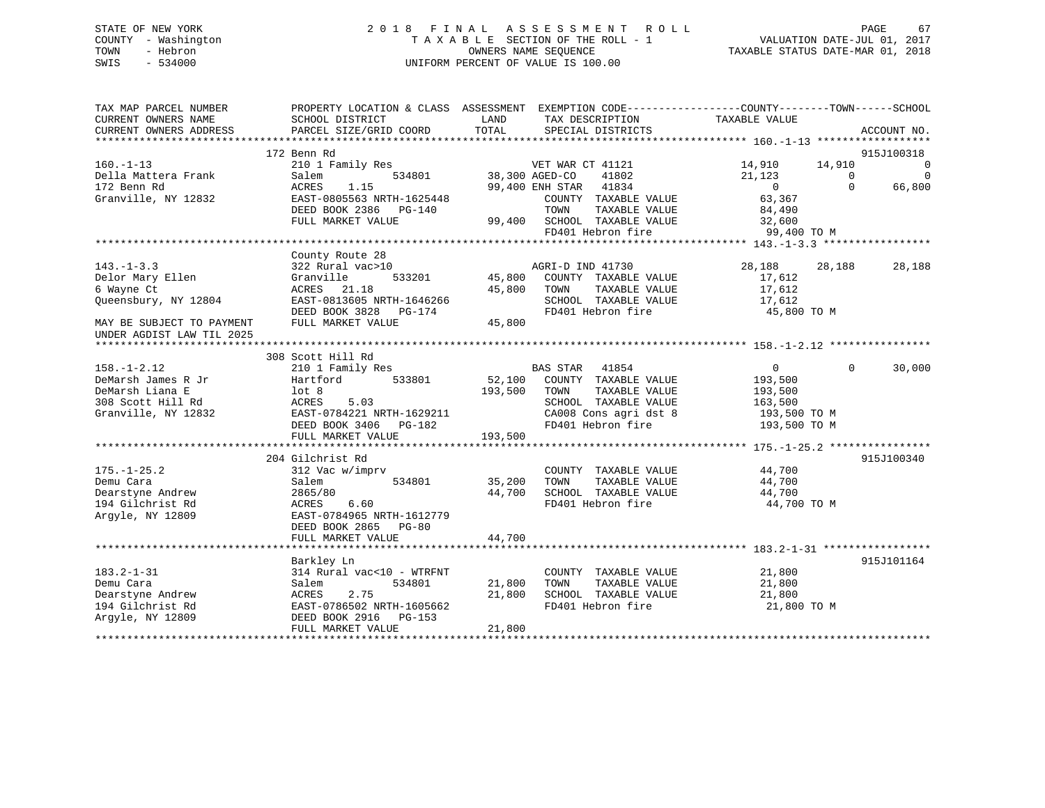STATE OF NEW YORK
COUNTY - Washington
TOWN - Hebron
SWIS - 534000

# 2018 FINAL ASSESSMENT ROLL

TAXABLE SECTION OF THE ROLL - 1
OWNERS NAME SEQUENCE
UNIFORM PERCENT OF VALUE IS 100.00

VALUATION DATE-JUL 01, 2017
TAXABLE STATUS DATE-MAR 01, 2018

```
TAX MAP PARCEL NUMBER          PROPERTY LOCATION & CLASS  ASSESSMENT  EXEMPTION CODE------------------COUNTY--------TOWN------SCHOOL
CURRENT OWNERS NAME            SCHOOL DISTRICT               LAND      TAX DESCRIPTION            TAXABLE VALUE
CURRENT OWNERS ADDRESS         PARCEL SIZE/GRID COORD        TOTAL     SPECIAL DISTRICTS                                    ACCOUNT NO.
******************************************************************************************************* 160.-1-13 ******************
                               172 Benn Rd                                                                                  915J100318
160.-1-13                      210 1 Family Res                      VET WAR CT 41121         14,910       14,910              0
Della Mattera Frank            Salem           534801       38,300 AGED-CO     41802          21,123            0              0
172 Benn Rd                    ACRES    1.15                99,400 ENH STAR    41834               0            0         66,800
Granville, NY 12832            EAST-0805563 NRTH-1625448             COUNTY  TAXABLE VALUE        63,367
                               DEED BOOK 2386   PG-140               TOWN    TAXABLE VALUE        84,490
                               FULL MARKET VALUE            99,400   SCHOOL  TAXABLE VALUE        32,600
                                                                     FD401 Hebron fire            99,400 TO M
******************************************************************************************************* 143.-1-3.3 *****************
                               County Route 28
143.-1-3.3                     322 Rural vac>10                      AGRI-D IND 41730         28,188       28,188         28,188
Delor Mary Ellen               Granville       533201       45,800   COUNTY  TAXABLE VALUE        17,612
6 Wayne Ct                     ACRES   21.18                45,800   TOWN    TAXABLE VALUE        17,612
Queensbury, NY 12804           EAST-0813605 NRTH-1646266             SCHOOL  TAXABLE VALUE        17,612
                               DEED BOOK 3828   PG-174               FD401 Hebron fire            45,800 TO M
MAY BE SUBJECT TO PAYMENT      FULL MARKET VALUE            45,800
UNDER AGDIST LAW TIL 2025
******************************************************************************************************* 158.-1-2.12 ****************
                               308 Scott Hill Rd
158.-1-2.12                    210 1 Family Res                      BAS STAR   41854              0            0         30,000
DeMarsh James R Jr             Hartford        533801       52,100   COUNTY  TAXABLE VALUE       193,500
DeMarsh Liana E                lot 8                       193,500   TOWN    TAXABLE VALUE       193,500
308 Scott Hill Rd              ACRES    5.03                         SCHOOL  TAXABLE VALUE       163,500
Granville, NY 12832            EAST-0784221 NRTH-1629211             CA008 Cons agri dst 8       193,500 TO M
                               DEED BOOK 3406   PG-182               FD401 Hebron fire           193,500 TO M
                               FULL MARKET VALUE           193,500
******************************************************************************************************* 175.-1-25.2 ****************
                               204 Gilchrist Rd                                                                             915J100340
175.-1-25.2                    312 Vac w/imprv                       COUNTY  TAXABLE VALUE        44,700
Demu Cara                      Salem           534801       35,200   TOWN    TAXABLE VALUE        44,700
Dearstyne Andrew               2865/80                      44,700   SCHOOL  TAXABLE VALUE        44,700
194 Gilchrist Rd               ACRES    6.60                         FD401 Hebron fire            44,700 TO M
Argyle, NY 12809               EAST-0784965 NRTH-1612779
                               DEED BOOK 2865   PG-80
                               FULL MARKET VALUE            44,700
******************************************************************************************************* 183.2-1-31 *****************
                               Barkley Ln                                                                                   915J101164
183.2-1-31                     314 Rural vac<10 - WTRFNT             COUNTY  TAXABLE VALUE        21,800
Demu Cara                      Salem           534801       21,800   TOWN    TAXABLE VALUE        21,800
Dearstyne Andrew               ACRES    2.75                21,800   SCHOOL  TAXABLE VALUE        21,800
194 Gilchrist Rd               EAST-0786502 NRTH-1605662             FD401 Hebron fire            21,800 TO M
Argyle, NY 12809               DEED BOOK 2916   PG-153
                               FULL MARKET VALUE            21,800
************************************************************************************************************************************
```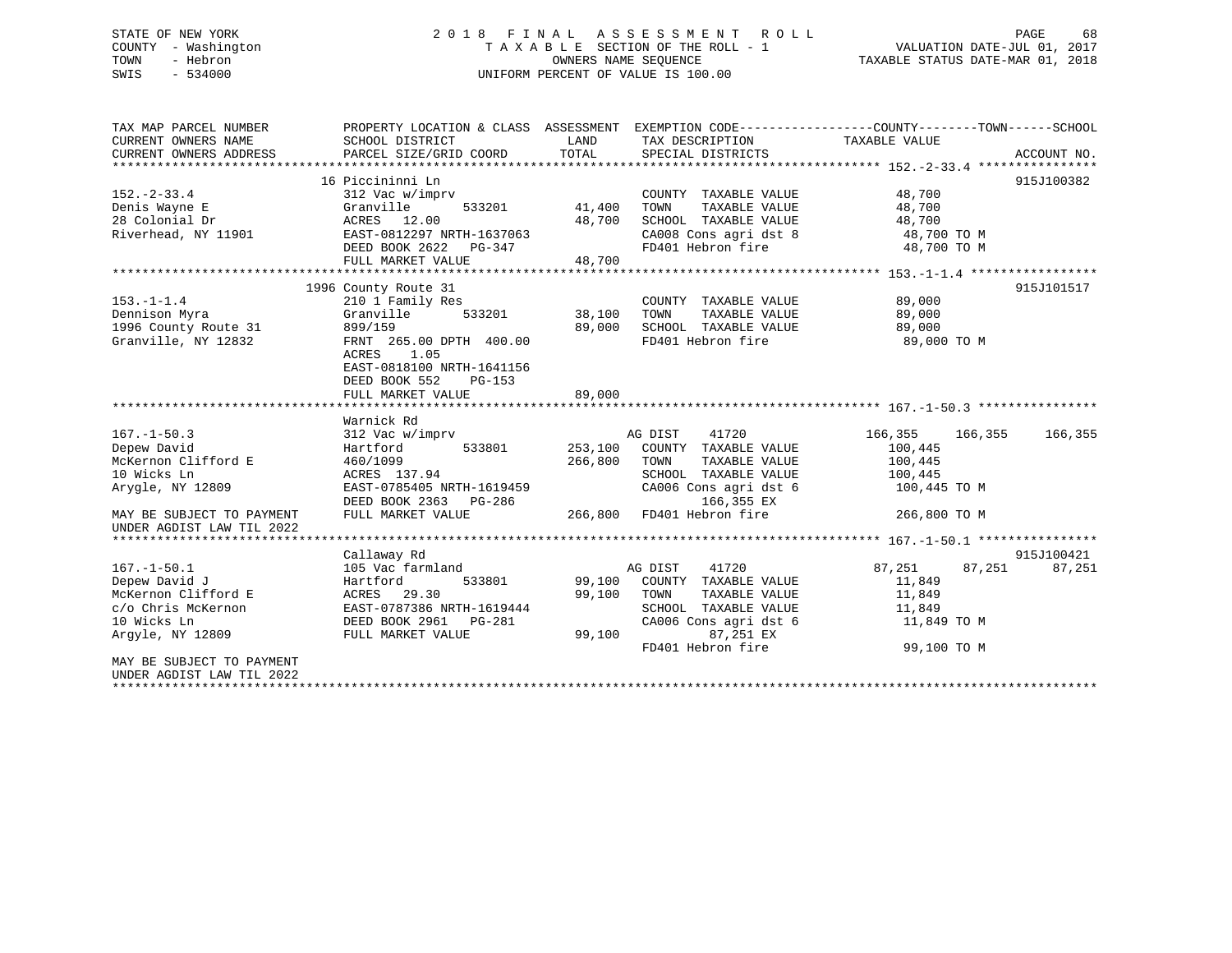STATE OF NEW YORK
COUNTY - Washington
TOWN - Hebron
SWIS - 534000

2018 FINAL ASSESSMENT ROLL
TAXABLE SECTION OF THE ROLL - 1
OWNERS NAME SEQUENCE
UNIFORM PERCENT OF VALUE IS 100.00

VALUATION DATE-JUL 01, 2017
TAXABLE STATUS DATE-MAR 01, 2018

```
TAX MAP PARCEL NUMBER          PROPERTY LOCATION & CLASS  ASSESSMENT  EXEMPTION CODE------------------COUNTY--------TOWN------SCHOOL
CURRENT OWNERS NAME            SCHOOL DISTRICT               LAND      TAX DESCRIPTION             TAXABLE VALUE
CURRENT OWNERS ADDRESS         PARCEL SIZE/GRID COORD        TOTAL     SPECIAL DISTRICTS                                    ACCOUNT NO.
******************************************************************************************************* 152.-2-33.4 ****************
                               16 Piccininni Ln                                                                           915J100382
152.-2-33.4                    312 Vac w/imprv                         COUNTY  TAXABLE VALUE           48,700
Denis Wayne E                  Granville        533201      41,400     TOWN    TAXABLE VALUE           48,700
28 Colonial Dr                 ACRES  12.00                 48,700     SCHOOL  TAXABLE VALUE           48,700
Riverhead, NY 11901            EAST-0812297 NRTH-1637063               CA008 Cons agri dst 8            48,700 TO M
                               DEED BOOK 2622   PG-347                 FD401 Hebron fire                48,700 TO M
                               FULL MARKET VALUE            48,700
******************************************************************************************************* 153.-1-1.4 *****************
                               1996 County Route 31                                                                       915J101517
153.-1-1.4                     210 1 Family Res                        COUNTY  TAXABLE VALUE           89,000
Dennison Myra                  Granville        533201      38,100     TOWN    TAXABLE VALUE           89,000
1996 County Route 31           899/159                      89,000     SCHOOL  TAXABLE VALUE           89,000
Granville, NY 12832            FRNT 265.00 DPTH 400.00                 FD401 Hebron fire                89,000 TO M
                               ACRES    1.05
                               EAST-0818100 NRTH-1641156
                               DEED BOOK 552    PG-153
                               FULL MARKET VALUE            89,000
******************************************************************************************************* 167.-1-50.3 ****************
                               Warnick Rd
167.-1-50.3                    312 Vac w/imprv                         AG DIST    41720           166,355    166,355    166,355
Depew David                    Hartford         533801     253,100     COUNTY  TAXABLE VALUE          100,445
McKernon Clifford E            460/1099                    266,800     TOWN    TAXABLE VALUE          100,445
10 Wicks Ln                    ACRES 137.94                            SCHOOL  TAXABLE VALUE          100,445
Arygle, NY 12809               EAST-0785405 NRTH-1619459               CA006 Cons agri dst 6           100,445 TO M
                               DEED BOOK 2363   PG-286                       166,355 EX
MAY BE SUBJECT TO PAYMENT      FULL MARKET VALUE           266,800     FD401 Hebron fire               266,800 TO M
UNDER AGDIST LAW TIL 2022
******************************************************************************************************* 167.-1-50.1 ****************
                               Callaway Rd                                                                                915J100421
167.-1-50.1                    105 Vac farmland                        AG DIST    41720            87,251     87,251     87,251
Depew David J                  Hartford         533801      99,100     COUNTY  TAXABLE VALUE           11,849
McKernon Clifford E            ACRES  29.30                 99,100     TOWN    TAXABLE VALUE           11,849
c/o Chris McKernon             EAST-0787386 NRTH-1619444               SCHOOL  TAXABLE VALUE           11,849
10 Wicks Ln                    DEED BOOK 2961   PG-281                 CA006 Cons agri dst 6            11,849 TO M
Argyle, NY 12809               FULL MARKET VALUE            99,100           87,251 EX
                                                                       FD401 Hebron fire                99,100 TO M
MAY BE SUBJECT TO PAYMENT
UNDER AGDIST LAW TIL 2022
************************************************************************************************************************************
```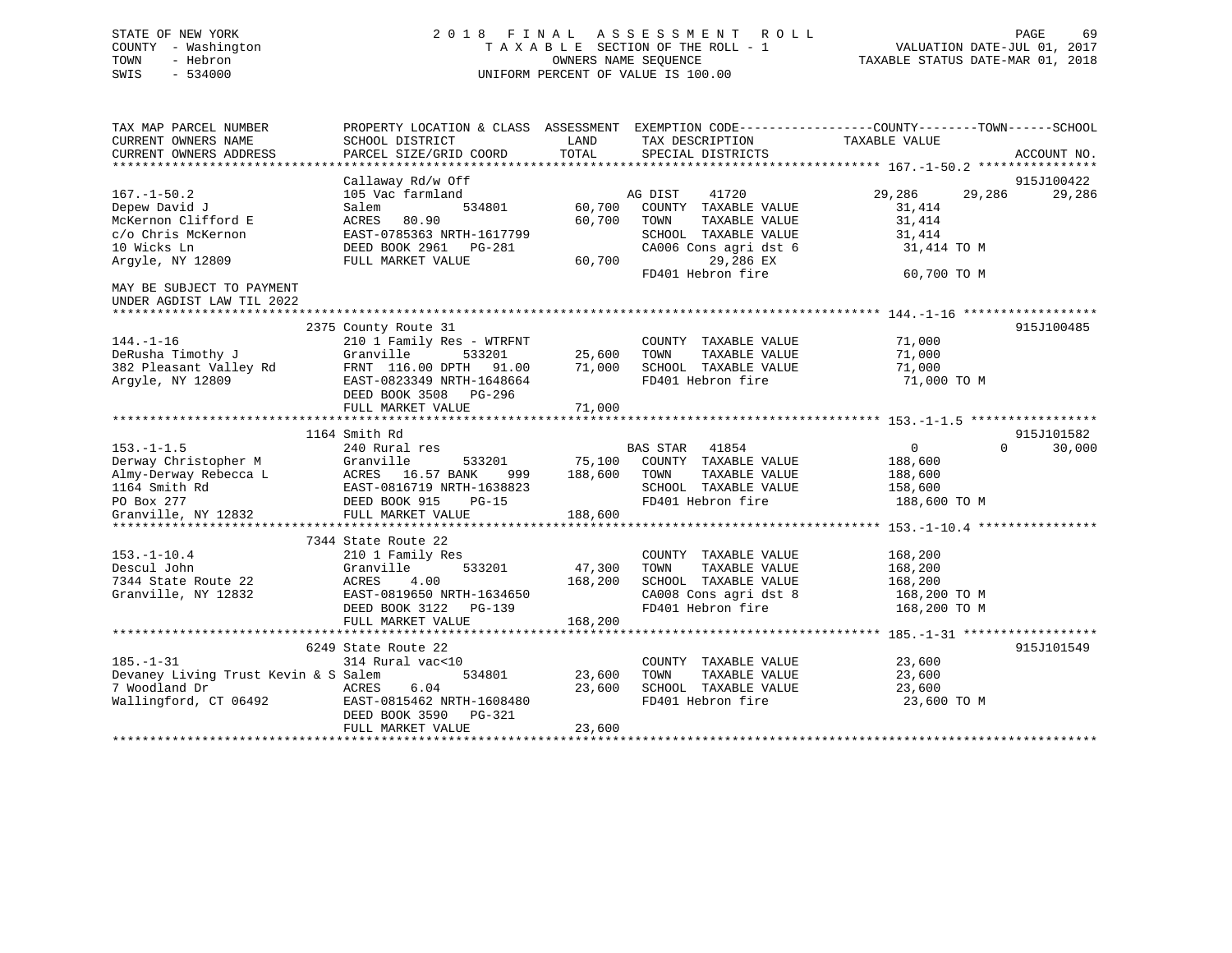STATE OF NEW YORK
COUNTY - Washington
TOWN - Hebron
SWIS - 534000

# 2018 FINAL ASSESSMENT ROLL

TAXABLE SECTION OF THE ROLL - 1
OWNERS NAME SEQUENCE
UNIFORM PERCENT OF VALUE IS 100.00

VALUATION DATE-JUL 01, 2017
TAXABLE STATUS DATE-MAR 01, 2018

```
TAX MAP PARCEL NUMBER          PROPERTY LOCATION & CLASS  ASSESSMENT  EXEMPTION CODE------------------COUNTY--------TOWN------SCHOOL
CURRENT OWNERS NAME            SCHOOL DISTRICT               LAND      TAX DESCRIPTION             TAXABLE VALUE
CURRENT OWNERS ADDRESS         PARCEL SIZE/GRID COORD        TOTAL     SPECIAL DISTRICTS                                    ACCOUNT NO.
******************************************************************************************************* 167.-1-50.2 ****************
                               Callaway Rd/w Off                                                                            915J100422
167.-1-50.2                    105 Vac farmland                        AG DIST    41720             29,286      29,286      29,286
Depew David J                  Salem          534801       60,700      COUNTY  TAXABLE VALUE         31,414
McKernon Clifford E            ACRES  80.90                60,700      TOWN    TAXABLE VALUE         31,414
c/o Chris McKernon             EAST-0785363 NRTH-1617799               SCHOOL  TAXABLE VALUE         31,414
10 Wicks Ln                    DEED BOOK 2961   PG-281                 CA006 Cons agri dst 6          31,414 TO M
Argyle, NY 12809               FULL MARKET VALUE           60,700            29,286 EX
                                                                       FD401 Hebron fire              60,700 TO M
MAY BE SUBJECT TO PAYMENT
UNDER AGDIST LAW TIL 2022
******************************************************************************************************* 144.-1-16 ******************
                               2375 County Route 31                                                                         915J100485
144.-1-16                      210 1 Family Res - WTRFNT               COUNTY  TAXABLE VALUE         71,000
DeRusha Timothy J              Granville      533201       25,600      TOWN    TAXABLE VALUE         71,000
382 Pleasant Valley Rd         FRNT 116.00 DPTH  91.00     71,000      SCHOOL  TAXABLE VALUE         71,000
Argyle, NY 12809               EAST-0823349 NRTH-1648664               FD401 Hebron fire              71,000 TO M
                               DEED BOOK 3508   PG-296
                               FULL MARKET VALUE           71,000
******************************************************************************************************* 153.-1-1.5 *****************
                               1164 Smith Rd                                                                                915J101582
153.-1-1.5                     240 Rural res                           BAS STAR   41854                   0           0      30,000
Derway Christopher M           Granville      533201       75,100      COUNTY  TAXABLE VALUE        188,600
Almy-Derway Rebecca L          ACRES  16.57 BANK     999  188,600      TOWN    TAXABLE VALUE        188,600
1164 Smith Rd                  EAST-0816719 NRTH-1638823               SCHOOL  TAXABLE VALUE        158,600
PO Box 277                     DEED BOOK 915    PG-15                  FD401 Hebron fire             188,600 TO M
Granville, NY 12832            FULL MARKET VALUE          188,600
******************************************************************************************************* 153.-1-10.4 ****************
                               7344 State Route 22
153.-1-10.4                    210 1 Family Res                        COUNTY  TAXABLE VALUE        168,200
Descul John                    Granville      533201       47,300      TOWN    TAXABLE VALUE        168,200
7344 State Route 22            ACRES   4.00               168,200      SCHOOL  TAXABLE VALUE        168,200
Granville, NY 12832            EAST-0819650 NRTH-1634650               CA008 Cons agri dst 8         168,200 TO M
                               DEED BOOK 3122   PG-139                 FD401 Hebron fire             168,200 TO M
                               FULL MARKET VALUE          168,200
******************************************************************************************************* 185.-1-31 ******************
                               6249 State Route 22                                                                          915J101549
185.-1-31                      314 Rural vac<10                        COUNTY  TAXABLE VALUE         23,600
Devaney Living Trust Kevin & S Salem          534801       23,600      TOWN    TAXABLE VALUE         23,600
7 Woodland Dr                  ACRES   6.04                23,600      SCHOOL  TAXABLE VALUE         23,600
Wallingford, CT 06492          EAST-0815462 NRTH-1608480               FD401 Hebron fire              23,600 TO M
                               DEED BOOK 3590   PG-321
                               FULL MARKET VALUE           23,600
************************************************************************************************************************************
```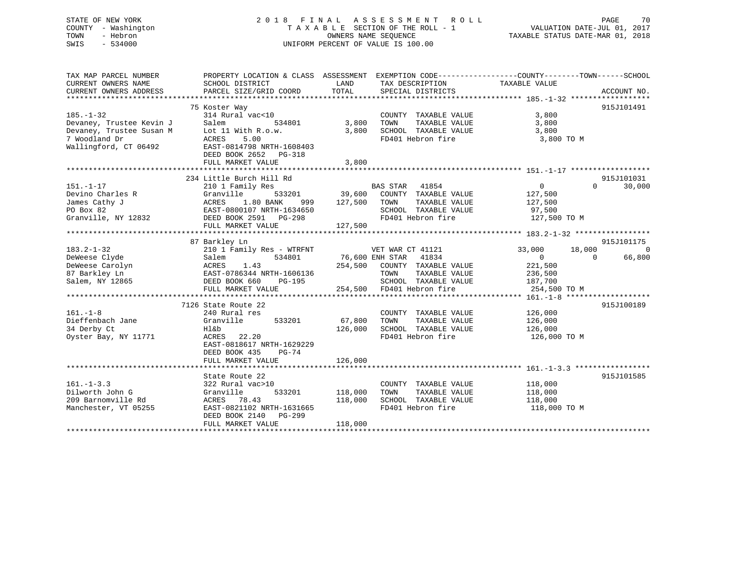STATE OF NEW YORK
COUNTY - Washington
TOWN - Hebron
SWIS - 534000

# 2018 FINAL ASSESSMENT ROLL
TAXABLE SECTION OF THE ROLL - 1
OWNERS NAME SEQUENCE
UNIFORM PERCENT OF VALUE IS 100.00

VALUATION DATE-JUL 01, 2017
TAXABLE STATUS DATE-MAR 01, 2018

```
TAX MAP PARCEL NUMBER          PROPERTY LOCATION & CLASS  ASSESSMENT  EXEMPTION CODE------------------COUNTY--------TOWN------SCHOOL
CURRENT OWNERS NAME            SCHOOL DISTRICT              LAND      TAX DESCRIPTION            TAXABLE VALUE
CURRENT OWNERS ADDRESS         PARCEL SIZE/GRID COORD       TOTAL     SPECIAL DISTRICTS                                  ACCOUNT NO.
******************************************************************************************************* 185.-1-32 ******************
                               75 Koster Way                                                                          915J101491
185.-1-32                      314 Rural vac<10                        COUNTY  TAXABLE VALUE           3,800
Devaney, Trustee Kevin J       Salem          534801        3,800     TOWN    TAXABLE VALUE           3,800
Devaney, Trustee Susan M       Lot 11 With R.o.w.           3,800     SCHOOL  TAXABLE VALUE           3,800
7 Woodland Dr                  ACRES     5.00                          FD401 Hebron fire               3,800 TO M
Wallingford, CT 06492          EAST-0814798 NRTH-1608403
                               DEED BOOK 2652   PG-318
                               FULL MARKET VALUE            3,800
******************************************************************************************************* 151.-1-17 ******************
                               234 Little Burch Hill Rd                                                               915J101031
151.-1-17                      210 1 Family Res                        BAS STAR   41854                     0            0     30,000
Devino Charles R               Granville      533201       39,600     COUNTY  TAXABLE VALUE         127,500
James Cathy J                  ACRES     1.80 BANK    999  127,500     TOWN    TAXABLE VALUE         127,500
PO Box 82                      EAST-0800107 NRTH-1634650               SCHOOL  TAXABLE VALUE          97,500
Granville, NY 12832            DEED BOOK 2591   PG-298                 FD401 Hebron fire             127,500 TO M
                               FULL MARKET VALUE          127,500
******************************************************************************************************* 183.2-1-32 *****************
                               87 Barkley Ln                                                                          915J101175
183.2-1-32                     210 1 Family Res - WTRFNT               VET WAR CT 41121                33,000       18,000          0
DeWeese Clyde                  Salem          534801       76,600 ENH STAR   41834                     0            0     66,800
DeWeese Carolyn                ACRES     1.43              254,500     COUNTY  TAXABLE VALUE         221,500
87 Barkley Ln                  EAST-0786344 NRTH-1606136               TOWN    TAXABLE VALUE         236,500
Salem, NY 12865                DEED BOOK 660    PG-195                 SCHOOL  TAXABLE VALUE         187,700
                               FULL MARKET VALUE          254,500      FD401 Hebron fire             254,500 TO M
******************************************************************************************************* 161.-1-8 *******************
                               7126 State Route 22                                                                    915J100189
161.-1-8                       240 Rural res                           COUNTY  TAXABLE VALUE         126,000
Dieffenbach Jane               Granville      533201       67,800     TOWN    TAXABLE VALUE         126,000
34 Derby Ct                    Hl&b                       126,000     SCHOOL  TAXABLE VALUE         126,000
Oyster Bay, NY 11771           ACRES    22.20                          FD401 Hebron fire             126,000 TO M
                               EAST-0818617 NRTH-1629229
                               DEED BOOK 435    PG-74
                               FULL MARKET VALUE          126,000
******************************************************************************************************* 161.-1-3.3 *****************
                               State Route 22                                                                         915J101585
161.-1-3.3                     322 Rural vac>10                        COUNTY  TAXABLE VALUE         118,000
Dilworth John G                Granville      533201      118,000     TOWN    TAXABLE VALUE         118,000
209 Barnomville Rd             ACRES    78.43             118,000     SCHOOL  TAXABLE VALUE         118,000
Manchester, VT 05255           EAST-0821102 NRTH-1631665               FD401 Hebron fire             118,000 TO M
                               DEED BOOK 2140   PG-299
                               FULL MARKET VALUE          118,000
************************************************************************************************************************************
```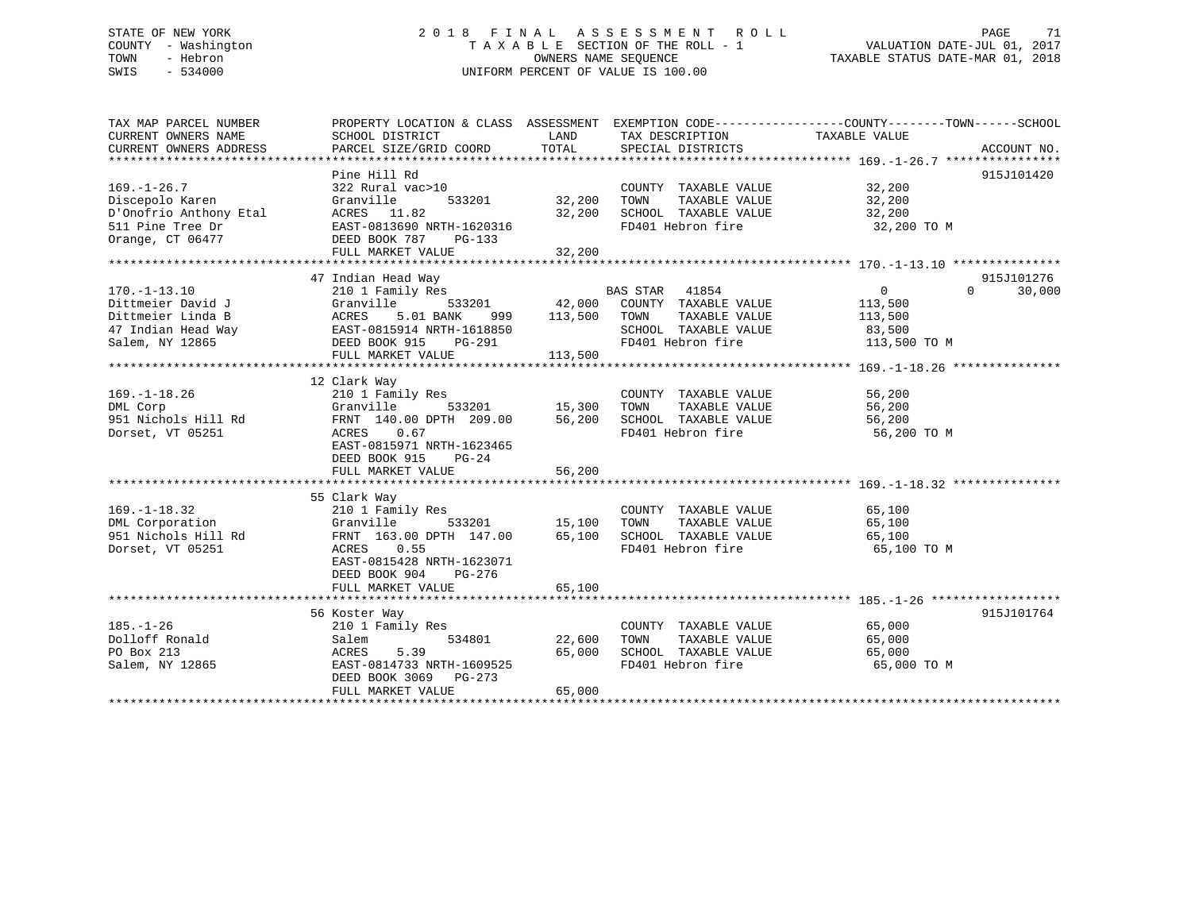STATE OF NEW YORK                    2018 FINAL ASSESSMENT ROLL
COUNTY - Washington                  TAXABLE SECTION OF THE ROLL - 1                VALUATION DATE-JUL 01, 2017
TOWN - Hebron                        OWNERS NAME SEQUENCE                           TAXABLE STATUS DATE-MAR 01, 2018
SWIS - 534000                        UNIFORM PERCENT OF VALUE IS 100.00

| TAX MAP PARCEL NUMBER / CURRENT OWNERS NAME / CURRENT OWNERS ADDRESS | PROPERTY LOCATION & CLASS / SCHOOL DISTRICT / PARCEL SIZE/GRID COORD | ASSESSMENT LAND / TOTAL | EXEMPTION CODE / TAX DESCRIPTION / SPECIAL DISTRICTS | COUNTY / TOWN / SCHOOL TAXABLE VALUE | ACCOUNT NO. |
|---|---|---|---|---|---|
| 169.-1-26.7 | Pine Hill Rd | | | | 915J101420 |
| Discepolo Karen | 322 Rural vac>10 | | COUNTY TAXABLE VALUE | 32,200 | |
| D'Onofrio Anthony Etal | Granville 533201 | 32,200 | TOWN TAXABLE VALUE | 32,200 | |
| 511 Pine Tree Dr | ACRES 11.82 | 32,200 | SCHOOL TAXABLE VALUE | 32,200 | |
| Orange, CT 06477 | EAST-0813690 NRTH-1620316 | | FD401 Hebron fire | 32,200 TO M | |
| | DEED BOOK 787 PG-133 | | | | |
| | FULL MARKET VALUE | 32,200 | | | |
| 170.-1-13.10 | 47 Indian Head Way | | | | 915J101276 |
| Dittmeier David J | 210 1 Family Res | | BAS STAR 41854 | 0 0 30,000 | |
| Dittmeier Linda B | Granville 533201 | 42,000 | COUNTY TAXABLE VALUE | 113,500 | |
| 47 Indian Head Way | ACRES 5.01 BANK 999 | 113,500 | TOWN TAXABLE VALUE | 113,500 | |
| Salem, NY 12865 | EAST-0815914 NRTH-1618850 | | SCHOOL TAXABLE VALUE | 83,500 | |
| | DEED BOOK 915 PG-291 | | FD401 Hebron fire | 113,500 TO M | |
| | FULL MARKET VALUE | 113,500 | | | |
| 169.-1-18.26 | 12 Clark Way | | | | |
| DML Corp | 210 1 Family Res | | COUNTY TAXABLE VALUE | 56,200 | |
| 951 Nichols Hill Rd | Granville 533201 | 15,300 | TOWN TAXABLE VALUE | 56,200 | |
| Dorset, VT 05251 | FRNT 140.00 DPTH 209.00 | 56,200 | SCHOOL TAXABLE VALUE | 56,200 | |
| | ACRES 0.67 | | FD401 Hebron fire | 56,200 TO M | |
| | EAST-0815971 NRTH-1623465 | | | | |
| | DEED BOOK 915 PG-24 | | | | |
| | FULL MARKET VALUE | 56,200 | | | |
| 169.-1-18.32 | 55 Clark Way | | | | |
| DML Corporation | 210 1 Family Res | | COUNTY TAXABLE VALUE | 65,100 | |
| 951 Nichols Hill Rd | Granville 533201 | 15,100 | TOWN TAXABLE VALUE | 65,100 | |
| Dorset, VT 05251 | FRNT 163.00 DPTH 147.00 | 65,100 | SCHOOL TAXABLE VALUE | 65,100 | |
| | ACRES 0.55 | | FD401 Hebron fire | 65,100 TO M | |
| | EAST-0815428 NRTH-1623071 | | | | |
| | DEED BOOK 904 PG-276 | | | | |
| | FULL MARKET VALUE | 65,100 | | | |
| 185.-1-26 | 56 Koster Way | | | | 915J101764 |
| Dolloff Ronald | 210 1 Family Res | | COUNTY TAXABLE VALUE | 65,000 | |
| PO Box 213 | Salem 534801 | 22,600 | TOWN TAXABLE VALUE | 65,000 | |
| Salem, NY 12865 | ACRES 5.39 | 65,000 | SCHOOL TAXABLE VALUE | 65,000 | |
| | EAST-0814733 NRTH-1609525 | | FD401 Hebron fire | 65,000 TO M | |
| | DEED BOOK 3069 PG-273 | | | | |
| | FULL MARKET VALUE | 65,000 | | | |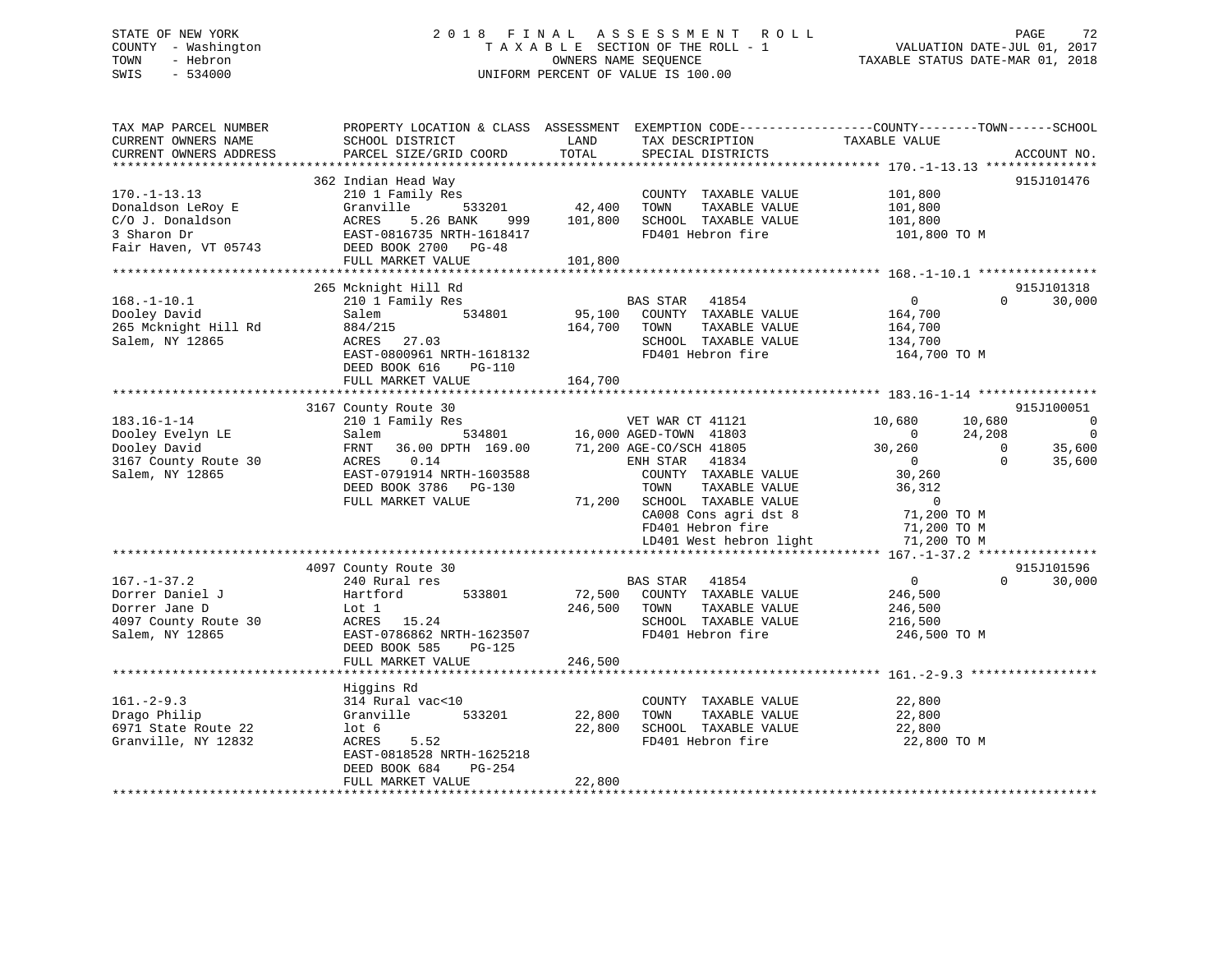STATE OF NEW YORK
COUNTY - Washington
TOWN - Hebron
SWIS - 534000

2018 FINAL ASSESSMENT ROLL
TAXABLE SECTION OF THE ROLL - 1
OWNERS NAME SEQUENCE
UNIFORM PERCENT OF VALUE IS 100.00

VALUATION DATE-JUL 01, 2017
TAXABLE STATUS DATE-MAR 01, 2018

| TAX MAP PARCEL NUMBER / CURRENT OWNERS NAME / CURRENT OWNERS ADDRESS | PROPERTY LOCATION & CLASS / SCHOOL DISTRICT / PARCEL SIZE/GRID COORD | ASSESSMENT LAND / TOTAL | EXEMPTION CODE / TAX DESCRIPTION / SPECIAL DISTRICTS | COUNTY TAXABLE VALUE | TOWN | SCHOOL | ACCOUNT NO. |
|---|---|---|---|---|---|---|---|
| 170.-1-13.13 | 362 Indian Head Way | | | | | | 915J101476 |
| Donaldson LeRoy E | 210 1 Family Res | | COUNTY TAXABLE VALUE | 101,800 | | | |
| C/O J. Donaldson | Granville 533201 | 42,400 | TOWN TAXABLE VALUE | 101,800 | | | |
| 3 Sharon Dr | ACRES 5.26 BANK 999 | 101,800 | SCHOOL TAXABLE VALUE | 101,800 | | | |
| Fair Haven, VT 05743 | EAST-0816735 NRTH-1618417 | | FD401 Hebron fire | 101,800 TO M | | | |
| | DEED BOOK 2700 PG-48 | | | | | | |
| | FULL MARKET VALUE | 101,800 | | | | | |
| 168.-1-10.1 | 265 Mcknight Hill Rd | | | | | | 915J101318 |
| Dooley David | 210 1 Family Res | | BAS STAR 41854 | 0 | 0 | 30,000 | |
| 265 Mcknight Hill Rd | Salem 534801 | 95,100 | COUNTY TAXABLE VALUE | 164,700 | | | |
| Salem, NY 12865 | 884/215 | 164,700 | TOWN TAXABLE VALUE | 164,700 | | | |
| | ACRES 27.03 | | SCHOOL TAXABLE VALUE | 134,700 | | | |
| | EAST-0800961 NRTH-1618132 | | FD401 Hebron fire | 164,700 TO M | | | |
| | DEED BOOK 616 PG-110 | | | | | | |
| | FULL MARKET VALUE | 164,700 | | | | | |
| 183.16-1-14 | 3167 County Route 30 | | | | | | 915J100051 |
| Dooley Evelyn LE | 210 1 Family Res | | VET WAR CT 41121 | 10,680 | 10,680 | 0 | |
| Dooley David | Salem 534801 | 16,000 | AGED-TOWN 41803 | 0 | 24,208 | 0 | |
| 3167 County Route 30 | FRNT 36.00 DPTH 169.00 | 71,200 | AGE-CO/SCH 41805 | 30,260 | 0 | 35,600 | |
| Salem, NY 12865 | ACRES 0.14 | | ENH STAR 41834 | 0 | 0 | 35,600 | |
| | EAST-0791914 NRTH-1603588 | | COUNTY TAXABLE VALUE | 30,260 | | | |
| | DEED BOOK 3786 PG-130 | | TOWN TAXABLE VALUE | 36,312 | | | |
| | FULL MARKET VALUE | 71,200 | SCHOOL TAXABLE VALUE | 0 | | | |
| | | | CA008 Cons agri dst 8 | 71,200 TO M | | | |
| | | | FD401 Hebron fire | 71,200 TO M | | | |
| | | | LD401 West hebron light | 71,200 TO M | | | |
| 167.-1-37.2 | 4097 County Route 30 | | | | | | 915J101596 |
| Dorrer Daniel J | 240 Rural res | | BAS STAR 41854 | 0 | 0 | 30,000 | |
| Dorrer Jane D | Hartford 533801 | 72,500 | COUNTY TAXABLE VALUE | 246,500 | | | |
| 4097 County Route 30 | Lot 1 | 246,500 | TOWN TAXABLE VALUE | 246,500 | | | |
| Salem, NY 12865 | ACRES 15.24 | | SCHOOL TAXABLE VALUE | 216,500 | | | |
| | EAST-0786862 NRTH-1623507 | | FD401 Hebron fire | 246,500 TO M | | | |
| | DEED BOOK 585 PG-125 | | | | | | |
| | FULL MARKET VALUE | 246,500 | | | | | |
| 161.-2-9.3 | Higgins Rd | | | | | | |
| Drago Philip | 314 Rural vac<10 | | COUNTY TAXABLE VALUE | 22,800 | | | |
| 6971 State Route 22 | Granville 533201 | 22,800 | TOWN TAXABLE VALUE | 22,800 | | | |
| Granville, NY 12832 | lot 6 | 22,800 | SCHOOL TAXABLE VALUE | 22,800 | | | |
| | ACRES 5.52 | | FD401 Hebron fire | 22,800 TO M | | | |
| | EAST-0818528 NRTH-1625218 | | | | | | |
| | DEED BOOK 684 PG-254 | | | | | | |
| | FULL MARKET VALUE | 22,800 | | | | | |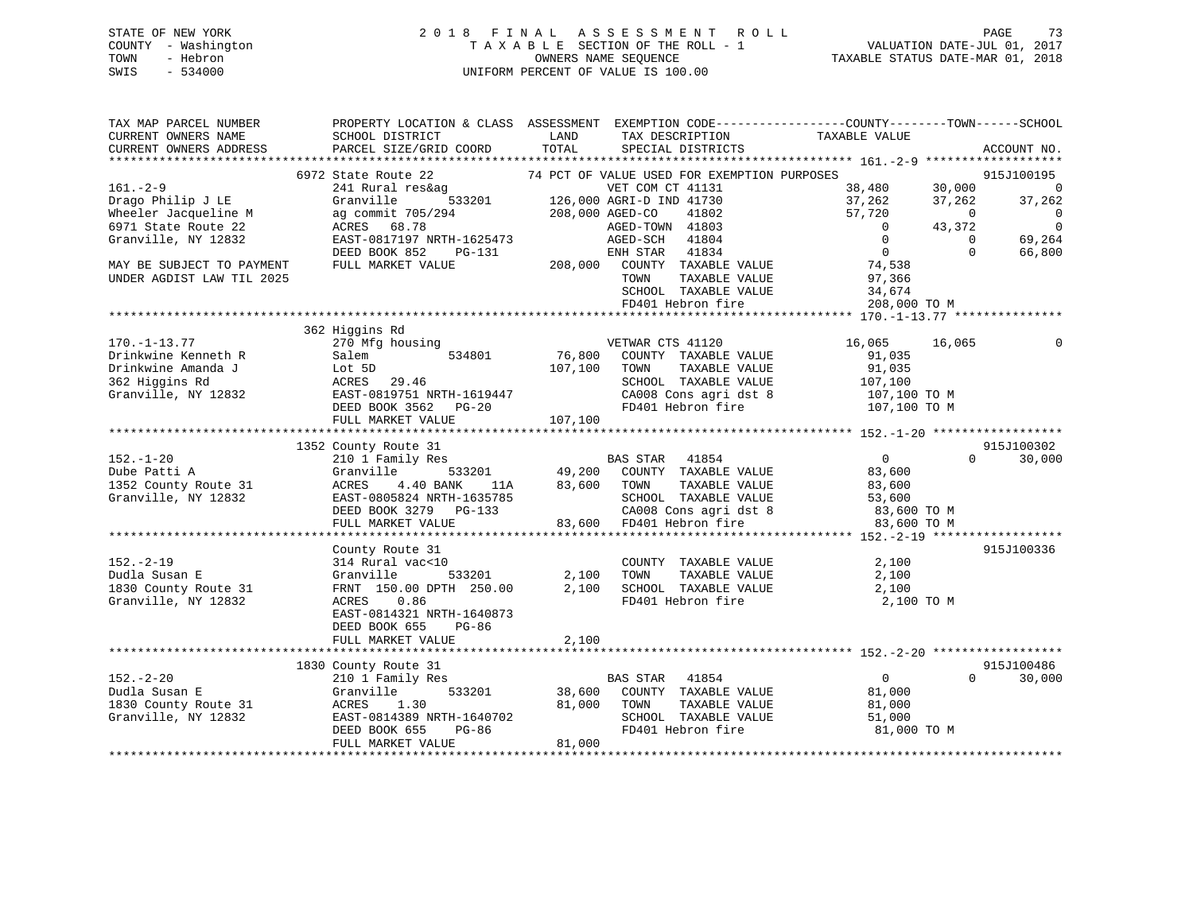STATE OF NEW YORK                                   2018 FINAL ASSESSMENT ROLL
COUNTY - Washington                                 TAXABLE SECTION OF THE ROLL - 1                VALUATION DATE-JUL 01, 2017
TOWN - Hebron                                       OWNERS NAME SEQUENCE                           TAXABLE STATUS DATE-MAR 01, 2018
SWIS - 534000                                       UNIFORM PERCENT OF VALUE IS 100.00

```
TAX MAP PARCEL NUMBER          PROPERTY LOCATION & CLASS  ASSESSMENT  EXEMPTION CODE-----------------COUNTY--------TOWN------SCHOOL
CURRENT OWNERS NAME            SCHOOL DISTRICT              LAND      TAX DESCRIPTION            TAXABLE VALUE
CURRENT OWNERS ADDRESS         PARCEL SIZE/GRID COORD       TOTAL     SPECIAL DISTRICTS                                   ACCOUNT NO.
******************************************************************************************************* 161.-2-9 *******************
                           6972 State Route 22            74 PCT OF VALUE USED FOR EXEMPTION PURPOSES                     915J100195
161.-2-9                       241 Rural res&ag                  VET COM CT 41131          38,480     30,000           0
Drago Philip J LE              Granville       533201    126,000 AGRI-D IND 41730          37,262     37,262      37,262
Wheeler Jacqueline M           ag commit 705/294         208,000 AGED-CO   41802           57,720          0           0
6971 State Route 22            ACRES  68.78                      AGED-TOWN 41803                0     43,372           0
Granville, NY 12832            EAST-0817197 NRTH-1625473         AGED-SCH  41804                0          0      69,264
                               DEED BOOK 852    PG-131           ENH STAR  41834                0          0      66,800
MAY BE SUBJECT TO PAYMENT      FULL MARKET VALUE         208,000   COUNTY  TAXABLE VALUE          74,538
UNDER AGDIST LAW TIL 2025                                          TOWN    TAXABLE VALUE          97,366
                                                                   SCHOOL  TAXABLE VALUE          34,674
                                                                   FD401 Hebron fire             208,000 TO M
******************************************************************************************************* 170.-1-13.77 ***************
                           362 Higgins Rd
170.-1-13.77                   270 Mfg housing                   VETWAR CTS 41120          16,065     16,065           0
Drinkwine Kenneth R            Salem           534801     76,800   COUNTY  TAXABLE VALUE          91,035
Drinkwine Amanda J             Lot 5D                    107,100   TOWN    TAXABLE VALUE          91,035
362 Higgins Rd                 ACRES  29.46                        SCHOOL  TAXABLE VALUE         107,100
Granville, NY 12832            EAST-0819751 NRTH-1619447           CA008 Cons agri dst 8         107,100 TO M
                               DEED BOOK 3562   PG-20              FD401 Hebron fire             107,100 TO M
                               FULL MARKET VALUE         107,100
******************************************************************************************************* 152.-1-20 ******************
                           1352 County Route 31                                                                        915J100302
152.-1-20                      210 1 Family Res                  BAS STAR  41854                0          0      30,000
Dube Patti A                   Granville       533201     49,200   COUNTY  TAXABLE VALUE          83,600
1352 County Route 31           ACRES   4.40 BANK    11A   83,600   TOWN    TAXABLE VALUE          83,600
Granville, NY 12832            EAST-0805824 NRTH-1635785           SCHOOL  TAXABLE VALUE          53,600
                               DEED BOOK 3279   PG-133             CA008 Cons agri dst 8          83,600 TO M
                               FULL MARKET VALUE          83,600   FD401 Hebron fire              83,600 TO M
******************************************************************************************************* 152.-2-19 ******************
                               County Route 31                                                                         915J100336
152.-2-19                      314 Rural vac<10                    COUNTY  TAXABLE VALUE           2,100
Dudla Susan E                  Granville       533201      2,100   TOWN    TAXABLE VALUE           2,100
1830 County Route 31           FRNT 150.00 DPTH 250.00     2,100   SCHOOL  TAXABLE VALUE           2,100
Granville, NY 12832            ACRES   0.86                        FD401 Hebron fire               2,100 TO M
                               EAST-0814321 NRTH-1640873
                               DEED BOOK 655    PG-86
                               FULL MARKET VALUE           2,100
******************************************************************************************************* 152.-2-20 ******************
                           1830 County Route 31                                                                        915J100486
152.-2-20                      210 1 Family Res                  BAS STAR  41854                0          0      30,000
Dudla Susan E                  Granville       533201     38,600   COUNTY  TAXABLE VALUE          81,000
1830 County Route 31           ACRES   1.30               81,000   TOWN    TAXABLE VALUE          81,000
Granville, NY 12832            EAST-0814389 NRTH-1640702           SCHOOL  TAXABLE VALUE          51,000
                               DEED BOOK 655    PG-86              FD401 Hebron fire              81,000 TO M
                               FULL MARKET VALUE          81,000
************************************************************************************************************************************
```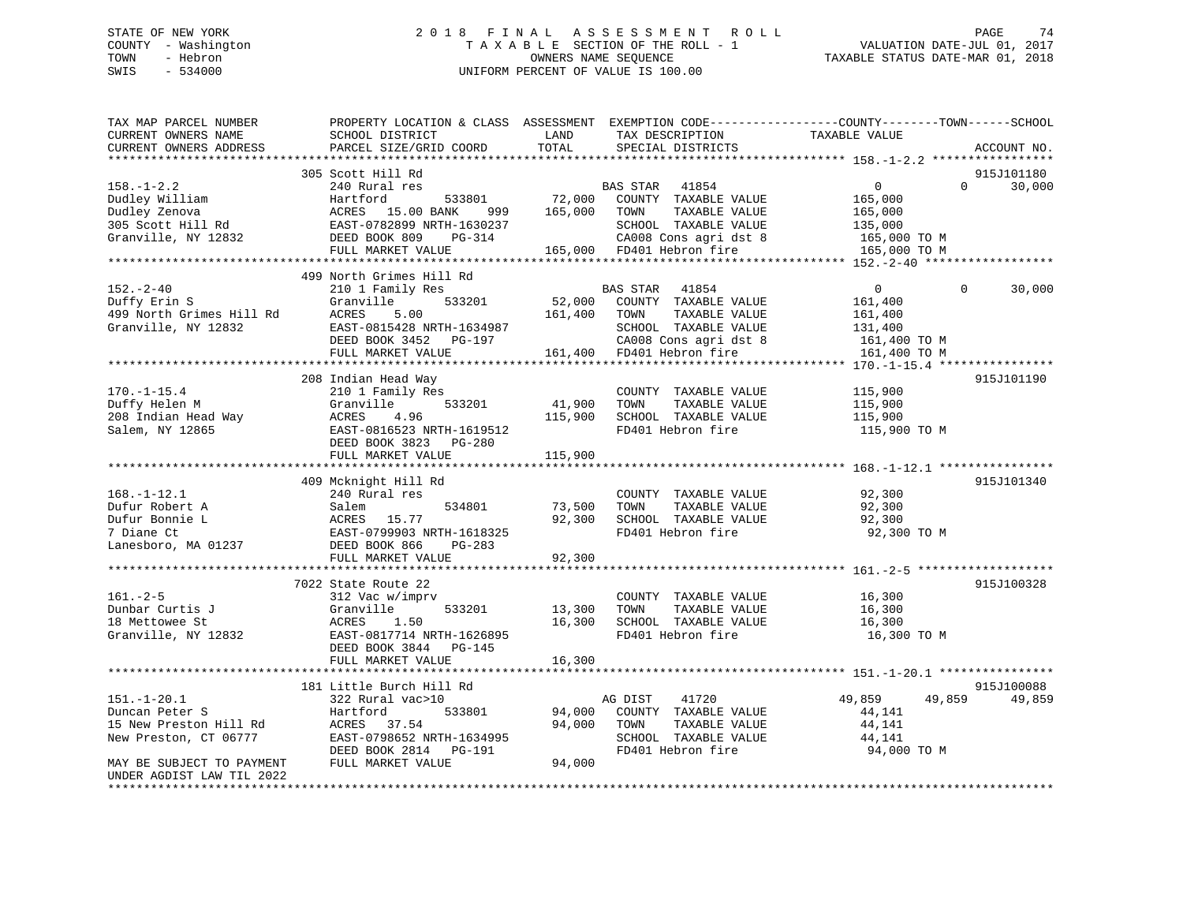STATE OF NEW YORK
COUNTY - Washington
TOWN - Hebron
SWIS - 534000

# 2018 FINAL ASSESSMENT ROLL

TAXABLE SECTION OF THE ROLL - 1
OWNERS NAME SEQUENCE
UNIFORM PERCENT OF VALUE IS 100.00

VALUATION DATE-JUL 01, 2017
TAXABLE STATUS DATE-MAR 01, 2018

| TAX MAP PARCEL NUMBER / CURRENT OWNERS NAME / CURRENT OWNERS ADDRESS | PROPERTY LOCATION & CLASS / SCHOOL DISTRICT / PARCEL SIZE/GRID COORD | ASSESSMENT LAND | TOTAL | EXEMPTION CODE / TAX DESCRIPTION / SPECIAL DISTRICTS | COUNTY TAXABLE VALUE | TOWN | SCHOOL | ACCOUNT NO. |
|---|---|---|---|---|---|---|---|---|
| 158.-1-2.2 | 305 Scott Hill Rd | | | | | | | 915J101180 |
| | 240 Rural res | | | BAS STAR 41854 | 0 | 0 | 30,000 | |
| Dudley William | Hartford 533801 | 72,000 | | COUNTY TAXABLE VALUE | 165,000 | | | |
| Dudley Zenova | ACRES 15.00 BANK 999 | | 165,000 | TOWN TAXABLE VALUE | 165,000 | | | |
| 305 Scott Hill Rd | EAST-0782899 NRTH-1630237 | | | SCHOOL TAXABLE VALUE | 135,000 | | | |
| Granville, NY 12832 | DEED BOOK 809 PG-314 | | | CA008 Cons agri dst 8 | 165,000 TO M | | | |
| | FULL MARKET VALUE | | 165,000 | FD401 Hebron fire | 165,000 TO M | | | |
| 152.-2-40 | 499 North Grimes Hill Rd | | | | | | | |
| | 210 1 Family Res | | | BAS STAR 41854 | 0 | 0 | 30,000 | |
| Duffy Erin S | Granville 533201 | 52,000 | | COUNTY TAXABLE VALUE | 161,400 | | | |
| 499 North Grimes Hill Rd | ACRES 5.00 | | 161,400 | TOWN TAXABLE VALUE | 161,400 | | | |
| Granville, NY 12832 | EAST-0815428 NRTH-1634987 | | | SCHOOL TAXABLE VALUE | 131,400 | | | |
| | DEED BOOK 3452 PG-197 | | | CA008 Cons agri dst 8 | 161,400 TO M | | | |
| | FULL MARKET VALUE | | 161,400 | FD401 Hebron fire | 161,400 TO M | | | |
| 170.-1-15.4 | 208 Indian Head Way | | | | | | | 915J101190 |
| | 210 1 Family Res | | | COUNTY TAXABLE VALUE | 115,900 | | | |
| Duffy Helen M | Granville 533201 | 41,900 | | TOWN TAXABLE VALUE | 115,900 | | | |
| 208 Indian Head Way | ACRES 4.96 | | 115,900 | SCHOOL TAXABLE VALUE | 115,900 | | | |
| Salem, NY 12865 | EAST-0816523 NRTH-1619512 | | | FD401 Hebron fire | 115,900 TO M | | | |
| | DEED BOOK 3823 PG-280 | | | | | | | |
| | FULL MARKET VALUE | | 115,900 | | | | | |
| 168.-1-12.1 | 409 Mcknight Hill Rd | | | | | | | 915J101340 |
| | 240 Rural res | | | COUNTY TAXABLE VALUE | 92,300 | | | |
| Dufur Robert A | Salem 534801 | 73,500 | | TOWN TAXABLE VALUE | 92,300 | | | |
| Dufur Bonnie L | ACRES 15.77 | | 92,300 | SCHOOL TAXABLE VALUE | 92,300 | | | |
| 7 Diane Ct | EAST-0799903 NRTH-1618325 | | | FD401 Hebron fire | 92,300 TO M | | | |
| Lanesboro, MA 01237 | DEED BOOK 866 PG-283 | | | | | | | |
| | FULL MARKET VALUE | | 92,300 | | | | | |
| 161.-2-5 | 7022 State Route 22 | | | | | | | 915J100328 |
| | 312 Vac w/imprv | | | COUNTY TAXABLE VALUE | 16,300 | | | |
| Dunbar Curtis J | Granville 533201 | 13,300 | | TOWN TAXABLE VALUE | 16,300 | | | |
| 18 Mettowee St | ACRES 1.50 | | 16,300 | SCHOOL TAXABLE VALUE | 16,300 | | | |
| Granville, NY 12832 | EAST-0817714 NRTH-1626895 | | | FD401 Hebron fire | 16,300 TO M | | | |
| | DEED BOOK 3844 PG-145 | | | | | | | |
| | FULL MARKET VALUE | | 16,300 | | | | | |
| 151.-1-20.1 | 181 Little Burch Hill Rd | | | | | | | 915J100088 |
| | 322 Rural vac>10 | | | AG DIST 41720 | 49,859 | 49,859 | 49,859 | |
| Duncan Peter S | Hartford 533801 | 94,000 | | COUNTY TAXABLE VALUE | 44,141 | | | |
| 15 New Preston Hill Rd | ACRES 37.54 | | 94,000 | TOWN TAXABLE VALUE | 44,141 | | | |
| New Preston, CT 06777 | EAST-0798652 NRTH-1634995 | | | SCHOOL TAXABLE VALUE | 44,141 | | | |
| | DEED BOOK 2814 PG-191 | | | FD401 Hebron fire | 94,000 TO M | | | |
| MAY BE SUBJECT TO PAYMENT UNDER AGDIST LAW TIL 2022 | FULL MARKET VALUE | | 94,000 | | | | | |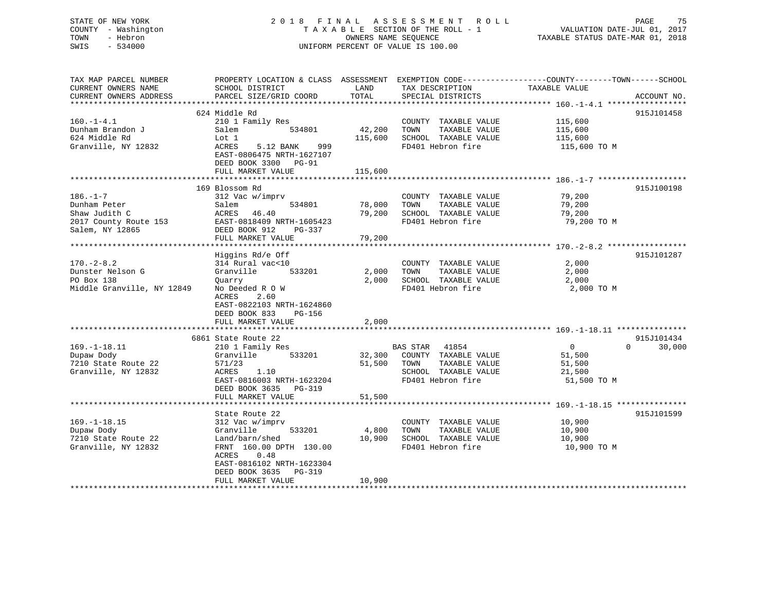STATE OF NEW YORK
COUNTY - Washington
TOWN - Hebron
SWIS - 534000

2 0 1 8 F I N A L A S S E S S M E N T R O L L
T A X A B L E SECTION OF THE ROLL - 1
OWNERS NAME SEQUENCE
UNIFORM PERCENT OF VALUE IS 100.00

VALUATION DATE-JUL 01, 2017
TAXABLE STATUS DATE-MAR 01, 2018

```
TAX MAP PARCEL NUMBER          PROPERTY LOCATION & CLASS  ASSESSMENT  EXEMPTION CODE------------------COUNTY--------TOWN------SCHOOL
CURRENT OWNERS NAME            SCHOOL DISTRICT               LAND      TAX DESCRIPTION             TAXABLE VALUE
CURRENT OWNERS ADDRESS         PARCEL SIZE/GRID COORD        TOTAL     SPECIAL DISTRICTS                                   ACCOUNT NO.
******************************************************************************************************* 160.-1-4.1 *****************
                               624 Middle Rd                                                                                915J101458
160.-1-4.1                     210 1 Family Res                        COUNTY  TAXABLE VALUE          115,600
Dunham Brandon J               Salem          534801       42,200      TOWN    TAXABLE VALUE          115,600
624 Middle Rd                  Lot 1                       115,600     SCHOOL  TAXABLE VALUE          115,600
Granville, NY 12832            ACRES    5.12 BANK    999               FD401 Hebron fire               115,600 TO M
                               EAST-0806475 NRTH-1627107
                               DEED BOOK 3300   PG-91
                               FULL MARKET VALUE           115,600
******************************************************************************************************* 186.-1-7 *******************
                               169 Blossom Rd                                                                               915J100198
186.-1-7                       312 Vac w/imprv                         COUNTY  TAXABLE VALUE           79,200
Dunham Peter                   Salem          534801       78,000      TOWN    TAXABLE VALUE           79,200
Shaw Judith C                  ACRES   46.40                79,200     SCHOOL  TAXABLE VALUE           79,200
2017 County Route 153          EAST-0818409 NRTH-1605423               FD401 Hebron fire                79,200 TO M
Salem, NY 12865                DEED BOOK 912    PG-337
                               FULL MARKET VALUE            79,200
******************************************************************************************************* 170.-2-8.2 *****************
                               Higgins Rd/e Off                                                                             915J101287
170.-2-8.2                     314 Rural vac<10                        COUNTY  TAXABLE VALUE            2,000
Dunster Nelson G               Granville      533201        2,000      TOWN    TAXABLE VALUE            2,000
PO Box 138                     Quarry                        2,000     SCHOOL  TAXABLE VALUE            2,000
Middle Granville, NY 12849     No Deeded R O W                         FD401 Hebron fire                 2,000 TO M
                               ACRES    2.60
                               EAST-0822103 NRTH-1624860
                               DEED BOOK 833    PG-156
                               FULL MARKET VALUE             2,000
******************************************************************************************************* 169.-1-18.11 ***************
                               6861 State Route 22                                                                          915J101434
169.-1-18.11                   210 1 Family Res                        BAS STAR   41854                 0             0      30,000
Dupaw Dody                     Granville      533201       32,300      COUNTY  TAXABLE VALUE           51,500
7210 State Route 22            571/23                       51,500     TOWN    TAXABLE VALUE           51,500
Granville, NY 12832            ACRES    1.10                           SCHOOL  TAXABLE VALUE           21,500
                               EAST-0816003 NRTH-1623204               FD401 Hebron fire                51,500 TO M
                               DEED BOOK 3635   PG-319
                               FULL MARKET VALUE            51,500
******************************************************************************************************* 169.-1-18.15 ***************
                               State Route 22                                                                               915J101599
169.-1-18.15                   312 Vac w/imprv                         COUNTY  TAXABLE VALUE           10,900
Dupaw Dody                     Granville      533201        4,800      TOWN    TAXABLE VALUE           10,900
7210 State Route 22            Land/barn/shed               10,900     SCHOOL  TAXABLE VALUE           10,900
Granville, NY 12832            FRNT 160.00 DPTH 130.00                 FD401 Hebron fire                10,900 TO M
                               ACRES    0.48
                               EAST-0816102 NRTH-1623304
                               DEED BOOK 3635   PG-319
                               FULL MARKET VALUE            10,900
************************************************************************************************************************************
```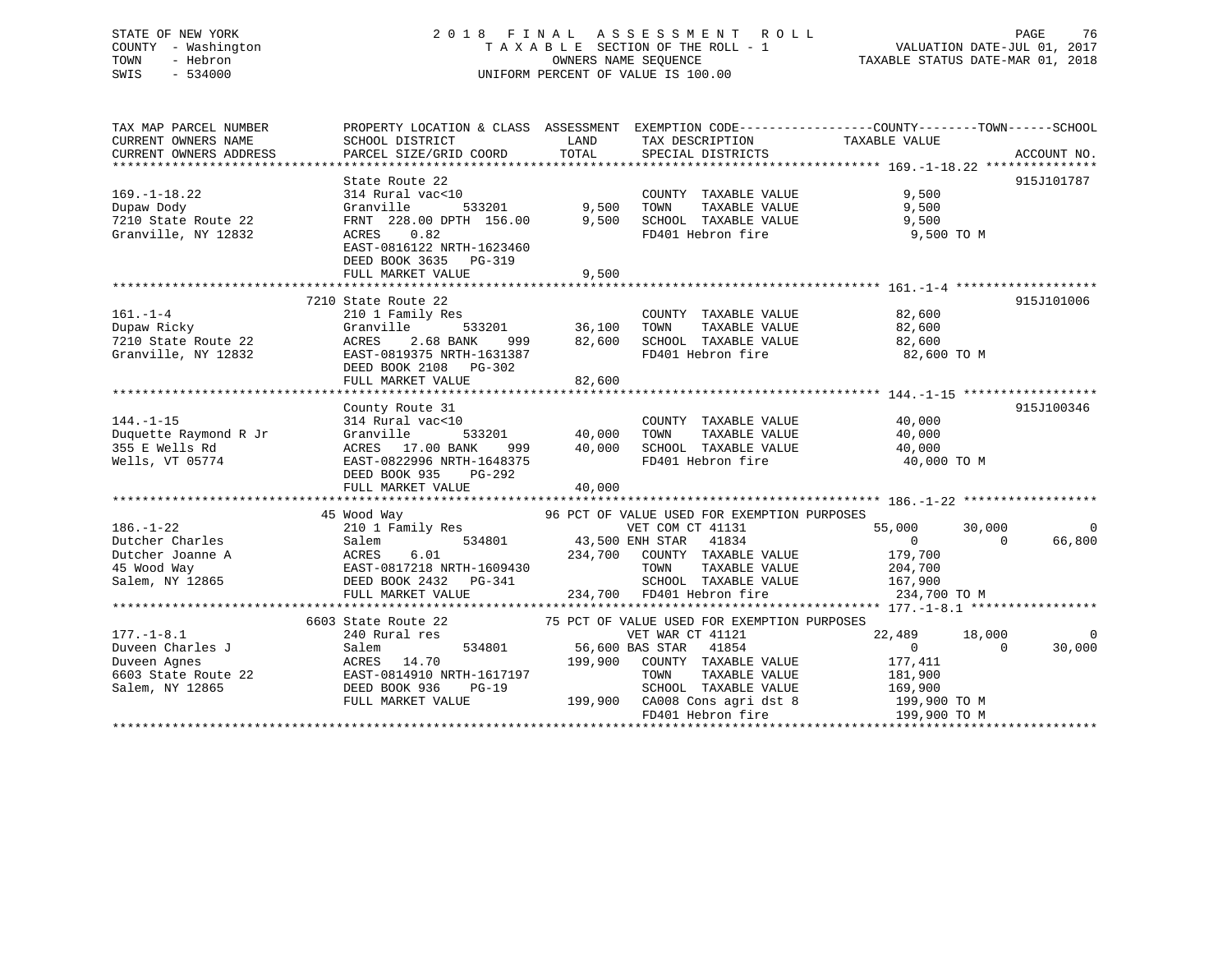STATE OF NEW YORK
COUNTY - Washington
TOWN - Hebron
SWIS - 534000

2018 FINAL ASSESSMENT ROLL
TAXABLE SECTION OF THE ROLL - 1
OWNERS NAME SEQUENCE
UNIFORM PERCENT OF VALUE IS 100.00

VALUATION DATE-JUL 01, 2017
TAXABLE STATUS DATE-MAR 01, 2018

```
TAX MAP PARCEL NUMBER        PROPERTY LOCATION & CLASS  ASSESSMENT  EXEMPTION CODE------------------COUNTY--------TOWN------SCHOOL
CURRENT OWNERS NAME          SCHOOL DISTRICT               LAND     TAX DESCRIPTION              TAXABLE VALUE
CURRENT OWNERS ADDRESS       PARCEL SIZE/GRID COORD        TOTAL    SPECIAL DISTRICTS                                    ACCOUNT NO.
******************************************************************************************************* 169.-1-18.22 ***************
                             State Route 22                                                                          915J101787
169.-1-18.22                 314 Rural vac<10                        COUNTY  TAXABLE VALUE              9,500
Dupaw Dody                   Granville        533201        9,500    TOWN    TAXABLE VALUE              9,500
7210 State Route 22          FRNT 228.00 DPTH 156.00        9,500    SCHOOL  TAXABLE VALUE              9,500
Granville, NY 12832          ACRES    0.82                           FD401 Hebron fire                  9,500 TO M
                             EAST-0816122 NRTH-1623460
                             DEED BOOK 3635   PG-319
                             FULL MARKET VALUE              9,500
******************************************************************************************************* 161.-1-4 *******************
                        7210 State Route 22                                                                          915J101006
161.-1-4                     210 1 Family Res                        COUNTY  TAXABLE VALUE             82,600
Dupaw Ricky                  Granville        533201       36,100    TOWN    TAXABLE VALUE             82,600
7210 State Route 22          ACRES    2.68 BANK    999     82,600    SCHOOL  TAXABLE VALUE             82,600
Granville, NY 12832          EAST-0819375 NRTH-1631387               FD401 Hebron fire                 82,600 TO M
                             DEED BOOK 2108   PG-302
                             FULL MARKET VALUE             82,600
******************************************************************************************************* 144.-1-15 ******************
                             County Route 31                                                                         915J100346
144.-1-15                    314 Rural vac<10                        COUNTY  TAXABLE VALUE             40,000
Duquette Raymond R Jr        Granville        533201       40,000    TOWN    TAXABLE VALUE             40,000
355 E Wells Rd               ACRES   17.00 BANK    999     40,000    SCHOOL  TAXABLE VALUE             40,000
Wells, VT 05774              EAST-0822996 NRTH-1648375               FD401 Hebron fire                 40,000 TO M
                             DEED BOOK 935    PG-292
                             FULL MARKET VALUE             40,000
******************************************************************************************************* 186.-1-22 ******************
                        45 Wood Way                   96 PCT OF VALUE USED FOR EXEMPTION PURPOSES
186.-1-22                    210 1 Family Res                   VET COM CT 41131              55,000      30,000            0
Dutcher Charles              Salem            534801       43,500 ENH STAR  41834                  0           0       66,800
Dutcher Joanne A             ACRES    6.01                234,700    COUNTY  TAXABLE VALUE            179,700
45 Wood Way                  EAST-0817218 NRTH-1609430               TOWN    TAXABLE VALUE            204,700
Salem, NY 12865              DEED BOOK 2432   PG-341                 SCHOOL  TAXABLE VALUE            167,900
                             FULL MARKET VALUE            234,700    FD401 Hebron fire                234,700 TO M
******************************************************************************************************* 177.-1-8.1 *****************
                        6603 State Route 22           75 PCT OF VALUE USED FOR EXEMPTION PURPOSES
177.-1-8.1                   240 Rural res                      VET WAR CT 41121              22,489      18,000            0
Duveen Charles J             Salem            534801       56,600 BAS STAR  41854                  0           0       30,000
Duveen Agnes                 ACRES   14.70                199,900    COUNTY  TAXABLE VALUE            177,411
6603 State Route 22          EAST-0814910 NRTH-1617197               TOWN    TAXABLE VALUE            181,900
Salem, NY 12865              DEED BOOK 936    PG-19                  SCHOOL  TAXABLE VALUE            169,900
                             FULL MARKET VALUE            199,900    CA008 Cons agri dst 8            199,900 TO M
                                                                     FD401 Hebron fire                199,900 TO M
************************************************************************************************************************************
```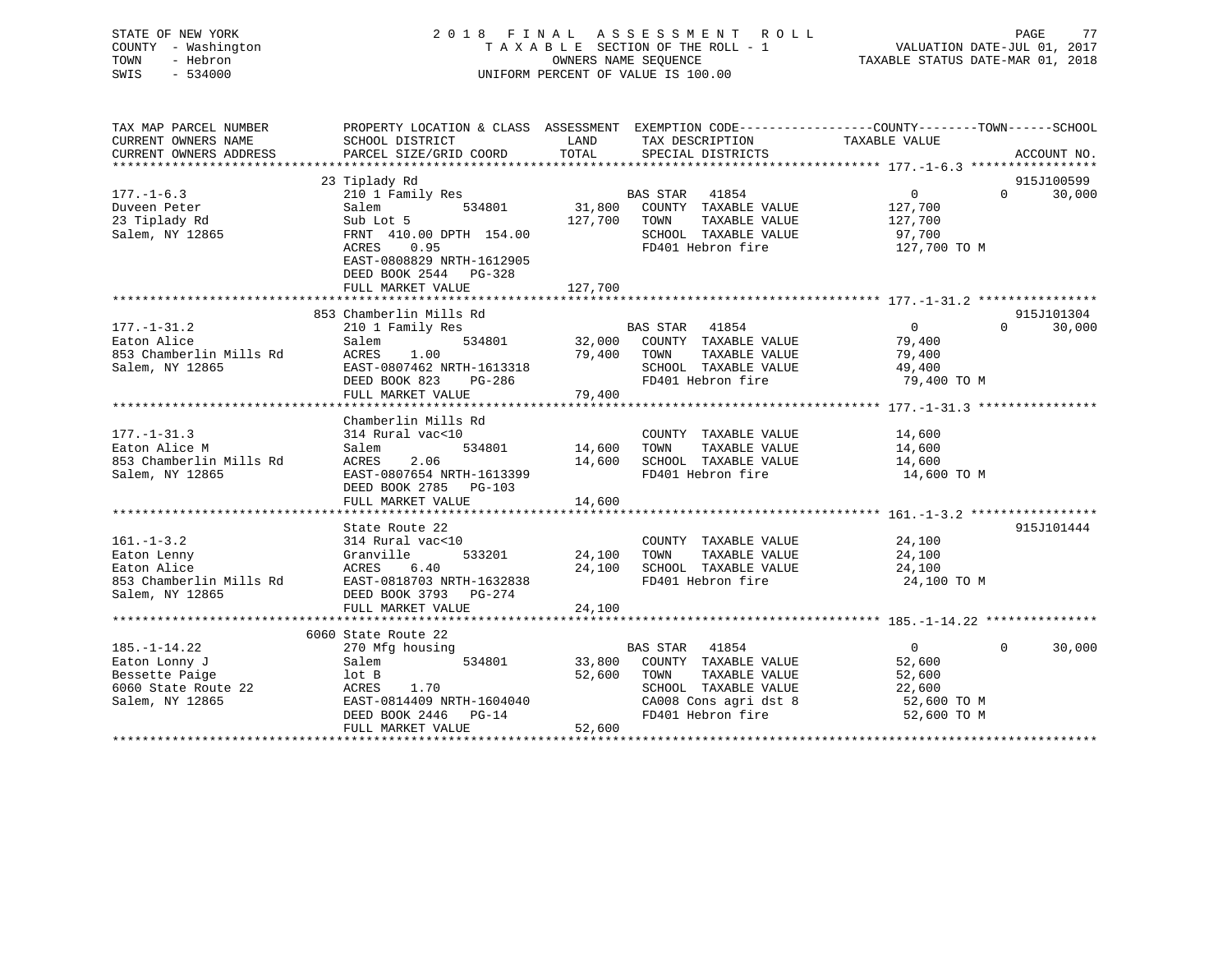STATE OF NEW YORK — COUNTY - Washington — TOWN - Hebron — SWIS - 534000

# 2018 FINAL ASSESSMENT ROLL
TAXABLE SECTION OF THE ROLL - 1
OWNERS NAME SEQUENCE
UNIFORM PERCENT OF VALUE IS 100.00

VALUATION DATE-JUL 01, 2017
TAXABLE STATUS DATE-MAR 01, 2018

| TAX MAP PARCEL NUMBER / CURRENT OWNERS NAME / CURRENT OWNERS ADDRESS | PROPERTY LOCATION & CLASS / SCHOOL DISTRICT / PARCEL SIZE/GRID COORD | ASSESSMENT LAND | TOTAL | EXEMPTION CODE / TAX DESCRIPTION / SPECIAL DISTRICTS | COUNTY TAXABLE VALUE | TOWN | SCHOOL | ACCOUNT NO. |
|---|---|---|---|---|---|---|---|---|
| 177.-1-6.3 | 23 Tiplady Rd | | | | | | | 915J100599 |
| Duveen Peter | 210 1 Family Res | | | BAS STAR 41854 | 0 | 0 | 30,000 | |
| 23 Tiplady Rd | Salem 534801 | 31,800 | | COUNTY TAXABLE VALUE | 127,700 | | | |
| Salem, NY 12865 | Sub Lot 5 | | 127,700 | TOWN TAXABLE VALUE | 127,700 | | | |
| | FRNT 410.00 DPTH 154.00 | | | SCHOOL TAXABLE VALUE | 97,700 | | | |
| | ACRES 0.95 | | | FD401 Hebron fire | 127,700 TO M | | | |
| | EAST-0808829 NRTH-1612905 | | | | | | | |
| | DEED BOOK 2544 PG-328 | | | | | | | |
| | FULL MARKET VALUE | | 127,700 | | | | | |
| 177.-1-31.2 | 853 Chamberlin Mills Rd | | | | | | | 915J101304 |
| Eaton Alice | 210 1 Family Res | | | BAS STAR 41854 | 0 | 0 | 30,000 | |
| 853 Chamberlin Mills Rd | Salem 534801 | 32,000 | | COUNTY TAXABLE VALUE | 79,400 | | | |
| Salem, NY 12865 | ACRES 1.00 | | 79,400 | TOWN TAXABLE VALUE | 79,400 | | | |
| | EAST-0807462 NRTH-1613318 | | | SCHOOL TAXABLE VALUE | 49,400 | | | |
| | DEED BOOK 823 PG-286 | | | FD401 Hebron fire | 79,400 TO M | | | |
| | FULL MARKET VALUE | | 79,400 | | | | | |
| 177.-1-31.3 | Chamberlin Mills Rd | | | | | | | |
| Eaton Alice M | 314 Rural vac<10 | | | COUNTY TAXABLE VALUE | 14,600 | | | |
| 853 Chamberlin Mills Rd | Salem 534801 | 14,600 | | TOWN TAXABLE VALUE | 14,600 | | | |
| Salem, NY 12865 | ACRES 2.06 | | 14,600 | SCHOOL TAXABLE VALUE | 14,600 | | | |
| | EAST-0807654 NRTH-1613399 | | | FD401 Hebron fire | 14,600 TO M | | | |
| | DEED BOOK 2785 PG-103 | | | | | | | |
| | FULL MARKET VALUE | | 14,600 | | | | | |
| 161.-1-3.2 | State Route 22 | | | | | | | 915J101444 |
| Eaton Lenny | 314 Rural vac<10 | | | COUNTY TAXABLE VALUE | 24,100 | | | |
| Eaton Alice | Granville 533201 | 24,100 | | TOWN TAXABLE VALUE | 24,100 | | | |
| 853 Chamberlin Mills Rd | ACRES 6.40 | | 24,100 | SCHOOL TAXABLE VALUE | 24,100 | | | |
| Salem, NY 12865 | EAST-0818703 NRTH-1632838 | | | FD401 Hebron fire | 24,100 TO M | | | |
| | DEED BOOK 3793 PG-274 | | | | | | | |
| | FULL MARKET VALUE | | 24,100 | | | | | |
| 185.-1-14.22 | 6060 State Route 22 | | | | | | | |
| Eaton Lonny J | 270 Mfg housing | | | BAS STAR 41854 | 0 | 0 | 30,000 | |
| Bessette Paige | Salem 534801 | 33,800 | | COUNTY TAXABLE VALUE | 52,600 | | | |
| 6060 State Route 22 | lot B | | 52,600 | TOWN TAXABLE VALUE | 52,600 | | | |
| Salem, NY 12865 | ACRES 1.70 | | | SCHOOL TAXABLE VALUE | 22,600 | | | |
| | EAST-0814409 NRTH-1604040 | | | CA008 Cons agri dst 8 | 52,600 TO M | | | |
| | DEED BOOK 2446 PG-14 | | | FD401 Hebron fire | 52,600 TO M | | | |
| | FULL MARKET VALUE | | 52,600 | | | | | |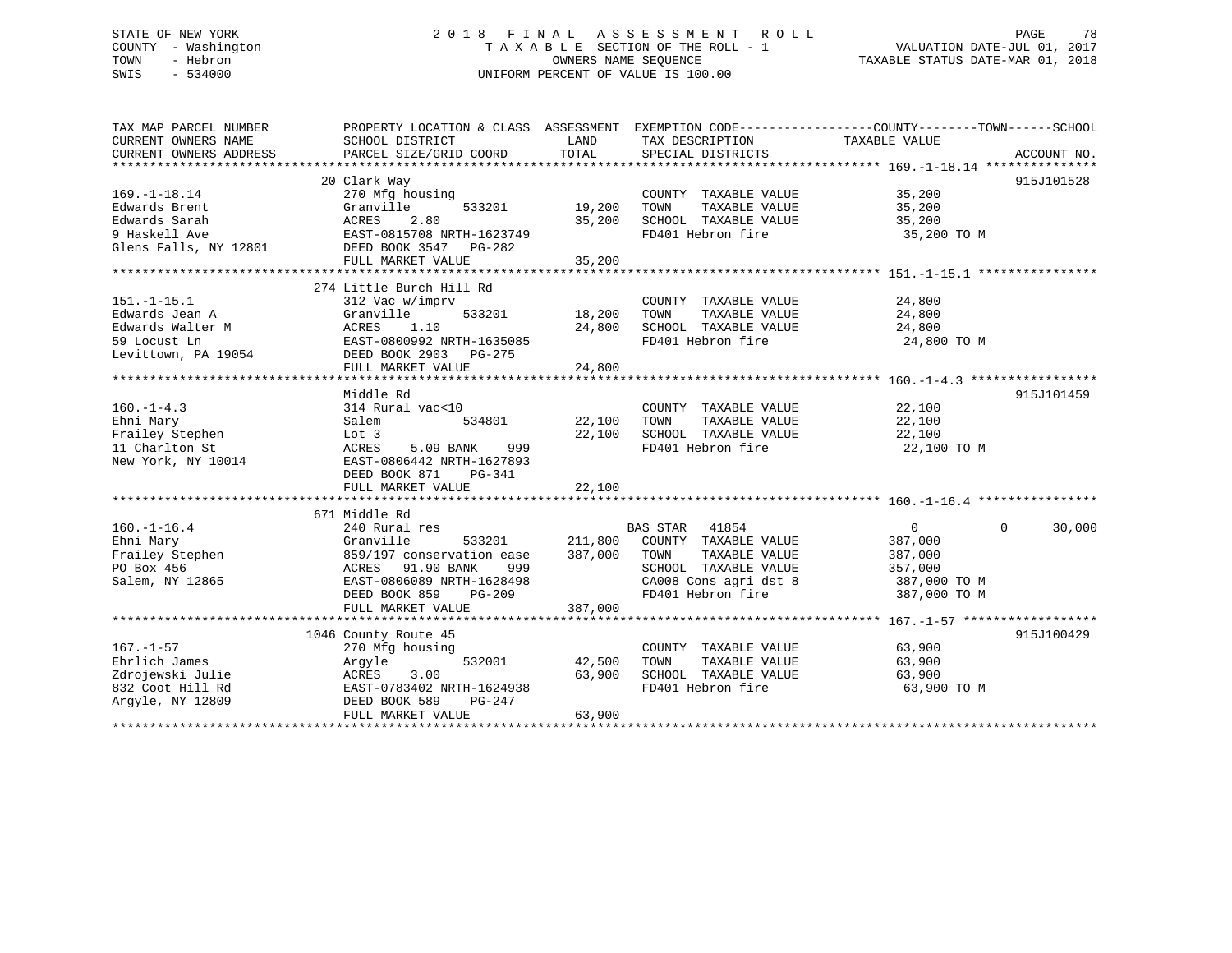STATE OF NEW YORK — COUNTY - Washington — TOWN - Hebron — SWIS - 534000

2 0 1 8 F I N A L A S S E S S M E N T R O L L
T A X A B L E SECTION OF THE ROLL - 1
OWNERS NAME SEQUENCE
UNIFORM PERCENT OF VALUE IS 100.00

VALUATION DATE-JUL 01, 2017
TAXABLE STATUS DATE-MAR 01, 2018

| TAX MAP PARCEL NUMBER / CURRENT OWNERS NAME / CURRENT OWNERS ADDRESS | PROPERTY LOCATION & CLASS / SCHOOL DISTRICT / PARCEL SIZE/GRID COORD | ASSESSMENT LAND / TOTAL | EXEMPTION CODE / TAX DESCRIPTION / SPECIAL DISTRICTS | COUNTY TAXABLE VALUE | TOWN | SCHOOL | ACCOUNT NO. |
|---|---|---|---|---|---|---|---|
| **169.-1-18.14** | 20 Clark Way | | | | | | 915J101528 |
| 169.-1-18.14 | 270 Mfg housing | | COUNTY TAXABLE VALUE | 35,200 | | | |
| Edwards Brent | Granville 533201 | 19,200 | TOWN TAXABLE VALUE | 35,200 | | | |
| Edwards Sarah | ACRES 2.80 | 35,200 | SCHOOL TAXABLE VALUE | 35,200 | | | |
| 9 Haskell Ave | EAST-0815708 NRTH-1623749 | | FD401 Hebron fire | 35,200 TO M | | | |
| Glens Falls, NY 12801 | DEED BOOK 3547 PG-282 | | | | | | |
| | FULL MARKET VALUE | 35,200 | | | | | |
| **151.-1-15.1** | 274 Little Burch Hill Rd | | | | | | |
| 151.-1-15.1 | 312 Vac w/imprv | | COUNTY TAXABLE VALUE | 24,800 | | | |
| Edwards Jean A | Granville 533201 | 18,200 | TOWN TAXABLE VALUE | 24,800 | | | |
| Edwards Walter M | ACRES 1.10 | 24,800 | SCHOOL TAXABLE VALUE | 24,800 | | | |
| 59 Locust Ln | EAST-0800992 NRTH-1635085 | | FD401 Hebron fire | 24,800 TO M | | | |
| Levittown, PA 19054 | DEED BOOK 2903 PG-275 | | | | | | |
| | FULL MARKET VALUE | 24,800 | | | | | |
| **160.-1-4.3** | Middle Rd | | | | | | 915J101459 |
| 160.-1-4.3 | 314 Rural vac<10 | | COUNTY TAXABLE VALUE | 22,100 | | | |
| Ehni Mary | Salem 534801 | 22,100 | TOWN TAXABLE VALUE | 22,100 | | | |
| Frailey Stephen | Lot 3 | 22,100 | SCHOOL TAXABLE VALUE | 22,100 | | | |
| 11 Charlton St | ACRES 5.09 BANK 999 | | FD401 Hebron fire | 22,100 TO M | | | |
| New York, NY 10014 | EAST-0806442 NRTH-1627893 | | | | | | |
| | DEED BOOK 871 PG-341 | | | | | | |
| | FULL MARKET VALUE | 22,100 | | | | | |
| **160.-1-16.4** | 671 Middle Rd | | | | | | |
| 160.-1-16.4 | 240 Rural res | | BAS STAR 41854 | 0 | 0 | 30,000 | |
| Ehni Mary | Granville 533201 | 211,800 | COUNTY TAXABLE VALUE | 387,000 | | | |
| Frailey Stephen | 859/197 conservation ease | 387,000 | TOWN TAXABLE VALUE | 387,000 | | | |
| PO Box 456 | ACRES 91.90 BANK 999 | | SCHOOL TAXABLE VALUE | 357,000 | | | |
| Salem, NY 12865 | EAST-0806089 NRTH-1628498 | | CA008 Cons agri dst 8 | 387,000 TO M | | | |
| | DEED BOOK 859 PG-209 | | FD401 Hebron fire | 387,000 TO M | | | |
| | FULL MARKET VALUE | 387,000 | | | | | |
| **167.-1-57** | 1046 County Route 45 | | | | | | 915J100429 |
| 167.-1-57 | 270 Mfg housing | | COUNTY TAXABLE VALUE | 63,900 | | | |
| Ehrlich James | Argyle 532001 | 42,500 | TOWN TAXABLE VALUE | 63,900 | | | |
| Zdrojewski Julie | ACRES 3.00 | 63,900 | SCHOOL TAXABLE VALUE | 63,900 | | | |
| 832 Coot Hill Rd | EAST-0783402 NRTH-1624938 | | FD401 Hebron fire | 63,900 TO M | | | |
| Argyle, NY 12809 | DEED BOOK 589 PG-247 | | | | | | |
| | FULL MARKET VALUE | 63,900 | | | | | |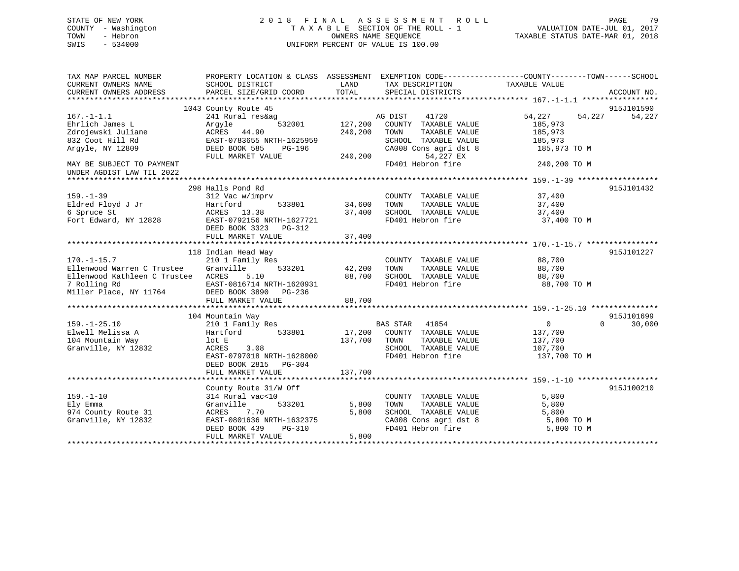STATE OF NEW YORK
COUNTY - Washington
TOWN - Hebron
SWIS - 534000

2 0 1 8 F I N A L A S S E S S M E N T R O L L
T A X A B L E SECTION OF THE ROLL - 1
OWNERS NAME SEQUENCE
UNIFORM PERCENT OF VALUE IS 100.00

VALUATION DATE-JUL 01, 2017
TAXABLE STATUS DATE-MAR 01, 2018

```
TAX MAP PARCEL NUMBER          PROPERTY LOCATION & CLASS  ASSESSMENT  EXEMPTION CODE------------------COUNTY--------TOWN------SCHOOL
CURRENT OWNERS NAME            SCHOOL DISTRICT             LAND       TAX DESCRIPTION            TAXABLE VALUE
CURRENT OWNERS ADDRESS         PARCEL SIZE/GRID COORD      TOTAL      SPECIAL DISTRICTS                                      ACCOUNT NO.
******************************************************************************************************* 167.-1-1.1 *****************
                            1043 County Route 45                                                                            915J101590
167.-1-1.1                     241 Rural res&ag                      AG DIST    41720              54,227      54,227      54,227
Ehrlich James L                Argyle          532001      127,200   COUNTY  TAXABLE VALUE          185,973
Zdrojewski Juliane             ACRES  44.90                240,200   TOWN    TAXABLE VALUE          185,973
832 Coot Hill Rd               EAST-0783655 NRTH-1625959             SCHOOL  TAXABLE VALUE          185,973
Argyle, NY 12809               DEED BOOK 585    PG-196               CA008 Cons agri dst 8          185,973 TO M
                               FULL MARKET VALUE           240,200          54,227 EX
MAY BE SUBJECT TO PAYMENT                                            FD401 Hebron fire              240,200 TO M
UNDER AGDIST LAW TIL 2022
******************************************************************************************************* 159.-1-39 ******************
                            298 Halls Pond Rd                                                                               915J101432
159.-1-39                      312 Vac w/imprv                       COUNTY  TAXABLE VALUE           37,400
Eldred Floyd J Jr              Hartford        533801       34,600   TOWN    TAXABLE VALUE           37,400
6 Spruce St                    ACRES  13.38                 37,400   SCHOOL  TAXABLE VALUE           37,400
Fort Edward, NY 12828          EAST-0792156 NRTH-1627721             FD401 Hebron fire               37,400 TO M
                               DEED BOOK 3323   PG-312
                               FULL MARKET VALUE            37,400
******************************************************************************************************* 170.-1-15.7 ****************
                            118 Indian Head Way                                                                             915J101227
170.-1-15.7                    210 1 Family Res                      COUNTY  TAXABLE VALUE           88,700
Ellenwood Warren C Trustee     Granville       533201       42,200   TOWN    TAXABLE VALUE           88,700
Ellenwood Kathleen C Trustee   ACRES   5.10                 88,700   SCHOOL  TAXABLE VALUE           88,700
7 Rolling Rd                   EAST-0816714 NRTH-1620931             FD401 Hebron fire               88,700 TO M
Miller Place, NY 11764         DEED BOOK 3890   PG-236
                               FULL MARKET VALUE            88,700
******************************************************************************************************* 159.-1-25.10 ***************
                            104 Mountain Way                                                                                915J101699
159.-1-25.10                   210 1 Family Res                      BAS STAR   41854                   0           0      30,000
Elwell Melissa A               Hartford        533801       17,200   COUNTY  TAXABLE VALUE          137,700
104 Mountain Way               lot E                       137,700   TOWN    TAXABLE VALUE          137,700
Granville, NY 12832            ACRES   3.08                          SCHOOL  TAXABLE VALUE          107,700
                               EAST-0797018 NRTH-1628000             FD401 Hebron fire              137,700 TO M
                               DEED BOOK 2815   PG-304
                               FULL MARKET VALUE           137,700
******************************************************************************************************* 159.-1-10 ******************
                               County Route 31/W Off                                                                        915J100210
159.-1-10                      314 Rural vac<10                      COUNTY  TAXABLE VALUE            5,800
Ely Emma                       Granville       533201        5,800   TOWN    TAXABLE VALUE            5,800
974 County Route 31            ACRES   7.70                  5,800   SCHOOL  TAXABLE VALUE            5,800
Granville, NY 12832            EAST-0801636 NRTH-1632375             CA008 Cons agri dst 8            5,800 TO M
                               DEED BOOK 439    PG-310               FD401 Hebron fire                5,800 TO M
                               FULL MARKET VALUE             5,800
************************************************************************************************************************************
```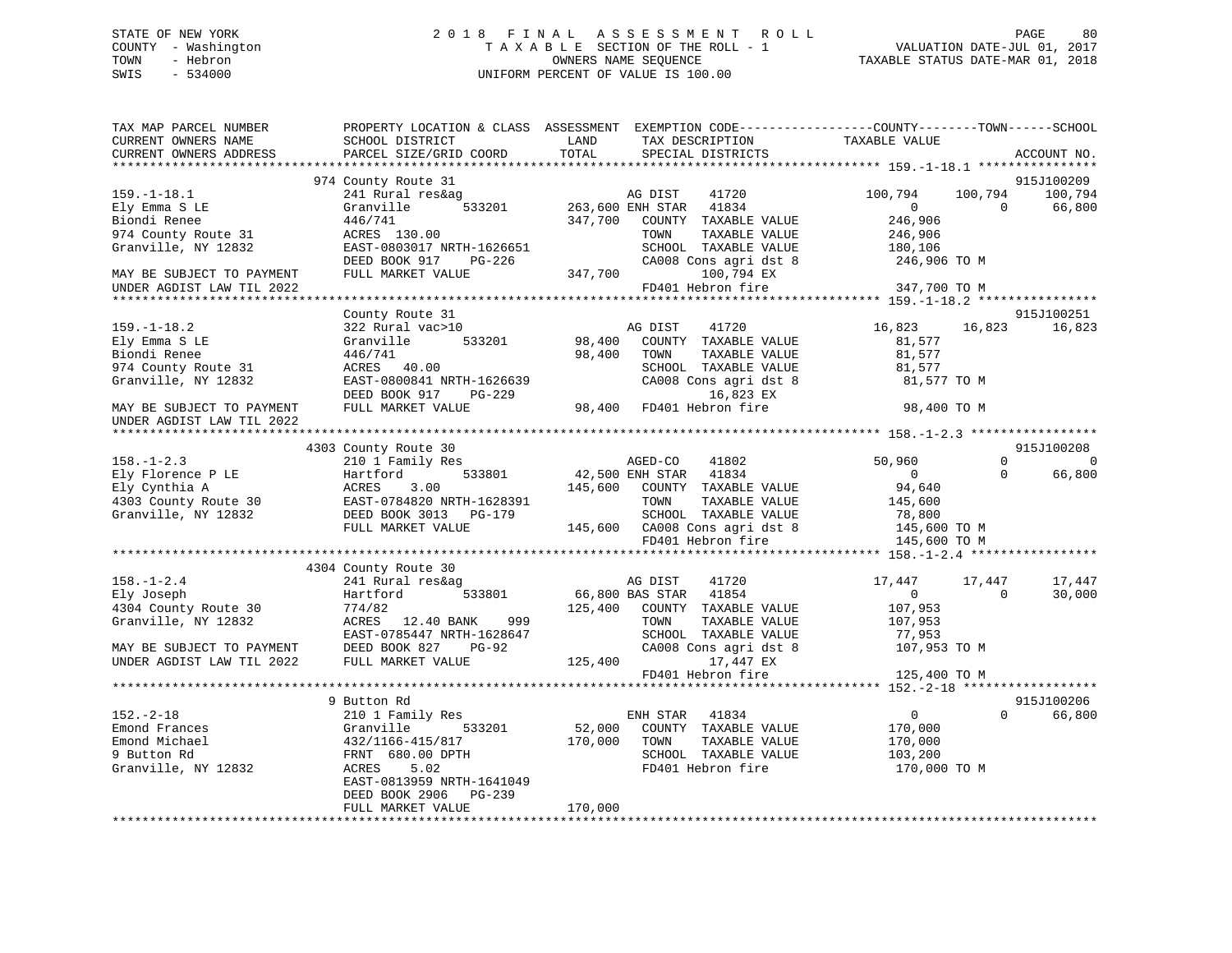STATE OF NEW YORK
COUNTY - Washington
TOWN - Hebron
SWIS - 534000

# 2018 FINAL ASSESSMENT ROLL
TAXABLE SECTION OF THE ROLL - 1
OWNERS NAME SEQUENCE
UNIFORM PERCENT OF VALUE IS 100.00

VALUATION DATE-JUL 01, 2017
TAXABLE STATUS DATE-MAR 01, 2018

```
TAX MAP PARCEL NUMBER          PROPERTY LOCATION & CLASS  ASSESSMENT  EXEMPTION CODE------------------COUNTY--------TOWN------SCHOOL
CURRENT OWNERS NAME            SCHOOL DISTRICT              LAND      TAX DESCRIPTION            TAXABLE VALUE
CURRENT OWNERS ADDRESS         PARCEL SIZE/GRID COORD       TOTAL     SPECIAL DISTRICTS                                    ACCOUNT NO.
******************************************************************************************************* 159.-1-18.1 ****************
                               974 County Route 31                                                                         915J100209
159.-1-18.1                    241 Rural res&ag                       AG DIST     41720            100,794    100,794     100,794
Ely Emma S LE                  Granville        533201      263,600 ENH STAR  41834                  0          0      66,800
Biondi Renee                   446/741                      347,700   COUNTY  TAXABLE VALUE      246,906
974 County Route 31            ACRES  130.00                          TOWN    TAXABLE VALUE      246,906
Granville, NY 12832            EAST-0803017 NRTH-1626651              SCHOOL  TAXABLE VALUE      180,106
                               DEED BOOK 917    PG-226                CA008 Cons agri dst 8        246,906 TO M
MAY BE SUBJECT TO PAYMENT      FULL MARKET VALUE            347,700          100,794 EX
UNDER AGDIST LAW TIL 2022                                             FD401 Hebron fire            347,700 TO M
******************************************************************************************************* 159.-1-18.2 ****************
                               County Route 31                                                                             915J100251
159.-1-18.2                    322 Rural vac>10                       AG DIST     41720             16,823     16,823      16,823
Ely Emma S LE                  Granville        533201       98,400   COUNTY  TAXABLE VALUE       81,577
Biondi Renee                   446/741                       98,400   TOWN    TAXABLE VALUE       81,577
974 County Route 31            ACRES   40.00                          SCHOOL  TAXABLE VALUE       81,577
Granville, NY 12832            EAST-0800841 NRTH-1626639              CA008 Cons agri dst 8         81,577 TO M
                               DEED BOOK 917    PG-229                        16,823 EX
MAY BE SUBJECT TO PAYMENT      FULL MARKET VALUE             98,400   FD401 Hebron fire             98,400 TO M
UNDER AGDIST LAW TIL 2022
******************************************************************************************************* 158.-1-2.3 *****************
                               4303 County Route 30                                                                        915J100208
158.-1-2.3                     210 1 Family Res                       AGED-CO     41802             50,960          0           0
Ely Florence P LE              Hartford         533801       42,500 ENH STAR  41834                  0          0      66,800
Ely Cynthia A                  ACRES    3.00                145,600   COUNTY  TAXABLE VALUE       94,640
4303 County Route 30           EAST-0784820 NRTH-1628391              TOWN    TAXABLE VALUE      145,600
Granville, NY 12832            DEED BOOK 3013   PG-179                SCHOOL  TAXABLE VALUE       78,800
                               FULL MARKET VALUE            145,600   CA008 Cons agri dst 8        145,600 TO M
                                                                      FD401 Hebron fire            145,600 TO M
******************************************************************************************************* 158.-1-2.4 *****************
                               4304 County Route 30
158.-1-2.4                     241 Rural res&ag                       AG DIST     41720             17,447     17,447      17,447
Ely Joseph                     Hartford         533801       66,800 BAS STAR  41854                  0          0      30,000
4304 County Route 30           774/82                       125,400   COUNTY  TAXABLE VALUE      107,953
Granville, NY 12832            ACRES   12.40 BANK     999             TOWN    TAXABLE VALUE      107,953
                               EAST-0785447 NRTH-1628647              SCHOOL  TAXABLE VALUE       77,953
MAY BE SUBJECT TO PAYMENT      DEED BOOK 827    PG-92                 CA008 Cons agri dst 8        107,953 TO M
UNDER AGDIST LAW TIL 2022      FULL MARKET VALUE            125,400           17,447 EX
                                                                      FD401 Hebron fire            125,400 TO M
******************************************************************************************************* 152.-2-18 ******************
                               9 Button Rd                                                                                 915J100206
152.-2-18                      210 1 Family Res                       ENH STAR    41834                  0          0      66,800
Emond Frances                  Granville        533201       52,000   COUNTY  TAXABLE VALUE      170,000
Emond Michael                  432/1166-415/817             170,000   TOWN    TAXABLE VALUE      170,000
9 Button Rd                    FRNT  680.00 DPTH                      SCHOOL  TAXABLE VALUE      103,200
Granville, NY 12832            ACRES    5.02                          FD401 Hebron fire            170,000 TO M
                               EAST-0813959 NRTH-1641049
                               DEED BOOK 2906   PG-239
                               FULL MARKET VALUE            170,000
************************************************************************************************************************************
```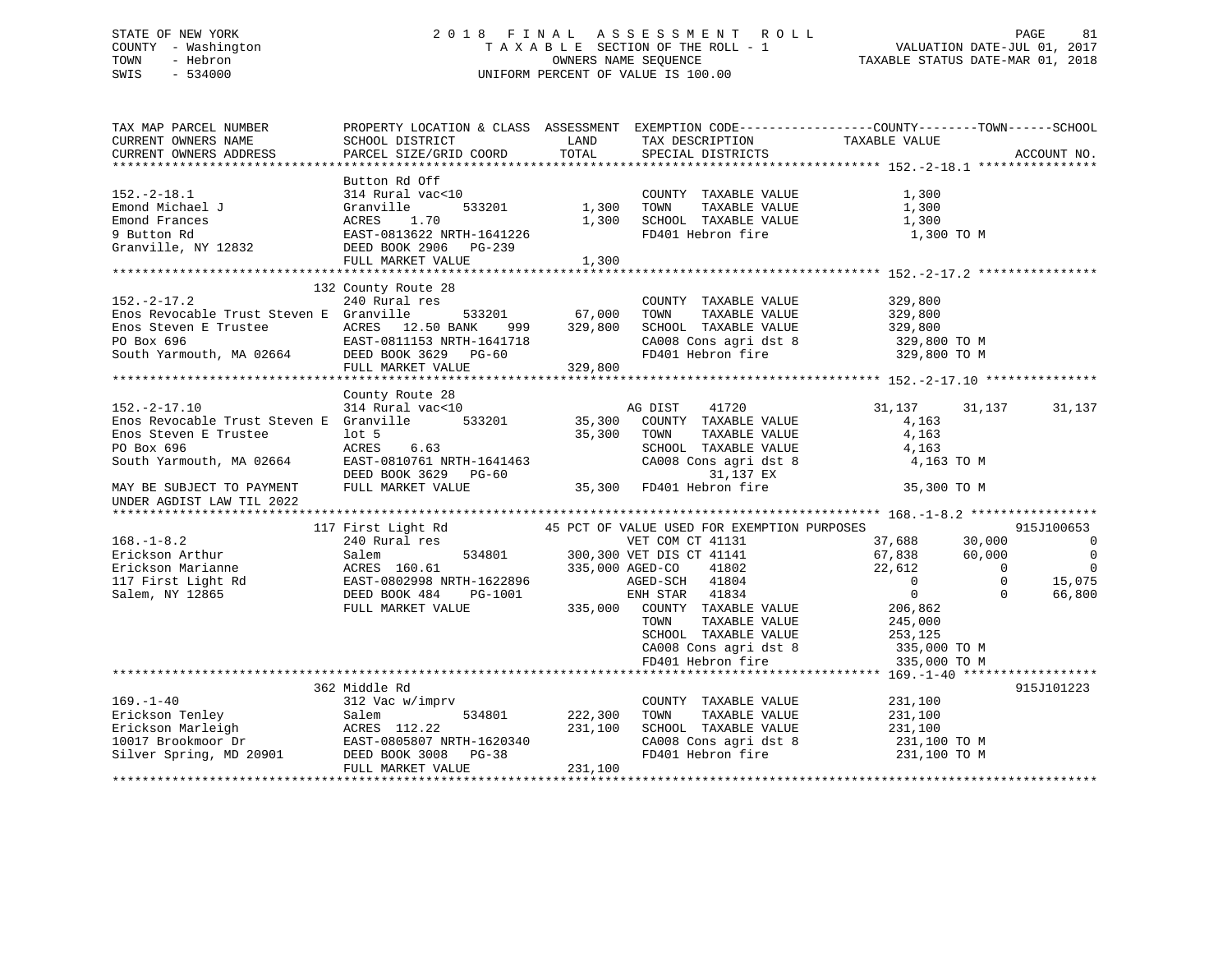STATE OF NEW YORK
COUNTY - Washington
TOWN - Hebron
SWIS - 534000

2018 FINAL ASSESSMENT ROLL
TAXABLE SECTION OF THE ROLL - 1
OWNERS NAME SEQUENCE
UNIFORM PERCENT OF VALUE IS 100.00

VALUATION DATE-JUL 01, 2017
TAXABLE STATUS DATE-MAR 01, 2018

```
TAX MAP PARCEL NUMBER          PROPERTY LOCATION & CLASS  ASSESSMENT  EXEMPTION CODE-----------------COUNTY--------TOWN------SCHOOL
CURRENT OWNERS NAME            SCHOOL DISTRICT               LAND      TAX DESCRIPTION              TAXABLE VALUE
CURRENT OWNERS ADDRESS         PARCEL SIZE/GRID COORD        TOTAL     SPECIAL DISTRICTS                                       ACCOUNT NO.
******************************************************************************************************* 152.-2-18.1 ****************
                               Button Rd Off
152.-2-18.1                    314 Rural vac<10                        COUNTY  TAXABLE VALUE            1,300
Emond Michael J                Granville        533201        1,300    TOWN    TAXABLE VALUE            1,300
Emond Frances                  ACRES    1.70                  1,300    SCHOOL  TAXABLE VALUE            1,300
9 Button Rd                    EAST-0813622 NRTH-1641226               FD401 Hebron fire                 1,300 TO M
Granville, NY 12832            DEED BOOK 2906   PG-239
                               FULL MARKET VALUE              1,300
******************************************************************************************************* 152.-2-17.2 ****************
                               132 County Route 28
152.-2-17.2                    240 Rural res                           COUNTY  TAXABLE VALUE          329,800
Enos Revocable Trust Steven E  Granville        533201       67,000    TOWN    TAXABLE VALUE          329,800
Enos Steven E Trustee          ACRES   12.50 BANK    999    329,800    SCHOOL  TAXABLE VALUE          329,800
PO Box 696                     EAST-0811153 NRTH-1641718               CA008 Cons agri dst 8           329,800 TO M
South Yarmouth, MA 02664       DEED BOOK 3629   PG-60                  FD401 Hebron fire               329,800 TO M
                               FULL MARKET VALUE            329,800
******************************************************************************************************* 152.-2-17.10 ***************
                               County Route 28
152.-2-17.10                   314 Rural vac<10                        AG DIST     41720            31,137      31,137      31,137
Enos Revocable Trust Steven E  Granville        533201       35,300    COUNTY  TAXABLE VALUE            4,163
Enos Steven E Trustee          lot 5                         35,300    TOWN    TAXABLE VALUE            4,163
PO Box 696                     ACRES    6.63                           SCHOOL  TAXABLE VALUE            4,163
South Yarmouth, MA 02664       EAST-0810761 NRTH-1641463               CA008 Cons agri dst 8             4,163 TO M
                               DEED BOOK 3629   PG-60                       31,137 EX
MAY BE SUBJECT TO PAYMENT      FULL MARKET VALUE             35,300    FD401 Hebron fire                35,300 TO M
UNDER AGDIST LAW TIL 2022
******************************************************************************************************* 168.-1-8.2 *****************
                               117 First Light Rd            45 PCT OF VALUE USED FOR EXEMPTION PURPOSES                 915J100653
168.-1-8.2                     240 Rural res                           VET COM CT 41131             37,688      30,000           0
Erickson Arthur                Salem            534801      300,300 VET DIS CT 41141              67,838      60,000           0
Erickson Marianne              ACRES  160.61                335,000 AGED-CO     41802             22,612           0           0
117 First Light Rd             EAST-0802998 NRTH-1622896               AGED-SCH    41804                  0           0      15,075
Salem, NY 12865                DEED BOOK 484    PG-1001                ENH STAR    41834                  0           0      66,800
                               FULL MARKET VALUE            335,000    COUNTY  TAXABLE VALUE          206,862
                                                                       TOWN    TAXABLE VALUE          245,000
                                                                       SCHOOL  TAXABLE VALUE          253,125
                                                                       CA008 Cons agri dst 8           335,000 TO M
                                                                       FD401 Hebron fire               335,000 TO M
******************************************************************************************************* 169.-1-40 ******************
                               362 Middle Rd                                                                             915J101223
169.-1-40                      312 Vac w/imprv                         COUNTY  TAXABLE VALUE          231,100
Erickson Tenley                Salem            534801      222,300    TOWN    TAXABLE VALUE          231,100
Erickson Marleigh              ACRES  112.22                231,100    SCHOOL  TAXABLE VALUE          231,100
10017 Brookmoor Dr             EAST-0805807 NRTH-1620340               CA008 Cons agri dst 8           231,100 TO M
Silver Spring, MD 20901        DEED BOOK 3008   PG-38                  FD401 Hebron fire               231,100 TO M
                               FULL MARKET VALUE            231,100
*************************************************************************************************************************************
```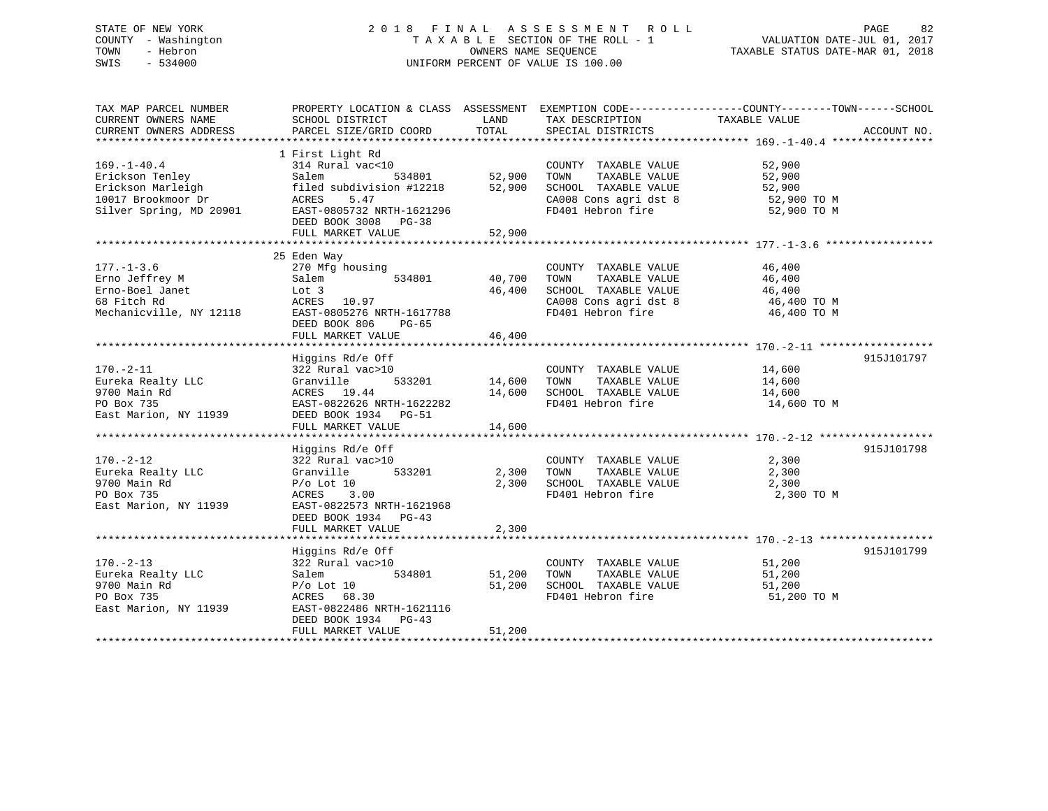STATE OF NEW YORK
COUNTY - Washington
TOWN - Hebron
SWIS - 534000

# 2018 FINAL ASSESSMENT ROLL
TAXABLE SECTION OF THE ROLL - 1
OWNERS NAME SEQUENCE
UNIFORM PERCENT OF VALUE IS 100.00

VALUATION DATE-JUL 01, 2017
TAXABLE STATUS DATE-MAR 01, 2018

| TAX MAP PARCEL NUMBER / CURRENT OWNERS NAME / CURRENT OWNERS ADDRESS | PROPERTY LOCATION & CLASS / SCHOOL DISTRICT / PARCEL SIZE/GRID COORD | ASSESSMENT LAND | TOTAL | EXEMPTION CODE / TAX DESCRIPTION / SPECIAL DISTRICTS | COUNTY--------TOWN------SCHOOL TAXABLE VALUE | ACCOUNT NO. |
|---|---|---|---|---|---|---|
| **169.-1-40.4** | 1 First Light Rd | | | | | |
| 169.-1-40.4 | 314 Rural vac<10 | | | COUNTY TAXABLE VALUE | 52,900 | |
| Erickson Tenley | Salem 534801 | 52,900 | | TOWN TAXABLE VALUE | 52,900 | |
| Erickson Marleigh | filed subdivision #12218 | | 52,900 | SCHOOL TAXABLE VALUE | 52,900 | |
| 10017 Brookmoor Dr | ACRES 5.47 | | | CA008 Cons agri dst 8 | 52,900 TO M | |
| Silver Spring, MD 20901 | EAST-0805732 NRTH-1621296 | | | FD401 Hebron fire | 52,900 TO M | |
| | DEED BOOK 3008 PG-38 | | | | | |
| | FULL MARKET VALUE | | 52,900 | | | |
| **177.-1-3.6** | 25 Eden Way | | | | | |
| 177.-1-3.6 | 270 Mfg housing | | | COUNTY TAXABLE VALUE | 46,400 | |
| Erno Jeffrey M | Salem 534801 | 40,700 | | TOWN TAXABLE VALUE | 46,400 | |
| Erno-Boel Janet | Lot 3 | | 46,400 | SCHOOL TAXABLE VALUE | 46,400 | |
| 68 Fitch Rd | ACRES 10.97 | | | CA008 Cons agri dst 8 | 46,400 TO M | |
| Mechanicville, NY 12118 | EAST-0805276 NRTH-1617788 | | | FD401 Hebron fire | 46,400 TO M | |
| | DEED BOOK 806 PG-65 | | | | | |
| | FULL MARKET VALUE | | 46,400 | | | |
| **170.-2-11** | Higgins Rd/e Off | | | | | 915J101797 |
| 170.-2-11 | 322 Rural vac>10 | | | COUNTY TAXABLE VALUE | 14,600 | |
| Eureka Realty LLC | Granville 533201 | 14,600 | | TOWN TAXABLE VALUE | 14,600 | |
| 9700 Main Rd | ACRES 19.44 | | 14,600 | SCHOOL TAXABLE VALUE | 14,600 | |
| PO Box 735 | EAST-0822626 NRTH-1622282 | | | FD401 Hebron fire | 14,600 TO M | |
| East Marion, NY 11939 | DEED BOOK 1934 PG-51 | | | | | |
| | FULL MARKET VALUE | | 14,600 | | | |
| **170.-2-12** | Higgins Rd/e Off | | | | | 915J101798 |
| 170.-2-12 | 322 Rural vac>10 | | | COUNTY TAXABLE VALUE | 2,300 | |
| Eureka Realty LLC | Granville 533201 | 2,300 | | TOWN TAXABLE VALUE | 2,300 | |
| 9700 Main Rd | P/o Lot 10 | | 2,300 | SCHOOL TAXABLE VALUE | 2,300 | |
| PO Box 735 | ACRES 3.00 | | | FD401 Hebron fire | 2,300 TO M | |
| East Marion, NY 11939 | EAST-0822573 NRTH-1621968 | | | | | |
| | DEED BOOK 1934 PG-43 | | | | | |
| | FULL MARKET VALUE | | 2,300 | | | |
| **170.-2-13** | Higgins Rd/e Off | | | | | 915J101799 |
| 170.-2-13 | 322 Rural vac>10 | | | COUNTY TAXABLE VALUE | 51,200 | |
| Eureka Realty LLC | Salem 534801 | 51,200 | | TOWN TAXABLE VALUE | 51,200 | |
| 9700 Main Rd | P/o Lot 10 | | 51,200 | SCHOOL TAXABLE VALUE | 51,200 | |
| PO Box 735 | ACRES 68.30 | | | FD401 Hebron fire | 51,200 TO M | |
| East Marion, NY 11939 | EAST-0822486 NRTH-1621116 | | | | | |
| | DEED BOOK 1934 PG-43 | | | | | |
| | FULL MARKET VALUE | | 51,200 | | | |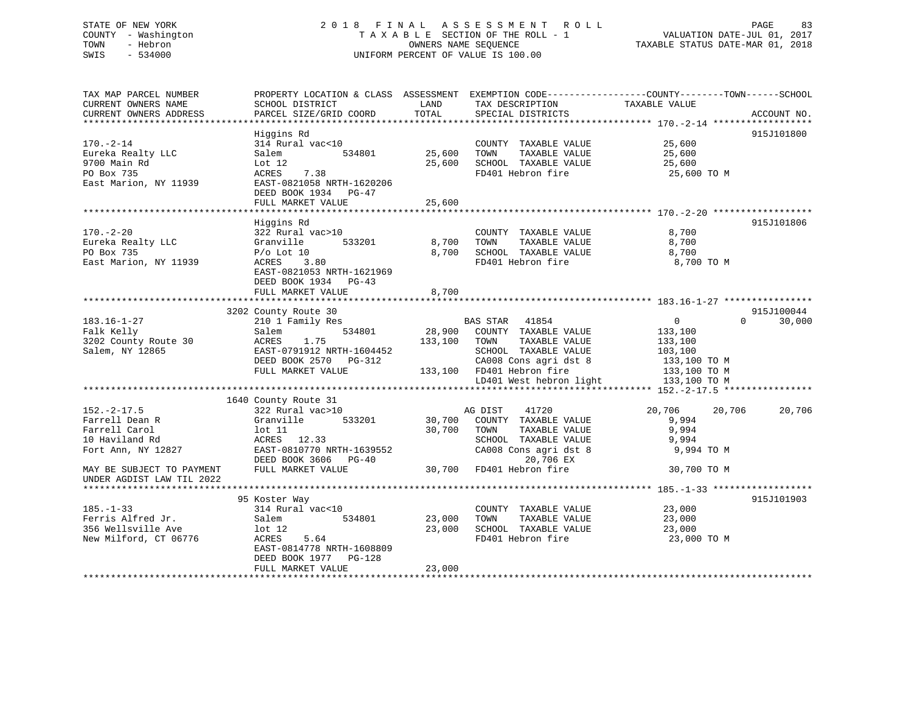STATE OF NEW YORK — 2018 FINAL ASSESSMENT ROLL
COUNTY - Washington — TAXABLE SECTION OF THE ROLL - 1 — VALUATION DATE-JUL 01, 2017
TOWN - Hebron — OWNERS NAME SEQUENCE — TAXABLE STATUS DATE-MAR 01, 2018
SWIS - 534000 — UNIFORM PERCENT OF VALUE IS 100.00

| TAX MAP PARCEL NUMBER / CURRENT OWNERS NAME / CURRENT OWNERS ADDRESS | PROPERTY LOCATION & CLASS / SCHOOL DISTRICT / PARCEL SIZE/GRID COORD | ASSESSMENT LAND | ASSESSMENT TOTAL | EXEMPTION CODE / TAX DESCRIPTION / SPECIAL DISTRICTS | COUNTY TAXABLE VALUE | TOWN | SCHOOL | ACCOUNT NO. |
|---|---|---|---|---|---|---|---|---|
| 170.-2-14 | Higgins Rd | | | | | | | 915J101800 |
| Eureka Realty LLC | 314 Rural vac<10 | | | COUNTY TAXABLE VALUE | 25,600 | | | |
| 9700 Main Rd | Salem 534801 | 25,600 | | TOWN TAXABLE VALUE | 25,600 | | | |
| PO Box 735 | Lot 12 | | 25,600 | SCHOOL TAXABLE VALUE | 25,600 | | | |
| East Marion, NY 11939 | ACRES 7.38 | | | FD401 Hebron fire | 25,600 TO M | | | |
| | EAST-0821058 NRTH-1620206 | | | | | | | |
| | DEED BOOK 1934 PG-47 | | | | | | | |
| | FULL MARKET VALUE | | 25,600 | | | | | |
| 170.-2-20 | Higgins Rd | | | | | | | 915J101806 |
| Eureka Realty LLC | 322 Rural vac>10 | | | COUNTY TAXABLE VALUE | 8,700 | | | |
| PO Box 735 | Granville 533201 | 8,700 | | TOWN TAXABLE VALUE | 8,700 | | | |
| East Marion, NY 11939 | P/o Lot 10 | | 8,700 | SCHOOL TAXABLE VALUE | 8,700 | | | |
| | ACRES 3.80 | | | FD401 Hebron fire | 8,700 TO M | | | |
| | EAST-0821053 NRTH-1621969 | | | | | | | |
| | DEED BOOK 1934 PG-43 | | | | | | | |
| | FULL MARKET VALUE | | 8,700 | | | | | |
| 183.16-1-27 | 3202 County Route 30 | | | | | | | 915J100044 |
| Falk Kelly | 210 1 Family Res | | | BAS STAR 41854 | 0 | 0 | 30,000 | |
| 3202 County Route 30 | Salem 534801 | 28,900 | | COUNTY TAXABLE VALUE | 133,100 | | | |
| Salem, NY 12865 | ACRES 1.75 | | 133,100 | TOWN TAXABLE VALUE | 133,100 | | | |
| | EAST-0791912 NRTH-1604452 | | | SCHOOL TAXABLE VALUE | 103,100 | | | |
| | DEED BOOK 2570 PG-312 | | | CA008 Cons agri dst 8 | 133,100 TO M | | | |
| | FULL MARKET VALUE | | 133,100 | FD401 Hebron fire | 133,100 TO M | | | |
| | | | | LD401 West hebron light | 133,100 TO M | | | |
| 152.-2-17.5 | 1640 County Route 31 | | | | | | | |
| Farrell Dean R | 322 Rural vac>10 | | | AG DIST 41720 | 20,706 | 20,706 | 20,706 | |
| Farrell Carol | Granville 533201 | 30,700 | | COUNTY TAXABLE VALUE | 9,994 | | | |
| 10 Haviland Rd | lot 11 | | 30,700 | TOWN TAXABLE VALUE | 9,994 | | | |
| Fort Ann, NY 12827 | ACRES 12.33 | | | SCHOOL TAXABLE VALUE | 9,994 | | | |
| | EAST-0810770 NRTH-1639552 | | | CA008 Cons agri dst 8 | 9,994 TO M | | | |
| | DEED BOOK 3606 PG-40 | | | 20,706 EX | | | | |
| MAY BE SUBJECT TO PAYMENT | FULL MARKET VALUE | | 30,700 | FD401 Hebron fire | 30,700 TO M | | | |
| UNDER AGDIST LAW TIL 2022 | | | | | | | | |
| 185.-1-33 | 95 Koster Way | | | | | | | 915J101903 |
| Ferris Alfred Jr. | 314 Rural vac<10 | | | COUNTY TAXABLE VALUE | 23,000 | | | |
| 356 Wellsville Ave | Salem 534801 | 23,000 | | TOWN TAXABLE VALUE | 23,000 | | | |
| New Milford, CT 06776 | lot 12 | | 23,000 | SCHOOL TAXABLE VALUE | 23,000 | | | |
| | ACRES 5.64 | | | FD401 Hebron fire | 23,000 TO M | | | |
| | EAST-0814778 NRTH-1608809 | | | | | | | |
| | DEED BOOK 1977 PG-128 | | | | | | | |
| | FULL MARKET VALUE | | 23,000 | | | | | |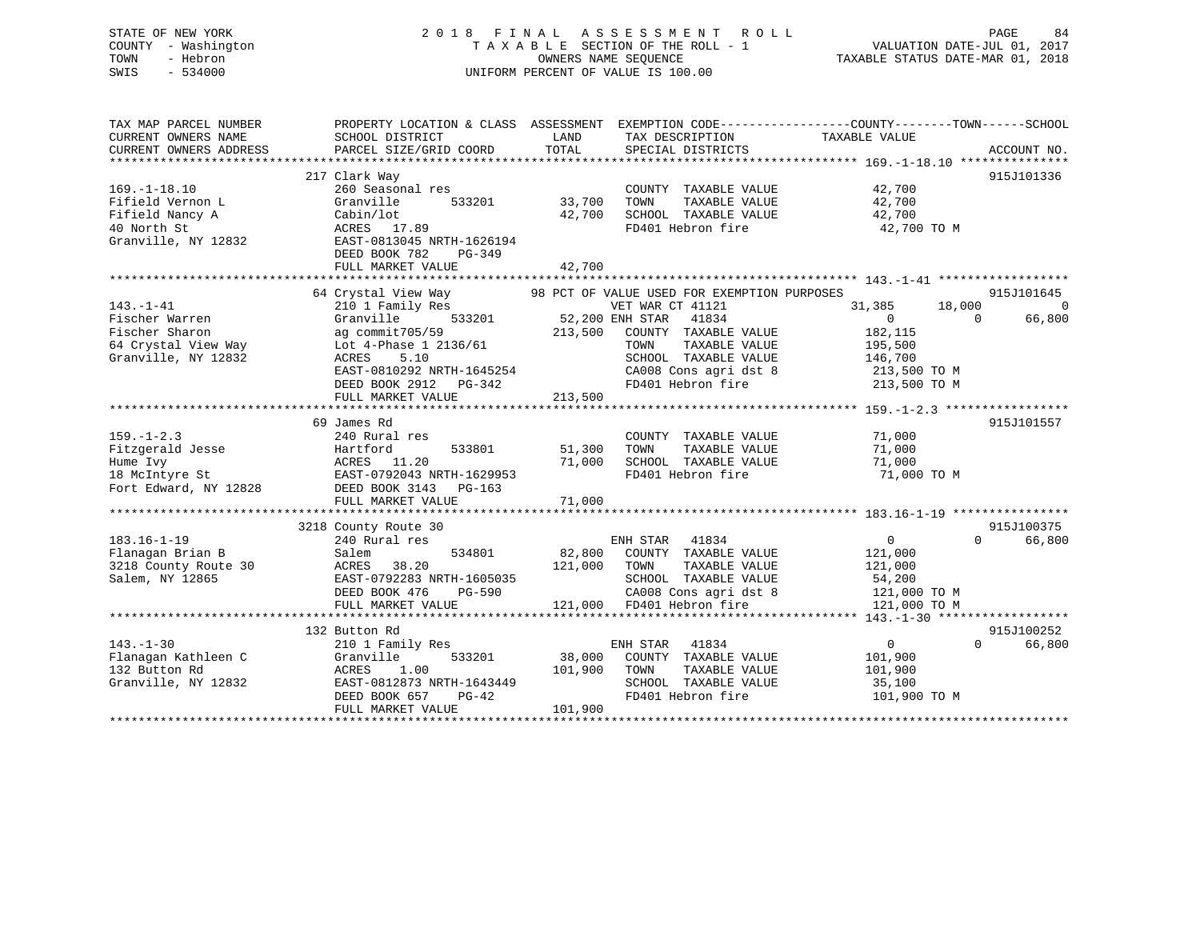STATE OF NEW YORK
COUNTY - Washington
TOWN - Hebron
SWIS - 534000

2018 FINAL ASSESSMENT ROLL
TAXABLE SECTION OF THE ROLL - 1
OWNERS NAME SEQUENCE
UNIFORM PERCENT OF VALUE IS 100.00

VALUATION DATE-JUL 01, 2017
TAXABLE STATUS DATE-MAR 01, 2018

| TAX MAP PARCEL NUMBER / CURRENT OWNERS NAME / CURRENT OWNERS ADDRESS | PROPERTY LOCATION & CLASS / SCHOOL DISTRICT / PARCEL SIZE/GRID COORD | ASSESSMENT LAND | TOTAL | EXEMPTION CODE / TAX DESCRIPTION / SPECIAL DISTRICTS | COUNTY TAXABLE VALUE | TOWN | SCHOOL | ACCOUNT NO. |
|---|---|---|---|---|---|---|---|---|
| 169.-1-18.10 | 217 Clark Way | | | | | | | 915J101336 |
| Fifield Vernon L | 260 Seasonal res | | | COUNTY TAXABLE VALUE | 42,700 | | | |
| Fifield Nancy A | Granville 533201 | 33,700 | | TOWN TAXABLE VALUE | 42,700 | | | |
| 40 North St | Cabin/lot | | 42,700 | SCHOOL TAXABLE VALUE | 42,700 | | | |
| Granville, NY 12832 | ACRES 17.89 | | | FD401 Hebron fire | 42,700 TO M | | | |
| | EAST-0813045 NRTH-1626194 | | | | | | | |
| | DEED BOOK 782 PG-349 | | | | | | | |
| | FULL MARKET VALUE | | 42,700 | | | | | |
| 143.-1-41 | 64 Crystal View Way | | | 98 PCT OF VALUE USED FOR EXEMPTION PURPOSES | | | | 915J101645 |
| Fischer Warren | 210 1 Family Res | | | VET WAR CT 41121 | 31,385 | 18,000 | 0 | |
| Fischer Sharon | Granville 533201 | 52,200 | | ENH STAR 41834 | 0 | 0 | 66,800 | |
| 64 Crystal View Way | ag commit705/59 | | 213,500 | COUNTY TAXABLE VALUE | 182,115 | | | |
| Granville, NY 12832 | Lot 4-Phase 1 2136/61 | | | TOWN TAXABLE VALUE | 195,500 | | | |
| | ACRES 5.10 | | | SCHOOL TAXABLE VALUE | 146,700 | | | |
| | EAST-0810292 NRTH-1645254 | | | CA008 Cons agri dst 8 | 213,500 TO M | | | |
| | DEED BOOK 2912 PG-342 | | | FD401 Hebron fire | 213,500 TO M | | | |
| | FULL MARKET VALUE | | 213,500 | | | | | |
| 159.-1-2.3 | 69 James Rd | | | | | | | 915J101557 |
| Fitzgerald Jesse | 240 Rural res | | | COUNTY TAXABLE VALUE | 71,000 | | | |
| Hume Ivy | Hartford 533801 | 51,300 | | TOWN TAXABLE VALUE | 71,000 | | | |
| 18 McIntyre St | ACRES 11.20 | | 71,000 | SCHOOL TAXABLE VALUE | 71,000 | | | |
| Fort Edward, NY 12828 | EAST-0792043 NRTH-1629953 | | | FD401 Hebron fire | 71,000 TO M | | | |
| | DEED BOOK 3143 PG-163 | | | | | | | |
| | FULL MARKET VALUE | | 71,000 | | | | | |
| 183.16-1-19 | 3218 County Route 30 | | | | | | | 915J100375 |
| Flanagan Brian B | 240 Rural res | | | ENH STAR 41834 | 0 | 0 | 66,800 | |
| 3218 County Route 30 | Salem 534801 | 82,800 | | COUNTY TAXABLE VALUE | 121,000 | | | |
| Salem, NY 12865 | ACRES 38.20 | | 121,000 | TOWN TAXABLE VALUE | 121,000 | | | |
| | EAST-0792283 NRTH-1605035 | | | SCHOOL TAXABLE VALUE | 54,200 | | | |
| | DEED BOOK 476 PG-590 | | | CA008 Cons agri dst 8 | 121,000 TO M | | | |
| | FULL MARKET VALUE | | 121,000 | FD401 Hebron fire | 121,000 TO M | | | |
| 143.-1-30 | 132 Button Rd | | | | | | | 915J100252 |
| Flanagan Kathleen C | 210 1 Family Res | | | ENH STAR 41834 | 0 | 0 | 66,800 | |
| 132 Button Rd | Granville 533201 | 38,000 | | COUNTY TAXABLE VALUE | 101,900 | | | |
| Granville, NY 12832 | ACRES 1.00 | | 101,900 | TOWN TAXABLE VALUE | 101,900 | | | |
| | EAST-0812873 NRTH-1643449 | | | SCHOOL TAXABLE VALUE | 35,100 | | | |
| | DEED BOOK 657 PG-42 | | | FD401 Hebron fire | 101,900 TO M | | | |
| | FULL MARKET VALUE | | 101,900 | | | | | |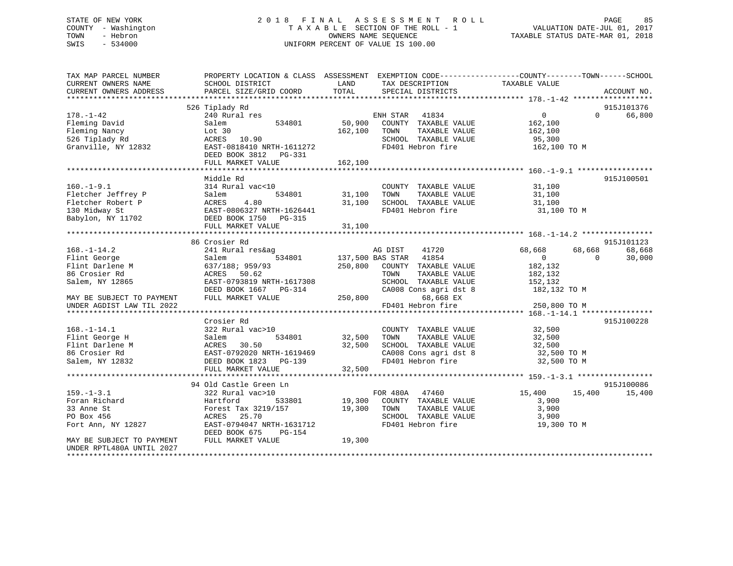STATE OF NEW YORK
COUNTY - Washington
TOWN - Hebron
SWIS - 534000

2 0 1 8 F I N A L A S S E S S M E N T R O L L
T A X A B L E SECTION OF THE ROLL - 1
OWNERS NAME SEQUENCE
UNIFORM PERCENT OF VALUE IS 100.00

VALUATION DATE-JUL 01, 2017
TAXABLE STATUS DATE-MAR 01, 2018

| TAX MAP PARCEL NUMBER<br>CURRENT OWNERS NAME<br>CURRENT OWNERS ADDRESS | PROPERTY LOCATION & CLASS<br>SCHOOL DISTRICT<br>PARCEL SIZE/GRID COORD | ASSESSMENT<br>LAND<br>TOTAL | EXEMPTION CODE<br>TAX DESCRIPTION<br>SPECIAL DISTRICTS | COUNTY<br>TAXABLE VALUE | TOWN | SCHOOL<br>ACCOUNT NO. |
|---|---|---|---|---|---|---|
| 178.-1-42 | 526 Tiplady Rd | | | | | 915J101376 |
| 178.-1-42 | 240 Rural res | | ENH STAR 41834 | 0 | 0 | 66,800 |
| Fleming David | Salem 534801 | 50,900 | COUNTY TAXABLE VALUE | 162,100 | | |
| Fleming Nancy | Lot 30 | 162,100 | TOWN TAXABLE VALUE | 162,100 | | |
| 526 Tiplady Rd | ACRES 10.90 | | SCHOOL TAXABLE VALUE | 95,300 | | |
| Granville, NY 12832 | EAST-0818410 NRTH-1611272 | | FD401 Hebron fire | 162,100 TO M | | |
| | DEED BOOK 3812 PG-331 | | | | | |
| | FULL MARKET VALUE | 162,100 | | | | |
| 160.-1-9.1 | Middle Rd | | | | | 915J100501 |
| 160.-1-9.1 | 314 Rural vac<10 | | COUNTY TAXABLE VALUE | 31,100 | | |
| Fletcher Jeffrey P | Salem 534801 | 31,100 | TOWN TAXABLE VALUE | 31,100 | | |
| Fletcher Robert P | ACRES 4.80 | 31,100 | SCHOOL TAXABLE VALUE | 31,100 | | |
| 130 Midway St | EAST-0806327 NRTH-1626441 | | FD401 Hebron fire | 31,100 TO M | | |
| Babylon, NY 11702 | DEED BOOK 1750 PG-315 | | | | | |
| | FULL MARKET VALUE | 31,100 | | | | |
| 168.-1-14.2 | 86 Crosier Rd | | | | | 915J101123 |
| 168.-1-14.2 | 241 Rural res&ag | | AG DIST 41720 | 68,668 | 68,668 | 68,668 |
| Flint George | Salem 534801 | 137,500 | BAS STAR 41854 | 0 | 0 | 30,000 |
| Flint Darlene M | 637/188; 959/93 | 250,800 | COUNTY TAXABLE VALUE | 182,132 | | |
| 86 Crosier Rd | ACRES 50.62 | | TOWN TAXABLE VALUE | 182,132 | | |
| Salem, NY 12865 | EAST-0793819 NRTH-1617308 | | SCHOOL TAXABLE VALUE | 152,132 | | |
| | DEED BOOK 1667 PG-314 | | CA008 Cons agri dst 8 | 182,132 TO M | | |
| MAY BE SUBJECT TO PAYMENT | FULL MARKET VALUE | 250,800 | 68,668 EX | | | |
| UNDER AGDIST LAW TIL 2022 | | | FD401 Hebron fire | 250,800 TO M | | |
| 168.-1-14.1 | Crosier Rd | | | | | 915J100228 |
| 168.-1-14.1 | 322 Rural vac>10 | | COUNTY TAXABLE VALUE | 32,500 | | |
| Flint George H | Salem 534801 | 32,500 | TOWN TAXABLE VALUE | 32,500 | | |
| Flint Darlene M | ACRES 30.50 | 32,500 | SCHOOL TAXABLE VALUE | 32,500 | | |
| 86 Crosier Rd | EAST-0792020 NRTH-1619469 | | CA008 Cons agri dst 8 | 32,500 TO M | | |
| Salem, NY 12832 | DEED BOOK 1823 PG-139 | | FD401 Hebron fire | 32,500 TO M | | |
| | FULL MARKET VALUE | 32,500 | | | | |
| 159.-1-3.1 | 94 Old Castle Green Ln | | | | | 915J100086 |
| 159.-1-3.1 | 322 Rural vac>10 | | FOR 480A 47460 | 15,400 | 15,400 | 15,400 |
| Foran Richard | Hartford 533801 | 19,300 | COUNTY TAXABLE VALUE | 3,900 | | |
| 33 Anne St | Forest Tax 3219/157 | 19,300 | TOWN TAXABLE VALUE | 3,900 | | |
| PO Box 456 | ACRES 25.70 | | SCHOOL TAXABLE VALUE | 3,900 | | |
| Fort Ann, NY 12827 | EAST-0794047 NRTH-1631712 | | FD401 Hebron fire | 19,300 TO M | | |
| | DEED BOOK 675 PG-154 | | | | | |
| MAY BE SUBJECT TO PAYMENT | FULL MARKET VALUE | 19,300 | | | | |
| UNDER RPTL480A UNTIL 2027 | | | | | | |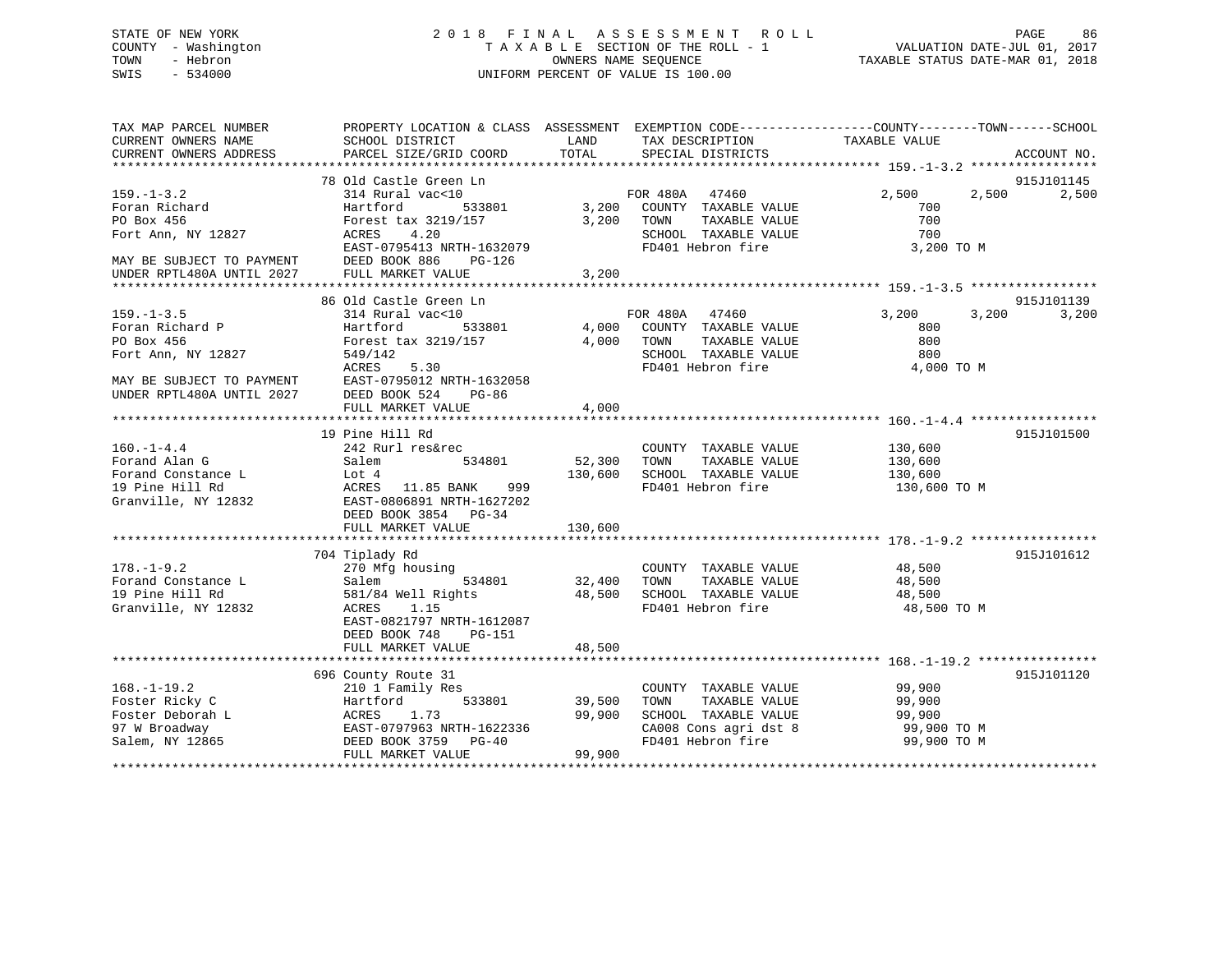STATE OF NEW YORK
COUNTY - Washington
TOWN - Hebron
SWIS - 534000

2 0 1 8 F I N A L A S S E S S M E N T R O L L
T A X A B L E SECTION OF THE ROLL - 1
OWNERS NAME SEQUENCE
UNIFORM PERCENT OF VALUE IS 100.00

VALUATION DATE-JUL 01, 2017
TAXABLE STATUS DATE-MAR 01, 2018

```
TAX MAP PARCEL NUMBER          PROPERTY LOCATION & CLASS  ASSESSMENT  EXEMPTION CODE------------------COUNTY--------TOWN------SCHOOL
CURRENT OWNERS NAME            SCHOOL DISTRICT               LAND      TAX DESCRIPTION            TAXABLE VALUE
CURRENT OWNERS ADDRESS         PARCEL SIZE/GRID COORD        TOTAL     SPECIAL DISTRICTS                                  ACCOUNT NO.
******************************************************************************************************* 159.-1-3.2 *****************
                               78 Old Castle Green Ln                                                                     915J101145
159.-1-3.2                     314 Rural vac<10                    FOR 480A   47460               2,500        2,500       2,500
Foran Richard                  Hartford         533801      3,200    COUNTY  TAXABLE VALUE            700
PO Box 456                     Forest tax 3219/157          3,200    TOWN    TAXABLE VALUE            700
Fort Ann, NY 12827             ACRES    4.20                         SCHOOL  TAXABLE VALUE            700
                               EAST-0795413 NRTH-1632079             FD401 Hebron fire              3,200 TO M
MAY BE SUBJECT TO PAYMENT      DEED BOOK 886    PG-126
UNDER RPTL480A UNTIL 2027      FULL MARKET VALUE            3,200
******************************************************************************************************* 159.-1-3.5 *****************
                               86 Old Castle Green Ln                                                                     915J101139
159.-1-3.5                     314 Rural vac<10                    FOR 480A   47460               3,200        3,200       3,200
Foran Richard P                Hartford         533801      4,000    COUNTY  TAXABLE VALUE            800
PO Box 456                     Forest tax 3219/157          4,000    TOWN    TAXABLE VALUE            800
Fort Ann, NY 12827             549/142                               SCHOOL  TAXABLE VALUE            800
                               ACRES    5.30                         FD401 Hebron fire              4,000 TO M
MAY BE SUBJECT TO PAYMENT      EAST-0795012 NRTH-1632058
UNDER RPTL480A UNTIL 2027      DEED BOOK 524    PG-86
                               FULL MARKET VALUE            4,000
******************************************************************************************************* 160.-1-4.4 *****************
                               19 Pine Hill Rd                                                                            915J101500
160.-1-4.4                     242 Rurl res&rec                      COUNTY  TAXABLE VALUE        130,600
Forand Alan G                  Salem            534801     52,300    TOWN    TAXABLE VALUE        130,600
Forand Constance L             Lot 4                      130,600    SCHOOL  TAXABLE VALUE        130,600
19 Pine Hill Rd                ACRES   11.85 BANK    999             FD401 Hebron fire            130,600 TO M
Granville, NY 12832            EAST-0806891 NRTH-1627202
                               DEED BOOK 3854   PG-34
                               FULL MARKET VALUE          130,600
******************************************************************************************************* 178.-1-9.2 *****************
                               704 Tiplady Rd                                                                             915J101612
178.-1-9.2                     270 Mfg housing                       COUNTY  TAXABLE VALUE         48,500
Forand Constance L             Salem            534801     32,400    TOWN    TAXABLE VALUE         48,500
19 Pine Hill Rd                581/84 Well Rights          48,500    SCHOOL  TAXABLE VALUE         48,500
Granville, NY 12832            ACRES    1.15                         FD401 Hebron fire             48,500 TO M
                               EAST-0821797 NRTH-1612087
                               DEED BOOK 748    PG-151
                               FULL MARKET VALUE           48,500
******************************************************************************************************* 168.-1-19.2 ****************
                               696 County Route 31                                                                        915J101120
168.-1-19.2                    210 1 Family Res                      COUNTY  TAXABLE VALUE         99,900
Foster Ricky C                 Hartford         533801     39,500    TOWN    TAXABLE VALUE         99,900
Foster Deborah L               ACRES    1.73               99,900    SCHOOL  TAXABLE VALUE         99,900
97 W Broadway                  EAST-0797963 NRTH-1622336             CA008 Cons agri dst 8         99,900 TO M
Salem, NY 12865                DEED BOOK 3759   PG-40                FD401 Hebron fire             99,900 TO M
                               FULL MARKET VALUE           99,900
************************************************************************************************************************************
```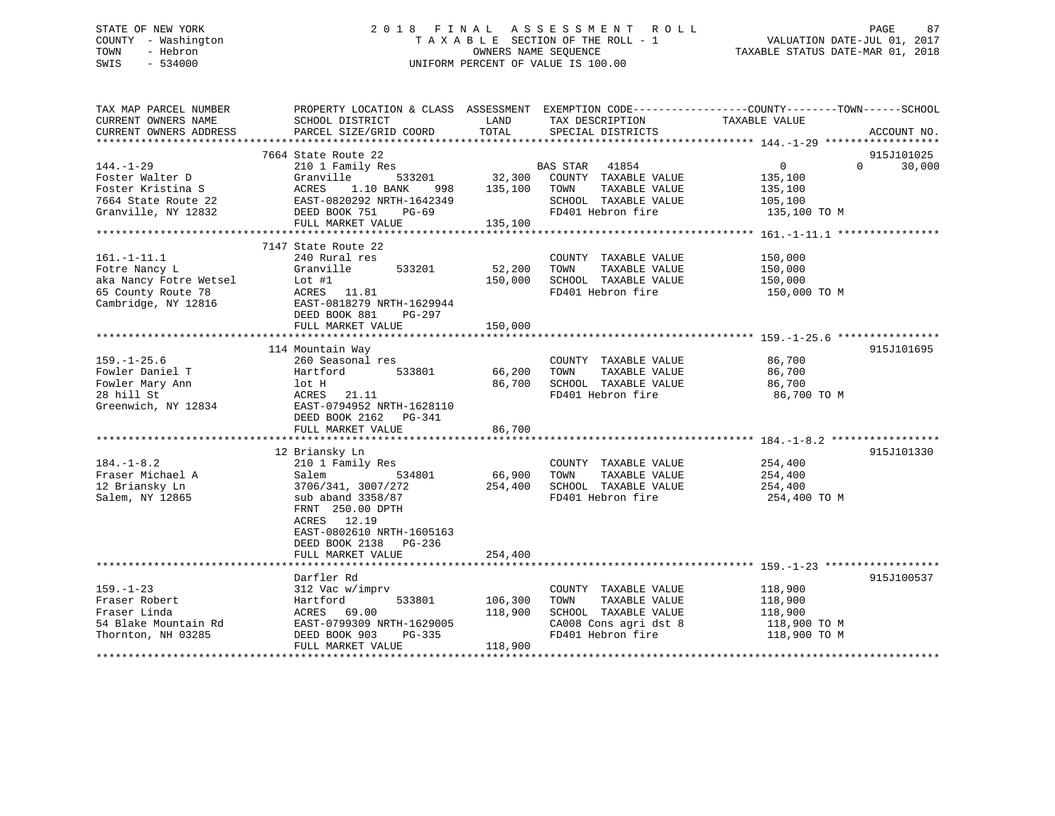STATE OF NEW YORK
COUNTY - Washington
TOWN - Hebron
SWIS - 534000

2018 FINAL ASSESSMENT ROLL
TAXABLE SECTION OF THE ROLL - 1
OWNERS NAME SEQUENCE
UNIFORM PERCENT OF VALUE IS 100.00

VALUATION DATE-JUL 01, 2017
TAXABLE STATUS DATE-MAR 01, 2018

| TAX MAP PARCEL NUMBER / CURRENT OWNERS NAME / CURRENT OWNERS ADDRESS | PROPERTY LOCATION & CLASS / SCHOOL DISTRICT / PARCEL SIZE/GRID COORD | ASSESSMENT LAND / TOTAL | EXEMPTION CODE / TAX DESCRIPTION / SPECIAL DISTRICTS | COUNTY TAXABLE VALUE | TOWN | SCHOOL / ACCOUNT NO. |
|---|---|---|---|---|---|---|
| **144.-1-29** | 7664 State Route 22 | | | | | 915J101025 |
| | 210 1 Family Res | | BAS STAR 41854 | 0 | 0 | 30,000 |
| Foster Walter D | Granville 533201 | 32,300 | COUNTY TAXABLE VALUE | 135,100 | | |
| Foster Kristina S | ACRES 1.10 BANK 998 | 135,100 | TOWN TAXABLE VALUE | 135,100 | | |
| 7664 State Route 22 | EAST-0820292 NRTH-1642349 | | SCHOOL TAXABLE VALUE | 105,100 | | |
| Granville, NY 12832 | DEED BOOK 751 PG-69 | | FD401 Hebron fire | 135,100 TO M | | |
| | FULL MARKET VALUE | 135,100 | | | | |
| **161.-1-11.1** | 7147 State Route 22 | | | | | |
| | 240 Rural res | | COUNTY TAXABLE VALUE | 150,000 | | |
| Fotre Nancy L | Granville 533201 | 52,200 | TOWN TAXABLE VALUE | 150,000 | | |
| aka Nancy Fotre Wetsel | Lot #1 | 150,000 | SCHOOL TAXABLE VALUE | 150,000 | | |
| 65 County Route 78 | ACRES 11.81 | | FD401 Hebron fire | 150,000 TO M | | |
| Cambridge, NY 12816 | EAST-0818279 NRTH-1629944 | | | | | |
| | DEED BOOK 881 PG-297 | | | | | |
| | FULL MARKET VALUE | 150,000 | | | | |
| **159.-1-25.6** | 114 Mountain Way | | | | | 915J101695 |
| | 260 Seasonal res | | COUNTY TAXABLE VALUE | 86,700 | | |
| Fowler Daniel T | Hartford 533801 | 66,200 | TOWN TAXABLE VALUE | 86,700 | | |
| Fowler Mary Ann | lot H | 86,700 | SCHOOL TAXABLE VALUE | 86,700 | | |
| 28 hill St | ACRES 21.11 | | FD401 Hebron fire | 86,700 TO M | | |
| Greenwich, NY 12834 | EAST-0794952 NRTH-1628110 | | | | | |
| | DEED BOOK 2162 PG-341 | | | | | |
| | FULL MARKET VALUE | 86,700 | | | | |
| **184.-1-8.2** | 12 Briansky Ln | | | | | 915J101330 |
| | 210 1 Family Res | | COUNTY TAXABLE VALUE | 254,400 | | |
| Fraser Michael A | Salem 534801 | 66,900 | TOWN TAXABLE VALUE | 254,400 | | |
| 12 Briansky Ln | 3706/341, 3007/272 | 254,400 | SCHOOL TAXABLE VALUE | 254,400 | | |
| Salem, NY 12865 | sub aband 3358/87 | | FD401 Hebron fire | 254,400 TO M | | |
| | FRNT 250.00 DPTH | | | | | |
| | ACRES 12.19 | | | | | |
| | EAST-0802610 NRTH-1605163 | | | | | |
| | DEED BOOK 2138 PG-236 | | | | | |
| | FULL MARKET VALUE | 254,400 | | | | |
| **159.-1-23** | Darfler Rd | | | | | 915J100537 |
| | 312 Vac w/imprv | | COUNTY TAXABLE VALUE | 118,900 | | |
| Fraser Robert | Hartford 533801 | 106,300 | TOWN TAXABLE VALUE | 118,900 | | |
| Fraser Linda | ACRES 69.00 | 118,900 | SCHOOL TAXABLE VALUE | 118,900 | | |
| 54 Blake Mountain Rd | EAST-0799309 NRTH-1629005 | | CA008 Cons agri dst 8 | 118,900 TO M | | |
| Thornton, NH 03285 | DEED BOOK 903 PG-335 | | FD401 Hebron fire | 118,900 TO M | | |
| | FULL MARKET VALUE | 118,900 | | | | |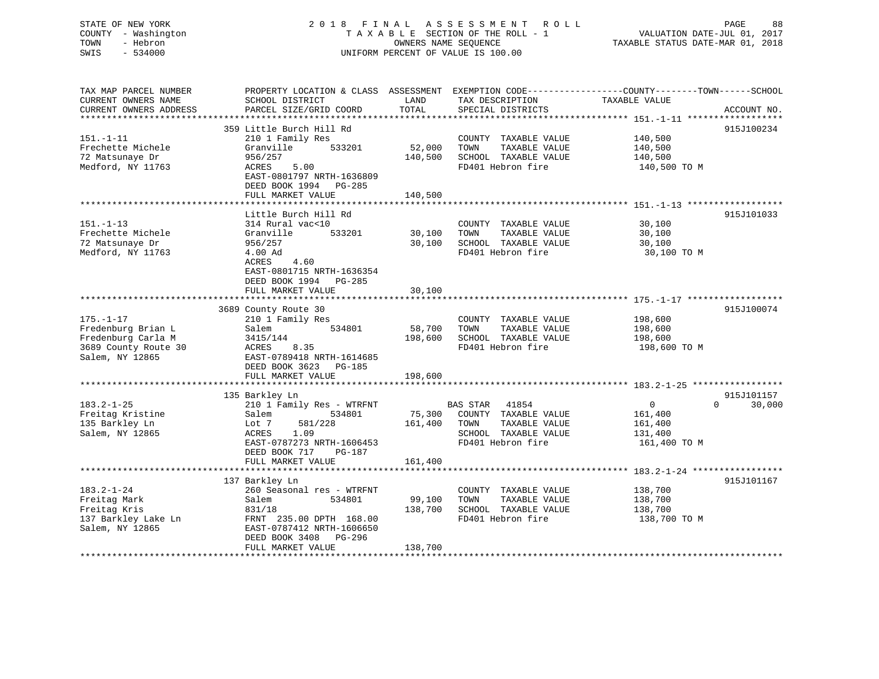STATE OF NEW YORK
COUNTY - Washington
TOWN - Hebron
SWIS - 534000

2018 FINAL ASSESSMENT ROLL
TAXABLE SECTION OF THE ROLL - 1
OWNERS NAME SEQUENCE
UNIFORM PERCENT OF VALUE IS 100.00

VALUATION DATE-JUL 01, 2017
TAXABLE STATUS DATE-MAR 01, 2018

| TAX MAP PARCEL NUMBER / CURRENT OWNERS NAME / CURRENT OWNERS ADDRESS | PROPERTY LOCATION & CLASS / SCHOOL DISTRICT / PARCEL SIZE/GRID COORD | ASSESSMENT LAND | TOTAL | EXEMPTION CODE / TAX DESCRIPTION / SPECIAL DISTRICTS | COUNTY / TOWN / SCHOOL TAXABLE VALUE | ACCOUNT NO. |
|---|---|---|---|---|---|---|
| 151.-1-11 | 359 Little Burch Hill Rd | | | | | 915J100234 |
| Frechette Michele | 210 1 Family Res | | | COUNTY TAXABLE VALUE | 140,500 | |
| 72 Matsunaye Dr | Granville 533201 | 52,000 | | TOWN TAXABLE VALUE | 140,500 | |
| Medford, NY 11763 | 956/257 | | 140,500 | SCHOOL TAXABLE VALUE | 140,500 | |
| | ACRES 5.00 | | | FD401 Hebron fire | 140,500 TO M | |
| | EAST-0801797 NRTH-1636809 | | | | | |
| | DEED BOOK 1994 PG-285 | | | | | |
| | FULL MARKET VALUE | | 140,500 | | | |
| 151.-1-13 | Little Burch Hill Rd | | | | | 915J101033 |
| Frechette Michele | 314 Rural vac<10 | | | COUNTY TAXABLE VALUE | 30,100 | |
| 72 Matsunaye Dr | Granville 533201 | 30,100 | | TOWN TAXABLE VALUE | 30,100 | |
| Medford, NY 11763 | 956/257 | | 30,100 | SCHOOL TAXABLE VALUE | 30,100 | |
| | 4.00 Ad | | | FD401 Hebron fire | 30,100 TO M | |
| | ACRES 4.60 | | | | | |
| | EAST-0801715 NRTH-1636354 | | | | | |
| | DEED BOOK 1994 PG-285 | | | | | |
| | FULL MARKET VALUE | | 30,100 | | | |
| 175.-1-17 | 3689 County Route 30 | | | | | 915J100074 |
| Fredenburg Brian L | 210 1 Family Res | | | COUNTY TAXABLE VALUE | 198,600 | |
| Fredenburg Carla M | Salem 534801 | 58,700 | | TOWN TAXABLE VALUE | 198,600 | |
| 3689 County Route 30 | 3415/144 | | 198,600 | SCHOOL TAXABLE VALUE | 198,600 | |
| Salem, NY 12865 | ACRES 8.35 | | | FD401 Hebron fire | 198,600 TO M | |
| | EAST-0789418 NRTH-1614685 | | | | | |
| | DEED BOOK 3623 PG-185 | | | | | |
| | FULL MARKET VALUE | | 198,600 | | | |
| 183.2-1-25 | 135 Barkley Ln | | | | | 915J101157 |
| Freitag Kristine | 210 1 Family Res - WTRFNT | | | BAS STAR 41854 | 0 0 30,000 | |
| 135 Barkley Ln | Salem 534801 | 75,300 | | COUNTY TAXABLE VALUE | 161,400 | |
| Salem, NY 12865 | Lot 7 581/228 | | 161,400 | TOWN TAXABLE VALUE | 161,400 | |
| | ACRES 1.09 | | | SCHOOL TAXABLE VALUE | 131,400 | |
| | EAST-0787273 NRTH-1606453 | | | FD401 Hebron fire | 161,400 TO M | |
| | DEED BOOK 717 PG-187 | | | | | |
| | FULL MARKET VALUE | | 161,400 | | | |
| 183.2-1-24 | 137 Barkley Ln | | | | | 915J101167 |
| Freitag Mark | 260 Seasonal res - WTRFNT | | | COUNTY TAXABLE VALUE | 138,700 | |
| Freitag Kris | Salem 534801 | 99,100 | | TOWN TAXABLE VALUE | 138,700 | |
| 137 Barkley Lake Ln | 831/18 | | 138,700 | SCHOOL TAXABLE VALUE | 138,700 | |
| Salem, NY 12865 | FRNT 235.00 DPTH 168.00 | | | FD401 Hebron fire | 138,700 TO M | |
| | EAST-0787412 NRTH-1606650 | | | | | |
| | DEED BOOK 3408 PG-296 | | | | | |
| | FULL MARKET VALUE | | 138,700 | | | |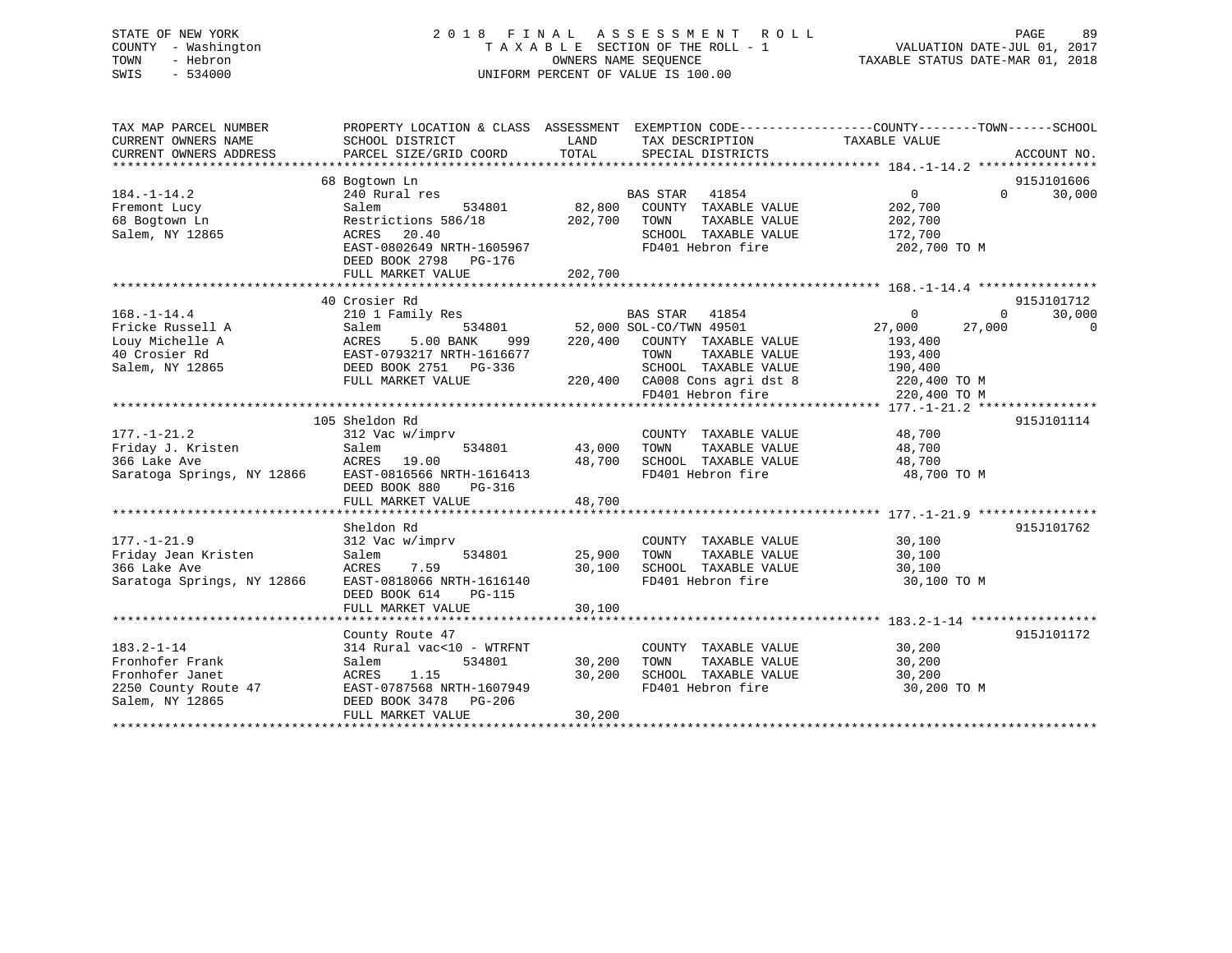STATE OF NEW YORK
COUNTY - Washington
TOWN - Hebron
SWIS - 534000

# 2018 FINAL ASSESSMENT ROLL

TAXABLE SECTION OF THE ROLL - 1
OWNERS NAME SEQUENCE
UNIFORM PERCENT OF VALUE IS 100.00

VALUATION DATE-JUL 01, 2017
TAXABLE STATUS DATE-MAR 01, 2018

```
TAX MAP PARCEL NUMBER          PROPERTY LOCATION & CLASS  ASSESSMENT  EXEMPTION CODE------------------COUNTY--------TOWN------SCHOOL
CURRENT OWNERS NAME            SCHOOL DISTRICT             LAND       TAX DESCRIPTION             TAXABLE VALUE
CURRENT OWNERS ADDRESS         PARCEL SIZE/GRID COORD      TOTAL      SPECIAL DISTRICTS                                    ACCOUNT NO.
******************************************************************************************************* 184.-1-14.2 ****************
                               68 Bogtown Ln                                                                                915J101606
184.-1-14.2                    240 Rural res                           BAS STAR   41854              0            0        30,000
Fremont Lucy                   Salem          534801        82,800    COUNTY  TAXABLE VALUE        202,700
68 Bogtown Ln                  Restrictions 586/18         202,700    TOWN    TAXABLE VALUE        202,700
Salem, NY 12865                ACRES   20.40                          SCHOOL  TAXABLE VALUE        172,700
                               EAST-0802649 NRTH-1605967              FD401 Hebron fire             202,700 TO M
                               DEED BOOK 2798   PG-176
                               FULL MARKET VALUE           202,700
******************************************************************************************************* 168.-1-14.4 ****************
                               40 Crosier Rd                                                                                915J101712
168.-1-14.4                    210 1 Family Res                        BAS STAR   41854              0            0        30,000
Fricke Russell A               Salem          534801        52,000 SOL-CO/TWN 49501             27,000       27,000            0
Louy Michelle A                ACRES    5.00 BANK    999   220,400    COUNTY  TAXABLE VALUE        193,400
40 Crosier Rd                  EAST-0793217 NRTH-1616677              TOWN    TAXABLE VALUE        193,400
Salem, NY 12865                DEED BOOK 2751   PG-336                SCHOOL  TAXABLE VALUE        190,400
                               FULL MARKET VALUE           220,400    CA008 Cons agri dst 8          220,400 TO M
                                                                      FD401 Hebron fire              220,400 TO M
******************************************************************************************************* 177.-1-21.2 ****************
                               105 Sheldon Rd                                                                               915J101114
177.-1-21.2                    312 Vac w/imprv                        COUNTY  TAXABLE VALUE         48,700
Friday J. Kristen              Salem          534801        43,000    TOWN    TAXABLE VALUE         48,700
366 Lake Ave                   ACRES   19.00                48,700    SCHOOL  TAXABLE VALUE         48,700
Saratoga Springs, NY 12866     EAST-0816566 NRTH-1616413              FD401 Hebron fire              48,700 TO M
                               DEED BOOK 880    PG-316
                               FULL MARKET VALUE            48,700
******************************************************************************************************* 177.-1-21.9 ****************
                               Sheldon Rd                                                                                   915J101762
177.-1-21.9                    312 Vac w/imprv                        COUNTY  TAXABLE VALUE         30,100
Friday Jean Kristen            Salem          534801        25,900    TOWN    TAXABLE VALUE         30,100
366 Lake Ave                   ACRES    7.59                30,100    SCHOOL  TAXABLE VALUE         30,100
Saratoga Springs, NY 12866     EAST-0818066 NRTH-1616140              FD401 Hebron fire              30,100 TO M
                               DEED BOOK 614    PG-115
                               FULL MARKET VALUE            30,100
******************************************************************************************************* 183.2-1-14 *****************
                               County Route 47                                                                              915J101172
183.2-1-14                     314 Rural vac<10 - WTRFNT              COUNTY  TAXABLE VALUE         30,200
Fronhofer Frank                Salem          534801        30,200    TOWN    TAXABLE VALUE         30,200
Fronhofer Janet                ACRES    1.15                30,200    SCHOOL  TAXABLE VALUE         30,200
2250 County Route 47           EAST-0787568 NRTH-1607949              FD401 Hebron fire              30,200 TO M
Salem, NY 12865                DEED BOOK 3478   PG-206
                               FULL MARKET VALUE            30,200
************************************************************************************************************************************
```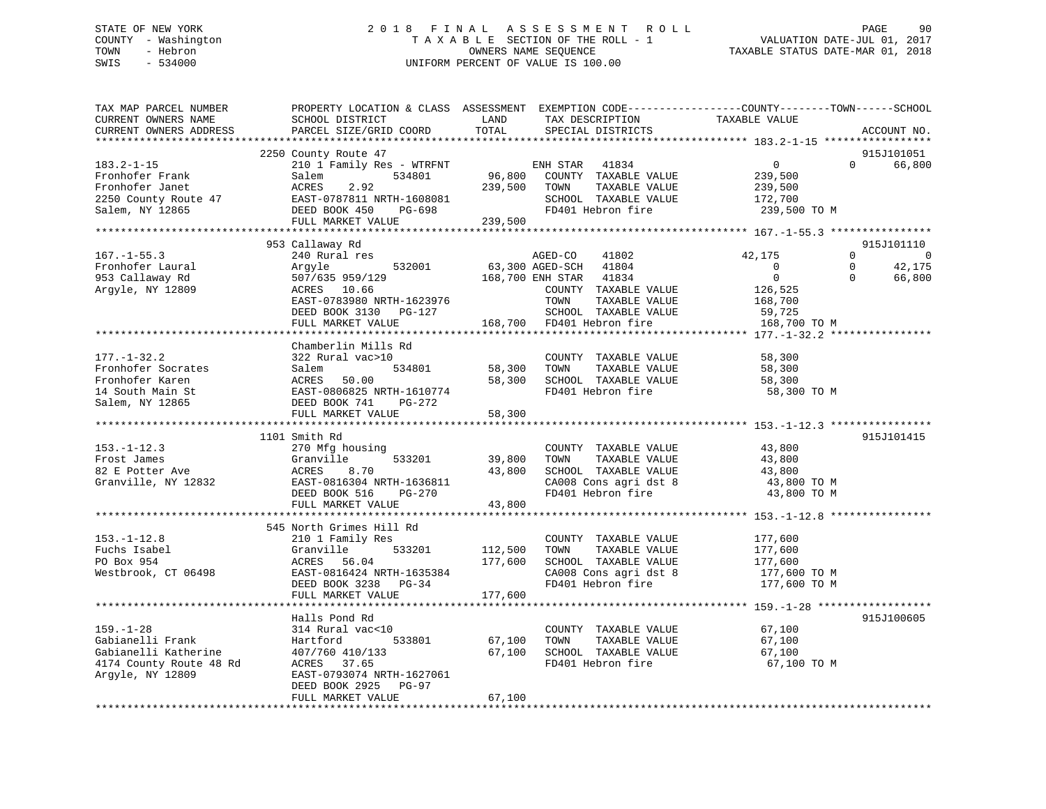STATE OF NEW YORK — 2018 FINAL ASSESSMENT ROLL — PAGE 90
COUNTY - Washington — TAXABLE SECTION OF THE ROLL - 1 — VALUATION DATE-JUL 01, 2017
TOWN - Hebron — OWNERS NAME SEQUENCE — TAXABLE STATUS DATE-MAR 01, 2018
SWIS - 534000 — UNIFORM PERCENT OF VALUE IS 100.00

```
TAX MAP PARCEL NUMBER          PROPERTY LOCATION & CLASS  ASSESSMENT  EXEMPTION CODE-----------------COUNTY--------TOWN------SCHOOL
CURRENT OWNERS NAME            SCHOOL DISTRICT              LAND      TAX DESCRIPTION             TAXABLE VALUE
CURRENT OWNERS ADDRESS         PARCEL SIZE/GRID COORD       TOTAL     SPECIAL DISTRICTS                                    ACCOUNT NO.
******************************************************************************************************* 183.2-1-15 *****************
                    2250 County Route 47                                                                                915J101051
183.2-1-15               210 1 Family Res - WTRFNT          ENH STAR   41834                0            0       66,800
Fronhofer Frank          Salem            534801     96,800   COUNTY  TAXABLE VALUE          239,500
Fronhofer Janet          ACRES    2.92              239,500   TOWN    TAXABLE VALUE          239,500
2250 County Route 47     EAST-0787811 NRTH-1608081            SCHOOL  TAXABLE VALUE          172,700
Salem, NY 12865          DEED BOOK 450    PG-698              FD401 Hebron fire               239,500 TO M
                         FULL MARKET VALUE          239,500
******************************************************************************************************* 167.-1-55.3 ****************
                    953 Callaway Rd                                                                                     915J101110
167.-1-55.3              240 Rural res                       AGED-CO    41802           42,175            0            0
Fronhofer Laural         Argyle           532001     63,300 AGED-SCH   41804                0            0       42,175
953 Callaway Rd          507/635 959/129            168,700 ENH STAR   41834                0            0       66,800
Argyle, NY 12809         ACRES   10.66                        COUNTY  TAXABLE VALUE          126,525
                         EAST-0783980 NRTH-1623976            TOWN    TAXABLE VALUE          168,700
                         DEED BOOK 3130   PG-127              SCHOOL  TAXABLE VALUE           59,725
                         FULL MARKET VALUE          168,700   FD401 Hebron fire               168,700 TO M
******************************************************************************************************* 177.-1-32.2 ****************
                    Chamberlin Mills Rd
177.-1-32.2              322 Rural vac>10                     COUNTY  TAXABLE VALUE           58,300
Fronhofer Socrates       Salem            534801     58,300   TOWN    TAXABLE VALUE           58,300
Fronhofer Karen          ACRES   50.00               58,300   SCHOOL  TAXABLE VALUE           58,300
14 South Main St         EAST-0806825 NRTH-1610774            FD401 Hebron fire                58,300 TO M
Salem, NY 12865          DEED BOOK 741    PG-272
                         FULL MARKET VALUE           58,300
******************************************************************************************************* 153.-1-12.3 ****************
                    1101 Smith Rd                                                                                       915J101415
153.-1-12.3              270 Mfg housing                      COUNTY  TAXABLE VALUE           43,800
Frost James              Granville        533201     39,800   TOWN    TAXABLE VALUE           43,800
82 E Potter Ave          ACRES    8.70               43,800   SCHOOL  TAXABLE VALUE           43,800
Granville, NY 12832      EAST-0816304 NRTH-1636811            CA008 Cons agri dst 8            43,800 TO M
                         DEED BOOK 516    PG-270              FD401 Hebron fire                43,800 TO M
                         FULL MARKET VALUE           43,800
******************************************************************************************************* 153.-1-12.8 ****************
                    545 North Grimes Hill Rd
153.-1-12.8              210 1 Family Res                     COUNTY  TAXABLE VALUE          177,600
Fuchs Isabel             Granville        533201    112,500   TOWN    TAXABLE VALUE          177,600
PO Box 954               ACRES   56.04              177,600   SCHOOL  TAXABLE VALUE          177,600
Westbrook, CT 06498      EAST-0816424 NRTH-1635384            CA008 Cons agri dst 8           177,600 TO M
                         DEED BOOK 3238   PG-34               FD401 Hebron fire               177,600 TO M
                         FULL MARKET VALUE          177,600
******************************************************************************************************* 159.-1-28 ******************
                    Halls Pond Rd                                                                                       915J100605
159.-1-28                314 Rural vac<10                     COUNTY  TAXABLE VALUE           67,100
Gabianelli Frank         Hartford         533801     67,100   TOWN    TAXABLE VALUE           67,100
Gabianelli Katherine     407/760 410/133             67,100   SCHOOL  TAXABLE VALUE           67,100
4174 County Route 48 Rd  ACRES   37.65                        FD401 Hebron fire                67,100 TO M
Argyle, NY 12809         EAST-0793074 NRTH-1627061
                         DEED BOOK 2925   PG-97
                         FULL MARKET VALUE           67,100
************************************************************************************************************************************
```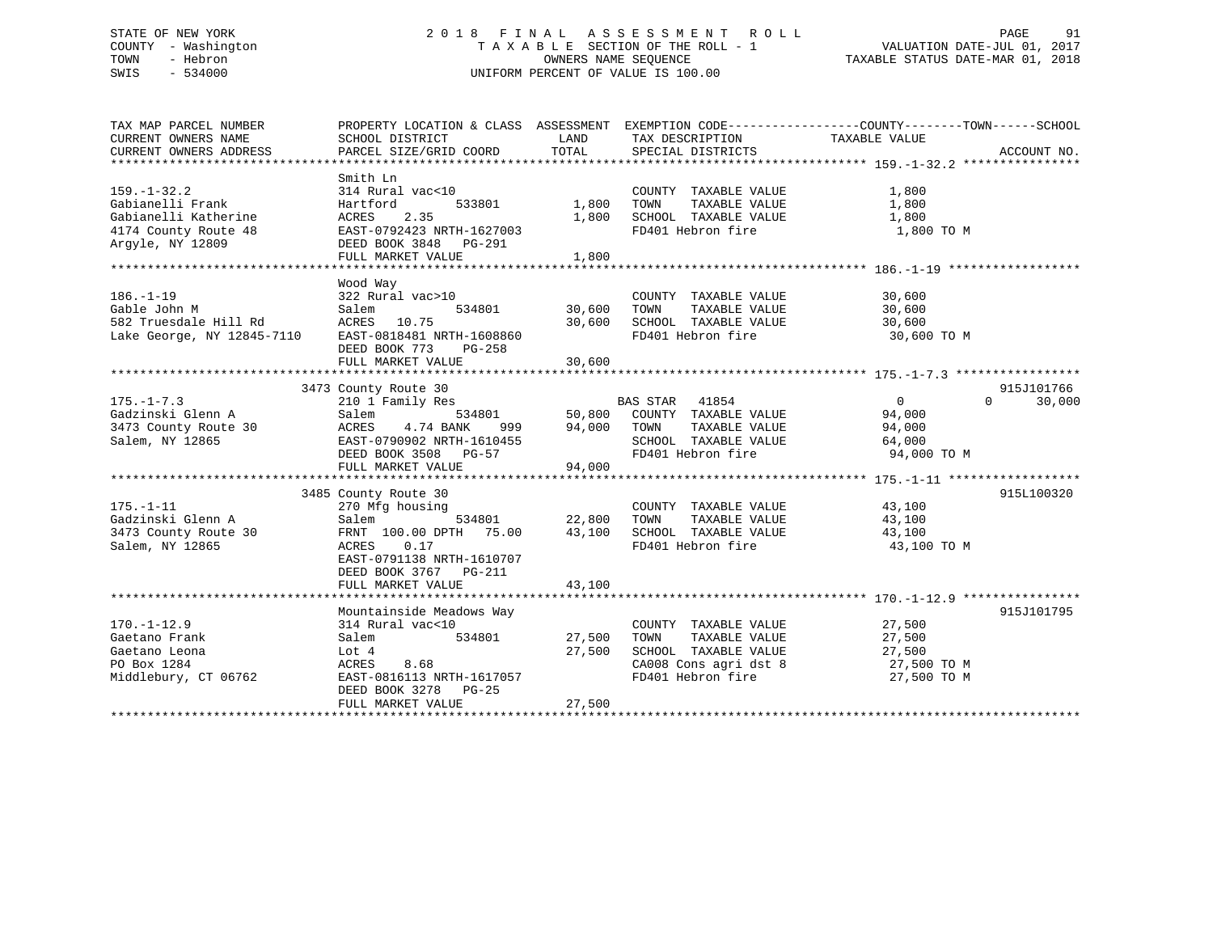STATE OF NEW YORK                    2018 FINAL ASSESSMENT ROLL
COUNTY - Washington                  TAXABLE SECTION OF THE ROLL - 1                    VALUATION DATE-JUL 01, 2017
TOWN - Hebron                        OWNERS NAME SEQUENCE                               TAXABLE STATUS DATE-MAR 01, 2018
SWIS - 534000                        UNIFORM PERCENT OF VALUE IS 100.00

```
TAX MAP PARCEL NUMBER          PROPERTY LOCATION & CLASS  ASSESSMENT  EXEMPTION CODE------------------COUNTY--------TOWN------SCHOOL
CURRENT OWNERS NAME            SCHOOL DISTRICT               LAND      TAX DESCRIPTION             TAXABLE VALUE
CURRENT OWNERS ADDRESS         PARCEL SIZE/GRID COORD        TOTAL     SPECIAL DISTRICTS                                    ACCOUNT NO.
******************************************************************************************************* 159.-1-32.2 ****************
                               Smith Ln
159.-1-32.2                    314 Rural vac<10                        COUNTY  TAXABLE VALUE          1,800
Gabianelli Frank               Hartford        533801       1,800      TOWN    TAXABLE VALUE          1,800
Gabianelli Katherine           ACRES    2.35                1,800      SCHOOL  TAXABLE VALUE          1,800
4174 County Route 48           EAST-0792423 NRTH-1627003               FD401 Hebron fire               1,800 TO M
Argyle, NY 12809               DEED BOOK 3848   PG-291
                               FULL MARKET VALUE            1,800
******************************************************************************************************* 186.-1-19 ******************
                               Wood Way
186.-1-19                      322 Rural vac>10                        COUNTY  TAXABLE VALUE         30,600
Gable John M                   Salem           534801      30,600      TOWN    TAXABLE VALUE         30,600
582 Truesdale Hill Rd          ACRES   10.75               30,600      SCHOOL  TAXABLE VALUE         30,600
Lake George, NY 12845-7110     EAST-0818481 NRTH-1608860               FD401 Hebron fire              30,600 TO M
                               DEED BOOK 773    PG-258
                               FULL MARKET VALUE           30,600
******************************************************************************************************* 175.-1-7.3 *****************
                          3473 County Route 30                                                                    915J101766
175.-1-7.3                     210 1 Family Res                  BAS STAR   41854                  0             0     30,000
Gadzinski Glenn A              Salem           534801      50,800      COUNTY  TAXABLE VALUE         94,000
3473 County Route 30           ACRES    4.74 BANK     999  94,000      TOWN    TAXABLE VALUE         94,000
Salem, NY 12865                EAST-0790902 NRTH-1610455               SCHOOL  TAXABLE VALUE         64,000
                               DEED BOOK 3508   PG-57                  FD401 Hebron fire              94,000 TO M
                               FULL MARKET VALUE           94,000
******************************************************************************************************* 175.-1-11 ******************
                          3485 County Route 30                                                                    915L100320
175.-1-11                      270 Mfg housing                         COUNTY  TAXABLE VALUE         43,100
Gadzinski Glenn A              Salem           534801      22,800      TOWN    TAXABLE VALUE         43,100
3473 County Route 30           FRNT 100.00 DPTH  75.00     43,100      SCHOOL  TAXABLE VALUE         43,100
Salem, NY 12865                ACRES    0.17                           FD401 Hebron fire              43,100 TO M
                               EAST-0791138 NRTH-1610707
                               DEED BOOK 3767   PG-211
                               FULL MARKET VALUE           43,100
******************************************************************************************************* 170.-1-12.9 ****************
                               Mountainside Meadows Way                                                           915J101795
170.-1-12.9                    314 Rural vac<10                        COUNTY  TAXABLE VALUE         27,500
Gaetano Frank                  Salem           534801      27,500      TOWN    TAXABLE VALUE         27,500
Gaetano Leona                  Lot 4                       27,500      SCHOOL  TAXABLE VALUE         27,500
PO Box 1284                    ACRES    8.68                           CA008 Cons agri dst 8          27,500 TO M
Middlebury, CT 06762           EAST-0816113 NRTH-1617057               FD401 Hebron fire              27,500 TO M
                               DEED BOOK 3278   PG-25
                               FULL MARKET VALUE           27,500
************************************************************************************************************************************
```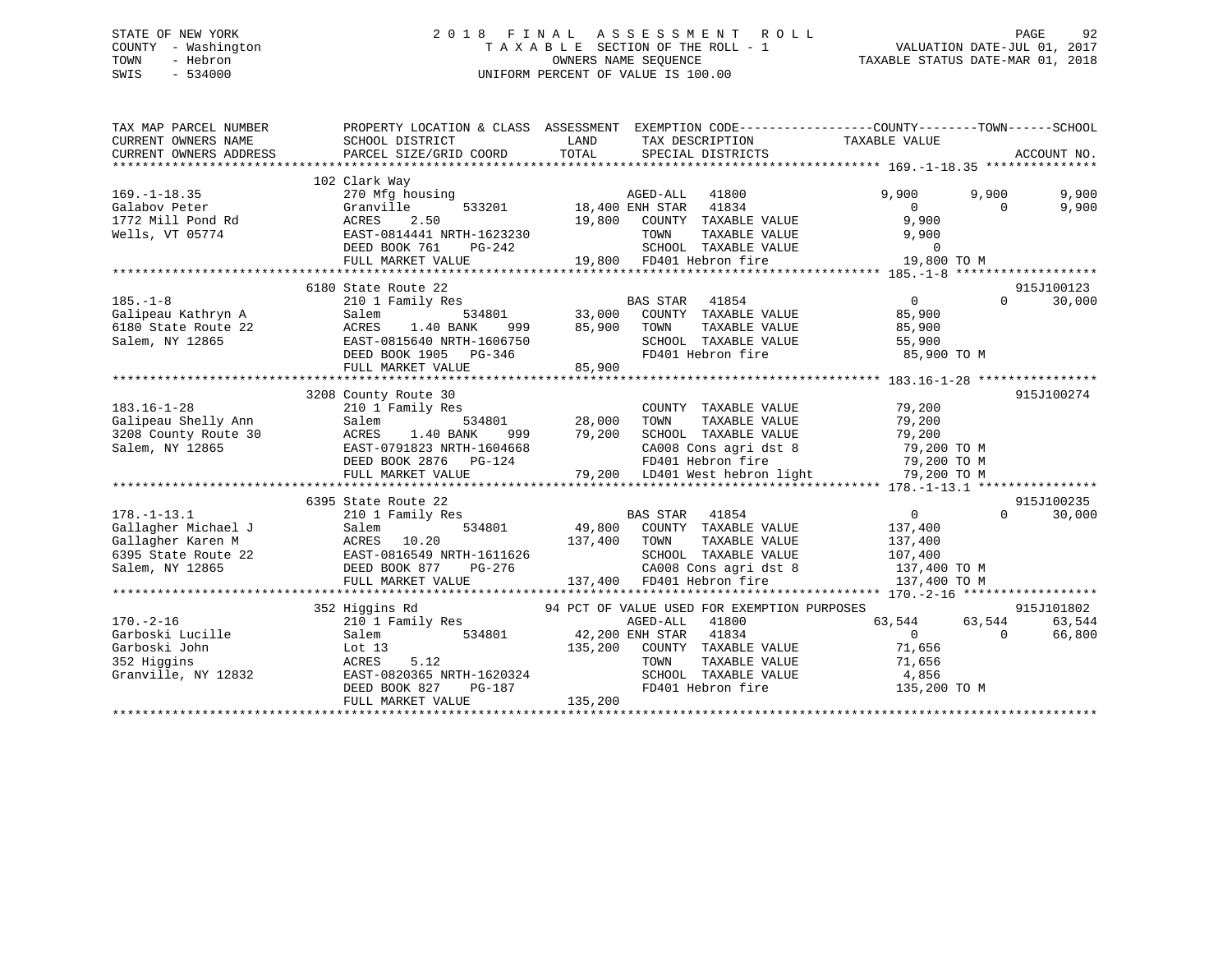STATE OF NEW YORK
COUNTY - Washington
TOWN - Hebron
SWIS - 534000

2 0 1 8 F I N A L A S S E S S M E N T R O L L
T A X A B L E SECTION OF THE ROLL - 1
OWNERS NAME SEQUENCE
UNIFORM PERCENT OF VALUE IS 100.00

VALUATION DATE-JUL 01, 2017
TAXABLE STATUS DATE-MAR 01, 2018

```
TAX MAP PARCEL NUMBER          PROPERTY LOCATION & CLASS  ASSESSMENT  EXEMPTION CODE------------------COUNTY--------TOWN------SCHOOL
CURRENT OWNERS NAME            SCHOOL DISTRICT               LAND      TAX DESCRIPTION              TAXABLE VALUE
CURRENT OWNERS ADDRESS         PARCEL SIZE/GRID COORD        TOTAL     SPECIAL DISTRICTS                                       ACCOUNT NO.
******************************************************************************************************* 169.-1-18.35 ***************
                     102 Clark Way
169.-1-18.35                   270 Mfg housing                         AGED-ALL   41800              9,900       9,900       9,900
Galabov Peter                  Granville       533201       18,400 ENH STAR   41834                  0           0       9,900
1772 Mill Pond Rd              ACRES    2.50                19,800    COUNTY  TAXABLE VALUE           9,900
Wells, VT 05774                EAST-0814441 NRTH-1623230                TOWN    TAXABLE VALUE           9,900
                               DEED BOOK 761    PG-242                  SCHOOL  TAXABLE VALUE               0
                               FULL MARKET VALUE             19,800    FD401 Hebron fire                19,800 TO M
******************************************************************************************************* 185.-1-8 *******************
                     6180 State Route 22                                                                             915J100123
185.-1-8                       210 1 Family Res                        BAS STAR   41854                  0           0      30,000
Galipeau Kathryn A             Salem           534801       33,000    COUNTY  TAXABLE VALUE          85,900
6180 State Route 22            ACRES    1.40 BANK    999     85,900    TOWN    TAXABLE VALUE          85,900
Salem, NY 12865                EAST-0815640 NRTH-1606750                SCHOOL  TAXABLE VALUE          55,900
                               DEED BOOK 1905   PG-346                  FD401 Hebron fire                85,900 TO M
                               FULL MARKET VALUE             85,900
******************************************************************************************************* 183.16-1-28 ****************
                     3208 County Route 30                                                                            915J100274
183.16-1-28                    210 1 Family Res                        COUNTY  TAXABLE VALUE          79,200
Galipeau Shelly Ann            Salem           534801       28,000    TOWN    TAXABLE VALUE          79,200
3208 County Route 30           ACRES    1.40 BANK    999     79,200    SCHOOL  TAXABLE VALUE          79,200
Salem, NY 12865                EAST-0791823 NRTH-1604668                CA008 Cons agri dst 8            79,200 TO M
                               DEED BOOK 2876   PG-124                  FD401 Hebron fire                79,200 TO M
                               FULL MARKET VALUE             79,200    LD401 West hebron light          79,200 TO M
******************************************************************************************************* 178.-1-13.1 ****************
                     6395 State Route 22                                                                             915J100235
178.-1-13.1                    210 1 Family Res                        BAS STAR   41854                  0           0      30,000
Gallagher Michael J            Salem           534801       49,800    COUNTY  TAXABLE VALUE         137,400
Gallagher Karen M              ACRES   10.20               137,400    TOWN    TAXABLE VALUE         137,400
6395 State Route 22            EAST-0816549 NRTH-1611626                SCHOOL  TAXABLE VALUE         107,400
Salem, NY 12865                DEED BOOK 877    PG-276                  CA008 Cons agri dst 8           137,400 TO M
                               FULL MARKET VALUE            137,400    FD401 Hebron fire               137,400 TO M
******************************************************************************************************* 170.-2-16 ******************
                     352 Higgins Rd                  94 PCT OF VALUE USED FOR EXEMPTION PURPOSES                   915J101802
170.-2-16                      210 1 Family Res                        AGED-ALL   41800             63,544      63,544      63,544
Garboski Lucille               Salem           534801       42,200 ENH STAR   41834                  0           0      66,800
Garboski John                  Lot 13                      135,200    COUNTY  TAXABLE VALUE          71,656
352 Higgins                    ACRES    5.12                            TOWN    TAXABLE VALUE          71,656
Granville, NY 12832            EAST-0820365 NRTH-1620324                SCHOOL  TAXABLE VALUE           4,856
                               DEED BOOK 827    PG-187                  FD401 Hebron fire               135,200 TO M
                               FULL MARKET VALUE            135,200
************************************************************************************************************************************
```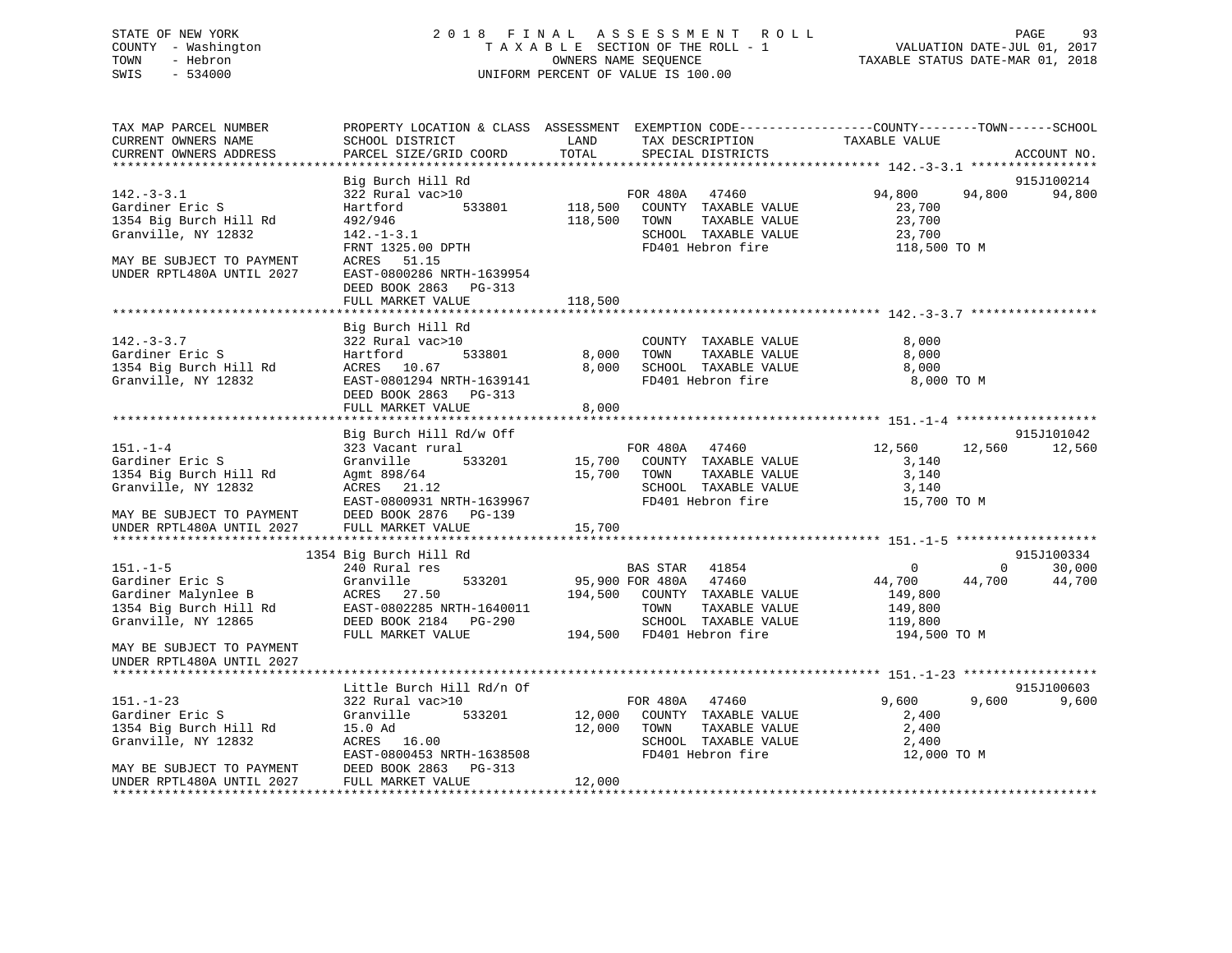STATE OF NEW YORK
COUNTY - Washington
TOWN - Hebron
SWIS - 534000

2018 FINAL ASSESSMENT ROLL
TAXABLE SECTION OF THE ROLL - 1
OWNERS NAME SEQUENCE
UNIFORM PERCENT OF VALUE IS 100.00

VALUATION DATE-JUL 01, 2017
TAXABLE STATUS DATE-MAR 01, 2018

```
TAX MAP PARCEL NUMBER          PROPERTY LOCATION & CLASS  ASSESSMENT  EXEMPTION CODE------------------COUNTY--------TOWN------SCHOOL
CURRENT OWNERS NAME            SCHOOL DISTRICT               LAND      TAX DESCRIPTION             TAXABLE VALUE
CURRENT OWNERS ADDRESS         PARCEL SIZE/GRID COORD        TOTAL     SPECIAL DISTRICTS                                      ACCOUNT NO.
******************************************************************************************************* 142.-3-3.1 *****************
                               Big Burch Hill Rd                                                                          915J100214
142.-3-3.1                     322 Rural vac>10                       FOR 480A   47460                 94,800     94,800      94,800
Gardiner Eric S                Hartford         533801      118,500    COUNTY  TAXABLE VALUE            23,700
1354 Big Burch Hill Rd         492/946                      118,500    TOWN    TAXABLE VALUE            23,700
Granville, NY 12832            142.-1-3.1                              SCHOOL  TAXABLE VALUE            23,700
                               FRNT 1325.00 DPTH                       FD401 Hebron fire               118,500 TO M
MAY BE SUBJECT TO PAYMENT      ACRES   51.15
UNDER RPTL480A UNTIL 2027      EAST-0800286 NRTH-1639954
                               DEED BOOK 2863   PG-313
                               FULL MARKET VALUE            118,500
******************************************************************************************************* 142.-3-3.7 *****************
                               Big Burch Hill Rd
142.-3-3.7                     322 Rural vac>10                        COUNTY  TAXABLE VALUE             8,000
Gardiner Eric S                Hartford         533801        8,000    TOWN    TAXABLE VALUE             8,000
1354 Big Burch Hill Rd         ACRES   10.67                  8,000    SCHOOL  TAXABLE VALUE             8,000
Granville, NY 12832            EAST-0801294 NRTH-1639141               FD401 Hebron fire                 8,000 TO M
                               DEED BOOK 2863   PG-313
                               FULL MARKET VALUE              8,000
******************************************************************************************************* 151.-1-4 *******************
                               Big Burch Hill Rd/w Off                                                                    915J101042
151.-1-4                       323 Vacant rural                       FOR 480A   47460                 12,560     12,560      12,560
Gardiner Eric S                Granville        533201       15,700    COUNTY  TAXABLE VALUE             3,140
1354 Big Burch Hill Rd         Agmt 898/64                   15,700    TOWN    TAXABLE VALUE             3,140
Granville, NY 12832            ACRES   21.12                           SCHOOL  TAXABLE VALUE             3,140
                               EAST-0800931 NRTH-1639967               FD401 Hebron fire                15,700 TO M
MAY BE SUBJECT TO PAYMENT      DEED BOOK 2876   PG-139
UNDER RPTL480A UNTIL 2027      FULL MARKET VALUE             15,700
******************************************************************************************************* 151.-1-5 *******************
                          1354 Big Burch Hill Rd                                                                          915J100334
151.-1-5                       240 Rural res                          BAS STAR   41854                      0          0      30,000
Gardiner Eric S                Granville        533201       95,900 FOR 480A   47460                 44,700     44,700      44,700
Gardiner Malynlee B            ACRES   27.50                194,500    COUNTY  TAXABLE VALUE           149,800
1354 Big Burch Hill Rd         EAST-0802285 NRTH-1640011               TOWN    TAXABLE VALUE           149,800
Granville, NY 12865            DEED BOOK 2184   PG-290                 SCHOOL  TAXABLE VALUE           119,800
                               FULL MARKET VALUE            194,500    FD401 Hebron fire               194,500 TO M
MAY BE SUBJECT TO PAYMENT
UNDER RPTL480A UNTIL 2027
******************************************************************************************************* 151.-1-23 ******************
                               Little Burch Hill Rd/n Of                                                                  915J100603
151.-1-23                      322 Rural vac>10                       FOR 480A   47460                  9,600      9,600       9,600
Gardiner Eric S                Granville        533201       12,000    COUNTY  TAXABLE VALUE             2,400
1354 Big Burch Hill Rd         15.0 Ad                       12,000    TOWN    TAXABLE VALUE             2,400
Granville, NY 12832            ACRES   16.00                           SCHOOL  TAXABLE VALUE             2,400
                               EAST-0800453 NRTH-1638508               FD401 Hebron fire                12,000 TO M
MAY BE SUBJECT TO PAYMENT      DEED BOOK 2863   PG-313
UNDER RPTL480A UNTIL 2027      FULL MARKET VALUE             12,000
************************************************************************************************************************************
```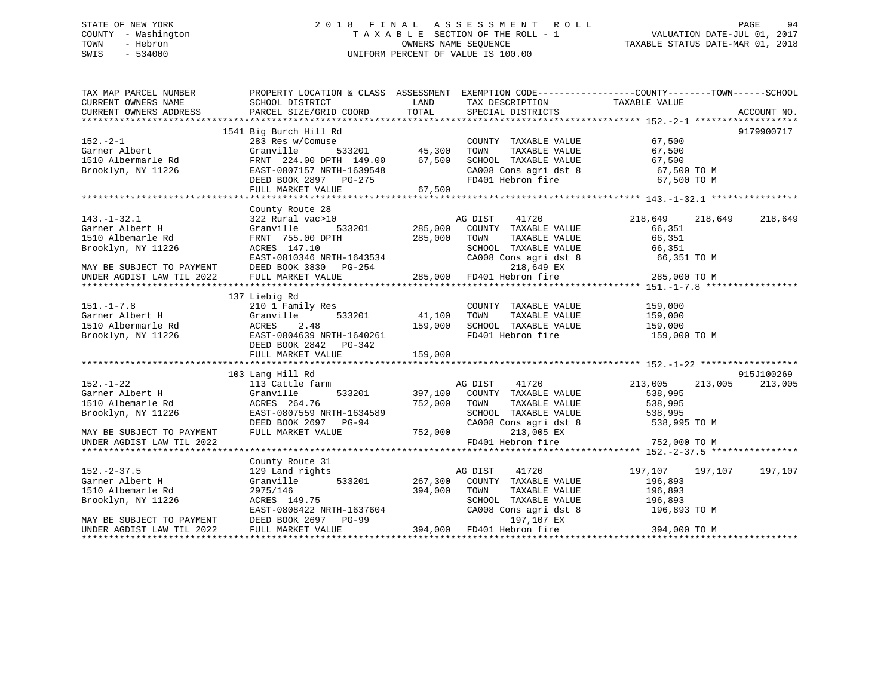STATE OF NEW YORK
COUNTY - Washington
TOWN - Hebron
SWIS - 534000

# 2018 FINAL ASSESSMENT ROLL

TAXABLE SECTION OF THE ROLL - 1
OWNERS NAME SEQUENCE
UNIFORM PERCENT OF VALUE IS 100.00

VALUATION DATE-JUL 01, 2017
TAXABLE STATUS DATE-MAR 01, 2018

```
TAX MAP PARCEL NUMBER          PROPERTY LOCATION & CLASS  ASSESSMENT  EXEMPTION CODE------------------COUNTY--------TOWN------SCHOOL
CURRENT OWNERS NAME            SCHOOL DISTRICT               LAND      TAX DESCRIPTION              TAXABLE VALUE
CURRENT OWNERS ADDRESS         PARCEL SIZE/GRID COORD        TOTAL     SPECIAL DISTRICTS                                     ACCOUNT NO.
******************************************************************************************************* 152.-2-1 *******************
                               1541 Big Burch Hill Rd                                                                     9179900717
152.-2-1                       283 Res w/Comuse                        COUNTY  TAXABLE VALUE            67,500
Garner Albert                  Granville       533201       45,300     TOWN    TAXABLE VALUE            67,500
1510 Albermarle Rd             FRNT 224.00 DPTH 149.00      67,500     SCHOOL  TAXABLE VALUE            67,500
Brooklyn, NY 11226             EAST-0807157 NRTH-1639548               CA008 Cons agri dst 8             67,500 TO M
                               DEED BOOK 2897   PG-275                 FD401 Hebron fire                 67,500 TO M
                               FULL MARKET VALUE            67,500
******************************************************************************************************* 143.-1-32.1 ****************
                               County Route 28
143.-1-32.1                    322 Rural vac>10                        AG DIST    41720            218,649    218,649    218,649
Garner Albert H                Granville       533201      285,000     COUNTY  TAXABLE VALUE            66,351
1510 Albemarle Rd              FRNT 755.00 DPTH            285,000     TOWN    TAXABLE VALUE            66,351
Brooklyn, NY 11226             ACRES 147.10                            SCHOOL  TAXABLE VALUE            66,351
                               EAST-0810346 NRTH-1643534               CA008 Cons agri dst 8             66,351 TO M
MAY BE SUBJECT TO PAYMENT      DEED BOOK 3830   PG-254                       218,649 EX
UNDER AGDIST LAW TIL 2022      FULL MARKET VALUE           285,000     FD401 Hebron fire                285,000 TO M
******************************************************************************************************* 151.-1-7.8 *****************
                               137 Liebig Rd
151.-1-7.8                     210 1 Family Res                        COUNTY  TAXABLE VALUE           159,000
Garner Albert H                Granville       533201       41,100     TOWN    TAXABLE VALUE           159,000
1510 Albermarle Rd             ACRES    2.48               159,000     SCHOOL  TAXABLE VALUE           159,000
Brooklyn, NY 11226             EAST-0804639 NRTH-1640261               FD401 Hebron fire                159,000 TO M
                               DEED BOOK 2842   PG-342
                               FULL MARKET VALUE           159,000
******************************************************************************************************* 152.-1-22 ******************
                               103 Lang Hill Rd                                                                           915J100269
152.-1-22                      113 Cattle farm                         AG DIST    41720            213,005    213,005    213,005
Garner Albert H                Granville       533201      397,100     COUNTY  TAXABLE VALUE           538,995
1510 Albemarle Rd              ACRES 264.76                752,000     TOWN    TAXABLE VALUE           538,995
Brooklyn, NY 11226             EAST-0807559 NRTH-1634589               SCHOOL  TAXABLE VALUE           538,995
                               DEED BOOK 2697   PG-94                  CA008 Cons agri dst 8            538,995 TO M
MAY BE SUBJECT TO PAYMENT      FULL MARKET VALUE           752,000           213,005 EX
UNDER AGDIST LAW TIL 2022                                              FD401 Hebron fire                752,000 TO M
******************************************************************************************************* 152.-2-37.5 ****************
                               County Route 31
152.-2-37.5                    129 Land rights                         AG DIST    41720            197,107    197,107    197,107
Garner Albert H                Granville       533201      267,300     COUNTY  TAXABLE VALUE           196,893
1510 Albemarle Rd              2975/146                    394,000     TOWN    TAXABLE VALUE           196,893
Brooklyn, NY 11226             ACRES 149.75                            SCHOOL  TAXABLE VALUE           196,893
                               EAST-0808422 NRTH-1637604               CA008 Cons agri dst 8            196,893 TO M
MAY BE SUBJECT TO PAYMENT      DEED BOOK 2697   PG-99                        197,107 EX
UNDER AGDIST LAW TIL 2022      FULL MARKET VALUE           394,000     FD401 Hebron fire                394,000 TO M
************************************************************************************************************************************
```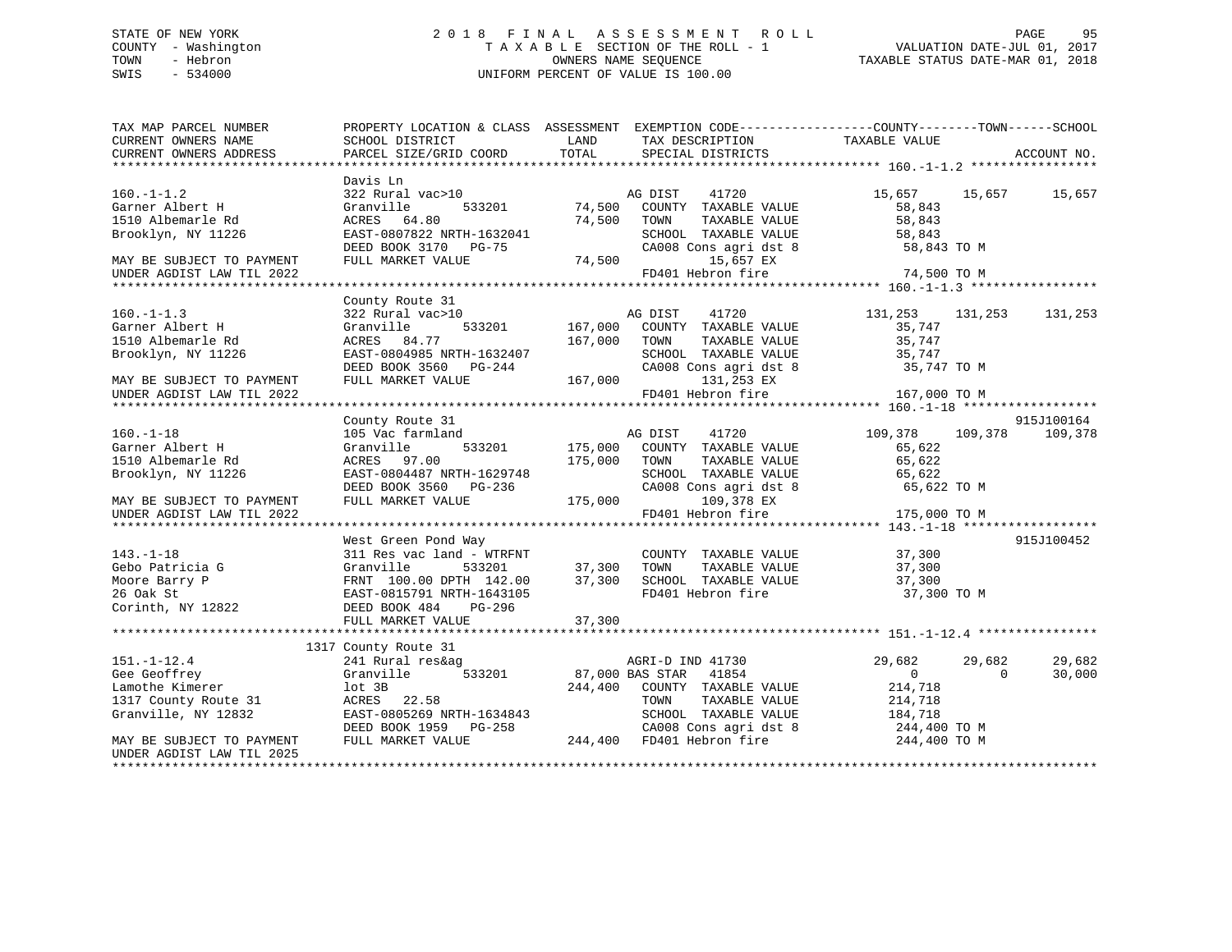STATE OF NEW YORK
COUNTY - Washington
TOWN - Hebron
SWIS - 534000

2018 FINAL ASSESSMENT ROLL
TAXABLE SECTION OF THE ROLL - 1
OWNERS NAME SEQUENCE
UNIFORM PERCENT OF VALUE IS 100.00

VALUATION DATE-JUL 01, 2017
TAXABLE STATUS DATE-MAR 01, 2018

| TAX MAP PARCEL NUMBER / CURRENT OWNERS NAME / CURRENT OWNERS ADDRESS | PROPERTY LOCATION & CLASS / SCHOOL DISTRICT / PARCEL SIZE/GRID COORD | ASSESSMENT LAND / TOTAL | EXEMPTION CODE / TAX DESCRIPTION / SPECIAL DISTRICTS | COUNTY TAXABLE VALUE | TOWN | SCHOOL | ACCOUNT NO. |
|---|---|---|---|---|---|---|---|
| **160.-1-1.2** | Davis Ln | | | | | | |
| 160.-1-1.2 | 322 Rural vac>10 | | AG DIST 41720 | 15,657 | 15,657 | 15,657 | |
| Garner Albert H | Granville 533201 | 74,500 | COUNTY TAXABLE VALUE | 58,843 | | | |
| 1510 Albemarle Rd | ACRES 64.80 | 74,500 | TOWN TAXABLE VALUE | 58,843 | | | |
| Brooklyn, NY 11226 | EAST-0807822 NRTH-1632041 | | SCHOOL TAXABLE VALUE | 58,843 | | | |
| | DEED BOOK 3170 PG-75 | | CA008 Cons agri dst 8 | 58,843 TO M | | | |
| MAY BE SUBJECT TO PAYMENT | FULL MARKET VALUE | 74,500 | 15,657 EX | | | | |
| UNDER AGDIST LAW TIL 2022 | | | FD401 Hebron fire | 74,500 TO M | | | |
| **160.-1-1.3** | County Route 31 | | | | | | |
| 160.-1-1.3 | 322 Rural vac>10 | | AG DIST 41720 | 131,253 | 131,253 | 131,253 | |
| Garner Albert H | Granville 533201 | 167,000 | COUNTY TAXABLE VALUE | 35,747 | | | |
| 1510 Albemarle Rd | ACRES 84.77 | 167,000 | TOWN TAXABLE VALUE | 35,747 | | | |
| Brooklyn, NY 11226 | EAST-0804985 NRTH-1632407 | | SCHOOL TAXABLE VALUE | 35,747 | | | |
| | DEED BOOK 3560 PG-244 | | CA008 Cons agri dst 8 | 35,747 TO M | | | |
| MAY BE SUBJECT TO PAYMENT | FULL MARKET VALUE | 167,000 | 131,253 EX | | | | |
| UNDER AGDIST LAW TIL 2022 | | | FD401 Hebron fire | 167,000 TO M | | | |
| **160.-1-18** | County Route 31 | | | | | | 915J100164 |
| 160.-1-18 | 105 Vac farmland | | AG DIST 41720 | 109,378 | 109,378 | 109,378 | |
| Garner Albert H | Granville 533201 | 175,000 | COUNTY TAXABLE VALUE | 65,622 | | | |
| 1510 Albemarle Rd | ACRES 97.00 | 175,000 | TOWN TAXABLE VALUE | 65,622 | | | |
| Brooklyn, NY 11226 | EAST-0804487 NRTH-1629748 | | SCHOOL TAXABLE VALUE | 65,622 | | | |
| | DEED BOOK 3560 PG-236 | | CA008 Cons agri dst 8 | 65,622 TO M | | | |
| MAY BE SUBJECT TO PAYMENT | FULL MARKET VALUE | 175,000 | 109,378 EX | | | | |
| UNDER AGDIST LAW TIL 2022 | | | FD401 Hebron fire | 175,000 TO M | | | |
| **143.-1-18** | West Green Pond Way | | | | | | 915J100452 |
| 143.-1-18 | 311 Res vac land - WTRFNT | | COUNTY TAXABLE VALUE | 37,300 | | | |
| Gebo Patricia G | Granville 533201 | 37,300 | TOWN TAXABLE VALUE | 37,300 | | | |
| Moore Barry P | FRNT 100.00 DPTH 142.00 | 37,300 | SCHOOL TAXABLE VALUE | 37,300 | | | |
| 26 Oak St | EAST-0815791 NRTH-1643105 | | FD401 Hebron fire | 37,300 TO M | | | |
| Corinth, NY 12822 | DEED BOOK 484 PG-296 | | | | | | |
| | FULL MARKET VALUE | 37,300 | | | | | |
| **151.-1-12.4** | 1317 County Route 31 | | | | | | |
| 151.-1-12.4 | 241 Rural res&ag | | AGRI-D IND 41730 | 29,682 | 29,682 | 29,682 | |
| Gee Geoffrey | Granville 533201 | 87,000 | BAS STAR 41854 | 0 | 0 | 30,000 | |
| Lamothe Kimerer | lot 3B | 244,400 | COUNTY TAXABLE VALUE | 214,718 | | | |
| 1317 County Route 31 | ACRES 22.58 | | TOWN TAXABLE VALUE | 214,718 | | | |
| Granville, NY 12832 | EAST-0805269 NRTH-1634843 | | SCHOOL TAXABLE VALUE | 184,718 | | | |
| | DEED BOOK 1959 PG-258 | | CA008 Cons agri dst 8 | 244,400 TO M | | | |
| MAY BE SUBJECT TO PAYMENT | FULL MARKET VALUE | 244,400 | FD401 Hebron fire | 244,400 TO M | | | |
| UNDER AGDIST LAW TIL 2025 | | | | | | | |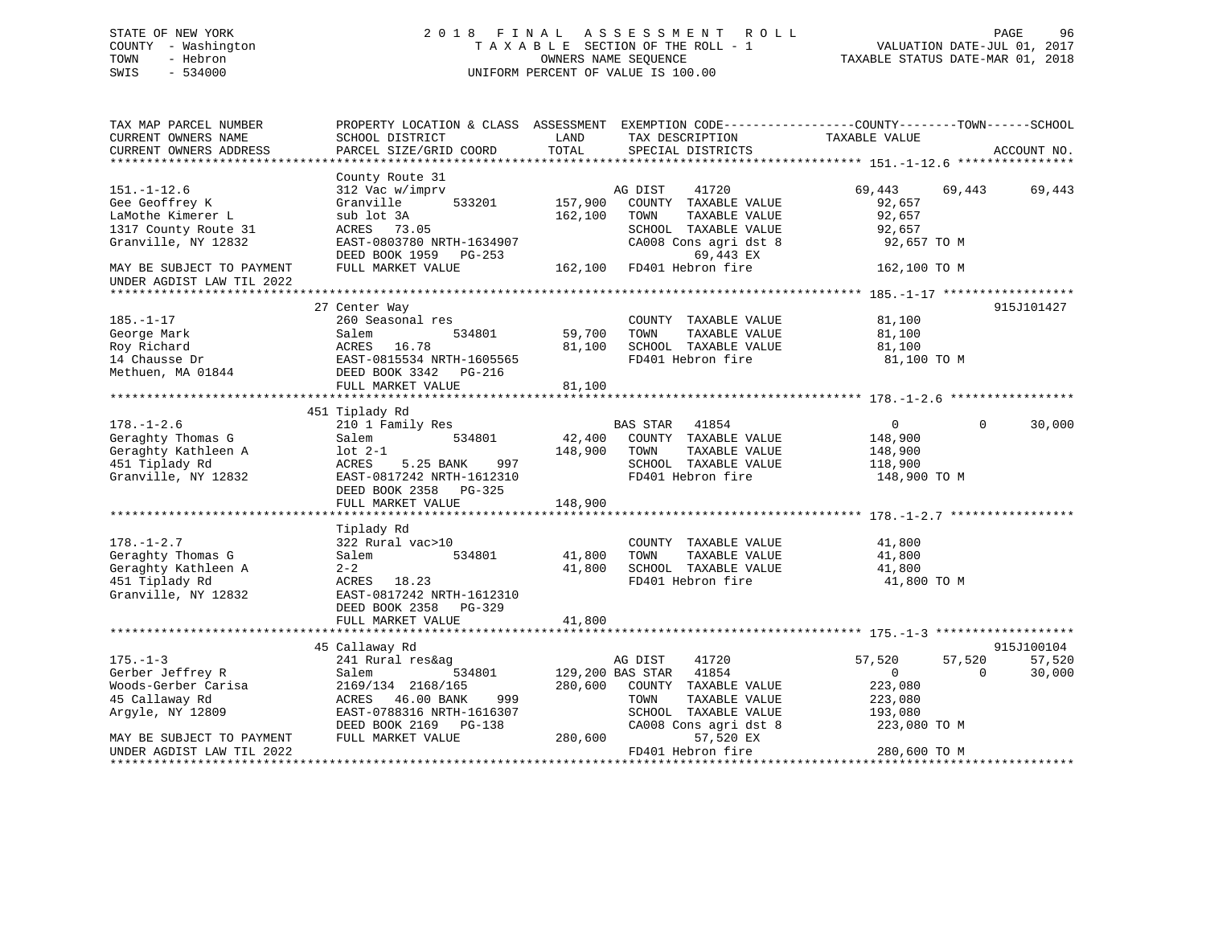STATE OF NEW YORK
COUNTY - Washington
TOWN - Hebron
SWIS - 534000

2018 FINAL ASSESSMENT ROLL
TAXABLE SECTION OF THE ROLL - 1
OWNERS NAME SEQUENCE
UNIFORM PERCENT OF VALUE IS 100.00

VALUATION DATE-JUL 01, 2017
TAXABLE STATUS DATE-MAR 01, 2018

```
TAX MAP PARCEL NUMBER          PROPERTY LOCATION & CLASS  ASSESSMENT  EXEMPTION CODE------------------COUNTY--------TOWN------SCHOOL
CURRENT OWNERS NAME            SCHOOL DISTRICT               LAND      TAX DESCRIPTION             TAXABLE VALUE
CURRENT OWNERS ADDRESS         PARCEL SIZE/GRID COORD        TOTAL     SPECIAL DISTRICTS                                    ACCOUNT NO.
******************************************************************************************************* 151.-1-12.6 ****************
                               County Route 31
151.-1-12.6                    312 Vac w/imprv                         AG DIST     41720            69,443      69,443      69,443
Gee Geoffrey K                 Granville        533201      157,900    COUNTY  TAXABLE VALUE           92,657
LaMothe Kimerer L              sub lot 3A                   162,100    TOWN    TAXABLE VALUE           92,657
1317 County Route 31           ACRES   73.05                           SCHOOL  TAXABLE VALUE           92,657
Granville, NY 12832            EAST-0803780 NRTH-1634907               CA008 Cons agri dst 8           92,657 TO M
                               DEED BOOK 1959   PG-253                       69,443 EX
MAY BE SUBJECT TO PAYMENT      FULL MARKET VALUE            162,100    FD401 Hebron fire              162,100 TO M
UNDER AGDIST LAW TIL 2022
******************************************************************************************************* 185.-1-17 ******************
                               27 Center Way                                                                               915J101427
185.-1-17                      260 Seasonal res                        COUNTY  TAXABLE VALUE           81,100
George Mark                    Salem            534801       59,700    TOWN    TAXABLE VALUE           81,100
Roy Richard                    ACRES   16.78                 81,100    SCHOOL  TAXABLE VALUE           81,100
14 Chausse Dr                  EAST-0815534 NRTH-1605565               FD401 Hebron fire               81,100 TO M
Methuen, MA 01844              DEED BOOK 3342   PG-216
                               FULL MARKET VALUE             81,100
******************************************************************************************************* 178.-1-2.6 *****************
                               451 Tiplady Rd
178.-1-2.6                     210 1 Family Res                        BAS STAR    41854                 0           0      30,000
Geraghty Thomas G              Salem            534801       42,400    COUNTY  TAXABLE VALUE          148,900
Geraghty Kathleen A            lot 2-1                      148,900    TOWN    TAXABLE VALUE          148,900
451 Tiplady Rd                 ACRES    5.25 BANK     997              SCHOOL  TAXABLE VALUE          118,900
Granville, NY 12832            EAST-0817242 NRTH-1612310               FD401 Hebron fire              148,900 TO M
                               DEED BOOK 2358   PG-325
                               FULL MARKET VALUE            148,900
******************************************************************************************************* 178.-1-2.7 *****************
                               Tiplady Rd
178.-1-2.7                     322 Rural vac>10                        COUNTY  TAXABLE VALUE           41,800
Geraghty Thomas G              Salem            534801       41,800    TOWN    TAXABLE VALUE           41,800
Geraghty Kathleen A            2-2                           41,800    SCHOOL  TAXABLE VALUE           41,800
451 Tiplady Rd                 ACRES   18.23                           FD401 Hebron fire               41,800 TO M
Granville, NY 12832            EAST-0817242 NRTH-1612310
                               DEED BOOK 2358   PG-329
                               FULL MARKET VALUE             41,800
******************************************************************************************************* 175.-1-3 *******************
                               45 Callaway Rd                                                                              915J100104
175.-1-3                       241 Rural res&ag                        AG DIST     41720            57,520      57,520      57,520
Gerber Jeffrey R               Salem            534801      129,200 BAS STAR  41854                  0           0      30,000
Woods-Gerber Carisa            2169/134 2168/165            280,600    COUNTY  TAXABLE VALUE          223,080
45 Callaway Rd                 ACRES   46.00 BANK     999              TOWN    TAXABLE VALUE          223,080
Argyle, NY 12809               EAST-0788316 NRTH-1616307               SCHOOL  TAXABLE VALUE          193,080
                               DEED BOOK 2169   PG-138                 CA008 Cons agri dst 8          223,080 TO M
MAY BE SUBJECT TO PAYMENT      FULL MARKET VALUE            280,600          57,520 EX
UNDER AGDIST LAW TIL 2022                                              FD401 Hebron fire              280,600 TO M
************************************************************************************************************************************
```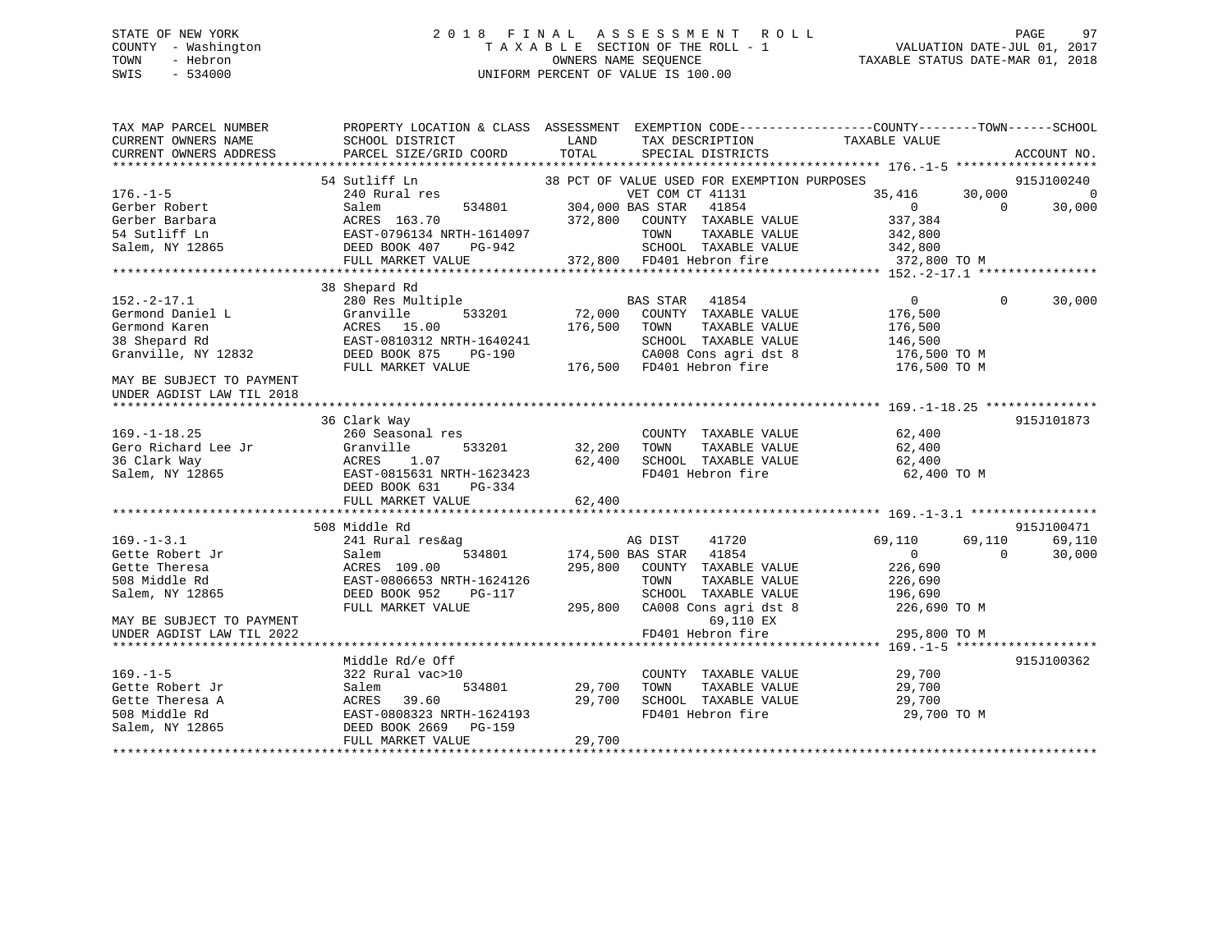STATE OF NEW YORK
COUNTY - Washington
TOWN - Hebron
SWIS - 534000

# 2018 FINAL ASSESSMENT ROLL
TAXABLE SECTION OF THE ROLL - 1
OWNERS NAME SEQUENCE
UNIFORM PERCENT OF VALUE IS 100.00

VALUATION DATE-JUL 01, 2017
TAXABLE STATUS DATE-MAR 01, 2018

```
TAX MAP PARCEL NUMBER          PROPERTY LOCATION & CLASS  ASSESSMENT  EXEMPTION CODE------------------COUNTY--------TOWN------SCHOOL
CURRENT OWNERS NAME            SCHOOL DISTRICT              LAND        TAX DESCRIPTION              TAXABLE VALUE
CURRENT OWNERS ADDRESS         PARCEL SIZE/GRID COORD       TOTAL       SPECIAL DISTRICTS                                      ACCOUNT NO.
****************************************************************************************************** 176.-1-5 *******************
                    54 Sutliff Ln                      38 PCT OF VALUE USED FOR EXEMPTION PURPOSES                      915J100240
176.-1-5                       240 Rural res                     VET COM CT 41131           35,416      30,000           0
Gerber Robert                  Salem          534801   304,000 BAS STAR  41854                  0           0       30,000
Gerber Barbara                 ACRES 163.70            372,800   COUNTY  TAXABLE VALUE        337,384
54 Sutliff Ln                  EAST-0796134 NRTH-1614097          TOWN    TAXABLE VALUE        342,800
Salem, NY 12865                DEED BOOK 407    PG-942            SCHOOL  TAXABLE VALUE        342,800
                               FULL MARKET VALUE       372,800   FD401 Hebron fire             372,800 TO M
****************************************************************************************************** 152.-2-17.1 ****************
                    38 Shepard Rd
152.-2-17.1                    280 Res Multiple                  BAS STAR  41854                  0           0       30,000
Germond Daniel L               Granville      533201    72,000   COUNTY  TAXABLE VALUE        176,500
Germond Karen                  ACRES  15.00            176,500   TOWN    TAXABLE VALUE        176,500
38 Shepard Rd                  EAST-0810312 NRTH-1640241          SCHOOL  TAXABLE VALUE        146,500
Granville, NY 12832            DEED BOOK 875    PG-190            CA008 Cons agri dst 8         176,500 TO M
                               FULL MARKET VALUE       176,500   FD401 Hebron fire             176,500 TO M
MAY BE SUBJECT TO PAYMENT
UNDER AGDIST LAW TIL 2018
****************************************************************************************************** 169.-1-18.25 ***************
                    36 Clark Way                                                                                  915J101873
169.-1-18.25                   260 Seasonal res                  COUNTY  TAXABLE VALUE         62,400
Gero Richard Lee Jr            Granville      533201    32,200   TOWN    TAXABLE VALUE         62,400
36 Clark Way                   ACRES   1.07             62,400   SCHOOL  TAXABLE VALUE         62,400
Salem, NY 12865                EAST-0815631 NRTH-1623423          FD401 Hebron fire              62,400 TO M
                               DEED BOOK 631    PG-334
                               FULL MARKET VALUE        62,400
****************************************************************************************************** 169.-1-3.1 *****************
                    508 Middle Rd                                                                                 915J100471
169.-1-3.1                     241 Rural res&ag                  AG DIST   41720            69,110      69,110      69,110
Gette Robert Jr                Salem          534801   174,500 BAS STAR  41854                  0           0       30,000
Gette Theresa                  ACRES 109.00            295,800   COUNTY  TAXABLE VALUE        226,690
508 Middle Rd                  EAST-0806653 NRTH-1624126          TOWN    TAXABLE VALUE        226,690
Salem, NY 12865                DEED BOOK 952    PG-117            SCHOOL  TAXABLE VALUE        196,690
                               FULL MARKET VALUE       295,800   CA008 Cons agri dst 8         226,690 TO M
MAY BE SUBJECT TO PAYMENT                                             69,110 EX
UNDER AGDIST LAW TIL 2022                                         FD401 Hebron fire             295,800 TO M
****************************************************************************************************** 169.-1-5 *******************
                    Middle Rd/e Off                                                                               915J100362
169.-1-5                       322 Rural vac>10                  COUNTY  TAXABLE VALUE         29,700
Gette Robert Jr                Salem          534801    29,700   TOWN    TAXABLE VALUE         29,700
Gette Theresa A                ACRES  39.60             29,700   SCHOOL  TAXABLE VALUE         29,700
508 Middle Rd                  EAST-0808323 NRTH-1624193          FD401 Hebron fire              29,700 TO M
Salem, NY 12865                DEED BOOK 2669   PG-159
                               FULL MARKET VALUE        29,700
************************************************************************************************************************************
```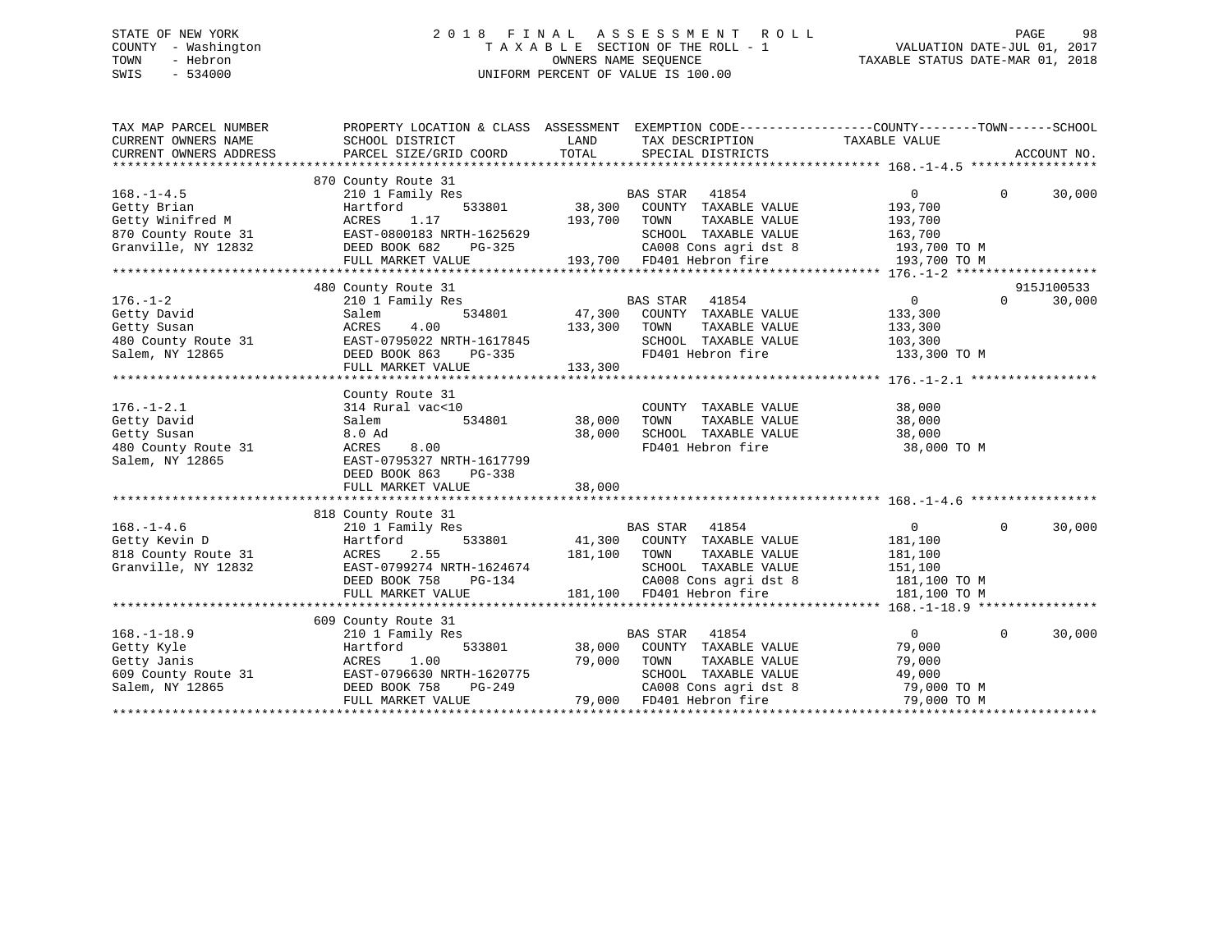STATE OF NEW YORK
COUNTY - Washington
TOWN - Hebron
SWIS - 534000

2018 FINAL ASSESSMENT ROLL
TAXABLE SECTION OF THE ROLL - 1
OWNERS NAME SEQUENCE
UNIFORM PERCENT OF VALUE IS 100.00

VALUATION DATE-JUL 01, 2017
TAXABLE STATUS DATE-MAR 01, 2018

| TAX MAP PARCEL NUMBER / CURRENT OWNERS NAME / CURRENT OWNERS ADDRESS | PROPERTY LOCATION & CLASS / SCHOOL DISTRICT / PARCEL SIZE/GRID COORD | ASSESSMENT LAND | ASSESSMENT TOTAL | EXEMPTION CODE / TAX DESCRIPTION / SPECIAL DISTRICTS | COUNTY TAXABLE VALUE | TOWN | SCHOOL | ACCOUNT NO. |
|---|---|---|---|---|---|---|---|---|
| **168.-1-4.5** | 870 County Route 31 | | | | | | | |
| Getty Brian | 210 1 Family Res | | | BAS STAR 41854 | 0 | 0 | 30,000 | |
| Getty Winifred M | Hartford 533801 | 38,300 | | COUNTY TAXABLE VALUE | 193,700 | | | |
| 870 County Route 31 | ACRES 1.17 | | 193,700 | TOWN TAXABLE VALUE | 193,700 | | | |
| Granville, NY 12832 | EAST-0800183 NRTH-1625629 | | | SCHOOL TAXABLE VALUE | 163,700 | | | |
| | DEED BOOK 682 PG-325 | | | CA008 Cons agri dst 8 | 193,700 TO M | | | |
| | FULL MARKET VALUE | | 193,700 | FD401 Hebron fire | 193,700 TO M | | | |
| **176.-1-2** | 480 County Route 31 | | | | | | | 915J100533 |
| Getty David | 210 1 Family Res | | | BAS STAR 41854 | 0 | 0 | 30,000 | |
| Getty Susan | Salem 534801 | 47,300 | | COUNTY TAXABLE VALUE | 133,300 | | | |
| 480 County Route 31 | ACRES 4.00 | | 133,300 | TOWN TAXABLE VALUE | 133,300 | | | |
| Salem, NY 12865 | EAST-0795022 NRTH-1617845 | | | SCHOOL TAXABLE VALUE | 103,300 | | | |
| | DEED BOOK 863 PG-335 | | | FD401 Hebron fire | 133,300 TO M | | | |
| | FULL MARKET VALUE | | 133,300 | | | | | |
| **176.-1-2.1** | County Route 31 | | | | | | | |
| Getty David | 314 Rural vac<10 | | | COUNTY TAXABLE VALUE | 38,000 | | | |
| Getty Susan | Salem 534801 | 38,000 | | TOWN TAXABLE VALUE | 38,000 | | | |
| 480 County Route 31 | 8.0 Ad | | 38,000 | SCHOOL TAXABLE VALUE | 38,000 | | | |
| Salem, NY 12865 | ACRES 8.00 | | | FD401 Hebron fire | 38,000 TO M | | | |
| | EAST-0795327 NRTH-1617799 | | | | | | | |
| | DEED BOOK 863 PG-338 | | | | | | | |
| | FULL MARKET VALUE | | 38,000 | | | | | |
| **168.-1-4.6** | 818 County Route 31 | | | | | | | |
| Getty Kevin D | 210 1 Family Res | | | BAS STAR 41854 | 0 | 0 | 30,000 | |
| 818 County Route 31 | Hartford 533801 | 41,300 | | COUNTY TAXABLE VALUE | 181,100 | | | |
| Granville, NY 12832 | ACRES 2.55 | | 181,100 | TOWN TAXABLE VALUE | 181,100 | | | |
| | EAST-0799274 NRTH-1624674 | | | SCHOOL TAXABLE VALUE | 151,100 | | | |
| | DEED BOOK 758 PG-134 | | | CA008 Cons agri dst 8 | 181,100 TO M | | | |
| | FULL MARKET VALUE | | 181,100 | FD401 Hebron fire | 181,100 TO M | | | |
| **168.-1-18.9** | 609 County Route 31 | | | | | | | |
| Getty Kyle | 210 1 Family Res | | | BAS STAR 41854 | 0 | 0 | 30,000 | |
| Getty Janis | Hartford 533801 | 38,000 | | COUNTY TAXABLE VALUE | 79,000 | | | |
| 609 County Route 31 | ACRES 1.00 | | 79,000 | TOWN TAXABLE VALUE | 79,000 | | | |
| Salem, NY 12865 | EAST-0796630 NRTH-1620775 | | | SCHOOL TAXABLE VALUE | 49,000 | | | |
| | DEED BOOK 758 PG-249 | | | CA008 Cons agri dst 8 | 79,000 TO M | | | |
| | FULL MARKET VALUE | | 79,000 | FD401 Hebron fire | 79,000 TO M | | | |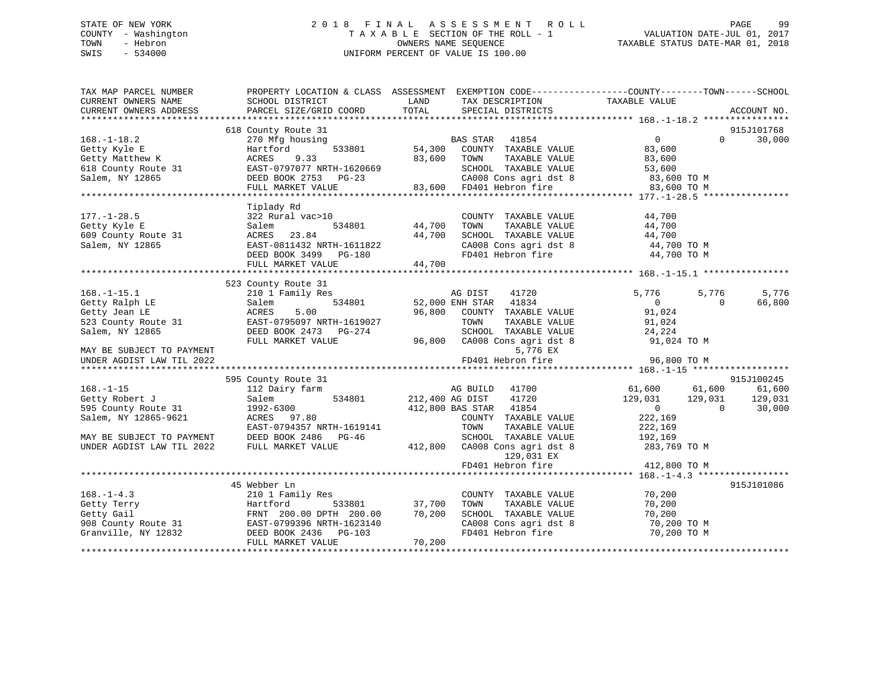STATE OF NEW YORK — 2018 FINAL ASSESSMENT ROLL — PAGE 99
COUNTY - Washington — TAXABLE SECTION OF THE ROLL - 1 — VALUATION DATE-JUL 01, 2017
TOWN - Hebron — OWNERS NAME SEQUENCE — TAXABLE STATUS DATE-MAR 01, 2018
SWIS - 534000 — UNIFORM PERCENT OF VALUE IS 100.00

```
TAX MAP PARCEL NUMBER          PROPERTY LOCATION & CLASS  ASSESSMENT  EXEMPTION CODE------------------COUNTY--------TOWN------SCHOOL
CURRENT OWNERS NAME            SCHOOL DISTRICT               LAND      TAX DESCRIPTION             TAXABLE VALUE
CURRENT OWNERS ADDRESS         PARCEL SIZE/GRID COORD        TOTAL     SPECIAL DISTRICTS                                      ACCOUNT NO.
******************************************************************************************************* 168.-1-18.2 ****************
                               618 County Route 31                                                                         915J101768
168.-1-18.2                    270 Mfg housing                        BAS STAR  41854                  0           0       30,000
Getty Kyle E                   Hartford        533801       54,300    COUNTY  TAXABLE VALUE           83,600
Getty Matthew K                ACRES     9.33               83,600    TOWN    TAXABLE VALUE           83,600
618 County Route 31            EAST-0797077 NRTH-1620669              SCHOOL  TAXABLE VALUE           53,600
Salem, NY 12865                DEED BOOK 2753   PG-23                 CA008 Cons agri dst 8            83,600 TO M
                               FULL MARKET VALUE            83,600    FD401 Hebron fire                83,600 TO M
******************************************************************************************************* 177.-1-28.5 ****************
                               Tiplady Rd
177.-1-28.5                    322 Rural vac>10                       COUNTY  TAXABLE VALUE           44,700
Getty Kyle E                   Salem           534801       44,700    TOWN    TAXABLE VALUE           44,700
609 County Route 31            ACRES    23.84               44,700    SCHOOL  TAXABLE VALUE           44,700
Salem, NY 12865                EAST-0811432 NRTH-1611822              CA008 Cons agri dst 8            44,700 TO M
                               DEED BOOK 3499   PG-180                FD401 Hebron fire                44,700 TO M
                               FULL MARKET VALUE            44,700
******************************************************************************************************* 168.-1-15.1 ****************
                               523 County Route 31
168.-1-15.1                    210 1 Family Res                       AG DIST   41720              5,776       5,776        5,776
Getty Ralph LE                 Salem           534801       52,000 ENH STAR  41834                  0           0       66,800
Getty Jean LE                  ACRES     5.00               96,800    COUNTY  TAXABLE VALUE           91,024
523 County Route 31            EAST-0795097 NRTH-1619027              TOWN    TAXABLE VALUE           91,024
Salem, NY 12865                DEED BOOK 2473   PG-274                SCHOOL  TAXABLE VALUE           24,224
                               FULL MARKET VALUE            96,800    CA008 Cons agri dst 8            91,024 TO M
MAY BE SUBJECT TO PAYMENT                                                    5,776 EX
UNDER AGDIST LAW TIL 2022                                             FD401 Hebron fire                96,800 TO M
******************************************************************************************************* 168.-1-15 ******************
                               595 County Route 31                                                                         915J100245
168.-1-15                      112 Dairy farm                         AG BUILD  41700             61,600      61,600       61,600
Getty Robert J                 Salem           534801      212,400 AG DIST   41720             129,031     129,031      129,031
595 County Route 31            1992-6300                   412,800 BAS STAR  41854                  0           0       30,000
Salem, NY 12865-9621           ACRES    97.80                         COUNTY  TAXABLE VALUE          222,169
                               EAST-0794357 NRTH-1619141              TOWN    TAXABLE VALUE          222,169
MAY BE SUBJECT TO PAYMENT      DEED BOOK 2486   PG-46                 SCHOOL  TAXABLE VALUE          192,169
UNDER AGDIST LAW TIL 2022      FULL MARKET VALUE           412,800    CA008 Cons agri dst 8           283,769 TO M
                                                                             129,031 EX
                                                                      FD401 Hebron fire               412,800 TO M
******************************************************************************************************* 168.-1-4.3 *****************
                               45 Webber Ln                                                                                915J101086
168.-1-4.3                     210 1 Family Res                       COUNTY  TAXABLE VALUE           70,200
Getty Terry                    Hartford        533801       37,700    TOWN    TAXABLE VALUE           70,200
Getty Gail                     FRNT  200.00 DPTH  200.00    70,200    SCHOOL  TAXABLE VALUE           70,200
908 County Route 31            EAST-0799396 NRTH-1623140              CA008 Cons agri dst 8            70,200 TO M
Granville, NY 12832            DEED BOOK 2436   PG-103                FD401 Hebron fire                70,200 TO M
                               FULL MARKET VALUE            70,200
************************************************************************************************************************************
```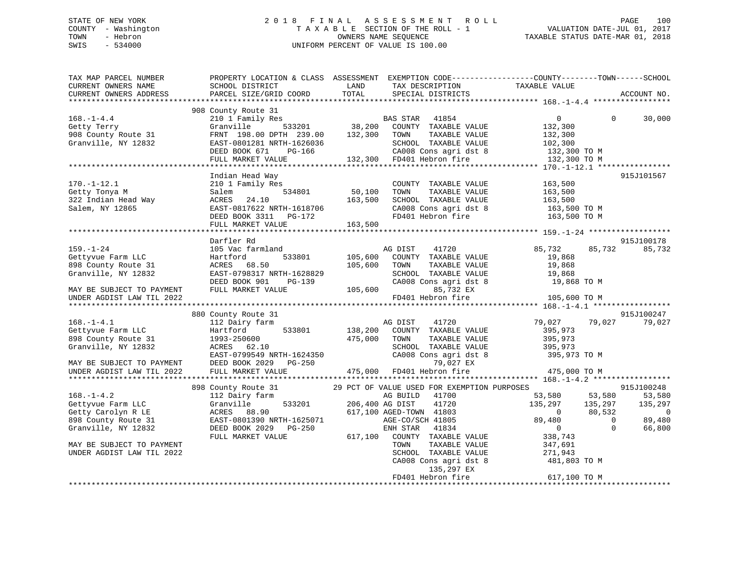STATE OF NEW YORK
COUNTY - Washington
TOWN - Hebron
SWIS - 534000

2018 FINAL ASSESSMENT ROLL
TAXABLE SECTION OF THE ROLL - 1
OWNERS NAME SEQUENCE
UNIFORM PERCENT OF VALUE IS 100.00

VALUATION DATE-JUL 01, 2017
TAXABLE STATUS DATE-MAR 01, 2018

```
TAX MAP PARCEL NUMBER          PROPERTY LOCATION & CLASS  ASSESSMENT  EXEMPTION CODE------------------COUNTY--------TOWN------SCHOOL
CURRENT OWNERS NAME            SCHOOL DISTRICT              LAND       TAX DESCRIPTION            TAXABLE VALUE
CURRENT OWNERS ADDRESS         PARCEL SIZE/GRID COORD       TOTAL      SPECIAL DISTRICTS                                    ACCOUNT NO.
************************************************************************************************** 168.-1-4.4 *****************
                               908 County Route 31
168.-1-4.4                     210 1 Family Res                        BAS STAR   41854                  0          0       30,000
Getty Terry                    Granville      533201       38,200     COUNTY  TAXABLE VALUE           132,300
908 County Route 31            FRNT 198.00 DPTH 239.00    132,300     TOWN    TAXABLE VALUE           132,300
Granville, NY 12832            EAST-0801281 NRTH-1626036              SCHOOL  TAXABLE VALUE           102,300
                               DEED BOOK 671    PG-166                CA008 Cons agri dst 8            132,300 TO M
                               FULL MARKET VALUE          132,300     FD401 Hebron fire                132,300 TO M
************************************************************************************************** 170.-1-12.1 ****************
                               Indian Head Way                                                                      915J101567
170.-1-12.1                    210 1 Family Res                        COUNTY  TAXABLE VALUE           163,500
Getty Tonya M                  Salem          534801       50,100     TOWN    TAXABLE VALUE           163,500
322 Indian Head Way            ACRES  24.10               163,500     SCHOOL  TAXABLE VALUE           163,500
Salem, NY 12865                EAST-0817622 NRTH-1618706              CA008 Cons agri dst 8            163,500 TO M
                               DEED BOOK 3311   PG-172                FD401 Hebron fire                163,500 TO M
                               FULL MARKET VALUE          163,500
************************************************************************************************** 159.-1-24 ******************
                               Darfler Rd                                                                           915J100178
159.-1-24                      105 Vac farmland                        AG DIST    41720             85,732     85,732     85,732
Gettyvue Farm LLC              Hartford       533801      105,600     COUNTY  TAXABLE VALUE            19,868
898 County Route 31            ACRES  68.50               105,600     TOWN    TAXABLE VALUE            19,868
Granville, NY 12832            EAST-0798317 NRTH-1628829              SCHOOL  TAXABLE VALUE            19,868
                               DEED BOOK 901    PG-139                CA008 Cons agri dst 8             19,868 TO M
MAY BE SUBJECT TO PAYMENT      FULL MARKET VALUE          105,600           85,732 EX
UNDER AGDIST LAW TIL 2022                                             FD401 Hebron fire                105,600 TO M
************************************************************************************************** 168.-1-4.1 *****************
                               880 County Route 31                                                                  915J100247
168.-1-4.1                     112 Dairy farm                          AG DIST    41720             79,027     79,027     79,027
Gettyvue Farm LLC              Hartford       533801      138,200     COUNTY  TAXABLE VALUE           395,973
898 County Route 31            1993-250600                475,000     TOWN    TAXABLE VALUE           395,973
Granville, NY 12832            ACRES  62.10                           SCHOOL  TAXABLE VALUE           395,973
                               EAST-0799549 NRTH-1624350              CA008 Cons agri dst 8            395,973 TO M
MAY BE SUBJECT TO PAYMENT      DEED BOOK 2029   PG-250                      79,027 EX
UNDER AGDIST LAW TIL 2022      FULL MARKET VALUE          475,000     FD401 Hebron fire                475,000 TO M
************************************************************************************************** 168.-1-4.2 *****************
                               898 County Route 31          29 PCT OF VALUE USED FOR EXEMPTION PURPOSES                     915J100248
168.-1-4.2                     112 Dairy farm                          AG BUILD   41700             53,580     53,580     53,580
Gettyvue Farm LLC              Granville      533201      206,400 AG DIST     41720            135,297    135,297    135,297
Getty Carolyn R LE             ACRES  88.90               617,100 AGED-TOWN   41803                  0     80,532          0
898 County Route 31            EAST-0801390 NRTH-1625071              AGE-CO/SCH 41805             89,480          0     89,480
Granville, NY 12832            DEED BOOK 2029   PG-250                ENH STAR   41834                  0          0     66,800
                               FULL MARKET VALUE          617,100     COUNTY  TAXABLE VALUE           338,743
MAY BE SUBJECT TO PAYMENT                                             TOWN    TAXABLE VALUE           347,691
UNDER AGDIST LAW TIL 2022                                             SCHOOL  TAXABLE VALUE           271,943
                                                                      CA008 Cons agri dst 8            481,803 TO M
                                                                            135,297 EX
                                                                      FD401 Hebron fire                617,100 TO M
********************************************************************************************************************************
```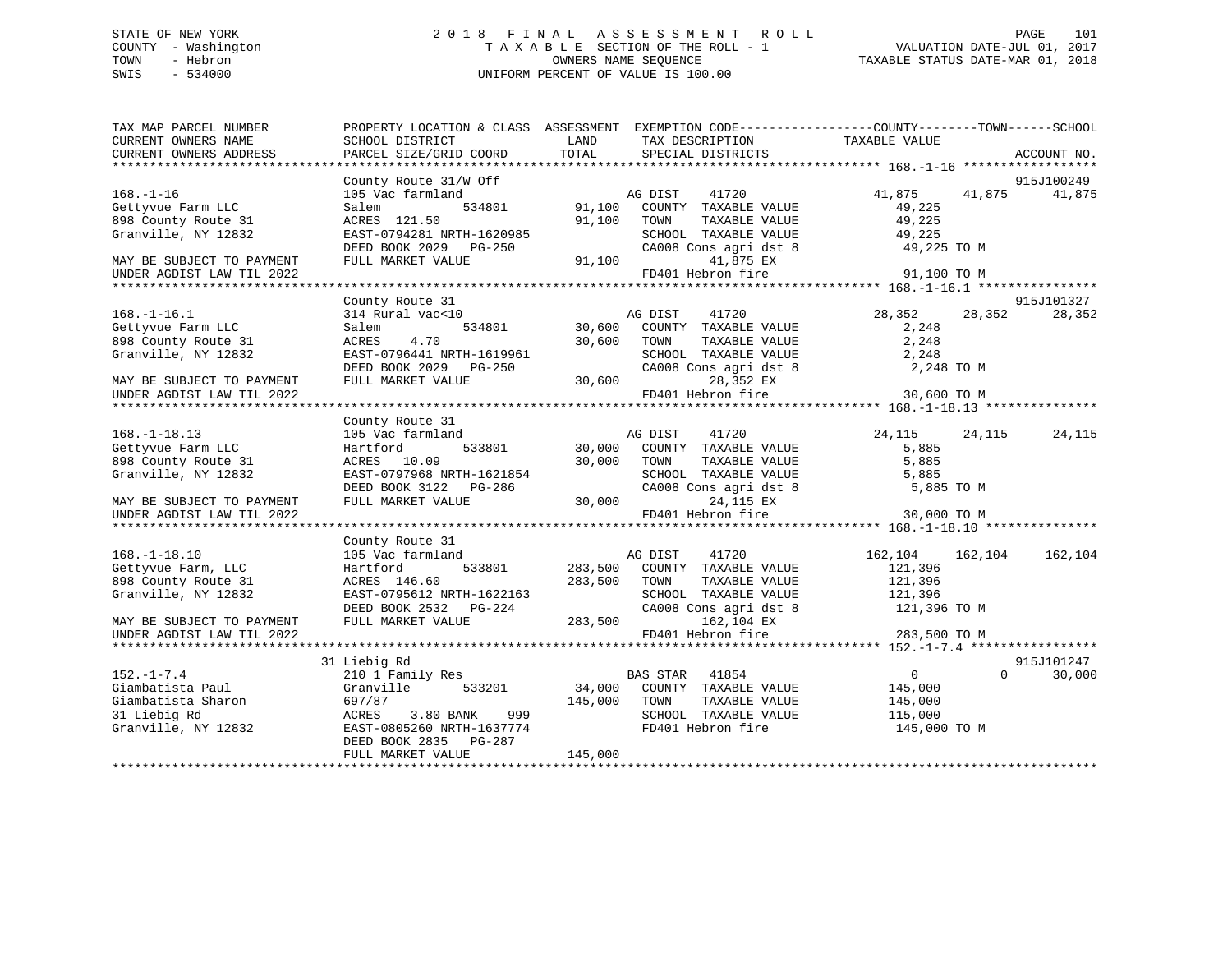STATE OF NEW YORK
COUNTY - Washington
TOWN - Hebron
SWIS - 534000

# 2018 FINAL ASSESSMENT ROLL

TAXABLE SECTION OF THE ROLL - 1
OWNERS NAME SEQUENCE
UNIFORM PERCENT OF VALUE IS 100.00

VALUATION DATE-JUL 01, 2017
TAXABLE STATUS DATE-MAR 01, 2018

```
TAX MAP PARCEL NUMBER          PROPERTY LOCATION & CLASS  ASSESSMENT  EXEMPTION CODE------------------COUNTY--------TOWN------SCHOOL
CURRENT OWNERS NAME            SCHOOL DISTRICT               LAND      TAX DESCRIPTION            TAXABLE VALUE
CURRENT OWNERS ADDRESS         PARCEL SIZE/GRID COORD        TOTAL     SPECIAL DISTRICTS                                   ACCOUNT NO.
******************************************************************************************************* 168.-1-16 ******************
                               County Route 31/W Off                                                                       915J100249
168.-1-16                      105 Vac farmland                         AG DIST    41720              41,875     41,875     41,875
Gettyvue Farm LLC              Salem          534801        91,100   COUNTY  TAXABLE VALUE            49,225
898 County Route 31            ACRES  121.50                91,100   TOWN    TAXABLE VALUE            49,225
Granville, NY 12832            EAST-0794281 NRTH-1620985             SCHOOL  TAXABLE VALUE            49,225
                               DEED BOOK 2029   PG-250               CA008 Cons agri dst 8             49,225 TO M
MAY BE SUBJECT TO PAYMENT      FULL MARKET VALUE            91,100         41,875 EX
UNDER AGDIST LAW TIL 2022                                            FD401 Hebron fire                 91,100 TO M
******************************************************************************************************* 168.-1-16.1 ****************
                               County Route 31                                                                             915J101327
168.-1-16.1                    314 Rural vac<10                         AG DIST    41720              28,352     28,352     28,352
Gettyvue Farm LLC              Salem          534801        30,600   COUNTY  TAXABLE VALUE             2,248
898 County Route 31            ACRES    4.70                30,600   TOWN    TAXABLE VALUE             2,248
Granville, NY 12832            EAST-0796441 NRTH-1619961             SCHOOL  TAXABLE VALUE             2,248
                               DEED BOOK 2029   PG-250               CA008 Cons agri dst 8              2,248 TO M
MAY BE SUBJECT TO PAYMENT      FULL MARKET VALUE            30,600         28,352 EX
UNDER AGDIST LAW TIL 2022                                            FD401 Hebron fire                 30,600 TO M
******************************************************************************************************* 168.-1-18.13 ***************
                               County Route 31
168.-1-18.13                   105 Vac farmland                         AG DIST    41720              24,115     24,115     24,115
Gettyvue Farm LLC              Hartford       533801        30,000   COUNTY  TAXABLE VALUE             5,885
898 County Route 31            ACRES   10.09                30,000   TOWN    TAXABLE VALUE             5,885
Granville, NY 12832            EAST-0797968 NRTH-1621854             SCHOOL  TAXABLE VALUE             5,885
                               DEED BOOK 3122   PG-286               CA008 Cons agri dst 8              5,885 TO M
MAY BE SUBJECT TO PAYMENT      FULL MARKET VALUE            30,000         24,115 EX
UNDER AGDIST LAW TIL 2022                                            FD401 Hebron fire                 30,000 TO M
******************************************************************************************************* 168.-1-18.10 ***************
                               County Route 31
168.-1-18.10                   105 Vac farmland                         AG DIST    41720             162,104    162,104    162,104
Gettyvue Farm, LLC             Hartford       533801       283,500   COUNTY  TAXABLE VALUE           121,396
898 County Route 31            ACRES  146.60               283,500   TOWN    TAXABLE VALUE           121,396
Granville, NY 12832            EAST-0795612 NRTH-1622163             SCHOOL  TAXABLE VALUE           121,396
                               DEED BOOK 2532   PG-224               CA008 Cons agri dst 8            121,396 TO M
MAY BE SUBJECT TO PAYMENT      FULL MARKET VALUE           283,500        162,104 EX
UNDER AGDIST LAW TIL 2022                                            FD401 Hebron fire                283,500 TO M
******************************************************************************************************* 152.-1-7.4 *****************
                               31 Liebig Rd                                                                                915J101247
152.-1-7.4                     210 1 Family Res                         BAS STAR   41854                   0          0     30,000
Giambatista Paul               Granville      533201        34,000   COUNTY  TAXABLE VALUE           145,000
Giambatista Sharon             697/87                      145,000   TOWN    TAXABLE VALUE           145,000
31 Liebig Rd                   ACRES    3.80 BANK     999            SCHOOL  TAXABLE VALUE           115,000
Granville, NY 12832            EAST-0805260 NRTH-1637774             FD401 Hebron fire                145,000 TO M
                               DEED BOOK 2835   PG-287
                               FULL MARKET VALUE           145,000
************************************************************************************************************************************
```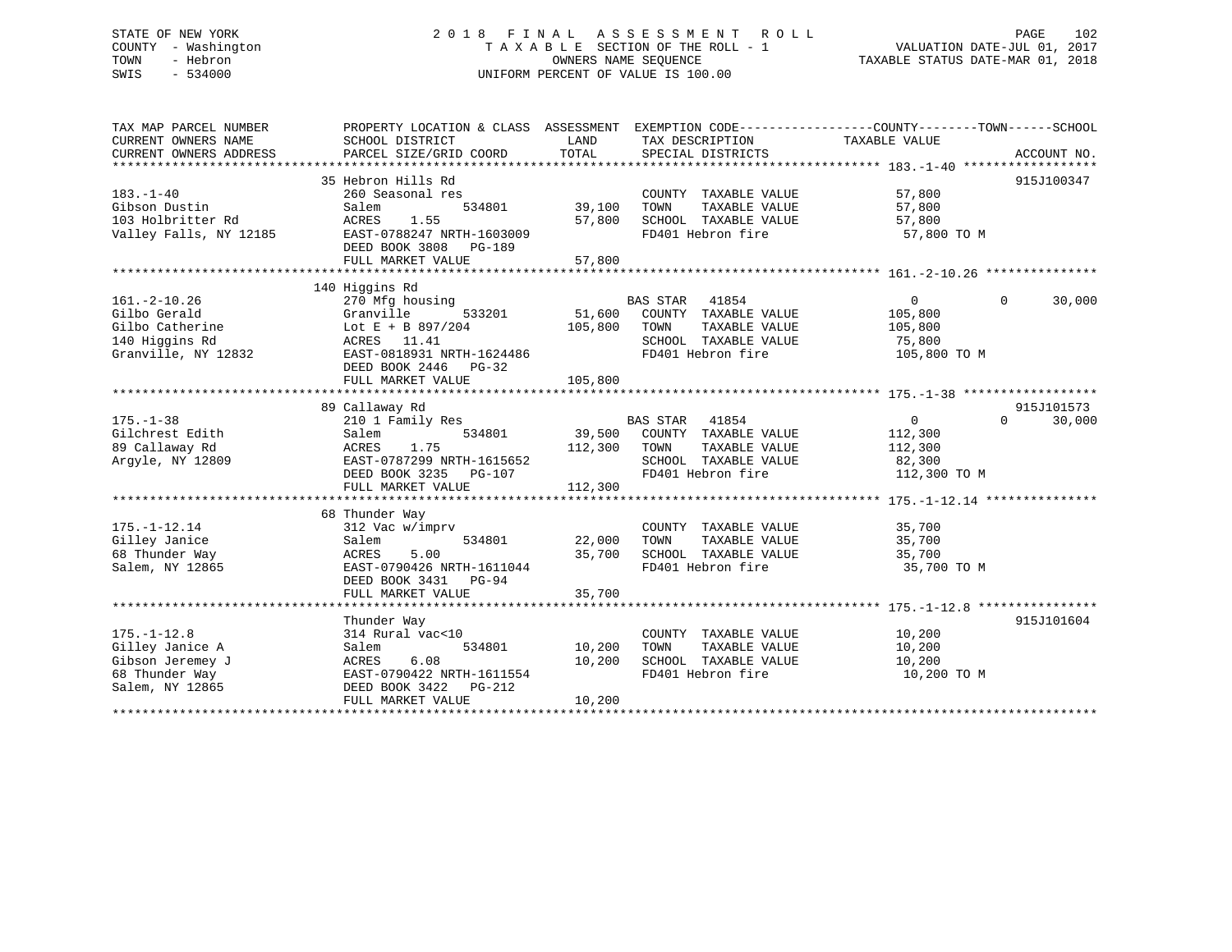STATE OF NEW YORK — 2018 FINAL ASSESSMENT ROLL
COUNTY - Washington — TAXABLE SECTION OF THE ROLL - 1 — VALUATION DATE-JUL 01, 2017
TOWN - Hebron — OWNERS NAME SEQUENCE — TAXABLE STATUS DATE-MAR 01, 2018
SWIS - 534000 — UNIFORM PERCENT OF VALUE IS 100.00

| TAX MAP PARCEL NUMBER / CURRENT OWNERS NAME / CURRENT OWNERS ADDRESS | PROPERTY LOCATION & CLASS / SCHOOL DISTRICT / PARCEL SIZE/GRID COORD | ASSESSMENT LAND | TOTAL | EXEMPTION CODE / TAX DESCRIPTION / SPECIAL DISTRICTS | COUNTY TAXABLE VALUE | TOWN | SCHOOL | ACCOUNT NO. |
|---|---|---|---|---|---|---|---|---|
| **183.-1-40** | 35 Hebron Hills Rd | | | | | | | 915J100347 |
| Gibson Dustin | 260 Seasonal res | | | COUNTY TAXABLE VALUE | 57,800 | | | |
| 103 Holbritter Rd | Salem 534801 | 39,100 | | TOWN TAXABLE VALUE | 57,800 | | | |
| Valley Falls, NY 12185 | ACRES 1.55 | | 57,800 | SCHOOL TAXABLE VALUE | 57,800 | | | |
| | EAST-0788247 NRTH-1603009 | | | FD401 Hebron fire | 57,800 TO M | | | |
| | DEED BOOK 3808 PG-189 | | | | | | | |
| | FULL MARKET VALUE | | 57,800 | | | | | |
| **161.-2-10.26** | 140 Higgins Rd | | | | | | | |
| Gilbo Gerald | 270 Mfg housing | | | BAS STAR 41854 | 0 | 0 | 30,000 | |
| Gilbo Catherine | Granville 533201 | 51,600 | | COUNTY TAXABLE VALUE | 105,800 | | | |
| 140 Higgins Rd | Lot E + B 897/204 | | 105,800 | TOWN TAXABLE VALUE | 105,800 | | | |
| Granville, NY 12832 | ACRES 11.41 | | | SCHOOL TAXABLE VALUE | 75,800 | | | |
| | EAST-0818931 NRTH-1624486 | | | FD401 Hebron fire | 105,800 TO M | | | |
| | DEED BOOK 2446 PG-32 | | | | | | | |
| | FULL MARKET VALUE | | 105,800 | | | | | |
| **175.-1-38** | 89 Callaway Rd | | | | | | | 915J101573 |
| Gilchrest Edith | 210 1 Family Res | | | BAS STAR 41854 | 0 | 0 | 30,000 | |
| 89 Callaway Rd | Salem 534801 | 39,500 | | COUNTY TAXABLE VALUE | 112,300 | | | |
| Argyle, NY 12809 | ACRES 1.75 | | 112,300 | TOWN TAXABLE VALUE | 112,300 | | | |
| | EAST-0787299 NRTH-1615652 | | | SCHOOL TAXABLE VALUE | 82,300 | | | |
| | DEED BOOK 3235 PG-107 | | | FD401 Hebron fire | 112,300 TO M | | | |
| | FULL MARKET VALUE | | 112,300 | | | | | |
| **175.-1-12.14** | 68 Thunder Way | | | | | | | |
| Gilley Janice | 312 Vac w/imprv | | | COUNTY TAXABLE VALUE | 35,700 | | | |
| 68 Thunder Way | Salem 534801 | 22,000 | | TOWN TAXABLE VALUE | 35,700 | | | |
| Salem, NY 12865 | ACRES 5.00 | | 35,700 | SCHOOL TAXABLE VALUE | 35,700 | | | |
| | EAST-0790426 NRTH-1611044 | | | FD401 Hebron fire | 35,700 TO M | | | |
| | DEED BOOK 3431 PG-94 | | | | | | | |
| | FULL MARKET VALUE | | 35,700 | | | | | |
| **175.-1-12.8** | Thunder Way | | | | | | | 915J101604 |
| Gilley Janice A | 314 Rural vac<10 | | | COUNTY TAXABLE VALUE | 10,200 | | | |
| Gibson Jeremey J | Salem 534801 | 10,200 | | TOWN TAXABLE VALUE | 10,200 | | | |
| 68 Thunder Way | ACRES 6.08 | | 10,200 | SCHOOL TAXABLE VALUE | 10,200 | | | |
| Salem, NY 12865 | EAST-0790422 NRTH-1611554 | | | FD401 Hebron fire | 10,200 TO M | | | |
| | DEED BOOK 3422 PG-212 | | | | | | | |
| | FULL MARKET VALUE | | 10,200 | | | | | |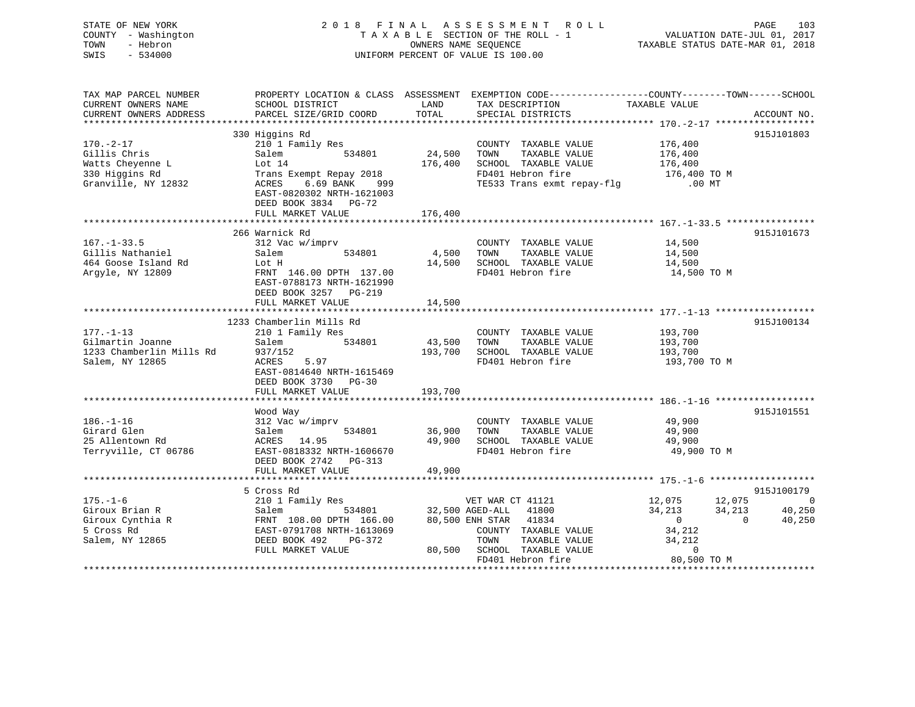```
STATE OF NEW YORK              2 0 1 8   F I N A L   A S S E S S M E N T   R O L L                         PAGE    103
COUNTY  - Washington             T A X A B L E  SECTION OF THE ROLL - 1                    VALUATION DATE-JUL 01, 2017
TOWN    - Hebron                             OWNERS NAME SEQUENCE                      TAXABLE STATUS DATE-MAR 01, 2018
SWIS    - 534000                       UNIFORM PERCENT OF VALUE IS 100.00


TAX MAP PARCEL NUMBER          PROPERTY LOCATION & CLASS  ASSESSMENT  EXEMPTION CODE------------------COUNTY--------TOWN------SCHOOL
CURRENT OWNERS NAME            SCHOOL DISTRICT               LAND      TAX DESCRIPTION            TAXABLE VALUE
CURRENT OWNERS ADDRESS         PARCEL SIZE/GRID COORD        TOTAL     SPECIAL DISTRICTS                                   ACCOUNT NO.
******************************************************************************************************* 170.-2-17 ******************
                               330 Higgins Rd                                                                               915J101803
170.-2-17                      210 1 Family Res                        COUNTY  TAXABLE VALUE            176,400
Gillis Chris                   Salem            534801       24,500   TOWN    TAXABLE VALUE            176,400
Watts Cheyenne L               Lot 14                        176,400   SCHOOL  TAXABLE VALUE            176,400
330 Higgins Rd                 Trans Exempt Repay 2018                 FD401 Hebron fire                176,400 TO M
Granville, NY 12832            ACRES     6.69 BANK     999              TE533 Trans exmt repay-flg           .00 MT
                               EAST-0820302 NRTH-1621003
                               DEED BOOK 3834   PG-72
                               FULL MARKET VALUE            176,400
******************************************************************************************************* 167.-1-33.5 ****************
                               266 Warnick Rd                                                                               915J101673
167.-1-33.5                    312 Vac w/imprv                         COUNTY  TAXABLE VALUE             14,500
Gillis Nathaniel               Salem            534801        4,500   TOWN    TAXABLE VALUE             14,500
464 Goose Island Rd            Lot H                          14,500   SCHOOL  TAXABLE VALUE             14,500
Argyle, NY 12809               FRNT  146.00 DPTH  137.00               FD401 Hebron fire                 14,500 TO M
                               EAST-0788173 NRTH-1621990
                               DEED BOOK 3257   PG-219
                               FULL MARKET VALUE             14,500
******************************************************************************************************* 177.-1-13 ******************
                               1233 Chamberlin Mills Rd                                                                     915J100134
177.-1-13                      210 1 Family Res                        COUNTY  TAXABLE VALUE            193,700
Gilmartin Joanne               Salem            534801       43,500   TOWN    TAXABLE VALUE            193,700
1233 Chamberlin Mills Rd       937/152                       193,700   SCHOOL  TAXABLE VALUE            193,700
Salem, NY 12865                ACRES     5.97                          FD401 Hebron fire                193,700 TO M
                               EAST-0814640 NRTH-1615469
                               DEED BOOK 3730   PG-30
                               FULL MARKET VALUE            193,700
******************************************************************************************************* 186.-1-16 ******************
                               Wood Way                                                                                     915J101551
186.-1-16                      312 Vac w/imprv                         COUNTY  TAXABLE VALUE             49,900
Girard Glen                    Salem            534801       36,900   TOWN    TAXABLE VALUE             49,900
25 Allentown Rd                ACRES    14.95                 49,900   SCHOOL  TAXABLE VALUE             49,900
Terryville, CT 06786           EAST-0818332 NRTH-1606670               FD401 Hebron fire                 49,900 TO M
                               DEED BOOK 2742   PG-313
                               FULL MARKET VALUE             49,900
******************************************************************************************************* 175.-1-6 *******************
                               5 Cross Rd                                                                                   915J100179
175.-1-6                       210 1 Family Res                  VET WAR CT 41121            12,075      12,075            0
Giroux Brian R                 Salem            534801       32,500 AGED-ALL    41800            34,213      34,213       40,250
Giroux Cynthia R               FRNT  108.00 DPTH  166.00      80,500 ENH STAR    41834                 0           0       40,250
5 Cross Rd                     EAST-0791708 NRTH-1613069               COUNTY  TAXABLE VALUE             34,212
Salem, NY 12865                DEED BOOK 492     PG-372                TOWN    TAXABLE VALUE             34,212
                               FULL MARKET VALUE             80,500   SCHOOL  TAXABLE VALUE                  0
                                                                       FD401 Hebron fire                 80,500 TO M
************************************************************************************************************************************
```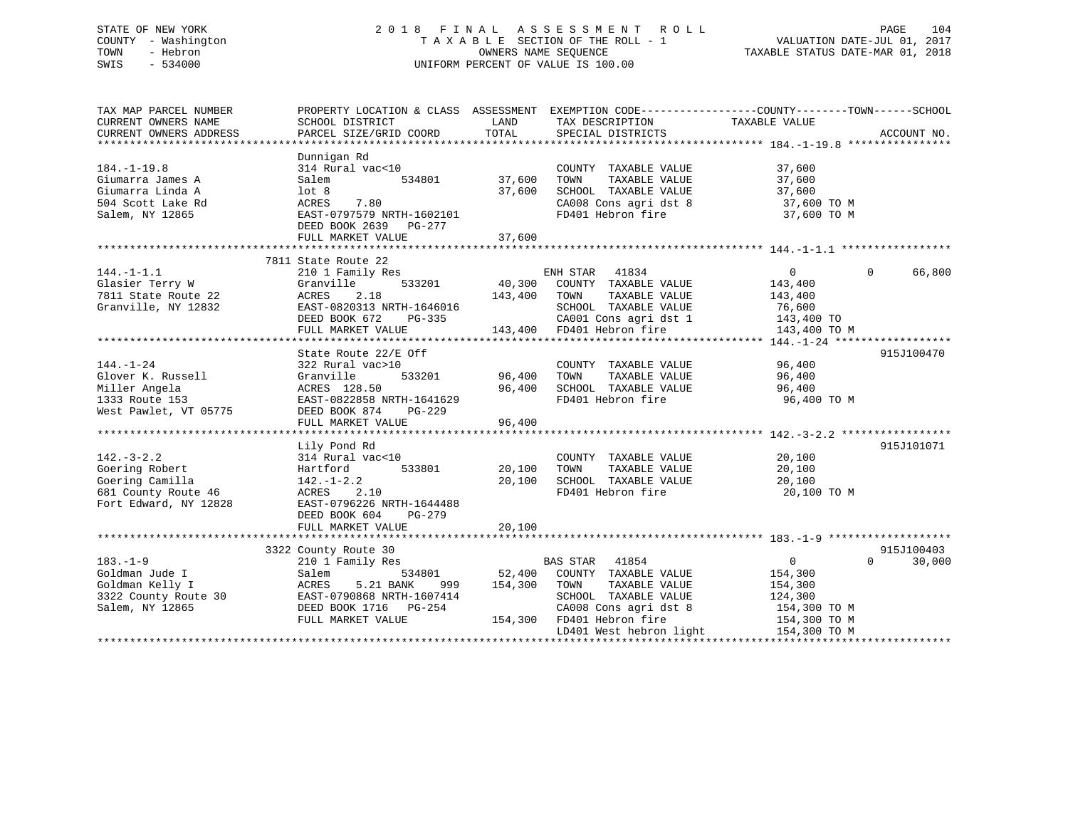STATE OF NEW YORK — 2018 FINAL ASSESSMENT ROLL — TAXABLE SECTION OF THE ROLL - 1
COUNTY - Washington — OWNERS NAME SEQUENCE — VALUATION DATE-JUL 01, 2017
TOWN - Hebron — UNIFORM PERCENT OF VALUE IS 100.00 — TAXABLE STATUS DATE-MAR 01, 2018
SWIS - 534000

| TAX MAP PARCEL NUMBER / CURRENT OWNERS NAME / CURRENT OWNERS ADDRESS | PROPERTY LOCATION & CLASS / SCHOOL DISTRICT / PARCEL SIZE/GRID COORD | ASSESSMENT LAND | TOTAL | EXEMPTION CODE / TAX DESCRIPTION / SPECIAL DISTRICTS | COUNTY / TOWN / SCHOOL TAXABLE VALUE | ACCOUNT NO. |
|---|---|---|---|---|---|---|
| **184.-1-19.8** | Dunnigan Rd | | | | | |
| 184.-1-19.8 | 314 Rural vac<10 | | | COUNTY TAXABLE VALUE | 37,600 | |
| Giumarra James A | Salem 534801 | 37,600 | | TOWN TAXABLE VALUE | 37,600 | |
| Giumarra Linda A | lot 8 | | 37,600 | SCHOOL TAXABLE VALUE | 37,600 | |
| 504 Scott Lake Rd | ACRES 7.80 | | | CA008 Cons agri dst 8 | 37,600 TO M | |
| Salem, NY 12865 | EAST-0797579 NRTH-1602101 | | | FD401 Hebron fire | 37,600 TO M | |
| | DEED BOOK 2639 PG-277 | | | | | |
| | FULL MARKET VALUE | | 37,600 | | | |
| **144.-1-1.1** | 7811 State Route 22 | | | | | |
| 144.-1-1.1 | 210 1 Family Res | | | ENH STAR 41834 | 0 0 66,800 | |
| Glasier Terry W | Granville 533201 | 40,300 | | COUNTY TAXABLE VALUE | 143,400 | |
| 7811 State Route 22 | ACRES 2.18 | | 143,400 | TOWN TAXABLE VALUE | 143,400 | |
| Granville, NY 12832 | EAST-0820313 NRTH-1646016 | | | SCHOOL TAXABLE VALUE | 76,600 | |
| | DEED BOOK 672 PG-335 | | | CA001 Cons agri dst 1 | 143,400 TO | |
| | FULL MARKET VALUE | | 143,400 | FD401 Hebron fire | 143,400 TO M | |
| **144.-1-24** | State Route 22/E Off | | | | | 915J100470 |
| 144.-1-24 | 322 Rural vac>10 | | | COUNTY TAXABLE VALUE | 96,400 | |
| Glover K. Russell | Granville 533201 | 96,400 | | TOWN TAXABLE VALUE | 96,400 | |
| Miller Angela | ACRES 128.50 | | 96,400 | SCHOOL TAXABLE VALUE | 96,400 | |
| 1333 Route 153 | EAST-0822858 NRTH-1641629 | | | FD401 Hebron fire | 96,400 TO M | |
| West Pawlet, VT 05775 | DEED BOOK 874 PG-229 | | | | | |
| | FULL MARKET VALUE | | 96,400 | | | |
| **142.-3-2.2** | Lily Pond Rd | | | | | 915J101071 |
| 142.-3-2.2 | 314 Rural vac<10 | | | COUNTY TAXABLE VALUE | 20,100 | |
| Goering Robert | Hartford 533801 | 20,100 | | TOWN TAXABLE VALUE | 20,100 | |
| Goering Camilla | 142.-1-2.2 | | 20,100 | SCHOOL TAXABLE VALUE | 20,100 | |
| 681 County Route 46 | ACRES 2.10 | | | FD401 Hebron fire | 20,100 TO M | |
| Fort Edward, NY 12828 | EAST-0796226 NRTH-1644488 | | | | | |
| | DEED BOOK 604 PG-279 | | | | | |
| | FULL MARKET VALUE | | 20,100 | | | |
| **183.-1-9** | 3322 County Route 30 | | | | | 915J100403 |
| 183.-1-9 | 210 1 Family Res | | | BAS STAR 41854 | 0 0 30,000 | |
| Goldman Jude I | Salem 534801 | 52,400 | | COUNTY TAXABLE VALUE | 154,300 | |
| Goldman Kelly I | ACRES 5.21 BANK 999 | | 154,300 | TOWN TAXABLE VALUE | 154,300 | |
| 3322 County Route 30 | EAST-0790868 NRTH-1607414 | | | SCHOOL TAXABLE VALUE | 124,300 | |
| Salem, NY 12865 | DEED BOOK 1716 PG-254 | | | CA008 Cons agri dst 8 | 154,300 TO M | |
| | FULL MARKET VALUE | | 154,300 | FD401 Hebron fire | 154,300 TO M | |
| | | | | LD401 West hebron light | 154,300 TO M | |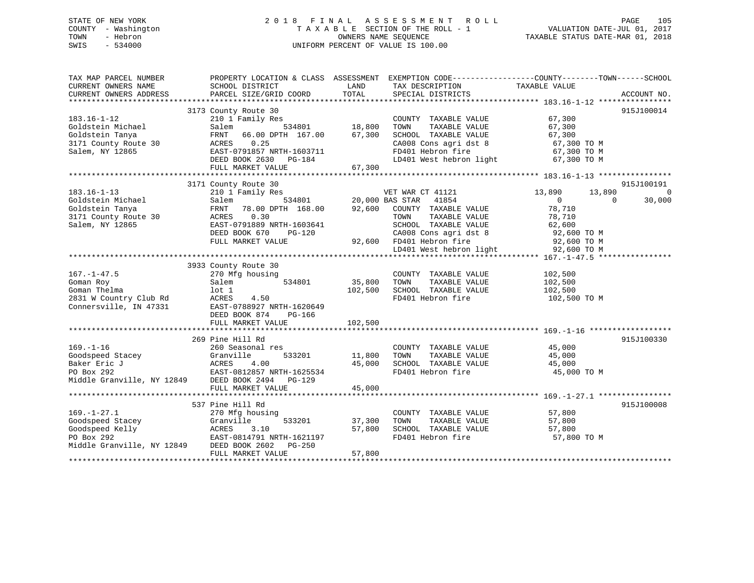STATE OF NEW YORK
COUNTY - Washington
TOWN - Hebron
SWIS - 534000

# 2018 FINAL ASSESSMENT ROLL

TAXABLE SECTION OF THE ROLL - 1
OWNERS NAME SEQUENCE
UNIFORM PERCENT OF VALUE IS 100.00

VALUATION DATE-JUL 01, 2017
TAXABLE STATUS DATE-MAR 01, 2018

```
TAX MAP PARCEL NUMBER          PROPERTY LOCATION & CLASS  ASSESSMENT  EXEMPTION CODE------------------COUNTY--------TOWN------SCHOOL
CURRENT OWNERS NAME            SCHOOL DISTRICT               LAND      TAX DESCRIPTION             TAXABLE VALUE
CURRENT OWNERS ADDRESS         PARCEL SIZE/GRID COORD        TOTAL     SPECIAL DISTRICTS                                    ACCOUNT NO.
******************************************************************************************************* 183.16-1-12 ****************
                               3173 County Route 30                                                                          915J100014
183.16-1-12                    210 1 Family Res                         COUNTY  TAXABLE VALUE          67,300
Goldstein Michael              Salem           534801        18,800     TOWN    TAXABLE VALUE          67,300
Goldstein Tanya                FRNT   66.00 DPTH 167.00      67,300     SCHOOL  TAXABLE VALUE          67,300
3171 County Route 30           ACRES    0.25                            CA008 Cons agri dst 8           67,300 TO M
Salem, NY 12865                EAST-0791857 NRTH-1603711                FD401 Hebron fire               67,300 TO M
                               DEED BOOK 2630   PG-184                  LD401 West hebron light         67,300 TO M
                               FULL MARKET VALUE             67,300
******************************************************************************************************* 183.16-1-13 ****************
                               3171 County Route 30                                                                          915J100191
183.16-1-13                    210 1 Family Res                         VET WAR CT 41121           13,890        13,890            0
Goldstein Michael              Salem           534801        20,000 BAS STAR   41854                    0             0       30,000
Goldstein Tanya                FRNT   78.00 DPTH 168.00      92,600     COUNTY  TAXABLE VALUE          78,710
3171 County Route 30           ACRES    0.30                            TOWN    TAXABLE VALUE          78,710
Salem, NY 12865                EAST-0791889 NRTH-1603641                SCHOOL  TAXABLE VALUE          62,600
                               DEED BOOK 670    PG-120                  CA008 Cons agri dst 8           92,600 TO M
                               FULL MARKET VALUE             92,600     FD401 Hebron fire               92,600 TO M
                                                                        LD401 West hebron light         92,600 TO M
******************************************************************************************************* 167.-1-47.5 ****************
                               3933 County Route 30
167.-1-47.5                    270 Mfg housing                          COUNTY  TAXABLE VALUE         102,500
Goman Roy                      Salem           534801        35,800     TOWN    TAXABLE VALUE         102,500
Goman Thelma                   lot 1                        102,500     SCHOOL  TAXABLE VALUE         102,500
2831 W Country Club Rd         ACRES    4.50                            FD401 Hebron fire              102,500 TO M
Connersville, IN 47331         EAST-0788927 NRTH-1620649
                               DEED BOOK 874    PG-166
                               FULL MARKET VALUE            102,500
******************************************************************************************************* 169.-1-16 ******************
                               269 Pine Hill Rd                                                                              915J100330
169.-1-16                      260 Seasonal res                         COUNTY  TAXABLE VALUE          45,000
Goodspeed Stacey               Granville       533201        11,800     TOWN    TAXABLE VALUE          45,000
Baker Eric J                   ACRES    4.00                 45,000     SCHOOL  TAXABLE VALUE          45,000
PO Box 292                     EAST-0812857 NRTH-1625534                FD401 Hebron fire               45,000 TO M
Middle Granville, NY 12849     DEED BOOK 2494   PG-129
                               FULL MARKET VALUE             45,000
******************************************************************************************************* 169.-1-27.1 ****************
                               537 Pine Hill Rd                                                                              915J100008
169.-1-27.1                    270 Mfg housing                          COUNTY  TAXABLE VALUE          57,800
Goodspeed Stacey               Granville       533201        37,300     TOWN    TAXABLE VALUE          57,800
Goodspeed Kelly                ACRES    3.10                 57,800     SCHOOL  TAXABLE VALUE          57,800
PO Box 292                     EAST-0814791 NRTH-1621197                FD401 Hebron fire               57,800 TO M
Middle Granville, NY 12849     DEED BOOK 2602   PG-250
                               FULL MARKET VALUE             57,800
************************************************************************************************************************************
```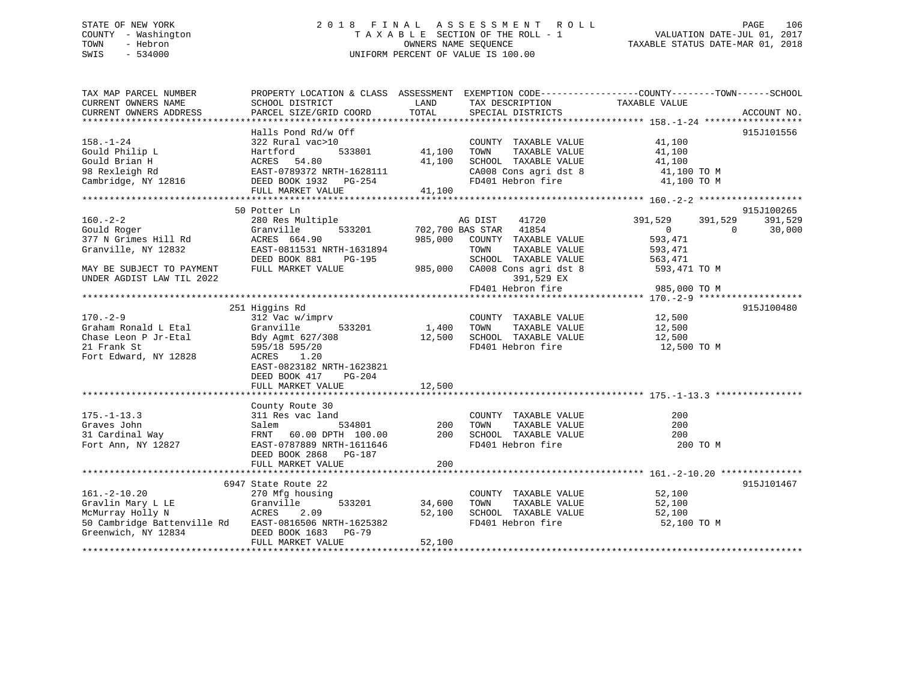STATE OF NEW YORK
COUNTY - Washington
TOWN - Hebron
SWIS - 534000

2 0 1 8 F I N A L A S S E S S M E N T R O L L
T A X A B L E SECTION OF THE ROLL - 1
OWNERS NAME SEQUENCE
UNIFORM PERCENT OF VALUE IS 100.00

VALUATION DATE-JUL 01, 2017
TAXABLE STATUS DATE-MAR 01, 2018

```
TAX MAP PARCEL NUMBER          PROPERTY LOCATION & CLASS  ASSESSMENT  EXEMPTION CODE-----------------COUNTY--------TOWN------SCHOOL
CURRENT OWNERS NAME            SCHOOL DISTRICT              LAND      TAX DESCRIPTION             TAXABLE VALUE
CURRENT OWNERS ADDRESS         PARCEL SIZE/GRID COORD       TOTAL     SPECIAL DISTRICTS                                    ACCOUNT NO.
******************************************************************************************************* 158.-1-24 ******************
                               Halls Pond Rd/w Off                                                                        915J101556
158.-1-24                      322 Rural vac>10                       COUNTY  TAXABLE VALUE          41,100
Gould Philip L                 Hartford         533801     41,100     TOWN    TAXABLE VALUE          41,100
Gould Brian H                  ACRES  54.80                41,100     SCHOOL  TAXABLE VALUE          41,100
98 Rexleigh Rd                 EAST-0789372 NRTH-1628111              CA008 Cons agri dst 8           41,100 TO M
Cambridge, NY 12816            DEED BOOK 1932   PG-254                FD401 Hebron fire               41,100 TO M
                               FULL MARKET VALUE           41,100
******************************************************************************************************* 160.-2-2 *******************
                               50 Potter Ln                                                                               915J100265
160.-2-2                       280 Res Multiple                       AG DIST     41720         391,529     391,529     391,529
Gould Roger                    Granville        533201    702,700 BAS STAR    41854               0           0      30,000
377 N Grimes Hill Rd           ACRES 664.90               985,000     COUNTY  TAXABLE VALUE         593,471
Granville, NY 12832            EAST-0811531 NRTH-1631894              TOWN    TAXABLE VALUE         593,471
                               DEED BOOK 881    PG-195                SCHOOL  TAXABLE VALUE         563,471
MAY BE SUBJECT TO PAYMENT      FULL MARKET VALUE          985,000     CA008 Cons agri dst 8          593,471 TO M
UNDER AGDIST LAW TIL 2022                                                   391,529 EX
                                                                      FD401 Hebron fire              985,000 TO M
******************************************************************************************************* 170.-2-9 *******************
                               251 Higgins Rd                                                                             915J100480
170.-2-9                       312 Vac w/imprv                        COUNTY  TAXABLE VALUE          12,500
Graham Ronald L Etal           Granville        533201      1,400     TOWN    TAXABLE VALUE          12,500
Chase Leon P Jr-Etal           Bdy Agmt 627/308            12,500     SCHOOL  TAXABLE VALUE          12,500
21 Frank St                    595/18 595/20                          FD401 Hebron fire               12,500 TO M
Fort Edward, NY 12828          ACRES    1.20
                               EAST-0823182 NRTH-1623821
                               DEED BOOK 417    PG-204
                               FULL MARKET VALUE           12,500
******************************************************************************************************* 175.-1-13.3 ****************
                               County Route 30
175.-1-13.3                    311 Res vac land                       COUNTY  TAXABLE VALUE             200
Graves John                    Salem            534801        200     TOWN    TAXABLE VALUE             200
31 Cardinal Way                FRNT   60.00 DPTH 100.00       200     SCHOOL  TAXABLE VALUE             200
Fort Ann, NY 12827             EAST-0787889 NRTH-1611646              FD401 Hebron fire                  200 TO M
                               DEED BOOK 2868   PG-187
                               FULL MARKET VALUE              200
******************************************************************************************************* 161.-2-10.20 ***************
                               6947 State Route 22                                                                        915J101467
161.-2-10.20                   270 Mfg housing                        COUNTY  TAXABLE VALUE          52,100
Gravlin Mary L LE              Granville        533201     34,600     TOWN    TAXABLE VALUE          52,100
McMurray Holly N               ACRES    2.09               52,100     SCHOOL  TAXABLE VALUE          52,100
50 Cambridge Battenville Rd    EAST-0816506 NRTH-1625382              FD401 Hebron fire               52,100 TO M
Greenwich, NY 12834            DEED BOOK 1683   PG-79
                               FULL MARKET VALUE           52,100
************************************************************************************************************************************
```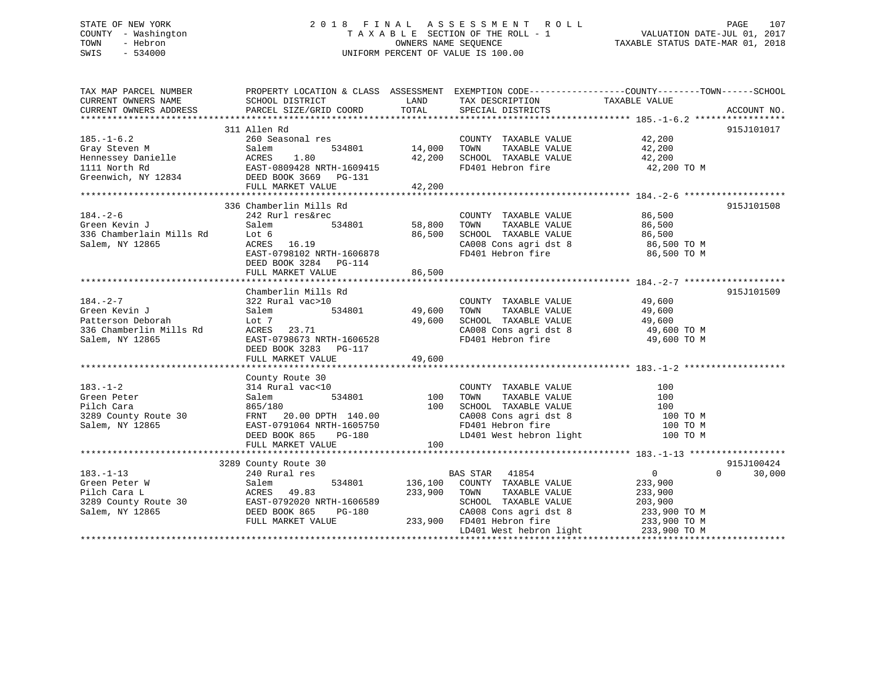STATE OF NEW YORK
COUNTY - Washington
TOWN - Hebron
SWIS - 534000

2 0 1 8 F I N A L A S S E S S M E N T R O L L
T A X A B L E SECTION OF THE ROLL - 1
OWNERS NAME SEQUENCE
UNIFORM PERCENT OF VALUE IS 100.00

VALUATION DATE-JUL 01, 2017
TAXABLE STATUS DATE-MAR 01, 2018

| TAX MAP PARCEL NUMBER / CURRENT OWNERS NAME / CURRENT OWNERS ADDRESS | PROPERTY LOCATION & CLASS / SCHOOL DISTRICT / PARCEL SIZE/GRID COORD | ASSESSMENT LAND / TOTAL | EXEMPTION CODE / TAX DESCRIPTION / SPECIAL DISTRICTS | COUNTY / TOWN / SCHOOL TAXABLE VALUE | ACCOUNT NO. |
|---|---|---|---|---|---|
| **185.-1-6.2** | 311 Allen Rd | | | | 915J101017 |
| Gray Steven M | 260 Seasonal res | | COUNTY TAXABLE VALUE | 42,200 | |
| Hennessey Danielle | Salem 534801 | 14,000 | TOWN TAXABLE VALUE | 42,200 | |
| 1111 North Rd | ACRES 1.80 | 42,200 | SCHOOL TAXABLE VALUE | 42,200 | |
| Greenwich, NY 12834 | EAST-0809428 NRTH-1609415 | | FD401 Hebron fire | 42,200 TO M | |
| | DEED BOOK 3669 PG-131 | | | | |
| | FULL MARKET VALUE | 42,200 | | | |
| **184.-2-6** | 336 Chamberlin Mills Rd | | | | 915J101508 |
| Green Kevin J | 242 Rurl res&rec | | COUNTY TAXABLE VALUE | 86,500 | |
| 336 Chamberlain Mills Rd | Salem 534801 | 58,800 | TOWN TAXABLE VALUE | 86,500 | |
| Salem, NY 12865 | Lot 6 | 86,500 | SCHOOL TAXABLE VALUE | 86,500 | |
| | ACRES 16.19 | | CA008 Cons agri dst 8 | 86,500 TO M | |
| | EAST-0798102 NRTH-1606878 | | FD401 Hebron fire | 86,500 TO M | |
| | DEED BOOK 3284 PG-114 | | | | |
| | FULL MARKET VALUE | 86,500 | | | |
| **184.-2-7** | Chamberlin Mills Rd | | | | 915J101509 |
| Green Kevin J | 322 Rural vac>10 | | COUNTY TAXABLE VALUE | 49,600 | |
| Patterson Deborah | Salem 534801 | 49,600 | TOWN TAXABLE VALUE | 49,600 | |
| 336 Chamberlin Mills Rd | Lot 7 | 49,600 | SCHOOL TAXABLE VALUE | 49,600 | |
| Salem, NY 12865 | ACRES 23.71 | | CA008 Cons agri dst 8 | 49,600 TO M | |
| | EAST-0798673 NRTH-1606528 | | FD401 Hebron fire | 49,600 TO M | |
| | DEED BOOK 3283 PG-117 | | | | |
| | FULL MARKET VALUE | 49,600 | | | |
| **183.-1-2** | County Route 30 | | | | |
| Green Peter | 314 Rural vac<10 | | COUNTY TAXABLE VALUE | 100 | |
| Pilch Cara | Salem 534801 | 100 | TOWN TAXABLE VALUE | 100 | |
| 3289 County Route 30 | 865/180 | 100 | SCHOOL TAXABLE VALUE | 100 | |
| Salem, NY 12865 | FRNT 20.00 DPTH 140.00 | | CA008 Cons agri dst 8 | 100 TO M | |
| | EAST-0791064 NRTH-1605750 | | FD401 Hebron fire | 100 TO M | |
| | DEED BOOK 865 PG-180 | | LD401 West hebron light | 100 TO M | |
| | FULL MARKET VALUE | 100 | | | |
| **183.-1-13** | 3289 County Route 30 | | | | 915J100424 |
| Green Peter W | 240 Rural res | | BAS STAR 41854 | 0 / 0 / 30,000 | |
| Pilch Cara L | Salem 534801 | 136,100 | COUNTY TAXABLE VALUE | 233,900 | |
| 3289 County Route 30 | ACRES 49.83 | 233,900 | TOWN TAXABLE VALUE | 233,900 | |
| Salem, NY 12865 | EAST-0792020 NRTH-1606589 | | SCHOOL TAXABLE VALUE | 203,900 | |
| | DEED BOOK 865 PG-180 | | CA008 Cons agri dst 8 | 233,900 TO M | |
| | FULL MARKET VALUE | 233,900 | FD401 Hebron fire | 233,900 TO M | |
| | | | LD401 West hebron light | 233,900 TO M | |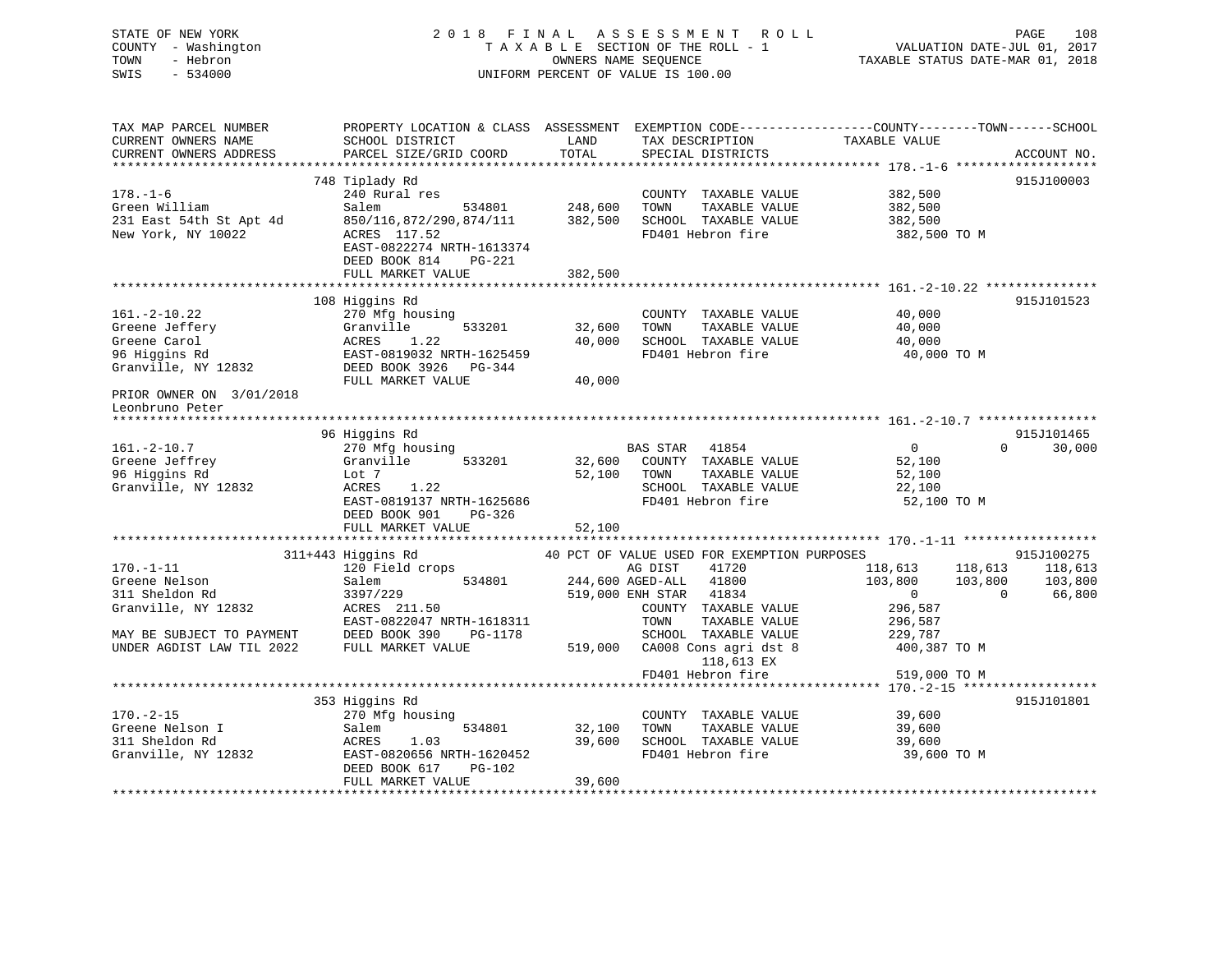STATE OF NEW YORK
COUNTY - Washington
TOWN - Hebron
SWIS - 534000

2018 FINAL ASSESSMENT ROLL
TAXABLE SECTION OF THE ROLL - 1
OWNERS NAME SEQUENCE
UNIFORM PERCENT OF VALUE IS 100.00

VALUATION DATE-JUL 01, 2017
TAXABLE STATUS DATE-MAR 01, 2018

```
TAX MAP PARCEL NUMBER          PROPERTY LOCATION & CLASS  ASSESSMENT  EXEMPTION CODE------------------COUNTY--------TOWN------SCHOOL
CURRENT OWNERS NAME            SCHOOL DISTRICT               LAND      TAX DESCRIPTION            TAXABLE VALUE
CURRENT OWNERS ADDRESS         PARCEL SIZE/GRID COORD        TOTAL     SPECIAL DISTRICTS                                  ACCOUNT NO.
******************************************************************************************************* 178.-1-6 *******************
                               748 Tiplady Rd                                                                           915J100003
178.-1-6                       240 Rural res                            COUNTY  TAXABLE VALUE          382,500
Green William                  Salem          534801       248,600      TOWN    TAXABLE VALUE          382,500
231 East 54th St Apt 4d        850/116,872/290,874/111     382,500      SCHOOL  TAXABLE VALUE          382,500
New York, NY 10022             ACRES  117.52                            FD401 Hebron fire               382,500 TO M
                               EAST-0822274 NRTH-1613374
                               DEED BOOK 814     PG-221
                               FULL MARKET VALUE           382,500
******************************************************************************************************* 161.-2-10.22 ***************
                               108 Higgins Rd                                                                           915J101523
161.-2-10.22                   270 Mfg housing                          COUNTY  TAXABLE VALUE           40,000
Greene Jeffery                 Granville      533201        32,600      TOWN    TAXABLE VALUE           40,000
Greene Carol                   ACRES    1.22                40,000      SCHOOL  TAXABLE VALUE           40,000
96 Higgins Rd                  EAST-0819032 NRTH-1625459                FD401 Hebron fire                40,000 TO M
Granville, NY 12832            DEED BOOK 3926   PG-344
                               FULL MARKET VALUE            40,000
PRIOR OWNER ON 3/01/2018
Leonbruno Peter
******************************************************************************************************* 161.-2-10.7 ****************
                               96 Higgins Rd                                                                            915J101465
161.-2-10.7                    270 Mfg housing                          BAS STAR   41854                    0          0      30,000
Greene Jeffrey                 Granville      533201        32,600      COUNTY  TAXABLE VALUE           52,100
96 Higgins Rd                  Lot 7                        52,100      TOWN    TAXABLE VALUE           52,100
Granville, NY 12832            ACRES    1.22                            SCHOOL  TAXABLE VALUE           22,100
                               EAST-0819137 NRTH-1625686                FD401 Hebron fire                52,100 TO M
                               DEED BOOK 901     PG-326
                               FULL MARKET VALUE            52,100
******************************************************************************************************* 170.-1-11 ******************
                           311+443 Higgins Rd              40 PCT OF VALUE USED FOR EXEMPTION PURPOSES                   915J100275
170.-1-11                      120 Field crops                          AG DIST    41720              118,613    118,613     118,613
Greene Nelson                  Salem          534801       244,600 AGED-ALL   41800              103,800    103,800     103,800
311 Sheldon Rd                 3397/229                    519,000 ENH STAR   41834                    0          0      66,800
Granville, NY 12832            ACRES  211.50                            COUNTY  TAXABLE VALUE          296,587
                               EAST-0822047 NRTH-1618311                TOWN    TAXABLE VALUE          296,587
MAY BE SUBJECT TO PAYMENT      DEED BOOK 390     PG-1178                SCHOOL  TAXABLE VALUE          229,787
UNDER AGDIST LAW TIL 2022      FULL MARKET VALUE           519,000      CA008 Cons agri dst 8           400,387 TO M
                                                                              118,613 EX
                                                                        FD401 Hebron fire               519,000 TO M
******************************************************************************************************* 170.-2-15 ******************
                               353 Higgins Rd                                                                           915J101801
170.-2-15                      270 Mfg housing                          COUNTY  TAXABLE VALUE           39,600
Greene Nelson I                Salem          534801        32,100      TOWN    TAXABLE VALUE           39,600
311 Sheldon Rd                 ACRES    1.03                39,600      SCHOOL  TAXABLE VALUE           39,600
Granville, NY 12832            EAST-0820656 NRTH-1620452                FD401 Hebron fire                39,600 TO M
                               DEED BOOK 617     PG-102
                               FULL MARKET VALUE            39,600
************************************************************************************************************************************
```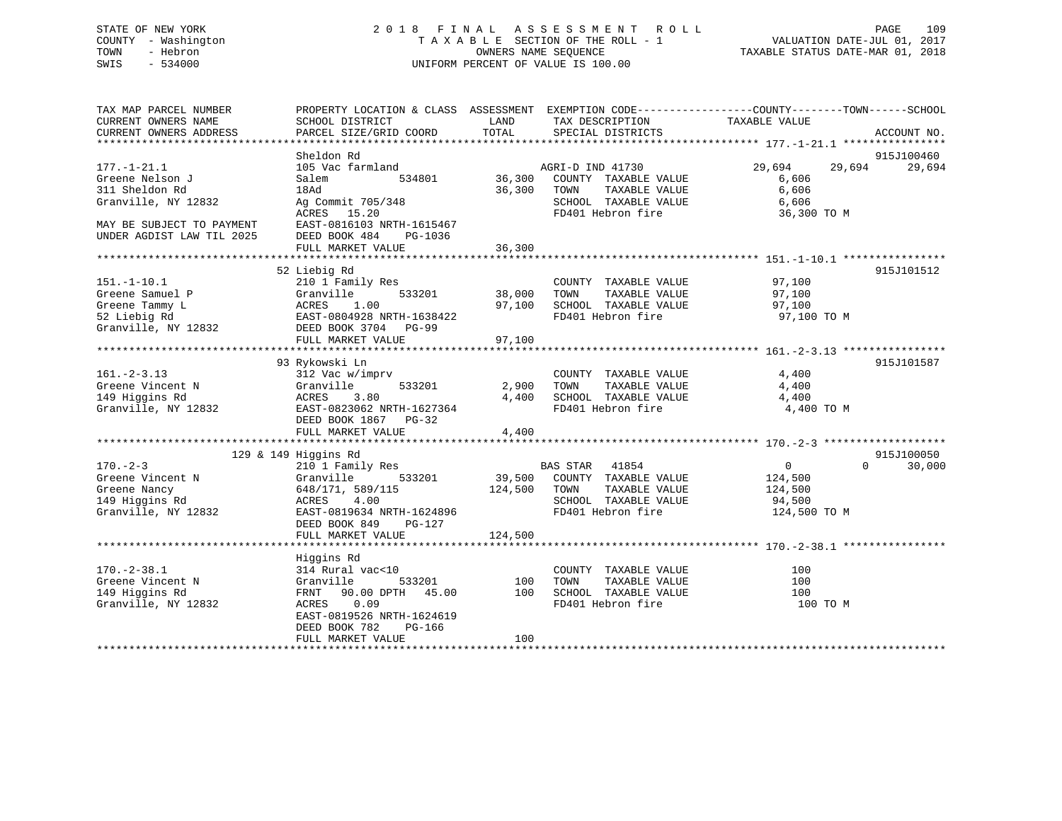STATE OF NEW YORK
COUNTY - Washington
TOWN - Hebron
SWIS - 534000

# 2018 FINAL ASSESSMENT ROLL

TAXABLE SECTION OF THE ROLL - 1
OWNERS NAME SEQUENCE
UNIFORM PERCENT OF VALUE IS 100.00

VALUATION DATE-JUL 01, 2017
TAXABLE STATUS DATE-MAR 01, 2018

| TAX MAP PARCEL NUMBER / CURRENT OWNERS NAME / CURRENT OWNERS ADDRESS | PROPERTY LOCATION & CLASS / SCHOOL DISTRICT / PARCEL SIZE/GRID COORD | ASSESSMENT LAND | TOTAL | EXEMPTION CODE / TAX DESCRIPTION / SPECIAL DISTRICTS | COUNTY TAXABLE VALUE | TOWN | SCHOOL | ACCOUNT NO. |
|---|---|---|---|---|---|---|---|---|
| **177.-1-21.1** | Sheldon Rd | | | | | | | 915J100460 |
| 177.-1-21.1 | 105 Vac farmland | | | AGRI-D IND 41730 | 29,694 | 29,694 | 29,694 | |
| Greene Nelson J | Salem 534801 | 36,300 | | COUNTY TAXABLE VALUE | 6,606 | | | |
| 311 Sheldon Rd | 18Ad | | 36,300 | TOWN TAXABLE VALUE | 6,606 | | | |
| Granville, NY 12832 | Ag Commit 705/348 | | | SCHOOL TAXABLE VALUE | 6,606 | | | |
| | ACRES 15.20 | | | FD401 Hebron fire | 36,300 TO M | | | |
| MAY BE SUBJECT TO PAYMENT | EAST-0816103 NRTH-1615467 | | | | | | | |
| UNDER AGDIST LAW TIL 2025 | DEED BOOK 484 PG-1036 | | | | | | | |
| | FULL MARKET VALUE | | 36,300 | | | | | |
| **151.-1-10.1** | 52 Liebig Rd | | | | | | | 915J101512 |
| 151.-1-10.1 | 210 1 Family Res | | | COUNTY TAXABLE VALUE | 97,100 | | | |
| Greene Samuel P | Granville 533201 | 38,000 | | TOWN TAXABLE VALUE | 97,100 | | | |
| Greene Tammy L | ACRES 1.00 | | 97,100 | SCHOOL TAXABLE VALUE | 97,100 | | | |
| 52 Liebig Rd | EAST-0804928 NRTH-1638422 | | | FD401 Hebron fire | 97,100 TO M | | | |
| Granville, NY 12832 | DEED BOOK 3704 PG-99 | | | | | | | |
| | FULL MARKET VALUE | | 97,100 | | | | | |
| **161.-2-3.13** | 93 Rykowski Ln | | | | | | | 915J101587 |
| 161.-2-3.13 | 312 Vac w/imprv | | | COUNTY TAXABLE VALUE | 4,400 | | | |
| Greene Vincent N | Granville 533201 | 2,900 | | TOWN TAXABLE VALUE | 4,400 | | | |
| 149 Higgins Rd | ACRES 3.80 | | 4,400 | SCHOOL TAXABLE VALUE | 4,400 | | | |
| Granville, NY 12832 | EAST-0823062 NRTH-1627364 | | | FD401 Hebron fire | 4,400 TO M | | | |
| | DEED BOOK 1867 PG-32 | | | | | | | |
| | FULL MARKET VALUE | | 4,400 | | | | | |
| **170.-2-3** | 129 & 149 Higgins Rd | | | | | | | 915J100050 |
| 170.-2-3 | 210 1 Family Res | | | BAS STAR 41854 | 0 | 0 | 30,000 | |
| Greene Vincent N | Granville 533201 | 39,500 | | COUNTY TAXABLE VALUE | 124,500 | | | |
| Greene Nancy | 648/171, 589/115 | | 124,500 | TOWN TAXABLE VALUE | 124,500 | | | |
| 149 Higgins Rd | ACRES 4.00 | | | SCHOOL TAXABLE VALUE | 94,500 | | | |
| Granville, NY 12832 | EAST-0819634 NRTH-1624896 | | | FD401 Hebron fire | 124,500 TO M | | | |
| | DEED BOOK 849 PG-127 | | | | | | | |
| | FULL MARKET VALUE | | 124,500 | | | | | |
| **170.-2-38.1** | Higgins Rd | | | | | | | |
| 170.-2-38.1 | 314 Rural vac<10 | | | COUNTY TAXABLE VALUE | 100 | | | |
| Greene Vincent N | Granville 533201 | 100 | | TOWN TAXABLE VALUE | 100 | | | |
| 149 Higgins Rd | FRNT 90.00 DPTH 45.00 | | 100 | SCHOOL TAXABLE VALUE | 100 | | | |
| Granville, NY 12832 | ACRES 0.09 | | | FD401 Hebron fire | 100 TO M | | | |
| | EAST-0819526 NRTH-1624619 | | | | | | | |
| | DEED BOOK 782 PG-166 | | | | | | | |
| | FULL MARKET VALUE | | 100 | | | | | |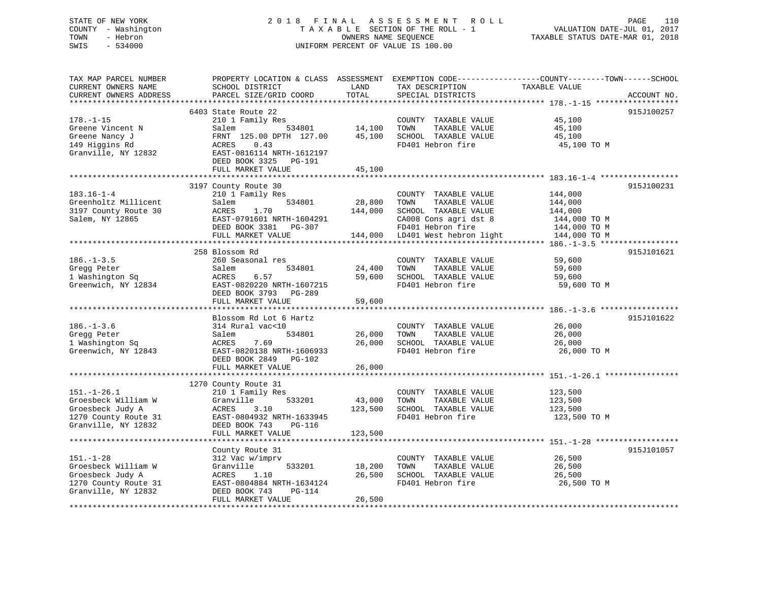STATE OF NEW YORK — 2018 FINAL ASSESSMENT ROLL
COUNTY - Washington — TAXABLE SECTION OF THE ROLL - 1 — VALUATION DATE-JUL 01, 2017
TOWN - Hebron — OWNERS NAME SEQUENCE — TAXABLE STATUS DATE-MAR 01, 2018
SWIS - 534000 — UNIFORM PERCENT OF VALUE IS 100.00

| TAX MAP PARCEL NUMBER / CURRENT OWNERS NAME / CURRENT OWNERS ADDRESS | PROPERTY LOCATION & CLASS / SCHOOL DISTRICT / PARCEL SIZE/GRID COORD | ASSESSMENT LAND | ASSESSMENT TOTAL | EXEMPTION CODE / TAX DESCRIPTION / SPECIAL DISTRICTS | TAXABLE VALUE (COUNTY--TOWN--SCHOOL) | ACCOUNT NO. |
|---|---|---|---|---|---|---|
| **178.-1-15** | 6403 State Route 22 | | | | | 915J100257 |
| Greene Vincent N | 210 1 Family Res | | | COUNTY TAXABLE VALUE | 45,100 | |
| Greene Nancy J | Salem 534801 | 14,100 | | TOWN TAXABLE VALUE | 45,100 | |
| 149 Higgins Rd | FRNT 125.00 DPTH 127.00 | | 45,100 | SCHOOL TAXABLE VALUE | 45,100 | |
| Granville, NY 12832 | ACRES 0.43 | | | FD401 Hebron fire | 45,100 TO M | |
| | EAST-0816114 NRTH-1612197 | | | | | |
| | DEED BOOK 3325 PG-191 | | | | | |
| | FULL MARKET VALUE | | 45,100 | | | |
| **183.16-1-4** | 3197 County Route 30 | | | | | 915J100231 |
| Greenholtz Millicent | 210 1 Family Res | | | COUNTY TAXABLE VALUE | 144,000 | |
| 3197 County Route 30 | Salem 534801 | 28,800 | | TOWN TAXABLE VALUE | 144,000 | |
| Salem, NY 12865 | ACRES 1.70 | | 144,000 | SCHOOL TAXABLE VALUE | 144,000 | |
| | EAST-0791601 NRTH-1604291 | | | CA008 Cons agri dst 8 | 144,000 TO M | |
| | DEED BOOK 3381 PG-307 | | | FD401 Hebron fire | 144,000 TO M | |
| | FULL MARKET VALUE | | 144,000 | LD401 West hebron light | 144,000 TO M | |
| **186.-1-3.5** | 258 Blossom Rd | | | | | 915J101621 |
| Gregg Peter | 260 Seasonal res | | | COUNTY TAXABLE VALUE | 59,600 | |
| 1 Washington Sq | Salem 534801 | 24,400 | | TOWN TAXABLE VALUE | 59,600 | |
| Greenwich, NY 12834 | ACRES 6.57 | | 59,600 | SCHOOL TAXABLE VALUE | 59,600 | |
| | EAST-0820220 NRTH-1607215 | | | FD401 Hebron fire | 59,600 TO M | |
| | DEED BOOK 3793 PG-289 | | | | | |
| | FULL MARKET VALUE | | 59,600 | | | |
| **186.-1-3.6** | Blossom Rd Lot 6 Hartz | | | | | 915J101622 |
| Gregg Peter | 314 Rural vac<10 | | | COUNTY TAXABLE VALUE | 26,000 | |
| 1 Washington Sq | Salem 534801 | 26,000 | | TOWN TAXABLE VALUE | 26,000 | |
| Greenwich, NY 12843 | ACRES 7.69 | | 26,000 | SCHOOL TAXABLE VALUE | 26,000 | |
| | EAST-0820138 NRTH-1606933 | | | FD401 Hebron fire | 26,000 TO M | |
| | DEED BOOK 2849 PG-102 | | | | | |
| | FULL MARKET VALUE | | 26,000 | | | |
| **151.-1-26.1** | 1270 County Route 31 | | | | | |
| Groesbeck William W | 210 1 Family Res | | | COUNTY TAXABLE VALUE | 123,500 | |
| Groesbeck Judy A | Granville 533201 | 43,000 | | TOWN TAXABLE VALUE | 123,500 | |
| 1270 County Route 31 | ACRES 3.10 | | 123,500 | SCHOOL TAXABLE VALUE | 123,500 | |
| Granville, NY 12832 | EAST-0804932 NRTH-1633945 | | | FD401 Hebron fire | 123,500 TO M | |
| | DEED BOOK 743 PG-116 | | | | | |
| | FULL MARKET VALUE | | 123,500 | | | |
| **151.-1-28** | County Route 31 | | | | | 915J101057 |
| Groesbeck William W | 312 Vac w/imprv | | | COUNTY TAXABLE VALUE | 26,500 | |
| Groesbeck Judy A | Granville 533201 | 18,200 | | TOWN TAXABLE VALUE | 26,500 | |
| 1270 County Route 31 | ACRES 1.10 | | 26,500 | SCHOOL TAXABLE VALUE | 26,500 | |
| Granville, NY 12832 | EAST-0804884 NRTH-1634124 | | | FD401 Hebron fire | 26,500 TO M | |
| | DEED BOOK 743 PG-114 | | | | | |
| | FULL MARKET VALUE | | 26,500 | | | |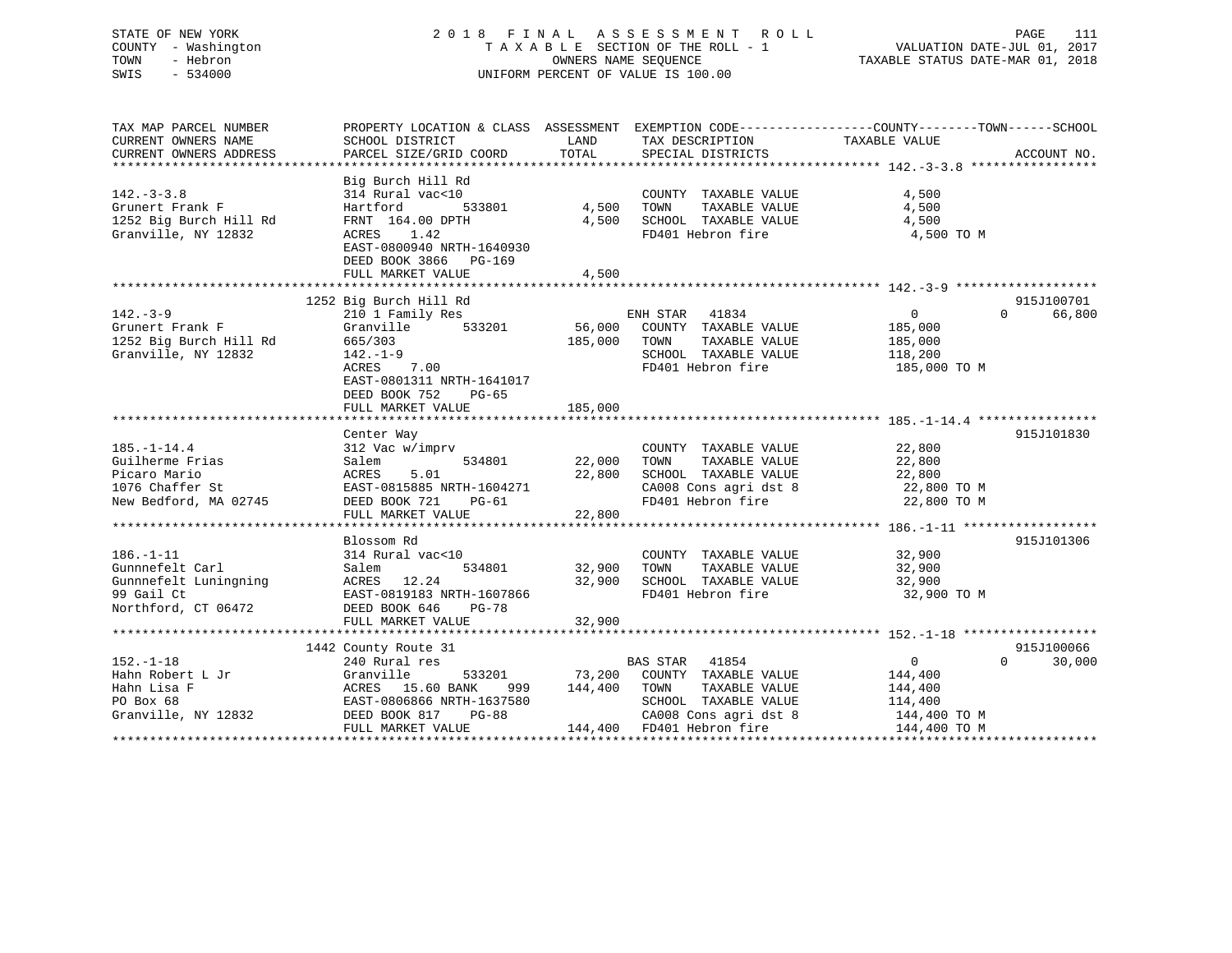STATE OF NEW YORK
COUNTY - Washington
TOWN - Hebron
SWIS - 534000

# 2018 FINAL ASSESSMENT ROLL

TAXABLE SECTION OF THE ROLL - 1
OWNERS NAME SEQUENCE
UNIFORM PERCENT OF VALUE IS 100.00

VALUATION DATE-JUL 01, 2017
TAXABLE STATUS DATE-MAR 01, 2018

| TAX MAP PARCEL NUMBER / CURRENT OWNERS NAME / CURRENT OWNERS ADDRESS | PROPERTY LOCATION & CLASS / SCHOOL DISTRICT / PARCEL SIZE/GRID COORD | ASSESSMENT LAND | TOTAL | EXEMPTION CODE / TAX DESCRIPTION / SPECIAL DISTRICTS | COUNTY--------TOWN------SCHOOL TAXABLE VALUE | ACCOUNT NO. |
|---|---|---|---|---|---|---|
| **142.-3-3.8** | Big Burch Hill Rd | | | | | |
| 142.-3-3.8 | 314 Rural vac<10 | | | COUNTY TAXABLE VALUE | 4,500 | |
| Grunert Frank F | Hartford 533801 | 4,500 | | TOWN TAXABLE VALUE | 4,500 | |
| 1252 Big Burch Hill Rd | FRNT 164.00 DPTH | | 4,500 | SCHOOL TAXABLE VALUE | 4,500 | |
| Granville, NY 12832 | ACRES 1.42 | | | FD401 Hebron fire | 4,500 TO M | |
| | EAST-0800940 NRTH-1640930 | | | | | |
| | DEED BOOK 3866 PG-169 | | | | | |
| | FULL MARKET VALUE | | 4,500 | | | |
| **142.-3-9** | 1252 Big Burch Hill Rd | | | | | 915J100701 |
| 142.-3-9 | 210 1 Family Res | | | ENH STAR 41834 | 0 0 66,800 | |
| Grunert Frank F | Granville 533201 | 56,000 | | COUNTY TAXABLE VALUE | 185,000 | |
| 1252 Big Burch Hill Rd | 665/303 | | 185,000 | TOWN TAXABLE VALUE | 185,000 | |
| Granville, NY 12832 | 142.-1-9 | | | SCHOOL TAXABLE VALUE | 118,200 | |
| | ACRES 7.00 | | | FD401 Hebron fire | 185,000 TO M | |
| | EAST-0801311 NRTH-1641017 | | | | | |
| | DEED BOOK 752 PG-65 | | | | | |
| | FULL MARKET VALUE | | 185,000 | | | |
| **185.-1-14.4** | Center Way | | | | | 915J101830 |
| 185.-1-14.4 | 312 Vac w/imprv | | | COUNTY TAXABLE VALUE | 22,800 | |
| Guilherme Frias | Salem 534801 | 22,000 | | TOWN TAXABLE VALUE | 22,800 | |
| Picaro Mario | ACRES 5.01 | | 22,800 | SCHOOL TAXABLE VALUE | 22,800 | |
| 1076 Chaffer St | EAST-0815885 NRTH-1604271 | | | CA008 Cons agri dst 8 | 22,800 TO M | |
| New Bedford, MA 02745 | DEED BOOK 721 PG-61 | | | FD401 Hebron fire | 22,800 TO M | |
| | FULL MARKET VALUE | | 22,800 | | | |
| **186.-1-11** | Blossom Rd | | | | | 915J101306 |
| 186.-1-11 | 314 Rural vac<10 | | | COUNTY TAXABLE VALUE | 32,900 | |
| Gunnnefelt Carl | Salem 534801 | 32,900 | | TOWN TAXABLE VALUE | 32,900 | |
| Gunnnefelt Luningning | ACRES 12.24 | | 32,900 | SCHOOL TAXABLE VALUE | 32,900 | |
| 99 Gail Ct | EAST-0819183 NRTH-1607866 | | | FD401 Hebron fire | 32,900 TO M | |
| Northford, CT 06472 | DEED BOOK 646 PG-78 | | | | | |
| | FULL MARKET VALUE | | 32,900 | | | |
| **152.-1-18** | 1442 County Route 31 | | | | | 915J100066 |
| 152.-1-18 | 240 Rural res | | | BAS STAR 41854 | 0 0 30,000 | |
| Hahn Robert L Jr | Granville 533201 | 73,200 | | COUNTY TAXABLE VALUE | 144,400 | |
| Hahn Lisa F | ACRES 15.60 BANK 999 | | 144,400 | TOWN TAXABLE VALUE | 144,400 | |
| PO Box 68 | EAST-0806866 NRTH-1637580 | | | SCHOOL TAXABLE VALUE | 114,400 | |
| Granville, NY 12832 | DEED BOOK 817 PG-88 | | | CA008 Cons agri dst 8 | 144,400 TO M | |
| | FULL MARKET VALUE | | 144,400 | FD401 Hebron fire | 144,400 TO M | |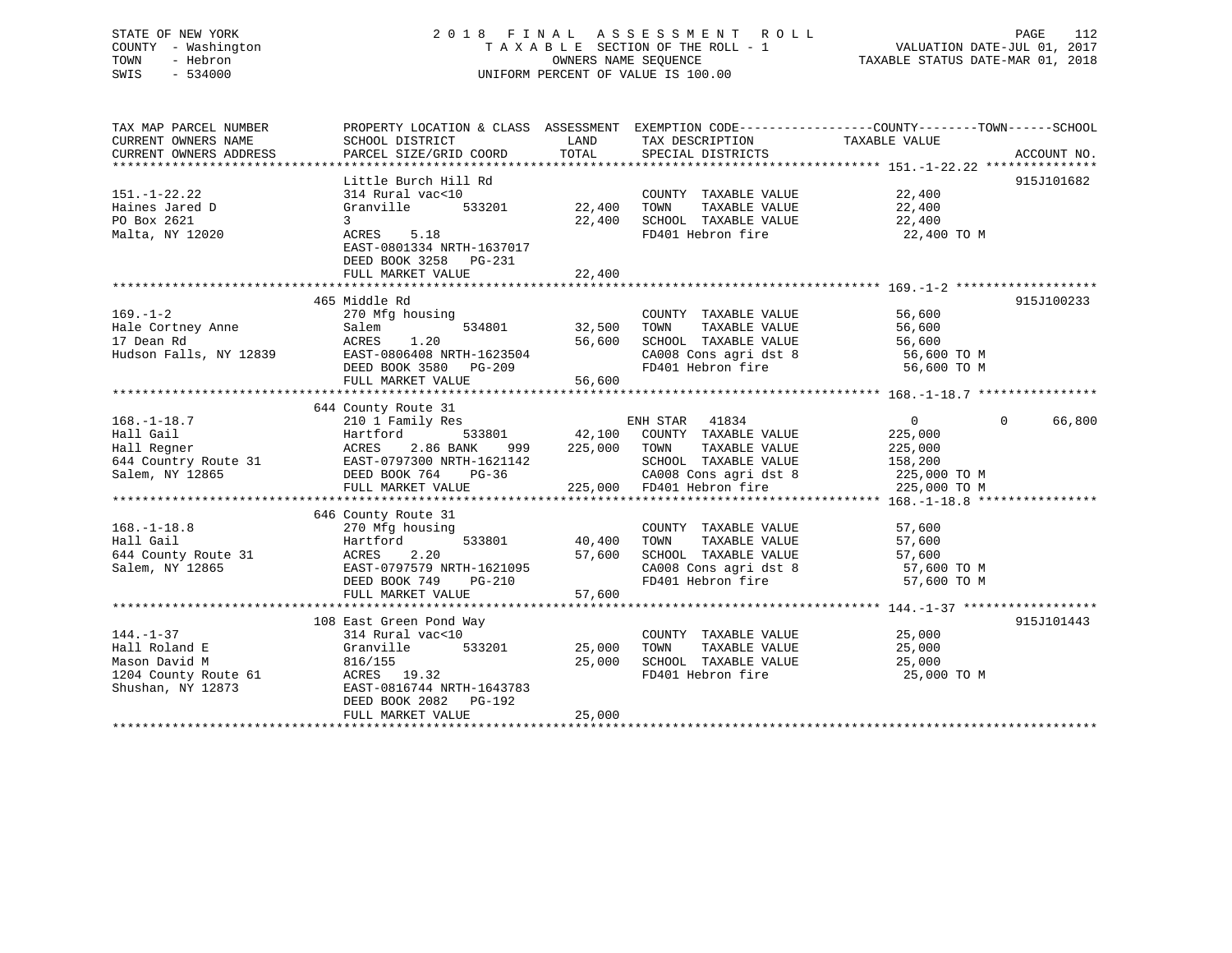STATE OF NEW YORK — COUNTY - Washington — TOWN - Hebron — SWIS - 534000

# 2018 FINAL ASSESSMENT ROLL

TAXABLE SECTION OF THE ROLL - 1 — OWNERS NAME SEQUENCE — UNIFORM PERCENT OF VALUE IS 100.00

VALUATION DATE-JUL 01, 2017 — TAXABLE STATUS DATE-MAR 01, 2018

| TAX MAP PARCEL NUMBER / CURRENT OWNERS NAME / CURRENT OWNERS ADDRESS | PROPERTY LOCATION & CLASS / SCHOOL DISTRICT / PARCEL SIZE/GRID COORD | ASSESSMENT LAND | TOTAL | EXEMPTION CODE / TAX DESCRIPTION / SPECIAL DISTRICTS | COUNTY / TOWN / SCHOOL TAXABLE VALUE | ACCOUNT NO. |
|---|---|---|---|---|---|---|
| 151.-1-22.22 | Little Burch Hill Rd | | | | | 915J101682 |
| 151.-1-22.22 | 314 Rural vac<10 | | | COUNTY TAXABLE VALUE | 22,400 | |
| Haines Jared D | Granville 533201 | 22,400 | | TOWN TAXABLE VALUE | 22,400 | |
| PO Box 2621 | 3 | | 22,400 | SCHOOL TAXABLE VALUE | 22,400 | |
| Malta, NY 12020 | ACRES 5.18 | | | FD401 Hebron fire | 22,400 TO M | |
| | EAST-0801334 NRTH-1637017 | | | | | |
| | DEED BOOK 3258 PG-231 | | | | | |
| | FULL MARKET VALUE | | 22,400 | | | |
| 169.-1-2 | 465 Middle Rd | | | | | 915J100233 |
| 169.-1-2 | 270 Mfg housing | | | COUNTY TAXABLE VALUE | 56,600 | |
| Hale Cortney Anne | Salem 534801 | 32,500 | | TOWN TAXABLE VALUE | 56,600 | |
| 17 Dean Rd | ACRES 1.20 | | 56,600 | SCHOOL TAXABLE VALUE | 56,600 | |
| Hudson Falls, NY 12839 | EAST-0806408 NRTH-1623504 | | | CA008 Cons agri dst 8 | 56,600 TO M | |
| | DEED BOOK 3580 PG-209 | | | FD401 Hebron fire | 56,600 TO M | |
| | FULL MARKET VALUE | | 56,600 | | | |
| 168.-1-18.7 | 644 County Route 31 | | | | | |
| 168.-1-18.7 | 210 1 Family Res | | | ENH STAR 41834 | 0 / 0 / 66,800 | |
| Hall Gail | Hartford 533801 | 42,100 | | COUNTY TAXABLE VALUE | 225,000 | |
| Hall Regner | ACRES 2.86 BANK 999 | | 225,000 | TOWN TAXABLE VALUE | 225,000 | |
| 644 Country Route 31 | EAST-0797300 NRTH-1621142 | | | SCHOOL TAXABLE VALUE | 158,200 | |
| Salem, NY 12865 | DEED BOOK 764 PG-36 | | | CA008 Cons agri dst 8 | 225,000 TO M | |
| | FULL MARKET VALUE | | 225,000 | FD401 Hebron fire | 225,000 TO M | |
| 168.-1-18.8 | 646 County Route 31 | | | | | |
| 168.-1-18.8 | 270 Mfg housing | | | COUNTY TAXABLE VALUE | 57,600 | |
| Hall Gail | Hartford 533801 | 40,400 | | TOWN TAXABLE VALUE | 57,600 | |
| 644 County Route 31 | ACRES 2.20 | | 57,600 | SCHOOL TAXABLE VALUE | 57,600 | |
| Salem, NY 12865 | EAST-0797579 NRTH-1621095 | | | CA008 Cons agri dst 8 | 57,600 TO M | |
| | DEED BOOK 749 PG-210 | | | FD401 Hebron fire | 57,600 TO M | |
| | FULL MARKET VALUE | | 57,600 | | | |
| 144.-1-37 | 108 East Green Pond Way | | | | | 915J101443 |
| 144.-1-37 | 314 Rural vac<10 | | | COUNTY TAXABLE VALUE | 25,000 | |
| Hall Roland E | Granville 533201 | 25,000 | | TOWN TAXABLE VALUE | 25,000 | |
| Mason David M | 816/155 | | 25,000 | SCHOOL TAXABLE VALUE | 25,000 | |
| 1204 County Route 61 | ACRES 19.32 | | | FD401 Hebron fire | 25,000 TO M | |
| Shushan, NY 12873 | EAST-0816744 NRTH-1643783 | | | | | |
| | DEED BOOK 2082 PG-192 | | | | | |
| | FULL MARKET VALUE | | 25,000 | | | |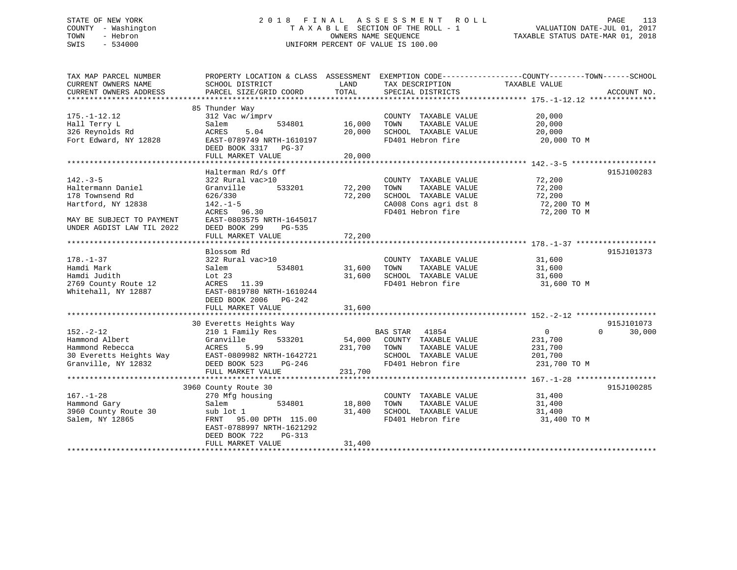STATE OF NEW YORK
COUNTY - Washington
TOWN - Hebron
SWIS - 534000

# 2018 FINAL ASSESSMENT ROLL
TAXABLE SECTION OF THE ROLL - 1
OWNERS NAME SEQUENCE
UNIFORM PERCENT OF VALUE IS 100.00

VALUATION DATE-JUL 01, 2017
TAXABLE STATUS DATE-MAR 01, 2018

| TAX MAP PARCEL NUMBER / CURRENT OWNERS NAME / CURRENT OWNERS ADDRESS | PROPERTY LOCATION & CLASS / SCHOOL DISTRICT / PARCEL SIZE/GRID COORD | ASSESSMENT LAND | TOTAL | EXEMPTION CODE / TAX DESCRIPTION / SPECIAL DISTRICTS | COUNTY / TOWN / SCHOOL TAXABLE VALUE | ACCOUNT NO. |
|---|---|---|---|---|---|---|
| **175.-1-12.12** | 85 Thunder Way | | | | | |
| 175.-1-12.12 | 312 Vac w/imprv | | | COUNTY TAXABLE VALUE | 20,000 | |
| Hall Terry L | Salem 534801 | 16,000 | | TOWN TAXABLE VALUE | 20,000 | |
| 326 Reynolds Rd | ACRES 5.04 | | 20,000 | SCHOOL TAXABLE VALUE | 20,000 | |
| Fort Edward, NY 12828 | EAST-0789749 NRTH-1610197 | | | FD401 Hebron fire | 20,000 TO M | |
| | DEED BOOK 3317 PG-37 | | | | | |
| | FULL MARKET VALUE | | 20,000 | | | |
| **142.-3-5** | Halterman Rd/s Off | | | | | 915J100283 |
| 142.-3-5 | 322 Rural vac>10 | | | COUNTY TAXABLE VALUE | 72,200 | |
| Haltermann Daniel | Granville 533201 | 72,200 | | TOWN TAXABLE VALUE | 72,200 | |
| 178 Townsend Rd | 626/330 | | 72,200 | SCHOOL TAXABLE VALUE | 72,200 | |
| Hartford, NY 12838 | 142.-1-5 | | | CA008 Cons agri dst 8 | 72,200 TO M | |
| | ACRES 96.30 | | | FD401 Hebron fire | 72,200 TO M | |
| MAY BE SUBJECT TO PAYMENT | EAST-0803575 NRTH-1645017 | | | | | |
| UNDER AGDIST LAW TIL 2022 | DEED BOOK 299 PG-535 | | | | | |
| | FULL MARKET VALUE | | 72,200 | | | |
| **178.-1-37** | Blossom Rd | | | | | 915J101373 |
| 178.-1-37 | 322 Rural vac>10 | | | COUNTY TAXABLE VALUE | 31,600 | |
| Hamdi Mark | Salem 534801 | 31,600 | | TOWN TAXABLE VALUE | 31,600 | |
| Hamdi Judith | Lot 23 | | 31,600 | SCHOOL TAXABLE VALUE | 31,600 | |
| 2769 County Route 12 | ACRES 11.39 | | | FD401 Hebron fire | 31,600 TO M | |
| Whitehall, NY 12887 | EAST-0819780 NRTH-1610244 | | | | | |
| | DEED BOOK 2006 PG-242 | | | | | |
| | FULL MARKET VALUE | | 31,600 | | | |
| **152.-2-12** | 30 Everetts Heights Way | | | | | 915J101073 |
| 152.-2-12 | 210 1 Family Res | | | BAS STAR 41854 | 0 0 30,000 | |
| Hammond Albert | Granville 533201 | 54,000 | | COUNTY TAXABLE VALUE | 231,700 | |
| Hammond Rebecca | ACRES 5.99 | | 231,700 | TOWN TAXABLE VALUE | 231,700 | |
| 30 Everetts Heights Way | EAST-0809982 NRTH-1642721 | | | SCHOOL TAXABLE VALUE | 201,700 | |
| Granville, NY 12832 | DEED BOOK 523 PG-246 | | | FD401 Hebron fire | 231,700 TO M | |
| | FULL MARKET VALUE | | 231,700 | | | |
| **167.-1-28** | 3960 County Route 30 | | | | | 915J100285 |
| 167.-1-28 | 270 Mfg housing | | | COUNTY TAXABLE VALUE | 31,400 | |
| Hammond Gary | Salem 534801 | 18,800 | | TOWN TAXABLE VALUE | 31,400 | |
| 3960 County Route 30 | sub lot 1 | | 31,400 | SCHOOL TAXABLE VALUE | 31,400 | |
| Salem, NY 12865 | FRNT 95.00 DPTH 115.00 | | | FD401 Hebron fire | 31,400 TO M | |
| | EAST-0788997 NRTH-1621292 | | | | | |
| | DEED BOOK 722 PG-313 | | | | | |
| | FULL MARKET VALUE | | 31,400 | | | |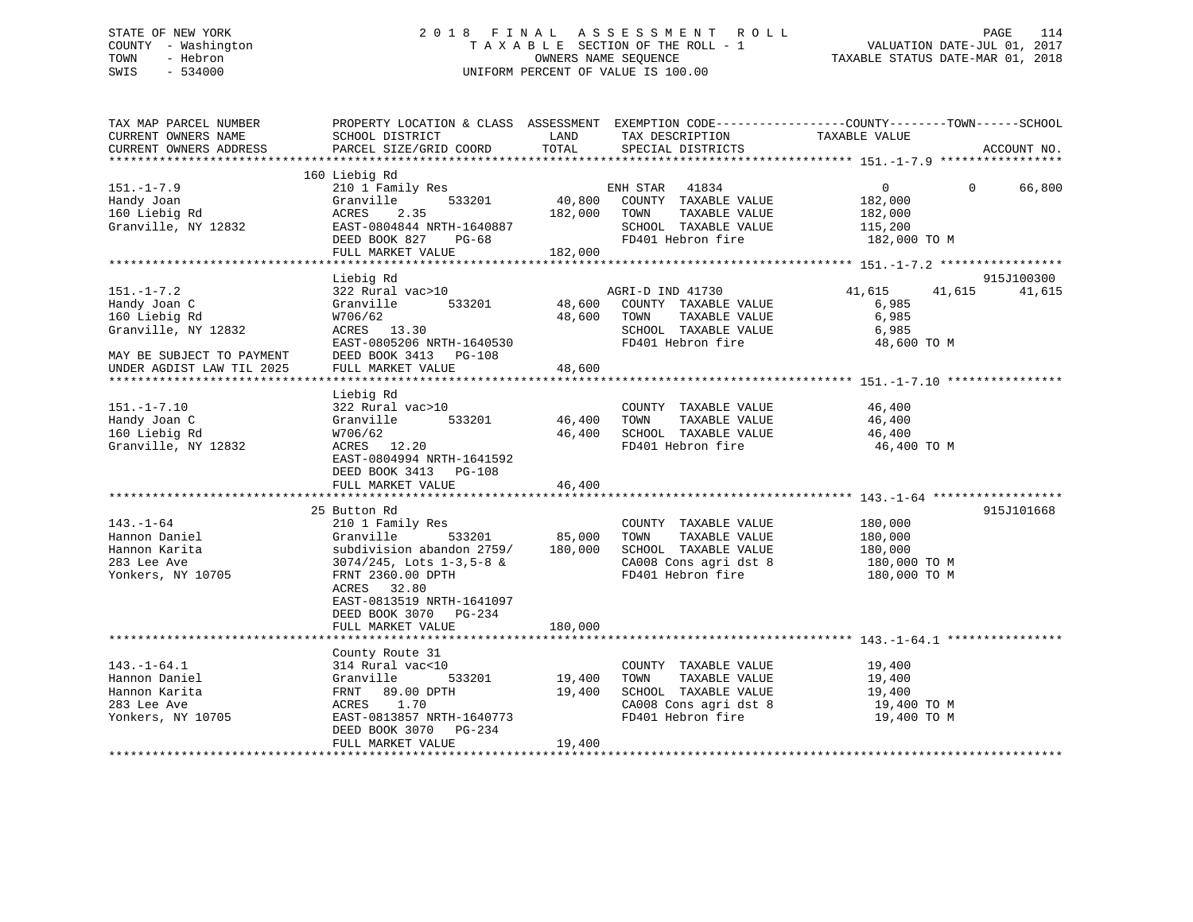STATE OF NEW YORK — 2018 FINAL ASSESSMENT ROLL

COUNTY - Washington — TAXABLE SECTION OF THE ROLL - 1 — VALUATION DATE-JUL 01, 2017

TOWN - Hebron — OWNERS NAME SEQUENCE — TAXABLE STATUS DATE-MAR 01, 2018

SWIS - 534000 — UNIFORM PERCENT OF VALUE IS 100.00

| TAX MAP PARCEL NUMBER / CURRENT OWNERS NAME / CURRENT OWNERS ADDRESS | PROPERTY LOCATION & CLASS / SCHOOL DISTRICT / PARCEL SIZE/GRID COORD | ASSESSMENT LAND / TOTAL | EXEMPTION CODE / TAX DESCRIPTION / SPECIAL DISTRICTS | COUNTY TAXABLE VALUE | TOWN | SCHOOL / ACCOUNT NO. |
|---|---|---|---|---|---|---|
| **151.-1-7.9** | 160 Liebig Rd | | | | | |
| 151.-1-7.9 | 210 1 Family Res | | ENH STAR 41834 | 0 | 0 | 66,800 |
| Handy Joan | Granville 533201 | 40,800 | COUNTY TAXABLE VALUE | 182,000 | | |
| 160 Liebig Rd | ACRES 2.35 | 182,000 | TOWN TAXABLE VALUE | 182,000 | | |
| Granville, NY 12832 | EAST-0804844 NRTH-1640887 | | SCHOOL TAXABLE VALUE | 115,200 | | |
| | DEED BOOK 827 PG-68 | | FD401 Hebron fire | 182,000 TO M | | |
| | FULL MARKET VALUE | 182,000 | | | | |
| **151.-1-7.2** | Liebig Rd | | | | | 915J100300 |
| 151.-1-7.2 | 322 Rural vac>10 | | AGRI-D IND 41730 | 41,615 | 41,615 | 41,615 |
| Handy Joan C | Granville 533201 | 48,600 | COUNTY TAXABLE VALUE | 6,985 | | |
| 160 Liebig Rd | W706/62 | 48,600 | TOWN TAXABLE VALUE | 6,985 | | |
| Granville, NY 12832 | ACRES 13.30 | | SCHOOL TAXABLE VALUE | 6,985 | | |
| | EAST-0805206 NRTH-1640530 | | FD401 Hebron fire | 48,600 TO M | | |
| MAY BE SUBJECT TO PAYMENT | DEED BOOK 3413 PG-108 | | | | | |
| UNDER AGDIST LAW TIL 2025 | FULL MARKET VALUE | 48,600 | | | | |
| **151.-1-7.10** | Liebig Rd | | | | | |
| 151.-1-7.10 | 322 Rural vac>10 | | COUNTY TAXABLE VALUE | 46,400 | | |
| Handy Joan C | Granville 533201 | 46,400 | TOWN TAXABLE VALUE | 46,400 | | |
| 160 Liebig Rd | W706/62 | 46,400 | SCHOOL TAXABLE VALUE | 46,400 | | |
| Granville, NY 12832 | ACRES 12.20 | | FD401 Hebron fire | 46,400 TO M | | |
| | EAST-0804994 NRTH-1641592 | | | | | |
| | DEED BOOK 3413 PG-108 | | | | | |
| | FULL MARKET VALUE | 46,400 | | | | |
| **143.-1-64** | 25 Button Rd | | | | | 915J101668 |
| 143.-1-64 | 210 1 Family Res | | COUNTY TAXABLE VALUE | 180,000 | | |
| Hannon Daniel | Granville 533201 | 85,000 | TOWN TAXABLE VALUE | 180,000 | | |
| Hannon Karita | subdivision abandon 2759/ | 180,000 | SCHOOL TAXABLE VALUE | 180,000 | | |
| 283 Lee Ave | 3074/245, Lots 1-3,5-8 & | | CA008 Cons agri dst 8 | 180,000 TO M | | |
| Yonkers, NY 10705 | FRNT 2360.00 DPTH | | FD401 Hebron fire | 180,000 TO M | | |
| | ACRES 32.80 | | | | | |
| | EAST-0813519 NRTH-1641097 | | | | | |
| | DEED BOOK 3070 PG-234 | | | | | |
| | FULL MARKET VALUE | 180,000 | | | | |
| **143.-1-64.1** | County Route 31 | | | | | |
| 143.-1-64.1 | 314 Rural vac<10 | | COUNTY TAXABLE VALUE | 19,400 | | |
| Hannon Daniel | Granville 533201 | 19,400 | TOWN TAXABLE VALUE | 19,400 | | |
| Hannon Karita | FRNT 89.00 DPTH | 19,400 | SCHOOL TAXABLE VALUE | 19,400 | | |
| 283 Lee Ave | ACRES 1.70 | | CA008 Cons agri dst 8 | 19,400 TO M | | |
| Yonkers, NY 10705 | EAST-0813857 NRTH-1640773 | | FD401 Hebron fire | 19,400 TO M | | |
| | DEED BOOK 3070 PG-234 | | | | | |
| | FULL MARKET VALUE | 19,400 | | | | |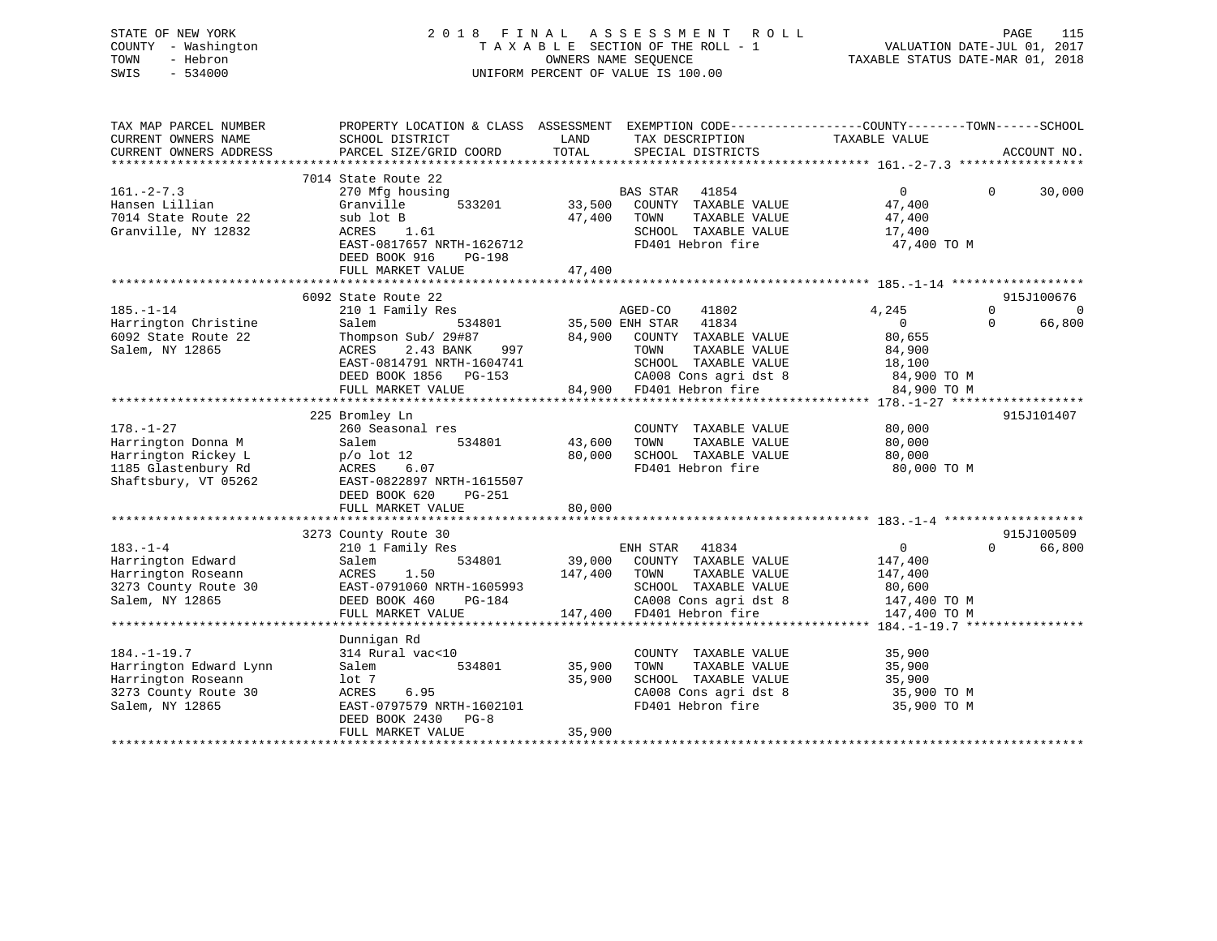STATE OF NEW YORK
COUNTY - Washington
TOWN - Hebron
SWIS - 534000

2 0 1 8 F I N A L A S S E S S M E N T R O L L
T A X A B L E SECTION OF THE ROLL - 1
OWNERS NAME SEQUENCE
UNIFORM PERCENT OF VALUE IS 100.00

VALUATION DATE-JUL 01, 2017
TAXABLE STATUS DATE-MAR 01, 2018

```
TAX MAP PARCEL NUMBER          PROPERTY LOCATION & CLASS  ASSESSMENT  EXEMPTION CODE------------------COUNTY--------TOWN------SCHOOL
CURRENT OWNERS NAME            SCHOOL DISTRICT               LAND      TAX DESCRIPTION              TAXABLE VALUE
CURRENT OWNERS ADDRESS         PARCEL SIZE/GRID COORD        TOTAL     SPECIAL DISTRICTS                                  ACCOUNT NO.
******************************************************************************************************* 161.-2-7.3 *****************
                               7014 State Route 22
161.-2-7.3                     270 Mfg housing                         BAS STAR   41854                   0              0     30,000
Hansen Lillian                 Granville         533201       33,500   COUNTY  TAXABLE VALUE          47,400
7014 State Route 22            sub lot B                      47,400   TOWN    TAXABLE VALUE          47,400
Granville, NY 12832            ACRES     1.61                          SCHOOL  TAXABLE VALUE          17,400
                               EAST-0817657 NRTH-1626712               FD401 Hebron fire               47,400 TO M
                               DEED BOOK 916     PG-198
                               FULL MARKET VALUE              47,400
******************************************************************************************************* 185.-1-14 ******************
                               6092 State Route 22                                                                   915J100676
185.-1-14                      210 1 Family Res                        AGED-CO    41802               4,245              0          0
Harrington Christine           Salem             534801       35,500 ENH STAR   41834                   0              0     66,800
6092 State Route 22            Thompson Sub/ 29#87            84,900   COUNTY  TAXABLE VALUE          80,655
Salem, NY 12865                ACRES     2.43 BANK     997             TOWN    TAXABLE VALUE          84,900
                               EAST-0814791 NRTH-1604741               SCHOOL  TAXABLE VALUE          18,100
                               DEED BOOK 1856    PG-153                CA008 Cons agri dst 8           84,900 TO M
                               FULL MARKET VALUE              84,900   FD401 Hebron fire               84,900 TO M
******************************************************************************************************* 178.-1-27 ******************
                               225 Bromley Ln                                                                        915J101407
178.-1-27                      260 Seasonal res                        COUNTY  TAXABLE VALUE          80,000
Harrington Donna M             Salem             534801       43,600   TOWN    TAXABLE VALUE          80,000
Harrington Rickey L            p/o lot 12                     80,000   SCHOOL  TAXABLE VALUE          80,000
1185 Glastenbury Rd            ACRES     6.07                          FD401 Hebron fire               80,000 TO M
Shaftsbury, VT 05262           EAST-0822897 NRTH-1615507
                               DEED BOOK 620     PG-251
                               FULL MARKET VALUE              80,000
******************************************************************************************************* 183.-1-4 *******************
                               3273 County Route 30                                                                  915J100509
183.-1-4                       210 1 Family Res                        ENH STAR   41834                   0              0     66,800
Harrington Edward              Salem             534801       39,000   COUNTY  TAXABLE VALUE         147,400
Harrington Roseann             ACRES     1.50                147,400   TOWN    TAXABLE VALUE         147,400
3273 County Route 30           EAST-0791060 NRTH-1605993               SCHOOL  TAXABLE VALUE          80,600
Salem, NY 12865                DEED BOOK 460     PG-184                CA008 Cons agri dst 8          147,400 TO M
                               FULL MARKET VALUE             147,400   FD401 Hebron fire              147,400 TO M
******************************************************************************************************* 184.-1-19.7 ****************
                               Dunnigan Rd
184.-1-19.7                    314 Rural vac<10                        COUNTY  TAXABLE VALUE          35,900
Harrington Edward Lynn         Salem             534801       35,900   TOWN    TAXABLE VALUE          35,900
Harrington Roseann             lot 7                          35,900   SCHOOL  TAXABLE VALUE          35,900
3273 County Route 30           ACRES     6.95                          CA008 Cons agri dst 8           35,900 TO M
Salem, NY 12865                EAST-0797579 NRTH-1602101               FD401 Hebron fire               35,900 TO M
                               DEED BOOK 2430    PG-8
                               FULL MARKET VALUE              35,900
************************************************************************************************************************************
```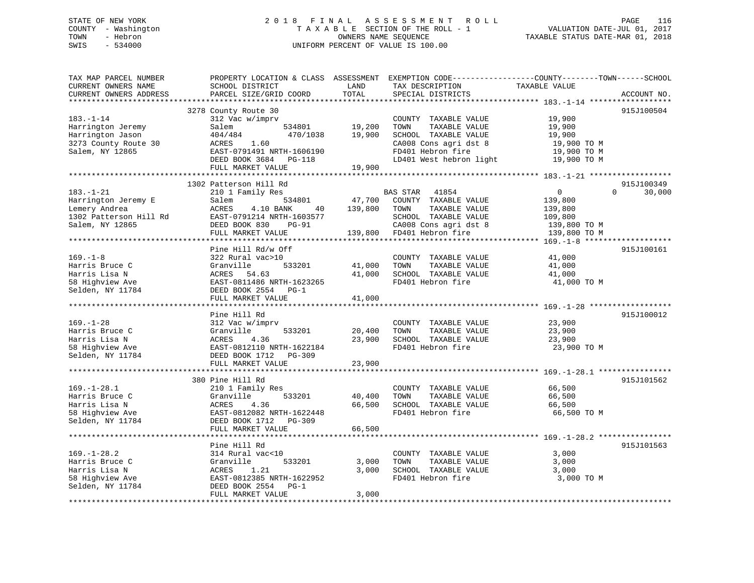STATE OF NEW YORK                    2018 FINAL ASSESSMENT ROLL
COUNTY - Washington                  TAXABLE SECTION OF THE ROLL - 1          VALUATION DATE-JUL 01, 2017
TOWN - Hebron                        OWNERS NAME SEQUENCE                     TAXABLE STATUS DATE-MAR 01, 2018
SWIS - 534000                        UNIFORM PERCENT OF VALUE IS 100.00

| TAX MAP PARCEL NUMBER / CURRENT OWNERS NAME / CURRENT OWNERS ADDRESS | PROPERTY LOCATION & CLASS / SCHOOL DISTRICT / PARCEL SIZE/GRID COORD | ASSESSMENT LAND | TOTAL | EXEMPTION CODE / TAX DESCRIPTION / SPECIAL DISTRICTS | COUNTY | TOWN | SCHOOL / ACCOUNT NO. |
|---|---|---|---|---|---|---|---|
| **183.-1-14** | 3278 County Route 30 | | | | | | 915J100504 |
| Harrington Jeremy | 312 Vac w/imprv | | | COUNTY TAXABLE VALUE | 19,900 | | |
| Harrington Jason | Salem 534801 | 19,200 | | TOWN TAXABLE VALUE | | 19,900 | |
| 3273 County Route 30 | 404/484 470/1038 | | 19,900 | SCHOOL TAXABLE VALUE | | | 19,900 |
| Salem, NY 12865 | ACRES 1.60 | | | CA008 Cons agri dst 8 | 19,900 TO M | | |
| | EAST-0791491 NRTH-1606190 | | | FD401 Hebron fire | 19,900 TO M | | |
| | DEED BOOK 3684 PG-118 | | | LD401 West hebron light | 19,900 TO M | | |
| | FULL MARKET VALUE | | 19,900 | | | | |
| **183.-1-21** | 1302 Patterson Hill Rd | | | | | | 915J100349 |
| Harrington Jeremy E | 210 1 Family Res | | | BAS STAR 41854 | 0 | 0 | 30,000 |
| Lemery Andrea | Salem 534801 | 47,700 | | COUNTY TAXABLE VALUE | 139,800 | | |
| 1302 Patterson Hill Rd | ACRES 4.10 BANK 40 | | 139,800 | TOWN TAXABLE VALUE | | 139,800 | |
| Salem, NY 12865 | EAST-0791214 NRTH-1603577 | | | SCHOOL TAXABLE VALUE | | | 109,800 |
| | DEED BOOK 830 PG-91 | | | CA008 Cons agri dst 8 | 139,800 TO M | | |
| | FULL MARKET VALUE | | 139,800 | FD401 Hebron fire | 139,800 TO M | | |
| **169.-1-8** | Pine Hill Rd/w Off | | | | | | 915J100161 |
| Harris Bruce C | 322 Rural vac>10 | | | COUNTY TAXABLE VALUE | 41,000 | | |
| Harris Lisa N | Granville 533201 | 41,000 | | TOWN TAXABLE VALUE | | 41,000 | |
| 58 Highview Ave | ACRES 54.63 | | 41,000 | SCHOOL TAXABLE VALUE | | | 41,000 |
| Selden, NY 11784 | EAST-0811486 NRTH-1623265 | | | FD401 Hebron fire | 41,000 TO M | | |
| | DEED BOOK 2554 PG-1 | | | | | | |
| | FULL MARKET VALUE | | 41,000 | | | | |
| **169.-1-28** | Pine Hill Rd | | | | | | 915J100012 |
| Harris Bruce C | 312 Vac w/imprv | | | COUNTY TAXABLE VALUE | 23,900 | | |
| Harris Lisa N | Granville 533201 | 20,400 | | TOWN TAXABLE VALUE | | 23,900 | |
| 58 Highview Ave | ACRES 4.36 | | 23,900 | SCHOOL TAXABLE VALUE | | | 23,900 |
| Selden, NY 11784 | EAST-0812110 NRTH-1622184 | | | FD401 Hebron fire | 23,900 TO M | | |
| | DEED BOOK 1712 PG-309 | | | | | | |
| | FULL MARKET VALUE | | 23,900 | | | | |
| **169.-1-28.1** | 380 Pine Hill Rd | | | | | | 915J101562 |
| Harris Bruce C | 210 1 Family Res | | | COUNTY TAXABLE VALUE | 66,500 | | |
| Harris Lisa N | Granville 533201 | 40,400 | | TOWN TAXABLE VALUE | | 66,500 | |
| 58 Highview Ave | ACRES 4.36 | | 66,500 | SCHOOL TAXABLE VALUE | | | 66,500 |
| Selden, NY 11784 | EAST-0812082 NRTH-1622448 | | | FD401 Hebron fire | 66,500 TO M | | |
| | DEED BOOK 1712 PG-309 | | | | | | |
| | FULL MARKET VALUE | | 66,500 | | | | |
| **169.-1-28.2** | Pine Hill Rd | | | | | | 915J101563 |
| Harris Bruce C | 314 Rural vac<10 | | | COUNTY TAXABLE VALUE | 3,000 | | |
| Harris Lisa N | Granville 533201 | 3,000 | | TOWN TAXABLE VALUE | | 3,000 | |
| 58 Highview Ave | ACRES 1.21 | | 3,000 | SCHOOL TAXABLE VALUE | | | 3,000 |
| Selden, NY 11784 | EAST-0812385 NRTH-1622952 | | | FD401 Hebron fire | 3,000 TO M | | |
| | DEED BOOK 2554 PG-1 | | | | | | |
| | FULL MARKET VALUE | | 3,000 | | | | |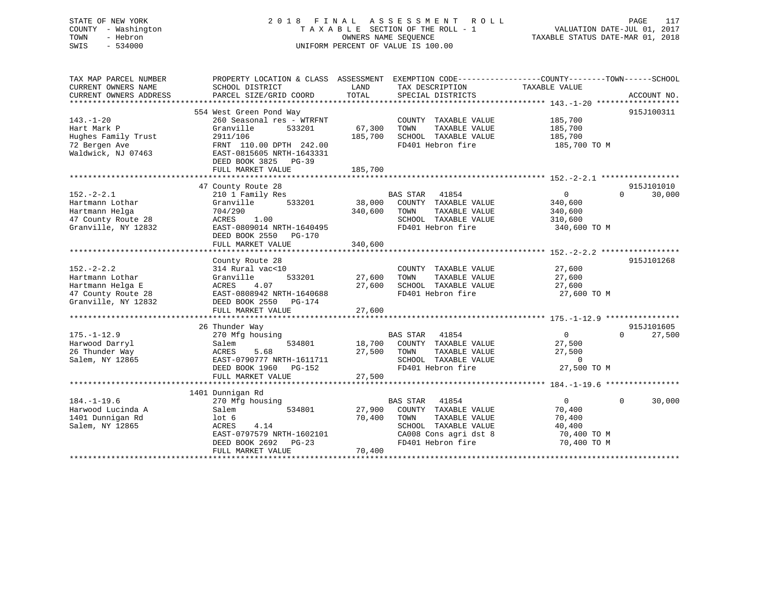STATE OF NEW YORK
COUNTY - Washington
TOWN - Hebron
SWIS - 534000

# 2018 FINAL ASSESSMENT ROLL
TAXABLE SECTION OF THE ROLL - 1
OWNERS NAME SEQUENCE
UNIFORM PERCENT OF VALUE IS 100.00

VALUATION DATE-JUL 01, 2017
TAXABLE STATUS DATE-MAR 01, 2018

| TAX MAP PARCEL NUMBER / CURRENT OWNERS NAME / CURRENT OWNERS ADDRESS | PROPERTY LOCATION & CLASS / SCHOOL DISTRICT / PARCEL SIZE/GRID COORD | ASSESSMENT LAND | TOTAL | EXEMPTION CODE / TAX DESCRIPTION / SPECIAL DISTRICTS | COUNTY TAXABLE VALUE | TOWN | SCHOOL | ACCOUNT NO. |
|---|---|---|---|---|---|---|---|---|
| 143.-1-20 | 554 West Green Pond Way | | | | | | | 915J100311 |
| Hart Mark P | 260 Seasonal res - WTRFNT | | | COUNTY TAXABLE VALUE | 185,700 | | | |
| Hughes Family Trust | Granville 533201 | 67,300 | | TOWN TAXABLE VALUE | 185,700 | | | |
| 72 Bergen Ave | 2911/106 | | 185,700 | SCHOOL TAXABLE VALUE | 185,700 | | | |
| Waldwick, NJ 07463 | FRNT 110.00 DPTH 242.00 | | | FD401 Hebron fire | 185,700 TO M | | | |
| | EAST-0815605 NRTH-1643331 | | | | | | | |
| | DEED BOOK 3825 PG-39 | | | | | | | |
| | FULL MARKET VALUE | | 185,700 | | | | | |
| 152.-2-2.1 | 47 County Route 28 | | | | | | | 915J101010 |
| Hartmann Lothar | 210 1 Family Res | | | BAS STAR 41854 | 0 | 0 | 30,000 | |
| Hartmann Helga | Granville 533201 | 38,000 | | COUNTY TAXABLE VALUE | 340,600 | | | |
| 47 County Route 28 | 704/290 | | 340,600 | TOWN TAXABLE VALUE | 340,600 | | | |
| Granville, NY 12832 | ACRES 1.00 | | | SCHOOL TAXABLE VALUE | 310,600 | | | |
| | EAST-0809014 NRTH-1640495 | | | FD401 Hebron fire | 340,600 TO M | | | |
| | DEED BOOK 2550 PG-170 | | | | | | | |
| | FULL MARKET VALUE | | 340,600 | | | | | |
| 152.-2-2.2 | County Route 28 | | | | | | | 915J101268 |
| Hartmann Lothar | 314 Rural vac<10 | | | COUNTY TAXABLE VALUE | 27,600 | | | |
| Hartmann Helga E | Granville 533201 | 27,600 | | TOWN TAXABLE VALUE | 27,600 | | | |
| 47 County Route 28 | ACRES 4.07 | | 27,600 | SCHOOL TAXABLE VALUE | 27,600 | | | |
| Granville, NY 12832 | EAST-0808942 NRTH-1640688 | | | FD401 Hebron fire | 27,600 TO M | | | |
| | DEED BOOK 2550 PG-174 | | | | | | | |
| | FULL MARKET VALUE | | 27,600 | | | | | |
| 175.-1-12.9 | 26 Thunder Way | | | | | | | 915J101605 |
| Harwood Darryl | 270 Mfg housing | | | BAS STAR 41854 | 0 | 0 | 27,500 | |
| 26 Thunder Way | Salem 534801 | 18,700 | | COUNTY TAXABLE VALUE | 27,500 | | | |
| Salem, NY 12865 | ACRES 5.68 | | 27,500 | TOWN TAXABLE VALUE | 27,500 | | | |
| | EAST-0790777 NRTH-1611711 | | | SCHOOL TAXABLE VALUE | 0 | | | |
| | DEED BOOK 1960 PG-152 | | | FD401 Hebron fire | 27,500 TO M | | | |
| | FULL MARKET VALUE | | 27,500 | | | | | |
| 184.-1-19.6 | 1401 Dunnigan Rd | | | | | | | |
| Harwood Lucinda A | 270 Mfg housing | | | BAS STAR 41854 | 0 | 0 | 30,000 | |
| 1401 Dunnigan Rd | Salem 534801 | 27,900 | | COUNTY TAXABLE VALUE | 70,400 | | | |
| Salem, NY 12865 | lot 6 | | 70,400 | TOWN TAXABLE VALUE | 70,400 | | | |
| | ACRES 4.14 | | | SCHOOL TAXABLE VALUE | 40,400 | | | |
| | EAST-0797579 NRTH-1602101 | | | CA008 Cons agri dst 8 | 70,400 TO M | | | |
| | DEED BOOK 2692 PG-23 | | | FD401 Hebron fire | 70,400 TO M | | | |
| | FULL MARKET VALUE | | 70,400 | | | | | |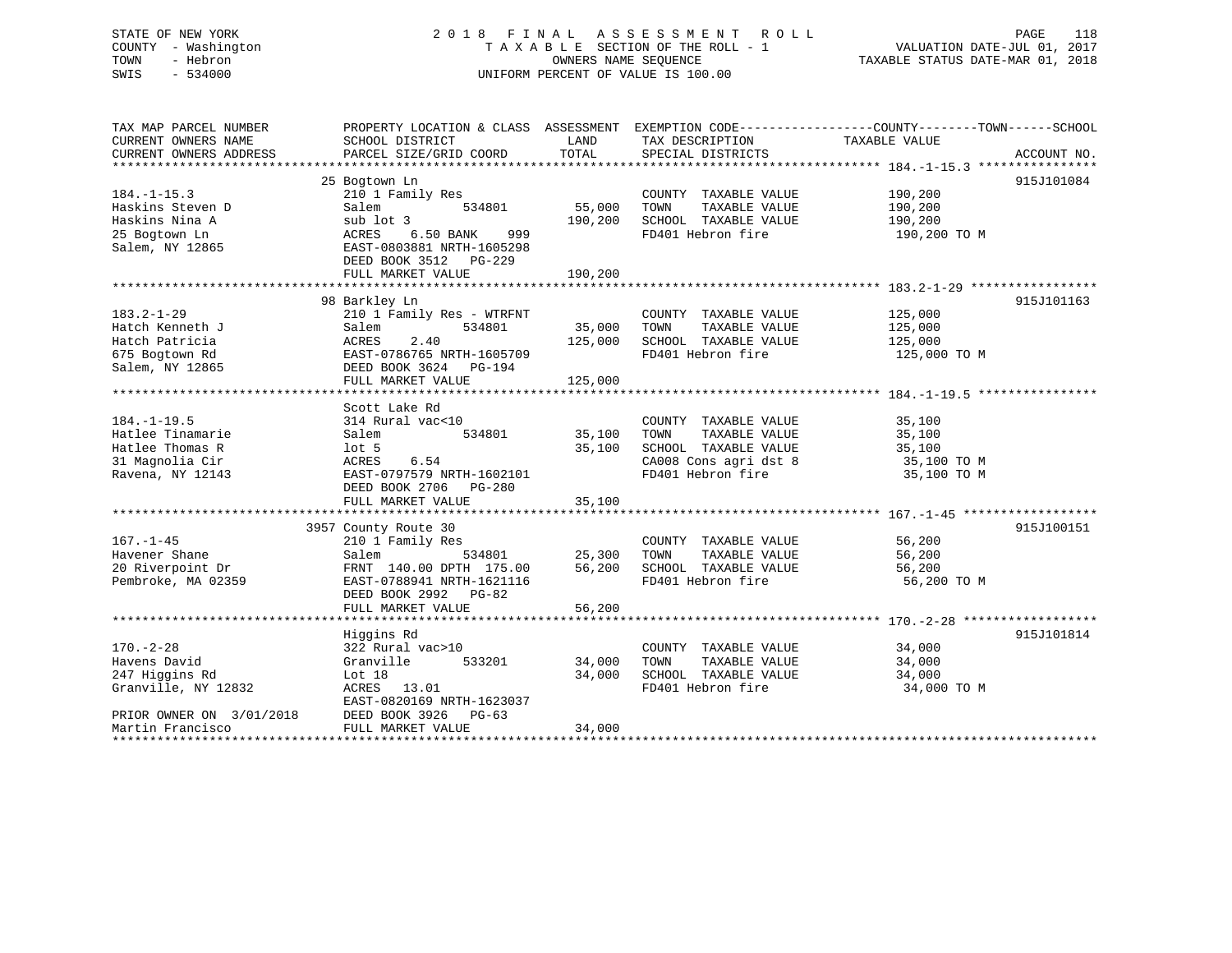STATE OF NEW YORK
COUNTY - Washington
TOWN - Hebron
SWIS - 534000

2018 FINAL ASSESSMENT ROLL
TAXABLE SECTION OF THE ROLL - 1
OWNERS NAME SEQUENCE
UNIFORM PERCENT OF VALUE IS 100.00

VALUATION DATE-JUL 01, 2017
TAXABLE STATUS DATE-MAR 01, 2018

| TAX MAP PARCEL NUMBER / CURRENT OWNERS NAME / CURRENT OWNERS ADDRESS | PROPERTY LOCATION & CLASS / SCHOOL DISTRICT / PARCEL SIZE/GRID COORD | ASSESSMENT LAND | TOTAL | EXEMPTION CODE / TAX DESCRIPTION / SPECIAL DISTRICTS | COUNTY--------TOWN------SCHOOL TAXABLE VALUE | ACCOUNT NO. |
|---|---|---|---|---|---|---|
| 184.-1-15.3 | 25 Bogtown Ln | | | | | 915J101084 |
| 184.-1-15.3 | 210 1 Family Res | | | COUNTY TAXABLE VALUE | 190,200 | |
| Haskins Steven D | Salem 534801 | 55,000 | | TOWN TAXABLE VALUE | 190,200 | |
| Haskins Nina A | sub lot 3 | | 190,200 | SCHOOL TAXABLE VALUE | 190,200 | |
| 25 Bogtown Ln | ACRES 6.50 BANK 999 | | | FD401 Hebron fire | 190,200 TO M | |
| Salem, NY 12865 | EAST-0803881 NRTH-1605298 | | | | | |
| | DEED BOOK 3512 PG-229 | | | | | |
| | FULL MARKET VALUE | | 190,200 | | | |
| 183.2-1-29 | 98 Barkley Ln | | | | | 915J101163 |
| 183.2-1-29 | 210 1 Family Res - WTRFNT | | | COUNTY TAXABLE VALUE | 125,000 | |
| Hatch Kenneth J | Salem 534801 | 35,000 | | TOWN TAXABLE VALUE | 125,000 | |
| Hatch Patricia | ACRES 2.40 | | 125,000 | SCHOOL TAXABLE VALUE | 125,000 | |
| 675 Bogtown Rd | EAST-0786765 NRTH-1605709 | | | FD401 Hebron fire | 125,000 TO M | |
| Salem, NY 12865 | DEED BOOK 3624 PG-194 | | | | | |
| | FULL MARKET VALUE | | 125,000 | | | |
| 184.-1-19.5 | Scott Lake Rd | | | | | |
| 184.-1-19.5 | 314 Rural vac<10 | | | COUNTY TAXABLE VALUE | 35,100 | |
| Hatlee Tinamarie | Salem 534801 | 35,100 | | TOWN TAXABLE VALUE | 35,100 | |
| Hatlee Thomas R | lot 5 | | 35,100 | SCHOOL TAXABLE VALUE | 35,100 | |
| 31 Magnolia Cir | ACRES 6.54 | | | CA008 Cons agri dst 8 | 35,100 TO M | |
| Ravena, NY 12143 | EAST-0797579 NRTH-1602101 | | | FD401 Hebron fire | 35,100 TO M | |
| | DEED BOOK 2706 PG-280 | | | | | |
| | FULL MARKET VALUE | | 35,100 | | | |
| 167.-1-45 | 3957 County Route 30 | | | | | 915J100151 |
| 167.-1-45 | 210 1 Family Res | | | COUNTY TAXABLE VALUE | 56,200 | |
| Havener Shane | Salem 534801 | 25,300 | | TOWN TAXABLE VALUE | 56,200 | |
| 20 Riverpoint Dr | FRNT 140.00 DPTH 175.00 | | 56,200 | SCHOOL TAXABLE VALUE | 56,200 | |
| Pembroke, MA 02359 | EAST-0788941 NRTH-1621116 | | | FD401 Hebron fire | 56,200 TO M | |
| | DEED BOOK 2992 PG-82 | | | | | |
| | FULL MARKET VALUE | | 56,200 | | | |
| 170.-2-28 | Higgins Rd | | | | | 915J101814 |
| 170.-2-28 | 322 Rural vac>10 | | | COUNTY TAXABLE VALUE | 34,000 | |
| Havens David | Granville 533201 | 34,000 | | TOWN TAXABLE VALUE | 34,000 | |
| 247 Higgins Rd | Lot 18 | | 34,000 | SCHOOL TAXABLE VALUE | 34,000 | |
| Granville, NY 12832 | ACRES 13.01 | | | FD401 Hebron fire | 34,000 TO M | |
| | EAST-0820169 NRTH-1623037 | | | | | |
| PRIOR OWNER ON 3/01/2018 | DEED BOOK 3926 PG-63 | | | | | |
| Martin Francisco | FULL MARKET VALUE | | 34,000 | | | |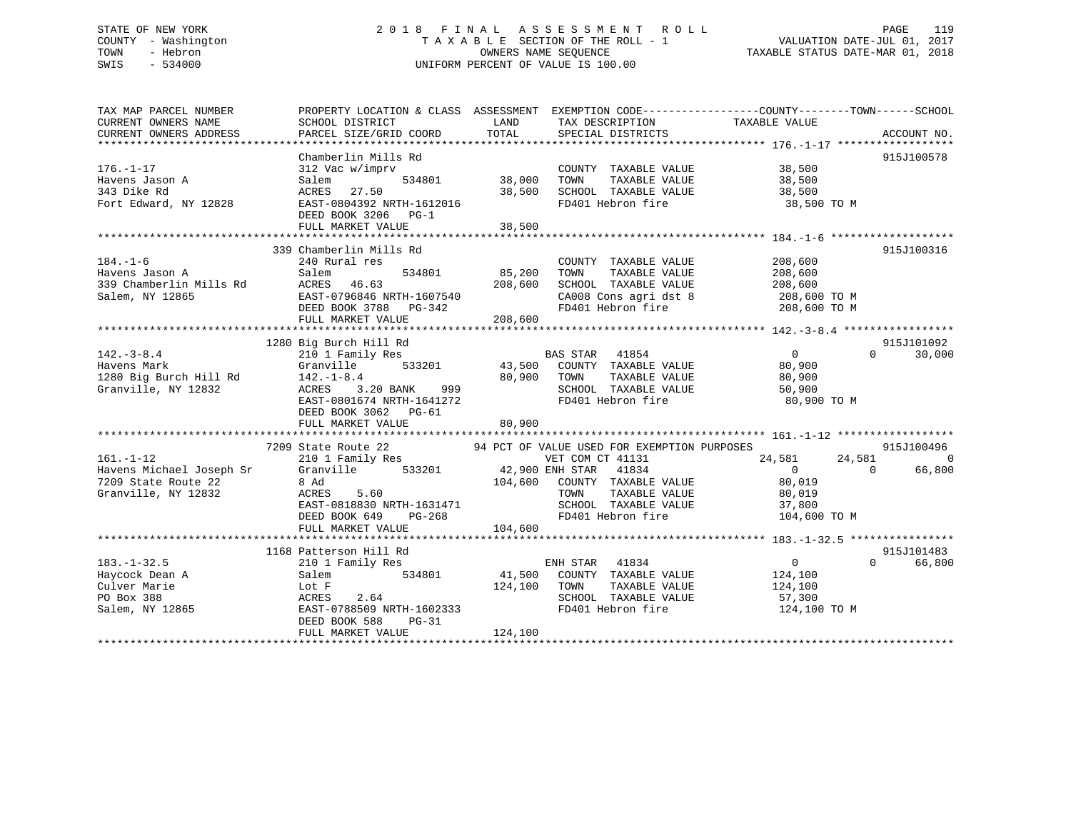STATE OF NEW YORK
COUNTY - Washington
TOWN - Hebron
SWIS - 534000

# 2018 FINAL ASSESSMENT ROLL

TAXABLE SECTION OF THE ROLL - 1
OWNERS NAME SEQUENCE
UNIFORM PERCENT OF VALUE IS 100.00

VALUATION DATE-JUL 01, 2017
TAXABLE STATUS DATE-MAR 01, 2018

```
TAX MAP PARCEL NUMBER          PROPERTY LOCATION & CLASS  ASSESSMENT  EXEMPTION CODE------------------COUNTY--------TOWN------SCHOOL
CURRENT OWNERS NAME            SCHOOL DISTRICT             LAND        TAX DESCRIPTION              TAXABLE VALUE
CURRENT OWNERS ADDRESS         PARCEL SIZE/GRID COORD      TOTAL       SPECIAL DISTRICTS                                        ACCOUNT NO.
******************************************************************************************************* 176.-1-17 ******************
                               Chamberlin Mills Rd                                                                            915J100578
176.-1-17                      312 Vac w/imprv                          COUNTY  TAXABLE VALUE          38,500
Havens Jason A                 Salem          534801        38,000      TOWN    TAXABLE VALUE          38,500
343 Dike Rd                    ACRES   27.50                38,500      SCHOOL  TAXABLE VALUE          38,500
Fort Edward, NY 12828          EAST-0804392 NRTH-1612016                FD401 Hebron fire               38,500 TO M
                               DEED BOOK 3206   PG-1
                               FULL MARKET VALUE            38,500
******************************************************************************************************* 184.-1-6 *******************
                           339 Chamberlin Mills Rd                                                                            915J100316
184.-1-6                       240 Rural res                            COUNTY  TAXABLE VALUE         208,600
Havens Jason A                 Salem          534801        85,200      TOWN    TAXABLE VALUE         208,600
339 Chamberlin Mills Rd        ACRES   46.63               208,600      SCHOOL  TAXABLE VALUE         208,600
Salem, NY 12865                EAST-0796846 NRTH-1607540                CA008 Cons agri dst 8          208,600 TO M
                               DEED BOOK 3788   PG-342                  FD401 Hebron fire              208,600 TO M
                               FULL MARKET VALUE           208,600
******************************************************************************************************* 142.-3-8.4 *****************
                          1280 Big Burch Hill Rd                                                                              915J101092
142.-3-8.4                     210 1 Family Res                    BAS STAR   41854                       0            0      30,000
Havens Mark                    Granville      533201        43,500      COUNTY  TAXABLE VALUE          80,900
1280 Big Burch Hill Rd         142.-1-8.4                   80,900      TOWN    TAXABLE VALUE          80,900
Granville, NY 12832            ACRES    3.20 BANK    999                SCHOOL  TAXABLE VALUE          50,900
                               EAST-0801674 NRTH-1641272                FD401 Hebron fire               80,900 TO M
                               DEED BOOK 3062   PG-61
                               FULL MARKET VALUE            80,900
******************************************************************************************************* 161.-1-12 ******************
                          7209 State Route 22        94 PCT OF VALUE USED FOR EXEMPTION PURPOSES                              915J100496
161.-1-12                      210 1 Family Res                    VET COM CT 41131                   24,581       24,581           0
Havens Michael Joseph Sr       Granville      533201        42,900 ENH STAR   41834                       0            0      66,800
7209 State Route 22            8 Ad                        104,600      COUNTY  TAXABLE VALUE          80,019
Granville, NY 12832            ACRES    5.60                            TOWN    TAXABLE VALUE          80,019
                               EAST-0818830 NRTH-1631471                SCHOOL  TAXABLE VALUE          37,800
                               DEED BOOK 649    PG-268                  FD401 Hebron fire              104,600 TO M
                               FULL MARKET VALUE           104,600
******************************************************************************************************* 183.-1-32.5 ****************
                          1168 Patterson Hill Rd                                                                              915J101483
183.-1-32.5                    210 1 Family Res                    ENH STAR   41834                       0            0      66,800
Haycock Dean A                 Salem          534801        41,500      COUNTY  TAXABLE VALUE         124,100
Culver Marie                   Lot F                       124,100      TOWN    TAXABLE VALUE         124,100
PO Box 388                     ACRES    2.64                            SCHOOL  TAXABLE VALUE          57,300
Salem, NY 12865                EAST-0788509 NRTH-1602333                FD401 Hebron fire              124,100 TO M
                               DEED BOOK 588    PG-31
                               FULL MARKET VALUE           124,100
************************************************************************************************************************************
```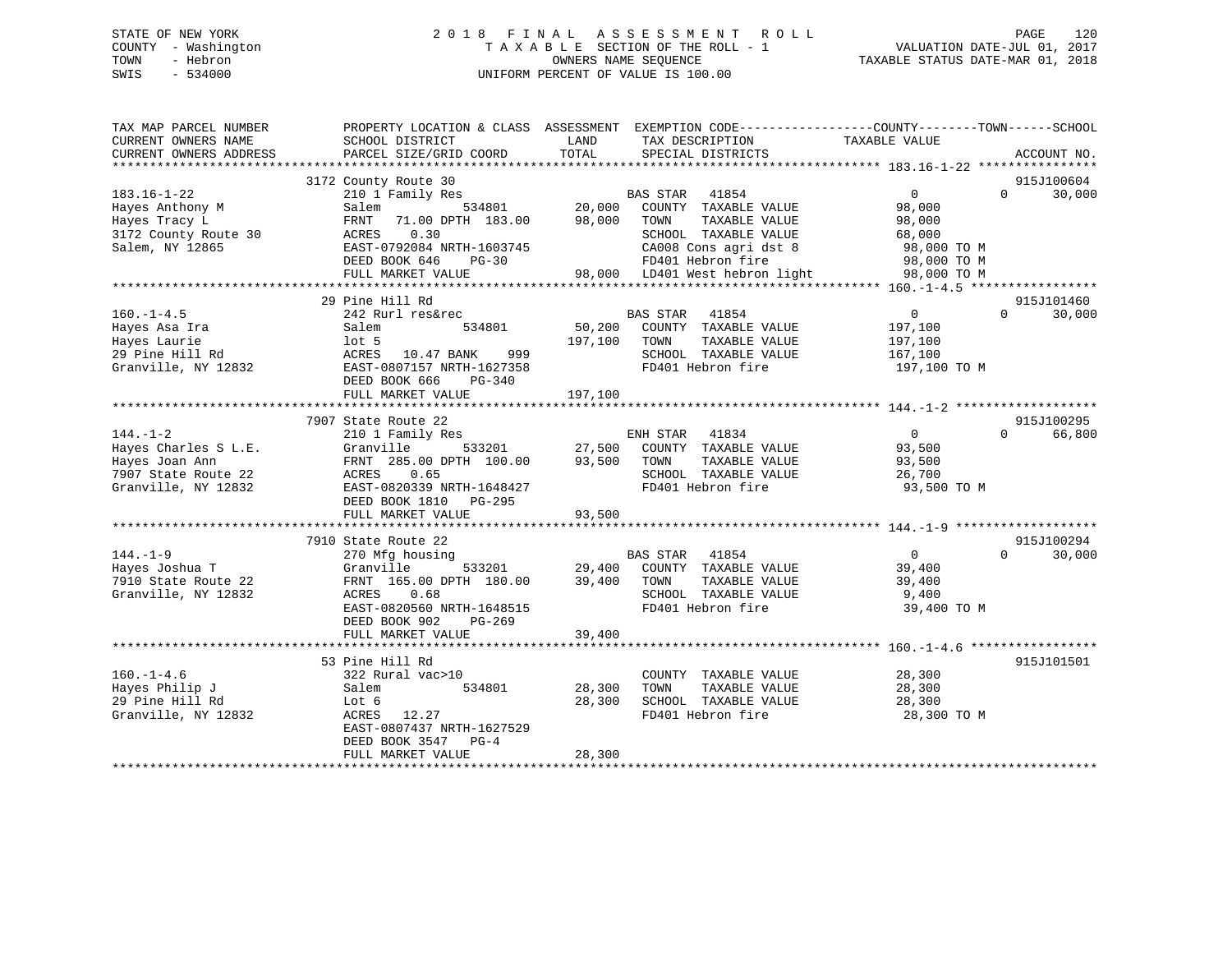STATE OF NEW YORK
COUNTY - Washington
TOWN - Hebron
SWIS - 534000

2018 FINAL ASSESSMENT ROLL
TAXABLE SECTION OF THE ROLL - 1
OWNERS NAME SEQUENCE
UNIFORM PERCENT OF VALUE IS 100.00

VALUATION DATE-JUL 01, 2017
TAXABLE STATUS DATE-MAR 01, 2018

```
TAX MAP PARCEL NUMBER          PROPERTY LOCATION & CLASS  ASSESSMENT  EXEMPTION CODE------------------COUNTY--------TOWN------SCHOOL
CURRENT OWNERS NAME            SCHOOL DISTRICT            LAND        TAX DESCRIPTION               TAXABLE VALUE
CURRENT OWNERS ADDRESS         PARCEL SIZE/GRID COORD     TOTAL       SPECIAL DISTRICTS                                   ACCOUNT NO.
******************************************************************************************************* 183.16-1-22 ****************
                               3172 County Route 30                                                                    915J100604
183.16-1-22                    210 1 Family Res                       BAS STAR   41854                 0            0     30,000
Hayes Anthony M                Salem            534801      20,000    COUNTY  TAXABLE VALUE        98,000
Hayes Tracy L                  FRNT   71.00 DPTH 183.00     98,000    TOWN    TAXABLE VALUE        98,000
3172 County Route 30           ACRES    0.30                          SCHOOL  TAXABLE VALUE        68,000
Salem, NY 12865                EAST-0792084 NRTH-1603745              CA008 Cons agri dst 8         98,000 TO M
                               DEED BOOK 646    PG-30                 FD401 Hebron fire             98,000 TO M
                               FULL MARKET VALUE           98,000     LD401 West hebron light       98,000 TO M
******************************************************************************************************* 160.-1-4.5 *****************
                               29 Pine Hill Rd                                                                         915J101460
160.-1-4.5                     242 Rurl res&rec                       BAS STAR   41854                 0            0     30,000
Hayes Asa Ira                  Salem            534801      50,200    COUNTY  TAXABLE VALUE       197,100
Hayes Laurie                   lot 5                       197,100    TOWN    TAXABLE VALUE       197,100
29 Pine Hill Rd                ACRES   10.47 BANK    999              SCHOOL  TAXABLE VALUE       167,100
Granville, NY 12832            EAST-0807157 NRTH-1627358              FD401 Hebron fire            197,100 TO M
                               DEED BOOK 666    PG-340
                               FULL MARKET VALUE          197,100
******************************************************************************************************* 144.-1-2 *******************
                               7907 State Route 22                                                                     915J100295
144.-1-2                       210 1 Family Res                       ENH STAR   41834                 0            0     66,800
Hayes Charles S L.E.           Granville        533201      27,500    COUNTY  TAXABLE VALUE        93,500
Hayes Joan Ann                 FRNT  285.00 DPTH 100.00     93,500    TOWN    TAXABLE VALUE        93,500
7907 State Route 22            ACRES    0.65                          SCHOOL  TAXABLE VALUE        26,700
Granville, NY 12832            EAST-0820339 NRTH-1648427              FD401 Hebron fire             93,500 TO M
                               DEED BOOK 1810   PG-295
                               FULL MARKET VALUE           93,500
******************************************************************************************************* 144.-1-9 *******************
                               7910 State Route 22                                                                     915J100294
144.-1-9                       270 Mfg housing                        BAS STAR   41854                 0            0     30,000
Hayes Joshua T                 Granville        533201      29,400    COUNTY  TAXABLE VALUE        39,400
7910 State Route 22            FRNT  165.00 DPTH 180.00     39,400    TOWN    TAXABLE VALUE        39,400
Granville, NY 12832            ACRES    0.68                          SCHOOL  TAXABLE VALUE         9,400
                               EAST-0820560 NRTH-1648515              FD401 Hebron fire             39,400 TO M
                               DEED BOOK 902    PG-269
                               FULL MARKET VALUE           39,400
******************************************************************************************************* 160.-1-4.6 *****************
                               53 Pine Hill Rd                                                                         915J101501
160.-1-4.6                     322 Rural vac>10                       COUNTY  TAXABLE VALUE        28,300
Hayes Philip J                 Salem            534801      28,300    TOWN    TAXABLE VALUE        28,300
29 Pine Hill Rd                Lot 6                        28,300    SCHOOL  TAXABLE VALUE        28,300
Granville, NY 12832            ACRES   12.27                          FD401 Hebron fire             28,300 TO M
                               EAST-0807437 NRTH-1627529
                               DEED BOOK 3547   PG-4
                               FULL MARKET VALUE           28,300
************************************************************************************************************************************
```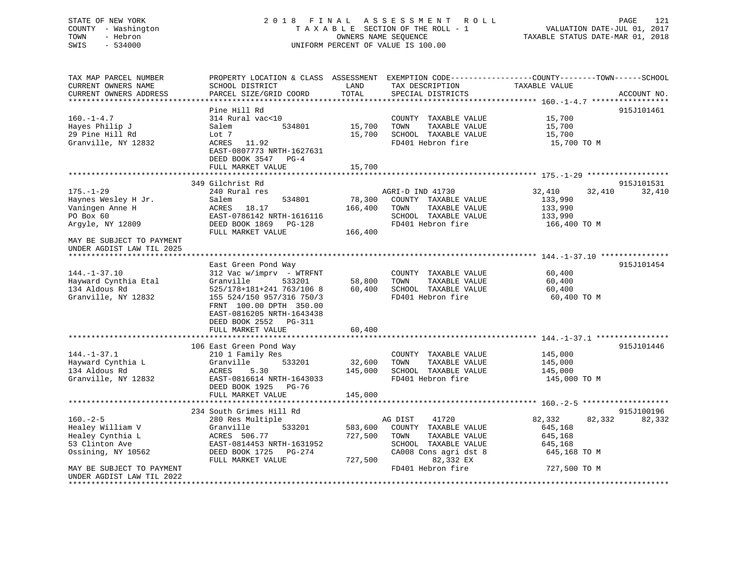STATE OF NEW YORK
COUNTY - Washington
TOWN - Hebron
SWIS - 534000

2018 FINAL ASSESSMENT ROLL
TAXABLE SECTION OF THE ROLL - 1
OWNERS NAME SEQUENCE
UNIFORM PERCENT OF VALUE IS 100.00

VALUATION DATE-JUL 01, 2017
TAXABLE STATUS DATE-MAR 01, 2018

| TAX MAP PARCEL NUMBER / CURRENT OWNERS NAME / CURRENT OWNERS ADDRESS | PROPERTY LOCATION & CLASS / SCHOOL DISTRICT / PARCEL SIZE/GRID COORD | ASSESSMENT LAND | TOTAL | EXEMPTION CODE / TAX DESCRIPTION / SPECIAL DISTRICTS | COUNTY TAXABLE VALUE | TOWN | SCHOOL | ACCOUNT NO. |
|---|---|---|---|---|---|---|---|---|
| **160.-1-4.7** | Pine Hill Rd | | | | | | | 915J101461 |
| 160.-1-4.7 | 314 Rural vac<10 | | | COUNTY TAXABLE VALUE | 15,700 | | | |
| Hayes Philip J | Salem 534801 | 15,700 | | TOWN TAXABLE VALUE | 15,700 | | | |
| 29 Pine Hill Rd | Lot 7 | | 15,700 | SCHOOL TAXABLE VALUE | 15,700 | | | |
| Granville, NY 12832 | ACRES 11.92 | | | FD401 Hebron fire | 15,700 TO M | | | |
| | EAST-0807773 NRTH-1627631 | | | | | | | |
| | DEED BOOK 3547 PG-4 | | | | | | | |
| | FULL MARKET VALUE | | 15,700 | | | | | |
| **175.-1-29** | 349 Gilchrist Rd | | | | | | | 915J101531 |
| 175.-1-29 | 240 Rural res | | | AGRI-D IND 41730 | 32,410 | 32,410 | 32,410 | |
| Haynes Wesley H Jr. | Salem 534801 | 78,300 | | COUNTY TAXABLE VALUE | 133,990 | | | |
| Vaningen Anne H | ACRES 18.17 | | 166,400 | TOWN TAXABLE VALUE | 133,990 | | | |
| PO Box 60 | EAST-0786142 NRTH-1616116 | | | SCHOOL TAXABLE VALUE | 133,990 | | | |
| Argyle, NY 12809 | DEED BOOK 1869 PG-128 | | | FD401 Hebron fire | 166,400 TO M | | | |
| | FULL MARKET VALUE | | 166,400 | | | | | |
| MAY BE SUBJECT TO PAYMENT UNDER AGDIST LAW TIL 2025 | | | | | | | | |
| **144.-1-37.10** | East Green Pond Way | | | | | | | 915J101454 |
| 144.-1-37.10 | 312 Vac w/imprv - WTRFNT | | | COUNTY TAXABLE VALUE | 60,400 | | | |
| Hayward Cynthia Etal | Granville 533201 | 58,800 | | TOWN TAXABLE VALUE | 60,400 | | | |
| 134 Aldous Rd | 525/178+181+241 763/106 8 | | 60,400 | SCHOOL TAXABLE VALUE | 60,400 | | | |
| Granville, NY 12832 | 155 524/150 957/316 750/3 | | | FD401 Hebron fire | 60,400 TO M | | | |
| | FRNT 100.00 DPTH 350.00 | | | | | | | |
| | EAST-0816205 NRTH-1643438 | | | | | | | |
| | DEED BOOK 2552 PG-311 | | | | | | | |
| | FULL MARKET VALUE | | 60,400 | | | | | |
| **144.-1-37.1** | 106 East Green Pond Way | | | | | | | 915J101446 |
| 144.-1-37.1 | 210 1 Family Res | | | COUNTY TAXABLE VALUE | 145,000 | | | |
| Hayward Cynthia L | Granville 533201 | 32,600 | | TOWN TAXABLE VALUE | 145,000 | | | |
| 134 Aldous Rd | ACRES 5.30 | | 145,000 | SCHOOL TAXABLE VALUE | 145,000 | | | |
| Granville, NY 12832 | EAST-0816614 NRTH-1643033 | | | FD401 Hebron fire | 145,000 TO M | | | |
| | DEED BOOK 1925 PG-76 | | | | | | | |
| | FULL MARKET VALUE | | 145,000 | | | | | |
| **160.-2-5** | 234 South Grimes Hill Rd | | | | | | | 915J100196 |
| 160.-2-5 | 280 Res Multiple | | | AG DIST 41720 | 82,332 | 82,332 | 82,332 | |
| Healey William V | Granville 533201 | 583,600 | | COUNTY TAXABLE VALUE | 645,168 | | | |
| Healey Cynthia L | ACRES 506.77 | | 727,500 | TOWN TAXABLE VALUE | 645,168 | | | |
| 53 Clinton Ave | EAST-0814453 NRTH-1631952 | | | SCHOOL TAXABLE VALUE | 645,168 | | | |
| Ossining, NY 10562 | DEED BOOK 1725 PG-274 | | | CA008 Cons agri dst 8 | 645,168 TO M | | | |
| | FULL MARKET VALUE | | 727,500 | 82,332 EX | | | | |
| MAY BE SUBJECT TO PAYMENT UNDER AGDIST LAW TIL 2022 | | | | FD401 Hebron fire | 727,500 TO M | | | |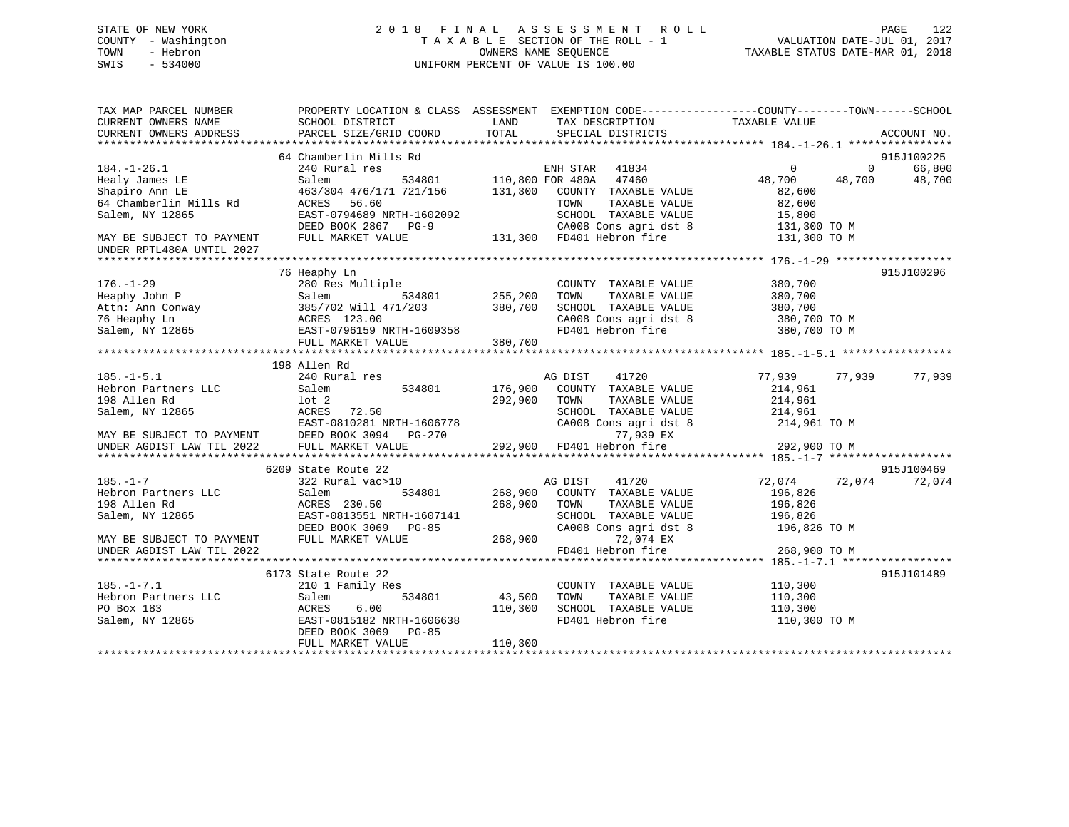STATE OF NEW YORK
COUNTY - Washington
TOWN - Hebron
SWIS - 534000

2018 FINAL ASSESSMENT ROLL
TAXABLE SECTION OF THE ROLL - 1
OWNERS NAME SEQUENCE
UNIFORM PERCENT OF VALUE IS 100.00

VALUATION DATE-JUL 01, 2017
TAXABLE STATUS DATE-MAR 01, 2018

```
TAX MAP PARCEL NUMBER          PROPERTY LOCATION & CLASS  ASSESSMENT  EXEMPTION CODE-----------------COUNTY--------TOWN------SCHOOL
CURRENT OWNERS NAME            SCHOOL DISTRICT            LAND        TAX DESCRIPTION              TAXABLE VALUE
CURRENT OWNERS ADDRESS         PARCEL SIZE/GRID COORD     TOTAL       SPECIAL DISTRICTS                                       ACCOUNT NO.
******************************************************************************************************* 184.-1-26.1 ****************
                               64 Chamberlin Mills Rd                                                                          915J100225
184.-1-26.1                    240 Rural res                          ENH STAR   41834                   0          0      66,800
Healy James LE                 Salem          534801      110,800 FOR 480A   47460              48,700     48,700      48,700
Shapiro Ann LE                 463/304 476/171 721/156    131,300    COUNTY  TAXABLE VALUE        82,600
64 Chamberlin Mills Rd         ACRES   56.60                         TOWN    TAXABLE VALUE        82,600
Salem, NY 12865                EAST-0794689 NRTH-1602092             SCHOOL  TAXABLE VALUE        15,800
                               DEED BOOK 2867   PG-9                 CA008 Cons agri dst 8          131,300 TO M
MAY BE SUBJECT TO PAYMENT      FULL MARKET VALUE          131,300    FD401 Hebron fire              131,300 TO M
UNDER RPTL480A UNTIL 2027
******************************************************************************************************* 176.-1-29 ******************
                               76 Heaphy Ln                                                                                    915J100296
176.-1-29                      280 Res Multiple                      COUNTY  TAXABLE VALUE       380,700
Heaphy John P                  Salem          534801      255,200    TOWN    TAXABLE VALUE       380,700
Attn: Ann Conway               385/702 Will 471/203       380,700    SCHOOL  TAXABLE VALUE       380,700
76 Heaphy Ln                   ACRES  123.00                         CA008 Cons agri dst 8          380,700 TO M
Salem, NY 12865                EAST-0796159 NRTH-1609358             FD401 Hebron fire              380,700 TO M
                               FULL MARKET VALUE          380,700
******************************************************************************************************* 185.-1-5.1 *****************
                               198 Allen Rd
185.-1-5.1                     240 Rural res                          AG DIST    41720              77,939     77,939      77,939
Hebron Partners LLC            Salem          534801      176,900    COUNTY  TAXABLE VALUE       214,961
198 Allen Rd                   lot 2                      292,900    TOWN    TAXABLE VALUE       214,961
Salem, NY 12865                ACRES   72.50                         SCHOOL  TAXABLE VALUE       214,961
                               EAST-0810281 NRTH-1606778             CA008 Cons agri dst 8          214,961 TO M
MAY BE SUBJECT TO PAYMENT      DEED BOOK 3094   PG-270                   77,939 EX
UNDER AGDIST LAW TIL 2022      FULL MARKET VALUE          292,900    FD401 Hebron fire              292,900 TO M
******************************************************************************************************* 185.-1-7 *******************
                               6209 State Route 22                                                                             915J100469
185.-1-7                       322 Rural vac>10                       AG DIST    41720              72,074     72,074      72,074
Hebron Partners LLC            Salem          534801      268,900    COUNTY  TAXABLE VALUE       196,826
198 Allen Rd                   ACRES  230.50              268,900    TOWN    TAXABLE VALUE       196,826
Salem, NY 12865                EAST-0813551 NRTH-1607141             SCHOOL  TAXABLE VALUE       196,826
                               DEED BOOK 3069   PG-85                CA008 Cons agri dst 8          196,826 TO M
MAY BE SUBJECT TO PAYMENT      FULL MARKET VALUE          268,900        72,074 EX
UNDER AGDIST LAW TIL 2022                                            FD401 Hebron fire              268,900 TO M
******************************************************************************************************* 185.-1-7.1 *****************
                               6173 State Route 22                                                                             915J101489
185.-1-7.1                     210 1 Family Res                      COUNTY  TAXABLE VALUE       110,300
Hebron Partners LLC            Salem          534801       43,500    TOWN    TAXABLE VALUE       110,300
PO Box 183                     ACRES    6.00              110,300    SCHOOL  TAXABLE VALUE       110,300
Salem, NY 12865                EAST-0815182 NRTH-1606638             FD401 Hebron fire              110,300 TO M
                               DEED BOOK 3069   PG-85
                               FULL MARKET VALUE          110,300
************************************************************************************************************************************
```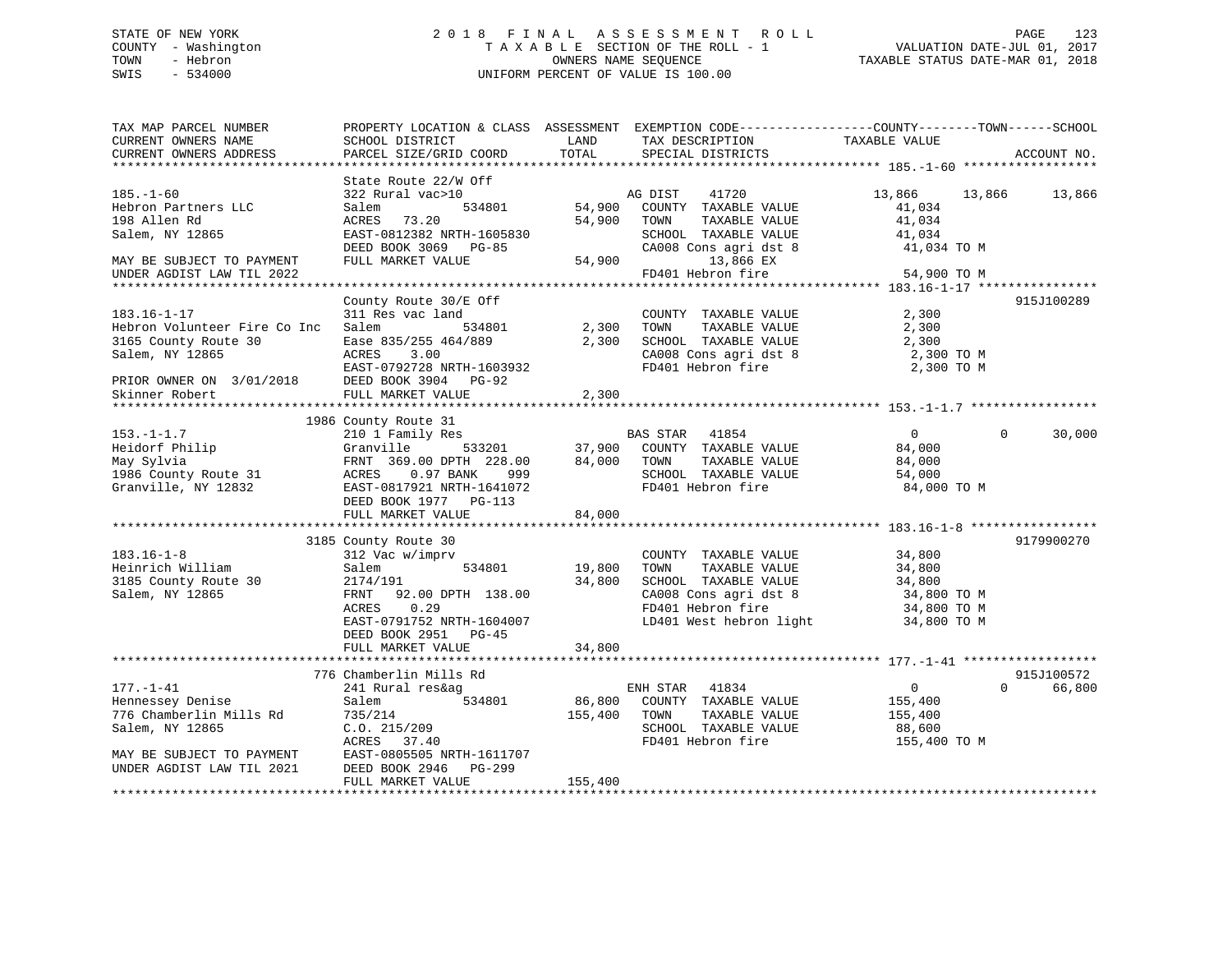STATE OF NEW YORK
COUNTY - Washington
TOWN - Hebron
SWIS - 534000

# 2018 FINAL ASSESSMENT ROLL
TAXABLE SECTION OF THE ROLL - 1
OWNERS NAME SEQUENCE
UNIFORM PERCENT OF VALUE IS 100.00

VALUATION DATE-JUL 01, 2017
TAXABLE STATUS DATE-MAR 01, 2018

```
TAX MAP PARCEL NUMBER          PROPERTY LOCATION & CLASS  ASSESSMENT  EXEMPTION CODE------------------COUNTY--------TOWN------SCHOOL
CURRENT OWNERS NAME            SCHOOL DISTRICT               LAND      TAX DESCRIPTION              TAXABLE VALUE
CURRENT OWNERS ADDRESS         PARCEL SIZE/GRID COORD        TOTAL     SPECIAL DISTRICTS                                        ACCOUNT NO.
************************************************************************************************************ 185.-1-60 ******************
                               State Route 22/W Off
185.-1-60                      322 Rural vac>10                        AG DIST    41720          13,866      13,866      13,866
Hebron Partners LLC            Salem          534801       54,900     COUNTY  TAXABLE VALUE           41,034
198 Allen Rd                   ACRES   73.20               54,900     TOWN    TAXABLE VALUE           41,034
Salem, NY 12865                EAST-0812382 NRTH-1605830              SCHOOL  TAXABLE VALUE           41,034
                               DEED BOOK 3069   PG-85                 CA008 Cons agri dst 8            41,034 TO M
MAY BE SUBJECT TO PAYMENT      FULL MARKET VALUE            54,900          13,866 EX
UNDER AGDIST LAW TIL 2022                                             FD401 Hebron fire                54,900 TO M
************************************************************************************************************ 183.16-1-17 ****************
                               County Route 30/E Off                                                                   915J100289
183.16-1-17                    311 Res vac land                        COUNTY  TAXABLE VALUE            2,300
Hebron Volunteer Fire Co Inc   Salem          534801        2,300     TOWN    TAXABLE VALUE            2,300
3165 County Route 30           Ease 835/255 464/889         2,300     SCHOOL  TAXABLE VALUE            2,300
Salem, NY 12865                ACRES    3.00                          CA008 Cons agri dst 8             2,300 TO M
                               EAST-0792728 NRTH-1603932              FD401 Hebron fire                 2,300 TO M
PRIOR OWNER ON  3/01/2018      DEED BOOK 3904   PG-92
Skinner Robert                 FULL MARKET VALUE             2,300
************************************************************************************************************ 153.-1-1.7 *****************
                          1986 County Route 31
153.-1-1.7                     210 1 Family Res                        BAS STAR   41854               0           0      30,000
Heidorf Philip                 Granville      533201       37,900     COUNTY  TAXABLE VALUE           84,000
May Sylvia                     FRNT  369.00 DPTH 228.00    84,000     TOWN    TAXABLE VALUE           84,000
1986 County Route 31           ACRES    0.97 BANK     999             SCHOOL  TAXABLE VALUE           54,000
Granville, NY 12832            EAST-0817921 NRTH-1641072              FD401 Hebron fire                84,000 TO M
                               DEED BOOK 1977   PG-113
                               FULL MARKET VALUE            84,000
************************************************************************************************************ 183.16-1-8 *****************
                          3185 County Route 30                                                                         9179900270
183.16-1-8                     312 Vac w/imprv                         COUNTY  TAXABLE VALUE           34,800
Heinrich William               Salem          534801       19,800     TOWN    TAXABLE VALUE           34,800
3185 County Route 30           2174/191                    34,800     SCHOOL  TAXABLE VALUE           34,800
Salem, NY 12865                FRNT   92.00 DPTH 138.00               CA008 Cons agri dst 8            34,800 TO M
                               ACRES    0.29                          FD401 Hebron fire                34,800 TO M
                               EAST-0791752 NRTH-1604007              LD401 West hebron light          34,800 TO M
                               DEED BOOK 2951   PG-45
                               FULL MARKET VALUE            34,800
************************************************************************************************************ 177.-1-41 ******************
                           776 Chamberlin Mills Rd                                                                     915J100572
177.-1-41                      241 Rural res&ag                        ENH STAR   41834               0           0      66,800
Hennessey Denise               Salem          534801       86,800     COUNTY  TAXABLE VALUE          155,400
776 Chamberlin Mills Rd        735/214                    155,400     TOWN    TAXABLE VALUE          155,400
Salem, NY 12865                C.O. 215/209                           SCHOOL  TAXABLE VALUE           88,600
                               ACRES   37.40                          FD401 Hebron fire               155,400 TO M
MAY BE SUBJECT TO PAYMENT      EAST-0805505 NRTH-1611707
UNDER AGDIST LAW TIL 2021      DEED BOOK 2946   PG-299
                               FULL MARKET VALUE           155,400
****************************************************************************************************************************************
```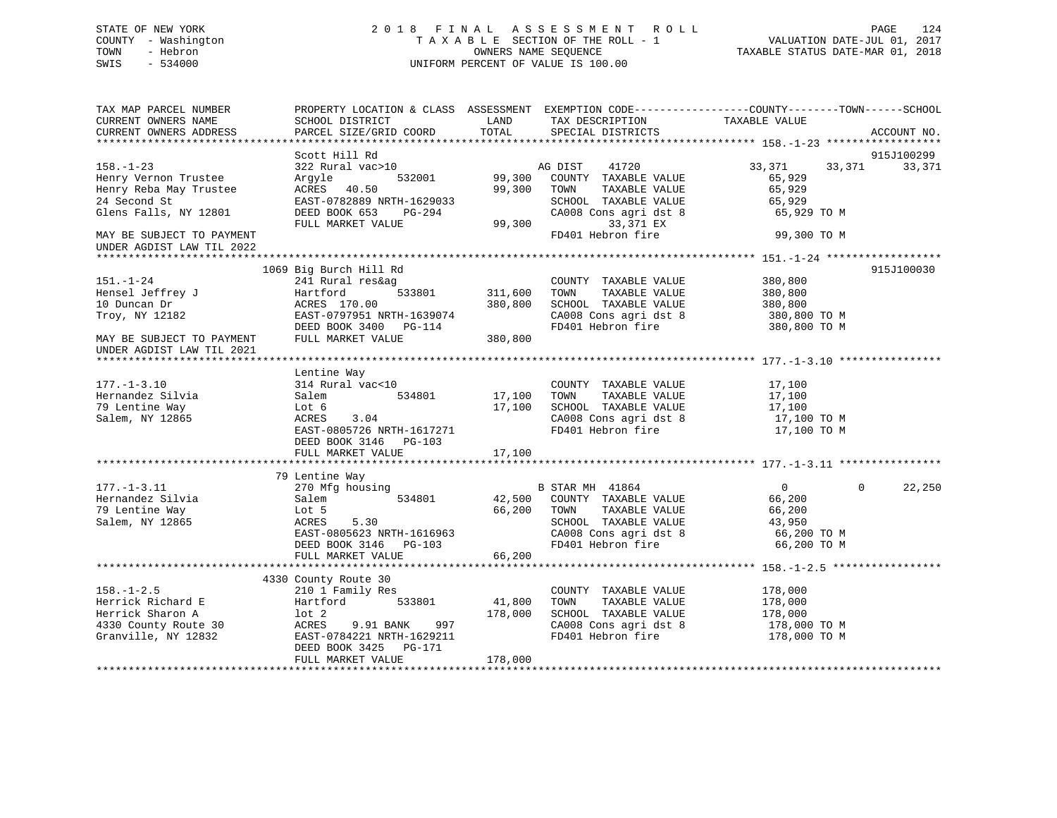STATE OF NEW YORK
COUNTY - Washington
TOWN - Hebron
SWIS - 534000

# 2018 FINAL ASSESSMENT ROLL

TAXABLE SECTION OF THE ROLL - 1
OWNERS NAME SEQUENCE
UNIFORM PERCENT OF VALUE IS 100.00

VALUATION DATE-JUL 01, 2017
TAXABLE STATUS DATE-MAR 01, 2018

```
TAX MAP PARCEL NUMBER          PROPERTY LOCATION & CLASS  ASSESSMENT  EXEMPTION CODE------------------COUNTY--------TOWN------SCHOOL
CURRENT OWNERS NAME            SCHOOL DISTRICT               LAND      TAX DESCRIPTION             TAXABLE VALUE
CURRENT OWNERS ADDRESS         PARCEL SIZE/GRID COORD        TOTAL     SPECIAL DISTRICTS                                    ACCOUNT NO.
******************************************************************************************************* 158.-1-23 ******************
                               Scott Hill Rd                                                                               915J100299
158.-1-23                      322 Rural vac>10                       AG DIST     41720          33,371      33,371      33,371
Henry Vernon Trustee           Argyle         532001         99,300   COUNTY  TAXABLE VALUE           65,929
Henry Reba May Trustee         ACRES  40.50                  99,300   TOWN    TAXABLE VALUE           65,929
24 Second St                   EAST-0782889 NRTH-1629033              SCHOOL  TAXABLE VALUE           65,929
Glens Falls, NY 12801          DEED BOOK 653    PG-294                CA008 Cons agri dst 8            65,929 TO M
                               FULL MARKET VALUE             99,300          33,371 EX
MAY BE SUBJECT TO PAYMENT                                             FD401 Hebron fire                99,300 TO M
UNDER AGDIST LAW TIL 2022
******************************************************************************************************* 151.-1-24 ******************
                               1069 Big Burch Hill Rd                                                                      915J100030
151.-1-24                      241 Rural res&ag                       COUNTY  TAXABLE VALUE          380,800
Hensel Jeffrey J               Hartford       533801        311,600   TOWN    TAXABLE VALUE          380,800
10 Duncan Dr                   ACRES 170.00                 380,800   SCHOOL  TAXABLE VALUE          380,800
Troy, NY 12182                 EAST-0797951 NRTH-1639074              CA008 Cons agri dst 8           380,800 TO M
                               DEED BOOK 3400   PG-114                FD401 Hebron fire               380,800 TO M
MAY BE SUBJECT TO PAYMENT      FULL MARKET VALUE            380,800
UNDER AGDIST LAW TIL 2021
******************************************************************************************************* 177.-1-3.10 ****************
                               Lentine Way
177.-1-3.10                    314 Rural vac<10                       COUNTY  TAXABLE VALUE           17,100
Hernandez Silvia               Salem          534801         17,100   TOWN    TAXABLE VALUE           17,100
79 Lentine Way                 Lot 6                         17,100   SCHOOL  TAXABLE VALUE           17,100
Salem, NY 12865                ACRES    3.04                          CA008 Cons agri dst 8            17,100 TO M
                               EAST-0805726 NRTH-1617271              FD401 Hebron fire                17,100 TO M
                               DEED BOOK 3146   PG-103
                               FULL MARKET VALUE             17,100
******************************************************************************************************* 177.-1-3.11 ****************
                               79 Lentine Way
177.-1-3.11                    270 Mfg housing                        B STAR MH  41864                   0           0      22,250
Hernandez Silvia               Salem          534801         42,500   COUNTY  TAXABLE VALUE           66,200
79 Lentine Way                 Lot 5                         66,200   TOWN    TAXABLE VALUE           66,200
Salem, NY 12865                ACRES    5.30                          SCHOOL  TAXABLE VALUE           43,950
                               EAST-0805623 NRTH-1616963              CA008 Cons agri dst 8            66,200 TO M
                               DEED BOOK 3146   PG-103                FD401 Hebron fire                66,200 TO M
                               FULL MARKET VALUE             66,200
******************************************************************************************************* 158.-1-2.5 *****************
                               4330 County Route 30
158.-1-2.5                     210 1 Family Res                       COUNTY  TAXABLE VALUE          178,000
Herrick Richard E              Hartford       533801         41,800   TOWN    TAXABLE VALUE          178,000
Herrick Sharon A               lot 2                        178,000   SCHOOL  TAXABLE VALUE          178,000
4330 County Route 30           ACRES    9.91 BANK    997              CA008 Cons agri dst 8           178,000 TO M
Granville, NY 12832            EAST-0784221 NRTH-1629211              FD401 Hebron fire               178,000 TO M
                               DEED BOOK 3425   PG-171
                               FULL MARKET VALUE            178,000
************************************************************************************************************************************
```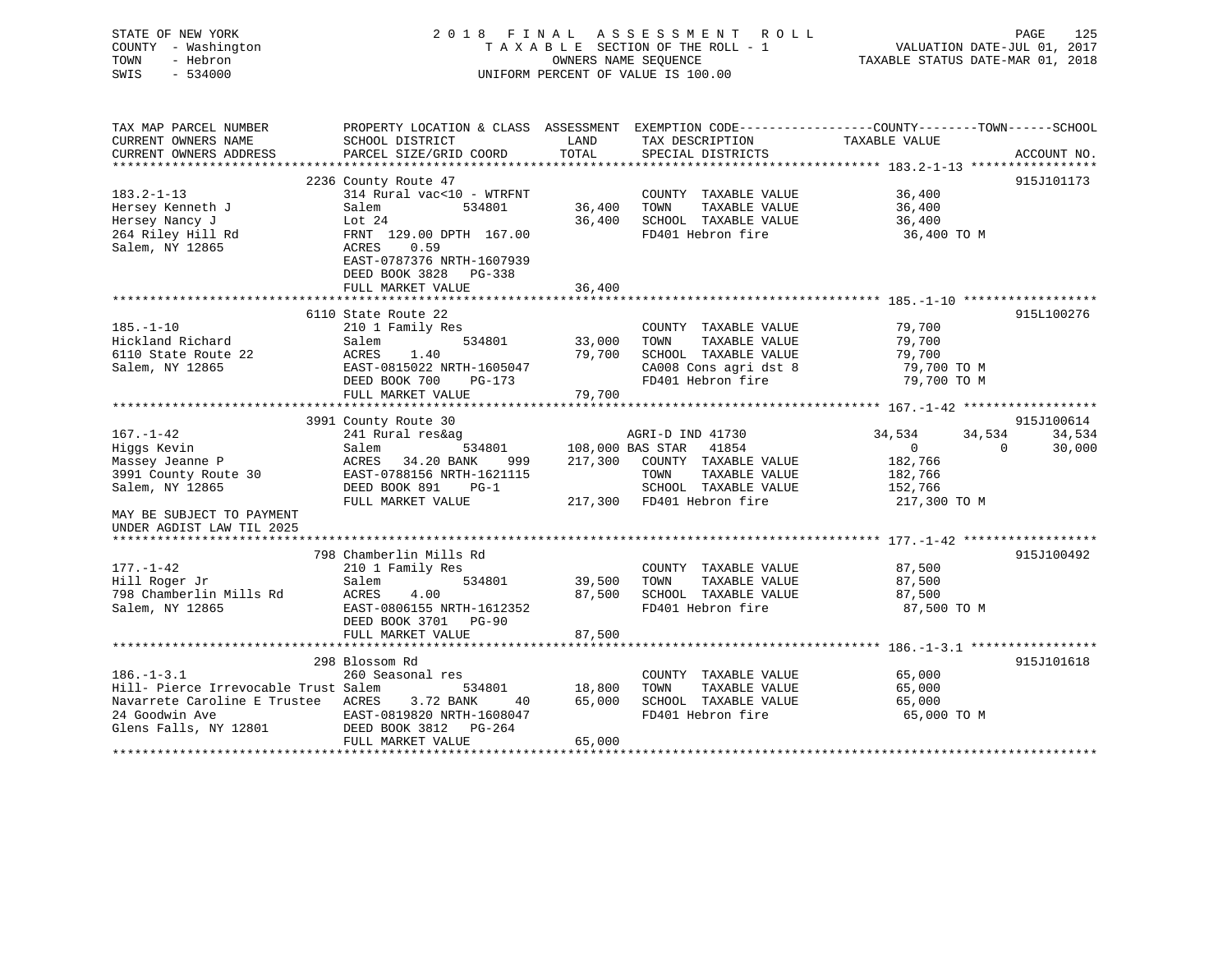STATE OF NEW YORK — 2018 FINAL ASSESSMENT ROLL
COUNTY - Washington — TAXABLE SECTION OF THE ROLL - 1 — VALUATION DATE-JUL 01, 2017
TOWN - Hebron — OWNERS NAME SEQUENCE — TAXABLE STATUS DATE-MAR 01, 2018
SWIS - 534000 — UNIFORM PERCENT OF VALUE IS 100.00

```
TAX MAP PARCEL NUMBER          PROPERTY LOCATION & CLASS  ASSESSMENT  EXEMPTION CODE------------------COUNTY--------TOWN------SCHOOL
CURRENT OWNERS NAME            SCHOOL DISTRICT               LAND      TAX DESCRIPTION            TAXABLE VALUE
CURRENT OWNERS ADDRESS         PARCEL SIZE/GRID COORD       TOTAL      SPECIAL DISTRICTS                                  ACCOUNT NO.
******************************************************************************************************* 183.2-1-13 *****************
                               2236 County Route 47                                                                      915J101173
183.2-1-13                     314 Rural vac<10 - WTRFNT               COUNTY  TAXABLE VALUE          36,400
Hersey Kenneth J               Salem          534801        36,400     TOWN    TAXABLE VALUE          36,400
Hersey Nancy J                 Lot 24                       36,400     SCHOOL  TAXABLE VALUE          36,400
264 Riley Hill Rd              FRNT 129.00 DPTH 167.00                 FD401 Hebron fire               36,400 TO M
Salem, NY 12865                ACRES    0.59
                               EAST-0787376 NRTH-1607939
                               DEED BOOK 3828   PG-338
                               FULL MARKET VALUE            36,400
******************************************************************************************************* 185.-1-10 ******************
                               6110 State Route 22                                                                       915L100276
185.-1-10                      210 1 Family Res                        COUNTY  TAXABLE VALUE          79,700
Hickland Richard               Salem          534801        33,000     TOWN    TAXABLE VALUE          79,700
6110 State Route 22            ACRES    1.40                79,700     SCHOOL  TAXABLE VALUE          79,700
Salem, NY 12865                EAST-0815022 NRTH-1605047               CA008 Cons agri dst 8           79,700 TO M
                               DEED BOOK 700    PG-173                 FD401 Hebron fire               79,700 TO M
                               FULL MARKET VALUE            79,700
******************************************************************************************************* 167.-1-42 ******************
                               3991 County Route 30                                                                      915J100614
167.-1-42                      241 Rural res&ag                        AGRI-D IND 41730            34,534     34,534     34,534
Higgs Kevin                    Salem          534801       108,000 BAS STAR    41854                    0          0     30,000
Massey Jeanne P                ACRES   34.20 BANK    999   217,300     COUNTY  TAXABLE VALUE         182,766
3991 County Route 30           EAST-0788156 NRTH-1621115               TOWN    TAXABLE VALUE         182,766
Salem, NY 12865                DEED BOOK 891    PG-1                   SCHOOL  TAXABLE VALUE         152,766
                               FULL MARKET VALUE           217,300     FD401 Hebron fire              217,300 TO M
MAY BE SUBJECT TO PAYMENT
UNDER AGDIST LAW TIL 2025
******************************************************************************************************* 177.-1-42 ******************
                               798 Chamberlin Mills Rd                                                                   915J100492
177.-1-42                      210 1 Family Res                        COUNTY  TAXABLE VALUE          87,500
Hill Roger Jr                  Salem          534801        39,500     TOWN    TAXABLE VALUE          87,500
798 Chamberlin Mills Rd        ACRES    4.00                87,500     SCHOOL  TAXABLE VALUE          87,500
Salem, NY 12865                EAST-0806155 NRTH-1612352               FD401 Hebron fire               87,500 TO M
                               DEED BOOK 3701   PG-90
                               FULL MARKET VALUE            87,500
******************************************************************************************************* 186.-1-3.1 *****************
                               298 Blossom Rd                                                                            915J101618
186.-1-3.1                     260 Seasonal res                        COUNTY  TAXABLE VALUE          65,000
Hill- Pierce Irrevocable Trust Salem          534801        18,800     TOWN    TAXABLE VALUE          65,000
Navarrete Caroline E Trustee   ACRES    3.72 BANK     40    65,000     SCHOOL  TAXABLE VALUE          65,000
24 Goodwin Ave                 EAST-0819820 NRTH-1608047               FD401 Hebron fire               65,000 TO M
Glens Falls, NY 12801          DEED BOOK 3812   PG-264
                               FULL MARKET VALUE            65,000
************************************************************************************************************************************
```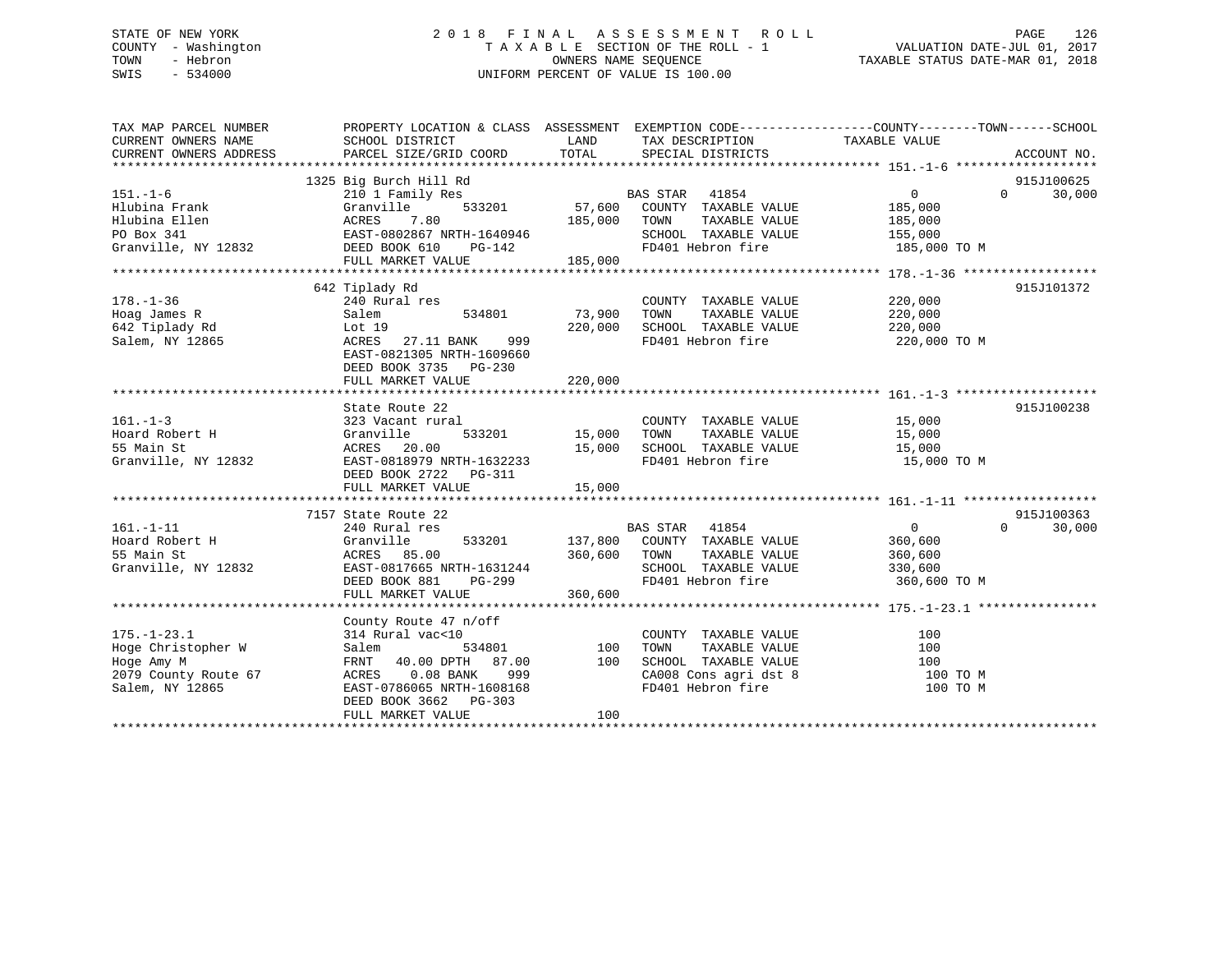STATE OF NEW YORK  
COUNTY - Washington  
TOWN - Hebron  
SWIS - 534000

2018 FINAL ASSESSMENT ROLL  
TAXABLE SECTION OF THE ROLL - 1  
OWNERS NAME SEQUENCE  
UNIFORM PERCENT OF VALUE IS 100.00

VALUATION DATE-JUL 01, 2017  
TAXABLE STATUS DATE-MAR 01, 2018

```
TAX MAP PARCEL NUMBER      PROPERTY LOCATION & CLASS  ASSESSMENT  EXEMPTION CODE------------------COUNTY--------TOWN------SCHOOL
CURRENT OWNERS NAME        SCHOOL DISTRICT               LAND      TAX DESCRIPTION              TAXABLE VALUE
CURRENT OWNERS ADDRESS     PARCEL SIZE/GRID COORD        TOTAL     SPECIAL DISTRICTS                                     ACCOUNT NO.
******************************************************************************************************* 151.-1-6 *******************
                         1325 Big Burch Hill Rd                                                                            915J100625
151.-1-6                   210 1 Family Res                       BAS STAR   41854                  0             0       30,000
Hlubina Frank              Granville         533201      57,600   COUNTY  TAXABLE VALUE          185,000
Hlubina Ellen              ACRES    7.80                185,000   TOWN    TAXABLE VALUE          185,000
PO Box 341                 EAST-0802867 NRTH-1640946              SCHOOL  TAXABLE VALUE          155,000
Granville, NY 12832        DEED BOOK 610    PG-142                FD401 Hebron fire               185,000 TO M
                           FULL MARKET VALUE            185,000
******************************************************************************************************* 178.-1-36 ******************
                         642 Tiplady Rd                                                                                    915J101372
178.-1-36                  240 Rural res                          COUNTY  TAXABLE VALUE          220,000
Hoag James R               Salem             534801      73,900   TOWN    TAXABLE VALUE          220,000
642 Tiplady Rd             Lot 19                       220,000   SCHOOL  TAXABLE VALUE          220,000
Salem, NY 12865            ACRES   27.11 BANK     999             FD401 Hebron fire               220,000 TO M
                           EAST-0821305 NRTH-1609660
                           DEED BOOK 3735   PG-230
                           FULL MARKET VALUE            220,000
******************************************************************************************************* 161.-1-3 *******************
                           State Route 22                                                                                  915J100238
161.-1-3                   323 Vacant rural                       COUNTY  TAXABLE VALUE           15,000
Hoard Robert H             Granville         533201      15,000   TOWN    TAXABLE VALUE           15,000
55 Main St                 ACRES   20.00                 15,000   SCHOOL  TAXABLE VALUE           15,000
Granville, NY 12832        EAST-0818979 NRTH-1632233              FD401 Hebron fire                15,000 TO M
                           DEED BOOK 2722   PG-311
                           FULL MARKET VALUE             15,000
******************************************************************************************************* 161.-1-11 ******************
                         7157 State Route 22                                                                               915J100363
161.-1-11                  240 Rural res                          BAS STAR   41854                  0             0       30,000
Hoard Robert H             Granville         533201     137,800   COUNTY  TAXABLE VALUE          360,600
55 Main St                 ACRES   85.00                360,600   TOWN    TAXABLE VALUE          360,600
Granville, NY 12832        EAST-0817665 NRTH-1631244              SCHOOL  TAXABLE VALUE          330,600
                           DEED BOOK 881    PG-299                FD401 Hebron fire               360,600 TO M
                           FULL MARKET VALUE            360,600
******************************************************************************************************* 175.-1-23.1 ****************
                           County Route 47 n/off
175.-1-23.1                314 Rural vac<10                       COUNTY  TAXABLE VALUE              100
Hoge Christopher W         Salem             534801         100   TOWN    TAXABLE VALUE              100
Hoge Amy M                 FRNT   40.00 DPTH   87.00        100   SCHOOL  TAXABLE VALUE              100
2079 County Route 67       ACRES    0.08 BANK     999             CA008 Cons agri dst 8               100 TO M
Salem, NY 12865            EAST-0786065 NRTH-1608168              FD401 Hebron fire                   100 TO M
                           DEED BOOK 3662   PG-303
                           FULL MARKET VALUE                100
************************************************************************************************************************************
```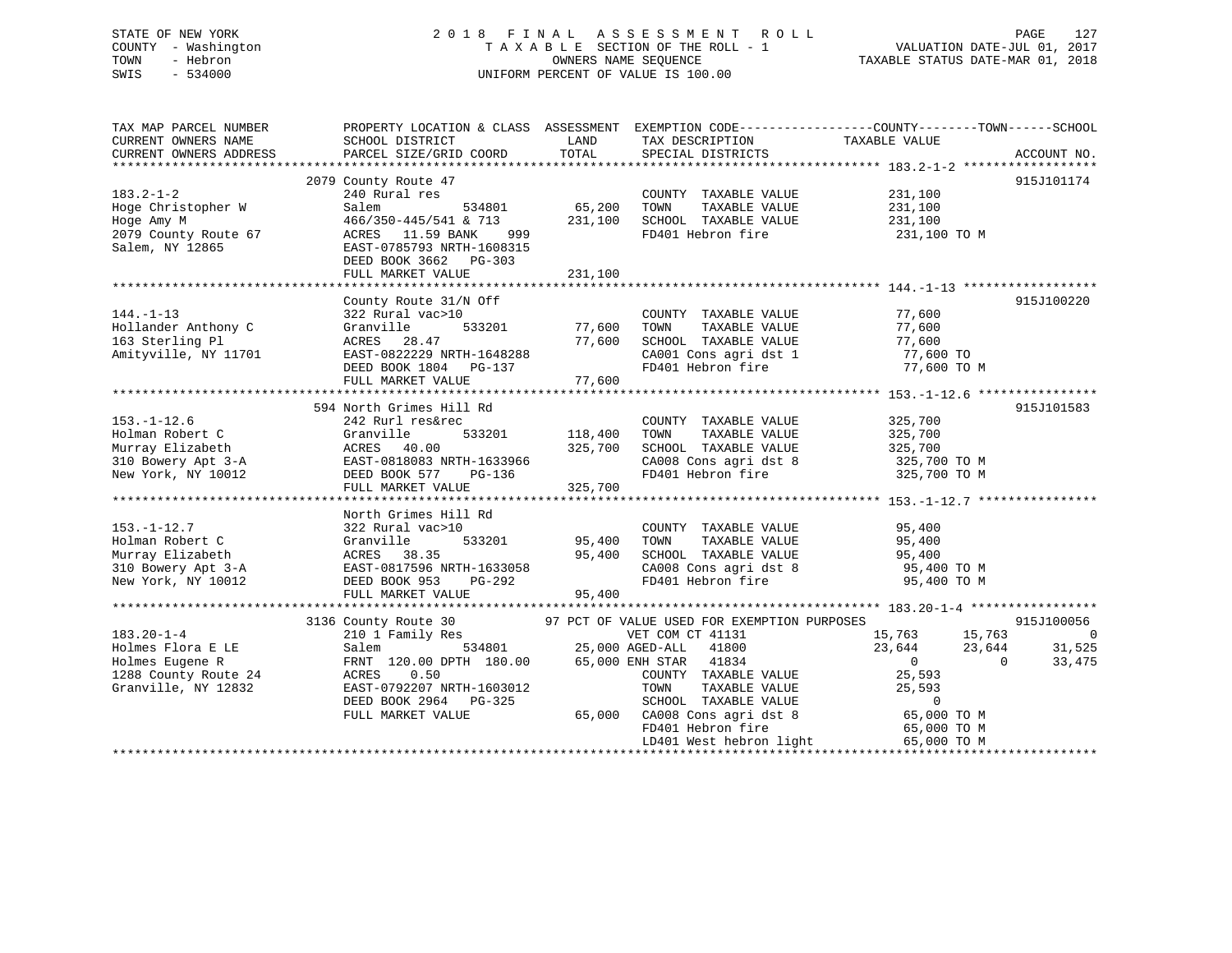STATE OF NEW YORK
COUNTY - Washington
TOWN - Hebron
SWIS - 534000

# 2018 FINAL ASSESSMENT ROLL

TAXABLE SECTION OF THE ROLL - 1
OWNERS NAME SEQUENCE
UNIFORM PERCENT OF VALUE IS 100.00

VALUATION DATE-JUL 01, 2017
TAXABLE STATUS DATE-MAR 01, 2018

```
TAX MAP PARCEL NUMBER        PROPERTY LOCATION & CLASS  ASSESSMENT  EXEMPTION CODE------------------COUNTY--------TOWN------SCHOOL
CURRENT OWNERS NAME          SCHOOL DISTRICT              LAND      TAX DESCRIPTION            TAXABLE VALUE
CURRENT OWNERS ADDRESS       PARCEL SIZE/GRID COORD       TOTAL     SPECIAL DISTRICTS                                    ACCOUNT NO.
******************************************************************************************************* 183.2-1-2 *****************
                             2079 County Route 47                                                                      915J101174
183.2-1-2                    240 Rural res                          COUNTY  TAXABLE VALUE          231,100
Hoge Christopher W           Salem          534801       65,200     TOWN    TAXABLE VALUE          231,100
Hoge Amy M                   466/350-445/541 & 713      231,100     SCHOOL  TAXABLE VALUE          231,100
2079 County Route 67         ACRES  11.59 BANK    999               FD401 Hebron fire               231,100 TO M
Salem, NY 12865              EAST-0785793 NRTH-1608315
                             DEED BOOK 3662   PG-303
                             FULL MARKET VALUE          231,100
******************************************************************************************************* 144.-1-13 *****************
                             County Route 31/N Off                                                                     915J100220
144.-1-13                    322 Rural vac>10                       COUNTY  TAXABLE VALUE           77,600
Hollander Anthony C          Granville      533201       77,600     TOWN    TAXABLE VALUE           77,600
163 Sterling Pl              ACRES  28.47                77,600     SCHOOL  TAXABLE VALUE           77,600
Amityville, NY 11701         EAST-0822229 NRTH-1648288              CA001 Cons agri dst 1            77,600 TO
                             DEED BOOK 1804   PG-137                FD401 Hebron fire                77,600 TO M
                             FULL MARKET VALUE           77,600
******************************************************************************************************* 153.-1-12.6 ***************
                             594 North Grimes Hill Rd                                                                  915J101583
153.-1-12.6                  242 Rurl res&rec                       COUNTY  TAXABLE VALUE          325,700
Holman Robert C              Granville      533201      118,400     TOWN    TAXABLE VALUE          325,700
Murray Elizabeth             ACRES  40.00               325,700     SCHOOL  TAXABLE VALUE          325,700
310 Bowery Apt 3-A           EAST-0818083 NRTH-1633966              CA008 Cons agri dst 8           325,700 TO M
New York, NY 10012           DEED BOOK 577    PG-136                FD401 Hebron fire               325,700 TO M
                             FULL MARKET VALUE          325,700
******************************************************************************************************* 153.-1-12.7 ***************
                             North Grimes Hill Rd
153.-1-12.7                  322 Rural vac>10                       COUNTY  TAXABLE VALUE           95,400
Holman Robert C              Granville      533201       95,400     TOWN    TAXABLE VALUE           95,400
Murray Elizabeth             ACRES  38.35                95,400     SCHOOL  TAXABLE VALUE           95,400
310 Bowery Apt 3-A           EAST-0817596 NRTH-1633058              CA008 Cons agri dst 8            95,400 TO M
New York, NY 10012           DEED BOOK 953    PG-292                FD401 Hebron fire                95,400 TO M
                             FULL MARKET VALUE           95,400
******************************************************************************************************* 183.20-1-4 ****************
                             3136 County Route 30         97 PCT OF VALUE USED FOR EXEMPTION PURPOSES                  915J100056
183.20-1-4                   210 1 Family Res                VET COM CT 41131               15,763      15,763           0
Holmes Flora E LE            Salem          534801       25,000 AGED-ALL   41800            23,644      23,644      31,525
Holmes Eugene R              FRNT 120.00 DPTH 180.00     65,000 ENH STAR   41834                 0           0      33,475
1288 County Route 24         ACRES   0.50                       COUNTY  TAXABLE VALUE           25,593
Granville, NY 12832          EAST-0792207 NRTH-1603012          TOWN    TAXABLE VALUE           25,593
                             DEED BOOK 2964   PG-325            SCHOOL  TAXABLE VALUE                0
                             FULL MARKET VALUE           65,000 CA008 Cons agri dst 8            65,000 TO M
                                                                FD401 Hebron fire                65,000 TO M
                                                                LD401 West hebron light          65,000 TO M
************************************************************************************************************************************
```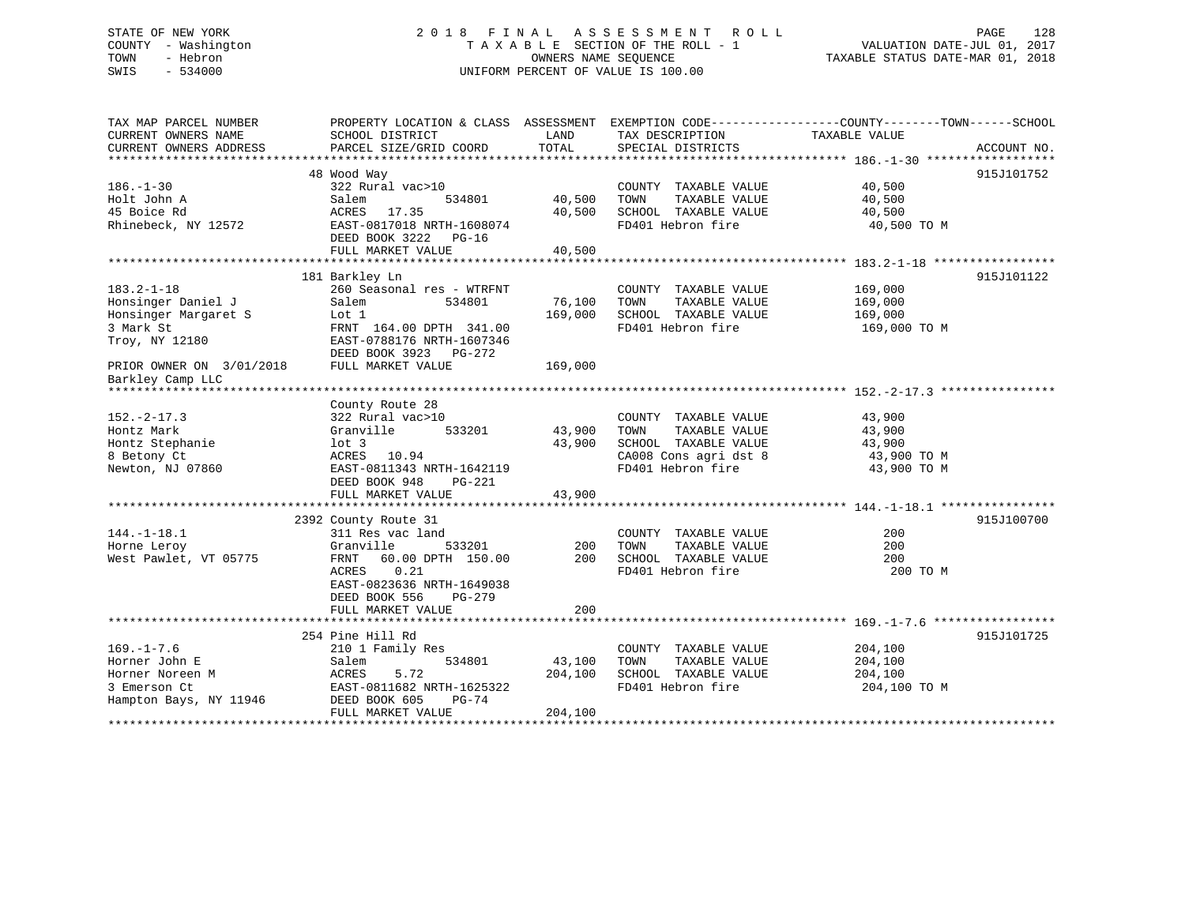STATE OF NEW YORK — COUNTY - Washington — TOWN - Hebron — SWIS - 534000

# 2018 FINAL ASSESSMENT ROLL

TAXABLE SECTION OF THE ROLL - 1
OWNERS NAME SEQUENCE
UNIFORM PERCENT OF VALUE IS 100.00

VALUATION DATE-JUL 01, 2017
TAXABLE STATUS DATE-MAR 01, 2018

| TAX MAP PARCEL NUMBER / CURRENT OWNERS NAME / CURRENT OWNERS ADDRESS | PROPERTY LOCATION & CLASS / SCHOOL DISTRICT / PARCEL SIZE/GRID COORD | ASSESSMENT LAND | TOTAL | EXEMPTION CODE / TAX DESCRIPTION / SPECIAL DISTRICTS | TAXABLE VALUE (COUNTY / TOWN / SCHOOL) | ACCOUNT NO. |
|---|---|---|---|---|---|---|
| | 48 Wood Way | | | | | 915J101752 |
| 186.-1-30 | 322 Rural vac>10 | | | COUNTY TAXABLE VALUE | 40,500 | |
| Holt John A | Salem 534801 | 40,500 | | TOWN TAXABLE VALUE | 40,500 | |
| 45 Boice Rd | ACRES 17.35 | | 40,500 | SCHOOL TAXABLE VALUE | 40,500 | |
| Rhinebeck, NY 12572 | EAST-0817018 NRTH-1608074 | | | FD401 Hebron fire | 40,500 TO M | |
| | DEED BOOK 3222 PG-16 | | | | | |
| | FULL MARKET VALUE | | 40,500 | | | |
| | 181 Barkley Ln | | | | | 915J101122 |
| 183.2-1-18 | 260 Seasonal res - WTRFNT | | | COUNTY TAXABLE VALUE | 169,000 | |
| Honsinger Daniel J | Salem 534801 | 76,100 | | TOWN TAXABLE VALUE | 169,000 | |
| Honsinger Margaret S | Lot 1 | | 169,000 | SCHOOL TAXABLE VALUE | 169,000 | |
| 3 Mark St | FRNT 164.00 DPTH 341.00 | | | FD401 Hebron fire | 169,000 TO M | |
| Troy, NY 12180 | EAST-0788176 NRTH-1607346 | | | | | |
| | DEED BOOK 3923 PG-272 | | | | | |
| PRIOR OWNER ON 3/01/2018 | FULL MARKET VALUE | | 169,000 | | | |
| Barkley Camp LLC | | | | | | |
| | County Route 28 | | | | | |
| 152.-2-17.3 | 322 Rural vac>10 | | | COUNTY TAXABLE VALUE | 43,900 | |
| Hontz Mark | Granville 533201 | 43,900 | | TOWN TAXABLE VALUE | 43,900 | |
| Hontz Stephanie | lot 3 | | 43,900 | SCHOOL TAXABLE VALUE | 43,900 | |
| 8 Betony Ct | ACRES 10.94 | | | CA008 Cons agri dst 8 | 43,900 TO M | |
| Newton, NJ 07860 | EAST-0811343 NRTH-1642119 | | | FD401 Hebron fire | 43,900 TO M | |
| | DEED BOOK 948 PG-221 | | | | | |
| | FULL MARKET VALUE | | 43,900 | | | |
| | 2392 County Route 31 | | | | | 915J100700 |
| 144.-1-18.1 | 311 Res vac land | | | COUNTY TAXABLE VALUE | 200 | |
| Horne Leroy | Granville 533201 | 200 | | TOWN TAXABLE VALUE | 200 | |
| West Pawlet, VT 05775 | FRNT 60.00 DPTH 150.00 | | 200 | SCHOOL TAXABLE VALUE | 200 | |
| | ACRES 0.21 | | | FD401 Hebron fire | 200 TO M | |
| | EAST-0823636 NRTH-1649038 | | | | | |
| | DEED BOOK 556 PG-279 | | | | | |
| | FULL MARKET VALUE | | 200 | | | |
| | 254 Pine Hill Rd | | | | | 915J101725 |
| 169.-1-7.6 | 210 1 Family Res | | | COUNTY TAXABLE VALUE | 204,100 | |
| Horner John E | Salem 534801 | 43,100 | | TOWN TAXABLE VALUE | 204,100 | |
| Horner Noreen M | ACRES 5.72 | | 204,100 | SCHOOL TAXABLE VALUE | 204,100 | |
| 3 Emerson Ct | EAST-0811682 NRTH-1625322 | | | FD401 Hebron fire | 204,100 TO M | |
| Hampton Bays, NY 11946 | DEED BOOK 605 PG-74 | | | | | |
| | FULL MARKET VALUE | | 204,100 | | | |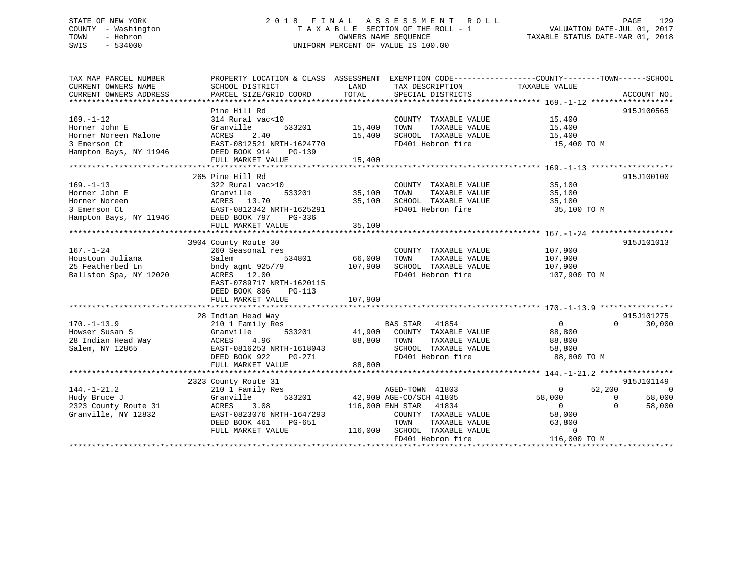STATE OF NEW YORK
COUNTY - Washington
TOWN - Hebron
SWIS - 534000

# 2018 FINAL ASSESSMENT ROLL

TAXABLE SECTION OF THE ROLL - 1
OWNERS NAME SEQUENCE
UNIFORM PERCENT OF VALUE IS 100.00

VALUATION DATE-JUL 01, 2017
TAXABLE STATUS DATE-MAR 01, 2018

| TAX MAP PARCEL NUMBER / CURRENT OWNERS NAME / CURRENT OWNERS ADDRESS | PROPERTY LOCATION & CLASS / SCHOOL DISTRICT / PARCEL SIZE/GRID COORD | ASSESSMENT LAND | TOTAL | EXEMPTION CODE / TAX DESCRIPTION / SPECIAL DISTRICTS | COUNTY TAXABLE VALUE | TOWN | SCHOOL | ACCOUNT NO. |
|---|---|---|---|---|---|---|---|---|
| **169.-1-12** | Pine Hill Rd | | | | | | | 915J100565 |
| 169.-1-12 | 314 Rural vac<10 | | | COUNTY TAXABLE VALUE | 15,400 | | | |
| Horner John E | Granville 533201 | 15,400 | | TOWN TAXABLE VALUE | 15,400 | | | |
| Horner Noreen Malone | ACRES 2.40 | | 15,400 | SCHOOL TAXABLE VALUE | 15,400 | | | |
| 3 Emerson Ct | EAST-0812521 NRTH-1624770 | | | FD401 Hebron fire | 15,400 TO M | | | |
| Hampton Bays, NY 11946 | DEED BOOK 914 PG-139 | | | | | | | |
| | FULL MARKET VALUE | | 15,400 | | | | | |
| **169.-1-13** | 265 Pine Hill Rd | | | | | | | 915J100100 |
| 169.-1-13 | 322 Rural vac>10 | | | COUNTY TAXABLE VALUE | 35,100 | | | |
| Horner John E | Granville 533201 | 35,100 | | TOWN TAXABLE VALUE | 35,100 | | | |
| Horner Noreen | ACRES 13.70 | | 35,100 | SCHOOL TAXABLE VALUE | 35,100 | | | |
| 3 Emerson Ct | EAST-0812342 NRTH-1625291 | | | FD401 Hebron fire | 35,100 TO M | | | |
| Hampton Bays, NY 11946 | DEED BOOK 797 PG-336 | | | | | | | |
| | FULL MARKET VALUE | | 35,100 | | | | | |
| **167.-1-24** | 3904 County Route 30 | | | | | | | 915J101013 |
| 167.-1-24 | 260 Seasonal res | | | COUNTY TAXABLE VALUE | 107,900 | | | |
| Houstoun Juliana | Salem 534801 | 66,000 | | TOWN TAXABLE VALUE | 107,900 | | | |
| 25 Featherbed Ln | bndy agmt 925/79 | | 107,900 | SCHOOL TAXABLE VALUE | 107,900 | | | |
| Ballston Spa, NY 12020 | ACRES 12.00 | | | FD401 Hebron fire | 107,900 TO M | | | |
| | EAST-0789717 NRTH-1620115 | | | | | | | |
| | DEED BOOK 896 PG-113 | | | | | | | |
| | FULL MARKET VALUE | | 107,900 | | | | | |
| **170.-1-13.9** | 28 Indian Head Way | | | | | | | 915J101275 |
| 170.-1-13.9 | 210 1 Family Res | | | BAS STAR 41854 | 0 | 0 | 30,000 | |
| Howser Susan S | Granville 533201 | 41,900 | | COUNTY TAXABLE VALUE | 88,800 | | | |
| 28 Indian Head Way | ACRES 4.96 | | 88,800 | TOWN TAXABLE VALUE | 88,800 | | | |
| Salem, NY 12865 | EAST-0816253 NRTH-1618043 | | | SCHOOL TAXABLE VALUE | 58,800 | | | |
| | DEED BOOK 922 PG-271 | | | FD401 Hebron fire | 88,800 TO M | | | |
| | FULL MARKET VALUE | | 88,800 | | | | | |
| **144.-1-21.2** | 2323 County Route 31 | | | | | | | 915J101149 |
| 144.-1-21.2 | 210 1 Family Res | | | AGED-TOWN 41803 | 0 | 52,200 | 0 | |
| Hudy Bruce J | Granville 533201 | 42,900 | | AGE-CO/SCH 41805 | 58,000 | 0 | 58,000 | |
| 2323 County Route 31 | ACRES 3.08 | | 116,000 | ENH STAR 41834 | 0 | 0 | 58,000 | |
| Granville, NY 12832 | EAST-0823076 NRTH-1647293 | | | COUNTY TAXABLE VALUE | 58,000 | | | |
| | DEED BOOK 461 PG-651 | | | TOWN TAXABLE VALUE | 63,800 | | | |
| | FULL MARKET VALUE | | 116,000 | SCHOOL TAXABLE VALUE | 0 | | | |
| | | | | FD401 Hebron fire | 116,000 TO M | | | |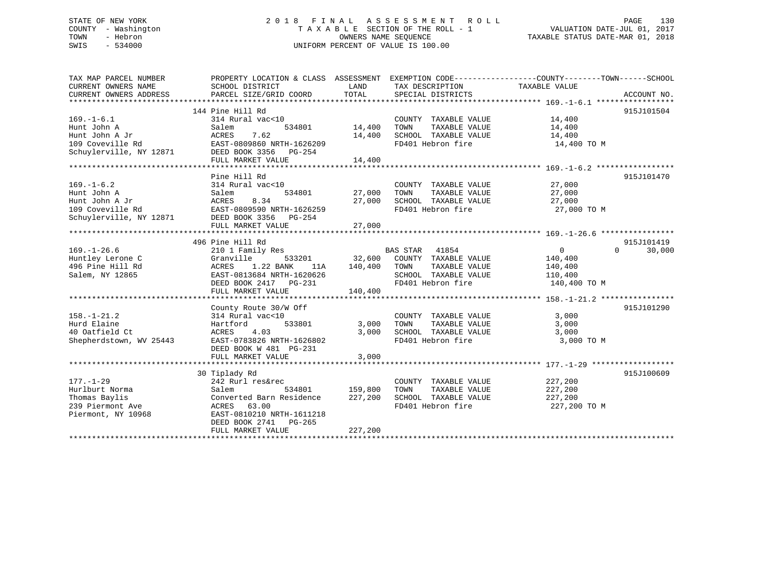STATE OF NEW YORK
COUNTY - Washington
TOWN - Hebron
SWIS - 534000

2018 FINAL ASSESSMENT ROLL
TAXABLE SECTION OF THE ROLL - 1
OWNERS NAME SEQUENCE
UNIFORM PERCENT OF VALUE IS 100.00

VALUATION DATE-JUL 01, 2017
TAXABLE STATUS DATE-MAR 01, 2018

```
TAX MAP PARCEL NUMBER      PROPERTY LOCATION & CLASS  ASSESSMENT  EXEMPTION CODE------------------COUNTY--------TOWN------SCHOOL
CURRENT OWNERS NAME        SCHOOL DISTRICT              LAND      TAX DESCRIPTION              TAXABLE VALUE
CURRENT OWNERS ADDRESS     PARCEL SIZE/GRID COORD       TOTAL     SPECIAL DISTRICTS                                    ACCOUNT NO.
******************************************************************************************************* 169.-1-6.1 *****************
                           144 Pine Hill Rd                                                                             915J101504
169.-1-6.1                 314 Rural vac<10                       COUNTY  TAXABLE VALUE          14,400
Hunt John A                Salem          534801       14,400     TOWN    TAXABLE VALUE          14,400
Hunt John A Jr             ACRES    7.62               14,400     SCHOOL  TAXABLE VALUE          14,400
109 Coveville Rd           EAST-0809860 NRTH-1626209              FD401 Hebron fire               14,400 TO M
Schuylerville, NY 12871    DEED BOOK 3356   PG-254
                           FULL MARKET VALUE           14,400
******************************************************************************************************* 169.-1-6.2 *****************
                           Pine Hill Rd                                                                                 915J101470
169.-1-6.2                 314 Rural vac<10                       COUNTY  TAXABLE VALUE          27,000
Hunt John A                Salem          534801       27,000     TOWN    TAXABLE VALUE          27,000
Hunt John A Jr             ACRES    8.34               27,000     SCHOOL  TAXABLE VALUE          27,000
109 Coveville Rd           EAST-0809590 NRTH-1626259              FD401 Hebron fire               27,000 TO M
Schuylerville, NY 12871    DEED BOOK 3356   PG-254
                           FULL MARKET VALUE           27,000
******************************************************************************************************* 169.-1-26.6 ****************
                           496 Pine Hill Rd                                                                             915J101419
169.-1-26.6                210 1 Family Res                       BAS STAR   41854                   0            0       30,000
Huntley Lerone C           Granville      533201       32,600     COUNTY  TAXABLE VALUE         140,400
496 Pine Hill Rd           ACRES    1.22 BANK    11A  140,400     TOWN    TAXABLE VALUE         140,400
Salem, NY 12865            EAST-0813684 NRTH-1620626              SCHOOL  TAXABLE VALUE         110,400
                           DEED BOOK 2417   PG-231                FD401 Hebron fire              140,400 TO M
                           FULL MARKET VALUE          140,400
******************************************************************************************************* 158.-1-21.2 ****************
                           County Route 30/W Off                                                                        915J101290
158.-1-21.2                314 Rural vac<10                       COUNTY  TAXABLE VALUE           3,000
Hurd Elaine                Hartford       533801        3,000     TOWN    TAXABLE VALUE           3,000
40 Oatfield Ct             ACRES    4.03                3,000     SCHOOL  TAXABLE VALUE           3,000
Shepherdstown, WV 25443    EAST-0783826 NRTH-1626802              FD401 Hebron fire                3,000 TO M
                           DEED BOOK W 481  PG-231
                           FULL MARKET VALUE            3,000
******************************************************************************************************* 177.-1-29 ******************
                           30 Tiplady Rd                                                                                915J100609
177.-1-29                  242 Rurl res&rec                       COUNTY  TAXABLE VALUE         227,200
Hurlburt Norma             Salem          534801      159,800     TOWN    TAXABLE VALUE         227,200
Thomas Baylis              Converted Barn Residence   227,200     SCHOOL  TAXABLE VALUE         227,200
239 Piermont Ave           ACRES   63.00                          FD401 Hebron fire              227,200 TO M
Piermont, NY 10968         EAST-0810210 NRTH-1611218
                           DEED BOOK 2741   PG-265
                           FULL MARKET VALUE          227,200
************************************************************************************************************************************
```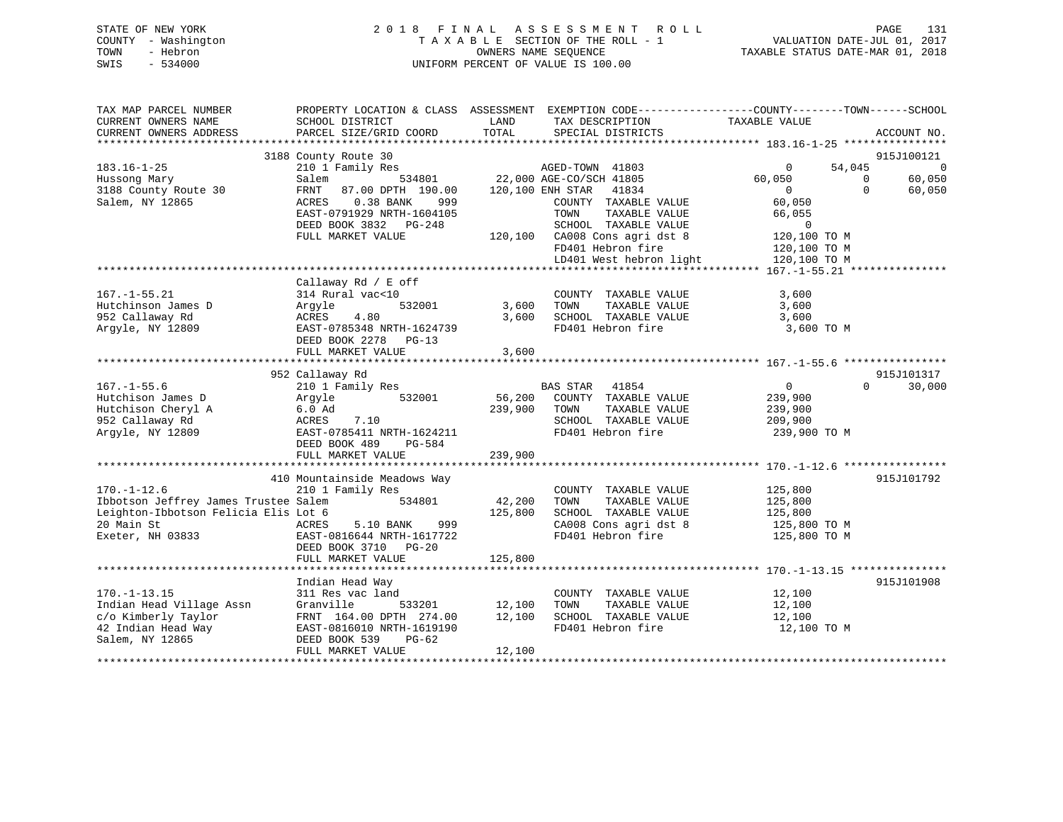STATE OF NEW YORK
COUNTY - Washington
TOWN - Hebron
SWIS - 534000

2 0 1 8 F I N A L A S S E S S M E N T R O L L
T A X A B L E SECTION OF THE ROLL - 1
OWNERS NAME SEQUENCE
UNIFORM PERCENT OF VALUE IS 100.00

VALUATION DATE-JUL 01, 2017
TAXABLE STATUS DATE-MAR 01, 2018

```
TAX MAP PARCEL NUMBER          PROPERTY LOCATION & CLASS  ASSESSMENT  EXEMPTION CODE------------------COUNTY--------TOWN------SCHOOL
CURRENT OWNERS NAME            SCHOOL DISTRICT               LAND      TAX DESCRIPTION              TAXABLE VALUE
CURRENT OWNERS ADDRESS         PARCEL SIZE/GRID COORD        TOTAL     SPECIAL DISTRICTS                                      ACCOUNT NO.
******************************************************************************************************* 183.16-1-25 ****************
                        3188 County Route 30                                                                              915J100121
183.16-1-25                    210 1 Family Res                      AGED-TOWN 41803                   0      54,045             0
Hussong Mary                   Salem          534801       22,000 AGE-CO/SCH 41805              60,050           0        60,050
3188 County Route 30           FRNT   87.00 DPTH 190.00   120,100 ENH STAR   41834                   0           0        60,050
Salem, NY 12865                ACRES    0.38 BANK    999            COUNTY  TAXABLE VALUE           60,050
                               EAST-0791929 NRTH-1604105            TOWN    TAXABLE VALUE           66,055
                               DEED BOOK 3832   PG-248              SCHOOL  TAXABLE VALUE                0
                               FULL MARKET VALUE            120,100  CA008 Cons agri dst 8          120,100 TO M
                                                                    FD401 Hebron fire              120,100 TO M
                                                                    LD401 West hebron light        120,100 TO M
******************************************************************************************************* 167.-1-55.21 ***************
                               Callaway Rd / E off
167.-1-55.21                   314 Rural vac<10                     COUNTY  TAXABLE VALUE            3,600
Hutchinson James D             Argyle         532001        3,600   TOWN    TAXABLE VALUE            3,600
952 Callaway Rd                ACRES    4.80                3,600   SCHOOL  TAXABLE VALUE            3,600
Argyle, NY 12809               EAST-0785348 NRTH-1624739            FD401 Hebron fire                3,600 TO M
                               DEED BOOK 2278   PG-13
                               FULL MARKET VALUE              3,600
******************************************************************************************************* 167.-1-55.6 ****************
                        952 Callaway Rd                                                                                   915J101317
167.-1-55.6                    210 1 Family Res                     BAS STAR   41854                   0           0        30,000
Hutchison James D              Argyle         532001       56,200   COUNTY  TAXABLE VALUE          239,900
Hutchison Cheryl A             6.0 Ad                     239,900   TOWN    TAXABLE VALUE          239,900
952 Callaway Rd                ACRES    7.10                        SCHOOL  TAXABLE VALUE          209,900
Argyle, NY 12809               EAST-0785411 NRTH-1624211            FD401 Hebron fire              239,900 TO M
                               DEED BOOK 489    PG-584
                               FULL MARKET VALUE            239,900
******************************************************************************************************* 170.-1-12.6 ****************
                        410 Mountainside Meadows Way                                                                      915J101792
170.-1-12.6                    210 1 Family Res                     COUNTY  TAXABLE VALUE          125,800
Ibbotson Jeffrey James Trustee Salem          534801       42,200   TOWN    TAXABLE VALUE          125,800
Leighton-Ibbotson Felicia Elis Lot 6                      125,800   SCHOOL  TAXABLE VALUE          125,800
20 Main St                     ACRES    5.10 BANK    999            CA008 Cons agri dst 8          125,800 TO M
Exeter, NH 03833               EAST-0816644 NRTH-1617722            FD401 Hebron fire              125,800 TO M
                               DEED BOOK 3710   PG-20
                               FULL MARKET VALUE            125,800
******************************************************************************************************* 170.-1-13.15 ***************
                               Indian Head Way                                                                            915J101908
170.-1-13.15                   311 Res vac land                     COUNTY  TAXABLE VALUE           12,100
Indian Head Village Assn       Granville      533201       12,100   TOWN    TAXABLE VALUE           12,100
c/o Kimberly Taylor            FRNT  164.00 DPTH 274.00    12,100   SCHOOL  TAXABLE VALUE           12,100
42 Indian Head Way             EAST-0816010 NRTH-1619190            FD401 Hebron fire               12,100 TO M
Salem, NY 12865                DEED BOOK 539    PG-62
                               FULL MARKET VALUE             12,100
************************************************************************************************************************************
```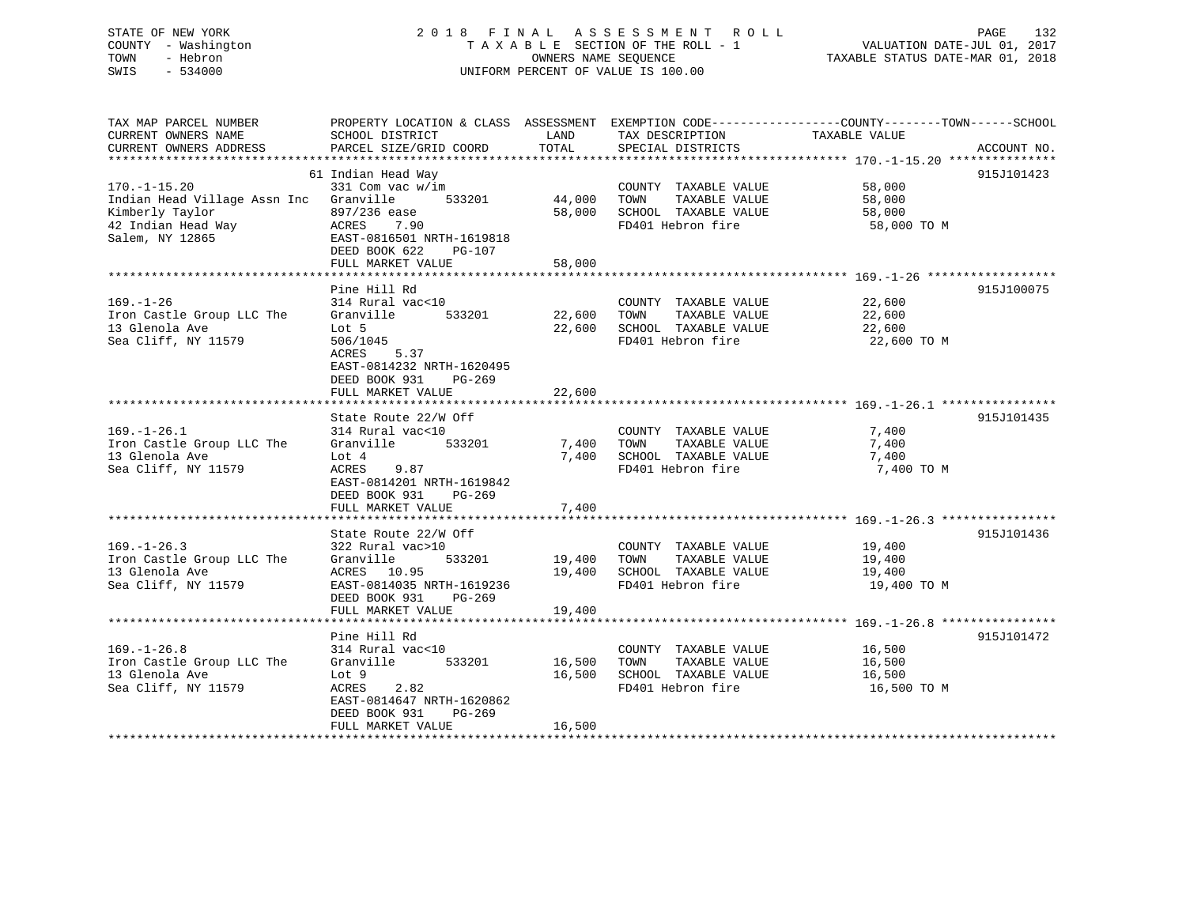STATE OF NEW YORK — 2018 FINAL ASSESSMENT ROLL — TAXABLE SECTION OF THE ROLL - 1 — OWNERS NAME SEQUENCE — UNIFORM PERCENT OF VALUE IS 100.00

COUNTY - Washington | TOWN - Hebron | SWIS - 534000 | VALUATION DATE-JUL 01, 2017 | TAXABLE STATUS DATE-MAR 01, 2018

| TAX MAP PARCEL NUMBER / CURRENT OWNERS NAME / CURRENT OWNERS ADDRESS | PROPERTY LOCATION & CLASS / SCHOOL DISTRICT / PARCEL SIZE/GRID COORD | ASSESSMENT LAND | ASSESSMENT TOTAL | EXEMPTION CODE / TAX DESCRIPTION / SPECIAL DISTRICTS | COUNTY / TOWN / SCHOOL TAXABLE VALUE | ACCOUNT NO. |
|---|---|---|---|---|---|---|
| 170.-1-15.20 | 61 Indian Head Way | | | | | 915J101423 |
| Indian Head Village Assn Inc | 331 Com vac w/im | | | COUNTY TAXABLE VALUE | 58,000 | |
| Kimberly Taylor | Granville 533201 | 44,000 | | TOWN TAXABLE VALUE | 58,000 | |
| 42 Indian Head Way | 897/236 ease | | 58,000 | SCHOOL TAXABLE VALUE | 58,000 | |
| Salem, NY 12865 | ACRES 7.90 | | | FD401 Hebron fire | 58,000 TO M | |
| | EAST-0816501 NRTH-1619818 | | | | | |
| | DEED BOOK 622 PG-107 | | | | | |
| | FULL MARKET VALUE | | 58,000 | | | |
| 169.-1-26 | Pine Hill Rd | | | | | 915J100075 |
| Iron Castle Group LLC The | 314 Rural vac<10 | | | COUNTY TAXABLE VALUE | 22,600 | |
| 13 Glenola Ave | Granville 533201 | 22,600 | | TOWN TAXABLE VALUE | 22,600 | |
| Sea Cliff, NY 11579 | Lot 5 | | 22,600 | SCHOOL TAXABLE VALUE | 22,600 | |
| | 506/1045 | | | FD401 Hebron fire | 22,600 TO M | |
| | ACRES 5.37 | | | | | |
| | EAST-0814232 NRTH-1620495 | | | | | |
| | DEED BOOK 931 PG-269 | | | | | |
| | FULL MARKET VALUE | | 22,600 | | | |
| 169.-1-26.1 | State Route 22/W Off | | | | | 915J101435 |
| Iron Castle Group LLC The | 314 Rural vac<10 | | | COUNTY TAXABLE VALUE | 7,400 | |
| 13 Glenola Ave | Granville 533201 | 7,400 | | TOWN TAXABLE VALUE | 7,400 | |
| Sea Cliff, NY 11579 | Lot 4 | | 7,400 | SCHOOL TAXABLE VALUE | 7,400 | |
| | ACRES 9.87 | | | FD401 Hebron fire | 7,400 TO M | |
| | EAST-0814201 NRTH-1619842 | | | | | |
| | DEED BOOK 931 PG-269 | | | | | |
| | FULL MARKET VALUE | | 7,400 | | | |
| 169.-1-26.3 | State Route 22/W Off | | | | | 915J101436 |
| Iron Castle Group LLC The | 322 Rural vac>10 | | | COUNTY TAXABLE VALUE | 19,400 | |
| 13 Glenola Ave | Granville 533201 | 19,400 | | TOWN TAXABLE VALUE | 19,400 | |
| Sea Cliff, NY 11579 | ACRES 10.95 | | 19,400 | SCHOOL TAXABLE VALUE | 19,400 | |
| | EAST-0814035 NRTH-1619236 | | | FD401 Hebron fire | 19,400 TO M | |
| | DEED BOOK 931 PG-269 | | | | | |
| | FULL MARKET VALUE | | 19,400 | | | |
| 169.-1-26.8 | Pine Hill Rd | | | | | 915J101472 |
| Iron Castle Group LLC The | 314 Rural vac<10 | | | COUNTY TAXABLE VALUE | 16,500 | |
| 13 Glenola Ave | Granville 533201 | 16,500 | | TOWN TAXABLE VALUE | 16,500 | |
| Sea Cliff, NY 11579 | Lot 9 | | 16,500 | SCHOOL TAXABLE VALUE | 16,500 | |
| | ACRES 2.82 | | | FD401 Hebron fire | 16,500 TO M | |
| | EAST-0814647 NRTH-1620862 | | | | | |
| | DEED BOOK 931 PG-269 | | | | | |
| | FULL MARKET VALUE | | 16,500 | | | |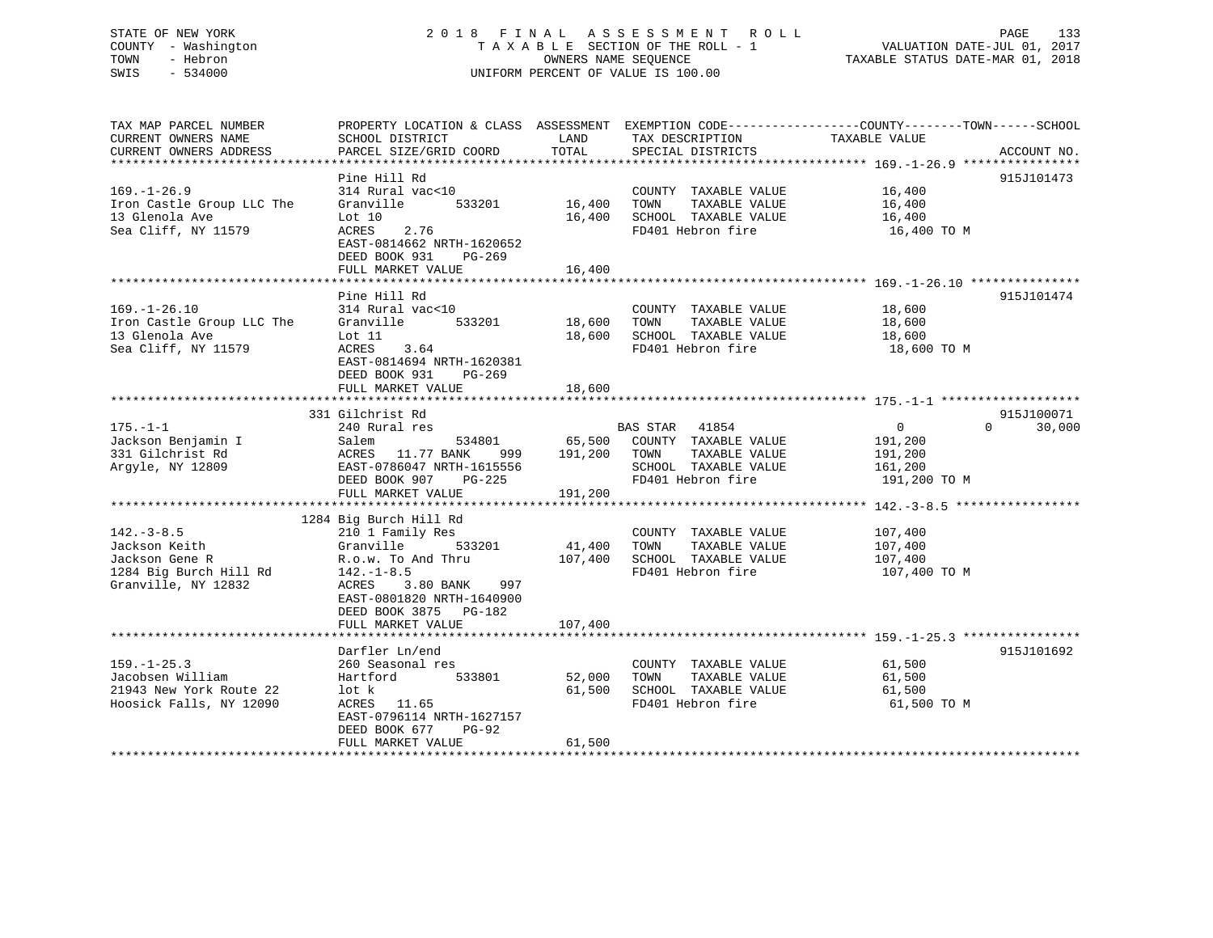STATE OF NEW YORK — COUNTY - Washington — TOWN - Hebron — SWIS - 534000

# 2018 FINAL ASSESSMENT ROLL
TAXABLE SECTION OF THE ROLL - 1
OWNERS NAME SEQUENCE
UNIFORM PERCENT OF VALUE IS 100.00

VALUATION DATE-JUL 01, 2017
TAXABLE STATUS DATE-MAR 01, 2018

| TAX MAP PARCEL NUMBER / CURRENT OWNERS NAME / CURRENT OWNERS ADDRESS | PROPERTY LOCATION & CLASS / SCHOOL DISTRICT / PARCEL SIZE/GRID COORD | ASSESSMENT LAND | TOTAL | EXEMPTION CODE / TAX DESCRIPTION / SPECIAL DISTRICTS | COUNTY / TOWN / SCHOOL TAXABLE VALUE | ACCOUNT NO. |
|---|---|---|---|---|---|---|
| **169.-1-26.9** | Pine Hill Rd | | | | | 915J101473 |
| 169.-1-26.9 | 314 Rural vac<10 | | | COUNTY TAXABLE VALUE | 16,400 | |
| Iron Castle Group LLC The | Granville 533201 | 16,400 | | TOWN TAXABLE VALUE | 16,400 | |
| 13 Glenola Ave | Lot 10 | | 16,400 | SCHOOL TAXABLE VALUE | 16,400 | |
| Sea Cliff, NY 11579 | ACRES 2.76 | | | FD401 Hebron fire | 16,400 TO M | |
| | EAST-0814662 NRTH-1620652 | | | | | |
| | DEED BOOK 931 PG-269 | | | | | |
| | FULL MARKET VALUE | | 16,400 | | | |
| **169.-1-26.10** | Pine Hill Rd | | | | | 915J101474 |
| 169.-1-26.10 | 314 Rural vac<10 | | | COUNTY TAXABLE VALUE | 18,600 | |
| Iron Castle Group LLC The | Granville 533201 | 18,600 | | TOWN TAXABLE VALUE | 18,600 | |
| 13 Glenola Ave | Lot 11 | | 18,600 | SCHOOL TAXABLE VALUE | 18,600 | |
| Sea Cliff, NY 11579 | ACRES 3.64 | | | FD401 Hebron fire | 18,600 TO M | |
| | EAST-0814694 NRTH-1620381 | | | | | |
| | DEED BOOK 931 PG-269 | | | | | |
| | FULL MARKET VALUE | | 18,600 | | | |
| **175.-1-1** | 331 Gilchrist Rd | | | | | 915J100071 |
| 175.-1-1 | 240 Rural res | | | BAS STAR 41854 | 0 0 30,000 | |
| Jackson Benjamin I | Salem 534801 | 65,500 | | COUNTY TAXABLE VALUE | 191,200 | |
| 331 Gilchrist Rd | ACRES 11.77 BANK 999 | | 191,200 | TOWN TAXABLE VALUE | 191,200 | |
| Argyle, NY 12809 | EAST-0786047 NRTH-1615556 | | | SCHOOL TAXABLE VALUE | 161,200 | |
| | DEED BOOK 907 PG-225 | | | FD401 Hebron fire | 191,200 TO M | |
| | FULL MARKET VALUE | | 191,200 | | | |
| **142.-3-8.5** | 1284 Big Burch Hill Rd | | | | | |
| 142.-3-8.5 | 210 1 Family Res | | | COUNTY TAXABLE VALUE | 107,400 | |
| Jackson Keith | Granville 533201 | 41,400 | | TOWN TAXABLE VALUE | 107,400 | |
| Jackson Gene R | R.o.w. To And Thru | | 107,400 | SCHOOL TAXABLE VALUE | 107,400 | |
| 1284 Big Burch Hill Rd | 142.-1-8.5 | | | FD401 Hebron fire | 107,400 TO M | |
| Granville, NY 12832 | ACRES 3.80 BANK 997 | | | | | |
| | EAST-0801820 NRTH-1640900 | | | | | |
| | DEED BOOK 3875 PG-182 | | | | | |
| | FULL MARKET VALUE | | 107,400 | | | |
| **159.-1-25.3** | Darfler Ln/end | | | | | 915J101692 |
| 159.-1-25.3 | 260 Seasonal res | | | COUNTY TAXABLE VALUE | 61,500 | |
| Jacobsen William | Hartford 533801 | 52,000 | | TOWN TAXABLE VALUE | 61,500 | |
| 21943 New York Route 22 | lot k | | 61,500 | SCHOOL TAXABLE VALUE | 61,500 | |
| Hoosick Falls, NY 12090 | ACRES 11.65 | | | FD401 Hebron fire | 61,500 TO M | |
| | EAST-0796114 NRTH-1627157 | | | | | |
| | DEED BOOK 677 PG-92 | | | | | |
| | FULL MARKET VALUE | | 61,500 | | | |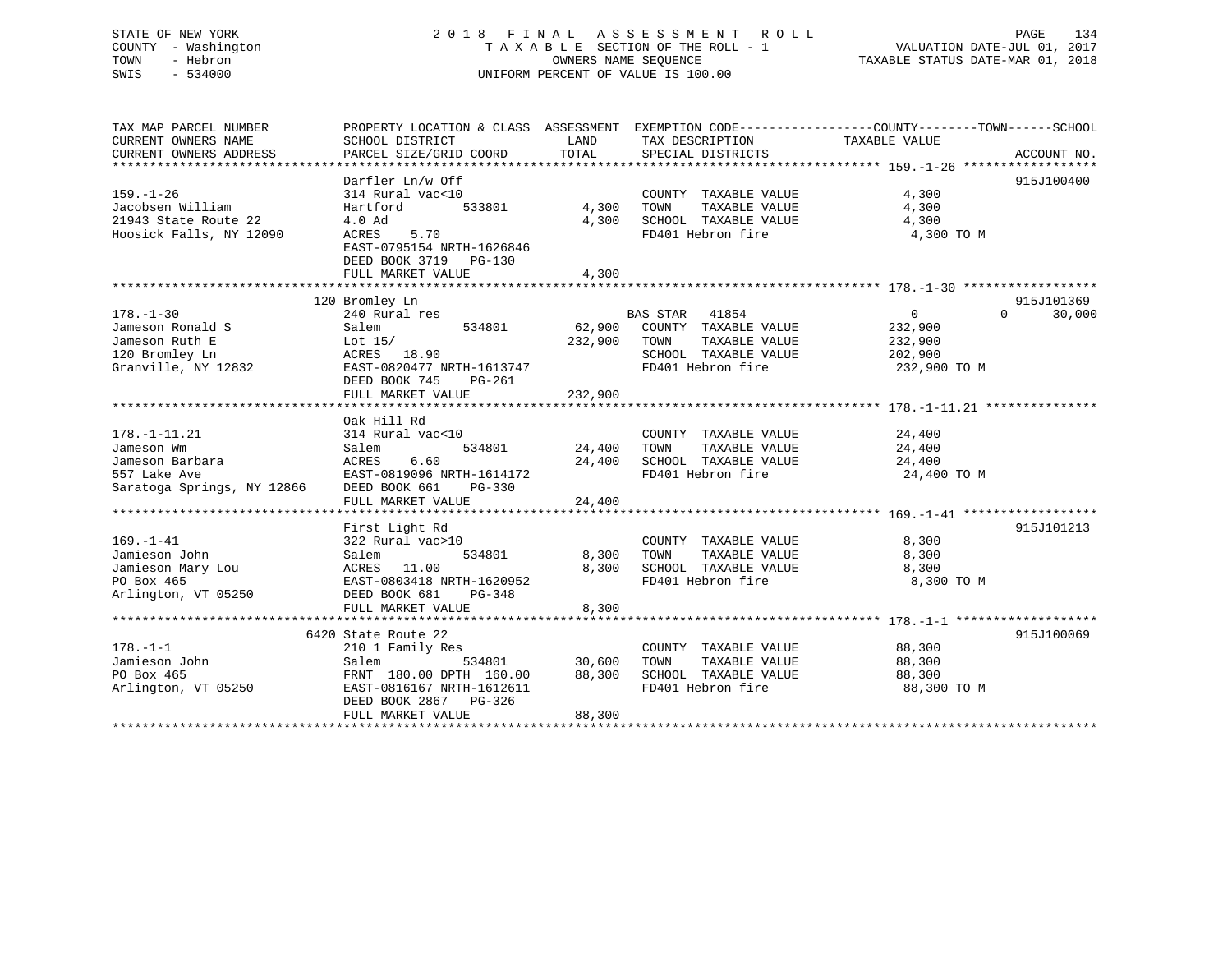STATE OF NEW YORK
COUNTY - Washington
TOWN - Hebron
SWIS - 534000

2 0 1 8 F I N A L A S S E S S M E N T R O L L
T A X A B L E SECTION OF THE ROLL - 1
OWNERS NAME SEQUENCE
UNIFORM PERCENT OF VALUE IS 100.00

VALUATION DATE-JUL 01, 2017
TAXABLE STATUS DATE-MAR 01, 2018

| TAX MAP PARCEL NUMBER / CURRENT OWNERS NAME / CURRENT OWNERS ADDRESS | PROPERTY LOCATION & CLASS / SCHOOL DISTRICT / PARCEL SIZE/GRID COORD | ASSESSMENT LAND / TOTAL | EXEMPTION CODE / TAX DESCRIPTION / SPECIAL DISTRICTS | COUNTY TAXABLE VALUE | TOWN | SCHOOL | ACCOUNT NO. |
|---|---|---|---|---|---|---|---|
| **159.-1-26** | Darfler Ln/w Off | | | | | | 915J100400 |
| 159.-1-26 | 314 Rural vac<10 | | COUNTY TAXABLE VALUE | 4,300 | | | |
| Jacobsen William | Hartford 533801 | 4,300 | TOWN TAXABLE VALUE | 4,300 | | | |
| 21943 State Route 22 | 4.0 Ad | 4,300 | SCHOOL TAXABLE VALUE | 4,300 | | | |
| Hoosick Falls, NY 12090 | ACRES 5.70 | | FD401 Hebron fire | 4,300 TO M | | | |
| | EAST-0795154 NRTH-1626846 | | | | | | |
| | DEED BOOK 3719 PG-130 | | | | | | |
| | FULL MARKET VALUE | 4,300 | | | | | |
| **178.-1-30** | 120 Bromley Ln | | | | | | 915J101369 |
| 178.-1-30 | 240 Rural res | | BAS STAR 41854 | 0 | 0 | 30,000 | |
| Jameson Ronald S | Salem 534801 | 62,900 | COUNTY TAXABLE VALUE | 232,900 | | | |
| Jameson Ruth E | Lot 15/ | 232,900 | TOWN TAXABLE VALUE | 232,900 | | | |
| 120 Bromley Ln | ACRES 18.90 | | SCHOOL TAXABLE VALUE | 202,900 | | | |
| Granville, NY 12832 | EAST-0820477 NRTH-1613747 | | FD401 Hebron fire | 232,900 TO M | | | |
| | DEED BOOK 745 PG-261 | | | | | | |
| | FULL MARKET VALUE | 232,900 | | | | | |
| **178.-1-11.21** | Oak Hill Rd | | | | | | |
| 178.-1-11.21 | 314 Rural vac<10 | | COUNTY TAXABLE VALUE | 24,400 | | | |
| Jameson Wm | Salem 534801 | 24,400 | TOWN TAXABLE VALUE | 24,400 | | | |
| Jameson Barbara | ACRES 6.60 | 24,400 | SCHOOL TAXABLE VALUE | 24,400 | | | |
| 557 Lake Ave | EAST-0819096 NRTH-1614172 | | FD401 Hebron fire | 24,400 TO M | | | |
| Saratoga Springs, NY 12866 | DEED BOOK 661 PG-330 | | | | | | |
| | FULL MARKET VALUE | 24,400 | | | | | |
| **169.-1-41** | First Light Rd | | | | | | 915J101213 |
| 169.-1-41 | 322 Rural vac>10 | | COUNTY TAXABLE VALUE | 8,300 | | | |
| Jamieson John | Salem 534801 | 8,300 | TOWN TAXABLE VALUE | 8,300 | | | |
| Jamieson Mary Lou | ACRES 11.00 | 8,300 | SCHOOL TAXABLE VALUE | 8,300 | | | |
| PO Box 465 | EAST-0803418 NRTH-1620952 | | FD401 Hebron fire | 8,300 TO M | | | |
| Arlington, VT 05250 | DEED BOOK 681 PG-348 | | | | | | |
| | FULL MARKET VALUE | 8,300 | | | | | |
| **178.-1-1** | 6420 State Route 22 | | | | | | 915J100069 |
| 178.-1-1 | 210 1 Family Res | | COUNTY TAXABLE VALUE | 88,300 | | | |
| Jamieson John | Salem 534801 | 30,600 | TOWN TAXABLE VALUE | 88,300 | | | |
| PO Box 465 | FRNT 180.00 DPTH 160.00 | 88,300 | SCHOOL TAXABLE VALUE | 88,300 | | | |
| Arlington, VT 05250 | EAST-0816167 NRTH-1612611 | | FD401 Hebron fire | 88,300 TO M | | | |
| | DEED BOOK 2867 PG-326 | | | | | | |
| | FULL MARKET VALUE | 88,300 | | | | | |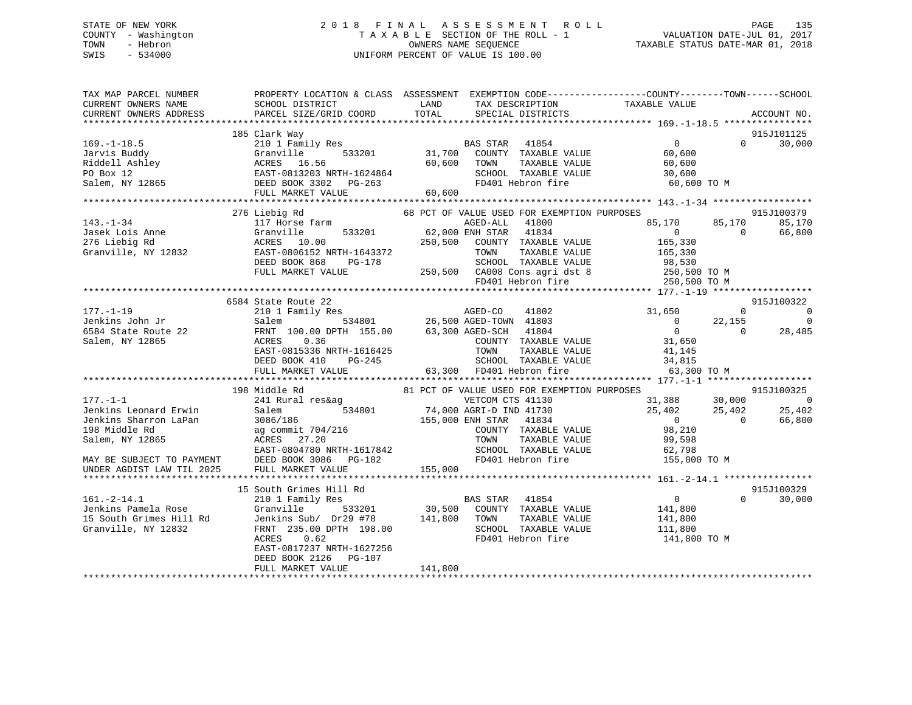STATE OF NEW YORK
COUNTY - Washington
TOWN - Hebron
SWIS - 534000

# 2018 FINAL ASSESSMENT ROLL
TAXABLE SECTION OF THE ROLL - 1
OWNERS NAME SEQUENCE
UNIFORM PERCENT OF VALUE IS 100.00

VALUATION DATE-JUL 01, 2017
TAXABLE STATUS DATE-MAR 01, 2018

```
TAX MAP PARCEL NUMBER          PROPERTY LOCATION & CLASS  ASSESSMENT  EXEMPTION CODE------------------COUNTY--------TOWN------SCHOOL
CURRENT OWNERS NAME            SCHOOL DISTRICT              LAND      TAX DESCRIPTION            TAXABLE VALUE
CURRENT OWNERS ADDRESS         PARCEL SIZE/GRID COORD       TOTAL     SPECIAL DISTRICTS                                   ACCOUNT NO.
******************************************************************************************************* 169.-1-18.5 ****************
                               185 Clark Way                                                                              915J101125
169.-1-18.5                    210 1 Family Res                      BAS STAR   41854                0          0      30,000
Jarvis Buddy                   Granville      533201       31,700    COUNTY  TAXABLE VALUE        60,600
Riddell Ashley                 ACRES  16.56                60,600    TOWN    TAXABLE VALUE        60,600
PO Box 12                      EAST-0813203 NRTH-1624864             SCHOOL  TAXABLE VALUE        30,600
Salem, NY 12865                DEED BOOK 3302   PG-263               FD401 Hebron fire             60,600 TO M
                               FULL MARKET VALUE           60,600
******************************************************************************************************* 143.-1-34 ******************
                               276 Liebig Rd               68 PCT OF VALUE USED FOR EXEMPTION PURPOSES                    915J100379
143.-1-34                      117 Horse farm                        AGED-ALL   41800           85,170     85,170      85,170
Jasek Lois Anne                Granville      533201       62,000 ENH STAR   41834                0          0      66,800
276 Liebig Rd                  ACRES  10.00               250,500    COUNTY  TAXABLE VALUE       165,330
Granville, NY 12832            EAST-0806152 NRTH-1643372             TOWN    TAXABLE VALUE       165,330
                               DEED BOOK 868    PG-178               SCHOOL  TAXABLE VALUE        98,530
                               FULL MARKET VALUE          250,500    CA008 Cons agri dst 8        250,500 TO M
                                                                     FD401 Hebron fire            250,500 TO M
******************************************************************************************************* 177.-1-19 ******************
                               6584 State Route 22                                                                        915J100322
177.-1-19                      210 1 Family Res                      AGED-CO    41802           31,650          0           0
Jenkins John Jr                Salem          534801       26,500 AGED-TOWN  41803                0     22,155           0
6584 State Route 22            FRNT 100.00 DPTH 155.00     63,300 AGED-SCH   41804                0          0      28,485
Salem, NY 12865                ACRES   0.36                          COUNTY  TAXABLE VALUE        31,650
                               EAST-0815336 NRTH-1616425             TOWN    TAXABLE VALUE        41,145
                               DEED BOOK 410    PG-245               SCHOOL  TAXABLE VALUE        34,815
                               FULL MARKET VALUE           63,300    FD401 Hebron fire             63,300 TO M
******************************************************************************************************* 177.-1-1 *******************
                               198 Middle Rd               81 PCT OF VALUE USED FOR EXEMPTION PURPOSES                    915J100325
177.-1-1                       241 Rural res&ag                      VETCOM CTS 41130               31,388     30,000           0
Jenkins Leonard Erwin          Salem          534801       74,000 AGRI-D IND 41730              25,402     25,402      25,402
Jenkins Sharron LaPan          3086/186                   155,000 ENH STAR   41834                0          0      66,800
198 Middle Rd                  ag commit 704/216                     COUNTY  TAXABLE VALUE        98,210
Salem, NY 12865                ACRES  27.20                          TOWN    TAXABLE VALUE        99,598
                               EAST-0804780 NRTH-1617842             SCHOOL  TAXABLE VALUE        62,798
MAY BE SUBJECT TO PAYMENT      DEED BOOK 3086   PG-182               FD401 Hebron fire            155,000 TO M
UNDER AGDIST LAW TIL 2025      FULL MARKET VALUE          155,000
******************************************************************************************************* 161.-2-14.1 ****************
                               15 South Grimes Hill Rd                                                                    915J100329
161.-2-14.1                    210 1 Family Res                      BAS STAR   41854                0          0      30,000
Jenkins Pamela Rose            Granville      533201       30,500    COUNTY  TAXABLE VALUE       141,800
15 South Grimes Hill Rd        Jenkins Sub/  Dr29 #78     141,800    TOWN    TAXABLE VALUE       141,800
Granville, NY 12832            FRNT 235.00 DPTH 198.00               SCHOOL  TAXABLE VALUE       111,800
                               ACRES   0.62                          FD401 Hebron fire            141,800 TO M
                               EAST-0817237 NRTH-1627256
                               DEED BOOK 2126   PG-107
                               FULL MARKET VALUE          141,800
************************************************************************************************************************************
```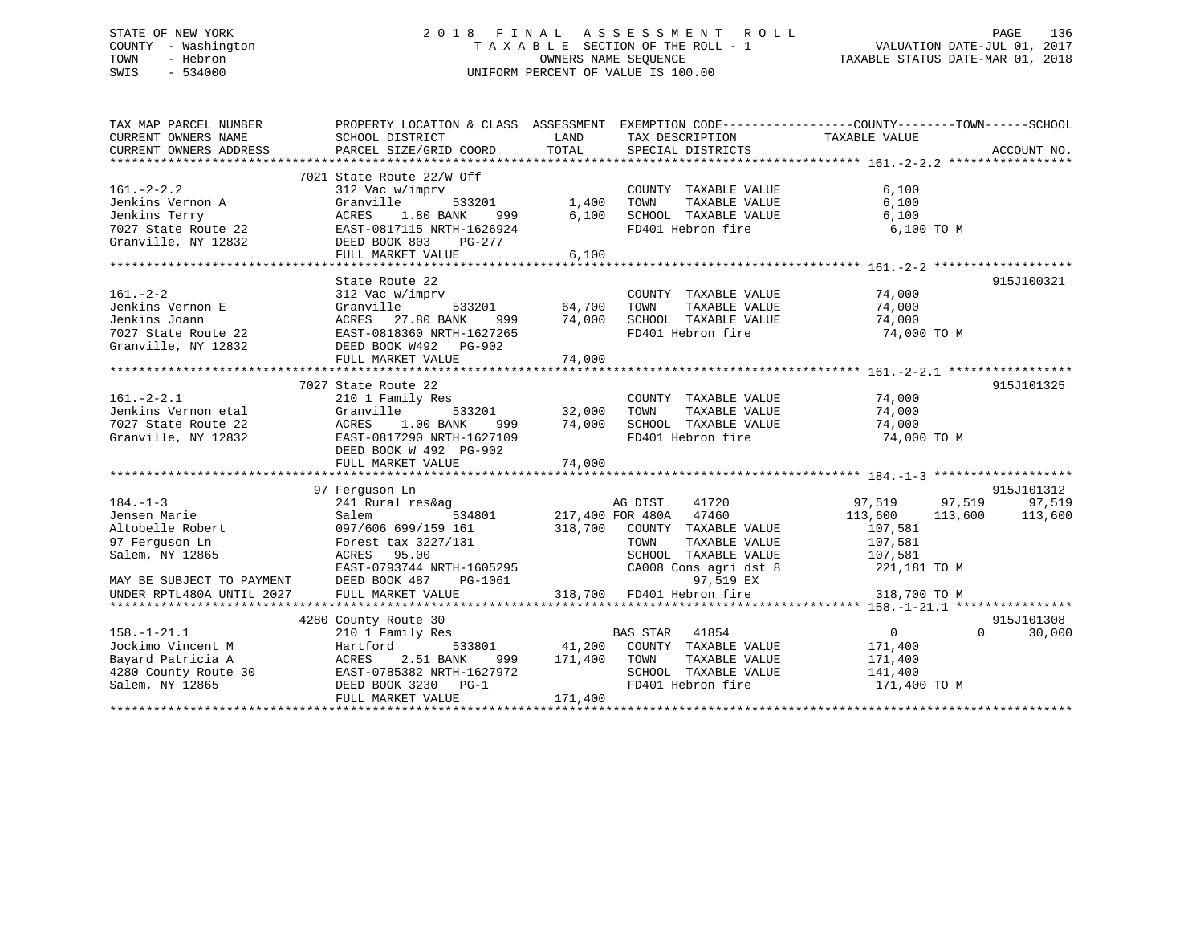STATE OF NEW YORK
COUNTY - Washington
TOWN - Hebron
SWIS - 534000

2 0 1 8  F I N A L  A S S E S S M E N T  R O L L
T A X A B L E  SECTION OF THE ROLL - 1
OWNERS NAME SEQUENCE
UNIFORM PERCENT OF VALUE IS 100.00

VALUATION DATE-JUL 01, 2017
TAXABLE STATUS DATE-MAR 01, 2018

```
TAX MAP PARCEL NUMBER          PROPERTY LOCATION & CLASS  ASSESSMENT  EXEMPTION CODE------------------COUNTY--------TOWN------SCHOOL
CURRENT OWNERS NAME            SCHOOL DISTRICT             LAND       TAX DESCRIPTION              TAXABLE VALUE
CURRENT OWNERS ADDRESS         PARCEL SIZE/GRID COORD      TOTAL      SPECIAL DISTRICTS                                         ACCOUNT NO.
************************************************************************************************************ 161.-2-2.2 *****************
                          7021 State Route 22/W Off
161.-2-2.2                     312 Vac w/imprv                        COUNTY  TAXABLE VALUE              6,100
Jenkins Vernon A               Granville      533201       1,400     TOWN    TAXABLE VALUE              6,100
Jenkins Terry                  ACRES   1.80 BANK    999    6,100     SCHOOL  TAXABLE VALUE              6,100
7027 State Route 22            EAST-0817115 NRTH-1626924             FD401 Hebron fire                   6,100 TO M
Granville, NY 12832            DEED BOOK 803    PG-277
                               FULL MARKET VALUE            6,100
************************************************************************************************************ 161.-2-2 *******************
                               State Route 22                                                                                915J100321
161.-2-2                       312 Vac w/imprv                        COUNTY  TAXABLE VALUE             74,000
Jenkins Vernon E               Granville      533201      64,700     TOWN    TAXABLE VALUE             74,000
Jenkins Joann                  ACRES  27.80 BANK    999   74,000     SCHOOL  TAXABLE VALUE             74,000
7027 State Route 22            EAST-0818360 NRTH-1627265             FD401 Hebron fire                  74,000 TO M
Granville, NY 12832            DEED BOOK W492   PG-902
                               FULL MARKET VALUE           74,000
************************************************************************************************************ 161.-2-2.1 *****************
                          7027 State Route 22                                                                                915J101325
161.-2-2.1                     210 1 Family Res                       COUNTY  TAXABLE VALUE             74,000
Jenkins Vernon etal            Granville      533201      32,000     TOWN    TAXABLE VALUE             74,000
7027 State Route 22            ACRES   1.00 BANK    999   74,000     SCHOOL  TAXABLE VALUE             74,000
Granville, NY 12832            EAST-0817290 NRTH-1627109             FD401 Hebron fire                  74,000 TO M
                               DEED BOOK W 492  PG-902
                               FULL MARKET VALUE           74,000
************************************************************************************************************ 184.-1-3 *******************
                            97 Ferguson Ln                                                                                   915J101312
184.-1-3                       241 Rural res&ag                       AG DIST      41720            97,519      97,519      97,519
Jensen Marie                   Salem          534801     217,400 FOR 480A     47460           113,600     113,600     113,600
Altobelle Robert               097/606 699/159 161       318,700     COUNTY  TAXABLE VALUE            107,581
97 Ferguson Ln                 Forest tax 3227/131                    TOWN    TAXABLE VALUE            107,581
Salem, NY 12865                ACRES  95.00                           SCHOOL  TAXABLE VALUE            107,581
                               EAST-0793744 NRTH-1605295             CA008 Cons agri dst 8             221,181 TO M
MAY BE SUBJECT TO PAYMENT      DEED BOOK 487    PG-1061                      97,519 EX
UNDER RPTL480A UNTIL 2027      FULL MARKET VALUE          318,700   FD401 Hebron fire                 318,700 TO M
************************************************************************************************************ 158.-1-21.1 ****************
                          4280 County Route 30                                                                               915J101308
158.-1-21.1                    210 1 Family Res                       BAS STAR     41854                  0           0      30,000
Jockimo Vincent M              Hartford       533801      41,200     COUNTY  TAXABLE VALUE            171,400
Bayard Patricia A              ACRES   2.51 BANK    999  171,400     TOWN    TAXABLE VALUE            171,400
4280 County Route 30           EAST-0785382 NRTH-1627972             SCHOOL  TAXABLE VALUE            141,400
Salem, NY 12865                DEED BOOK 3230   PG-1                 FD401 Hebron fire                 171,400 TO M
                               FULL MARKET VALUE          171,400
************************************************************************************************************************************
```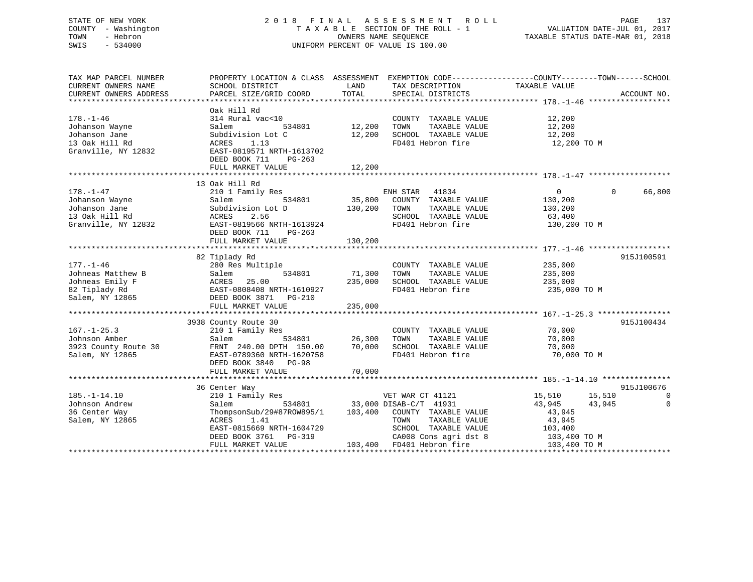STATE OF NEW YORK
COUNTY - Washington
TOWN - Hebron
SWIS - 534000

2 0 1 8 F I N A L A S S E S S M E N T R O L L
T A X A B L E SECTION OF THE ROLL - 1
OWNERS NAME SEQUENCE
UNIFORM PERCENT OF VALUE IS 100.00

VALUATION DATE-JUL 01, 2017
TAXABLE STATUS DATE-MAR 01, 2018

| TAX MAP PARCEL NUMBER / CURRENT OWNERS NAME / CURRENT OWNERS ADDRESS | PROPERTY LOCATION & CLASS / SCHOOL DISTRICT / PARCEL SIZE/GRID COORD | ASSESSMENT LAND / TOTAL | EXEMPTION CODE / TAX DESCRIPTION / SPECIAL DISTRICTS | COUNTY TAXABLE VALUE | TOWN | SCHOOL | ACCOUNT NO. |
|---|---|---|---|---|---|---|---|
| **178.-1-46** | Oak Hill Rd | | | | | | |
| 178.-1-46 | 314 Rural vac<10 | | COUNTY TAXABLE VALUE | 12,200 | | | |
| Johanson Wayne | Salem 534801 | 12,200 | TOWN TAXABLE VALUE | 12,200 | | | |
| Johanson Jane | Subdivision Lot C | 12,200 | SCHOOL TAXABLE VALUE | 12,200 | | | |
| 13 Oak Hill Rd | ACRES 1.13 | | FD401 Hebron fire | 12,200 TO M | | | |
| Granville, NY 12832 | EAST-0819571 NRTH-1613702 | | | | | | |
| | DEED BOOK 711 PG-263 | | | | | | |
| | FULL MARKET VALUE | 12,200 | | | | | |
| **178.-1-47** | 13 Oak Hill Rd | | | | | | |
| 178.-1-47 | 210 1 Family Res | | ENH STAR 41834 | 0 | 0 | 66,800 | |
| Johanson Wayne | Salem 534801 | 35,800 | COUNTY TAXABLE VALUE | 130,200 | | | |
| Johanson Jane | Subdivision Lot D | 130,200 | TOWN TAXABLE VALUE | 130,200 | | | |
| 13 Oak Hill Rd | ACRES 2.56 | | SCHOOL TAXABLE VALUE | 63,400 | | | |
| Granville, NY 12832 | EAST-0819566 NRTH-1613924 | | FD401 Hebron fire | 130,200 TO M | | | |
| | DEED BOOK 711 PG-263 | | | | | | |
| | FULL MARKET VALUE | 130,200 | | | | | |
| **177.-1-46** | 82 Tiplady Rd | | | | | | 915J100591 |
| 177.-1-46 | 280 Res Multiple | | COUNTY TAXABLE VALUE | 235,000 | | | |
| Johneas Matthew B | Salem 534801 | 71,300 | TOWN TAXABLE VALUE | 235,000 | | | |
| Johneas Emily F | ACRES 25.00 | 235,000 | SCHOOL TAXABLE VALUE | 235,000 | | | |
| 82 Tiplady Rd | EAST-0808408 NRTH-1610927 | | FD401 Hebron fire | 235,000 TO M | | | |
| Salem, NY 12865 | DEED BOOK 3871 PG-210 | | | | | | |
| | FULL MARKET VALUE | 235,000 | | | | | |
| **167.-1-25.3** | 3938 County Route 30 | | | | | | 915J100434 |
| 167.-1-25.3 | 210 1 Family Res | | COUNTY TAXABLE VALUE | 70,000 | | | |
| Johnson Amber | Salem 534801 | 26,300 | TOWN TAXABLE VALUE | 70,000 | | | |
| 3923 County Route 30 | FRNT 240.00 DPTH 150.00 | 70,000 | SCHOOL TAXABLE VALUE | 70,000 | | | |
| Salem, NY 12865 | EAST-0789360 NRTH-1620758 | | FD401 Hebron fire | 70,000 TO M | | | |
| | DEED BOOK 3840 PG-98 | | | | | | |
| | FULL MARKET VALUE | 70,000 | | | | | |
| **185.-1-14.10** | 36 Center Way | | | | | | 915J100676 |
| 185.-1-14.10 | 210 1 Family Res | | VET WAR CT 41121 | 15,510 | 15,510 | 0 | |
| Johnson Andrew | Salem 534801 | 33,000 | DISAB-C/T 41931 | 43,945 | 43,945 | 0 | |
| 36 Center Way | ThompsonSub/29#87ROW895/1 | 103,400 | COUNTY TAXABLE VALUE | 43,945 | | | |
| Salem, NY 12865 | ACRES 1.41 | | TOWN TAXABLE VALUE | 43,945 | | | |
| | EAST-0815669 NRTH-1604729 | | SCHOOL TAXABLE VALUE | 103,400 | | | |
| | DEED BOOK 3761 PG-319 | | CA008 Cons agri dst 8 | 103,400 TO M | | | |
| | FULL MARKET VALUE | 103,400 | FD401 Hebron fire | 103,400 TO M | | | |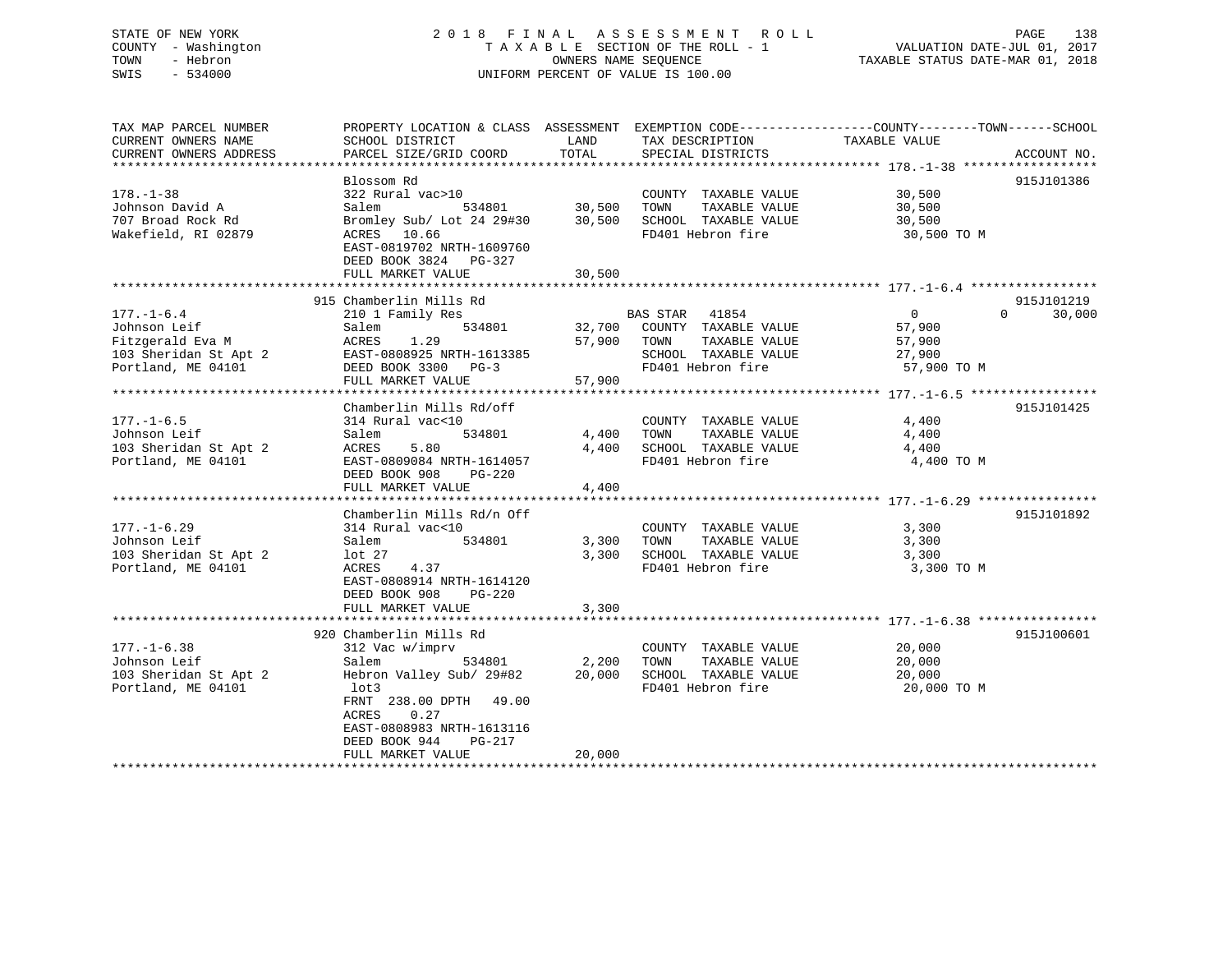STATE OF NEW YORK
COUNTY - Washington
TOWN - Hebron
SWIS - 534000

2 0 1 8 F I N A L A S S E S S M E N T R O L L
T A X A B L E SECTION OF THE ROLL - 1
OWNERS NAME SEQUENCE
UNIFORM PERCENT OF VALUE IS 100.00

VALUATION DATE-JUL 01, 2017
TAXABLE STATUS DATE-MAR 01, 2018

| TAX MAP PARCEL NUMBER<br>CURRENT OWNERS NAME<br>CURRENT OWNERS ADDRESS | PROPERTY LOCATION & CLASS<br>SCHOOL DISTRICT<br>PARCEL SIZE/GRID COORD | ASSESSMENT<br>LAND<br>TOTAL | EXEMPTION CODE<br>TAX DESCRIPTION<br>SPECIAL DISTRICTS | COUNTY | TOWN | SCHOOL<br>TAXABLE VALUE | ACCOUNT NO. |
|---|---|---|---|---|---|---|---|
| **178.-1-38** | Blossom Rd | | | | | | 915J101386 |
| 178.-1-38 | 322 Rural vac>10 | | COUNTY TAXABLE VALUE | 30,500 | | | |
| Johnson David A | Salem 534801 | 30,500 | TOWN TAXABLE VALUE | | 30,500 | | |
| 707 Broad Rock Rd | Bromley Sub/ Lot 24 29#30 | 30,500 | SCHOOL TAXABLE VALUE | | | 30,500 | |
| Wakefield, RI 02879 | ACRES 10.66 | | FD401 Hebron fire | 30,500 TO M | | | |
| | EAST-0819702 NRTH-1609760 | | | | | | |
| | DEED BOOK 3824 PG-327 | | | | | | |
| | FULL MARKET VALUE | 30,500 | | | | | |
| **177.-1-6.4** | 915 Chamberlin Mills Rd | | | | | | 915J101219 |
| 177.-1-6.4 | 210 1 Family Res | | BAS STAR 41854 | 0 | 0 | 30,000 | |
| Johnson Leif | Salem 534801 | 32,700 | COUNTY TAXABLE VALUE | 57,900 | | | |
| Fitzgerald Eva M | ACRES 1.29 | 57,900 | TOWN TAXABLE VALUE | | 57,900 | | |
| 103 Sheridan St Apt 2 | EAST-0808925 NRTH-1613385 | | SCHOOL TAXABLE VALUE | | | 27,900 | |
| Portland, ME 04101 | DEED BOOK 3300 PG-3 | | FD401 Hebron fire | 57,900 TO M | | | |
| | FULL MARKET VALUE | 57,900 | | | | | |
| **177.-1-6.5** | Chamberlin Mills Rd/off | | | | | | 915J101425 |
| 177.-1-6.5 | 314 Rural vac<10 | | COUNTY TAXABLE VALUE | 4,400 | | | |
| Johnson Leif | Salem 534801 | 4,400 | TOWN TAXABLE VALUE | | 4,400 | | |
| 103 Sheridan St Apt 2 | ACRES 5.80 | 4,400 | SCHOOL TAXABLE VALUE | | | 4,400 | |
| Portland, ME 04101 | EAST-0809084 NRTH-1614057 | | FD401 Hebron fire | 4,400 TO M | | | |
| | DEED BOOK 908 PG-220 | | | | | | |
| | FULL MARKET VALUE | 4,400 | | | | | |
| **177.-1-6.29** | Chamberlin Mills Rd/n Off | | | | | | 915J101892 |
| 177.-1-6.29 | 314 Rural vac<10 | | COUNTY TAXABLE VALUE | 3,300 | | | |
| Johnson Leif | Salem 534801 | 3,300 | TOWN TAXABLE VALUE | | 3,300 | | |
| 103 Sheridan St Apt 2 | lot 27 | 3,300 | SCHOOL TAXABLE VALUE | | | 3,300 | |
| Portland, ME 04101 | ACRES 4.37 | | FD401 Hebron fire | 3,300 TO M | | | |
| | EAST-0808914 NRTH-1614120 | | | | | | |
| | DEED BOOK 908 PG-220 | | | | | | |
| | FULL MARKET VALUE | 3,300 | | | | | |
| **177.-1-6.38** | 920 Chamberlin Mills Rd | | | | | | 915J100601 |
| 177.-1-6.38 | 312 Vac w/imprv | | COUNTY TAXABLE VALUE | 20,000 | | | |
| Johnson Leif | Salem 534801 | 2,200 | TOWN TAXABLE VALUE | | 20,000 | | |
| 103 Sheridan St Apt 2 | Hebron Valley Sub/ 29#82 | 20,000 | SCHOOL TAXABLE VALUE | | | 20,000 | |
| Portland, ME 04101 | lot3 | | FD401 Hebron fire | 20,000 TO M | | | |
| | FRNT 238.00 DPTH 49.00 | | | | | | |
| | ACRES 0.27 | | | | | | |
| | EAST-0808983 NRTH-1613116 | | | | | | |
| | DEED BOOK 944 PG-217 | | | | | | |
| | FULL MARKET VALUE | 20,000 | | | | | |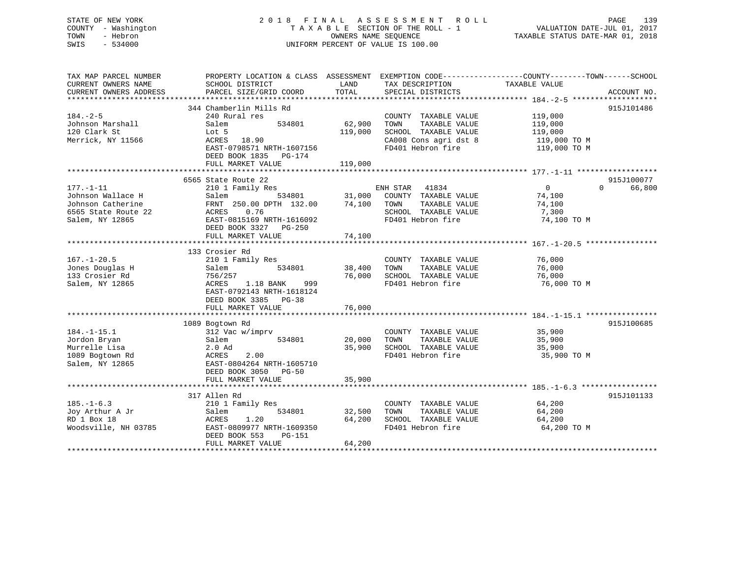STATE OF NEW YORK | COUNTY - Washington | TOWN - Hebron | SWIS - 534000

**2018 FINAL ASSESSMENT ROLL**
TAXABLE SECTION OF THE ROLL - 1
OWNERS NAME SEQUENCE
UNIFORM PERCENT OF VALUE IS 100.00

VALUATION DATE-JUL 01, 2017
TAXABLE STATUS DATE-MAR 01, 2018

```
TAX MAP PARCEL NUMBER     PROPERTY LOCATION & CLASS  ASSESSMENT  EXEMPTION CODE------------------COUNTY--------TOWN------SCHOOL
CURRENT OWNERS NAME       SCHOOL DISTRICT               LAND      TAX DESCRIPTION            TAXABLE VALUE
CURRENT OWNERS ADDRESS    PARCEL SIZE/GRID COORD        TOTAL     SPECIAL DISTRICTS                                  ACCOUNT NO.
******************************************************************************************************* 184.-2-5 *******************
                          344 Chamberlin Mills Rd                                                                     915J101486
184.-2-5                  240 Rural res                           COUNTY  TAXABLE VALUE           119,000
Johnson Marshall          Salem          534801         62,900    TOWN    TAXABLE VALUE           119,000
120 Clark St              Lot 5                        119,000    SCHOOL  TAXABLE VALUE           119,000
Merrick, NY 11566         ACRES   18.90                           CA008 Cons agri dst 8            119,000 TO M
                          EAST-0798571 NRTH-1607156               FD401 Hebron fire                119,000 TO M
                          DEED BOOK 1835   PG-174
                          FULL MARKET VALUE            119,000
******************************************************************************************************* 177.-1-11 ******************
                          6565 State Route 22                                                                         915J100077
177.-1-11                 210 1 Family Res                        ENH STAR   41834                 0            0      66,800
Johnson Wallace H         Salem          534801         31,000    COUNTY  TAXABLE VALUE            74,100
Johnson Catherine         FRNT 250.00 DPTH 132.00       74,100    TOWN    TAXABLE VALUE            74,100
6565 State Route 22       ACRES    0.76                           SCHOOL  TAXABLE VALUE             7,300
Salem, NY 12865           EAST-0815169 NRTH-1616092               FD401 Hebron fire                 74,100 TO M
                          DEED BOOK 3327   PG-250
                          FULL MARKET VALUE             74,100
******************************************************************************************************* 167.-1-20.5 ****************
                          133 Crosier Rd
167.-1-20.5               210 1 Family Res                        COUNTY  TAXABLE VALUE            76,000
Jones Douglas H           Salem          534801         38,400    TOWN    TAXABLE VALUE            76,000
133 Crosier Rd            756/257                       76,000    SCHOOL  TAXABLE VALUE            76,000
Salem, NY 12865           ACRES    1.18 BANK    999               FD401 Hebron fire                 76,000 TO M
                          EAST-0792143 NRTH-1618124
                          DEED BOOK 3385   PG-38
                          FULL MARKET VALUE             76,000
******************************************************************************************************* 184.-1-15.1 ****************
                          1089 Bogtown Rd                                                                             915J100685
184.-1-15.1               312 Vac w/imprv                         COUNTY  TAXABLE VALUE            35,900
Jordon Bryan              Salem          534801         20,000    TOWN    TAXABLE VALUE            35,900
Murrelle Lisa             2.0 Ad                        35,900    SCHOOL  TAXABLE VALUE            35,900
1089 Bogtown Rd           ACRES    2.00                           FD401 Hebron fire                 35,900 TO M
Salem, NY 12865           EAST-0804264 NRTH-1605710
                          DEED BOOK 3050   PG-50
                          FULL MARKET VALUE             35,900
******************************************************************************************************* 185.-1-6.3 *****************
                          317 Allen Rd                                                                                915J101133
185.-1-6.3                210 1 Family Res                        COUNTY  TAXABLE VALUE            64,200
Joy Arthur A Jr           Salem          534801         32,500    TOWN    TAXABLE VALUE            64,200
RD 1 Box 18               ACRES    1.20                 64,200    SCHOOL  TAXABLE VALUE            64,200
Woodsville, NH 03785      EAST-0809977 NRTH-1609350               FD401 Hebron fire                 64,200 TO M
                          DEED BOOK 553    PG-151
                          FULL MARKET VALUE             64,200
************************************************************************************************************************************
```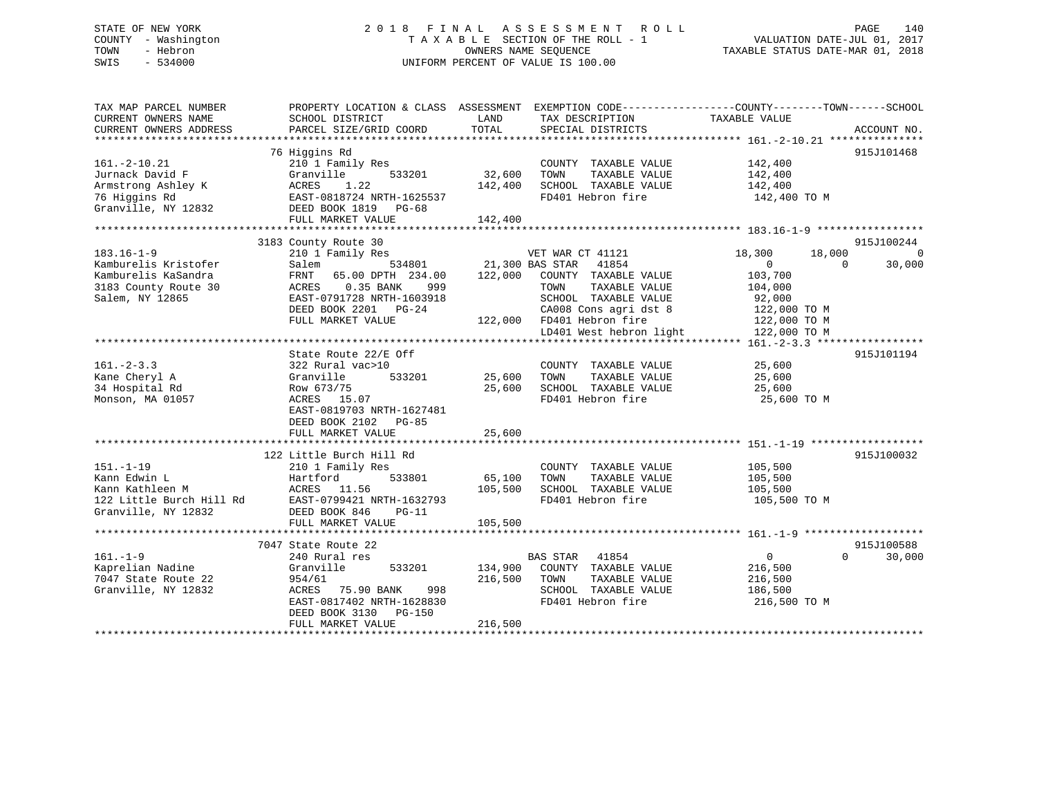STATE OF NEW YORK
COUNTY - Washington
TOWN - Hebron
SWIS - 534000

2018 FINAL ASSESSMENT ROLL
TAXABLE SECTION OF THE ROLL - 1
OWNERS NAME SEQUENCE
UNIFORM PERCENT OF VALUE IS 100.00

VALUATION DATE-JUL 01, 2017
TAXABLE STATUS DATE-MAR 01, 2018

```
TAX MAP PARCEL NUMBER       PROPERTY LOCATION & CLASS  ASSESSMENT  EXEMPTION CODE-----------------COUNTY--------TOWN------SCHOOL
CURRENT OWNERS NAME         SCHOOL DISTRICT               LAND      TAX DESCRIPTION            TAXABLE VALUE
CURRENT OWNERS ADDRESS      PARCEL SIZE/GRID COORD        TOTAL     SPECIAL DISTRICTS                                    ACCOUNT NO.
******************************************************************************************************* 161.-2-10.21 ***************
                            76 Higgins Rd                                                                                915J101468
161.-2-10.21                210 1 Family Res                        COUNTY  TAXABLE VALUE           142,400
Jurnack David F             Granville       533201       32,600     TOWN    TAXABLE VALUE           142,400
Armstrong Ashley K          ACRES    1.22               142,400     SCHOOL  TAXABLE VALUE           142,400
76 Higgins Rd               EAST-0818724 NRTH-1625537               FD401 Hebron fire                142,400 TO M
Granville, NY 12832         DEED BOOK 1819   PG-68
                            FULL MARKET VALUE           142,400
******************************************************************************************************* 183.16-1-9 *****************
                            3183 County Route 30                                                                         915J100244
183.16-1-9                  210 1 Family Res                        VET WAR CT 41121            18,300      18,000           0
Kamburelis Kristofer        Salem           534801       21,300 BAS STAR   41854                     0           0      30,000
Kamburelis KaSandra         FRNT   65.00 DPTH 234.00    122,000     COUNTY  TAXABLE VALUE           103,700
3183 County Route 30        ACRES    0.35 BANK    999               TOWN    TAXABLE VALUE           104,000
Salem, NY 12865             EAST-0791728 NRTH-1603918               SCHOOL  TAXABLE VALUE            92,000
                            DEED BOOK 2201   PG-24                  CA008 Cons agri dst 8            122,000 TO M
                            FULL MARKET VALUE           122,000     FD401 Hebron fire                122,000 TO M
                                                                    LD401 West hebron light          122,000 TO M
******************************************************************************************************* 161.-2-3.3 *****************
                            State Route 22/E Off                                                                         915J101194
161.-2-3.3                  322 Rural vac>10                        COUNTY  TAXABLE VALUE            25,600
Kane Cheryl A               Granville       533201       25,600     TOWN    TAXABLE VALUE            25,600
34 Hospital Rd              Row 673/75                   25,600     SCHOOL  TAXABLE VALUE            25,600
Monson, MA 01057            ACRES   15.07                           FD401 Hebron fire                 25,600 TO M
                            EAST-0819703 NRTH-1627481
                            DEED BOOK 2102   PG-85
                            FULL MARKET VALUE            25,600
******************************************************************************************************* 151.-1-19 ******************
                            122 Little Burch Hill Rd                                                                     915J100032
151.-1-19                   210 1 Family Res                        COUNTY  TAXABLE VALUE           105,500
Kann Edwin L                Hartford        533801       65,100     TOWN    TAXABLE VALUE           105,500
Kann Kathleen M             ACRES   11.56               105,500     SCHOOL  TAXABLE VALUE           105,500
122 Little Burch Hill Rd    EAST-0799421 NRTH-1632793               FD401 Hebron fire                105,500 TO M
Granville, NY 12832         DEED BOOK 846    PG-11
                            FULL MARKET VALUE           105,500
******************************************************************************************************* 161.-1-9 *******************
                            7047 State Route 22                                                                          915J100588
161.-1-9                    240 Rural res                           BAS STAR   41854                     0           0      30,000
Kaprelian Nadine            Granville       533201      134,900     COUNTY  TAXABLE VALUE           216,500
7047 State Route 22         954/61                      216,500     TOWN    TAXABLE VALUE           216,500
Granville, NY 12832         ACRES   75.90 BANK    998               SCHOOL  TAXABLE VALUE           186,500
                            EAST-0817402 NRTH-1628830               FD401 Hebron fire                216,500 TO M
                            DEED BOOK 3130   PG-150
                            FULL MARKET VALUE           216,500
************************************************************************************************************************************
```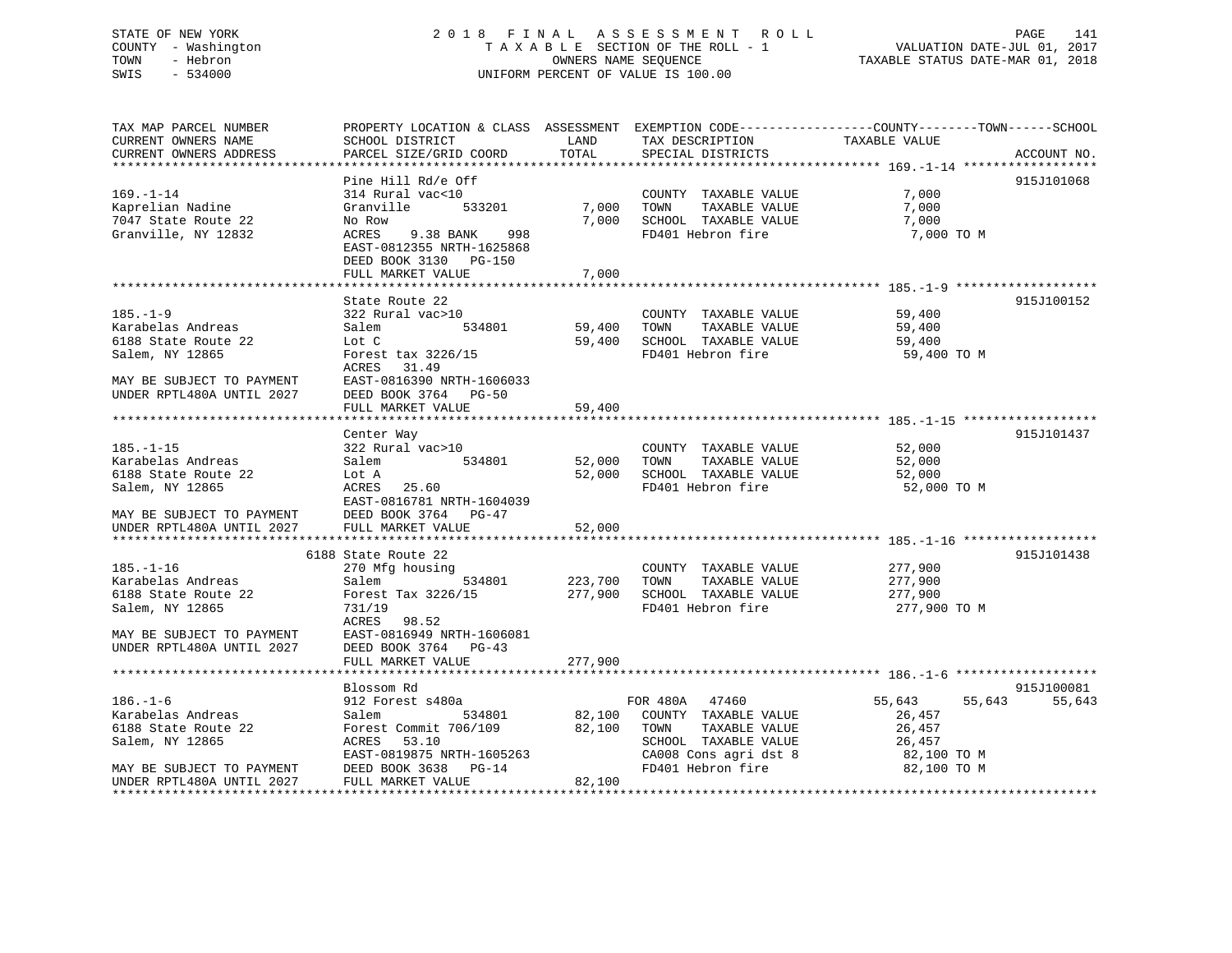STATE OF NEW YORK
COUNTY - Washington
TOWN - Hebron
SWIS - 534000

2018 FINAL ASSESSMENT ROLL
TAXABLE SECTION OF THE ROLL - 1
OWNERS NAME SEQUENCE
UNIFORM PERCENT OF VALUE IS 100.00

VALUATION DATE-JUL 01, 2017
TAXABLE STATUS DATE-MAR 01, 2018

```
TAX MAP PARCEL NUMBER          PROPERTY LOCATION & CLASS  ASSESSMENT  EXEMPTION CODE------------------COUNTY--------TOWN------SCHOOL
CURRENT OWNERS NAME            SCHOOL DISTRICT               LAND      TAX DESCRIPTION              TAXABLE VALUE
CURRENT OWNERS ADDRESS         PARCEL SIZE/GRID COORD       TOTAL      SPECIAL DISTRICTS                                  ACCOUNT NO.
******************************************************************************************************* 169.-1-14 ******************
                               Pine Hill Rd/e Off                                                                         915J101068
169.-1-14                      314 Rural vac<10                         COUNTY  TAXABLE VALUE            7,000
Kaprelian Nadine               Granville       533201        7,000      TOWN    TAXABLE VALUE            7,000
7047 State Route 22            No Row                        7,000      SCHOOL  TAXABLE VALUE            7,000
Granville, NY 12832            ACRES    9.38 BANK    998                FD401 Hebron fire                 7,000 TO M
                               EAST-0812355 NRTH-1625868
                               DEED BOOK 3130   PG-150
                               FULL MARKET VALUE             7,000
******************************************************************************************************* 185.-1-9 *******************
                               State Route 22                                                                             915J100152
185.-1-9                       322 Rural vac>10                         COUNTY  TAXABLE VALUE           59,400
Karabelas Andreas              Salem           534801       59,400      TOWN    TAXABLE VALUE           59,400
6188 State Route 22            Lot C                        59,400      SCHOOL  TAXABLE VALUE           59,400
Salem, NY 12865                Forest tax 3226/15                       FD401 Hebron fire                59,400 TO M
                               ACRES   31.49
MAY BE SUBJECT TO PAYMENT      EAST-0816390 NRTH-1606033
UNDER RPTL480A UNTIL 2027      DEED BOOK 3764   PG-50
                               FULL MARKET VALUE            59,400
******************************************************************************************************* 185.-1-15 ******************
                               Center Way                                                                                 915J101437
185.-1-15                      322 Rural vac>10                         COUNTY  TAXABLE VALUE           52,000
Karabelas Andreas              Salem           534801       52,000      TOWN    TAXABLE VALUE           52,000
6188 State Route 22            Lot A                        52,000      SCHOOL  TAXABLE VALUE           52,000
Salem, NY 12865                ACRES   25.60                            FD401 Hebron fire                52,000 TO M
                               EAST-0816781 NRTH-1604039
MAY BE SUBJECT TO PAYMENT      DEED BOOK 3764   PG-47
UNDER RPTL480A UNTIL 2027      FULL MARKET VALUE            52,000
******************************************************************************************************* 185.-1-16 ******************
                          6188 State Route 22                                                                             915J101438
185.-1-16                      270 Mfg housing                          COUNTY  TAXABLE VALUE          277,900
Karabelas Andreas              Salem           534801      223,700      TOWN    TAXABLE VALUE          277,900
6188 State Route 22            Forest Tax 3226/15          277,900      SCHOOL  TAXABLE VALUE          277,900
Salem, NY 12865                731/19                                   FD401 Hebron fire               277,900 TO M
                               ACRES   98.52
MAY BE SUBJECT TO PAYMENT      EAST-0816949 NRTH-1606081
UNDER RPTL480A UNTIL 2027      DEED BOOK 3764   PG-43
                               FULL MARKET VALUE           277,900
******************************************************************************************************* 186.-1-6 *******************
                               Blossom Rd                                                                                 915J100081
186.-1-6                       912 Forest s480a                         FOR 480A   47460               55,643      55,643      55,643
Karabelas Andreas              Salem           534801       82,100      COUNTY  TAXABLE VALUE           26,457
6188 State Route 22            Forest Commit 706/109        82,100      TOWN    TAXABLE VALUE           26,457
Salem, NY 12865                ACRES   53.10                            SCHOOL  TAXABLE VALUE           26,457
                               EAST-0819875 NRTH-1605263                CA008 Cons agri dst 8            82,100 TO M
MAY BE SUBJECT TO PAYMENT      DEED BOOK 3638   PG-14                   FD401 Hebron fire                82,100 TO M
UNDER RPTL480A UNTIL 2027      FULL MARKET VALUE            82,100
************************************************************************************************************************************
```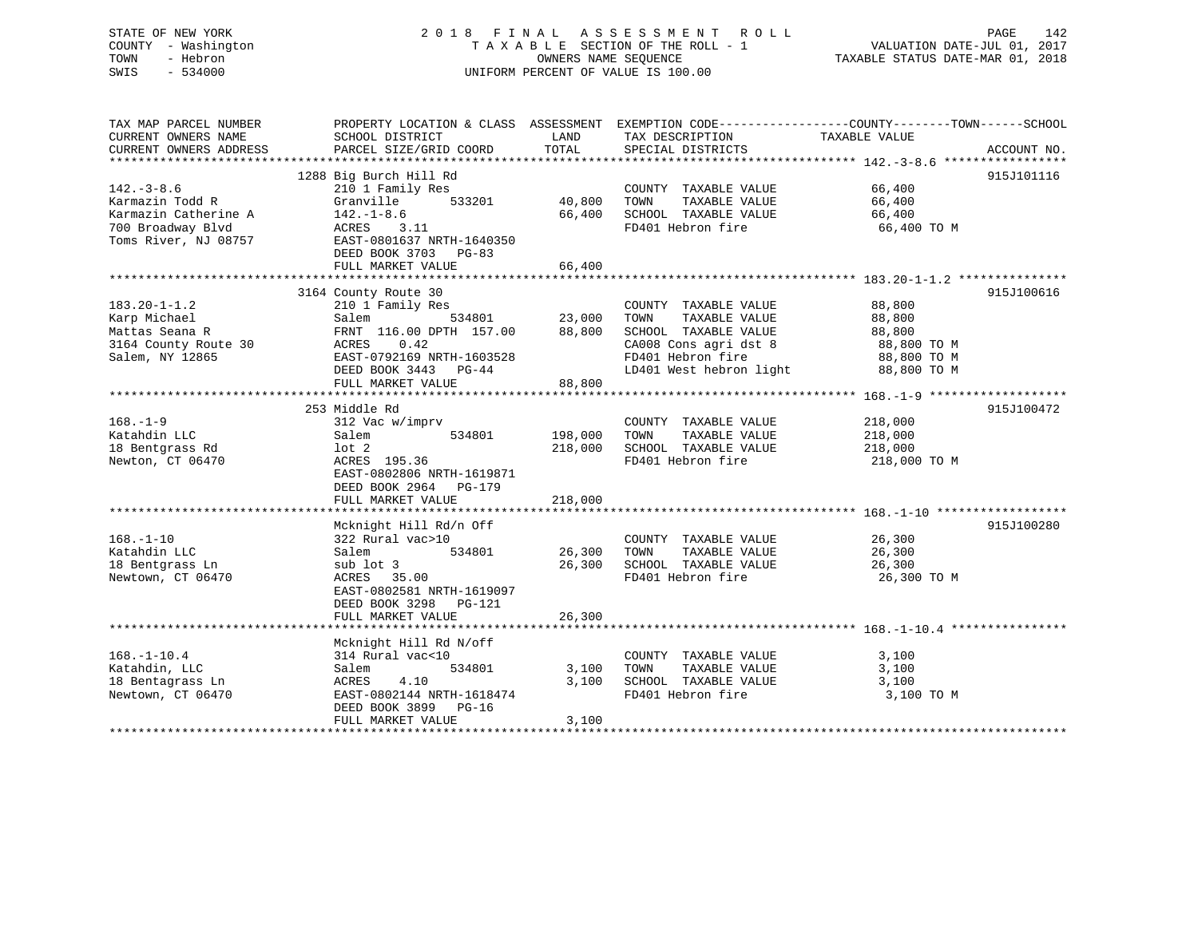STATE OF NEW YORK
COUNTY - Washington
TOWN - Hebron
SWIS - 534000

# 2018 FINAL ASSESSMENT ROLL

TAXABLE SECTION OF THE ROLL - 1
OWNERS NAME SEQUENCE
UNIFORM PERCENT OF VALUE IS 100.00

VALUATION DATE-JUL 01, 2017
TAXABLE STATUS DATE-MAR 01, 2018

| TAX MAP PARCEL NUMBER / CURRENT OWNERS NAME / CURRENT OWNERS ADDRESS | PROPERTY LOCATION & CLASS / SCHOOL DISTRICT / PARCEL SIZE/GRID COORD | ASSESSMENT LAND | ASSESSMENT TOTAL | EXEMPTION CODE / TAX DESCRIPTION / SPECIAL DISTRICTS | TAXABLE VALUE (COUNTY--TOWN--SCHOOL) | ACCOUNT NO. |
|---|---|---|---|---|---|---|
| 142.-3-8.6 | 1288 Big Burch Hill Rd | | | | | 915J101116 |
| 142.-3-8.6 | 210 1 Family Res | | | COUNTY TAXABLE VALUE | 66,400 | |
| Karmazin Todd R | Granville 533201 | 40,800 | | TOWN TAXABLE VALUE | 66,400 | |
| Karmazin Catherine A | 142.-1-8.6 | | 66,400 | SCHOOL TAXABLE VALUE | 66,400 | |
| 700 Broadway Blvd | ACRES 3.11 | | | FD401 Hebron fire | 66,400 TO M | |
| Toms River, NJ 08757 | EAST-0801637 NRTH-1640350 | | | | | |
| | DEED BOOK 3703 PG-83 | | | | | |
| | FULL MARKET VALUE | | 66,400 | | | |
| 183.20-1-1.2 | 3164 County Route 30 | | | | | 915J100616 |
| 183.20-1-1.2 | 210 1 Family Res | | | COUNTY TAXABLE VALUE | 88,800 | |
| Karp Michael | Salem 534801 | 23,000 | | TOWN TAXABLE VALUE | 88,800 | |
| Mattas Seana R | FRNT 116.00 DPTH 157.00 | | 88,800 | SCHOOL TAXABLE VALUE | 88,800 | |
| 3164 County Route 30 | ACRES 0.42 | | | CA008 Cons agri dst 8 | 88,800 TO M | |
| Salem, NY 12865 | EAST-0792169 NRTH-1603528 | | | FD401 Hebron fire | 88,800 TO M | |
| | DEED BOOK 3443 PG-44 | | | LD401 West hebron light | 88,800 TO M | |
| | FULL MARKET VALUE | | 88,800 | | | |
| 168.-1-9 | 253 Middle Rd | | | | | 915J100472 |
| 168.-1-9 | 312 Vac w/imprv | | | COUNTY TAXABLE VALUE | 218,000 | |
| Katahdin LLC | Salem 534801 | 198,000 | | TOWN TAXABLE VALUE | 218,000 | |
| 18 Bentgrass Rd | lot 2 | | 218,000 | SCHOOL TAXABLE VALUE | 218,000 | |
| Newton, CT 06470 | ACRES 195.36 | | | FD401 Hebron fire | 218,000 TO M | |
| | EAST-0802806 NRTH-1619871 | | | | | |
| | DEED BOOK 2964 PG-179 | | | | | |
| | FULL MARKET VALUE | | 218,000 | | | |
| 168.-1-10 | Mcknight Hill Rd/n Off | | | | | 915J100280 |
| 168.-1-10 | 322 Rural vac>10 | | | COUNTY TAXABLE VALUE | 26,300 | |
| Katahdin LLC | Salem 534801 | 26,300 | | TOWN TAXABLE VALUE | 26,300 | |
| 18 Bentgrass Ln | sub lot 3 | | 26,300 | SCHOOL TAXABLE VALUE | 26,300 | |
| Newtown, CT 06470 | ACRES 35.00 | | | FD401 Hebron fire | 26,300 TO M | |
| | EAST-0802581 NRTH-1619097 | | | | | |
| | DEED BOOK 3298 PG-121 | | | | | |
| | FULL MARKET VALUE | | 26,300 | | | |
| 168.-1-10.4 | Mcknight Hill Rd N/off | | | | | |
| 168.-1-10.4 | 314 Rural vac<10 | | | COUNTY TAXABLE VALUE | 3,100 | |
| Katahdin, LLC | Salem 534801 | 3,100 | | TOWN TAXABLE VALUE | 3,100 | |
| 18 Bentagrass Ln | ACRES 4.10 | | 3,100 | SCHOOL TAXABLE VALUE | 3,100 | |
| Newtown, CT 06470 | EAST-0802144 NRTH-1618474 | | | FD401 Hebron fire | 3,100 TO M | |
| | DEED BOOK 3899 PG-16 | | | | | |
| | FULL MARKET VALUE | | 3,100 | | | |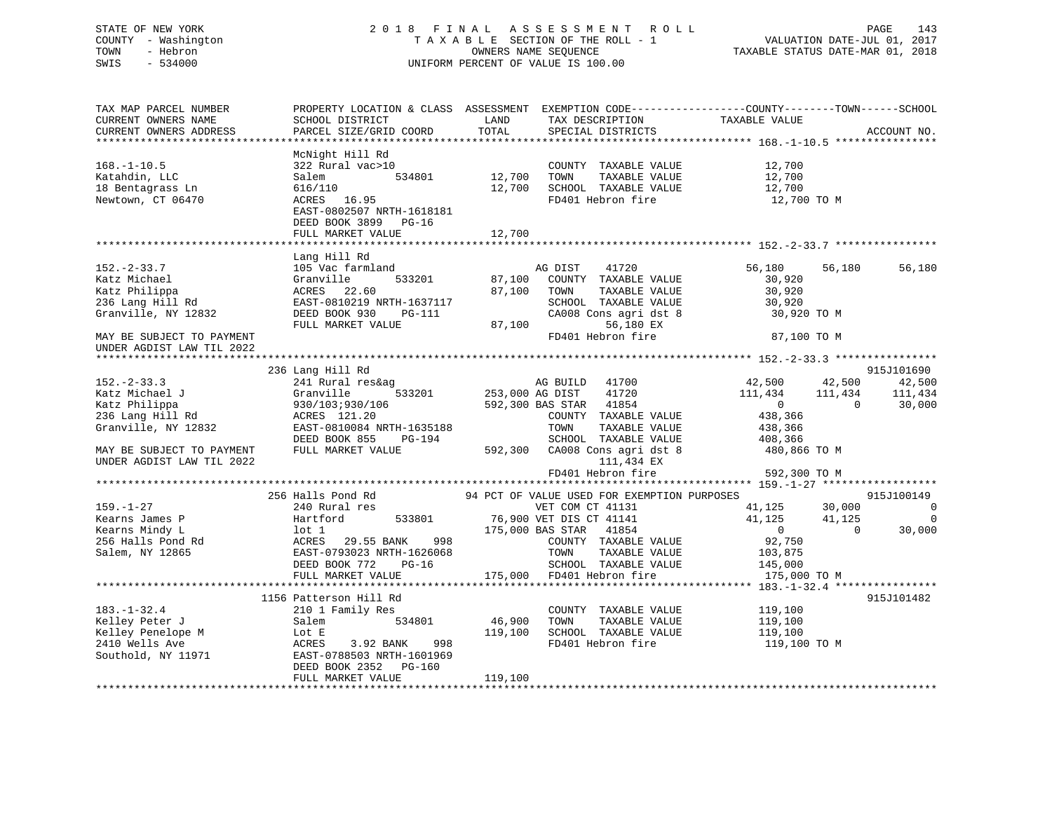STATE OF NEW YORK
COUNTY - Washington
TOWN - Hebron
SWIS - 534000

2018 FINAL ASSESSMENT ROLL
TAXABLE SECTION OF THE ROLL - 1
OWNERS NAME SEQUENCE
UNIFORM PERCENT OF VALUE IS 100.00

VALUATION DATE-JUL 01, 2017
TAXABLE STATUS DATE-MAR 01, 2018

```
TAX MAP PARCEL NUMBER          PROPERTY LOCATION & CLASS  ASSESSMENT  EXEMPTION CODE------------------COUNTY--------TOWN------SCHOOL
CURRENT OWNERS NAME            SCHOOL DISTRICT             LAND       TAX DESCRIPTION             TAXABLE VALUE
CURRENT OWNERS ADDRESS         PARCEL SIZE/GRID COORD      TOTAL      SPECIAL DISTRICTS                                      ACCOUNT NO.
******************************************************************************************************* 168.-1-10.5 ****************
                               McNight Hill Rd
168.-1-10.5                    322 Rural vac>10                       COUNTY  TAXABLE VALUE          12,700
Katahdin, LLC                  Salem          534801      12,700      TOWN    TAXABLE VALUE          12,700
18 Bentagrass Ln               616/110                    12,700      SCHOOL  TAXABLE VALUE          12,700
Newtown, CT 06470              ACRES  16.95                           FD401 Hebron fire               12,700 TO M
                               EAST-0802507 NRTH-1618181
                               DEED BOOK 3899   PG-16
                               FULL MARKET VALUE           12,700
******************************************************************************************************* 152.-2-33.7 ****************
                               Lang Hill Rd
152.-2-33.7                    105 Vac farmland                       AG DIST     41720            56,180      56,180      56,180
Katz Michael                   Granville      533201      87,100      COUNTY  TAXABLE VALUE          30,920
Katz Philippa                  ACRES  22.60               87,100      TOWN    TAXABLE VALUE          30,920
236 Lang Hill Rd               EAST-0810219 NRTH-1637117              SCHOOL  TAXABLE VALUE          30,920
Granville, NY 12832            DEED BOOK 930    PG-111                CA008 Cons agri dst 8           30,920 TO M
                               FULL MARKET VALUE           87,100          56,180 EX
MAY BE SUBJECT TO PAYMENT                                             FD401 Hebron fire               87,100 TO M
UNDER AGDIST LAW TIL 2022
******************************************************************************************************* 152.-2-33.3 ****************
                               236 Lang Hill Rd                                                                         915J101690
152.-2-33.3                    241 Rural res&ag                       AG BUILD    41700            42,500      42,500      42,500
Katz Michael J                 Granville      533201     253,000 AG DIST     41720            111,434     111,434     111,434
Katz Philippa                  930/103;930/106           592,300 BAS STAR    41854                  0           0      30,000
236 Lang Hill Rd               ACRES 121.20                           COUNTY  TAXABLE VALUE         438,366
Granville, NY 12832            EAST-0810084 NRTH-1635188              TOWN    TAXABLE VALUE         438,366
                               DEED BOOK 855    PG-194                SCHOOL  TAXABLE VALUE         408,366
MAY BE SUBJECT TO PAYMENT      FULL MARKET VALUE          592,300     CA008 Cons agri dst 8          480,866 TO M
UNDER AGDIST LAW TIL 2022                                                 111,434 EX
                                                                      FD401 Hebron fire              592,300 TO M
******************************************************************************************************* 159.-1-27 ******************
                               256 Halls Pond Rd            94 PCT OF VALUE USED FOR EXEMPTION PURPOSES                 915J100149
159.-1-27                      240 Rural res                          VET COM CT 41131             41,125      30,000           0
Kearns James P                 Hartford       533801      76,900 VET DIS CT 41141             41,125      41,125           0
Kearns Mindy L                 lot 1                     175,000 BAS STAR    41854                  0           0      30,000
256 Halls Pond Rd              ACRES  29.55 BANK    998               COUNTY  TAXABLE VALUE          92,750
Salem, NY 12865                EAST-0793023 NRTH-1626068              TOWN    TAXABLE VALUE         103,875
                               DEED BOOK 772    PG-16                 SCHOOL  TAXABLE VALUE         145,000
                               FULL MARKET VALUE          175,000     FD401 Hebron fire              175,000 TO M
******************************************************************************************************* 183.-1-32.4 ****************
                               1156 Patterson Hill Rd                                                                   915J101482
183.-1-32.4                    210 1 Family Res                       COUNTY  TAXABLE VALUE         119,100
Kelley Peter J                 Salem          534801      46,900      TOWN    TAXABLE VALUE         119,100
Kelley Penelope M              Lot E                     119,100      SCHOOL  TAXABLE VALUE         119,100
2410 Wells Ave                 ACRES   3.92 BANK    998               FD401 Hebron fire              119,100 TO M
Southold, NY 11971             EAST-0788503 NRTH-1601969
                               DEED BOOK 2352   PG-160
                               FULL MARKET VALUE          119,100
************************************************************************************************************************************
```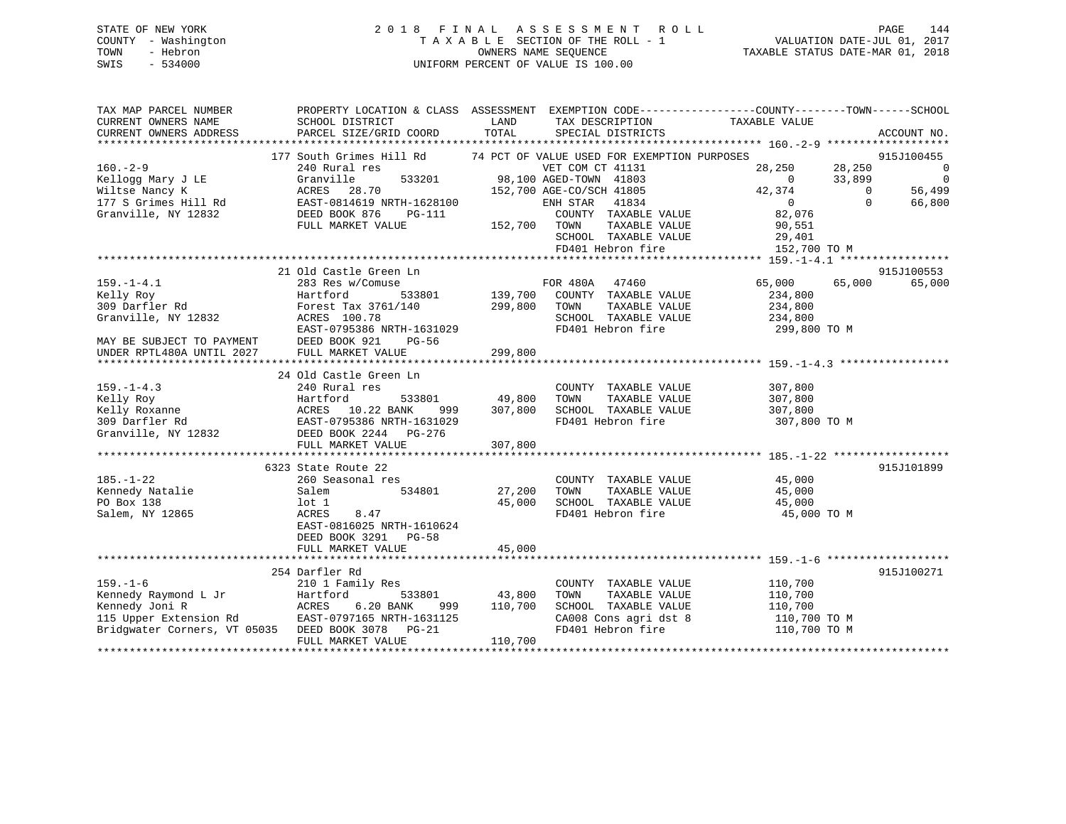STATE OF NEW YORK | 2018 FINAL ASSESSMENT ROLL | VALUATION DATE-JUL 01, 2017
COUNTY - Washington | TAXABLE SECTION OF THE ROLL - 1 | TAXABLE STATUS DATE-MAR 01, 2018
TOWN - Hebron | OWNERS NAME SEQUENCE
SWIS - 534000 | UNIFORM PERCENT OF VALUE IS 100.00

```
TAX MAP PARCEL NUMBER          PROPERTY LOCATION & CLASS  ASSESSMENT  EXEMPTION CODE------------------COUNTY--------TOWN------SCHOOL
CURRENT OWNERS NAME            SCHOOL DISTRICT               LAND      TAX DESCRIPTION              TAXABLE VALUE
CURRENT OWNERS ADDRESS         PARCEL SIZE/GRID COORD        TOTAL     SPECIAL DISTRICTS                                    ACCOUNT NO.
******************************************************************************************************* 160.-2-9 *******************
                               177 South Grimes Hill Rd       74 PCT OF VALUE USED FOR EXEMPTION PURPOSES                     915J100455
160.-2-9                       240 Rural res                       VET COM CT 41131               28,250      28,250           0
Kellogg Mary J LE              Granville        533201        98,100 AGED-TOWN  41803                  0      33,899           0
Wiltse Nancy K                 ACRES   28.70                 152,700 AGE-CO/SCH 41805             42,374           0      56,499
177 S Grimes Hill Rd           EAST-0814619 NRTH-1628100           ENH STAR   41834                    0           0      66,800
Granville, NY 12832            DEED BOOK 876    PG-111             COUNTY  TAXABLE VALUE            82,076
                               FULL MARKET VALUE             152,700   TOWN    TAXABLE VALUE            90,551
                                                                   SCHOOL  TAXABLE VALUE            29,401
                                                                   FD401 Hebron fire               152,700 TO M
******************************************************************************************************* 159.-1-4.1 *****************
                               21 Old Castle Green Ln                                                                         915J100553
159.-1-4.1                     283 Res w/Comuse                    FOR 480A   47460               65,000      65,000      65,000
Kelly Roy                      Hartford         533801       139,700   COUNTY  TAXABLE VALUE           234,800
309 Darfler Rd                 Forest Tax 3761/140           299,800   TOWN    TAXABLE VALUE           234,800
Granville, NY 12832            ACRES  100.78                       SCHOOL  TAXABLE VALUE           234,800
                               EAST-0795386 NRTH-1631029           FD401 Hebron fire               299,800 TO M
MAY BE SUBJECT TO PAYMENT      DEED BOOK 921    PG-56
UNDER RPTL480A UNTIL 2027      FULL MARKET VALUE             299,800
******************************************************************************************************* 159.-1-4.3 *****************
                               24 Old Castle Green Ln
159.-1-4.3                     240 Rural res                       COUNTY  TAXABLE VALUE           307,800
Kelly Roy                      Hartford         533801        49,800   TOWN    TAXABLE VALUE           307,800
Kelly Roxanne                  ACRES   10.22 BANK     999    307,800   SCHOOL  TAXABLE VALUE           307,800
309 Darfler Rd                 EAST-0795386 NRTH-1631029           FD401 Hebron fire               307,800 TO M
Granville, NY 12832            DEED BOOK 2244   PG-276
                               FULL MARKET VALUE             307,800
******************************************************************************************************* 185.-1-22 ******************
                               6323 State Route 22                                                                            915J101899
185.-1-22                      260 Seasonal res                    COUNTY  TAXABLE VALUE            45,000
Kennedy Natalie                Salem            534801        27,200   TOWN    TAXABLE VALUE            45,000
PO Box 138                     lot 1                          45,000   SCHOOL  TAXABLE VALUE            45,000
Salem, NY 12865                ACRES    8.47                       FD401 Hebron fire                45,000 TO M
                               EAST-0816025 NRTH-1610624
                               DEED BOOK 3291   PG-58
                               FULL MARKET VALUE              45,000
******************************************************************************************************* 159.-1-6 *******************
                               254 Darfler Rd                                                                                 915J100271
159.-1-6                       210 1 Family Res                    COUNTY  TAXABLE VALUE           110,700
Kennedy Raymond L Jr           Hartford         533801        43,800   TOWN    TAXABLE VALUE           110,700
Kennedy Joni R                 ACRES    6.20 BANK     999    110,700   SCHOOL  TAXABLE VALUE           110,700
115 Upper Extension Rd         EAST-0797165 NRTH-1631125           CA008 Cons agri dst 8           110,700 TO M
Bridgwater Corners, VT 05035   DEED BOOK 3078   PG-21              FD401 Hebron fire               110,700 TO M
                               FULL MARKET VALUE             110,700
************************************************************************************************************************************
```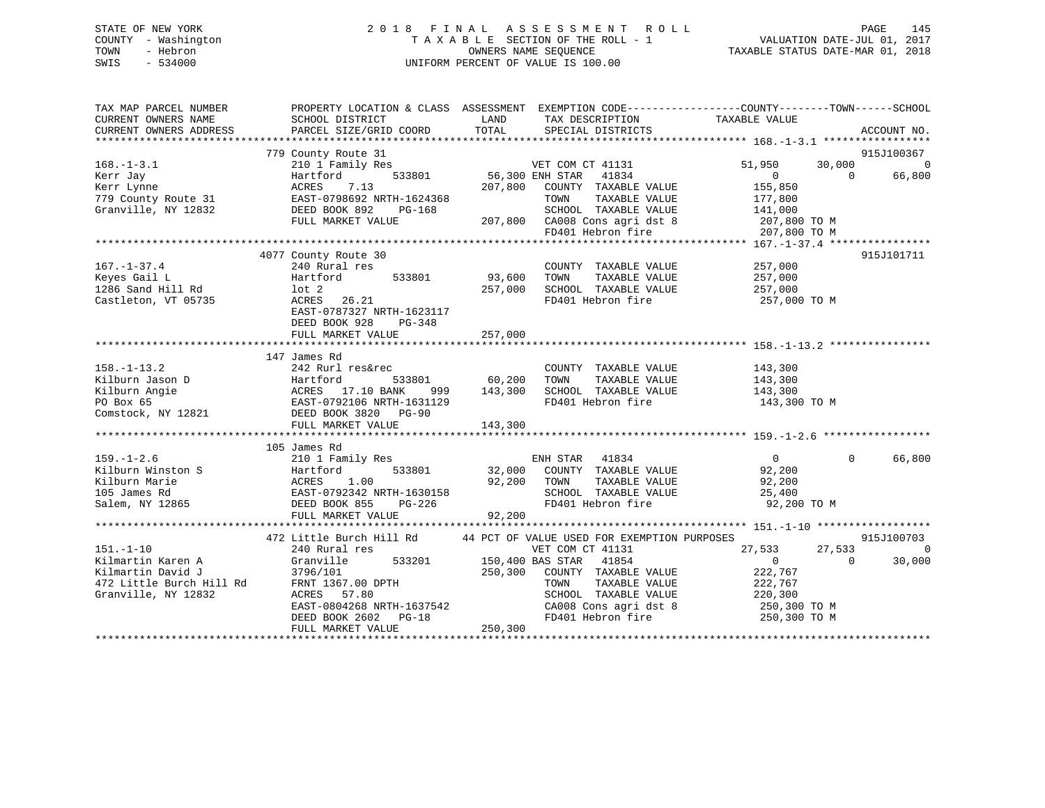STATE OF NEW YORK · COUNTY - Washington · TOWN - Hebron · SWIS - 534000

# 2018 FINAL ASSESSMENT ROLL

TAXABLE SECTION OF THE ROLL - 1 · OWNERS NAME SEQUENCE · UNIFORM PERCENT OF VALUE IS 100.00

VALUATION DATE-JUL 01, 2017 · TAXABLE STATUS DATE-MAR 01, 2018

```
TAX MAP PARCEL NUMBER          PROPERTY LOCATION & CLASS  ASSESSMENT  EXEMPTION CODE------------------COUNTY--------TOWN------SCHOOL
CURRENT OWNERS NAME            SCHOOL DISTRICT               LAND      TAX DESCRIPTION            TAXABLE VALUE
CURRENT OWNERS ADDRESS         PARCEL SIZE/GRID COORD        TOTAL     SPECIAL DISTRICTS                                    ACCOUNT NO.
****************************************************************************************************** 168.-1-3.1 *****************
                          779 County Route 31                                                                    915J100367
168.-1-3.1                 210 1 Family Res                    VET COM CT 41131          51,950      30,000           0
Kerr Jay                   Hartford       533801         56,300 ENH STAR   41834              0           0      66,800
Kerr Lynne                 ACRES    7.13               207,800   COUNTY  TAXABLE VALUE     155,850
779 County Route 31        EAST-0798692 NRTH-1624368             TOWN    TAXABLE VALUE     177,800
Granville, NY 12832        DEED BOOK 892    PG-168               SCHOOL  TAXABLE VALUE     141,000
                           FULL MARKET VALUE            207,800   CA008 Cons agri dst 8       207,800 TO M
                                                                  FD401 Hebron fire           207,800 TO M
****************************************************************************************************** 167.-1-37.4 ****************
                          4077 County Route 30                                                                   915J101711
167.-1-37.4                240 Rural res                           COUNTY  TAXABLE VALUE     257,000
Keyes Gail L               Hartford       533801         93,600   TOWN    TAXABLE VALUE     257,000
1286 Sand Hill Rd          lot 2                        257,000   SCHOOL  TAXABLE VALUE     257,000
Castleton, VT 05735        ACRES   26.21                          FD401 Hebron fire           257,000 TO M
                           EAST-0787327 NRTH-1623117
                           DEED BOOK 928    PG-348
                           FULL MARKET VALUE            257,000
****************************************************************************************************** 158.-1-13.2 ****************
                          147 James Rd
158.-1-13.2                242 Rurl res&rec                        COUNTY  TAXABLE VALUE     143,300
Kilburn Jason D            Hartford       533801         60,200   TOWN    TAXABLE VALUE     143,300
Kilburn Angie              ACRES   17.10 BANK    999    143,300   SCHOOL  TAXABLE VALUE     143,300
PO Box 65                  EAST-0792106 NRTH-1631129              FD401 Hebron fire           143,300 TO M
Comstock, NY 12821         DEED BOOK 3820   PG-90
                           FULL MARKET VALUE            143,300
****************************************************************************************************** 159.-1-2.6 *****************
                          105 James Rd
159.-1-2.6                 210 1 Family Res                    ENH STAR   41834                  0           0      66,800
Kilburn Winston S          Hartford       533801         32,000   COUNTY  TAXABLE VALUE      92,200
Kilburn Marie              ACRES    1.00                 92,200   TOWN    TAXABLE VALUE      92,200
105 James Rd               EAST-0792342 NRTH-1630158              SCHOOL  TAXABLE VALUE      25,400
Salem, NY 12865            DEED BOOK 855    PG-226                FD401 Hebron fire            92,200 TO M
                           FULL MARKET VALUE             92,200
****************************************************************************************************** 151.-1-10 ******************
                          472 Little Burch Hill Rd       44 PCT OF VALUE USED FOR EXEMPTION PURPOSES              915J100703
151.-1-10                  240 Rural res                       VET COM CT 41131          27,533      27,533           0
Kilmartin Karen A          Granville      533201        150,400 BAS STAR   41854              0           0      30,000
Kilmartin David J          3796/101                     250,300   COUNTY  TAXABLE VALUE     222,767
472 Little Burch Hill Rd   FRNT 1367.00 DPTH                      TOWN    TAXABLE VALUE     222,767
Granville, NY 12832        ACRES   57.80                          SCHOOL  TAXABLE VALUE     220,300
                           EAST-0804268 NRTH-1637542              CA008 Cons agri dst 8       250,300 TO M
                           DEED BOOK 2602   PG-18                 FD401 Hebron fire           250,300 TO M
                           FULL MARKET VALUE            250,300
************************************************************************************************************************************
```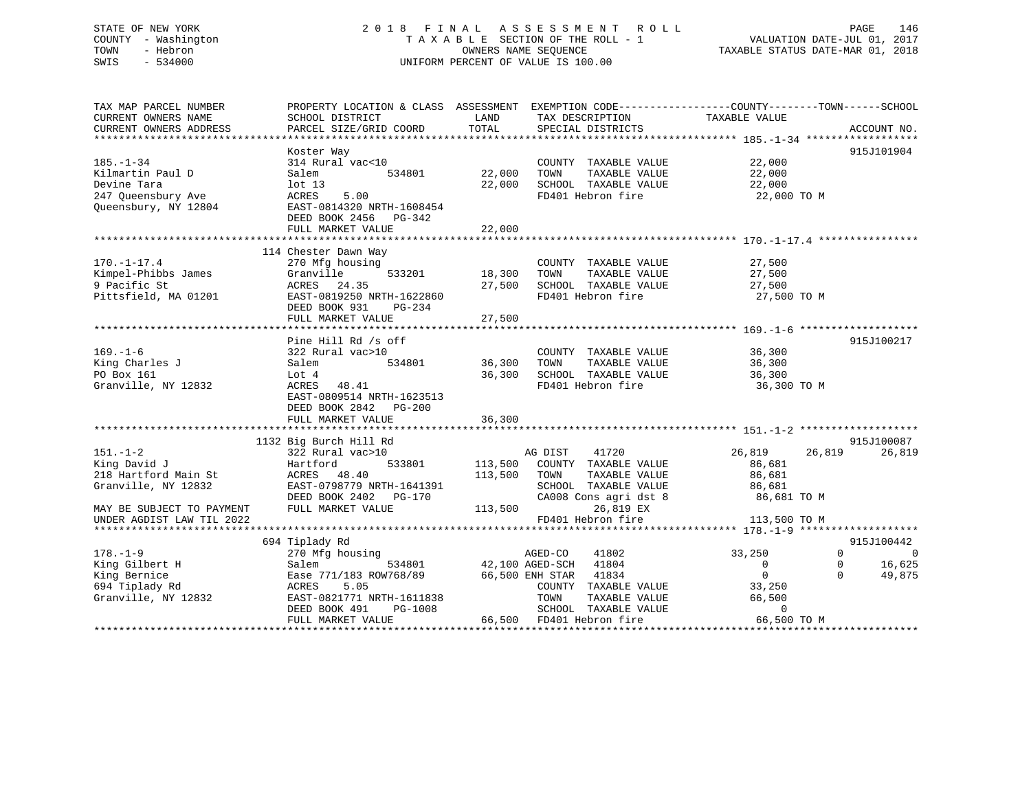STATE OF NEW YORK — 2018 FINAL ASSESSMENT ROLL
COUNTY - Washington — TAXABLE SECTION OF THE ROLL - 1 — VALUATION DATE-JUL 01, 2017
TOWN - Hebron — OWNERS NAME SEQUENCE — TAXABLE STATUS DATE-MAR 01, 2018
SWIS - 534000 — UNIFORM PERCENT OF VALUE IS 100.00

| TAX MAP PARCEL NUMBER / CURRENT OWNERS NAME / CURRENT OWNERS ADDRESS | PROPERTY LOCATION & CLASS / SCHOOL DISTRICT / PARCEL SIZE/GRID COORD | ASSESSMENT LAND | TOTAL | EXEMPTION CODE / TAX DESCRIPTION / SPECIAL DISTRICTS | COUNTY TAXABLE VALUE | TOWN | SCHOOL | ACCOUNT NO. |
|---|---|---|---|---|---|---|---|---|
| **185.-1-34** | Koster Way | | | | | | | 915J101904 |
| 185.-1-34 | 314 Rural vac<10 | | | COUNTY TAXABLE VALUE | 22,000 | | | |
| Kilmartin Paul D | Salem 534801 | 22,000 | | TOWN TAXABLE VALUE | 22,000 | | | |
| Devine Tara | lot 13 | | 22,000 | SCHOOL TAXABLE VALUE | 22,000 | | | |
| 247 Queensbury Ave | ACRES 5.00 | | | FD401 Hebron fire | 22,000 TO M | | | |
| Queensbury, NY 12804 | EAST-0814320 NRTH-1608454 | | | | | | | |
| | DEED BOOK 2456 PG-342 | | | | | | | |
| | FULL MARKET VALUE | | 22,000 | | | | | |
| **170.-1-17.4** | 114 Chester Dawn Way | | | | | | | |
| 170.-1-17.4 | 270 Mfg housing | | | COUNTY TAXABLE VALUE | 27,500 | | | |
| Kimpel-Phibbs James | Granville 533201 | 18,300 | | TOWN TAXABLE VALUE | 27,500 | | | |
| 9 Pacific St | ACRES 24.35 | | 27,500 | SCHOOL TAXABLE VALUE | 27,500 | | | |
| Pittsfield, MA 01201 | EAST-0819250 NRTH-1622860 | | | FD401 Hebron fire | 27,500 TO M | | | |
| | DEED BOOK 931 PG-234 | | | | | | | |
| | FULL MARKET VALUE | | 27,500 | | | | | |
| **169.-1-6** | Pine Hill Rd /s off | | | | | | | 915J100217 |
| 169.-1-6 | 322 Rural vac>10 | | | COUNTY TAXABLE VALUE | 36,300 | | | |
| King Charles J | Salem 534801 | 36,300 | | TOWN TAXABLE VALUE | 36,300 | | | |
| PO Box 161 | Lot 4 | | 36,300 | SCHOOL TAXABLE VALUE | 36,300 | | | |
| Granville, NY 12832 | ACRES 48.41 | | | FD401 Hebron fire | 36,300 TO M | | | |
| | EAST-0809514 NRTH-1623513 | | | | | | | |
| | DEED BOOK 2842 PG-200 | | | | | | | |
| | FULL MARKET VALUE | | 36,300 | | | | | |
| **151.-1-2** | 1132 Big Burch Hill Rd | | | | | | | 915J100087 |
| 151.-1-2 | 322 Rural vac>10 | | | AG DIST 41720 | 26,819 | 26,819 | 26,819 | |
| King David J | Hartford 533801 | 113,500 | | COUNTY TAXABLE VALUE | 86,681 | | | |
| 218 Hartford Main St | ACRES 48.40 | | 113,500 | TOWN TAXABLE VALUE | 86,681 | | | |
| Granville, NY 12832 | EAST-0798779 NRTH-1641391 | | | SCHOOL TAXABLE VALUE | 86,681 | | | |
| | DEED BOOK 2402 PG-170 | | | CA008 Cons agri dst 8 | 86,681 TO M | | | |
| MAY BE SUBJECT TO PAYMENT | FULL MARKET VALUE | | 113,500 | 26,819 EX | | | | |
| UNDER AGDIST LAW TIL 2022 | | | | FD401 Hebron fire | 113,500 TO M | | | |
| **178.-1-9** | 694 Tiplady Rd | | | | | | | 915J100442 |
| 178.-1-9 | 270 Mfg housing | | | AGED-CO 41802 | 33,250 | 0 | 0 | |
| King Gilbert H | Salem 534801 | 42,100 | | AGED-SCH 41804 | 0 | 0 | 16,625 | |
| King Bernice | Ease 771/183 ROW768/89 | | 66,500 | ENH STAR 41834 | 0 | 0 | 49,875 | |
| 694 Tiplady Rd | ACRES 5.05 | | | COUNTY TAXABLE VALUE | 33,250 | | | |
| Granville, NY 12832 | EAST-0821771 NRTH-1611838 | | | TOWN TAXABLE VALUE | 66,500 | | | |
| | DEED BOOK 491 PG-1008 | | | SCHOOL TAXABLE VALUE | 0 | | | |
| | FULL MARKET VALUE | | 66,500 | FD401 Hebron fire | 66,500 TO M | | | |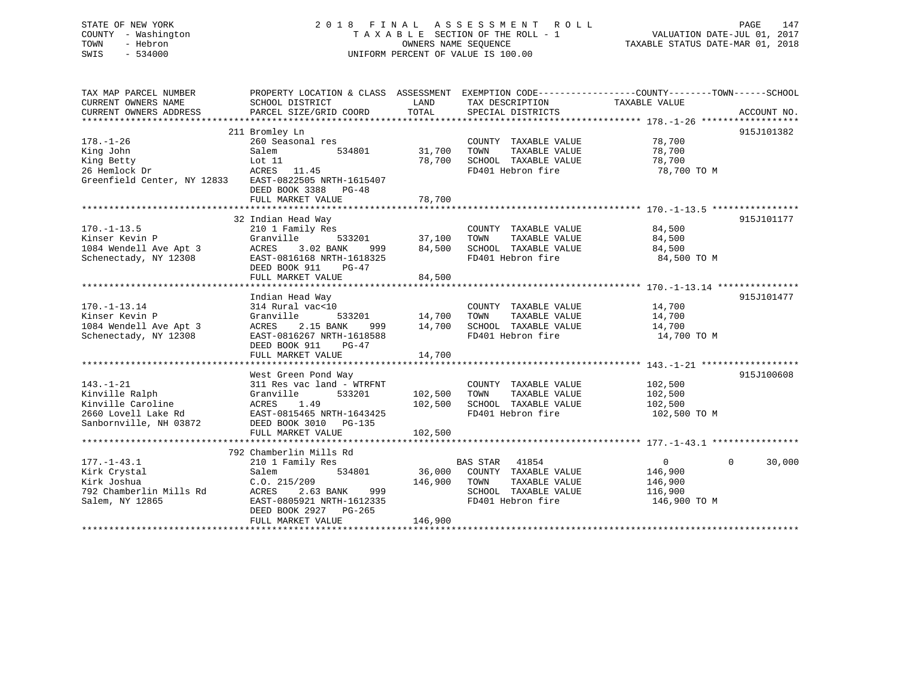STATE OF NEW YORK
COUNTY - Washington
TOWN - Hebron
SWIS - 534000

2018 FINAL ASSESSMENT ROLL
TAXABLE SECTION OF THE ROLL - 1
OWNERS NAME SEQUENCE
UNIFORM PERCENT OF VALUE IS 100.00

VALUATION DATE-JUL 01, 2017
TAXABLE STATUS DATE-MAR 01, 2018

| TAX MAP PARCEL NUMBER / CURRENT OWNERS NAME / CURRENT OWNERS ADDRESS | PROPERTY LOCATION & CLASS / SCHOOL DISTRICT / PARCEL SIZE/GRID COORD | ASSESSMENT LAND | TOTAL | EXEMPTION CODE / TAX DESCRIPTION / SPECIAL DISTRICTS | COUNTY TAXABLE VALUE | TOWN | SCHOOL | ACCOUNT NO. |
|---|---|---|---|---|---|---|---|---|
| 178.-1-26 | 211 Bromley Ln | | | | | | | 915J101382 |
| King John | 260 Seasonal res | | | COUNTY TAXABLE VALUE | 78,700 | | | |
| King Betty | Salem 534801 | 31,700 | | TOWN TAXABLE VALUE | 78,700 | | | |
| 26 Hemlock Dr | Lot 11 | | 78,700 | SCHOOL TAXABLE VALUE | 78,700 | | | |
| Greenfield Center, NY 12833 | ACRES 11.45 | | | FD401 Hebron fire | 78,700 TO M | | | |
| | EAST-0822505 NRTH-1615407 | | | | | | | |
| | DEED BOOK 3388 PG-48 | | | | | | | |
| | FULL MARKET VALUE | | 78,700 | | | | | |
| 170.-1-13.5 | 32 Indian Head Way | | | | | | | 915J101177 |
| Kinser Kevin P | 210 1 Family Res | | | COUNTY TAXABLE VALUE | 84,500 | | | |
| 1084 Wendell Ave Apt 3 | Granville 533201 | 37,100 | | TOWN TAXABLE VALUE | 84,500 | | | |
| Schenectady, NY 12308 | ACRES 3.02 BANK 999 | | 84,500 | SCHOOL TAXABLE VALUE | 84,500 | | | |
| | EAST-0816168 NRTH-1618325 | | | FD401 Hebron fire | 84,500 TO M | | | |
| | DEED BOOK 911 PG-47 | | | | | | | |
| | FULL MARKET VALUE | | 84,500 | | | | | |
| 170.-1-13.14 | Indian Head Way | | | | | | | 915J101477 |
| Kinser Kevin P | 314 Rural vac<10 | | | COUNTY TAXABLE VALUE | 14,700 | | | |
| 1084 Wendell Ave Apt 3 | Granville 533201 | 14,700 | | TOWN TAXABLE VALUE | 14,700 | | | |
| Schenectady, NY 12308 | ACRES 2.15 BANK 999 | | 14,700 | SCHOOL TAXABLE VALUE | 14,700 | | | |
| | EAST-0816267 NRTH-1618588 | | | FD401 Hebron fire | 14,700 TO M | | | |
| | DEED BOOK 911 PG-47 | | | | | | | |
| | FULL MARKET VALUE | | 14,700 | | | | | |
| 143.-1-21 | West Green Pond Way | | | | | | | 915J100608 |
| Kinville Ralph | 311 Res vac land - WTRFNT | | | COUNTY TAXABLE VALUE | 102,500 | | | |
| Kinville Caroline | Granville 533201 | 102,500 | | TOWN TAXABLE VALUE | 102,500 | | | |
| 2660 Lovell Lake Rd | ACRES 1.49 | | 102,500 | SCHOOL TAXABLE VALUE | 102,500 | | | |
| Sanbornville, NH 03872 | EAST-0815465 NRTH-1643425 | | | FD401 Hebron fire | 102,500 TO M | | | |
| | DEED BOOK 3010 PG-135 | | | | | | | |
| | FULL MARKET VALUE | | 102,500 | | | | | |
| 177.-1-43.1 | 792 Chamberlin Mills Rd | | | | | | | |
| Kirk Crystal | 210 1 Family Res | | | BAS STAR 41854 | 0 | 0 | 30,000 | |
| Kirk Joshua | Salem 534801 | 36,000 | | COUNTY TAXABLE VALUE | 146,900 | | | |
| 792 Chamberlin Mills Rd | C.O. 215/209 | | 146,900 | TOWN TAXABLE VALUE | 146,900 | | | |
| Salem, NY 12865 | ACRES 2.63 BANK 999 | | | SCHOOL TAXABLE VALUE | 116,900 | | | |
| | EAST-0805921 NRTH-1612335 | | | FD401 Hebron fire | 146,900 TO M | | | |
| | DEED BOOK 2927 PG-265 | | | | | | | |
| | FULL MARKET VALUE | | 146,900 | | | | | |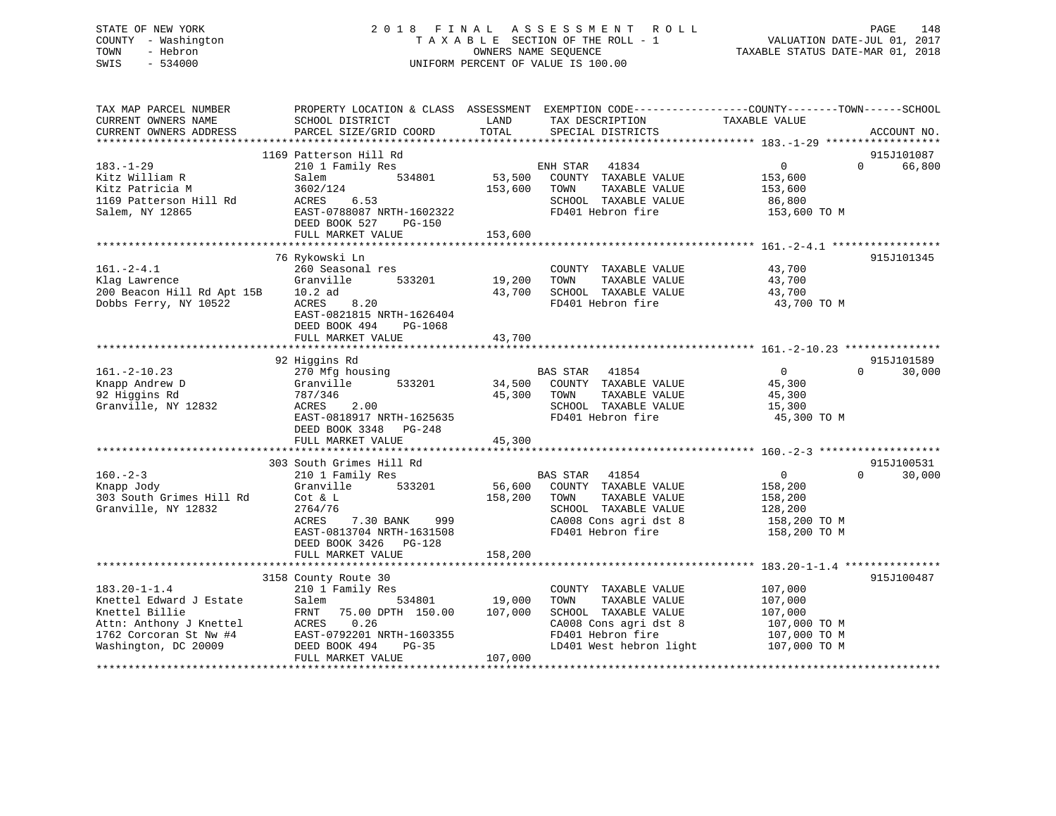STATE OF NEW YORK
COUNTY - Washington
TOWN - Hebron
SWIS - 534000

2 0 1 8 F I N A L A S S E S S M E N T R O L L
T A X A B L E SECTION OF THE ROLL - 1
OWNERS NAME SEQUENCE
UNIFORM PERCENT OF VALUE IS 100.00

VALUATION DATE-JUL 01, 2017
TAXABLE STATUS DATE-MAR 01, 2018

```
TAX MAP PARCEL NUMBER          PROPERTY LOCATION & CLASS  ASSESSMENT  EXEMPTION CODE------------------COUNTY--------TOWN------SCHOOL
CURRENT OWNERS NAME            SCHOOL DISTRICT               LAND      TAX DESCRIPTION              TAXABLE VALUE
CURRENT OWNERS ADDRESS         PARCEL SIZE/GRID COORD        TOTAL     SPECIAL DISTRICTS                                   ACCOUNT NO.
******************************************************************************************************* 183.-1-29 ******************
                               1169 Patterson Hill Rd                                                                       915J101087
183.-1-29                      210 1 Family Res                        ENH STAR   41834                   0             0      66,800
Kitz William R                 Salem           534801        53,500    COUNTY  TAXABLE VALUE           153,600
Kitz Patricia M                3602/124                     153,600    TOWN    TAXABLE VALUE           153,600
1169 Patterson Hill Rd         ACRES     6.53                          SCHOOL  TAXABLE VALUE            86,800
Salem, NY 12865                EAST-0788087 NRTH-1602322               FD401 Hebron fire               153,600 TO M
                               DEED BOOK 527    PG-150
                               FULL MARKET VALUE            153,600
******************************************************************************************************* 161.-2-4.1 *****************
                               76 Rykowski Ln                                                                               915J101345
161.-2-4.1                     260 Seasonal res                        COUNTY  TAXABLE VALUE            43,700
Klag Lawrence                  Granville       533201        19,200    TOWN    TAXABLE VALUE            43,700
200 Beacon Hill Rd Apt 15B     10.2 ad                       43,700    SCHOOL  TAXABLE VALUE            43,700
Dobbs Ferry, NY 10522          ACRES     8.20                          FD401 Hebron fire                43,700 TO M
                               EAST-0821815 NRTH-1626404
                               DEED BOOK 494    PG-1068
                               FULL MARKET VALUE             43,700
******************************************************************************************************* 161.-2-10.23 ***************
                               92 Higgins Rd                                                                                915J101589
161.-2-10.23                   270 Mfg housing                         BAS STAR   41854                   0             0      30,000
Knapp Andrew D                 Granville       533201        34,500    COUNTY  TAXABLE VALUE            45,300
92 Higgins Rd                  787/346                       45,300    TOWN    TAXABLE VALUE            45,300
Granville, NY 12832            ACRES     2.00                          SCHOOL  TAXABLE VALUE            15,300
                               EAST-0818917 NRTH-1625635               FD401 Hebron fire                45,300 TO M
                               DEED BOOK 3348   PG-248
                               FULL MARKET VALUE             45,300
******************************************************************************************************* 160.-2-3 *******************
                               303 South Grimes Hill Rd                                                                     915J100531
160.-2-3                       210 1 Family Res                        BAS STAR   41854                   0             0      30,000
Knapp Jody                     Granville       533201        56,600    COUNTY  TAXABLE VALUE           158,200
303 South Grimes Hill Rd       Cot & L                      158,200    TOWN    TAXABLE VALUE           158,200
Granville, NY 12832            2764/76                                 SCHOOL  TAXABLE VALUE           128,200
                               ACRES     7.30 BANK    999              CA008 Cons agri dst 8           158,200 TO M
                               EAST-0813704 NRTH-1631508               FD401 Hebron fire               158,200 TO M
                               DEED BOOK 3426   PG-128
                               FULL MARKET VALUE            158,200
******************************************************************************************************* 183.20-1-1.4 ***************
                               3158 County Route 30                                                                         915J100487
183.20-1-1.4                   210 1 Family Res                        COUNTY  TAXABLE VALUE           107,000
Knettel Edward J Estate        Salem           534801        19,000    TOWN    TAXABLE VALUE           107,000
Knettel Billie                 FRNT    75.00 DPTH 150.00    107,000    SCHOOL  TAXABLE VALUE           107,000
Attn: Anthony J Knettel        ACRES     0.26                          CA008 Cons agri dst 8           107,000 TO M
1762 Corcoran St Nw #4         EAST-0792201 NRTH-1603355               FD401 Hebron fire               107,000 TO M
Washington, DC 20009           DEED BOOK 494    PG-35                  LD401 West hebron light         107,000 TO M
                               FULL MARKET VALUE            107,000
************************************************************************************************************************************
```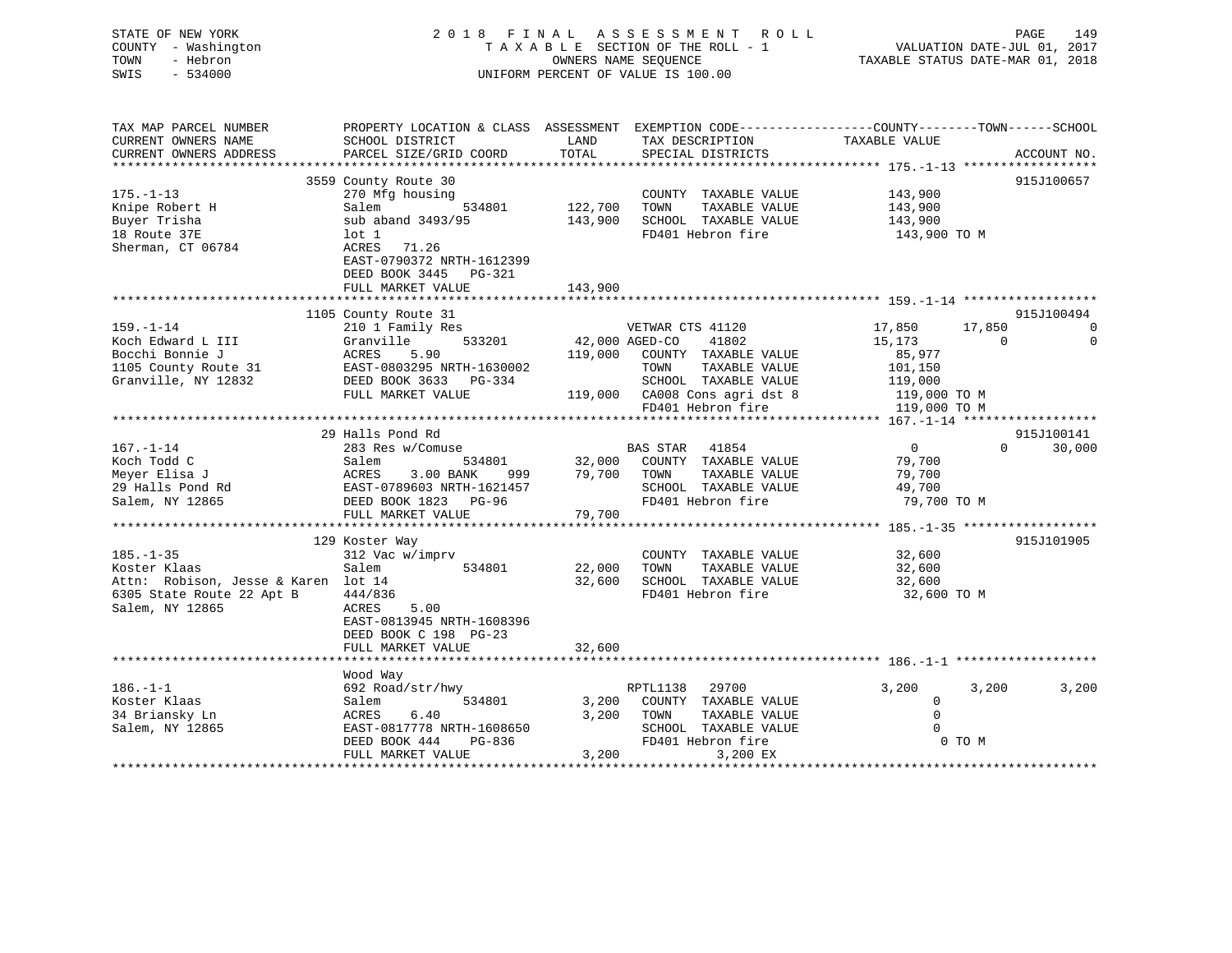STATE OF NEW YORK
COUNTY - Washington
TOWN - Hebron
SWIS - 534000

2018 FINAL ASSESSMENT ROLL
TAXABLE SECTION OF THE ROLL - 1
OWNERS NAME SEQUENCE
UNIFORM PERCENT OF VALUE IS 100.00

VALUATION DATE-JUL 01, 2017
TAXABLE STATUS DATE-MAR 01, 2018

| TAX MAP PARCEL NUMBER / CURRENT OWNERS NAME / CURRENT OWNERS ADDRESS | PROPERTY LOCATION & CLASS / SCHOOL DISTRICT / PARCEL SIZE/GRID COORD | ASSESSMENT LAND | TOTAL | EXEMPTION CODE / TAX DESCRIPTION / SPECIAL DISTRICTS | COUNTY TAXABLE VALUE | TOWN | SCHOOL | ACCOUNT NO. |
|---|---|---|---|---|---|---|---|---|
| | 3559 County Route 30 | | | | | | | 915J100657 |
| 175.-1-13 | 270 Mfg housing | | | COUNTY TAXABLE VALUE | 143,900 | | | |
| Knipe Robert H | Salem 534801 | 122,700 | | TOWN TAXABLE VALUE | 143,900 | | | |
| Buyer Trisha | sub aband 3493/95 | | 143,900 | SCHOOL TAXABLE VALUE | 143,900 | | | |
| 18 Route 37E | lot 1 | | | FD401 Hebron fire | 143,900 TO M | | | |
| Sherman, CT 06784 | ACRES 71.26 | | | | | | | |
| | EAST-0790372 NRTH-1612399 | | | | | | | |
| | DEED BOOK 3445 PG-321 | | | | | | | |
| | FULL MARKET VALUE | | 143,900 | | | | | |
| | 1105 County Route 31 | | | | | | | 915J100494 |
| 159.-1-14 | 210 1 Family Res | | | VETWAR CTS 41120 | 17,850 | 17,850 | 0 | |
| Koch Edward L III | Granville 533201 | 42,000 | | AGED-CO 41802 | 15,173 | 0 | 0 | |
| Bocchi Bonnie J | ACRES 5.90 | | 119,000 | COUNTY TAXABLE VALUE | 85,977 | | | |
| 1105 County Route 31 | EAST-0803295 NRTH-1630002 | | | TOWN TAXABLE VALUE | 101,150 | | | |
| Granville, NY 12832 | DEED BOOK 3633 PG-334 | | | SCHOOL TAXABLE VALUE | 119,000 | | | |
| | FULL MARKET VALUE | | 119,000 | CA008 Cons agri dst 8 | 119,000 TO M | | | |
| | | | | FD401 Hebron fire | 119,000 TO M | | | |
| | 29 Halls Pond Rd | | | | | | | 915J100141 |
| 167.-1-14 | 283 Res w/Comuse | | | BAS STAR 41854 | 0 | 0 | 30,000 | |
| Koch Todd C | Salem 534801 | 32,000 | | COUNTY TAXABLE VALUE | 79,700 | | | |
| Meyer Elisa J | ACRES 3.00 BANK 999 | | 79,700 | TOWN TAXABLE VALUE | 79,700 | | | |
| 29 Halls Pond Rd | EAST-0789603 NRTH-1621457 | | | SCHOOL TAXABLE VALUE | 49,700 | | | |
| Salem, NY 12865 | DEED BOOK 1823 PG-96 | | | FD401 Hebron fire | 79,700 TO M | | | |
| | FULL MARKET VALUE | | 79,700 | | | | | |
| | 129 Koster Way | | | | | | | 915J101905 |
| 185.-1-35 | 312 Vac w/imprv | | | COUNTY TAXABLE VALUE | 32,600 | | | |
| Koster Klaas | Salem 534801 | 22,000 | | TOWN TAXABLE VALUE | 32,600 | | | |
| Attn: Robison, Jesse & Karen | lot 14 | | 32,600 | SCHOOL TAXABLE VALUE | 32,600 | | | |
| 6305 State Route 22 Apt B | 444/836 | | | FD401 Hebron fire | 32,600 TO M | | | |
| Salem, NY 12865 | ACRES 5.00 | | | | | | | |
| | EAST-0813945 NRTH-1608396 | | | | | | | |
| | DEED BOOK C 198 PG-23 | | | | | | | |
| | FULL MARKET VALUE | | 32,600 | | | | | |
| | Wood Way | | | | | | | |
| 186.-1-1 | 692 Road/str/hwy | | | RPTL1138 29700 | 3,200 | 3,200 | 3,200 | |
| Koster Klaas | Salem 534801 | 3,200 | | COUNTY TAXABLE VALUE | 0 | | | |
| 34 Briansky Ln | ACRES 6.40 | | 3,200 | TOWN TAXABLE VALUE | 0 | | | |
| Salem, NY 12865 | EAST-0817778 NRTH-1608650 | | | SCHOOL TAXABLE VALUE | 0 | | | |
| | DEED BOOK 444 PG-836 | | | FD401 Hebron fire | 0 TO M | | | |
| | FULL MARKET VALUE | | 3,200 | 3,200 EX | | | | |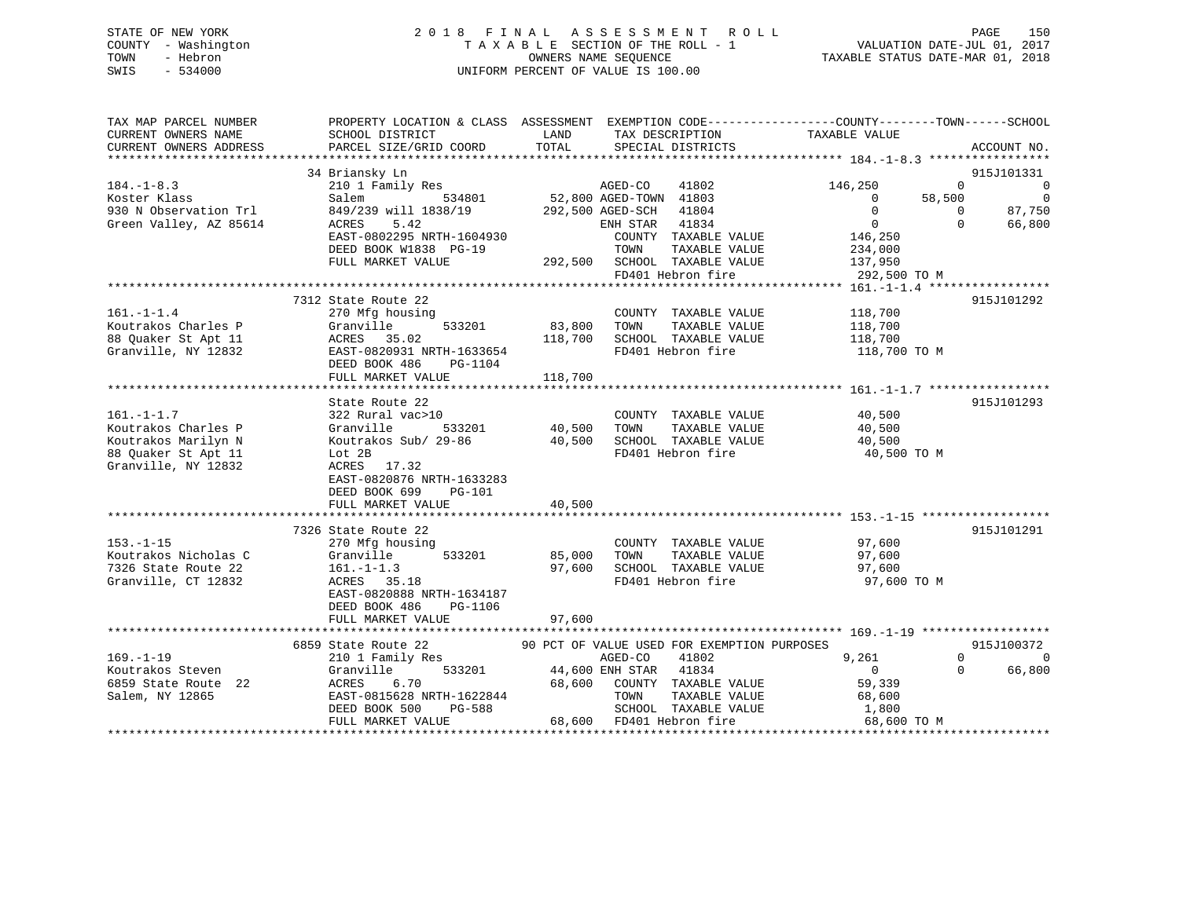STATE OF NEW YORK
COUNTY - Washington
TOWN - Hebron
SWIS - 534000

# 2018 FINAL ASSESSMENT ROLL

TAXABLE SECTION OF THE ROLL - 1
OWNERS NAME SEQUENCE
UNIFORM PERCENT OF VALUE IS 100.00

VALUATION DATE-JUL 01, 2017
TAXABLE STATUS DATE-MAR 01, 2018

```
TAX MAP PARCEL NUMBER      PROPERTY LOCATION & CLASS  ASSESSMENT  EXEMPTION CODE------------------COUNTY--------TOWN------SCHOOL
CURRENT OWNERS NAME        SCHOOL DISTRICT               LAND      TAX DESCRIPTION            TAXABLE VALUE
CURRENT OWNERS ADDRESS     PARCEL SIZE/GRID COORD        TOTAL     SPECIAL DISTRICTS                                       ACCOUNT NO.
******************************************************************************************************* 184.-1-8.3 *****************
                           34 Briansky Ln                                                                                915J101331
184.-1-8.3                 210 1 Family Res                        AGED-CO      41802          146,250          0              0
Koster Klass               Salem        534801         52,800 AGED-TOWN  41803                0       58,500              0
930 N Observation Trl      849/239 will 1838/19       292,500 AGED-SCH   41804                0            0         87,750
Green Valley, AZ 85614     ACRES     5.42                           ENH STAR   41834                0            0         66,800
                           EAST-0802295 NRTH-1604930                 COUNTY  TAXABLE VALUE          146,250
                           DEED BOOK W1838  PG-19                    TOWN    TAXABLE VALUE          234,000
                           FULL MARKET VALUE          292,500  SCHOOL  TAXABLE VALUE          137,950
                                                                     FD401 Hebron fire                292,500 TO M
******************************************************************************************************* 161.-1-1.4 *****************
                           7312 State Route 22                                                                           915J101292
161.-1-1.4                 270 Mfg housing                         COUNTY  TAXABLE VALUE          118,700
Koutrakos Charles P        Granville      533201        83,800  TOWN    TAXABLE VALUE          118,700
88 Quaker St Apt 11        ACRES    35.02              118,700  SCHOOL  TAXABLE VALUE          118,700
Granville, NY 12832        EAST-0820931 NRTH-1633654                 FD401 Hebron fire                118,700 TO M
                           DEED BOOK 486    PG-1104
                           FULL MARKET VALUE          118,700
******************************************************************************************************* 161.-1-1.7 *****************
                           State Route 22                                                                                915J101293
161.-1-1.7                 322 Rural vac>10                        COUNTY  TAXABLE VALUE           40,500
Koutrakos Charles P        Granville      533201        40,500  TOWN    TAXABLE VALUE           40,500
Koutrakos Marilyn N        Koutrakos Sub/ 29-86        40,500  SCHOOL  TAXABLE VALUE           40,500
88 Quaker St Apt 11        Lot 2B                                    FD401 Hebron fire                 40,500 TO M
Granville, NY 12832        ACRES    17.32
                           EAST-0820876 NRTH-1633283
                           DEED BOOK 699    PG-101
                           FULL MARKET VALUE           40,500
******************************************************************************************************* 153.-1-15 ******************
                           7326 State Route 22                                                                           915J101291
153.-1-15                  270 Mfg housing                         COUNTY  TAXABLE VALUE           97,600
Koutrakos Nicholas C       Granville      533201        85,000  TOWN    TAXABLE VALUE           97,600
7326 State Route 22        161.-1-1.3                  97,600  SCHOOL  TAXABLE VALUE           97,600
Granville, CT 12832        ACRES    35.18                            FD401 Hebron fire                 97,600 TO M
                           EAST-0820888 NRTH-1634187
                           DEED BOOK 486    PG-1106
                           FULL MARKET VALUE           97,600
******************************************************************************************************* 169.-1-19 ******************
                           6859 State Route 22          90 PCT OF VALUE USED FOR EXEMPTION PURPOSES                      915J100372
169.-1-19                  210 1 Family Res                        AGED-CO      41802            9,261            0              0
Koutrakos Steven           Granville      533201        44,600 ENH STAR   41834                0            0         66,800
6859 State Route  22       ACRES     6.70               68,600  COUNTY  TAXABLE VALUE           59,339
Salem, NY 12865            EAST-0815628 NRTH-1622844                 TOWN    TAXABLE VALUE           68,600
                           DEED BOOK 500    PG-588                   SCHOOL  TAXABLE VALUE            1,800
                           FULL MARKET VALUE           68,600  FD401 Hebron fire                 68,600 TO M
************************************************************************************************************************************
```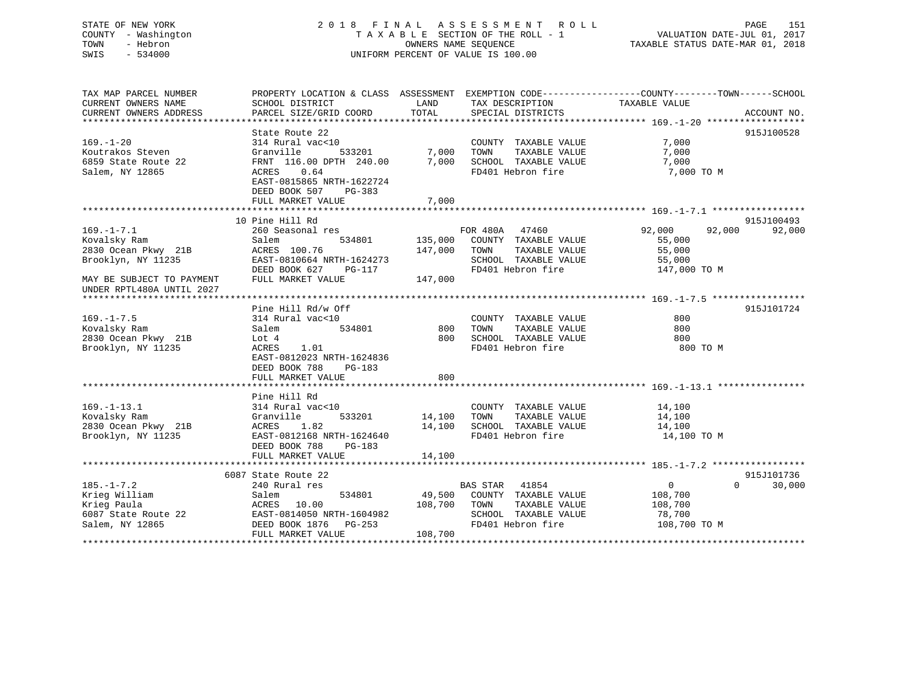STATE OF NEW YORK
COUNTY - Washington
TOWN - Hebron
SWIS - 534000

2018 FINAL ASSESSMENT ROLL
TAXABLE SECTION OF THE ROLL - 1
OWNERS NAME SEQUENCE
UNIFORM PERCENT OF VALUE IS 100.00

VALUATION DATE-JUL 01, 2017
TAXABLE STATUS DATE-MAR 01, 2018

```
TAX MAP PARCEL NUMBER          PROPERTY LOCATION & CLASS  ASSESSMENT  EXEMPTION CODE------------------COUNTY--------TOWN------SCHOOL
CURRENT OWNERS NAME            SCHOOL DISTRICT               LAND      TAX DESCRIPTION              TAXABLE VALUE
CURRENT OWNERS ADDRESS         PARCEL SIZE/GRID COORD        TOTAL     SPECIAL DISTRICTS                                      ACCOUNT NO.
******************************************************************************************************* 169.-1-20 ******************
                               State Route 22                                                                          915J100528
169.-1-20                      314 Rural vac<10                        COUNTY  TAXABLE VALUE           7,000
Koutrakos Steven               Granville        533201        7,000    TOWN    TAXABLE VALUE           7,000
6859 State Route 22            FRNT 116.00 DPTH 240.00        7,000    SCHOOL  TAXABLE VALUE           7,000
Salem, NY 12865                ACRES    0.64                           FD401 Hebron fire                7,000 TO M
                               EAST-0815865 NRTH-1622724
                               DEED BOOK 507    PG-383
                               FULL MARKET VALUE              7,000
******************************************************************************************************* 169.-1-7.1 *****************
                               10 Pine Hill Rd                                                                         915J100493
169.-1-7.1                     260 Seasonal res                        FOR 480A   47460               92,000      92,000      92,000
Kovalsky Ram                   Salem            534801      135,000    COUNTY  TAXABLE VALUE          55,000
2830 Ocean Pkwy  21B           ACRES  100.76                147,000    TOWN    TAXABLE VALUE          55,000
Brooklyn, NY 11235             EAST-0810664 NRTH-1624273               SCHOOL  TAXABLE VALUE          55,000
                               DEED BOOK 627    PG-117                 FD401 Hebron fire              147,000 TO M
MAY BE SUBJECT TO PAYMENT      FULL MARKET VALUE            147,000
UNDER RPTL480A UNTIL 2027
******************************************************************************************************* 169.-1-7.5 *****************
                               Pine Hill Rd/w Off                                                                      915J101724
169.-1-7.5                     314 Rural vac<10                        COUNTY  TAXABLE VALUE             800
Kovalsky Ram                   Salem            534801          800    TOWN    TAXABLE VALUE             800
2830 Ocean Pkwy  21B           Lot 4                            800    SCHOOL  TAXABLE VALUE             800
Brooklyn, NY 11235             ACRES    1.01                           FD401 Hebron fire                  800 TO M
                               EAST-0812023 NRTH-1624836
                               DEED BOOK 788    PG-183
                               FULL MARKET VALUE                800
******************************************************************************************************* 169.-1-13.1 ****************
                               Pine Hill Rd
169.-1-13.1                    314 Rural vac<10                        COUNTY  TAXABLE VALUE          14,100
Kovalsky Ram                   Granville        533201       14,100    TOWN    TAXABLE VALUE          14,100
2830 Ocean Pkwy  21B           ACRES    1.82                 14,100    SCHOOL  TAXABLE VALUE          14,100
Brooklyn, NY 11235             EAST-0812168 NRTH-1624640               FD401 Hebron fire               14,100 TO M
                               DEED BOOK 788    PG-183
                               FULL MARKET VALUE             14,100
******************************************************************************************************* 185.-1-7.2 *****************
                               6087 State Route 22                                                                     915J101736
185.-1-7.2                     240 Rural res                           BAS STAR   41854                    0           0      30,000
Krieg William                  Salem            534801       49,500    COUNTY  TAXABLE VALUE         108,700
Krieg Paula                    ACRES   10.00                108,700    TOWN    TAXABLE VALUE         108,700
6087 State Route 22            EAST-0814050 NRTH-1604982               SCHOOL  TAXABLE VALUE          78,700
Salem, NY 12865                DEED BOOK 1876   PG-253                 FD401 Hebron fire              108,700 TO M
                               FULL MARKET VALUE            108,700
************************************************************************************************************************************
```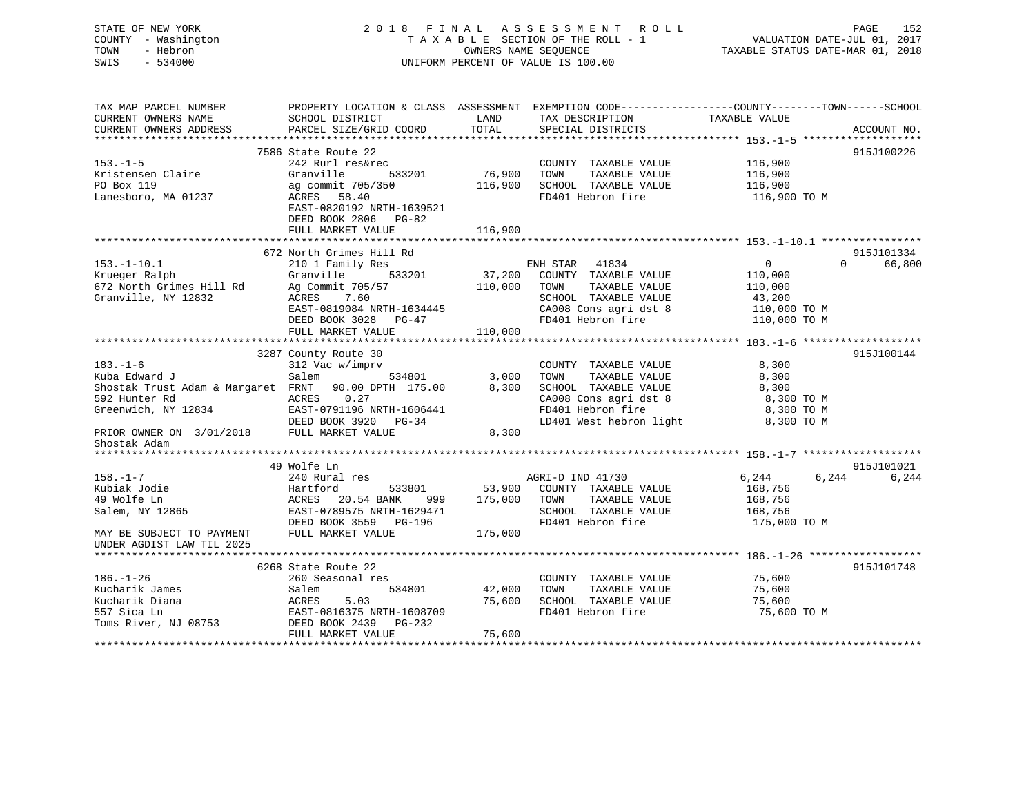STATE OF NEW YORK
COUNTY - Washington
TOWN - Hebron
SWIS - 534000

2 0 1 8 F I N A L A S S E S S M E N T R O L L
T A X A B L E SECTION OF THE ROLL - 1
OWNERS NAME SEQUENCE
UNIFORM PERCENT OF VALUE IS 100.00

VALUATION DATE-JUL 01, 2017
TAXABLE STATUS DATE-MAR 01, 2018

```
TAX MAP PARCEL NUMBER          PROPERTY LOCATION & CLASS  ASSESSMENT  EXEMPTION CODE-----------------COUNTY--------TOWN------SCHOOL
CURRENT OWNERS NAME            SCHOOL DISTRICT               LAND      TAX DESCRIPTION              TAXABLE VALUE
CURRENT OWNERS ADDRESS         PARCEL SIZE/GRID COORD        TOTAL     SPECIAL DISTRICTS                                       ACCOUNT NO.
******************************************************************************************************* 153.-1-5 *******************
                               7586 State Route 22                                                                         915J100226
153.-1-5                       242 Rurl res&rec                        COUNTY  TAXABLE VALUE           116,900
Kristensen Claire              Granville         533201      76,900    TOWN    TAXABLE VALUE           116,900
PO Box 119                     ag commit 705/350            116,900    SCHOOL  TAXABLE VALUE           116,900
Lanesboro, MA 01237            ACRES   58.40                           FD401 Hebron fire               116,900 TO M
                               EAST-0820192 NRTH-1639521
                               DEED BOOK 2806   PG-82
                               FULL MARKET VALUE            116,900
******************************************************************************************************* 153.-1-10.1 ****************
                               672 North Grimes Hill Rd                                                                    915J101334
153.-1-10.1                    210 1 Family Res                        ENH STAR   41834                 0            0      66,800
Krueger Ralph                  Granville         533201      37,200    COUNTY  TAXABLE VALUE           110,000
672 North Grimes Hill Rd       Ag Commit 705/57             110,000    TOWN    TAXABLE VALUE           110,000
Granville, NY 12832            ACRES    7.60                           SCHOOL  TAXABLE VALUE            43,200
                               EAST-0819084 NRTH-1634445               CA008 Cons agri dst 8           110,000 TO M
                               DEED BOOK 3028   PG-47                  FD401 Hebron fire               110,000 TO M
                               FULL MARKET VALUE            110,000
******************************************************************************************************* 183.-1-6 *******************
                               3287 County Route 30                                                                        915J100144
183.-1-6                       312 Vac w/imprv                         COUNTY  TAXABLE VALUE             8,300
Kuba Edward J                  Salem             534801       3,000    TOWN    TAXABLE VALUE             8,300
Shostak Trust Adam & Margaret  FRNT   90.00 DPTH 175.00       8,300    SCHOOL  TAXABLE VALUE             8,300
592 Hunter Rd                  ACRES    0.27                           CA008 Cons agri dst 8             8,300 TO M
Greenwich, NY 12834            EAST-0791196 NRTH-1606441               FD401 Hebron fire                 8,300 TO M
                               DEED BOOK 3920   PG-34                  LD401 West hebron light           8,300 TO M
PRIOR OWNER ON  3/01/2018      FULL MARKET VALUE              8,300
Shostak Adam
******************************************************************************************************* 158.-1-7 *******************
                               49 Wolfe Ln                                                                                 915J101021
158.-1-7                       240 Rural res                           AGRI-D IND 41730              6,244        6,244       6,244
Kubiak Jodie                   Hartford          533801      53,900    COUNTY  TAXABLE VALUE           168,756
49 Wolfe Ln                    ACRES   20.54 BANK     999   175,000    TOWN    TAXABLE VALUE           168,756
Salem, NY 12865                EAST-0789575 NRTH-1629471               SCHOOL  TAXABLE VALUE           168,756
                               DEED BOOK 3559   PG-196                 FD401 Hebron fire               175,000 TO M
MAY BE SUBJECT TO PAYMENT      FULL MARKET VALUE            175,000
UNDER AGDIST LAW TIL 2025
******************************************************************************************************* 186.-1-26 ******************
                               6268 State Route 22                                                                         915J101748
186.-1-26                      260 Seasonal res                        COUNTY  TAXABLE VALUE            75,600
Kucharik James                 Salem             534801      42,000    TOWN    TAXABLE VALUE            75,600
Kucharik Diana                 ACRES    5.03                 75,600    SCHOOL  TAXABLE VALUE            75,600
557 Sica Ln                    EAST-0816375 NRTH-1608709               FD401 Hebron fire                75,600 TO M
Toms River, NJ 08753           DEED BOOK 2439   PG-232
                               FULL MARKET VALUE             75,600
************************************************************************************************************************************
```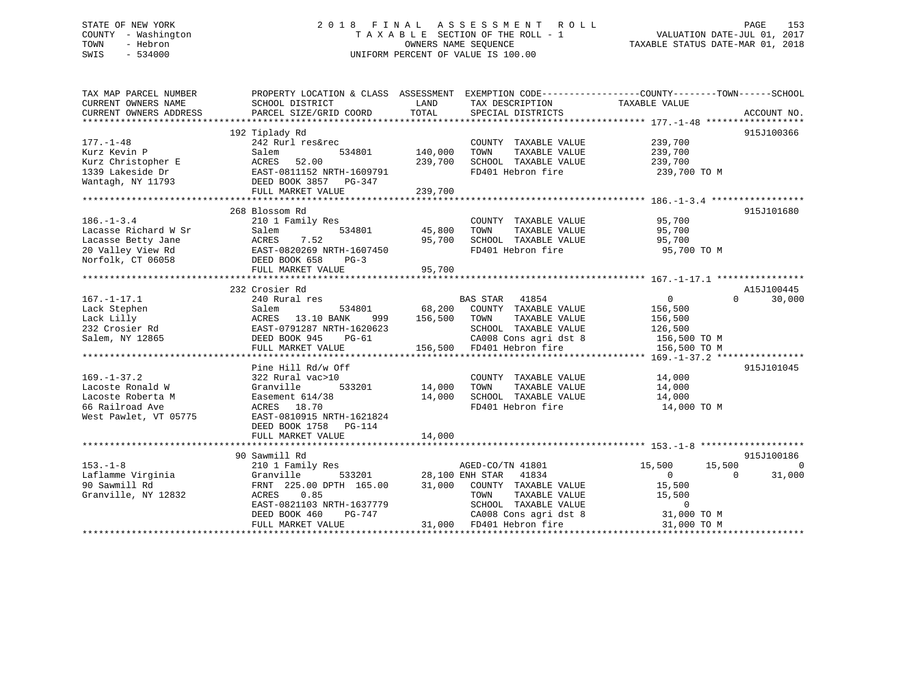STATE OF NEW YORK                    2018 FINAL ASSESSMENT ROLL
COUNTY - Washington                  TAXABLE SECTION OF THE ROLL - 1                VALUATION DATE-JUL 01, 2017
TOWN - Hebron                        OWNERS NAME SEQUENCE                           TAXABLE STATUS DATE-MAR 01, 2018
SWIS - 534000                        UNIFORM PERCENT OF VALUE IS 100.00

```
TAX MAP PARCEL NUMBER          PROPERTY LOCATION & CLASS  ASSESSMENT  EXEMPTION CODE-----------------COUNTY--------TOWN------SCHOOL
CURRENT OWNERS NAME            SCHOOL DISTRICT               LAND      TAX DESCRIPTION            TAXABLE VALUE
CURRENT OWNERS ADDRESS         PARCEL SIZE/GRID COORD        TOTAL     SPECIAL DISTRICTS                                  ACCOUNT NO.
******************************************************************************************************* 177.-1-48 ******************
                               192 Tiplady Rd                                                                             915J100366
177.-1-48                      242 Rurl res&rec                        COUNTY  TAXABLE VALUE            239,700
Kurz Kevin P                   Salem          534801       140,000     TOWN    TAXABLE VALUE            239,700
Kurz Christopher E             ACRES  52.00                239,700     SCHOOL  TAXABLE VALUE            239,700
1339 Lakeside Dr               EAST-0811152 NRTH-1609791               FD401 Hebron fire                 239,700 TO M
Wantagh, NY 11793              DEED BOOK 3857   PG-347
                               FULL MARKET VALUE           239,700
******************************************************************************************************* 186.-1-3.4 *****************
                               268 Blossom Rd                                                                             915J101680
186.-1-3.4                     210 1 Family Res                        COUNTY  TAXABLE VALUE             95,700
Lacasse Richard W Sr           Salem          534801        45,800     TOWN    TAXABLE VALUE             95,700
Lacasse Betty Jane             ACRES   7.52                 95,700     SCHOOL  TAXABLE VALUE             95,700
20 Valley View Rd              EAST-0820269 NRTH-1607450               FD401 Hebron fire                  95,700 TO M
Norfolk, CT 06058              DEED BOOK 658    PG-3
                               FULL MARKET VALUE            95,700
******************************************************************************************************* 167.-1-17.1 ****************
                               232 Crosier Rd                                                                             A15J100445
167.-1-17.1                    240 Rural res                           BAS STAR   41854                     0          0       30,000
Lack Stephen                   Salem          534801        68,200     COUNTY  TAXABLE VALUE            156,500
Lack Lilly                     ACRES  13.10 BANK    999    156,500     TOWN    TAXABLE VALUE            156,500
232 Crosier Rd                 EAST-0791287 NRTH-1620623               SCHOOL  TAXABLE VALUE            126,500
Salem, NY 12865                DEED BOOK 945    PG-61                  CA008 Cons agri dst 8             156,500 TO M
                               FULL MARKET VALUE           156,500     FD401 Hebron fire                 156,500 TO M
******************************************************************************************************* 169.-1-37.2 ****************
                               Pine Hill Rd/w Off                                                                         915J101045
169.-1-37.2                    322 Rural vac>10                        COUNTY  TAXABLE VALUE             14,000
Lacoste Ronald W               Granville      533201        14,000     TOWN    TAXABLE VALUE             14,000
Lacoste Roberta M              Easement 614/38              14,000     SCHOOL  TAXABLE VALUE             14,000
66 Railroad Ave                ACRES  18.70                            FD401 Hebron fire                  14,000 TO M
West Pawlet, VT 05775          EAST-0810915 NRTH-1621824
                               DEED BOOK 1758   PG-114
                               FULL MARKET VALUE            14,000
******************************************************************************************************* 153.-1-8 *******************
                               90 Sawmill Rd                                                                              915J100186
153.-1-8                       210 1 Family Res                        AGED-CO/TN 41801                15,500     15,500            0
Laflamme Virginia              Granville      533201        28,100 ENH STAR   41834                     0          0       31,000
90 Sawmill Rd                  FRNT 225.00 DPTH 165.00      31,000     COUNTY  TAXABLE VALUE             15,500
Granville, NY 12832            ACRES   0.85                            TOWN    TAXABLE VALUE             15,500
                               EAST-0821103 NRTH-1637779               SCHOOL  TAXABLE VALUE                  0
                               DEED BOOK 460    PG-747                 CA008 Cons agri dst 8              31,000 TO M
                               FULL MARKET VALUE            31,000     FD401 Hebron fire                  31,000 TO M
************************************************************************************************************************************
```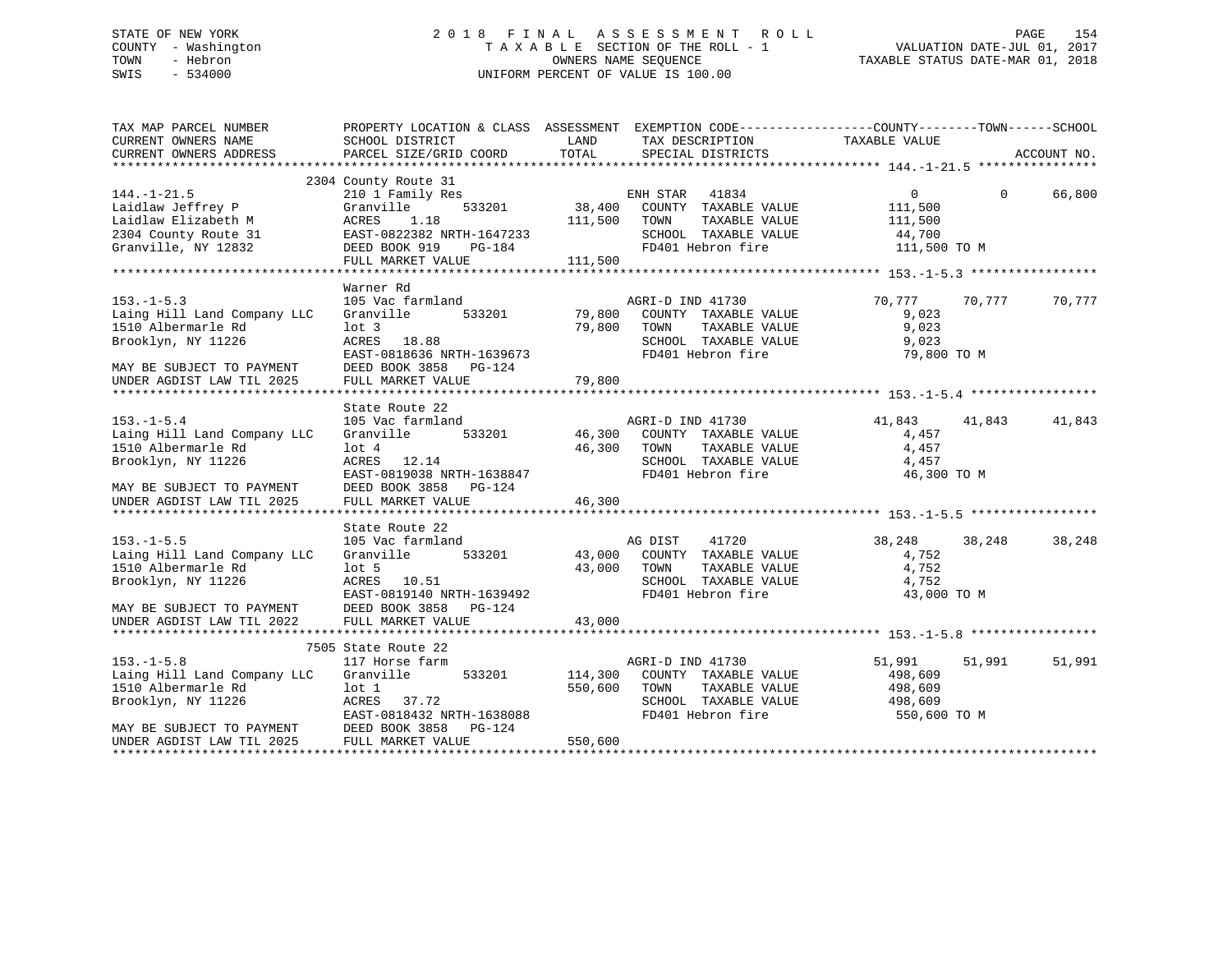STATE OF NEW YORK
COUNTY - Washington
TOWN - Hebron
SWIS - 534000

# 2018 FINAL ASSESSMENT ROLL

TAXABLE SECTION OF THE ROLL - 1
OWNERS NAME SEQUENCE
UNIFORM PERCENT OF VALUE IS 100.00

VALUATION DATE-JUL 01, 2017
TAXABLE STATUS DATE-MAR 01, 2018

| TAX MAP PARCEL NUMBER / CURRENT OWNERS NAME / CURRENT OWNERS ADDRESS | PROPERTY LOCATION & CLASS / SCHOOL DISTRICT / PARCEL SIZE/GRID COORD | ASSESSMENT LAND | TOTAL | EXEMPTION CODE / TAX DESCRIPTION / SPECIAL DISTRICTS | COUNTY TAXABLE VALUE | TOWN | SCHOOL | ACCOUNT NO. |
|---|---|---|---|---|---|---|---|---|
| **144.-1-21.5** | 2304 County Route 31 | | | | | | | |
| | 210 1 Family Res | | | ENH STAR 41834 | 0 | 0 | 66,800 | |
| Laidlaw Jeffrey P | Granville 533201 | 38,400 | | COUNTY TAXABLE VALUE | 111,500 | | | |
| Laidlaw Elizabeth M | ACRES 1.18 | | 111,500 | TOWN TAXABLE VALUE | 111,500 | | | |
| 2304 County Route 31 | EAST-0822382 NRTH-1647233 | | | SCHOOL TAXABLE VALUE | 44,700 | | | |
| Granville, NY 12832 | DEED BOOK 919 PG-184 | | | FD401 Hebron fire | 111,500 TO M | | | |
| | FULL MARKET VALUE | | 111,500 | | | | | |
| **153.-1-5.3** | Warner Rd | | | | | | | |
| | 105 Vac farmland | | | AGRI-D IND 41730 | 70,777 | 70,777 | 70,777 | |
| Laing Hill Land Company LLC | Granville 533201 | 79,800 | | COUNTY TAXABLE VALUE | 9,023 | | | |
| 1510 Albermarle Rd | lot 3 | | 79,800 | TOWN TAXABLE VALUE | 9,023 | | | |
| Brooklyn, NY 11226 | ACRES 18.88 | | | SCHOOL TAXABLE VALUE | 9,023 | | | |
| | EAST-0818636 NRTH-1639673 | | | FD401 Hebron fire | 79,800 TO M | | | |
| MAY BE SUBJECT TO PAYMENT | DEED BOOK 3858 PG-124 | | | | | | | |
| UNDER AGDIST LAW TIL 2025 | FULL MARKET VALUE | | 79,800 | | | | | |
| **153.-1-5.4** | State Route 22 | | | | | | | |
| | 105 Vac farmland | | | AGRI-D IND 41730 | 41,843 | 41,843 | 41,843 | |
| Laing Hill Land Company LLC | Granville 533201 | 46,300 | | COUNTY TAXABLE VALUE | 4,457 | | | |
| 1510 Albermarle Rd | lot 4 | | 46,300 | TOWN TAXABLE VALUE | 4,457 | | | |
| Brooklyn, NY 11226 | ACRES 12.14 | | | SCHOOL TAXABLE VALUE | 4,457 | | | |
| | EAST-0819038 NRTH-1638847 | | | FD401 Hebron fire | 46,300 TO M | | | |
| MAY BE SUBJECT TO PAYMENT | DEED BOOK 3858 PG-124 | | | | | | | |
| UNDER AGDIST LAW TIL 2025 | FULL MARKET VALUE | | 46,300 | | | | | |
| **153.-1-5.5** | State Route 22 | | | | | | | |
| | 105 Vac farmland | | | AG DIST 41720 | 38,248 | 38,248 | 38,248 | |
| Laing Hill Land Company LLC | Granville 533201 | 43,000 | | COUNTY TAXABLE VALUE | 4,752 | | | |
| 1510 Albermarle Rd | lot 5 | | 43,000 | TOWN TAXABLE VALUE | 4,752 | | | |
| Brooklyn, NY 11226 | ACRES 10.51 | | | SCHOOL TAXABLE VALUE | 4,752 | | | |
| | EAST-0819140 NRTH-1639492 | | | FD401 Hebron fire | 43,000 TO M | | | |
| MAY BE SUBJECT TO PAYMENT | DEED BOOK 3858 PG-124 | | | | | | | |
| UNDER AGDIST LAW TIL 2022 | FULL MARKET VALUE | | 43,000 | | | | | |
| **153.-1-5.8** | 7505 State Route 22 | | | | | | | |
| | 117 Horse farm | | | AGRI-D IND 41730 | 51,991 | 51,991 | 51,991 | |
| Laing Hill Land Company LLC | Granville 533201 | 114,300 | | COUNTY TAXABLE VALUE | 498,609 | | | |
| 1510 Albermarle Rd | lot 1 | | 550,600 | TOWN TAXABLE VALUE | 498,609 | | | |
| Brooklyn, NY 11226 | ACRES 37.72 | | | SCHOOL TAXABLE VALUE | 498,609 | | | |
| | EAST-0818432 NRTH-1638088 | | | FD401 Hebron fire | 550,600 TO M | | | |
| MAY BE SUBJECT TO PAYMENT | DEED BOOK 3858 PG-124 | | | | | | | |
| UNDER AGDIST LAW TIL 2025 | FULL MARKET VALUE | | 550,600 | | | | | |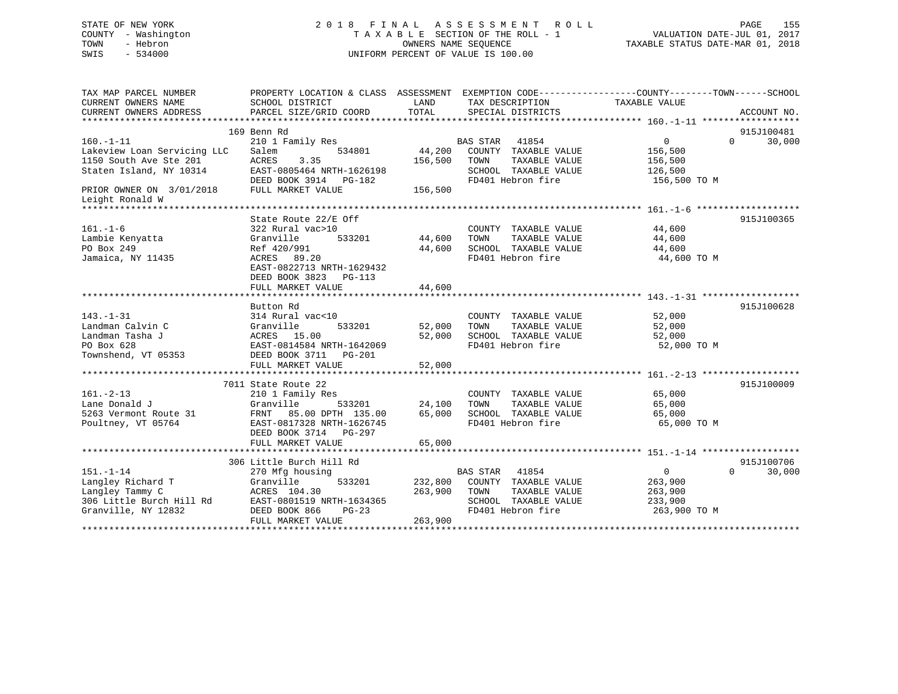STATE OF NEW YORK
COUNTY - Washington
TOWN - Hebron
SWIS - 534000

2018 FINAL ASSESSMENT ROLL
TAXABLE SECTION OF THE ROLL - 1
OWNERS NAME SEQUENCE
UNIFORM PERCENT OF VALUE IS 100.00

VALUATION DATE-JUL 01, 2017
TAXABLE STATUS DATE-MAR 01, 2018

| TAX MAP PARCEL NUMBER / CURRENT OWNERS NAME / CURRENT OWNERS ADDRESS | PROPERTY LOCATION & CLASS / SCHOOL DISTRICT / PARCEL SIZE/GRID COORD | ASSESSMENT LAND | TOTAL | EXEMPTION CODE / TAX DESCRIPTION / SPECIAL DISTRICTS | COUNTY TAXABLE VALUE | TOWN | SCHOOL | ACCOUNT NO. |
|---|---|---|---|---|---|---|---|---|
| **160.-1-11** | 169 Benn Rd | | | | | | | 915J100481 |
| 160.-1-11 | 210 1 Family Res | | | BAS STAR 41854 | 0 | 0 | 30,000 | |
| Lakeview Loan Servicing LLC | Salem 534801 | 44,200 | | COUNTY TAXABLE VALUE | 156,500 | | | |
| 1150 South Ave Ste 201 | ACRES 3.35 | | 156,500 | TOWN TAXABLE VALUE | 156,500 | | | |
| Staten Island, NY 10314 | EAST-0805464 NRTH-1626198 | | | SCHOOL TAXABLE VALUE | 126,500 | | | |
| | DEED BOOK 3914 PG-182 | | | FD401 Hebron fire | 156,500 TO M | | | |
| PRIOR OWNER ON 3/01/2018 | FULL MARKET VALUE | | 156,500 | | | | | |
| Leight Ronald W | | | | | | | | |
| **161.-1-6** | State Route 22/E Off | | | | | | | 915J100365 |
| 161.-1-6 | 322 Rural vac>10 | | | COUNTY TAXABLE VALUE | 44,600 | | | |
| Lambie Kenyatta | Granville 533201 | 44,600 | | TOWN TAXABLE VALUE | 44,600 | | | |
| PO Box 249 | Ref 420/991 | | 44,600 | SCHOOL TAXABLE VALUE | 44,600 | | | |
| Jamaica, NY 11435 | ACRES 89.20 | | | FD401 Hebron fire | 44,600 TO M | | | |
| | EAST-0822713 NRTH-1629432 | | | | | | | |
| | DEED BOOK 3823 PG-113 | | | | | | | |
| | FULL MARKET VALUE | | 44,600 | | | | | |
| **143.-1-31** | Button Rd | | | | | | | 915J100628 |
| 143.-1-31 | 314 Rural vac<10 | | | COUNTY TAXABLE VALUE | 52,000 | | | |
| Landman Calvin C | Granville 533201 | 52,000 | | TOWN TAXABLE VALUE | 52,000 | | | |
| Landman Tasha J | ACRES 15.00 | | 52,000 | SCHOOL TAXABLE VALUE | 52,000 | | | |
| PO Box 628 | EAST-0814584 NRTH-1642069 | | | FD401 Hebron fire | 52,000 TO M | | | |
| Townshend, VT 05353 | DEED BOOK 3711 PG-201 | | | | | | | |
| | FULL MARKET VALUE | | 52,000 | | | | | |
| **161.-2-13** | 7011 State Route 22 | | | | | | | 915J100009 |
| 161.-2-13 | 210 1 Family Res | | | COUNTY TAXABLE VALUE | 65,000 | | | |
| Lane Donald J | Granville 533201 | 24,100 | | TOWN TAXABLE VALUE | 65,000 | | | |
| 5263 Vermont Route 31 | FRNT 85.00 DPTH 135.00 | | 65,000 | SCHOOL TAXABLE VALUE | 65,000 | | | |
| Poultney, VT 05764 | EAST-0817328 NRTH-1626745 | | | FD401 Hebron fire | 65,000 TO M | | | |
| | DEED BOOK 3714 PG-297 | | | | | | | |
| | FULL MARKET VALUE | | 65,000 | | | | | |
| **151.-1-14** | 306 Little Burch Hill Rd | | | | | | | 915J100706 |
| 151.-1-14 | 270 Mfg housing | | | BAS STAR 41854 | 0 | 0 | 30,000 | |
| Langley Richard T | Granville 533201 | 232,800 | | COUNTY TAXABLE VALUE | 263,900 | | | |
| Langley Tammy C | ACRES 104.30 | | 263,900 | TOWN TAXABLE VALUE | 263,900 | | | |
| 306 Little Burch Hill Rd | EAST-0801519 NRTH-1634365 | | | SCHOOL TAXABLE VALUE | 233,900 | | | |
| Granville, NY 12832 | DEED BOOK 866 PG-23 | | | FD401 Hebron fire | 263,900 TO M | | | |
| | FULL MARKET VALUE | | 263,900 | | | | | |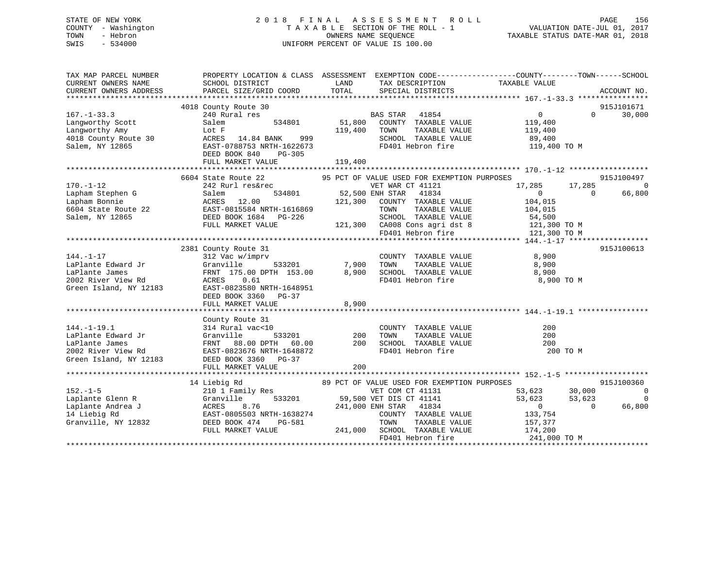STATE OF NEW YORK
COUNTY - Washington
TOWN - Hebron
SWIS - 534000

# 2018 FINAL ASSESSMENT ROLL
TAXABLE SECTION OF THE ROLL - 1
OWNERS NAME SEQUENCE
UNIFORM PERCENT OF VALUE IS 100.00

VALUATION DATE-JUL 01, 2017
TAXABLE STATUS DATE-MAR 01, 2018

```
TAX MAP PARCEL NUMBER          PROPERTY LOCATION & CLASS  ASSESSMENT  EXEMPTION CODE------------------COUNTY--------TOWN------SCHOOL
CURRENT OWNERS NAME            SCHOOL DISTRICT            LAND        TAX DESCRIPTION             TAXABLE VALUE
CURRENT OWNERS ADDRESS         PARCEL SIZE/GRID COORD     TOTAL       SPECIAL DISTRICTS                                       ACCOUNT NO.
******************************************************************************************************* 167.-1-33.3 ****************
                               4018 County Route 30                                                                          915J101671
167.-1-33.3                    240 Rural res                          BAS STAR   41854              0              0      30,000
Langworthy Scott               Salem          534801        51,800    COUNTY  TAXABLE VALUE       119,400
Langworthy Amy                 Lot F                       119,400    TOWN    TAXABLE VALUE       119,400
4018 County Route 30           ACRES  14.84 BANK    999               SCHOOL  TAXABLE VALUE        89,400
Salem, NY 12865                EAST-0788753 NRTH-1622673              FD401 Hebron fire              119,400 TO M
                               DEED BOOK 840    PG-305
                               FULL MARKET VALUE           119,400
******************************************************************************************************* 170.-1-12 ******************
                               6604 State Route 22            95 PCT OF VALUE USED FOR EXEMPTION PURPOSES                    915J100497
170.-1-12                      242 Rurl res&rec                   VET WAR CT 41121             17,285         17,285              0
Lapham Stephen G               Salem          534801        52,500 ENH STAR   41834                 0              0      66,800
Lapham Bonnie                  ACRES  12.00                121,300   COUNTY  TAXABLE VALUE        104,015
6604 State Route 22            EAST-0815584 NRTH-1616869              TOWN    TAXABLE VALUE        104,015
Salem, NY 12865                DEED BOOK 1684   PG-226                SCHOOL  TAXABLE VALUE         54,500
                               FULL MARKET VALUE           121,300   CA008 Cons agri dst 8          121,300 TO M
                                                                      FD401 Hebron fire              121,300 TO M
******************************************************************************************************* 144.-1-17 ******************
                               2381 County Route 31                                                                          915J100613
144.-1-17                      312 Vac w/imprv                        COUNTY  TAXABLE VALUE          8,900
LaPlante Edward Jr             Granville      533201         7,900    TOWN    TAXABLE VALUE          8,900
LaPlante James                 FRNT 175.00 DPTH 153.00       8,900    SCHOOL  TAXABLE VALUE          8,900
2002 River View Rd             ACRES   0.61                           FD401 Hebron fire                8,900 TO M
Green Island, NY 12183         EAST-0823580 NRTH-1648951
                               DEED BOOK 3360   PG-37
                               FULL MARKET VALUE             8,900
******************************************************************************************************* 144.-1-19.1 ****************
                               County Route 31
144.-1-19.1                    314 Rural vac<10                       COUNTY  TAXABLE VALUE            200
LaPlante Edward Jr             Granville      533201           200    TOWN    TAXABLE VALUE            200
LaPlante James                 FRNT  88.00 DPTH  60.00         200    SCHOOL  TAXABLE VALUE            200
2002 River View Rd             EAST-0823676 NRTH-1648872              FD401 Hebron fire                  200 TO M
Green Island, NY 12183         DEED BOOK 3360   PG-37
                               FULL MARKET VALUE               200
******************************************************************************************************* 152.-1-5 *******************
                               14 Liebig Rd                   89 PCT OF VALUE USED FOR EXEMPTION PURPOSES                    915J100360
152.-1-5                       210 1 Family Res                   VET COM CT 41131             53,623         30,000              0
Laplante Glenn R               Granville      533201        59,500 VET DIS CT 41141             53,623         53,623              0
Laplante Andrea J              ACRES   8.76                241,000 ENH STAR   41834                 0              0      66,800
14 Liebig Rd                   EAST-0805503 NRTH-1638274              COUNTY  TAXABLE VALUE        133,754
Granville, NY 12832            DEED BOOK 474    PG-581                TOWN    TAXABLE VALUE        157,377
                               FULL MARKET VALUE           241,000   SCHOOL  TAXABLE VALUE        174,200
                                                                      FD401 Hebron fire              241,000 TO M
************************************************************************************************************************************
```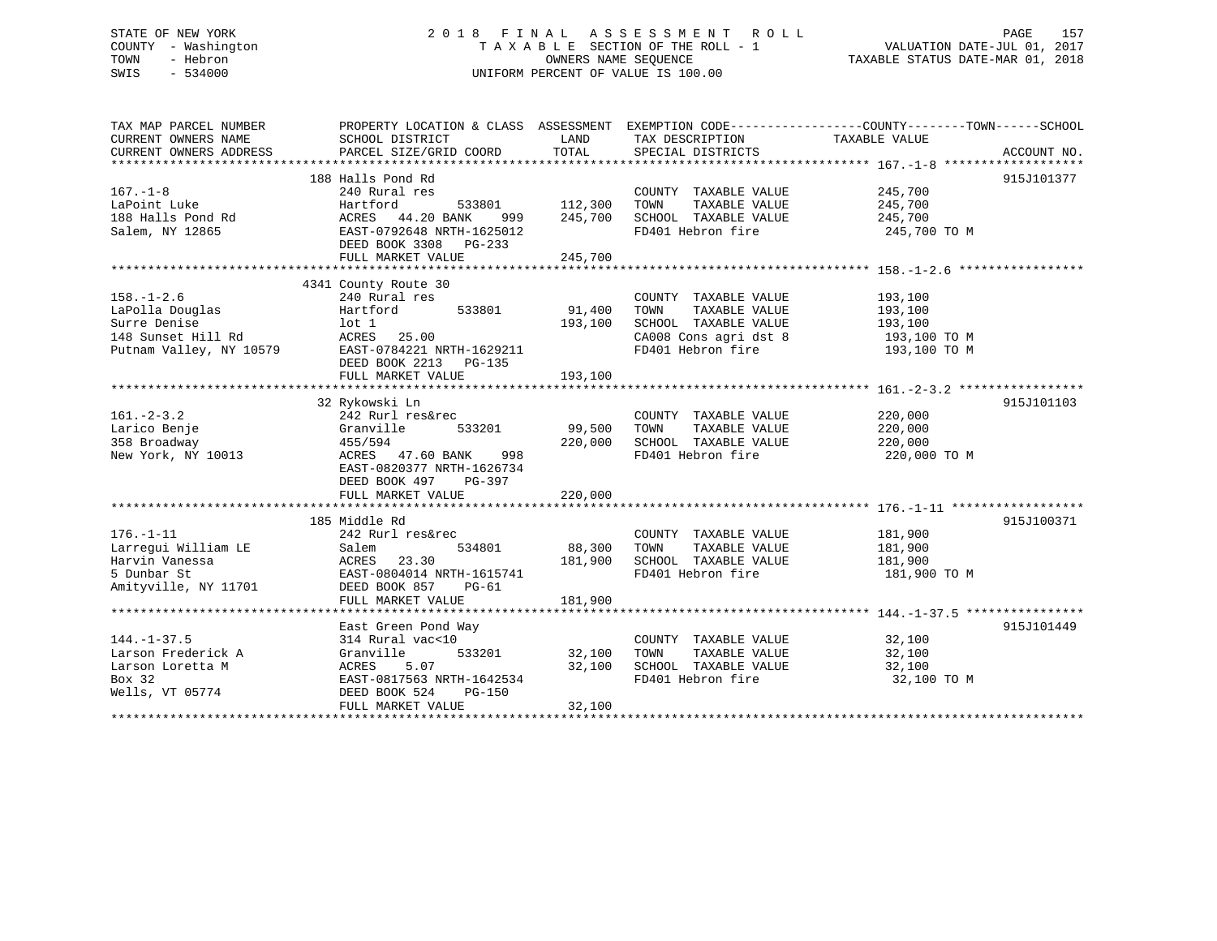STATE OF NEW YORK
COUNTY - Washington
TOWN - Hebron
SWIS - 534000

# 2018 FINAL ASSESSMENT ROLL

TAXABLE SECTION OF THE ROLL - 1
OWNERS NAME SEQUENCE
UNIFORM PERCENT OF VALUE IS 100.00

VALUATION DATE-JUL 01, 2017
TAXABLE STATUS DATE-MAR 01, 2018

| TAX MAP PARCEL NUMBER / CURRENT OWNERS NAME / CURRENT OWNERS ADDRESS | PROPERTY LOCATION & CLASS / SCHOOL DISTRICT / PARCEL SIZE/GRID COORD | ASSESSMENT LAND | TOTAL | EXEMPTION CODE / TAX DESCRIPTION / SPECIAL DISTRICTS | COUNTY--------TOWN------SCHOOL TAXABLE VALUE | ACCOUNT NO. |
|---|---|---|---|---|---|---|
| 167.-1-8 | 188 Halls Pond Rd | | | | | 915J101377 |
| | 240 Rural res | | | COUNTY TAXABLE VALUE | 245,700 | |
| LaPoint Luke | Hartford 533801 | 112,300 | | TOWN TAXABLE VALUE | 245,700 | |
| 188 Halls Pond Rd | ACRES 44.20 BANK 999 | | 245,700 | SCHOOL TAXABLE VALUE | 245,700 | |
| Salem, NY 12865 | EAST-0792648 NRTH-1625012 | | | FD401 Hebron fire | 245,700 TO M | |
| | DEED BOOK 3308 PG-233 | | | | | |
| | FULL MARKET VALUE | | 245,700 | | | |
| 158.-1-2.6 | 4341 County Route 30 | | | | | |
| | 240 Rural res | | | COUNTY TAXABLE VALUE | 193,100 | |
| LaPolla Douglas | Hartford 533801 | 91,400 | | TOWN TAXABLE VALUE | 193,100 | |
| Surre Denise | lot 1 | | 193,100 | SCHOOL TAXABLE VALUE | 193,100 | |
| 148 Sunset Hill Rd | ACRES 25.00 | | | CA008 Cons agri dst 8 | 193,100 TO M | |
| Putnam Valley, NY 10579 | EAST-0784221 NRTH-1629211 | | | FD401 Hebron fire | 193,100 TO M | |
| | DEED BOOK 2213 PG-135 | | | | | |
| | FULL MARKET VALUE | | 193,100 | | | |
| 161.-2-3.2 | 32 Rykowski Ln | | | | | 915J101103 |
| | 242 Rurl res&rec | | | COUNTY TAXABLE VALUE | 220,000 | |
| Larico Benje | Granville 533201 | 99,500 | | TOWN TAXABLE VALUE | 220,000 | |
| 358 Broadway | 455/594 | | 220,000 | SCHOOL TAXABLE VALUE | 220,000 | |
| New York, NY 10013 | ACRES 47.60 BANK 998 | | | FD401 Hebron fire | 220,000 TO M | |
| | EAST-0820377 NRTH-1626734 | | | | | |
| | DEED BOOK 497 PG-397 | | | | | |
| | FULL MARKET VALUE | | 220,000 | | | |
| 176.-1-11 | 185 Middle Rd | | | | | 915J100371 |
| | 242 Rurl res&rec | | | COUNTY TAXABLE VALUE | 181,900 | |
| Larregui William LE | Salem 534801 | 88,300 | | TOWN TAXABLE VALUE | 181,900 | |
| Harvin Vanessa | ACRES 23.30 | | 181,900 | SCHOOL TAXABLE VALUE | 181,900 | |
| 5 Dunbar St | EAST-0804014 NRTH-1615741 | | | FD401 Hebron fire | 181,900 TO M | |
| Amityville, NY 11701 | DEED BOOK 857 PG-61 | | | | | |
| | FULL MARKET VALUE | | 181,900 | | | |
| 144.-1-37.5 | East Green Pond Way | | | | | 915J101449 |
| | 314 Rural vac<10 | | | COUNTY TAXABLE VALUE | 32,100 | |
| Larson Frederick A | Granville 533201 | 32,100 | | TOWN TAXABLE VALUE | 32,100 | |
| Larson Loretta M | ACRES 5.07 | | 32,100 | SCHOOL TAXABLE VALUE | 32,100 | |
| Box 32 | EAST-0817563 NRTH-1642534 | | | FD401 Hebron fire | 32,100 TO M | |
| Wells, VT 05774 | DEED BOOK 524 PG-150 | | | | | |
| | FULL MARKET VALUE | | 32,100 | | | |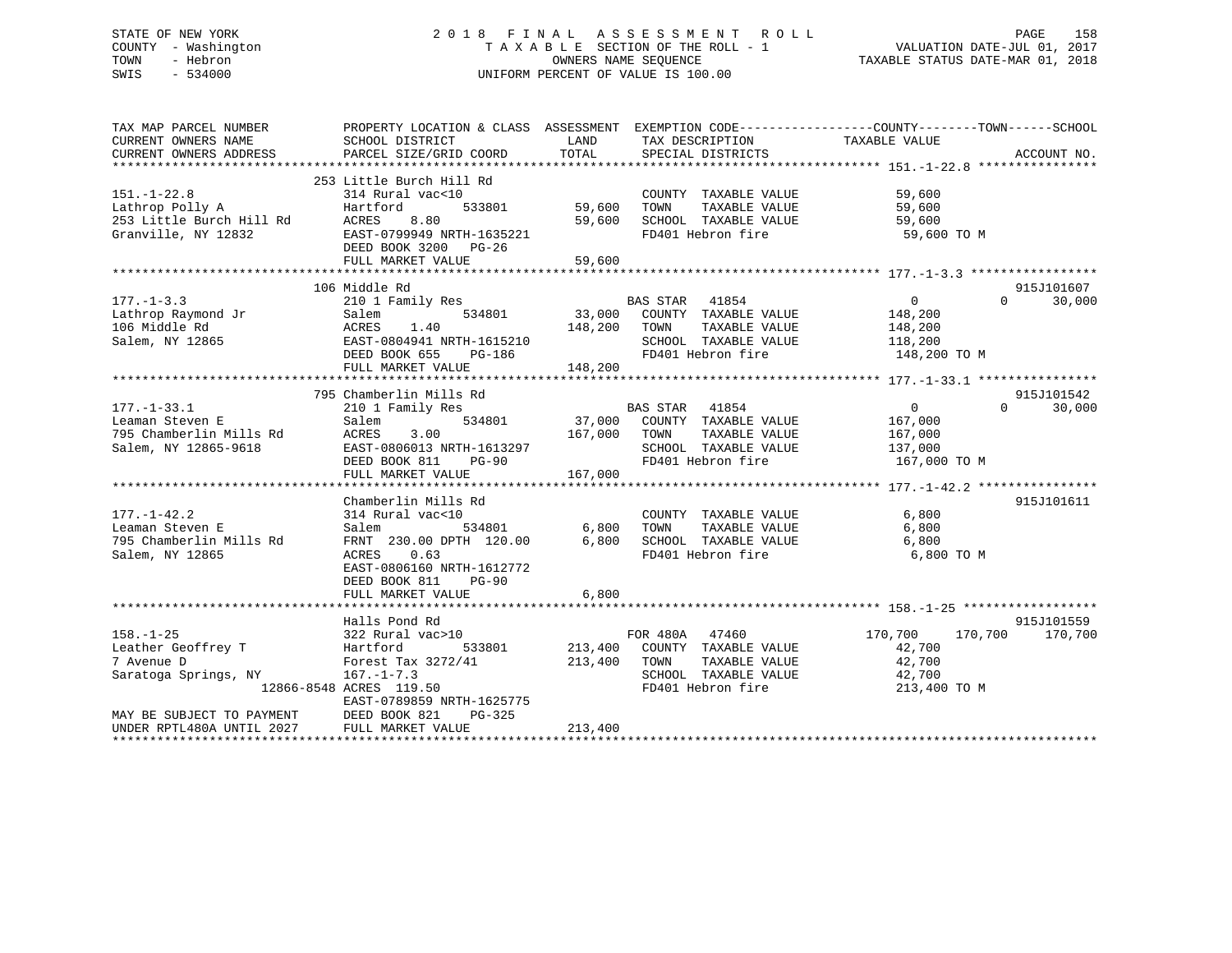STATE OF NEW YORK
COUNTY - Washington
TOWN - Hebron
SWIS - 534000

2018 FINAL ASSESSMENT ROLL
TAXABLE SECTION OF THE ROLL - 1
OWNERS NAME SEQUENCE
UNIFORM PERCENT OF VALUE IS 100.00

VALUATION DATE-JUL 01, 2017
TAXABLE STATUS DATE-MAR 01, 2018

```
TAX MAP PARCEL NUMBER          PROPERTY LOCATION & CLASS  ASSESSMENT  EXEMPTION CODE------------------COUNTY--------TOWN------SCHOOL
CURRENT OWNERS NAME            SCHOOL DISTRICT               LAND      TAX DESCRIPTION            TAXABLE VALUE
CURRENT OWNERS ADDRESS         PARCEL SIZE/GRID COORD        TOTAL     SPECIAL DISTRICTS                                    ACCOUNT NO.
******************************************************************************************************* 151.-1-22.8 ****************
                               253 Little Burch Hill Rd
151.-1-22.8                    314 Rural vac<10                         COUNTY  TAXABLE VALUE           59,600
Lathrop Polly A                Hartford        533801        59,600    TOWN    TAXABLE VALUE           59,600
253 Little Burch Hill Rd       ACRES    8.80                 59,600    SCHOOL  TAXABLE VALUE           59,600
Granville, NY 12832            EAST-0799949 NRTH-1635221                FD401 Hebron fire                59,600 TO M
                               DEED BOOK 3200   PG-26
                               FULL MARKET VALUE             59,600
******************************************************************************************************* 177.-1-3.3 *****************
                               106 Middle Rd                                                                          915J101607
177.-1-3.3                     210 1 Family Res                         BAS STAR   41854                    0          0     30,000
Lathrop Raymond Jr             Salem           534801        33,000    COUNTY  TAXABLE VALUE          148,200
106 Middle Rd                  ACRES    1.40                148,200    TOWN    TAXABLE VALUE          148,200
Salem, NY 12865                EAST-0804941 NRTH-1615210                SCHOOL  TAXABLE VALUE          118,200
                               DEED BOOK 655    PG-186                  FD401 Hebron fire               148,200 TO M
                               FULL MARKET VALUE            148,200
******************************************************************************************************* 177.-1-33.1 ****************
                               795 Chamberlin Mills Rd                                                                915J101542
177.-1-33.1                    210 1 Family Res                         BAS STAR   41854                    0          0     30,000
Leaman Steven E                Salem           534801        37,000    COUNTY  TAXABLE VALUE          167,000
795 Chamberlin Mills Rd        ACRES    3.00                167,000    TOWN    TAXABLE VALUE          167,000
Salem, NY 12865-9618           EAST-0806013 NRTH-1613297                SCHOOL  TAXABLE VALUE          137,000
                               DEED BOOK 811    PG-90                   FD401 Hebron fire               167,000 TO M
                               FULL MARKET VALUE            167,000
******************************************************************************************************* 177.-1-42.2 ****************
                               Chamberlin Mills Rd                                                                    915J101611
177.-1-42.2                    314 Rural vac<10                         COUNTY  TAXABLE VALUE            6,800
Leaman Steven E                Salem           534801         6,800    TOWN    TAXABLE VALUE            6,800
795 Chamberlin Mills Rd        FRNT 230.00 DPTH 120.00        6,800    SCHOOL  TAXABLE VALUE            6,800
Salem, NY 12865                ACRES    0.63                            FD401 Hebron fire                 6,800 TO M
                               EAST-0806160 NRTH-1612772
                               DEED BOOK 811    PG-90
                               FULL MARKET VALUE              6,800
******************************************************************************************************* 158.-1-25 ******************
                               Halls Pond Rd                                                                          915J101559
158.-1-25                      322 Rural vac>10                         FOR 480A   47460              170,700    170,700    170,700
Leather Geoffrey T             Hartford        533801       213,400    COUNTY  TAXABLE VALUE           42,700
7 Avenue D                     Forest Tax 3272/41           213,400    TOWN    TAXABLE VALUE           42,700
Saratoga Springs, NY           167.-1-7.3                               SCHOOL  TAXABLE VALUE           42,700
                    12866-8548 ACRES  119.50                            FD401 Hebron fire               213,400 TO M
                               EAST-0789859 NRTH-1625775
MAY BE SUBJECT TO PAYMENT      DEED BOOK 821    PG-325
UNDER RPTL480A UNTIL 2027      FULL MARKET VALUE            213,400
************************************************************************************************************************************
```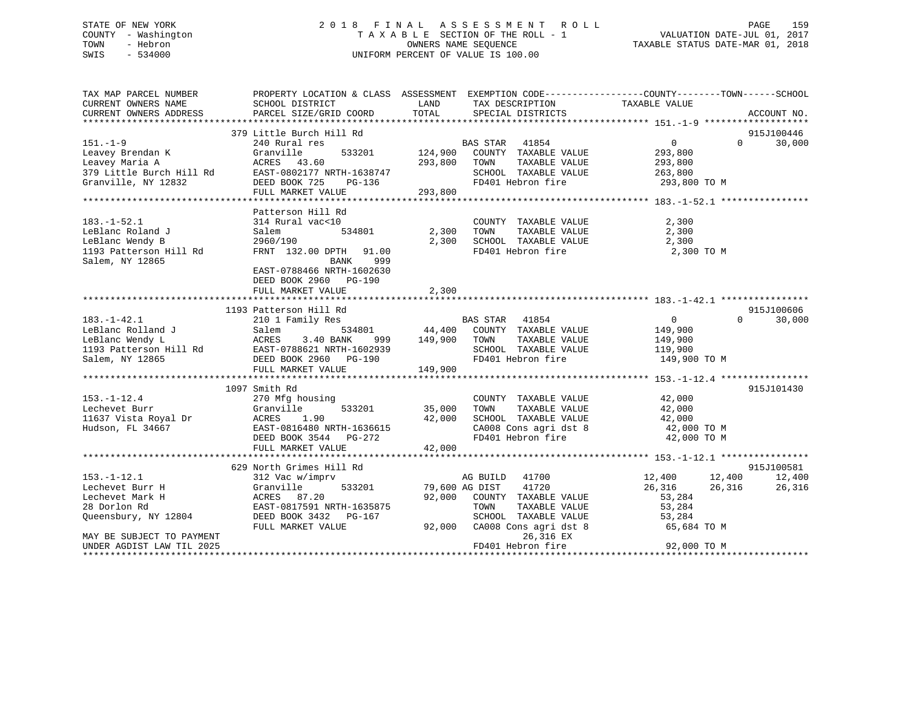STATE OF NEW YORK 2018 FINAL ASSESSMENT ROLL
COUNTY - Washington T A X A B L E SECTION OF THE ROLL - 1 VALUATION DATE-JUL 01, 2017
TOWN - Hebron OWNERS NAME SEQUENCE TAXABLE STATUS DATE-MAR 01, 2018
SWIS - 534000 UNIFORM PERCENT OF VALUE IS 100.00

```
TAX MAP PARCEL NUMBER          PROPERTY LOCATION & CLASS  ASSESSMENT  EXEMPTION CODE------------------COUNTY--------TOWN------SCHOOL
CURRENT OWNERS NAME            SCHOOL DISTRICT              LAND      TAX DESCRIPTION              TAXABLE VALUE
CURRENT OWNERS ADDRESS         PARCEL SIZE/GRID COORD       TOTAL     SPECIAL DISTRICTS                                        ACCOUNT NO.
************************************************************************************************************ 151.-1-9 *******************
                               379 Little Burch Hill Rd                                                                        915J100446
151.-1-9                       240 Rural res                          BAS STAR   41854                   0            0        30,000
Leavey Brendan K               Granville       533201      124,900    COUNTY  TAXABLE VALUE          293,800
Leavey Maria A                 ACRES   43.60               293,800    TOWN    TAXABLE VALUE          293,800
379 Little Burch Hill Rd       EAST-0802177 NRTH-1638747              SCHOOL  TAXABLE VALUE          263,800
Granville, NY 12832            DEED BOOK 725    PG-136                FD401 Hebron fire               293,800 TO M
                               FULL MARKET VALUE           293,800
************************************************************************************************************ 183.-1-52.1 ****************
                               Patterson Hill Rd
183.-1-52.1                    314 Rural vac<10                       COUNTY  TAXABLE VALUE            2,300
LeBlanc Roland J               Salem           534801        2,300    TOWN    TAXABLE VALUE            2,300
LeBlanc Wendy B                2960/190                      2,300    SCHOOL  TAXABLE VALUE            2,300
1193 Patterson Hill Rd         FRNT 132.00 DPTH  91.00                FD401 Hebron fire                 2,300 TO M
Salem, NY 12865                             BANK    999
                               EAST-0788466 NRTH-1602630
                               DEED BOOK 2960   PG-190
                               FULL MARKET VALUE             2,300
************************************************************************************************************ 183.-1-42.1 ****************
                               1193 Patterson Hill Rd                                                                          915J100606
183.-1-42.1                    210 1 Family Res                       BAS STAR   41854                   0            0        30,000
LeBlanc Rolland J              Salem           534801       44,400    COUNTY  TAXABLE VALUE          149,900
LeBlanc Wendy L                ACRES    3.40 BANK    999   149,900    TOWN    TAXABLE VALUE          149,900
1193 Patterson Hill Rd         EAST-0788621 NRTH-1602939              SCHOOL  TAXABLE VALUE          119,900
Salem, NY 12865                DEED BOOK 2960   PG-190                FD401 Hebron fire               149,900 TO M
                               FULL MARKET VALUE           149,900
************************************************************************************************************ 153.-1-12.4 ****************
                               1097 Smith Rd                                                                                   915J101430
153.-1-12.4                    270 Mfg housing                        COUNTY  TAXABLE VALUE           42,000
Lechevet Burr                  Granville       533201       35,000    TOWN    TAXABLE VALUE           42,000
11637 Vista Royal Dr           ACRES    1.90                42,000    SCHOOL  TAXABLE VALUE           42,000
Hudson, FL 34667               EAST-0816480 NRTH-1636615              CA008 Cons agri dst 8            42,000 TO M
                               DEED BOOK 3544   PG-272                FD401 Hebron fire                42,000 TO M
                               FULL MARKET VALUE            42,000
************************************************************************************************************ 153.-1-12.1 ****************
                               629 North Grimes Hill Rd                                                                        915J100581
153.-1-12.1                    312 Vac w/imprv                        AG BUILD   41700              12,400       12,400        12,400
Lechevet Burr H                Granville       533201       79,600 AG DIST    41720              26,316       26,316        26,316
Lechevet Mark H                ACRES   87.20                92,000    COUNTY  TAXABLE VALUE           53,284
28 Dorlon Rd                   EAST-0817591 NRTH-1635875              TOWN    TAXABLE VALUE           53,284
Queensbury, NY 12804           DEED BOOK 3432   PG-167                SCHOOL  TAXABLE VALUE           53,284
                               FULL MARKET VALUE            92,000    CA008 Cons agri dst 8            65,684 TO M
MAY BE SUBJECT TO PAYMENT                                                  26,316 EX
UNDER AGDIST LAW TIL 2025                                             FD401 Hebron fire                92,000 TO M
****************************************************************************************************************************************
```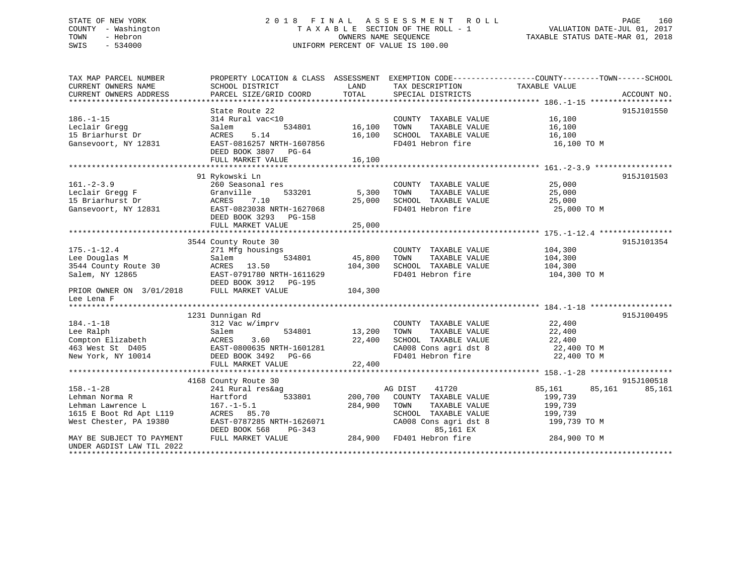STATE OF NEW YORK
COUNTY - Washington
TOWN - Hebron
SWIS - 534000

# 2018 FINAL ASSESSMENT ROLL
TAXABLE SECTION OF THE ROLL - 1
OWNERS NAME SEQUENCE
UNIFORM PERCENT OF VALUE IS 100.00

VALUATION DATE-JUL 01, 2017
TAXABLE STATUS DATE-MAR 01, 2018

| TAX MAP PARCEL NUMBER / CURRENT OWNERS NAME / CURRENT OWNERS ADDRESS | PROPERTY LOCATION & CLASS / SCHOOL DISTRICT / PARCEL SIZE/GRID COORD | ASSESSMENT LAND | TOTAL | EXEMPTION CODE / TAX DESCRIPTION / SPECIAL DISTRICTS | COUNTY TAXABLE VALUE | TOWN | SCHOOL | ACCOUNT NO. |
|---|---|---|---|---|---|---|---|---|
| **186.-1-15** | State Route 22 | | | | | | | 915J101550 |
| 186.-1-15 | 314 Rural vac<10 | | | COUNTY TAXABLE VALUE | 16,100 | | | |
| Leclair Gregg | Salem 534801 | 16,100 | | TOWN TAXABLE VALUE | 16,100 | | | |
| 15 Briarhurst Dr | ACRES 5.14 | | 16,100 | SCHOOL TAXABLE VALUE | 16,100 | | | |
| Gansevoort, NY 12831 | EAST-0816257 NRTH-1607856 | | | FD401 Hebron fire | 16,100 TO M | | | |
| | DEED BOOK 3807 PG-64 | | | | | | | |
| | FULL MARKET VALUE | | 16,100 | | | | | |
| **161.-2-3.9** | 91 Rykowski Ln | | | | | | | 915J101503 |
| 161.-2-3.9 | 260 Seasonal res | | | COUNTY TAXABLE VALUE | 25,000 | | | |
| Leclair Gregg F | Granville 533201 | 5,300 | | TOWN TAXABLE VALUE | 25,000 | | | |
| 15 Briarhurst Dr | ACRES 7.10 | | 25,000 | SCHOOL TAXABLE VALUE | 25,000 | | | |
| Gansevoort, NY 12831 | EAST-0823038 NRTH-1627068 | | | FD401 Hebron fire | 25,000 TO M | | | |
| | DEED BOOK 3293 PG-158 | | | | | | | |
| | FULL MARKET VALUE | | 25,000 | | | | | |
| **175.-1-12.4** | 3544 County Route 30 | | | | | | | 915J101354 |
| 175.-1-12.4 | 271 Mfg housings | | | COUNTY TAXABLE VALUE | 104,300 | | | |
| Lee Douglas M | Salem 534801 | 45,800 | | TOWN TAXABLE VALUE | 104,300 | | | |
| 3544 County Route 30 | ACRES 13.50 | | 104,300 | SCHOOL TAXABLE VALUE | 104,300 | | | |
| Salem, NY 12865 | EAST-0791780 NRTH-1611629 | | | FD401 Hebron fire | 104,300 TO M | | | |
| | DEED BOOK 3912 PG-195 | | | | | | | |
| PRIOR OWNER ON 3/01/2018 | FULL MARKET VALUE | | 104,300 | | | | | |
| Lee Lena F | | | | | | | | |
| **184.-1-18** | 1231 Dunnigan Rd | | | | | | | 915J100495 |
| 184.-1-18 | 312 Vac w/imprv | | | COUNTY TAXABLE VALUE | 22,400 | | | |
| Lee Ralph | Salem 534801 | 13,200 | | TOWN TAXABLE VALUE | 22,400 | | | |
| Compton Elizabeth | ACRES 3.60 | | 22,400 | SCHOOL TAXABLE VALUE | 22,400 | | | |
| 463 West St D405 | EAST-0800635 NRTH-1601281 | | | CA008 Cons agri dst 8 | 22,400 TO M | | | |
| New York, NY 10014 | DEED BOOK 3492 PG-66 | | | FD401 Hebron fire | 22,400 TO M | | | |
| | FULL MARKET VALUE | | 22,400 | | | | | |
| **158.-1-28** | 4168 County Route 30 | | | | | | | 915J100518 |
| 158.-1-28 | 241 Rural res&ag | | | AG DIST 41720 | 85,161 | 85,161 | 85,161 | |
| Lehman Norma R | Hartford 533801 | 200,700 | | COUNTY TAXABLE VALUE | 199,739 | | | |
| Lehman Lawrence L | 167.-1-5.1 | | 284,900 | TOWN TAXABLE VALUE | 199,739 | | | |
| 1615 E Boot Rd Apt L119 | ACRES 85.70 | | | SCHOOL TAXABLE VALUE | 199,739 | | | |
| West Chester, PA 19380 | EAST-0787285 NRTH-1626071 | | | CA008 Cons agri dst 8 | 199,739 TO M | | | |
| | DEED BOOK 568 PG-343 | | | 85,161 EX | | | | |
| MAY BE SUBJECT TO PAYMENT | FULL MARKET VALUE | | 284,900 | FD401 Hebron fire | 284,900 TO M | | | |
| UNDER AGDIST LAW TIL 2022 | | | | | | | | |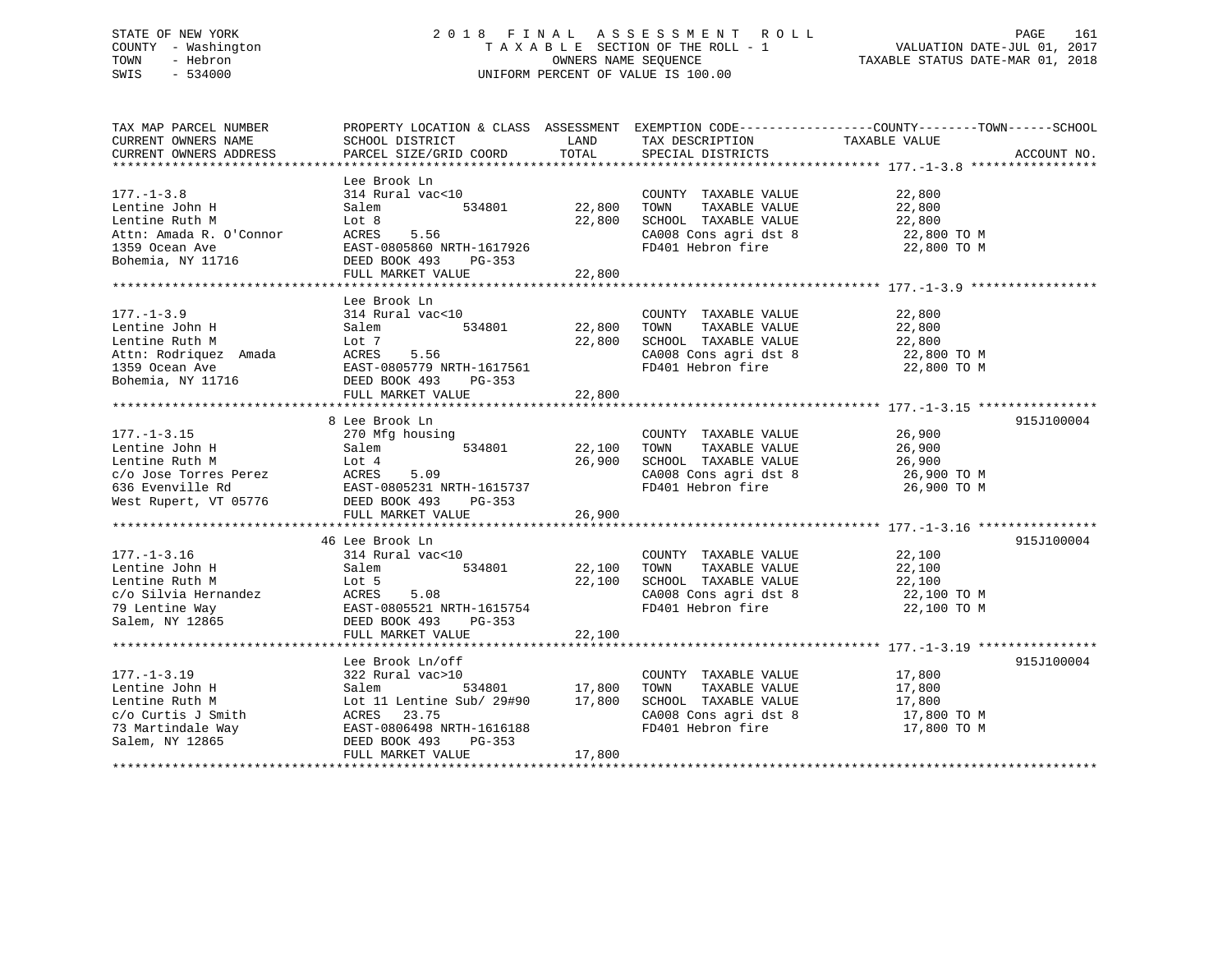STATE OF NEW YORK
COUNTY - Washington
TOWN - Hebron
SWIS - 534000

2 0 1 8 F I N A L A S S E S S M E N T R O L L
T A X A B L E SECTION OF THE ROLL - 1
OWNERS NAME SEQUENCE
UNIFORM PERCENT OF VALUE IS 100.00

VALUATION DATE-JUL 01, 2017
TAXABLE STATUS DATE-MAR 01, 2018

| TAX MAP PARCEL NUMBER / CURRENT OWNERS NAME / CURRENT OWNERS ADDRESS | PROPERTY LOCATION & CLASS / SCHOOL DISTRICT / PARCEL SIZE/GRID COORD | ASSESSMENT LAND / TOTAL | EXEMPTION CODE / TAX DESCRIPTION / SPECIAL DISTRICTS | TAXABLE VALUE (COUNTY / TOWN / SCHOOL) | ACCOUNT NO. |
|---|---|---|---|---|---|
| **177.-1-3.8** | Lee Brook Ln | | | | |
| 177.-1-3.8 | 314 Rural vac<10 | | COUNTY TAXABLE VALUE | 22,800 | |
| Lentine John H | Salem 534801 | 22,800 | TOWN TAXABLE VALUE | 22,800 | |
| Lentine Ruth M | Lot 8 | 22,800 | SCHOOL TAXABLE VALUE | 22,800 | |
| Attn: Amada R. O'Connor | ACRES 5.56 | | CA008 Cons agri dst 8 | 22,800 TO M | |
| 1359 Ocean Ave | EAST-0805860 NRTH-1617926 | | FD401 Hebron fire | 22,800 TO M | |
| Bohemia, NY 11716 | DEED BOOK 493 PG-353 | | | | |
| | FULL MARKET VALUE | 22,800 | | | |
| **177.-1-3.9** | Lee Brook Ln | | | | |
| 177.-1-3.9 | 314 Rural vac<10 | | COUNTY TAXABLE VALUE | 22,800 | |
| Lentine John H | Salem 534801 | 22,800 | TOWN TAXABLE VALUE | 22,800 | |
| Lentine Ruth M | Lot 7 | 22,800 | SCHOOL TAXABLE VALUE | 22,800 | |
| Attn: Rodriquez Amada | ACRES 5.56 | | CA008 Cons agri dst 8 | 22,800 TO M | |
| 1359 Ocean Ave | EAST-0805779 NRTH-1617561 | | FD401 Hebron fire | 22,800 TO M | |
| Bohemia, NY 11716 | DEED BOOK 493 PG-353 | | | | |
| | FULL MARKET VALUE | 22,800 | | | |
| **177.-1-3.15** | 8 Lee Brook Ln | | | | 915J100004 |
| 177.-1-3.15 | 270 Mfg housing | | COUNTY TAXABLE VALUE | 26,900 | |
| Lentine John H | Salem 534801 | 22,100 | TOWN TAXABLE VALUE | 26,900 | |
| Lentine Ruth M | Lot 4 | 26,900 | SCHOOL TAXABLE VALUE | 26,900 | |
| c/o Jose Torres Perez | ACRES 5.09 | | CA008 Cons agri dst 8 | 26,900 TO M | |
| 636 Evenville Rd | EAST-0805231 NRTH-1615737 | | FD401 Hebron fire | 26,900 TO M | |
| West Rupert, VT 05776 | DEED BOOK 493 PG-353 | | | | |
| | FULL MARKET VALUE | 26,900 | | | |
| **177.-1-3.16** | 46 Lee Brook Ln | | | | 915J100004 |
| 177.-1-3.16 | 314 Rural vac<10 | | COUNTY TAXABLE VALUE | 22,100 | |
| Lentine John H | Salem 534801 | 22,100 | TOWN TAXABLE VALUE | 22,100 | |
| Lentine Ruth M | Lot 5 | 22,100 | SCHOOL TAXABLE VALUE | 22,100 | |
| c/o Silvia Hernandez | ACRES 5.08 | | CA008 Cons agri dst 8 | 22,100 TO M | |
| 79 Lentine Way | EAST-0805521 NRTH-1615754 | | FD401 Hebron fire | 22,100 TO M | |
| Salem, NY 12865 | DEED BOOK 493 PG-353 | | | | |
| | FULL MARKET VALUE | 22,100 | | | |
| **177.-1-3.19** | Lee Brook Ln/off | | | | 915J100004 |
| 177.-1-3.19 | 322 Rural vac>10 | | COUNTY TAXABLE VALUE | 17,800 | |
| Lentine John H | Salem 534801 | 17,800 | TOWN TAXABLE VALUE | 17,800 | |
| Lentine Ruth M | Lot 11 Lentine Sub/ 29#90 | 17,800 | SCHOOL TAXABLE VALUE | 17,800 | |
| c/o Curtis J Smith | ACRES 23.75 | | CA008 Cons agri dst 8 | 17,800 TO M | |
| 73 Martindale Way | EAST-0806498 NRTH-1616188 | | FD401 Hebron fire | 17,800 TO M | |
| Salem, NY 12865 | DEED BOOK 493 PG-353 | | | | |
| | FULL MARKET VALUE | 17,800 | | | |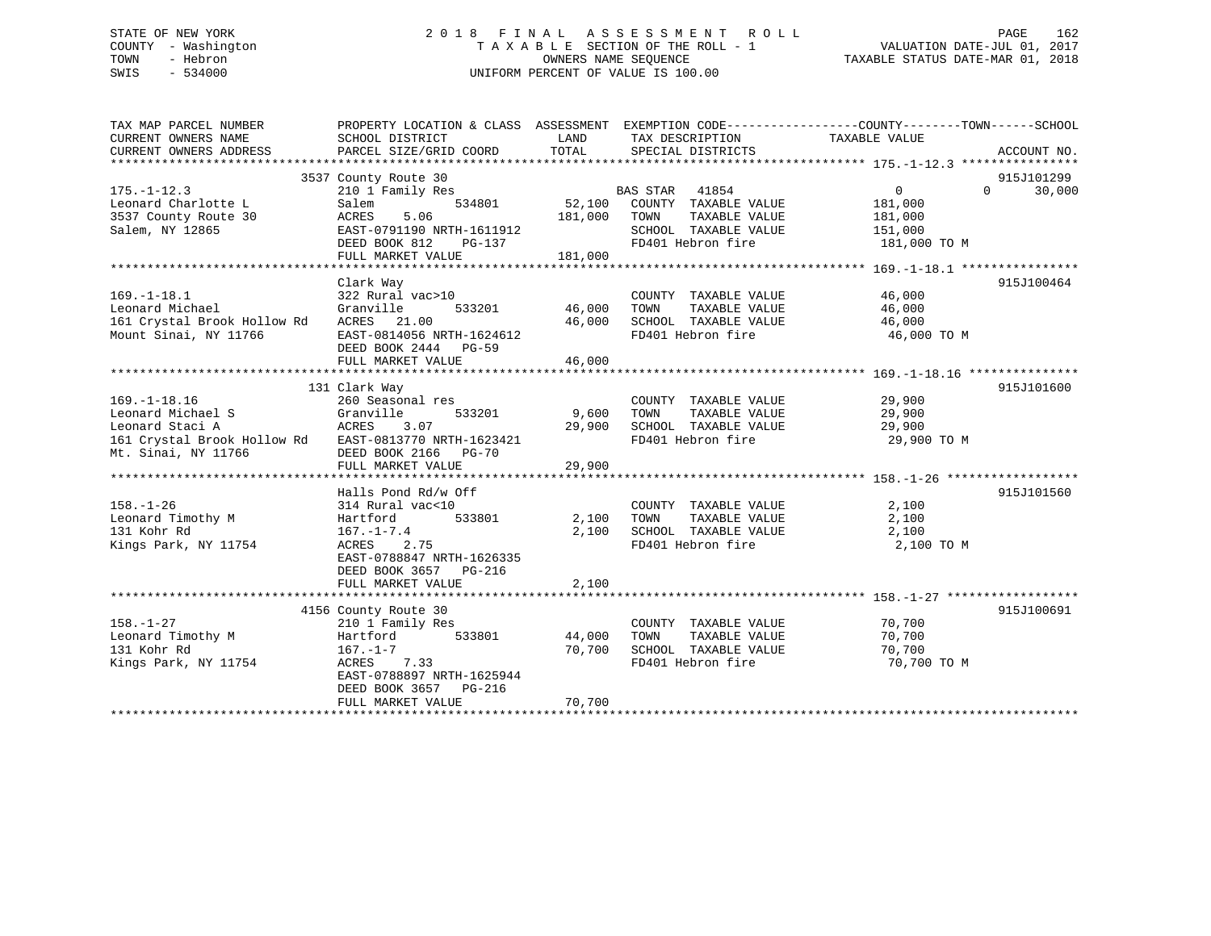STATE OF NEW YORK
COUNTY - Washington
TOWN - Hebron
SWIS - 534000

2018 FINAL ASSESSMENT ROLL
TAXABLE SECTION OF THE ROLL - 1
OWNERS NAME SEQUENCE
UNIFORM PERCENT OF VALUE IS 100.00

VALUATION DATE-JUL 01, 2017
TAXABLE STATUS DATE-MAR 01, 2018

| TAX MAP PARCEL NUMBER / CURRENT OWNERS NAME / CURRENT OWNERS ADDRESS | PROPERTY LOCATION & CLASS / SCHOOL DISTRICT / PARCEL SIZE/GRID COORD | ASSESSMENT LAND / TOTAL | EXEMPTION CODE / TAX DESCRIPTION / SPECIAL DISTRICTS | COUNTY / TOWN / SCHOOL TAXABLE VALUE | ACCOUNT NO. |
|---|---|---|---|---|---|
| 175.-1-12.3 | 3537 County Route 30 | | | | 915J101299 |
| Leonard Charlotte L | 210 1 Family Res | | BAS STAR 41854 | 0 0 30,000 | |
| 3537 County Route 30 | Salem 534801 | 52,100 | COUNTY TAXABLE VALUE | 181,000 | |
| Salem, NY 12865 | ACRES 5.06 | 181,000 | TOWN TAXABLE VALUE | 181,000 | |
| | EAST-0791190 NRTH-1611912 | | SCHOOL TAXABLE VALUE | 151,000 | |
| | DEED BOOK 812 PG-137 | | FD401 Hebron fire | 181,000 TO M | |
| | FULL MARKET VALUE | 181,000 | | | |
| 169.-1-18.1 | Clark Way | | | | 915J100464 |
| Leonard Michael | 322 Rural vac>10 | | COUNTY TAXABLE VALUE | 46,000 | |
| 161 Crystal Brook Hollow Rd | Granville 533201 | 46,000 | TOWN TAXABLE VALUE | 46,000 | |
| Mount Sinai, NY 11766 | ACRES 21.00 | 46,000 | SCHOOL TAXABLE VALUE | 46,000 | |
| | EAST-0814056 NRTH-1624612 | | FD401 Hebron fire | 46,000 TO M | |
| | DEED BOOK 2444 PG-59 | | | | |
| | FULL MARKET VALUE | 46,000 | | | |
| 169.-1-18.16 | 131 Clark Way | | | | 915J101600 |
| Leonard Michael S | 260 Seasonal res | | COUNTY TAXABLE VALUE | 29,900 | |
| Leonard Staci A | Granville 533201 | 9,600 | TOWN TAXABLE VALUE | 29,900 | |
| 161 Crystal Brook Hollow Rd | ACRES 3.07 | 29,900 | SCHOOL TAXABLE VALUE | 29,900 | |
| Mt. Sinai, NY 11766 | EAST-0813770 NRTH-1623421 | | FD401 Hebron fire | 29,900 TO M | |
| | DEED BOOK 2166 PG-70 | | | | |
| | FULL MARKET VALUE | 29,900 | | | |
| 158.-1-26 | Halls Pond Rd/w Off | | | | 915J101560 |
| Leonard Timothy M | 314 Rural vac<10 | | COUNTY TAXABLE VALUE | 2,100 | |
| 131 Kohr Rd | Hartford 533801 | 2,100 | TOWN TAXABLE VALUE | 2,100 | |
| Kings Park, NY 11754 | 167.-1-7.4 | 2,100 | SCHOOL TAXABLE VALUE | 2,100 | |
| | ACRES 2.75 | | FD401 Hebron fire | 2,100 TO M | |
| | EAST-0788847 NRTH-1626335 | | | | |
| | DEED BOOK 3657 PG-216 | | | | |
| | FULL MARKET VALUE | 2,100 | | | |
| 158.-1-27 | 4156 County Route 30 | | | | 915J100691 |
| Leonard Timothy M | 210 1 Family Res | | COUNTY TAXABLE VALUE | 70,700 | |
| 131 Kohr Rd | Hartford 533801 | 44,000 | TOWN TAXABLE VALUE | 70,700 | |
| Kings Park, NY 11754 | 167.-1-7 | 70,700 | SCHOOL TAXABLE VALUE | 70,700 | |
| | ACRES 7.33 | | FD401 Hebron fire | 70,700 TO M | |
| | EAST-0788897 NRTH-1625944 | | | | |
| | DEED BOOK 3657 PG-216 | | | | |
| | FULL MARKET VALUE | 70,700 | | | |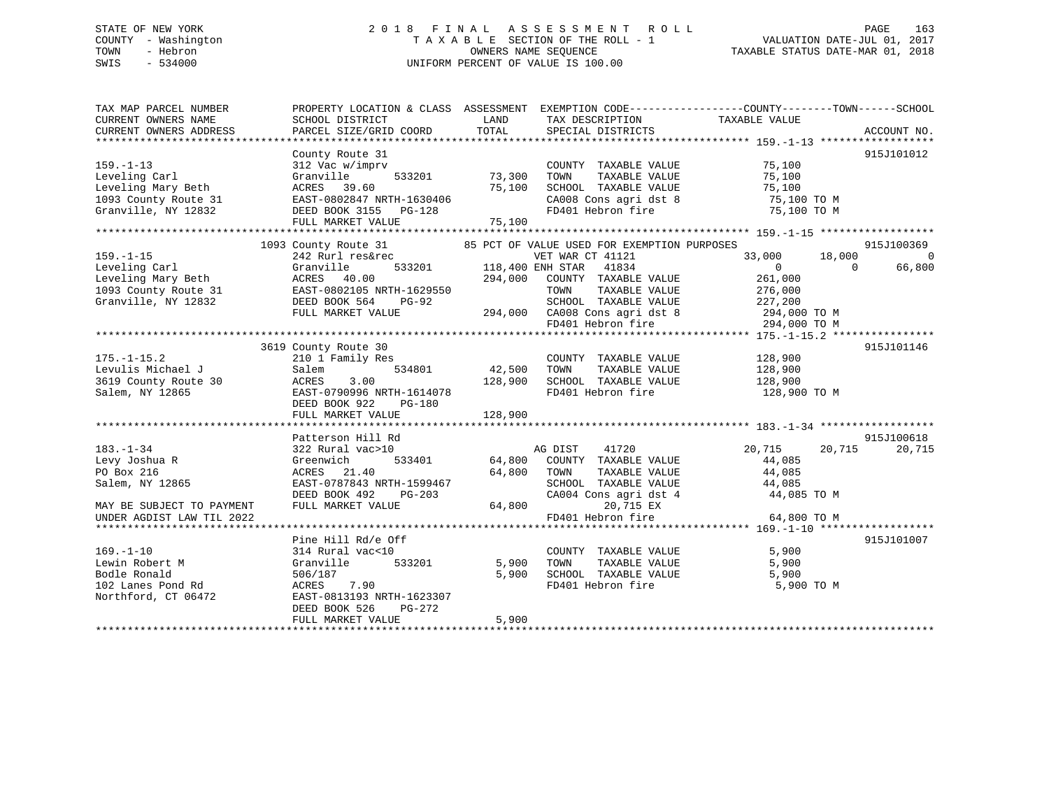STATE OF NEW YORK
COUNTY - Washington
TOWN - Hebron
SWIS - 534000

# 2018 FINAL ASSESSMENT ROLL
TAXABLE SECTION OF THE ROLL - 1
OWNERS NAME SEQUENCE
UNIFORM PERCENT OF VALUE IS 100.00

VALUATION DATE-JUL 01, 2017
TAXABLE STATUS DATE-MAR 01, 2018

```
TAX MAP PARCEL NUMBER        PROPERTY LOCATION & CLASS  ASSESSMENT  EXEMPTION CODE------------------COUNTY--------TOWN------SCHOOL
CURRENT OWNERS NAME          SCHOOL DISTRICT               LAND      TAX DESCRIPTION              TAXABLE VALUE
CURRENT OWNERS ADDRESS       PARCEL SIZE/GRID COORD        TOTAL     SPECIAL DISTRICTS                                    ACCOUNT NO.
******************************************************************************************************* 159.-1-13 ******************
                             County Route 31                                                                               915J101012
159.-1-13                    312 Vac w/imprv                          COUNTY  TAXABLE VALUE          75,100
Leveling Carl                Granville      533201      73,300       TOWN    TAXABLE VALUE          75,100
Leveling Mary Beth           ACRES  39.60               75,100       SCHOOL  TAXABLE VALUE          75,100
1093 County Route 31         EAST-0802847 NRTH-1630406               CA008 Cons agri dst 8           75,100 TO M
Granville, NY 12832          DEED BOOK 3155   PG-128                 FD401 Hebron fire               75,100 TO M
                             FULL MARKET VALUE          75,100
******************************************************************************************************* 159.-1-15 ******************
                        1093 County Route 31            85 PCT OF VALUE USED FOR EXEMPTION PURPOSES                        915J100369
159.-1-15                    242 Rurl res&rec                    VET WAR CT 41121              33,000      18,000            0
Leveling Carl                Granville      533201     118,400 ENH STAR  41834                    0           0       66,800
Leveling Mary Beth           ACRES  40.00              294,000   COUNTY  TAXABLE VALUE          261,000
1093 County Route 31         EAST-0802105 NRTH-1629550           TOWN    TAXABLE VALUE          276,000
Granville, NY 12832          DEED BOOK 564    PG-92              SCHOOL  TAXABLE VALUE          227,200
                             FULL MARKET VALUE         294,000   CA008 Cons agri dst 8          294,000 TO M
                                                                 FD401 Hebron fire              294,000 TO M
******************************************************************************************************* 175.-1-15.2 ****************
                        3619 County Route 30                                                                               915J101146
175.-1-15.2                  210 1 Family Res                     COUNTY  TAXABLE VALUE          128,900
Levulis Michael J            Salem          534801      42,500   TOWN    TAXABLE VALUE          128,900
3619 County Route 30         ACRES   3.00              128,900   SCHOOL  TAXABLE VALUE          128,900
Salem, NY 12865              EAST-0790996 NRTH-1614078           FD401 Hebron fire              128,900 TO M
                             DEED BOOK 922    PG-180
                             FULL MARKET VALUE         128,900
******************************************************************************************************* 183.-1-34 ******************
                             Patterson Hill Rd                                                                             915J100618
183.-1-34                    322 Rural vac>10                   AG DIST    41720               20,715      20,715       20,715
Levy Joshua R                Greenwich      533401      64,800   COUNTY  TAXABLE VALUE           44,085
PO Box 216                   ACRES  21.40               64,800   TOWN    TAXABLE VALUE           44,085
Salem, NY 12865              EAST-0787843 NRTH-1599467           SCHOOL  TAXABLE VALUE           44,085
                             DEED BOOK 492    PG-203             CA004 Cons agri dst 4           44,085 TO M
MAY BE SUBJECT TO PAYMENT    FULL MARKET VALUE          64,800          20,715 EX
UNDER AGDIST LAW TIL 2022                                        FD401 Hebron fire               64,800 TO M
******************************************************************************************************* 169.-1-10 ******************
                             Pine Hill Rd/e Off                                                                            915J101007
169.-1-10                    314 Rural vac<10                     COUNTY  TAXABLE VALUE            5,900
Lewin Robert M               Granville      533201       5,900   TOWN    TAXABLE VALUE            5,900
Bodle Ronald                 506/187                     5,900   SCHOOL  TAXABLE VALUE            5,900
102 Lanes Pond Rd            ACRES   7.90                        FD401 Hebron fire                5,900 TO M
Northford, CT 06472          EAST-0813193 NRTH-1623307
                             DEED BOOK 526    PG-272
                             FULL MARKET VALUE           5,900
************************************************************************************************************************************
```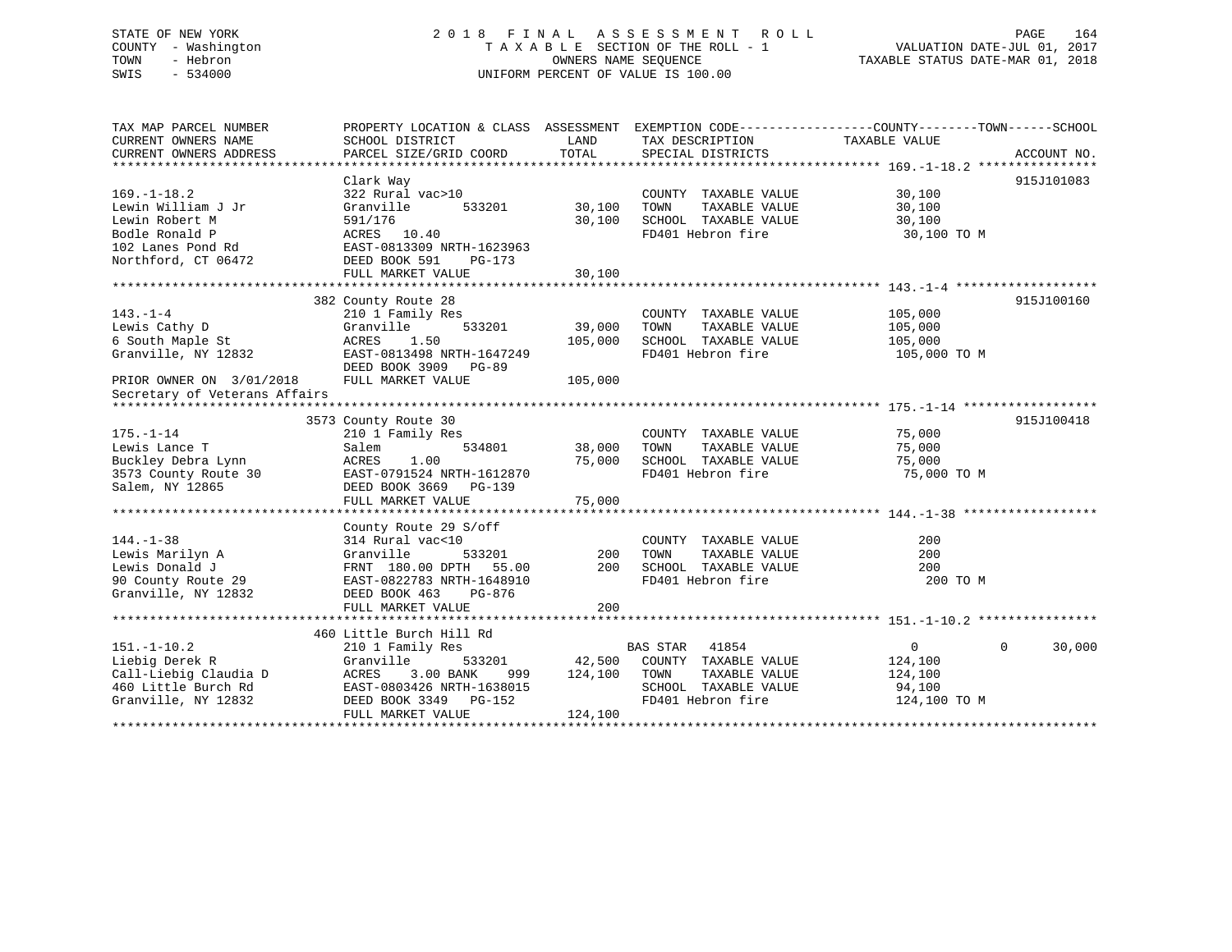STATE OF NEW YORK
COUNTY - Washington
TOWN - Hebron
SWIS - 534000

2 0 1 8 F I N A L A S S E S S M E N T R O L L
T A X A B L E SECTION OF THE ROLL - 1
OWNERS NAME SEQUENCE
UNIFORM PERCENT OF VALUE IS 100.00

VALUATION DATE-JUL 01, 2017
TAXABLE STATUS DATE-MAR 01, 2018

```
TAX MAP PARCEL NUMBER          PROPERTY LOCATION & CLASS  ASSESSMENT  EXEMPTION CODE-----------------COUNTY--------TOWN------SCHOOL
CURRENT OWNERS NAME            SCHOOL DISTRICT               LAND      TAX DESCRIPTION            TAXABLE VALUE
CURRENT OWNERS ADDRESS         PARCEL SIZE/GRID COORD        TOTAL     SPECIAL DISTRICTS                                   ACCOUNT NO.
******************************************************************************************************* 169.-1-18.2 ****************
                               Clark Way                                                                                 915J101083
169.-1-18.2                    322 Rural vac>10                        COUNTY  TAXABLE VALUE            30,100
Lewin William J Jr             Granville        533201       30,100    TOWN    TAXABLE VALUE            30,100
Lewin Robert M                 591/176                       30,100    SCHOOL  TAXABLE VALUE            30,100
Bodle Ronald P                 ACRES   10.40                           FD401 Hebron fire                 30,100 TO M
102 Lanes Pond Rd              EAST-0813309 NRTH-1623963
Northford, CT 06472            DEED BOOK 591    PG-173
                               FULL MARKET VALUE             30,100
******************************************************************************************************* 143.-1-4 *******************
                               382 County Route 28                                                                       915J100160
143.-1-4                       210 1 Family Res                        COUNTY  TAXABLE VALUE           105,000
Lewis Cathy D                  Granville        533201       39,000    TOWN    TAXABLE VALUE           105,000
6 South Maple St               ACRES    1.50                105,000    SCHOOL  TAXABLE VALUE           105,000
Granville, NY 12832            EAST-0813498 NRTH-1647249               FD401 Hebron fire                105,000 TO M
                               DEED BOOK 3909   PG-89
PRIOR OWNER ON 3/01/2018       FULL MARKET VALUE            105,000
Secretary of Veterans Affairs
******************************************************************************************************* 175.-1-14 ******************
                               3573 County Route 30                                                                      915J100418
175.-1-14                      210 1 Family Res                        COUNTY  TAXABLE VALUE            75,000
Lewis Lance T                  Salem            534801       38,000    TOWN    TAXABLE VALUE            75,000
Buckley Debra Lynn             ACRES    1.00                 75,000    SCHOOL  TAXABLE VALUE            75,000
3573 County Route 30           EAST-0791524 NRTH-1612870               FD401 Hebron fire                 75,000 TO M
Salem, NY 12865                DEED BOOK 3669   PG-139
                               FULL MARKET VALUE             75,000
******************************************************************************************************* 144.-1-38 ******************
                               County Route 29 S/off
144.-1-38                      314 Rural vac<10                        COUNTY  TAXABLE VALUE               200
Lewis Marilyn A                Granville        533201          200    TOWN    TAXABLE VALUE               200
Lewis Donald J                 FRNT 180.00 DPTH  55.00          200    SCHOOL  TAXABLE VALUE               200
90 County Route 29             EAST-0822783 NRTH-1648910               FD401 Hebron fire                    200 TO M
Granville, NY 12832            DEED BOOK 463    PG-876
                               FULL MARKET VALUE                200
******************************************************************************************************* 151.-1-10.2 ****************
                               460 Little Burch Hill Rd
151.-1-10.2                    210 1 Family Res                        BAS STAR  41854                      0          0     30,000
Liebig Derek R                 Granville        533201       42,500    COUNTY  TAXABLE VALUE           124,100
Call-Liebig Claudia D          ACRES    3.00 BANK     999   124,100    TOWN    TAXABLE VALUE           124,100
460 Little Burch Rd            EAST-0803426 NRTH-1638015               SCHOOL  TAXABLE VALUE            94,100
Granville, NY 12832            DEED BOOK 3349   PG-152                 FD401 Hebron fire                124,100 TO M
                               FULL MARKET VALUE            124,100
************************************************************************************************************************************
```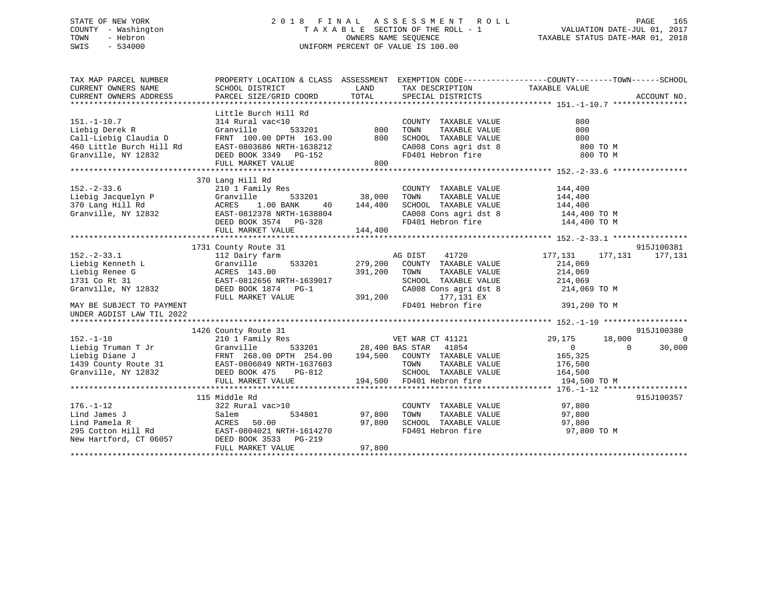STATE OF NEW YORK
COUNTY - Washington
TOWN - Hebron
SWIS - 534000

# 2018 FINAL ASSESSMENT ROLL

TAXABLE SECTION OF THE ROLL - 1
OWNERS NAME SEQUENCE
UNIFORM PERCENT OF VALUE IS 100.00

VALUATION DATE-JUL 01, 2017
TAXABLE STATUS DATE-MAR 01, 2018

```
TAX MAP PARCEL NUMBER         PROPERTY LOCATION & CLASS  ASSESSMENT  EXEMPTION CODE------------------COUNTY--------TOWN------SCHOOL
CURRENT OWNERS NAME           SCHOOL DISTRICT              LAND       TAX DESCRIPTION            TAXABLE VALUE
CURRENT OWNERS ADDRESS        PARCEL SIZE/GRID COORD       TOTAL      SPECIAL DISTRICTS                                      ACCOUNT NO.
******************************************************************************************************* 151.-1-10.7 ****************
                              Little Burch Hill Rd
151.-1-10.7                   314 Rural vac<10                         COUNTY  TAXABLE VALUE               800
Liebig Derek R                Granville      533201          800      TOWN    TAXABLE VALUE               800
Call-Liebig Claudia D         FRNT 100.00 DPTH 163.00        800      SCHOOL  TAXABLE VALUE               800
460 Little Burch Hill Rd      EAST-0803686 NRTH-1638212               CA008 Cons agri dst 8               800 TO M
Granville, NY 12832           DEED BOOK 3349   PG-152                 FD401 Hebron fire                   800 TO M
                              FULL MARKET VALUE              800
******************************************************************************************************* 152.-2-33.6 ****************
                           370 Lang Hill Rd
152.-2-33.6                   210 1 Family Res                         COUNTY  TAXABLE VALUE           144,400
Liebig Jacquelyn P            Granville      533201       38,000      TOWN    TAXABLE VALUE           144,400
370 Lang Hill Rd              ACRES    1.00 BANK     40  144,400      SCHOOL  TAXABLE VALUE           144,400
Granville, NY 12832           EAST-0812378 NRTH-1638804               CA008 Cons agri dst 8           144,400 TO M
                              DEED BOOK 3574   PG-328                 FD401 Hebron fire               144,400 TO M
                              FULL MARKET VALUE          144,400
******************************************************************************************************* 152.-2-33.1 ****************
                          1731 County Route 31                                                                          915J100381
152.-2-33.1                   112 Dairy farm                           AG DIST    41720              177,131    177,131    177,131
Liebig Kenneth L              Granville      533201      279,200      COUNTY  TAXABLE VALUE           214,069
Liebig Renee G                ACRES 143.00               391,200      TOWN    TAXABLE VALUE           214,069
1731 Co Rt 31                 EAST-0812656 NRTH-1639017               SCHOOL  TAXABLE VALUE           214,069
Granville, NY 12832           DEED BOOK 1874   PG-1                   CA008 Cons agri dst 8           214,069 TO M
                              FULL MARKET VALUE          391,200           177,131 EX
MAY BE SUBJECT TO PAYMENT                                              FD401 Hebron fire               391,200 TO M
UNDER AGDIST LAW TIL 2022
******************************************************************************************************* 152.-1-10 ******************
                          1426 County Route 31                                                                          915J100380
152.-1-10                     210 1 Family Res                         VET WAR CT 41121               29,175     18,000          0
Liebig Truman T Jr            Granville      533201       28,400 BAS STAR  41854                       0          0     30,000
Liebig Diane J                FRNT 268.00 DPTH 254.00    194,500      COUNTY  TAXABLE VALUE           165,325
1439 County Route 31          EAST-0806049 NRTH-1637603               TOWN    TAXABLE VALUE           176,500
Granville, NY 12832           DEED BOOK 475    PG-812                 SCHOOL  TAXABLE VALUE           164,500
                              FULL MARKET VALUE          194,500      FD401 Hebron fire               194,500 TO M
******************************************************************************************************* 176.-1-12 ******************
                           115 Middle Rd                                                                                915J100357
176.-1-12                     322 Rural vac>10                         COUNTY  TAXABLE VALUE            97,800
Lind James J                  Salem          534801       97,800      TOWN    TAXABLE VALUE            97,800
Lind Pamela R                 ACRES  50.00                97,800      SCHOOL  TAXABLE VALUE            97,800
295 Cotton Hill Rd            EAST-0804021 NRTH-1614270               FD401 Hebron fire                97,800 TO M
New Hartford, CT 06057        DEED BOOK 3533   PG-219
                              FULL MARKET VALUE           97,800
************************************************************************************************************************************
```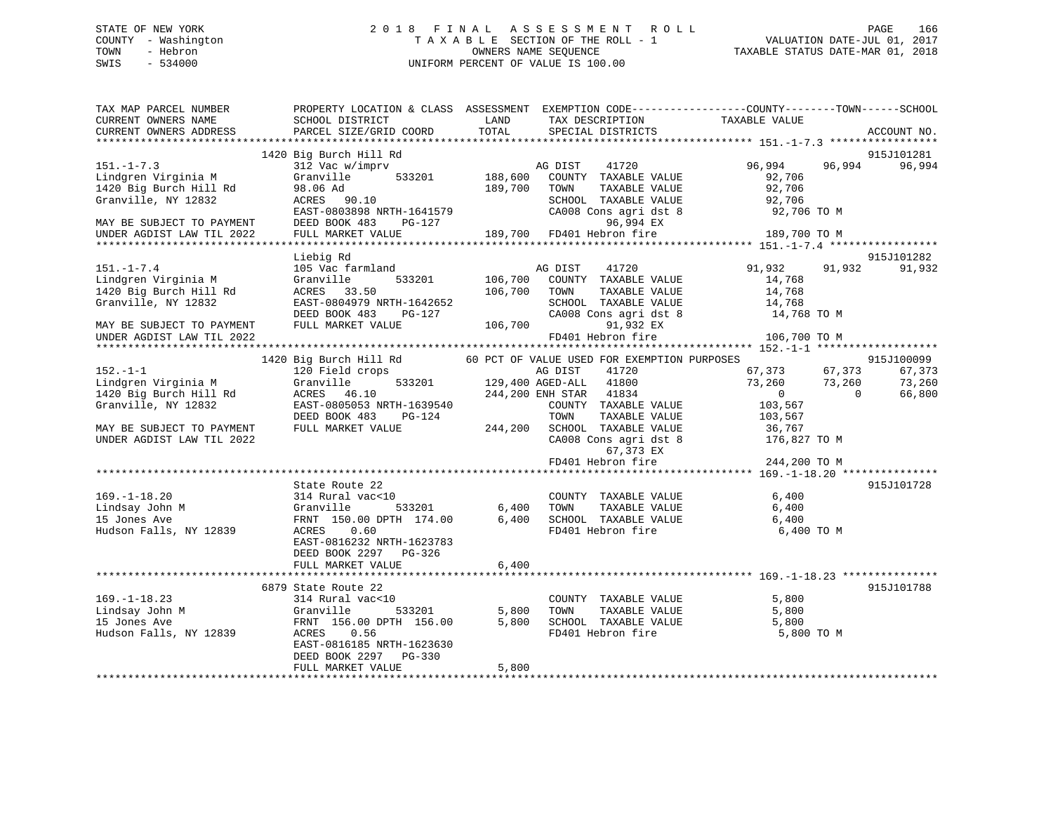STATE OF NEW YORK
COUNTY - Washington
TOWN - Hebron
SWIS - 534000

# 2018 FINAL ASSESSMENT ROLL

TAXABLE SECTION OF THE ROLL - 1
OWNERS NAME SEQUENCE
UNIFORM PERCENT OF VALUE IS 100.00

VALUATION DATE-JUL 01, 2017
TAXABLE STATUS DATE-MAR 01, 2018

| TAX MAP PARCEL NUMBER / CURRENT OWNERS NAME / CURRENT OWNERS ADDRESS | PROPERTY LOCATION & CLASS / SCHOOL DISTRICT / PARCEL SIZE/GRID COORD | ASSESSMENT LAND | TOTAL | EXEMPTION CODE / TAX DESCRIPTION / SPECIAL DISTRICTS | COUNTY TAXABLE VALUE | TOWN | SCHOOL | ACCOUNT NO. |
|---|---|---|---|---|---|---|---|---|
| **151.-1-7.3** | 1420 Big Burch Hill Rd | | | | | | | 915J101281 |
| Lindgren Virginia M | 312 Vac w/imprv | | | AG DIST 41720 | 96,994 | 96,994 | 96,994 | |
| 1420 Big Burch Hill Rd | Granville 533201 | 188,600 | | COUNTY TAXABLE VALUE | 92,706 | | | |
| Granville, NY 12832 | 98.06 Ad | | 189,700 | TOWN TAXABLE VALUE | 92,706 | | | |
| | ACRES 90.10 | | | SCHOOL TAXABLE VALUE | 92,706 | | | |
| MAY BE SUBJECT TO PAYMENT | EAST-0803898 NRTH-1641579 | | | CA008 Cons agri dst 8 | 92,706 TO M | | | |
| UNDER AGDIST LAW TIL 2022 | DEED BOOK 483 PG-127 | | | 96,994 EX | | | | |
| | FULL MARKET VALUE | | 189,700 | FD401 Hebron fire | 189,700 TO M | | | |
| **151.-1-7.4** | Liebig Rd | | | | | | | 915J101282 |
| Lindgren Virginia M | 105 Vac farmland | | | AG DIST 41720 | 91,932 | 91,932 | 91,932 | |
| 1420 Big Burch Hill Rd | Granville 533201 | 106,700 | | COUNTY TAXABLE VALUE | 14,768 | | | |
| Granville, NY 12832 | ACRES 33.50 | | 106,700 | TOWN TAXABLE VALUE | 14,768 | | | |
| | EAST-0804979 NRTH-1642652 | | | SCHOOL TAXABLE VALUE | 14,768 | | | |
| | DEED BOOK 483 PG-127 | | | CA008 Cons agri dst 8 | 14,768 TO M | | | |
| MAY BE SUBJECT TO PAYMENT | FULL MARKET VALUE | | 106,700 | 91,932 EX | | | | |
| UNDER AGDIST LAW TIL 2022 | | | | FD401 Hebron fire | 106,700 TO M | | | |
| **152.-1-1** | 1420 Big Burch Hill Rd | | | 60 PCT OF VALUE USED FOR EXEMPTION PURPOSES | | | | 915J100099 |
| Lindgren Virginia M | 120 Field crops | | | AG DIST 41720 | 67,373 | 67,373 | 67,373 | |
| 1420 Big Burch Hill Rd | Granville 533201 | 129,400 | | AGED-ALL 41800 | 73,260 | 73,260 | 73,260 | |
| Granville, NY 12832 | ACRES 46.10 | | 244,200 | ENH STAR 41834 | 0 | 0 | 66,800 | |
| | EAST-0805053 NRTH-1639540 | | | COUNTY TAXABLE VALUE | 103,567 | | | |
| | DEED BOOK 483 PG-124 | | | TOWN TAXABLE VALUE | 103,567 | | | |
| MAY BE SUBJECT TO PAYMENT | FULL MARKET VALUE | | 244,200 | SCHOOL TAXABLE VALUE | 36,767 | | | |
| UNDER AGDIST LAW TIL 2022 | | | | CA008 Cons agri dst 8 | 176,827 TO M | | | |
| | | | | 67,373 EX | | | | |
| | | | | FD401 Hebron fire | 244,200 TO M | | | |
| **169.-1-18.20** | State Route 22 | | | | | | | 915J101728 |
| Lindsay John M | 314 Rural vac<10 | | | COUNTY TAXABLE VALUE | 6,400 | | | |
| 15 Jones Ave | Granville 533201 | 6,400 | | TOWN TAXABLE VALUE | 6,400 | | | |
| Hudson Falls, NY 12839 | FRNT 150.00 DPTH 174.00 | | 6,400 | SCHOOL TAXABLE VALUE | 6,400 | | | |
| | ACRES 0.60 | | | FD401 Hebron fire | 6,400 TO M | | | |
| | EAST-0816232 NRTH-1623783 | | | | | | | |
| | DEED BOOK 2297 PG-326 | | | | | | | |
| | FULL MARKET VALUE | | 6,400 | | | | | |
| **169.-1-18.23** | 6879 State Route 22 | | | | | | | 915J101788 |
| Lindsay John M | 314 Rural vac<10 | | | COUNTY TAXABLE VALUE | 5,800 | | | |
| 15 Jones Ave | Granville 533201 | 5,800 | | TOWN TAXABLE VALUE | 5,800 | | | |
| Hudson Falls, NY 12839 | FRNT 156.00 DPTH 156.00 | | 5,800 | SCHOOL TAXABLE VALUE | 5,800 | | | |
| | ACRES 0.56 | | | FD401 Hebron fire | 5,800 TO M | | | |
| | EAST-0816185 NRTH-1623630 | | | | | | | |
| | DEED BOOK 2297 PG-330 | | | | | | | |
| | FULL MARKET VALUE | | 5,800 | | | | | |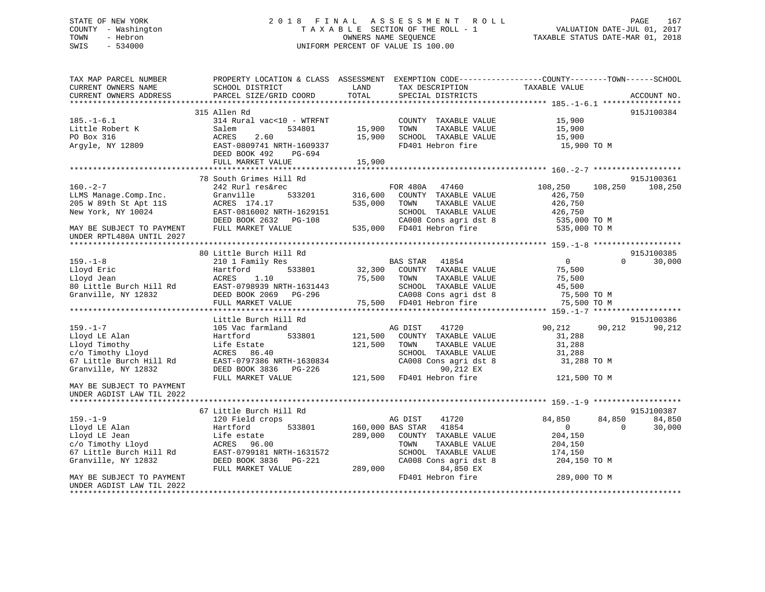STATE OF NEW YORK | 2018 FINAL ASSESSMENT ROLL | VALUATION DATE-JUL 01, 2017
COUNTY - Washington | TAXABLE SECTION OF THE ROLL - 1 | TAXABLE STATUS DATE-MAR 01, 2018
TOWN - Hebron | OWNERS NAME SEQUENCE
SWIS - 534000 | UNIFORM PERCENT OF VALUE IS 100.00

```
TAX MAP PARCEL NUMBER          PROPERTY LOCATION & CLASS  ASSESSMENT  EXEMPTION CODE------------------COUNTY--------TOWN------SCHOOL
CURRENT OWNERS NAME            SCHOOL DISTRICT              LAND      TAX DESCRIPTION              TAXABLE VALUE
CURRENT OWNERS ADDRESS         PARCEL SIZE/GRID COORD       TOTAL     SPECIAL DISTRICTS                                    ACCOUNT NO.
******************************************************************************************************* 185.-1-6.1 *****************
                               315 Allen Rd                                                                                915J100384
185.-1-6.1                     314 Rural vac<10 - WTRFNT             COUNTY  TAXABLE VALUE          15,900
Little Robert K                Salem          534801      15,900     TOWN    TAXABLE VALUE          15,900
PO Box 316                     ACRES    2.60              15,900     SCHOOL  TAXABLE VALUE          15,900
Argyle, NY 12809               EAST-0809741 NRTH-1609337             FD401 Hebron fire               15,900 TO M
                               DEED BOOK 492    PG-694
                               FULL MARKET VALUE          15,900
******************************************************************************************************* 160.-2-7 *******************
                               78 South Grimes Hill Rd                                                                     915J100361
160.-2-7                       242 Rurl res&rec                      FOR 480A    47460          108,250      108,250      108,250
LLMS Manage.Comp.Inc.          Granville      533201     316,600     COUNTY  TAXABLE VALUE         426,750
205 W 89th St Apt 11S          ACRES  174.17             535,000     TOWN    TAXABLE VALUE         426,750
New York, NY 10024             EAST-0816002 NRTH-1629151             SCHOOL  TAXABLE VALUE         426,750
                               DEED BOOK 2632   PG-108               CA008 Cons agri dst 8          535,000 TO M
MAY BE SUBJECT TO PAYMENT      FULL MARKET VALUE         535,000     FD401 Hebron fire              535,000 TO M
UNDER RPTL480A UNTIL 2027
******************************************************************************************************* 159.-1-8 *******************
                               80 Little Burch Hill Rd                                                                     915J100385
159.-1-8                       210 1 Family Res                      BAS STAR    41854                0            0       30,000
Lloyd Eric                     Hartford       533801      32,300     COUNTY  TAXABLE VALUE          75,500
Lloyd Jean                     ACRES    1.10              75,500     TOWN    TAXABLE VALUE          75,500
80 Little Burch Hill Rd        EAST-0798939 NRTH-1631443             SCHOOL  TAXABLE VALUE          45,500
Granville, NY 12832            DEED BOOK 2069   PG-296               CA008 Cons agri dst 8           75,500 TO M
                               FULL MARKET VALUE          75,500     FD401 Hebron fire               75,500 TO M
******************************************************************************************************* 159.-1-7 *******************
                               Little Burch Hill Rd                                                                        915J100386
159.-1-7                       105 Vac farmland                      AG DIST     41720           90,212       90,212       90,212
Lloyd LE Alan                  Hartford       533801     121,500     COUNTY  TAXABLE VALUE          31,288
Lloyd Timothy                  Life Estate               121,500     TOWN    TAXABLE VALUE          31,288
c/o Timothy Lloyd              ACRES   86.40                         SCHOOL  TAXABLE VALUE          31,288
67 Little Burch Hill Rd        EAST-0797386 NRTH-1630834             CA008 Cons agri dst 8           31,288 TO M
Granville, NY 12832            DEED BOOK 3836   PG-226                      90,212 EX
                               FULL MARKET VALUE         121,500     FD401 Hebron fire              121,500 TO M
MAY BE SUBJECT TO PAYMENT
UNDER AGDIST LAW TIL 2022
******************************************************************************************************* 159.-1-9 *******************
                               67 Little Burch Hill Rd                                                                     915J100387
159.-1-9                       120 Field crops                       AG DIST     41720           84,850       84,850       84,850
Lloyd LE Alan                  Hartford       533801     160,000 BAS STAR    41854                0            0       30,000
Lloyd LE Jean                  Life estate               289,000     COUNTY  TAXABLE VALUE         204,150
c/o Timothy Lloyd              ACRES   96.00                         TOWN    TAXABLE VALUE         204,150
67 Little Burch Hill Rd        EAST-0799181 NRTH-1631572             SCHOOL  TAXABLE VALUE         174,150
Granville, NY 12832            DEED BOOK 3836   PG-221               CA008 Cons agri dst 8          204,150 TO M
                               FULL MARKET VALUE         289,000            84,850 EX
MAY BE SUBJECT TO PAYMENT                                            FD401 Hebron fire              289,000 TO M
UNDER AGDIST LAW TIL 2022
************************************************************************************************************************************
```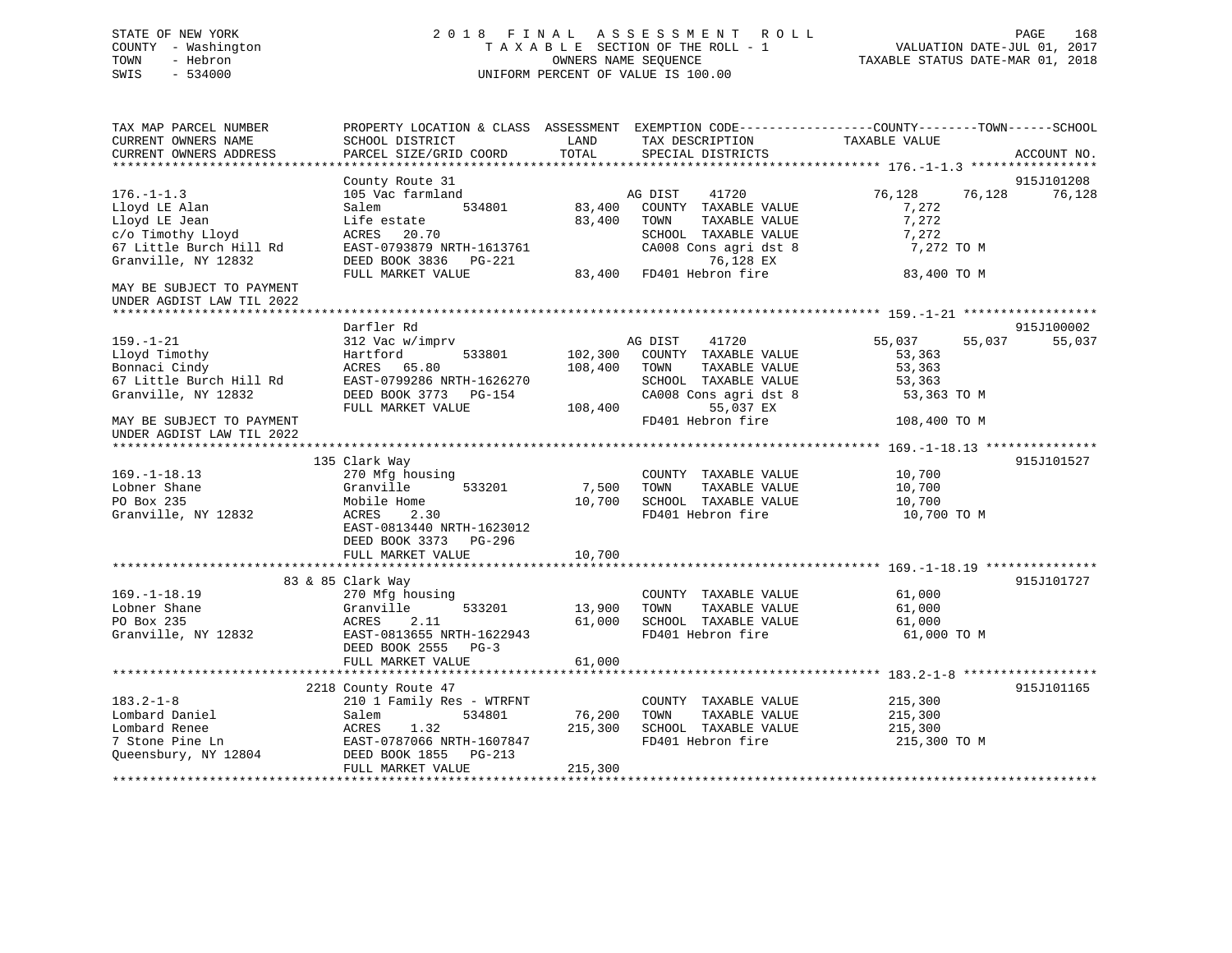STATE OF NEW YORK                2018 FINAL ASSESSMENT ROLL
COUNTY - Washington              TAXABLE SECTION OF THE ROLL - 1          VALUATION DATE-JUL 01, 2017
TOWN - Hebron                    OWNERS NAME SEQUENCE                     TAXABLE STATUS DATE-MAR 01, 2018
SWIS - 534000                    UNIFORM PERCENT OF VALUE IS 100.00

```
TAX MAP PARCEL NUMBER          PROPERTY LOCATION & CLASS  ASSESSMENT  EXEMPTION CODE-----------------COUNTY--------TOWN------SCHOOL
CURRENT OWNERS NAME            SCHOOL DISTRICT               LAND      TAX DESCRIPTION            TAXABLE VALUE
CURRENT OWNERS ADDRESS         PARCEL SIZE/GRID COORD        TOTAL     SPECIAL DISTRICTS                                   ACCOUNT NO.
******************************************************************************************************* 176.-1-1.3 *****************
                               County Route 31                                                                              915J101208
176.-1-1.3                     105 Vac farmland                        AG DIST    41720              76,128      76,128      76,128
Lloyd LE Alan                  Salem            534801        83,400   COUNTY  TAXABLE VALUE          7,272
Lloyd LE Jean                  Life estate                    83,400   TOWN    TAXABLE VALUE          7,272
c/o Timothy Lloyd              ACRES   20.70                           SCHOOL  TAXABLE VALUE          7,272
67 Little Burch Hill Rd        EAST-0793879 NRTH-1613761               CA008 Cons agri dst 8          7,272 TO M
Granville, NY 12832            DEED BOOK 3836   PG-221                        76,128 EX
                               FULL MARKET VALUE              83,400   FD401 Hebron fire             83,400 TO M
MAY BE SUBJECT TO PAYMENT
UNDER AGDIST LAW TIL 2022
******************************************************************************************************* 159.-1-21 ******************
                               Darfler Rd                                                                                   915J100002
159.-1-21                      312 Vac w/imprv                         AG DIST    41720              55,037      55,037      55,037
Lloyd Timothy                  Hartford         533801       102,300   COUNTY  TAXABLE VALUE         53,363
Bonnaci Cindy                  ACRES   65.80                 108,400   TOWN    TAXABLE VALUE         53,363
67 Little Burch Hill Rd        EAST-0799286 NRTH-1626270               SCHOOL  TAXABLE VALUE         53,363
Granville, NY 12832            DEED BOOK 3773   PG-154                 CA008 Cons agri dst 8         53,363 TO M
                               FULL MARKET VALUE             108,400          55,037 EX
MAY BE SUBJECT TO PAYMENT                                              FD401 Hebron fire            108,400 TO M
UNDER AGDIST LAW TIL 2022
******************************************************************************************************* 169.-1-18.13 ***************
                               135 Clark Way                                                                                915J101527
169.-1-18.13                   270 Mfg housing                         COUNTY  TAXABLE VALUE         10,700
Lobner Shane                   Granville        533201         7,500   TOWN    TAXABLE VALUE         10,700
PO Box 235                     Mobile Home                    10,700   SCHOOL  TAXABLE VALUE         10,700
Granville, NY 12832            ACRES    2.30                           FD401 Hebron fire             10,700 TO M
                               EAST-0813440 NRTH-1623012
                               DEED BOOK 3373   PG-296
                               FULL MARKET VALUE              10,700
******************************************************************************************************* 169.-1-18.19 ***************
                               83 & 85 Clark Way                                                                            915J101727
169.-1-18.19                   270 Mfg housing                         COUNTY  TAXABLE VALUE         61,000
Lobner Shane                   Granville        533201        13,900   TOWN    TAXABLE VALUE         61,000
PO Box 235                     ACRES    2.11                  61,000   SCHOOL  TAXABLE VALUE         61,000
Granville, NY 12832            EAST-0813655 NRTH-1622943               FD401 Hebron fire             61,000 TO M
                               DEED BOOK 2555   PG-3
                               FULL MARKET VALUE              61,000
******************************************************************************************************* 183.2-1-8 ******************
                               2218 County Route 47                                                                         915J101165
183.2-1-8                      210 1 Family Res - WTRFNT               COUNTY  TAXABLE VALUE        215,300
Lombard Daniel                 Salem            534801        76,200   TOWN    TAXABLE VALUE        215,300
Lombard Renee                  ACRES    1.32                 215,300   SCHOOL  TAXABLE VALUE        215,300
7 Stone Pine Ln                EAST-0787066 NRTH-1607847               FD401 Hebron fire            215,300 TO M
Queensbury, NY 12804           DEED BOOK 1855   PG-213
                               FULL MARKET VALUE             215,300
************************************************************************************************************************************
```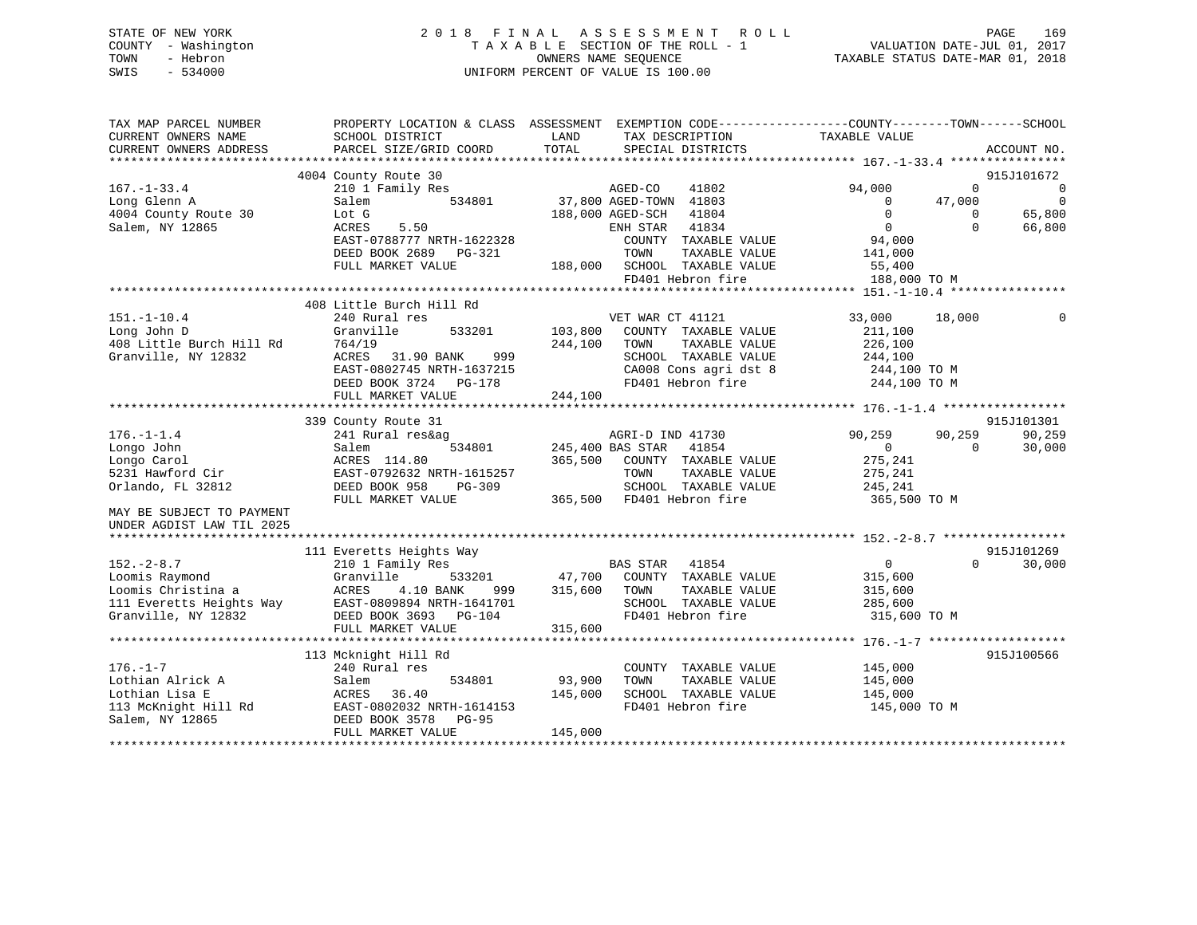STATE OF NEW YORK
COUNTY - Washington
TOWN - Hebron
SWIS - 534000

2018 FINAL ASSESSMENT ROLL
TAXABLE SECTION OF THE ROLL - 1
OWNERS NAME SEQUENCE
UNIFORM PERCENT OF VALUE IS 100.00

VALUATION DATE-JUL 01, 2017
TAXABLE STATUS DATE-MAR 01, 2018

```
TAX MAP PARCEL NUMBER          PROPERTY LOCATION & CLASS  ASSESSMENT  EXEMPTION CODE------------------COUNTY--------TOWN------SCHOOL
CURRENT OWNERS NAME            SCHOOL DISTRICT              LAND      TAX DESCRIPTION            TAXABLE VALUE
CURRENT OWNERS ADDRESS         PARCEL SIZE/GRID COORD       TOTAL     SPECIAL DISTRICTS                                      ACCOUNT NO.
******************************************************************************************************* 167.-1-33.4 ****************
                               4004 County Route 30                                                                        915J101672
167.-1-33.4                    210 1 Family Res                        AGED-CO     41802          94,000          0             0
Long Glenn A                   Salem           534801      37,800 AGED-TOWN  41803              0         47,000             0
4004 County Route 30           Lot G                      188,000 AGED-SCH   41804              0              0        65,800
Salem, NY 12865                ACRES     5.50                         ENH STAR   41834              0              0        66,800
                               EAST-0788777 NRTH-1622328              COUNTY  TAXABLE VALUE          94,000
                               DEED BOOK 2689   PG-321                TOWN    TAXABLE VALUE         141,000
                               FULL MARKET VALUE          188,000  SCHOOL  TAXABLE VALUE          55,400
                                                                      FD401 Hebron fire             188,000 TO M
******************************************************************************************************* 151.-1-10.4 ****************
                               408 Little Burch Hill Rd
151.-1-10.4                    240 Rural res                           VET WAR CT 41121              33,000      18,000             0
Long John D                    Granville       533201     103,800   COUNTY  TAXABLE VALUE         211,100
408 Little Burch Hill Rd       764/19                     244,100   TOWN    TAXABLE VALUE         226,100
Granville, NY 12832            ACRES    31.90 BANK     999            SCHOOL  TAXABLE VALUE         244,100
                               EAST-0802745 NRTH-1637215              CA008 Cons agri dst 8         244,100 TO M
                               DEED BOOK 3724   PG-178                FD401 Hebron fire             244,100 TO M
                               FULL MARKET VALUE          244,100
******************************************************************************************************* 176.-1-1.4 *****************
                               339 County Route 31                                                                         915J101301
176.-1-1.4                     241 Rural res&ag                        AGRI-D IND 41730              90,259      90,259        90,259
Longo John                     Salem           534801     245,400 BAS STAR   41854                  0           0         30,000
Longo Carol                    ACRES  114.80              365,500   COUNTY  TAXABLE VALUE         275,241
5231 Hawford Cir               EAST-0792632 NRTH-1615257              TOWN    TAXABLE VALUE         275,241
Orlando, FL 32812              DEED BOOK 958    PG-309                SCHOOL  TAXABLE VALUE         245,241
                               FULL MARKET VALUE          365,500   FD401 Hebron fire             365,500 TO M
MAY BE SUBJECT TO PAYMENT
UNDER AGDIST LAW TIL 2025
******************************************************************************************************* 152.-2-8.7 *****************
                               111 Everetts Heights Way                                                                    915J101269
152.-2-8.7                     210 1 Family Res                        BAS STAR   41854                  0           0         30,000
Loomis Raymond                 Granville       533201      47,700   COUNTY  TAXABLE VALUE         315,600
Loomis Christina a             ACRES     4.10 BANK     999  315,600   TOWN    TAXABLE VALUE         315,600
111 Everetts Heights Way       EAST-0809894 NRTH-1641701              SCHOOL  TAXABLE VALUE         285,600
Granville, NY 12832            DEED BOOK 3693   PG-104                FD401 Hebron fire             315,600 TO M
                               FULL MARKET VALUE          315,600
******************************************************************************************************* 176.-1-7 *******************
                               113 Mcknight Hill Rd                                                                        915J100566
176.-1-7                       240 Rural res                           COUNTY  TAXABLE VALUE         145,000
Lothian Alrick A               Salem           534801      93,900   TOWN    TAXABLE VALUE         145,000
Lothian Lisa E                 ACRES    36.40             145,000   SCHOOL  TAXABLE VALUE         145,000
113 McKnight Hill Rd           EAST-0802032 NRTH-1614153              FD401 Hebron fire             145,000 TO M
Salem, NY 12865                DEED BOOK 3578   PG-95
                               FULL MARKET VALUE          145,000
************************************************************************************************************************************
```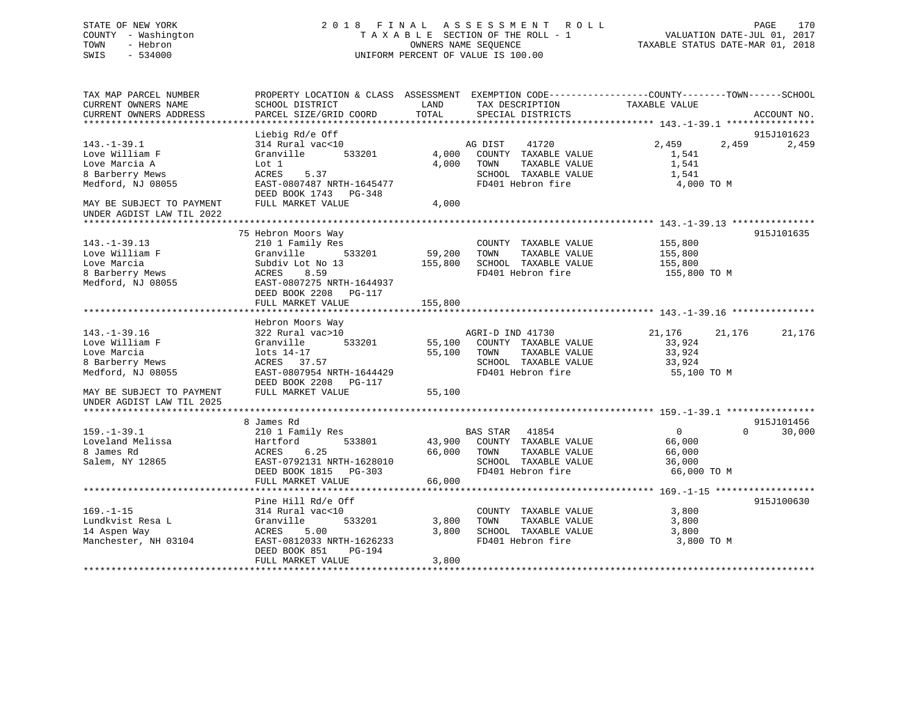STATE OF NEW YORK
COUNTY - Washington
TOWN - Hebron
SWIS - 534000

# 2018 FINAL ASSESSMENT ROLL
TAXABLE SECTION OF THE ROLL - 1
OWNERS NAME SEQUENCE
UNIFORM PERCENT OF VALUE IS 100.00

VALUATION DATE-JUL 01, 2017
TAXABLE STATUS DATE-MAR 01, 2018

| TAX MAP PARCEL NUMBER / CURRENT OWNERS NAME / CURRENT OWNERS ADDRESS | PROPERTY LOCATION & CLASS / SCHOOL DISTRICT / PARCEL SIZE/GRID COORD | ASSESSMENT LAND | TOTAL | EXEMPTION CODE / TAX DESCRIPTION / SPECIAL DISTRICTS | COUNTY TAXABLE VALUE | TOWN | SCHOOL | ACCOUNT NO. |
|---|---|---|---|---|---|---|---|---|
| **143.-1-39.1** | Liebig Rd/e Off | | | | | | | 915J101623 |
| 143.-1-39.1 | 314 Rural vac<10 | | | AG DIST 41720 | 2,459 | 2,459 | 2,459 | |
| Love William F | Granville 533201 | 4,000 | | COUNTY TAXABLE VALUE | 1,541 | | | |
| Love Marcia A | Lot 1 | | 4,000 | TOWN TAXABLE VALUE | 1,541 | | | |
| 8 Barberry Mews | ACRES 5.37 | | | SCHOOL TAXABLE VALUE | 1,541 | | | |
| Medford, NJ 08055 | EAST-0807487 NRTH-1645477 | | | FD401 Hebron fire | 4,000 TO M | | | |
| | DEED BOOK 1743 PG-348 | | | | | | | |
| MAY BE SUBJECT TO PAYMENT UNDER AGDIST LAW TIL 2022 | FULL MARKET VALUE | | 4,000 | | | | | |
| **143.-1-39.13** | 75 Hebron Moors Way | | | | | | | 915J101635 |
| 143.-1-39.13 | 210 1 Family Res | | | COUNTY TAXABLE VALUE | 155,800 | | | |
| Love William F | Granville 533201 | 59,200 | | TOWN TAXABLE VALUE | 155,800 | | | |
| Love Marcia | Subdiv Lot No 13 | | 155,800 | SCHOOL TAXABLE VALUE | 155,800 | | | |
| 8 Barberry Mews | ACRES 8.59 | | | FD401 Hebron fire | 155,800 TO M | | | |
| Medford, NJ 08055 | EAST-0807275 NRTH-1644937 | | | | | | | |
| | DEED BOOK 2208 PG-117 | | | | | | | |
| | FULL MARKET VALUE | | 155,800 | | | | | |
| **143.-1-39.16** | Hebron Moors Way | | | | | | | |
| 143.-1-39.16 | 322 Rural vac>10 | | | AGRI-D IND 41730 | 21,176 | 21,176 | 21,176 | |
| Love William F | Granville 533201 | 55,100 | | COUNTY TAXABLE VALUE | 33,924 | | | |
| Love Marcia | lots 14-17 | | 55,100 | TOWN TAXABLE VALUE | 33,924 | | | |
| 8 Barberry Mews | ACRES 37.57 | | | SCHOOL TAXABLE VALUE | 33,924 | | | |
| Medford, NJ 08055 | EAST-0807954 NRTH-1644429 | | | FD401 Hebron fire | 55,100 TO M | | | |
| | DEED BOOK 2208 PG-117 | | | | | | | |
| MAY BE SUBJECT TO PAYMENT UNDER AGDIST LAW TIL 2025 | FULL MARKET VALUE | | 55,100 | | | | | |
| **159.-1-39.1** | 8 James Rd | | | | | | | 915J101456 |
| 159.-1-39.1 | 210 1 Family Res | | | BAS STAR 41854 | 0 | 0 | 30,000 | |
| Loveland Melissa | Hartford 533801 | 43,900 | | COUNTY TAXABLE VALUE | 66,000 | | | |
| 8 James Rd | ACRES 6.25 | | 66,000 | TOWN TAXABLE VALUE | 66,000 | | | |
| Salem, NY 12865 | EAST-0792131 NRTH-1628010 | | | SCHOOL TAXABLE VALUE | 36,000 | | | |
| | DEED BOOK 1815 PG-303 | | | FD401 Hebron fire | 66,000 TO M | | | |
| | FULL MARKET VALUE | | 66,000 | | | | | |
| **169.-1-15** | Pine Hill Rd/e Off | | | | | | | 915J100630 |
| 169.-1-15 | 314 Rural vac<10 | | | COUNTY TAXABLE VALUE | 3,800 | | | |
| Lundkvist Resa L | Granville 533201 | 3,800 | | TOWN TAXABLE VALUE | 3,800 | | | |
| 14 Aspen Way | ACRES 5.00 | | 3,800 | SCHOOL TAXABLE VALUE | 3,800 | | | |
| Manchester, NH 03104 | EAST-0812033 NRTH-1626233 | | | FD401 Hebron fire | 3,800 TO M | | | |
| | DEED BOOK 851 PG-194 | | | | | | | |
| | FULL MARKET VALUE | | 3,800 | | | | | |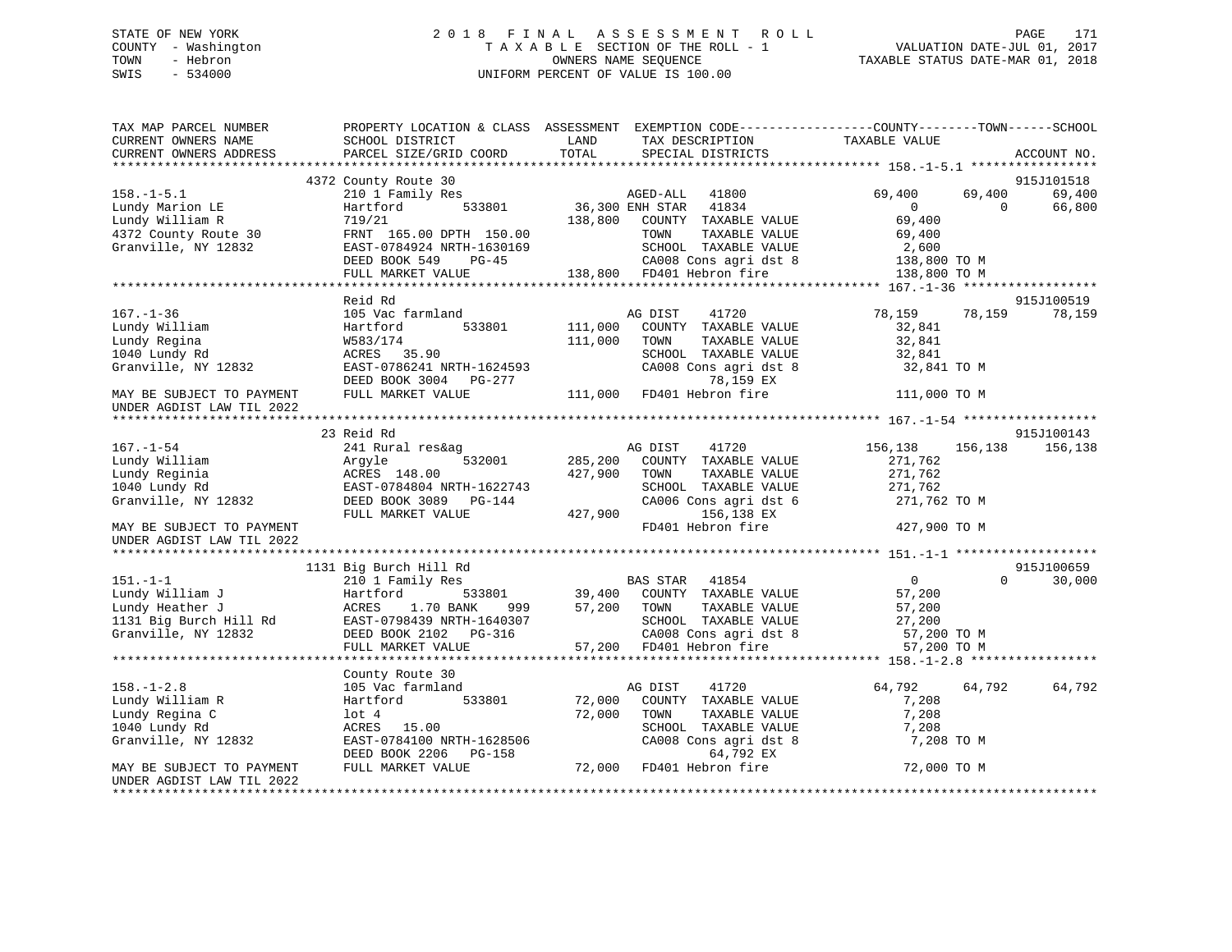STATE OF NEW YORK
COUNTY - Washington
TOWN - Hebron
SWIS - 534000

# 2018 FINAL ASSESSMENT ROLL

TAXABLE SECTION OF THE ROLL - 1
OWNERS NAME SEQUENCE
UNIFORM PERCENT OF VALUE IS 100.00

VALUATION DATE-JUL 01, 2017
TAXABLE STATUS DATE-MAR 01, 2018

```
TAX MAP PARCEL NUMBER          PROPERTY LOCATION & CLASS  ASSESSMENT  EXEMPTION CODE-----------------COUNTY--------TOWN------SCHOOL
CURRENT OWNERS NAME            SCHOOL DISTRICT               LAND      TAX DESCRIPTION              TAXABLE VALUE
CURRENT OWNERS ADDRESS         PARCEL SIZE/GRID COORD        TOTAL     SPECIAL DISTRICTS                                      ACCOUNT NO.
******************************************************************************************************* 158.-1-5.1 *****************
                           4372 County Route 30                                                                           915J101518
158.-1-5.1                 210 1 Family Res                   AGED-ALL   41800            69,400     69,400      69,400
Lundy Marion LE            Hartford        533801      36,300 ENH STAR   41834                 0          0      66,800
Lundy William R            719/21                     138,800   COUNTY  TAXABLE VALUE       69,400
4372 County Route 30       FRNT 165.00 DPTH 150.00              TOWN    TAXABLE VALUE       69,400
Granville, NY 12832        EAST-0784924 NRTH-1630169            SCHOOL  TAXABLE VALUE        2,600
                           DEED BOOK 549    PG-45               CA008 Cons agri dst 8      138,800 TO M
                           FULL MARKET VALUE          138,800   FD401 Hebron fire          138,800 TO M
******************************************************************************************************* 167.-1-36 ******************
                           Reid Rd                                                                                        915J100519
167.-1-36                  105 Vac farmland                   AG DIST    41720            78,159     78,159      78,159
Lundy William              Hartford        533801     111,000   COUNTY  TAXABLE VALUE       32,841
Lundy Regina               W583/174                   111,000   TOWN    TAXABLE VALUE       32,841
1040 Lundy Rd              ACRES  35.90                         SCHOOL  TAXABLE VALUE       32,841
Granville, NY 12832        EAST-0786241 NRTH-1624593            CA008 Cons agri dst 8       32,841 TO M
                           DEED BOOK 3004   PG-277                    78,159 EX
MAY BE SUBJECT TO PAYMENT  FULL MARKET VALUE          111,000   FD401 Hebron fire          111,000 TO M
UNDER AGDIST LAW TIL 2022
******************************************************************************************************* 167.-1-54 ******************
                           23 Reid Rd                                                                                     915J100143
167.-1-54                  241 Rural res&ag                   AG DIST    41720           156,138    156,138     156,138
Lundy William              Argyle          532001     285,200   COUNTY  TAXABLE VALUE      271,762
Lundy Reginia              ACRES 148.00               427,900   TOWN    TAXABLE VALUE      271,762
1040 Lundy Rd              EAST-0784804 NRTH-1622743            SCHOOL  TAXABLE VALUE      271,762
Granville, NY 12832        DEED BOOK 3089   PG-144              CA006 Cons agri dst 6      271,762 TO M
                           FULL MARKET VALUE          427,900         156,138 EX
MAY BE SUBJECT TO PAYMENT                                       FD401 Hebron fire          427,900 TO M
UNDER AGDIST LAW TIL 2022
******************************************************************************************************* 151.-1-1 *******************
                           1131 Big Burch Hill Rd                                                                         915J100659
151.-1-1                   210 1 Family Res                   BAS STAR   41854                 0          0      30,000
Lundy William J            Hartford        533801      39,400   COUNTY  TAXABLE VALUE       57,200
Lundy Heather J            ACRES   1.70 BANK    999    57,200   TOWN    TAXABLE VALUE       57,200
1131 Big Burch Hill Rd     EAST-0798439 NRTH-1640307            SCHOOL  TAXABLE VALUE       27,200
Granville, NY 12832        DEED BOOK 2102   PG-316              CA008 Cons agri dst 8       57,200 TO M
                           FULL MARKET VALUE           57,200   FD401 Hebron fire           57,200 TO M
******************************************************************************************************* 158.-1-2.8 *****************
                           County Route 30                                                                                915J101519
158.-1-2.8                 105 Vac farmland                   AG DIST    41720            64,792     64,792      64,792
Lundy William R            Hartford        533801      72,000   COUNTY  TAXABLE VALUE        7,208
Lundy Regina C             lot 4                       72,000   TOWN    TAXABLE VALUE        7,208
1040 Lundy Rd              ACRES  15.00                         SCHOOL  TAXABLE VALUE        7,208
Granville, NY 12832        EAST-0784100 NRTH-1628506            CA008 Cons agri dst 8        7,208 TO M
                           DEED BOOK 2206   PG-158                    64,792 EX
MAY BE SUBJECT TO PAYMENT  FULL MARKET VALUE           72,000   FD401 Hebron fire           72,000 TO M
UNDER AGDIST LAW TIL 2022
************************************************************************************************************************************
```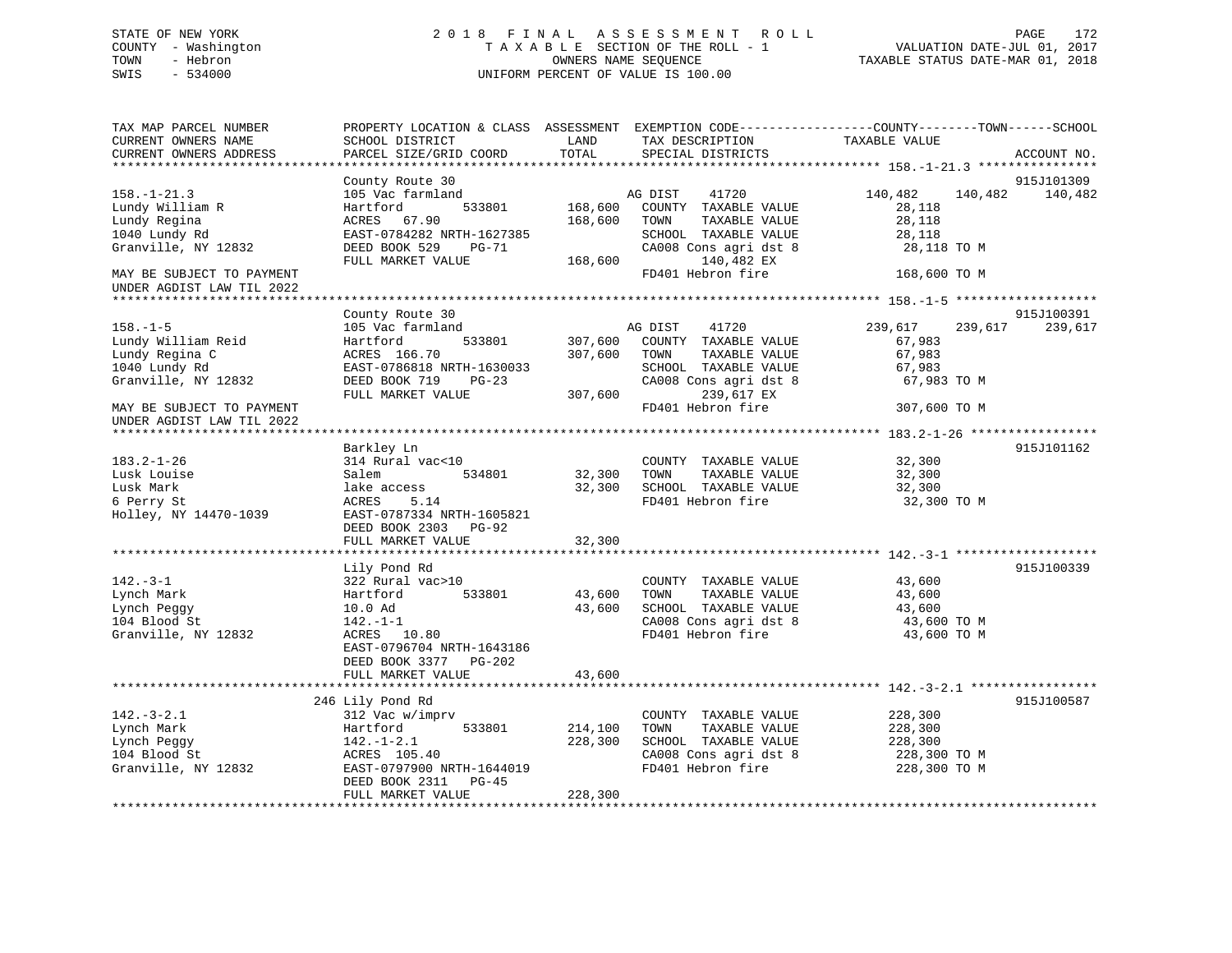STATE OF NEW YORK
COUNTY - Washington
TOWN - Hebron
SWIS - 534000

# 2018 FINAL ASSESSMENT ROLL
TAXABLE SECTION OF THE ROLL - 1
OWNERS NAME SEQUENCE
UNIFORM PERCENT OF VALUE IS 100.00

VALUATION DATE-JUL 01, 2017
TAXABLE STATUS DATE-MAR 01, 2018

| TAX MAP PARCEL NUMBER / CURRENT OWNERS NAME / CURRENT OWNERS ADDRESS | PROPERTY LOCATION & CLASS / SCHOOL DISTRICT / PARCEL SIZE/GRID COORD | ASSESSMENT LAND | TOTAL | EXEMPTION CODE / TAX DESCRIPTION / SPECIAL DISTRICTS | COUNTY | TOWN | SCHOOL | ACCOUNT NO. |
|---|---|---|---|---|---|---|---|---|
| **158.-1-21.3** | County Route 30 | | | | | | | 915J101309 |
| 158.-1-21.3 | 105 Vac farmland | | | AG DIST 41720 | 140,482 | 140,482 | 140,482 | |
| Lundy William R | Hartford 533801 | 168,600 | | COUNTY TAXABLE VALUE | 28,118 | | | |
| Lundy Regina | ACRES 67.90 | | 168,600 | TOWN TAXABLE VALUE | 28,118 | | | |
| 1040 Lundy Rd | EAST-0784282 NRTH-1627385 | | | SCHOOL TAXABLE VALUE | 28,118 | | | |
| Granville, NY 12832 | DEED BOOK 529 PG-71 | | | CA008 Cons agri dst 8 | 28,118 TO M | | | |
| | FULL MARKET VALUE | | 168,600 | 140,482 EX | | | | |
| MAY BE SUBJECT TO PAYMENT UNDER AGDIST LAW TIL 2022 | | | | FD401 Hebron fire | 168,600 TO M | | | |
| **158.-1-5** | County Route 30 | | | | | | | 915J100391 |
| 158.-1-5 | 105 Vac farmland | | | AG DIST 41720 | 239,617 | 239,617 | 239,617 | |
| Lundy William Reid | Hartford 533801 | 307,600 | | COUNTY TAXABLE VALUE | 67,983 | | | |
| Lundy Regina C | ACRES 166.70 | | 307,600 | TOWN TAXABLE VALUE | 67,983 | | | |
| 1040 Lundy Rd | EAST-0786818 NRTH-1630033 | | | SCHOOL TAXABLE VALUE | 67,983 | | | |
| Granville, NY 12832 | DEED BOOK 719 PG-23 | | | CA008 Cons agri dst 8 | 67,983 TO M | | | |
| | FULL MARKET VALUE | | 307,600 | 239,617 EX | | | | |
| MAY BE SUBJECT TO PAYMENT UNDER AGDIST LAW TIL 2022 | | | | FD401 Hebron fire | 307,600 TO M | | | |
| **183.2-1-26** | Barkley Ln | | | | | | | 915J101162 |
| 183.2-1-26 | 314 Rural vac<10 | | | COUNTY TAXABLE VALUE | 32,300 | | | |
| Lusk Louise | Salem 534801 | 32,300 | | TOWN TAXABLE VALUE | 32,300 | | | |
| Lusk Mark | lake access | | 32,300 | SCHOOL TAXABLE VALUE | 32,300 | | | |
| 6 Perry St | ACRES 5.14 | | | FD401 Hebron fire | 32,300 TO M | | | |
| Holley, NY 14470-1039 | EAST-0787334 NRTH-1605821 | | | | | | | |
| | DEED BOOK 2303 PG-92 | | | | | | | |
| | FULL MARKET VALUE | | 32,300 | | | | | |
| **142.-3-1** | Lily Pond Rd | | | | | | | 915J100339 |
| 142.-3-1 | 322 Rural vac>10 | | | COUNTY TAXABLE VALUE | 43,600 | | | |
| Lynch Mark | Hartford 533801 | 43,600 | | TOWN TAXABLE VALUE | 43,600 | | | |
| Lynch Peggy | 10.0 Ad | | 43,600 | SCHOOL TAXABLE VALUE | 43,600 | | | |
| 104 Blood St | 142.-1-1 | | | CA008 Cons agri dst 8 | 43,600 TO M | | | |
| Granville, NY 12832 | ACRES 10.80 | | | FD401 Hebron fire | 43,600 TO M | | | |
| | EAST-0796704 NRTH-1643186 | | | | | | | |
| | DEED BOOK 3377 PG-202 | | | | | | | |
| | FULL MARKET VALUE | | 43,600 | | | | | |
| **142.-3-2.1** | 246 Lily Pond Rd | | | | | | | 915J100587 |
| 142.-3-2.1 | 312 Vac w/imprv | | | COUNTY TAXABLE VALUE | 228,300 | | | |
| Lynch Mark | Hartford 533801 | 214,100 | | TOWN TAXABLE VALUE | 228,300 | | | |
| Lynch Peggy | 142.-1-2.1 | | 228,300 | SCHOOL TAXABLE VALUE | 228,300 | | | |
| 104 Blood St | ACRES 105.40 | | | CA008 Cons agri dst 8 | 228,300 TO M | | | |
| Granville, NY 12832 | EAST-0797900 NRTH-1644019 | | | FD401 Hebron fire | 228,300 TO M | | | |
| | DEED BOOK 2311 PG-45 | | | | | | | |
| | FULL MARKET VALUE | | 228,300 | | | | | |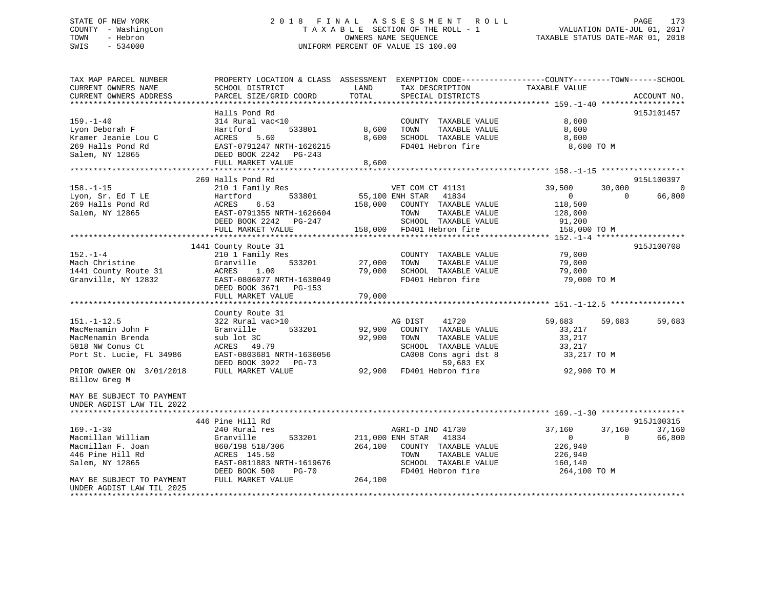STATE OF NEW YORK
COUNTY - Washington
TOWN - Hebron
SWIS - 534000

2018 FINAL ASSESSMENT ROLL
TAXABLE SECTION OF THE ROLL - 1
OWNERS NAME SEQUENCE
UNIFORM PERCENT OF VALUE IS 100.00

VALUATION DATE-JUL 01, 2017
TAXABLE STATUS DATE-MAR 01, 2018

```
TAX MAP PARCEL NUMBER          PROPERTY LOCATION & CLASS  ASSESSMENT  EXEMPTION CODE-----------------COUNTY--------TOWN------SCHOOL
CURRENT OWNERS NAME            SCHOOL DISTRICT               LAND      TAX DESCRIPTION             TAXABLE VALUE
CURRENT OWNERS ADDRESS         PARCEL SIZE/GRID COORD        TOTAL     SPECIAL DISTRICTS                                    ACCOUNT NO.
******************************************************************************************************* 159.-1-40 ******************
                               Halls Pond Rd                                                                                915J101457
159.-1-40                      314 Rural vac<10                         COUNTY  TAXABLE VALUE          8,600
Lyon Deborah F                 Hartford          533801        8,600    TOWN    TAXABLE VALUE          8,600
Kramer Jeanie Lou C            ACRES    5.60                   8,600    SCHOOL  TAXABLE VALUE          8,600
269 Halls Pond Rd              EAST-0791247 NRTH-1626215                FD401 Hebron fire               8,600 TO M
Salem, NY 12865                DEED BOOK 2242   PG-243
                               FULL MARKET VALUE               8,600
******************************************************************************************************* 158.-1-15 ******************
                               269 Halls Pond Rd                                                                            915L100397
158.-1-15                      210 1 Family Res                         VET COM CT 41131            39,500       30,000            0
Lyon, Sr. Ed T LE              Hartford          533801       55,100 ENH STAR   41834                    0            0       66,800
269 Halls Pond Rd              ACRES    6.53                 158,000    COUNTY  TAXABLE VALUE        118,500
Salem, NY 12865                EAST-0791355 NRTH-1626604                TOWN    TAXABLE VALUE        128,000
                               DEED BOOK 2242   PG-247                  SCHOOL  TAXABLE VALUE         91,200
                               FULL MARKET VALUE             158,000    FD401 Hebron fire             158,000 TO M
******************************************************************************************************* 152.-1-4 *******************
                               1441 County Route 31                                                                         915J100708
152.-1-4                       210 1 Family Res                         COUNTY  TAXABLE VALUE         79,000
Mach Christine                 Granville         533201       27,000    TOWN    TAXABLE VALUE         79,000
1441 County Route 31           ACRES    1.00                  79,000    SCHOOL  TAXABLE VALUE         79,000
Granville, NY 12832            EAST-0806077 NRTH-1638049                FD401 Hebron fire              79,000 TO M
                               DEED BOOK 3671   PG-153
                               FULL MARKET VALUE              79,000
******************************************************************************************************* 151.-1-12.5 ****************
                               County Route 31
151.-1-12.5                    322 Rural vac>10                         AG DIST    41720            59,683       59,683       59,683
MacMenamin John F              Granville         533201       92,900    COUNTY  TAXABLE VALUE         33,217
MacMenamin Brenda              sub lot 3C                     92,900    TOWN    TAXABLE VALUE         33,217
5818 NW Conus Ct               ACRES   49.79                            SCHOOL  TAXABLE VALUE         33,217
Port St. Lucie, FL 34986       EAST-0803681 NRTH-1636056                CA008 Cons agri dst 8          33,217 TO M
                               DEED BOOK 3922   PG-73                         59,683 EX
PRIOR OWNER ON  3/01/2018      FULL MARKET VALUE              92,900    FD401 Hebron fire              92,900 TO M
Billow Greg M

MAY BE SUBJECT TO PAYMENT
UNDER AGDIST LAW TIL 2022
******************************************************************************************************* 169.-1-30 ******************
                               446 Pine Hill Rd                                                                             915J100315
169.-1-30                      240 Rural res                            AGRI-D IND 41730            37,160       37,160       37,160
Macmillan William              Granville         533201      211,000 ENH STAR   41834                    0            0       66,800
Macmillan F. Joan              860/198 518/306               264,100    COUNTY  TAXABLE VALUE        226,940
446 Pine Hill Rd               ACRES  145.50                            TOWN    TAXABLE VALUE        226,940
Salem, NY 12865                EAST-0811883 NRTH-1619676                SCHOOL  TAXABLE VALUE        160,140
                               DEED BOOK 500    PG-70                   FD401 Hebron fire             264,100 TO M
MAY BE SUBJECT TO PAYMENT      FULL MARKET VALUE             264,100
UNDER AGDIST LAW TIL 2025
************************************************************************************************************************************
```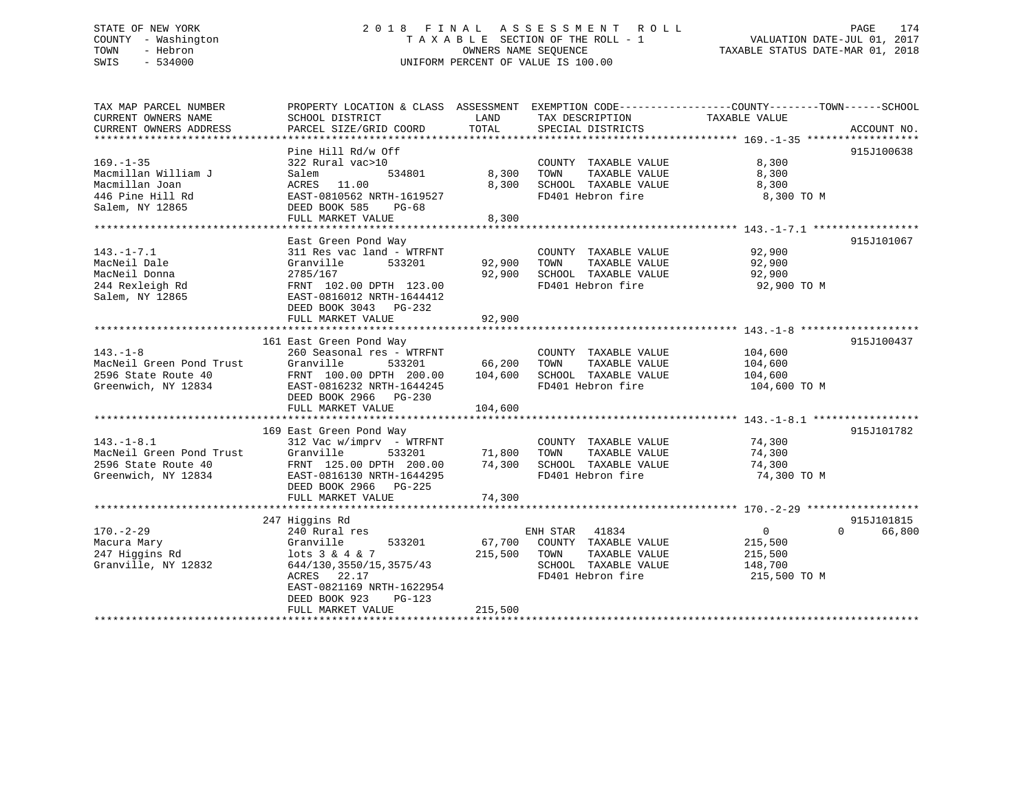STATE OF NEW YORK
COUNTY - Washington
TOWN - Hebron
SWIS - 534000

2018 FINAL ASSESSMENT ROLL
TAXABLE SECTION OF THE ROLL - 1
OWNERS NAME SEQUENCE
UNIFORM PERCENT OF VALUE IS 100.00

VALUATION DATE-JUL 01, 2017
TAXABLE STATUS DATE-MAR 01, 2018

| TAX MAP PARCEL NUMBER / CURRENT OWNERS NAME / CURRENT OWNERS ADDRESS | PROPERTY LOCATION & CLASS / SCHOOL DISTRICT / PARCEL SIZE/GRID COORD | ASSESSMENT LAND / TOTAL | EXEMPTION CODE / TAX DESCRIPTION / SPECIAL DISTRICTS | COUNTY / TOWN / SCHOOL TAXABLE VALUE | ACCOUNT NO. |
|---|---|---|---|---|---|
| **169.-1-35** | Pine Hill Rd/w Off | | | | 915J100638 |
| 169.-1-35 | 322 Rural vac>10 | | COUNTY TAXABLE VALUE | 8,300 | |
| Macmillan William J | Salem 534801 | 8,300 | TOWN TAXABLE VALUE | 8,300 | |
| Macmillan Joan | ACRES 11.00 | 8,300 | SCHOOL TAXABLE VALUE | 8,300 | |
| 446 Pine Hill Rd | EAST-0810562 NRTH-1619527 | | FD401 Hebron fire | 8,300 TO M | |
| Salem, NY 12865 | DEED BOOK 585 PG-68 | | | | |
| | FULL MARKET VALUE | 8,300 | | | |
| **143.-1-7.1** | East Green Pond Way | | | | 915J101067 |
| 143.-1-7.1 | 311 Res vac land - WTRFNT | | COUNTY TAXABLE VALUE | 92,900 | |
| MacNeil Dale | Granville 533201 | 92,900 | TOWN TAXABLE VALUE | 92,900 | |
| MacNeil Donna | 2785/167 | 92,900 | SCHOOL TAXABLE VALUE | 92,900 | |
| 244 Rexleigh Rd | FRNT 102.00 DPTH 123.00 | | FD401 Hebron fire | 92,900 TO M | |
| Salem, NY 12865 | EAST-0816012 NRTH-1644412 | | | | |
| | DEED BOOK 3043 PG-232 | | | | |
| | FULL MARKET VALUE | 92,900 | | | |
| **143.-1-8** | 161 East Green Pond Way | | | | 915J100437 |
| 143.-1-8 | 260 Seasonal res - WTRFNT | | COUNTY TAXABLE VALUE | 104,600 | |
| MacNeil Green Pond Trust | Granville 533201 | 66,200 | TOWN TAXABLE VALUE | 104,600 | |
| 2596 State Route 40 | FRNT 100.00 DPTH 200.00 | 104,600 | SCHOOL TAXABLE VALUE | 104,600 | |
| Greenwich, NY 12834 | EAST-0816232 NRTH-1644245 | | FD401 Hebron fire | 104,600 TO M | |
| | DEED BOOK 2966 PG-230 | | | | |
| | FULL MARKET VALUE | 104,600 | | | |
| **143.-1-8.1** | 169 East Green Pond Way | | | | 915J101782 |
| 143.-1-8.1 | 312 Vac w/imprv - WTRFNT | | COUNTY TAXABLE VALUE | 74,300 | |
| MacNeil Green Pond Trust | Granville 533201 | 71,800 | TOWN TAXABLE VALUE | 74,300 | |
| 2596 State Route 40 | FRNT 125.00 DPTH 200.00 | 74,300 | SCHOOL TAXABLE VALUE | 74,300 | |
| Greenwich, NY 12834 | EAST-0816130 NRTH-1644295 | | FD401 Hebron fire | 74,300 TO M | |
| | DEED BOOK 2966 PG-225 | | | | |
| | FULL MARKET VALUE | 74,300 | | | |
| **170.-2-29** | 247 Higgins Rd | | | | 915J101815 |
| 170.-2-29 | 240 Rural res | | ENH STAR 41834 | 0 0 | 66,800 |
| Macura Mary | Granville 533201 | 67,700 | COUNTY TAXABLE VALUE | 215,500 | |
| 247 Higgins Rd | lots 3 & 4 & 7 | 215,500 | TOWN TAXABLE VALUE | 215,500 | |
| Granville, NY 12832 | 644/130,3550/15,3575/43 | | SCHOOL TAXABLE VALUE | 148,700 | |
| | ACRES 22.17 | | FD401 Hebron fire | 215,500 TO M | |
| | EAST-0821169 NRTH-1622954 | | | | |
| | DEED BOOK 923 PG-123 | | | | |
| | FULL MARKET VALUE | 215,500 | | | |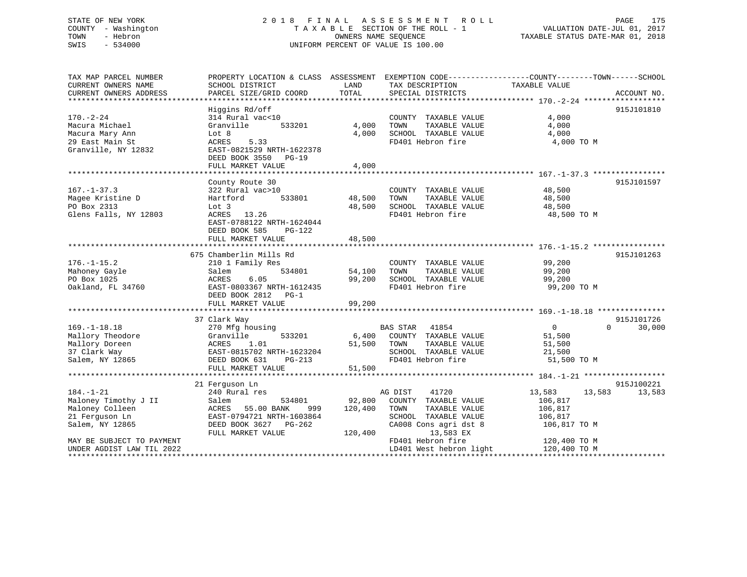STATE OF NEW YORK
COUNTY - Washington
TOWN - Hebron
SWIS - 534000

2018 FINAL ASSESSMENT ROLL
TAXABLE SECTION OF THE ROLL - 1
OWNERS NAME SEQUENCE
UNIFORM PERCENT OF VALUE IS 100.00

VALUATION DATE-JUL 01, 2017
TAXABLE STATUS DATE-MAR 01, 2018

```
TAX MAP PARCEL NUMBER          PROPERTY LOCATION & CLASS  ASSESSMENT  EXEMPTION CODE------------------COUNTY--------TOWN------SCHOOL
CURRENT OWNERS NAME            SCHOOL DISTRICT               LAND      TAX DESCRIPTION            TAXABLE VALUE
CURRENT OWNERS ADDRESS         PARCEL SIZE/GRID COORD        TOTAL     SPECIAL DISTRICTS                                    ACCOUNT NO.
******************************************************************************************************* 170.-2-24 ******************
                               Higgins Rd/off                                                                            915J101810
170.-2-24                      314 Rural vac<10                       COUNTY  TAXABLE VALUE              4,000
Macura Michael                 Granville       533201        4,000    TOWN    TAXABLE VALUE              4,000
Macura Mary Ann                Lot 8                         4,000    SCHOOL  TAXABLE VALUE              4,000
29 East Main St                ACRES     5.33                         FD401 Hebron fire                   4,000 TO M
Granville, NY 12832            EAST-0821529 NRTH-1622378
                               DEED BOOK 3550   PG-19
                               FULL MARKET VALUE             4,000
******************************************************************************************************* 167.-1-37.3 ****************
                               County Route 30                                                                           915J101597
167.-1-37.3                    322 Rural vac>10                       COUNTY  TAXABLE VALUE             48,500
Magee Kristine D               Hartford        533801       48,500    TOWN    TAXABLE VALUE             48,500
PO Box 2313                    Lot 3                        48,500    SCHOOL  TAXABLE VALUE             48,500
Glens Falls, NY 12803          ACRES    13.26                         FD401 Hebron fire                  48,500 TO M
                               EAST-0788122 NRTH-1624044
                               DEED BOOK 585    PG-122
                               FULL MARKET VALUE            48,500
******************************************************************************************************* 176.-1-15.2 ****************
                               675 Chamberlin Mills Rd                                                                   915J101263
176.-1-15.2                    210 1 Family Res                       COUNTY  TAXABLE VALUE             99,200
Mahoney Gayle                  Salem           534801       54,100    TOWN    TAXABLE VALUE             99,200
PO Box 1025                    ACRES     6.05               99,200    SCHOOL  TAXABLE VALUE             99,200
Oakland, FL 34760              EAST-0803367 NRTH-1612435              FD401 Hebron fire                  99,200 TO M
                               DEED BOOK 2812   PG-1
                               FULL MARKET VALUE            99,200
******************************************************************************************************* 169.-1-18.18 ***************
                               37 Clark Way                                                                              915J101726
169.-1-18.18                   270 Mfg housing                        BAS STAR   41854                   0             0      30,000
Mallory Theodore               Granville       533201        6,400    COUNTY  TAXABLE VALUE             51,500
Mallory Doreen                 ACRES     1.01               51,500    TOWN    TAXABLE VALUE             51,500
37 Clark Way                   EAST-0815702 NRTH-1623204              SCHOOL  TAXABLE VALUE             21,500
Salem, NY 12865                DEED BOOK 631    PG-213                FD401 Hebron fire                  51,500 TO M
                               FULL MARKET VALUE            51,500
******************************************************************************************************* 184.-1-21 ******************
                               21 Ferguson Ln                                                                            915J100221
184.-1-21                      240 Rural res                          AG DIST    41720              13,583        13,583      13,583
Maloney Timothy J II           Salem           534801       92,800    COUNTY  TAXABLE VALUE            106,817
Maloney Colleen                ACRES    55.00 BANK    999  120,400    TOWN    TAXABLE VALUE            106,817
21 Ferguson Ln                 EAST-0794721 NRTH-1603864              SCHOOL  TAXABLE VALUE            106,817
Salem, NY 12865                DEED BOOK 3627   PG-262                CA008 Cons agri dst 8             106,817 TO M
                               FULL MARKET VALUE           120,400          13,583 EX
MAY BE SUBJECT TO PAYMENT                                             FD401 Hebron fire                 120,400 TO M
UNDER AGDIST LAW TIL 2022                                             LD401 West hebron light           120,400 TO M
************************************************************************************************************************************
```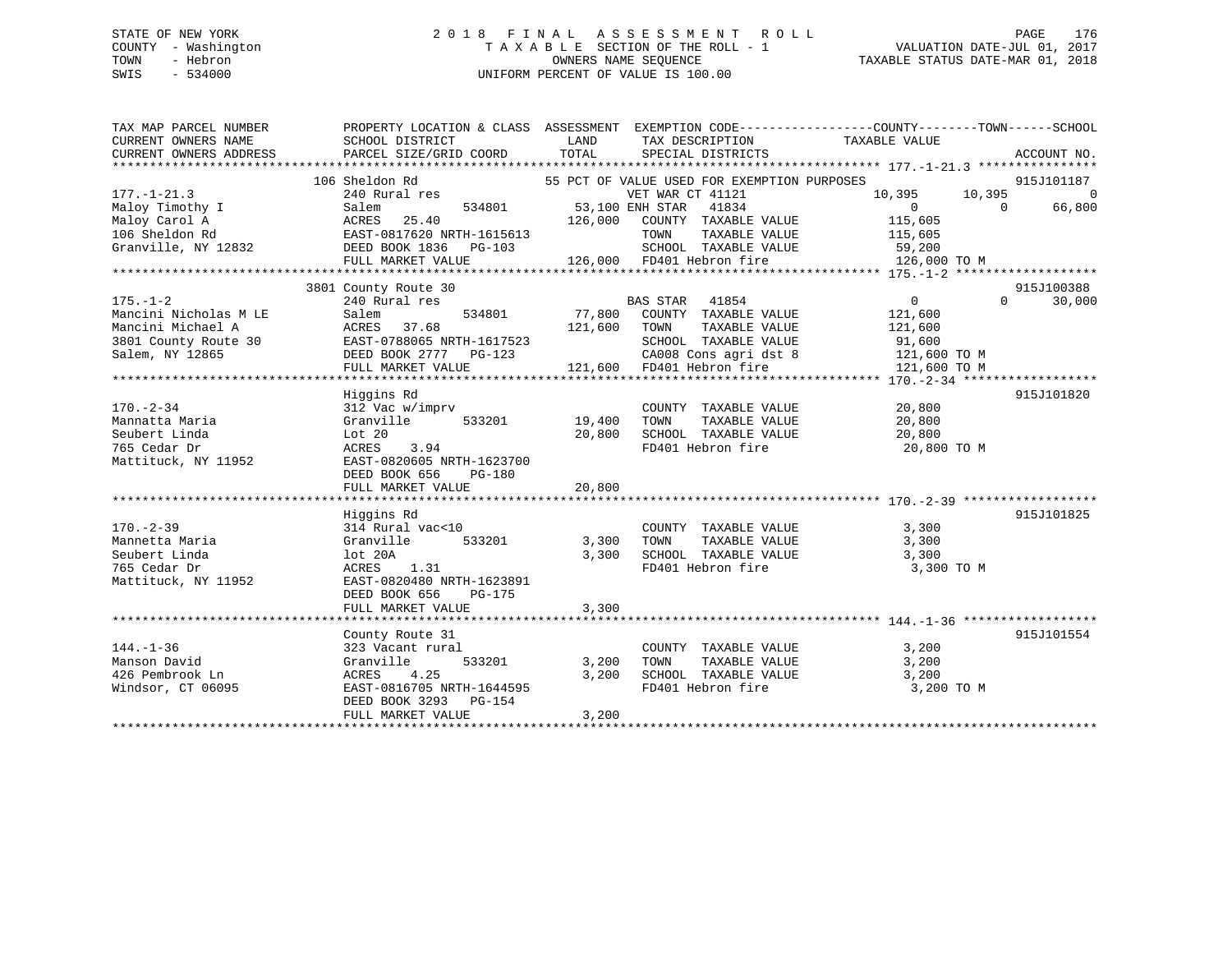STATE OF NEW YORK
COUNTY - Washington
TOWN - Hebron
SWIS - 534000

2 0 1 8 F I N A L A S S E S S M E N T R O L L
T A X A B L E SECTION OF THE ROLL - 1
OWNERS NAME SEQUENCE
UNIFORM PERCENT OF VALUE IS 100.00

VALUATION DATE-JUL 01, 2017
TAXABLE STATUS DATE-MAR 01, 2018

```
TAX MAP PARCEL NUMBER          PROPERTY LOCATION & CLASS  ASSESSMENT  EXEMPTION CODE------------------COUNTY--------TOWN------SCHOOL
CURRENT OWNERS NAME            SCHOOL DISTRICT              LAND      TAX DESCRIPTION              TAXABLE VALUE
CURRENT OWNERS ADDRESS         PARCEL SIZE/GRID COORD       TOTAL     SPECIAL DISTRICTS                                      ACCOUNT NO.
******************************************************************************************************* 177.-1-21.3 ****************
                    106 Sheldon Rd                         55 PCT OF VALUE USED FOR EXEMPTION PURPOSES                       915J101187
177.-1-21.3                    240 Rural res                          VET WAR CT 41121             10,395      10,395            0
Maloy Timothy I                Salem          534801        53,100 ENH STAR   41834                     0           0       66,800
Maloy Carol A                  ACRES  25.40                126,000   COUNTY  TAXABLE VALUE           115,605
106 Sheldon Rd                 EAST-0817620 NRTH-1615613              TOWN    TAXABLE VALUE           115,605
Granville, NY 12832            DEED BOOK 1836   PG-103                SCHOOL  TAXABLE VALUE            59,200
                               FULL MARKET VALUE             126,000  FD401 Hebron fire               126,000 TO M
******************************************************************************************************* 175.-1-2 *******************
                    3801 County Route 30                                                                             915J100388
175.-1-2                       240 Rural res                          BAS STAR   41854                      0           0       30,000
Mancini Nicholas M LE          Salem          534801        77,800   COUNTY  TAXABLE VALUE           121,600
Mancini Michael A              ACRES  37.68                121,600   TOWN    TAXABLE VALUE           121,600
3801 County Route 30           EAST-0788065 NRTH-1617523              SCHOOL  TAXABLE VALUE            91,600
Salem, NY 12865                DEED BOOK 2777   PG-123                CA008 Cons agri dst 8           121,600 TO M
                               FULL MARKET VALUE             121,600  FD401 Hebron fire               121,600 TO M
******************************************************************************************************* 170.-2-34 ******************
                    Higgins Rd                                                                                       915J101820
170.-2-34                      312 Vac w/imprv                        COUNTY  TAXABLE VALUE            20,800
Mannatta Maria                 Granville      533201        19,400   TOWN    TAXABLE VALUE            20,800
Seubert Linda                  Lot 20                       20,800   SCHOOL  TAXABLE VALUE            20,800
765 Cedar Dr                   ACRES   3.94                          FD401 Hebron fire                 20,800 TO M
Mattituck, NY 11952            EAST-0820605 NRTH-1623700
                               DEED BOOK 656    PG-180
                               FULL MARKET VALUE              20,800
******************************************************************************************************* 170.-2-39 ******************
                    Higgins Rd                                                                                       915J101825
170.-2-39                      314 Rural vac<10                       COUNTY  TAXABLE VALUE             3,300
Mannetta Maria                 Granville      533201         3,300   TOWN    TAXABLE VALUE             3,300
Seubert Linda                  lot 20A                       3,300   SCHOOL  TAXABLE VALUE             3,300
765 Cedar Dr                   ACRES   1.31                          FD401 Hebron fire                  3,300 TO M
Mattituck, NY 11952            EAST-0820480 NRTH-1623891
                               DEED BOOK 656    PG-175
                               FULL MARKET VALUE               3,300
******************************************************************************************************* 144.-1-36 ******************
                    County Route 31                                                                                  915J101554
144.-1-36                      323 Vacant rural                       COUNTY  TAXABLE VALUE             3,200
Manson David                   Granville      533201         3,200   TOWN    TAXABLE VALUE             3,200
426 Pembrook Ln                ACRES   4.25                  3,200   SCHOOL  TAXABLE VALUE             3,200
Windsor, CT 06095              EAST-0816705 NRTH-1644595              FD401 Hebron fire                  3,200 TO M
                               DEED BOOK 3293   PG-154
                               FULL MARKET VALUE               3,200
************************************************************************************************************************************
```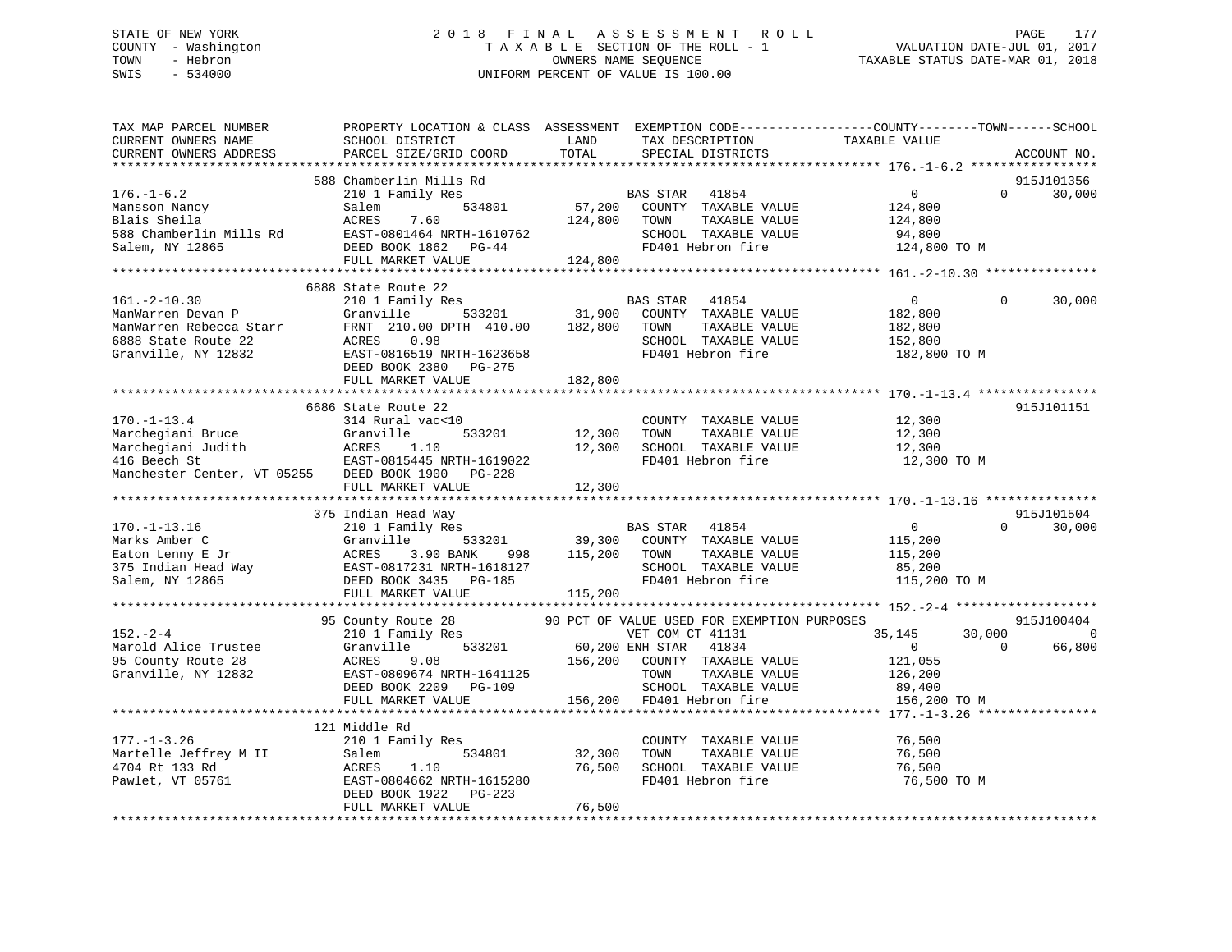STATE OF NEW YORK
COUNTY - Washington
TOWN - Hebron
SWIS - 534000

# 2018 FINAL ASSESSMENT ROLL

TAXABLE SECTION OF THE ROLL - 1
OWNERS NAME SEQUENCE
UNIFORM PERCENT OF VALUE IS 100.00

VALUATION DATE-JUL 01, 2017
TAXABLE STATUS DATE-MAR 01, 2018

| TAX MAP PARCEL NUMBER / CURRENT OWNERS NAME / CURRENT OWNERS ADDRESS | PROPERTY LOCATION & CLASS / SCHOOL DISTRICT / PARCEL SIZE/GRID COORD | ASSESSMENT LAND | TOTAL | EXEMPTION CODE / TAX DESCRIPTION / SPECIAL DISTRICTS | COUNTY TAXABLE VALUE | TOWN | SCHOOL | ACCOUNT NO. |
|---|---|---|---|---|---|---|---|---|
| **176.-1-6.2** | 588 Chamberlin Mills Rd | | | | | | | 915J101356 |
| 176.-1-6.2 | 210 1 Family Res | | | BAS STAR 41854 | 0 | 0 | 30,000 | |
| Mansson Nancy | Salem 534801 | 57,200 | | COUNTY TAXABLE VALUE | 124,800 | | | |
| Blais Sheila | ACRES 7.60 | | 124,800 | TOWN TAXABLE VALUE | 124,800 | | | |
| 588 Chamberlin Mills Rd | EAST-0801464 NRTH-1610762 | | | SCHOOL TAXABLE VALUE | 94,800 | | | |
| Salem, NY 12865 | DEED BOOK 1862 PG-44 | | | FD401 Hebron fire | 124,800 TO M | | | |
| | FULL MARKET VALUE | | 124,800 | | | | | |
| **161.-2-10.30** | 6888 State Route 22 | | | | | | | |
| 161.-2-10.30 | 210 1 Family Res | | | BAS STAR 41854 | 0 | 0 | 30,000 | |
| ManWarren Devan P | Granville 533201 | 31,900 | | COUNTY TAXABLE VALUE | 182,800 | | | |
| ManWarren Rebecca Starr | FRNT 210.00 DPTH 410.00 | | 182,800 | TOWN TAXABLE VALUE | 182,800 | | | |
| 6888 State Route 22 | ACRES 0.98 | | | SCHOOL TAXABLE VALUE | 152,800 | | | |
| Granville, NY 12832 | EAST-0816519 NRTH-1623658 | | | FD401 Hebron fire | 182,800 TO M | | | |
| | DEED BOOK 2380 PG-275 | | | | | | | |
| | FULL MARKET VALUE | | 182,800 | | | | | |
| **170.-1-13.4** | 6686 State Route 22 | | | | | | | 915J101151 |
| 170.-1-13.4 | 314 Rural vac<10 | | | COUNTY TAXABLE VALUE | 12,300 | | | |
| Marchegiani Bruce | Granville 533201 | 12,300 | | TOWN TAXABLE VALUE | 12,300 | | | |
| Marchegiani Judith | ACRES 1.10 | | 12,300 | SCHOOL TAXABLE VALUE | 12,300 | | | |
| 416 Beech St | EAST-0815445 NRTH-1619022 | | | FD401 Hebron fire | 12,300 TO M | | | |
| Manchester Center, VT 05255 | DEED BOOK 1900 PG-228 | | | | | | | |
| | FULL MARKET VALUE | | 12,300 | | | | | |
| **170.-1-13.16** | 375 Indian Head Way | | | | | | | 915J101504 |
| 170.-1-13.16 | 210 1 Family Res | | | BAS STAR 41854 | 0 | 0 | 30,000 | |
| Marks Amber C | Granville 533201 | 39,300 | | COUNTY TAXABLE VALUE | 115,200 | | | |
| Eaton Lenny E Jr | ACRES 3.90 BANK 998 | | 115,200 | TOWN TAXABLE VALUE | 115,200 | | | |
| 375 Indian Head Way | EAST-0817231 NRTH-1618127 | | | SCHOOL TAXABLE VALUE | 85,200 | | | |
| Salem, NY 12865 | DEED BOOK 3435 PG-185 | | | FD401 Hebron fire | 115,200 TO M | | | |
| | FULL MARKET VALUE | | 115,200 | | | | | |
| **152.-2-4** | 95 County Route 28 | | | 90 PCT OF VALUE USED FOR EXEMPTION PURPOSES | | | | 915J100404 |
| 152.-2-4 | 210 1 Family Res | | | VET COM CT 41131 | 35,145 | 30,000 | 0 | |
| Marold Alice Trustee | Granville 533201 | 60,200 | | ENH STAR 41834 | 0 | 0 | 66,800 | |
| 95 County Route 28 | ACRES 9.08 | | 156,200 | COUNTY TAXABLE VALUE | 121,055 | | | |
| Granville, NY 12832 | EAST-0809674 NRTH-1641125 | | | TOWN TAXABLE VALUE | 126,200 | | | |
| | DEED BOOK 2209 PG-109 | | | SCHOOL TAXABLE VALUE | 89,400 | | | |
| | FULL MARKET VALUE | | 156,200 | FD401 Hebron fire | 156,200 TO M | | | |
| **177.-1-3.26** | 121 Middle Rd | | | | | | | |
| 177.-1-3.26 | 210 1 Family Res | | | COUNTY TAXABLE VALUE | 76,500 | | | |
| Martelle Jeffrey M II | Salem 534801 | 32,300 | | TOWN TAXABLE VALUE | 76,500 | | | |
| 4704 Rt 133 Rd | ACRES 1.10 | | 76,500 | SCHOOL TAXABLE VALUE | 76,500 | | | |
| Pawlet, VT 05761 | EAST-0804662 NRTH-1615280 | | | FD401 Hebron fire | 76,500 TO M | | | |
| | DEED BOOK 1922 PG-223 | | | | | | | |
| | FULL MARKET VALUE | | 76,500 | | | | | |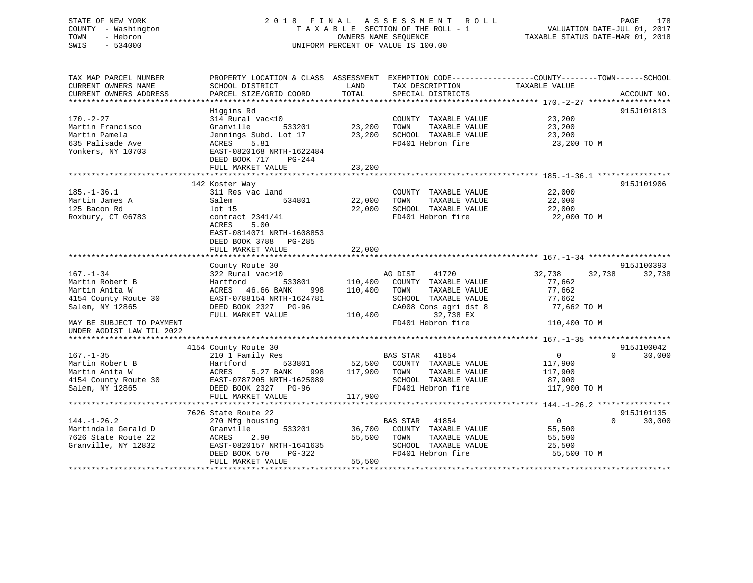STATE OF NEW YORK                    2018 FINAL ASSESSMENT ROLL
COUNTY - Washington                  TAXABLE SECTION OF THE ROLL - 1          VALUATION DATE-JUL 01, 2017
TOWN - Hebron                        OWNERS NAME SEQUENCE                     TAXABLE STATUS DATE-MAR 01, 2018
SWIS - 534000                        UNIFORM PERCENT OF VALUE IS 100.00

| TAX MAP PARCEL NUMBER / CURRENT OWNERS NAME / CURRENT OWNERS ADDRESS | PROPERTY LOCATION & CLASS / SCHOOL DISTRICT / PARCEL SIZE/GRID COORD | ASSESSMENT LAND / TOTAL | EXEMPTION CODE / TAX DESCRIPTION / SPECIAL DISTRICTS | COUNTY TAXABLE VALUE | TOWN | SCHOOL | ACCOUNT NO. |
|---|---|---|---|---|---|---|---|
| 170.-2-27 | Higgins Rd | | | | | | 915J101813 |
| | 314 Rural vac<10 | | COUNTY TAXABLE VALUE | 23,200 | | | |
| Martin Francisco | Granville 533201 | 23,200 | TOWN TAXABLE VALUE | 23,200 | | | |
| Martin Pamela | Jennings Subd. Lot 17 | 23,200 | SCHOOL TAXABLE VALUE | 23,200 | | | |
| 635 Palisade Ave | ACRES 5.81 | | FD401 Hebron fire | 23,200 TO M | | | |
| Yonkers, NY 10703 | EAST-0820168 NRTH-1622484 | | | | | | |
| | DEED BOOK 717 PG-244 | | | | | | |
| | FULL MARKET VALUE | 23,200 | | | | | |
| 185.-1-36.1 | 142 Koster Way | | | | | | 915J101906 |
| | 311 Res vac land | | COUNTY TAXABLE VALUE | 22,000 | | | |
| Martin James A | Salem 534801 | 22,000 | TOWN TAXABLE VALUE | 22,000 | | | |
| 125 Bacon Rd | lot 15 | 22,000 | SCHOOL TAXABLE VALUE | 22,000 | | | |
| Roxbury, CT 06783 | contract 2341/41 | | FD401 Hebron fire | 22,000 TO M | | | |
| | ACRES 5.00 | | | | | | |
| | EAST-0814071 NRTH-1608853 | | | | | | |
| | DEED BOOK 3788 PG-285 | | | | | | |
| | FULL MARKET VALUE | 22,000 | | | | | |
| 167.-1-34 | County Route 30 | | | | | | 915J100393 |
| | 322 Rural vac>10 | | AG DIST 41720 | 32,738 | 32,738 | 32,738 | |
| Martin Robert B | Hartford 533801 | 110,400 | COUNTY TAXABLE VALUE | 77,662 | | | |
| Martin Anita W | ACRES 46.66 BANK 998 | 110,400 | TOWN TAXABLE VALUE | 77,662 | | | |
| 4154 County Route 30 | EAST-0788154 NRTH-1624781 | | SCHOOL TAXABLE VALUE | 77,662 | | | |
| Salem, NY 12865 | DEED BOOK 2327 PG-96 | | CA008 Cons agri dst 8 | 77,662 TO M | | | |
| | FULL MARKET VALUE | 110,400 | 32,738 EX | | | | |
| MAY BE SUBJECT TO PAYMENT UNDER AGDIST LAW TIL 2022 | | | FD401 Hebron fire | 110,400 TO M | | | |
| 167.-1-35 | 4154 County Route 30 | | | | | | 915J100042 |
| | 210 1 Family Res | | BAS STAR 41854 | 0 | 0 | 30,000 | |
| Martin Robert B | Hartford 533801 | 52,500 | COUNTY TAXABLE VALUE | 117,900 | | | |
| Martin Anita W | ACRES 5.27 BANK 998 | 117,900 | TOWN TAXABLE VALUE | 117,900 | | | |
| 4154 County Route 30 | EAST-0787205 NRTH-1625089 | | SCHOOL TAXABLE VALUE | 87,900 | | | |
| Salem, NY 12865 | DEED BOOK 2327 PG-96 | | FD401 Hebron fire | 117,900 TO M | | | |
| | FULL MARKET VALUE | 117,900 | | | | | |
| 144.-1-26.2 | 7626 State Route 22 | | | | | | 915J101135 |
| | 270 Mfg housing | | BAS STAR 41854 | 0 | 0 | 30,000 | |
| Martindale Gerald D | Granville 533201 | 36,700 | COUNTY TAXABLE VALUE | 55,500 | | | |
| 7626 State Route 22 | ACRES 2.90 | 55,500 | TOWN TAXABLE VALUE | 55,500 | | | |
| Granville, NY 12832 | EAST-0820157 NRTH-1641635 | | SCHOOL TAXABLE VALUE | 25,500 | | | |
| | DEED BOOK 570 PG-322 | | FD401 Hebron fire | 55,500 TO M | | | |
| | FULL MARKET VALUE | 55,500 | | | | | |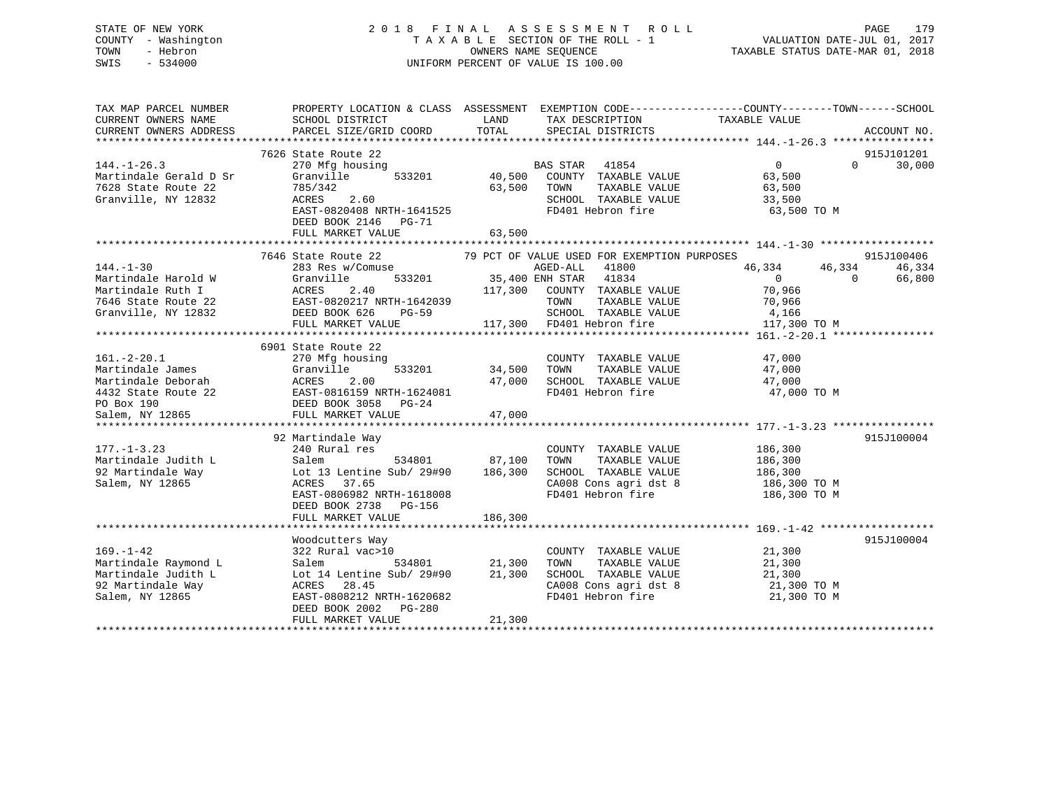STATE OF NEW YORK
COUNTY - Washington
TOWN - Hebron
SWIS - 534000

# 2 0 1 8 F I N A L A S S E S S M E N T R O L L

T A X A B L E SECTION OF THE ROLL - 1
OWNERS NAME SEQUENCE
UNIFORM PERCENT OF VALUE IS 100.00

VALUATION DATE-JUL 01, 2017
TAXABLE STATUS DATE-MAR 01, 2018

| TAX MAP PARCEL NUMBER / CURRENT OWNERS NAME / CURRENT OWNERS ADDRESS | PROPERTY LOCATION & CLASS / SCHOOL DISTRICT / PARCEL SIZE/GRID COORD | ASSESSMENT LAND | TOTAL | EXEMPTION CODE / TAX DESCRIPTION / SPECIAL DISTRICTS | COUNTY TAXABLE VALUE | TOWN | SCHOOL | ACCOUNT NO. |
|---|---|---|---|---|---|---|---|---|
| **144.-1-26.3** | 7626 State Route 22 | | | | | | | 915J101201 |
| Martindale Gerald D Sr | 270 Mfg housing | | | BAS STAR 41854 | 0 | 0 | 30,000 | |
| 7628 State Route 22 | Granville 533201 | 40,500 | | COUNTY TAXABLE VALUE | 63,500 | | | |
| Granville, NY 12832 | 785/342 | | 63,500 | TOWN TAXABLE VALUE | 63,500 | | | |
| | ACRES 2.60 | | | SCHOOL TAXABLE VALUE | 33,500 | | | |
| | EAST-0820408 NRTH-1641525 | | | FD401 Hebron fire | 63,500 TO M | | | |
| | DEED BOOK 2146 PG-71 | | | | | | | |
| | FULL MARKET VALUE | | 63,500 | | | | | |
| **144.-1-30** | 7646 State Route 22 | | | 79 PCT OF VALUE USED FOR EXEMPTION PURPOSES | | | | 915J100406 |
| Martindale Harold W | 283 Res w/Comuse | | | AGED-ALL 41800 | 46,334 | 46,334 | 46,334 | |
| Martindale Ruth I | Granville 533201 | 35,400 | | ENH STAR 41834 | 0 | 0 | 66,800 | |
| 7646 State Route 22 | ACRES 2.40 | | 117,300 | COUNTY TAXABLE VALUE | 70,966 | | | |
| Granville, NY 12832 | EAST-0820217 NRTH-1642039 | | | TOWN TAXABLE VALUE | 70,966 | | | |
| | DEED BOOK 626 PG-59 | | | SCHOOL TAXABLE VALUE | 4,166 | | | |
| | FULL MARKET VALUE | | 117,300 | FD401 Hebron fire | 117,300 TO M | | | |
| **161.-2-20.1** | 6901 State Route 22 | | | | | | | |
| Martindale James | 270 Mfg housing | | | COUNTY TAXABLE VALUE | 47,000 | | | |
| Martindale Deborah | Granville 533201 | 34,500 | | TOWN TAXABLE VALUE | 47,000 | | | |
| 4432 State Route 22 | ACRES 2.00 | | 47,000 | SCHOOL TAXABLE VALUE | 47,000 | | | |
| PO Box 190 | EAST-0816159 NRTH-1624081 | | | FD401 Hebron fire | 47,000 TO M | | | |
| Salem, NY 12865 | DEED BOOK 3058 PG-24 | | | | | | | |
| | FULL MARKET VALUE | | 47,000 | | | | | |
| **177.-1-3.23** | 92 Martindale Way | | | | | | | 915J100004 |
| Martindale Judith L | 240 Rural res | | | COUNTY TAXABLE VALUE | 186,300 | | | |
| 92 Martindale Way | Salem 534801 | 87,100 | | TOWN TAXABLE VALUE | 186,300 | | | |
| Salem, NY 12865 | Lot 13 Lentine Sub/ 29#90 | | 186,300 | SCHOOL TAXABLE VALUE | 186,300 | | | |
| | ACRES 37.65 | | | CA008 Cons agri dst 8 | 186,300 TO M | | | |
| | EAST-0806982 NRTH-1618008 | | | FD401 Hebron fire | 186,300 TO M | | | |
| | DEED BOOK 2738 PG-156 | | | | | | | |
| | FULL MARKET VALUE | | 186,300 | | | | | |
| **169.-1-42** | Woodcutters Way | | | | | | | 915J100004 |
| Martindale Raymond L | 322 Rural vac>10 | | | COUNTY TAXABLE VALUE | 21,300 | | | |
| Martindale Judith L | Salem 534801 | 21,300 | | TOWN TAXABLE VALUE | 21,300 | | | |
| 92 Martindale Way | Lot 14 Lentine Sub/ 29#90 | | 21,300 | SCHOOL TAXABLE VALUE | 21,300 | | | |
| Salem, NY 12865 | ACRES 28.45 | | | CA008 Cons agri dst 8 | 21,300 TO M | | | |
| | EAST-0808212 NRTH-1620682 | | | FD401 Hebron fire | 21,300 TO M | | | |
| | DEED BOOK 2002 PG-280 | | | | | | | |
| | FULL MARKET VALUE | | 21,300 | | | | | |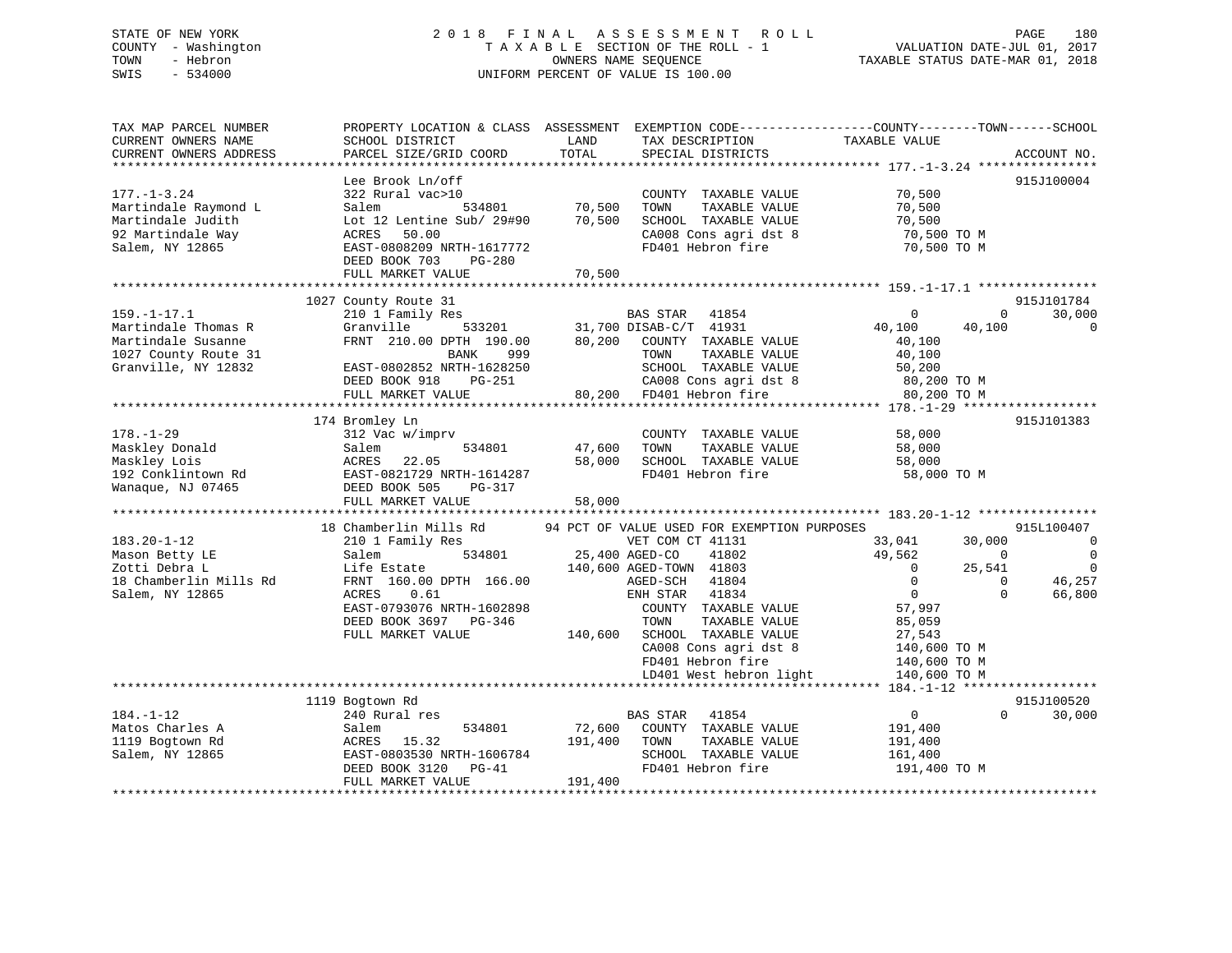STATE OF NEW YORK
COUNTY - Washington
TOWN - Hebron
SWIS - 534000

# 2018 FINAL ASSESSMENT ROLL

TAXABLE SECTION OF THE ROLL - 1
OWNERS NAME SEQUENCE
UNIFORM PERCENT OF VALUE IS 100.00

VALUATION DATE-JUL 01, 2017
TAXABLE STATUS DATE-MAR 01, 2018

```
TAX MAP PARCEL NUMBER          PROPERTY LOCATION & CLASS  ASSESSMENT  EXEMPTION CODE------------------COUNTY--------TOWN------SCHOOL
CURRENT OWNERS NAME            SCHOOL DISTRICT               LAND     TAX DESCRIPTION              TAXABLE VALUE
CURRENT OWNERS ADDRESS         PARCEL SIZE/GRID COORD       TOTAL     SPECIAL DISTRICTS                                   ACCOUNT NO.
******************************************************************************************************* 177.-1-3.24 ****************
                               Lee Brook Ln/off                                                                         915J100004
177.-1-3.24                    322 Rural vac>10                       COUNTY  TAXABLE VALUE             70,500
Martindale Raymond L           Salem            534801      70,500    TOWN    TAXABLE VALUE             70,500
Martindale Judith              Lot 12 Lentine Sub/ 29#90    70,500    SCHOOL  TAXABLE VALUE             70,500
92 Martindale Way              ACRES   50.00                          CA008 Cons agri dst 8              70,500 TO M
Salem, NY 12865                EAST-0808209 NRTH-1617772              FD401 Hebron fire                  70,500 TO M
                               DEED BOOK 703     PG-280
                               FULL MARKET VALUE             70,500
******************************************************************************************************* 159.-1-17.1 ****************
                             1027 County Route 31                                                                       915J101784
159.-1-17.1                    210 1 Family Res                     BAS STAR   41854                    0            0      30,000
Martindale Thomas R            Granville        533201      31,700 DISAB-C/T  41931               40,100       40,100           0
Martindale Susanne             FRNT 210.00 DPTH 190.00      80,200   COUNTY  TAXABLE VALUE            40,100
1027 County Route 31                        BANK     999               TOWN    TAXABLE VALUE            40,100
Granville, NY 12832            EAST-0802852 NRTH-1628250              SCHOOL  TAXABLE VALUE             50,200
                               DEED BOOK 918     PG-251               CA008 Cons agri dst 8              80,200 TO M
                               FULL MARKET VALUE             80,200   FD401 Hebron fire                  80,200 TO M
******************************************************************************************************* 178.-1-29 ******************
                             174 Bromley Ln                                                                             915J101383
178.-1-29                      312 Vac w/imprv                        COUNTY  TAXABLE VALUE             58,000
Maskley Donald                 Salem            534801      47,600    TOWN    TAXABLE VALUE             58,000
Maskley Lois                   ACRES   22.05                58,000    SCHOOL  TAXABLE VALUE             58,000
192 Conklintown Rd             EAST-0821729 NRTH-1614287              FD401 Hebron fire                  58,000 TO M
Wanaque, NJ 07465              DEED BOOK 505     PG-317
                               FULL MARKET VALUE             58,000
******************************************************************************************************* 183.20-1-12 ****************
                             18 Chamberlin Mills Rd       94 PCT OF VALUE USED FOR EXEMPTION PURPOSES                   915L100407
183.20-1-12                    210 1 Family Res                     VET COM CT 41131               33,041       30,000           0
Mason Betty LE                 Salem            534801      25,400 AGED-CO    41802               49,562            0           0
Zotti Debra L                  Life Estate                 140,600 AGED-TOWN  41803                    0       25,541           0
18 Chamberlin Mills Rd         FRNT 160.00 DPTH 166.00             AGED-SCH   41804                    0            0      46,257
Salem, NY 12865                ACRES    0.61                        ENH STAR   41834                    0            0      66,800
                               EAST-0793076 NRTH-1602898              COUNTY  TAXABLE VALUE             57,997
                               DEED BOOK 3697    PG-346               TOWN    TAXABLE VALUE             85,059
                               FULL MARKET VALUE            140,600   SCHOOL  TAXABLE VALUE             27,543
                                                                      CA008 Cons agri dst 8             140,600 TO M
                                                                      FD401 Hebron fire                 140,600 TO M
                                                                      LD401 West hebron light           140,600 TO M
******************************************************************************************************* 184.-1-12 ******************
                             1119 Bogtown Rd                                                                            915J100520
184.-1-12                      240 Rural res                        BAS STAR   41854                    0            0      30,000
Matos Charles A                Salem            534801      72,600   COUNTY  TAXABLE VALUE           191,400
1119 Bogtown Rd                ACRES   15.32               191,400   TOWN    TAXABLE VALUE           191,400
Salem, NY 12865                EAST-0803530 NRTH-1606784              SCHOOL  TAXABLE VALUE            161,400
                               DEED BOOK 3120    PG-41                FD401 Hebron fire                 191,400 TO M
                               FULL MARKET VALUE            191,400
************************************************************************************************************************************
```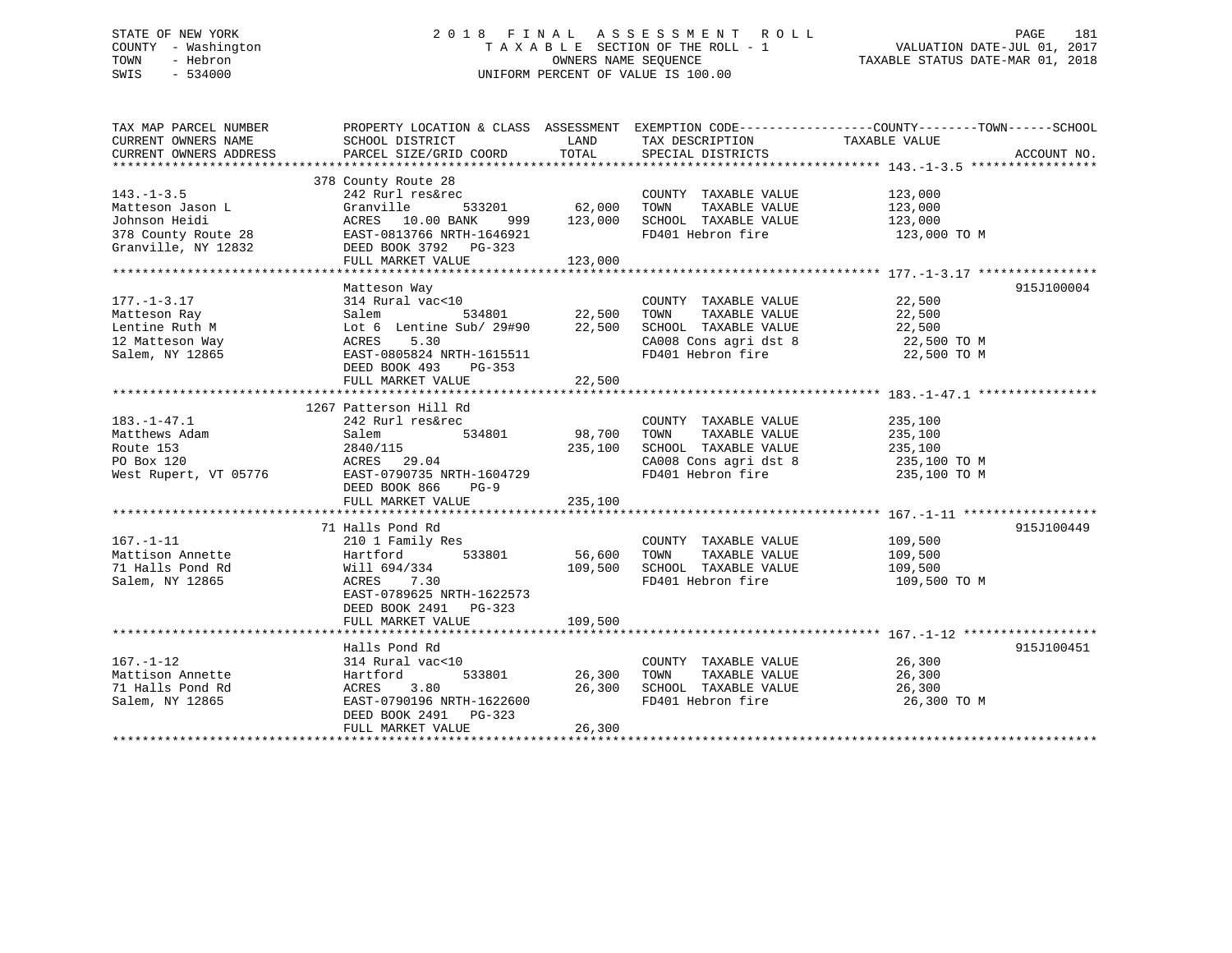STATE OF NEW YORK
COUNTY - Washington
TOWN - Hebron
SWIS - 534000

# 2018 FINAL ASSESSMENT ROLL
TAXABLE SECTION OF THE ROLL - 1
OWNERS NAME SEQUENCE
UNIFORM PERCENT OF VALUE IS 100.00

VALUATION DATE-JUL 01, 2017
TAXABLE STATUS DATE-MAR 01, 2018

| TAX MAP PARCEL NUMBER / CURRENT OWNERS NAME / CURRENT OWNERS ADDRESS | PROPERTY LOCATION & CLASS / SCHOOL DISTRICT / PARCEL SIZE/GRID COORD | ASSESSMENT LAND / TOTAL | EXEMPTION CODE / TAX DESCRIPTION / SPECIAL DISTRICTS | TAXABLE VALUE (COUNTY / TOWN / SCHOOL) | ACCOUNT NO. |
|---|---|---|---|---|---|
| 143.-1-3.5 | 378 County Route 28 | | | | |
| Matteson Jason L | 242 Rurl res&rec | | COUNTY TAXABLE VALUE | 123,000 | |
| Johnson Heidi | Granville 533201 | 62,000 | TOWN TAXABLE VALUE | 123,000 | |
| 378 County Route 28 | ACRES 10.00 BANK 999 | 123,000 | SCHOOL TAXABLE VALUE | 123,000 | |
| Granville, NY 12832 | EAST-0813766 NRTH-1646921 | | FD401 Hebron fire | 123,000 TO M | |
| | DEED BOOK 3792 PG-323 | | | | |
| | FULL MARKET VALUE | 123,000 | | | |
| 177.-1-3.17 | Matteson Way | | | | 915J100004 |
| Matteson Ray | 314 Rural vac<10 | | COUNTY TAXABLE VALUE | 22,500 | |
| Lentine Ruth M | Salem 534801 | 22,500 | TOWN TAXABLE VALUE | 22,500 | |
| 12 Matteson Way | Lot 6 Lentine Sub/ 29#90 | 22,500 | SCHOOL TAXABLE VALUE | 22,500 | |
| Salem, NY 12865 | ACRES 5.30 | | CA008 Cons agri dst 8 | 22,500 TO M | |
| | EAST-0805824 NRTH-1615511 | | FD401 Hebron fire | 22,500 TO M | |
| | DEED BOOK 493 PG-353 | | | | |
| | FULL MARKET VALUE | 22,500 | | | |
| 183.-1-47.1 | 1267 Patterson Hill Rd | | | | |
| Matthews Adam | 242 Rurl res&rec | | COUNTY TAXABLE VALUE | 235,100 | |
| Route 153 | Salem 534801 | 98,700 | TOWN TAXABLE VALUE | 235,100 | |
| PO Box 120 | 2840/115 | 235,100 | SCHOOL TAXABLE VALUE | 235,100 | |
| West Rupert, VT 05776 | ACRES 29.04 | | CA008 Cons agri dst 8 | 235,100 TO M | |
| | EAST-0790735 NRTH-1604729 | | FD401 Hebron fire | 235,100 TO M | |
| | DEED BOOK 866 PG-9 | | | | |
| | FULL MARKET VALUE | 235,100 | | | |
| 167.-1-11 | 71 Halls Pond Rd | | | | 915J100449 |
| Mattison Annette | 210 1 Family Res | | COUNTY TAXABLE VALUE | 109,500 | |
| 71 Halls Pond Rd | Hartford 533801 | 56,600 | TOWN TAXABLE VALUE | 109,500 | |
| Salem, NY 12865 | Will 694/334 | 109,500 | SCHOOL TAXABLE VALUE | 109,500 | |
| | ACRES 7.30 | | FD401 Hebron fire | 109,500 TO M | |
| | EAST-0789625 NRTH-1622573 | | | | |
| | DEED BOOK 2491 PG-323 | | | | |
| | FULL MARKET VALUE | 109,500 | | | |
| 167.-1-12 | Halls Pond Rd | | | | 915J100451 |
| Mattison Annette | 314 Rural vac<10 | | COUNTY TAXABLE VALUE | 26,300 | |
| 71 Halls Pond Rd | Hartford 533801 | 26,300 | TOWN TAXABLE VALUE | 26,300 | |
| Salem, NY 12865 | ACRES 3.80 | 26,300 | SCHOOL TAXABLE VALUE | 26,300 | |
| | EAST-0790196 NRTH-1622600 | | FD401 Hebron fire | 26,300 TO M | |
| | DEED BOOK 2491 PG-323 | | | | |
| | FULL MARKET VALUE | 26,300 | | | |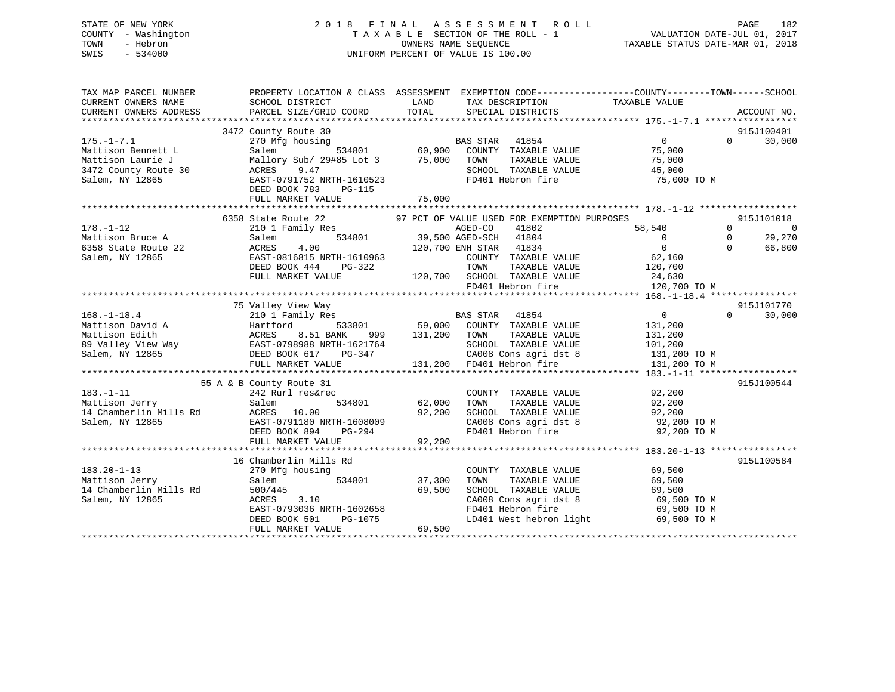STATE OF NEW YORK  
COUNTY - Washington  
TOWN - Hebron  
SWIS - 534000

2018 FINAL ASSESSMENT ROLL  
TAXABLE SECTION OF THE ROLL - 1  
OWNERS NAME SEQUENCE  
UNIFORM PERCENT OF VALUE IS 100.00

VALUATION DATE-JUL 01, 2017  
TAXABLE STATUS DATE-MAR 01, 2018

```
TAX MAP PARCEL NUMBER          PROPERTY LOCATION & CLASS  ASSESSMENT  EXEMPTION CODE------------------COUNTY--------TOWN------SCHOOL
CURRENT OWNERS NAME            SCHOOL DISTRICT               LAND      TAX DESCRIPTION             TAXABLE VALUE
CURRENT OWNERS ADDRESS         PARCEL SIZE/GRID COORD        TOTAL     SPECIAL DISTRICTS                                        ACCOUNT NO.
******************************************************************************************************* 175.-1-7.1 *****************
                               3472 County Route 30                                                                          915J100401
175.-1-7.1                     270 Mfg housing                         BAS STAR   41854                  0             0       30,000
Mattison Bennett L             Salem          534801        60,900     COUNTY  TAXABLE VALUE            75,000
Mattison Laurie J              Mallory Sub/ 29#85 Lot 3     75,000     TOWN    TAXABLE VALUE            75,000
3472 County Route 30           ACRES    9.47                           SCHOOL  TAXABLE VALUE            45,000
Salem, NY 12865                EAST-0791752 NRTH-1610523               FD401 Hebron fire                 75,000 TO M
                               DEED BOOK 783    PG-115
                               FULL MARKET VALUE            75,000
******************************************************************************************************* 178.-1-12 ******************
                               6358 State Route 22         97 PCT OF VALUE USED FOR EXEMPTION PURPOSES                       915J101018
178.-1-12                      210 1 Family Res                        AGED-CO    41802             58,540             0            0
Mattison Bruce A               Salem          534801        39,500 AGED-SCH   41804                  0             0       29,270
6358 State Route 22            ACRES    4.00               120,700 ENH STAR   41834                  0             0       66,800
Salem, NY 12865                EAST-0816815 NRTH-1610963               COUNTY  TAXABLE VALUE            62,160
                               DEED BOOK 444    PG-322                 TOWN    TAXABLE VALUE           120,700
                               FULL MARKET VALUE           120,700     SCHOOL  TAXABLE VALUE            24,630
                                                                       FD401 Hebron fire                120,700 TO M
******************************************************************************************************* 168.-1-18.4 ****************
                               75 Valley View Way                                                                            915J101770
168.-1-18.4                    210 1 Family Res                        BAS STAR   41854                  0             0       30,000
Mattison David A               Hartford       533801        59,000     COUNTY  TAXABLE VALUE           131,200
Mattison Edith                 ACRES    8.51 BANK    999   131,200     TOWN    TAXABLE VALUE           131,200
89 Valley View Way             EAST-0798988 NRTH-1621764               SCHOOL  TAXABLE VALUE           101,200
Salem, NY 12865                DEED BOOK 617    PG-347                 CA008 Cons agri dst 8            131,200 TO M
                               FULL MARKET VALUE           131,200     FD401 Hebron fire                131,200 TO M
******************************************************************************************************* 183.-1-11 ******************
                               55 A & B County Route 31                                                                      915J100544
183.-1-11                      242 Rurl res&rec                        COUNTY  TAXABLE VALUE            92,200
Mattison Jerry                 Salem          534801        62,000     TOWN    TAXABLE VALUE            92,200
14 Chamberlin Mills Rd         ACRES   10.00                92,200     SCHOOL  TAXABLE VALUE            92,200
Salem, NY 12865                EAST-0791180 NRTH-1608009               CA008 Cons agri dst 8             92,200 TO M
                               DEED BOOK 894    PG-294                 FD401 Hebron fire                 92,200 TO M
                               FULL MARKET VALUE            92,200
******************************************************************************************************* 183.20-1-13 ****************
                               16 Chamberlin Mills Rd                                                                        915L100584
183.20-1-13                    270 Mfg housing                         COUNTY  TAXABLE VALUE            69,500
Mattison Jerry                 Salem          534801        37,300     TOWN    TAXABLE VALUE            69,500
14 Chamberlin Mills Rd         500/445                      69,500     SCHOOL  TAXABLE VALUE            69,500
Salem, NY 12865                ACRES    3.10                           CA008 Cons agri dst 8             69,500 TO M
                               EAST-0793036 NRTH-1602658               FD401 Hebron fire                 69,500 TO M
                               DEED BOOK 501    PG-1075                LD401 West hebron light           69,500 TO M
                               FULL MARKET VALUE            69,500
************************************************************************************************************************************
```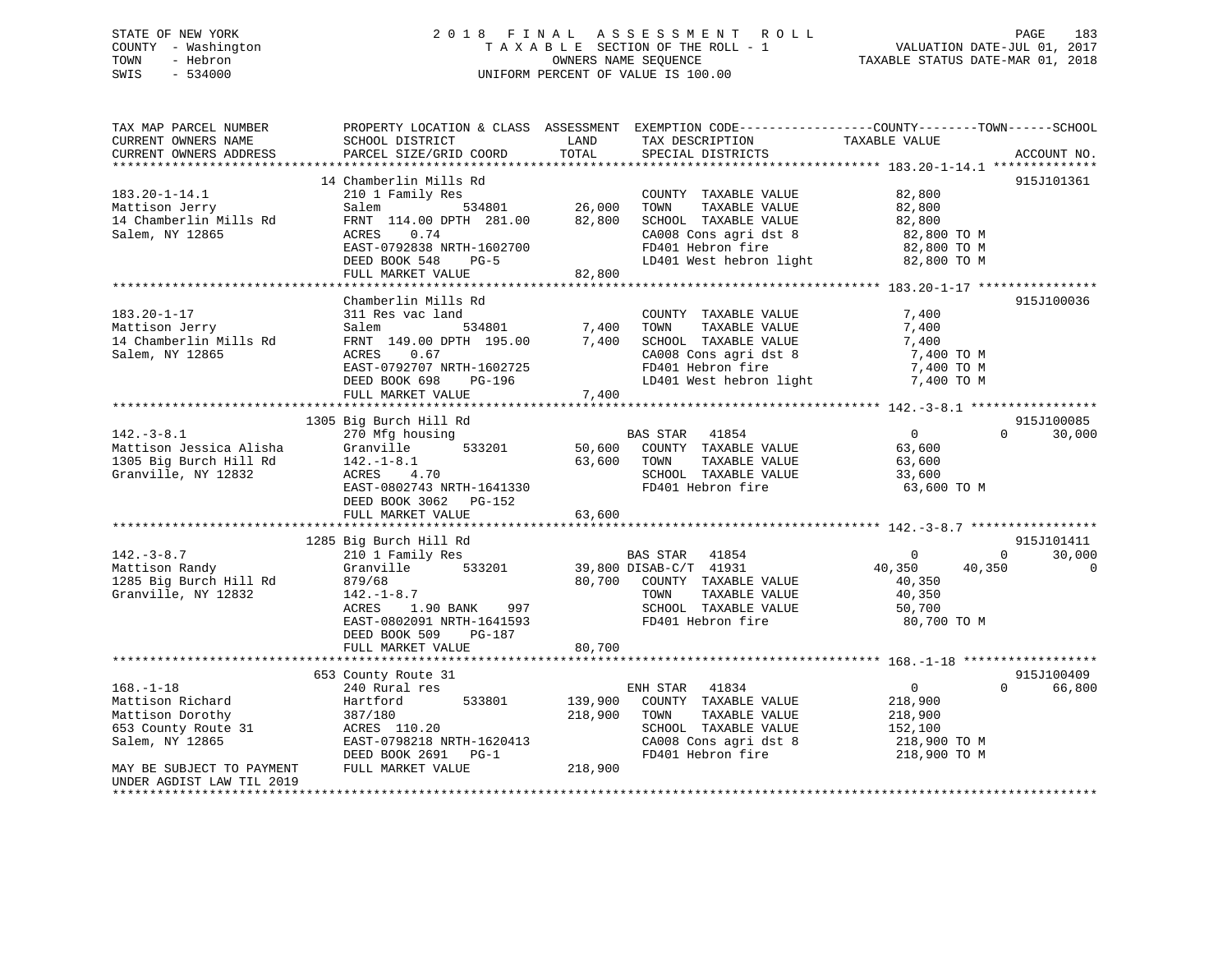STATE OF NEW YORK
COUNTY - Washington
TOWN - Hebron
SWIS - 534000

2 0 1 8 F I N A L A S S E S S M E N T R O L L
T A X A B L E SECTION OF THE ROLL - 1
OWNERS NAME SEQUENCE
UNIFORM PERCENT OF VALUE IS 100.00

VALUATION DATE-JUL 01, 2017
TAXABLE STATUS DATE-MAR 01, 2018

```
TAX MAP PARCEL NUMBER          PROPERTY LOCATION & CLASS  ASSESSMENT  EXEMPTION CODE------------------COUNTY--------TOWN------SCHOOL
CURRENT OWNERS NAME            SCHOOL DISTRICT               LAND      TAX DESCRIPTION            TAXABLE VALUE
CURRENT OWNERS ADDRESS         PARCEL SIZE/GRID COORD        TOTAL     SPECIAL DISTRICTS                                   ACCOUNT NO.
******************************************************************************************************* 183.20-1-14.1 **************
                               14 Chamberlin Mills Rd                                                                       915J101361
183.20-1-14.1                  210 1 Family Res                          COUNTY  TAXABLE VALUE            82,800
Mattison Jerry                 Salem            534801      26,000      TOWN    TAXABLE VALUE            82,800
14 Chamberlin Mills Rd         FRNT 114.00 DPTH 281.00      82,800      SCHOOL  TAXABLE VALUE            82,800
Salem, NY 12865                ACRES    0.74                             CA008 Cons agri dst 8            82,800 TO M
                               EAST-0792838 NRTH-1602700                 FD401 Hebron fire                82,800 TO M
                               DEED BOOK 548    PG-5                     LD401 West hebron light          82,800 TO M
                               FULL MARKET VALUE            82,800
******************************************************************************************************* 183.20-1-17 ****************
                               Chamberlin Mills Rd                                                                          915J100036
183.20-1-17                    311 Res vac land                          COUNTY  TAXABLE VALUE             7,400
Mattison Jerry                 Salem            534801       7,400      TOWN    TAXABLE VALUE             7,400
14 Chamberlin Mills Rd         FRNT 149.00 DPTH 195.00       7,400      SCHOOL  TAXABLE VALUE             7,400
Salem, NY 12865                ACRES    0.67                             CA008 Cons agri dst 8             7,400 TO M
                               EAST-0792707 NRTH-1602725                 FD401 Hebron fire                 7,400 TO M
                               DEED BOOK 698    PG-196                   LD401 West hebron light           7,400 TO M
                               FULL MARKET VALUE             7,400
******************************************************************************************************* 142.-3-8.1 *****************
                               1305 Big Burch Hill Rd                                                                       915J100085
142.-3-8.1                     270 Mfg housing                          BAS STAR   41854                     0              0     30,000
Mattison Jessica Alisha        Granville        533201      50,600      COUNTY  TAXABLE VALUE            63,600
1305 Big Burch Hill Rd         142.-1-8.1                   63,600      TOWN    TAXABLE VALUE            63,600
Granville, NY 12832            ACRES    4.70                             SCHOOL  TAXABLE VALUE            33,600
                               EAST-0802743 NRTH-1641330                 FD401 Hebron fire                63,600 TO M
                               DEED BOOK 3062   PG-152
                               FULL MARKET VALUE            63,600
******************************************************************************************************* 142.-3-8.7 *****************
                               1285 Big Burch Hill Rd                                                                       915J101411
142.-3-8.7                     210 1 Family Res                         BAS STAR   41854                     0              0     30,000
Mattison Randy                 Granville        533201      39,800 DISAB-C/T  41931                     40,350         40,350          0
1285 Big Burch Hill Rd         879/68                       80,700      COUNTY  TAXABLE VALUE            40,350
Granville, NY 12832            142.-1-8.7                               TOWN    TAXABLE VALUE            40,350
                               ACRES    1.90 BANK    997                 SCHOOL  TAXABLE VALUE            50,700
                               EAST-0802091 NRTH-1641593                 FD401 Hebron fire                80,700 TO M
                               DEED BOOK 509    PG-187
                               FULL MARKET VALUE            80,700
******************************************************************************************************* 168.-1-18 ******************
                               653 County Route 31                                                                          915J100409
168.-1-18                      240 Rural res                            ENH STAR   41834                     0              0     66,800
Mattison Richard               Hartford         533801     139,900      COUNTY  TAXABLE VALUE           218,900
Mattison Dorothy               387/180                     218,900      TOWN    TAXABLE VALUE           218,900
653 County Route 31            ACRES  110.20                             SCHOOL  TAXABLE VALUE           152,100
Salem, NY 12865                EAST-0798218 NRTH-1620413                 CA008 Cons agri dst 8           218,900 TO M
                               DEED BOOK 2691   PG-1                     FD401 Hebron fire               218,900 TO M
MAY BE SUBJECT TO PAYMENT      FULL MARKET VALUE           218,900
UNDER AGDIST LAW TIL 2019
************************************************************************************************************************************
```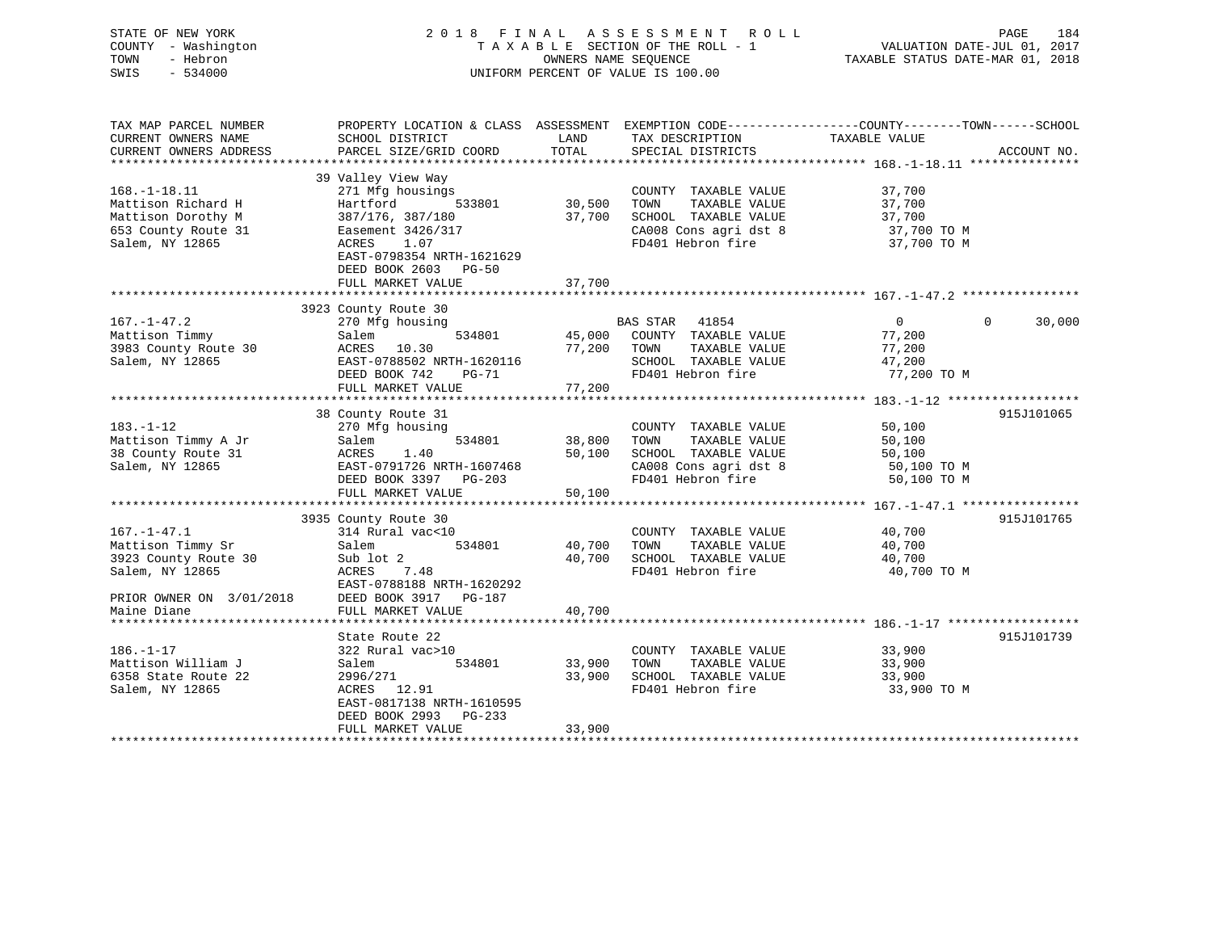STATE OF NEW YORK
COUNTY - Washington
TOWN - Hebron
SWIS - 534000

2 0 1 8 F I N A L A S S E S S M E N T R O L L
T A X A B L E SECTION OF THE ROLL - 1
OWNERS NAME SEQUENCE
UNIFORM PERCENT OF VALUE IS 100.00

VALUATION DATE-JUL 01, 2017
TAXABLE STATUS DATE-MAR 01, 2018

| TAX MAP PARCEL NUMBER / CURRENT OWNERS NAME / CURRENT OWNERS ADDRESS | PROPERTY LOCATION & CLASS / SCHOOL DISTRICT / PARCEL SIZE/GRID COORD | ASSESSMENT LAND | TOTAL | EXEMPTION CODE / TAX DESCRIPTION / SPECIAL DISTRICTS | COUNTY TAXABLE VALUE | TOWN | SCHOOL | ACCOUNT NO. |
|---|---|---|---|---|---|---|---|---|
| **168.-1-18.11** | 39 Valley View Way | | | | | | | |
| 168.-1-18.11 | 271 Mfg housings | | | COUNTY TAXABLE VALUE | 37,700 | | | |
| Mattison Richard H | Hartford 533801 | 30,500 | | TOWN TAXABLE VALUE | 37,700 | | | |
| Mattison Dorothy M | 387/176, 387/180 | | 37,700 | SCHOOL TAXABLE VALUE | 37,700 | | | |
| 653 County Route 31 | Easement 3426/317 | | | CA008 Cons agri dst 8 | 37,700 TO M | | | |
| Salem, NY 12865 | ACRES 1.07 | | | FD401 Hebron fire | 37,700 TO M | | | |
| | EAST-0798354 NRTH-1621629 | | | | | | | |
| | DEED BOOK 2603 PG-50 | | | | | | | |
| | FULL MARKET VALUE | | 37,700 | | | | | |
| **167.-1-47.2** | 3923 County Route 30 | | | | | | | |
| 167.-1-47.2 | 270 Mfg housing | | | BAS STAR 41854 | 0 | 0 | 30,000 | |
| Mattison Timmy | Salem 534801 | 45,000 | | COUNTY TAXABLE VALUE | 77,200 | | | |
| 3983 County Route 30 | ACRES 10.30 | | 77,200 | TOWN TAXABLE VALUE | 77,200 | | | |
| Salem, NY 12865 | EAST-0788502 NRTH-1620116 | | | SCHOOL TAXABLE VALUE | 47,200 | | | |
| | DEED BOOK 742 PG-71 | | | FD401 Hebron fire | 77,200 TO M | | | |
| | FULL MARKET VALUE | | 77,200 | | | | | |
| **183.-1-12** | 38 County Route 31 | | | | | | | 915J101065 |
| 183.-1-12 | 270 Mfg housing | | | COUNTY TAXABLE VALUE | 50,100 | | | |
| Mattison Timmy A Jr | Salem 534801 | 38,800 | | TOWN TAXABLE VALUE | 50,100 | | | |
| 38 County Route 31 | ACRES 1.40 | | 50,100 | SCHOOL TAXABLE VALUE | 50,100 | | | |
| Salem, NY 12865 | EAST-0791726 NRTH-1607468 | | | CA008 Cons agri dst 8 | 50,100 TO M | | | |
| | DEED BOOK 3397 PG-203 | | | FD401 Hebron fire | 50,100 TO M | | | |
| | FULL MARKET VALUE | | 50,100 | | | | | |
| **167.-1-47.1** | 3935 County Route 30 | | | | | | | 915J101765 |
| 167.-1-47.1 | 314 Rural vac<10 | | | COUNTY TAXABLE VALUE | 40,700 | | | |
| Mattison Timmy Sr | Salem 534801 | 40,700 | | TOWN TAXABLE VALUE | 40,700 | | | |
| 3923 County Route 30 | Sub lot 2 | | 40,700 | SCHOOL TAXABLE VALUE | 40,700 | | | |
| Salem, NY 12865 | ACRES 7.48 | | | FD401 Hebron fire | 40,700 TO M | | | |
| | EAST-0788188 NRTH-1620292 | | | | | | | |
| PRIOR OWNER ON 3/01/2018 | DEED BOOK 3917 PG-187 | | | | | | | |
| Maine Diane | FULL MARKET VALUE | | 40,700 | | | | | |
| **186.-1-17** | State Route 22 | | | | | | | 915J101739 |
| 186.-1-17 | 322 Rural vac>10 | | | COUNTY TAXABLE VALUE | 33,900 | | | |
| Mattison William J | Salem 534801 | 33,900 | | TOWN TAXABLE VALUE | 33,900 | | | |
| 6358 State Route 22 | 2996/271 | | 33,900 | SCHOOL TAXABLE VALUE | 33,900 | | | |
| Salem, NY 12865 | ACRES 12.91 | | | FD401 Hebron fire | 33,900 TO M | | | |
| | EAST-0817138 NRTH-1610595 | | | | | | | |
| | DEED BOOK 2993 PG-233 | | | | | | | |
| | FULL MARKET VALUE | | 33,900 | | | | | |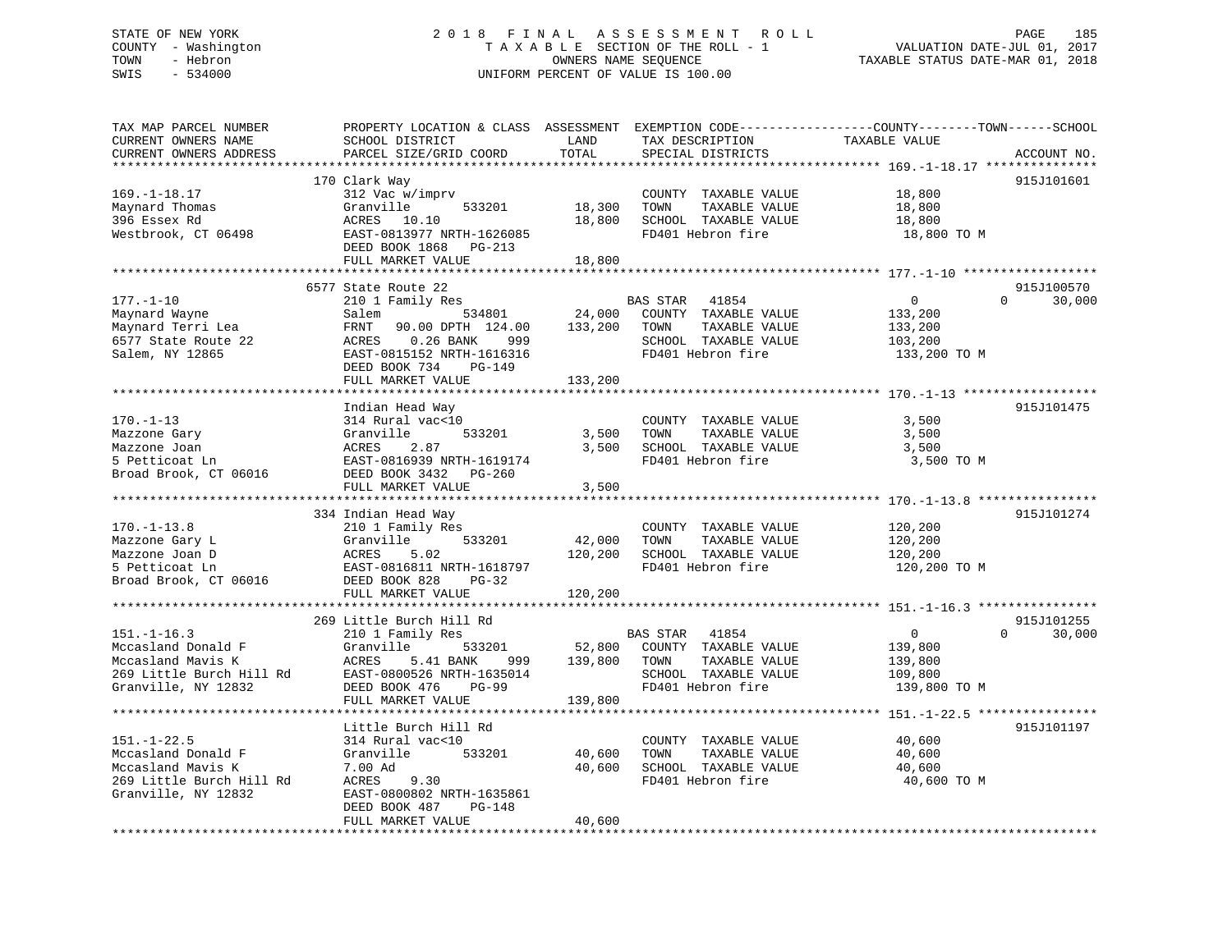STATE OF NEW YORK
COUNTY - Washington
TOWN - Hebron
SWIS - 534000

2018 FINAL ASSESSMENT ROLL
TAXABLE SECTION OF THE ROLL - 1
OWNERS NAME SEQUENCE
UNIFORM PERCENT OF VALUE IS 100.00

VALUATION DATE-JUL 01, 2017
TAXABLE STATUS DATE-MAR 01, 2018

| TAX MAP PARCEL NUMBER / CURRENT OWNERS NAME / CURRENT OWNERS ADDRESS | PROPERTY LOCATION & CLASS / SCHOOL DISTRICT / PARCEL SIZE/GRID COORD | ASSESSMENT LAND | TOTAL | EXEMPTION CODE / TAX DESCRIPTION / SPECIAL DISTRICTS | COUNTY / TOWN / SCHOOL TAXABLE VALUE | ACCOUNT NO. |
|---|---|---|---|---|---|---|
| 169.-1-18.17 | 170 Clark Way | | | | | 915J101601 |
| Maynard Thomas | 312 Vac w/imprv | | | COUNTY TAXABLE VALUE | 18,800 | |
| 396 Essex Rd | Granville 533201 | 18,300 | | TOWN TAXABLE VALUE | 18,800 | |
| Westbrook, CT 06498 | ACRES 10.10 | | 18,800 | SCHOOL TAXABLE VALUE | 18,800 | |
| | EAST-0813977 NRTH-1626085 | | | FD401 Hebron fire | 18,800 TO M | |
| | DEED BOOK 1868 PG-213 | | | | | |
| | FULL MARKET VALUE | | 18,800 | | | |
| 177.-1-10 | 6577 State Route 22 | | | | | 915J100570 |
| Maynard Wayne | 210 1 Family Res | | | BAS STAR 41854 | 0 / 0 / 30,000 | |
| Maynard Terri Lea | Salem 534801 | 24,000 | | COUNTY TAXABLE VALUE | 133,200 | |
| 6577 State Route 22 | FRNT 90.00 DPTH 124.00 | | 133,200 | TOWN TAXABLE VALUE | 133,200 | |
| Salem, NY 12865 | ACRES 0.26 BANK 999 | | | SCHOOL TAXABLE VALUE | 103,200 | |
| | EAST-0815152 NRTH-1616316 | | | FD401 Hebron fire | 133,200 TO M | |
| | DEED BOOK 734 PG-149 | | | | | |
| | FULL MARKET VALUE | | 133,200 | | | |
| 170.-1-13 | Indian Head Way | | | | | 915J101475 |
| Mazzone Gary | 314 Rural vac<10 | | | COUNTY TAXABLE VALUE | 3,500 | |
| Mazzone Joan | Granville 533201 | 3,500 | | TOWN TAXABLE VALUE | 3,500 | |
| 5 Petticoat Ln | ACRES 2.87 | | 3,500 | SCHOOL TAXABLE VALUE | 3,500 | |
| Broad Brook, CT 06016 | EAST-0816939 NRTH-1619174 | | | FD401 Hebron fire | 3,500 TO M | |
| | DEED BOOK 3432 PG-260 | | | | | |
| | FULL MARKET VALUE | | 3,500 | | | |
| 170.-1-13.8 | 334 Indian Head Way | | | | | 915J101274 |
| Mazzone Gary L | 210 1 Family Res | | | COUNTY TAXABLE VALUE | 120,200 | |
| Mazzone Joan D | Granville 533201 | 42,000 | | TOWN TAXABLE VALUE | 120,200 | |
| 5 Petticoat Ln | ACRES 5.02 | | 120,200 | SCHOOL TAXABLE VALUE | 120,200 | |
| Broad Brook, CT 06016 | EAST-0816811 NRTH-1618797 | | | FD401 Hebron fire | 120,200 TO M | |
| | DEED BOOK 828 PG-32 | | | | | |
| | FULL MARKET VALUE | | 120,200 | | | |
| 151.-1-16.3 | 269 Little Burch Hill Rd | | | | | 915J101255 |
| Mccasland Donald F | 210 1 Family Res | | | BAS STAR 41854 | 0 / 0 / 30,000 | |
| Mccasland Mavis K | Granville 533201 | 52,800 | | COUNTY TAXABLE VALUE | 139,800 | |
| 269 Little Burch Hill Rd | ACRES 5.41 BANK 999 | | 139,800 | TOWN TAXABLE VALUE | 139,800 | |
| Granville, NY 12832 | EAST-0800526 NRTH-1635014 | | | SCHOOL TAXABLE VALUE | 109,800 | |
| | DEED BOOK 476 PG-99 | | | FD401 Hebron fire | 139,800 TO M | |
| | FULL MARKET VALUE | | 139,800 | | | |
| 151.-1-22.5 | Little Burch Hill Rd | | | | | 915J101197 |
| Mccasland Donald F | 314 Rural vac<10 | | | COUNTY TAXABLE VALUE | 40,600 | |
| Mccasland Mavis K | Granville 533201 | 40,600 | | TOWN TAXABLE VALUE | 40,600 | |
| 269 Little Burch Hill Rd | 7.00 Ad | | 40,600 | SCHOOL TAXABLE VALUE | 40,600 | |
| Granville, NY 12832 | ACRES 9.30 | | | FD401 Hebron fire | 40,600 TO M | |
| | EAST-0800802 NRTH-1635861 | | | | | |
| | DEED BOOK 487 PG-148 | | | | | |
| | FULL MARKET VALUE | | 40,600 | | | |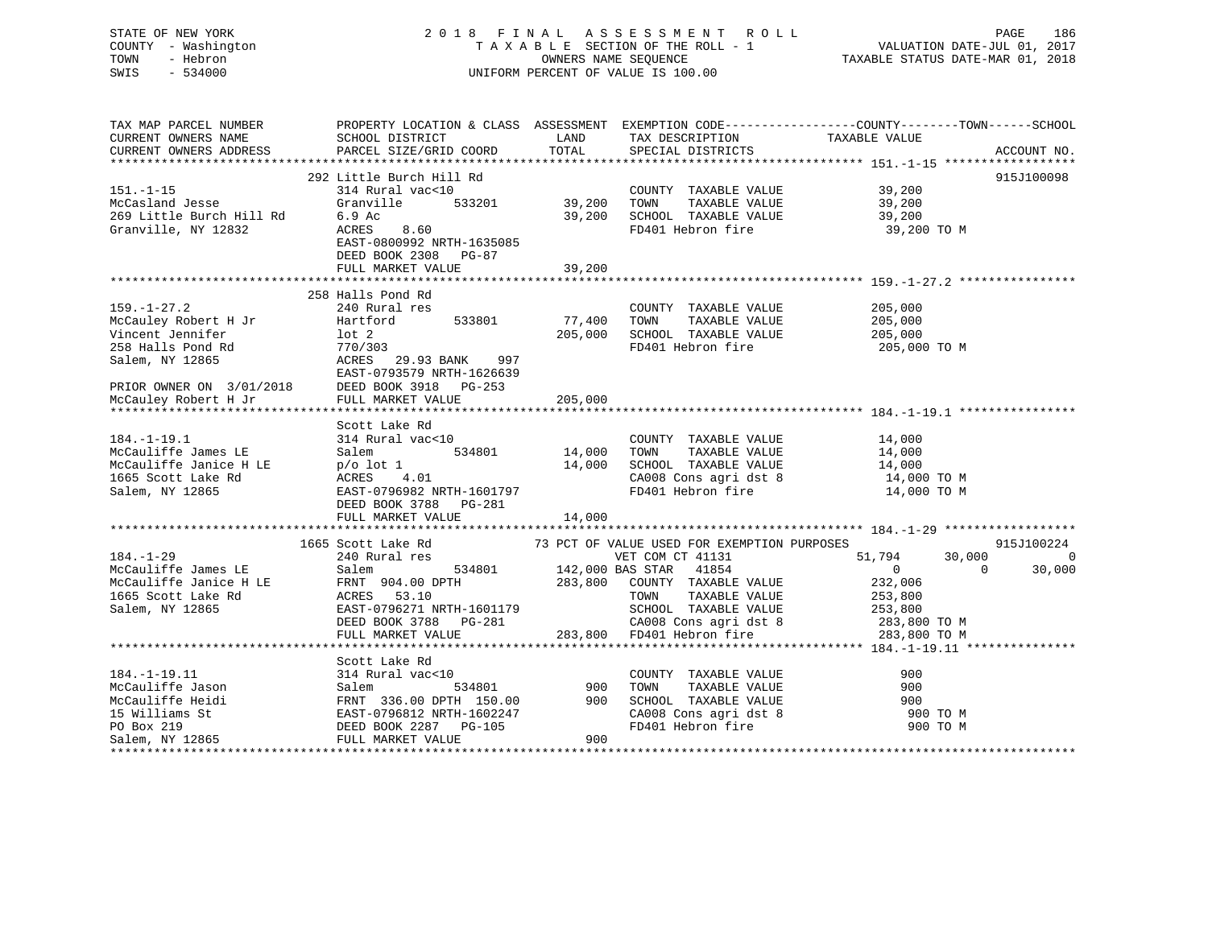STATE OF NEW YORK — 2018 FINAL ASSESSMENT ROLL
COUNTY - Washington — TAXABLE SECTION OF THE ROLL - 1 — VALUATION DATE-JUL 01, 2017
TOWN - Hebron — OWNERS NAME SEQUENCE — TAXABLE STATUS DATE-MAR 01, 2018
SWIS - 534000 — UNIFORM PERCENT OF VALUE IS 100.00

| TAX MAP PARCEL NUMBER / CURRENT OWNERS NAME / CURRENT OWNERS ADDRESS | PROPERTY LOCATION & CLASS / SCHOOL DISTRICT / PARCEL SIZE/GRID COORD | ASSESSMENT LAND | TOTAL | EXEMPTION CODE / TAX DESCRIPTION / SPECIAL DISTRICTS | COUNTY | TOWN | SCHOOL | ACCOUNT NO. |
|---|---|---|---|---|---|---|---|---|
| **151.-1-15** | 292 Little Burch Hill Rd | | | | | | | 915J100098 |
| 151.-1-15 | 314 Rural vac<10 | | | COUNTY TAXABLE VALUE | 39,200 | | | |
| McCasland Jesse | Granville 533201 | 39,200 | | TOWN TAXABLE VALUE | | 39,200 | | |
| 269 Little Burch Hill Rd | 6.9 Ac | | 39,200 | SCHOOL TAXABLE VALUE | | | 39,200 | |
| Granville, NY 12832 | ACRES 8.60 | | | FD401 Hebron fire | 39,200 TO M | | | |
| | EAST-0800992 NRTH-1635085 | | | | | | | |
| | DEED BOOK 2308 PG-87 | | | | | | | |
| | FULL MARKET VALUE | | 39,200 | | | | | |
| **159.-1-27.2** | 258 Halls Pond Rd | | | | | | | |
| 159.-1-27.2 | 240 Rural res | | | COUNTY TAXABLE VALUE | 205,000 | | | |
| McCauley Robert H Jr | Hartford 533801 | 77,400 | | TOWN TAXABLE VALUE | | 205,000 | | |
| Vincent Jennifer | lot 2 | | 205,000 | SCHOOL TAXABLE VALUE | | | 205,000 | |
| 258 Halls Pond Rd | 770/303 | | | FD401 Hebron fire | 205,000 TO M | | | |
| Salem, NY 12865 | ACRES 29.93 BANK 997 | | | | | | | |
| | EAST-0793579 NRTH-1626639 | | | | | | | |
| PRIOR OWNER ON 3/01/2018 | DEED BOOK 3918 PG-253 | | | | | | | |
| McCauley Robert H Jr | FULL MARKET VALUE | | 205,000 | | | | | |
| **184.-1-19.1** | Scott Lake Rd | | | | | | | |
| 184.-1-19.1 | 314 Rural vac<10 | | | COUNTY TAXABLE VALUE | 14,000 | | | |
| McCauliffe James LE | Salem 534801 | 14,000 | | TOWN TAXABLE VALUE | | 14,000 | | |
| McCauliffe Janice H LE | p/o lot 1 | | 14,000 | SCHOOL TAXABLE VALUE | | | 14,000 | |
| 1665 Scott Lake Rd | ACRES 4.01 | | | CA008 Cons agri dst 8 | 14,000 TO M | | | |
| Salem, NY 12865 | EAST-0796982 NRTH-1601797 | | | FD401 Hebron fire | 14,000 TO M | | | |
| | DEED BOOK 3788 PG-281 | | | | | | | |
| | FULL MARKET VALUE | | 14,000 | | | | | |
| **184.-1-29** | 1665 Scott Lake Rd | | | 73 PCT OF VALUE USED FOR EXEMPTION PURPOSES | | | | 915J100224 |
| 184.-1-29 | 240 Rural res | | | VET COM CT 41131 | 51,794 | 30,000 | 0 | |
| McCauliffe James LE | Salem 534801 | 142,000 | | BAS STAR 41854 | 0 | 0 | 30,000 | |
| McCauliffe Janice H LE | FRNT 904.00 DPTH | | 283,800 | COUNTY TAXABLE VALUE | 232,006 | | | |
| 1665 Scott Lake Rd | ACRES 53.10 | | | TOWN TAXABLE VALUE | | 253,800 | | |
| Salem, NY 12865 | EAST-0796271 NRTH-1601179 | | | SCHOOL TAXABLE VALUE | | | 253,800 | |
| | DEED BOOK 3788 PG-281 | | | CA008 Cons agri dst 8 | 283,800 TO M | | | |
| | FULL MARKET VALUE | | 283,800 | FD401 Hebron fire | 283,800 TO M | | | |
| **184.-1-19.11** | Scott Lake Rd | | | | | | | |
| 184.-1-19.11 | 314 Rural vac<10 | | | COUNTY TAXABLE VALUE | 900 | | | |
| McCauliffe Jason | Salem 534801 | 900 | | TOWN TAXABLE VALUE | | 900 | | |
| McCauliffe Heidi | FRNT 336.00 DPTH 150.00 | | 900 | SCHOOL TAXABLE VALUE | | | 900 | |
| 15 Williams St | EAST-0796812 NRTH-1602247 | | | CA008 Cons agri dst 8 | 900 TO M | | | |
| PO Box 219 | DEED BOOK 2287 PG-105 | | | FD401 Hebron fire | 900 TO M | | | |
| Salem, NY 12865 | FULL MARKET VALUE | | 900 | | | | | |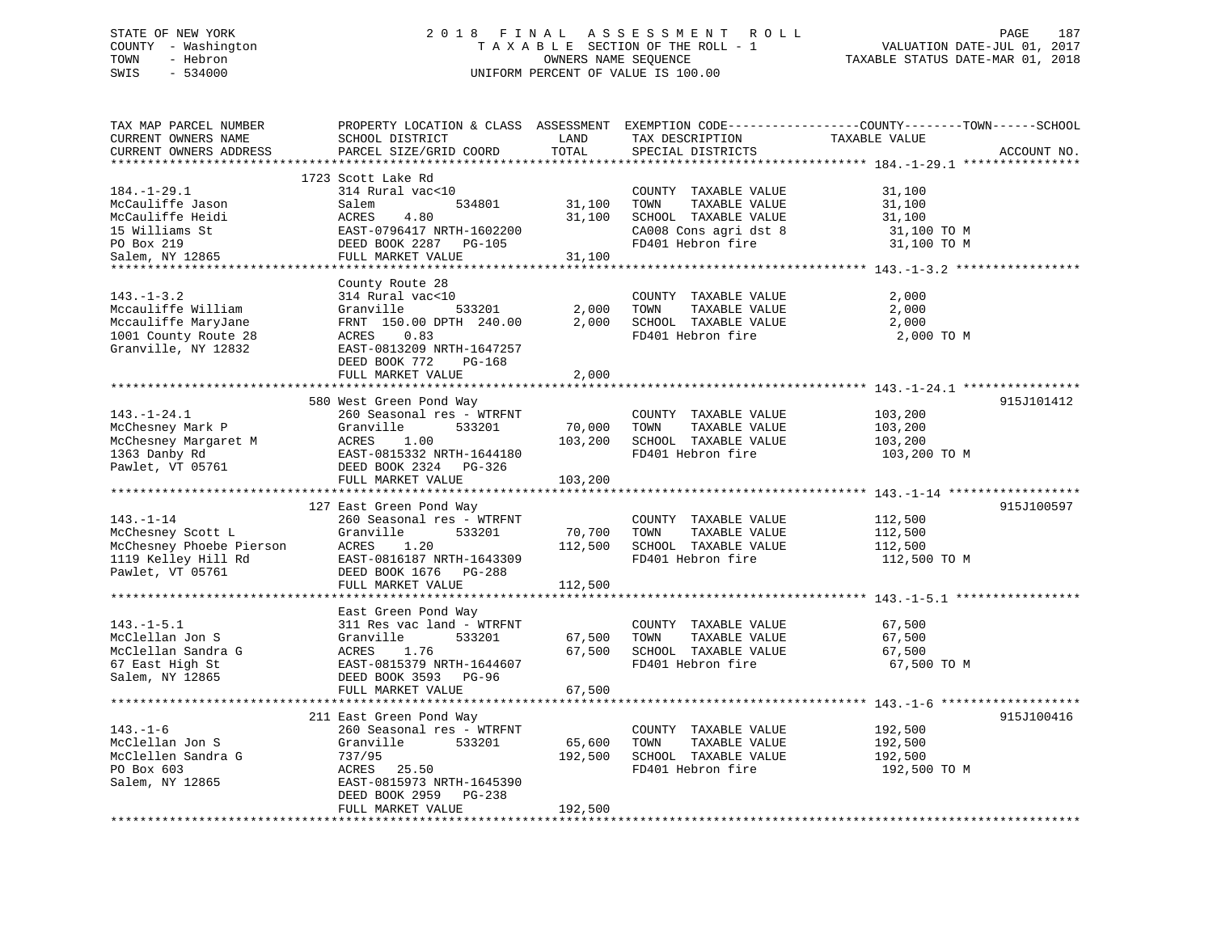STATE OF NEW YORK
COUNTY - Washington
TOWN - Hebron
SWIS - 534000

2 0 1 8 F I N A L A S S E S S M E N T R O L L
T A X A B L E SECTION OF THE ROLL - 1
OWNERS NAME SEQUENCE
UNIFORM PERCENT OF VALUE IS 100.00

VALUATION DATE-JUL 01, 2017
TAXABLE STATUS DATE-MAR 01, 2018

| TAX MAP PARCEL NUMBER / CURRENT OWNERS NAME / CURRENT OWNERS ADDRESS | PROPERTY LOCATION & CLASS / SCHOOL DISTRICT / PARCEL SIZE/GRID COORD | ASSESSMENT LAND / TOTAL | EXEMPTION CODE / TAX DESCRIPTION / SPECIAL DISTRICTS | COUNTY--------TOWN------SCHOOL TAXABLE VALUE | ACCOUNT NO. |
|---|---|---|---|---|---|
| 184.-1-29.1 | 1723 Scott Lake Rd | | | | |
| 184.-1-29.1 | 314 Rural vac<10 | | COUNTY TAXABLE VALUE | 31,100 | |
| McCauliffe Jason | Salem 534801 | 31,100 | TOWN TAXABLE VALUE | 31,100 | |
| McCauliffe Heidi | ACRES 4.80 | 31,100 | SCHOOL TAXABLE VALUE | 31,100 | |
| 15 Williams St | EAST-0796417 NRTH-1602200 | | CA008 Cons agri dst 8 | 31,100 TO M | |
| PO Box 219 | DEED BOOK 2287 PG-105 | | FD401 Hebron fire | 31,100 TO M | |
| Salem, NY 12865 | FULL MARKET VALUE | 31,100 | | | |
| 143.-1-3.2 | County Route 28 | | | | |
| 143.-1-3.2 | 314 Rural vac<10 | | COUNTY TAXABLE VALUE | 2,000 | |
| Mccauliffe William | Granville 533201 | 2,000 | TOWN TAXABLE VALUE | 2,000 | |
| Mccauliffe MaryJane | FRNT 150.00 DPTH 240.00 | 2,000 | SCHOOL TAXABLE VALUE | 2,000 | |
| 1001 County Route 28 | ACRES 0.83 | | FD401 Hebron fire | 2,000 TO M | |
| Granville, NY 12832 | EAST-0813209 NRTH-1647257 | | | | |
| | DEED BOOK 772 PG-168 | | | | |
| | FULL MARKET VALUE | 2,000 | | | |
| 143.-1-24.1 | 580 West Green Pond Way | | | | 915J101412 |
| 143.-1-24.1 | 260 Seasonal res - WTRFNT | | COUNTY TAXABLE VALUE | 103,200 | |
| McChesney Mark P | Granville 533201 | 70,000 | TOWN TAXABLE VALUE | 103,200 | |
| McChesney Margaret M | ACRES 1.00 | 103,200 | SCHOOL TAXABLE VALUE | 103,200 | |
| 1363 Danby Rd | EAST-0815332 NRTH-1644180 | | FD401 Hebron fire | 103,200 TO M | |
| Pawlet, VT 05761 | DEED BOOK 2324 PG-326 | | | | |
| | FULL MARKET VALUE | 103,200 | | | |
| 143.-1-14 | 127 East Green Pond Way | | | | 915J100597 |
| 143.-1-14 | 260 Seasonal res - WTRFNT | | COUNTY TAXABLE VALUE | 112,500 | |
| McChesney Scott L | Granville 533201 | 70,700 | TOWN TAXABLE VALUE | 112,500 | |
| McChesney Phoebe Pierson | ACRES 1.20 | 112,500 | SCHOOL TAXABLE VALUE | 112,500 | |
| 1119 Kelley Hill Rd | EAST-0816187 NRTH-1643309 | | FD401 Hebron fire | 112,500 TO M | |
| Pawlet, VT 05761 | DEED BOOK 1676 PG-288 | | | | |
| | FULL MARKET VALUE | 112,500 | | | |
| 143.-1-5.1 | East Green Pond Way | | | | |
| 143.-1-5.1 | 311 Res vac land - WTRFNT | | COUNTY TAXABLE VALUE | 67,500 | |
| McClellan Jon S | Granville 533201 | 67,500 | TOWN TAXABLE VALUE | 67,500 | |
| McClellan Sandra G | ACRES 1.76 | 67,500 | SCHOOL TAXABLE VALUE | 67,500 | |
| 67 East High St | EAST-0815379 NRTH-1644607 | | FD401 Hebron fire | 67,500 TO M | |
| Salem, NY 12865 | DEED BOOK 3593 PG-96 | | | | |
| | FULL MARKET VALUE | 67,500 | | | |
| 143.-1-6 | 211 East Green Pond Way | | | | 915J100416 |
| 143.-1-6 | 260 Seasonal res - WTRFNT | | COUNTY TAXABLE VALUE | 192,500 | |
| McClellan Jon S | Granville 533201 | 65,600 | TOWN TAXABLE VALUE | 192,500 | |
| McClellen Sandra G | 737/95 | 192,500 | SCHOOL TAXABLE VALUE | 192,500 | |
| PO Box 603 | ACRES 25.50 | | FD401 Hebron fire | 192,500 TO M | |
| Salem, NY 12865 | EAST-0815973 NRTH-1645390 | | | | |
| | DEED BOOK 2959 PG-238 | | | | |
| | FULL MARKET VALUE | 192,500 | | | |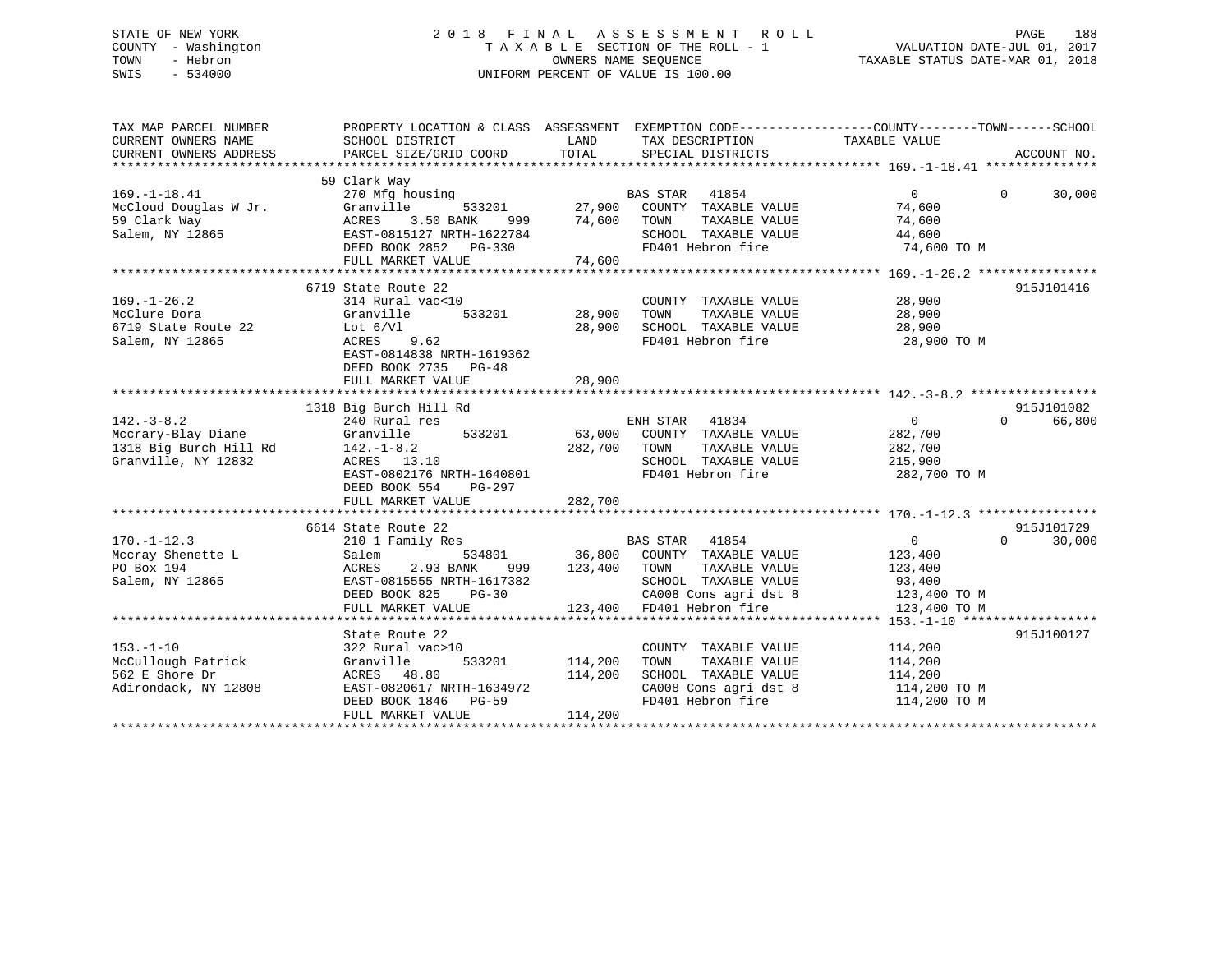STATE OF NEW YORK — 2018 FINAL ASSESSMENT ROLL
COUNTY - Washington — TAXABLE SECTION OF THE ROLL - 1 — VALUATION DATE-JUL 01, 2017
TOWN - Hebron — OWNERS NAME SEQUENCE — TAXABLE STATUS DATE-MAR 01, 2018
SWIS - 534000 — UNIFORM PERCENT OF VALUE IS 100.00

| TAX MAP PARCEL NUMBER / CURRENT OWNERS NAME / CURRENT OWNERS ADDRESS | PROPERTY LOCATION & CLASS / SCHOOL DISTRICT / PARCEL SIZE/GRID COORD | ASSESSMENT LAND | TOTAL | EXEMPTION CODE / TAX DESCRIPTION / SPECIAL DISTRICTS | COUNTY / TAXABLE VALUE | TOWN | SCHOOL | ACCOUNT NO. |
|---|---|---|---|---|---|---|---|---|
| 169.-1-18.41 | 59 Clark Way | | | | | | | |
| | 270 Mfg housing | | | BAS STAR 41854 | 0 | 0 | 30,000 | |
| McCloud Douglas W Jr. | Granville 533201 | 27,900 | | COUNTY TAXABLE VALUE | 74,600 | | | |
| 59 Clark Way | ACRES 3.50 BANK 999 | | 74,600 | TOWN TAXABLE VALUE | 74,600 | | | |
| Salem, NY 12865 | EAST-0815127 NRTH-1622784 | | | SCHOOL TAXABLE VALUE | 44,600 | | | |
| | DEED BOOK 2852 PG-330 | | | FD401 Hebron fire | 74,600 TO M | | | |
| | FULL MARKET VALUE | | 74,600 | | | | | |
| 169.-1-26.2 | 6719 State Route 22 | | | | | | | 915J101416 |
| | 314 Rural vac<10 | | | COUNTY TAXABLE VALUE | 28,900 | | | |
| McClure Dora | Granville 533201 | 28,900 | | TOWN TAXABLE VALUE | 28,900 | | | |
| 6719 State Route 22 | Lot 6/Vl | | 28,900 | SCHOOL TAXABLE VALUE | 28,900 | | | |
| Salem, NY 12865 | ACRES 9.62 | | | FD401 Hebron fire | 28,900 TO M | | | |
| | EAST-0814838 NRTH-1619362 | | | | | | | |
| | DEED BOOK 2735 PG-48 | | | | | | | |
| | FULL MARKET VALUE | | 28,900 | | | | | |
| 142.-3-8.2 | 1318 Big Burch Hill Rd | | | | | | | 915J101082 |
| | 240 Rural res | | | ENH STAR 41834 | 0 | 0 | 66,800 | |
| Mccrary-Blay Diane | Granville 533201 | 63,000 | | COUNTY TAXABLE VALUE | 282,700 | | | |
| 1318 Big Burch Hill Rd | 142.-1-8.2 | | 282,700 | TOWN TAXABLE VALUE | 282,700 | | | |
| Granville, NY 12832 | ACRES 13.10 | | | SCHOOL TAXABLE VALUE | 215,900 | | | |
| | EAST-0802176 NRTH-1640801 | | | FD401 Hebron fire | 282,700 TO M | | | |
| | DEED BOOK 554 PG-297 | | | | | | | |
| | FULL MARKET VALUE | | 282,700 | | | | | |
| 170.-1-12.3 | 6614 State Route 22 | | | | | | | 915J101729 |
| | 210 1 Family Res | | | BAS STAR 41854 | 0 | 0 | 30,000 | |
| Mccray Shenette L | Salem 534801 | 36,800 | | COUNTY TAXABLE VALUE | 123,400 | | | |
| PO Box 194 | ACRES 2.93 BANK 999 | | 123,400 | TOWN TAXABLE VALUE | 123,400 | | | |
| Salem, NY 12865 | EAST-0815555 NRTH-1617382 | | | SCHOOL TAXABLE VALUE | 93,400 | | | |
| | DEED BOOK 825 PG-30 | | | CA008 Cons agri dst 8 | 123,400 TO M | | | |
| | FULL MARKET VALUE | | 123,400 | FD401 Hebron fire | 123,400 TO M | | | |
| 153.-1-10 | State Route 22 | | | | | | | 915J100127 |
| | 322 Rural vac>10 | | | COUNTY TAXABLE VALUE | 114,200 | | | |
| McCullough Patrick | Granville 533201 | 114,200 | | TOWN TAXABLE VALUE | 114,200 | | | |
| 562 E Shore Dr | ACRES 48.80 | | 114,200 | SCHOOL TAXABLE VALUE | 114,200 | | | |
| Adirondack, NY 12808 | EAST-0820617 NRTH-1634972 | | | CA008 Cons agri dst 8 | 114,200 TO M | | | |
| | DEED BOOK 1846 PG-59 | | | FD401 Hebron fire | 114,200 TO M | | | |
| | FULL MARKET VALUE | | 114,200 | | | | | |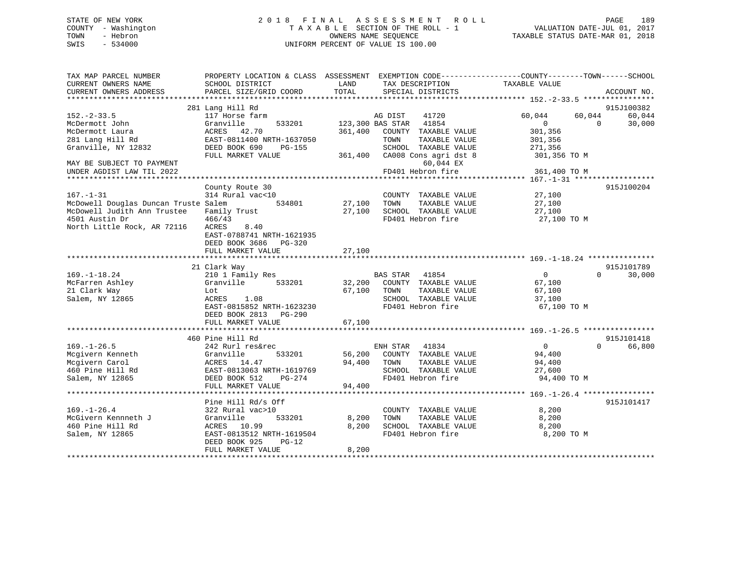STATE OF NEW YORK
COUNTY - Washington
TOWN - Hebron
SWIS - 534000

2018 FINAL ASSESSMENT ROLL
TAXABLE SECTION OF THE ROLL - 1
OWNERS NAME SEQUENCE
UNIFORM PERCENT OF VALUE IS 100.00

VALUATION DATE-JUL 01, 2017
TAXABLE STATUS DATE-MAR 01, 2018

| TAX MAP PARCEL NUMBER / CURRENT OWNERS NAME / CURRENT OWNERS ADDRESS | PROPERTY LOCATION & CLASS / SCHOOL DISTRICT / PARCEL SIZE/GRID COORD | ASSESSMENT LAND / TOTAL | EXEMPTION CODE / TAX DESCRIPTION / SPECIAL DISTRICTS | COUNTY TAXABLE VALUE | TOWN | SCHOOL | ACCOUNT NO. |
|---|---|---|---|---|---|---|---|
| **152.-2-33.5** | 281 Lang Hill Rd | | | | | | 915J100382 |
| McDermott John | 117 Horse farm | | AG DIST 41720 | 60,044 | 60,044 | 60,044 | |
| McDermott Laura | Granville 533201 | 123,300 | BAS STAR 41854 | 0 | 0 | 30,000 | |
| 281 Lang Hill Rd | ACRES 42.70 | 361,400 | COUNTY TAXABLE VALUE | 301,356 | | | |
| Granville, NY 12832 | EAST-0811400 NRTH-1637050 | | TOWN TAXABLE VALUE | 301,356 | | | |
| | DEED BOOK 690 PG-155 | | SCHOOL TAXABLE VALUE | 271,356 | | | |
| | FULL MARKET VALUE | 361,400 | CA008 Cons agri dst 8 | 301,356 TO M | | | |
| MAY BE SUBJECT TO PAYMENT | | | 60,044 EX | | | | |
| UNDER AGDIST LAW TIL 2022 | | | FD401 Hebron fire | 361,400 TO M | | | |
| **167.-1-31** | County Route 30 | | | | | | 915J100204 |
| McDowell Douglas Duncan Truste | 314 Rural vac<10 | | COUNTY TAXABLE VALUE | 27,100 | | | |
| McDowell Judith Ann Trustee | Salem 534801 | 27,100 | TOWN TAXABLE VALUE | 27,100 | | | |
| 4501 Austin Dr | Family Trust | 27,100 | SCHOOL TAXABLE VALUE | 27,100 | | | |
| North Little Rock, AR 72116 | 466/43 | | FD401 Hebron fire | 27,100 TO M | | | |
| | ACRES 8.40 | | | | | | |
| | EAST-0788741 NRTH-1621935 | | | | | | |
| | DEED BOOK 3686 PG-320 | | | | | | |
| | FULL MARKET VALUE | 27,100 | | | | | |
| **169.-1-18.24** | 21 Clark Way | | | | | | 915J101789 |
| McFarren Ashley | 210 1 Family Res | | BAS STAR 41854 | 0 | 0 | 30,000 | |
| 21 Clark Way | Granville 533201 | 32,200 | COUNTY TAXABLE VALUE | 67,100 | | | |
| Salem, NY 12865 | Lot | 67,100 | TOWN TAXABLE VALUE | 67,100 | | | |
| | ACRES 1.08 | | SCHOOL TAXABLE VALUE | 37,100 | | | |
| | EAST-0815852 NRTH-1623230 | | FD401 Hebron fire | 67,100 TO M | | | |
| | DEED BOOK 2813 PG-290 | | | | | | |
| | FULL MARKET VALUE | 67,100 | | | | | |
| **169.-1-26.5** | 460 Pine Hill Rd | | | | | | 915J101418 |
| Mcgivern Kenneth | 242 Rurl res&rec | | ENH STAR 41834 | 0 | 0 | 66,800 | |
| Mcgivern Carol | Granville 533201 | 56,200 | COUNTY TAXABLE VALUE | 94,400 | | | |
| 460 Pine Hill Rd | ACRES 14.47 | 94,400 | TOWN TAXABLE VALUE | 94,400 | | | |
| Salem, NY 12865 | EAST-0813063 NRTH-1619769 | | SCHOOL TAXABLE VALUE | 27,600 | | | |
| | DEED BOOK 512 PG-274 | | FD401 Hebron fire | 94,400 TO M | | | |
| | FULL MARKET VALUE | 94,400 | | | | | |
| **169.-1-26.4** | Pine Hill Rd/s Off | | | | | | 915J101417 |
| McGivern Kennneth J | 322 Rural vac>10 | | COUNTY TAXABLE VALUE | 8,200 | | | |
| 460 Pine Hill Rd | Granville 533201 | 8,200 | TOWN TAXABLE VALUE | 8,200 | | | |
| Salem, NY 12865 | ACRES 10.99 | 8,200 | SCHOOL TAXABLE VALUE | 8,200 | | | |
| | EAST-0813512 NRTH-1619504 | | FD401 Hebron fire | 8,200 TO M | | | |
| | DEED BOOK 925 PG-12 | | | | | | |
| | FULL MARKET VALUE | 8,200 | | | | | |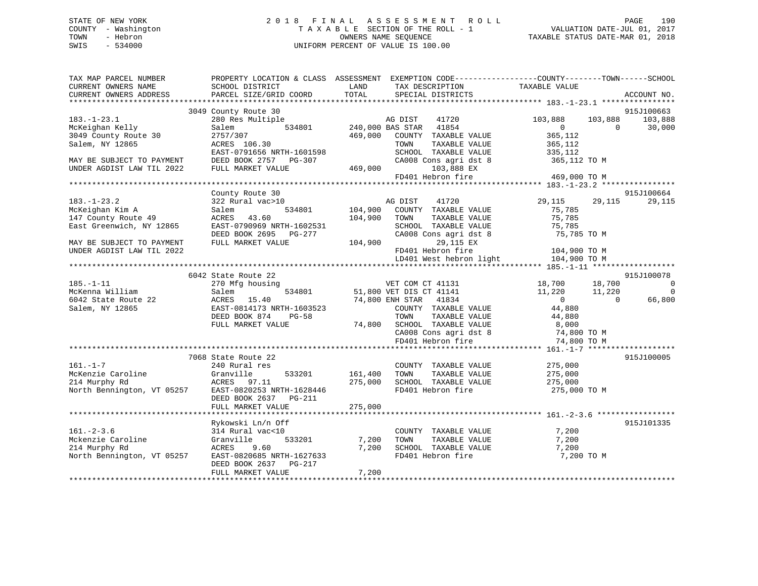STATE OF NEW YORK
COUNTY - Washington
TOWN - Hebron
SWIS - 534000

2 0 1 8 F I N A L A S S E S S M E N T R O L L
T A X A B L E SECTION OF THE ROLL - 1
OWNERS NAME SEQUENCE
UNIFORM PERCENT OF VALUE IS 100.00

VALUATION DATE-JUL 01, 2017
TAXABLE STATUS DATE-MAR 01, 2018

```
TAX MAP PARCEL NUMBER          PROPERTY LOCATION & CLASS  ASSESSMENT  EXEMPTION CODE------------------COUNTY--------TOWN------SCHOOL
CURRENT OWNERS NAME            SCHOOL DISTRICT               LAND      TAX DESCRIPTION              TAXABLE VALUE
CURRENT OWNERS ADDRESS         PARCEL SIZE/GRID COORD        TOTAL     SPECIAL DISTRICTS                                        ACCOUNT NO.
*********************************************************************************************** 183.-1-23.1 ****************
                               3049 County Route 30                                                                        915J100663
183.-1-23.1                    280 Res Multiple                      AG DIST    41720              103,888     103,888     103,888
McKeighan Kelly                Salem            534801       240,000 BAS STAR   41854                    0           0      30,000
3049 County Route 30           2757/307                      469,000    COUNTY  TAXABLE VALUE           365,112
Salem, NY 12865                ACRES 106.30                             TOWN    TAXABLE VALUE           365,112
                               EAST-0791656 NRTH-1601598                SCHOOL  TAXABLE VALUE           335,112
MAY BE SUBJECT TO PAYMENT      DEED BOOK 2757   PG-307                  CA008 Cons agri dst 8            365,112 TO M
UNDER AGDIST LAW TIL 2022      FULL MARKET VALUE             469,000         103,888 EX
                                                                        FD401 Hebron fire                469,000 TO M
*********************************************************************************************** 183.-1-23.2 ****************
                               County Route 30                                                                             915J100664
183.-1-23.2                    322 Rural vac>10                      AG DIST    41720               29,115      29,115      29,115
McKeighan Kim A                Salem            534801       104,900    COUNTY  TAXABLE VALUE            75,785
147 County Route 49            ACRES  43.60                  104,900    TOWN    TAXABLE VALUE            75,785
East Greenwich, NY 12865       EAST-0790969 NRTH-1602531                SCHOOL  TAXABLE VALUE            75,785
                               DEED BOOK 2695   PG-277                  CA008 Cons agri dst 8             75,785 TO M
MAY BE SUBJECT TO PAYMENT      FULL MARKET VALUE             104,900          29,115 EX
UNDER AGDIST LAW TIL 2022                                               FD401 Hebron fire                104,900 TO M
                                                                        LD401 West hebron light          104,900 TO M
*********************************************************************************************** 185.-1-11 ******************
                               6042 State Route 22                                                                         915J100078
185.-1-11                      270 Mfg housing                       VET COM CT 41131               18,700      18,700           0
McKenna William                Salem            534801        51,800 VET DIS CT 41141               11,220      11,220           0
6042 State Route 22            ACRES  15.40                   74,800 ENH STAR   41834                    0           0      66,800
Salem, NY 12865                EAST-0814173 NRTH-1603523                COUNTY  TAXABLE VALUE            44,880
                               DEED BOOK 874    PG-58                   TOWN    TAXABLE VALUE            44,880
                               FULL MARKET VALUE              74,800    SCHOOL  TAXABLE VALUE             8,000
                                                                        CA008 Cons agri dst 8             74,800 TO M
                                                                        FD401 Hebron fire                 74,800 TO M
*********************************************************************************************** 161.-1-7 *******************
                               7068 State Route 22                                                                         915J100005
161.-1-7                       240 Rural res                            COUNTY  TAXABLE VALUE           275,000
McKenzie Caroline              Granville        533201       161,400    TOWN    TAXABLE VALUE           275,000
214 Murphy Rd                  ACRES  97.11                  275,000    SCHOOL  TAXABLE VALUE           275,000
North Bennington, VT 05257     EAST-0820253 NRTH-1628446                FD401 Hebron fire                275,000 TO M
                               DEED BOOK 2637   PG-211
                               FULL MARKET VALUE             275,000
*********************************************************************************************** 161.-2-3.6 *****************
                               Rykowski Ln/n Off                                                                           915J101335
161.-2-3.6                     314 Rural vac<10                         COUNTY  TAXABLE VALUE             7,200
Mckenzie Caroline              Granville        533201         7,200    TOWN    TAXABLE VALUE             7,200
214 Murphy Rd                  ACRES   9.60                    7,200    SCHOOL  TAXABLE VALUE             7,200
North Bennington, VT 05257     EAST-0820685 NRTH-1627633                FD401 Hebron fire                  7,200 TO M
                               DEED BOOK 2637   PG-217
                               FULL MARKET VALUE               7,200
****************************************************************************************************************************
```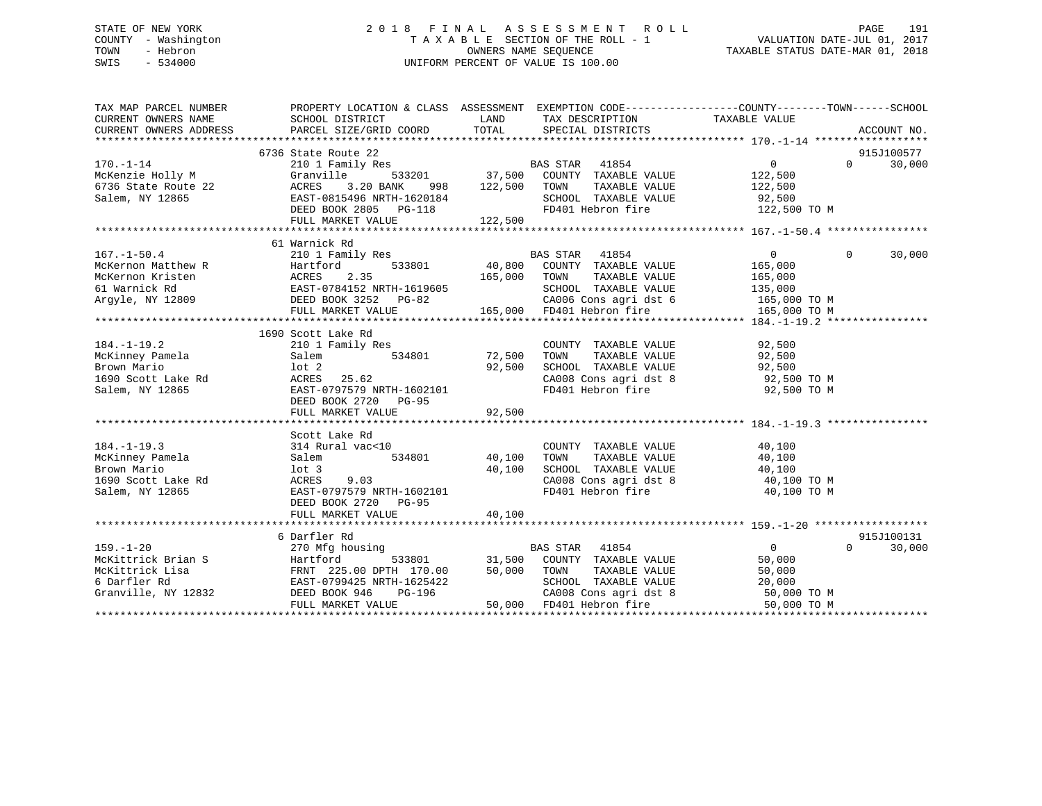STATE OF NEW YORK
COUNTY - Washington
TOWN - Hebron
SWIS - 534000

2018 FINAL ASSESSMENT ROLL
TAXABLE SECTION OF THE ROLL - 1
OWNERS NAME SEQUENCE
UNIFORM PERCENT OF VALUE IS 100.00

VALUATION DATE-JUL 01, 2017
TAXABLE STATUS DATE-MAR 01, 2018

```
TAX MAP PARCEL NUMBER          PROPERTY LOCATION & CLASS  ASSESSMENT  EXEMPTION CODE------------------COUNTY--------TOWN------SCHOOL
CURRENT OWNERS NAME            SCHOOL DISTRICT             LAND       TAX DESCRIPTION            TAXABLE VALUE
CURRENT OWNERS ADDRESS         PARCEL SIZE/GRID COORD      TOTAL      SPECIAL DISTRICTS                                      ACCOUNT NO.
******************************************************************************************************* 170.-1-14 ******************
                         6736 State Route 22                                                                              915J100577
170.-1-14                210 1 Family Res                       BAS STAR  41854                 0            0       30,000
McKenzie Holly M         Granville        533201        37,500  COUNTY  TAXABLE VALUE          122,500
6736 State Route 22      ACRES     3.20 BANK    998    122,500  TOWN    TAXABLE VALUE          122,500
Salem, NY 12865          EAST-0815496 NRTH-1620184              SCHOOL  TAXABLE VALUE           92,500
                         DEED BOOK 2805   PG-118                FD401 Hebron fire              122,500 TO M
                         FULL MARKET VALUE             122,500
******************************************************************************************************* 167.-1-50.4 ****************
                         61 Warnick Rd
167.-1-50.4              210 1 Family Res                       BAS STAR  41854                 0            0       30,000
McKernon Matthew R       Hartford         533801        40,800  COUNTY  TAXABLE VALUE          165,000
McKernon Kristen         ACRES     2.35                165,000  TOWN    TAXABLE VALUE          165,000
61 Warnick Rd            EAST-0784152 NRTH-1619605              SCHOOL  TAXABLE VALUE          135,000
Argyle, NY 12809         DEED BOOK 3252   PG-82                 CA006 Cons agri dst 6          165,000 TO M
                         FULL MARKET VALUE             165,000  FD401 Hebron fire              165,000 TO M
******************************************************************************************************* 184.-1-19.2 ****************
                         1690 Scott Lake Rd
184.-1-19.2              210 1 Family Res                       COUNTY  TAXABLE VALUE           92,500
McKinney Pamela          Salem            534801        72,500  TOWN    TAXABLE VALUE           92,500
Brown Mario              lot 2                          92,500  SCHOOL  TAXABLE VALUE           92,500
1690 Scott Lake Rd       ACRES    25.62                         CA008 Cons agri dst 8           92,500 TO M
Salem, NY 12865          EAST-0797579 NRTH-1602101              FD401 Hebron fire               92,500 TO M
                         DEED BOOK 2720   PG-95
                         FULL MARKET VALUE              92,500
******************************************************************************************************* 184.-1-19.3 ****************
                         Scott Lake Rd
184.-1-19.3              314 Rural vac<10                       COUNTY  TAXABLE VALUE           40,100
McKinney Pamela          Salem            534801        40,100  TOWN    TAXABLE VALUE           40,100
Brown Mario              lot 3                          40,100  SCHOOL  TAXABLE VALUE           40,100
1690 Scott Lake Rd       ACRES     9.03                         CA008 Cons agri dst 8           40,100 TO M
Salem, NY 12865          EAST-0797579 NRTH-1602101              FD401 Hebron fire               40,100 TO M
                         DEED BOOK 2720   PG-95
                         FULL MARKET VALUE              40,100
******************************************************************************************************* 159.-1-20 ******************
                         6 Darfler Rd                                                                                     915J100131
159.-1-20                270 Mfg housing                        BAS STAR  41854                 0            0       30,000
McKittrick Brian S       Hartford         533801        31,500  COUNTY  TAXABLE VALUE           50,000
McKittrick Lisa          FRNT 225.00 DPTH 170.00        50,000  TOWN    TAXABLE VALUE           50,000
6 Darfler Rd             EAST-0799425 NRTH-1625422              SCHOOL  TAXABLE VALUE           20,000
Granville, NY 12832      DEED BOOK 946    PG-196                CA008 Cons agri dst 8           50,000 TO M
                         FULL MARKET VALUE              50,000  FD401 Hebron fire               50,000 TO M
************************************************************************************************************************************
```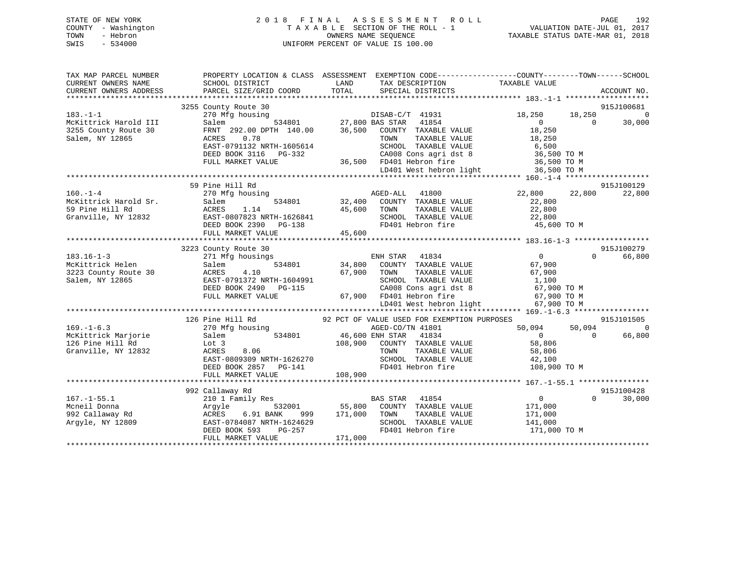STATE OF NEW YORK
COUNTY - Washington
TOWN - Hebron
SWIS - 534000

# 2018 FINAL ASSESSMENT ROLL

TAXABLE SECTION OF THE ROLL - 1
OWNERS NAME SEQUENCE
UNIFORM PERCENT OF VALUE IS 100.00

VALUATION DATE-JUL 01, 2017
TAXABLE STATUS DATE-MAR 01, 2018

| TAX MAP PARCEL NUMBER / CURRENT OWNERS NAME / CURRENT OWNERS ADDRESS | PROPERTY LOCATION & CLASS / SCHOOL DISTRICT / PARCEL SIZE/GRID COORD | ASSESSMENT LAND | TOTAL | EXEMPTION CODE / TAX DESCRIPTION / SPECIAL DISTRICTS | COUNTY TAXABLE VALUE | TOWN | SCHOOL | ACCOUNT NO. |
|---|---|---|---|---|---|---|---|---|
| | 3255 County Route 30 | | | | | | | 915J100681 |
| 183.-1-1 | 270 Mfg housing | | | DISAB-C/T 41931 | 18,250 | 18,250 | 0 | |
| McKittrick Harold III | Salem 534801 | 27,800 | | BAS STAR 41854 | 0 | 0 | 30,000 | |
| 3255 County Route 30 | FRNT 292.00 DPTH 140.00 | | 36,500 | COUNTY TAXABLE VALUE | 18,250 | | | |
| Salem, NY 12865 | ACRES 0.78 | | | TOWN TAXABLE VALUE | 18,250 | | | |
| | EAST-0791132 NRTH-1605614 | | | SCHOOL TAXABLE VALUE | 6,500 | | | |
| | DEED BOOK 3116 PG-332 | | | CA008 Cons agri dst 8 | 36,500 TO M | | | |
| | FULL MARKET VALUE | | 36,500 | FD401 Hebron fire | 36,500 TO M | | | |
| | | | | LD401 West hebron light | 36,500 TO M | | | |
| | 59 Pine Hill Rd | | | | | | | 915J100129 |
| 160.-1-4 | 270 Mfg housing | | | AGED-ALL 41800 | 22,800 | 22,800 | 22,800 | |
| McKittrick Harold Sr. | Salem 534801 | 32,400 | | COUNTY TAXABLE VALUE | 22,800 | | | |
| 59 Pine Hill Rd | ACRES 1.14 | | 45,600 | TOWN TAXABLE VALUE | 22,800 | | | |
| Granville, NY 12832 | EAST-0807823 NRTH-1626841 | | | SCHOOL TAXABLE VALUE | 22,800 | | | |
| | DEED BOOK 2390 PG-138 | | | FD401 Hebron fire | 45,600 TO M | | | |
| | FULL MARKET VALUE | | 45,600 | | | | | |
| | 3223 County Route 30 | | | | | | | 915J100279 |
| 183.16-1-3 | 271 Mfg housings | | | ENH STAR 41834 | 0 | 0 | 66,800 | |
| McKittrick Helen | Salem 534801 | 34,800 | | COUNTY TAXABLE VALUE | 67,900 | | | |
| 3223 County Route 30 | ACRES 4.10 | | 67,900 | TOWN TAXABLE VALUE | 67,900 | | | |
| Salem, NY 12865 | EAST-0791372 NRTH-1604991 | | | SCHOOL TAXABLE VALUE | 1,100 | | | |
| | DEED BOOK 2490 PG-115 | | | CA008 Cons agri dst 8 | 67,900 TO M | | | |
| | FULL MARKET VALUE | | 67,900 | FD401 Hebron fire | 67,900 TO M | | | |
| | | | | LD401 West hebron light | 67,900 TO M | | | |
| | 126 Pine Hill Rd | | | 92 PCT OF VALUE USED FOR EXEMPTION PURPOSES | | | | 915J101505 |
| 169.-1-6.3 | 270 Mfg housing | | | AGED-CO/TN 41801 | 50,094 | 50,094 | 0 | |
| McKittrick Marjorie | Salem 534801 | 46,600 | | ENH STAR 41834 | 0 | 0 | 66,800 | |
| 126 Pine Hill Rd | Lot 3 | | 108,900 | COUNTY TAXABLE VALUE | 58,806 | | | |
| Granville, NY 12832 | ACRES 8.06 | | | TOWN TAXABLE VALUE | 58,806 | | | |
| | EAST-0809309 NRTH-1626270 | | | SCHOOL TAXABLE VALUE | 42,100 | | | |
| | DEED BOOK 2857 PG-141 | | | FD401 Hebron fire | 108,900 TO M | | | |
| | FULL MARKET VALUE | | 108,900 | | | | | |
| | 992 Callaway Rd | | | | | | | 915J100428 |
| 167.-1-55.1 | 210 1 Family Res | | | BAS STAR 41854 | 0 | 0 | 30,000 | |
| Mcneil Donna | Argyle 532001 | 55,800 | | COUNTY TAXABLE VALUE | 171,000 | | | |
| 992 Callaway Rd | ACRES 6.91 BANK 999 | | 171,000 | TOWN TAXABLE VALUE | 171,000 | | | |
| Argyle, NY 12809 | EAST-0784087 NRTH-1624629 | | | SCHOOL TAXABLE VALUE | 141,000 | | | |
| | DEED BOOK 593 PG-257 | | | FD401 Hebron fire | 171,000 TO M | | | |
| | FULL MARKET VALUE | | 171,000 | | | | | |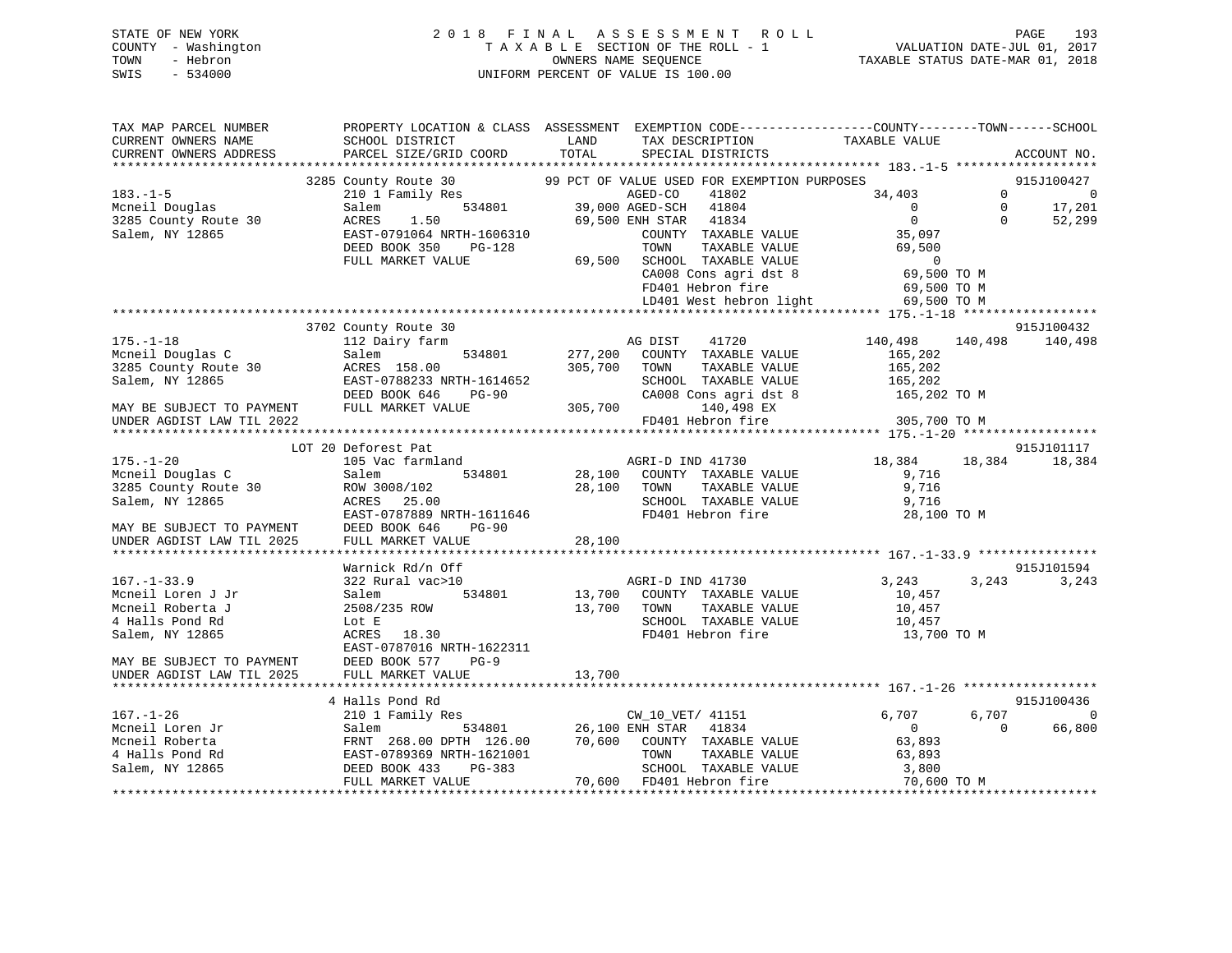STATE OF NEW YORK
COUNTY - Washington
TOWN - Hebron
SWIS - 534000

# 2018 FINAL ASSESSMENT ROLL
TAXABLE SECTION OF THE ROLL - 1
OWNERS NAME SEQUENCE
UNIFORM PERCENT OF VALUE IS 100.00

VALUATION DATE-JUL 01, 2017
TAXABLE STATUS DATE-MAR 01, 2018

```
TAX MAP PARCEL NUMBER          PROPERTY LOCATION & CLASS  ASSESSMENT  EXEMPTION CODE------------------COUNTY--------TOWN------SCHOOL
CURRENT OWNERS NAME            SCHOOL DISTRICT               LAND       TAX DESCRIPTION            TAXABLE VALUE
CURRENT OWNERS ADDRESS         PARCEL SIZE/GRID COORD       TOTAL       SPECIAL DISTRICTS                                    ACCOUNT NO.
******************************************************************************************************* 183.-1-5 *******************
                    3285 County Route 30              99 PCT OF VALUE USED FOR EXEMPTION PURPOSES                         915J100427
183.-1-5                       210 1 Family Res                  AGED-CO    41802            34,403            0               0
Mcneil Douglas                 Salem          534801       39,000 AGED-SCH   41804                 0            0          17,201
3285 County Route 30           ACRES    1.50                69,500 ENH STAR   41834                 0            0          52,299
Salem, NY 12865                EAST-0791064 NRTH-1606310           COUNTY  TAXABLE VALUE          35,097
                               DEED BOOK 350    PG-128             TOWN    TAXABLE VALUE          69,500
                               FULL MARKET VALUE             69,500  SCHOOL  TAXABLE VALUE               0
                                                                   CA008 Cons agri dst 8          69,500 TO M
                                                                   FD401 Hebron fire              69,500 TO M
                                                                   LD401 West hebron light        69,500 TO M
******************************************************************************************************* 175.-1-18 ******************
                    3702 County Route 30                                                                              915J100432
175.-1-18                      112 Dairy farm                     AG DIST    41720           140,498      140,498         140,498
Mcneil Douglas C               Salem          534801      277,200  COUNTY  TAXABLE VALUE         165,202
3285 County Route 30           ACRES  158.00              305,700  TOWN    TAXABLE VALUE         165,202
Salem, NY 12865                EAST-0788233 NRTH-1614652           SCHOOL  TAXABLE VALUE         165,202
                               DEED BOOK 646    PG-90              CA008 Cons agri dst 8         165,202 TO M
MAY BE SUBJECT TO PAYMENT      FULL MARKET VALUE            305,700        140,498 EX
UNDER AGDIST LAW TIL 2022                                          FD401 Hebron fire             305,700 TO M
******************************************************************************************************* 175.-1-20 ******************
                    LOT 20 Deforest Pat                                                                               915J101117
175.-1-20                      105 Vac farmland                   AGRI-D IND 41730             18,384       18,384          18,384
Mcneil Douglas C               Salem          534801       28,100  COUNTY  TAXABLE VALUE           9,716
3285 County Route 30           ROW 3008/102                 28,100  TOWN    TAXABLE VALUE           9,716
Salem, NY 12865                ACRES   25.00                       SCHOOL  TAXABLE VALUE           9,716
                               EAST-0787889 NRTH-1611646           FD401 Hebron fire              28,100 TO M
MAY BE SUBJECT TO PAYMENT      DEED BOOK 646    PG-90
UNDER AGDIST LAW TIL 2025      FULL MARKET VALUE             28,100
******************************************************************************************************* 167.-1-33.9 ****************
                    Warnick Rd/n Off                                                                                  915J101594
167.-1-33.9                    322 Rural vac>10                   AGRI-D IND 41730              3,243        3,243           3,243
Mcneil Loren J Jr              Salem          534801       13,700  COUNTY  TAXABLE VALUE          10,457
Mcneil Roberta J               2508/235 ROW                 13,700  TOWN    TAXABLE VALUE          10,457
4 Halls Pond Rd                Lot E                               SCHOOL  TAXABLE VALUE          10,457
Salem, NY 12865                ACRES   18.30                       FD401 Hebron fire              13,700 TO M
                               EAST-0787016 NRTH-1622311
MAY BE SUBJECT TO PAYMENT      DEED BOOK 577    PG-9
UNDER AGDIST LAW TIL 2025      FULL MARKET VALUE             13,700
******************************************************************************************************* 167.-1-26 ******************
                    4 Halls Pond Rd                                                                                   915J100436
167.-1-26                      210 1 Family Res                   CW_10_VET/ 41151              6,707        6,707               0
Mcneil Loren Jr                Salem          534801       26,100 ENH STAR   41834                 0            0          66,800
Mcneil Roberta                 FRNT  268.00 DPTH 126.00     70,600  COUNTY  TAXABLE VALUE          63,893
4 Halls Pond Rd                EAST-0789369 NRTH-1621001           TOWN    TAXABLE VALUE          63,893
Salem, NY 12865                DEED BOOK 433    PG-383             SCHOOL  TAXABLE VALUE           3,800
                               FULL MARKET VALUE             70,600  FD401 Hebron fire              70,600 TO M
************************************************************************************************************************************
```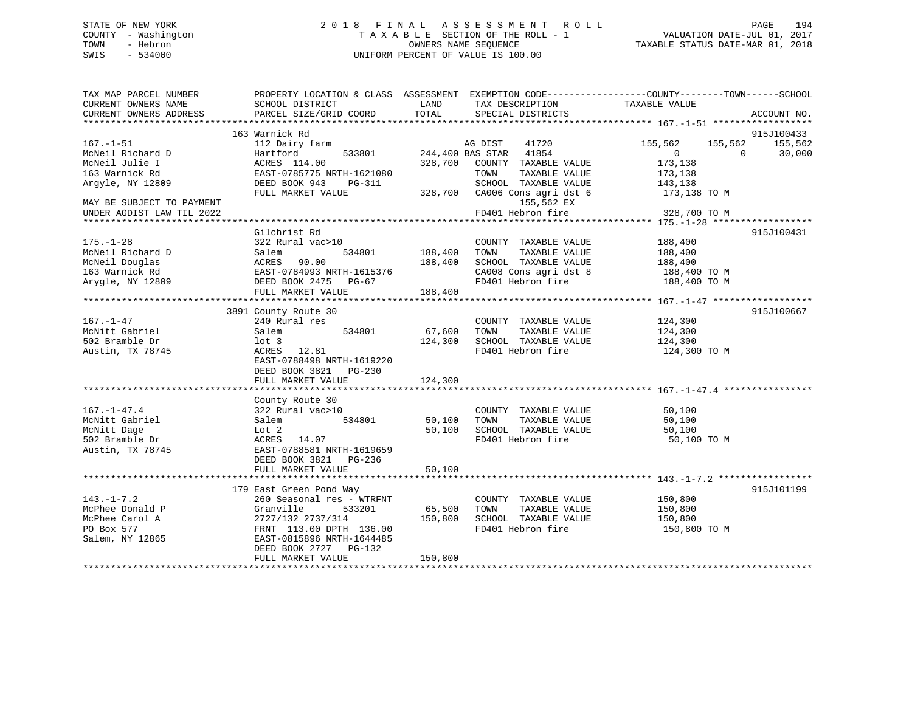STATE OF NEW YORK
COUNTY - Washington
TOWN - Hebron
SWIS - 534000

2018 FINAL ASSESSMENT ROLL
TAXABLE SECTION OF THE ROLL - 1
OWNERS NAME SEQUENCE
UNIFORM PERCENT OF VALUE IS 100.00

VALUATION DATE-JUL 01, 2017
TAXABLE STATUS DATE-MAR 01, 2018

```
TAX MAP PARCEL NUMBER          PROPERTY LOCATION & CLASS  ASSESSMENT  EXEMPTION CODE------------------COUNTY--------TOWN------SCHOOL
CURRENT OWNERS NAME            SCHOOL DISTRICT               LAND      TAX DESCRIPTION            TAXABLE VALUE
CURRENT OWNERS ADDRESS         PARCEL SIZE/GRID COORD        TOTAL     SPECIAL DISTRICTS                                    ACCOUNT NO.
******************************************************************************************************* 167.-1-51 ******************
                               163 Warnick Rd                                                                               915J100433
167.-1-51                      112 Dairy farm                          AG DIST    41720            155,562    155,562    155,562
McNeil Richard D               Hartford       533801       244,400 BAS STAR   41854                  0          0       30,000
McNeil Julie I                 ACRES 114.00                328,700   COUNTY  TAXABLE VALUE          173,138
163 Warnick Rd                 EAST-0785775 NRTH-1621080              TOWN    TAXABLE VALUE          173,138
Argyle, NY 12809               DEED BOOK 943     PG-311               SCHOOL  TAXABLE VALUE          143,138
                               FULL MARKET VALUE           328,700   CA006 Cons agri dst 6           173,138 TO M
MAY BE SUBJECT TO PAYMENT                                                 155,562 EX
UNDER AGDIST LAW TIL 2022                                             FD401 Hebron fire               328,700 TO M
******************************************************************************************************* 175.-1-28 ******************
                               Gilchrist Rd                                                                                 915J100431
175.-1-28                      322 Rural vac>10                       COUNTY  TAXABLE VALUE          188,400
McNeil Richard D               Salem          534801       188,400   TOWN    TAXABLE VALUE          188,400
McNeil Douglas                 ACRES  90.00                188,400   SCHOOL  TAXABLE VALUE          188,400
163 Warnick Rd                 EAST-0784993 NRTH-1615376              CA008 Cons agri dst 8           188,400 TO M
Arygle, NY 12809               DEED BOOK 2475   PG-67                 FD401 Hebron fire               188,400 TO M
                               FULL MARKET VALUE           188,400
******************************************************************************************************* 167.-1-47 ******************
                               3891 County Route 30                                                                         915J100667
167.-1-47                      240 Rural res                          COUNTY  TAXABLE VALUE          124,300
McNitt Gabriel                 Salem          534801        67,600   TOWN    TAXABLE VALUE          124,300
502 Bramble Dr                 lot 3                       124,300   SCHOOL  TAXABLE VALUE          124,300
Austin, TX 78745               ACRES  12.81                           FD401 Hebron fire               124,300 TO M
                               EAST-0788498 NRTH-1619220
                               DEED BOOK 3821   PG-230
                               FULL MARKET VALUE           124,300
******************************************************************************************************* 167.-1-47.4 ****************
                               County Route 30
167.-1-47.4                    322 Rural vac>10                       COUNTY  TAXABLE VALUE           50,100
McNitt Gabriel                 Salem          534801        50,100   TOWN    TAXABLE VALUE           50,100
McNitt Dage                    Lot 2                        50,100   SCHOOL  TAXABLE VALUE           50,100
502 Bramble Dr                 ACRES  14.07                           FD401 Hebron fire                50,100 TO M
Austin, TX 78745               EAST-0788581 NRTH-1619659
                               DEED BOOK 3821   PG-236
                               FULL MARKET VALUE            50,100
******************************************************************************************************* 143.-1-7.2 *****************
                               179 East Green Pond Way                                                                      915J101199
143.-1-7.2                     260 Seasonal res - WTRFNT              COUNTY  TAXABLE VALUE          150,800
McPhee Donald P                Granville      533201        65,500   TOWN    TAXABLE VALUE          150,800
McPhee Carol A                 2727/132 2737/314           150,800   SCHOOL  TAXABLE VALUE          150,800
PO Box 577                     FRNT 113.00 DPTH 136.00                FD401 Hebron fire               150,800 TO M
Salem, NY 12865                EAST-0815896 NRTH-1644485
                               DEED BOOK 2727   PG-132
                               FULL MARKET VALUE           150,800
************************************************************************************************************************************
```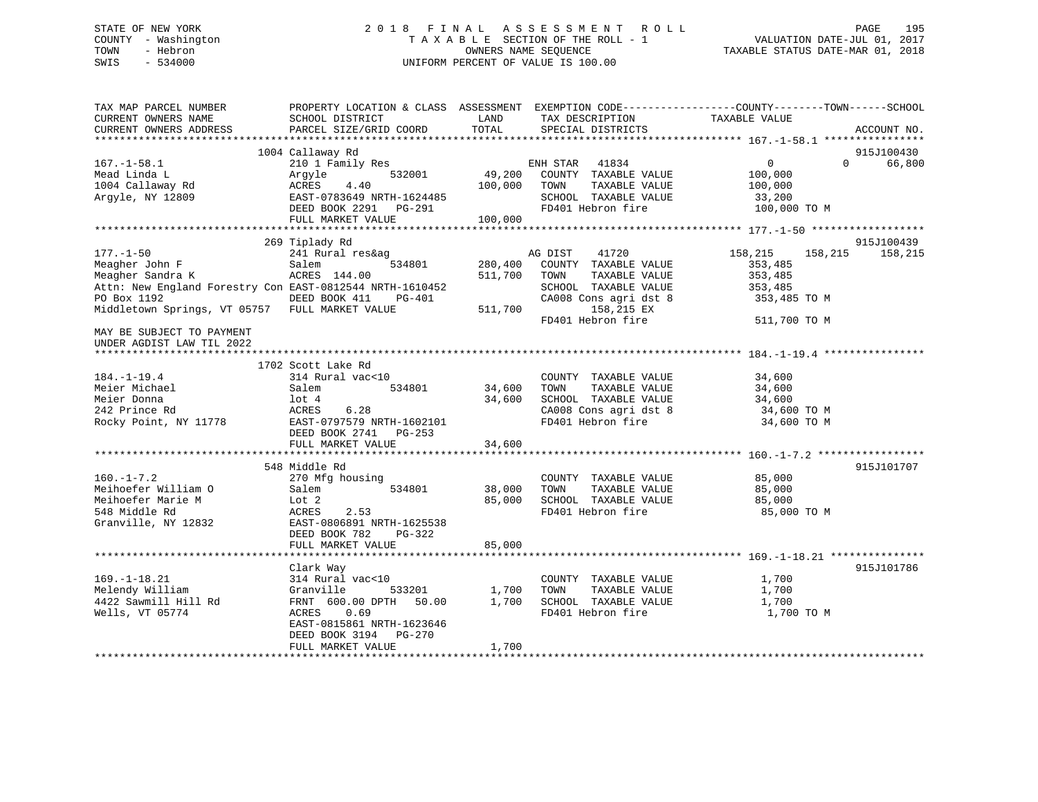STATE OF NEW YORK
COUNTY - Washington
TOWN - Hebron
SWIS - 534000

2018 FINAL ASSESSMENT ROLL
TAXABLE SECTION OF THE ROLL - 1
OWNERS NAME SEQUENCE
UNIFORM PERCENT OF VALUE IS 100.00

VALUATION DATE-JUL 01, 2017
TAXABLE STATUS DATE-MAR 01, 2018

```
TAX MAP PARCEL NUMBER          PROPERTY LOCATION & CLASS  ASSESSMENT  EXEMPTION CODE------------------COUNTY--------TOWN------SCHOOL
CURRENT OWNERS NAME            SCHOOL DISTRICT             LAND       TAX DESCRIPTION              TAXABLE VALUE
CURRENT OWNERS ADDRESS         PARCEL SIZE/GRID COORD      TOTAL      SPECIAL DISTRICTS                                     ACCOUNT NO.
******************************************************************************************************* 167.-1-58.1 ****************
                          1004 Callaway Rd                                                                                915J100430
167.-1-58.1                    210 1 Family Res                        ENH STAR  41834                0          0      66,800
Mead Linda L                   Argyle           532001      49,200    COUNTY  TAXABLE VALUE          100,000
1004 Callaway Rd               ACRES    4.40               100,000    TOWN    TAXABLE VALUE          100,000
Argyle, NY 12809               EAST-0783649 NRTH-1624485              SCHOOL  TAXABLE VALUE           33,200
                               DEED BOOK 2291   PG-291                FD401 Hebron fire              100,000 TO M
                               FULL MARKET VALUE           100,000
******************************************************************************************************* 177.-1-50 ******************
                           269 Tiplady Rd                                                                                 915J100439
177.-1-50                      241 Rural res&ag                        AG DIST    41720          158,215    158,215    158,215
Meagher John F                 Salem            534801     280,400    COUNTY  TAXABLE VALUE          353,485
Meagher Sandra K               ACRES  144.00               511,700    TOWN    TAXABLE VALUE          353,485
Attn: New England Forestry Con EAST-0812544 NRTH-1610452              SCHOOL  TAXABLE VALUE          353,485
PO Box 1192                    DEED BOOK 411    PG-401                CA008 Cons agri dst 8          353,485 TO M
Middletown Springs, VT 05757   FULL MARKET VALUE           511,700          158,215 EX
                                                                      FD401 Hebron fire              511,700 TO M
MAY BE SUBJECT TO PAYMENT
UNDER AGDIST LAW TIL 2022
******************************************************************************************************* 184.-1-19.4 ****************
                          1702 Scott Lake Rd
184.-1-19.4                    314 Rural vac<10                        COUNTY  TAXABLE VALUE           34,600
Meier Michael                  Salem            534801      34,600    TOWN    TAXABLE VALUE           34,600
Meier Donna                    lot 4                        34,600    SCHOOL  TAXABLE VALUE           34,600
242 Prince Rd                  ACRES    6.28                          CA008 Cons agri dst 8           34,600 TO M
Rocky Point, NY 11778          EAST-0797579 NRTH-1602101              FD401 Hebron fire               34,600 TO M
                               DEED BOOK 2741   PG-253
                               FULL MARKET VALUE            34,600
******************************************************************************************************* 160.-1-7.2 *****************
                           548 Middle Rd                                                                                  915J101707
160.-1-7.2                     270 Mfg housing                         COUNTY  TAXABLE VALUE           85,000
Meihoefer William O            Salem            534801      38,000    TOWN    TAXABLE VALUE           85,000
Meihoefer Marie M              Lot 2                        85,000    SCHOOL  TAXABLE VALUE           85,000
548 Middle Rd                  ACRES    2.53                          FD401 Hebron fire               85,000 TO M
Granville, NY 12832            EAST-0806891 NRTH-1625538
                               DEED BOOK 782    PG-322
                               FULL MARKET VALUE            85,000
******************************************************************************************************* 169.-1-18.21 ***************
                               Clark Way                                                                                  915J101786
169.-1-18.21                   314 Rural vac<10                        COUNTY  TAXABLE VALUE            1,700
Melendy William                Granville        533201       1,700    TOWN    TAXABLE VALUE            1,700
4422 Sawmill Hill Rd           FRNT  600.00 DPTH   50.00     1,700    SCHOOL  TAXABLE VALUE            1,700
Wells, VT 05774                ACRES    0.69                          FD401 Hebron fire                1,700 TO M
                               EAST-0815861 NRTH-1623646
                               DEED BOOK 3194   PG-270
                               FULL MARKET VALUE             1,700
************************************************************************************************************************************
```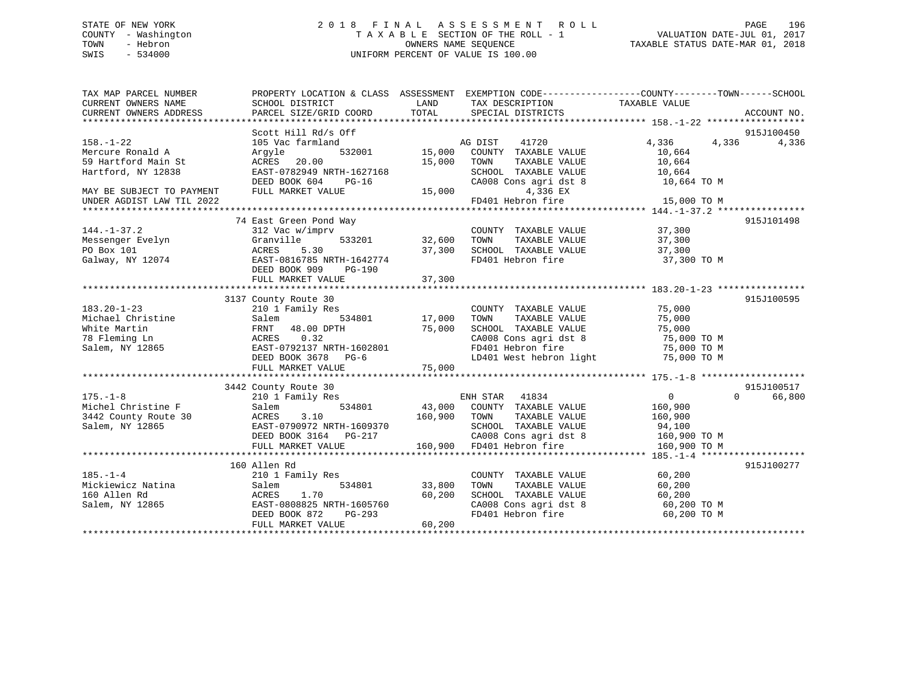STATE OF NEW YORK
COUNTY - Washington
TOWN - Hebron
SWIS - 534000

2018 FINAL ASSESSMENT ROLL
TAXABLE SECTION OF THE ROLL - 1
OWNERS NAME SEQUENCE
UNIFORM PERCENT OF VALUE IS 100.00

VALUATION DATE-JUL 01, 2017
TAXABLE STATUS DATE-MAR 01, 2018

```
TAX MAP PARCEL NUMBER          PROPERTY LOCATION & CLASS  ASSESSMENT  EXEMPTION CODE------------------COUNTY--------TOWN------SCHOOL
CURRENT OWNERS NAME            SCHOOL DISTRICT               LAND      TAX DESCRIPTION              TAXABLE VALUE
CURRENT OWNERS ADDRESS         PARCEL SIZE/GRID COORD        TOTAL     SPECIAL DISTRICTS                                      ACCOUNT NO.
******************************************************************************************************* 158.-1-22 ******************
                               Scott Hill Rd/s Off                                                                            915J100450
158.-1-22                      105 Vac farmland                        AG DIST    41720                4,336      4,336      4,336
Mercure Ronald A               Argyle          532001       15,000    COUNTY  TAXABLE VALUE            10,664
59 Hartford Main St            ACRES   20.00                15,000    TOWN    TAXABLE VALUE            10,664
Hartford, NY 12838             EAST-0782949 NRTH-1627168              SCHOOL  TAXABLE VALUE            10,664
                               DEED BOOK 604    PG-16                 CA008 Cons agri dst 8             10,664 TO M
MAY BE SUBJECT TO PAYMENT      FULL MARKET VALUE             15,000          4,336 EX
UNDER AGDIST LAW TIL 2022                                             FD401 Hebron fire                 15,000 TO M
******************************************************************************************************* 144.-1-37.2 ****************
                               74 East Green Pond Way                                                                         915J101498
144.-1-37.2                    312 Vac w/imprv                        COUNTY  TAXABLE VALUE            37,300
Messenger Evelyn               Granville       533201       32,600    TOWN    TAXABLE VALUE            37,300
PO Box 101                     ACRES    5.30                37,300    SCHOOL  TAXABLE VALUE            37,300
Galway, NY 12074               EAST-0816785 NRTH-1642774              FD401 Hebron fire                 37,300 TO M
                               DEED BOOK 909    PG-190
                               FULL MARKET VALUE             37,300
******************************************************************************************************* 183.20-1-23 ****************
                               3137 County Route 30                                                                           915J100595
183.20-1-23                    210 1 Family Res                       COUNTY  TAXABLE VALUE            75,000
Michael Christine              Salem           534801       17,000    TOWN    TAXABLE VALUE            75,000
White Martin                   FRNT   48.00 DPTH            75,000    SCHOOL  TAXABLE VALUE            75,000
78 Fleming Ln                  ACRES    0.32                          CA008 Cons agri dst 8             75,000 TO M
Salem, NY 12865                EAST-0792137 NRTH-1602801              FD401 Hebron fire                 75,000 TO M
                               DEED BOOK 3678   PG-6                  LD401 West hebron light           75,000 TO M
                               FULL MARKET VALUE             75,000
******************************************************************************************************* 175.-1-8 *******************
                               3442 County Route 30                                                                           915J100517
175.-1-8                       210 1 Family Res                       ENH STAR   41834                     0          0     66,800
Michel Christine F             Salem           534801       43,000    COUNTY  TAXABLE VALUE           160,900
3442 County Route 30           ACRES    3.10               160,900    TOWN    TAXABLE VALUE           160,900
Salem, NY 12865                EAST-0790972 NRTH-1609370              SCHOOL  TAXABLE VALUE            94,100
                               DEED BOOK 3164   PG-217                CA008 Cons agri dst 8            160,900 TO M
                               FULL MARKET VALUE            160,900   FD401 Hebron fire                160,900 TO M
******************************************************************************************************* 185.-1-4 *******************
                               160 Allen Rd                                                                                   915J100277
185.-1-4                       210 1 Family Res                       COUNTY  TAXABLE VALUE            60,200
Mickiewicz Natina              Salem           534801       33,800    TOWN    TAXABLE VALUE            60,200
160 Allen Rd                   ACRES    1.70                60,200    SCHOOL  TAXABLE VALUE            60,200
Salem, NY 12865                EAST-0808825 NRTH-1605760              CA008 Cons agri dst 8             60,200 TO M
                               DEED BOOK 872    PG-293                FD401 Hebron fire                 60,200 TO M
                               FULL MARKET VALUE             60,200
************************************************************************************************************************************
```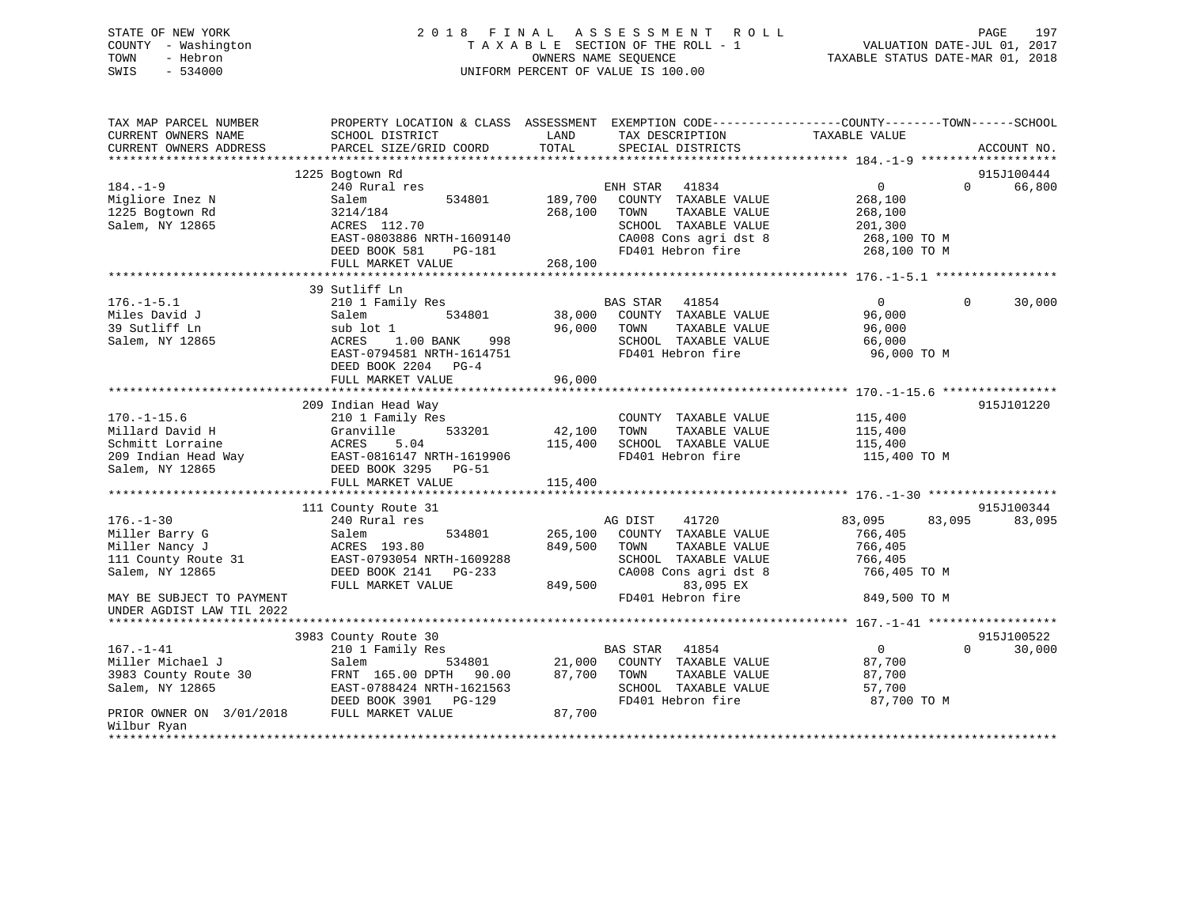STATE OF NEW YORK
COUNTY - Washington
TOWN - Hebron
SWIS - 534000

# 2018 FINAL ASSESSMENT ROLL

TAXABLE SECTION OF THE ROLL - 1
OWNERS NAME SEQUENCE
UNIFORM PERCENT OF VALUE IS 100.00

VALUATION DATE-JUL 01, 2017
TAXABLE STATUS DATE-MAR 01, 2018

```
TAX MAP PARCEL NUMBER          PROPERTY LOCATION & CLASS  ASSESSMENT  EXEMPTION CODE------------------COUNTY--------TOWN------SCHOOL
CURRENT OWNERS NAME            SCHOOL DISTRICT               LAND      TAX DESCRIPTION              TAXABLE VALUE
CURRENT OWNERS ADDRESS         PARCEL SIZE/GRID COORD        TOTAL     SPECIAL DISTRICTS                                    ACCOUNT NO.
******************************************************************************************************* 184.-1-9 *******************
                               1225 Bogtown Rd                                                                              915J100444
184.-1-9                       240 Rural res                           ENH STAR   41834                0              0      66,800
Migliore Inez N                Salem            534801     189,700     COUNTY  TAXABLE VALUE         268,100
1225 Bogtown Rd                3214/184                    268,100     TOWN    TAXABLE VALUE         268,100
Salem, NY 12865                ACRES 112.70                            SCHOOL  TAXABLE VALUE         201,300
                               EAST-0803886 NRTH-1609140               CA008 Cons agri dst 8         268,100 TO M
                               DEED BOOK 581    PG-181                 FD401 Hebron fire             268,100 TO M
                               FULL MARKET VALUE           268,100
******************************************************************************************************* 176.-1-5.1 *****************
                               39 Sutliff Ln
176.-1-5.1                     210 1 Family Res                        BAS STAR   41854                0              0      30,000
Miles David J                  Salem            534801      38,000     COUNTY  TAXABLE VALUE          96,000
39 Sutliff Ln                  sub lot 1                    96,000     TOWN    TAXABLE VALUE          96,000
Salem, NY 12865                ACRES    1.00 BANK    998               SCHOOL  TAXABLE VALUE          66,000
                               EAST-0794581 NRTH-1614751               FD401 Hebron fire              96,000 TO M
                               DEED BOOK 2204   PG-4
                               FULL MARKET VALUE            96,000
******************************************************************************************************* 170.-1-15.6 ****************
                               209 Indian Head Way                                                                          915J101220
170.-1-15.6                    210 1 Family Res                        COUNTY  TAXABLE VALUE         115,400
Millard David H                Granville        533201      42,100     TOWN    TAXABLE VALUE         115,400
Schmitt Lorraine               ACRES    5.04               115,400     SCHOOL  TAXABLE VALUE         115,400
209 Indian Head Way            EAST-0816147 NRTH-1619906               FD401 Hebron fire             115,400 TO M
Salem, NY 12865                DEED BOOK 3295   PG-51
                               FULL MARKET VALUE           115,400
******************************************************************************************************* 176.-1-30 ******************
                               111 County Route 31                                                                          915J100344
176.-1-30                      240 Rural res                           AG DIST    41720           83,095         83,095      83,095
Miller Barry G                 Salem            534801     265,100     COUNTY  TAXABLE VALUE         766,405
Miller Nancy J                 ACRES 193.80                849,500     TOWN    TAXABLE VALUE         766,405
111 County Route 31            EAST-0793054 NRTH-1609288               SCHOOL  TAXABLE VALUE         766,405
Salem, NY 12865                DEED BOOK 2141   PG-233                 CA008 Cons agri dst 8         766,405 TO M
                               FULL MARKET VALUE           849,500          83,095 EX
MAY BE SUBJECT TO PAYMENT                                              FD401 Hebron fire             849,500 TO M
UNDER AGDIST LAW TIL 2022
******************************************************************************************************* 167.-1-41 ******************
                               3983 County Route 30                                                                         915J100522
167.-1-41                      210 1 Family Res                        BAS STAR   41854                0              0      30,000
Miller Michael J               Salem            534801      21,000     COUNTY  TAXABLE VALUE          87,700
3983 County Route 30           FRNT 165.00 DPTH  90.00      87,700     TOWN    TAXABLE VALUE          87,700
Salem, NY 12865                EAST-0788424 NRTH-1621563               SCHOOL  TAXABLE VALUE          57,700
                               DEED BOOK 3901   PG-129                 FD401 Hebron fire              87,700 TO M
PRIOR OWNER ON 3/01/2018       FULL MARKET VALUE            87,700
Wilbur Ryan
************************************************************************************************************************************
```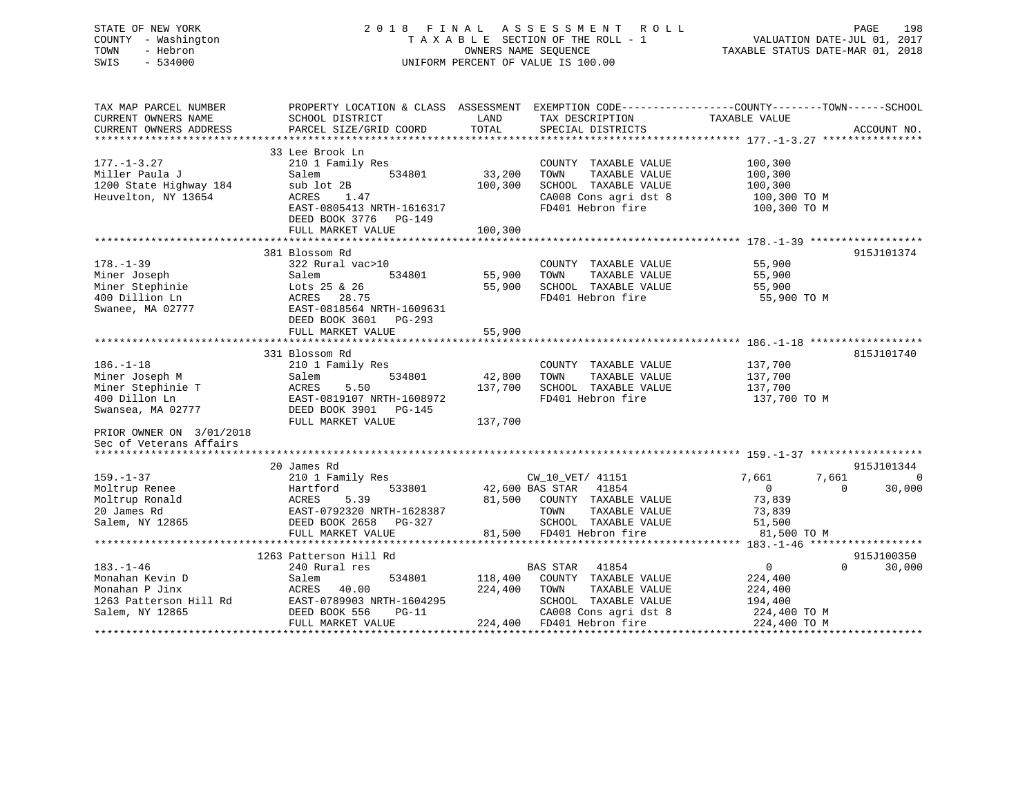STATE OF NEW YORK — COUNTY - Washington — TOWN - Hebron — SWIS - 534000

2018 FINAL ASSESSMENT ROLL — TAXABLE SECTION OF THE ROLL - 1 — OWNERS NAME SEQUENCE — UNIFORM PERCENT OF VALUE IS 100.00

VALUATION DATE-JUL 01, 2017 — TAXABLE STATUS DATE-MAR 01, 2018

```
TAX MAP PARCEL NUMBER          PROPERTY LOCATION & CLASS  ASSESSMENT  EXEMPTION CODE------------------COUNTY--------TOWN------SCHOOL
CURRENT OWNERS NAME            SCHOOL DISTRICT              LAND      TAX DESCRIPTION              TAXABLE VALUE
CURRENT OWNERS ADDRESS         PARCEL SIZE/GRID COORD       TOTAL     SPECIAL DISTRICTS                                      ACCOUNT NO.
******************************************************************************************************* 177.-1-3.27 ****************
                               33 Lee Brook Ln
177.-1-3.27                    210 1 Family Res                        COUNTY  TAXABLE VALUE          100,300
Miller Paula J                 Salem          534801       33,200      TOWN    TAXABLE VALUE          100,300
1200 State Highway 184         sub lot 2B                 100,300      SCHOOL  TAXABLE VALUE          100,300
Heuvelton, NY 13654            ACRES    1.47                           CA008 Cons agri dst 8           100,300 TO M
                               EAST-0805413 NRTH-1616317               FD401 Hebron fire               100,300 TO M
                               DEED BOOK 3776   PG-149
                               FULL MARKET VALUE          100,300
******************************************************************************************************* 178.-1-39 ******************
                               381 Blossom Rd                                                                         915J101374
178.-1-39                      322 Rural vac>10                        COUNTY  TAXABLE VALUE           55,900
Miner Joseph                   Salem          534801       55,900      TOWN    TAXABLE VALUE           55,900
Miner Stephinie                Lots 25 & 26                55,900      SCHOOL  TAXABLE VALUE           55,900
400 Dillion Ln                 ACRES   28.75                           FD401 Hebron fire                55,900 TO M
Swanee, MA 02777               EAST-0818564 NRTH-1609631
                               DEED BOOK 3601   PG-293
                               FULL MARKET VALUE           55,900
******************************************************************************************************* 186.-1-18 ******************
                               331 Blossom Rd                                                                         815J101740
186.-1-18                      210 1 Family Res                        COUNTY  TAXABLE VALUE          137,700
Miner Joseph M                 Salem          534801       42,800      TOWN    TAXABLE VALUE          137,700
Miner Stephinie T              ACRES    5.50              137,700      SCHOOL  TAXABLE VALUE          137,700
400 Dillon Ln                  EAST-0819107 NRTH-1608972               FD401 Hebron fire               137,700 TO M
Swansea, MA 02777              DEED BOOK 3901   PG-145
                               FULL MARKET VALUE          137,700
PRIOR OWNER ON 3/01/2018
Sec of Veterans Affairs
******************************************************************************************************* 159.-1-37 ******************
                               20 James Rd                                                                            915J101344
159.-1-37                      210 1 Family Res                        CW_10_VET/ 41151             7,661        7,661            0
Moltrup Renee                  Hartford       533801       42,600 BAS STAR   41854                      0            0       30,000
Moltrup Ronald                 ACRES    5.39               81,500      COUNTY  TAXABLE VALUE           73,839
20 James Rd                    EAST-0792320 NRTH-1628387               TOWN    TAXABLE VALUE           73,839
Salem, NY 12865                DEED BOOK 2658   PG-327                 SCHOOL  TAXABLE VALUE           51,500
                               FULL MARKET VALUE           81,500      FD401 Hebron fire                81,500 TO M
******************************************************************************************************* 183.-1-46 ******************
                               1263 Patterson Hill Rd                                                                 915J100350
183.-1-46                      240 Rural res                           BAS STAR   41854                     0            0       30,000
Monahan Kevin D                Salem          534801      118,400      COUNTY  TAXABLE VALUE          224,400
Monahan P Jinx                 ACRES   40.00              224,400      TOWN    TAXABLE VALUE          224,400
1263 Patterson Hill Rd         EAST-0789903 NRTH-1604295               SCHOOL  TAXABLE VALUE          194,400
Salem, NY 12865                DEED BOOK 556    PG-11                  CA008 Cons agri dst 8           224,400 TO M
                               FULL MARKET VALUE          224,400      FD401 Hebron fire               224,400 TO M
************************************************************************************************************************************
```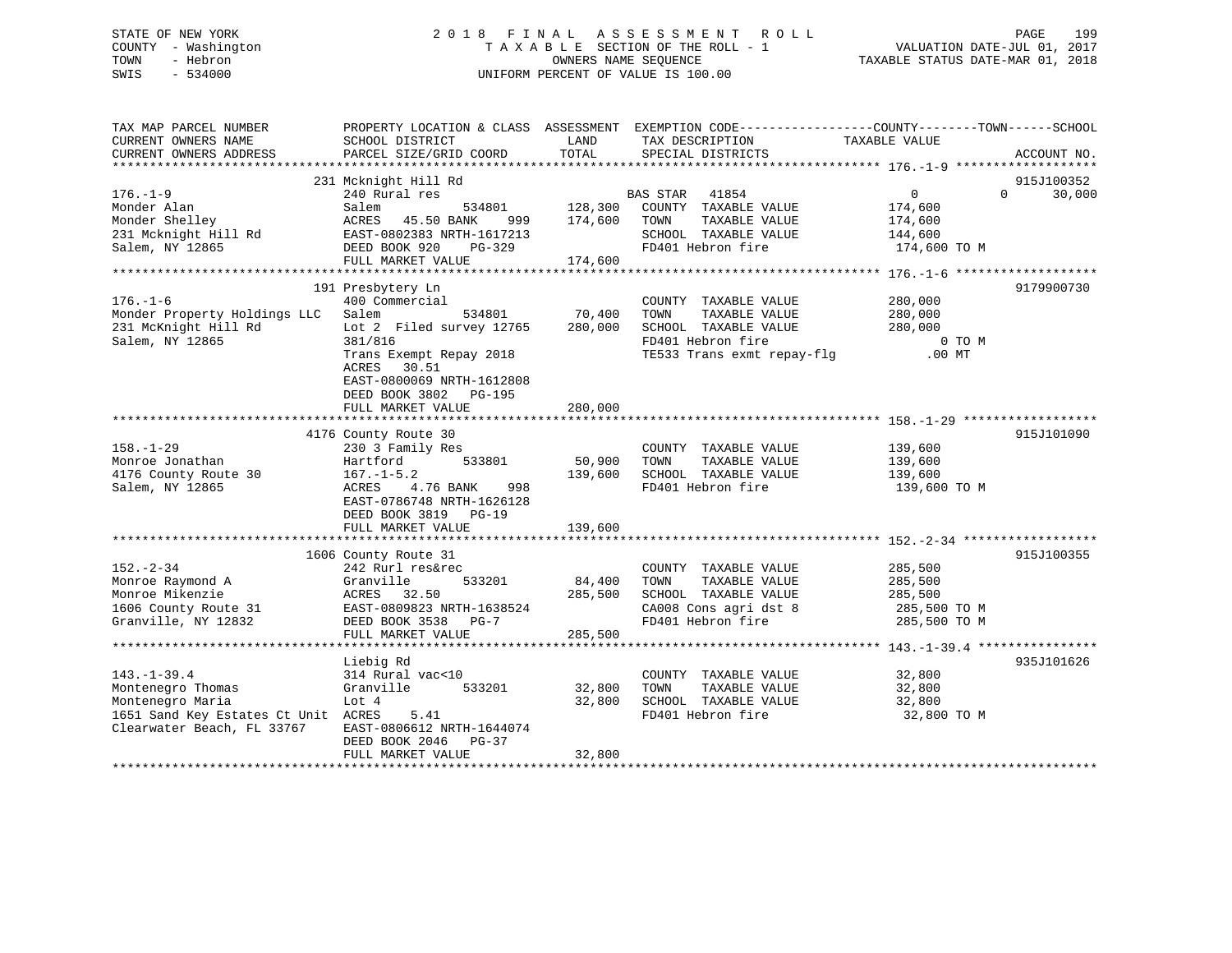STATE OF NEW YORK
COUNTY - Washington
TOWN - Hebron
SWIS - 534000

2 0 1 8 F I N A L A S S E S S M E N T R O L L
T A X A B L E SECTION OF THE ROLL - 1
OWNERS NAME SEQUENCE
UNIFORM PERCENT OF VALUE IS 100.00

VALUATION DATE-JUL 01, 2017
TAXABLE STATUS DATE-MAR 01, 2018

```
TAX MAP PARCEL NUMBER          PROPERTY LOCATION & CLASS  ASSESSMENT  EXEMPTION CODE------------------COUNTY--------TOWN------SCHOOL
CURRENT OWNERS NAME            SCHOOL DISTRICT               LAND      TAX DESCRIPTION            TAXABLE VALUE
CURRENT OWNERS ADDRESS         PARCEL SIZE/GRID COORD        TOTAL     SPECIAL DISTRICTS                                    ACCOUNT NO.
******************************************************************************************************* 176.-1-9 *******************
                               231 Mcknight Hill Rd                                                                         915J100352
176.-1-9                       240 Rural res                        BAS STAR   41854                   0             0       30,000
Monder Alan                    Salem           534801      128,300   COUNTY  TAXABLE VALUE          174,600
Monder Shelley                 ACRES  45.50 BANK     999   174,600   TOWN    TAXABLE VALUE          174,600
231 Mcknight Hill Rd           EAST-0802383 NRTH-1617213             SCHOOL  TAXABLE VALUE          144,600
Salem, NY 12865                DEED BOOK 920    PG-329               FD401 Hebron fire               174,600 TO M
                               FULL MARKET VALUE           174,600
******************************************************************************************************* 176.-1-6 *******************
                               191 Presbytery Ln                                                                            9179900730
176.-1-6                       400 Commercial                        COUNTY  TAXABLE VALUE          280,000
Monder Property Holdings LLC   Salem           534801       70,400   TOWN    TAXABLE VALUE          280,000
231 McKnight Hill Rd           Lot 2  Filed survey 12765   280,000   SCHOOL  TAXABLE VALUE          280,000
Salem, NY 12865                381/816                               FD401 Hebron fire                     0 TO M
                               Trans Exempt Repay 2018               TE533 Trans exmt repay-flg          .00 MT
                               ACRES   30.51
                               EAST-0800069 NRTH-1612808
                               DEED BOOK 3802   PG-195
                               FULL MARKET VALUE           280,000
******************************************************************************************************* 158.-1-29 ******************
                               4176 County Route 30                                                                         915J101090
158.-1-29                      230 3 Family Res                      COUNTY  TAXABLE VALUE          139,600
Monroe Jonathan                Hartford        533801       50,900   TOWN    TAXABLE VALUE          139,600
4176 County Route 30           167.-1-5.2                  139,600   SCHOOL  TAXABLE VALUE          139,600
Salem, NY 12865                ACRES    4.76 BANK     998            FD401 Hebron fire               139,600 TO M
                               EAST-0786748 NRTH-1626128
                               DEED BOOK 3819   PG-19
                               FULL MARKET VALUE           139,600
******************************************************************************************************* 152.-2-34 ******************
                               1606 County Route 31                                                                         915J100355
152.-2-34                      242 Rurl res&rec                      COUNTY  TAXABLE VALUE          285,500
Monroe Raymond A               Granville       533201       84,400   TOWN    TAXABLE VALUE          285,500
Monroe Mikenzie                ACRES  32.50                285,500   SCHOOL  TAXABLE VALUE          285,500
1606 County Route 31           EAST-0809823 NRTH-1638524             CA008 Cons agri dst 8           285,500 TO M
Granville, NY 12832            DEED BOOK 3538   PG-7                 FD401 Hebron fire               285,500 TO M
                               FULL MARKET VALUE           285,500
******************************************************************************************************* 143.-1-39.4 ****************
                               Liebig Rd                                                                                    935J101626
143.-1-39.4                    314 Rural vac<10                      COUNTY  TAXABLE VALUE           32,800
Montenegro Thomas              Granville       533201       32,800   TOWN    TAXABLE VALUE           32,800
Montenegro Maria               Lot 4                        32,800   SCHOOL  TAXABLE VALUE           32,800
1651 Sand Key Estates Ct Unit  ACRES    5.41                         FD401 Hebron fire                32,800 TO M
Clearwater Beach, FL 33767     EAST-0806612 NRTH-1644074
                               DEED BOOK 2046   PG-37
                               FULL MARKET VALUE            32,800
************************************************************************************************************************************
```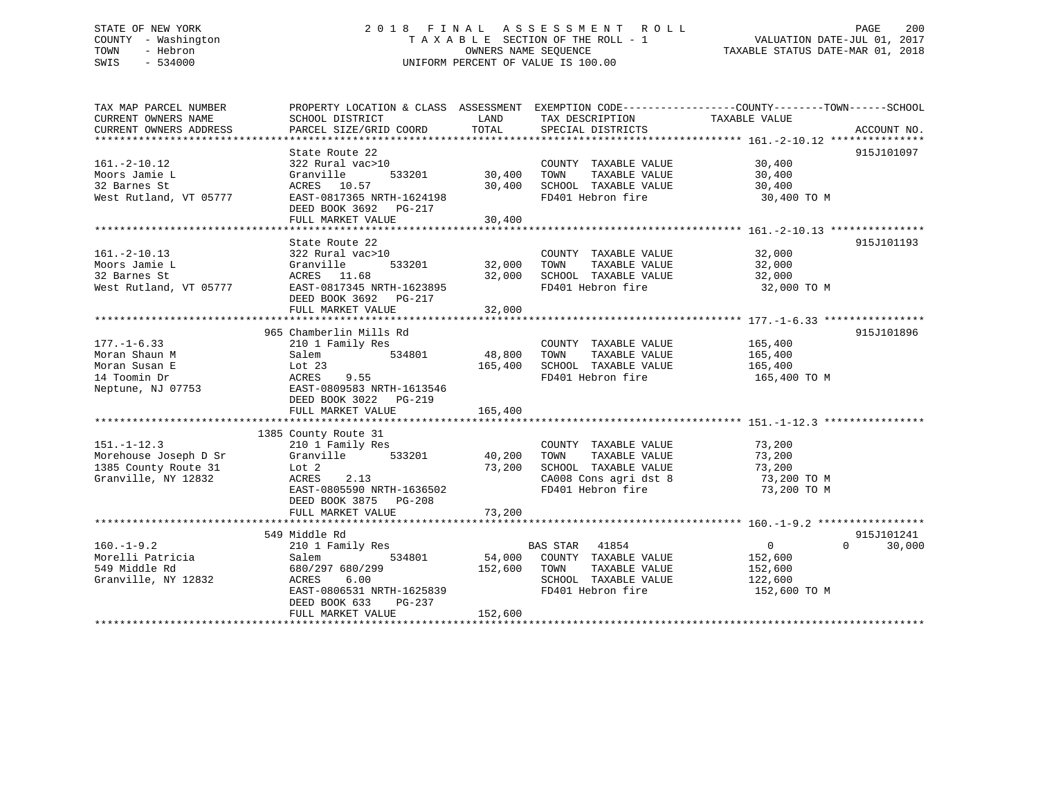STATE OF NEW YORK
COUNTY - Washington
TOWN - Hebron
SWIS - 534000

# 2018 FINAL ASSESSMENT ROLL
TAXABLE SECTION OF THE ROLL - 1
OWNERS NAME SEQUENCE
UNIFORM PERCENT OF VALUE IS 100.00

VALUATION DATE-JUL 01, 2017
TAXABLE STATUS DATE-MAR 01, 2018

| TAX MAP PARCEL NUMBER / CURRENT OWNERS NAME / CURRENT OWNERS ADDRESS | PROPERTY LOCATION & CLASS / SCHOOL DISTRICT / PARCEL SIZE/GRID COORD | ASSESSMENT LAND | TOTAL | EXEMPTION CODE / TAX DESCRIPTION / SPECIAL DISTRICTS | COUNTY / TOWN / SCHOOL TAXABLE VALUE | ACCOUNT NO. |
|---|---|---|---|---|---|---|
| **161.-2-10.12** | State Route 22 | | | | | 915J101097 |
| 161.-2-10.12 | 322 Rural vac>10 | | | COUNTY TAXABLE VALUE | 30,400 | |
| Moors Jamie L | Granville 533201 | 30,400 | | TOWN TAXABLE VALUE | 30,400 | |
| 32 Barnes St | ACRES 10.57 | | 30,400 | SCHOOL TAXABLE VALUE | 30,400 | |
| West Rutland, VT 05777 | EAST-0817365 NRTH-1624198 | | | FD401 Hebron fire | 30,400 TO M | |
| | DEED BOOK 3692 PG-217 | | | | | |
| | FULL MARKET VALUE | | 30,400 | | | |
| **161.-2-10.13** | State Route 22 | | | | | 915J101193 |
| 161.-2-10.13 | 322 Rural vac>10 | | | COUNTY TAXABLE VALUE | 32,000 | |
| Moors Jamie L | Granville 533201 | 32,000 | | TOWN TAXABLE VALUE | 32,000 | |
| 32 Barnes St | ACRES 11.68 | | 32,000 | SCHOOL TAXABLE VALUE | 32,000 | |
| West Rutland, VT 05777 | EAST-0817345 NRTH-1623895 | | | FD401 Hebron fire | 32,000 TO M | |
| | DEED BOOK 3692 PG-217 | | | | | |
| | FULL MARKET VALUE | | 32,000 | | | |
| **177.-1-6.33** | 965 Chamberlin Mills Rd | | | | | 915J101896 |
| 177.-1-6.33 | 210 1 Family Res | | | COUNTY TAXABLE VALUE | 165,400 | |
| Moran Shaun M | Salem 534801 | 48,800 | | TOWN TAXABLE VALUE | 165,400 | |
| Moran Susan E | Lot 23 | | 165,400 | SCHOOL TAXABLE VALUE | 165,400 | |
| 14 Toomin Dr | ACRES 9.55 | | | FD401 Hebron fire | 165,400 TO M | |
| Neptune, NJ 07753 | EAST-0809583 NRTH-1613546 | | | | | |
| | DEED BOOK 3022 PG-219 | | | | | |
| | FULL MARKET VALUE | | 165,400 | | | |
| **151.-1-12.3** | 1385 County Route 31 | | | | | |
| 151.-1-12.3 | 210 1 Family Res | | | COUNTY TAXABLE VALUE | 73,200 | |
| Morehouse Joseph D Sr | Granville 533201 | 40,200 | | TOWN TAXABLE VALUE | 73,200 | |
| 1385 County Route 31 | Lot 2 | | 73,200 | SCHOOL TAXABLE VALUE | 73,200 | |
| Granville, NY 12832 | ACRES 2.13 | | | CA008 Cons agri dst 8 | 73,200 TO M | |
| | EAST-0805590 NRTH-1636502 | | | FD401 Hebron fire | 73,200 TO M | |
| | DEED BOOK 3875 PG-208 | | | | | |
| | FULL MARKET VALUE | | 73,200 | | | |
| **160.-1-9.2** | 549 Middle Rd | | | | | 915J101241 |
| 160.-1-9.2 | 210 1 Family Res | | | BAS STAR 41854 | 0 0 30,000 | |
| Morelli Patricia | Salem 534801 | 54,000 | | COUNTY TAXABLE VALUE | 152,600 | |
| 549 Middle Rd | 680/297 680/299 | | 152,600 | TOWN TAXABLE VALUE | 152,600 | |
| Granville, NY 12832 | ACRES 6.00 | | | SCHOOL TAXABLE VALUE | 122,600 | |
| | EAST-0806531 NRTH-1625839 | | | FD401 Hebron fire | 152,600 TO M | |
| | DEED BOOK 633 PG-237 | | | | | |
| | FULL MARKET VALUE | | 152,600 | | | |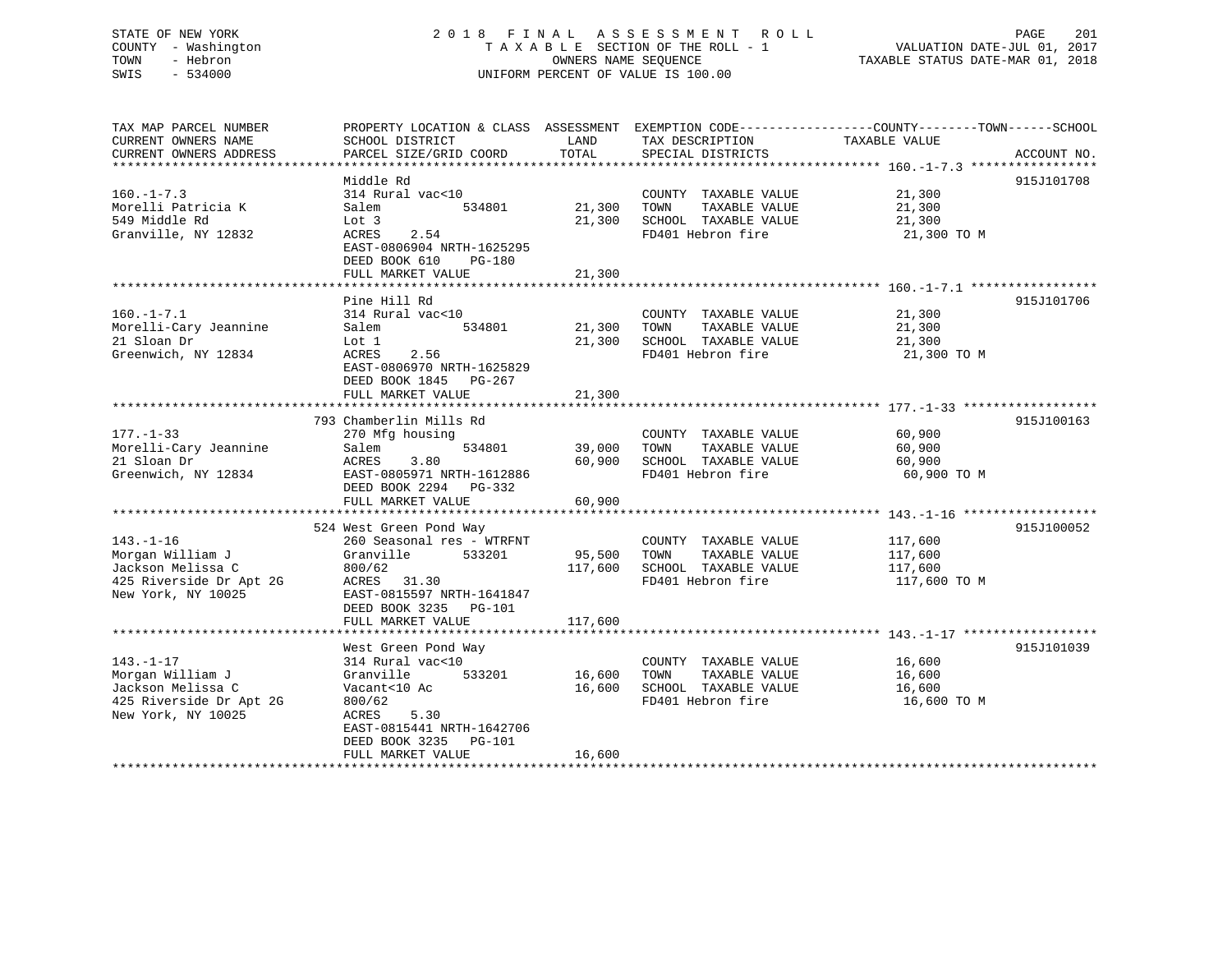STATE OF NEW YORK
COUNTY - Washington
TOWN - Hebron
SWIS - 534000

2 0 1 8 F I N A L A S S E S S M E N T R O L L
T A X A B L E SECTION OF THE ROLL - 1
OWNERS NAME SEQUENCE
UNIFORM PERCENT OF VALUE IS 100.00

VALUATION DATE-JUL 01, 2017
TAXABLE STATUS DATE-MAR 01, 2018

| TAX MAP PARCEL NUMBER / CURRENT OWNERS NAME / CURRENT OWNERS ADDRESS | PROPERTY LOCATION & CLASS / SCHOOL DISTRICT / PARCEL SIZE/GRID COORD | ASSESSMENT LAND / TOTAL | EXEMPTION CODE / TAX DESCRIPTION / SPECIAL DISTRICTS | COUNTY--TOWN--SCHOOL TAXABLE VALUE | ACCOUNT NO. |
|---|---|---|---|---|---|
| 160.-1-7.3 | Middle Rd | | | | 915J101708 |
| 160.-1-7.3 | 314 Rural vac<10 | | COUNTY TAXABLE VALUE | 21,300 | |
| Morelli Patricia K | Salem 534801 | 21,300 | TOWN TAXABLE VALUE | 21,300 | |
| 549 Middle Rd | Lot 3 | 21,300 | SCHOOL TAXABLE VALUE | 21,300 | |
| Granville, NY 12832 | ACRES 2.54 | | FD401 Hebron fire | 21,300 TO M | |
| | EAST-0806904 NRTH-1625295 | | | | |
| | DEED BOOK 610 PG-180 | | | | |
| | FULL MARKET VALUE | 21,300 | | | |
| 160.-1-7.1 | Pine Hill Rd | | | | 915J101706 |
| 160.-1-7.1 | 314 Rural vac<10 | | COUNTY TAXABLE VALUE | 21,300 | |
| Morelli-Cary Jeannine | Salem 534801 | 21,300 | TOWN TAXABLE VALUE | 21,300 | |
| 21 Sloan Dr | Lot 1 | 21,300 | SCHOOL TAXABLE VALUE | 21,300 | |
| Greenwich, NY 12834 | ACRES 2.56 | | FD401 Hebron fire | 21,300 TO M | |
| | EAST-0806970 NRTH-1625829 | | | | |
| | DEED BOOK 1845 PG-267 | | | | |
| | FULL MARKET VALUE | 21,300 | | | |
| 177.-1-33 | 793 Chamberlin Mills Rd | | | | 915J100163 |
| 177.-1-33 | 270 Mfg housing | | COUNTY TAXABLE VALUE | 60,900 | |
| Morelli-Cary Jeannine | Salem 534801 | 39,000 | TOWN TAXABLE VALUE | 60,900 | |
| 21 Sloan Dr | ACRES 3.80 | 60,900 | SCHOOL TAXABLE VALUE | 60,900 | |
| Greenwich, NY 12834 | EAST-0805971 NRTH-1612886 | | FD401 Hebron fire | 60,900 TO M | |
| | DEED BOOK 2294 PG-332 | | | | |
| | FULL MARKET VALUE | 60,900 | | | |
| 143.-1-16 | 524 West Green Pond Way | | | | 915J100052 |
| 143.-1-16 | 260 Seasonal res - WTRFNT | | COUNTY TAXABLE VALUE | 117,600 | |
| Morgan William J | Granville 533201 | 95,500 | TOWN TAXABLE VALUE | 117,600 | |
| Jackson Melissa C | 800/62 | 117,600 | SCHOOL TAXABLE VALUE | 117,600 | |
| 425 Riverside Dr Apt 2G | ACRES 31.30 | | FD401 Hebron fire | 117,600 TO M | |
| New York, NY 10025 | EAST-0815597 NRTH-1641847 | | | | |
| | DEED BOOK 3235 PG-101 | | | | |
| | FULL MARKET VALUE | 117,600 | | | |
| 143.-1-17 | West Green Pond Way | | | | 915J101039 |
| 143.-1-17 | 314 Rural vac<10 | | COUNTY TAXABLE VALUE | 16,600 | |
| Morgan William J | Granville 533201 | 16,600 | TOWN TAXABLE VALUE | 16,600 | |
| Jackson Melissa C | Vacant<10 Ac | 16,600 | SCHOOL TAXABLE VALUE | 16,600 | |
| 425 Riverside Dr Apt 2G | 800/62 | | FD401 Hebron fire | 16,600 TO M | |
| New York, NY 10025 | ACRES 5.30 | | | | |
| | EAST-0815441 NRTH-1642706 | | | | |
| | DEED BOOK 3235 PG-101 | | | | |
| | FULL MARKET VALUE | 16,600 | | | |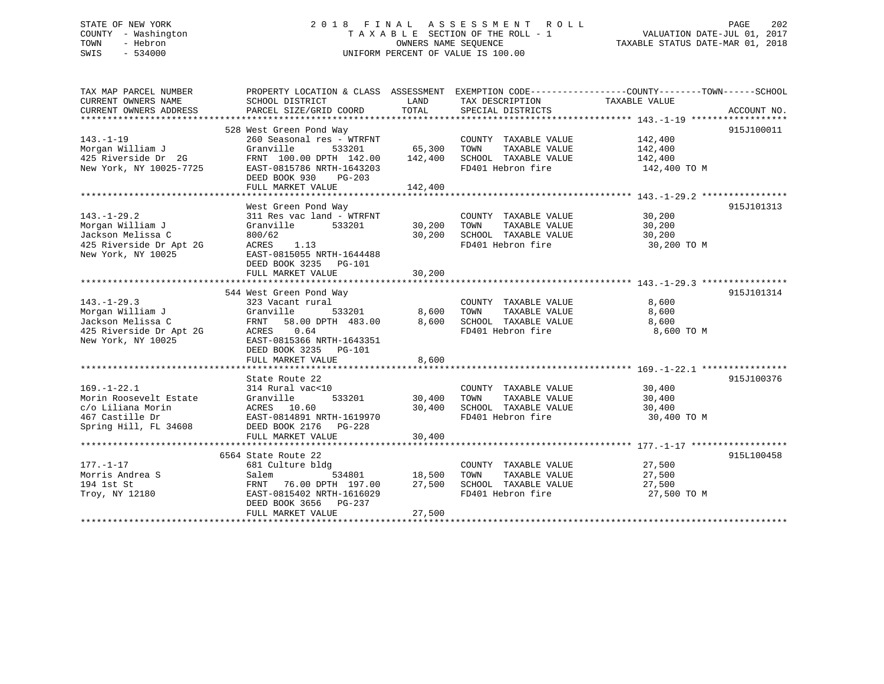STATE OF NEW YORK
COUNTY - Washington
TOWN - Hebron
SWIS - 534000

# 2018 FINAL ASSESSMENT ROLL

TAXABLE SECTION OF THE ROLL - 1
OWNERS NAME SEQUENCE
UNIFORM PERCENT OF VALUE IS 100.00

VALUATION DATE-JUL 01, 2017
TAXABLE STATUS DATE-MAR 01, 2018

| TAX MAP PARCEL NUMBER / CURRENT OWNERS NAME / CURRENT OWNERS ADDRESS | PROPERTY LOCATION & CLASS / SCHOOL DISTRICT / PARCEL SIZE/GRID COORD | ASSESSMENT LAND | TOTAL | EXEMPTION CODE / TAX DESCRIPTION / SPECIAL DISTRICTS | TAXABLE VALUE (COUNTY / TOWN / SCHOOL) | ACCOUNT NO. |
|---|---|---|---|---|---|---|
| **143.-1-19** | 528 West Green Pond Way | | | | | 915J100011 |
| 143.-1-19 | 260 Seasonal res - WTRFNT | | | COUNTY TAXABLE VALUE | 142,400 | |
| Morgan William J | Granville 533201 | 65,300 | | TOWN TAXABLE VALUE | 142,400 | |
| 425 Riverside Dr 2G | FRNT 100.00 DPTH 142.00 | | 142,400 | SCHOOL TAXABLE VALUE | 142,400 | |
| New York, NY 10025-7725 | EAST-0815786 NRTH-1643203 | | | FD401 Hebron fire | 142,400 TO M | |
| | DEED BOOK 930 PG-203 | | | | | |
| | FULL MARKET VALUE | | 142,400 | | | |
| **143.-1-29.2** | West Green Pond Way | | | | | 915J101313 |
| 143.-1-29.2 | 311 Res vac land - WTRFNT | | | COUNTY TAXABLE VALUE | 30,200 | |
| Morgan William J | Granville 533201 | 30,200 | | TOWN TAXABLE VALUE | 30,200 | |
| Jackson Melissa C | 800/62 | | 30,200 | SCHOOL TAXABLE VALUE | 30,200 | |
| 425 Riverside Dr Apt 2G | ACRES 1.13 | | | FD401 Hebron fire | 30,200 TO M | |
| New York, NY 10025 | EAST-0815055 NRTH-1644488 | | | | | |
| | DEED BOOK 3235 PG-101 | | | | | |
| | FULL MARKET VALUE | | 30,200 | | | |
| **143.-1-29.3** | 544 West Green Pond Way | | | | | 915J101314 |
| 143.-1-29.3 | 323 Vacant rural | | | COUNTY TAXABLE VALUE | 8,600 | |
| Morgan William J | Granville 533201 | 8,600 | | TOWN TAXABLE VALUE | 8,600 | |
| Jackson Melissa C | FRNT 58.00 DPTH 483.00 | | 8,600 | SCHOOL TAXABLE VALUE | 8,600 | |
| 425 Riverside Dr Apt 2G | ACRES 0.64 | | | FD401 Hebron fire | 8,600 TO M | |
| New York, NY 10025 | EAST-0815366 NRTH-1643351 | | | | | |
| | DEED BOOK 3235 PG-101 | | | | | |
| | FULL MARKET VALUE | | 8,600 | | | |
| **169.-1-22.1** | State Route 22 | | | | | 915J100376 |
| 169.-1-22.1 | 314 Rural vac<10 | | | COUNTY TAXABLE VALUE | 30,400 | |
| Morin Roosevelt Estate | Granville 533201 | 30,400 | | TOWN TAXABLE VALUE | 30,400 | |
| c/o Liliana Morin | ACRES 10.60 | | 30,400 | SCHOOL TAXABLE VALUE | 30,400 | |
| 467 Castille Dr | EAST-0814891 NRTH-1619970 | | | FD401 Hebron fire | 30,400 TO M | |
| Spring Hill, FL 34608 | DEED BOOK 2176 PG-228 | | | | | |
| | FULL MARKET VALUE | | 30,400 | | | |
| **177.-1-17** | 6564 State Route 22 | | | | | 915L100458 |
| 177.-1-17 | 681 Culture bldg | | | COUNTY TAXABLE VALUE | 27,500 | |
| Morris Andrea S | Salem 534801 | 18,500 | | TOWN TAXABLE VALUE | 27,500 | |
| 194 1st St | FRNT 76.00 DPTH 197.00 | | 27,500 | SCHOOL TAXABLE VALUE | 27,500 | |
| Troy, NY 12180 | EAST-0815402 NRTH-1616029 | | | FD401 Hebron fire | 27,500 TO M | |
| | DEED BOOK 3656 PG-237 | | | | | |
| | FULL MARKET VALUE | | 27,500 | | | |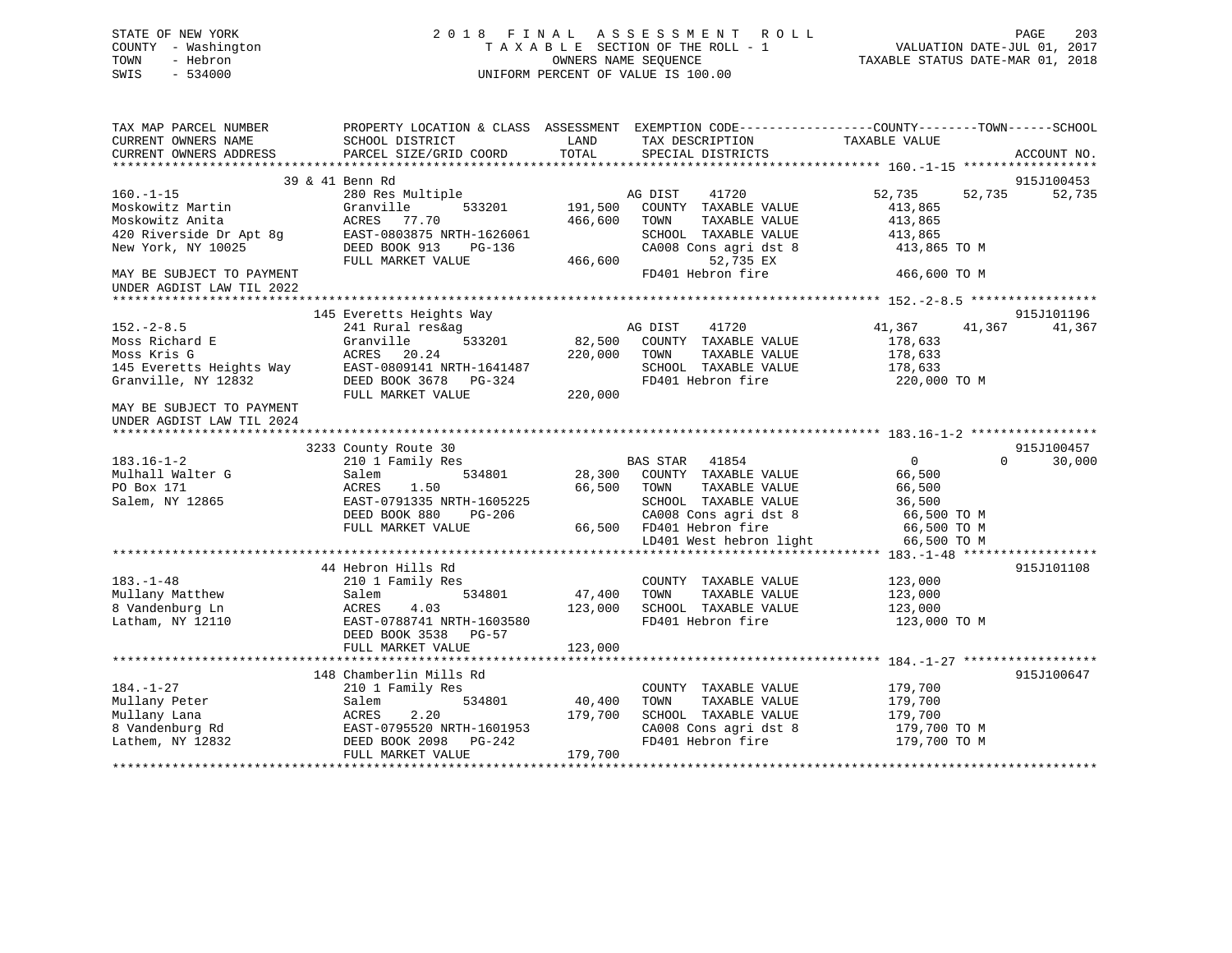STATE OF NEW YORK
COUNTY - Washington
TOWN - Hebron
SWIS - 534000

2018 FINAL ASSESSMENT ROLL
TAXABLE SECTION OF THE ROLL - 1
OWNERS NAME SEQUENCE
UNIFORM PERCENT OF VALUE IS 100.00

VALUATION DATE-JUL 01, 2017
TAXABLE STATUS DATE-MAR 01, 2018

```
TAX MAP PARCEL NUMBER          PROPERTY LOCATION & CLASS  ASSESSMENT  EXEMPTION CODE------------------COUNTY--------TOWN------SCHOOL
CURRENT OWNERS NAME            SCHOOL DISTRICT             LAND        TAX DESCRIPTION            TAXABLE VALUE
CURRENT OWNERS ADDRESS         PARCEL SIZE/GRID COORD      TOTAL       SPECIAL DISTRICTS                                    ACCOUNT NO.
******************************************************************************************************* 160.-1-15 ******************
                    39 & 41 Benn Rd                                                                                      915J100453
160.-1-15                      280 Res Multiple                        AG DIST     41720              52,735      52,735      52,735
Moskowitz Martin               Granville       533201     191,500   COUNTY  TAXABLE VALUE             413,865
Moskowitz Anita                ACRES  77.70               466,600   TOWN    TAXABLE VALUE             413,865
420 Riverside Dr Apt 8g        EAST-0803875 NRTH-1626061            SCHOOL  TAXABLE VALUE             413,865
New York, NY 10025             DEED BOOK 913    PG-136              CA008 Cons agri dst 8             413,865 TO M
                               FULL MARKET VALUE          466,600          52,735 EX
MAY BE SUBJECT TO PAYMENT                                           FD401 Hebron fire                 466,600 TO M
UNDER AGDIST LAW TIL 2022
******************************************************************************************************* 152.-2-8.5 *****************
                    145 Everetts Heights Way                                                                             915J101196
152.-2-8.5                     241 Rural res&ag                        AG DIST     41720              41,367      41,367      41,367
Moss Richard E                 Granville       533201      82,500   COUNTY  TAXABLE VALUE             178,633
Moss Kris G                    ACRES  20.24               220,000   TOWN    TAXABLE VALUE             178,633
145 Everetts Heights Way       EAST-0809141 NRTH-1641487            SCHOOL  TAXABLE VALUE             178,633
Granville, NY 12832            DEED BOOK 3678   PG-324              FD401 Hebron fire                 220,000 TO M
                               FULL MARKET VALUE          220,000
MAY BE SUBJECT TO PAYMENT
UNDER AGDIST LAW TIL 2024
******************************************************************************************************* 183.16-1-2 *****************
                    3233 County Route 30                                                                                 915J100457
183.16-1-2                     210 1 Family Res                        BAS STAR    41854                   0           0      30,000
Mulhall Walter G               Salem           534801      28,300   COUNTY  TAXABLE VALUE              66,500
PO Box 171                     ACRES   1.50                66,500   TOWN    TAXABLE VALUE              66,500
Salem, NY 12865                EAST-0791335 NRTH-1605225            SCHOOL  TAXABLE VALUE              36,500
                               DEED BOOK 880    PG-206              CA008 Cons agri dst 8              66,500 TO M
                               FULL MARKET VALUE           66,500   FD401 Hebron fire                  66,500 TO M
                                                                    LD401 West hebron light            66,500 TO M
******************************************************************************************************* 183.-1-48 ******************
                    44 Hebron Hills Rd                                                                                   915J101108
183.-1-48                      210 1 Family Res                        COUNTY  TAXABLE VALUE             123,000
Mullany Matthew                Salem           534801      47,400   TOWN    TAXABLE VALUE             123,000
8 Vandenburg Ln                ACRES   4.03               123,000   SCHOOL  TAXABLE VALUE             123,000
Latham, NY 12110               EAST-0788741 NRTH-1603580            FD401 Hebron fire                 123,000 TO M
                               DEED BOOK 3538   PG-57
                               FULL MARKET VALUE          123,000
******************************************************************************************************* 184.-1-27 ******************
                    148 Chamberlin Mills Rd                                                                              915J100647
184.-1-27                      210 1 Family Res                        COUNTY  TAXABLE VALUE             179,700
Mullany Peter                  Salem           534801      40,400   TOWN    TAXABLE VALUE             179,700
Mullany Lana                   ACRES   2.20               179,700   SCHOOL  TAXABLE VALUE             179,700
8 Vandenburg Rd                EAST-0795520 NRTH-1601953            CA008 Cons agri dst 8             179,700 TO M
Lathem, NY 12832               DEED BOOK 2098   PG-242              FD401 Hebron fire                 179,700 TO M
                               FULL MARKET VALUE          179,700
************************************************************************************************************************************
```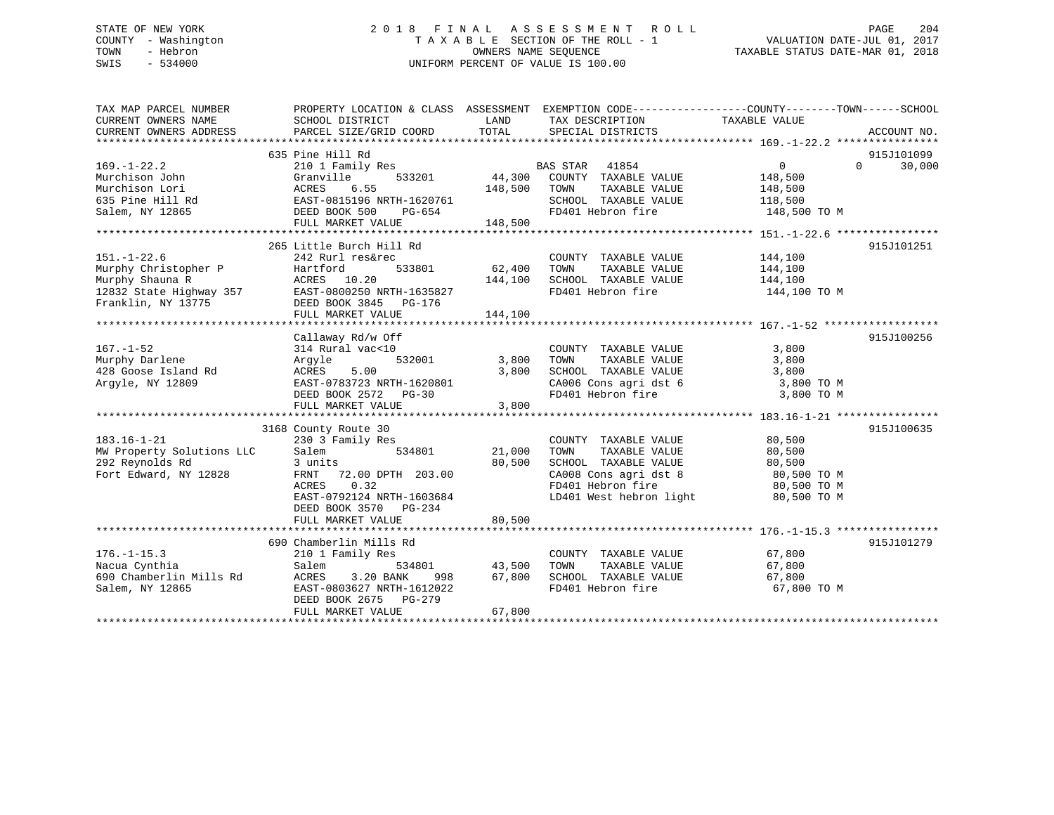STATE OF NEW YORK
COUNTY - Washington
TOWN - Hebron
SWIS - 534000

# 2018 FINAL ASSESSMENT ROLL
TAXABLE SECTION OF THE ROLL - 1
OWNERS NAME SEQUENCE
UNIFORM PERCENT OF VALUE IS 100.00

VALUATION DATE-JUL 01, 2017
TAXABLE STATUS DATE-MAR 01, 2018

| TAX MAP PARCEL NUMBER / CURRENT OWNERS NAME / CURRENT OWNERS ADDRESS | PROPERTY LOCATION & CLASS / SCHOOL DISTRICT / PARCEL SIZE/GRID COORD | ASSESSMENT LAND / TOTAL | EXEMPTION CODE / TAX DESCRIPTION / SPECIAL DISTRICTS | COUNTY / TOWN / SCHOOL TAXABLE VALUE | ACCOUNT NO. |
|---|---|---|---|---|---|
| 169.-1-22.2 | 635 Pine Hill Rd | | | | 915J101099 |
| | 210 1 Family Res | | BAS STAR 41854 | 0 0 30,000 | |
| Murchison John | Granville 533201 | 44,300 | COUNTY TAXABLE VALUE | 148,500 | |
| Murchison Lori | ACRES 6.55 | 148,500 | TOWN TAXABLE VALUE | 148,500 | |
| 635 Pine Hill Rd | EAST-0815196 NRTH-1620761 | | SCHOOL TAXABLE VALUE | 118,500 | |
| Salem, NY 12865 | DEED BOOK 500 PG-654 | | FD401 Hebron fire | 148,500 TO M | |
| | FULL MARKET VALUE | 148,500 | | | |
| 151.-1-22.6 | 265 Little Burch Hill Rd | | | | 915J101251 |
| | 242 Rurl res&rec | | COUNTY TAXABLE VALUE | 144,100 | |
| Murphy Christopher P | Hartford 533801 | 62,400 | TOWN TAXABLE VALUE | 144,100 | |
| Murphy Shauna R | ACRES 10.20 | 144,100 | SCHOOL TAXABLE VALUE | 144,100 | |
| 12832 State Highway 357 | EAST-0800250 NRTH-1635827 | | FD401 Hebron fire | 144,100 TO M | |
| Franklin, NY 13775 | DEED BOOK 3845 PG-176 | | | | |
| | FULL MARKET VALUE | 144,100 | | | |
| 167.-1-52 | Callaway Rd/w Off | | | | 915J100256 |
| | 314 Rural vac<10 | | COUNTY TAXABLE VALUE | 3,800 | |
| Murphy Darlene | Argyle 532001 | 3,800 | TOWN TAXABLE VALUE | 3,800 | |
| 428 Goose Island Rd | ACRES 5.00 | 3,800 | SCHOOL TAXABLE VALUE | 3,800 | |
| Argyle, NY 12809 | EAST-0783723 NRTH-1620801 | | CA006 Cons agri dst 6 | 3,800 TO M | |
| | DEED BOOK 2572 PG-30 | | FD401 Hebron fire | 3,800 TO M | |
| | FULL MARKET VALUE | 3,800 | | | |
| 183.16-1-21 | 3168 County Route 30 | | | | 915J100635 |
| | 230 3 Family Res | | COUNTY TAXABLE VALUE | 80,500 | |
| MW Property Solutions LLC | Salem 534801 | 21,000 | TOWN TAXABLE VALUE | 80,500 | |
| 292 Reynolds Rd | 3 units | 80,500 | SCHOOL TAXABLE VALUE | 80,500 | |
| Fort Edward, NY 12828 | FRNT 72.00 DPTH 203.00 | | CA008 Cons agri dst 8 | 80,500 TO M | |
| | ACRES 0.32 | | FD401 Hebron fire | 80,500 TO M | |
| | EAST-0792124 NRTH-1603684 | | LD401 West hebron light | 80,500 TO M | |
| | DEED BOOK 3570 PG-234 | | | | |
| | FULL MARKET VALUE | 80,500 | | | |
| 176.-1-15.3 | 690 Chamberlin Mills Rd | | | | 915J101279 |
| | 210 1 Family Res | | COUNTY TAXABLE VALUE | 67,800 | |
| Nacua Cynthia | Salem 534801 | 43,500 | TOWN TAXABLE VALUE | 67,800 | |
| 690 Chamberlin Mills Rd | ACRES 3.20 BANK 998 | 67,800 | SCHOOL TAXABLE VALUE | 67,800 | |
| Salem, NY 12865 | EAST-0803627 NRTH-1612022 | | FD401 Hebron fire | 67,800 TO M | |
| | DEED BOOK 2675 PG-279 | | | | |
| | FULL MARKET VALUE | 67,800 | | | |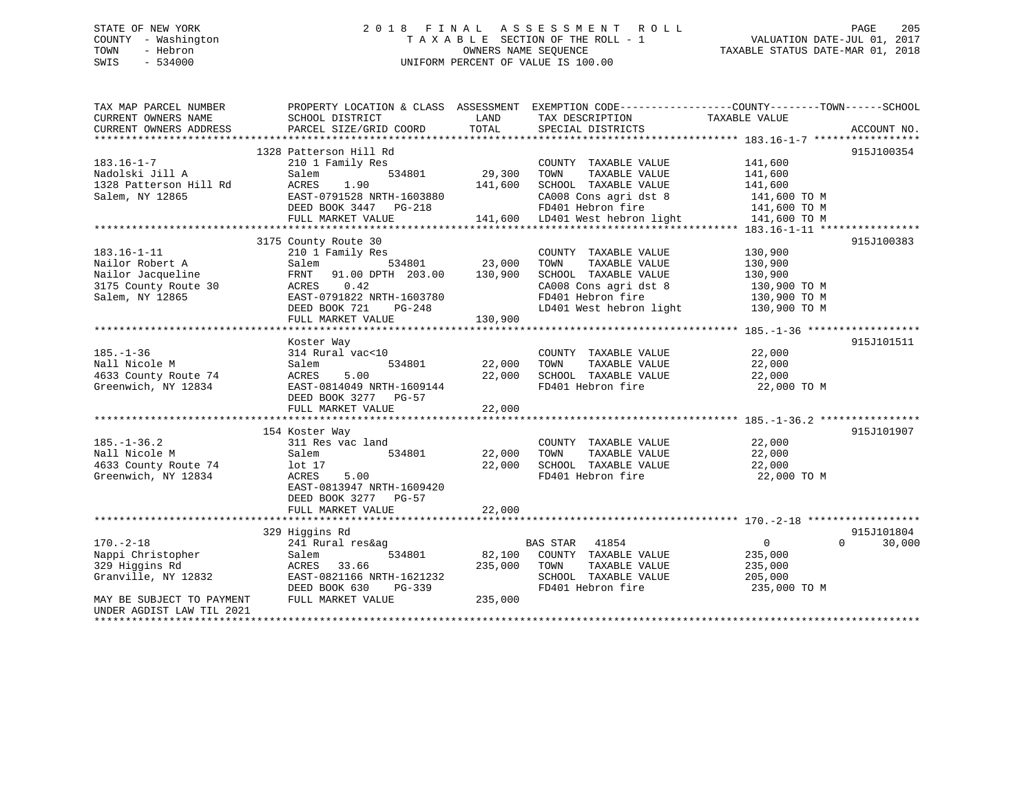STATE OF NEW YORK
COUNTY - Washington
TOWN - Hebron
SWIS - 534000

# 2018 FINAL ASSESSMENT ROLL

TAXABLE SECTION OF THE ROLL - 1
OWNERS NAME SEQUENCE
UNIFORM PERCENT OF VALUE IS 100.00

VALUATION DATE-JUL 01, 2017
TAXABLE STATUS DATE-MAR 01, 2018

| TAX MAP PARCEL NUMBER / CURRENT OWNERS NAME / CURRENT OWNERS ADDRESS | PROPERTY LOCATION & CLASS / SCHOOL DISTRICT / PARCEL SIZE/GRID COORD | ASSESSMENT LAND | TOTAL | EXEMPTION CODE / TAX DESCRIPTION / SPECIAL DISTRICTS | COUNTY TAXABLE VALUE | TOWN | SCHOOL | ACCOUNT NO. |
|---|---|---|---|---|---|---|---|---|
| **183.16-1-7** | 1328 Patterson Hill Rd | | | | | | | 915J100354 |
| Nadolski Jill A | 210 1 Family Res | | | COUNTY TAXABLE VALUE | 141,600 | | | |
| 1328 Patterson Hill Rd | Salem 534801 | 29,300 | | TOWN TAXABLE VALUE | 141,600 | | | |
| Salem, NY 12865 | ACRES 1.90 | | 141,600 | SCHOOL TAXABLE VALUE | 141,600 | | | |
| | EAST-0791528 NRTH-1603880 | | | CA008 Cons agri dst 8 | 141,600 TO M | | | |
| | DEED BOOK 3447 PG-218 | | | FD401 Hebron fire | 141,600 TO M | | | |
| | FULL MARKET VALUE | | 141,600 | LD401 West hebron light | 141,600 TO M | | | |
| **183.16-1-11** | 3175 County Route 30 | | | | | | | 915J100383 |
| Nailor Robert A | 210 1 Family Res | | | COUNTY TAXABLE VALUE | 130,900 | | | |
| Nailor Jacqueline | Salem 534801 | 23,000 | | TOWN TAXABLE VALUE | 130,900 | | | |
| 3175 County Route 30 | FRNT 91.00 DPTH 203.00 | | 130,900 | SCHOOL TAXABLE VALUE | 130,900 | | | |
| Salem, NY 12865 | ACRES 0.42 | | | CA008 Cons agri dst 8 | 130,900 TO M | | | |
| | EAST-0791822 NRTH-1603780 | | | FD401 Hebron fire | 130,900 TO M | | | |
| | DEED BOOK 721 PG-248 | | | LD401 West hebron light | 130,900 TO M | | | |
| | FULL MARKET VALUE | | 130,900 | | | | | |
| **185.-1-36** | Koster Way | | | | | | | 915J101511 |
| Nall Nicole M | 314 Rural vac<10 | | | COUNTY TAXABLE VALUE | 22,000 | | | |
| 4633 County Route 74 | Salem 534801 | 22,000 | | TOWN TAXABLE VALUE | 22,000 | | | |
| Greenwich, NY 12834 | ACRES 5.00 | | 22,000 | SCHOOL TAXABLE VALUE | 22,000 | | | |
| | EAST-0814049 NRTH-1609144 | | | FD401 Hebron fire | 22,000 TO M | | | |
| | DEED BOOK 3277 PG-57 | | | | | | | |
| | FULL MARKET VALUE | | 22,000 | | | | | |
| **185.-1-36.2** | 154 Koster Way | | | | | | | 915J101907 |
| Nall Nicole M | 311 Res vac land | | | COUNTY TAXABLE VALUE | 22,000 | | | |
| 4633 County Route 74 | Salem 534801 | 22,000 | | TOWN TAXABLE VALUE | 22,000 | | | |
| Greenwich, NY 12834 | lot 17 | | 22,000 | SCHOOL TAXABLE VALUE | 22,000 | | | |
| | ACRES 5.00 | | | FD401 Hebron fire | 22,000 TO M | | | |
| | EAST-0813947 NRTH-1609420 | | | | | | | |
| | DEED BOOK 3277 PG-57 | | | | | | | |
| | FULL MARKET VALUE | | 22,000 | | | | | |
| **170.-2-18** | 329 Higgins Rd | | | | | | | 915J101804 |
| Nappi Christopher | 241 Rural res&ag | | | BAS STAR 41854 | 0 | 0 | 30,000 | |
| 329 Higgins Rd | Salem 534801 | 82,100 | | COUNTY TAXABLE VALUE | 235,000 | | | |
| Granville, NY 12832 | ACRES 33.66 | | 235,000 | TOWN TAXABLE VALUE | 235,000 | | | |
| | EAST-0821166 NRTH-1621232 | | | SCHOOL TAXABLE VALUE | 205,000 | | | |
| | DEED BOOK 630 PG-339 | | | FD401 Hebron fire | 235,000 TO M | | | |
| MAY BE SUBJECT TO PAYMENT UNDER AGDIST LAW TIL 2021 | FULL MARKET VALUE | | 235,000 | | | | | |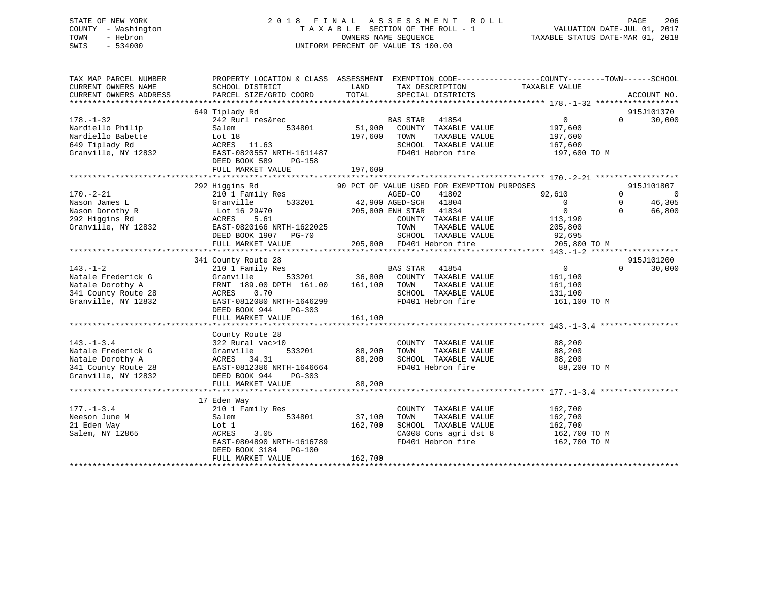STATE OF NEW YORK
COUNTY - Washington
TOWN - Hebron
SWIS - 534000

# 2018 FINAL ASSESSMENT ROLL

TAXABLE SECTION OF THE ROLL - 1
OWNERS NAME SEQUENCE
UNIFORM PERCENT OF VALUE IS 100.00

VALUATION DATE-JUL 01, 2017
TAXABLE STATUS DATE-MAR 01, 2018

```
TAX MAP PARCEL NUMBER          PROPERTY LOCATION & CLASS  ASSESSMENT  EXEMPTION CODE------------------COUNTY--------TOWN------SCHOOL
CURRENT OWNERS NAME            SCHOOL DISTRICT             LAND       TAX DESCRIPTION            TAXABLE VALUE
CURRENT OWNERS ADDRESS         PARCEL SIZE/GRID COORD      TOTAL      SPECIAL DISTRICTS                                      ACCOUNT NO.
******************************************************************************************************* 178.-1-32 ******************
                               649 Tiplady Rd                                                                            915J101370
178.-1-32                      242 Rurl res&rec                       BAS STAR   41854              0              0      30,000
Nardiello Philip               Salem           534801      51,900     COUNTY  TAXABLE VALUE        197,600
Nardiello Babette              Lot 18                     197,600     TOWN    TAXABLE VALUE        197,600
649 Tiplady Rd                 ACRES  11.63                           SCHOOL  TAXABLE VALUE        167,600
Granville, NY 12832            EAST-0820557 NRTH-1611487              FD401 Hebron fire             197,600 TO M
                               DEED BOOK 589    PG-158
                               FULL MARKET VALUE          197,600
******************************************************************************************************* 170.-2-21 ******************
                               292 Higgins Rd                90 PCT OF VALUE USED FOR EXEMPTION PURPOSES                 915J101807
170.-2-21                      210 1 Family Res                       AGED-CO    41802         92,610              0           0
Nason James L                  Granville       533201   42,900 AGED-SCH   41804              0              0      46,305
Nason Dorothy R                Lot 16 29#70             205,800 ENH STAR   41834              0              0      66,800
292 Higgins Rd                 ACRES   5.61                           COUNTY  TAXABLE VALUE        113,190
Granville, NY 12832            EAST-0820166 NRTH-1622025              TOWN    TAXABLE VALUE        205,800
                               DEED BOOK 1907   PG-70                 SCHOOL  TAXABLE VALUE         92,695
                               FULL MARKET VALUE          205,800     FD401 Hebron fire             205,800 TO M
******************************************************************************************************* 143.-1-2 *******************
                               341 County Route 28                                                                       915J101200
143.-1-2                       210 1 Family Res                       BAS STAR   41854              0              0      30,000
Natale Frederick G             Granville       533201      36,800     COUNTY  TAXABLE VALUE        161,100
Natale Dorothy A               FRNT 189.00 DPTH 161.00    161,100     TOWN    TAXABLE VALUE        161,100
341 County Route 28            ACRES   0.70                           SCHOOL  TAXABLE VALUE        131,100
Granville, NY 12832            EAST-0812080 NRTH-1646299              FD401 Hebron fire             161,100 TO M
                               DEED BOOK 944    PG-303
                               FULL MARKET VALUE          161,100
******************************************************************************************************* 143.-1-3.4 *****************
                               County Route 28
143.-1-3.4                     322 Rural vac>10                       COUNTY  TAXABLE VALUE         88,200
Natale Frederick G             Granville       533201      88,200     TOWN    TAXABLE VALUE         88,200
Natale Dorothy A               ACRES  34.31                88,200     SCHOOL  TAXABLE VALUE         88,200
341 County Route 28            EAST-0812386 NRTH-1646664              FD401 Hebron fire              88,200 TO M
Granville, NY 12832            DEED BOOK 944    PG-303
                               FULL MARKET VALUE           88,200
******************************************************************************************************* 177.-1-3.4 *****************
                               17 Eden Way
177.-1-3.4                     210 1 Family Res                       COUNTY  TAXABLE VALUE        162,700
Neeson June M                  Salem           534801      37,100     TOWN    TAXABLE VALUE        162,700
21 Eden Way                    Lot 1                      162,700     SCHOOL  TAXABLE VALUE        162,700
Salem, NY 12865                ACRES   3.05                           CA008 Cons agri dst 8         162,700 TO M
                               EAST-0804890 NRTH-1616789              FD401 Hebron fire             162,700 TO M
                               DEED BOOK 3184   PG-100
                               FULL MARKET VALUE          162,700
************************************************************************************************************************************
```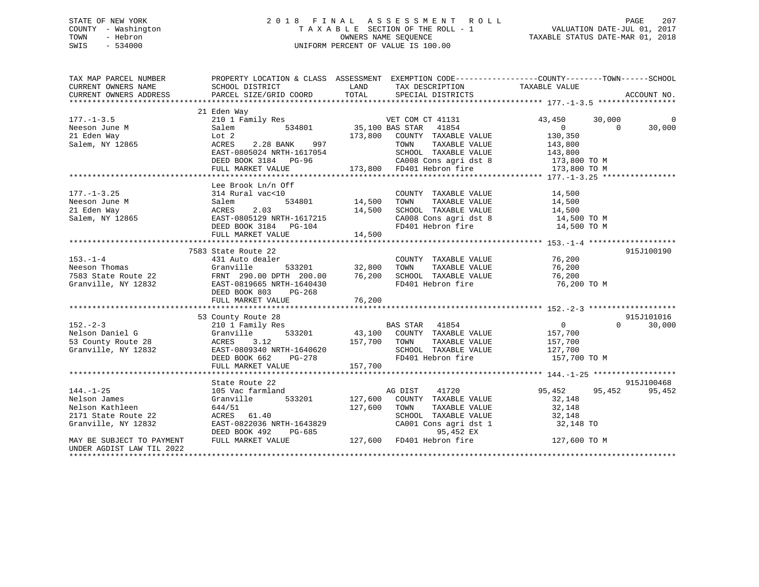STATE OF NEW YORK
COUNTY - Washington
TOWN - Hebron
SWIS - 534000

# 2018 FINAL ASSESSMENT ROLL

TAXABLE SECTION OF THE ROLL - 1
OWNERS NAME SEQUENCE
UNIFORM PERCENT OF VALUE IS 100.00

VALUATION DATE-JUL 01, 2017
TAXABLE STATUS DATE-MAR 01, 2018

```
TAX MAP PARCEL NUMBER         PROPERTY LOCATION & CLASS  ASSESSMENT  EXEMPTION CODE------------------COUNTY--------TOWN------SCHOOL
CURRENT OWNERS NAME           SCHOOL DISTRICT               LAND      TAX DESCRIPTION             TAXABLE VALUE
CURRENT OWNERS ADDRESS        PARCEL SIZE/GRID COORD        TOTAL     SPECIAL DISTRICTS                                       ACCOUNT NO.
******************************************************************************************************* 177.-1-3.5 *****************
                              21 Eden Way
177.-1-3.5                    210 1 Family Res                        VET COM CT 41131            43,450      30,000           0
Neeson June M                 Salem         534801       35,100 BAS STAR   41854                    0           0        30,000
21 Eden Way                   Lot 2                     173,800   COUNTY  TAXABLE VALUE          130,350
Salem, NY 12865               ACRES    2.28 BANK    997           TOWN    TAXABLE VALUE          143,800
                              EAST-0805024 NRTH-1617054           SCHOOL  TAXABLE VALUE          143,800
                              DEED BOOK 3184   PG-96              CA008 Cons agri dst 8           173,800 TO M
                              FULL MARKET VALUE         173,800   FD401 Hebron fire               173,800 TO M
******************************************************************************************************* 177.-1-3.25 ****************
                              Lee Brook Ln/n Off
177.-1-3.25                   314 Rural vac<10                        COUNTY  TAXABLE VALUE           14,500
Neeson June M                 Salem         534801       14,500   TOWN    TAXABLE VALUE           14,500
21 Eden Way                   ACRES    2.03              14,500   SCHOOL  TAXABLE VALUE           14,500
Salem, NY 12865               EAST-0805129 NRTH-1617215           CA008 Cons agri dst 8            14,500 TO M
                              DEED BOOK 3184   PG-104             FD401 Hebron fire                14,500 TO M
                              FULL MARKET VALUE          14,500
******************************************************************************************************* 153.-1-4 *******************
                              7583 State Route 22                                                                       915J100190
153.-1-4                      431 Auto dealer                         COUNTY  TAXABLE VALUE           76,200
Neeson Thomas                 Granville     533201       32,800   TOWN    TAXABLE VALUE           76,200
7583 State Route 22           FRNT 290.00 DPTH 200.00    76,200   SCHOOL  TAXABLE VALUE           76,200
Granville, NY 12832           EAST-0819665 NRTH-1640430           FD401 Hebron fire                76,200 TO M
                              DEED BOOK 803    PG-268
                              FULL MARKET VALUE          76,200
******************************************************************************************************* 152.-2-3 *******************
                              53 County Route 28                                                                        915J101016
152.-2-3                      210 1 Family Res                        BAS STAR   41854                  0           0        30,000
Nelson Daniel G               Granville     533201       43,100   COUNTY  TAXABLE VALUE          157,700
53 County Route 28            ACRES    3.12             157,700   TOWN    TAXABLE VALUE          157,700
Granville, NY 12832           EAST-0809340 NRTH-1640620           SCHOOL  TAXABLE VALUE          127,700
                              DEED BOOK 662    PG-278             FD401 Hebron fire               157,700 TO M
                              FULL MARKET VALUE         157,700
******************************************************************************************************* 144.-1-25 ******************
                              State Route 22                                                                            915J100468
144.-1-25                     105 Vac farmland                        AG DIST    41720             95,452      95,452      95,452
Nelson James                  Granville     533201      127,600   COUNTY  TAXABLE VALUE           32,148
Nelson Kathleen               644/51                    127,600   TOWN    TAXABLE VALUE           32,148
2171 State Route 22           ACRES   61.40                       SCHOOL  TAXABLE VALUE           32,148
Granville, NY 12832           EAST-0822036 NRTH-1643829           CA001 Cons agri dst 1            32,148 TO
                              DEED BOOK 492    PG-685                   95,452 EX
MAY BE SUBJECT TO PAYMENT     FULL MARKET VALUE         127,600   FD401 Hebron fire               127,600 TO M
UNDER AGDIST LAW TIL 2022
************************************************************************************************************************************
```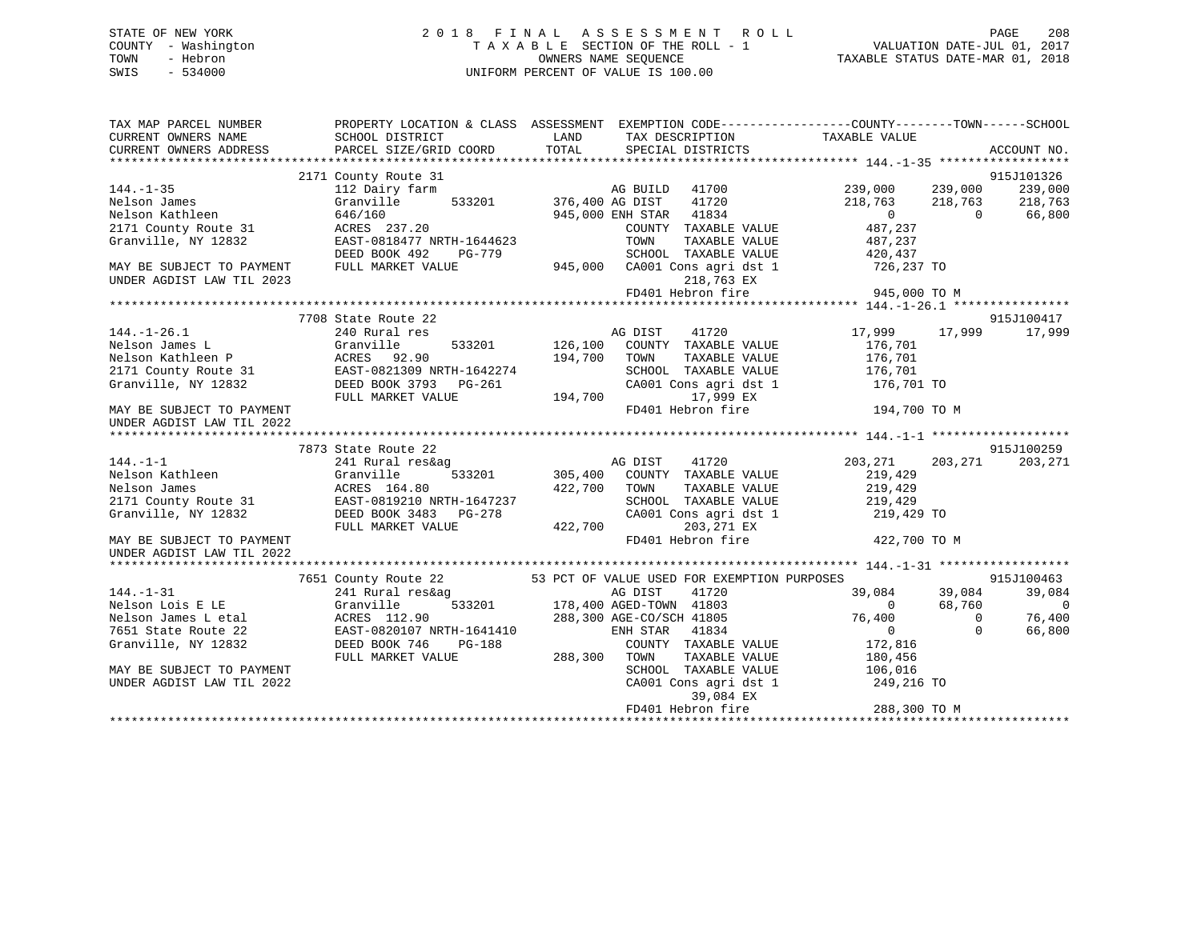STATE OF NEW YORK | 2018 FINAL ASSESSMENT ROLL | VALUATION DATE-JUL 01, 2017
COUNTY - Washington | TAXABLE SECTION OF THE ROLL - 1 | TAXABLE STATUS DATE-MAR 01, 2018
TOWN - Hebron | OWNERS NAME SEQUENCE
SWIS - 534000 | UNIFORM PERCENT OF VALUE IS 100.00

```
TAX MAP PARCEL NUMBER          PROPERTY LOCATION & CLASS  ASSESSMENT  EXEMPTION CODE------------------COUNTY--------TOWN------SCHOOL
CURRENT OWNERS NAME            SCHOOL DISTRICT              LAND      TAX DESCRIPTION            TAXABLE VALUE
CURRENT OWNERS ADDRESS         PARCEL SIZE/GRID COORD       TOTAL     SPECIAL DISTRICTS                                    ACCOUNT NO.
******************************************************************************************************* 144.-1-35 ******************
                          2171 County Route 31                                                                          915J101326
144.-1-35                  112 Dairy farm                      AG BUILD   41700            239,000     239,000     239,000
Nelson James               Granville       533201      376,400 AG DIST    41720            218,763     218,763     218,763
Nelson Kathleen            646/160                      945,000 ENH STAR   41834                  0           0      66,800
2171 County Route 31       ACRES 237.20                         COUNTY  TAXABLE VALUE        487,237
Granville, NY 12832        EAST-0818477 NRTH-1644623            TOWN    TAXABLE VALUE        487,237
                           DEED BOOK 492    PG-779              SCHOOL  TAXABLE VALUE        420,437
MAY BE SUBJECT TO PAYMENT  FULL MARKET VALUE            945,000  CA001 Cons agri dst 1         726,237 TO
UNDER AGDIST LAW TIL 2023                                            218,763 EX
                                                                FD401 Hebron fire              945,000 TO M
******************************************************************************************************* 144.-1-26.1 ****************
                          7708 State Route 22                                                                           915J100417
144.-1-26.1                240 Rural res                        AG DIST    41720             17,999      17,999      17,999
Nelson James L             Granville       533201      126,100   COUNTY  TAXABLE VALUE        176,701
Nelson Kathleen P          ACRES  92.90                 194,700   TOWN    TAXABLE VALUE        176,701
2171 County Route 31       EAST-0821309 NRTH-1642274             SCHOOL  TAXABLE VALUE        176,701
Granville, NY 12832        DEED BOOK 3793   PG-261               CA001 Cons agri dst 1         176,701 TO
                           FULL MARKET VALUE            194,700          17,999 EX
MAY BE SUBJECT TO PAYMENT                                        FD401 Hebron fire              194,700 TO M
UNDER AGDIST LAW TIL 2022
******************************************************************************************************* 144.-1-1 *******************
                          7873 State Route 22                                                                           915J100259
144.-1-1                   241 Rural res&ag                     AG DIST    41720            203,271     203,271     203,271
Nelson Kathleen            Granville       533201      305,400   COUNTY  TAXABLE VALUE        219,429
Nelson James               ACRES 164.80                 422,700   TOWN    TAXABLE VALUE        219,429
2171 County Route 31       EAST-0819210 NRTH-1647237             SCHOOL  TAXABLE VALUE        219,429
Granville, NY 12832        DEED BOOK 3483   PG-278               CA001 Cons agri dst 1         219,429 TO
                           FULL MARKET VALUE            422,700          203,271 EX
MAY BE SUBJECT TO PAYMENT                                        FD401 Hebron fire              422,700 TO M
UNDER AGDIST LAW TIL 2022
******************************************************************************************************* 144.-1-31 ******************
                          7651 County Route 22          53 PCT OF VALUE USED FOR EXEMPTION PURPOSES                     915J100463
144.-1-31                  241 Rural res&ag                     AG DIST    41720             39,084      39,084      39,084
Nelson Lois E LE           Granville       533201      178,400 AGED-TOWN  41803                  0      68,760           0
Nelson James L etal        ACRES 112.90                 288,300 AGE-CO/SCH 41805             76,400           0      76,400
7651 State Route 22        EAST-0820107 NRTH-1641410            ENH STAR   41834                  0           0      66,800
Granville, NY 12832        DEED BOOK 746    PG-188              COUNTY  TAXABLE VALUE        172,816
                           FULL MARKET VALUE            288,300  TOWN    TAXABLE VALUE        180,456
MAY BE SUBJECT TO PAYMENT                                        SCHOOL  TAXABLE VALUE        106,016
UNDER AGDIST LAW TIL 2022                                        CA001 Cons agri dst 1         249,216 TO
                                                                          39,084 EX
                                                                FD401 Hebron fire              288,300 TO M
************************************************************************************************************************************
```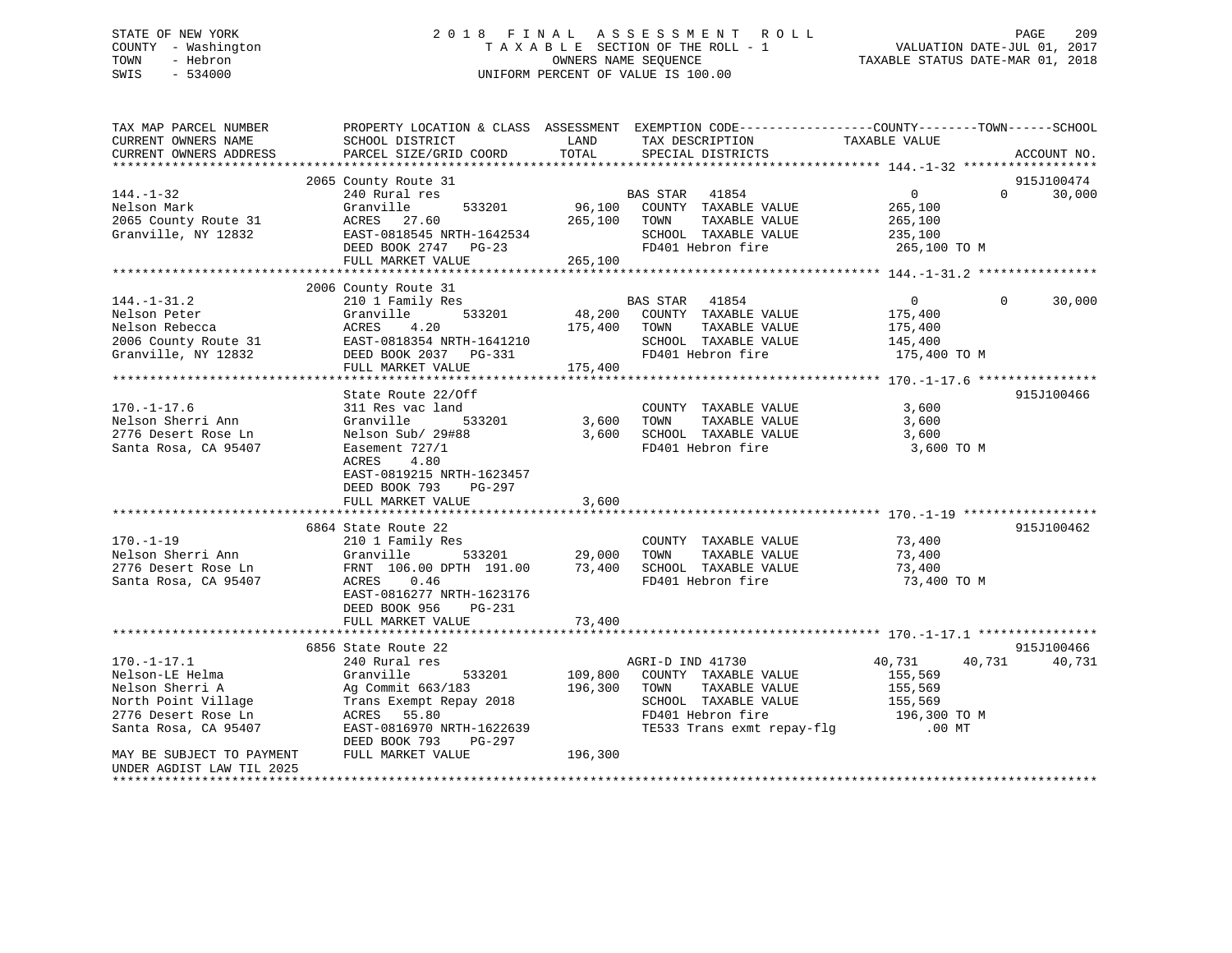STATE OF NEW YORK
COUNTY - Washington
TOWN - Hebron
SWIS - 534000

2018 FINAL ASSESSMENT ROLL
TAXABLE SECTION OF THE ROLL - 1
OWNERS NAME SEQUENCE
UNIFORM PERCENT OF VALUE IS 100.00

VALUATION DATE-JUL 01, 2017
TAXABLE STATUS DATE-MAR 01, 2018

```
TAX MAP PARCEL NUMBER          PROPERTY LOCATION & CLASS  ASSESSMENT  EXEMPTION CODE------------------COUNTY--------TOWN------SCHOOL
CURRENT OWNERS NAME            SCHOOL DISTRICT               LAND      TAX DESCRIPTION              TAXABLE VALUE
CURRENT OWNERS ADDRESS         PARCEL SIZE/GRID COORD        TOTAL     SPECIAL DISTRICTS                                     ACCOUNT NO.
******************************************************************************************************* 144.-1-32 ******************
                               2065 County Route 31                                                                        915J100474
144.-1-32                      240 Rural res                           BAS STAR   41854                     0             0      30,000
Nelson Mark                    Granville        533201        96,100   COUNTY  TAXABLE VALUE           265,100
2065 County Route 31           ACRES   27.60                 265,100   TOWN    TAXABLE VALUE           265,100
Granville, NY 12832            EAST-0818545 NRTH-1642534               SCHOOL  TAXABLE VALUE           235,100
                               DEED BOOK 2747   PG-23                  FD401 Hebron fire                265,100 TO M
                               FULL MARKET VALUE             265,100
******************************************************************************************************* 144.-1-31.2 ****************
                               2006 County Route 31
144.-1-31.2                    210 1 Family Res                        BAS STAR   41854                     0             0      30,000
Nelson Peter                   Granville        533201        48,200   COUNTY  TAXABLE VALUE           175,400
Nelson Rebecca                 ACRES    4.20                 175,400   TOWN    TAXABLE VALUE           175,400
2006 County Route 31           EAST-0818354 NRTH-1641210               SCHOOL  TAXABLE VALUE           145,400
Granville, NY 12832            DEED BOOK 2037   PG-331                 FD401 Hebron fire                175,400 TO M
                               FULL MARKET VALUE             175,400
******************************************************************************************************* 170.-1-17.6 ****************
                               State Route 22/Off                                                                          915J100466
170.-1-17.6                    311 Res vac land                        COUNTY  TAXABLE VALUE             3,600
Nelson Sherri Ann              Granville        533201         3,600   TOWN    TAXABLE VALUE             3,600
2776 Desert Rose Ln            Nelson Sub/ 29#88               3,600   SCHOOL  TAXABLE VALUE             3,600
Santa Rosa, CA 95407           Easement 727/1                          FD401 Hebron fire                  3,600 TO M
                               ACRES    4.80
                               EAST-0819215 NRTH-1623457
                               DEED BOOK 793    PG-297
                               FULL MARKET VALUE               3,600
******************************************************************************************************* 170.-1-19 ******************
                               6864 State Route 22                                                                         915J100462
170.-1-19                      210 1 Family Res                        COUNTY  TAXABLE VALUE            73,400
Nelson Sherri Ann              Granville        533201        29,000   TOWN    TAXABLE VALUE            73,400
2776 Desert Rose Ln            FRNT 106.00 DPTH 191.00        73,400   SCHOOL  TAXABLE VALUE            73,400
Santa Rosa, CA 95407           ACRES    0.46                           FD401 Hebron fire                 73,400 TO M
                               EAST-0816277 NRTH-1623176
                               DEED BOOK 956    PG-231
                               FULL MARKET VALUE              73,400
******************************************************************************************************* 170.-1-17.1 ****************
                               6856 State Route 22                                                                         915J100466
170.-1-17.1                    240 Rural res                           AGRI-D IND 41730                40,731        40,731      40,731
Nelson-LE Helma                Granville        533201       109,800   COUNTY  TAXABLE VALUE           155,569
Nelson Sherri A                Ag Commit 663/183             196,300   TOWN    TAXABLE VALUE           155,569
North Point Village            Trans Exempt Repay 2018                 SCHOOL  TAXABLE VALUE           155,569
2776 Desert Rose Ln            ACRES   55.80                           FD401 Hebron fire                196,300 TO M
Santa Rosa, CA 95407           EAST-0816970 NRTH-1622639               TE533 Trans exmt repay-flg           .00 MT
                               DEED BOOK 793    PG-297
MAY BE SUBJECT TO PAYMENT      FULL MARKET VALUE             196,300
UNDER AGDIST LAW TIL 2025
************************************************************************************************************************************
```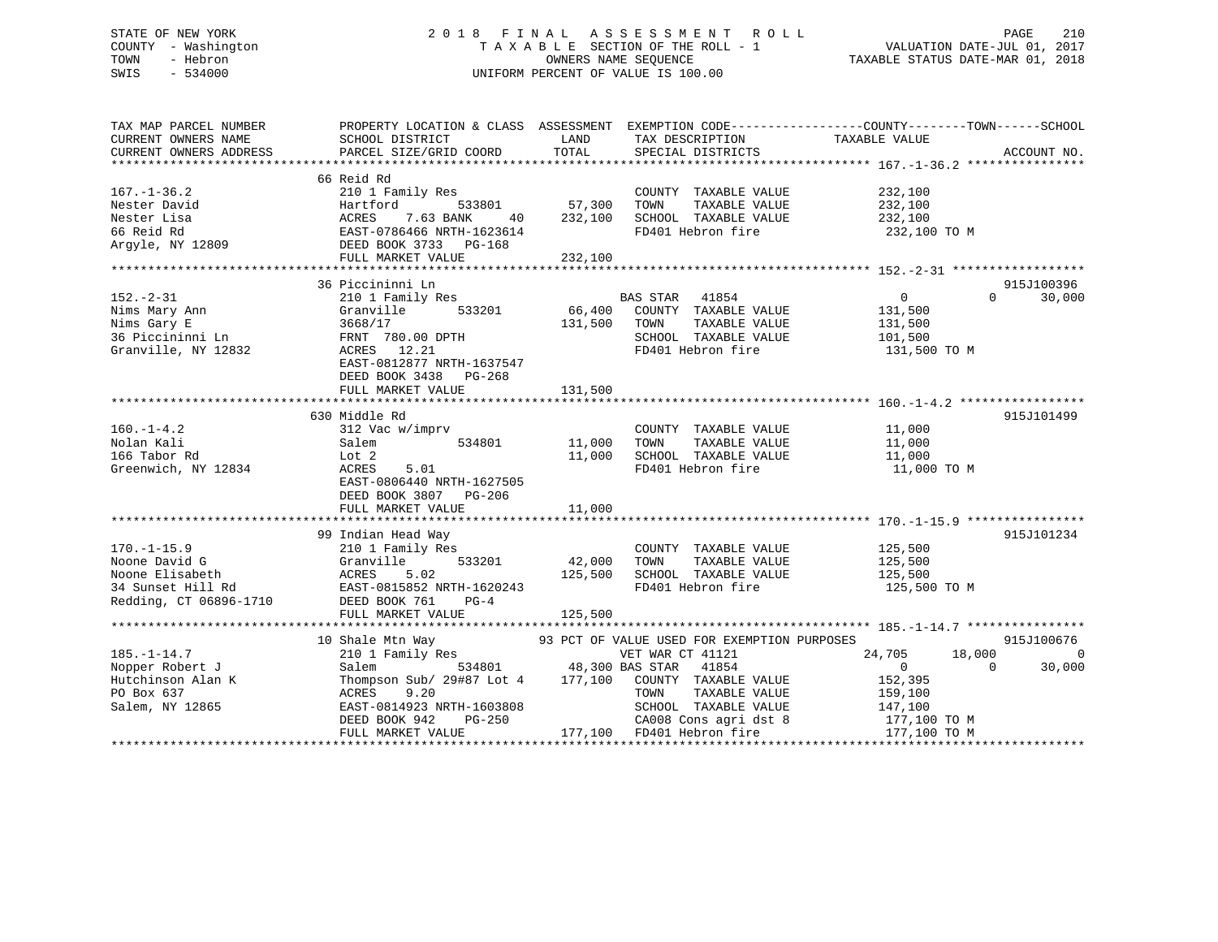STATE OF NEW YORK — COUNTY - Washington — TOWN - Hebron — SWIS - 534000

# 2018 FINAL ASSESSMENT ROLL

TAXABLE SECTION OF THE ROLL - 1
OWNERS NAME SEQUENCE
UNIFORM PERCENT OF VALUE IS 100.00

VALUATION DATE-JUL 01, 2017
TAXABLE STATUS DATE-MAR 01, 2018

```
TAX MAP PARCEL NUMBER          PROPERTY LOCATION & CLASS  ASSESSMENT  EXEMPTION CODE------------------COUNTY--------TOWN------SCHOOL
CURRENT OWNERS NAME            SCHOOL DISTRICT              LAND      TAX DESCRIPTION            TAXABLE VALUE
CURRENT OWNERS ADDRESS         PARCEL SIZE/GRID COORD       TOTAL     SPECIAL DISTRICTS                                    ACCOUNT NO.
******************************************************************************************************* 167.-1-36.2 ****************
                               66 Reid Rd
167.-1-36.2                    210 1 Family Res                        COUNTY  TAXABLE VALUE          232,100
Nester David                   Hartford        533801       57,300     TOWN    TAXABLE VALUE          232,100
Nester Lisa                    ACRES    7.63 BANK     40   232,100     SCHOOL  TAXABLE VALUE          232,100
66 Reid Rd                     EAST-0786466 NRTH-1623614               FD401 Hebron fire               232,100 TO M
Argyle, NY 12809               DEED BOOK 3733   PG-168
                               FULL MARKET VALUE           232,100
******************************************************************************************************* 152.-2-31 ******************
                               36 Piccininni Ln                                                                          915J100396
152.-2-31                      210 1 Family Res                   BAS STAR   41854                   0            0       30,000
Nims Mary Ann                  Granville       533201       66,400     COUNTY  TAXABLE VALUE          131,500
Nims Gary E                    3668/17                     131,500     TOWN    TAXABLE VALUE          131,500
36 Piccininni Ln               FRNT  780.00 DPTH                       SCHOOL  TAXABLE VALUE          101,500
Granville, NY 12832            ACRES   12.21                           FD401 Hebron fire               131,500 TO M
                               EAST-0812877 NRTH-1637547
                               DEED BOOK 3438   PG-268
                               FULL MARKET VALUE           131,500
******************************************************************************************************* 160.-1-4.2 *****************
                               630 Middle Rd                                                                             915J101499
160.-1-4.2                     312 Vac w/imprv                         COUNTY  TAXABLE VALUE           11,000
Nolan Kali                     Salem           534801       11,000     TOWN    TAXABLE VALUE           11,000
166 Tabor Rd                   Lot 2                        11,000     SCHOOL  TAXABLE VALUE           11,000
Greenwich, NY 12834            ACRES    5.01                           FD401 Hebron fire                11,000 TO M
                               EAST-0806440 NRTH-1627505
                               DEED BOOK 3807   PG-206
                               FULL MARKET VALUE            11,000
******************************************************************************************************* 170.-1-15.9 ****************
                               99 Indian Head Way                                                                        915J101234
170.-1-15.9                    210 1 Family Res                        COUNTY  TAXABLE VALUE          125,500
Noone David G                  Granville       533201       42,000     TOWN    TAXABLE VALUE          125,500
Noone Elisabeth                ACRES    5.02               125,500     SCHOOL  TAXABLE VALUE          125,500
34 Sunset Hill Rd              EAST-0815852 NRTH-1620243               FD401 Hebron fire               125,500 TO M
Redding, CT 06896-1710         DEED BOOK 761    PG-4
                               FULL MARKET VALUE           125,500
******************************************************************************************************* 185.-1-14.7 ****************
                               10 Shale Mtn Way             93 PCT OF VALUE USED FOR EXEMPTION PURPOSES                  915J100676
185.-1-14.7                    210 1 Family Res                   VET WAR CT 41121              24,705       18,000            0
Nopper Robert J                Salem           534801       48,300 BAS STAR   41854                   0            0       30,000
Hutchinson Alan K              Thompson Sub/ 29#87 Lot 4   177,100     COUNTY  TAXABLE VALUE          152,395
PO Box 637                     ACRES    9.20                           TOWN    TAXABLE VALUE          159,100
Salem, NY 12865                EAST-0814923 NRTH-1603808               SCHOOL  TAXABLE VALUE          147,100
                               DEED BOOK 942    PG-250                 CA008 Cons agri dst 8           177,100 TO M
                               FULL MARKET VALUE           177,100     FD401 Hebron fire               177,100 TO M
************************************************************************************************************************************
```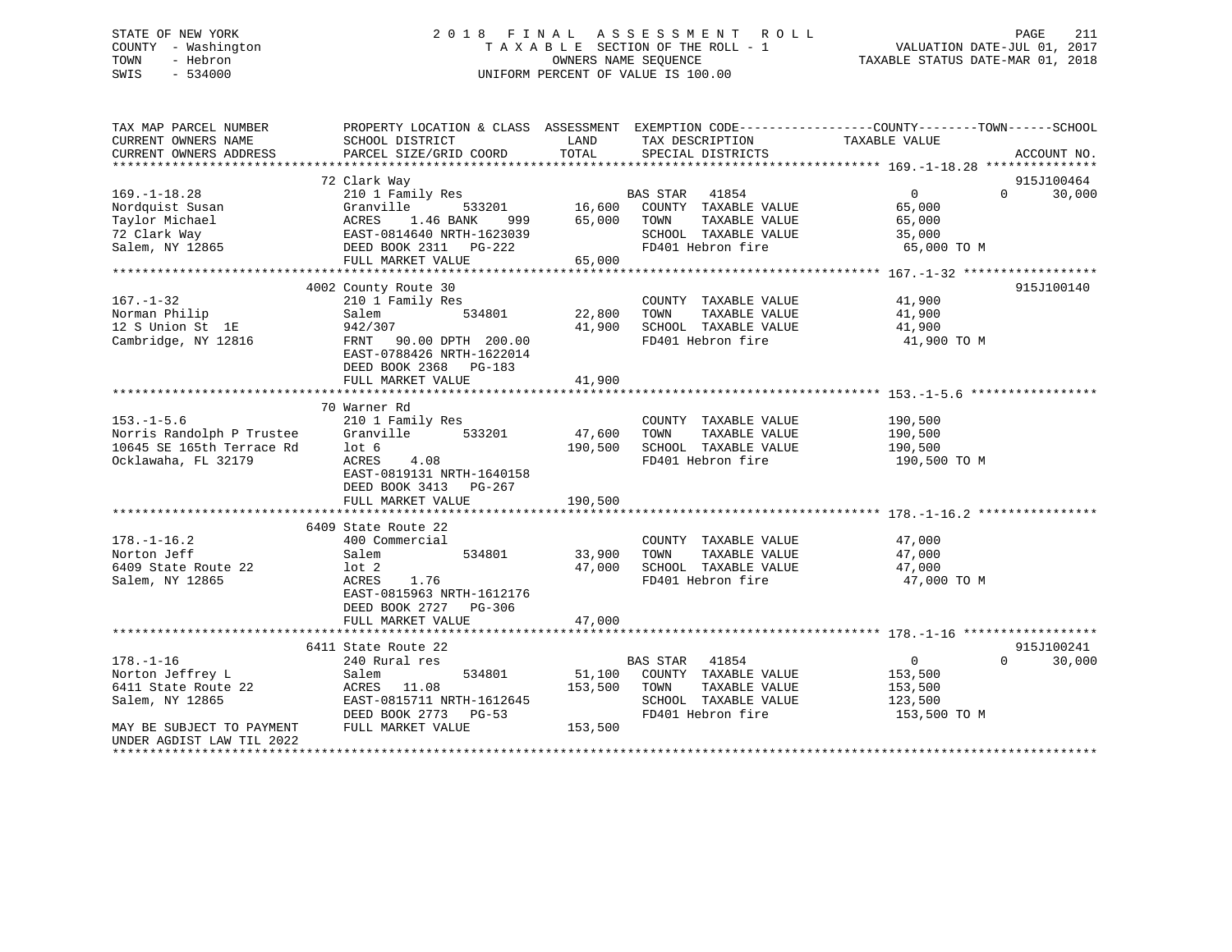STATE OF NEW YORK
COUNTY - Washington
TOWN - Hebron
SWIS - 534000

2018 FINAL ASSESSMENT ROLL
TAXABLE SECTION OF THE ROLL - 1
OWNERS NAME SEQUENCE
UNIFORM PERCENT OF VALUE IS 100.00

VALUATION DATE-JUL 01, 2017
TAXABLE STATUS DATE-MAR 01, 2018

| TAX MAP PARCEL NUMBER / CURRENT OWNERS NAME / CURRENT OWNERS ADDRESS | PROPERTY LOCATION & CLASS / SCHOOL DISTRICT / PARCEL SIZE/GRID COORD | ASSESSMENT LAND | TOTAL | EXEMPTION CODE / TAX DESCRIPTION / SPECIAL DISTRICTS | COUNTY TAXABLE VALUE | TOWN | SCHOOL | ACCOUNT NO. |
|---|---|---|---|---|---|---|---|---|
| 169.-1-18.28 | 72 Clark Way | | | | | | | 915J100464 |
| 169.-1-18.28 | 210 1 Family Res | | | BAS STAR 41854 | 0 | 0 | 30,000 | |
| Nordquist Susan | Granville 533201 | 16,600 | | COUNTY TAXABLE VALUE | 65,000 | | | |
| Taylor Michael | ACRES 1.46 BANK 999 | | 65,000 | TOWN TAXABLE VALUE | 65,000 | | | |
| 72 Clark Way | EAST-0814640 NRTH-1623039 | | | SCHOOL TAXABLE VALUE | 35,000 | | | |
| Salem, NY 12865 | DEED BOOK 2311 PG-222 | | | FD401 Hebron fire | 65,000 TO M | | | |
| | FULL MARKET VALUE | | 65,000 | | | | | |
| 167.-1-32 | 4002 County Route 30 | | | | | | | 915J100140 |
| 167.-1-32 | 210 1 Family Res | | | COUNTY TAXABLE VALUE | 41,900 | | | |
| Norman Philip | Salem 534801 | 22,800 | | TOWN TAXABLE VALUE | 41,900 | | | |
| 12 S Union St 1E | 942/307 | | 41,900 | SCHOOL TAXABLE VALUE | 41,900 | | | |
| Cambridge, NY 12816 | FRNT 90.00 DPTH 200.00 | | | FD401 Hebron fire | 41,900 TO M | | | |
| | EAST-0788426 NRTH-1622014 | | | | | | | |
| | DEED BOOK 2368 PG-183 | | | | | | | |
| | FULL MARKET VALUE | | 41,900 | | | | | |
| 153.-1-5.6 | 70 Warner Rd | | | | | | | |
| 153.-1-5.6 | 210 1 Family Res | | | COUNTY TAXABLE VALUE | 190,500 | | | |
| Norris Randolph P Trustee | Granville 533201 | 47,600 | | TOWN TAXABLE VALUE | 190,500 | | | |
| 10645 SE 165th Terrace Rd | lot 6 | | 190,500 | SCHOOL TAXABLE VALUE | 190,500 | | | |
| Ocklawaha, FL 32179 | ACRES 4.08 | | | FD401 Hebron fire | 190,500 TO M | | | |
| | EAST-0819131 NRTH-1640158 | | | | | | | |
| | DEED BOOK 3413 PG-267 | | | | | | | |
| | FULL MARKET VALUE | | 190,500 | | | | | |
| 178.-1-16.2 | 6409 State Route 22 | | | | | | | |
| 178.-1-16.2 | 400 Commercial | | | COUNTY TAXABLE VALUE | 47,000 | | | |
| Norton Jeff | Salem 534801 | 33,900 | | TOWN TAXABLE VALUE | 47,000 | | | |
| 6409 State Route 22 | lot 2 | | 47,000 | SCHOOL TAXABLE VALUE | 47,000 | | | |
| Salem, NY 12865 | ACRES 1.76 | | | FD401 Hebron fire | 47,000 TO M | | | |
| | EAST-0815963 NRTH-1612176 | | | | | | | |
| | DEED BOOK 2727 PG-306 | | | | | | | |
| | FULL MARKET VALUE | | 47,000 | | | | | |
| 178.-1-16 | 6411 State Route 22 | | | | | | | 915J100241 |
| 178.-1-16 | 240 Rural res | | | BAS STAR 41854 | 0 | 0 | 30,000 | |
| Norton Jeffrey L | Salem 534801 | 51,100 | | COUNTY TAXABLE VALUE | 153,500 | | | |
| 6411 State Route 22 | ACRES 11.08 | | 153,500 | TOWN TAXABLE VALUE | 153,500 | | | |
| Salem, NY 12865 | EAST-0815711 NRTH-1612645 | | | SCHOOL TAXABLE VALUE | 123,500 | | | |
| | DEED BOOK 2773 PG-53 | | | FD401 Hebron fire | 153,500 TO M | | | |
| MAY BE SUBJECT TO PAYMENT UNDER AGDIST LAW TIL 2022 | FULL MARKET VALUE | | 153,500 | | | | | |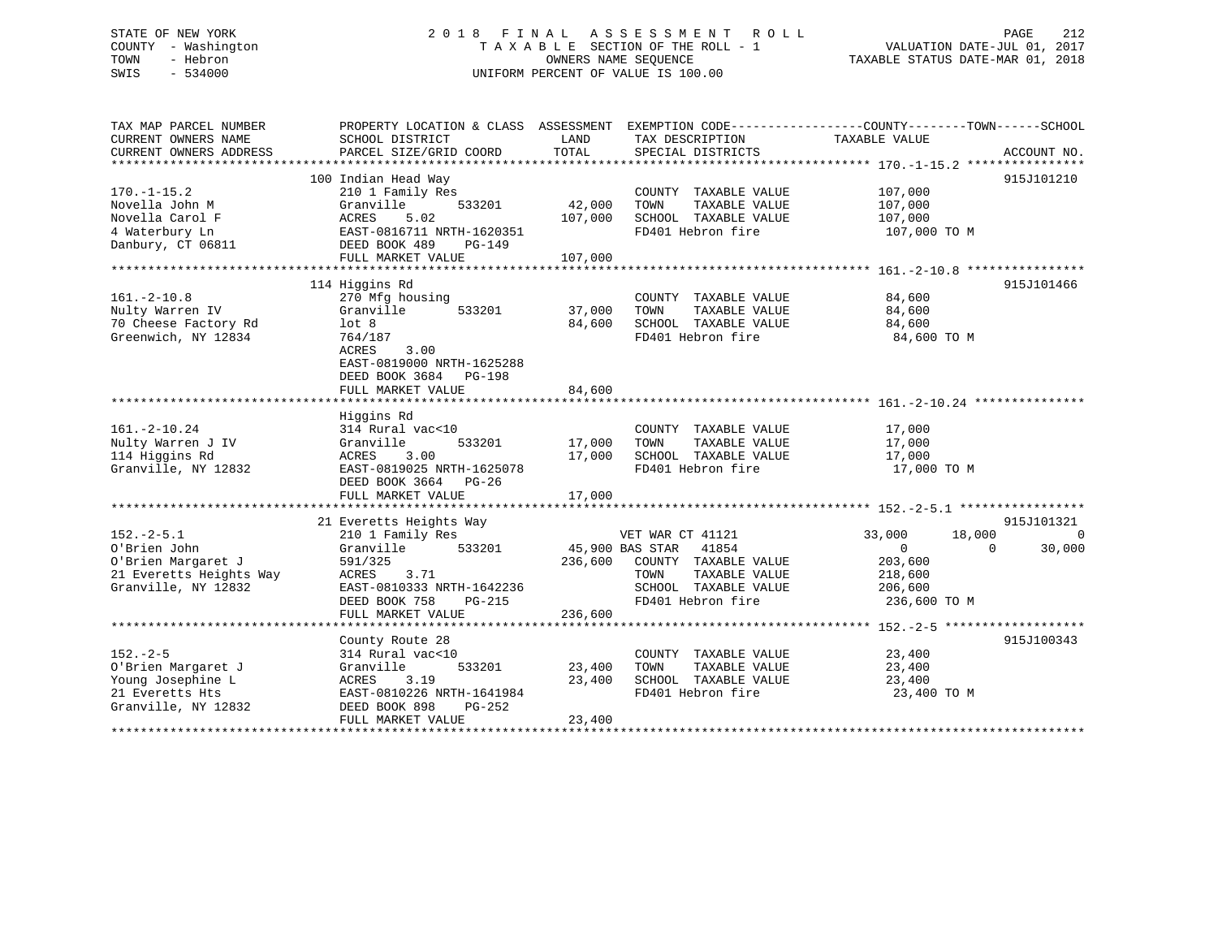STATE OF NEW YORK
COUNTY - Washington
TOWN - Hebron
SWIS - 534000

# 2018 FINAL ASSESSMENT ROLL

TAXABLE SECTION OF THE ROLL - 1
OWNERS NAME SEQUENCE
UNIFORM PERCENT OF VALUE IS 100.00

VALUATION DATE-JUL 01, 2017
TAXABLE STATUS DATE-MAR 01, 2018

| TAX MAP PARCEL NUMBER / CURRENT OWNERS NAME / CURRENT OWNERS ADDRESS | PROPERTY LOCATION & CLASS / SCHOOL DISTRICT / PARCEL SIZE/GRID COORD | ASSESSMENT LAND | TOTAL | EXEMPTION CODE / TAX DESCRIPTION / SPECIAL DISTRICTS | COUNTY TAXABLE VALUE | TOWN | SCHOOL | ACCOUNT NO. |
|---|---|---|---|---|---|---|---|---|
| **170.-1-15.2** | 100 Indian Head Way | | | | | | | 915J101210 |
| 170.-1-15.2 | 210 1 Family Res | | | COUNTY TAXABLE VALUE | 107,000 | | | |
| Novella John M | Granville 533201 | 42,000 | | TOWN TAXABLE VALUE | 107,000 | | | |
| Novella Carol F | ACRES 5.02 | | 107,000 | SCHOOL TAXABLE VALUE | 107,000 | | | |
| 4 Waterbury Ln | EAST-0816711 NRTH-1620351 | | | FD401 Hebron fire | 107,000 TO M | | | |
| Danbury, CT 06811 | DEED BOOK 489 PG-149 | | | | | | | |
| | FULL MARKET VALUE | | 107,000 | | | | | |
| **161.-2-10.8** | 114 Higgins Rd | | | | | | | 915J101466 |
| 161.-2-10.8 | 270 Mfg housing | | | COUNTY TAXABLE VALUE | 84,600 | | | |
| Nulty Warren IV | Granville 533201 | 37,000 | | TOWN TAXABLE VALUE | 84,600 | | | |
| 70 Cheese Factory Rd | lot 8 | | 84,600 | SCHOOL TAXABLE VALUE | 84,600 | | | |
| Greenwich, NY 12834 | 764/187 | | | FD401 Hebron fire | 84,600 TO M | | | |
| | ACRES 3.00 | | | | | | | |
| | EAST-0819000 NRTH-1625288 | | | | | | | |
| | DEED BOOK 3684 PG-198 | | | | | | | |
| | FULL MARKET VALUE | | 84,600 | | | | | |
| **161.-2-10.24** | Higgins Rd | | | | | | | |
| 161.-2-10.24 | 314 Rural vac<10 | | | COUNTY TAXABLE VALUE | 17,000 | | | |
| Nulty Warren J IV | Granville 533201 | 17,000 | | TOWN TAXABLE VALUE | 17,000 | | | |
| 114 Higgins Rd | ACRES 3.00 | | 17,000 | SCHOOL TAXABLE VALUE | 17,000 | | | |
| Granville, NY 12832 | EAST-0819025 NRTH-1625078 | | | FD401 Hebron fire | 17,000 TO M | | | |
| | DEED BOOK 3664 PG-26 | | | | | | | |
| | FULL MARKET VALUE | | 17,000 | | | | | |
| **152.-2-5.1** | 21 Everetts Heights Way | | | | | | | 915J101321 |
| 152.-2-5.1 | 210 1 Family Res | | | VET WAR CT 41121 | 33,000 | 18,000 | 0 | |
| O'Brien John | Granville 533201 | 45,900 | | BAS STAR 41854 | 0 | 0 | 30,000 | |
| O'Brien Margaret J | 591/325 | | 236,600 | COUNTY TAXABLE VALUE | 203,600 | | | |
| 21 Everetts Heights Way | ACRES 3.71 | | | TOWN TAXABLE VALUE | 218,600 | | | |
| Granville, NY 12832 | EAST-0810333 NRTH-1642236 | | | SCHOOL TAXABLE VALUE | 206,600 | | | |
| | DEED BOOK 758 PG-215 | | | FD401 Hebron fire | 236,600 TO M | | | |
| | FULL MARKET VALUE | | 236,600 | | | | | |
| **152.-2-5** | County Route 28 | | | | | | | 915J100343 |
| 152.-2-5 | 314 Rural vac<10 | | | COUNTY TAXABLE VALUE | 23,400 | | | |
| O'Brien Margaret J | Granville 533201 | 23,400 | | TOWN TAXABLE VALUE | 23,400 | | | |
| Young Josephine L | ACRES 3.19 | | 23,400 | SCHOOL TAXABLE VALUE | 23,400 | | | |
| 21 Everetts Hts | EAST-0810226 NRTH-1641984 | | | FD401 Hebron fire | 23,400 TO M | | | |
| Granville, NY 12832 | DEED BOOK 898 PG-252 | | | | | | | |
| | FULL MARKET VALUE | | 23,400 | | | | | |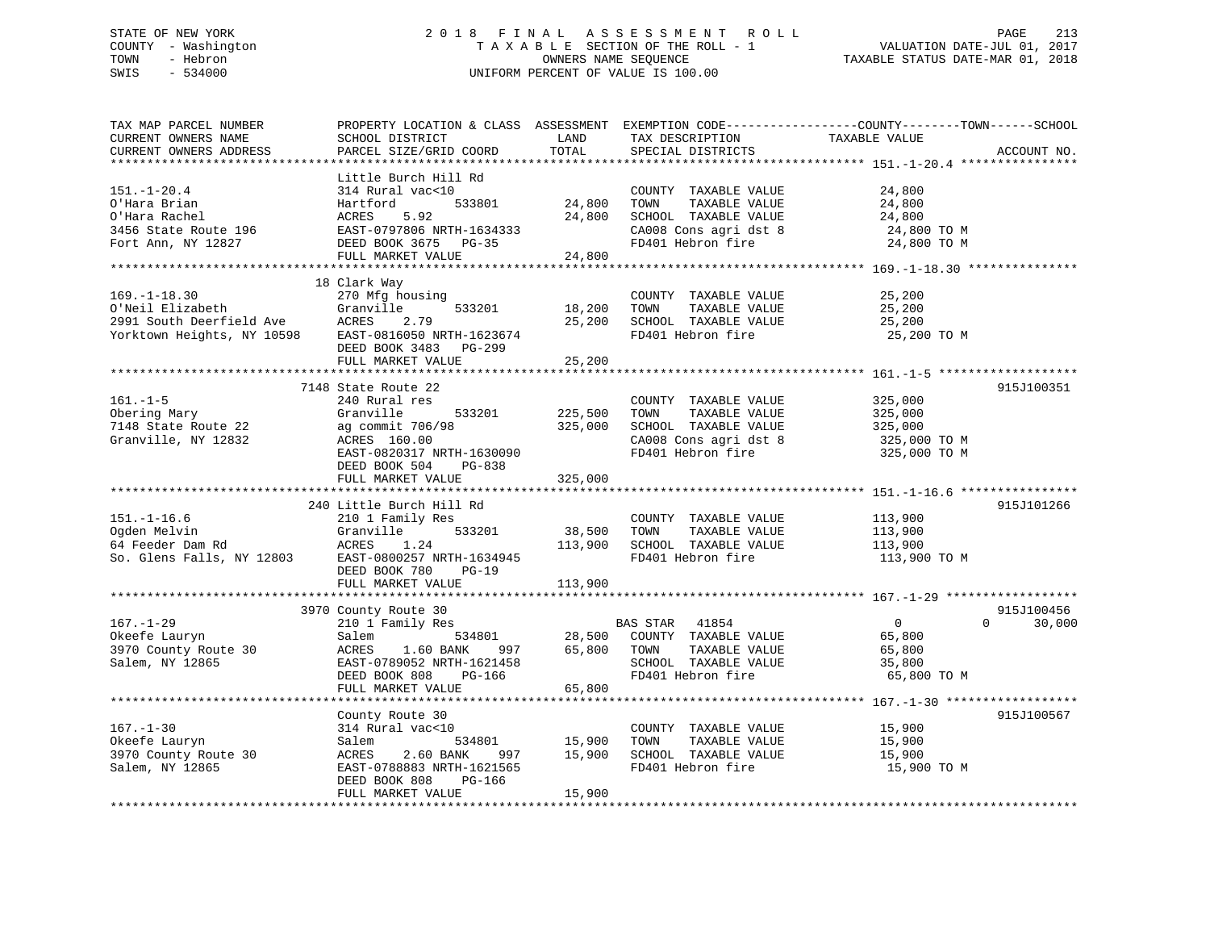STATE OF NEW YORK
COUNTY - Washington
TOWN - Hebron
SWIS - 534000

2018 FINAL ASSESSMENT ROLL
TAXABLE SECTION OF THE ROLL - 1
OWNERS NAME SEQUENCE
UNIFORM PERCENT OF VALUE IS 100.00

VALUATION DATE-JUL 01, 2017
TAXABLE STATUS DATE-MAR 01, 2018

| TAX MAP PARCEL NUMBER / CURRENT OWNERS NAME / CURRENT OWNERS ADDRESS | PROPERTY LOCATION & CLASS / SCHOOL DISTRICT / PARCEL SIZE/GRID COORD | ASSESSMENT LAND | TOTAL | EXEMPTION CODE / TAX DESCRIPTION / SPECIAL DISTRICTS | COUNTY TAXABLE VALUE | TOWN | SCHOOL | ACCOUNT NO. |
|---|---|---|---|---|---|---|---|---|
| **151.-1-20.4** | Little Burch Hill Rd | | | | | | | |
| 151.-1-20.4 | 314 Rural vac<10 | | | COUNTY TAXABLE VALUE | 24,800 | | | |
| O'Hara Brian | Hartford 533801 | 24,800 | | TOWN TAXABLE VALUE | 24,800 | | | |
| O'Hara Rachel | ACRES 5.92 | | 24,800 | SCHOOL TAXABLE VALUE | 24,800 | | | |
| 3456 State Route 196 | EAST-0797806 NRTH-1634333 | | | CA008 Cons agri dst 8 | 24,800 TO M | | | |
| Fort Ann, NY 12827 | DEED BOOK 3675 PG-35 | | | FD401 Hebron fire | 24,800 TO M | | | |
| | FULL MARKET VALUE | | 24,800 | | | | | |
| **169.-1-18.30** | 18 Clark Way | | | | | | | |
| 169.-1-18.30 | 270 Mfg housing | | | COUNTY TAXABLE VALUE | 25,200 | | | |
| O'Neil Elizabeth | Granville 533201 | 18,200 | | TOWN TAXABLE VALUE | 25,200 | | | |
| 2991 South Deerfield Ave | ACRES 2.79 | | 25,200 | SCHOOL TAXABLE VALUE | 25,200 | | | |
| Yorktown Heights, NY 10598 | EAST-0816050 NRTH-1623674 | | | FD401 Hebron fire | 25,200 TO M | | | |
| | DEED BOOK 3483 PG-299 | | | | | | | |
| | FULL MARKET VALUE | | 25,200 | | | | | |
| **161.-1-5** | 7148 State Route 22 | | | | | | | 915J100351 |
| 161.-1-5 | 240 Rural res | | | COUNTY TAXABLE VALUE | 325,000 | | | |
| Obering Mary | Granville 533201 | 225,500 | | TOWN TAXABLE VALUE | 325,000 | | | |
| 7148 State Route 22 | ag commit 706/98 | | 325,000 | SCHOOL TAXABLE VALUE | 325,000 | | | |
| Granville, NY 12832 | ACRES 160.00 | | | CA008 Cons agri dst 8 | 325,000 TO M | | | |
| | EAST-0820317 NRTH-1630090 | | | FD401 Hebron fire | 325,000 TO M | | | |
| | DEED BOOK 504 PG-838 | | | | | | | |
| | FULL MARKET VALUE | | 325,000 | | | | | |
| **151.-1-16.6** | 240 Little Burch Hill Rd | | | | | | | 915J101266 |
| 151.-1-16.6 | 210 1 Family Res | | | COUNTY TAXABLE VALUE | 113,900 | | | |
| Ogden Melvin | Granville 533201 | 38,500 | | TOWN TAXABLE VALUE | 113,900 | | | |
| 64 Feeder Dam Rd | ACRES 1.24 | | 113,900 | SCHOOL TAXABLE VALUE | 113,900 | | | |
| So. Glens Falls, NY 12803 | EAST-0800257 NRTH-1634945 | | | FD401 Hebron fire | 113,900 TO M | | | |
| | DEED BOOK 780 PG-19 | | | | | | | |
| | FULL MARKET VALUE | | 113,900 | | | | | |
| **167.-1-29** | 3970 County Route 30 | | | | | | | 915J100456 |
| 167.-1-29 | 210 1 Family Res | | | BAS STAR 41854 | 0 | 0 | 30,000 | |
| Okeefe Lauryn | Salem 534801 | 28,500 | | COUNTY TAXABLE VALUE | 65,800 | | | |
| 3970 County Route 30 | ACRES 1.60 BANK 997 | | 65,800 | TOWN TAXABLE VALUE | 65,800 | | | |
| Salem, NY 12865 | EAST-0789052 NRTH-1621458 | | | SCHOOL TAXABLE VALUE | 35,800 | | | |
| | DEED BOOK 808 PG-166 | | | FD401 Hebron fire | 65,800 TO M | | | |
| | FULL MARKET VALUE | | 65,800 | | | | | |
| **167.-1-30** | County Route 30 | | | | | | | 915J100567 |
| 167.-1-30 | 314 Rural vac<10 | | | COUNTY TAXABLE VALUE | 15,900 | | | |
| Okeefe Lauryn | Salem 534801 | 15,900 | | TOWN TAXABLE VALUE | 15,900 | | | |
| 3970 County Route 30 | ACRES 2.60 BANK 997 | | 15,900 | SCHOOL TAXABLE VALUE | 15,900 | | | |
| Salem, NY 12865 | EAST-0788883 NRTH-1621565 | | | FD401 Hebron fire | 15,900 TO M | | | |
| | DEED BOOK 808 PG-166 | | | | | | | |
| | FULL MARKET VALUE | | 15,900 | | | | | |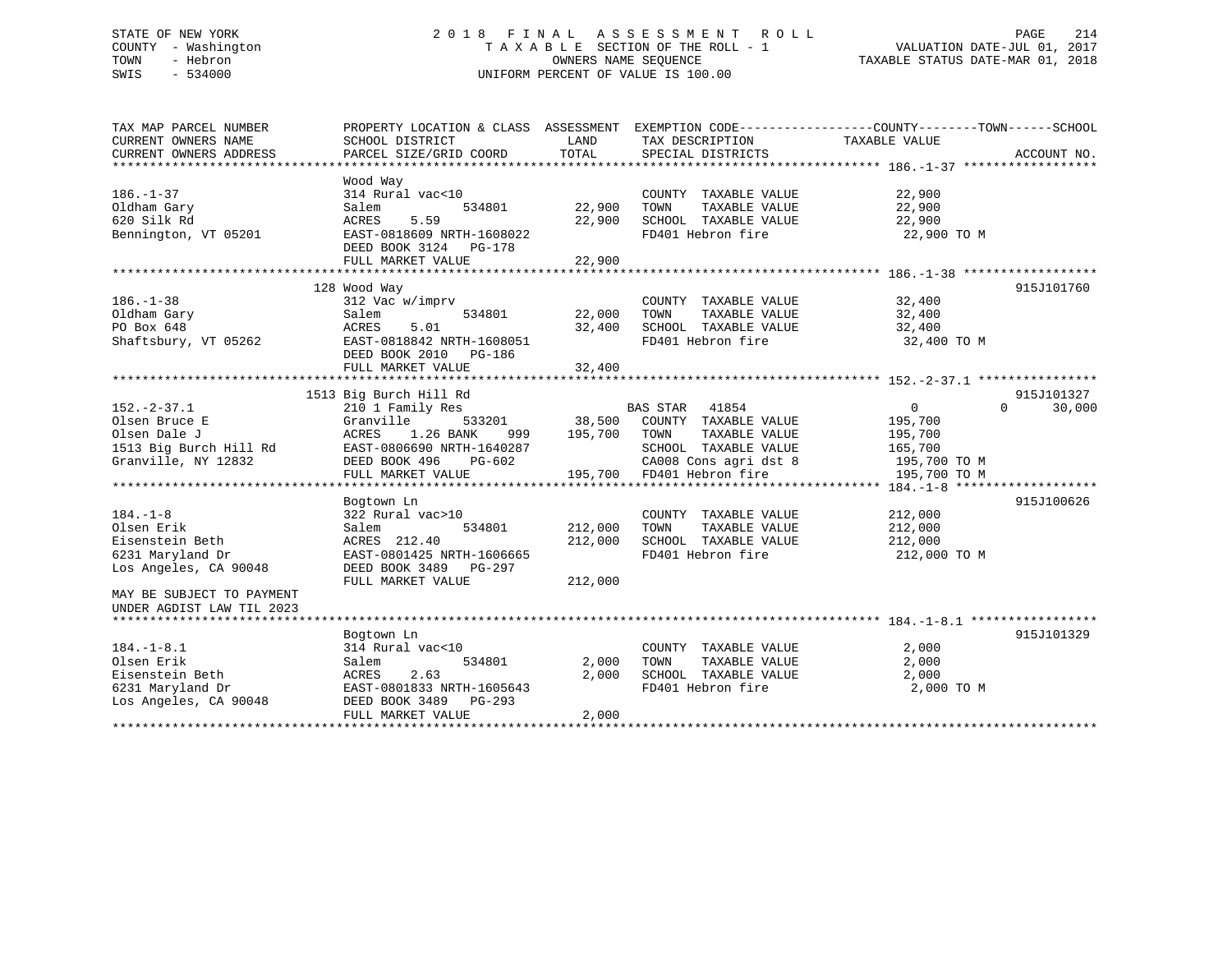STATE OF NEW YORK
COUNTY - Washington
TOWN - Hebron
SWIS - 534000

2018 FINAL ASSESSMENT ROLL
TAXABLE SECTION OF THE ROLL - 1
OWNERS NAME SEQUENCE
UNIFORM PERCENT OF VALUE IS 100.00

VALUATION DATE-JUL 01, 2017
TAXABLE STATUS DATE-MAR 01, 2018

```
TAX MAP PARCEL NUMBER          PROPERTY LOCATION & CLASS  ASSESSMENT  EXEMPTION CODE------------------COUNTY--------TOWN------SCHOOL
CURRENT OWNERS NAME            SCHOOL DISTRICT            LAND        TAX DESCRIPTION               TAXABLE VALUE
CURRENT OWNERS ADDRESS         PARCEL SIZE/GRID COORD     TOTAL       SPECIAL DISTRICTS                                   ACCOUNT NO.
******************************************************************************************************* 186.-1-37 ******************
                               Wood Way
186.-1-37                      314 Rural vac<10                       COUNTY  TAXABLE VALUE         22,900
Oldham Gary                    Salem          534801      22,900      TOWN    TAXABLE VALUE         22,900
620 Silk Rd                    ACRES    5.59              22,900      SCHOOL  TAXABLE VALUE         22,900
Bennington, VT 05201           EAST-0818609 NRTH-1608022              FD401 Hebron fire              22,900 TO M
                               DEED BOOK 3124   PG-178
                               FULL MARKET VALUE           22,900
******************************************************************************************************* 186.-1-38 ******************
                               128 Wood Way                                                                        915J101760
186.-1-38                      312 Vac w/imprv                        COUNTY  TAXABLE VALUE         32,400
Oldham Gary                    Salem          534801      22,000      TOWN    TAXABLE VALUE         32,400
PO Box 648                     ACRES    5.01              32,400      SCHOOL  TAXABLE VALUE         32,400
Shaftsbury, VT 05262           EAST-0818842 NRTH-1608051              FD401 Hebron fire              32,400 TO M
                               DEED BOOK 2010   PG-186
                               FULL MARKET VALUE           32,400
******************************************************************************************************* 152.-2-37.1 ****************
                               1513 Big Burch Hill Rd                                                              915J101327
152.-2-37.1                    210 1 Family Res                       BAS STAR   41854               0          0      30,000
Olsen Bruce E                  Granville      533201      38,500      COUNTY  TAXABLE VALUE        195,700
Olsen Dale J                   ACRES    1.26 BANK    999 195,700      TOWN    TAXABLE VALUE        195,700
1513 Big Burch Hill Rd         EAST-0806690 NRTH-1640287              SCHOOL  TAXABLE VALUE        165,700
Granville, NY 12832            DEED BOOK 496    PG-602                CA008 Cons agri dst 8         195,700 TO M
                               FULL MARKET VALUE          195,700     FD401 Hebron fire             195,700 TO M
******************************************************************************************************* 184.-1-8 *******************
                               Bogtown Ln                                                                          915J100626
184.-1-8                       322 Rural vac>10                       COUNTY  TAXABLE VALUE        212,000
Olsen Erik                     Salem          534801     212,000      TOWN    TAXABLE VALUE        212,000
Eisenstein Beth                ACRES  212.40             212,000      SCHOOL  TAXABLE VALUE        212,000
6231 Maryland Dr               EAST-0801425 NRTH-1606665              FD401 Hebron fire             212,000 TO M
Los Angeles, CA 90048          DEED BOOK 3489   PG-297
                               FULL MARKET VALUE          212,000
MAY BE SUBJECT TO PAYMENT
UNDER AGDIST LAW TIL 2023
******************************************************************************************************* 184.-1-8.1 *****************
                               Bogtown Ln                                                                          915J101329
184.-1-8.1                     314 Rural vac<10                       COUNTY  TAXABLE VALUE          2,000
Olsen Erik                     Salem          534801       2,000      TOWN    TAXABLE VALUE          2,000
Eisenstein Beth                ACRES    2.63               2,000      SCHOOL  TAXABLE VALUE          2,000
6231 Maryland Dr               EAST-0801833 NRTH-1605643              FD401 Hebron fire               2,000 TO M
Los Angeles, CA 90048          DEED BOOK 3489   PG-293
                               FULL MARKET VALUE            2,000
************************************************************************************************************************************
```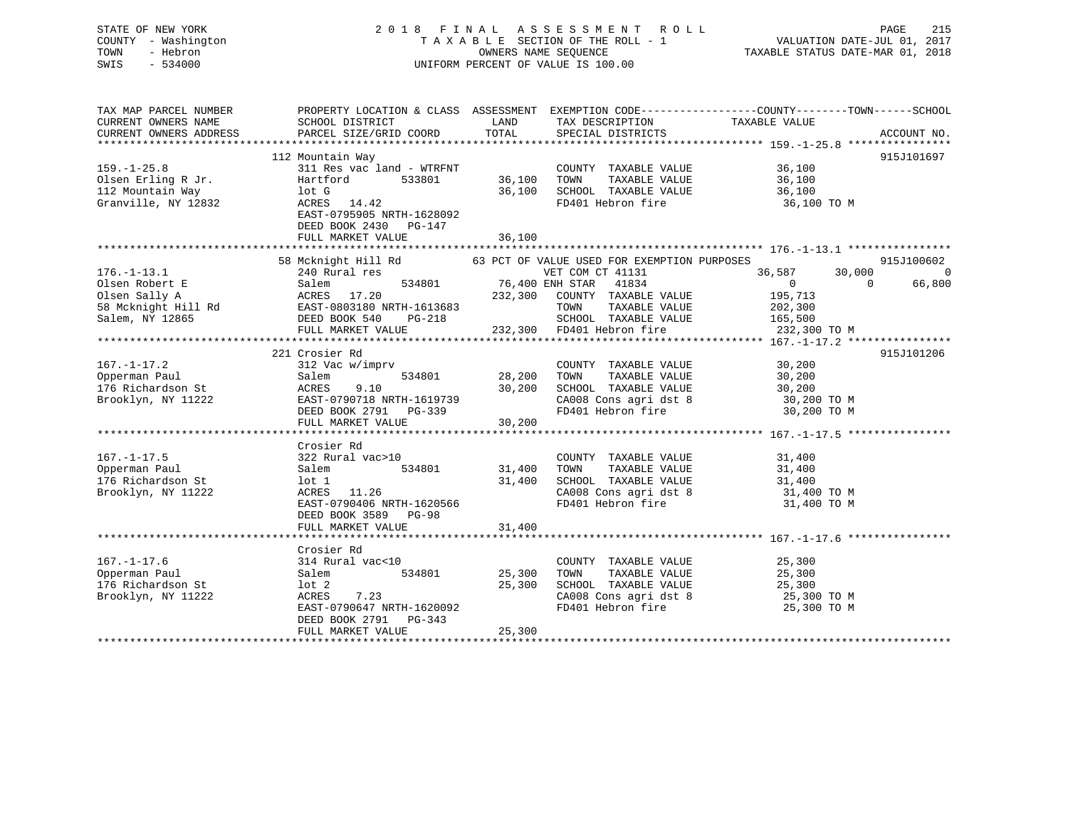STATE OF NEW YORK
COUNTY - Washington
TOWN - Hebron
SWIS - 534000

# 2018 FINAL ASSESSMENT ROLL

TAXABLE SECTION OF THE ROLL - 1
OWNERS NAME SEQUENCE
UNIFORM PERCENT OF VALUE IS 100.00

VALUATION DATE-JUL 01, 2017
TAXABLE STATUS DATE-MAR 01, 2018

```
TAX MAP PARCEL NUMBER          PROPERTY LOCATION & CLASS  ASSESSMENT  EXEMPTION CODE------------------COUNTY--------TOWN------SCHOOL
CURRENT OWNERS NAME            SCHOOL DISTRICT              LAND      TAX DESCRIPTION              TAXABLE VALUE
CURRENT OWNERS ADDRESS         PARCEL SIZE/GRID COORD       TOTAL     SPECIAL DISTRICTS                                    ACCOUNT NO.
******************************************************************************************************* 159.-1-25.8 ****************
                               112 Mountain Way                                                                         915J101697
159.-1-25.8                    311 Res vac land - WTRFNT              COUNTY  TAXABLE VALUE              36,100
Olsen Erling R Jr.             Hartford         533801      36,100    TOWN    TAXABLE VALUE              36,100
112 Mountain Way               lot G                        36,100    SCHOOL  TAXABLE VALUE              36,100
Granville, NY 12832            ACRES   14.42                          FD401 Hebron fire                   36,100 TO M
                               EAST-0795905 NRTH-1628092
                               DEED BOOK 2430   PG-147
                               FULL MARKET VALUE            36,100
******************************************************************************************************* 176.-1-13.1 ****************
                               58 Mcknight Hill Rd          63 PCT OF VALUE USED FOR EXEMPTION PURPOSES                 915J100602
176.-1-13.1                    240 Rural res                          VET COM CT 41131            36,587      30,000          0
Olsen Robert E                 Salem            534801      76,400 ENH STAR  41834                    0           0     66,800
Olsen Sally A                  ACRES   17.20               232,300    COUNTY  TAXABLE VALUE             195,713
58 Mcknight Hill Rd            EAST-0803180 NRTH-1613683              TOWN    TAXABLE VALUE             202,300
Salem, NY 12865                DEED BOOK 540    PG-218                SCHOOL  TAXABLE VALUE             165,500
                               FULL MARKET VALUE           232,300    FD401 Hebron fire                  232,300 TO M
******************************************************************************************************* 167.-1-17.2 ****************
                               221 Crosier Rd                                                                           915J101206
167.-1-17.2                    312 Vac w/imprv                        COUNTY  TAXABLE VALUE              30,200
Opperman Paul                  Salem            534801      28,200    TOWN    TAXABLE VALUE              30,200
176 Richardson St              ACRES    9.10                30,200    SCHOOL  TAXABLE VALUE              30,200
Brooklyn, NY 11222             EAST-0790718 NRTH-1619739              CA008 Cons agri dst 8               30,200 TO M
                               DEED BOOK 2791   PG-339                FD401 Hebron fire                   30,200 TO M
                               FULL MARKET VALUE            30,200
******************************************************************************************************* 167.-1-17.5 ****************
                               Crosier Rd
167.-1-17.5                    322 Rural vac>10                       COUNTY  TAXABLE VALUE              31,400
Opperman Paul                  Salem            534801      31,400    TOWN    TAXABLE VALUE              31,400
176 Richardson St              lot 1                        31,400    SCHOOL  TAXABLE VALUE              31,400
Brooklyn, NY 11222             ACRES   11.26                          CA008 Cons agri dst 8               31,400 TO M
                               EAST-0790406 NRTH-1620566              FD401 Hebron fire                   31,400 TO M
                               DEED BOOK 3589   PG-98
                               FULL MARKET VALUE            31,400
******************************************************************************************************* 167.-1-17.6 ****************
                               Crosier Rd
167.-1-17.6                    314 Rural vac<10                       COUNTY  TAXABLE VALUE              25,300
Opperman Paul                  Salem            534801      25,300    TOWN    TAXABLE VALUE              25,300
176 Richardson St              lot 2                        25,300    SCHOOL  TAXABLE VALUE              25,300
Brooklyn, NY 11222             ACRES    7.23                          CA008 Cons agri dst 8               25,300 TO M
                               EAST-0790647 NRTH-1620092              FD401 Hebron fire                   25,300 TO M
                               DEED BOOK 2791   PG-343
                               FULL MARKET VALUE            25,300
************************************************************************************************************************************
```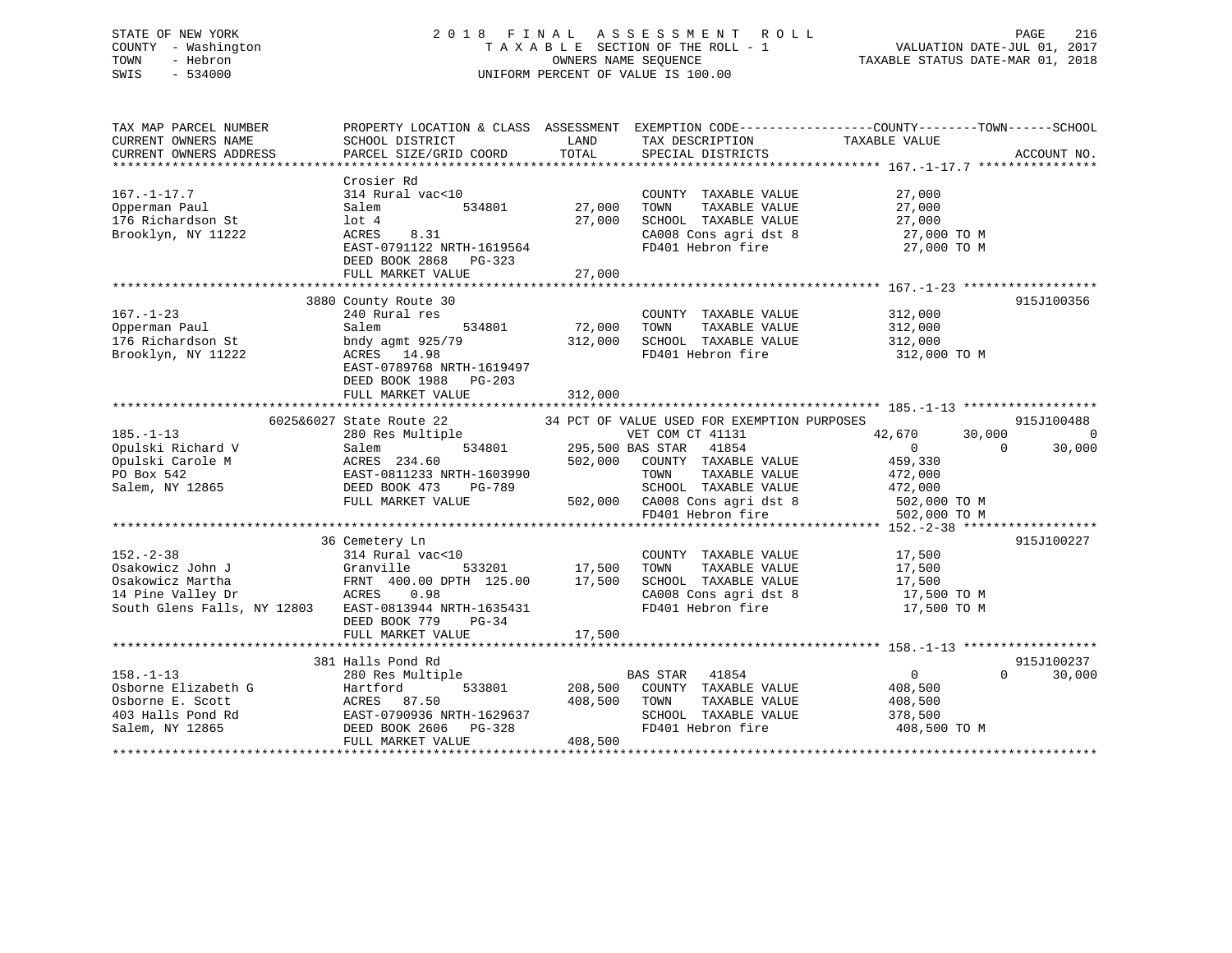STATE OF NEW YORK
COUNTY - Washington
TOWN - Hebron
SWIS - 534000

2018 FINAL ASSESSMENT ROLL
TAXABLE SECTION OF THE ROLL - 1
OWNERS NAME SEQUENCE
UNIFORM PERCENT OF VALUE IS 100.00

VALUATION DATE-JUL 01, 2017
TAXABLE STATUS DATE-MAR 01, 2018

```
TAX MAP PARCEL NUMBER          PROPERTY LOCATION & CLASS  ASSESSMENT  EXEMPTION CODE-----------------COUNTY--------TOWN------SCHOOL
CURRENT OWNERS NAME            SCHOOL DISTRICT              LAND      TAX DESCRIPTION            TAXABLE VALUE
CURRENT OWNERS ADDRESS         PARCEL SIZE/GRID COORD       TOTAL     SPECIAL DISTRICTS                                  ACCOUNT NO.
******************************************************************************************************* 167.-1-17.7 ****************
                               Crosier Rd
167.-1-17.7                    314 Rural vac<10                       COUNTY  TAXABLE VALUE           27,000
Opperman Paul                  Salem          534801       27,000     TOWN    TAXABLE VALUE           27,000
176 Richardson St              lot 4                       27,000     SCHOOL  TAXABLE VALUE           27,000
Brooklyn, NY 11222             ACRES    8.31                          CA008 Cons agri dst 8            27,000 TO M
                               EAST-0791122 NRTH-1619564              FD401 Hebron fire                27,000 TO M
                               DEED BOOK 2868   PG-323
                               FULL MARKET VALUE           27,000
******************************************************************************************************* 167.-1-23 ******************
                          3880 County Route 30                                                                       915J100356
167.-1-23                      240 Rural res                          COUNTY  TAXABLE VALUE          312,000
Opperman Paul                  Salem          534801       72,000     TOWN    TAXABLE VALUE          312,000
176 Richardson St              bndy agmt 925/79           312,000     SCHOOL  TAXABLE VALUE          312,000
Brooklyn, NY 11222             ACRES   14.98                          FD401 Hebron fire               312,000 TO M
                               EAST-0789768 NRTH-1619497
                               DEED BOOK 1988   PG-203
                               FULL MARKET VALUE          312,000
******************************************************************************************************* 185.-1-13 ******************
                     6025&6027 State Route 22          34 PCT OF VALUE USED FOR EXEMPTION PURPOSES                   915J100488
185.-1-13                      280 Res Multiple                       VET COM CT 41131          42,670       30,000            0
Opulski Richard V              Salem          534801      295,500 BAS STAR   41854                  0            0       30,000
Opulski Carole M               ACRES  234.60              502,000     COUNTY  TAXABLE VALUE          459,330
PO Box 542                     EAST-0811233 NRTH-1603990              TOWN    TAXABLE VALUE          472,000
Salem, NY 12865                DEED BOOK 473    PG-789                SCHOOL  TAXABLE VALUE          472,000
                               FULL MARKET VALUE          502,000     CA008 Cons agri dst 8           502,000 TO M
                                                                      FD401 Hebron fire               502,000 TO M
******************************************************************************************************* 152.-2-38 ******************
                            36 Cemetery Ln                                                                           915J100227
152.-2-38                      314 Rural vac<10                       COUNTY  TAXABLE VALUE           17,500
Osakowicz John J               Granville      533201       17,500     TOWN    TAXABLE VALUE           17,500
Osakowicz Martha               FRNT  400.00 DPTH  125.00   17,500     SCHOOL  TAXABLE VALUE           17,500
14 Pine Valley Dr              ACRES    0.98                          CA008 Cons agri dst 8            17,500 TO M
South Glens Falls, NY 12803    EAST-0813944 NRTH-1635431              FD401 Hebron fire                17,500 TO M
                               DEED BOOK 779    PG-34
                               FULL MARKET VALUE           17,500
******************************************************************************************************* 158.-1-13 ******************
                           381 Halls Pond Rd                                                                         915J100237
158.-1-13                      280 Res Multiple                       BAS STAR   41854                  0            0       30,000
Osborne Elizabeth G            Hartford       533801      208,500     COUNTY  TAXABLE VALUE          408,500
Osborne E. Scott               ACRES   87.50              408,500     TOWN    TAXABLE VALUE          408,500
403 Halls Pond Rd              EAST-0790936 NRTH-1629637              SCHOOL  TAXABLE VALUE          378,500
Salem, NY 12865                DEED BOOK 2606   PG-328                FD401 Hebron fire               408,500 TO M
                               FULL MARKET VALUE          408,500
************************************************************************************************************************************
```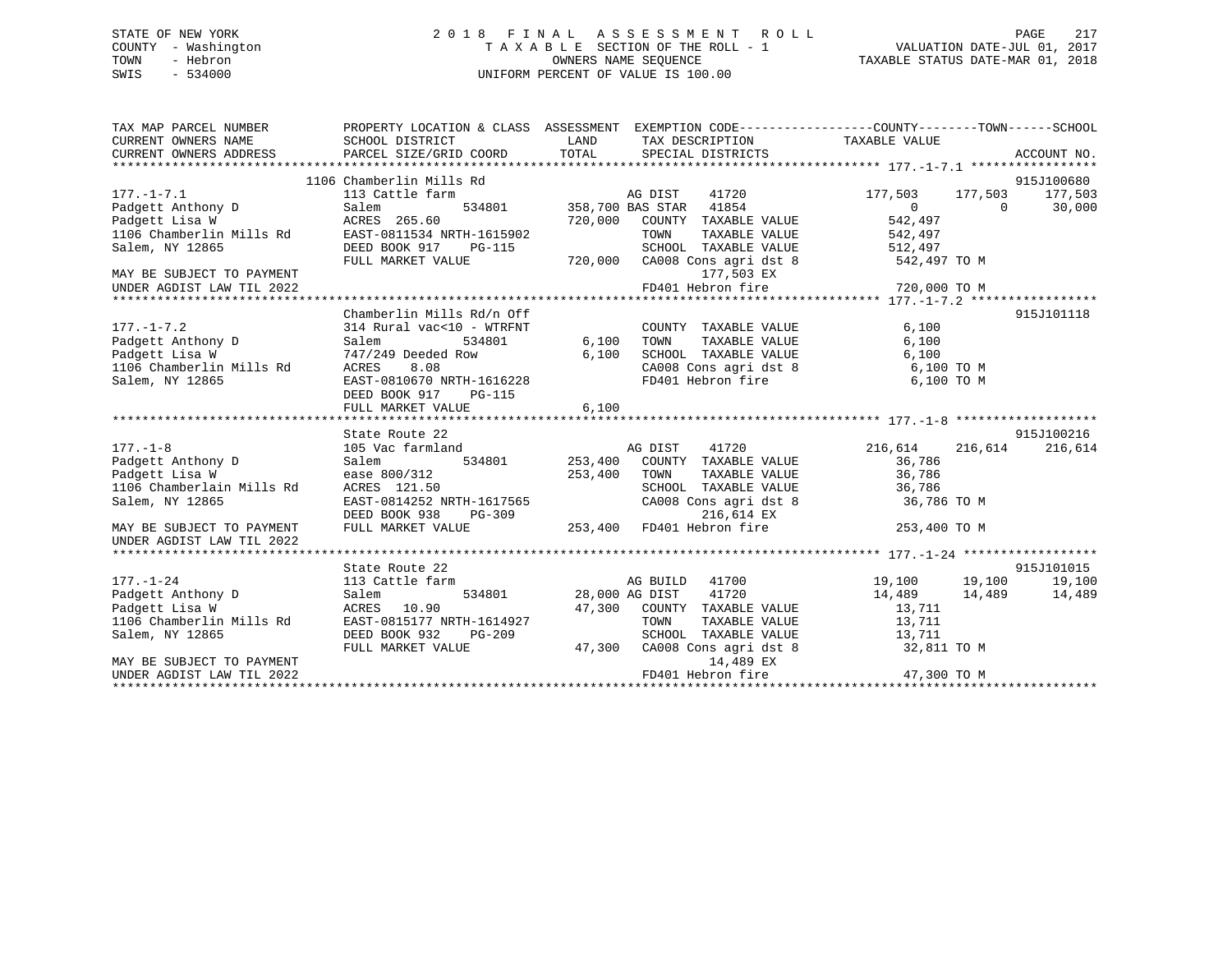STATE OF NEW YORK
COUNTY - Washington
TOWN - Hebron
SWIS - 534000

# 2018 FINAL ASSESSMENT ROLL

TAXABLE SECTION OF THE ROLL - 1
OWNERS NAME SEQUENCE
UNIFORM PERCENT OF VALUE IS 100.00

VALUATION DATE-JUL 01, 2017
TAXABLE STATUS DATE-MAR 01, 2018

```
TAX MAP PARCEL NUMBER          PROPERTY LOCATION & CLASS  ASSESSMENT  EXEMPTION CODE------------------COUNTY--------TOWN------SCHOOL
CURRENT OWNERS NAME            SCHOOL DISTRICT              LAND      TAX DESCRIPTION              TAXABLE VALUE
CURRENT OWNERS ADDRESS         PARCEL SIZE/GRID COORD       TOTAL     SPECIAL DISTRICTS                                        ACCOUNT NO.
************************************************************************************************ 177.-1-7.1 *****************
                        1106 Chamberlin Mills Rd                                                                           915J100680
177.-1-7.1                     113 Cattle farm                       AG DIST    41720               177,503     177,503     177,503
Padgett Anthony D              Salem           534801       358,700 BAS STAR   41854                     0           0      30,000
Padgett Lisa W                 ACRES  265.60               720,000   COUNTY  TAXABLE VALUE           542,497
1106 Chamberlin Mills Rd       EAST-0811534 NRTH-1615902              TOWN    TAXABLE VALUE           542,497
Salem, NY 12865                DEED BOOK 917    PG-115                SCHOOL  TAXABLE VALUE           512,497
                               FULL MARKET VALUE            720,000   CA008 Cons agri dst 8           542,497 TO M
MAY BE SUBJECT TO PAYMENT                                                   177,503 EX
UNDER AGDIST LAW TIL 2022                                             FD401 Hebron fire               720,000 TO M
************************************************************************************************ 177.-1-7.2 *****************
                               Chamberlin Mills Rd/n Off                                                                   915J101118
177.-1-7.2                     314 Rural vac<10 - WTRFNT             COUNTY  TAXABLE VALUE             6,100
Padgett Anthony D              Salem           534801         6,100   TOWN    TAXABLE VALUE             6,100
Padgett Lisa W                 747/249 Deeded Row             6,100   SCHOOL  TAXABLE VALUE             6,100
1106 Chamberlin Mills Rd       ACRES    8.08                          CA008 Cons agri dst 8             6,100 TO M
Salem, NY 12865                EAST-0810670 NRTH-1616228              FD401 Hebron fire                 6,100 TO M
                               DEED BOOK 917    PG-115
                               FULL MARKET VALUE              6,100
************************************************************************************************ 177.-1-8 *******************
                               State Route 22                                                                              915J100216
177.-1-8                       105 Vac farmland                      AG DIST    41720               216,614     216,614     216,614
Padgett Anthony D              Salem           534801       253,400   COUNTY  TAXABLE VALUE            36,786
Padgett Lisa W                 ease 800/312                 253,400   TOWN    TAXABLE VALUE            36,786
1106 Chamberlain Mills Rd      ACRES  121.50                          SCHOOL  TAXABLE VALUE            36,786
Salem, NY 12865                EAST-0814252 NRTH-1617565              CA008 Cons agri dst 8            36,786 TO M
                               DEED BOOK 938    PG-309                      216,614 EX
MAY BE SUBJECT TO PAYMENT      FULL MARKET VALUE            253,400   FD401 Hebron fire               253,400 TO M
UNDER AGDIST LAW TIL 2022
************************************************************************************************ 177.-1-24 ******************
                               State Route 22                                                                              915J101015
177.-1-24                      113 Cattle farm                       AG BUILD   41700                19,100      19,100      19,100
Padgett Anthony D              Salem           534801        28,000 AG DIST    41720                14,489      14,489      14,489
Padgett Lisa W                 ACRES   10.90                 47,300   COUNTY  TAXABLE VALUE            13,711
1106 Chamberlin Mills Rd       EAST-0815177 NRTH-1614927              TOWN    TAXABLE VALUE            13,711
Salem, NY 12865                DEED BOOK 932    PG-209                SCHOOL  TAXABLE VALUE            13,711
                               FULL MARKET VALUE             47,300   CA008 Cons agri dst 8            32,811 TO M
MAY BE SUBJECT TO PAYMENT                                                    14,489 EX
UNDER AGDIST LAW TIL 2022                                             FD401 Hebron fire                47,300 TO M
*******************************************************************************************************************************
```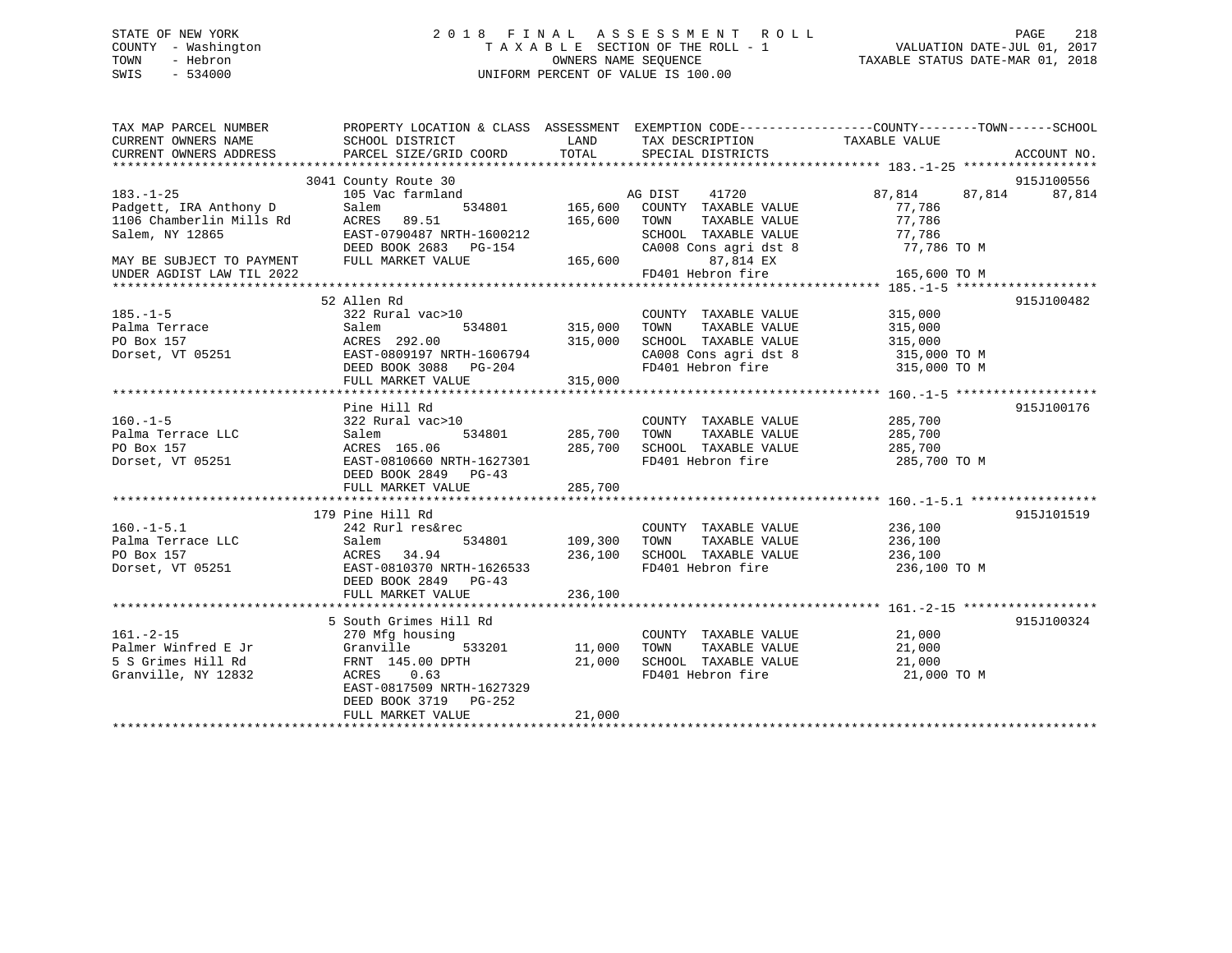STATE OF NEW YORK
COUNTY - Washington
TOWN - Hebron
SWIS - 534000

# 2018 FINAL ASSESSMENT ROLL

TAXABLE SECTION OF THE ROLL - 1
OWNERS NAME SEQUENCE
UNIFORM PERCENT OF VALUE IS 100.00

VALUATION DATE-JUL 01, 2017
TAXABLE STATUS DATE-MAR 01, 2018

```
TAX MAP PARCEL NUMBER          PROPERTY LOCATION & CLASS  ASSESSMENT  EXEMPTION CODE------------------COUNTY--------TOWN------SCHOOL
CURRENT OWNERS NAME            SCHOOL DISTRICT               LAND      TAX DESCRIPTION              TAXABLE VALUE
CURRENT OWNERS ADDRESS         PARCEL SIZE/GRID COORD        TOTAL     SPECIAL DISTRICTS                                      ACCOUNT NO.
*********************************************************************************************** 183.-1-25 ******************
                    3041 County Route 30                                                                          915J100556
183.-1-25                  105 Vac farmland                  AG DIST    41720               87,814     87,814      87,814
Padgett, IRA Anthony D     Salem          534801    165,600   COUNTY  TAXABLE VALUE          77,786
1106 Chamberlin Mills Rd   ACRES   89.51            165,600   TOWN    TAXABLE VALUE          77,786
Salem, NY 12865            EAST-0790487 NRTH-1600212          SCHOOL  TAXABLE VALUE          77,786
                           DEED BOOK 2683   PG-154            CA008 Cons agri dst 8          77,786 TO M
MAY BE SUBJECT TO PAYMENT  FULL MARKET VALUE        165,600          87,814 EX
UNDER AGDIST LAW TIL 2022                                     FD401 Hebron fire             165,600 TO M
*********************************************************************************************** 185.-1-5 *******************
                    52 Allen Rd                                                                                   915J100482
185.-1-5                   322 Rural vac>10                   COUNTY  TAXABLE VALUE         315,000
Palma Terrace              Salem          534801    315,000   TOWN    TAXABLE VALUE         315,000
PO Box 157                 ACRES  292.00            315,000   SCHOOL  TAXABLE VALUE         315,000
Dorset, VT 05251           EAST-0809197 NRTH-1606794          CA008 Cons agri dst 8         315,000 TO M
                           DEED BOOK 3088   PG-204            FD401 Hebron fire             315,000 TO M
                           FULL MARKET VALUE        315,000
*********************************************************************************************** 160.-1-5 *******************
                    Pine Hill Rd                                                                                  915J100176
160.-1-5                   322 Rural vac>10                   COUNTY  TAXABLE VALUE         285,700
Palma Terrace LLC          Salem          534801    285,700   TOWN    TAXABLE VALUE         285,700
PO Box 157                 ACRES  165.06            285,700   SCHOOL  TAXABLE VALUE         285,700
Dorset, VT 05251           EAST-0810660 NRTH-1627301          FD401 Hebron fire             285,700 TO M
                           DEED BOOK 2849   PG-43
                           FULL MARKET VALUE        285,700
*********************************************************************************************** 160.-1-5.1 *****************
                    179 Pine Hill Rd                                                                              915J101519
160.-1-5.1                 242 Rurl res&rec                   COUNTY  TAXABLE VALUE         236,100
Palma Terrace LLC          Salem          534801    109,300   TOWN    TAXABLE VALUE         236,100
PO Box 157                 ACRES   34.94            236,100   SCHOOL  TAXABLE VALUE         236,100
Dorset, VT 05251           EAST-0810370 NRTH-1626533          FD401 Hebron fire             236,100 TO M
                           DEED BOOK 2849   PG-43
                           FULL MARKET VALUE        236,100
*********************************************************************************************** 161.-2-15 ******************
                    5 South Grimes Hill Rd                                                                        915J100324
161.-2-15                  270 Mfg housing                    COUNTY  TAXABLE VALUE          21,000
Palmer Winfred E Jr        Granville      533201     11,000   TOWN    TAXABLE VALUE          21,000
5 S Grimes Hill Rd         FRNT 145.00 DPTH          21,000   SCHOOL  TAXABLE VALUE          21,000
Granville, NY 12832        ACRES    0.63                      FD401 Hebron fire              21,000 TO M
                           EAST-0817509 NRTH-1627329
                           DEED BOOK 3719   PG-252
                           FULL MARKET VALUE         21,000
****************************************************************************************************************************
```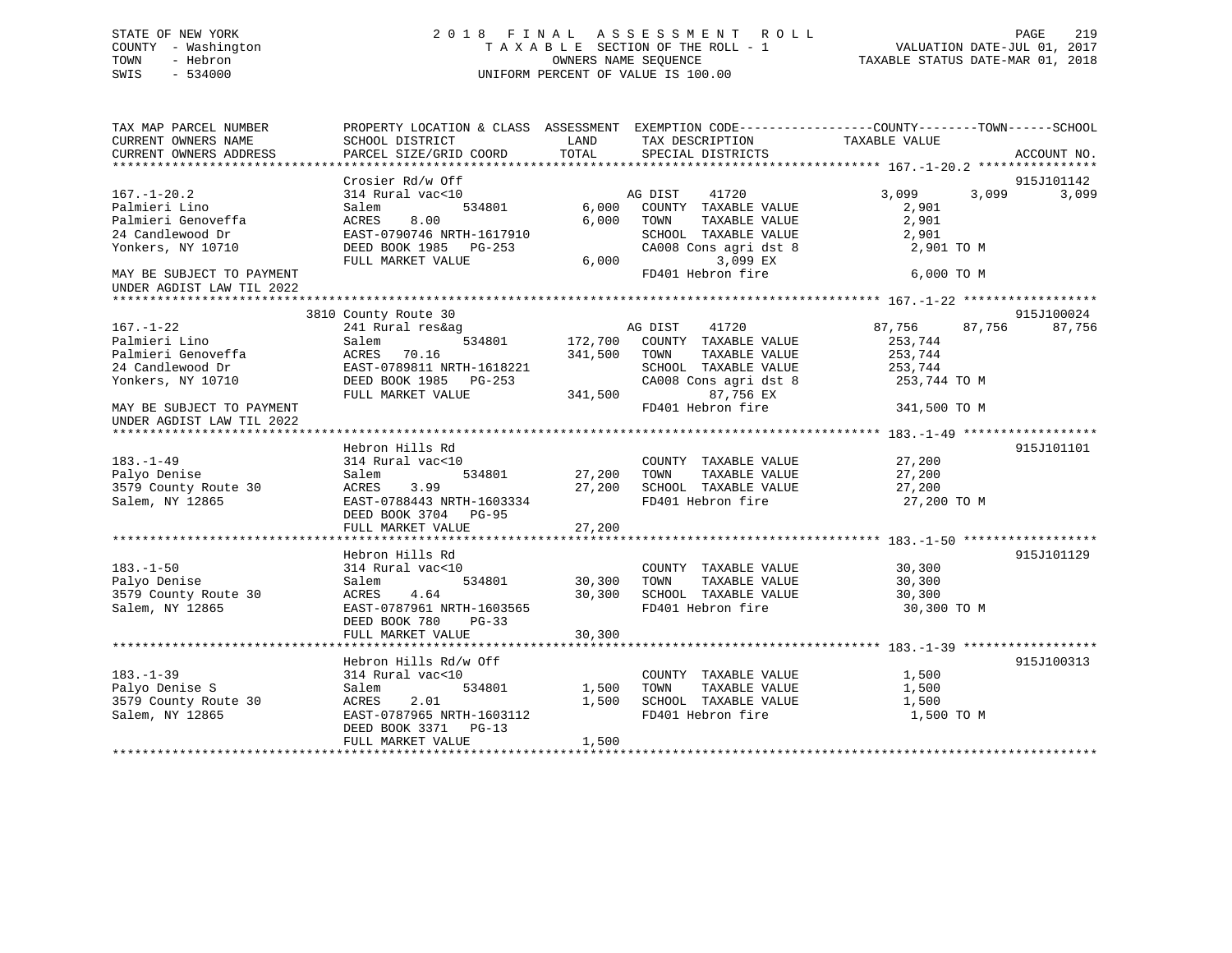STATE OF NEW YORK
COUNTY - Washington
TOWN - Hebron
SWIS - 534000

2 0 1 8 F I N A L A S S E S S M E N T R O L L
T A X A B L E SECTION OF THE ROLL - 1
OWNERS NAME SEQUENCE
UNIFORM PERCENT OF VALUE IS 100.00

VALUATION DATE-JUL 01, 2017
TAXABLE STATUS DATE-MAR 01, 2018

```
TAX MAP PARCEL NUMBER          PROPERTY LOCATION & CLASS  ASSESSMENT  EXEMPTION CODE------------------COUNTY--------TOWN------SCHOOL
CURRENT OWNERS NAME            SCHOOL DISTRICT               LAND      TAX DESCRIPTION            TAXABLE VALUE
CURRENT OWNERS ADDRESS         PARCEL SIZE/GRID COORD        TOTAL     SPECIAL DISTRICTS                                        ACCOUNT NO.
******************************************************************************************************* 167.-1-20.2 ****************
                               Crosier Rd/w Off                                                                               915J101142
167.-1-20.2                    314 Rural vac<10                          AG DIST     41720            3,099      3,099       3,099
Palmieri Lino                  Salem           534801         6,000    COUNTY  TAXABLE VALUE              2,901
Palmieri Genoveffa             ACRES     8.00                 6,000    TOWN    TAXABLE VALUE              2,901
24 Candlewood Dr               EAST-0790746 NRTH-1617910               SCHOOL  TAXABLE VALUE              2,901
Yonkers, NY 10710              DEED BOOK 1985   PG-253                 CA008 Cons agri dst 8               2,901 TO M
                               FULL MARKET VALUE              6,000            3,099 EX
MAY BE SUBJECT TO PAYMENT                                              FD401 Hebron fire                   6,000 TO M
UNDER AGDIST LAW TIL 2022
******************************************************************************************************* 167.-1-22 ******************
                          3810 County Route 30                                                                                915J100024
167.-1-22                      241 Rural res&ag                          AG DIST     41720           87,756     87,756      87,756
Palmieri Lino                  Salem           534801       172,700    COUNTY  TAXABLE VALUE            253,744
Palmieri Genoveffa             ACRES    70.16               341,500    TOWN    TAXABLE VALUE            253,744
24 Candlewood Dr               EAST-0789811 NRTH-1618221               SCHOOL  TAXABLE VALUE            253,744
Yonkers, NY 10710              DEED BOOK 1985   PG-253                 CA008 Cons agri dst 8             253,744 TO M
                               FULL MARKET VALUE            341,500           87,756 EX
MAY BE SUBJECT TO PAYMENT                                              FD401 Hebron fire                 341,500 TO M
UNDER AGDIST LAW TIL 2022
******************************************************************************************************* 183.-1-49 ******************
                               Hebron Hills Rd                                                                                915J101101
183.-1-49                      314 Rural vac<10                          COUNTY  TAXABLE VALUE             27,200
Palyo Denise                   Salem           534801        27,200    TOWN    TAXABLE VALUE             27,200
3579 County Route 30           ACRES     3.99                27,200    SCHOOL  TAXABLE VALUE             27,200
Salem, NY 12865                EAST-0788443 NRTH-1603334               FD401 Hebron fire                  27,200 TO M
                               DEED BOOK 3704   PG-95
                               FULL MARKET VALUE             27,200
******************************************************************************************************* 183.-1-50 ******************
                               Hebron Hills Rd                                                                                915J101129
183.-1-50                      314 Rural vac<10                          COUNTY  TAXABLE VALUE             30,300
Palyo Denise                   Salem           534801        30,300    TOWN    TAXABLE VALUE             30,300
3579 County Route 30           ACRES     4.64                30,300    SCHOOL  TAXABLE VALUE             30,300
Salem, NY 12865                EAST-0787961 NRTH-1603565               FD401 Hebron fire                  30,300 TO M
                               DEED BOOK 780    PG-33
                               FULL MARKET VALUE             30,300
******************************************************************************************************* 183.-1-39 ******************
                               Hebron Hills Rd/w Off                                                                          915J100313
183.-1-39                      314 Rural vac<10                          COUNTY  TAXABLE VALUE              1,500
Palyo Denise S                 Salem           534801         1,500    TOWN    TAXABLE VALUE              1,500
3579 County Route 30           ACRES     2.01                 1,500    SCHOOL  TAXABLE VALUE              1,500
Salem, NY 12865                EAST-0787965 NRTH-1603112               FD401 Hebron fire                   1,500 TO M
                               DEED BOOK 3371   PG-13
                               FULL MARKET VALUE              1,500
************************************************************************************************************************************
```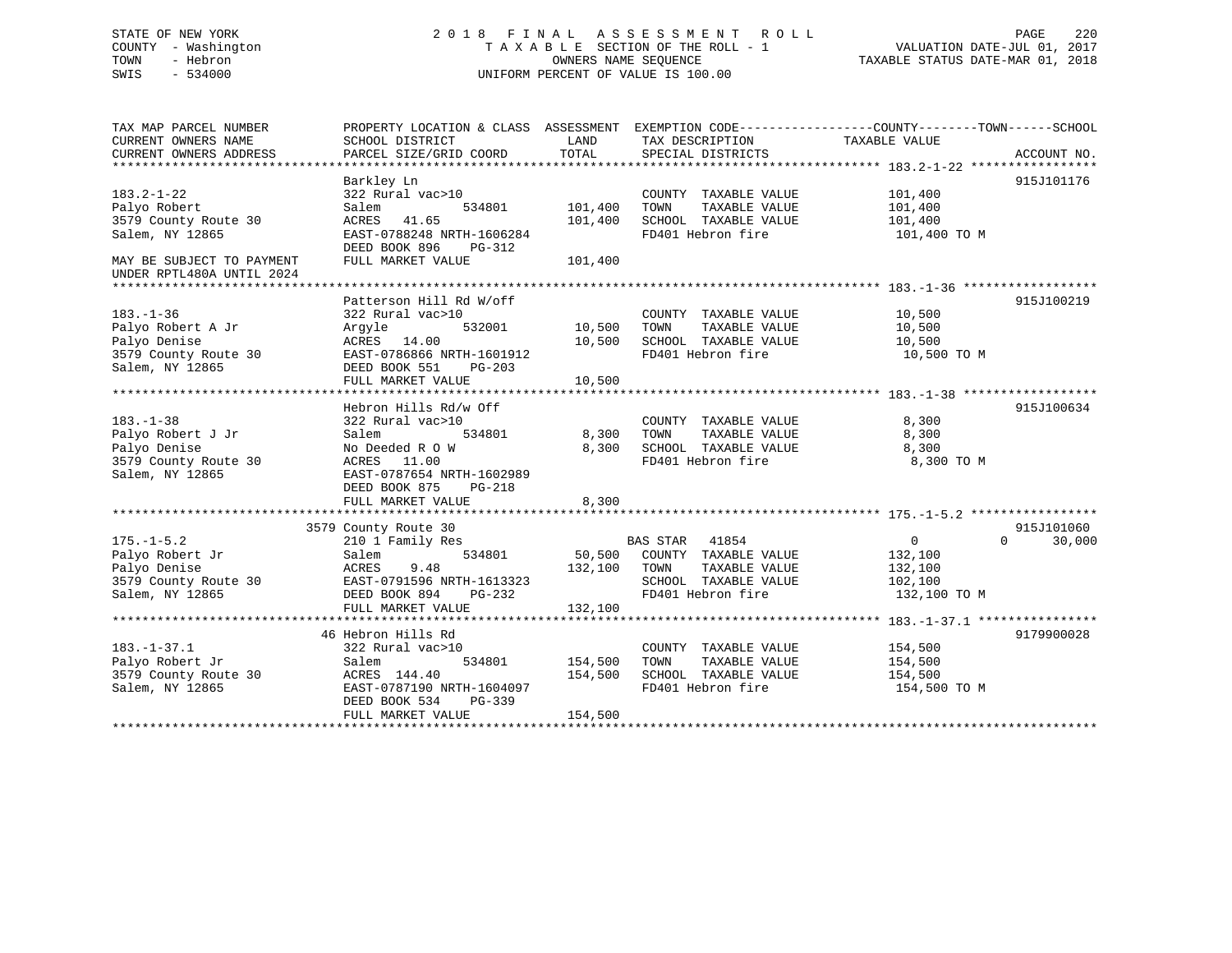STATE OF NEW YORK
COUNTY - Washington
TOWN - Hebron
SWIS - 534000

2018 FINAL ASSESSMENT ROLL
TAXABLE SECTION OF THE ROLL - 1
OWNERS NAME SEQUENCE
UNIFORM PERCENT OF VALUE IS 100.00

VALUATION DATE-JUL 01, 2017
TAXABLE STATUS DATE-MAR 01, 2018

| TAX MAP PARCEL NUMBER / CURRENT OWNERS NAME / CURRENT OWNERS ADDRESS | PROPERTY LOCATION & CLASS / SCHOOL DISTRICT / PARCEL SIZE/GRID COORD | ASSESSMENT LAND | TOTAL | EXEMPTION CODE / TAX DESCRIPTION / SPECIAL DISTRICTS | COUNTY / TOWN / SCHOOL TAXABLE VALUE | ACCOUNT NO. |
|---|---|---|---|---|---|---|
| **183.2-1-22** | Barkley Ln | | | | | 915J101176 |
| 183.2-1-22 | 322 Rural vac>10 | | | COUNTY TAXABLE VALUE | 101,400 | |
| Palyo Robert | Salem 534801 | 101,400 | | TOWN TAXABLE VALUE | 101,400 | |
| 3579 County Route 30 | ACRES 41.65 | | 101,400 | SCHOOL TAXABLE VALUE | 101,400 | |
| Salem, NY 12865 | EAST-0788248 NRTH-1606284 | | | FD401 Hebron fire | 101,400 TO M | |
| | DEED BOOK 896 PG-312 | | | | | |
| MAY BE SUBJECT TO PAYMENT UNDER RPTL480A UNTIL 2024 | FULL MARKET VALUE | | 101,400 | | | |
| **183.-1-36** | Patterson Hill Rd W/off | | | | | 915J100219 |
| 183.-1-36 | 322 Rural vac>10 | | | COUNTY TAXABLE VALUE | 10,500 | |
| Palyo Robert A Jr | Argyle 532001 | 10,500 | | TOWN TAXABLE VALUE | 10,500 | |
| Palyo Denise | ACRES 14.00 | | 10,500 | SCHOOL TAXABLE VALUE | 10,500 | |
| 3579 County Route 30 | EAST-0786866 NRTH-1601912 | | | FD401 Hebron fire | 10,500 TO M | |
| Salem, NY 12865 | DEED BOOK 551 PG-203 | | | | | |
| | FULL MARKET VALUE | | 10,500 | | | |
| **183.-1-38** | Hebron Hills Rd/w Off | | | | | 915J100634 |
| 183.-1-38 | 322 Rural vac>10 | | | COUNTY TAXABLE VALUE | 8,300 | |
| Palyo Robert J Jr | Salem 534801 | 8,300 | | TOWN TAXABLE VALUE | 8,300 | |
| Palyo Denise | No Deeded R O W | | 8,300 | SCHOOL TAXABLE VALUE | 8,300 | |
| 3579 County Route 30 | ACRES 11.00 | | | FD401 Hebron fire | 8,300 TO M | |
| Salem, NY 12865 | EAST-0787654 NRTH-1602989 | | | | | |
| | DEED BOOK 875 PG-218 | | | | | |
| | FULL MARKET VALUE | | 8,300 | | | |
| **175.-1-5.2** | 3579 County Route 30 | | | | | 915J101060 |
| 175.-1-5.2 | 210 1 Family Res | | | BAS STAR 41854 | 0 / 0 / 30,000 | |
| Palyo Robert Jr | Salem 534801 | 50,500 | | COUNTY TAXABLE VALUE | 132,100 | |
| Palyo Denise | ACRES 9.48 | | 132,100 | TOWN TAXABLE VALUE | 132,100 | |
| 3579 County Route 30 | EAST-0791596 NRTH-1613323 | | | SCHOOL TAXABLE VALUE | 102,100 | |
| Salem, NY 12865 | DEED BOOK 894 PG-232 | | | FD401 Hebron fire | 132,100 TO M | |
| | FULL MARKET VALUE | | 132,100 | | | |
| **183.-1-37.1** | 46 Hebron Hills Rd | | | | | 9179900028 |
| 183.-1-37.1 | 322 Rural vac>10 | | | COUNTY TAXABLE VALUE | 154,500 | |
| Palyo Robert Jr | Salem 534801 | 154,500 | | TOWN TAXABLE VALUE | 154,500 | |
| 3579 County Route 30 | ACRES 144.40 | | 154,500 | SCHOOL TAXABLE VALUE | 154,500 | |
| Salem, NY 12865 | EAST-0787190 NRTH-1604097 | | | FD401 Hebron fire | 154,500 TO M | |
| | DEED BOOK 534 PG-339 | | | | | |
| | FULL MARKET VALUE | | 154,500 | | | |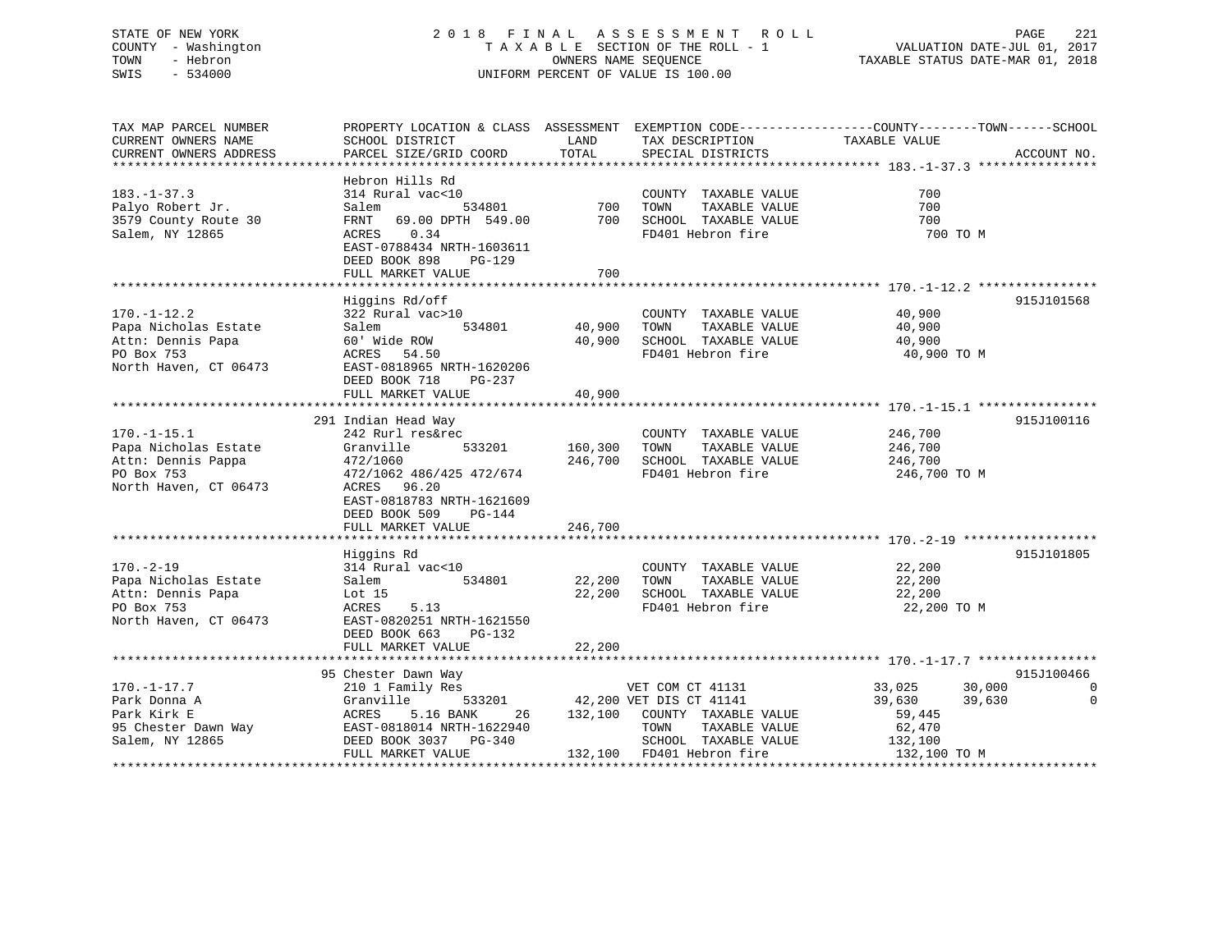STATE OF NEW YORK
COUNTY - Washington
TOWN - Hebron
SWIS - 534000

2018 FINAL ASSESSMENT ROLL
TAXABLE SECTION OF THE ROLL - 1
OWNERS NAME SEQUENCE
UNIFORM PERCENT OF VALUE IS 100.00

VALUATION DATE-JUL 01, 2017
TAXABLE STATUS DATE-MAR 01, 2018

| TAX MAP PARCEL NUMBER / CURRENT OWNERS NAME / CURRENT OWNERS ADDRESS | PROPERTY LOCATION & CLASS / SCHOOL DISTRICT / PARCEL SIZE/GRID COORD | ASSESSMENT LAND | ASSESSMENT TOTAL | EXEMPTION CODE / TAX DESCRIPTION / SPECIAL DISTRICTS | COUNTY TAXABLE VALUE | TOWN | SCHOOL | ACCOUNT NO. |
|---|---|---|---|---|---|---|---|---|
| **183.-1-37.3** | Hebron Hills Rd | | | | | | | |
| 183.-1-37.3 | 314 Rural vac<10 | | | COUNTY TAXABLE VALUE | 700 | | | |
| Palyo Robert Jr. | Salem 534801 | 700 | | TOWN TAXABLE VALUE | 700 | | | |
| 3579 County Route 30 | FRNT 69.00 DPTH 549.00 | | 700 | SCHOOL TAXABLE VALUE | 700 | | | |
| Salem, NY 12865 | ACRES 0.34 | | | FD401 Hebron fire | 700 TO M | | | |
| | EAST-0788434 NRTH-1603611 | | | | | | | |
| | DEED BOOK 898 PG-129 | | | | | | | |
| | FULL MARKET VALUE | | 700 | | | | | |
| **170.-1-12.2** | Higgins Rd/off | | | | | | | 915J101568 |
| 170.-1-12.2 | 322 Rural vac>10 | | | COUNTY TAXABLE VALUE | 40,900 | | | |
| Papa Nicholas Estate | Salem 534801 | 40,900 | | TOWN TAXABLE VALUE | 40,900 | | | |
| Attn: Dennis Papa | 60' Wide ROW | | 40,900 | SCHOOL TAXABLE VALUE | 40,900 | | | |
| PO Box 753 | ACRES 54.50 | | | FD401 Hebron fire | 40,900 TO M | | | |
| North Haven, CT 06473 | EAST-0818965 NRTH-1620206 | | | | | | | |
| | DEED BOOK 718 PG-237 | | | | | | | |
| | FULL MARKET VALUE | | 40,900 | | | | | |
| **170.-1-15.1** | 291 Indian Head Way | | | | | | | 915J100116 |
| 170.-1-15.1 | 242 Rurl res&rec | | | COUNTY TAXABLE VALUE | 246,700 | | | |
| Papa Nicholas Estate | Granville 533201 | 160,300 | | TOWN TAXABLE VALUE | 246,700 | | | |
| Attn: Dennis Pappa | 472/1060 | | 246,700 | SCHOOL TAXABLE VALUE | 246,700 | | | |
| PO Box 753 | 472/1062 486/425 472/674 | | | FD401 Hebron fire | 246,700 TO M | | | |
| North Haven, CT 06473 | ACRES 96.20 | | | | | | | |
| | EAST-0818783 NRTH-1621609 | | | | | | | |
| | DEED BOOK 509 PG-144 | | | | | | | |
| | FULL MARKET VALUE | | 246,700 | | | | | |
| **170.-2-19** | Higgins Rd | | | | | | | 915J101805 |
| 170.-2-19 | 314 Rural vac<10 | | | COUNTY TAXABLE VALUE | 22,200 | | | |
| Papa Nicholas Estate | Salem 534801 | 22,200 | | TOWN TAXABLE VALUE | 22,200 | | | |
| Attn: Dennis Papa | Lot 15 | | 22,200 | SCHOOL TAXABLE VALUE | 22,200 | | | |
| PO Box 753 | ACRES 5.13 | | | FD401 Hebron fire | 22,200 TO M | | | |
| North Haven, CT 06473 | EAST-0820251 NRTH-1621550 | | | | | | | |
| | DEED BOOK 663 PG-132 | | | | | | | |
| | FULL MARKET VALUE | | 22,200 | | | | | |
| **170.-1-17.7** | 95 Chester Dawn Way | | | | | | | 915J100466 |
| 170.-1-17.7 | 210 1 Family Res | | | VET COM CT 41131 | 33,025 | 30,000 | 0 | |
| Park Donna A | Granville 533201 | 42,200 | | VET DIS CT 41141 | 39,630 | 39,630 | 0 | |
| Park Kirk E | ACRES 5.16 BANK 26 | | 132,100 | COUNTY TAXABLE VALUE | 59,445 | | | |
| 95 Chester Dawn Way | EAST-0818014 NRTH-1622940 | | | TOWN TAXABLE VALUE | 62,470 | | | |
| Salem, NY 12865 | DEED BOOK 3037 PG-340 | | | SCHOOL TAXABLE VALUE | 132,100 | | | |
| | FULL MARKET VALUE | | 132,100 | FD401 Hebron fire | 132,100 TO M | | | |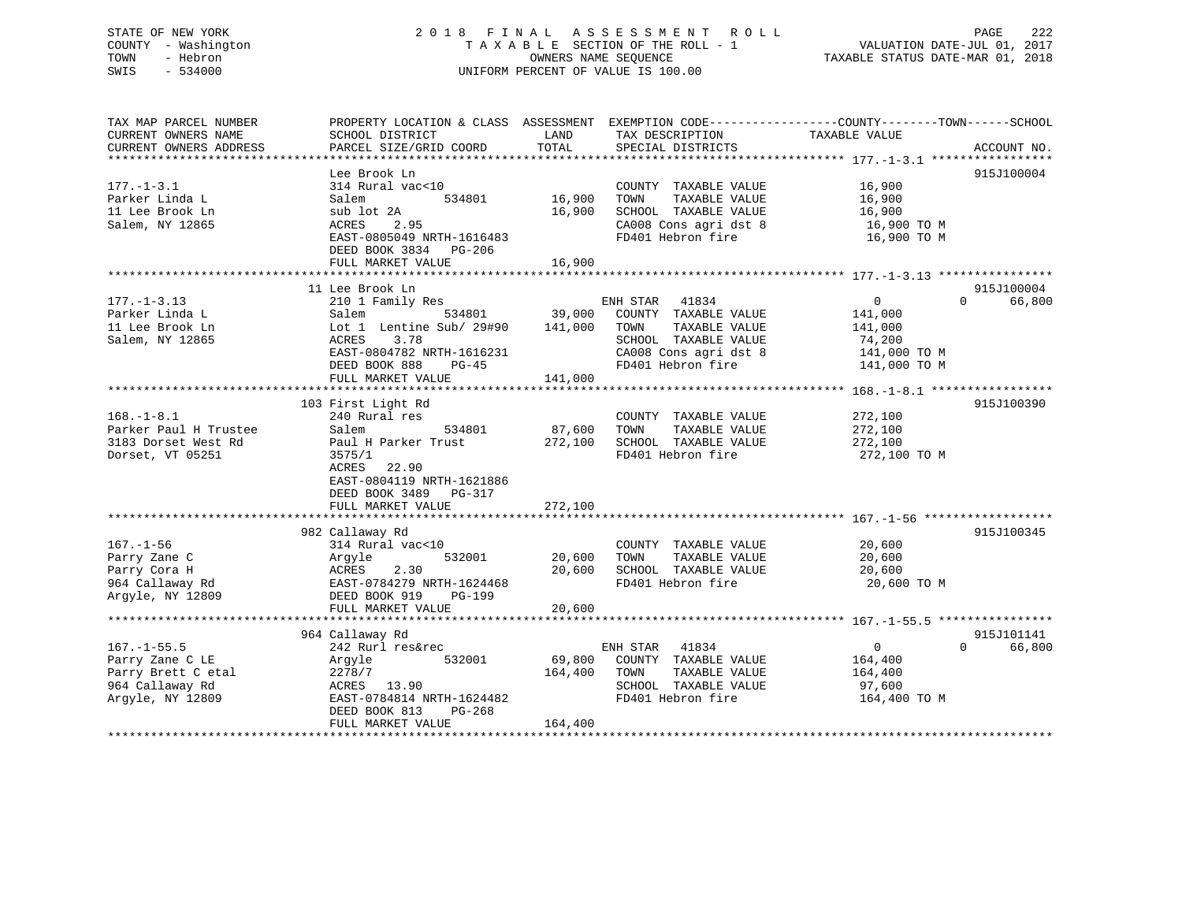STATE OF NEW YORK
COUNTY - Washington
TOWN - Hebron
SWIS - 534000

# 2018 FINAL ASSESSMENT ROLL
TAXABLE SECTION OF THE ROLL - 1
OWNERS NAME SEQUENCE
UNIFORM PERCENT OF VALUE IS 100.00

VALUATION DATE-JUL 01, 2017
TAXABLE STATUS DATE-MAR 01, 2018

| TAX MAP PARCEL NUMBER / CURRENT OWNERS NAME / CURRENT OWNERS ADDRESS | PROPERTY LOCATION & CLASS / SCHOOL DISTRICT / PARCEL SIZE/GRID COORD | ASSESSMENT LAND | TOTAL | EXEMPTION CODE / TAX DESCRIPTION / SPECIAL DISTRICTS | COUNTY TAXABLE VALUE | TOWN | SCHOOL | ACCOUNT NO. |
|---|---|---|---|---|---|---|---|---|
| **177.-1-3.1** | Lee Brook Ln | | | | | | | 915J100004 |
| Parker Linda L | 314 Rural vac<10 | | | COUNTY TAXABLE VALUE | 16,900 | | | |
| 11 Lee Brook Ln | Salem 534801 | 16,900 | | TOWN TAXABLE VALUE | 16,900 | | | |
| Salem, NY 12865 | sub lot 2A | | 16,900 | SCHOOL TAXABLE VALUE | 16,900 | | | |
| | ACRES 2.95 | | | CA008 Cons agri dst 8 | 16,900 TO M | | | |
| | EAST-0805049 NRTH-1616483 | | | FD401 Hebron fire | 16,900 TO M | | | |
| | DEED BOOK 3834 PG-206 | | | | | | | |
| | FULL MARKET VALUE | | 16,900 | | | | | |
| **177.-1-3.13** | 11 Lee Brook Ln | | | | | | | 915J100004 |
| Parker Linda L | 210 1 Family Res | | | ENH STAR 41834 | 0 | 0 | 66,800 | |
| 11 Lee Brook Ln | Salem 534801 | 39,000 | | COUNTY TAXABLE VALUE | 141,000 | | | |
| Salem, NY 12865 | Lot 1 Lentine Sub/ 29#90 | | 141,000 | TOWN TAXABLE VALUE | 141,000 | | | |
| | ACRES 3.78 | | | SCHOOL TAXABLE VALUE | 74,200 | | | |
| | EAST-0804782 NRTH-1616231 | | | CA008 Cons agri dst 8 | 141,000 TO M | | | |
| | DEED BOOK 888 PG-45 | | | FD401 Hebron fire | 141,000 TO M | | | |
| | FULL MARKET VALUE | | 141,000 | | | | | |
| **168.-1-8.1** | 103 First Light Rd | | | | | | | 915J100390 |
| Parker Paul H Trustee | 240 Rural res | | | COUNTY TAXABLE VALUE | 272,100 | | | |
| 3183 Dorset West Rd | Salem 534801 | 87,600 | | TOWN TAXABLE VALUE | 272,100 | | | |
| Dorset, VT 05251 | Paul H Parker Trust | | 272,100 | SCHOOL TAXABLE VALUE | 272,100 | | | |
| | 3575/1 | | | FD401 Hebron fire | 272,100 TO M | | | |
| | ACRES 22.90 | | | | | | | |
| | EAST-0804119 NRTH-1621886 | | | | | | | |
| | DEED BOOK 3489 PG-317 | | | | | | | |
| | FULL MARKET VALUE | | 272,100 | | | | | |
| **167.-1-56** | 982 Callaway Rd | | | | | | | 915J100345 |
| Parry Zane C | 314 Rural vac<10 | | | COUNTY TAXABLE VALUE | 20,600 | | | |
| Parry Cora H | Argyle 532001 | 20,600 | | TOWN TAXABLE VALUE | 20,600 | | | |
| 964 Callaway Rd | ACRES 2.30 | | 20,600 | SCHOOL TAXABLE VALUE | 20,600 | | | |
| Argyle, NY 12809 | EAST-0784279 NRTH-1624468 | | | FD401 Hebron fire | 20,600 TO M | | | |
| | DEED BOOK 919 PG-199 | | | | | | | |
| | FULL MARKET VALUE | | 20,600 | | | | | |
| **167.-1-55.5** | 964 Callaway Rd | | | | | | | 915J101141 |
| Parry Zane C LE | 242 Rurl res&rec | | | ENH STAR 41834 | 0 | 0 | 66,800 | |
| Parry Brett C etal | Argyle 532001 | 69,800 | | COUNTY TAXABLE VALUE | 164,400 | | | |
| 964 Callaway Rd | 2278/7 | | 164,400 | TOWN TAXABLE VALUE | 164,400 | | | |
| Argyle, NY 12809 | ACRES 13.90 | | | SCHOOL TAXABLE VALUE | 97,600 | | | |
| | EAST-0784814 NRTH-1624482 | | | FD401 Hebron fire | 164,400 TO M | | | |
| | DEED BOOK 813 PG-268 | | | | | | | |
| | FULL MARKET VALUE | | 164,400 | | | | | |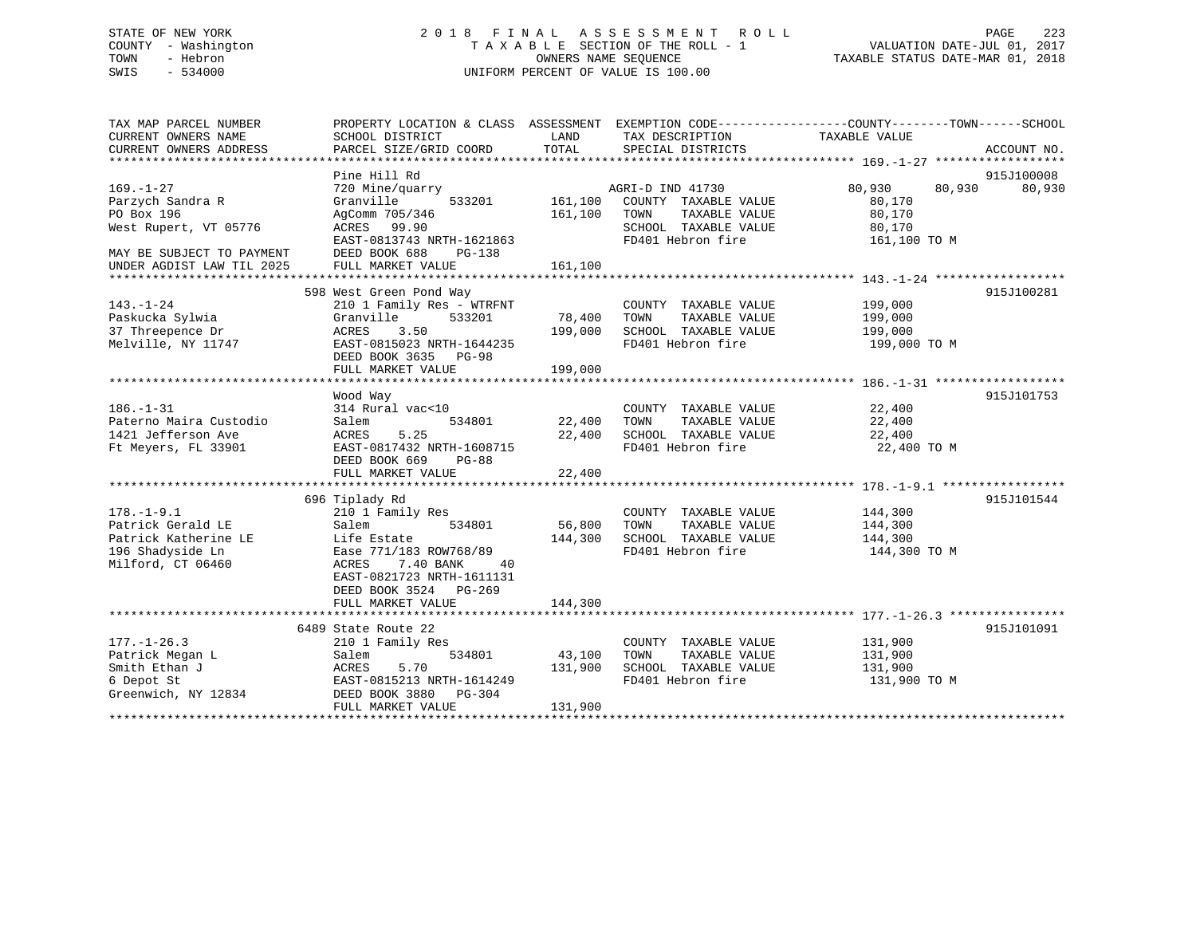STATE OF NEW YORK
COUNTY - Washington
TOWN - Hebron
SWIS - 534000

2018 FINAL ASSESSMENT ROLL
TAXABLE SECTION OF THE ROLL - 1
OWNERS NAME SEQUENCE
UNIFORM PERCENT OF VALUE IS 100.00

VALUATION DATE-JUL 01, 2017
TAXABLE STATUS DATE-MAR 01, 2018

| TAX MAP PARCEL NUMBER / CURRENT OWNERS NAME / CURRENT OWNERS ADDRESS | PROPERTY LOCATION & CLASS / SCHOOL DISTRICT / PARCEL SIZE/GRID COORD | ASSESSMENT LAND / TOTAL | EXEMPTION CODE / TAX DESCRIPTION / SPECIAL DISTRICTS | COUNTY | TOWN | SCHOOL TAXABLE VALUE | ACCOUNT NO. |
|---|---|---|---|---|---|---|---|
| **169.-1-27** | Pine Hill Rd | | | | | | 915J100008 |
| Parzych Sandra R | 720 Mine/quarry | | AGRI-D IND 41730 | 80,930 | 80,930 | 80,930 | |
| PO Box 196 | Granville 533201 | 161,100 | COUNTY TAXABLE VALUE | 80,170 | | | |
| West Rupert, VT 05776 | AgComm 705/346 | 161,100 | TOWN TAXABLE VALUE | | 80,170 | | |
| | ACRES 99.90 | | SCHOOL TAXABLE VALUE | | | 80,170 | |
| MAY BE SUBJECT TO PAYMENT | EAST-0813743 NRTH-1621863 | | FD401 Hebron fire | 161,100 TO M | | | |
| UNDER AGDIST LAW TIL 2025 | DEED BOOK 688 PG-138 | | | | | | |
| | FULL MARKET VALUE | 161,100 | | | | | |
| **143.-1-24** | 598 West Green Pond Way | | | | | | 915J100281 |
| Paskucka Sylwia | 210 1 Family Res - WTRFNT | | COUNTY TAXABLE VALUE | 199,000 | | | |
| 37 Threepence Dr | Granville 533201 | 78,400 | TOWN TAXABLE VALUE | | 199,000 | | |
| Melville, NY 11747 | ACRES 3.50 | 199,000 | SCHOOL TAXABLE VALUE | | | 199,000 | |
| | EAST-0815023 NRTH-1644235 | | FD401 Hebron fire | 199,000 TO M | | | |
| | DEED BOOK 3635 PG-98 | | | | | | |
| | FULL MARKET VALUE | 199,000 | | | | | |
| **186.-1-31** | Wood Way | | | | | | 915J101753 |
| Paterno Maira Custodio | 314 Rural vac<10 | | COUNTY TAXABLE VALUE | 22,400 | | | |
| 1421 Jefferson Ave | Salem 534801 | 22,400 | TOWN TAXABLE VALUE | | 22,400 | | |
| Ft Meyers, FL 33901 | ACRES 5.25 | 22,400 | SCHOOL TAXABLE VALUE | | | 22,400 | |
| | EAST-0817432 NRTH-1608715 | | FD401 Hebron fire | 22,400 TO M | | | |
| | DEED BOOK 669 PG-88 | | | | | | |
| | FULL MARKET VALUE | 22,400 | | | | | |
| **178.-1-9.1** | 696 Tiplady Rd | | | | | | 915J101544 |
| Patrick Gerald LE | 210 1 Family Res | | COUNTY TAXABLE VALUE | 144,300 | | | |
| Patrick Katherine LE | Salem 534801 | 56,800 | TOWN TAXABLE VALUE | | 144,300 | | |
| 196 Shadyside Ln | Life Estate | 144,300 | SCHOOL TAXABLE VALUE | | | 144,300 | |
| Milford, CT 06460 | Ease 771/183 ROW768/89 | | FD401 Hebron fire | 144,300 TO M | | | |
| | ACRES 7.40 BANK 40 | | | | | | |
| | EAST-0821723 NRTH-1611131 | | | | | | |
| | DEED BOOK 3524 PG-269 | | | | | | |
| | FULL MARKET VALUE | 144,300 | | | | | |
| **177.-1-26.3** | 6489 State Route 22 | | | | | | 915J101091 |
| Patrick Megan L | 210 1 Family Res | | COUNTY TAXABLE VALUE | 131,900 | | | |
| Smith Ethan J | Salem 534801 | 43,100 | TOWN TAXABLE VALUE | | 131,900 | | |
| 6 Depot St | ACRES 5.70 | 131,900 | SCHOOL TAXABLE VALUE | | | 131,900 | |
| Greenwich, NY 12834 | EAST-0815213 NRTH-1614249 | | FD401 Hebron fire | 131,900 TO M | | | |
| | DEED BOOK 3880 PG-304 | | | | | | |
| | FULL MARKET VALUE | 131,900 | | | | | |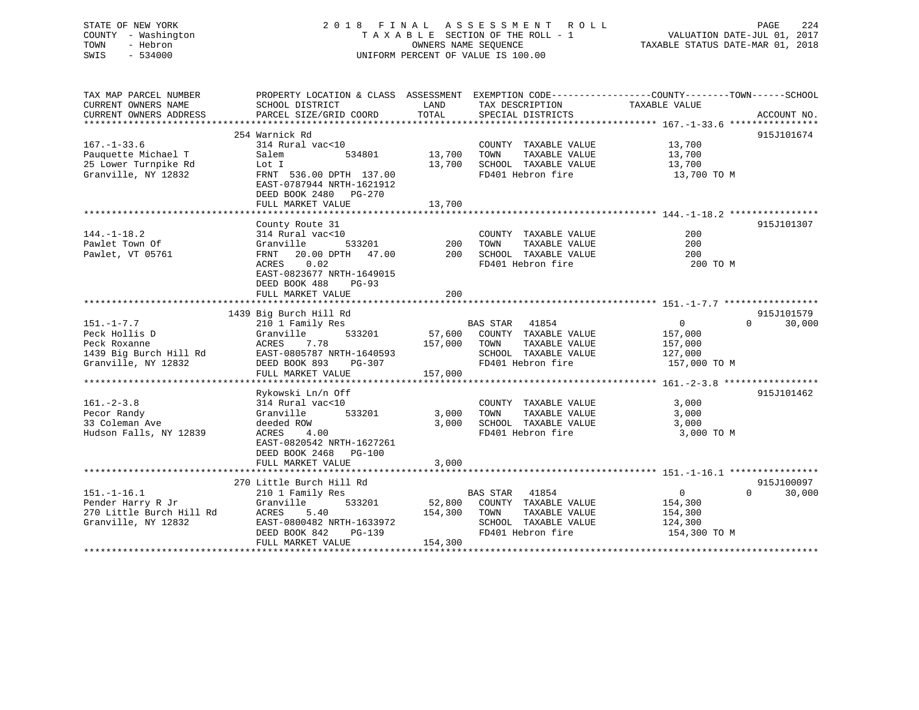STATE OF NEW YORK
COUNTY - Washington
TOWN - Hebron
SWIS - 534000

# 2018 FINAL ASSESSMENT ROLL

TAXABLE SECTION OF THE ROLL - 1
OWNERS NAME SEQUENCE
UNIFORM PERCENT OF VALUE IS 100.00

VALUATION DATE-JUL 01, 2017
TAXABLE STATUS DATE-MAR 01, 2018

| TAX MAP PARCEL NUMBER / CURRENT OWNERS NAME / CURRENT OWNERS ADDRESS | PROPERTY LOCATION & CLASS / SCHOOL DISTRICT / PARCEL SIZE/GRID COORD | ASSESSMENT LAND | TOTAL | EXEMPTION CODE / TAX DESCRIPTION / SPECIAL DISTRICTS | COUNTY--------TOWN------SCHOOL TAXABLE VALUE | ACCOUNT NO. |
|---|---|---|---|---|---|---|
| **167.-1-33.6** | 254 Warnick Rd | | | | | 915J101674 |
| 167.-1-33.6 | 314 Rural vac<10 | | | COUNTY TAXABLE VALUE | 13,700 | |
| Pauquette Michael T | Salem 534801 | 13,700 | | TOWN TAXABLE VALUE | 13,700 | |
| 25 Lower Turnpike Rd | Lot I | | 13,700 | SCHOOL TAXABLE VALUE | 13,700 | |
| Granville, NY 12832 | FRNT 536.00 DPTH 137.00 | | | FD401 Hebron fire | 13,700 TO M | |
| | EAST-0787944 NRTH-1621912 | | | | | |
| | DEED BOOK 2480 PG-270 | | | | | |
| | FULL MARKET VALUE | | 13,700 | | | |
| **144.-1-18.2** | County Route 31 | | | | | 915J101307 |
| 144.-1-18.2 | 314 Rural vac<10 | | | COUNTY TAXABLE VALUE | 200 | |
| Pawlet Town Of | Granville 533201 | 200 | | TOWN TAXABLE VALUE | 200 | |
| Pawlet, VT 05761 | FRNT 20.00 DPTH 47.00 | | 200 | SCHOOL TAXABLE VALUE | 200 | |
| | ACRES 0.02 | | | FD401 Hebron fire | 200 TO M | |
| | EAST-0823677 NRTH-1649015 | | | | | |
| | DEED BOOK 488 PG-93 | | | | | |
| | FULL MARKET VALUE | | 200 | | | |
| **151.-1-7.7** | 1439 Big Burch Hill Rd | | | | | 915J101579 |
| 151.-1-7.7 | 210 1 Family Res | | | BAS STAR 41854 | 0 0 30,000 | |
| Peck Hollis D | Granville 533201 | 57,600 | | COUNTY TAXABLE VALUE | 157,000 | |
| Peck Roxanne | ACRES 7.78 | | 157,000 | TOWN TAXABLE VALUE | 157,000 | |
| 1439 Big Burch Hill Rd | EAST-0805787 NRTH-1640593 | | | SCHOOL TAXABLE VALUE | 127,000 | |
| Granville, NY 12832 | DEED BOOK 893 PG-307 | | | FD401 Hebron fire | 157,000 TO M | |
| | FULL MARKET VALUE | | 157,000 | | | |
| **161.-2-3.8** | Rykowski Ln/n Off | | | | | 915J101462 |
| 161.-2-3.8 | 314 Rural vac<10 | | | COUNTY TAXABLE VALUE | 3,000 | |
| Pecor Randy | Granville 533201 | 3,000 | | TOWN TAXABLE VALUE | 3,000 | |
| 33 Coleman Ave | deeded ROW | | 3,000 | SCHOOL TAXABLE VALUE | 3,000 | |
| Hudson Falls, NY 12839 | ACRES 4.00 | | | FD401 Hebron fire | 3,000 TO M | |
| | EAST-0820542 NRTH-1627261 | | | | | |
| | DEED BOOK 2468 PG-100 | | | | | |
| | FULL MARKET VALUE | | 3,000 | | | |
| **151.-1-16.1** | 270 Little Burch Hill Rd | | | | | 915J100097 |
| 151.-1-16.1 | 210 1 Family Res | | | BAS STAR 41854 | 0 0 30,000 | |
| Pender Harry R Jr | Granville 533201 | 52,800 | | COUNTY TAXABLE VALUE | 154,300 | |
| 270 Little Burch Hill Rd | ACRES 5.40 | | 154,300 | TOWN TAXABLE VALUE | 154,300 | |
| Granville, NY 12832 | EAST-0800482 NRTH-1633972 | | | SCHOOL TAXABLE VALUE | 124,300 | |
| | DEED BOOK 842 PG-139 | | | FD401 Hebron fire | 154,300 TO M | |
| | FULL MARKET VALUE | | 154,300 | | | |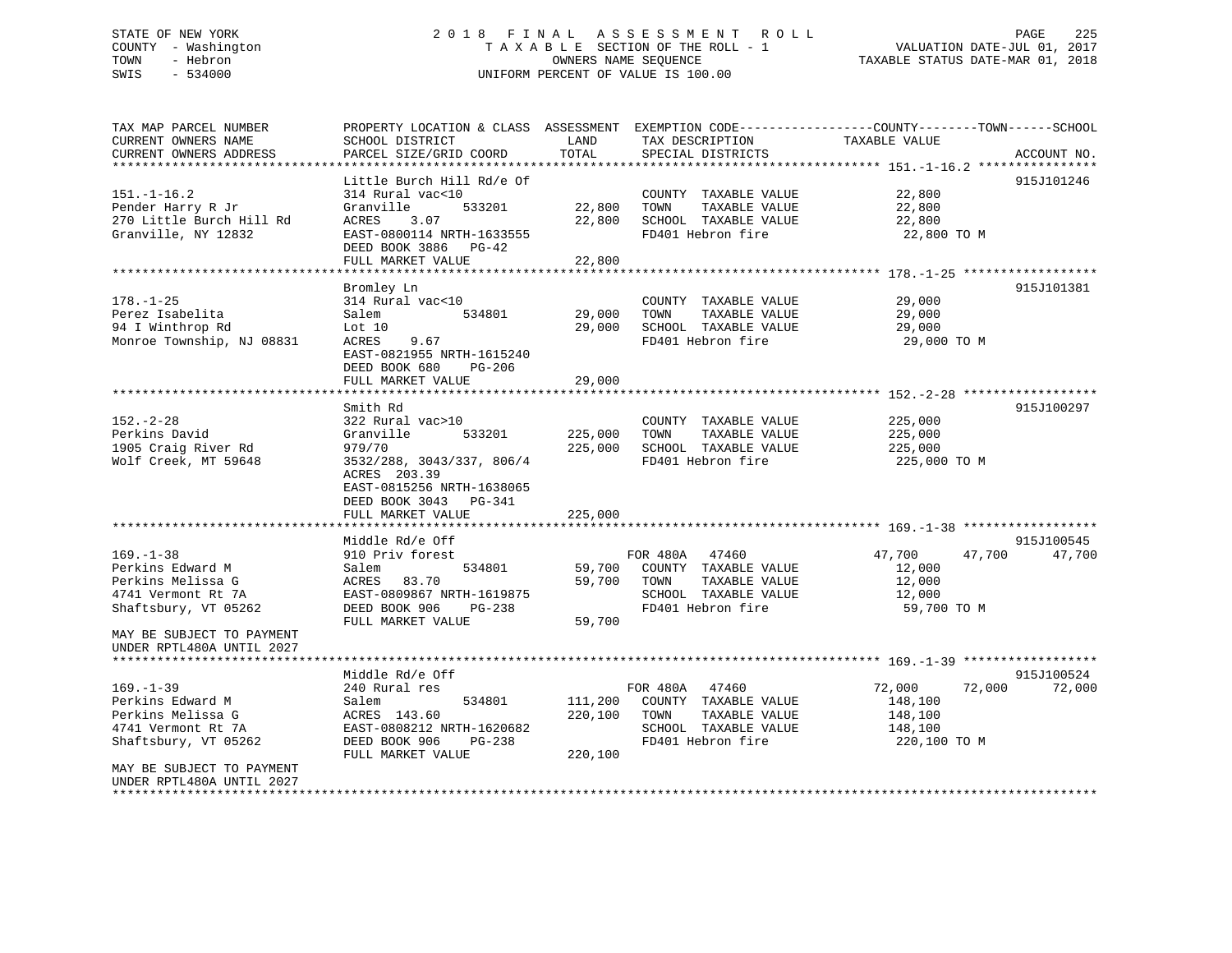STATE OF NEW YORK
COUNTY - Washington
TOWN - Hebron
SWIS - 534000

# 2018 FINAL ASSESSMENT ROLL
TAXABLE SECTION OF THE ROLL - 1
OWNERS NAME SEQUENCE
UNIFORM PERCENT OF VALUE IS 100.00

VALUATION DATE-JUL 01, 2017
TAXABLE STATUS DATE-MAR 01, 2018

| TAX MAP PARCEL NUMBER / CURRENT OWNERS NAME / CURRENT OWNERS ADDRESS | PROPERTY LOCATION & CLASS / SCHOOL DISTRICT / PARCEL SIZE/GRID COORD | ASSESSMENT LAND | TOTAL | EXEMPTION CODE / TAX DESCRIPTION / SPECIAL DISTRICTS | COUNTY / TAXABLE VALUE | TOWN | SCHOOL | ACCOUNT NO. |
|---|---|---|---|---|---|---|---|---|
| **151.-1-16.2** | Little Burch Hill Rd/e Of | | | | | | | 915J101246 |
| 151.-1-16.2 | 314 Rural vac<10 | | | COUNTY TAXABLE VALUE | 22,800 | | | |
| Pender Harry R Jr | Granville 533201 | 22,800 | | TOWN TAXABLE VALUE | 22,800 | | | |
| 270 Little Burch Hill Rd | ACRES 3.07 | | 22,800 | SCHOOL TAXABLE VALUE | 22,800 | | | |
| Granville, NY 12832 | EAST-0800114 NRTH-1633555 | | | FD401 Hebron fire | 22,800 TO M | | | |
| | DEED BOOK 3886 PG-42 | | | | | | | |
| | FULL MARKET VALUE | | 22,800 | | | | | |
| **178.-1-25** | Bromley Ln | | | | | | | 915J101381 |
| 178.-1-25 | 314 Rural vac<10 | | | COUNTY TAXABLE VALUE | 29,000 | | | |
| Perez Isabelita | Salem 534801 | 29,000 | | TOWN TAXABLE VALUE | 29,000 | | | |
| 94 I Winthrop Rd | Lot 10 | | 29,000 | SCHOOL TAXABLE VALUE | 29,000 | | | |
| Monroe Township, NJ 08831 | ACRES 9.67 | | | FD401 Hebron fire | 29,000 TO M | | | |
| | EAST-0821955 NRTH-1615240 | | | | | | | |
| | DEED BOOK 680 PG-206 | | | | | | | |
| | FULL MARKET VALUE | | 29,000 | | | | | |
| **152.-2-28** | Smith Rd | | | | | | | 915J100297 |
| 152.-2-28 | 322 Rural vac>10 | | | COUNTY TAXABLE VALUE | 225,000 | | | |
| Perkins David | Granville 533201 | 225,000 | | TOWN TAXABLE VALUE | 225,000 | | | |
| 1905 Craig River Rd | 979/70 | | 225,000 | SCHOOL TAXABLE VALUE | 225,000 | | | |
| Wolf Creek, MT 59648 | 3532/288, 3043/337, 806/4 | | | FD401 Hebron fire | 225,000 TO M | | | |
| | ACRES 203.39 | | | | | | | |
| | EAST-0815256 NRTH-1638065 | | | | | | | |
| | DEED BOOK 3043 PG-341 | | | | | | | |
| | FULL MARKET VALUE | | 225,000 | | | | | |
| **169.-1-38** | Middle Rd/e Off | | | | | | | 915J100545 |
| 169.-1-38 | 910 Priv forest | | | FOR 480A 47460 | 47,700 | 47,700 | 47,700 | |
| Perkins Edward M | Salem 534801 | 59,700 | | COUNTY TAXABLE VALUE | 12,000 | | | |
| Perkins Melissa G | ACRES 83.70 | | 59,700 | TOWN TAXABLE VALUE | 12,000 | | | |
| 4741 Vermont Rt 7A | EAST-0809867 NRTH-1619875 | | | SCHOOL TAXABLE VALUE | 12,000 | | | |
| Shaftsbury, VT 05262 | DEED BOOK 906 PG-238 | | | FD401 Hebron fire | 59,700 TO M | | | |
| | FULL MARKET VALUE | | 59,700 | | | | | |
| MAY BE SUBJECT TO PAYMENT UNDER RPTL480A UNTIL 2027 | | | | | | | | |
| **169.-1-39** | Middle Rd/e Off | | | | | | | 915J100524 |
| 169.-1-39 | 240 Rural res | | | FOR 480A 47460 | 72,000 | 72,000 | 72,000 | |
| Perkins Edward M | Salem 534801 | 111,200 | | COUNTY TAXABLE VALUE | 148,100 | | | |
| Perkins Melissa G | ACRES 143.60 | | 220,100 | TOWN TAXABLE VALUE | 148,100 | | | |
| 4741 Vermont Rt 7A | EAST-0808212 NRTH-1620682 | | | SCHOOL TAXABLE VALUE | 148,100 | | | |
| Shaftsbury, VT 05262 | DEED BOOK 906 PG-238 | | | FD401 Hebron fire | 220,100 TO M | | | |
| | FULL MARKET VALUE | | 220,100 | | | | | |
| MAY BE SUBJECT TO PAYMENT UNDER RPTL480A UNTIL 2027 | | | | | | | | |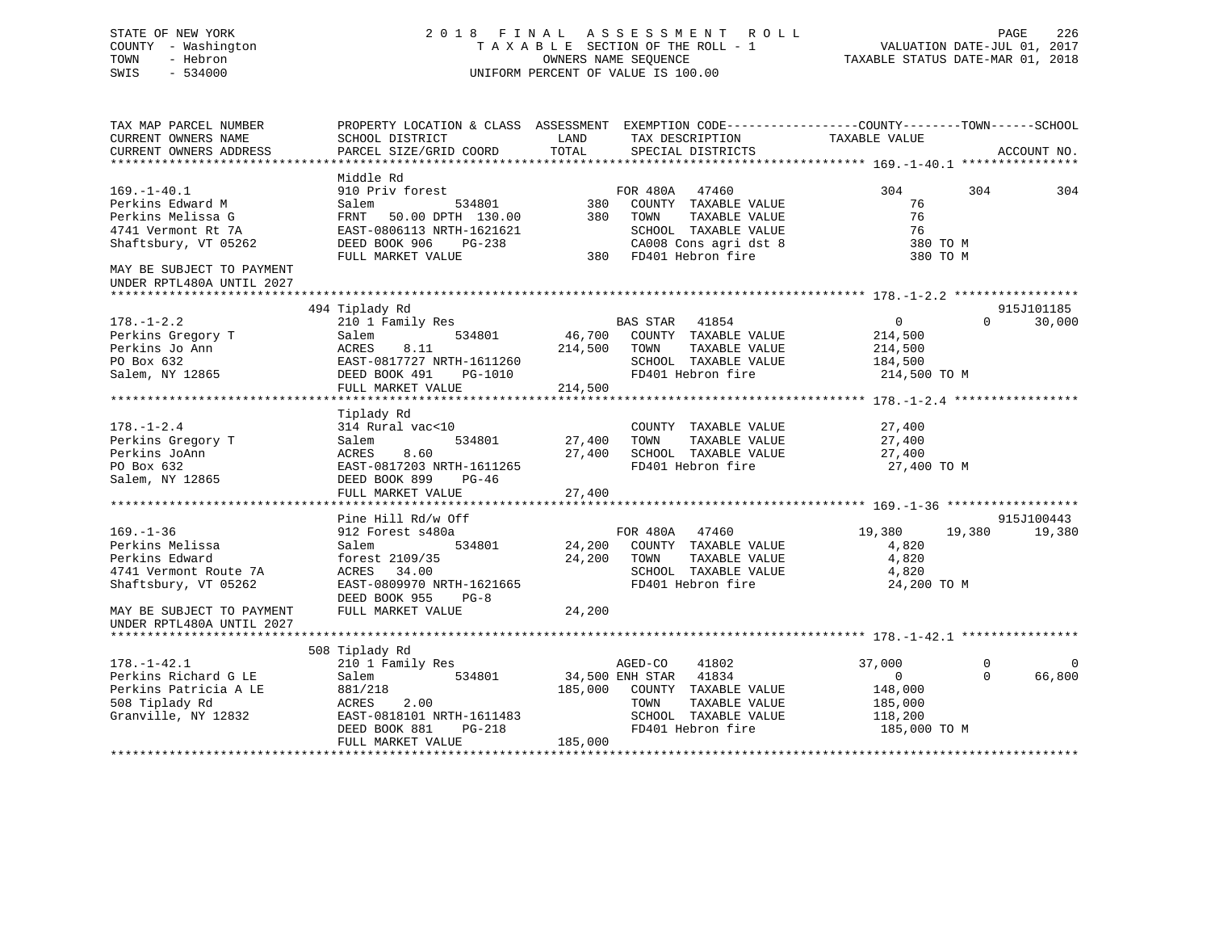STATE OF NEW YORK
COUNTY - Washington
TOWN - Hebron
SWIS - 534000

2018 FINAL ASSESSMENT ROLL
TAXABLE SECTION OF THE ROLL - 1
OWNERS NAME SEQUENCE
UNIFORM PERCENT OF VALUE IS 100.00

VALUATION DATE-JUL 01, 2017
TAXABLE STATUS DATE-MAR 01, 2018

```
TAX MAP PARCEL NUMBER          PROPERTY LOCATION & CLASS  ASSESSMENT  EXEMPTION CODE------------------COUNTY--------TOWN------SCHOOL
CURRENT OWNERS NAME            SCHOOL DISTRICT               LAND      TAX DESCRIPTION            TAXABLE VALUE
CURRENT OWNERS ADDRESS         PARCEL SIZE/GRID COORD        TOTAL     SPECIAL DISTRICTS                                    ACCOUNT NO.
******************************************************************************************************* 169.-1-40.1 ****************
                               Middle Rd
169.-1-40.1                    910 Priv forest                       FOR 480A   47460                  304         304         304
Perkins Edward M               Salem           534801          380   COUNTY  TAXABLE VALUE              76
Perkins Melissa G              FRNT   50.00 DPTH 130.00        380   TOWN    TAXABLE VALUE              76
4741 Vermont Rt 7A             EAST-0806113 NRTH-1621621             SCHOOL  TAXABLE VALUE              76
Shaftsbury, VT 05262           DEED BOOK 906    PG-238               CA008 Cons agri dst 8             380 TO M
                               FULL MARKET VALUE               380   FD401 Hebron fire                 380 TO M
MAY BE SUBJECT TO PAYMENT
UNDER RPTL480A UNTIL 2027
******************************************************************************************************* 178.-1-2.2 *****************
                               494 Tiplady Rd                                                                          915J101185
178.-1-2.2                     210 1 Family Res                      BAS STAR   41854                    0           0      30,000
Perkins Gregory T              Salem           534801        46,700  COUNTY  TAXABLE VALUE         214,500
Perkins Jo Ann                 ACRES    8.11                214,500  TOWN    TAXABLE VALUE         214,500
PO Box 632                     EAST-0817727 NRTH-1611260             SCHOOL  TAXABLE VALUE         184,500
Salem, NY 12865                DEED BOOK 491    PG-1010              FD401 Hebron fire             214,500 TO M
                               FULL MARKET VALUE            214,500
******************************************************************************************************* 178.-1-2.4 *****************
                               Tiplady Rd
178.-1-2.4                     314 Rural vac<10                      COUNTY  TAXABLE VALUE          27,400
Perkins Gregory T              Salem           534801        27,400  TOWN    TAXABLE VALUE          27,400
Perkins JoAnn                  ACRES    8.60                 27,400  SCHOOL  TAXABLE VALUE          27,400
PO Box 632                     EAST-0817203 NRTH-1611265             FD401 Hebron fire              27,400 TO M
Salem, NY 12865                DEED BOOK 899    PG-46
                               FULL MARKET VALUE             27,400
******************************************************************************************************* 169.-1-36 ******************
                               Pine Hill Rd/w Off                                                                      915J100443
169.-1-36                      912 Forest s480a                      FOR 480A   47460               19,380      19,380      19,380
Perkins Melissa                Salem           534801        24,200  COUNTY  TAXABLE VALUE           4,820
Perkins Edward                 forest 2109/35                24,200  TOWN    TAXABLE VALUE           4,820
4741 Vermont Route 7A          ACRES   34.00                         SCHOOL  TAXABLE VALUE           4,820
Shaftsbury, VT 05262           EAST-0809970 NRTH-1621665             FD401 Hebron fire              24,200 TO M
                               DEED BOOK 955    PG-8
MAY BE SUBJECT TO PAYMENT      FULL MARKET VALUE             24,200
UNDER RPTL480A UNTIL 2027
******************************************************************************************************* 178.-1-42.1 ****************
                               508 Tiplady Rd
178.-1-42.1                    210 1 Family Res                      AGED-CO    41802               37,000           0           0
Perkins Richard G LE           Salem           534801        34,500 ENH STAR   41834                    0           0      66,800
Perkins Patricia A LE          881/218                      185,000  COUNTY  TAXABLE VALUE         148,000
508 Tiplady Rd                 ACRES    2.00                         TOWN    TAXABLE VALUE         185,000
Granville, NY 12832            EAST-0818101 NRTH-1611483             SCHOOL  TAXABLE VALUE         118,200
                               DEED BOOK 881    PG-218               FD401 Hebron fire             185,000 TO M
                               FULL MARKET VALUE            185,000
************************************************************************************************************************************
```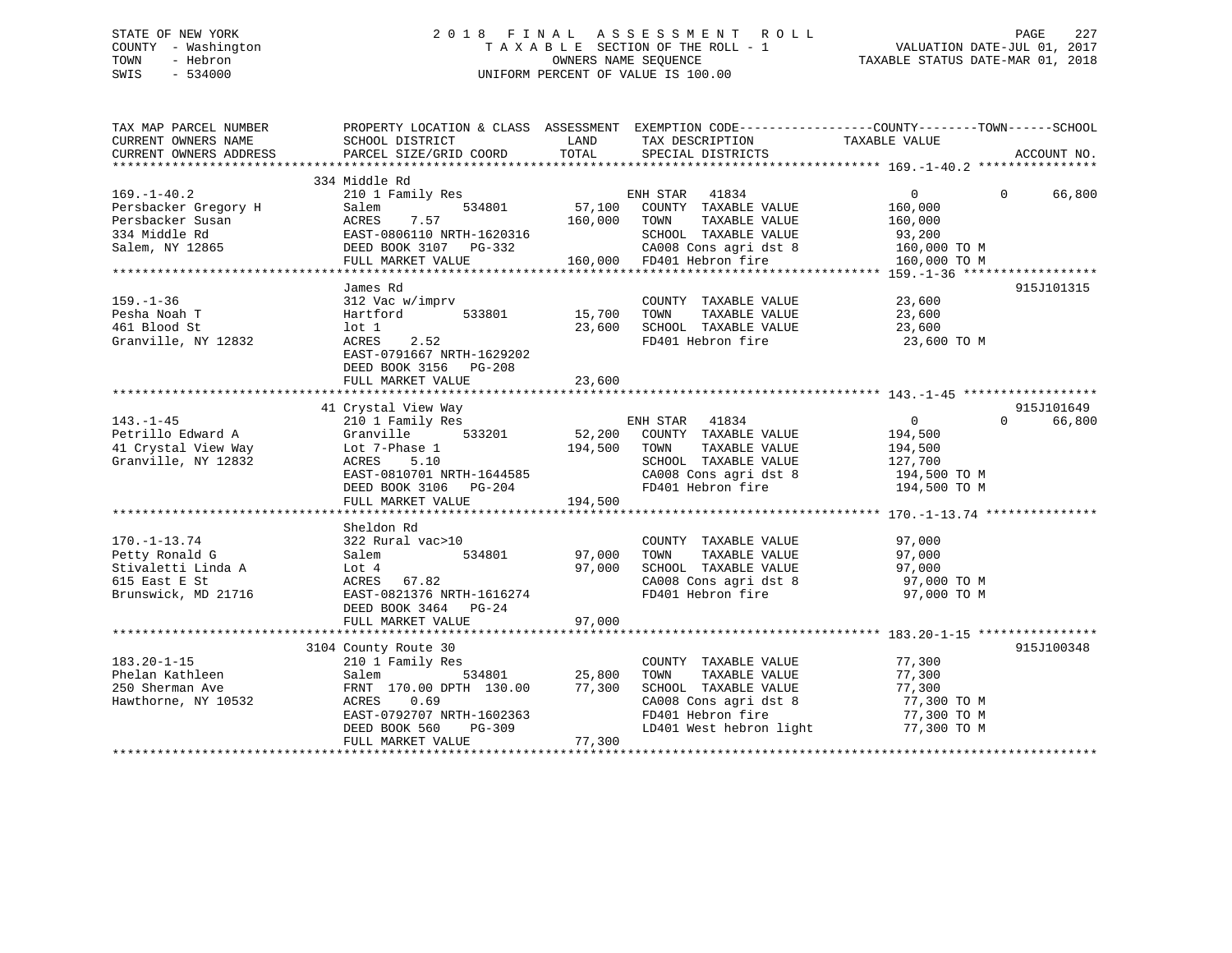STATE OF NEW YORK
COUNTY - Washington
TOWN - Hebron
SWIS - 534000

# 2018 FINAL ASSESSMENT ROLL
TAXABLE SECTION OF THE ROLL - 1
OWNERS NAME SEQUENCE
UNIFORM PERCENT OF VALUE IS 100.00

VALUATION DATE-JUL 01, 2017
TAXABLE STATUS DATE-MAR 01, 2018

```
TAX MAP PARCEL NUMBER          PROPERTY LOCATION & CLASS  ASSESSMENT  EXEMPTION CODE------------------COUNTY--------TOWN------SCHOOL
CURRENT OWNERS NAME            SCHOOL DISTRICT               LAND      TAX DESCRIPTION              TAXABLE VALUE
CURRENT OWNERS ADDRESS         PARCEL SIZE/GRID COORD        TOTAL     SPECIAL DISTRICTS                                    ACCOUNT NO.
******************************************************************************************************* 169.-1-40.2 ****************
                               334 Middle Rd
169.-1-40.2                    210 1 Family Res                        ENH STAR   41834                   0            0     66,800
Persbacker Gregory H           Salem          534801        57,100     COUNTY  TAXABLE VALUE         160,000
Persbacker Susan               ACRES    7.57               160,000     TOWN    TAXABLE VALUE         160,000
334 Middle Rd                  EAST-0806110 NRTH-1620316               SCHOOL  TAXABLE VALUE          93,200
Salem, NY 12865                DEED BOOK 3107   PG-332                 CA008 Cons agri dst 8         160,000 TO M
                               FULL MARKET VALUE           160,000     FD401 Hebron fire             160,000 TO M
******************************************************************************************************* 159.-1-36 ******************
                               James Rd                                                                               915J101315
159.-1-36                      312 Vac w/imprv                         COUNTY  TAXABLE VALUE          23,600
Pesha Noah T                   Hartford       533801        15,700     TOWN    TAXABLE VALUE          23,600
461 Blood St                   lot 1                        23,600     SCHOOL  TAXABLE VALUE          23,600
Granville, NY 12832            ACRES    2.52                           FD401 Hebron fire              23,600 TO M
                               EAST-0791667 NRTH-1629202
                               DEED BOOK 3156   PG-208
                               FULL MARKET VALUE            23,600
******************************************************************************************************* 143.-1-45 ******************
                               41 Crystal View Way                                                                    915J101649
143.-1-45                      210 1 Family Res                        ENH STAR   41834                   0            0     66,800
Petrillo Edward A              Granville      533201        52,200     COUNTY  TAXABLE VALUE         194,500
41 Crystal View Way            Lot 7-Phase 1               194,500     TOWN    TAXABLE VALUE         194,500
Granville, NY 12832            ACRES    5.10                           SCHOOL  TAXABLE VALUE         127,700
                               EAST-0810701 NRTH-1644585               CA008 Cons agri dst 8         194,500 TO M
                               DEED BOOK 3106   PG-204                 FD401 Hebron fire             194,500 TO M
                               FULL MARKET VALUE           194,500
******************************************************************************************************* 170.-1-13.74 ***************
                               Sheldon Rd
170.-1-13.74                   322 Rural vac>10                        COUNTY  TAXABLE VALUE          97,000
Petty Ronald G                 Salem          534801        97,000     TOWN    TAXABLE VALUE          97,000
Stivaletti Linda A             Lot 4                        97,000     SCHOOL  TAXABLE VALUE          97,000
615 East E St                  ACRES   67.82                           CA008 Cons agri dst 8          97,000 TO M
Brunswick, MD 21716            EAST-0821376 NRTH-1616274               FD401 Hebron fire              97,000 TO M
                               DEED BOOK 3464   PG-24
                               FULL MARKET VALUE            97,000
******************************************************************************************************* 183.20-1-15 ****************
                               3104 County Route 30                                                                   915J100348
183.20-1-15                    210 1 Family Res                        COUNTY  TAXABLE VALUE          77,300
Phelan Kathleen                Salem          534801        25,800     TOWN    TAXABLE VALUE          77,300
250 Sherman Ave                FRNT 170.00 DPTH 130.00      77,300     SCHOOL  TAXABLE VALUE          77,300
Hawthorne, NY 10532            ACRES    0.69                           CA008 Cons agri dst 8          77,300 TO M
                               EAST-0792707 NRTH-1602363               FD401 Hebron fire              77,300 TO M
                               DEED BOOK 560    PG-309                 LD401 West hebron light        77,300 TO M
                               FULL MARKET VALUE            77,300
************************************************************************************************************************************
```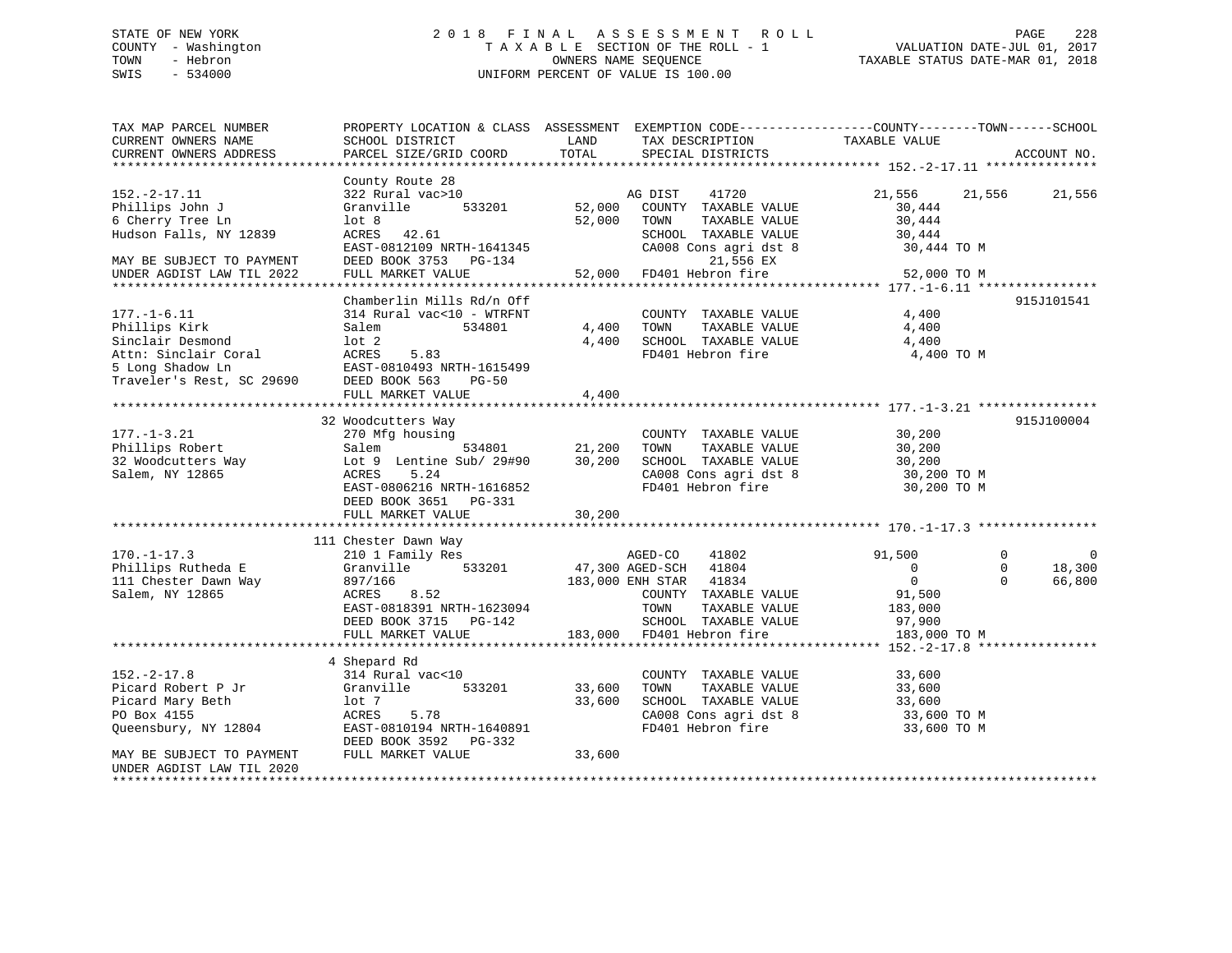STATE OF NEW YORK
COUNTY - Washington
TOWN - Hebron
SWIS - 534000

2018 FINAL ASSESSMENT ROLL
TAXABLE SECTION OF THE ROLL - 1
OWNERS NAME SEQUENCE
UNIFORM PERCENT OF VALUE IS 100.00

VALUATION DATE-JUL 01, 2017
TAXABLE STATUS DATE-MAR 01, 2018

```
TAX MAP PARCEL NUMBER          PROPERTY LOCATION & CLASS  ASSESSMENT  EXEMPTION CODE------------------COUNTY--------TOWN------SCHOOL
CURRENT OWNERS NAME            SCHOOL DISTRICT               LAND      TAX DESCRIPTION              TAXABLE VALUE
CURRENT OWNERS ADDRESS         PARCEL SIZE/GRID COORD        TOTAL     SPECIAL DISTRICTS                                      ACCOUNT NO.
******************************************************************************************************* 152.-2-17.11 ***************
                               County Route 28
152.-2-17.11                   322 Rural vac>10                         AG DIST    41720              21,556      21,556      21,556
Phillips John J                Granville        533201       52,000     COUNTY  TAXABLE VALUE           30,444
6 Cherry Tree Ln               lot 8                         52,000     TOWN    TAXABLE VALUE           30,444
Hudson Falls, NY 12839         ACRES   42.61                            SCHOOL  TAXABLE VALUE           30,444
                               EAST-0812109 NRTH-1641345                CA008 Cons agri dst 8            30,444 TO M
MAY BE SUBJECT TO PAYMENT      DEED BOOK 3753   PG-134                         21,556 EX
UNDER AGDIST LAW TIL 2022      FULL MARKET VALUE             52,000     FD401 Hebron fire                52,000 TO M
******************************************************************************************************* 177.-1-6.11 ****************
                               Chamberlin Mills Rd/n Off                                                                  915J101541
177.-1-6.11                    314 Rural vac<10 - WTRFNT                COUNTY  TAXABLE VALUE            4,400
Phillips Kirk                  Salem            534801        4,400     TOWN    TAXABLE VALUE            4,400
Sinclair Desmond               lot 2                          4,400     SCHOOL  TAXABLE VALUE            4,400
Attn: Sinclair Coral           ACRES    5.83                            FD401 Hebron fire                 4,400 TO M
5 Long Shadow Ln               EAST-0810493 NRTH-1615499
Traveler's Rest, SC 29690      DEED BOOK 563    PG-50
                               FULL MARKET VALUE              4,400
******************************************************************************************************* 177.-1-3.21 ****************
                            32 Woodcutters Way                                                                            915J100004
177.-1-3.21                    270 Mfg housing                          COUNTY  TAXABLE VALUE           30,200
Phillips Robert                Salem            534801       21,200     TOWN    TAXABLE VALUE           30,200
32 Woodcutters Way             Lot 9  Lentine Sub/ 29#90     30,200     SCHOOL  TAXABLE VALUE           30,200
Salem, NY 12865                ACRES    5.24                            CA008 Cons agri dst 8            30,200 TO M
                               EAST-0806216 NRTH-1616852                FD401 Hebron fire                30,200 TO M
                               DEED BOOK 3651   PG-331
                               FULL MARKET VALUE             30,200
******************************************************************************************************* 170.-1-17.3 ****************
                           111 Chester Dawn Way
170.-1-17.3                    210 1 Family Res                         AGED-CO     41802             91,500           0           0
Phillips Rutheda E             Granville        533201       47,300 AGED-SCH    41804                  0           0      18,300
111 Chester Dawn Way           897/166                      183,000 ENH STAR    41834                  0           0      66,800
Salem, NY 12865                ACRES    8.52                            COUNTY  TAXABLE VALUE           91,500
                               EAST-0818391 NRTH-1623094                TOWN    TAXABLE VALUE          183,000
                               DEED BOOK 3715   PG-142                  SCHOOL  TAXABLE VALUE           97,900
                               FULL MARKET VALUE            183,000     FD401 Hebron fire               183,000 TO M
******************************************************************************************************* 152.-2-17.8 ****************
                             4 Shepard Rd
152.-2-17.8                    314 Rural vac<10                         COUNTY  TAXABLE VALUE           33,600
Picard Robert P Jr             Granville        533201       33,600     TOWN    TAXABLE VALUE           33,600
Picard Mary Beth               lot 7                         33,600     SCHOOL  TAXABLE VALUE           33,600
PO Box 4155                    ACRES    5.78                            CA008 Cons agri dst 8            33,600 TO M
Queensbury, NY 12804           EAST-0810194 NRTH-1640891                FD401 Hebron fire                33,600 TO M
                               DEED BOOK 3592   PG-332
MAY BE SUBJECT TO PAYMENT      FULL MARKET VALUE             33,600
UNDER AGDIST LAW TIL 2020
************************************************************************************************************************************
```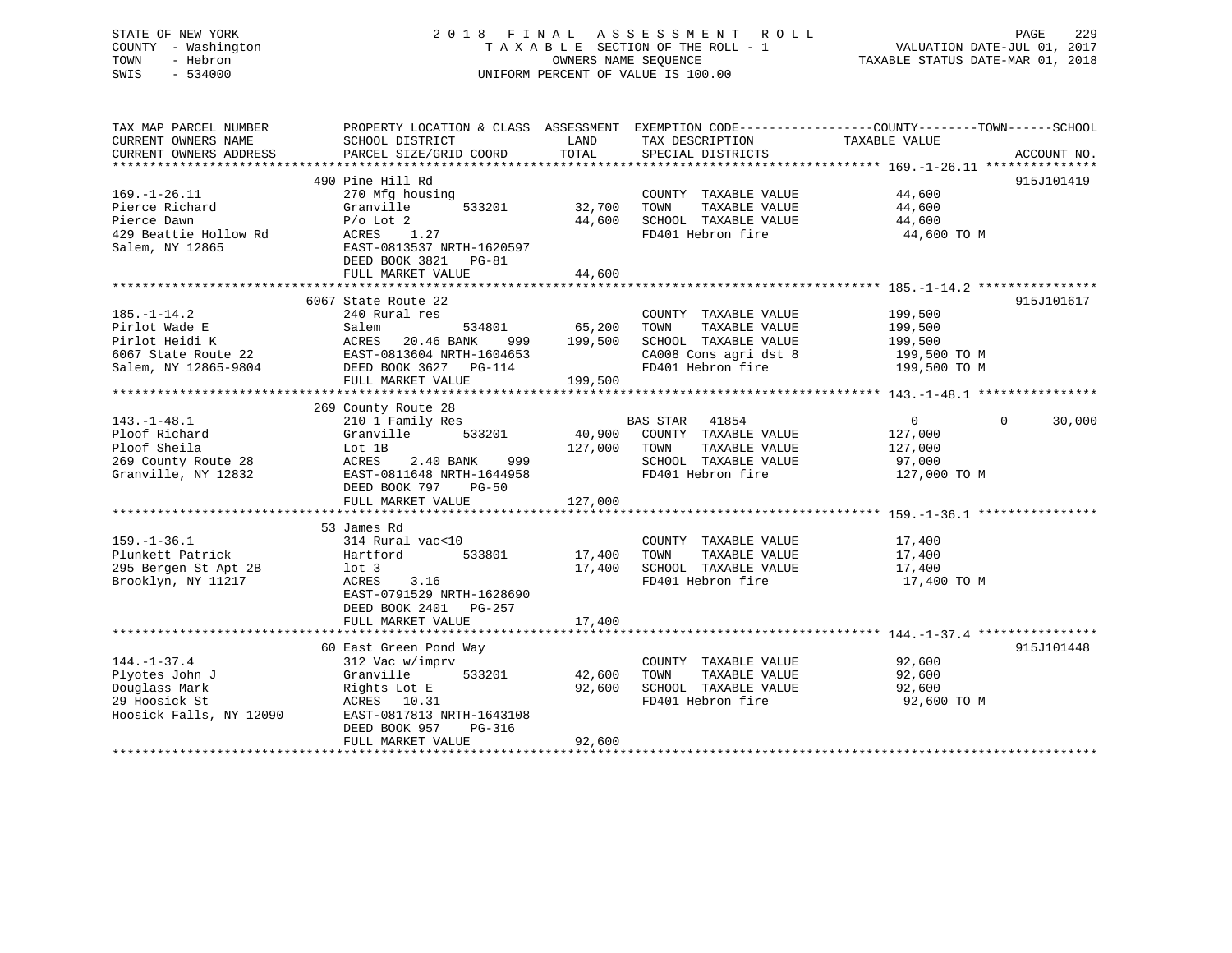STATE OF NEW YORK — COUNTY - Washington — TOWN - Hebron — SWIS - 534000

# 2018 FINAL ASSESSMENT ROLL
TAXABLE SECTION OF THE ROLL - 1
OWNERS NAME SEQUENCE
UNIFORM PERCENT OF VALUE IS 100.00

VALUATION DATE-JUL 01, 2017
TAXABLE STATUS DATE-MAR 01, 2018

| TAX MAP PARCEL NUMBER / CURRENT OWNERS NAME / CURRENT OWNERS ADDRESS | PROPERTY LOCATION & CLASS / SCHOOL DISTRICT / PARCEL SIZE/GRID COORD | ASSESSMENT LAND / TOTAL | EXEMPTION CODE / TAX DESCRIPTION / SPECIAL DISTRICTS | COUNTY / TOWN / SCHOOL TAXABLE VALUE | ACCOUNT NO. |
|---|---|---|---|---|---|
| **169.-1-26.11** | 490 Pine Hill Rd | | | | 915J101419 |
| Pierce Richard | 270 Mfg housing | | COUNTY TAXABLE VALUE | 44,600 | |
| Pierce Dawn | Granville 533201 | 32,700 | TOWN TAXABLE VALUE | 44,600 | |
| 429 Beattie Hollow Rd | P/o Lot 2 | 44,600 | SCHOOL TAXABLE VALUE | 44,600 | |
| Salem, NY 12865 | ACRES 1.27 | | FD401 Hebron fire | 44,600 TO M | |
| | EAST-0813537 NRTH-1620597 | | | | |
| | DEED BOOK 3821 PG-81 | | | | |
| | FULL MARKET VALUE | 44,600 | | | |
| **185.-1-14.2** | 6067 State Route 22 | | | | 915J101617 |
| Pirlot Wade E | 240 Rural res | | COUNTY TAXABLE VALUE | 199,500 | |
| Pirlot Heidi K | Salem 534801 | 65,200 | TOWN TAXABLE VALUE | 199,500 | |
| 6067 State Route 22 | ACRES 20.46 BANK 999 | 199,500 | SCHOOL TAXABLE VALUE | 199,500 | |
| Salem, NY 12865-9804 | EAST-0813604 NRTH-1604653 | | CA008 Cons agri dst 8 | 199,500 TO M | |
| | DEED BOOK 3627 PG-114 | | FD401 Hebron fire | 199,500 TO M | |
| | FULL MARKET VALUE | 199,500 | | | |
| **143.-1-48.1** | 269 County Route 28 | | | | |
| Ploof Richard | 210 1 Family Res | | BAS STAR 41854 | 0 0 30,000 | |
| Ploof Sheila | Granville 533201 | 40,900 | COUNTY TAXABLE VALUE | 127,000 | |
| 269 County Route 28 | Lot 1B | 127,000 | TOWN TAXABLE VALUE | 127,000 | |
| Granville, NY 12832 | ACRES 2.40 BANK 999 | | SCHOOL TAXABLE VALUE | 97,000 | |
| | EAST-0811648 NRTH-1644958 | | FD401 Hebron fire | 127,000 TO M | |
| | DEED BOOK 797 PG-50 | | | | |
| | FULL MARKET VALUE | 127,000 | | | |
| **159.-1-36.1** | 53 James Rd | | | | |
| Plunkett Patrick | 314 Rural vac<10 | | COUNTY TAXABLE VALUE | 17,400 | |
| 295 Bergen St Apt 2B | Hartford 533801 | 17,400 | TOWN TAXABLE VALUE | 17,400 | |
| Brooklyn, NY 11217 | lot 3 | 17,400 | SCHOOL TAXABLE VALUE | 17,400 | |
| | ACRES 3.16 | | FD401 Hebron fire | 17,400 TO M | |
| | EAST-0791529 NRTH-1628690 | | | | |
| | DEED BOOK 2401 PG-257 | | | | |
| | FULL MARKET VALUE | 17,400 | | | |
| **144.-1-37.4** | 60 East Green Pond Way | | | | 915J101448 |
| Plyotes John J | 312 Vac w/imprv | | COUNTY TAXABLE VALUE | 92,600 | |
| Douglass Mark | Granville 533201 | 42,600 | TOWN TAXABLE VALUE | 92,600 | |
| 29 Hoosick St | Rights Lot E | 92,600 | SCHOOL TAXABLE VALUE | 92,600 | |
| Hoosick Falls, NY 12090 | ACRES 10.31 | | FD401 Hebron fire | 92,600 TO M | |
| | EAST-0817813 NRTH-1643108 | | | | |
| | DEED BOOK 957 PG-316 | | | | |
| | FULL MARKET VALUE | 92,600 | | | |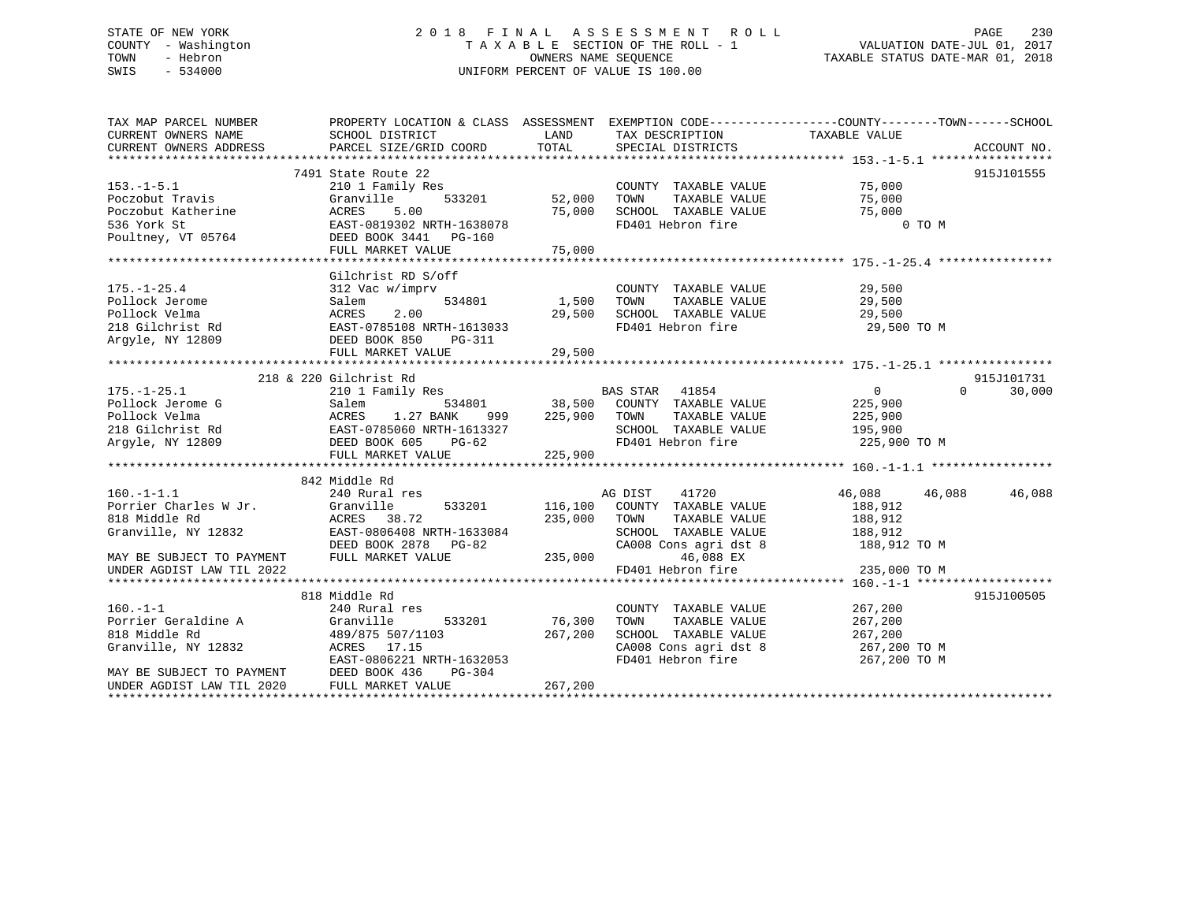STATE OF NEW YORK | 2018 FINAL ASSESSMENT ROLL | VALUATION DATE-JUL 01, 2017
COUNTY - Washington | TAXABLE SECTION OF THE ROLL - 1 | TAXABLE STATUS DATE-MAR 01, 2018
TOWN - Hebron | OWNERS NAME SEQUENCE
SWIS - 534000 | UNIFORM PERCENT OF VALUE IS 100.00

| TAX MAP PARCEL NUMBER / CURRENT OWNERS NAME / CURRENT OWNERS ADDRESS | PROPERTY LOCATION & CLASS / SCHOOL DISTRICT / PARCEL SIZE/GRID COORD | ASSESSMENT LAND | TOTAL | EXEMPTION CODE / TAX DESCRIPTION / SPECIAL DISTRICTS | COUNTY TAXABLE VALUE | TOWN | SCHOOL | ACCOUNT NO. |
|---|---|---|---|---|---|---|---|---|
| 153.-1-5.1 | 7491 State Route 22 | | | | | | | 915J101555 |
| 153.-1-5.1 | 210 1 Family Res | | | COUNTY TAXABLE VALUE | 75,000 | | | |
| Poczobut Travis | Granville 533201 | 52,000 | | TOWN TAXABLE VALUE | 75,000 | | | |
| Poczobut Katherine | ACRES 5.00 | | 75,000 | SCHOOL TAXABLE VALUE | 75,000 | | | |
| 536 York St | EAST-0819302 NRTH-1638078 | | | FD401 Hebron fire | 0 TO M | | | |
| Poultney, VT 05764 | DEED BOOK 3441 PG-160 | | | | | | | |
| | FULL MARKET VALUE | | 75,000 | | | | | |
| 175.-1-25.4 | Gilchrist RD S/off | | | | | | | |
| 175.-1-25.4 | 312 Vac w/imprv | | | COUNTY TAXABLE VALUE | 29,500 | | | |
| Pollock Jerome | Salem 534801 | 1,500 | | TOWN TAXABLE VALUE | 29,500 | | | |
| Pollock Velma | ACRES 2.00 | | 29,500 | SCHOOL TAXABLE VALUE | 29,500 | | | |
| 218 Gilchrist Rd | EAST-0785108 NRTH-1613033 | | | FD401 Hebron fire | 29,500 TO M | | | |
| Argyle, NY 12809 | DEED BOOK 850 PG-311 | | | | | | | |
| | FULL MARKET VALUE | | 29,500 | | | | | |
| 175.-1-25.1 | 218 & 220 Gilchrist Rd | | | | | | | 915J101731 |
| 175.-1-25.1 | 210 1 Family Res | | | BAS STAR 41854 | 0 | 0 | 30,000 | |
| Pollock Jerome G | Salem 534801 | 38,500 | | COUNTY TAXABLE VALUE | 225,900 | | | |
| Pollock Velma | ACRES 1.27 BANK 999 | | 225,900 | TOWN TAXABLE VALUE | 225,900 | | | |
| 218 Gilchrist Rd | EAST-0785060 NRTH-1613327 | | | SCHOOL TAXABLE VALUE | 195,900 | | | |
| Argyle, NY 12809 | DEED BOOK 605 PG-62 | | | FD401 Hebron fire | 225,900 TO M | | | |
| | FULL MARKET VALUE | | 225,900 | | | | | |
| 160.-1-1.1 | 842 Middle Rd | | | | | | | |
| 160.-1-1.1 | 240 Rural res | | | AG DIST 41720 | 46,088 | 46,088 | 46,088 | |
| Porrier Charles W Jr. | Granville 533201 | 116,100 | | COUNTY TAXABLE VALUE | 188,912 | | | |
| 818 Middle Rd | ACRES 38.72 | | 235,000 | TOWN TAXABLE VALUE | 188,912 | | | |
| Granville, NY 12832 | EAST-0806408 NRTH-1633084 | | | SCHOOL TAXABLE VALUE | 188,912 | | | |
| | DEED BOOK 2878 PG-82 | | | CA008 Cons agri dst 8 | 188,912 TO M | | | |
| MAY BE SUBJECT TO PAYMENT | FULL MARKET VALUE | | 235,000 | 46,088 EX | | | | |
| UNDER AGDIST LAW TIL 2022 | | | | FD401 Hebron fire | 235,000 TO M | | | |
| 160.-1-1 | 818 Middle Rd | | | | | | | 915J100505 |
| 160.-1-1 | 240 Rural res | | | COUNTY TAXABLE VALUE | 267,200 | | | |
| Porrier Geraldine A | Granville 533201 | 76,300 | | TOWN TAXABLE VALUE | 267,200 | | | |
| 818 Middle Rd | 489/875 507/1103 | | 267,200 | SCHOOL TAXABLE VALUE | 267,200 | | | |
| Granville, NY 12832 | ACRES 17.15 | | | CA008 Cons agri dst 8 | 267,200 TO M | | | |
| | EAST-0806221 NRTH-1632053 | | | FD401 Hebron fire | 267,200 TO M | | | |
| MAY BE SUBJECT TO PAYMENT | DEED BOOK 436 PG-304 | | | | | | | |
| UNDER AGDIST LAW TIL 2020 | FULL MARKET VALUE | | 267,200 | | | | | |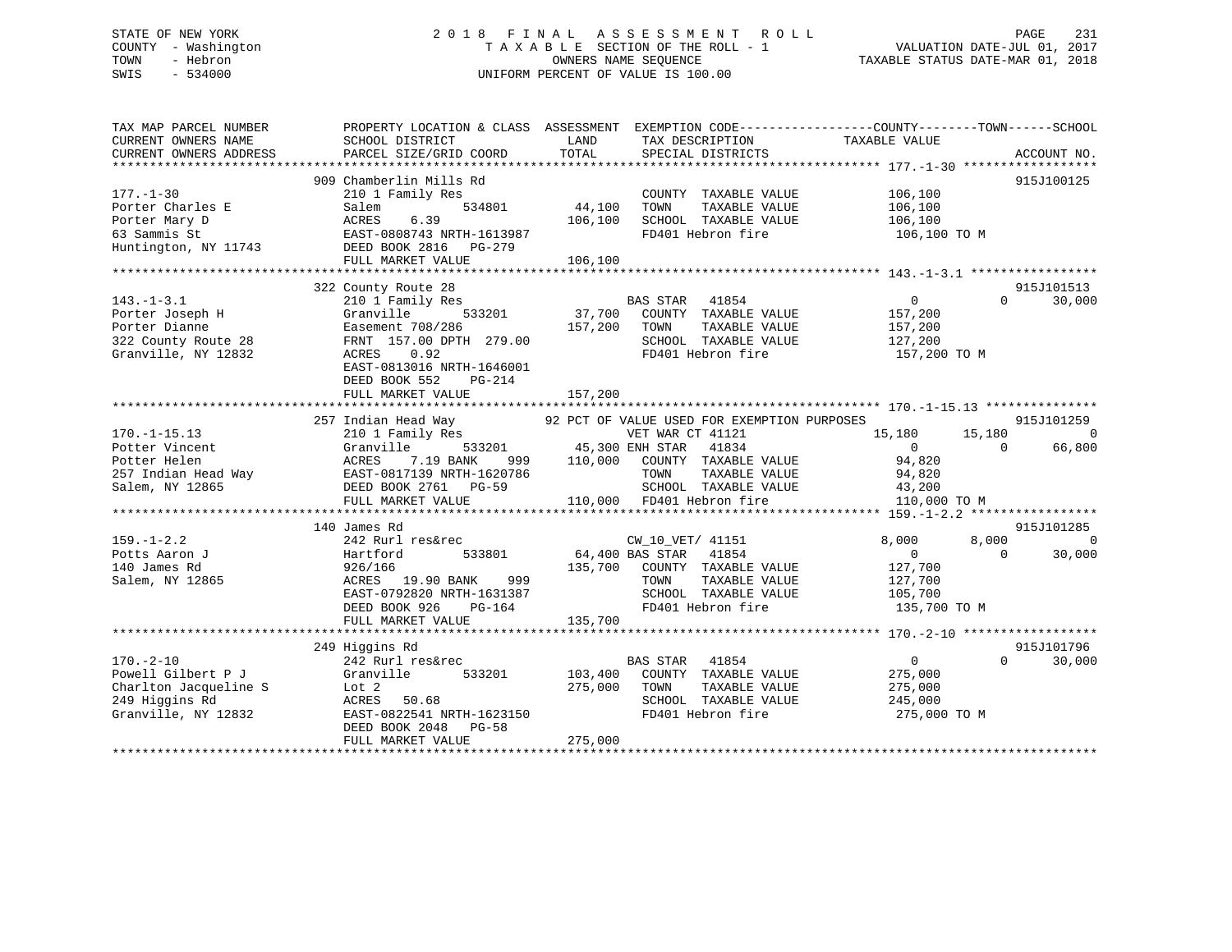STATE OF NEW YORK
COUNTY - Washington
TOWN - Hebron
SWIS - 534000

2018 FINAL ASSESSMENT ROLL
TAXABLE SECTION OF THE ROLL - 1
OWNERS NAME SEQUENCE
UNIFORM PERCENT OF VALUE IS 100.00

VALUATION DATE-JUL 01, 2017
TAXABLE STATUS DATE-MAR 01, 2018

```
TAX MAP PARCEL NUMBER          PROPERTY LOCATION & CLASS  ASSESSMENT  EXEMPTION CODE------------------COUNTY--------TOWN------SCHOOL
CURRENT OWNERS NAME            SCHOOL DISTRICT               LAND      TAX DESCRIPTION            TAXABLE VALUE
CURRENT OWNERS ADDRESS         PARCEL SIZE/GRID COORD       TOTAL      SPECIAL DISTRICTS                                   ACCOUNT NO.
******************************************************************************************************* 177.-1-30 ******************
                               909 Chamberlin Mills Rd                                                                     915J100125
177.-1-30                      210 1 Family Res                        COUNTY  TAXABLE VALUE          106,100
Porter Charles E               Salem          534801       44,100      TOWN    TAXABLE VALUE          106,100
Porter Mary D                  ACRES    6.39              106,100      SCHOOL  TAXABLE VALUE          106,100
63 Sammis St                   EAST-0808743 NRTH-1613987               FD401 Hebron fire               106,100 TO M
Huntington, NY 11743           DEED BOOK 2816   PG-279
                               FULL MARKET VALUE          106,100
******************************************************************************************************* 143.-1-3.1 *****************
                               322 County Route 28                                                                         915J101513
143.-1-3.1                     210 1 Family Res                  BAS STAR  41854                       0           0       30,000
Porter Joseph H                Granville      533201       37,700   COUNTY  TAXABLE VALUE          157,200
Porter Dianne                  Easement 708/286           157,200   TOWN    TAXABLE VALUE          157,200
322 County Route 28            FRNT 157.00 DPTH 279.00              SCHOOL  TAXABLE VALUE          127,200
Granville, NY 12832            ACRES    0.92                        FD401 Hebron fire               157,200 TO M
                               EAST-0813016 NRTH-1646001
                               DEED BOOK 552    PG-214
                               FULL MARKET VALUE          157,200
******************************************************************************************************* 170.-1-15.13 ***************
                               257 Indian Head Way           92 PCT OF VALUE USED FOR EXEMPTION PURPOSES                   915J101259
170.-1-15.13                   210 1 Family Res                  VET WAR CT 41121                 15,180      15,180            0
Potter Vincent                 Granville      533201       45,300 ENH STAR  41834                      0           0       66,800
Potter Helen                   ACRES    7.19 BANK     999 110,000   COUNTY  TAXABLE VALUE           94,820
257 Indian Head Way            EAST-0817139 NRTH-1620786            TOWN    TAXABLE VALUE           94,820
Salem, NY 12865                DEED BOOK 2761   PG-59               SCHOOL  TAXABLE VALUE           43,200
                               FULL MARKET VALUE          110,000   FD401 Hebron fire               110,000 TO M
******************************************************************************************************* 159.-1-2.2 *****************
                               140 James Rd                                                                                915J101285
159.-1-2.2                     242 Rurl res&rec                  CW_10_VET/ 41151                  8,000       8,000            0
Potts Aaron J                  Hartford       533801       64,400 BAS STAR  41854                      0           0       30,000
140 James Rd                   926/166                    135,700   COUNTY  TAXABLE VALUE          127,700
Salem, NY 12865                ACRES   19.90 BANK     999           TOWN    TAXABLE VALUE          127,700
                               EAST-0792820 NRTH-1631387            SCHOOL  TAXABLE VALUE          105,700
                               DEED BOOK 926    PG-164              FD401 Hebron fire               135,700 TO M
                               FULL MARKET VALUE          135,700
******************************************************************************************************* 170.-2-10 ******************
                               249 Higgins Rd                                                                              915J101796
170.-2-10                      242 Rurl res&rec                  BAS STAR  41854                       0           0       30,000
Powell Gilbert P J             Granville      533201      103,400   COUNTY  TAXABLE VALUE          275,000
Charlton Jacqueline S          Lot 2                      275,000   TOWN    TAXABLE VALUE          275,000
249 Higgins Rd                 ACRES   50.68                        SCHOOL  TAXABLE VALUE          245,000
Granville, NY 12832            EAST-0822541 NRTH-1623150            FD401 Hebron fire               275,000 TO M
                               DEED BOOK 2048   PG-58
                               FULL MARKET VALUE          275,000
************************************************************************************************************************************
```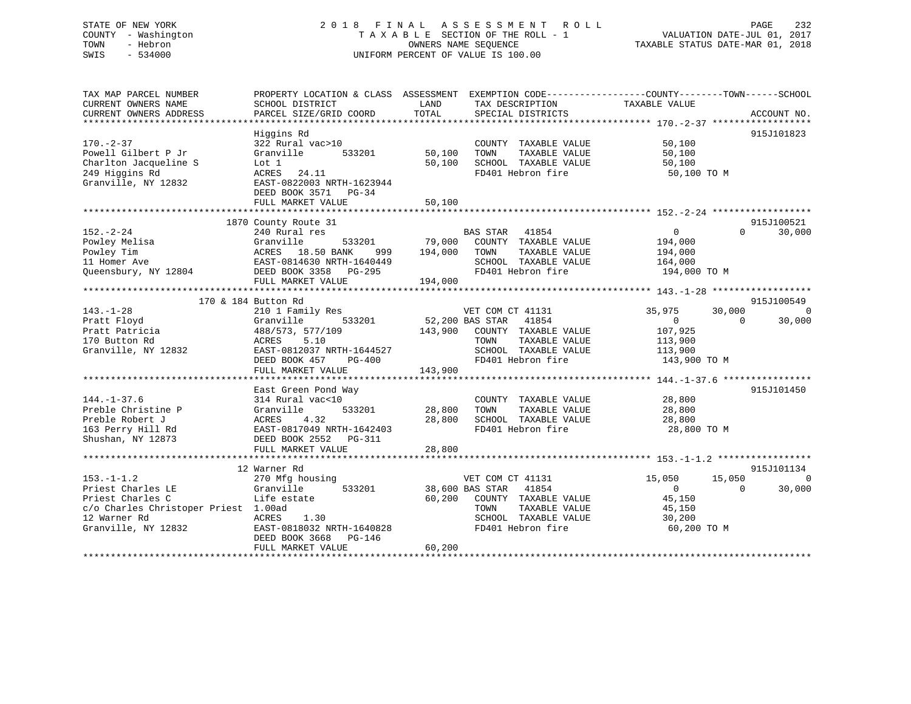STATE OF NEW YORK
COUNTY - Washington
TOWN - Hebron
SWIS - 534000

# 2018 FINAL ASSESSMENT ROLL

TAXABLE SECTION OF THE ROLL - 1
OWNERS NAME SEQUENCE
UNIFORM PERCENT OF VALUE IS 100.00

VALUATION DATE-JUL 01, 2017
TAXABLE STATUS DATE-MAR 01, 2018

```
TAX MAP PARCEL NUMBER          PROPERTY LOCATION & CLASS  ASSESSMENT  EXEMPTION CODE------------------COUNTY--------TOWN------SCHOOL
CURRENT OWNERS NAME            SCHOOL DISTRICT               LAND      TAX DESCRIPTION            TAXABLE VALUE
CURRENT OWNERS ADDRESS         PARCEL SIZE/GRID COORD        TOTAL     SPECIAL DISTRICTS                                    ACCOUNT NO.
******************************************************************************************************* 170.-2-37 ******************
                               Higgins Rd                                                                             915J101823
170.-2-37                      322 Rural vac>10                        COUNTY  TAXABLE VALUE          50,100
Powell Gilbert P Jr            Granville       533201       50,100     TOWN    TAXABLE VALUE          50,100
Charlton Jacqueline S          Lot 1                        50,100     SCHOOL  TAXABLE VALUE          50,100
249 Higgins Rd                 ACRES   24.11                           FD401 Hebron fire               50,100 TO M
Granville, NY 12832            EAST-0822003 NRTH-1623944
                               DEED BOOK 3571   PG-34
                               FULL MARKET VALUE            50,100
******************************************************************************************************* 152.-2-24 ******************
                        1870 County Route 31                                                                          915J100521
152.-2-24                      240 Rural res                           BAS STAR   41854                    0             0      30,000
Powley Melisa                  Granville       533201       79,000     COUNTY  TAXABLE VALUE         194,000
Powley Tim                     ACRES   18.50 BANK     999  194,000     TOWN    TAXABLE VALUE         194,000
11 Homer Ave                   EAST-0814630 NRTH-1640449               SCHOOL  TAXABLE VALUE         164,000
Queensbury, NY 12804           DEED BOOK 3358   PG-295                 FD401 Hebron fire              194,000 TO M
                               FULL MARKET VALUE           194,000
******************************************************************************************************* 143.-1-28 ******************
                     170 & 184 Button Rd                                                                              915J100549
143.-1-28                      210 1 Family Res                        VET COM CT 41131               35,975        30,000           0
Pratt Floyd                    Granville       533201       52,200 BAS STAR   41854                    0             0      30,000
Pratt Patricia                 488/573, 577/109            143,900     COUNTY  TAXABLE VALUE         107,925
170 Button Rd                  ACRES    5.10                           TOWN    TAXABLE VALUE         113,900
Granville, NY 12832            EAST-0812037 NRTH-1644527               SCHOOL  TAXABLE VALUE         113,900
                               DEED BOOK 457    PG-400                 FD401 Hebron fire              143,900 TO M
                               FULL MARKET VALUE           143,900
******************************************************************************************************* 144.-1-37.6 ****************
                               East Green Pond Way                                                                    915J101450
144.-1-37.6                    314 Rural vac<10                        COUNTY  TAXABLE VALUE          28,800
Preble Christine P             Granville       533201       28,800     TOWN    TAXABLE VALUE          28,800
Preble Robert J                ACRES    4.32                28,800     SCHOOL  TAXABLE VALUE          28,800
163 Perry Hill Rd              EAST-0817049 NRTH-1642403               FD401 Hebron fire               28,800 TO M
Shushan, NY 12873              DEED BOOK 2552   PG-311
                               FULL MARKET VALUE            28,800
******************************************************************************************************* 153.-1-1.2 *****************
                            12 Warner Rd                                                                              915J101134
153.-1-1.2                     270 Mfg housing                         VET COM CT 41131               15,050        15,050           0
Priest Charles LE              Granville       533201       38,600 BAS STAR   41854                    0             0      30,000
Priest Charles C               Life estate                  60,200     COUNTY  TAXABLE VALUE          45,150
c/o Charles Christoper Priest  1.00ad                                  TOWN    TAXABLE VALUE          45,150
12 Warner Rd                   ACRES    1.30                           SCHOOL  TAXABLE VALUE          30,200
Granville, NY 12832            EAST-0818032 NRTH-1640828               FD401 Hebron fire               60,200 TO M
                               DEED BOOK 3668   PG-146
                               FULL MARKET VALUE            60,200
************************************************************************************************************************************
```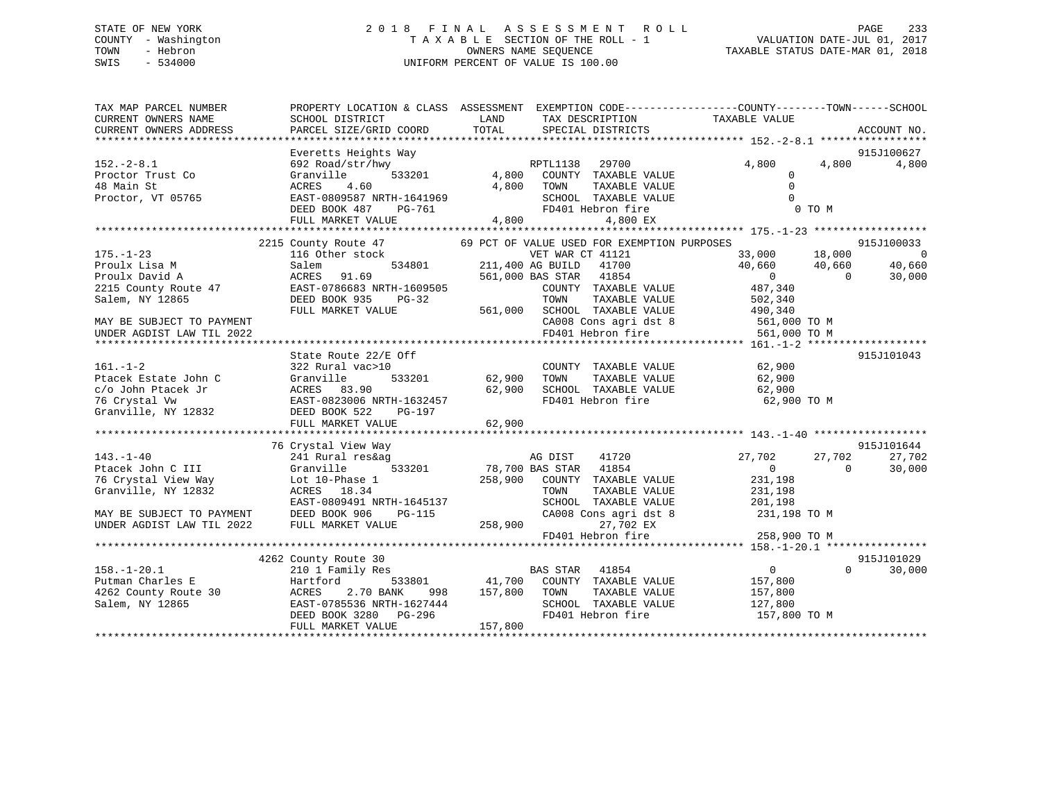STATE OF NEW YORK | 2018 FINAL ASSESSMENT ROLL | VALUATION DATE-JUL 01, 2017
COUNTY - Washington | TAXABLE SECTION OF THE ROLL - 1 | TAXABLE STATUS DATE-MAR 01, 2018
TOWN - Hebron | OWNERS NAME SEQUENCE
SWIS - 534000 | UNIFORM PERCENT OF VALUE IS 100.00

```
TAX MAP PARCEL NUMBER          PROPERTY LOCATION & CLASS  ASSESSMENT  EXEMPTION CODE-----------------COUNTY--------TOWN------SCHOOL
CURRENT OWNERS NAME            SCHOOL DISTRICT              LAND      TAX DESCRIPTION              TAXABLE VALUE
CURRENT OWNERS ADDRESS         PARCEL SIZE/GRID COORD       TOTAL     SPECIAL DISTRICTS                                   ACCOUNT NO.
****************************************************************************************************** 152.-2-8.1 *****************
                               Everetts Heights Way                                                                         915J100627
152.-2-8.1                     692 Road/str/hwy                       RPTL1138   29700                4,800       4,800       4,800
Proctor Trust Co               Granville        533201        4,800   COUNTY  TAXABLE VALUE                0
48 Main St                     ACRES    4.60                  4,800   TOWN    TAXABLE VALUE                0
Proctor, VT 05765              EAST-0809587 NRTH-1641969              SCHOOL  TAXABLE VALUE                0
                               DEED BOOK 487    PG-761                FD401 Hebron fire                    0 TO M
                               FULL MARKET VALUE              4,800              4,800 EX
****************************************************************************************************** 175.-1-23 ******************
                          2215 County Route 47            69 PCT OF VALUE USED FOR EXEMPTION PURPOSES                       915J100033
175.-1-23                      116 Other stock                        VET WAR CT 41121                33,000      18,000           0
Proulx Lisa M                  Salem            534801      211,400 AG BUILD   41700                40,660      40,660      40,660
Proulx David A                 ACRES   91.69                561,000 BAS STAR   41854                     0           0      30,000
2215 County Route 47           EAST-0786683 NRTH-1609505              COUNTY  TAXABLE VALUE          487,340
Salem, NY 12865                DEED BOOK 935    PG-32                 TOWN    TAXABLE VALUE          502,340
                               FULL MARKET VALUE            561,000   SCHOOL  TAXABLE VALUE          490,340
MAY BE SUBJECT TO PAYMENT                                             CA008 Cons agri dst 8          561,000 TO M
UNDER AGDIST LAW TIL 2022                                             FD401 Hebron fire              561,000 TO M
****************************************************************************************************** 161.-1-2 *******************
                               State Route 22/E Off                                                                         915J101043
161.-1-2                       322 Rural vac>10                       COUNTY  TAXABLE VALUE           62,900
Ptacek Estate John C           Granville        533201       62,900   TOWN    TAXABLE VALUE           62,900
c/o John Ptacek Jr             ACRES   83.90                 62,900   SCHOOL  TAXABLE VALUE           62,900
76 Crystal Vw                  EAST-0823006 NRTH-1632457              FD401 Hebron fire               62,900 TO M
Granville, NY 12832            DEED BOOK 522    PG-197
                               FULL MARKET VALUE             62,900
****************************************************************************************************** 143.-1-40 ******************
                            76 Crystal View Way                                                                             915J101644
143.-1-40                      241 Rural res&ag                       AG DIST    41720                27,702      27,702      27,702
Ptacek John C III              Granville        533201       78,700 BAS STAR   41854                     0           0      30,000
76 Crystal View Way            Lot 10-Phase 1               258,900   COUNTY  TAXABLE VALUE          231,198
Granville, NY 12832            ACRES   18.34                          TOWN    TAXABLE VALUE          231,198
                               EAST-0809491 NRTH-1645137              SCHOOL  TAXABLE VALUE          201,198
MAY BE SUBJECT TO PAYMENT      DEED BOOK 906    PG-115                CA008 Cons agri dst 8          231,198 TO M
UNDER AGDIST LAW TIL 2022      FULL MARKET VALUE            258,900             27,702 EX
                                                                      FD401 Hebron fire              258,900 TO M
****************************************************************************************************** 158.-1-20.1 ****************
                          4262 County Route 30                                                                              915J101029
158.-1-20.1                    210 1 Family Res                       BAS STAR   41854                     0           0      30,000
Putman Charles E               Hartford         533801       41,700   COUNTY  TAXABLE VALUE          157,800
4262 County Route 30           ACRES    2.70 BANK     998   157,800   TOWN    TAXABLE VALUE          157,800
Salem, NY 12865                EAST-0785536 NRTH-1627444              SCHOOL  TAXABLE VALUE          127,800
                               DEED BOOK 3280   PG-296                FD401 Hebron fire              157,800 TO M
                               FULL MARKET VALUE            157,800
************************************************************************************************************************************
```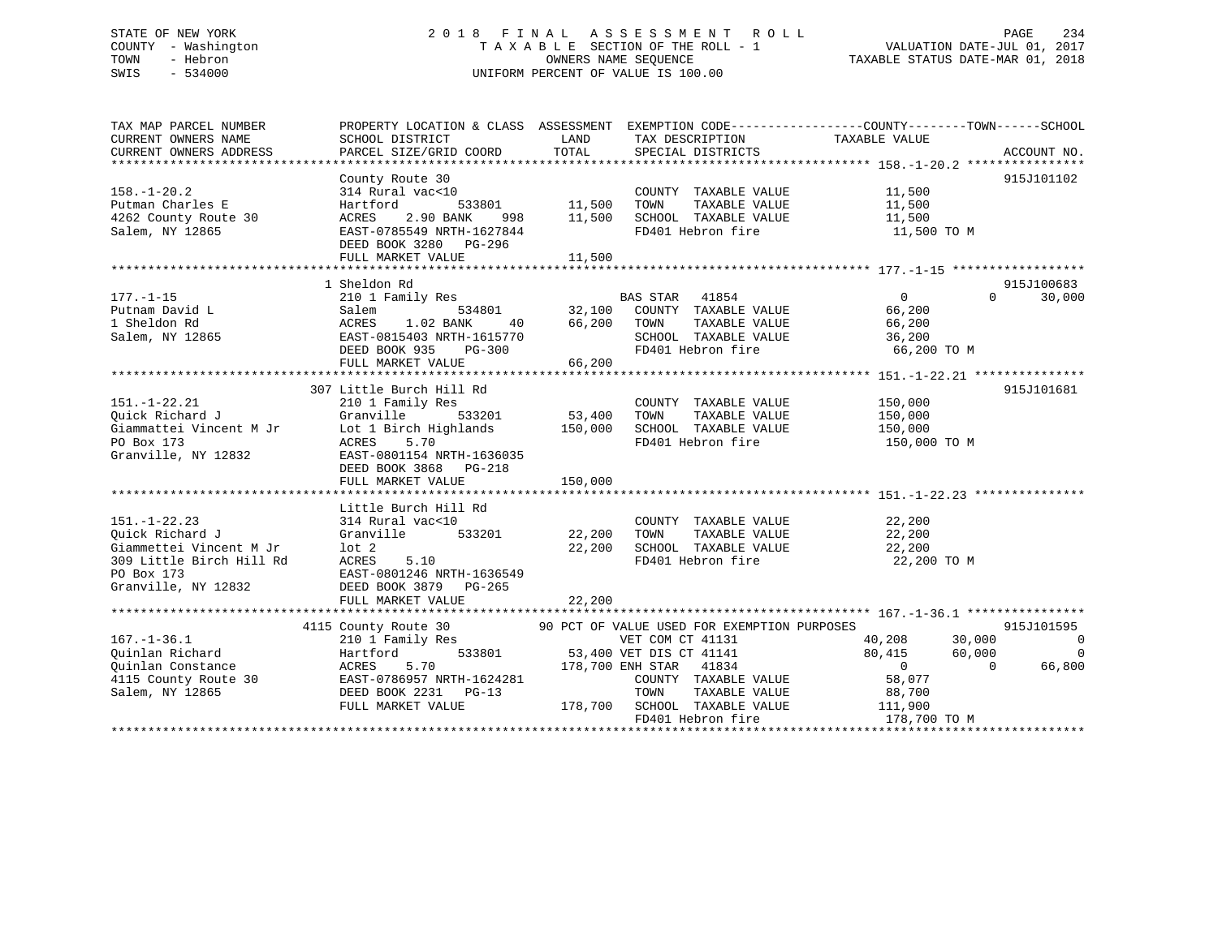STATE OF NEW YORK
COUNTY - Washington
TOWN - Hebron
SWIS - 534000

# 2018 FINAL ASSESSMENT ROLL
TAXABLE SECTION OF THE ROLL - 1
OWNERS NAME SEQUENCE
UNIFORM PERCENT OF VALUE IS 100.00

VALUATION DATE-JUL 01, 2017
TAXABLE STATUS DATE-MAR 01, 2018

```
TAX MAP PARCEL NUMBER          PROPERTY LOCATION & CLASS  ASSESSMENT  EXEMPTION CODE------------------COUNTY--------TOWN------SCHOOL
CURRENT OWNERS NAME            SCHOOL DISTRICT               LAND      TAX DESCRIPTION             TAXABLE VALUE
CURRENT OWNERS ADDRESS         PARCEL SIZE/GRID COORD        TOTAL     SPECIAL DISTRICTS                                      ACCOUNT NO.
******************************************************************************************************* 158.-1-20.2 ****************
                               County Route 30                                                                                915J101102
158.-1-20.2                    314 Rural vac<10                        COUNTY  TAXABLE VALUE            11,500
Putman Charles E               Hartford         533801       11,500    TOWN    TAXABLE VALUE            11,500
4262 County Route 30           ACRES    2.90 BANK    998     11,500    SCHOOL  TAXABLE VALUE            11,500
Salem, NY 12865                EAST-0785549 NRTH-1627844               FD401 Hebron fire                 11,500 TO M
                               DEED BOOK 3280   PG-296
                               FULL MARKET VALUE             11,500
******************************************************************************************************* 177.-1-15 ******************
                               1 Sheldon Rd                                                                                   915J100683
177.-1-15                      210 1 Family Res                        BAS STAR   41854                      0          0       30,000
Putnam David L                 Salem            534801       32,100    COUNTY  TAXABLE VALUE            66,200
1 Sheldon Rd                   ACRES    1.02 BANK     40     66,200    TOWN    TAXABLE VALUE            66,200
Salem, NY 12865                EAST-0815403 NRTH-1615770               SCHOOL  TAXABLE VALUE            36,200
                               DEED BOOK 935    PG-300                 FD401 Hebron fire                 66,200 TO M
                               FULL MARKET VALUE             66,200
******************************************************************************************************* 151.-1-22.21 ***************
                               307 Little Burch Hill Rd                                                                       915J101681
151.-1-22.21                   210 1 Family Res                        COUNTY  TAXABLE VALUE           150,000
Quick Richard J                Granville        533201       53,400    TOWN    TAXABLE VALUE           150,000
Giammattei Vincent M Jr        Lot 1 Birch Highlands        150,000    SCHOOL  TAXABLE VALUE           150,000
PO Box 173                     ACRES    5.70                           FD401 Hebron fire                150,000 TO M
Granville, NY 12832            EAST-0801154 NRTH-1636035
                               DEED BOOK 3868   PG-218
                               FULL MARKET VALUE            150,000
******************************************************************************************************* 151.-1-22.23 ***************
                               Little Burch Hill Rd
151.-1-22.23                   314 Rural vac<10                        COUNTY  TAXABLE VALUE            22,200
Quick Richard J                Granville        533201       22,200    TOWN    TAXABLE VALUE            22,200
Giammettei Vincent M Jr        lot 2                         22,200    SCHOOL  TAXABLE VALUE            22,200
309 Little Birch Hill Rd       ACRES    5.10                           FD401 Hebron fire                 22,200 TO M
PO Box 173                     EAST-0801246 NRTH-1636549
Granville, NY 12832            DEED BOOK 3879   PG-265
                               FULL MARKET VALUE             22,200
******************************************************************************************************* 167.-1-36.1 ****************
                               4115 County Route 30          90 PCT OF VALUE USED FOR EXEMPTION PURPOSES                      915J101595
167.-1-36.1                    210 1 Family Res                        VET COM CT 41131                 40,208     30,000            0
Quinlan Richard                Hartford         533801       53,400 VET DIS CT 41141                    80,415     60,000            0
Quinlan Constance              ACRES    5.70                178,700 ENH STAR   41834                         0          0       66,800
4115 County Route 30           EAST-0786957 NRTH-1624281               COUNTY  TAXABLE VALUE            58,077
Salem, NY 12865                DEED BOOK 2231   PG-13                  TOWN    TAXABLE VALUE            88,700
                               FULL MARKET VALUE            178,700    SCHOOL  TAXABLE VALUE           111,900
                                                                       FD401 Hebron fire                178,700 TO M
************************************************************************************************************************************
```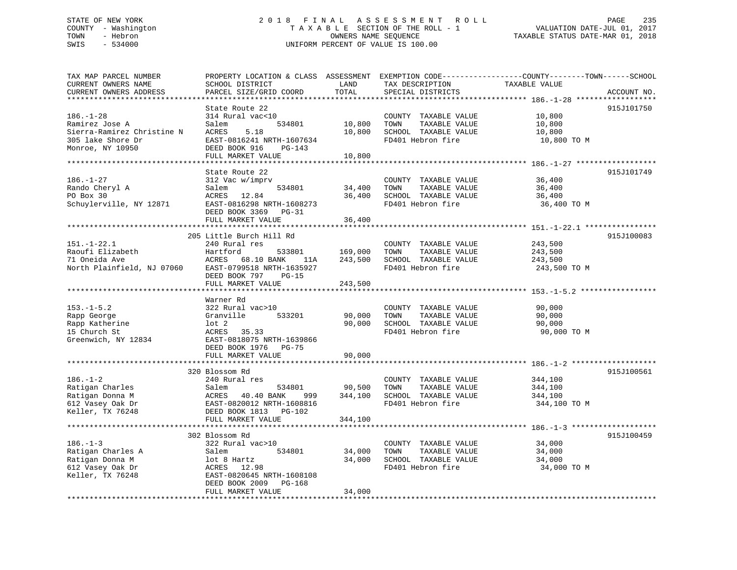STATE OF NEW YORK
COUNTY - Washington
TOWN - Hebron
SWIS - 534000

# 2018 FINAL ASSESSMENT ROLL
TAXABLE SECTION OF THE ROLL - 1
OWNERS NAME SEQUENCE
UNIFORM PERCENT OF VALUE IS 100.00

VALUATION DATE-JUL 01, 2017
TAXABLE STATUS DATE-MAR 01, 2018

| TAX MAP PARCEL NUMBER / CURRENT OWNERS NAME / CURRENT OWNERS ADDRESS | PROPERTY LOCATION & CLASS / SCHOOL DISTRICT / PARCEL SIZE/GRID COORD | ASSESSMENT LAND | TOTAL | EXEMPTION CODE / TAX DESCRIPTION / SPECIAL DISTRICTS | TAXABLE VALUE (COUNTY / TOWN / SCHOOL) | ACCOUNT NO. |
|---|---|---|---|---|---|---|
| 186.-1-28 | State Route 22 | | | | | 915J101750 |
| Ramirez Jose A | 314 Rural vac<10 | | | COUNTY TAXABLE VALUE | 10,800 | |
| Sierra-Ramirez Christine N | Salem 534801 | 10,800 | | TOWN TAXABLE VALUE | 10,800 | |
| 305 lake Shore Dr | ACRES 5.18 | | 10,800 | SCHOOL TAXABLE VALUE | 10,800 | |
| Monroe, NY 10950 | EAST-0816241 NRTH-1607634 | | | FD401 Hebron fire | 10,800 TO M | |
| | DEED BOOK 916 PG-143 | | | | | |
| | FULL MARKET VALUE | | 10,800 | | | |
| 186.-1-27 | State Route 22 | | | | | 915J101749 |
| Rando Cheryl A | 312 Vac w/imprv | | | COUNTY TAXABLE VALUE | 36,400 | |
| PO Box 30 | Salem 534801 | 34,400 | | TOWN TAXABLE VALUE | 36,400 | |
| Schuylerville, NY 12871 | ACRES 12.84 | | 36,400 | SCHOOL TAXABLE VALUE | 36,400 | |
| | EAST-0816298 NRTH-1608273 | | | FD401 Hebron fire | 36,400 TO M | |
| | DEED BOOK 3369 PG-31 | | | | | |
| | FULL MARKET VALUE | | 36,400 | | | |
| 151.-1-22.1 | 205 Little Burch Hill Rd | | | | | 915J100083 |
| Raoufi Elizabeth | 240 Rural res | | | COUNTY TAXABLE VALUE | 243,500 | |
| 71 Oneida Ave | Hartford 533801 | 169,000 | | TOWN TAXABLE VALUE | 243,500 | |
| North Plainfield, NJ 07060 | ACRES 68.10 BANK 11A | | 243,500 | SCHOOL TAXABLE VALUE | 243,500 | |
| | EAST-0799518 NRTH-1635927 | | | FD401 Hebron fire | 243,500 TO M | |
| | DEED BOOK 797 PG-15 | | | | | |
| | FULL MARKET VALUE | | 243,500 | | | |
| 153.-1-5.2 | Warner Rd | | | | | |
| Rapp George | 322 Rural vac>10 | | | COUNTY TAXABLE VALUE | 90,000 | |
| Rapp Katherine | Granville 533201 | 90,000 | | TOWN TAXABLE VALUE | 90,000 | |
| 15 Church St | lot 2 | | 90,000 | SCHOOL TAXABLE VALUE | 90,000 | |
| Greenwich, NY 12834 | ACRES 35.33 | | | FD401 Hebron fire | 90,000 TO M | |
| | EAST-0818075 NRTH-1639866 | | | | | |
| | DEED BOOK 1976 PG-75 | | | | | |
| | FULL MARKET VALUE | | 90,000 | | | |
| 186.-1-2 | 320 Blossom Rd | | | | | 915J100561 |
| Ratigan Charles | 240 Rural res | | | COUNTY TAXABLE VALUE | 344,100 | |
| Ratigan Donna M | Salem 534801 | 90,500 | | TOWN TAXABLE VALUE | 344,100 | |
| 612 Vasey Oak Dr | ACRES 40.40 BANK 999 | | 344,100 | SCHOOL TAXABLE VALUE | 344,100 | |
| Keller, TX 76248 | EAST-0820012 NRTH-1608816 | | | FD401 Hebron fire | 344,100 TO M | |
| | DEED BOOK 1813 PG-102 | | | | | |
| | FULL MARKET VALUE | | 344,100 | | | |
| 186.-1-3 | 302 Blossom Rd | | | | | 915J100459 |
| Ratigan Charles A | 322 Rural vac>10 | | | COUNTY TAXABLE VALUE | 34,000 | |
| Ratigan Donna M | Salem 534801 | 34,000 | | TOWN TAXABLE VALUE | 34,000 | |
| 612 Vasey Oak Dr | lot 8 Hartz | | 34,000 | SCHOOL TAXABLE VALUE | 34,000 | |
| Keller, TX 76248 | ACRES 12.98 | | | FD401 Hebron fire | 34,000 TO M | |
| | EAST-0820645 NRTH-1608108 | | | | | |
| | DEED BOOK 2009 PG-168 | | | | | |
| | FULL MARKET VALUE | | 34,000 | | | |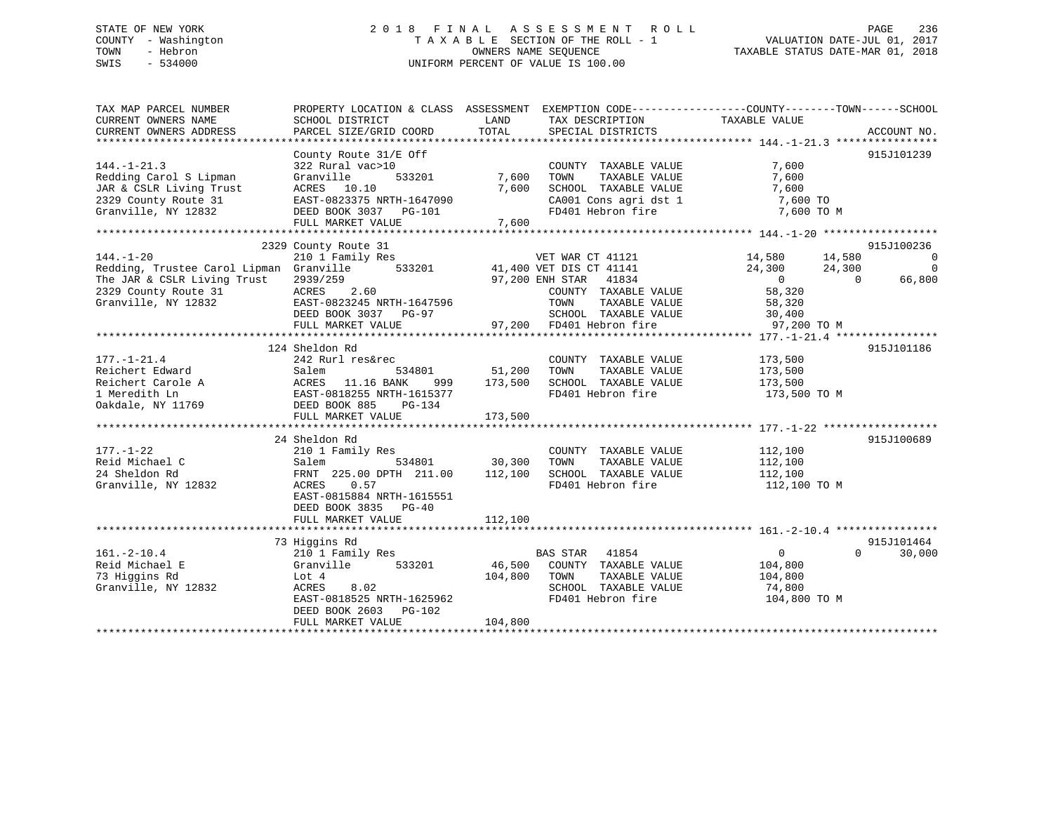STATE OF NEW YORK
COUNTY - Washington
TOWN - Hebron
SWIS - 534000

# 2018 FINAL ASSESSMENT ROLL
TAXABLE SECTION OF THE ROLL - 1
OWNERS NAME SEQUENCE
UNIFORM PERCENT OF VALUE IS 100.00

VALUATION DATE-JUL 01, 2017
TAXABLE STATUS DATE-MAR 01, 2018

```
TAX MAP PARCEL NUMBER          PROPERTY LOCATION & CLASS  ASSESSMENT  EXEMPTION CODE------------------COUNTY--------TOWN------SCHOOL
CURRENT OWNERS NAME            SCHOOL DISTRICT             LAND        TAX DESCRIPTION           TAXABLE VALUE
CURRENT OWNERS ADDRESS         PARCEL SIZE/GRID COORD      TOTAL       SPECIAL DISTRICTS                                  ACCOUNT NO.
****************************************************************************************************** 144.-1-21.3 ****************
                               County Route 31/E Off                                                                    915J101239
144.-1-21.3                    322 Rural vac>10                        COUNTY  TAXABLE VALUE           7,600
Redding Carol S Lipman         Granville       533201        7,600     TOWN    TAXABLE VALUE           7,600
JAR & CSLR Living Trust        ACRES  10.10                  7,600     SCHOOL  TAXABLE VALUE           7,600
2329 County Route 31           EAST-0823375 NRTH-1647090               CA001 Cons agri dst 1           7,600 TO
Granville, NY 12832            DEED BOOK 3037  PG-101                  FD401 Hebron fire               7,600 TO M
                               FULL MARKET VALUE             7,600
****************************************************************************************************** 144.-1-20 ******************
                          2329 County Route 31                                                                          915J100236
144.-1-20                      210 1 Family Res                        VET WAR CT 41121           14,580      14,580            0
Redding, Trustee Carol Lipman  Granville       533201       41,400 VET DIS CT 41141           24,300      24,300            0
The JAR & CSLR Living Trust    2939/259                     97,200 ENH STAR   41834                0           0       66,800
2329 County Route 31           ACRES   2.60                            COUNTY  TAXABLE VALUE          58,320
Granville, NY 12832            EAST-0823245 NRTH-1647596               TOWN    TAXABLE VALUE          58,320
                               DEED BOOK 3037  PG-97                   SCHOOL  TAXABLE VALUE          30,400
                               FULL MARKET VALUE            97,200     FD401 Hebron fire              97,200 TO M
****************************************************************************************************** 177.-1-21.4 ****************
                          124 Sheldon Rd                                                                                915J101186
177.-1-21.4                    242 Rurl res&rec                        COUNTY  TAXABLE VALUE         173,500
Reichert Edward                Salem           534801       51,200     TOWN    TAXABLE VALUE         173,500
Reichert Carole A              ACRES  11.16 BANK    999    173,500     SCHOOL  TAXABLE VALUE         173,500
1 Meredith Ln                  EAST-0818255 NRTH-1615377               FD401 Hebron fire             173,500 TO M
Oakdale, NY 11769              DEED BOOK 885   PG-134
                               FULL MARKET VALUE           173,500
****************************************************************************************************** 177.-1-22 ******************
                          24 Sheldon Rd                                                                                 915J100689
177.-1-22                      210 1 Family Res                        COUNTY  TAXABLE VALUE         112,100
Reid Michael C                 Salem           534801       30,300     TOWN    TAXABLE VALUE         112,100
24 Sheldon Rd                  FRNT 225.00 DPTH 211.00     112,100     SCHOOL  TAXABLE VALUE         112,100
Granville, NY 12832            ACRES   0.57                            FD401 Hebron fire             112,100 TO M
                               EAST-0815884 NRTH-1615551
                               DEED BOOK 3835  PG-40
                               FULL MARKET VALUE           112,100
****************************************************************************************************** 161.-2-10.4 ****************
                          73 Higgins Rd                                                                                 915J101464
161.-2-10.4                    210 1 Family Res                        BAS STAR   41854                0           0       30,000
Reid Michael E                 Granville       533201       46,500     COUNTY  TAXABLE VALUE         104,800
73 Higgins Rd                  Lot 4                       104,800     TOWN    TAXABLE VALUE         104,800
Granville, NY 12832            ACRES   8.02                            SCHOOL  TAXABLE VALUE          74,800
                               EAST-0818525 NRTH-1625962               FD401 Hebron fire             104,800 TO M
                               DEED BOOK 2603  PG-102
                               FULL MARKET VALUE           104,800
************************************************************************************************************************************
```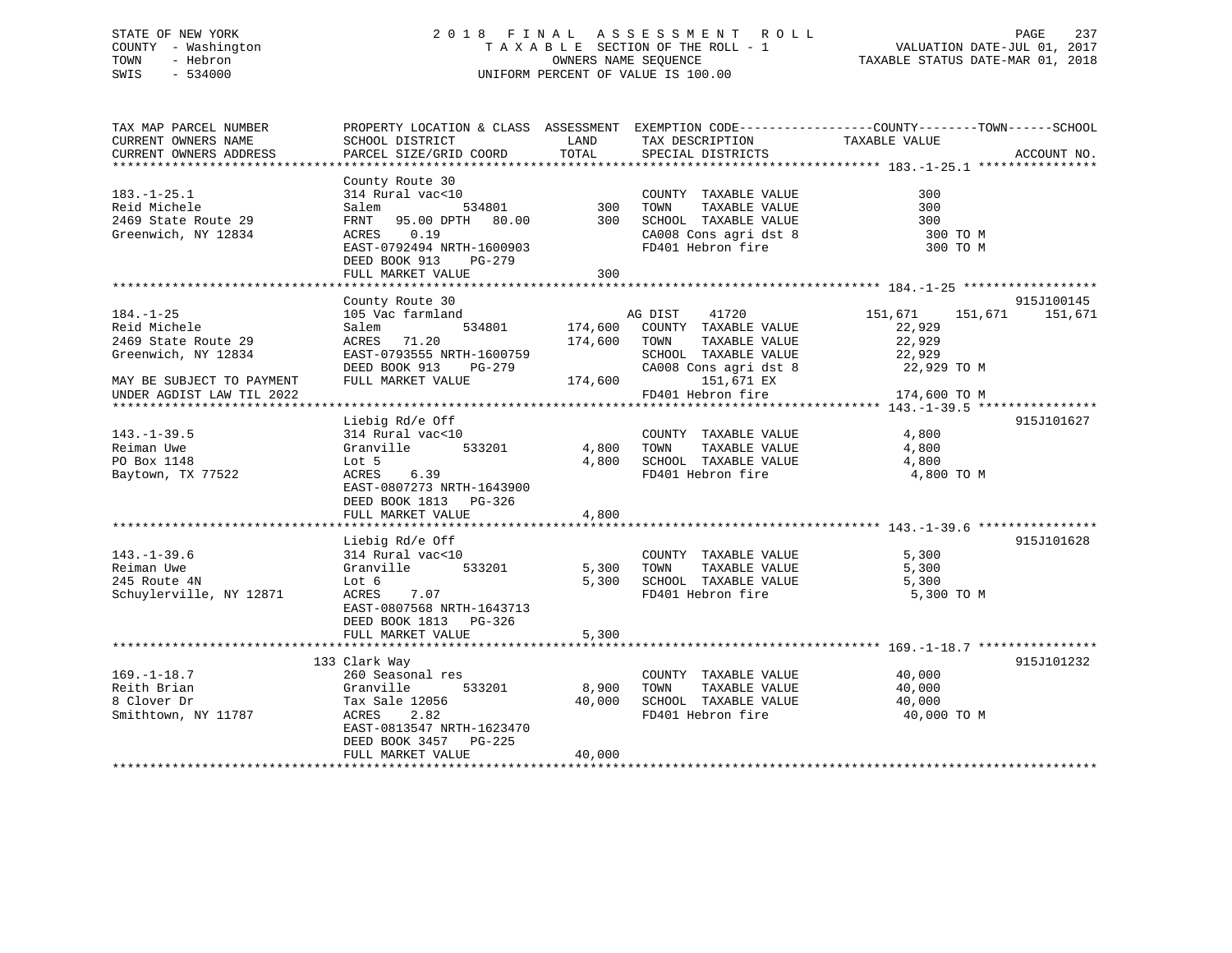STATE OF NEW YORK                    2 0 1 8   F I N A L   A S S E S S M E N T   R O L L
COUNTY - Washington                  T A X A B L E SECTION OF THE ROLL - 1                VALUATION DATE-JUL 01, 2017
TOWN   - Hebron                      OWNERS NAME SEQUENCE                                  TAXABLE STATUS DATE-MAR 01, 2018
SWIS   - 534000                      UNIFORM PERCENT OF VALUE IS 100.00

```
TAX MAP PARCEL NUMBER          PROPERTY LOCATION & CLASS  ASSESSMENT  EXEMPTION CODE------------------COUNTY--------TOWN------SCHOOL
CURRENT OWNERS NAME            SCHOOL DISTRICT               LAND      TAX DESCRIPTION             TAXABLE VALUE
CURRENT OWNERS ADDRESS         PARCEL SIZE/GRID COORD        TOTAL     SPECIAL DISTRICTS                                    ACCOUNT NO.
******************************************************************************************************* 183.-1-25.1 ****************
                               County Route 30
183.-1-25.1                    314 Rural vac<10                        COUNTY  TAXABLE VALUE              300
Reid Michele                   Salem           534801          300     TOWN    TAXABLE VALUE              300
2469 State Route 29            FRNT   95.00 DPTH   80.00       300     SCHOOL  TAXABLE VALUE              300
Greenwich, NY 12834            ACRES    0.19                           CA008 Cons agri dst 8              300 TO M
                               EAST-0792494 NRTH-1600903               FD401 Hebron fire                  300 TO M
                               DEED BOOK 913    PG-279
                               FULL MARKET VALUE               300
******************************************************************************************************* 184.-1-25 ******************
                               County Route 30                                                                         915J100145
184.-1-25                      105 Vac farmland                        AG DIST     41720         151,671     151,671     151,671
Reid Michele                   Salem           534801      174,600     COUNTY  TAXABLE VALUE           22,929
2469 State Route 29            ACRES   71.20               174,600     TOWN    TAXABLE VALUE           22,929
Greenwich, NY 12834            EAST-0793555 NRTH-1600759               SCHOOL  TAXABLE VALUE           22,929
                               DEED BOOK 913    PG-279                 CA008 Cons agri dst 8           22,929 TO M
MAY BE SUBJECT TO PAYMENT      FULL MARKET VALUE           174,600          151,671 EX
UNDER AGDIST LAW TIL 2022                                              FD401 Hebron fire              174,600 TO M
******************************************************************************************************* 143.-1-39.5 ****************
                               Liebig Rd/e Off                                                                         915J101627
143.-1-39.5                    314 Rural vac<10                        COUNTY  TAXABLE VALUE            4,800
Reiman Uwe                     Granville       533201        4,800     TOWN    TAXABLE VALUE            4,800
PO Box 1148                    Lot 5                         4,800     SCHOOL  TAXABLE VALUE            4,800
Baytown, TX 77522              ACRES    6.39                           FD401 Hebron fire                4,800 TO M
                               EAST-0807273 NRTH-1643900
                               DEED BOOK 1813   PG-326
                               FULL MARKET VALUE             4,800
******************************************************************************************************* 143.-1-39.6 ****************
                               Liebig Rd/e Off                                                                         915J101628
143.-1-39.6                    314 Rural vac<10                        COUNTY  TAXABLE VALUE            5,300
Reiman Uwe                     Granville       533201        5,300     TOWN    TAXABLE VALUE            5,300
245 Route 4N                   Lot 6                         5,300     SCHOOL  TAXABLE VALUE            5,300
Schuylerville, NY 12871        ACRES    7.07                           FD401 Hebron fire                5,300 TO M
                               EAST-0807568 NRTH-1643713
                               DEED BOOK 1813   PG-326
                               FULL MARKET VALUE             5,300
******************************************************************************************************* 169.-1-18.7 ****************
                             133 Clark Way                                                                             915J101232
169.-1-18.7                    260 Seasonal res                        COUNTY  TAXABLE VALUE           40,000
Reith Brian                    Granville       533201        8,900     TOWN    TAXABLE VALUE           40,000
8 Clover Dr                    Tax Sale 12056               40,000     SCHOOL  TAXABLE VALUE           40,000
Smithtown, NY 11787            ACRES    2.82                           FD401 Hebron fire               40,000 TO M
                               EAST-0813547 NRTH-1623470
                               DEED BOOK 3457   PG-225
                               FULL MARKET VALUE            40,000
************************************************************************************************************************************
```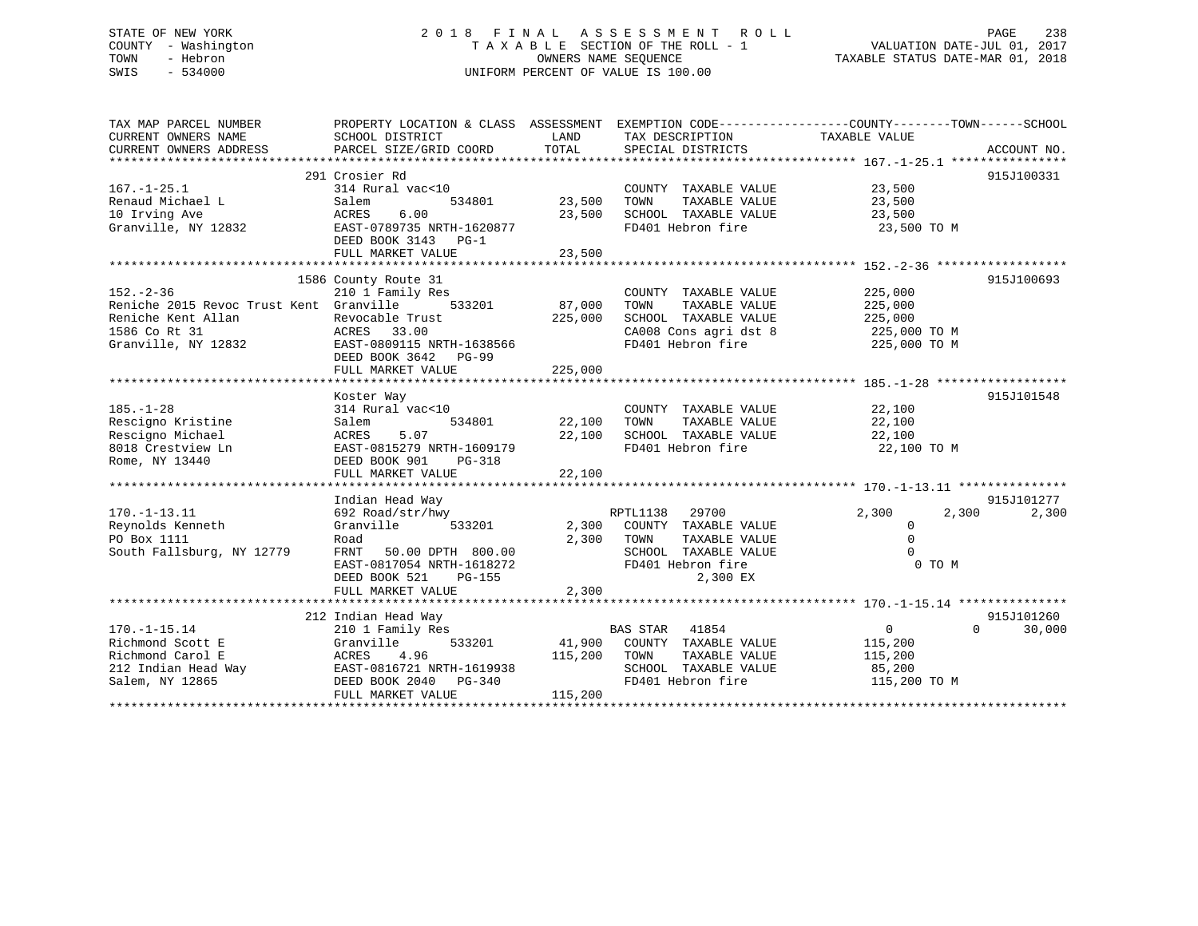STATE OF NEW YORK
COUNTY - Washington
TOWN - Hebron
SWIS - 534000

2018 FINAL ASSESSMENT ROLL
TAXABLE SECTION OF THE ROLL - 1
OWNERS NAME SEQUENCE
UNIFORM PERCENT OF VALUE IS 100.00

VALUATION DATE-JUL 01, 2017
TAXABLE STATUS DATE-MAR 01, 2018

| TAX MAP PARCEL NUMBER / CURRENT OWNERS NAME / CURRENT OWNERS ADDRESS | PROPERTY LOCATION & CLASS / SCHOOL DISTRICT / PARCEL SIZE/GRID COORD | ASSESSMENT LAND | TOTAL | EXEMPTION CODE / TAX DESCRIPTION / SPECIAL DISTRICTS | COUNTY TAXABLE VALUE | TOWN | SCHOOL | ACCOUNT NO. |
|---|---|---|---|---|---|---|---|---|
| 167.-1-25.1 | 291 Crosier Rd | | | | | | | 915J100331 |
| Renaud Michael L | 314 Rural vac<10 | | | COUNTY TAXABLE VALUE | 23,500 | | | |
| 10 Irving Ave | Salem 534801 | 23,500 | | TOWN TAXABLE VALUE | 23,500 | | | |
| Granville, NY 12832 | ACRES 6.00 | | 23,500 | SCHOOL TAXABLE VALUE | 23,500 | | | |
| | EAST-0789735 NRTH-1620877 | | | FD401 Hebron fire | 23,500 TO M | | | |
| | DEED BOOK 3143 PG-1 | | | | | | | |
| | FULL MARKET VALUE | | 23,500 | | | | | |
| 152.-2-36 | 1586 County Route 31 | | | | | | | 915J100693 |
| Reniche 2015 Revoc Trust Kent | 210 1 Family Res | | | COUNTY TAXABLE VALUE | 225,000 | | | |
| Reniche Kent Allan | Granville 533201 | 87,000 | | TOWN TAXABLE VALUE | 225,000 | | | |
| 1586 Co Rt 31 | Revocable Trust | | 225,000 | SCHOOL TAXABLE VALUE | 225,000 | | | |
| Granville, NY 12832 | ACRES 33.00 | | | CA008 Cons agri dst 8 | 225,000 TO M | | | |
| | EAST-0809115 NRTH-1638566 | | | FD401 Hebron fire | 225,000 TO M | | | |
| | DEED BOOK 3642 PG-99 | | | | | | | |
| | FULL MARKET VALUE | | 225,000 | | | | | |
| 185.-1-28 | Koster Way | | | | | | | 915J101548 |
| Rescigno Kristine | 314 Rural vac<10 | | | COUNTY TAXABLE VALUE | 22,100 | | | |
| Rescigno Michael | Salem 534801 | 22,100 | | TOWN TAXABLE VALUE | 22,100 | | | |
| 8018 Crestview Ln | ACRES 5.07 | | 22,100 | SCHOOL TAXABLE VALUE | 22,100 | | | |
| Rome, NY 13440 | EAST-0815279 NRTH-1609179 | | | FD401 Hebron fire | 22,100 TO M | | | |
| | DEED BOOK 901 PG-318 | | | | | | | |
| | FULL MARKET VALUE | | 22,100 | | | | | |
| 170.-1-13.11 | Indian Head Way | | | | | | | 915J101277 |
| Reynolds Kenneth | 692 Road/str/hwy | | | RPTL1138 29700 | 2,300 | 2,300 | 2,300 | |
| PO Box 1111 | Granville 533201 | 2,300 | | COUNTY TAXABLE VALUE | 0 | | | |
| South Fallsburg, NY 12779 | Road | | 2,300 | TOWN TAXABLE VALUE | 0 | | | |
| | FRNT 50.00 DPTH 800.00 | | | SCHOOL TAXABLE VALUE | 0 | | | |
| | EAST-0817054 NRTH-1618272 | | | FD401 Hebron fire | 0 TO M | | | |
| | DEED BOOK 521 PG-155 | | | 2,300 EX | | | | |
| | FULL MARKET VALUE | | 2,300 | | | | | |
| 170.-1-15.14 | 212 Indian Head Way | | | | | | | 915J101260 |
| Richmond Scott E | 210 1 Family Res | | | BAS STAR 41854 | 0 | 0 | 30,000 | |
| Richmond Carol E | Granville 533201 | 41,900 | | COUNTY TAXABLE VALUE | 115,200 | | | |
| 212 Indian Head Way | ACRES 4.96 | | 115,200 | TOWN TAXABLE VALUE | 115,200 | | | |
| Salem, NY 12865 | EAST-0816721 NRTH-1619938 | | | SCHOOL TAXABLE VALUE | 85,200 | | | |
| | DEED BOOK 2040 PG-340 | | | FD401 Hebron fire | 115,200 TO M | | | |
| | FULL MARKET VALUE | | 115,200 | | | | | |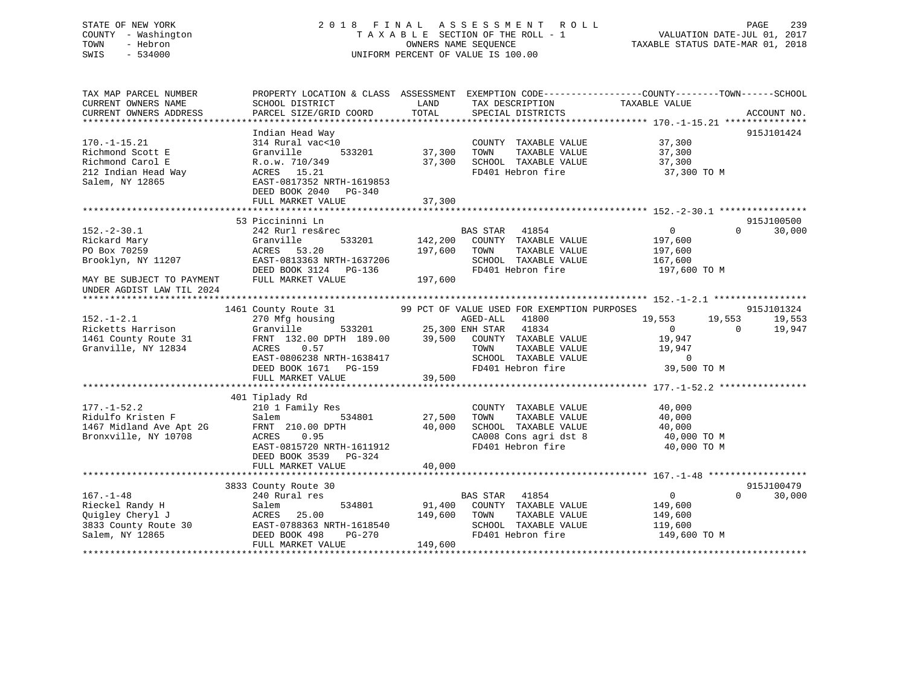STATE OF NEW YORK
COUNTY - Washington
TOWN - Hebron
SWIS - 534000

2 0 1 8 F I N A L A S S E S S M E N T R O L L
T A X A B L E SECTION OF THE ROLL - 1
OWNERS NAME SEQUENCE
UNIFORM PERCENT OF VALUE IS 100.00

VALUATION DATE-JUL 01, 2017
TAXABLE STATUS DATE-MAR 01, 2018

```
TAX MAP PARCEL NUMBER          PROPERTY LOCATION & CLASS  ASSESSMENT  EXEMPTION CODE------------------COUNTY--------TOWN------SCHOOL
CURRENT OWNERS NAME            SCHOOL DISTRICT               LAND      TAX DESCRIPTION            TAXABLE VALUE
CURRENT OWNERS ADDRESS         PARCEL SIZE/GRID COORD        TOTAL     SPECIAL DISTRICTS                                  ACCOUNT NO.
******************************************************************************************************* 170.-1-15.21 ***************
                               Indian Head Way                                                                            915J101424
170.-1-15.21                   314 Rural vac<10                         COUNTY  TAXABLE VALUE           37,300
Richmond Scott E               Granville      533201       37,300      TOWN    TAXABLE VALUE           37,300
Richmond Carol E               R.o.w. 710/349              37,300      SCHOOL  TAXABLE VALUE           37,300
212 Indian Head Way            ACRES   15.21                            FD401 Hebron fire               37,300 TO M
Salem, NY 12865                EAST-0817352 NRTH-1619853
                               DEED BOOK 2040   PG-340
                               FULL MARKET VALUE           37,300
******************************************************************************************************* 152.-2-30.1 ****************
                               53 Piccininni Ln                                                                           915J100500
152.-2-30.1                    242 Rurl res&rec                         BAS STAR   41854                    0             0     30,000
Rickard Mary                   Granville      533201      142,200      COUNTY  TAXABLE VALUE          197,600
PO Box 70259                   ACRES   53.20              197,600      TOWN    TAXABLE VALUE          197,600
Brooklyn, NY 11207             EAST-0813363 NRTH-1637206                SCHOOL  TAXABLE VALUE          167,600
                               DEED BOOK 3124   PG-136                  FD401 Hebron fire              197,600 TO M
MAY BE SUBJECT TO PAYMENT      FULL MARKET VALUE          197,600
UNDER AGDIST LAW TIL 2024
******************************************************************************************************* 152.-1-2.1 *****************
                               1461 County Route 31          99 PCT OF VALUE USED FOR EXEMPTION PURPOSES                          915J101324
152.-1-2.1                     270 Mfg housing                          AGED-ALL   41800               19,553        19,553     19,553
Ricketts Harrison              Granville      533201       25,300 ENH STAR   41834                    0             0     19,947
1461 County Route 31           FRNT 132.00 DPTH 189.00     39,500      COUNTY  TAXABLE VALUE           19,947
Granville, NY 12834            ACRES    0.57                            TOWN    TAXABLE VALUE           19,947
                               EAST-0806238 NRTH-1638417                SCHOOL  TAXABLE VALUE                0
                               DEED BOOK 1671   PG-159                  FD401 Hebron fire               39,500 TO M
                               FULL MARKET VALUE           39,500
******************************************************************************************************* 177.-1-52.2 ****************
                               401 Tiplady Rd
177.-1-52.2                    210 1 Family Res                         COUNTY  TAXABLE VALUE           40,000
Ridulfo Kristen F              Salem          534801       27,500      TOWN    TAXABLE VALUE           40,000
1467 Midland Ave Apt 2G        FRNT 210.00 DPTH            40,000      SCHOOL  TAXABLE VALUE           40,000
Bronxville, NY 10708           ACRES    0.95                            CA008 Cons agri dst 8           40,000 TO M
                               EAST-0815720 NRTH-1611912                FD401 Hebron fire               40,000 TO M
                               DEED BOOK 3539   PG-324
                               FULL MARKET VALUE           40,000
******************************************************************************************************* 167.-1-48 ******************
                               3833 County Route 30                                                                       915J100479
167.-1-48                      240 Rural res                            BAS STAR   41854                    0             0     30,000
Rieckel Randy H                Salem          534801       91,400      COUNTY  TAXABLE VALUE          149,600
Quigley Cheryl J               ACRES   25.00              149,600      TOWN    TAXABLE VALUE          149,600
3833 County Route 30           EAST-0788363 NRTH-1618540                SCHOOL  TAXABLE VALUE          119,600
Salem, NY 12865                DEED BOOK 498    PG-270                  FD401 Hebron fire              149,600 TO M
                               FULL MARKET VALUE          149,600
************************************************************************************************************************************
```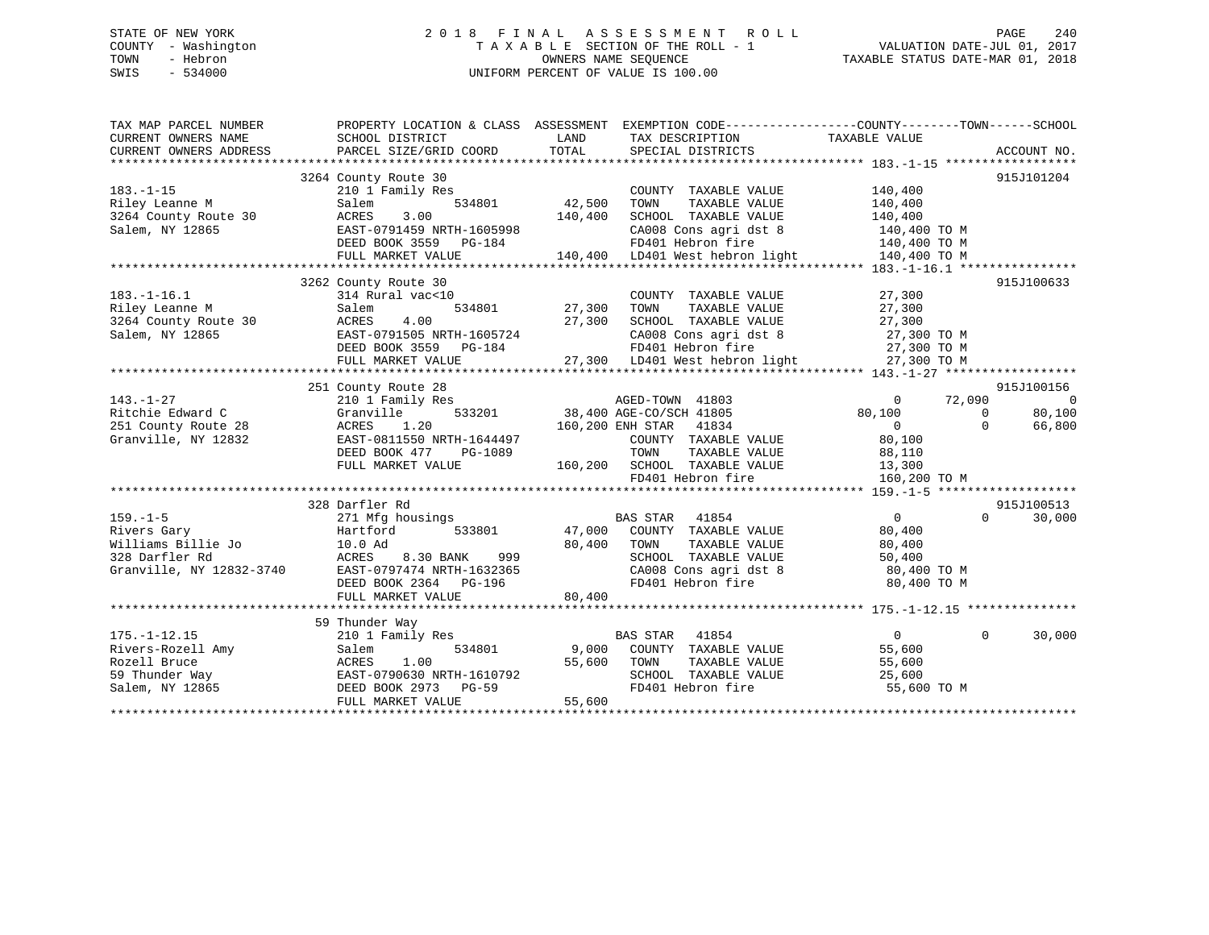STATE OF NEW YORK
COUNTY - Washington
TOWN - Hebron
SWIS - 534000

2 0 1 8 F I N A L A S S E S S M E N T R O L L
T A X A B L E SECTION OF THE ROLL - 1
OWNERS NAME SEQUENCE
UNIFORM PERCENT OF VALUE IS 100.00

VALUATION DATE-JUL 01, 2017
TAXABLE STATUS DATE-MAR 01, 2018

```
TAX MAP PARCEL NUMBER          PROPERTY LOCATION & CLASS  ASSESSMENT  EXEMPTION CODE------------------COUNTY--------TOWN------SCHOOL
CURRENT OWNERS NAME            SCHOOL DISTRICT              LAND      TAX DESCRIPTION              TAXABLE VALUE
CURRENT OWNERS ADDRESS         PARCEL SIZE/GRID COORD       TOTAL     SPECIAL DISTRICTS                                        ACCOUNT NO.
******************************************************************************************************* 183.-1-15 ******************
                               3264 County Route 30                                                                        915J101204
183.-1-15                      210 1 Family Res                        COUNTY  TAXABLE VALUE           140,400
Riley Leanne M                 Salem          534801       42,500      TOWN    TAXABLE VALUE           140,400
3264 County Route 30           ACRES    3.00              140,400      SCHOOL  TAXABLE VALUE           140,400
Salem, NY 12865                EAST-0791459 NRTH-1605998               CA008 Cons agri dst 8            140,400 TO M
                               DEED BOOK 3559   PG-184                 FD401 Hebron fire                140,400 TO M
                               FULL MARKET VALUE          140,400      LD401 West hebron light          140,400 TO M
******************************************************************************************************* 183.-1-16.1 ****************
                               3262 County Route 30                                                                        915J100633
183.-1-16.1                    314 Rural vac<10                        COUNTY  TAXABLE VALUE            27,300
Riley Leanne M                 Salem          534801       27,300      TOWN    TAXABLE VALUE            27,300
3264 County Route 30           ACRES    4.00               27,300      SCHOOL  TAXABLE VALUE            27,300
Salem, NY 12865                EAST-0791505 NRTH-1605724               CA008 Cons agri dst 8             27,300 TO M
                               DEED BOOK 3559   PG-184                 FD401 Hebron fire                 27,300 TO M
                               FULL MARKET VALUE           27,300      LD401 West hebron light           27,300 TO M
******************************************************************************************************* 143.-1-27 ******************
                               251 County Route 28                                                                         915J100156
143.-1-27                      210 1 Family Res                        AGED-TOWN  41803                      0      72,090           0
Ritchie Edward C               Granville      533201       38,400 AGE-CO/SCH 41805                      80,100           0      80,100
251 County Route 28            ACRES    1.20              160,200 ENH STAR   41834                           0           0      66,800
Granville, NY 12832            EAST-0811550 NRTH-1644497               COUNTY  TAXABLE VALUE            80,100
                               DEED BOOK 477    PG-1089                TOWN    TAXABLE VALUE            88,110
                               FULL MARKET VALUE          160,200      SCHOOL  TAXABLE VALUE            13,300
                                                                       FD401 Hebron fire                160,200 TO M
******************************************************************************************************* 159.-1-5 *******************
                               328 Darfler Rd                                                                              915J100513
159.-1-5                       271 Mfg housings                        BAS STAR   41854                      0           0      30,000
Rivers Gary                    Hartford       533801       47,000      COUNTY  TAXABLE VALUE            80,400
Williams Billie Jo             10.0 Ad                     80,400      TOWN    TAXABLE VALUE            80,400
328 Darfler Rd                 ACRES    8.30 BANK    999               SCHOOL  TAXABLE VALUE            50,400
Granville, NY 12832-3740       EAST-0797474 NRTH-1632365               CA008 Cons agri dst 8             80,400 TO M
                               DEED BOOK 2364   PG-196                 FD401 Hebron fire                 80,400 TO M
                               FULL MARKET VALUE           80,400
******************************************************************************************************* 175.-1-12.15 ***************
                               59 Thunder Way
175.-1-12.15                   210 1 Family Res                        BAS STAR   41854                      0           0      30,000
Rivers-Rozell Amy              Salem          534801        9,000      COUNTY  TAXABLE VALUE            55,600
Rozell Bruce                   ACRES    1.00               55,600      TOWN    TAXABLE VALUE            55,600
59 Thunder Way                 EAST-0790630 NRTH-1610792               SCHOOL  TAXABLE VALUE            25,600
Salem, NY 12865                DEED BOOK 2973   PG-59                  FD401 Hebron fire                 55,600 TO M
                               FULL MARKET VALUE           55,600
************************************************************************************************************************************
```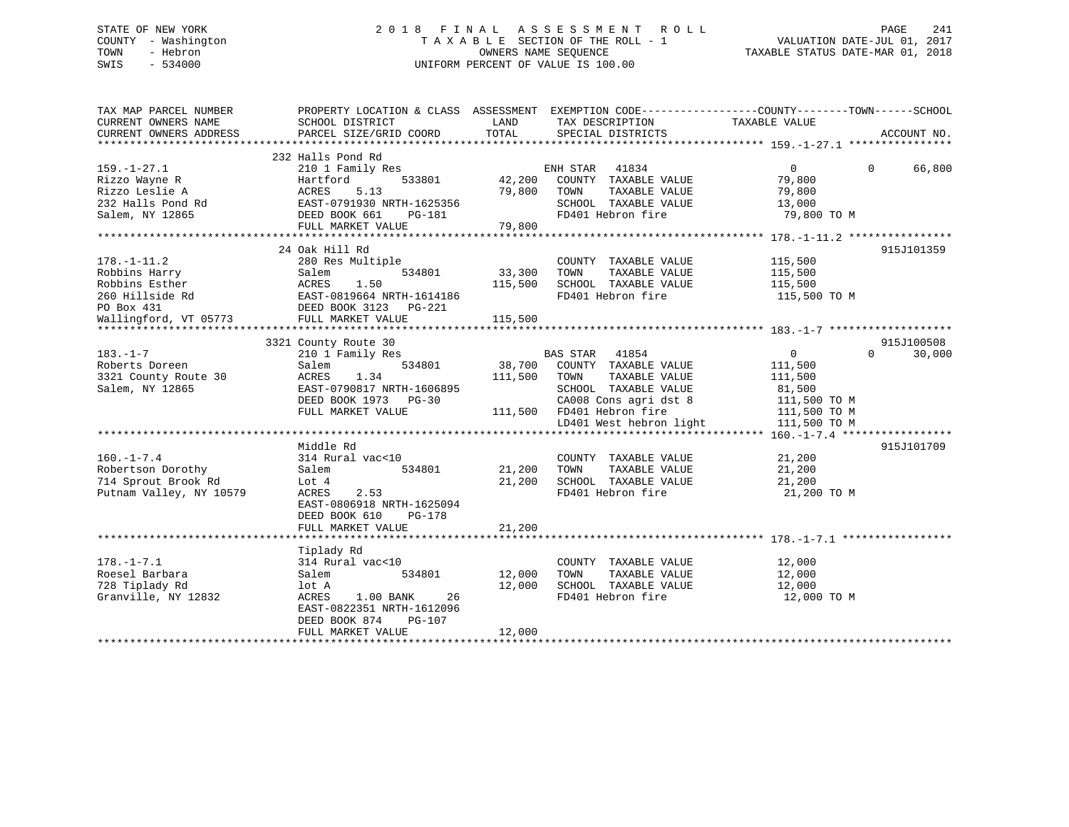STATE OF NEW YORK
COUNTY - Washington
TOWN - Hebron
SWIS - 534000

2018 FINAL ASSESSMENT ROLL
TAXABLE SECTION OF THE ROLL - 1
OWNERS NAME SEQUENCE
UNIFORM PERCENT OF VALUE IS 100.00

VALUATION DATE-JUL 01, 2017
TAXABLE STATUS DATE-MAR 01, 2018

| TAX MAP PARCEL NUMBER / CURRENT OWNERS NAME / CURRENT OWNERS ADDRESS | PROPERTY LOCATION & CLASS / SCHOOL DISTRICT / PARCEL SIZE/GRID COORD | ASSESSMENT LAND | TOTAL | EXEMPTION CODE / TAX DESCRIPTION / SPECIAL DISTRICTS | COUNTY TAXABLE VALUE | TOWN | SCHOOL | ACCOUNT NO. |
|---|---|---|---|---|---|---|---|---|
| 159.-1-27.1 | 232 Halls Pond Rd | | | | | | | |
| 159.-1-27.1 | 210 1 Family Res | | | ENH STAR 41834 | 0 | 0 | 66,800 | |
| Rizzo Wayne R | Hartford 533801 | 42,200 | | COUNTY TAXABLE VALUE | 79,800 | | | |
| Rizzo Leslie A | ACRES 5.13 | | 79,800 | TOWN TAXABLE VALUE | 79,800 | | | |
| 232 Halls Pond Rd | EAST-0791930 NRTH-1625356 | | | SCHOOL TAXABLE VALUE | 13,000 | | | |
| Salem, NY 12865 | DEED BOOK 661 PG-181 | | | FD401 Hebron fire | 79,800 TO M | | | |
| | FULL MARKET VALUE | | 79,800 | | | | | |
| 178.-1-11.2 | 24 Oak Hill Rd | | | | | | | 915J101359 |
| 178.-1-11.2 | 280 Res Multiple | | | COUNTY TAXABLE VALUE | 115,500 | | | |
| Robbins Harry | Salem 534801 | 33,300 | | TOWN TAXABLE VALUE | 115,500 | | | |
| Robbins Esther | ACRES 1.50 | | 115,500 | SCHOOL TAXABLE VALUE | 115,500 | | | |
| 260 Hillside Rd | EAST-0819664 NRTH-1614186 | | | FD401 Hebron fire | 115,500 TO M | | | |
| PO Box 431 | DEED BOOK 3123 PG-221 | | | | | | | |
| Wallingford, VT 05773 | FULL MARKET VALUE | | 115,500 | | | | | |
| 183.-1-7 | 3321 County Route 30 | | | | | | | 915J100508 |
| 183.-1-7 | 210 1 Family Res | | | BAS STAR 41854 | 0 | 0 | 30,000 | |
| Roberts Doreen | Salem 534801 | 38,700 | | COUNTY TAXABLE VALUE | 111,500 | | | |
| 3321 County Route 30 | ACRES 1.34 | | 111,500 | TOWN TAXABLE VALUE | 111,500 | | | |
| Salem, NY 12865 | EAST-0790817 NRTH-1606895 | | | SCHOOL TAXABLE VALUE | 81,500 | | | |
| | DEED BOOK 1973 PG-30 | | | CA008 Cons agri dst 8 | 111,500 TO M | | | |
| | FULL MARKET VALUE | | 111,500 | FD401 Hebron fire | 111,500 TO M | | | |
| | | | | LD401 West hebron light | 111,500 TO M | | | |
| 160.-1-7.4 | Middle Rd | | | | | | | 915J101709 |
| 160.-1-7.4 | 314 Rural vac<10 | | | COUNTY TAXABLE VALUE | 21,200 | | | |
| Robertson Dorothy | Salem 534801 | 21,200 | | TOWN TAXABLE VALUE | 21,200 | | | |
| 714 Sprout Brook Rd | Lot 4 | | 21,200 | SCHOOL TAXABLE VALUE | 21,200 | | | |
| Putnam Valley, NY 10579 | ACRES 2.53 | | | FD401 Hebron fire | 21,200 TO M | | | |
| | EAST-0806918 NRTH-1625094 | | | | | | | |
| | DEED BOOK 610 PG-178 | | | | | | | |
| | FULL MARKET VALUE | | 21,200 | | | | | |
| 178.-1-7.1 | Tiplady Rd | | | | | | | |
| 178.-1-7.1 | 314 Rural vac<10 | | | COUNTY TAXABLE VALUE | 12,000 | | | |
| Roesel Barbara | Salem 534801 | 12,000 | | TOWN TAXABLE VALUE | 12,000 | | | |
| 728 Tiplady Rd | lot A | | 12,000 | SCHOOL TAXABLE VALUE | 12,000 | | | |
| Granville, NY 12832 | ACRES 1.00 BANK 26 | | | FD401 Hebron fire | 12,000 TO M | | | |
| | EAST-0822351 NRTH-1612096 | | | | | | | |
| | DEED BOOK 874 PG-107 | | | | | | | |
| | FULL MARKET VALUE | | 12,000 | | | | | |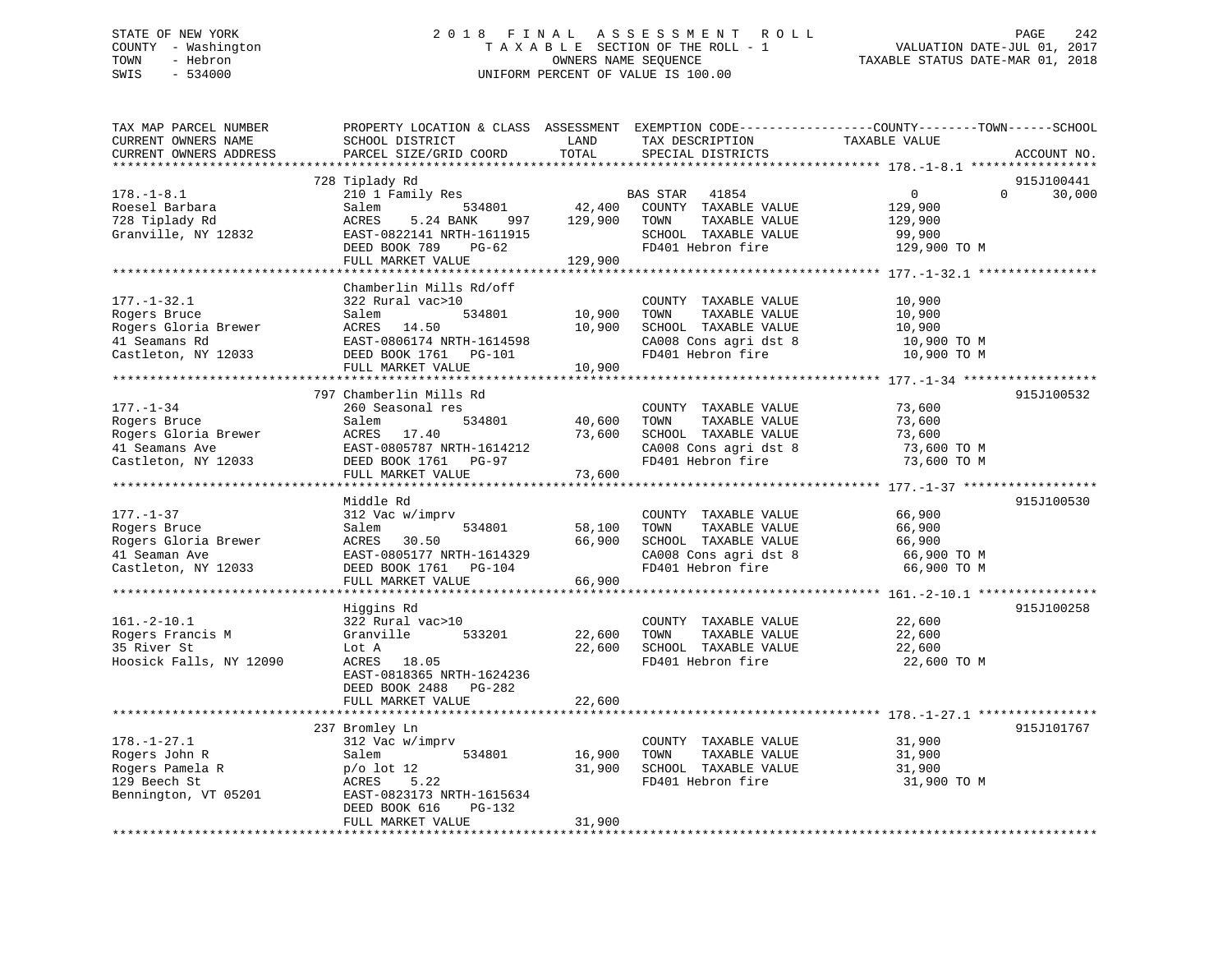STATE OF NEW YORK
COUNTY - Washington
TOWN - Hebron
SWIS - 534000

# 2018 FINAL ASSESSMENT ROLL
TAXABLE SECTION OF THE ROLL - 1
OWNERS NAME SEQUENCE
UNIFORM PERCENT OF VALUE IS 100.00

VALUATION DATE-JUL 01, 2017
TAXABLE STATUS DATE-MAR 01, 2018

| TAX MAP PARCEL NUMBER / CURRENT OWNERS NAME / CURRENT OWNERS ADDRESS | PROPERTY LOCATION & CLASS / SCHOOL DISTRICT / PARCEL SIZE/GRID COORD | ASSESSMENT LAND | TOTAL | EXEMPTION CODE / TAX DESCRIPTION / SPECIAL DISTRICTS | COUNTY | TOWN | SCHOOL / TAXABLE VALUE | ACCOUNT NO. |
|---|---|---|---|---|---|---|---|---|
| 178.-1-8.1 | 728 Tiplady Rd | | | | | | | 915J100441 |
| Roesel Barbara | 210 1 Family Res | | | BAS STAR 41854 | 0 | 0 | 30,000 | |
| 728 Tiplady Rd | Salem 534801 | 42,400 | | COUNTY TAXABLE VALUE | 129,900 | | | |
| Granville, NY 12832 | ACRES 5.24 BANK 997 | | 129,900 | TOWN TAXABLE VALUE | | 129,900 | | |
| | EAST-0822141 NRTH-1611915 | | | SCHOOL TAXABLE VALUE | | | 99,900 | |
| | DEED BOOK 789 PG-62 | | | FD401 Hebron fire | | | 129,900 TO M | |
| | FULL MARKET VALUE | | 129,900 | | | | | |
| 177.-1-32.1 | Chamberlin Mills Rd/off | | | | | | | |
| Rogers Bruce | 322 Rural vac>10 | | | COUNTY TAXABLE VALUE | 10,900 | | | |
| Rogers Gloria Brewer | Salem 534801 | 10,900 | | TOWN TAXABLE VALUE | | 10,900 | | |
| 41 Seamans Rd | ACRES 14.50 | | 10,900 | SCHOOL TAXABLE VALUE | | | 10,900 | |
| Castleton, NY 12033 | EAST-0806174 NRTH-1614598 | | | CA008 Cons agri dst 8 | | | 10,900 TO M | |
| | DEED BOOK 1761 PG-101 | | | FD401 Hebron fire | | | 10,900 TO M | |
| | FULL MARKET VALUE | | 10,900 | | | | | |
| 177.-1-34 | 797 Chamberlin Mills Rd | | | | | | | 915J100532 |
| Rogers Bruce | 260 Seasonal res | | | COUNTY TAXABLE VALUE | 73,600 | | | |
| Rogers Gloria Brewer | Salem 534801 | 40,600 | | TOWN TAXABLE VALUE | | 73,600 | | |
| 41 Seamans Ave | ACRES 17.40 | | 73,600 | SCHOOL TAXABLE VALUE | | | 73,600 | |
| Castleton, NY 12033 | EAST-0805787 NRTH-1614212 | | | CA008 Cons agri dst 8 | | | 73,600 TO M | |
| | DEED BOOK 1761 PG-97 | | | FD401 Hebron fire | | | 73,600 TO M | |
| | FULL MARKET VALUE | | 73,600 | | | | | |
| 177.-1-37 | Middle Rd | | | | | | | 915J100530 |
| Rogers Bruce | 312 Vac w/imprv | | | COUNTY TAXABLE VALUE | 66,900 | | | |
| Rogers Gloria Brewer | Salem 534801 | 58,100 | | TOWN TAXABLE VALUE | | 66,900 | | |
| 41 Seaman Ave | ACRES 30.50 | | 66,900 | SCHOOL TAXABLE VALUE | | | 66,900 | |
| Castleton, NY 12033 | EAST-0805177 NRTH-1614329 | | | CA008 Cons agri dst 8 | | | 66,900 TO M | |
| | DEED BOOK 1761 PG-104 | | | FD401 Hebron fire | | | 66,900 TO M | |
| | FULL MARKET VALUE | | 66,900 | | | | | |
| 161.-2-10.1 | Higgins Rd | | | | | | | 915J100258 |
| Rogers Francis M | 322 Rural vac>10 | | | COUNTY TAXABLE VALUE | 22,600 | | | |
| 35 River St | Granville 533201 | 22,600 | | TOWN TAXABLE VALUE | | 22,600 | | |
| Hoosick Falls, NY 12090 | Lot A | | 22,600 | SCHOOL TAXABLE VALUE | | | 22,600 | |
| | ACRES 18.05 | | | FD401 Hebron fire | | | 22,600 TO M | |
| | EAST-0818365 NRTH-1624236 | | | | | | | |
| | DEED BOOK 2488 PG-282 | | | | | | | |
| | FULL MARKET VALUE | | 22,600 | | | | | |
| 178.-1-27.1 | 237 Bromley Ln | | | | | | | 915J101767 |
| Rogers John R | 312 Vac w/imprv | | | COUNTY TAXABLE VALUE | 31,900 | | | |
| Rogers Pamela R | Salem 534801 | 16,900 | | TOWN TAXABLE VALUE | | 31,900 | | |
| 129 Beech St | p/o lot 12 | | 31,900 | SCHOOL TAXABLE VALUE | | | 31,900 | |
| Bennington, VT 05201 | ACRES 5.22 | | | FD401 Hebron fire | | | 31,900 TO M | |
| | EAST-0823173 NRTH-1615634 | | | | | | | |
| | DEED BOOK 616 PG-132 | | | | | | | |
| | FULL MARKET VALUE | | 31,900 | | | | | |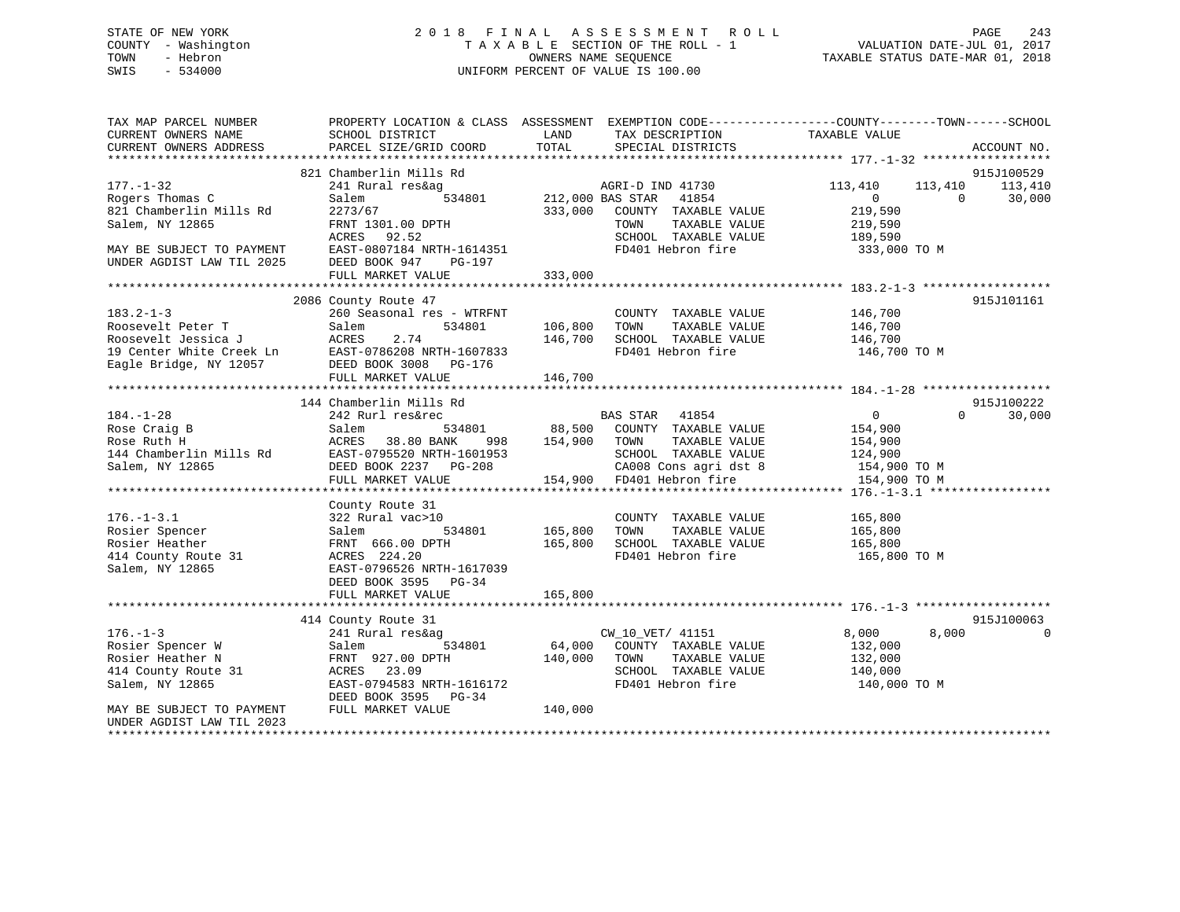STATE OF NEW YORK — COUNTY - Washington — TOWN - Hebron — SWIS - 534000

2018 FINAL ASSESSMENT ROLL
TAXABLE SECTION OF THE ROLL - 1
OWNERS NAME SEQUENCE
UNIFORM PERCENT OF VALUE IS 100.00

VALUATION DATE-JUL 01, 2017
TAXABLE STATUS DATE-MAR 01, 2018

| TAX MAP PARCEL NUMBER / CURRENT OWNERS NAME / CURRENT OWNERS ADDRESS | PROPERTY LOCATION & CLASS / SCHOOL DISTRICT / PARCEL SIZE/GRID COORD | ASSESSMENT LAND / TOTAL | EXEMPTION CODE / TAX DESCRIPTION / SPECIAL DISTRICTS | COUNTY TAXABLE VALUE | TOWN | SCHOOL | ACCOUNT NO. |
|---|---|---|---|---|---|---|---|
| **177.-1-32** | 821 Chamberlin Mills Rd | | | | | | 915J100529 |
| 177.-1-32 | 241 Rural res&ag | | AGRI-D IND 41730 | 113,410 | 113,410 | 113,410 | |
| Rogers Thomas C | Salem 534801 | 212,000 | BAS STAR 41854 | 0 | 0 | 30,000 | |
| 821 Chamberlin Mills Rd | 2273/67 | 333,000 | COUNTY TAXABLE VALUE | 219,590 | | | |
| Salem, NY 12865 | FRNT 1301.00 DPTH | | TOWN TAXABLE VALUE | 219,590 | | | |
| | ACRES 92.52 | | SCHOOL TAXABLE VALUE | 189,590 | | | |
| MAY BE SUBJECT TO PAYMENT | EAST-0807184 NRTH-1614351 | | FD401 Hebron fire | 333,000 TO M | | | |
| UNDER AGDIST LAW TIL 2025 | DEED BOOK 947 PG-197 | | | | | | |
| | FULL MARKET VALUE | 333,000 | | | | | |
| **183.2-1-3** | 2086 County Route 47 | | | | | | 915J101161 |
| 183.2-1-3 | 260 Seasonal res - WTRFNT | | COUNTY TAXABLE VALUE | 146,700 | | | |
| Roosevelt Peter T | Salem 534801 | 106,800 | TOWN TAXABLE VALUE | 146,700 | | | |
| Roosevelt Jessica J | ACRES 2.74 | 146,700 | SCHOOL TAXABLE VALUE | 146,700 | | | |
| 19 Center White Creek Ln | EAST-0786208 NRTH-1607833 | | FD401 Hebron fire | 146,700 TO M | | | |
| Eagle Bridge, NY 12057 | DEED BOOK 3008 PG-176 | | | | | | |
| | FULL MARKET VALUE | 146,700 | | | | | |
| **184.-1-28** | 144 Chamberlin Mills Rd | | | | | | 915J100222 |
| 184.-1-28 | 242 Rurl res&rec | | BAS STAR 41854 | 0 | 0 | 30,000 | |
| Rose Craig B | Salem 534801 | 88,500 | COUNTY TAXABLE VALUE | 154,900 | | | |
| Rose Ruth H | ACRES 38.80 BANK 998 | 154,900 | TOWN TAXABLE VALUE | 154,900 | | | |
| 144 Chamberlin Mills Rd | EAST-0795520 NRTH-1601953 | | SCHOOL TAXABLE VALUE | 124,900 | | | |
| Salem, NY 12865 | DEED BOOK 2237 PG-208 | | CA008 Cons agri dst 8 | 154,900 TO M | | | |
| | FULL MARKET VALUE | 154,900 | FD401 Hebron fire | 154,900 TO M | | | |
| **176.-1-3.1** | County Route 31 | | | | | | |
| 176.-1-3.1 | 322 Rural vac>10 | | COUNTY TAXABLE VALUE | 165,800 | | | |
| Rosier Spencer | Salem 534801 | 165,800 | TOWN TAXABLE VALUE | 165,800 | | | |
| Rosier Heather | FRNT 666.00 DPTH | 165,800 | SCHOOL TAXABLE VALUE | 165,800 | | | |
| 414 County Route 31 | ACRES 224.20 | | FD401 Hebron fire | 165,800 TO M | | | |
| Salem, NY 12865 | EAST-0796526 NRTH-1617039 | | | | | | |
| | DEED BOOK 3595 PG-34 | | | | | | |
| | FULL MARKET VALUE | 165,800 | | | | | |
| **176.-1-3** | 414 County Route 31 | | | | | | 915J100063 |
| 176.-1-3 | 241 Rural res&ag | | CW_10_VET/ 41151 | 8,000 | 8,000 | 0 | |
| Rosier Spencer W | Salem 534801 | 64,000 | COUNTY TAXABLE VALUE | 132,000 | | | |
| Rosier Heather N | FRNT 927.00 DPTH | 140,000 | TOWN TAXABLE VALUE | 132,000 | | | |
| 414 County Route 31 | ACRES 23.09 | | SCHOOL TAXABLE VALUE | 140,000 | | | |
| Salem, NY 12865 | EAST-0794583 NRTH-1616172 | | FD401 Hebron fire | 140,000 TO M | | | |
| | DEED BOOK 3595 PG-34 | | | | | | |
| MAY BE SUBJECT TO PAYMENT | FULL MARKET VALUE | 140,000 | | | | | |
| UNDER AGDIST LAW TIL 2023 | | | | | | | |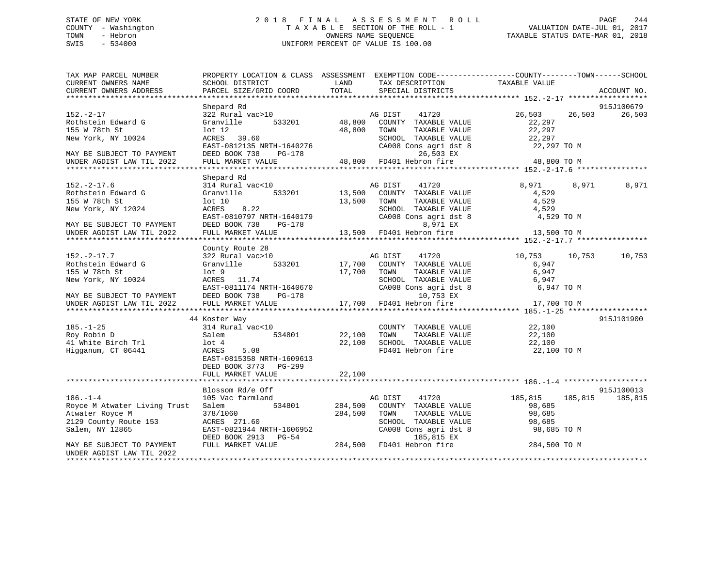STATE OF NEW YORK
COUNTY - Washington
TOWN - Hebron
SWIS - 534000

2018 FINAL ASSESSMENT ROLL
TAXABLE SECTION OF THE ROLL - 1
OWNERS NAME SEQUENCE
UNIFORM PERCENT OF VALUE IS 100.00

VALUATION DATE-JUL 01, 2017
TAXABLE STATUS DATE-MAR 01, 2018

```
TAX MAP PARCEL NUMBER          PROPERTY LOCATION & CLASS  ASSESSMENT  EXEMPTION CODE-----------------COUNTY--------TOWN------SCHOOL
CURRENT OWNERS NAME            SCHOOL DISTRICT             LAND       TAX DESCRIPTION              TAXABLE VALUE
CURRENT OWNERS ADDRESS         PARCEL SIZE/GRID COORD      TOTAL      SPECIAL DISTRICTS                                        ACCOUNT NO.
******************************************************************************************************* 152.-2-17 ******************
                               Shepard Rd                                                                                   915J100679
152.-2-17                      322 Rural vac>10                       AG DIST     41720               26,503      26,503      26,503
Rothstein Edward G             Granville        533201      48,800    COUNTY  TAXABLE VALUE            22,297
155 W 78th St                  lot 12                       48,800    TOWN    TAXABLE VALUE            22,297
New York, NY 10024             ACRES   39.60                          SCHOOL  TAXABLE VALUE            22,297
                               EAST-0812135 NRTH-1640276              CA008 Cons agri dst 8            22,297 TO M
MAY BE SUBJECT TO PAYMENT      DEED BOOK 738    PG-178                     26,503 EX
UNDER AGDIST LAW TIL 2022      FULL MARKET VALUE            48,800    FD401 Hebron fire                48,800 TO M
******************************************************************************************************* 152.-2-17.6 ****************
                               Shepard Rd
152.-2-17.6                    314 Rural vac<10                       AG DIST     41720                8,971       8,971       8,971
Rothstein Edward G             Granville        533201      13,500    COUNTY  TAXABLE VALUE             4,529
155 W 78th St                  lot 10                       13,500    TOWN    TAXABLE VALUE             4,529
New York, NY 12024             ACRES    8.22                          SCHOOL  TAXABLE VALUE             4,529
                               EAST-0810797 NRTH-1640179              CA008 Cons agri dst 8             4,529 TO M
MAY BE SUBJECT TO PAYMENT      DEED BOOK 738    PG-178                      8,971 EX
UNDER AGDIST LAW TIL 2022      FULL MARKET VALUE            13,500    FD401 Hebron fire                13,500 TO M
******************************************************************************************************* 152.-2-17.7 ****************
                               County Route 28
152.-2-17.7                    322 Rural vac>10                       AG DIST     41720               10,753      10,753      10,753
Rothstein Edward G             Granville        533201      17,700    COUNTY  TAXABLE VALUE             6,947
155 W 78th St                  lot 9                        17,700    TOWN    TAXABLE VALUE             6,947
New York, NY 10024             ACRES   11.74                          SCHOOL  TAXABLE VALUE             6,947
                               EAST-0811174 NRTH-1640670              CA008 Cons agri dst 8             6,947 TO M
MAY BE SUBJECT TO PAYMENT      DEED BOOK 738    PG-178                     10,753 EX
UNDER AGDIST LAW TIL 2022      FULL MARKET VALUE            17,700    FD401 Hebron fire                17,700 TO M
******************************************************************************************************* 185.-1-25 ******************
                               44 Koster Way                                                                                915J101900
185.-1-25                      314 Rural vac<10                       COUNTY  TAXABLE VALUE            22,100
Roy Robin D                    Salem            534801      22,100    TOWN    TAXABLE VALUE            22,100
41 White Birch Trl             lot 4                        22,100    SCHOOL  TAXABLE VALUE            22,100
Higganum, CT 06441             ACRES    5.08                          FD401 Hebron fire                22,100 TO M
                               EAST-0815358 NRTH-1609613
                               DEED BOOK 3773   PG-299
                               FULL MARKET VALUE            22,100
******************************************************************************************************* 186.-1-4 *******************
                               Blossom Rd/e Off                                                                             915J100013
186.-1-4                       105 Vac farmland                       AG DIST     41720              185,815     185,815     185,815
Royce M Atwater Living Trust   Salem            534801     284,500    COUNTY  TAXABLE VALUE            98,685
Atwater Royce M                378/1060                    284,500    TOWN    TAXABLE VALUE            98,685
2129 County Route 153          ACRES  271.60                          SCHOOL  TAXABLE VALUE            98,685
Salem, NY 12865                EAST-0821944 NRTH-1606952              CA008 Cons agri dst 8            98,685 TO M
                               DEED BOOK 2913   PG-54                     185,815 EX
MAY BE SUBJECT TO PAYMENT      FULL MARKET VALUE           284,500    FD401 Hebron fire               284,500 TO M
UNDER AGDIST LAW TIL 2022
************************************************************************************************************************************
```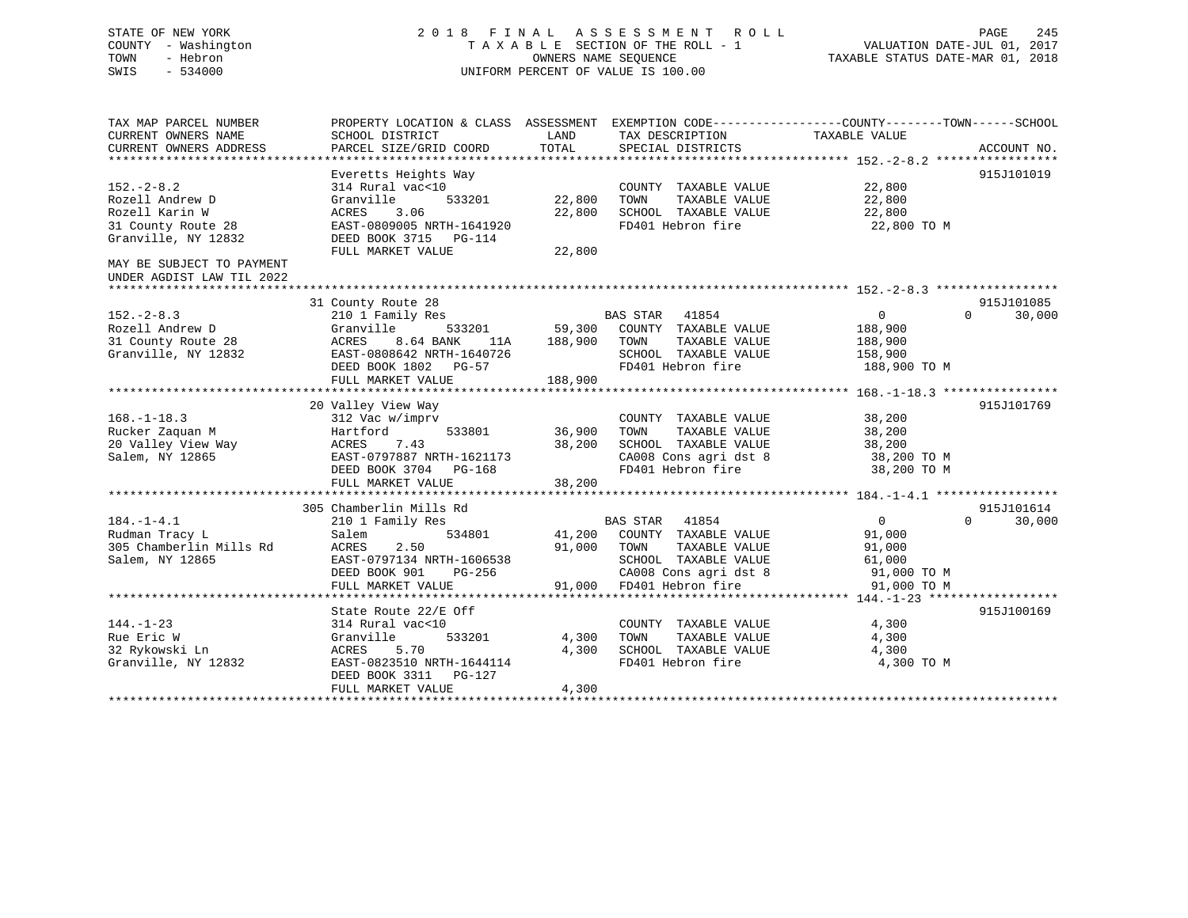STATE OF NEW YORK — 2018 FINAL ASSESSMENT ROLL
COUNTY - Washington — TAXABLE SECTION OF THE ROLL - 1 — VALUATION DATE-JUL 01, 2017
TOWN - Hebron — OWNERS NAME SEQUENCE — TAXABLE STATUS DATE-MAR 01, 2018
SWIS - 534000 — UNIFORM PERCENT OF VALUE IS 100.00

| TAX MAP PARCEL NUMBER / CURRENT OWNERS NAME / CURRENT OWNERS ADDRESS | PROPERTY LOCATION & CLASS / SCHOOL DISTRICT / PARCEL SIZE/GRID COORD | LAND | TOTAL | EXEMPTION CODE / TAX DESCRIPTION / SPECIAL DISTRICTS | COUNTY TAXABLE VALUE | TOWN | SCHOOL | ACCOUNT NO. |
|---|---|---|---|---|---|---|---|---|
| **152.-2-8.2** | Everetts Heights Way | | | | | | | 915J101019 |
| Rozell Andrew D | 314 Rural vac<10 | | | COUNTY TAXABLE VALUE | 22,800 | | | |
| Rozell Karin W | Granville 533201 | 22,800 | | TOWN TAXABLE VALUE | 22,800 | | | |
| 31 County Route 28 | ACRES 3.06 | | 22,800 | SCHOOL TAXABLE VALUE | 22,800 | | | |
| Granville, NY 12832 | EAST-0809005 NRTH-1641920 | | | FD401 Hebron fire | 22,800 TO M | | | |
| | DEED BOOK 3715 PG-114 | | | | | | | |
| MAY BE SUBJECT TO PAYMENT UNDER AGDIST LAW TIL 2022 | FULL MARKET VALUE | | 22,800 | | | | | |
| **152.-2-8.3** | 31 County Route 28 | | | | | | | 915J101085 |
| Rozell Andrew D | 210 1 Family Res | | | BAS STAR 41854 | 0 | 0 | 30,000 | |
| 31 County Route 28 | Granville 533201 | 59,300 | | COUNTY TAXABLE VALUE | 188,900 | | | |
| Granville, NY 12832 | ACRES 8.64 BANK 11A | | 188,900 | TOWN TAXABLE VALUE | 188,900 | | | |
| | EAST-0808642 NRTH-1640726 | | | SCHOOL TAXABLE VALUE | 158,900 | | | |
| | DEED BOOK 1802 PG-57 | | | FD401 Hebron fire | 188,900 TO M | | | |
| | FULL MARKET VALUE | | 188,900 | | | | | |
| **168.-1-18.3** | 20 Valley View Way | | | | | | | 915J101769 |
| Rucker Zaquan M | 312 Vac w/imprv | | | COUNTY TAXABLE VALUE | 38,200 | | | |
| 20 Valley View Way | Hartford 533801 | 36,900 | | TOWN TAXABLE VALUE | 38,200 | | | |
| Salem, NY 12865 | ACRES 7.43 | | 38,200 | SCHOOL TAXABLE VALUE | 38,200 | | | |
| | EAST-0797887 NRTH-1621173 | | | CA008 Cons agri dst 8 | 38,200 TO M | | | |
| | DEED BOOK 3704 PG-168 | | | FD401 Hebron fire | 38,200 TO M | | | |
| | FULL MARKET VALUE | | 38,200 | | | | | |
| **184.-1-4.1** | 305 Chamberlin Mills Rd | | | | | | | 915J101614 |
| Rudman Tracy L | 210 1 Family Res | | | BAS STAR 41854 | 0 | 0 | 30,000 | |
| 305 Chamberlin Mills Rd | Salem 534801 | 41,200 | | COUNTY TAXABLE VALUE | 91,000 | | | |
| Salem, NY 12865 | ACRES 2.50 | | 91,000 | TOWN TAXABLE VALUE | 91,000 | | | |
| | EAST-0797134 NRTH-1606538 | | | SCHOOL TAXABLE VALUE | 61,000 | | | |
| | DEED BOOK 901 PG-256 | | | CA008 Cons agri dst 8 | 91,000 TO M | | | |
| | FULL MARKET VALUE | | 91,000 | FD401 Hebron fire | 91,000 TO M | | | |
| **144.-1-23** | State Route 22/E Off | | | | | | | 915J100169 |
| Rue Eric W | 314 Rural vac<10 | | | COUNTY TAXABLE VALUE | 4,300 | | | |
| 32 Rykowski Ln | Granville 533201 | 4,300 | | TOWN TAXABLE VALUE | 4,300 | | | |
| Granville, NY 12832 | ACRES 5.70 | | 4,300 | SCHOOL TAXABLE VALUE | 4,300 | | | |
| | EAST-0823510 NRTH-1644114 | | | FD401 Hebron fire | 4,300 TO M | | | |
| | DEED BOOK 3311 PG-127 | | | | | | | |
| | FULL MARKET VALUE | | 4,300 | | | | | |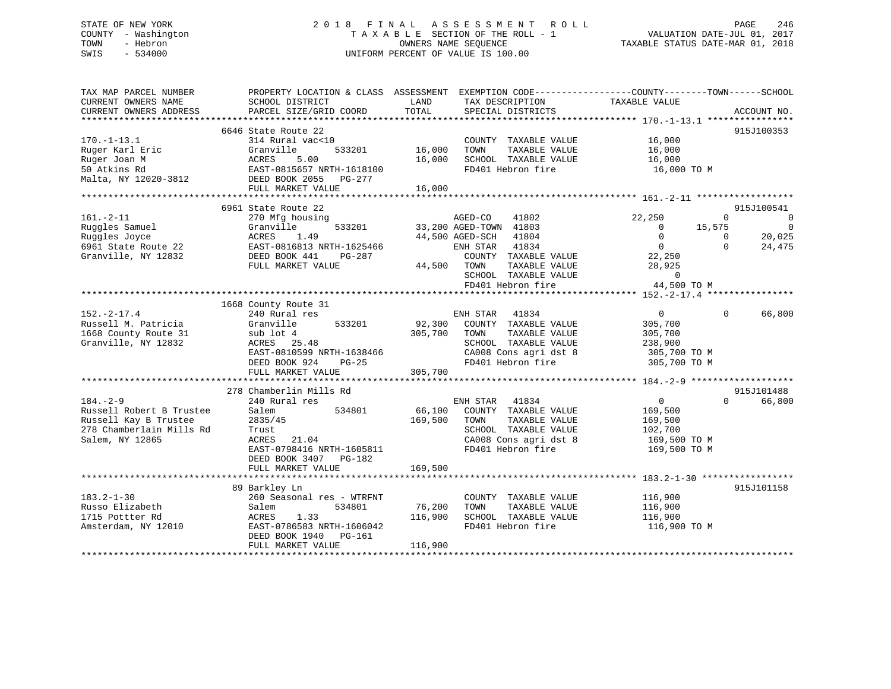STATE OF NEW YORK | 2018 FINAL ASSESSMENT ROLL | VALUATION DATE-JUL 01, 2017
COUNTY - Washington | TAXABLE SECTION OF THE ROLL - 1 | TAXABLE STATUS DATE-MAR 01, 2018
TOWN - Hebron | OWNERS NAME SEQUENCE
SWIS - 534000 | UNIFORM PERCENT OF VALUE IS 100.00

| TAX MAP PARCEL NUMBER / CURRENT OWNERS NAME / CURRENT OWNERS ADDRESS | PROPERTY LOCATION & CLASS / SCHOOL DISTRICT / PARCEL SIZE/GRID COORD | ASSESSMENT LAND / TOTAL | EXEMPTION CODE / TAX DESCRIPTION / SPECIAL DISTRICTS | COUNTY TAXABLE VALUE | TOWN | SCHOOL | ACCOUNT NO. |
|---|---|---|---|---|---|---|---|
| | 6646 State Route 22 | | | | | | 915J100353 |
| 170.-1-13.1 | 314 Rural vac<10 | | COUNTY TAXABLE VALUE | 16,000 | | | |
| Ruger Karl Eric | Granville 533201 | 16,000 | TOWN TAXABLE VALUE | 16,000 | | | |
| Ruger Joan M | ACRES 5.00 | 16,000 | SCHOOL TAXABLE VALUE | 16,000 | | | |
| 50 Atkins Rd | EAST-0815657 NRTH-1618100 | | FD401 Hebron fire | 16,000 TO M | | | |
| Malta, NY 12020-3812 | DEED BOOK 2055 PG-277 | | | | | | |
| | FULL MARKET VALUE | 16,000 | | | | | |
| | 6961 State Route 22 | | | | | | 915J100541 |
| 161.-2-11 | 270 Mfg housing | | AGED-CO 41802 | 22,250 | 0 | 0 | |
| Ruggles Samuel | Granville 533201 | 33,200 | AGED-TOWN 41803 | 0 | 15,575 | 0 | |
| Ruggles Joyce | ACRES 1.49 | 44,500 | AGED-SCH 41804 | 0 | 0 | 20,025 | |
| 6961 State Route 22 | EAST-0816813 NRTH-1625466 | | ENH STAR 41834 | 0 | 0 | 24,475 | |
| Granville, NY 12832 | DEED BOOK 441 PG-287 | | COUNTY TAXABLE VALUE | 22,250 | | | |
| | FULL MARKET VALUE | 44,500 | TOWN TAXABLE VALUE | 28,925 | | | |
| | | | SCHOOL TAXABLE VALUE | 0 | | | |
| | | | FD401 Hebron fire | 44,500 TO M | | | |
| | 1668 County Route 31 | | | | | | |
| 152.-2-17.4 | 240 Rural res | | ENH STAR 41834 | 0 | 0 | 66,800 | |
| Russell M. Patricia | Granville 533201 | 92,300 | COUNTY TAXABLE VALUE | 305,700 | | | |
| 1668 County Route 31 | sub lot 4 | 305,700 | TOWN TAXABLE VALUE | 305,700 | | | |
| Granville, NY 12832 | ACRES 25.48 | | SCHOOL TAXABLE VALUE | 238,900 | | | |
| | EAST-0810599 NRTH-1638466 | | CA008 Cons agri dst 8 | 305,700 TO M | | | |
| | DEED BOOK 924 PG-25 | | FD401 Hebron fire | 305,700 TO M | | | |
| | FULL MARKET VALUE | 305,700 | | | | | |
| | 278 Chamberlin Mills Rd | | | | | | 915J101488 |
| 184.-2-9 | 240 Rural res | | ENH STAR 41834 | 0 | 0 | 66,800 | |
| Russell Robert B Trustee | Salem 534801 | 66,100 | COUNTY TAXABLE VALUE | 169,500 | | | |
| Russell Kay B Trustee | 2835/45 | 169,500 | TOWN TAXABLE VALUE | 169,500 | | | |
| 278 Chamberlain Mills Rd | Trust | | SCHOOL TAXABLE VALUE | 102,700 | | | |
| Salem, NY 12865 | ACRES 21.04 | | CA008 Cons agri dst 8 | 169,500 TO M | | | |
| | EAST-0798416 NRTH-1605811 | | FD401 Hebron fire | 169,500 TO M | | | |
| | DEED BOOK 3407 PG-182 | | | | | | |
| | FULL MARKET VALUE | 169,500 | | | | | |
| | 89 Barkley Ln | | | | | | 915J101158 |
| 183.2-1-30 | 260 Seasonal res - WTRFNT | | COUNTY TAXABLE VALUE | 116,900 | | | |
| Russo Elizabeth | Salem 534801 | 76,200 | TOWN TAXABLE VALUE | 116,900 | | | |
| 1715 Pottter Rd | ACRES 1.33 | 116,900 | SCHOOL TAXABLE VALUE | 116,900 | | | |
| Amsterdam, NY 12010 | EAST-0786583 NRTH-1606042 | | FD401 Hebron fire | 116,900 TO M | | | |
| | DEED BOOK 1940 PG-161 | | | | | | |
| | FULL MARKET VALUE | 116,900 | | | | | |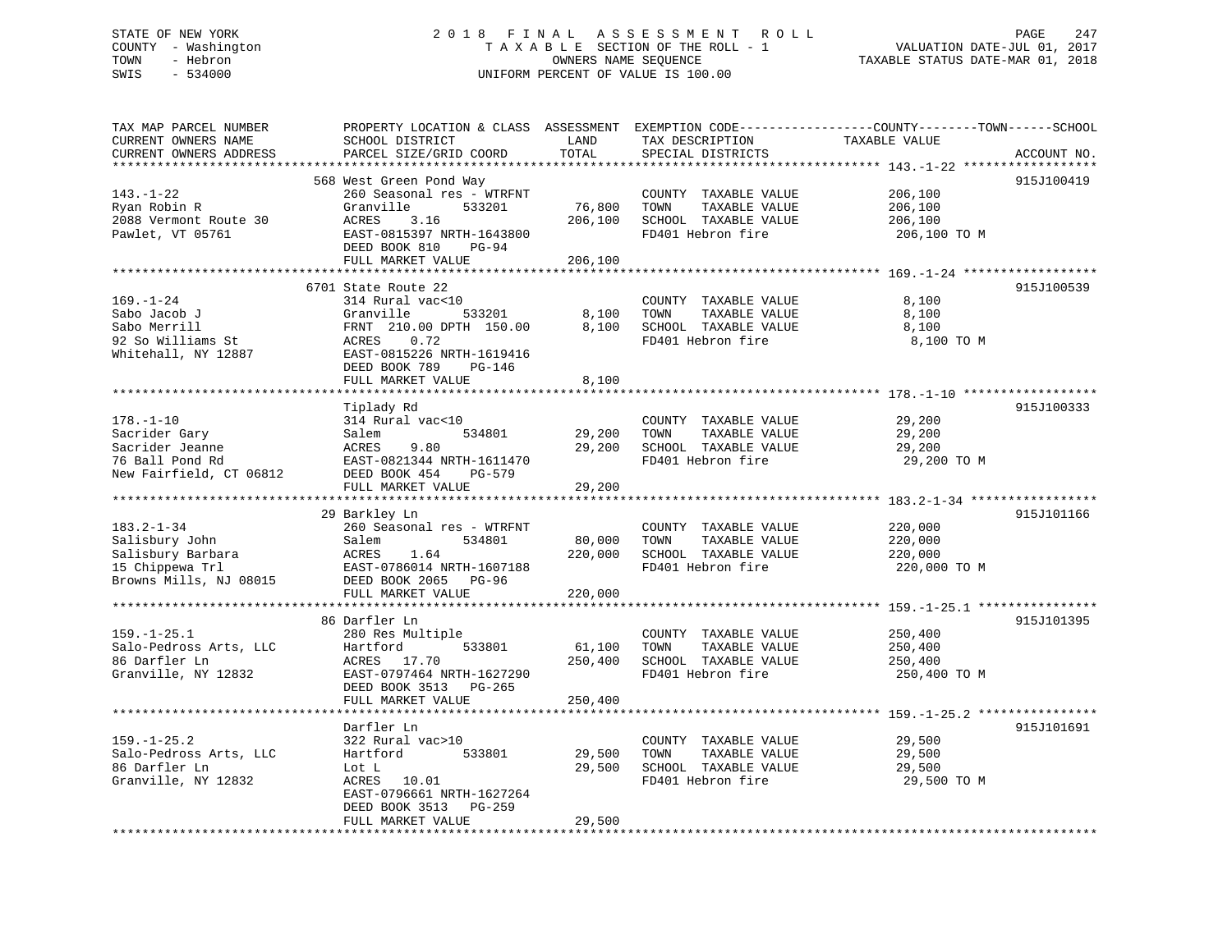STATE OF NEW YORK
COUNTY - Washington
TOWN - Hebron
SWIS - 534000

# 2018 FINAL ASSESSMENT ROLL

TAXABLE SECTION OF THE ROLL - 1
OWNERS NAME SEQUENCE
UNIFORM PERCENT OF VALUE IS 100.00

VALUATION DATE-JUL 01, 2017
TAXABLE STATUS DATE-MAR 01, 2018

| TAX MAP PARCEL NUMBER / CURRENT OWNERS NAME / CURRENT OWNERS ADDRESS | PROPERTY LOCATION & CLASS / SCHOOL DISTRICT / PARCEL SIZE/GRID COORD | ASSESSMENT LAND | TOTAL | EXEMPTION CODE / TAX DESCRIPTION / SPECIAL DISTRICTS | TAXABLE VALUE (COUNTY--TOWN--SCHOOL) | ACCOUNT NO. |
|---|---|---|---|---|---|---|
| **143.-1-22** | 568 West Green Pond Way | | | | | 915J100419 |
| Ryan Robin R | 260 Seasonal res - WTRFNT | | | COUNTY TAXABLE VALUE | 206,100 | |
| 2088 Vermont Route 30 | Granville 533201 | 76,800 | | TOWN TAXABLE VALUE | 206,100 | |
| Pawlet, VT 05761 | ACRES 3.16 | | 206,100 | SCHOOL TAXABLE VALUE | 206,100 | |
| | EAST-0815397 NRTH-1643800 | | | FD401 Hebron fire | 206,100 TO M | |
| | DEED BOOK 810 PG-94 | | | | | |
| | FULL MARKET VALUE | | 206,100 | | | |
| **169.-1-24** | 6701 State Route 22 | | | | | 915J100539 |
| Sabo Jacob J | 314 Rural vac<10 | | | COUNTY TAXABLE VALUE | 8,100 | |
| Sabo Merrill | Granville 533201 | 8,100 | | TOWN TAXABLE VALUE | 8,100 | |
| 92 So Williams St | FRNT 210.00 DPTH 150.00 | | 8,100 | SCHOOL TAXABLE VALUE | 8,100 | |
| Whitehall, NY 12887 | ACRES 0.72 | | | FD401 Hebron fire | 8,100 TO M | |
| | EAST-0815226 NRTH-1619416 | | | | | |
| | DEED BOOK 789 PG-146 | | | | | |
| | FULL MARKET VALUE | | 8,100 | | | |
| **178.-1-10** | Tiplady Rd | | | | | 915J100333 |
| Sacrider Gary | 314 Rural vac<10 | | | COUNTY TAXABLE VALUE | 29,200 | |
| Sacrider Jeanne | Salem 534801 | 29,200 | | TOWN TAXABLE VALUE | 29,200 | |
| 76 Ball Pond Rd | ACRES 9.80 | | 29,200 | SCHOOL TAXABLE VALUE | 29,200 | |
| New Fairfield, CT 06812 | EAST-0821344 NRTH-1611470 | | | FD401 Hebron fire | 29,200 TO M | |
| | DEED BOOK 454 PG-579 | | | | | |
| | FULL MARKET VALUE | | 29,200 | | | |
| **183.2-1-34** | 29 Barkley Ln | | | | | 915J101166 |
| Salisbury John | 260 Seasonal res - WTRFNT | | | COUNTY TAXABLE VALUE | 220,000 | |
| Salisbury Barbara | Salem 534801 | 80,000 | | TOWN TAXABLE VALUE | 220,000 | |
| 15 Chippewa Trl | ACRES 1.64 | | 220,000 | SCHOOL TAXABLE VALUE | 220,000 | |
| Browns Mills, NJ 08015 | EAST-0786014 NRTH-1607188 | | | FD401 Hebron fire | 220,000 TO M | |
| | DEED BOOK 2065 PG-96 | | | | | |
| | FULL MARKET VALUE | | 220,000 | | | |
| **159.-1-25.1** | 86 Darfler Ln | | | | | 915J101395 |
| Salo-Pedross Arts, LLC | 280 Res Multiple | | | COUNTY TAXABLE VALUE | 250,400 | |
| 86 Darfler Ln | Hartford 533801 | 61,100 | | TOWN TAXABLE VALUE | 250,400 | |
| Granville, NY 12832 | ACRES 17.70 | | 250,400 | SCHOOL TAXABLE VALUE | 250,400 | |
| | EAST-0797464 NRTH-1627290 | | | FD401 Hebron fire | 250,400 TO M | |
| | DEED BOOK 3513 PG-265 | | | | | |
| | FULL MARKET VALUE | | 250,400 | | | |
| **159.-1-25.2** | Darfler Ln | | | | | 915J101691 |
| Salo-Pedross Arts, LLC | 322 Rural vac>10 | | | COUNTY TAXABLE VALUE | 29,500 | |
| 86 Darfler Ln | Hartford 533801 | 29,500 | | TOWN TAXABLE VALUE | 29,500 | |
| Granville, NY 12832 | Lot L | | 29,500 | SCHOOL TAXABLE VALUE | 29,500 | |
| | ACRES 10.01 | | | FD401 Hebron fire | 29,500 TO M | |
| | EAST-0796661 NRTH-1627264 | | | | | |
| | DEED BOOK 3513 PG-259 | | | | | |
| | FULL MARKET VALUE | | 29,500 | | | |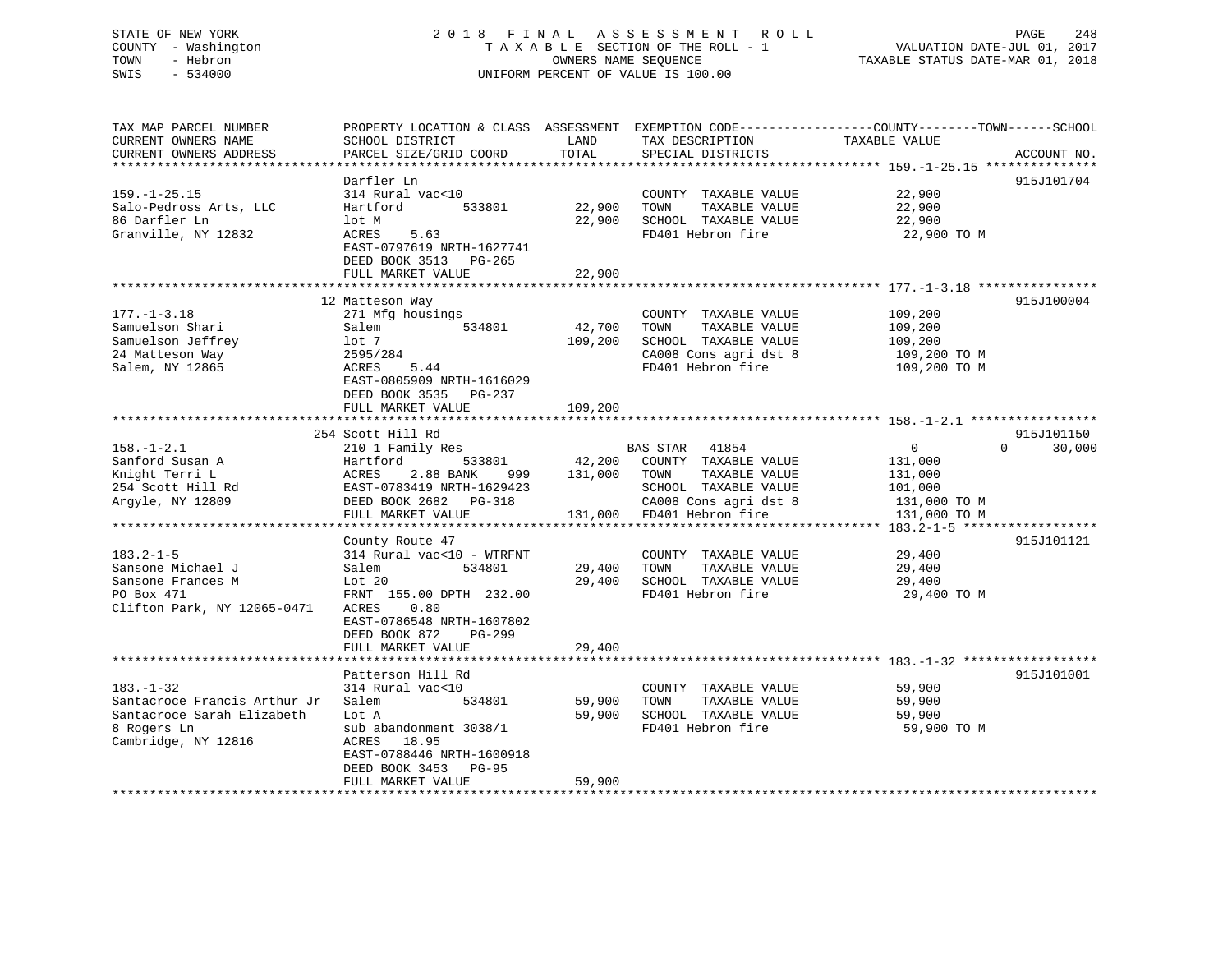STATE OF NEW YORK
COUNTY - Washington
TOWN - Hebron
SWIS - 534000

2018 FINAL ASSESSMENT ROLL
TAXABLE SECTION OF THE ROLL - 1
OWNERS NAME SEQUENCE
UNIFORM PERCENT OF VALUE IS 100.00

VALUATION DATE-JUL 01, 2017
TAXABLE STATUS DATE-MAR 01, 2018

| TAX MAP PARCEL NUMBER / CURRENT OWNERS NAME / CURRENT OWNERS ADDRESS | PROPERTY LOCATION & CLASS / SCHOOL DISTRICT / PARCEL SIZE/GRID COORD | ASSESSMENT LAND | TOTAL | EXEMPTION CODE / TAX DESCRIPTION / SPECIAL DISTRICTS | COUNTY / TOWN / SCHOOL TAXABLE VALUE | ACCOUNT NO. |
|---|---|---|---|---|---|---|
| **159.-1-25.15** | Darfler Ln | | | | | 915J101704 |
| 159.-1-25.15 | 314 Rural vac<10 | | | COUNTY TAXABLE VALUE | 22,900 | |
| Salo-Pedross Arts, LLC | Hartford 533801 | 22,900 | | TOWN TAXABLE VALUE | 22,900 | |
| 86 Darfler Ln | lot M | | 22,900 | SCHOOL TAXABLE VALUE | 22,900 | |
| Granville, NY 12832 | ACRES 5.63 | | | FD401 Hebron fire | 22,900 TO M | |
| | EAST-0797619 NRTH-1627741 | | | | | |
| | DEED BOOK 3513 PG-265 | | | | | |
| | FULL MARKET VALUE | | 22,900 | | | |
| **177.-1-3.18** | 12 Matteson Way | | | | | 915J100004 |
| 177.-1-3.18 | 271 Mfg housings | | | COUNTY TAXABLE VALUE | 109,200 | |
| Samuelson Shari | Salem 534801 | 42,700 | | TOWN TAXABLE VALUE | 109,200 | |
| Samuelson Jeffrey | lot 7 | | 109,200 | SCHOOL TAXABLE VALUE | 109,200 | |
| 24 Matteson Way | 2595/284 | | | CA008 Cons agri dst 8 | 109,200 TO M | |
| Salem, NY 12865 | ACRES 5.44 | | | FD401 Hebron fire | 109,200 TO M | |
| | EAST-0805909 NRTH-1616029 | | | | | |
| | DEED BOOK 3535 PG-237 | | | | | |
| | FULL MARKET VALUE | | 109,200 | | | |
| **158.-1-2.1** | 254 Scott Hill Rd | | | | | 915J101150 |
| 158.-1-2.1 | 210 1 Family Res | | | BAS STAR 41854 | 0 0 30,000 | |
| Sanford Susan A | Hartford 533801 | 42,200 | | COUNTY TAXABLE VALUE | 131,000 | |
| Knight Terri L | ACRES 2.88 BANK 999 | | 131,000 | TOWN TAXABLE VALUE | 131,000 | |
| 254 Scott Hill Rd | EAST-0783419 NRTH-1629423 | | | SCHOOL TAXABLE VALUE | 101,000 | |
| Argyle, NY 12809 | DEED BOOK 2682 PG-318 | | | CA008 Cons agri dst 8 | 131,000 TO M | |
| | FULL MARKET VALUE | | 131,000 | FD401 Hebron fire | 131,000 TO M | |
| **183.2-1-5** | County Route 47 | | | | | 915J101121 |
| 183.2-1-5 | 314 Rural vac<10 - WTRFNT | | | COUNTY TAXABLE VALUE | 29,400 | |
| Sansone Michael J | Salem 534801 | 29,400 | | TOWN TAXABLE VALUE | 29,400 | |
| Sansone Frances M | Lot 20 | | 29,400 | SCHOOL TAXABLE VALUE | 29,400 | |
| PO Box 471 | FRNT 155.00 DPTH 232.00 | | | FD401 Hebron fire | 29,400 TO M | |
| Clifton Park, NY 12065-0471 | ACRES 0.80 | | | | | |
| | EAST-0786548 NRTH-1607802 | | | | | |
| | DEED BOOK 872 PG-299 | | | | | |
| | FULL MARKET VALUE | | 29,400 | | | |
| **183.-1-32** | Patterson Hill Rd | | | | | 915J101001 |
| 183.-1-32 | 314 Rural vac<10 | | | COUNTY TAXABLE VALUE | 59,900 | |
| Santacroce Francis Arthur Jr | Salem 534801 | 59,900 | | TOWN TAXABLE VALUE | 59,900 | |
| Santacroce Sarah Elizabeth | Lot A | | 59,900 | SCHOOL TAXABLE VALUE | 59,900 | |
| 8 Rogers Ln | sub abandonment 3038/1 | | | FD401 Hebron fire | 59,900 TO M | |
| Cambridge, NY 12816 | ACRES 18.95 | | | | | |
| | EAST-0788446 NRTH-1600918 | | | | | |
| | DEED BOOK 3453 PG-95 | | | | | |
| | FULL MARKET VALUE | | 59,900 | | | |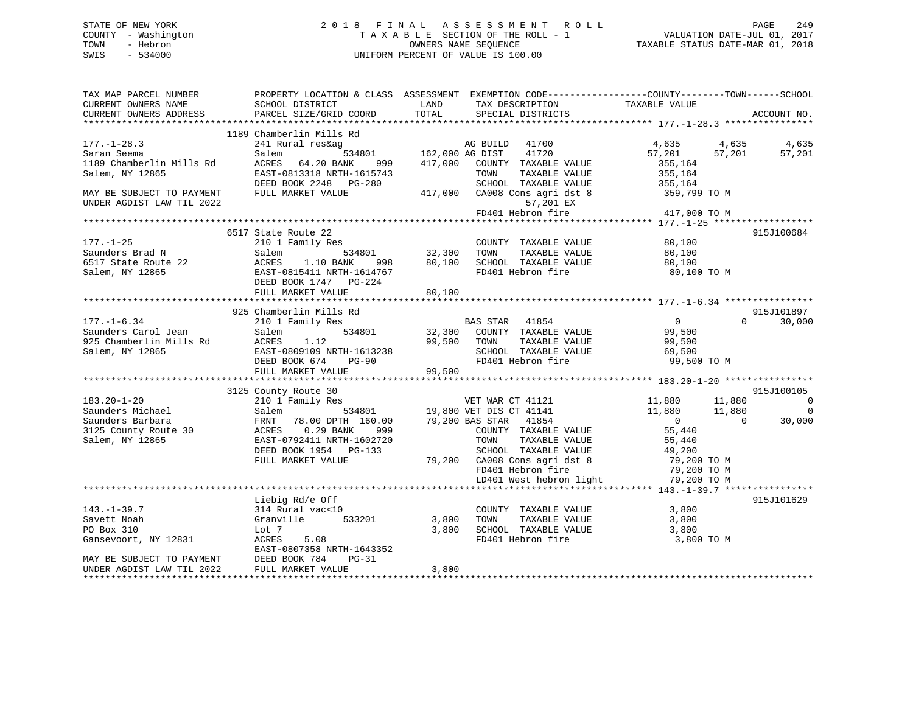STATE OF NEW YORK
COUNTY - Washington
TOWN - Hebron
SWIS - 534000

# 2018 FINAL ASSESSMENT ROLL
TAXABLE SECTION OF THE ROLL - 1
OWNERS NAME SEQUENCE
UNIFORM PERCENT OF VALUE IS 100.00

VALUATION DATE-JUL 01, 2017
TAXABLE STATUS DATE-MAR 01, 2018

```
TAX MAP PARCEL NUMBER          PROPERTY LOCATION & CLASS  ASSESSMENT  EXEMPTION CODE-----------------COUNTY--------TOWN------SCHOOL
CURRENT OWNERS NAME            SCHOOL DISTRICT               LAND      TAX DESCRIPTION              TAXABLE VALUE
CURRENT OWNERS ADDRESS         PARCEL SIZE/GRID COORD        TOTAL     SPECIAL DISTRICTS                                   ACCOUNT NO.
******************************************************************************************************* 177.-1-28.3 ****************
                          1189 Chamberlin Mills Rd
177.-1-28.3                    241 Rural res&ag                        AG BUILD   41700             4,635      4,635       4,635
Saran Seema                    Salem            534801     162,000 AG DIST    41720            57,201     57,201      57,201
1189 Chamberlin Mills Rd       ACRES  64.20 BANK    999    417,000   COUNTY  TAXABLE VALUE          355,164
Salem, NY 12865                EAST-0813318 NRTH-1615743             TOWN    TAXABLE VALUE          355,164
                               DEED BOOK 2248   PG-280               SCHOOL  TAXABLE VALUE          355,164
MAY BE SUBJECT TO PAYMENT      FULL MARKET VALUE            417,000  CA008 Cons agri dst 8          359,799 TO M
UNDER AGDIST LAW TIL 2022                                                   57,201 EX
                                                                      FD401 Hebron fire              417,000 TO M
******************************************************************************************************* 177.-1-25 ******************
                          6517 State Route 22                                                                          915J100684
177.-1-25                      210 1 Family Res                        COUNTY  TAXABLE VALUE           80,100
Saunders Brad N                Salem            534801      32,300   TOWN    TAXABLE VALUE           80,100
6517 State Route 22            ACRES   1.10 BANK    998     80,100   SCHOOL  TAXABLE VALUE           80,100
Salem, NY 12865                EAST-0815411 NRTH-1614767             FD401 Hebron fire                80,100 TO M
                               DEED BOOK 1747   PG-224
                               FULL MARKET VALUE             80,100
******************************************************************************************************* 177.-1-6.34 ****************
                          925 Chamberlin Mills Rd                                                                      915J101897
177.-1-6.34                    210 1 Family Res                        BAS STAR   41854                 0          0      30,000
Saunders Carol Jean            Salem            534801      32,300   COUNTY  TAXABLE VALUE           99,500
925 Chamberlin Mills Rd        ACRES   1.12                 99,500   TOWN    TAXABLE VALUE           99,500
Salem, NY 12865                EAST-0809109 NRTH-1613238             SCHOOL  TAXABLE VALUE           69,500
                               DEED BOOK 674    PG-90                FD401 Hebron fire                99,500 TO M
                               FULL MARKET VALUE             99,500
******************************************************************************************************* 183.20-1-20 ****************
                          3125 County Route 30                                                                         915J100105
183.20-1-20                    210 1 Family Res                        VET WAR CT 41121            11,880     11,880           0
Saunders Michael               Salem            534801      19,800 VET DIS CT 41141            11,880     11,880           0
Saunders Barbara               FRNT  78.00 DPTH 160.00      79,200 BAS STAR   41854                 0          0      30,000
3125 County Route 30           ACRES   0.29 BANK    999              COUNTY  TAXABLE VALUE           55,440
Salem, NY 12865                EAST-0792411 NRTH-1602720             TOWN    TAXABLE VALUE           55,440
                               DEED BOOK 1954   PG-133               SCHOOL  TAXABLE VALUE           49,200
                               FULL MARKET VALUE             79,200  CA008 Cons agri dst 8           79,200 TO M
                                                                     FD401 Hebron fire                79,200 TO M
                                                                     LD401 West hebron light          79,200 TO M
******************************************************************************************************* 143.-1-39.7 ****************
                          Liebig Rd/e Off                                                                              915J101629
143.-1-39.7                    314 Rural vac<10                        COUNTY  TAXABLE VALUE            3,800
Savett Noah                    Granville        533201       3,800   TOWN    TAXABLE VALUE            3,800
PO Box 310                     Lot 7                         3,800   SCHOOL  TAXABLE VALUE            3,800
Gansevoort, NY 12831           ACRES   5.08                          FD401 Hebron fire                 3,800 TO M
                               EAST-0807358 NRTH-1643352
MAY BE SUBJECT TO PAYMENT      DEED BOOK 784    PG-31
UNDER AGDIST LAW TIL 2022      FULL MARKET VALUE              3,800
************************************************************************************************************************************
```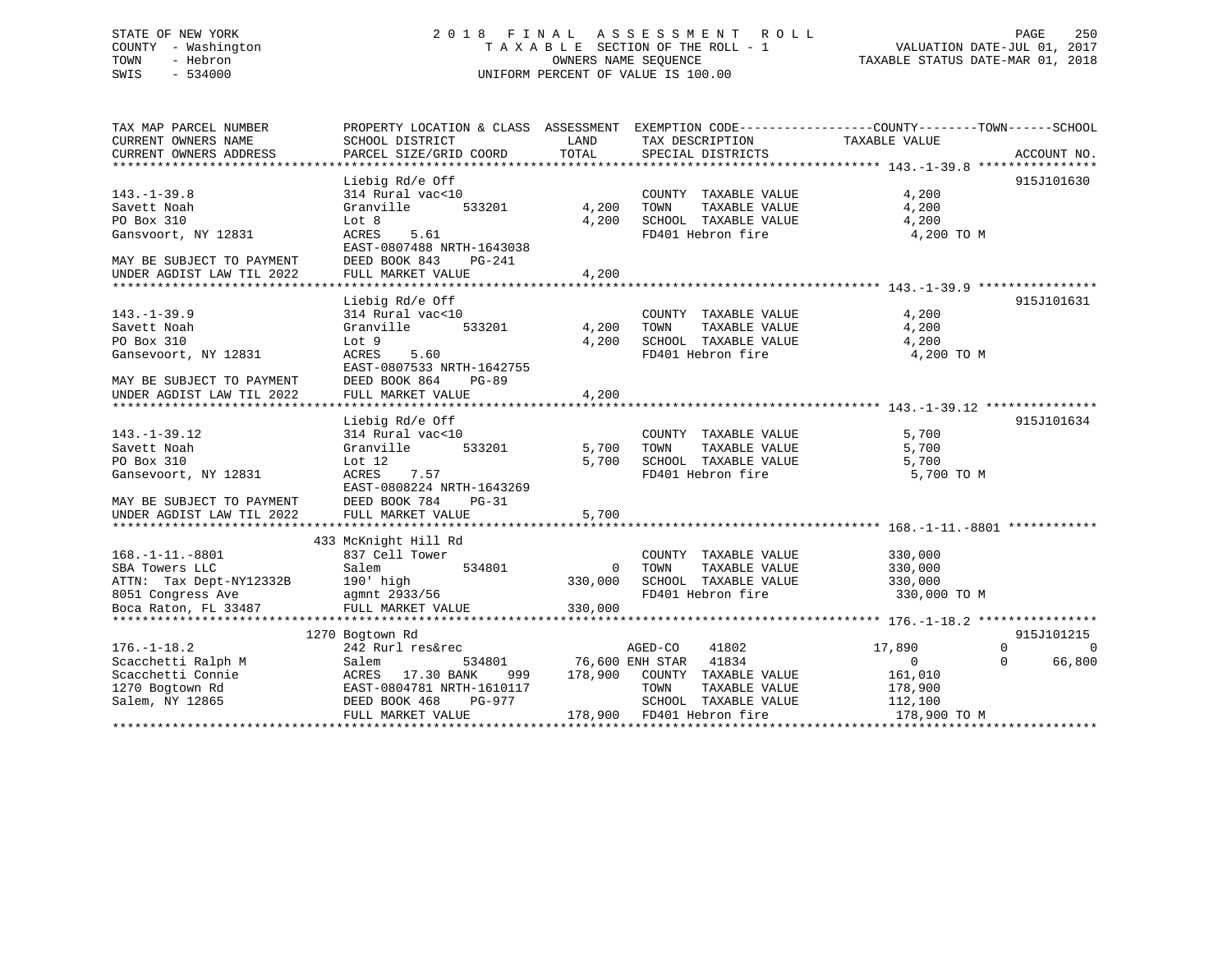STATE OF NEW YORK | 2018 FINAL ASSESSMENT ROLL | VALUATION DATE-JUL 01, 2017
COUNTY - Washington | TAXABLE SECTION OF THE ROLL - 1 | TAXABLE STATUS DATE-MAR 01, 2018
TOWN - Hebron | OWNERS NAME SEQUENCE
SWIS - 534000 | UNIFORM PERCENT OF VALUE IS 100.00

| TAX MAP PARCEL NUMBER / CURRENT OWNERS NAME / CURRENT OWNERS ADDRESS | PROPERTY LOCATION & CLASS / SCHOOL DISTRICT / PARCEL SIZE/GRID COORD | ASSESSMENT LAND | ASSESSMENT TOTAL | EXEMPTION CODE / TAX DESCRIPTION / SPECIAL DISTRICTS | COUNTY TAXABLE VALUE | TOWN | SCHOOL | ACCOUNT NO. |
|---|---|---|---|---|---|---|---|---|
| **143.-1-39.8** | Liebig Rd/e Off | | | | | | | 915J101630 |
| 143.-1-39.8 | 314 Rural vac<10 | | | COUNTY TAXABLE VALUE | 4,200 | | | |
| Savett Noah | Granville 533201 | 4,200 | | TOWN TAXABLE VALUE | 4,200 | | | |
| PO Box 310 | Lot 8 | | 4,200 | SCHOOL TAXABLE VALUE | 4,200 | | | |
| Gansvoort, NY 12831 | ACRES 5.61 | | | FD401 Hebron fire | 4,200 TO M | | | |
| | EAST-0807488 NRTH-1643038 | | | | | | | |
| MAY BE SUBJECT TO PAYMENT | DEED BOOK 843 PG-241 | | | | | | | |
| UNDER AGDIST LAW TIL 2022 | FULL MARKET VALUE | | 4,200 | | | | | |
| **143.-1-39.9** | Liebig Rd/e Off | | | | | | | 915J101631 |
| 143.-1-39.9 | 314 Rural vac<10 | | | COUNTY TAXABLE VALUE | 4,200 | | | |
| Savett Noah | Granville 533201 | 4,200 | | TOWN TAXABLE VALUE | 4,200 | | | |
| PO Box 310 | Lot 9 | | 4,200 | SCHOOL TAXABLE VALUE | 4,200 | | | |
| Gansevoort, NY 12831 | ACRES 5.60 | | | FD401 Hebron fire | 4,200 TO M | | | |
| | EAST-0807533 NRTH-1642755 | | | | | | | |
| MAY BE SUBJECT TO PAYMENT | DEED BOOK 864 PG-89 | | | | | | | |
| UNDER AGDIST LAW TIL 2022 | FULL MARKET VALUE | | 4,200 | | | | | |
| **143.-1-39.12** | Liebig Rd/e Off | | | | | | | 915J101634 |
| 143.-1-39.12 | 314 Rural vac<10 | | | COUNTY TAXABLE VALUE | 5,700 | | | |
| Savett Noah | Granville 533201 | 5,700 | | TOWN TAXABLE VALUE | 5,700 | | | |
| PO Box 310 | Lot 12 | | 5,700 | SCHOOL TAXABLE VALUE | 5,700 | | | |
| Gansevoort, NY 12831 | ACRES 7.57 | | | FD401 Hebron fire | 5,700 TO M | | | |
| | EAST-0808224 NRTH-1643269 | | | | | | | |
| MAY BE SUBJECT TO PAYMENT | DEED BOOK 784 PG-31 | | | | | | | |
| UNDER AGDIST LAW TIL 2022 | FULL MARKET VALUE | | 5,700 | | | | | |
| **168.-1-11.-8801** | 433 McKnight Hill Rd | | | | | | | |
| 168.-1-11.-8801 | 837 Cell Tower | | | COUNTY TAXABLE VALUE | 330,000 | | | |
| SBA Towers LLC | Salem 534801 | 0 | | TOWN TAXABLE VALUE | 330,000 | | | |
| ATTN: Tax Dept-NY12332B | 190' high | | 330,000 | SCHOOL TAXABLE VALUE | 330,000 | | | |
| 8051 Congress Ave | agmnt 2933/56 | | | FD401 Hebron fire | 330,000 TO M | | | |
| Boca Raton, FL 33487 | FULL MARKET VALUE | | 330,000 | | | | | |
| **176.-1-18.2** | 1270 Bogtown Rd | | | | | | | 915J101215 |
| 176.-1-18.2 | 242 Rurl res&rec | | | AGED-CO 41802 | 17,890 | 0 | 0 | |
| Scacchetti Ralph M | Salem 534801 | 76,600 | | ENH STAR 41834 | 0 | 0 | 66,800 | |
| Scacchetti Connie | ACRES 17.30 BANK 999 | | 178,900 | COUNTY TAXABLE VALUE | 161,010 | | | |
| 1270 Bogtown Rd | EAST-0804781 NRTH-1610117 | | | TOWN TAXABLE VALUE | 178,900 | | | |
| Salem, NY 12865 | DEED BOOK 468 PG-977 | | | SCHOOL TAXABLE VALUE | 112,100 | | | |
| | FULL MARKET VALUE | | 178,900 | FD401 Hebron fire | 178,900 TO M | | | |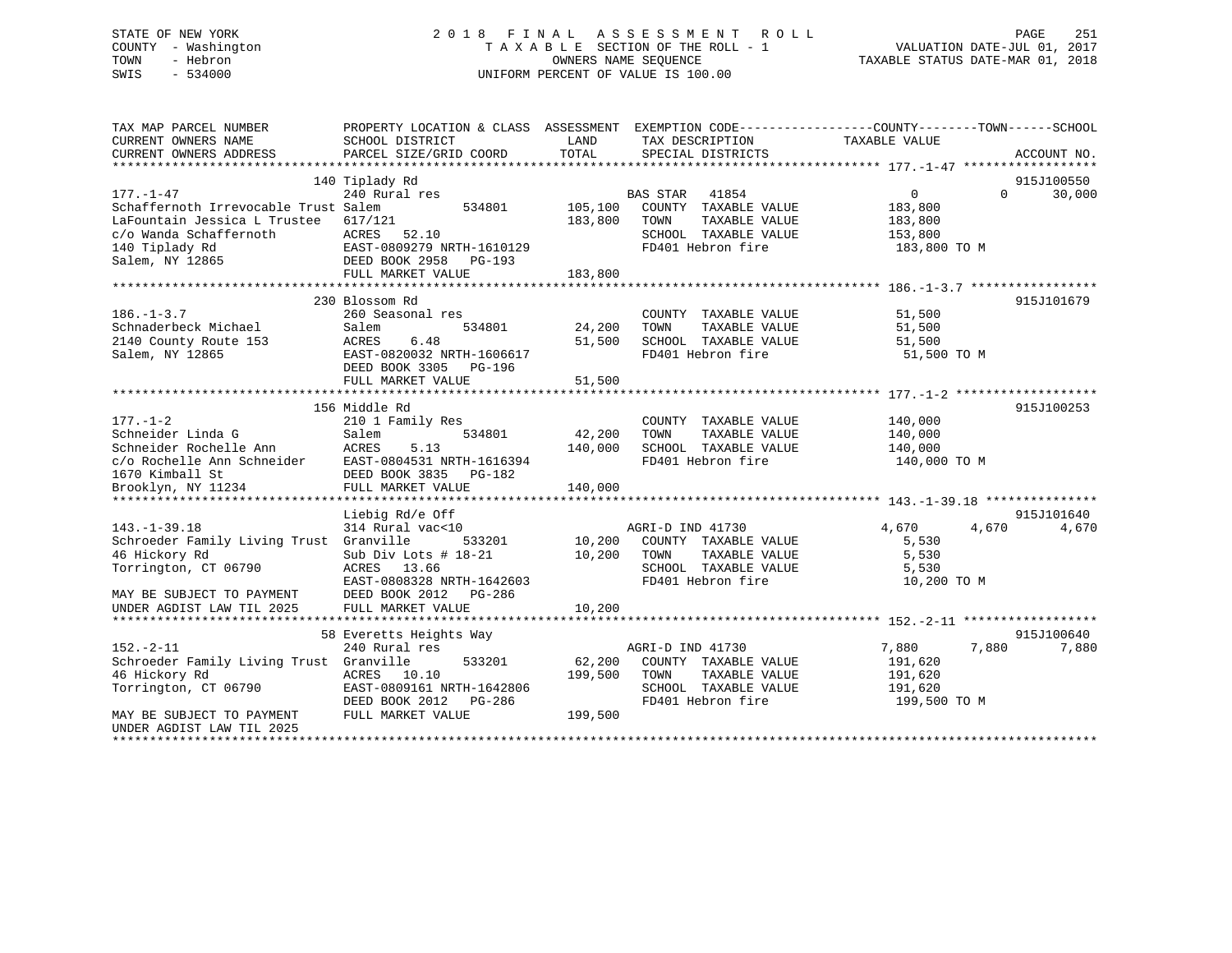STATE OF NEW YORK — 2018 FINAL ASSESSMENT ROLL
COUNTY - Washington — TAXABLE SECTION OF THE ROLL - 1 — VALUATION DATE-JUL 01, 2017
TOWN - Hebron — OWNERS NAME SEQUENCE — TAXABLE STATUS DATE-MAR 01, 2018
SWIS - 534000 — UNIFORM PERCENT OF VALUE IS 100.00

| TAX MAP PARCEL NUMBER / CURRENT OWNERS NAME / CURRENT OWNERS ADDRESS | PROPERTY LOCATION & CLASS / SCHOOL DISTRICT / PARCEL SIZE/GRID COORD | ASSESSMENT LAND / TOTAL | EXEMPTION CODE / TAX DESCRIPTION / SPECIAL DISTRICTS | COUNTY | TOWN | SCHOOL | ACCOUNT NO. |
|---|---|---|---|---|---|---|---|
| **177.-1-47** | 140 Tiplady Rd | | | | | | 915J100550 |
| Schaffernoth Irrevocable Trust | 240 Rural res | | BAS STAR 41854 | 0 | 0 | 30,000 | |
| LaFountain Jessica L Trustee | Salem 534801 | 105,100 | COUNTY TAXABLE VALUE | 183,800 | | | |
| c/o Wanda Schaffernoth | 617/121 | 183,800 | TOWN TAXABLE VALUE | | 183,800 | | |
| 140 Tiplady Rd | ACRES 52.10 | | SCHOOL TAXABLE VALUE | | | 153,800 | |
| Salem, NY 12865 | EAST-0809279 NRTH-1610129 | | FD401 Hebron fire | 183,800 TO M | | | |
| | DEED BOOK 2958 PG-193 | | | | | | |
| | FULL MARKET VALUE | 183,800 | | | | | |
| **186.-1-3.7** | 230 Blossom Rd | | | | | | 915J101679 |
| Schnaderbeck Michael | 260 Seasonal res | | COUNTY TAXABLE VALUE | 51,500 | | | |
| 2140 County Route 153 | Salem 534801 | 24,200 | TOWN TAXABLE VALUE | | 51,500 | | |
| Salem, NY 12865 | ACRES 6.48 | 51,500 | SCHOOL TAXABLE VALUE | | | 51,500 | |
| | EAST-0820032 NRTH-1606617 | | FD401 Hebron fire | 51,500 TO M | | | |
| | DEED BOOK 3305 PG-196 | | | | | | |
| | FULL MARKET VALUE | 51,500 | | | | | |
| **177.-1-2** | 156 Middle Rd | | | | | | 915J100253 |
| Schneider Linda G | 210 1 Family Res | | COUNTY TAXABLE VALUE | 140,000 | | | |
| Schneider Rochelle Ann | Salem 534801 | 42,200 | TOWN TAXABLE VALUE | | 140,000 | | |
| c/o Rochelle Ann Schneider | ACRES 5.13 | 140,000 | SCHOOL TAXABLE VALUE | | | 140,000 | |
| 1670 Kimball St | EAST-0804531 NRTH-1616394 | | FD401 Hebron fire | 140,000 TO M | | | |
| Brooklyn, NY 11234 | DEED BOOK 3835 PG-182 | | | | | | |
| | FULL MARKET VALUE | 140,000 | | | | | |
| **143.-1-39.18** | Liebig Rd/e Off | | | | | | 915J101640 |
| Schroeder Family Living Trust | 314 Rural vac<10 | | AGRI-D IND 41730 | 4,670 | 4,670 | 4,670 | |
| 46 Hickory Rd | Granville 533201 | 10,200 | COUNTY TAXABLE VALUE | 5,530 | | | |
| Torrington, CT 06790 | Sub Div Lots # 18-21 | 10,200 | TOWN TAXABLE VALUE | | 5,530 | | |
| | ACRES 13.66 | | SCHOOL TAXABLE VALUE | | | 5,530 | |
| | EAST-0808328 NRTH-1642603 | | FD401 Hebron fire | 10,200 TO M | | | |
| MAY BE SUBJECT TO PAYMENT | DEED BOOK 2012 PG-286 | | | | | | |
| UNDER AGDIST LAW TIL 2025 | FULL MARKET VALUE | 10,200 | | | | | |
| **152.-2-11** | 58 Everetts Heights Way | | | | | | 915J100640 |
| Schroeder Family Living Trust | 240 Rural res | | AGRI-D IND 41730 | 7,880 | 7,880 | 7,880 | |
| 46 Hickory Rd | Granville 533201 | 62,200 | COUNTY TAXABLE VALUE | 191,620 | | | |
| Torrington, CT 06790 | ACRES 10.10 | 199,500 | TOWN TAXABLE VALUE | | 191,620 | | |
| | EAST-0809161 NRTH-1642806 | | SCHOOL TAXABLE VALUE | | | 191,620 | |
| | DEED BOOK 2012 PG-286 | | FD401 Hebron fire | 199,500 TO M | | | |
| MAY BE SUBJECT TO PAYMENT | FULL MARKET VALUE | 199,500 | | | | | |
| UNDER AGDIST LAW TIL 2025 | | | | | | | |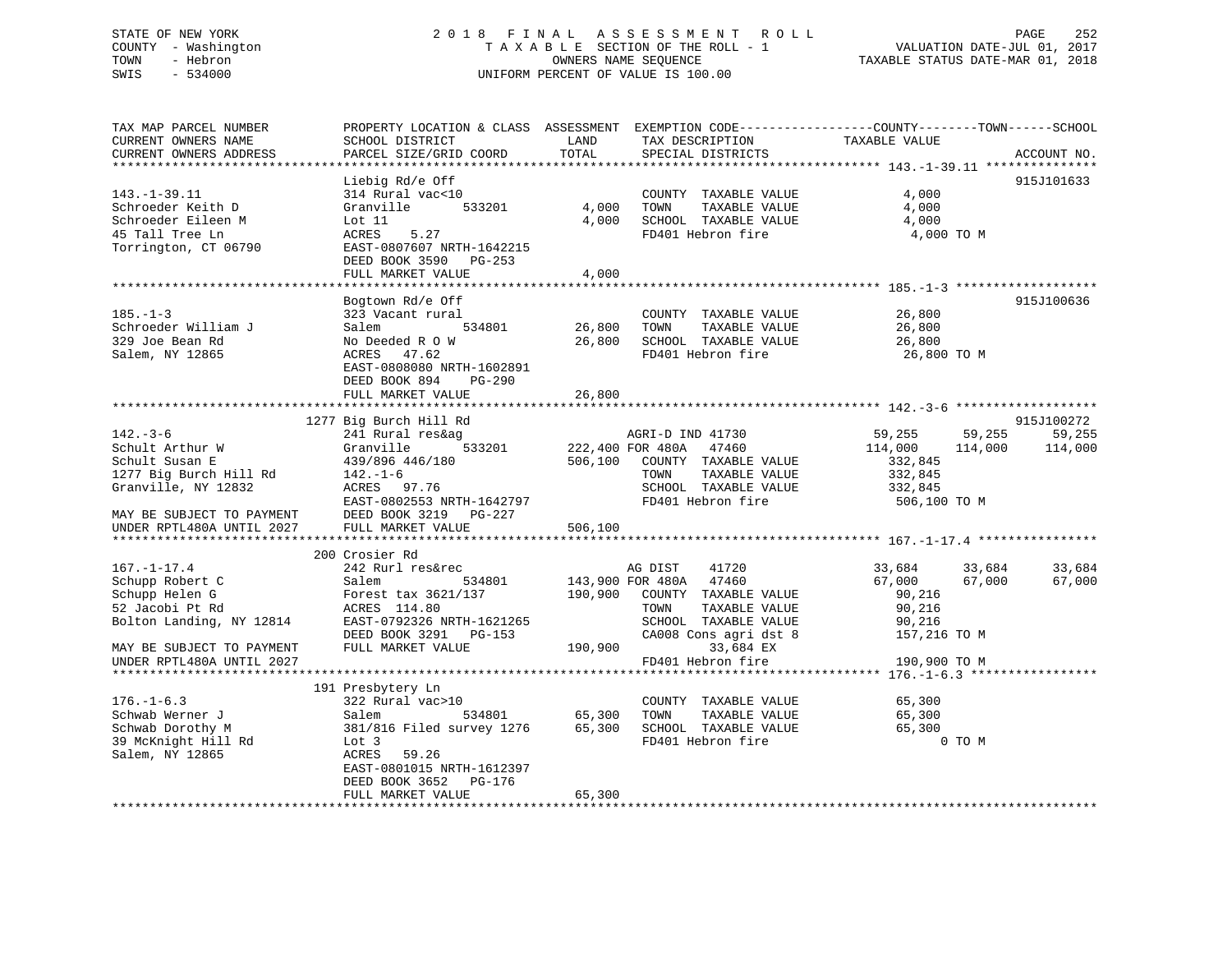STATE OF NEW YORK
COUNTY - Washington
TOWN - Hebron
SWIS - 534000

2018 FINAL ASSESSMENT ROLL
TAXABLE SECTION OF THE ROLL - 1
OWNERS NAME SEQUENCE
UNIFORM PERCENT OF VALUE IS 100.00

VALUATION DATE-JUL 01, 2017
TAXABLE STATUS DATE-MAR 01, 2018

```
TAX MAP PARCEL NUMBER          PROPERTY LOCATION & CLASS  ASSESSMENT  EXEMPTION CODE------------------COUNTY--------TOWN------SCHOOL
CURRENT OWNERS NAME            SCHOOL DISTRICT              LAND      TAX DESCRIPTION              TAXABLE VALUE
CURRENT OWNERS ADDRESS         PARCEL SIZE/GRID COORD       TOTAL     SPECIAL DISTRICTS                                    ACCOUNT NO.
******************************************************************************************************* 143.-1-39.11 ***************
                               Liebig Rd/e Off                                                                         915J101633
143.-1-39.11                   314 Rural vac<10                        COUNTY  TAXABLE VALUE              4,000
Schroeder Keith D              Granville        533201       4,000     TOWN    TAXABLE VALUE              4,000
Schroeder Eileen M             Lot 11                        4,000     SCHOOL  TAXABLE VALUE              4,000
45 Tall Tree Ln                ACRES    5.27                           FD401 Hebron fire                   4,000 TO M
Torrington, CT 06790           EAST-0807607 NRTH-1642215
                               DEED BOOK 3590   PG-253
                               FULL MARKET VALUE             4,000
******************************************************************************************************* 185.-1-3 *******************
                               Bogtown Rd/e Off                                                                        915J100636
185.-1-3                       323 Vacant rural                        COUNTY  TAXABLE VALUE             26,800
Schroeder William J            Salem            534801      26,800     TOWN    TAXABLE VALUE             26,800
329 Joe Bean Rd                No Deeded R O W              26,800     SCHOOL  TAXABLE VALUE             26,800
Salem, NY 12865                ACRES   47.62                           FD401 Hebron fire                  26,800 TO M
                               EAST-0808080 NRTH-1602891
                               DEED BOOK 894    PG-290
                               FULL MARKET VALUE            26,800
******************************************************************************************************* 142.-3-6 *******************
                          1277 Big Burch Hill Rd                                                                       915J100272
142.-3-6                       241 Rural res&ag                        AGRI-D IND 41730                  59,255      59,255      59,255
Schult Arthur W                Granville        533201     222,400 FOR 480A   47460                     114,000     114,000     114,000
Schult Susan E                 439/896 446/180             506,100     COUNTY  TAXABLE VALUE            332,845
1277 Big Burch Hill Rd         142.-1-6                                TOWN    TAXABLE VALUE            332,845
Granville, NY 12832            ACRES   97.76                           SCHOOL  TAXABLE VALUE            332,845
                               EAST-0802553 NRTH-1642797               FD401 Hebron fire                 506,100 TO M
MAY BE SUBJECT TO PAYMENT      DEED BOOK 3219   PG-227
UNDER RPTL480A UNTIL 2027      FULL MARKET VALUE           506,100
******************************************************************************************************* 167.-1-17.4 ****************
                           200 Crosier Rd
167.-1-17.4                    242 Rurl res&rec                        AG DIST     41720                 33,684      33,684      33,684
Schupp Robert C                Salem            534801     143,900 FOR 480A   47460                      67,000      67,000      67,000
Schupp Helen G                 Forest tax 3621/137         190,900     COUNTY  TAXABLE VALUE             90,216
52 Jacobi Pt Rd                ACRES  114.80                           TOWN    TAXABLE VALUE             90,216
Bolton Landing, NY 12814       EAST-0792326 NRTH-1621265               SCHOOL  TAXABLE VALUE             90,216
                               DEED BOOK 3291   PG-153                 CA008 Cons agri dst 8             157,216 TO M
MAY BE SUBJECT TO PAYMENT      FULL MARKET VALUE           190,900          33,684 EX
UNDER RPTL480A UNTIL 2027                                              FD401 Hebron fire                 190,900 TO M
******************************************************************************************************* 176.-1-6.3 *****************
                           191 Presbytery Ln
176.-1-6.3                     322 Rural vac>10                        COUNTY  TAXABLE VALUE             65,300
Schwab Werner J                Salem            534801      65,300     TOWN    TAXABLE VALUE             65,300
Schwab Dorothy M               381/816 Filed survey 1276    65,300     SCHOOL  TAXABLE VALUE             65,300
39 McKnight Hill Rd            Lot 3                                   FD401 Hebron fire                       0 TO M
Salem, NY 12865                ACRES   59.26
                               EAST-0801015 NRTH-1612397
                               DEED BOOK 3652   PG-176
                               FULL MARKET VALUE            65,300
************************************************************************************************************************************
```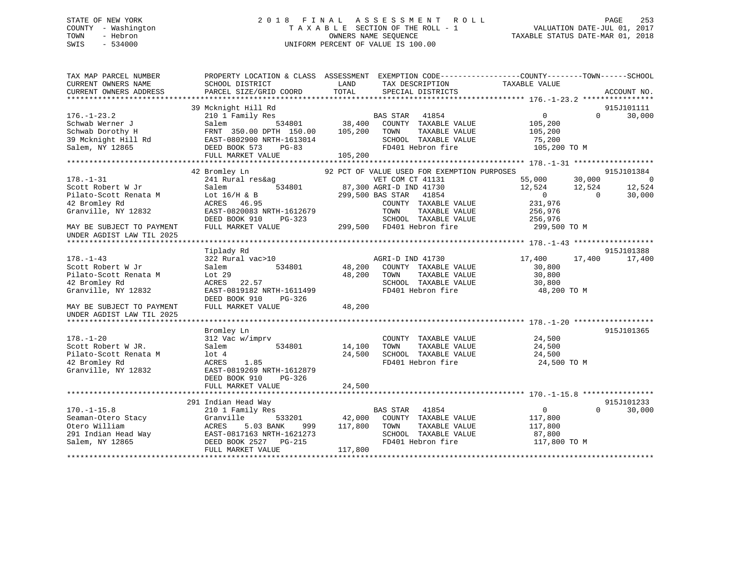STATE OF NEW YORK
COUNTY - Washington
TOWN - Hebron
SWIS - 534000

2 0 1 8 F I N A L A S S E S S M E N T R O L L
T A X A B L E SECTION OF THE ROLL - 1
OWNERS NAME SEQUENCE
UNIFORM PERCENT OF VALUE IS 100.00

VALUATION DATE-JUL 01, 2017
TAXABLE STATUS DATE-MAR 01, 2018

```
TAX MAP PARCEL NUMBER          PROPERTY LOCATION & CLASS  ASSESSMENT  EXEMPTION CODE------------------COUNTY--------TOWN------SCHOOL
CURRENT OWNERS NAME            SCHOOL DISTRICT               LAND      TAX DESCRIPTION            TAXABLE VALUE
CURRENT OWNERS ADDRESS         PARCEL SIZE/GRID COORD        TOTAL     SPECIAL DISTRICTS                                 ACCOUNT NO.
*********************************************************************************************** 176.-1-23.2 ****************
                               39 Mcknight Hill Rd                                                                    915J101111
176.-1-23.2                    210 1 Family Res                    BAS STAR   41854                  0            0     30,000
Schwab Werner J                Salem          534801       38,400   COUNTY  TAXABLE VALUE          105,200
Schwab Dorothy H               FRNT 350.00 DPTH 150.00    105,200   TOWN    TAXABLE VALUE          105,200
39 Mcknight Hill Rd            EAST-0802900 NRTH-1613014            SCHOOL  TAXABLE VALUE           75,200
Salem, NY 12865                DEED BOOK 573    PG-83               FD401 Hebron fire              105,200 TO M
                               FULL MARKET VALUE          105,200
*********************************************************************************************** 178.-1-31 ******************
                               42 Bromley Ln              92 PCT OF VALUE USED FOR EXEMPTION PURPOSES                 915J101384
178.-1-31                      241 Rural res&ag                    VET COM CT 41131             55,000       30,000          0
Scott Robert W Jr              Salem          534801       87,300 AGRI-D IND 41730             12,524       12,524     12,524
Pilato-Scott Renata M          Lot 16/H & B               299,500 BAS STAR   41854                  0            0     30,000
42 Bromley Rd                  ACRES  46.95                         COUNTY  TAXABLE VALUE          231,976
Granville, NY 12832            EAST-0820083 NRTH-1612679            TOWN    TAXABLE VALUE          256,976
                               DEED BOOK 910    PG-323              SCHOOL  TAXABLE VALUE          256,976
MAY BE SUBJECT TO PAYMENT      FULL MARKET VALUE          299,500   FD401 Hebron fire              299,500 TO M
UNDER AGDIST LAW TIL 2025
*********************************************************************************************** 178.-1-43 ******************
                               Tiplady Rd                                                                             915J101388
178.-1-43                      322 Rural vac>10                    AGRI-D IND 41730             17,400       17,400     17,400
Scott Robert W Jr              Salem          534801       48,200   COUNTY  TAXABLE VALUE           30,800
Pilato-Scott Renata M          Lot 29                      48,200   TOWN    TAXABLE VALUE           30,800
42 Bromley Rd                  ACRES  22.57                         SCHOOL  TAXABLE VALUE           30,800
Granville, NY 12832            EAST-0819182 NRTH-1611499            FD401 Hebron fire               48,200 TO M
                               DEED BOOK 910    PG-326
MAY BE SUBJECT TO PAYMENT      FULL MARKET VALUE           48,200
UNDER AGDIST LAW TIL 2025
*********************************************************************************************** 178.-1-20 ******************
                               Bromley Ln                                                                             915J101365
178.-1-20                      312 Vac w/imprv                      COUNTY  TAXABLE VALUE           24,500
Scott Robert W JR.             Salem          534801       14,100   TOWN    TAXABLE VALUE           24,500
Pilato-Scott Renata M          lot 4                       24,500   SCHOOL  TAXABLE VALUE           24,500
42 Bromley Rd                  ACRES   1.85                         FD401 Hebron fire               24,500 TO M
Granville, NY 12832            EAST-0819269 NRTH-1612879
                               DEED BOOK 910    PG-326
                               FULL MARKET VALUE           24,500
*********************************************************************************************** 170.-1-15.8 ****************
                               291 Indian Head Way                                                                    915J101233
170.-1-15.8                    210 1 Family Res                    BAS STAR   41854                  0            0     30,000
Seaman-Otero Stacy             Granville      533201       42,000   COUNTY  TAXABLE VALUE          117,800
Otero William                  ACRES   5.03 BANK     999  117,800   TOWN    TAXABLE VALUE          117,800
291 Indian Head Way            EAST-0817163 NRTH-1621273            SCHOOL  TAXABLE VALUE           87,800
Salem, NY 12865                DEED BOOK 2527   PG-215              FD401 Hebron fire              117,800 TO M
                               FULL MARKET VALUE          117,800
******************************************************************************************************************************
```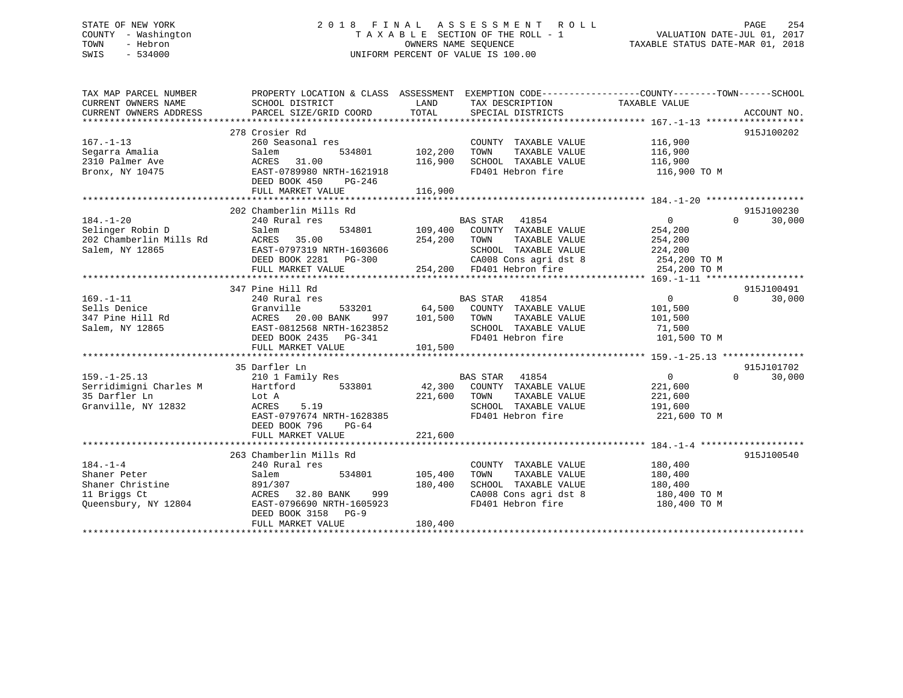STATE OF NEW YORK
COUNTY - Washington
TOWN - Hebron
SWIS - 534000

2018 FINAL ASSESSMENT ROLL
TAXABLE SECTION OF THE ROLL - 1
OWNERS NAME SEQUENCE
UNIFORM PERCENT OF VALUE IS 100.00

VALUATION DATE-JUL 01, 2017
TAXABLE STATUS DATE-MAR 01, 2018

| TAX MAP PARCEL NUMBER / CURRENT OWNERS NAME / CURRENT OWNERS ADDRESS | PROPERTY LOCATION & CLASS / SCHOOL DISTRICT / PARCEL SIZE/GRID COORD | ASSESSMENT LAND / TOTAL | EXEMPTION CODE / TAX DESCRIPTION / SPECIAL DISTRICTS | COUNTY / TOWN / SCHOOL TAXABLE VALUE | ACCOUNT NO. |
|---|---|---|---|---|---|
| 167.-1-13 | 278 Crosier Rd | | | | 915J100202 |
| 167.-1-13 | 260 Seasonal res | | COUNTY TAXABLE VALUE | 116,900 | |
| Segarra Amalia | Salem 534801 | 102,200 | TOWN TAXABLE VALUE | 116,900 | |
| 2310 Palmer Ave | ACRES 31.00 | 116,900 | SCHOOL TAXABLE VALUE | 116,900 | |
| Bronx, NY 10475 | EAST-0789980 NRTH-1621918 | | FD401 Hebron fire | 116,900 TO M | |
| | DEED BOOK 450 PG-246 | | | | |
| | FULL MARKET VALUE | 116,900 | | | |
| 184.-1-20 | 202 Chamberlin Mills Rd | | | | 915J100230 |
| 184.-1-20 | 240 Rural res | | BAS STAR 41854 | 0 0 30,000 | |
| Selinger Robin D | Salem 534801 | 109,400 | COUNTY TAXABLE VALUE | 254,200 | |
| 202 Chamberlin Mills Rd | ACRES 35.00 | 254,200 | TOWN TAXABLE VALUE | 254,200 | |
| Salem, NY 12865 | EAST-0797319 NRTH-1603606 | | SCHOOL TAXABLE VALUE | 224,200 | |
| | DEED BOOK 2281 PG-300 | | CA008 Cons agri dst 8 | 254,200 TO M | |
| | FULL MARKET VALUE | 254,200 | FD401 Hebron fire | 254,200 TO M | |
| 169.-1-11 | 347 Pine Hill Rd | | | | 915J100491 |
| 169.-1-11 | 240 Rural res | | BAS STAR 41854 | 0 0 30,000 | |
| Sells Denice | Granville 533201 | 64,500 | COUNTY TAXABLE VALUE | 101,500 | |
| 347 Pine Hill Rd | ACRES 20.00 BANK 997 | 101,500 | TOWN TAXABLE VALUE | 101,500 | |
| Salem, NY 12865 | EAST-0812568 NRTH-1623852 | | SCHOOL TAXABLE VALUE | 71,500 | |
| | DEED BOOK 2435 PG-341 | | FD401 Hebron fire | 101,500 TO M | |
| | FULL MARKET VALUE | 101,500 | | | |
| 159.-1-25.13 | 35 Darfler Ln | | | | 915J101702 |
| 159.-1-25.13 | 210 1 Family Res | | BAS STAR 41854 | 0 0 30,000 | |
| Serridimigni Charles M | Hartford 533801 | 42,300 | COUNTY TAXABLE VALUE | 221,600 | |
| 35 Darfler Ln | Lot A | 221,600 | TOWN TAXABLE VALUE | 221,600 | |
| Granville, NY 12832 | ACRES 5.19 | | SCHOOL TAXABLE VALUE | 191,600 | |
| | EAST-0797674 NRTH-1628385 | | FD401 Hebron fire | 221,600 TO M | |
| | DEED BOOK 796 PG-64 | | | | |
| | FULL MARKET VALUE | 221,600 | | | |
| 184.-1-4 | 263 Chamberlin Mills Rd | | | | 915J100540 |
| 184.-1-4 | 240 Rural res | | COUNTY TAXABLE VALUE | 180,400 | |
| Shaner Peter | Salem 534801 | 105,400 | TOWN TAXABLE VALUE | 180,400 | |
| Shaner Christine | 891/307 | 180,400 | SCHOOL TAXABLE VALUE | 180,400 | |
| 11 Briggs Ct | ACRES 32.80 BANK 999 | | CA008 Cons agri dst 8 | 180,400 TO M | |
| Queensbury, NY 12804 | EAST-0796690 NRTH-1605923 | | FD401 Hebron fire | 180,400 TO M | |
| | DEED BOOK 3158 PG-9 | | | | |
| | FULL MARKET VALUE | 180,400 | | | |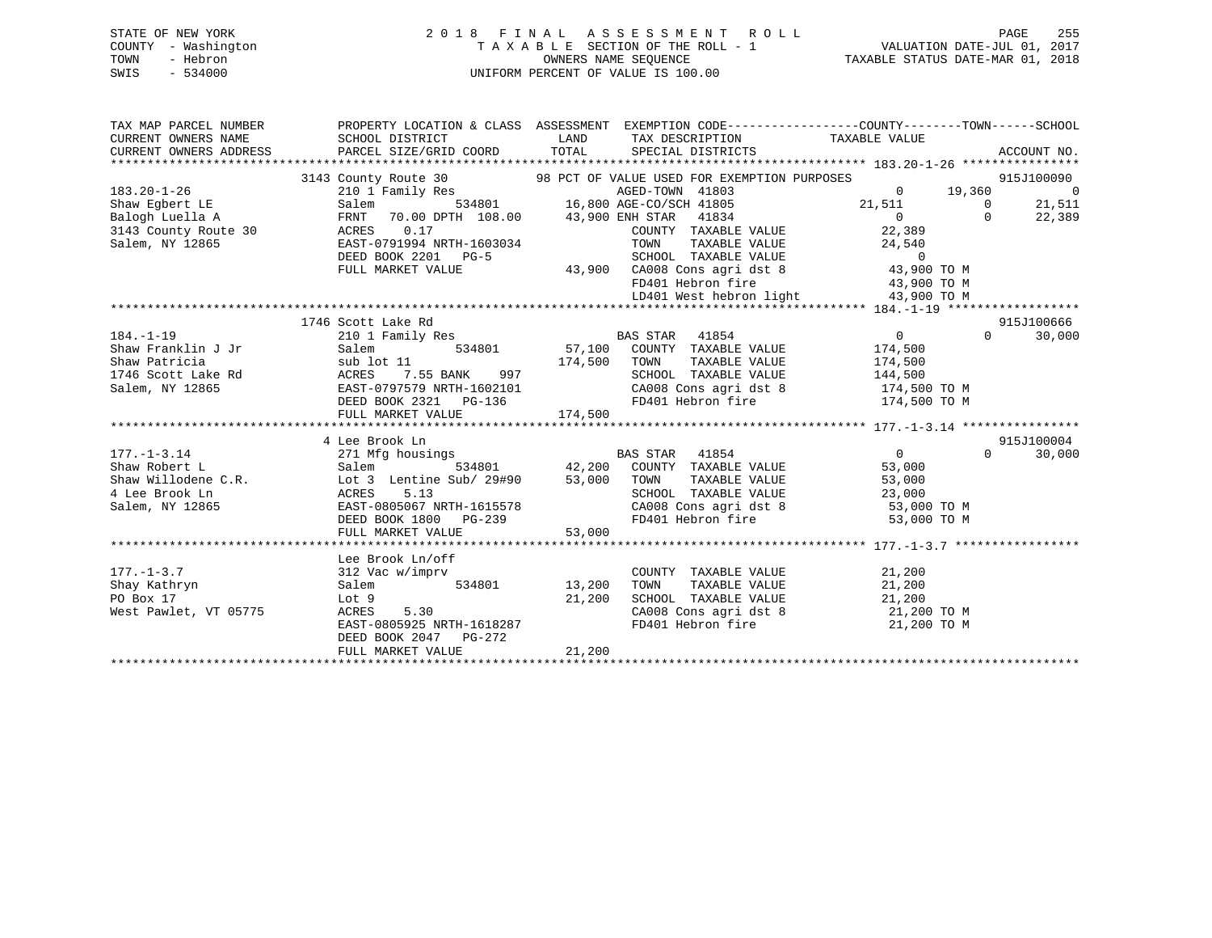STATE OF NEW YORK — COUNTY - Washington — TOWN - Hebron — SWIS - 534000

# 2018 FINAL ASSESSMENT ROLL

TAXABLE SECTION OF THE ROLL - 1
OWNERS NAME SEQUENCE
UNIFORM PERCENT OF VALUE IS 100.00

VALUATION DATE-JUL 01, 2017
TAXABLE STATUS DATE-MAR 01, 2018

```
TAX MAP PARCEL NUMBER          PROPERTY LOCATION & CLASS  ASSESSMENT  EXEMPTION CODE------------------COUNTY--------TOWN------SCHOOL
CURRENT OWNERS NAME            SCHOOL DISTRICT               LAND      TAX DESCRIPTION            TAXABLE VALUE
CURRENT OWNERS ADDRESS         PARCEL SIZE/GRID COORD        TOTAL     SPECIAL DISTRICTS                                      ACCOUNT NO.
******************************************************************************************************* 183.20-1-26 ****************
                         3143 County Route 30            98 PCT OF VALUE USED FOR EXEMPTION PURPOSES                          915J100090
183.20-1-26                    210 1 Family Res                    AGED-TOWN  41803                 0        19,360            0
Shaw Egbert LE                 Salem           534801       16,800 AGE-CO/SCH 41805            21,511             0       21,511
Balogh Luella A                FRNT   70.00 DPTH  108.00    43,900 ENH STAR   41834                 0             0       22,389
3143 County Route 30           ACRES    0.17                        COUNTY  TAXABLE VALUE          22,389
Salem, NY 12865                EAST-0791994 NRTH-1603034            TOWN    TAXABLE VALUE          24,540
                               DEED BOOK 2201   PG-5                SCHOOL  TAXABLE VALUE               0
                               FULL MARKET VALUE            43,900  CA008 Cons agri dst 8          43,900 TO M
                                                                    FD401 Hebron fire              43,900 TO M
                                                                    LD401 West hebron light        43,900 TO M
******************************************************************************************************* 184.-1-19 ******************
                         1746 Scott Lake Rd                                                                                   915J100666
184.-1-19                      210 1 Family Res                    BAS STAR   41854                 0             0       30,000
Shaw Franklin J Jr             Salem           534801       57,100  COUNTY  TAXABLE VALUE         174,500
Shaw Patricia                  sub lot 11                  174,500  TOWN    TAXABLE VALUE         174,500
1746 Scott Lake Rd             ACRES    7.55 BANK    997            SCHOOL  TAXABLE VALUE         144,500
Salem, NY 12865                EAST-0797579 NRTH-1602101            CA008 Cons agri dst 8         174,500 TO M
                               DEED BOOK 2321   PG-136              FD401 Hebron fire             174,500 TO M
                               FULL MARKET VALUE           174,500
******************************************************************************************************* 177.-1-3.14 ****************
                         4 Lee Brook Ln                                                                                       915J100004
177.-1-3.14                    271 Mfg housings                    BAS STAR   41854                 0             0       30,000
Shaw Robert L                  Salem           534801       42,200  COUNTY  TAXABLE VALUE          53,000
Shaw Willodene C.R.            Lot 3  Lentine Sub/ 29#90    53,000  TOWN    TAXABLE VALUE          53,000
4 Lee Brook Ln                 ACRES    5.13                        SCHOOL  TAXABLE VALUE          23,000
Salem, NY 12865                EAST-0805067 NRTH-1615578            CA008 Cons agri dst 8          53,000 TO M
                               DEED BOOK 1800   PG-239              FD401 Hebron fire              53,000 TO M
                               FULL MARKET VALUE            53,000
******************************************************************************************************* 177.-1-3.7 *****************
                               Lee Brook Ln/off
177.-1-3.7                     312 Vac w/imprv                      COUNTY  TAXABLE VALUE          21,200
Shay Kathryn                   Salem           534801       13,200  TOWN    TAXABLE VALUE          21,200
PO Box 17                      Lot 9                        21,200  SCHOOL  TAXABLE VALUE          21,200
West Pawlet, VT 05775          ACRES    5.30                        CA008 Cons agri dst 8          21,200 TO M
                               EAST-0805925 NRTH-1618287            FD401 Hebron fire              21,200 TO M
                               DEED BOOK 2047   PG-272
                               FULL MARKET VALUE            21,200
************************************************************************************************************************************
```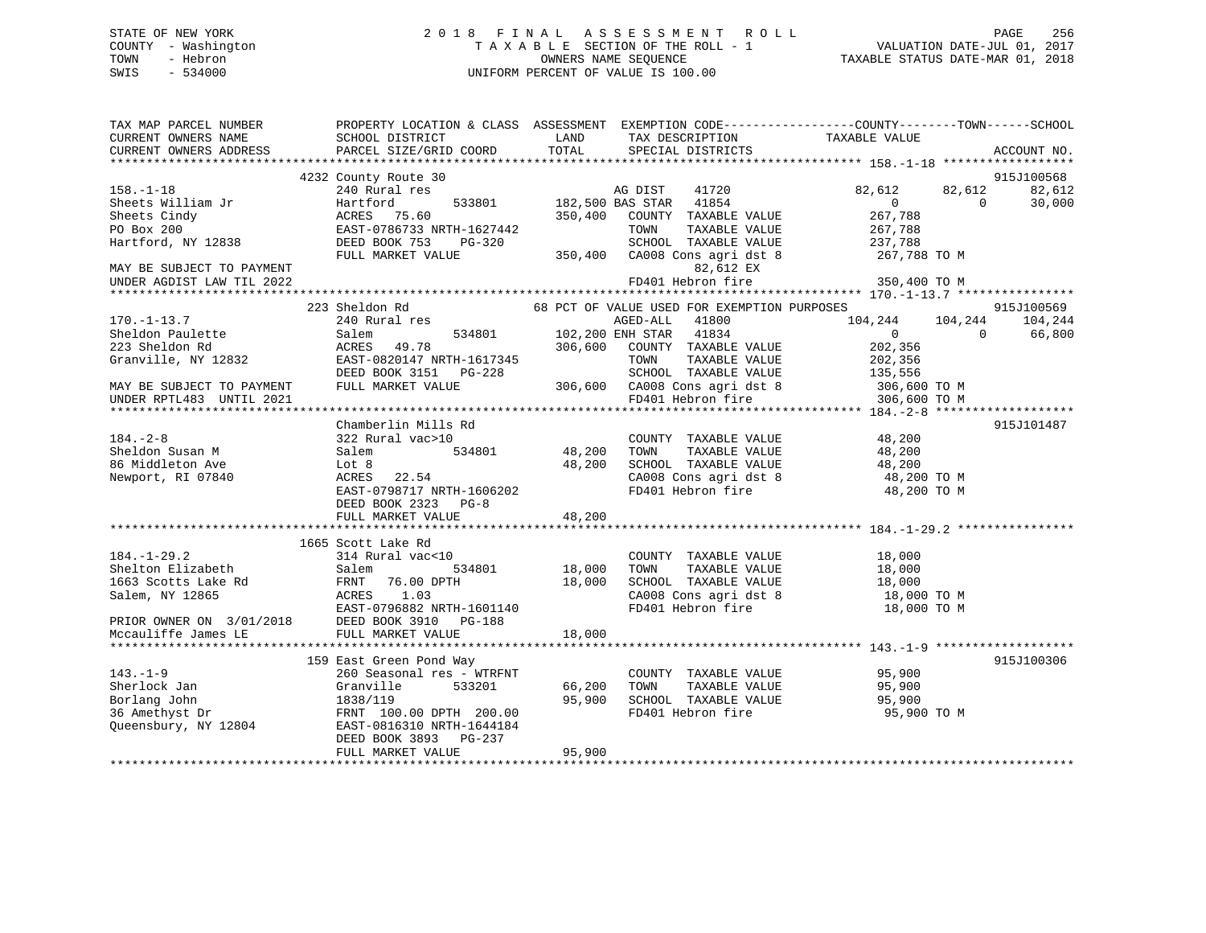STATE OF NEW YORK
COUNTY - Washington
TOWN - Hebron
SWIS - 534000

2 0 1 8  F I N A L  A S S E S S M E N T  R O L L
T A X A B L E  SECTION OF THE ROLL - 1
OWNERS NAME SEQUENCE
UNIFORM PERCENT OF VALUE IS 100.00

VALUATION DATE-JUL 01, 2017
TAXABLE STATUS DATE-MAR 01, 2018

```
TAX MAP PARCEL NUMBER          PROPERTY LOCATION & CLASS  ASSESSMENT  EXEMPTION CODE------------------COUNTY--------TOWN------SCHOOL
CURRENT OWNERS NAME            SCHOOL DISTRICT             LAND        TAX DESCRIPTION             TAXABLE VALUE
CURRENT OWNERS ADDRESS         PARCEL SIZE/GRID COORD      TOTAL       SPECIAL DISTRICTS                                        ACCOUNT NO.
******************************************************************************************************* 158.-1-18 ******************
                     4232 County Route 30                                                                                    915J100568
158.-1-18                      240 Rural res                     AG DIST    41720              82,612      82,612      82,612
Sheets William Jr              Hartford       533801       182,500 BAS STAR   41854                   0           0      30,000
Sheets Cindy                   ACRES   75.60               350,400   COUNTY  TAXABLE VALUE        267,788
PO Box 200                     EAST-0786733 NRTH-1627442             TOWN    TAXABLE VALUE        267,788
Hartford, NY 12838             DEED BOOK 753    PG-320               SCHOOL  TAXABLE VALUE        237,788
                               FULL MARKET VALUE           350,400   CA008 Cons agri dst 8          267,788 TO M
MAY BE SUBJECT TO PAYMENT                                                  82,612 EX
UNDER AGDIST LAW TIL 2022                                            FD401 Hebron fire              350,400 TO M
******************************************************************************************************* 170.-1-13.7 ****************
                     223 Sheldon Rd                 68 PCT OF VALUE USED FOR EXEMPTION PURPOSES                               915J100569
170.-1-13.7                    240 Rural res                     AGED-ALL   41800             104,244     104,244     104,244
Sheldon Paulette               Salem          534801       102,200 ENH STAR   41834                   0           0      66,800
223 Sheldon Rd                 ACRES   49.78               306,600   COUNTY  TAXABLE VALUE        202,356
Granville, NY 12832            EAST-0820147 NRTH-1617345             TOWN    TAXABLE VALUE        202,356
                               DEED BOOK 3151   PG-228               SCHOOL  TAXABLE VALUE        135,556
MAY BE SUBJECT TO PAYMENT      FULL MARKET VALUE           306,600   CA008 Cons agri dst 8          306,600 TO M
UNDER RPTL483  UNTIL 2021                                            FD401 Hebron fire              306,600 TO M
******************************************************************************************************* 184.-2-8 *******************
                     Chamberlin Mills Rd                                                                                     915J101487
184.-2-8                       322 Rural vac>10                      COUNTY  TAXABLE VALUE         48,200
Sheldon Susan M                Salem          534801        48,200   TOWN    TAXABLE VALUE         48,200
86 Middleton Ave               Lot 8                        48,200   SCHOOL  TAXABLE VALUE         48,200
Newport, RI 07840              ACRES   22.54                         CA008 Cons agri dst 8           48,200 TO M
                               EAST-0798717 NRTH-1606202             FD401 Hebron fire               48,200 TO M
                               DEED BOOK 2323   PG-8
                               FULL MARKET VALUE            48,200
******************************************************************************************************* 184.-1-29.2 ****************
                     1665 Scott Lake Rd
184.-1-29.2                    314 Rural vac<10                      COUNTY  TAXABLE VALUE         18,000
Shelton Elizabeth              Salem          534801        18,000   TOWN    TAXABLE VALUE         18,000
1663 Scotts Lake Rd            FRNT   76.00 DPTH            18,000   SCHOOL  TAXABLE VALUE         18,000
Salem, NY 12865                ACRES    1.03                         CA008 Cons agri dst 8           18,000 TO M
                               EAST-0796882 NRTH-1601140             FD401 Hebron fire               18,000 TO M
PRIOR OWNER ON 3/01/2018       DEED BOOK 3910   PG-188
Mccauliffe James LE            FULL MARKET VALUE            18,000
******************************************************************************************************* 143.-1-9 *******************
                     159 East Green Pond Way                                                                                 915J100306
143.-1-9                       260 Seasonal res - WTRFNT             COUNTY  TAXABLE VALUE         95,900
Sherlock Jan                   Granville      533201        66,200   TOWN    TAXABLE VALUE         95,900
Borlang John                   1838/119                     95,900   SCHOOL  TAXABLE VALUE         95,900
36 Amethyst Dr                 FRNT  100.00 DPTH  200.00             FD401 Hebron fire               95,900 TO M
Queensbury, NY 12804           EAST-0816310 NRTH-1644184
                               DEED BOOK 3893   PG-237
                               FULL MARKET VALUE            95,900
************************************************************************************************************************************
```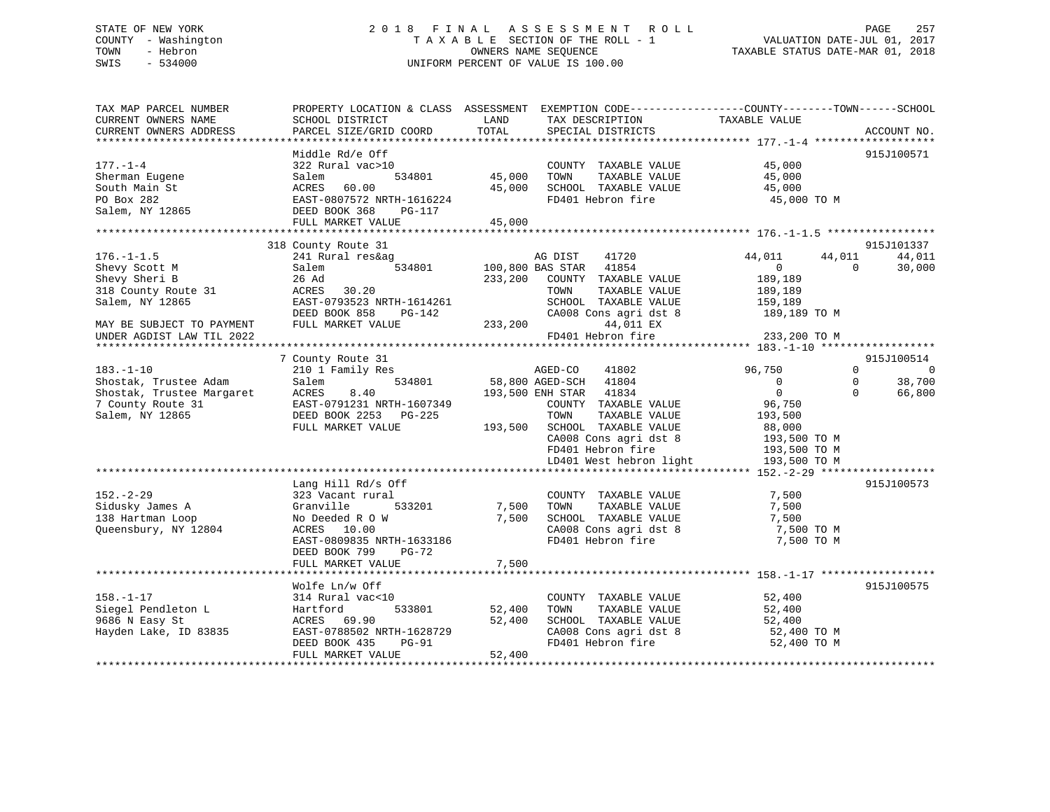STATE OF NEW YORK 2018 FINAL ASSESSMENT ROLL
COUNTY - Washington T A X A B L E SECTION OF THE ROLL - 1 VALUATION DATE-JUL 01, 2017
TOWN - Hebron OWNERS NAME SEQUENCE TAXABLE STATUS DATE-MAR 01, 2018
SWIS - 534000 UNIFORM PERCENT OF VALUE IS 100.00

```
TAX MAP PARCEL NUMBER          PROPERTY LOCATION & CLASS  ASSESSMENT  EXEMPTION CODE------------------COUNTY--------TOWN------SCHOOL
CURRENT OWNERS NAME            SCHOOL DISTRICT               LAND      TAX DESCRIPTION            TAXABLE VALUE
CURRENT OWNERS ADDRESS         PARCEL SIZE/GRID COORD        TOTAL     SPECIAL DISTRICTS                                    ACCOUNT NO.
******************************************************************************************************* 177.-1-4 *******************
                               Middle Rd/e Off                                                                          915J100571
177.-1-4                       322 Rural vac>10                         COUNTY  TAXABLE VALUE             45,000
Sherman Eugene                 Salem            534801        45,000    TOWN    TAXABLE VALUE             45,000
South Main St                  ACRES   60.00                  45,000    SCHOOL  TAXABLE VALUE             45,000
PO Box 282                     EAST-0807572 NRTH-1616224                FD401 Hebron fire                  45,000 TO M
Salem, NY 12865                DEED BOOK 368     PG-117
                               FULL MARKET VALUE              45,000
******************************************************************************************************* 176.-1-1.5 *****************
                               318 County Route 31                                                                      915J101337
176.-1-1.5                     241 Rural res&ag                         AG DIST     41720             44,011      44,011      44,011
Shevy Scott M                  Salem            534801       100,800 BAS STAR   41854                  0           0      30,000
Shevy Sheri B                  26 Ad                         233,200    COUNTY  TAXABLE VALUE            189,189
318 County Route 31            ACRES   30.20                            TOWN    TAXABLE VALUE            189,189
Salem, NY 12865                EAST-0793523 NRTH-1614261                SCHOOL  TAXABLE VALUE            159,189
                               DEED BOOK 858     PG-142                 CA008 Cons agri dst 8             189,189 TO M
MAY BE SUBJECT TO PAYMENT      FULL MARKET VALUE             233,200         44,011 EX
UNDER AGDIST LAW TIL 2022                                               FD401 Hebron fire                 233,200 TO M
******************************************************************************************************* 183.-1-10 ******************
                               7 County Route 31                                                                        915J100514
183.-1-10                      210 1 Family Res                         AGED-CO     41802             96,750           0           0
Shostak, Trustee Adam          Salem            534801        58,800 AGED-SCH   41804                  0           0      38,700
Shostak, Trustee Margaret      ACRES    8.40                 193,500 ENH STAR   41834                  0           0      66,800
7 County Route 31              EAST-0791231 NRTH-1607349                COUNTY  TAXABLE VALUE             96,750
Salem, NY 12865                DEED BOOK 2253    PG-225                 TOWN    TAXABLE VALUE            193,500
                               FULL MARKET VALUE             193,500    SCHOOL  TAXABLE VALUE             88,000
                                                                        CA008 Cons agri dst 8             193,500 TO M
                                                                        FD401 Hebron fire                 193,500 TO M
                                                                        LD401 West hebron light           193,500 TO M
******************************************************************************************************* 152.-2-29 ******************
                               Lang Hill Rd/s Off                                                                       915J100573
152.-2-29                      323 Vacant rural                         COUNTY  TAXABLE VALUE              7,500
Sidusky James A                Granville        533201         7,500    TOWN    TAXABLE VALUE              7,500
138 Hartman Loop               No Deeded R O W                 7,500    SCHOOL  TAXABLE VALUE              7,500
Queensbury, NY 12804           ACRES   10.00                            CA008 Cons agri dst 8               7,500 TO M
                               EAST-0809835 NRTH-1633186                FD401 Hebron fire                   7,500 TO M
                               DEED BOOK 799     PG-72
                               FULL MARKET VALUE               7,500
******************************************************************************************************* 158.-1-17 ******************
                               Wolfe Ln/w Off                                                                           915J100575
158.-1-17                      314 Rural vac<10                         COUNTY  TAXABLE VALUE             52,400
Siegel Pendleton L             Hartford         533801        52,400    TOWN    TAXABLE VALUE             52,400
9686 N Easy St                 ACRES   69.90                  52,400    SCHOOL  TAXABLE VALUE             52,400
Hayden Lake, ID 83835          EAST-0788502 NRTH-1628729                CA008 Cons agri dst 8              52,400 TO M
                               DEED BOOK 435     PG-91                  FD401 Hebron fire                  52,400 TO M
                               FULL MARKET VALUE              52,400
************************************************************************************************************************************
```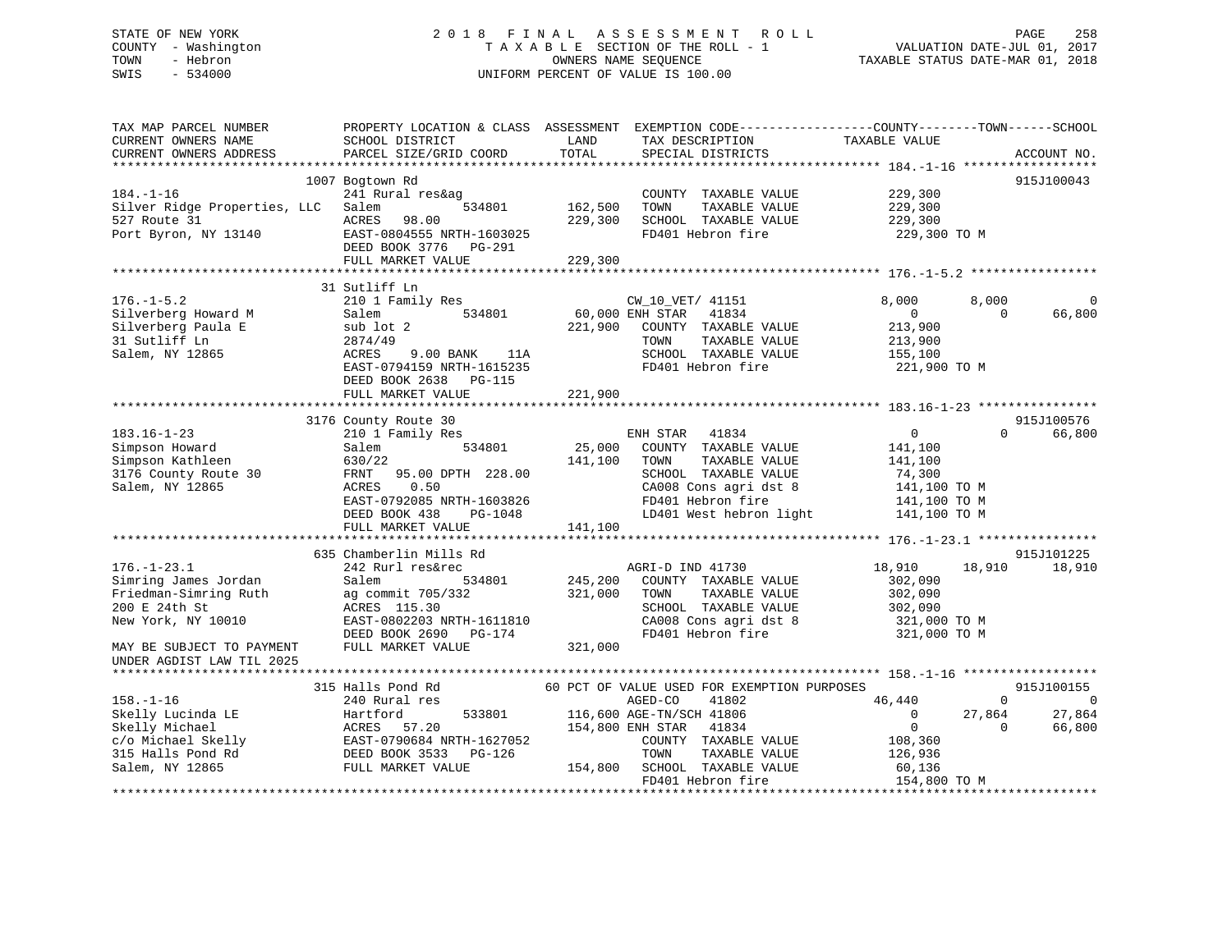STATE OF NEW YORK
COUNTY - Washington
TOWN - Hebron
SWIS - 534000

2 0 1 8 F I N A L A S S E S S M E N T R O L L
T A X A B L E SECTION OF THE ROLL - 1
OWNERS NAME SEQUENCE
UNIFORM PERCENT OF VALUE IS 100.00

VALUATION DATE-JUL 01, 2017
TAXABLE STATUS DATE-MAR 01, 2018

```
TAX MAP PARCEL NUMBER          PROPERTY LOCATION & CLASS  ASSESSMENT  EXEMPTION CODE------------------COUNTY--------TOWN------SCHOOL
CURRENT OWNERS NAME            SCHOOL DISTRICT               LAND      TAX DESCRIPTION             TAXABLE VALUE
CURRENT OWNERS ADDRESS         PARCEL SIZE/GRID COORD        TOTAL     SPECIAL DISTRICTS                                      ACCOUNT NO.
******************************************************************************************************* 184.-1-16 ******************
                         1007 Bogtown Rd                                                                                  915J100043
184.-1-16                      241 Rural res&ag                        COUNTY  TAXABLE VALUE            229,300
Silver Ridge Properties, LLC   Salem          534801       162,500     TOWN    TAXABLE VALUE            229,300
527 Route 31                   ACRES   98.00               229,300     SCHOOL  TAXABLE VALUE            229,300
Port Byron, NY 13140           EAST-0804555 NRTH-1603025               FD401 Hebron fire                 229,300 TO M
                               DEED BOOK 3776   PG-291
                               FULL MARKET VALUE           229,300
******************************************************************************************************* 176.-1-5.2 *****************
                         31 Sutliff Ln
176.-1-5.2                     210 1 Family Res                        CW_10_VET/ 41151                  8,000       8,000           0
Silverberg Howard M            Salem          534801        60,000 ENH STAR    41834                      0           0      66,800
Silverberg Paula E             sub lot 2                   221,900     COUNTY  TAXABLE VALUE            213,900
31 Sutliff Ln                  2874/49                                 TOWN    TAXABLE VALUE            213,900
Salem, NY 12865                ACRES    9.00 BANK    11A               SCHOOL  TAXABLE VALUE            155,100
                               EAST-0794159 NRTH-1615235               FD401 Hebron fire                 221,900 TO M
                               DEED BOOK 2638   PG-115
                               FULL MARKET VALUE           221,900
******************************************************************************************************* 183.16-1-23 ****************
                         3176 County Route 30                                                                             915J100576
183.16-1-23                    210 1 Family Res                        ENH STAR    41834                      0           0      66,800
Simpson Howard                 Salem          534801        25,000     COUNTY  TAXABLE VALUE            141,100
Simpson Kathleen               630/22                      141,100     TOWN    TAXABLE VALUE            141,100
3176 County Route 30           FRNT   95.00 DPTH 228.00                SCHOOL  TAXABLE VALUE             74,300
Salem, NY 12865                ACRES    0.50                           CA008 Cons agri dst 8             141,100 TO M
                               EAST-0792085 NRTH-1603826               FD401 Hebron fire                 141,100 TO M
                               DEED BOOK 438    PG-1048                LD401 West hebron light           141,100 TO M
                               FULL MARKET VALUE           141,100
******************************************************************************************************* 176.-1-23.1 ****************
                         635 Chamberlin Mills Rd                                                                          915J101225
176.-1-23.1                    242 Rurl res&rec                        AGRI-D IND 41730                 18,910      18,910      18,910
Simring James Jordan           Salem          534801       245,200     COUNTY  TAXABLE VALUE            302,090
Friedman-Simring Ruth          ag commit 705/332           321,000     TOWN    TAXABLE VALUE            302,090
200 E 24th St                  ACRES  115.30                           SCHOOL  TAXABLE VALUE            302,090
New York, NY 10010             EAST-0802203 NRTH-1611810               CA008 Cons agri dst 8             321,000 TO M
                               DEED BOOK 2690   PG-174                 FD401 Hebron fire                 321,000 TO M
MAY BE SUBJECT TO PAYMENT      FULL MARKET VALUE           321,000
UNDER AGDIST LAW TIL 2025
******************************************************************************************************* 158.-1-16 ******************
                         315 Halls Pond Rd             60 PCT OF VALUE USED FOR EXEMPTION PURPOSES                        915J100155
158.-1-16                      240 Rural res                           AGED-CO     41802                 46,440           0           0
Skelly Lucinda LE              Hartford       533801       116,600 AGE-TN/SCH 41806                       0      27,864      27,864
Skelly Michael                 ACRES   57.20               154,800 ENH STAR    41834                      0           0      66,800
c/o Michael Skelly             EAST-0790684 NRTH-1627052               COUNTY  TAXABLE VALUE            108,360
315 Halls Pond Rd              DEED BOOK 3533   PG-126                 TOWN    TAXABLE VALUE            126,936
Salem, NY 12865                FULL MARKET VALUE           154,800     SCHOOL  TAXABLE VALUE             60,136
                                                                       FD401 Hebron fire                 154,800 TO M
************************************************************************************************************************************
```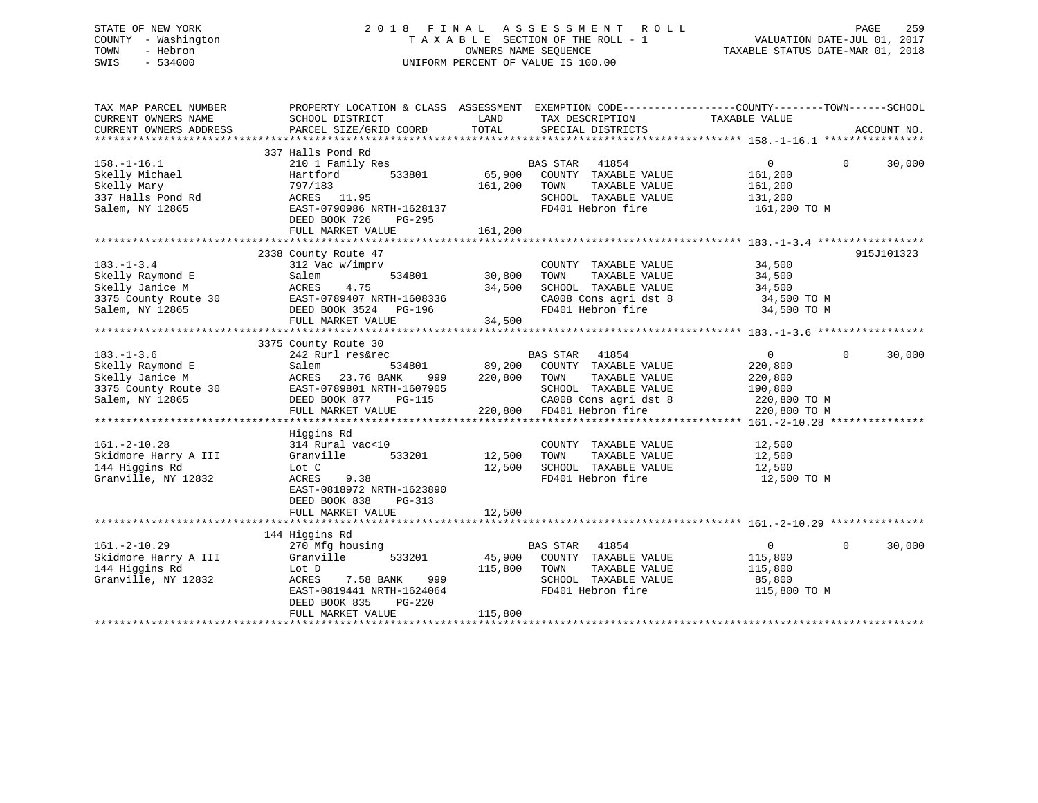STATE OF NEW YORK
COUNTY - Washington
TOWN - Hebron
SWIS - 534000

# 2018 FINAL ASSESSMENT ROLL
TAXABLE SECTION OF THE ROLL - 1
OWNERS NAME SEQUENCE
UNIFORM PERCENT OF VALUE IS 100.00

VALUATION DATE-JUL 01, 2017
TAXABLE STATUS DATE-MAR 01, 2018

| TAX MAP PARCEL NUMBER / CURRENT OWNERS NAME / CURRENT OWNERS ADDRESS | PROPERTY LOCATION & CLASS / SCHOOL DISTRICT / PARCEL SIZE/GRID COORD | ASSESSMENT LAND / TOTAL | EXEMPTION CODE / TAX DESCRIPTION / SPECIAL DISTRICTS | COUNTY TAXABLE VALUE | TOWN | SCHOOL / ACCOUNT NO. |
|---|---|---|---|---|---|---|
| **158.-1-16.1** | 337 Halls Pond Rd | | | | | |
| 158.-1-16.1 | 210 1 Family Res | | BAS STAR 41854 | 0 | 0 | 30,000 |
| Skelly Michael | Hartford 533801 | 65,900 | COUNTY TAXABLE VALUE | 161,200 | | |
| Skelly Mary | 797/183 | 161,200 | TOWN TAXABLE VALUE | 161,200 | | |
| 337 Halls Pond Rd | ACRES 11.95 | | SCHOOL TAXABLE VALUE | 131,200 | | |
| Salem, NY 12865 | EAST-0790986 NRTH-1628137 | | FD401 Hebron fire | 161,200 TO M | | |
| | DEED BOOK 726 PG-295 | | | | | |
| | FULL MARKET VALUE | 161,200 | | | | |
| **183.-1-3.4** | 2338 County Route 47 | | | | | 915J101323 |
| 183.-1-3.4 | 312 Vac w/imprv | | COUNTY TAXABLE VALUE | 34,500 | | |
| Skelly Raymond E | Salem 534801 | 30,800 | TOWN TAXABLE VALUE | 34,500 | | |
| Skelly Janice M | ACRES 4.75 | 34,500 | SCHOOL TAXABLE VALUE | 34,500 | | |
| 3375 County Route 30 | EAST-0789407 NRTH-1608336 | | CA008 Cons agri dst 8 | 34,500 TO M | | |
| Salem, NY 12865 | DEED BOOK 3524 PG-196 | | FD401 Hebron fire | 34,500 TO M | | |
| | FULL MARKET VALUE | 34,500 | | | | |
| **183.-1-3.6** | 3375 County Route 30 | | | | | |
| 183.-1-3.6 | 242 Rurl res&rec | | BAS STAR 41854 | 0 | 0 | 30,000 |
| Skelly Raymond E | Salem 534801 | 89,200 | COUNTY TAXABLE VALUE | 220,800 | | |
| Skelly Janice M | ACRES 23.76 BANK 999 | 220,800 | TOWN TAXABLE VALUE | 220,800 | | |
| 3375 County Route 30 | EAST-0789801 NRTH-1607905 | | SCHOOL TAXABLE VALUE | 190,800 | | |
| Salem, NY 12865 | DEED BOOK 877 PG-115 | | CA008 Cons agri dst 8 | 220,800 TO M | | |
| | FULL MARKET VALUE | 220,800 | FD401 Hebron fire | 220,800 TO M | | |
| **161.-2-10.28** | Higgins Rd | | | | | |
| 161.-2-10.28 | 314 Rural vac<10 | | COUNTY TAXABLE VALUE | 12,500 | | |
| Skidmore Harry A III | Granville 533201 | 12,500 | TOWN TAXABLE VALUE | 12,500 | | |
| 144 Higgins Rd | Lot C | 12,500 | SCHOOL TAXABLE VALUE | 12,500 | | |
| Granville, NY 12832 | ACRES 9.38 | | FD401 Hebron fire | 12,500 TO M | | |
| | EAST-0818972 NRTH-1623890 | | | | | |
| | DEED BOOK 838 PG-313 | | | | | |
| | FULL MARKET VALUE | 12,500 | | | | |
| **161.-2-10.29** | 144 Higgins Rd | | | | | |
| 161.-2-10.29 | 270 Mfg housing | | BAS STAR 41854 | 0 | 0 | 30,000 |
| Skidmore Harry A III | Granville 533201 | 45,900 | COUNTY TAXABLE VALUE | 115,800 | | |
| 144 Higgins Rd | Lot D | 115,800 | TOWN TAXABLE VALUE | 115,800 | | |
| Granville, NY 12832 | ACRES 7.58 BANK 999 | | SCHOOL TAXABLE VALUE | 85,800 | | |
| | EAST-0819441 NRTH-1624064 | | FD401 Hebron fire | 115,800 TO M | | |
| | DEED BOOK 835 PG-220 | | | | | |
| | FULL MARKET VALUE | 115,800 | | | | |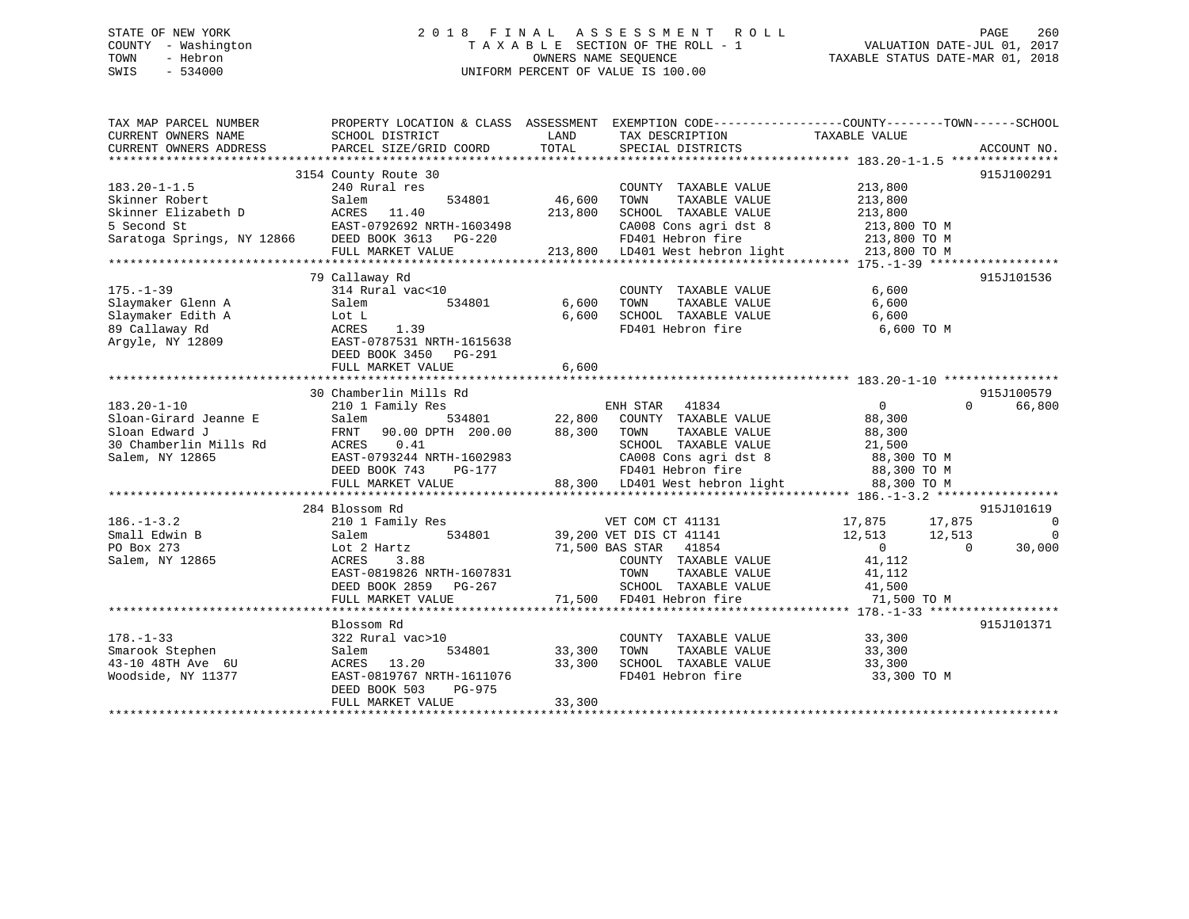STATE OF NEW YORK
COUNTY - Washington
TOWN - Hebron
SWIS - 534000

2018 FINAL ASSESSMENT ROLL
TAXABLE SECTION OF THE ROLL - 1
OWNERS NAME SEQUENCE
UNIFORM PERCENT OF VALUE IS 100.00

VALUATION DATE-JUL 01, 2017
TAXABLE STATUS DATE-MAR 01, 2018

| TAX MAP PARCEL NUMBER / CURRENT OWNERS NAME / CURRENT OWNERS ADDRESS | PROPERTY LOCATION & CLASS / SCHOOL DISTRICT / PARCEL SIZE/GRID COORD | ASSESSMENT LAND | TOTAL | EXEMPTION CODE / TAX DESCRIPTION / SPECIAL DISTRICTS | COUNTY TAXABLE VALUE | TOWN | SCHOOL | ACCOUNT NO. |
|---|---|---|---|---|---|---|---|---|
| | 3154 County Route 30 | | | | | | | 915J100291 |
| 183.20-1-1.5 | 240 Rural res | | | COUNTY TAXABLE VALUE | 213,800 | | | |
| Skinner Robert | Salem 534801 | 46,600 | | TOWN TAXABLE VALUE | 213,800 | | | |
| Skinner Elizabeth D | ACRES 11.40 | | 213,800 | SCHOOL TAXABLE VALUE | 213,800 | | | |
| 5 Second St | EAST-0792692 NRTH-1603498 | | | CA008 Cons agri dst 8 | 213,800 TO M | | | |
| Saratoga Springs, NY 12866 | DEED BOOK 3613 PG-220 | | | FD401 Hebron fire | 213,800 TO M | | | |
| | FULL MARKET VALUE | | 213,800 | LD401 West hebron light | 213,800 TO M | | | |
| | 79 Callaway Rd | | | | | | | 915J101536 |
| 175.-1-39 | 314 Rural vac<10 | | | COUNTY TAXABLE VALUE | 6,600 | | | |
| Slaymaker Glenn A | Salem 534801 | 6,600 | | TOWN TAXABLE VALUE | 6,600 | | | |
| Slaymaker Edith A | Lot L | | 6,600 | SCHOOL TAXABLE VALUE | 6,600 | | | |
| 89 Callaway Rd | ACRES 1.39 | | | FD401 Hebron fire | 6,600 TO M | | | |
| Argyle, NY 12809 | EAST-0787531 NRTH-1615638 | | | | | | | |
| | DEED BOOK 3450 PG-291 | | | | | | | |
| | FULL MARKET VALUE | | 6,600 | | | | | |
| | 30 Chamberlin Mills Rd | | | | | | | 915J100579 |
| 183.20-1-10 | 210 1 Family Res | | | ENH STAR 41834 | 0 | 0 | 66,800 | |
| Sloan-Girard Jeanne E | Salem 534801 | 22,800 | | COUNTY TAXABLE VALUE | 88,300 | | | |
| Sloan Edward J | FRNT 90.00 DPTH 200.00 | | 88,300 | TOWN TAXABLE VALUE | 88,300 | | | |
| 30 Chamberlin Mills Rd | ACRES 0.41 | | | SCHOOL TAXABLE VALUE | 21,500 | | | |
| Salem, NY 12865 | EAST-0793244 NRTH-1602983 | | | CA008 Cons agri dst 8 | 88,300 TO M | | | |
| | DEED BOOK 743 PG-177 | | | FD401 Hebron fire | 88,300 TO M | | | |
| | FULL MARKET VALUE | | 88,300 | LD401 West hebron light | 88,300 TO M | | | |
| | 284 Blossom Rd | | | | | | | 915J101619 |
| 186.-1-3.2 | 210 1 Family Res | | | VET COM CT 41131 | 17,875 | 17,875 | 0 | |
| Small Edwin B | Salem 534801 | 39,200 | | VET DIS CT 41141 | 12,513 | 12,513 | 0 | |
| PO Box 273 | Lot 2 Hartz | | 71,500 | BAS STAR 41854 | 0 | 0 | 30,000 | |
| Salem, NY 12865 | ACRES 3.88 | | | COUNTY TAXABLE VALUE | 41,112 | | | |
| | EAST-0819826 NRTH-1607831 | | | TOWN TAXABLE VALUE | 41,112 | | | |
| | DEED BOOK 2859 PG-267 | | | SCHOOL TAXABLE VALUE | 41,500 | | | |
| | FULL MARKET VALUE | | 71,500 | FD401 Hebron fire | 71,500 TO M | | | |
| | Blossom Rd | | | | | | | 915J101371 |
| 178.-1-33 | 322 Rural vac>10 | | | COUNTY TAXABLE VALUE | 33,300 | | | |
| Smarook Stephen | Salem 534801 | 33,300 | | TOWN TAXABLE VALUE | 33,300 | | | |
| 43-10 48TH Ave 6U | ACRES 13.20 | | 33,300 | SCHOOL TAXABLE VALUE | 33,300 | | | |
| Woodside, NY 11377 | EAST-0819767 NRTH-1611076 | | | FD401 Hebron fire | 33,300 TO M | | | |
| | DEED BOOK 503 PG-975 | | | | | | | |
| | FULL MARKET VALUE | | 33,300 | | | | | |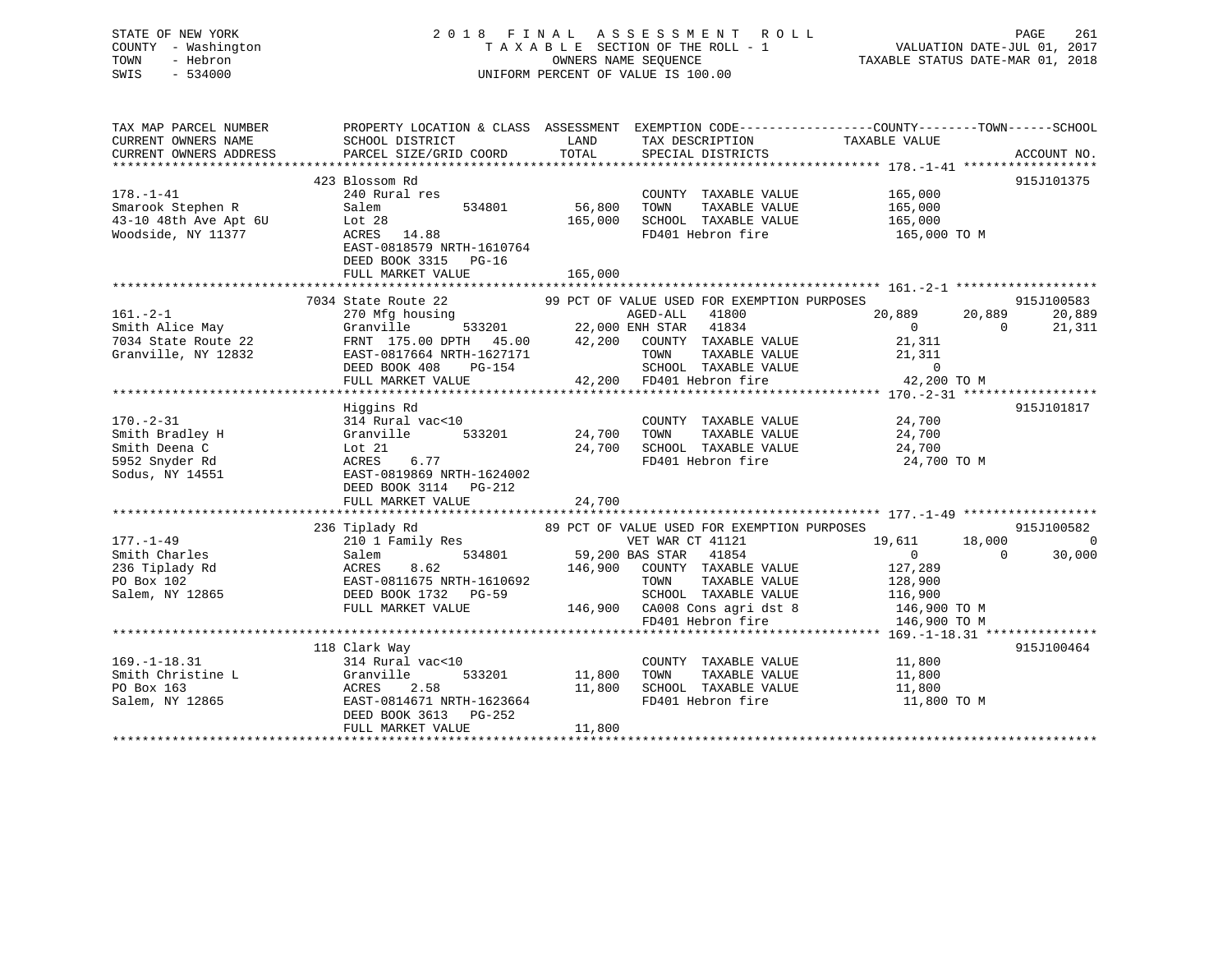STATE OF NEW YORK
COUNTY - Washington
TOWN - Hebron
SWIS - 534000

# 2018 FINAL ASSESSMENT ROLL
TAXABLE SECTION OF THE ROLL - 1
OWNERS NAME SEQUENCE
UNIFORM PERCENT OF VALUE IS 100.00

VALUATION DATE-JUL 01, 2017
TAXABLE STATUS DATE-MAR 01, 2018

| TAX MAP PARCEL NUMBER / CURRENT OWNERS NAME / CURRENT OWNERS ADDRESS | PROPERTY LOCATION & CLASS / SCHOOL DISTRICT / PARCEL SIZE/GRID COORD | ASSESSMENT LAND / TOTAL | EXEMPTION CODE / TAX DESCRIPTION / SPECIAL DISTRICTS | COUNTY TAXABLE VALUE | TOWN | SCHOOL | ACCOUNT NO. |
|---|---|---|---|---|---|---|---|
| **178.-1-41** | 423 Blossom Rd | | | | | | 915J101375 |
| 178.-1-41 | 240 Rural res | | COUNTY TAXABLE VALUE | 165,000 | | | |
| Smarook Stephen R | Salem 534801 | 56,800 | TOWN TAXABLE VALUE | 165,000 | | | |
| 43-10 48th Ave Apt 6U | Lot 28 | 165,000 | SCHOOL TAXABLE VALUE | 165,000 | | | |
| Woodside, NY 11377 | ACRES 14.88 | | FD401 Hebron fire | 165,000 TO M | | | |
| | EAST-0818579 NRTH-1610764 | | | | | | |
| | DEED BOOK 3315 PG-16 | | | | | | |
| | FULL MARKET VALUE | 165,000 | | | | | |
| **161.-2-1** | 7034 State Route 22 | | 99 PCT OF VALUE USED FOR EXEMPTION PURPOSES | | | | 915J100583 |
| 161.-2-1 | 270 Mfg housing | | AGED-ALL 41800 | 20,889 | 20,889 | 20,889 | |
| Smith Alice May | Granville 533201 | 22,000 | ENH STAR 41834 | 0 | 0 | 21,311 | |
| 7034 State Route 22 | FRNT 175.00 DPTH 45.00 | 42,200 | COUNTY TAXABLE VALUE | 21,311 | | | |
| Granville, NY 12832 | EAST-0817664 NRTH-1627171 | | TOWN TAXABLE VALUE | 21,311 | | | |
| | DEED BOOK 408 PG-154 | | SCHOOL TAXABLE VALUE | 0 | | | |
| | FULL MARKET VALUE | 42,200 | FD401 Hebron fire | 42,200 TO M | | | |
| **170.-2-31** | Higgins Rd | | | | | | 915J101817 |
| 170.-2-31 | 314 Rural vac<10 | | COUNTY TAXABLE VALUE | 24,700 | | | |
| Smith Bradley H | Granville 533201 | 24,700 | TOWN TAXABLE VALUE | 24,700 | | | |
| Smith Deena C | Lot 21 | 24,700 | SCHOOL TAXABLE VALUE | 24,700 | | | |
| 5952 Snyder Rd | ACRES 6.77 | | FD401 Hebron fire | 24,700 TO M | | | |
| Sodus, NY 14551 | EAST-0819869 NRTH-1624002 | | | | | | |
| | DEED BOOK 3114 PG-212 | | | | | | |
| | FULL MARKET VALUE | 24,700 | | | | | |
| **177.-1-49** | 236 Tiplady Rd | | 89 PCT OF VALUE USED FOR EXEMPTION PURPOSES | | | | 915J100582 |
| 177.-1-49 | 210 1 Family Res | | VET WAR CT 41121 | 19,611 | 18,000 | 0 | |
| Smith Charles | Salem 534801 | 59,200 | BAS STAR 41854 | 0 | 0 | 30,000 | |
| 236 Tiplady Rd | ACRES 8.62 | 146,900 | COUNTY TAXABLE VALUE | 127,289 | | | |
| PO Box 102 | EAST-0811675 NRTH-1610692 | | TOWN TAXABLE VALUE | 128,900 | | | |
| Salem, NY 12865 | DEED BOOK 1732 PG-59 | | SCHOOL TAXABLE VALUE | 116,900 | | | |
| | FULL MARKET VALUE | 146,900 | CA008 Cons agri dst 8 | 146,900 TO M | | | |
| | | | FD401 Hebron fire | 146,900 TO M | | | |
| **169.-1-18.31** | 118 Clark Way | | | | | | 915J100464 |
| 169.-1-18.31 | 314 Rural vac<10 | | COUNTY TAXABLE VALUE | 11,800 | | | |
| Smith Christine L | Granville 533201 | 11,800 | TOWN TAXABLE VALUE | 11,800 | | | |
| PO Box 163 | ACRES 2.58 | 11,800 | SCHOOL TAXABLE VALUE | 11,800 | | | |
| Salem, NY 12865 | EAST-0814671 NRTH-1623664 | | FD401 Hebron fire | 11,800 TO M | | | |
| | DEED BOOK 3613 PG-252 | | | | | | |
| | FULL MARKET VALUE | 11,800 | | | | | |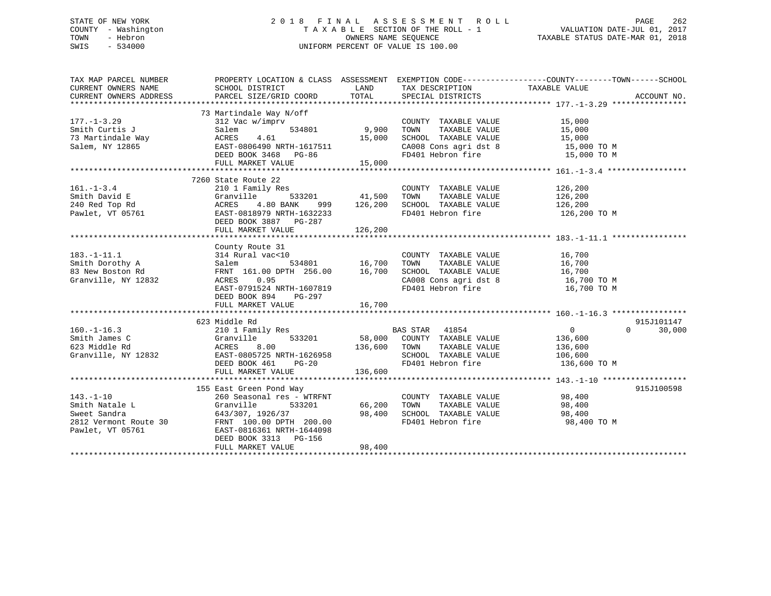STATE OF NEW YORK
COUNTY - Washington
TOWN - Hebron
SWIS - 534000

2018 FINAL ASSESSMENT ROLL
TAXABLE SECTION OF THE ROLL - 1
OWNERS NAME SEQUENCE
UNIFORM PERCENT OF VALUE IS 100.00

VALUATION DATE-JUL 01, 2017
TAXABLE STATUS DATE-MAR 01, 2018

| TAX MAP PARCEL NUMBER / CURRENT OWNERS NAME / CURRENT OWNERS ADDRESS | PROPERTY LOCATION & CLASS / SCHOOL DISTRICT / PARCEL SIZE/GRID COORD | ASSESSMENT LAND | TOTAL | EXEMPTION CODE / TAX DESCRIPTION / SPECIAL DISTRICTS | COUNTY TAXABLE VALUE | TOWN | SCHOOL | ACCOUNT NO. |
|---|---|---|---|---|---|---|---|---|
| | 73 Martindale Way N/off | | | | | | | |
| 177.-1-3.29 | 312 Vac w/imprv | | | COUNTY TAXABLE VALUE | 15,000 | | | |
| Smith Curtis J | Salem 534801 | 9,900 | | TOWN TAXABLE VALUE | 15,000 | | | |
| 73 Martindale Way | ACRES 4.61 | | 15,000 | SCHOOL TAXABLE VALUE | 15,000 | | | |
| Salem, NY 12865 | EAST-0806490 NRTH-1617511 | | | CA008 Cons agri dst 8 | 15,000 TO M | | | |
| | DEED BOOK 3468 PG-86 | | | FD401 Hebron fire | 15,000 TO M | | | |
| | FULL MARKET VALUE | | 15,000 | | | | | |
| | 7260 State Route 22 | | | | | | | |
| 161.-1-3.4 | 210 1 Family Res | | | COUNTY TAXABLE VALUE | 126,200 | | | |
| Smith David E | Granville 533201 | 41,500 | | TOWN TAXABLE VALUE | 126,200 | | | |
| 240 Red Top Rd | ACRES 4.80 BANK 999 | | 126,200 | SCHOOL TAXABLE VALUE | 126,200 | | | |
| Pawlet, VT 05761 | EAST-0818979 NRTH-1632233 | | | FD401 Hebron fire | 126,200 TO M | | | |
| | DEED BOOK 3887 PG-287 | | | | | | | |
| | FULL MARKET VALUE | | 126,200 | | | | | |
| | County Route 31 | | | | | | | |
| 183.-1-11.1 | 314 Rural vac<10 | | | COUNTY TAXABLE VALUE | 16,700 | | | |
| Smith Dorothy A | Salem 534801 | 16,700 | | TOWN TAXABLE VALUE | 16,700 | | | |
| 83 New Boston Rd | FRNT 161.00 DPTH 256.00 | | 16,700 | SCHOOL TAXABLE VALUE | 16,700 | | | |
| Granville, NY 12832 | ACRES 0.95 | | | CA008 Cons agri dst 8 | 16,700 TO M | | | |
| | EAST-0791524 NRTH-1607819 | | | FD401 Hebron fire | 16,700 TO M | | | |
| | DEED BOOK 894 PG-297 | | | | | | | |
| | FULL MARKET VALUE | | 16,700 | | | | | |
| | 623 Middle Rd | | | | | | | 915J101147 |
| 160.-1-16.3 | 210 1 Family Res | | | BAS STAR 41854 | 0 | 0 | 30,000 | |
| Smith James C | Granville 533201 | 58,000 | | COUNTY TAXABLE VALUE | 136,600 | | | |
| 623 Middle Rd | ACRES 8.00 | | 136,600 | TOWN TAXABLE VALUE | 136,600 | | | |
| Granville, NY 12832 | EAST-0805725 NRTH-1626958 | | | SCHOOL TAXABLE VALUE | 106,600 | | | |
| | DEED BOOK 461 PG-20 | | | FD401 Hebron fire | 136,600 TO M | | | |
| | FULL MARKET VALUE | | 136,600 | | | | | |
| | 155 East Green Pond Way | | | | | | | 915J100598 |
| 143.-1-10 | 260 Seasonal res - WTRFNT | | | COUNTY TAXABLE VALUE | 98,400 | | | |
| Smith Natale L | Granville 533201 | 66,200 | | TOWN TAXABLE VALUE | 98,400 | | | |
| Sweet Sandra | 643/307, 1926/37 | | 98,400 | SCHOOL TAXABLE VALUE | 98,400 | | | |
| 2812 Vermont Route 30 | FRNT 100.00 DPTH 200.00 | | | FD401 Hebron fire | 98,400 TO M | | | |
| Pawlet, VT 05761 | EAST-0816361 NRTH-1644098 | | | | | | | |
| | DEED BOOK 3313 PG-156 | | | | | | | |
| | FULL MARKET VALUE | | 98,400 | | | | | |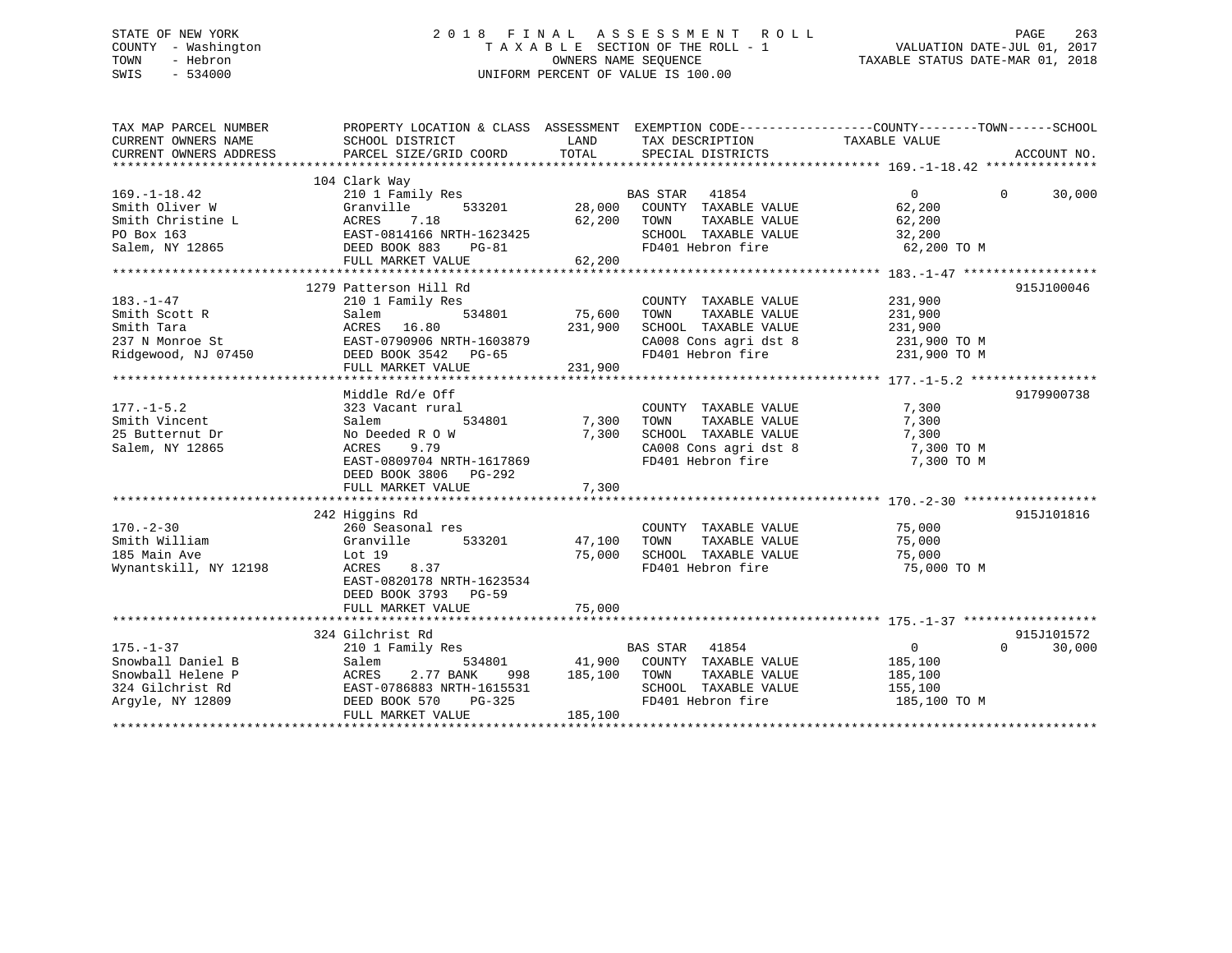STATE OF NEW YORK — 2018 FINAL ASSESSMENT ROLL
COUNTY - Washington — TAXABLE SECTION OF THE ROLL - 1 — VALUATION DATE-JUL 01, 2017
TOWN - Hebron — OWNERS NAME SEQUENCE — TAXABLE STATUS DATE-MAR 01, 2018
SWIS - 534000 — UNIFORM PERCENT OF VALUE IS 100.00

| TAX MAP PARCEL NUMBER / CURRENT OWNERS NAME / CURRENT OWNERS ADDRESS | PROPERTY LOCATION & CLASS / SCHOOL DISTRICT / PARCEL SIZE/GRID COORD | ASSESSMENT LAND | TOTAL | EXEMPTION CODE / TAX DESCRIPTION / SPECIAL DISTRICTS | COUNTY / TOWN / SCHOOL TAXABLE VALUE | ACCOUNT NO. |
|---|---|---|---|---|---|---|
| **169.-1-18.42** | 104 Clark Way | | | | | |
| 169.-1-18.42 | 210 1 Family Res | | | BAS STAR 41854 | 0 0 30,000 | |
| Smith Oliver W | Granville 533201 | 28,000 | | COUNTY TAXABLE VALUE | 62,200 | |
| Smith Christine L | ACRES 7.18 | | 62,200 | TOWN TAXABLE VALUE | 62,200 | |
| PO Box 163 | EAST-0814166 NRTH-1623425 | | | SCHOOL TAXABLE VALUE | 32,200 | |
| Salem, NY 12865 | DEED BOOK 883 PG-81 | | | FD401 Hebron fire | 62,200 TO M | |
| | FULL MARKET VALUE | | 62,200 | | | |
| **183.-1-47** | 1279 Patterson Hill Rd | | | | | 915J100046 |
| 183.-1-47 | 210 1 Family Res | | | COUNTY TAXABLE VALUE | 231,900 | |
| Smith Scott R | Salem 534801 | 75,600 | | TOWN TAXABLE VALUE | 231,900 | |
| Smith Tara | ACRES 16.80 | | 231,900 | SCHOOL TAXABLE VALUE | 231,900 | |
| 237 N Monroe St | EAST-0790906 NRTH-1603879 | | | CA008 Cons agri dst 8 | 231,900 TO M | |
| Ridgewood, NJ 07450 | DEED BOOK 3542 PG-65 | | | FD401 Hebron fire | 231,900 TO M | |
| | FULL MARKET VALUE | | 231,900 | | | |
| **177.-1-5.2** | Middle Rd/e Off | | | | | 9179900738 |
| 177.-1-5.2 | 323 Vacant rural | | | COUNTY TAXABLE VALUE | 7,300 | |
| Smith Vincent | Salem 534801 | 7,300 | | TOWN TAXABLE VALUE | 7,300 | |
| 25 Butternut Dr | No Deeded R O W | | 7,300 | SCHOOL TAXABLE VALUE | 7,300 | |
| Salem, NY 12865 | ACRES 9.79 | | | CA008 Cons agri dst 8 | 7,300 TO M | |
| | EAST-0809704 NRTH-1617869 | | | FD401 Hebron fire | 7,300 TO M | |
| | DEED BOOK 3806 PG-292 | | | | | |
| | FULL MARKET VALUE | | 7,300 | | | |
| **170.-2-30** | 242 Higgins Rd | | | | | 915J101816 |
| 170.-2-30 | 260 Seasonal res | | | COUNTY TAXABLE VALUE | 75,000 | |
| Smith William | Granville 533201 | 47,100 | | TOWN TAXABLE VALUE | 75,000 | |
| 185 Main Ave | Lot 19 | | 75,000 | SCHOOL TAXABLE VALUE | 75,000 | |
| Wynantskill, NY 12198 | ACRES 8.37 | | | FD401 Hebron fire | 75,000 TO M | |
| | EAST-0820178 NRTH-1623534 | | | | | |
| | DEED BOOK 3793 PG-59 | | | | | |
| | FULL MARKET VALUE | | 75,000 | | | |
| **175.-1-37** | 324 Gilchrist Rd | | | | | 915J101572 |
| 175.-1-37 | 210 1 Family Res | | | BAS STAR 41854 | 0 0 30,000 | |
| Snowball Daniel B | Salem 534801 | 41,900 | | COUNTY TAXABLE VALUE | 185,100 | |
| Snowball Helene P | ACRES 2.77 BANK 998 | | 185,100 | TOWN TAXABLE VALUE | 185,100 | |
| 324 Gilchrist Rd | EAST-0786883 NRTH-1615531 | | | SCHOOL TAXABLE VALUE | 155,100 | |
| Argyle, NY 12809 | DEED BOOK 570 PG-325 | | | FD401 Hebron fire | 185,100 TO M | |
| | FULL MARKET VALUE | | 185,100 | | | |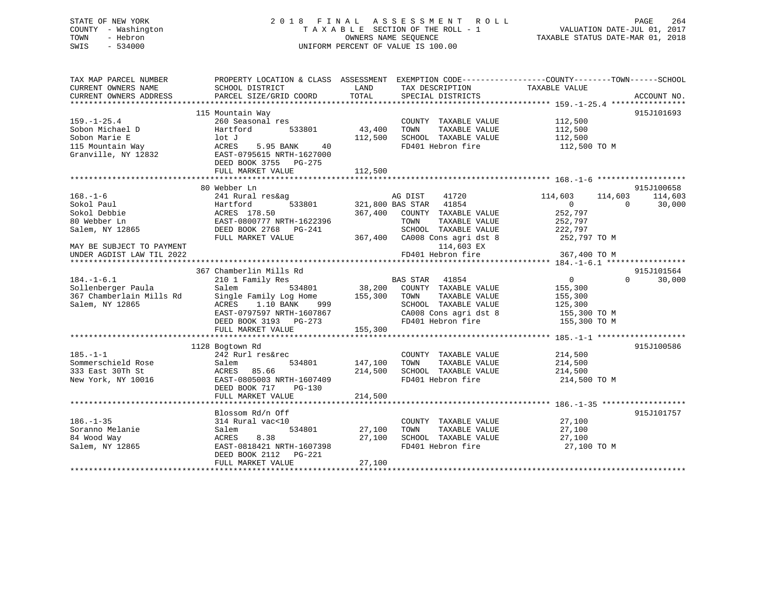STATE OF NEW YORK
COUNTY - Washington
TOWN - Hebron
SWIS - 534000

# 2018 FINAL ASSESSMENT ROLL

TAXABLE SECTION OF THE ROLL - 1
OWNERS NAME SEQUENCE
UNIFORM PERCENT OF VALUE IS 100.00

VALUATION DATE-JUL 01, 2017
TAXABLE STATUS DATE-MAR 01, 2018

```
TAX MAP PARCEL NUMBER          PROPERTY LOCATION & CLASS  ASSESSMENT  EXEMPTION CODE------------------COUNTY--------TOWN------SCHOOL
CURRENT OWNERS NAME            SCHOOL DISTRICT              LAND      TAX DESCRIPTION             TAXABLE VALUE
CURRENT OWNERS ADDRESS         PARCEL SIZE/GRID COORD       TOTAL     SPECIAL DISTRICTS                                     ACCOUNT NO.
******************************************************************************************************* 159.-1-25.4 ****************
                               115 Mountain Way                                                                             915J101693
159.-1-25.4                    260 Seasonal res                       COUNTY  TAXABLE VALUE            112,500
Sobon Michael D                Hartford        533801      43,400     TOWN    TAXABLE VALUE            112,500
Sobon Marie E                  lot J                       112,500    SCHOOL  TAXABLE VALUE            112,500
115 Mountain Way               ACRES    5.95 BANK     40              FD401 Hebron fire                 112,500 TO M
Granville, NY 12832            EAST-0795615 NRTH-1627000
                               DEED BOOK 3755   PG-275
                               FULL MARKET VALUE           112,500
******************************************************************************************************* 168.-1-6 *******************
                               80 Webber Ln                                                                                 915J100658
168.-1-6                       241 Rural res&ag                       AG DIST    41720               114,603     114,603     114,603
Sokol Paul                     Hartford        533801     321,800 BAS STAR   41854                     0           0      30,000
Sokol Debbie                   ACRES  178.50               367,400    COUNTY  TAXABLE VALUE            252,797
80 Webber Ln                   EAST-0800777 NRTH-1622396              TOWN    TAXABLE VALUE            252,797
Salem, NY 12865                DEED BOOK 2768   PG-241                SCHOOL  TAXABLE VALUE            222,797
                               FULL MARKET VALUE           367,400    CA008 Cons agri dst 8             252,797 TO M
MAY BE SUBJECT TO PAYMENT                                                   114,603 EX
UNDER AGDIST LAW TIL 2022                                             FD401 Hebron fire                 367,400 TO M
******************************************************************************************************* 184.-1-6.1 *****************
                               367 Chamberlin Mills Rd                                                                      915J101564
184.-1-6.1                     210 1 Family Res                       BAS STAR   41854                     0           0      30,000
Sollenberger Paula             Salem           534801      38,200     COUNTY  TAXABLE VALUE            155,300
367 Chamberlain Mills Rd       Single Family Log Home      155,300    TOWN    TAXABLE VALUE            155,300
Salem, NY 12865                ACRES    1.10 BANK    999              SCHOOL  TAXABLE VALUE            125,300
                               EAST-0797597 NRTH-1607867              CA008 Cons agri dst 8             155,300 TO M
                               DEED BOOK 3193   PG-273                FD401 Hebron fire                 155,300 TO M
                               FULL MARKET VALUE           155,300
******************************************************************************************************* 185.-1-1 *******************
                               1128 Bogtown Rd                                                                              915J100586
185.-1-1                       242 Rurl res&rec                       COUNTY  TAXABLE VALUE            214,500
Sommerschield Rose             Salem           534801     147,100     TOWN    TAXABLE VALUE            214,500
333 East 30Th St               ACRES   85.66               214,500    SCHOOL  TAXABLE VALUE            214,500
New York, NY 10016             EAST-0805003 NRTH-1607409              FD401 Hebron fire                 214,500 TO M
                               DEED BOOK 717    PG-130
                               FULL MARKET VALUE           214,500
******************************************************************************************************* 186.-1-35 ******************
                               Blossom Rd/n Off                                                                             915J101757
186.-1-35                      314 Rural vac<10                       COUNTY  TAXABLE VALUE             27,100
Soranno Melanie                Salem           534801      27,100     TOWN    TAXABLE VALUE             27,100
84 Wood Way                    ACRES    8.38                27,100    SCHOOL  TAXABLE VALUE             27,100
Salem, NY 12865                EAST-0818421 NRTH-1607398              FD401 Hebron fire                  27,100 TO M
                               DEED BOOK 2112   PG-221
                               FULL MARKET VALUE            27,100
************************************************************************************************************************************
```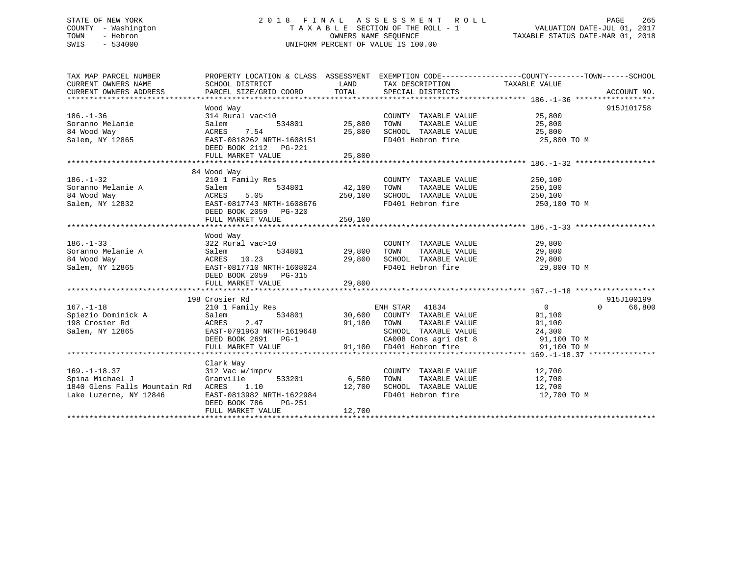STATE OF NEW YORK
COUNTY - Washington
TOWN - Hebron
SWIS - 534000

2018 FINAL ASSESSMENT ROLL
TAXABLE SECTION OF THE ROLL - 1
OWNERS NAME SEQUENCE
UNIFORM PERCENT OF VALUE IS 100.00

VALUATION DATE-JUL 01, 2017
TAXABLE STATUS DATE-MAR 01, 2018

| TAX MAP PARCEL NUMBER / CURRENT OWNERS NAME / CURRENT OWNERS ADDRESS | PROPERTY LOCATION & CLASS / SCHOOL DISTRICT / PARCEL SIZE/GRID COORD | ASSESSMENT LAND / TOTAL | EXEMPTION CODE / TAX DESCRIPTION / SPECIAL DISTRICTS | COUNTY / TAXABLE VALUE | TOWN | SCHOOL | ACCOUNT NO. |
|---|---|---|---|---|---|---|---|
| **186.-1-36** | Wood Way | | | | | | 915J101758 |
| 186.-1-36 | 314 Rural vac<10 | | COUNTY TAXABLE VALUE | 25,800 | | | |
| Soranno Melanie | Salem 534801 | 25,800 | TOWN TAXABLE VALUE | 25,800 | | | |
| 84 Wood Way | ACRES 7.54 | 25,800 | SCHOOL TAXABLE VALUE | 25,800 | | | |
| Salem, NY 12865 | EAST-0818262 NRTH-1608151 | | FD401 Hebron fire | 25,800 TO M | | | |
| | DEED BOOK 2112 PG-221 | | | | | | |
| | FULL MARKET VALUE | 25,800 | | | | | |
| **186.-1-32** | 84 Wood Way | | | | | | |
| 186.-1-32 | 210 1 Family Res | | COUNTY TAXABLE VALUE | 250,100 | | | |
| Soranno Melanie A | Salem 534801 | 42,100 | TOWN TAXABLE VALUE | 250,100 | | | |
| 84 Wood Way | ACRES 5.05 | 250,100 | SCHOOL TAXABLE VALUE | 250,100 | | | |
| Salem, NY 12832 | EAST-0817743 NRTH-1608676 | | FD401 Hebron fire | 250,100 TO M | | | |
| | DEED BOOK 2059 PG-320 | | | | | | |
| | FULL MARKET VALUE | 250,100 | | | | | |
| **186.-1-33** | Wood Way | | | | | | |
| 186.-1-33 | 322 Rural vac>10 | | COUNTY TAXABLE VALUE | 29,800 | | | |
| Soranno Melanie A | Salem 534801 | 29,800 | TOWN TAXABLE VALUE | 29,800 | | | |
| 84 Wood Way | ACRES 10.23 | 29,800 | SCHOOL TAXABLE VALUE | 29,800 | | | |
| Salem, NY 12865 | EAST-0817710 NRTH-1608024 | | FD401 Hebron fire | 29,800 TO M | | | |
| | DEED BOOK 2059 PG-315 | | | | | | |
| | FULL MARKET VALUE | 29,800 | | | | | |
| **167.-1-18** | 198 Crosier Rd | | | | | | 915J100199 |
| 167.-1-18 | 210 1 Family Res | | ENH STAR 41834 | 0 | 0 | 66,800 | |
| Spiezio Dominick A | Salem 534801 | 30,600 | COUNTY TAXABLE VALUE | 91,100 | | | |
| 198 Crosier Rd | ACRES 2.47 | 91,100 | TOWN TAXABLE VALUE | 91,100 | | | |
| Salem, NY 12865 | EAST-0791963 NRTH-1619648 | | SCHOOL TAXABLE VALUE | 24,300 | | | |
| | DEED BOOK 2691 PG-1 | | CA008 Cons agri dst 8 | 91,100 TO M | | | |
| | FULL MARKET VALUE | 91,100 | FD401 Hebron fire | 91,100 TO M | | | |
| **169.-1-18.37** | Clark Way | | | | | | |
| 169.-1-18.37 | 312 Vac w/imprv | | COUNTY TAXABLE VALUE | 12,700 | | | |
| Spina Michael J | Granville 533201 | 6,500 | TOWN TAXABLE VALUE | 12,700 | | | |
| 1840 Glens Falls Mountain Rd | ACRES 1.10 | 12,700 | SCHOOL TAXABLE VALUE | 12,700 | | | |
| Lake Luzerne, NY 12846 | EAST-0813982 NRTH-1622984 | | FD401 Hebron fire | 12,700 TO M | | | |
| | DEED BOOK 786 PG-251 | | | | | | |
| | FULL MARKET VALUE | 12,700 | | | | | |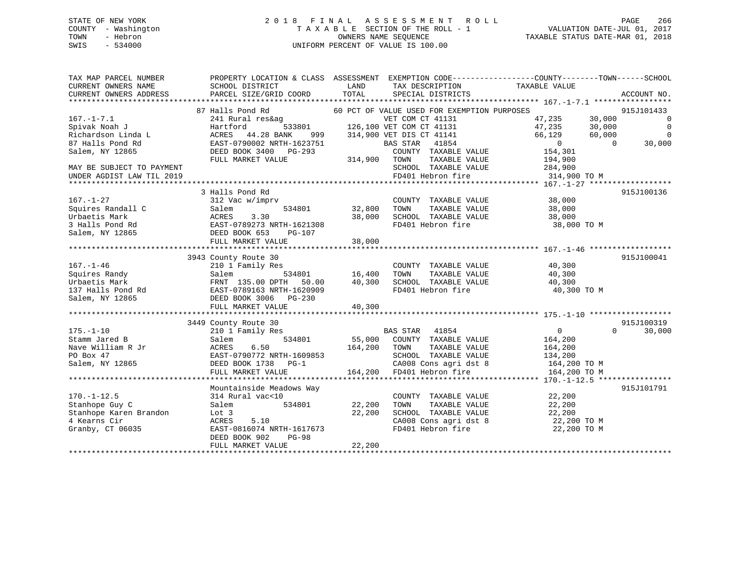STATE OF NEW YORK — 2018 FINAL ASSESSMENT ROLL
COUNTY - Washington — TAXABLE SECTION OF THE ROLL - 1 — VALUATION DATE-JUL 01, 2017
TOWN - Hebron — OWNERS NAME SEQUENCE — TAXABLE STATUS DATE-MAR 01, 2018
SWIS - 534000 — UNIFORM PERCENT OF VALUE IS 100.00

```
TAX MAP PARCEL NUMBER          PROPERTY LOCATION & CLASS  ASSESSMENT  EXEMPTION CODE------------------COUNTY--------TOWN------SCHOOL
CURRENT OWNERS NAME            SCHOOL DISTRICT               LAND      TAX DESCRIPTION            TAXABLE VALUE
CURRENT OWNERS ADDRESS         PARCEL SIZE/GRID COORD        TOTAL     SPECIAL DISTRICTS                                      ACCOUNT NO.
******************************************************************************************************* 167.-1-7.1 *****************
                               87 Halls Pond Rd            60 PCT OF VALUE USED FOR EXEMPTION PURPOSES                        915J101433
167.-1-7.1                     241 Rural res&ag               VET COM CT 41131               47,235      30,000             0
Spivak Noah J                  Hartford       533801      126,100 VET COM CT 41131           47,235      30,000             0
Richardson Linda L             ACRES  44.28 BANK    999   314,900 VET DIS CT 41141           66,129      60,000             0
87 Halls Pond Rd               EAST-0790002 NRTH-1623751          BAS STAR  41854                 0           0        30,000
Salem, NY 12865                DEED BOOK 3400   PG-293            COUNTY  TAXABLE VALUE      154,301
                               FULL MARKET VALUE          314,900 TOWN    TAXABLE VALUE      194,900
MAY BE SUBJECT TO PAYMENT                                         SCHOOL  TAXABLE VALUE      284,900
UNDER AGDIST LAW TIL 2019                                         FD401 Hebron fire           314,900 TO M
******************************************************************************************************* 167.-1-27 ******************
                               3 Halls Pond Rd                                                                                915J100136
167.-1-27                      312 Vac w/imprv                    COUNTY  TAXABLE VALUE       38,000
Squires Randall C              Salem          534801       32,800 TOWN    TAXABLE VALUE       38,000
Urbaetis Mark                  ACRES    3.30               38,000 SCHOOL  TAXABLE VALUE       38,000
3 Halls Pond Rd                EAST-0789273 NRTH-1621308          FD401 Hebron fire            38,000 TO M
Salem, NY 12865                DEED BOOK 653    PG-107
                               FULL MARKET VALUE           38,000
******************************************************************************************************* 167.-1-46 ******************
                               3943 County Route 30                                                                           915J100041
167.-1-46                      210 1 Family Res                   COUNTY  TAXABLE VALUE       40,300
Squires Randy                  Salem          534801       16,400 TOWN    TAXABLE VALUE       40,300
Urbaetis Mark                  FRNT 135.00 DPTH  50.00     40,300 SCHOOL  TAXABLE VALUE       40,300
137 Halls Pond Rd              EAST-0789163 NRTH-1620909          FD401 Hebron fire            40,300 TO M
Salem, NY 12865                DEED BOOK 3006   PG-230
                               FULL MARKET VALUE           40,300
******************************************************************************************************* 175.-1-10 ******************
                               3449 County Route 30                                                                           915J100319
175.-1-10                      210 1 Family Res                   BAS STAR  41854                 0           0        30,000
Stamm Jared B                  Salem          534801       55,000 COUNTY  TAXABLE VALUE      164,200
Nave William R Jr              ACRES    6.50              164,200 TOWN    TAXABLE VALUE      164,200
PO Box 47                      EAST-0790772 NRTH-1609853          SCHOOL  TAXABLE VALUE      134,200
Salem, NY 12865                DEED BOOK 1738   PG-1              CA008 Cons agri dst 8       164,200 TO M
                               FULL MARKET VALUE          164,200 FD401 Hebron fire           164,200 TO M
******************************************************************************************************* 170.-1-12.5 ****************
                               Mountainside Meadows Way                                                                       915J101791
170.-1-12.5                    314 Rural vac<10                   COUNTY  TAXABLE VALUE       22,200
Stanhope Guy C                 Salem          534801       22,200 TOWN    TAXABLE VALUE       22,200
Stanhope Karen Brandon         Lot 3                       22,200 SCHOOL  TAXABLE VALUE       22,200
4 Kearns Cir                   ACRES    5.10                      CA008 Cons agri dst 8        22,200 TO M
Granby, CT 06035               EAST-0816074 NRTH-1617673          FD401 Hebron fire            22,200 TO M
                               DEED BOOK 902    PG-98
                               FULL MARKET VALUE           22,200
************************************************************************************************************************************
```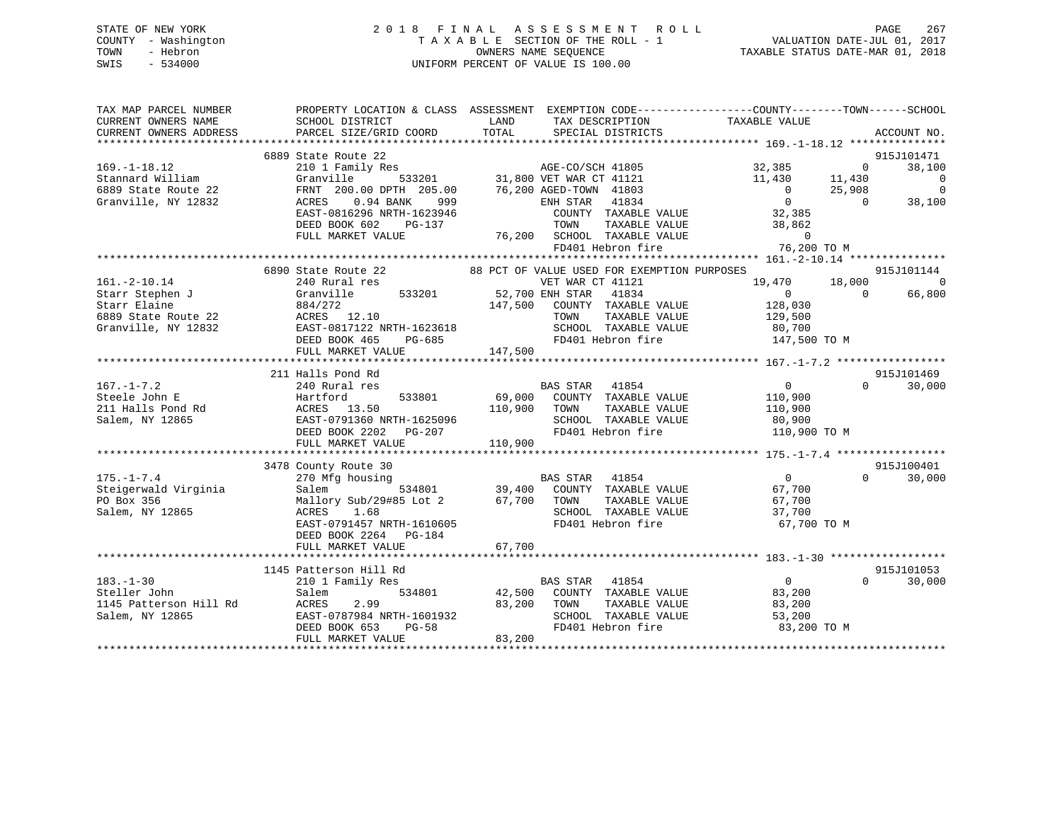STATE OF NEW YORK
COUNTY - Washington
TOWN - Hebron
SWIS - 534000

2 0 1 8 F I N A L A S S E S S M E N T R O L L
T A X A B L E SECTION OF THE ROLL - 1
OWNERS NAME SEQUENCE
UNIFORM PERCENT OF VALUE IS 100.00

VALUATION DATE-JUL 01, 2017
TAXABLE STATUS DATE-MAR 01, 2018

```
TAX MAP PARCEL NUMBER          PROPERTY LOCATION & CLASS  ASSESSMENT  EXEMPTION CODE-----------------COUNTY--------TOWN------SCHOOL
CURRENT OWNERS NAME            SCHOOL DISTRICT             LAND       TAX DESCRIPTION             TAXABLE VALUE
CURRENT OWNERS ADDRESS         PARCEL SIZE/GRID COORD      TOTAL      SPECIAL DISTRICTS                                       ACCOUNT NO.
******************************************************************************************************* 169.-1-18.12 ***************
                    6889 State Route 22                                                                                  915J101471
169.-1-18.12              210 1 Family Res                  AGE-CO/SCH 41805          32,385          0       38,100
Stannard William          Granville      533201      31,800 VET WAR CT 41121          11,430     11,430            0
6889 State Route 22       FRNT 200.00 DPTH 205.00    76,200 AGED-TOWN  41803               0     25,908            0
Granville, NY 12832       ACRES    0.94 BANK    999         ENH STAR   41834               0          0       38,100
                          EAST-0816296 NRTH-1623946          COUNTY  TAXABLE VALUE        32,385
                          DEED BOOK 602    PG-137            TOWN    TAXABLE VALUE        38,862
                          FULL MARKET VALUE          76,200  SCHOOL  TAXABLE VALUE             0
                                                             FD401 Hebron fire            76,200 TO M
******************************************************************************************************* 161.-2-10.14 ***************
                    6890 State Route 22           88 PCT OF VALUE USED FOR EXEMPTION PURPOSES                            915J101144
161.-2-10.14              240 Rural res                     VET WAR CT 41121          19,470     18,000            0
Starr Stephen J           Granville      533201      52,700 ENH STAR   41834               0          0       66,800
Starr Elaine              884/272                   147,500  COUNTY  TAXABLE VALUE       128,030
6889 State Route 22       ACRES   12.10                      TOWN    TAXABLE VALUE       129,500
Granville, NY 12832       EAST-0817122 NRTH-1623618          SCHOOL  TAXABLE VALUE        80,700
                          DEED BOOK 465    PG-685            FD401 Hebron fire           147,500 TO M
                          FULL MARKET VALUE         147,500
******************************************************************************************************* 167.-1-7.2 *****************
                    211 Halls Pond Rd                                                                                    915J101469
167.-1-7.2                240 Rural res                     BAS STAR   41854               0          0       30,000
Steele John E             Hartford       533801      69,000  COUNTY  TAXABLE VALUE       110,900
211 Halls Pond Rd         ACRES   13.50             110,900  TOWN    TAXABLE VALUE       110,900
Salem, NY 12865           EAST-0791360 NRTH-1625096          SCHOOL  TAXABLE VALUE        80,900
                          DEED BOOK 2202   PG-207            FD401 Hebron fire           110,900 TO M
                          FULL MARKET VALUE         110,900
******************************************************************************************************* 175.-1-7.4 *****************
                    3478 County Route 30                                                                                 915J100401
175.-1-7.4                270 Mfg housing                   BAS STAR   41854               0          0       30,000
Steigerwald Virginia      Salem          534801      39,400  COUNTY  TAXABLE VALUE        67,700
PO Box 356                Mallory Sub/29#85 Lot 2    67,700  TOWN    TAXABLE VALUE        67,700
Salem, NY 12865           ACRES    1.68                      SCHOOL  TAXABLE VALUE        37,700
                          EAST-0791457 NRTH-1610605          FD401 Hebron fire            67,700 TO M
                          DEED BOOK 2264   PG-184
                          FULL MARKET VALUE          67,700
******************************************************************************************************* 183.-1-30 ******************
                    1145 Patterson Hill Rd                                                                               915J101053
183.-1-30                 210 1 Family Res                  BAS STAR   41854               0          0       30,000
Steller John              Salem          534801      42,500  COUNTY  TAXABLE VALUE        83,200
1145 Patterson Hill Rd    ACRES    2.99              83,200  TOWN    TAXABLE VALUE        83,200
Salem, NY 12865           EAST-0787984 NRTH-1601932          SCHOOL  TAXABLE VALUE        53,200
                          DEED BOOK 653    PG-58             FD401 Hebron fire            83,200 TO M
                          FULL MARKET VALUE          83,200
************************************************************************************************************************************
```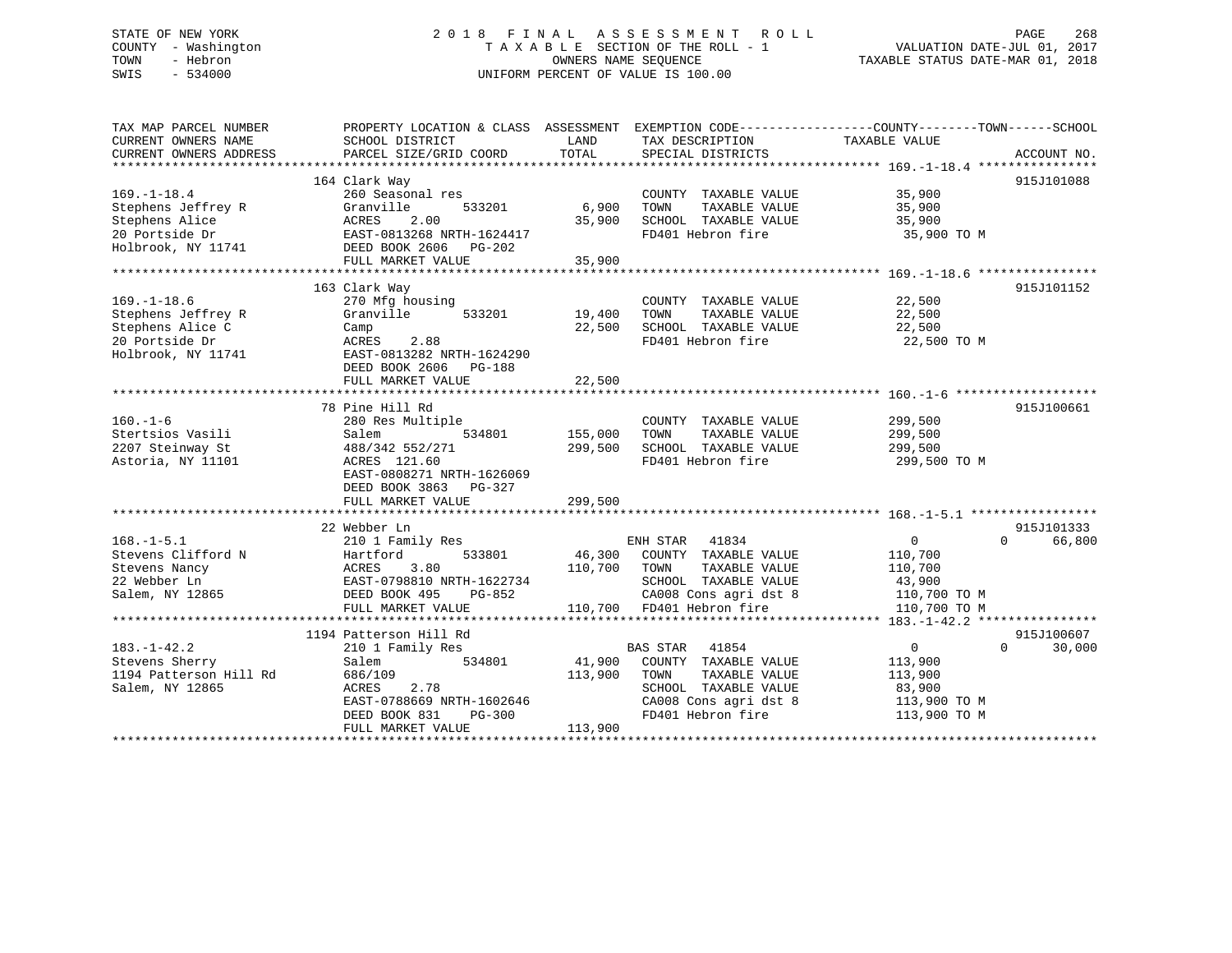STATE OF NEW YORK | 2018 FINAL ASSESSMENT ROLL | PAGE 268
COUNTY - Washington | TAXABLE SECTION OF THE ROLL - 1 | VALUATION DATE-JUL 01, 2017
TOWN - Hebron | OWNERS NAME SEQUENCE | TAXABLE STATUS DATE-MAR 01, 2018
SWIS - 534000 | UNIFORM PERCENT OF VALUE IS 100.00

| TAX MAP PARCEL NUMBER / CURRENT OWNERS NAME / CURRENT OWNERS ADDRESS | PROPERTY LOCATION & CLASS / SCHOOL DISTRICT / PARCEL SIZE/GRID COORD | ASSESSMENT LAND | TOTAL | EXEMPTION CODE / TAX DESCRIPTION / SPECIAL DISTRICTS | COUNTY TAXABLE VALUE | TOWN | SCHOOL | ACCOUNT NO. |
|---|---|---|---|---|---|---|---|---|
| **169.-1-18.4** | 164 Clark Way | | | | | | | 915J101088 |
| 169.-1-18.4 | 260 Seasonal res | | | COUNTY TAXABLE VALUE | 35,900 | | | |
| Stephens Jeffrey R | Granville 533201 | 6,900 | | TOWN TAXABLE VALUE | 35,900 | | | |
| Stephens Alice | ACRES 2.00 | | 35,900 | SCHOOL TAXABLE VALUE | 35,900 | | | |
| 20 Portside Dr | EAST-0813268 NRTH-1624417 | | | FD401 Hebron fire | 35,900 TO M | | | |
| Holbrook, NY 11741 | DEED BOOK 2606 PG-202 | | | | | | | |
| | FULL MARKET VALUE | | 35,900 | | | | | |
| **169.-1-18.6** | 163 Clark Way | | | | | | | 915J101152 |
| 169.-1-18.6 | 270 Mfg housing | | | COUNTY TAXABLE VALUE | 22,500 | | | |
| Stephens Jeffrey R | Granville 533201 | 19,400 | | TOWN TAXABLE VALUE | 22,500 | | | |
| Stephens Alice C | Camp | | 22,500 | SCHOOL TAXABLE VALUE | 22,500 | | | |
| 20 Portside Dr | ACRES 2.88 | | | FD401 Hebron fire | 22,500 TO M | | | |
| Holbrook, NY 11741 | EAST-0813282 NRTH-1624290 | | | | | | | |
| | DEED BOOK 2606 PG-188 | | | | | | | |
| | FULL MARKET VALUE | | 22,500 | | | | | |
| **160.-1-6** | 78 Pine Hill Rd | | | | | | | 915J100661 |
| 160.-1-6 | 280 Res Multiple | | | COUNTY TAXABLE VALUE | 299,500 | | | |
| Stertsios Vasili | Salem 534801 | 155,000 | | TOWN TAXABLE VALUE | 299,500 | | | |
| 2207 Steinway St | 488/342 552/271 | | 299,500 | SCHOOL TAXABLE VALUE | 299,500 | | | |
| Astoria, NY 11101 | ACRES 121.60 | | | FD401 Hebron fire | 299,500 TO M | | | |
| | EAST-0808271 NRTH-1626069 | | | | | | | |
| | DEED BOOK 3863 PG-327 | | | | | | | |
| | FULL MARKET VALUE | | 299,500 | | | | | |
| **168.-1-5.1** | 22 Webber Ln | | | | | | | 915J101333 |
| 168.-1-5.1 | 210 1 Family Res | | | ENH STAR 41834 | 0 | 0 | 66,800 | |
| Stevens Clifford N | Hartford 533801 | 46,300 | | COUNTY TAXABLE VALUE | 110,700 | | | |
| Stevens Nancy | ACRES 3.80 | | 110,700 | TOWN TAXABLE VALUE | 110,700 | | | |
| 22 Webber Ln | EAST-0798810 NRTH-1622734 | | | SCHOOL TAXABLE VALUE | 43,900 | | | |
| Salem, NY 12865 | DEED BOOK 495 PG-852 | | | CA008 Cons agri dst 8 | 110,700 TO M | | | |
| | FULL MARKET VALUE | | 110,700 | FD401 Hebron fire | 110,700 TO M | | | |
| **183.-1-42.2** | 1194 Patterson Hill Rd | | | | | | | 915J100607 |
| 183.-1-42.2 | 210 1 Family Res | | | BAS STAR 41854 | 0 | 0 | 30,000 | |
| Stevens Sherry | Salem 534801 | 41,900 | | COUNTY TAXABLE VALUE | 113,900 | | | |
| 1194 Patterson Hill Rd | 686/109 | | 113,900 | TOWN TAXABLE VALUE | 113,900 | | | |
| Salem, NY 12865 | ACRES 2.78 | | | SCHOOL TAXABLE VALUE | 83,900 | | | |
| | EAST-0788669 NRTH-1602646 | | | CA008 Cons agri dst 8 | 113,900 TO M | | | |
| | DEED BOOK 831 PG-300 | | | FD401 Hebron fire | 113,900 TO M | | | |
| | FULL MARKET VALUE | | 113,900 | | | | | |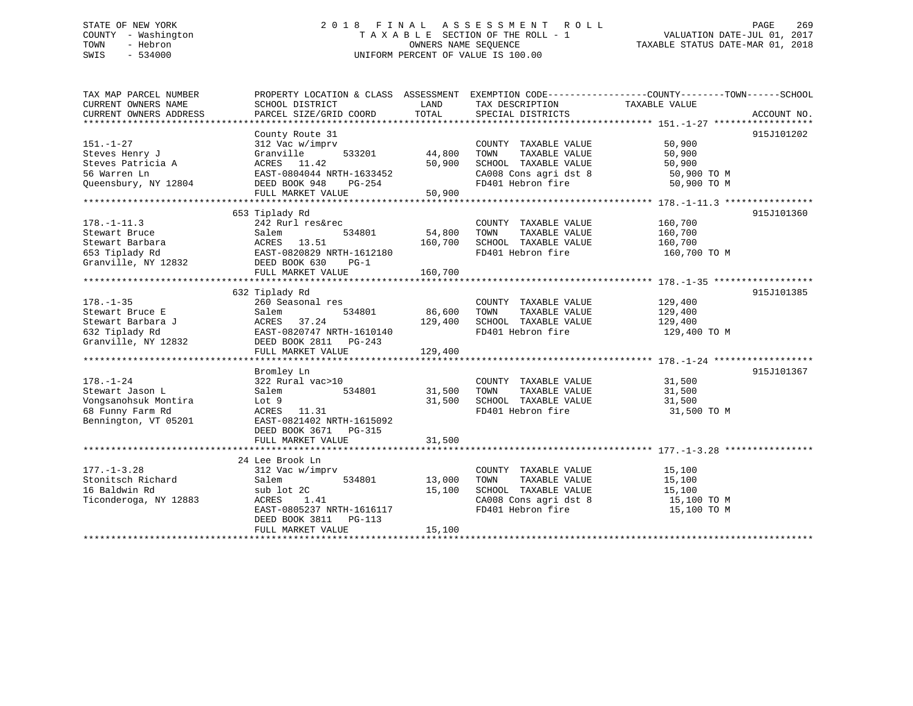STATE OF NEW YORK
COUNTY - Washington
TOWN - Hebron
SWIS - 534000

2 0 1 8 F I N A L A S S E S S M E N T R O L L
T A X A B L E SECTION OF THE ROLL - 1
OWNERS NAME SEQUENCE
UNIFORM PERCENT OF VALUE IS 100.00

VALUATION DATE-JUL 01, 2017
TAXABLE STATUS DATE-MAR 01, 2018

| TAX MAP PARCEL NUMBER<br>CURRENT OWNERS NAME<br>CURRENT OWNERS ADDRESS | PROPERTY LOCATION & CLASS<br>SCHOOL DISTRICT<br>PARCEL SIZE/GRID COORD | ASSESSMENT<br>LAND<br>TOTAL | EXEMPTION CODE-----COUNTY-----TOWN-----SCHOOL<br>TAX DESCRIPTION<br>SPECIAL DISTRICTS | TAXABLE VALUE | ACCOUNT NO. |
|---|---|---|---|---|---|
| **151.-1-27** | County Route 31 | | | | 915J101202 |
| 151.-1-27 | 312 Vac w/imprv | | COUNTY TAXABLE VALUE | 50,900 | |
| Steves Henry J | Granville 533201 | 44,800 | TOWN TAXABLE VALUE | 50,900 | |
| Steves Patricia A | ACRES 11.42 | 50,900 | SCHOOL TAXABLE VALUE | 50,900 | |
| 56 Warren Ln | EAST-0804044 NRTH-1633452 | | CA008 Cons agri dst 8 | 50,900 TO M | |
| Queensbury, NY 12804 | DEED BOOK 948 PG-254 | | FD401 Hebron fire | 50,900 TO M | |
| | FULL MARKET VALUE | 50,900 | | | |
| **178.-1-11.3** | 653 Tiplady Rd | | | | 915J101360 |
| 178.-1-11.3 | 242 Rurl res&rec | | COUNTY TAXABLE VALUE | 160,700 | |
| Stewart Bruce | Salem 534801 | 54,800 | TOWN TAXABLE VALUE | 160,700 | |
| Stewart Barbara | ACRES 13.51 | 160,700 | SCHOOL TAXABLE VALUE | 160,700 | |
| 653 Tiplady Rd | EAST-0820829 NRTH-1612180 | | FD401 Hebron fire | 160,700 TO M | |
| Granville, NY 12832 | DEED BOOK 630 PG-1 | | | | |
| | FULL MARKET VALUE | 160,700 | | | |
| **178.-1-35** | 632 Tiplady Rd | | | | 915J101385 |
| 178.-1-35 | 260 Seasonal res | | COUNTY TAXABLE VALUE | 129,400 | |
| Stewart Bruce E | Salem 534801 | 86,600 | TOWN TAXABLE VALUE | 129,400 | |
| Stewart Barbara J | ACRES 37.24 | 129,400 | SCHOOL TAXABLE VALUE | 129,400 | |
| 632 Tiplady Rd | EAST-0820747 NRTH-1610140 | | FD401 Hebron fire | 129,400 TO M | |
| Granville, NY 12832 | DEED BOOK 2811 PG-243 | | | | |
| | FULL MARKET VALUE | 129,400 | | | |
| **178.-1-24** | Bromley Ln | | | | 915J101367 |
| 178.-1-24 | 322 Rural vac>10 | | COUNTY TAXABLE VALUE | 31,500 | |
| Stewart Jason L | Salem 534801 | 31,500 | TOWN TAXABLE VALUE | 31,500 | |
| Vongsanohsuk Montira | Lot 9 | 31,500 | SCHOOL TAXABLE VALUE | 31,500 | |
| 68 Funny Farm Rd | ACRES 11.31 | | FD401 Hebron fire | 31,500 TO M | |
| Bennington, VT 05201 | EAST-0821402 NRTH-1615092 | | | | |
| | DEED BOOK 3671 PG-315 | | | | |
| | FULL MARKET VALUE | 31,500 | | | |
| **177.-1-3.28** | 24 Lee Brook Ln | | | | |
| 177.-1-3.28 | 312 Vac w/imprv | | COUNTY TAXABLE VALUE | 15,100 | |
| Stonitsch Richard | Salem 534801 | 13,000 | TOWN TAXABLE VALUE | 15,100 | |
| 16 Baldwin Rd | sub lot 2C | 15,100 | SCHOOL TAXABLE VALUE | 15,100 | |
| Ticonderoga, NY 12883 | ACRES 1.41 | | CA008 Cons agri dst 8 | 15,100 TO M | |
| | EAST-0805237 NRTH-1616117 | | FD401 Hebron fire | 15,100 TO M | |
| | DEED BOOK 3811 PG-113 | | | | |
| | FULL MARKET VALUE | 15,100 | | | |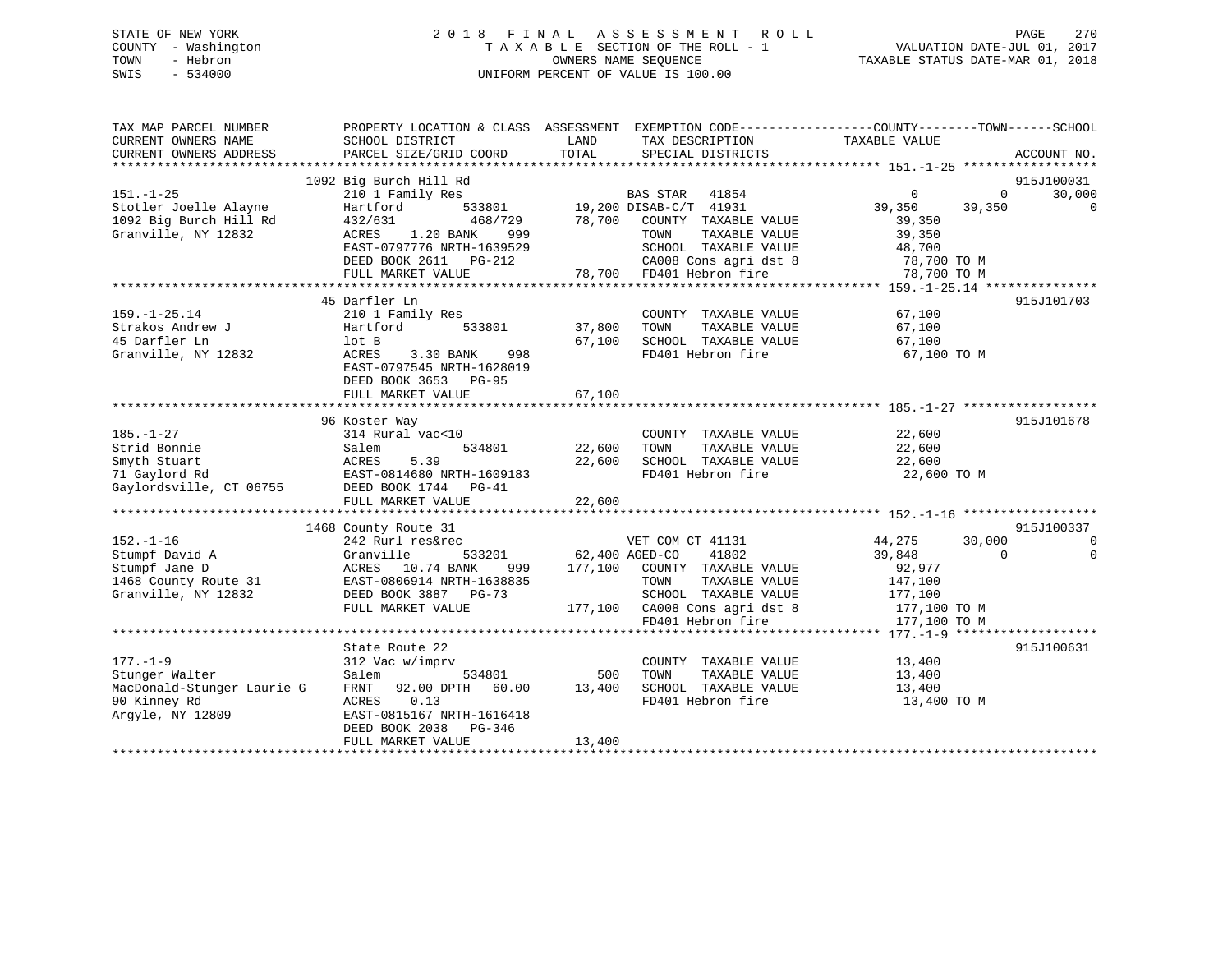STATE OF NEW YORK
COUNTY - Washington
TOWN - Hebron
SWIS - 534000

2018 FINAL ASSESSMENT ROLL
TAXABLE SECTION OF THE ROLL - 1
OWNERS NAME SEQUENCE
UNIFORM PERCENT OF VALUE IS 100.00

VALUATION DATE-JUL 01, 2017
TAXABLE STATUS DATE-MAR 01, 2018

```
TAX MAP PARCEL NUMBER          PROPERTY LOCATION & CLASS  ASSESSMENT  EXEMPTION CODE------------------COUNTY--------TOWN------SCHOOL
CURRENT OWNERS NAME            SCHOOL DISTRICT              LAND      TAX DESCRIPTION              TAXABLE VALUE
CURRENT OWNERS ADDRESS         PARCEL SIZE/GRID COORD       TOTAL     SPECIAL DISTRICTS                                         ACCOUNT NO.
******************************************************************************************************* 151.-1-25 ******************
                               1092 Big Burch Hill Rd                                                                          915J100031
151.-1-25                      210 1 Family Res                   BAS STAR   41854                  0             0        30,000
Stotler Joelle Alayne          Hartford        533801      19,200 DISAB-C/T  41931             39,350        39,350             0
1092 Big Burch Hill Rd         432/631         468/729     78,700   COUNTY  TAXABLE VALUE          39,350
Granville, NY 12832            ACRES     1.20 BANK    999           TOWN    TAXABLE VALUE          39,350
                               EAST-0797776 NRTH-1639529            SCHOOL  TAXABLE VALUE          48,700
                               DEED BOOK 2611   PG-212              CA008 Cons agri dst 8           78,700 TO M
                               FULL MARKET VALUE           78,700   FD401 Hebron fire               78,700 TO M
******************************************************************************************************* 159.-1-25.14 ***************
                               45 Darfler Ln                                                                                   915J101703
159.-1-25.14                   210 1 Family Res                     COUNTY  TAXABLE VALUE          67,100
Strakos Andrew J               Hartford        533801      37,800   TOWN    TAXABLE VALUE          67,100
45 Darfler Ln                  lot B                       67,100   SCHOOL  TAXABLE VALUE          67,100
Granville, NY 12832            ACRES     3.30 BANK    998           FD401 Hebron fire               67,100 TO M
                               EAST-0797545 NRTH-1628019
                               DEED BOOK 3653   PG-95
                               FULL MARKET VALUE           67,100
******************************************************************************************************* 185.-1-27 ******************
                               96 Koster Way                                                                                   915J101678
185.-1-27                      314 Rural vac<10                     COUNTY  TAXABLE VALUE          22,600
Strid Bonnie                   Salem           534801      22,600   TOWN    TAXABLE VALUE          22,600
Smyth Stuart                   ACRES     5.39              22,600   SCHOOL  TAXABLE VALUE          22,600
71 Gaylord Rd                  EAST-0814680 NRTH-1609183            FD401 Hebron fire               22,600 TO M
Gaylordsville, CT 06755        DEED BOOK 1744   PG-41
                               FULL MARKET VALUE           22,600
******************************************************************************************************* 152.-1-16 ******************
                               1468 County Route 31                                                                            915J100337
152.-1-16                      242 Rurl res&rec                   VET COM CT 41131             44,275        30,000             0
Stumpf David A                 Granville       533201      62,400 AGED-CO    41802             39,848             0             0
Stumpf Jane D                  ACRES    10.74 BANK    999 177,100   COUNTY  TAXABLE VALUE          92,977
1468 County Route 31           EAST-0806914 NRTH-1638835            TOWN    TAXABLE VALUE         147,100
Granville, NY 12832            DEED BOOK 3887   PG-73               SCHOOL  TAXABLE VALUE         177,100
                               FULL MARKET VALUE          177,100   CA008 Cons agri dst 8          177,100 TO M
                                                                    FD401 Hebron fire              177,100 TO M
******************************************************************************************************* 177.-1-9 *******************
                               State Route 22                                                                                  915J100631
177.-1-9                       312 Vac w/imprv                      COUNTY  TAXABLE VALUE          13,400
Stunger Walter                 Salem           534801         500   TOWN    TAXABLE VALUE          13,400
MacDonald-Stunger Laurie G     FRNT    92.00 DPTH   60.00  13,400   SCHOOL  TAXABLE VALUE          13,400
90 Kinney Rd                   ACRES     0.13                       FD401 Hebron fire               13,400 TO M
Argyle, NY 12809               EAST-0815167 NRTH-1616418
                               DEED BOOK 2038   PG-346
                               FULL MARKET VALUE           13,400
************************************************************************************************************************************
```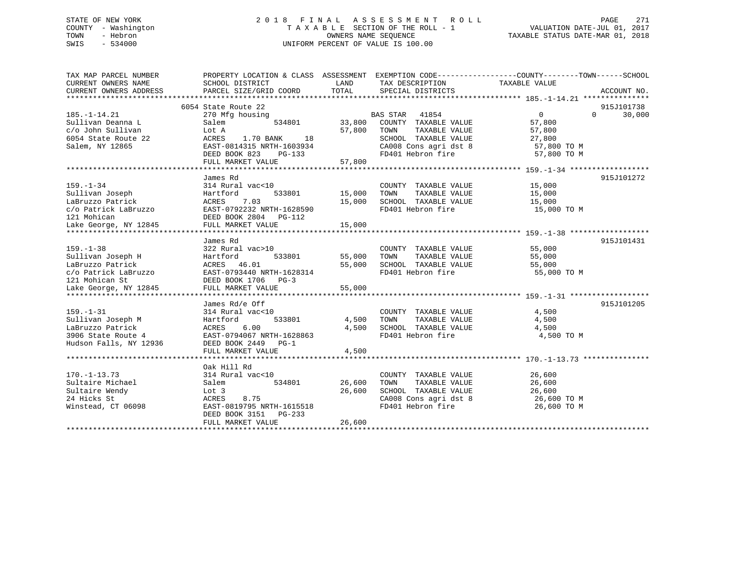STATE OF NEW YORK
COUNTY - Washington
TOWN - Hebron
SWIS - 534000

# 2018 FINAL ASSESSMENT ROLL

TAXABLE SECTION OF THE ROLL - 1
OWNERS NAME SEQUENCE
UNIFORM PERCENT OF VALUE IS 100.00

VALUATION DATE-JUL 01, 2017
TAXABLE STATUS DATE-MAR 01, 2018

| TAX MAP PARCEL NUMBER / CURRENT OWNERS NAME / CURRENT OWNERS ADDRESS | PROPERTY LOCATION & CLASS / SCHOOL DISTRICT / PARCEL SIZE/GRID COORD | ASSESSMENT LAND | TOTAL | EXEMPTION CODE / TAX DESCRIPTION / SPECIAL DISTRICTS | COUNTY TAXABLE VALUE | TOWN | SCHOOL | ACCOUNT NO. |
|---|---|---|---|---|---|---|---|---|
| **185.-1-14.21** | 6054 State Route 22 | | | | | | | 915J101738 |
| 185.-1-14.21 | 270 Mfg housing | | | BAS STAR 41854 | 0 | 0 | 30,000 | |
| Sullivan Deanna L | Salem 534801 | 33,800 | | COUNTY TAXABLE VALUE | 57,800 | | | |
| c/o John Sullivan | Lot A | | 57,800 | TOWN TAXABLE VALUE | 57,800 | | | |
| 6054 State Route 22 | ACRES 1.70 BANK 18 | | | SCHOOL TAXABLE VALUE | 27,800 | | | |
| Salem, NY 12865 | EAST-0814315 NRTH-1603934 | | | CA008 Cons agri dst 8 | 57,800 TO M | | | |
| | DEED BOOK 823 PG-133 | | | FD401 Hebron fire | 57,800 TO M | | | |
| | FULL MARKET VALUE | | 57,800 | | | | | |
| **159.-1-34** | James Rd | | | | | | | 915J101272 |
| 159.-1-34 | 314 Rural vac<10 | | | COUNTY TAXABLE VALUE | 15,000 | | | |
| Sullivan Joseph | Hartford 533801 | 15,000 | | TOWN TAXABLE VALUE | 15,000 | | | |
| LaBruzzo Patrick | ACRES 7.03 | | 15,000 | SCHOOL TAXABLE VALUE | 15,000 | | | |
| c/o Patrick LaBruzzo | EAST-0792232 NRTH-1628590 | | | FD401 Hebron fire | 15,000 TO M | | | |
| 121 Mohican | DEED BOOK 2804 PG-112 | | | | | | | |
| Lake George, NY 12845 | FULL MARKET VALUE | | 15,000 | | | | | |
| **159.-1-38** | James Rd | | | | | | | 915J101431 |
| 159.-1-38 | 322 Rural vac>10 | | | COUNTY TAXABLE VALUE | 55,000 | | | |
| Sullivan Joseph H | Hartford 533801 | 55,000 | | TOWN TAXABLE VALUE | 55,000 | | | |
| LaBruzzo Patrick | ACRES 46.01 | | 55,000 | SCHOOL TAXABLE VALUE | 55,000 | | | |
| c/o Patrick LaBruzzo | EAST-0793440 NRTH-1628314 | | | FD401 Hebron fire | 55,000 TO M | | | |
| 121 Mohican St | DEED BOOK 1706 PG-3 | | | | | | | |
| Lake George, NY 12845 | FULL MARKET VALUE | | 55,000 | | | | | |
| **159.-1-31** | James Rd/e Off | | | | | | | 915J101205 |
| 159.-1-31 | 314 Rural vac<10 | | | COUNTY TAXABLE VALUE | 4,500 | | | |
| Sullivan Joseph M | Hartford 533801 | 4,500 | | TOWN TAXABLE VALUE | 4,500 | | | |
| LaBruzzo Patrick | ACRES 6.00 | | 4,500 | SCHOOL TAXABLE VALUE | 4,500 | | | |
| 3906 State Route 4 | EAST-0794067 NRTH-1628863 | | | FD401 Hebron fire | 4,500 TO M | | | |
| Hudson Falls, NY 12936 | DEED BOOK 2449 PG-1 | | | | | | | |
| | FULL MARKET VALUE | | 4,500 | | | | | |
| **170.-1-13.73** | Oak Hill Rd | | | | | | | |
| 170.-1-13.73 | 314 Rural vac<10 | | | COUNTY TAXABLE VALUE | 26,600 | | | |
| Sultaire Michael | Salem 534801 | 26,600 | | TOWN TAXABLE VALUE | 26,600 | | | |
| Sultaire Wendy | Lot 3 | | 26,600 | SCHOOL TAXABLE VALUE | 26,600 | | | |
| 24 Hicks St | ACRES 8.75 | | | CA008 Cons agri dst 8 | 26,600 TO M | | | |
| Winstead, CT 06098 | EAST-0819795 NRTH-1615518 | | | FD401 Hebron fire | 26,600 TO M | | | |
| | DEED BOOK 3151 PG-233 | | | | | | | |
| | FULL MARKET VALUE | | 26,600 | | | | | |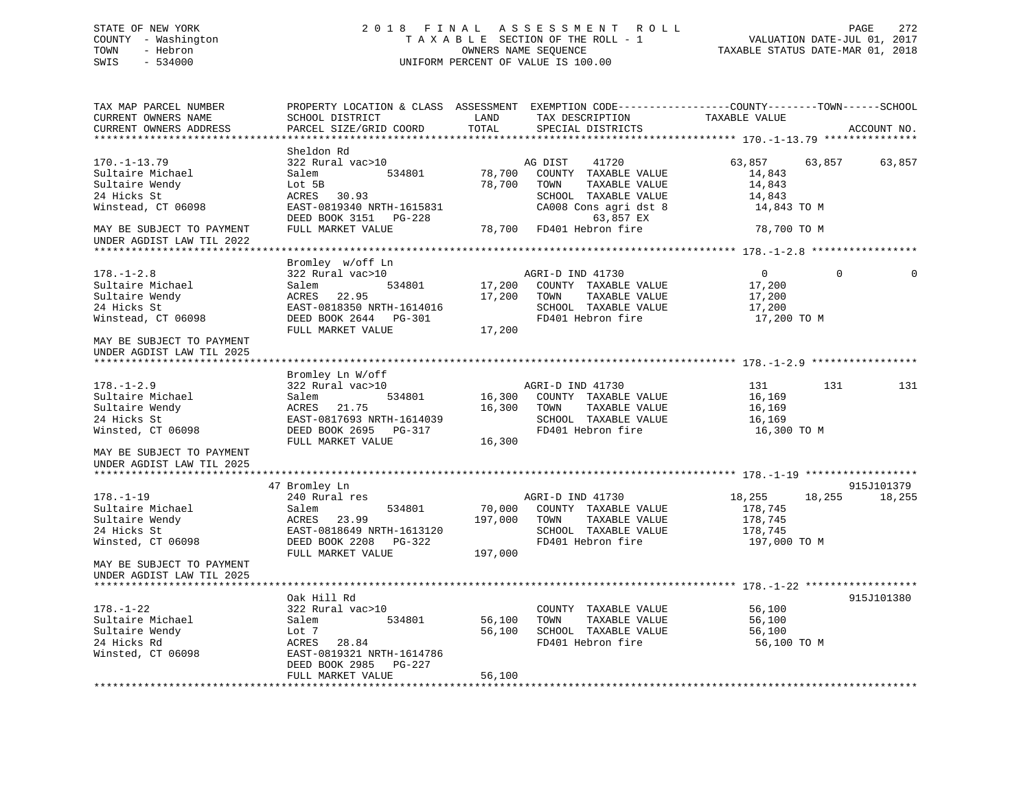STATE OF NEW YORK
COUNTY - Washington
TOWN - Hebron
SWIS - 534000

2018 FINAL ASSESSMENT ROLL
TAXABLE SECTION OF THE ROLL - 1
OWNERS NAME SEQUENCE
UNIFORM PERCENT OF VALUE IS 100.00

VALUATION DATE-JUL 01, 2017
TAXABLE STATUS DATE-MAR 01, 2018

```
TAX MAP PARCEL NUMBER          PROPERTY LOCATION & CLASS  ASSESSMENT  EXEMPTION CODE------------------COUNTY--------TOWN------SCHOOL
CURRENT OWNERS NAME            SCHOOL DISTRICT               LAND      TAX DESCRIPTION            TAXABLE VALUE
CURRENT OWNERS ADDRESS         PARCEL SIZE/GRID COORD        TOTAL     SPECIAL DISTRICTS                                ACCOUNT NO.
******************************************************************************************************* 170.-1-13.79 ***************
                               Sheldon Rd
170.-1-13.79                   322 Rural vac>10                         AG DIST    41720           63,857      63,857      63,857
Sultaire Michael               Salem           534801        78,700    COUNTY  TAXABLE VALUE         14,843
Sultaire Wendy                 Lot 5B                         78,700    TOWN    TAXABLE VALUE         14,843
24 Hicks St                    ACRES   30.93                            SCHOOL  TAXABLE VALUE         14,843
Winstead, CT 06098             EAST-0819340 NRTH-1615831                CA008 Cons agri dst 8          14,843 TO M
                               DEED BOOK 3151   PG-228                         63,857 EX
MAY BE SUBJECT TO PAYMENT      FULL MARKET VALUE              78,700    FD401 Hebron fire              78,700 TO M
UNDER AGDIST LAW TIL 2022
******************************************************************************************************* 178.-1-2.8 *****************
                               Bromley  w/off Ln
178.-1-2.8                     322 Rural vac>10                         AGRI-D IND 41730                 0           0           0
Sultaire Michael               Salem           534801        17,200    COUNTY  TAXABLE VALUE         17,200
Sultaire Wendy                 ACRES   22.95                  17,200    TOWN    TAXABLE VALUE         17,200
24 Hicks St                    EAST-0818350 NRTH-1614016                SCHOOL  TAXABLE VALUE         17,200
Winstead, CT 06098             DEED BOOK 2644   PG-301                  FD401 Hebron fire              17,200 TO M
                               FULL MARKET VALUE              17,200
MAY BE SUBJECT TO PAYMENT
UNDER AGDIST LAW TIL 2025
******************************************************************************************************* 178.-1-2.9 *****************
                               Bromley Ln W/off
178.-1-2.9                     322 Rural vac>10                         AGRI-D IND 41730               131         131         131
Sultaire Michael               Salem           534801        16,300    COUNTY  TAXABLE VALUE         16,169
Sultaire Wendy                 ACRES   21.75                  16,300    TOWN    TAXABLE VALUE         16,169
24 Hicks St                    EAST-0817693 NRTH-1614039                SCHOOL  TAXABLE VALUE         16,169
Winsted, CT 06098              DEED BOOK 2695   PG-317                  FD401 Hebron fire              16,300 TO M
                               FULL MARKET VALUE              16,300
MAY BE SUBJECT TO PAYMENT
UNDER AGDIST LAW TIL 2025
******************************************************************************************************* 178.-1-19 ******************
                             47 Bromley Ln                                                                          915J101379
178.-1-19                      240 Rural res                            AGRI-D IND 41730            18,255      18,255      18,255
Sultaire Michael               Salem           534801        70,000    COUNTY  TAXABLE VALUE        178,745
Sultaire Wendy                 ACRES   23.99                 197,000    TOWN    TAXABLE VALUE        178,745
24 Hicks St                    EAST-0818649 NRTH-1613120                SCHOOL  TAXABLE VALUE        178,745
Winsted, CT 06098              DEED BOOK 2208   PG-322                  FD401 Hebron fire             197,000 TO M
                               FULL MARKET VALUE             197,000
MAY BE SUBJECT TO PAYMENT
UNDER AGDIST LAW TIL 2025
******************************************************************************************************* 178.-1-22 ******************
                               Oak Hill Rd                                                                          915J101380
178.-1-22                      322 Rural vac>10                         COUNTY  TAXABLE VALUE         56,100
Sultaire Michael               Salem           534801        56,100    TOWN    TAXABLE VALUE         56,100
Sultaire Wendy                 Lot 7                          56,100    SCHOOL  TAXABLE VALUE         56,100
24 Hicks Rd                    ACRES   28.84                            FD401 Hebron fire              56,100 TO M
Winsted, CT 06098              EAST-0819321 NRTH-1614786
                               DEED BOOK 2985   PG-227
                               FULL MARKET VALUE              56,100
************************************************************************************************************************************
```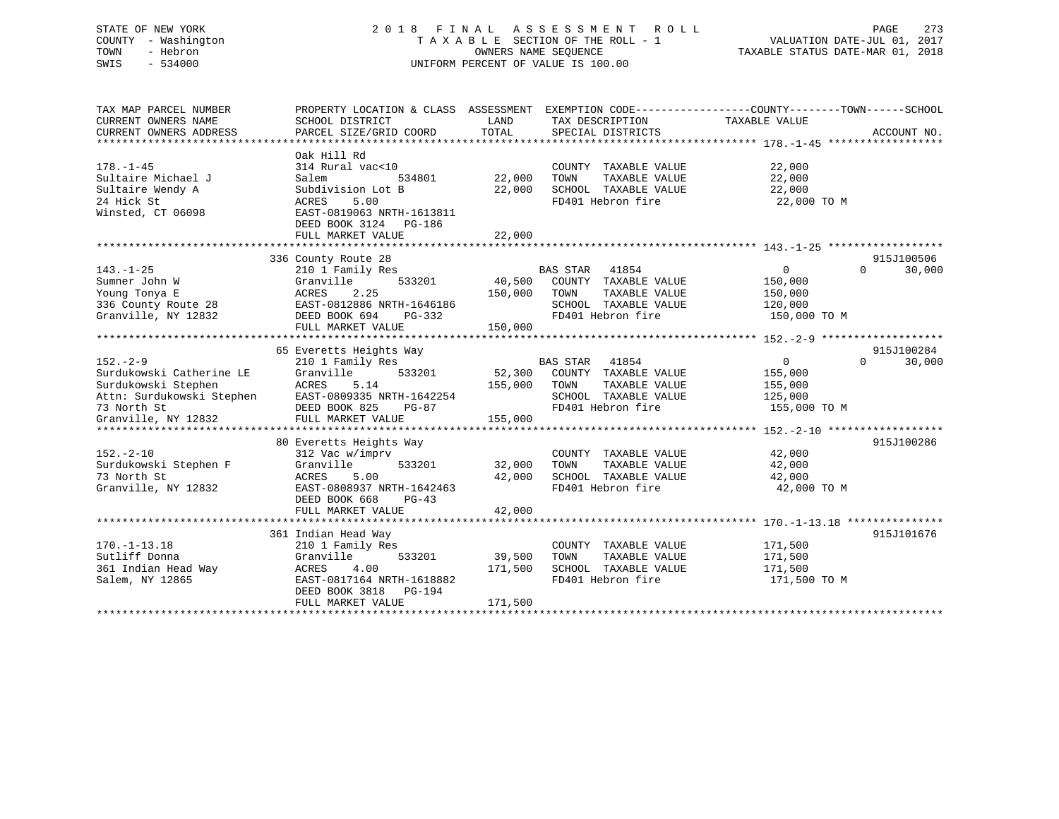STATE OF NEW YORK — 2018 FINAL ASSESSMENT ROLL
COUNTY - Washington — TAXABLE SECTION OF THE ROLL - 1 — VALUATION DATE-JUL 01, 2017
TOWN - Hebron — OWNERS NAME SEQUENCE — TAXABLE STATUS DATE-MAR 01, 2018
SWIS - 534000 — UNIFORM PERCENT OF VALUE IS 100.00

| TAX MAP PARCEL NUMBER / CURRENT OWNERS NAME / CURRENT OWNERS ADDRESS | PROPERTY LOCATION & CLASS / SCHOOL DISTRICT / PARCEL SIZE/GRID COORD | ASSESSMENT LAND | ASSESSMENT TOTAL | EXEMPTION CODE / TAX DESCRIPTION / SPECIAL DISTRICTS | COUNTY / TOWN TAXABLE VALUE | SCHOOL | ACCOUNT NO. |
|---|---|---|---|---|---|---|---|
| **178.-1-45** | Oak Hill Rd | | | | | | |
| 178.-1-45 | 314 Rural vac<10 | | | COUNTY TAXABLE VALUE | 22,000 | | |
| Sultaire Michael J | Salem 534801 | 22,000 | | TOWN TAXABLE VALUE | 22,000 | | |
| Sultaire Wendy A | Subdivision Lot B | | 22,000 | SCHOOL TAXABLE VALUE | 22,000 | | |
| 24 Hick St | ACRES 5.00 | | | FD401 Hebron fire | 22,000 TO M | | |
| Winsted, CT 06098 | EAST-0819063 NRTH-1613811 | | | | | | |
| | DEED BOOK 3124 PG-186 | | | | | | |
| | FULL MARKET VALUE | | 22,000 | | | | |
| **143.-1-25** | 336 County Route 28 | | | | | | 915J100506 |
| 143.-1-25 | 210 1 Family Res | | | BAS STAR 41854 | 0 | 0 30,000 | |
| Sumner John W | Granville 533201 | 40,500 | | COUNTY TAXABLE VALUE | 150,000 | | |
| Young Tonya E | ACRES 2.25 | | 150,000 | TOWN TAXABLE VALUE | 150,000 | | |
| 336 County Route 28 | EAST-0812886 NRTH-1646186 | | | SCHOOL TAXABLE VALUE | 120,000 | | |
| Granville, NY 12832 | DEED BOOK 694 PG-332 | | | FD401 Hebron fire | 150,000 TO M | | |
| | FULL MARKET VALUE | | 150,000 | | | | |
| **152.-2-9** | 65 Everetts Heights Way | | | | | | 915J100284 |
| 152.-2-9 | 210 1 Family Res | | | BAS STAR 41854 | 0 | 0 30,000 | |
| Surdukowski Catherine LE | Granville 533201 | 52,300 | | COUNTY TAXABLE VALUE | 155,000 | | |
| Surdukowski Stephen | ACRES 5.14 | | 155,000 | TOWN TAXABLE VALUE | 155,000 | | |
| Attn: Surdukowski Stephen | EAST-0809335 NRTH-1642254 | | | SCHOOL TAXABLE VALUE | 125,000 | | |
| 73 North St | DEED BOOK 825 PG-87 | | | FD401 Hebron fire | 155,000 TO M | | |
| Granville, NY 12832 | FULL MARKET VALUE | | 155,000 | | | | |
| **152.-2-10** | 80 Everetts Heights Way | | | | | | 915J100286 |
| 152.-2-10 | 312 Vac w/imprv | | | COUNTY TAXABLE VALUE | 42,000 | | |
| Surdukowski Stephen F | Granville 533201 | 32,000 | | TOWN TAXABLE VALUE | 42,000 | | |
| 73 North St | ACRES 5.00 | | 42,000 | SCHOOL TAXABLE VALUE | 42,000 | | |
| Granville, NY 12832 | EAST-0808937 NRTH-1642463 | | | FD401 Hebron fire | 42,000 TO M | | |
| | DEED BOOK 668 PG-43 | | | | | | |
| | FULL MARKET VALUE | | 42,000 | | | | |
| **170.-1-13.18** | 361 Indian Head Way | | | | | | 915J101676 |
| 170.-1-13.18 | 210 1 Family Res | | | COUNTY TAXABLE VALUE | 171,500 | | |
| Sutliff Donna | Granville 533201 | 39,500 | | TOWN TAXABLE VALUE | 171,500 | | |
| 361 Indian Head Way | ACRES 4.00 | | 171,500 | SCHOOL TAXABLE VALUE | 171,500 | | |
| Salem, NY 12865 | EAST-0817164 NRTH-1618882 | | | FD401 Hebron fire | 171,500 TO M | | |
| | DEED BOOK 3818 PG-194 | | | | | | |
| | FULL MARKET VALUE | | 171,500 | | | | |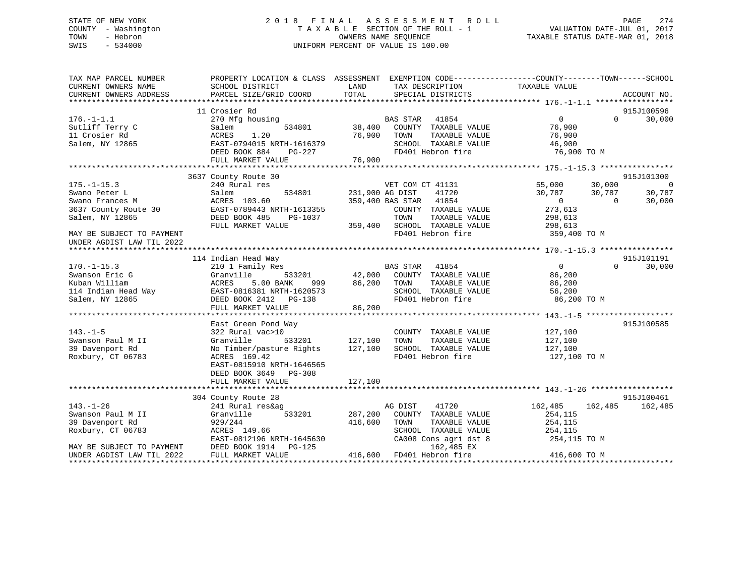STATE OF NEW YORK
COUNTY - Washington
TOWN - Hebron
SWIS - 534000

# 2018 FINAL ASSESSMENT ROLL
TAXABLE SECTION OF THE ROLL - 1
OWNERS NAME SEQUENCE
UNIFORM PERCENT OF VALUE IS 100.00

VALUATION DATE-JUL 01, 2017
TAXABLE STATUS DATE-MAR 01, 2018

```
TAX MAP PARCEL NUMBER          PROPERTY LOCATION & CLASS  ASSESSMENT  EXEMPTION CODE------------------COUNTY--------TOWN------SCHOOL
CURRENT OWNERS NAME            SCHOOL DISTRICT             LAND       TAX DESCRIPTION                 TAXABLE VALUE
CURRENT OWNERS ADDRESS         PARCEL SIZE/GRID COORD      TOTAL      SPECIAL DISTRICTS                                    ACCOUNT NO.
******************************************************************************************************* 176.-1-1.1 *****************
                               11 Crosier Rd                                                                                915J100596
176.-1-1.1                     270 Mfg housing                        BAS STAR   41854                   0            0      30,000
Sutliff Terry C                Salem          534801       38,400     COUNTY  TAXABLE VALUE          76,900
11 Crosier Rd                  ACRES    1.20               76,900     TOWN    TAXABLE VALUE          76,900
Salem, NY 12865                EAST-0794015 NRTH-1616379              SCHOOL  TAXABLE VALUE          46,900
                               DEED BOOK 884    PG-227                FD401 Hebron fire               76,900 TO M
                               FULL MARKET VALUE           76,900
******************************************************************************************************* 175.-1-15.3 ****************
                               3637 County Route 30                                                                         915J101300
175.-1-15.3                    240 Rural res                          VET COM CT 41131               55,000      30,000           0
Swano Peter L                  Salem          534801      231,900 AG DIST    41720                   30,787      30,787      30,787
Swano Frances M                ACRES  103.60              359,400 BAS STAR   41854                        0           0      30,000
3637 County Route 30           EAST-0789443 NRTH-1613355              COUNTY  TAXABLE VALUE         273,613
Salem, NY 12865                DEED BOOK 485    PG-1037               TOWN    TAXABLE VALUE         298,613
                               FULL MARKET VALUE          359,400     SCHOOL  TAXABLE VALUE         298,613
MAY BE SUBJECT TO PAYMENT                                             FD401 Hebron fire              359,400 TO M
UNDER AGDIST LAW TIL 2022
******************************************************************************************************* 170.-1-15.3 ****************
                               114 Indian Head Way                                                                          915J101191
170.-1-15.3                    210 1 Family Res                       BAS STAR   41854                   0            0      30,000
Swanson Eric G                 Granville      533201       42,000     COUNTY  TAXABLE VALUE          86,200
Kuban William                  ACRES    5.00 BANK    999   86,200     TOWN    TAXABLE VALUE          86,200
114 Indian Head Way            EAST-0816381 NRTH-1620573              SCHOOL  TAXABLE VALUE          56,200
Salem, NY 12865                DEED BOOK 2412   PG-138                FD401 Hebron fire               86,200 TO M
                               FULL MARKET VALUE           86,200
******************************************************************************************************* 143.-1-5 *******************
                               East Green Pond Way                                                                          915J100585
143.-1-5                       322 Rural vac>10                       COUNTY  TAXABLE VALUE         127,100
Swanson Paul M II              Granville      533201      127,100     TOWN    TAXABLE VALUE         127,100
39 Davenport Rd                No Timber/pasture Rights   127,100     SCHOOL  TAXABLE VALUE         127,100
Roxbury, CT 06783              ACRES  169.42                          FD401 Hebron fire              127,100 TO M
                               EAST-0815910 NRTH-1646565
                               DEED BOOK 3649   PG-308
                               FULL MARKET VALUE          127,100
******************************************************************************************************* 143.-1-26 ******************
                               304 County Route 28                                                                          915J100461
143.-1-26                      241 Rural res&ag                       AG DIST    41720                  162,485     162,485     162,485
Swanson Paul M II              Granville      533201      287,200     COUNTY  TAXABLE VALUE         254,115
39 Davenport Rd                929/244                    416,600     TOWN    TAXABLE VALUE         254,115
Roxbury, CT 06783              ACRES  149.66                          SCHOOL  TAXABLE VALUE         254,115
                               EAST-0812196 NRTH-1645630              CA008 Cons agri dst 8          254,115 TO M
MAY BE SUBJECT TO PAYMENT      DEED BOOK 1914   PG-125                      162,485 EX
UNDER AGDIST LAW TIL 2022      FULL MARKET VALUE          416,600     FD401 Hebron fire              416,600 TO M
************************************************************************************************************************************
```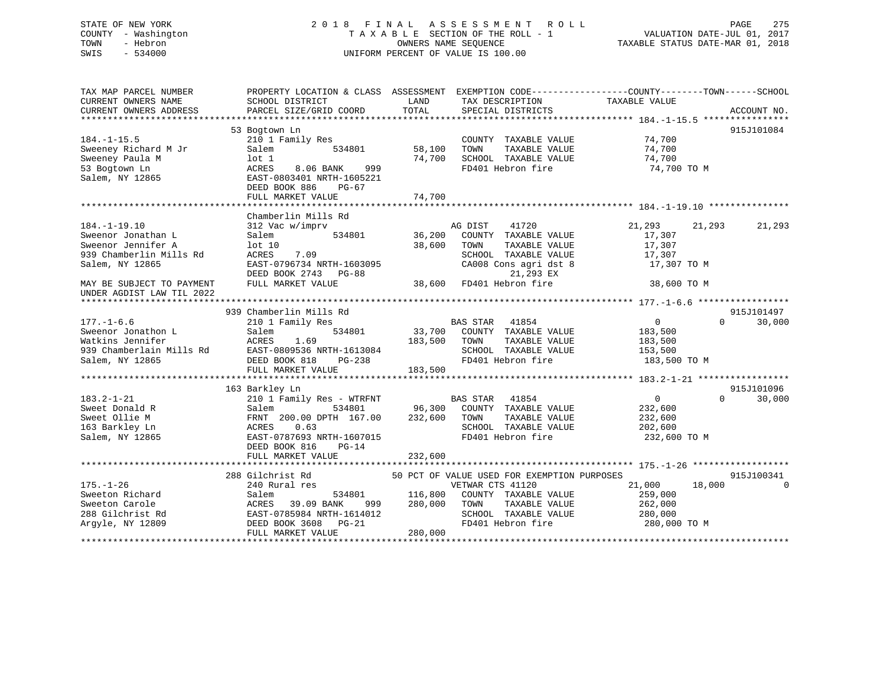STATE OF NEW YORK — 2018 FINAL ASSESSMENT ROLL
COUNTY - Washington — TAXABLE SECTION OF THE ROLL - 1 — VALUATION DATE-JUL 01, 2017
TOWN - Hebron — OWNERS NAME SEQUENCE — TAXABLE STATUS DATE-MAR 01, 2018
SWIS - 534000 — UNIFORM PERCENT OF VALUE IS 100.00

```
TAX MAP PARCEL NUMBER          PROPERTY LOCATION & CLASS  ASSESSMENT  EXEMPTION CODE------------------COUNTY--------TOWN------SCHOOL
CURRENT OWNERS NAME            SCHOOL DISTRICT               LAND      TAX DESCRIPTION             TAXABLE VALUE
CURRENT OWNERS ADDRESS         PARCEL SIZE/GRID COORD        TOTAL     SPECIAL DISTRICTS                                   ACCOUNT NO.
******************************************************************************************************* 184.-1-15.5 ****************
                               53 Bogtown Ln                                                                                915J101084
184.-1-15.5                    210 1 Family Res                        COUNTY  TAXABLE VALUE          74,700
Sweeney Richard M Jr           Salem          534801        58,100     TOWN    TAXABLE VALUE          74,700
Sweeney Paula M                lot 1                        74,700     SCHOOL  TAXABLE VALUE          74,700
53 Bogtown Ln                  ACRES    8.06 BANK    999               FD401 Hebron fire               74,700 TO M
Salem, NY 12865                EAST-0803401 NRTH-1605221
                               DEED BOOK 886    PG-67
                               FULL MARKET VALUE            74,700
******************************************************************************************************* 184.-1-19.10 ***************
                               Chamberlin Mills Rd
184.-1-19.10                   312 Vac w/imprv                         AG DIST     41720              21,293      21,293      21,293
Sweenor Jonathan L             Salem          534801        36,200     COUNTY  TAXABLE VALUE          17,307
Sweenor Jennifer A             lot 10                       38,600     TOWN    TAXABLE VALUE          17,307
939 Chamberlin Mills Rd        ACRES    7.09                           SCHOOL  TAXABLE VALUE          17,307
Salem, NY 12865                EAST-0796734 NRTH-1603095               CA008 Cons agri dst 8           17,307 TO M
                               DEED BOOK 2743   PG-88                        21,293 EX
MAY BE SUBJECT TO PAYMENT      FULL MARKET VALUE            38,600     FD401 Hebron fire               38,600 TO M
UNDER AGDIST LAW TIL 2022
******************************************************************************************************* 177.-1-6.6 *****************
                               939 Chamberlin Mills Rd                                                                      915J101497
177.-1-6.6                     210 1 Family Res                        BAS STAR    41854                   0           0      30,000
Sweenor Jonathon L             Salem          534801        33,700     COUNTY  TAXABLE VALUE         183,500
Watkins Jennifer               ACRES    1.69               183,500     TOWN    TAXABLE VALUE         183,500
939 Chamberlain Mills Rd       EAST-0809536 NRTH-1613084               SCHOOL  TAXABLE VALUE         153,500
Salem, NY 12865                DEED BOOK 818    PG-238                 FD401 Hebron fire              183,500 TO M
                               FULL MARKET VALUE           183,500
******************************************************************************************************* 183.2-1-21 *****************
                               163 Barkley Ln                                                                               915J101096
183.2-1-21                     210 1 Family Res - WTRFNT               BAS STAR    41854                   0           0      30,000
Sweet Donald R                 Salem          534801        96,300     COUNTY  TAXABLE VALUE         232,600
Sweet Ollie M                  FRNT 200.00 DPTH 167.00     232,600     TOWN    TAXABLE VALUE         232,600
163 Barkley Ln                 ACRES    0.63                           SCHOOL  TAXABLE VALUE         202,600
Salem, NY 12865                EAST-0787693 NRTH-1607015               FD401 Hebron fire              232,600 TO M
                               DEED BOOK 816    PG-14
                               FULL MARKET VALUE           232,600
******************************************************************************************************* 175.-1-26 ******************
                               288 Gilchrist Rd             50 PCT OF VALUE USED FOR EXEMPTION PURPOSES                     915J100341
175.-1-26                      240 Rural res                           VETWAR CTS 41120               21,000      18,000           0
Sweeton Richard                Salem          534801       116,800     COUNTY  TAXABLE VALUE         259,000
Sweeton Carole                 ACRES   39.09 BANK    999   280,000     TOWN    TAXABLE VALUE         262,000
288 Gilchrist Rd               EAST-0785984 NRTH-1614012               SCHOOL  TAXABLE VALUE         280,000
Argyle, NY 12809               DEED BOOK 3608   PG-21                  FD401 Hebron fire              280,000 TO M
                               FULL MARKET VALUE           280,000
************************************************************************************************************************************
```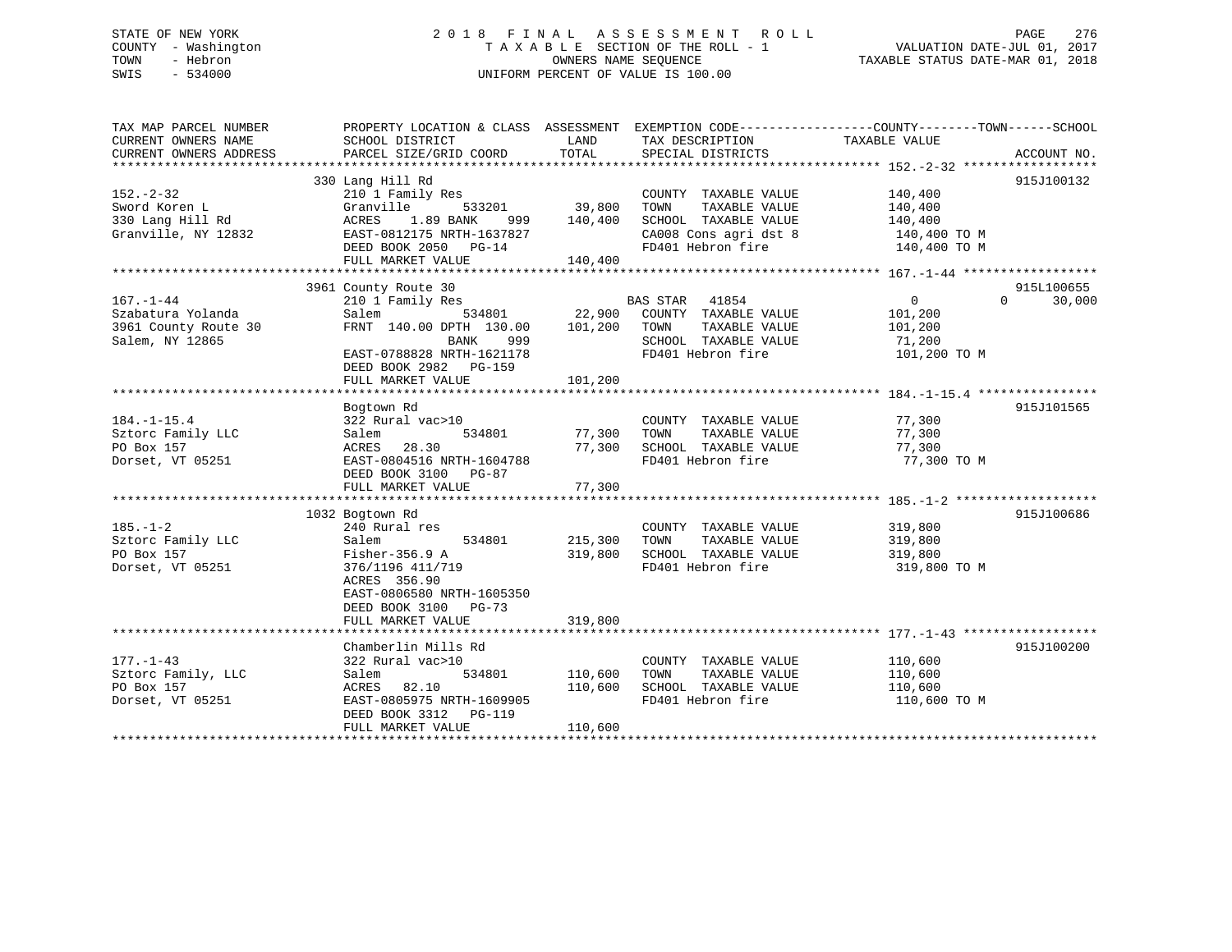STATE OF NEW YORK
COUNTY - Washington
TOWN - Hebron
SWIS - 534000

# 2018 FINAL ASSESSMENT ROLL

TAXABLE SECTION OF THE ROLL - 1
OWNERS NAME SEQUENCE
UNIFORM PERCENT OF VALUE IS 100.00

VALUATION DATE-JUL 01, 2017
TAXABLE STATUS DATE-MAR 01, 2018

| TAX MAP PARCEL NUMBER<br>CURRENT OWNERS NAME<br>CURRENT OWNERS ADDRESS | PROPERTY LOCATION & CLASS<br>SCHOOL DISTRICT<br>PARCEL SIZE/GRID COORD | ASSESSMENT<br>LAND<br>TOTAL | EXEMPTION CODE<br>TAX DESCRIPTION<br>SPECIAL DISTRICTS | COUNTY / TOWN / SCHOOL<br>TAXABLE VALUE | ACCOUNT NO. |
|---|---|---|---|---|---|
| 152.-2-32 | 330 Lang Hill Rd | | | | 915J100132 |
| Sword Koren L | 210 1 Family Res | | COUNTY TAXABLE VALUE | 140,400 | |
| 330 Lang Hill Rd | Granville 533201 | 39,800 | TOWN TAXABLE VALUE | 140,400 | |
| Granville, NY 12832 | ACRES 1.89 BANK 999 | 140,400 | SCHOOL TAXABLE VALUE | 140,400 | |
| | EAST-0812175 NRTH-1637827 | | CA008 Cons agri dst 8 | 140,400 TO M | |
| | DEED BOOK 2050 PG-14 | | FD401 Hebron fire | 140,400 TO M | |
| | FULL MARKET VALUE | 140,400 | | | |
| 167.-1-44 | 3961 County Route 30 | | | | 915L100655 |
| Szabatura Yolanda | 210 1 Family Res | | BAS STAR 41854 | 0 / 0 / 30,000 | |
| 3961 County Route 30 | Salem 534801 | 22,900 | COUNTY TAXABLE VALUE | 101,200 | |
| Salem, NY 12865 | FRNT 140.00 DPTH 130.00 | 101,200 | TOWN TAXABLE VALUE | 101,200 | |
| | BANK 999 | | SCHOOL TAXABLE VALUE | 71,200 | |
| | EAST-0788828 NRTH-1621178 | | FD401 Hebron fire | 101,200 TO M | |
| | DEED BOOK 2982 PG-159 | | | | |
| | FULL MARKET VALUE | 101,200 | | | |
| 184.-1-15.4 | Bogtown Rd | | | | 915J101565 |
| Sztorc Family LLC | 322 Rural vac>10 | | COUNTY TAXABLE VALUE | 77,300 | |
| PO Box 157 | Salem 534801 | 77,300 | TOWN TAXABLE VALUE | 77,300 | |
| Dorset, VT 05251 | ACRES 28.30 | 77,300 | SCHOOL TAXABLE VALUE | 77,300 | |
| | EAST-0804516 NRTH-1604788 | | FD401 Hebron fire | 77,300 TO M | |
| | DEED BOOK 3100 PG-87 | | | | |
| | FULL MARKET VALUE | 77,300 | | | |
| 185.-1-2 | 1032 Bogtown Rd | | | | 915J100686 |
| Sztorc Family LLC | 240 Rural res | | COUNTY TAXABLE VALUE | 319,800 | |
| PO Box 157 | Salem 534801 | 215,300 | TOWN TAXABLE VALUE | 319,800 | |
| Dorset, VT 05251 | Fisher-356.9 A | 319,800 | SCHOOL TAXABLE VALUE | 319,800 | |
| | 376/1196 411/719 | | FD401 Hebron fire | 319,800 TO M | |
| | ACRES 356.90 | | | | |
| | EAST-0806580 NRTH-1605350 | | | | |
| | DEED BOOK 3100 PG-73 | | | | |
| | FULL MARKET VALUE | 319,800 | | | |
| 177.-1-43 | Chamberlin Mills Rd | | | | 915J100200 |
| Sztorc Family, LLC | 322 Rural vac>10 | | COUNTY TAXABLE VALUE | 110,600 | |
| PO Box 157 | Salem 534801 | 110,600 | TOWN TAXABLE VALUE | 110,600 | |
| Dorset, VT 05251 | ACRES 82.10 | 110,600 | SCHOOL TAXABLE VALUE | 110,600 | |
| | EAST-0805975 NRTH-1609905 | | FD401 Hebron fire | 110,600 TO M | |
| | DEED BOOK 3312 PG-119 | | | | |
| | FULL MARKET VALUE | 110,600 | | | |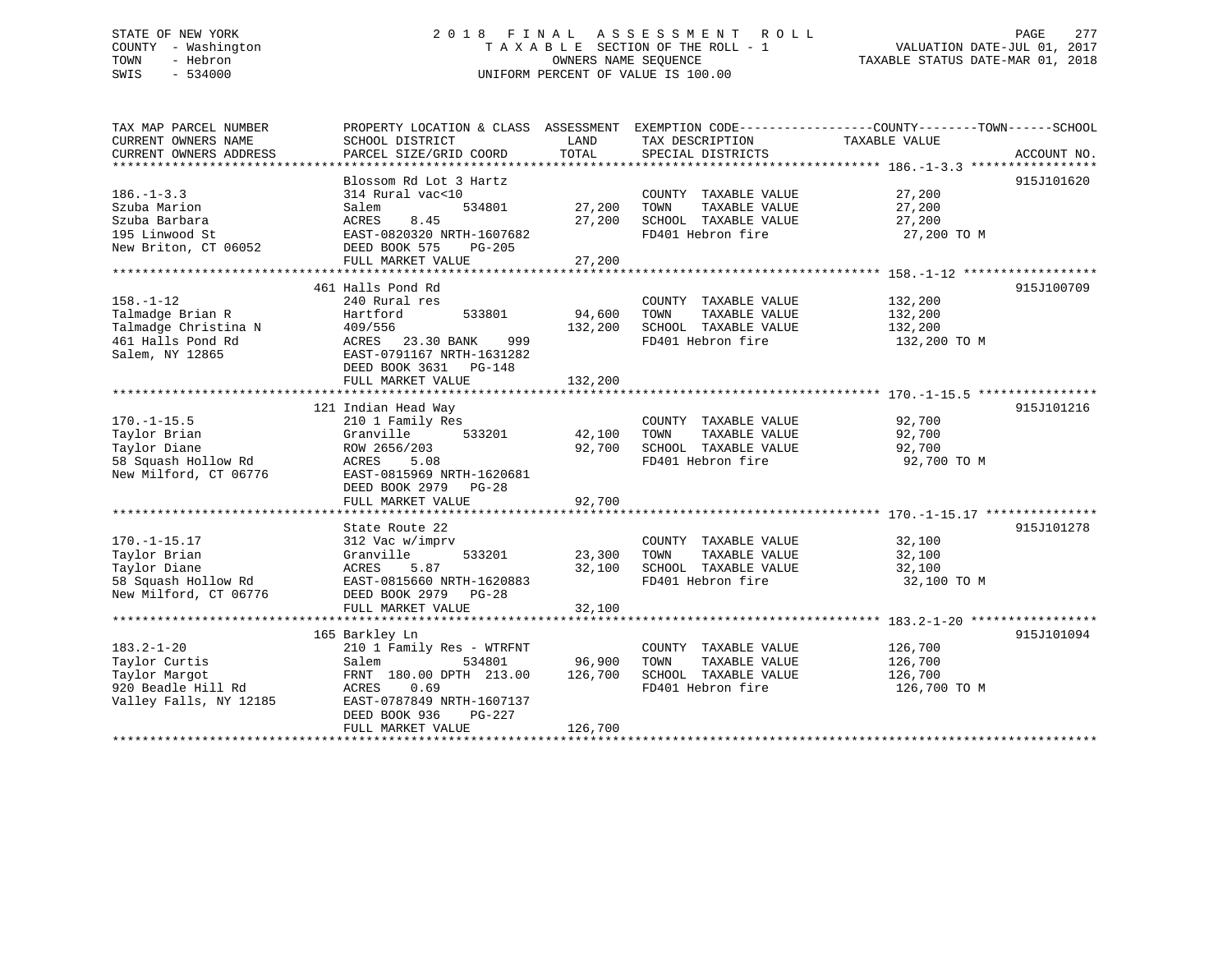STATE OF NEW YORK
COUNTY - Washington
TOWN - Hebron
SWIS - 534000

# 2018 FINAL ASSESSMENT ROLL

TAXABLE SECTION OF THE ROLL - 1
OWNERS NAME SEQUENCE
UNIFORM PERCENT OF VALUE IS 100.00

VALUATION DATE-JUL 01, 2017
TAXABLE STATUS DATE-MAR 01, 2018

| TAX MAP PARCEL NUMBER / CURRENT OWNERS NAME / CURRENT OWNERS ADDRESS | PROPERTY LOCATION & CLASS / SCHOOL DISTRICT / PARCEL SIZE/GRID COORD | ASSESSMENT LAND | TOTAL | EXEMPTION CODE / TAX DESCRIPTION / SPECIAL DISTRICTS | TAXABLE VALUE (COUNTY / TOWN / SCHOOL) | ACCOUNT NO. |
|---|---|---|---|---|---|---|
| 186.-1-3.3 | Blossom Rd Lot 3 Hartz | | | | | 915J101620 |
| Szuba Marion | 314 Rural vac<10 | | | COUNTY TAXABLE VALUE | 27,200 | |
| Szuba Barbara | Salem 534801 | 27,200 | | TOWN TAXABLE VALUE | 27,200 | |
| 195 Linwood St | ACRES 8.45 | | 27,200 | SCHOOL TAXABLE VALUE | 27,200 | |
| New Briton, CT 06052 | EAST-0820320 NRTH-1607682 | | | FD401 Hebron fire | 27,200 TO M | |
| | DEED BOOK 575 PG-205 | | | | | |
| | FULL MARKET VALUE | | 27,200 | | | |
| 158.-1-12 | 461 Halls Pond Rd | | | | | 915J100709 |
| Talmadge Brian R | 240 Rural res | | | COUNTY TAXABLE VALUE | 132,200 | |
| Talmadge Christina N | Hartford 533801 | 94,600 | | TOWN TAXABLE VALUE | 132,200 | |
| 461 Halls Pond Rd | 409/556 | | 132,200 | SCHOOL TAXABLE VALUE | 132,200 | |
| Salem, NY 12865 | ACRES 23.30 BANK 999 | | | FD401 Hebron fire | 132,200 TO M | |
| | EAST-0791167 NRTH-1631282 | | | | | |
| | DEED BOOK 3631 PG-148 | | | | | |
| | FULL MARKET VALUE | | 132,200 | | | |
| 170.-1-15.5 | 121 Indian Head Way | | | | | 915J101216 |
| Taylor Brian | 210 1 Family Res | | | COUNTY TAXABLE VALUE | 92,700 | |
| Taylor Diane | Granville 533201 | 42,100 | | TOWN TAXABLE VALUE | 92,700 | |
| 58 Squash Hollow Rd | ROW 2656/203 | | 92,700 | SCHOOL TAXABLE VALUE | 92,700 | |
| New Milford, CT 06776 | ACRES 5.08 | | | FD401 Hebron fire | 92,700 TO M | |
| | EAST-0815969 NRTH-1620681 | | | | | |
| | DEED BOOK 2979 PG-28 | | | | | |
| | FULL MARKET VALUE | | 92,700 | | | |
| 170.-1-15.17 | State Route 22 | | | | | 915J101278 |
| Taylor Brian | 312 Vac w/imprv | | | COUNTY TAXABLE VALUE | 32,100 | |
| Taylor Diane | Granville 533201 | 23,300 | | TOWN TAXABLE VALUE | 32,100 | |
| 58 Squash Hollow Rd | ACRES 5.87 | | 32,100 | SCHOOL TAXABLE VALUE | 32,100 | |
| New Milford, CT 06776 | EAST-0815660 NRTH-1620883 | | | FD401 Hebron fire | 32,100 TO M | |
| | DEED BOOK 2979 PG-28 | | | | | |
| | FULL MARKET VALUE | | 32,100 | | | |
| 183.2-1-20 | 165 Barkley Ln | | | | | 915J101094 |
| Taylor Curtis | 210 1 Family Res - WTRFNT | | | COUNTY TAXABLE VALUE | 126,700 | |
| Taylor Margot | Salem 534801 | 96,900 | | TOWN TAXABLE VALUE | 126,700 | |
| 920 Beadle Hill Rd | FRNT 180.00 DPTH 213.00 | | 126,700 | SCHOOL TAXABLE VALUE | 126,700 | |
| Valley Falls, NY 12185 | ACRES 0.69 | | | FD401 Hebron fire | 126,700 TO M | |
| | EAST-0787849 NRTH-1607137 | | | | | |
| | DEED BOOK 936 PG-227 | | | | | |
| | FULL MARKET VALUE | | 126,700 | | | |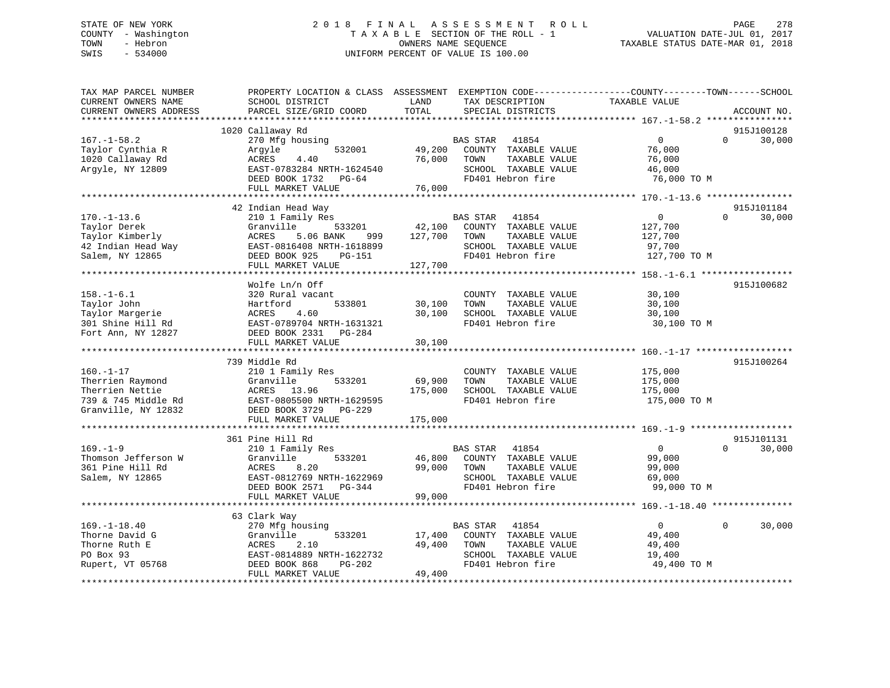STATE OF NEW YORK  
COUNTY - Washington  
TOWN - Hebron  
SWIS - 534000

# 2018 FINAL ASSESSMENT ROLL

TAXABLE SECTION OF THE ROLL - 1  
OWNERS NAME SEQUENCE  
UNIFORM PERCENT OF VALUE IS 100.00

VALUATION DATE-JUL 01, 2017  
TAXABLE STATUS DATE-MAR 01, 2018

| TAX MAP PARCEL NUMBER / CURRENT OWNERS NAME / CURRENT OWNERS ADDRESS | PROPERTY LOCATION & CLASS / SCHOOL DISTRICT / PARCEL SIZE/GRID COORD | ASSESSMENT LAND | TOTAL | EXEMPTION CODE / TAX DESCRIPTION / SPECIAL DISTRICTS | COUNTY TAXABLE VALUE | TOWN | SCHOOL | ACCOUNT NO. |
|---|---|---|---|---|---|---|---|---|
| **167.-1-58.2** | 1020 Callaway Rd | | | | | | | 915J100128 |
| Taylor Cynthia R | 270 Mfg housing | | | BAS STAR 41854 | 0 | 0 | 30,000 | |
| 1020 Callaway Rd | Argyle 532001 | 49,200 | | COUNTY TAXABLE VALUE | 76,000 | | | |
| Argyle, NY 12809 | ACRES 4.40 | | 76,000 | TOWN TAXABLE VALUE | 76,000 | | | |
| | EAST-0783284 NRTH-1624540 | | | SCHOOL TAXABLE VALUE | 46,000 | | | |
| | DEED BOOK 1732 PG-64 | | | FD401 Hebron fire | 76,000 TO M | | | |
| | FULL MARKET VALUE | | 76,000 | | | | | |
| **170.-1-13.6** | 42 Indian Head Way | | | | | | | 915J101184 |
| Taylor Derek | 210 1 Family Res | | | BAS STAR 41854 | 0 | 0 | 30,000 | |
| Taylor Kimberly | Granville 533201 | 42,100 | | COUNTY TAXABLE VALUE | 127,700 | | | |
| 42 Indian Head Way | ACRES 5.06 BANK 999 | | 127,700 | TOWN TAXABLE VALUE | 127,700 | | | |
| Salem, NY 12865 | EAST-0816408 NRTH-1618899 | | | SCHOOL TAXABLE VALUE | 97,700 | | | |
| | DEED BOOK 925 PG-151 | | | FD401 Hebron fire | 127,700 TO M | | | |
| | FULL MARKET VALUE | | 127,700 | | | | | |
| **158.-1-6.1** | Wolfe Ln/n Off | | | | | | | 915J100682 |
| Taylor John | 320 Rural vacant | | | COUNTY TAXABLE VALUE | 30,100 | | | |
| Taylor Margerie | Hartford 533801 | 30,100 | | TOWN TAXABLE VALUE | 30,100 | | | |
| 301 Shine Hill Rd | ACRES 4.60 | | 30,100 | SCHOOL TAXABLE VALUE | 30,100 | | | |
| Fort Ann, NY 12827 | EAST-0789704 NRTH-1631321 | | | FD401 Hebron fire | 30,100 TO M | | | |
| | DEED BOOK 2331 PG-284 | | | | | | | |
| | FULL MARKET VALUE | | 30,100 | | | | | |
| **160.-1-17** | 739 Middle Rd | | | | | | | 915J100264 |
| Therrien Raymond | 210 1 Family Res | | | COUNTY TAXABLE VALUE | 175,000 | | | |
| Therrien Nettie | Granville 533201 | 69,900 | | TOWN TAXABLE VALUE | 175,000 | | | |
| 739 & 745 Middle Rd | ACRES 13.96 | | 175,000 | SCHOOL TAXABLE VALUE | 175,000 | | | |
| Granville, NY 12832 | EAST-0805500 NRTH-1629595 | | | FD401 Hebron fire | 175,000 TO M | | | |
| | DEED BOOK 3729 PG-229 | | | | | | | |
| | FULL MARKET VALUE | | 175,000 | | | | | |
| **169.-1-9** | 361 Pine Hill Rd | | | | | | | 915J101131 |
| Thomson Jefferson W | 210 1 Family Res | | | BAS STAR 41854 | 0 | 0 | 30,000 | |
| 361 Pine Hill Rd | Granville 533201 | 46,800 | | COUNTY TAXABLE VALUE | 99,000 | | | |
| Salem, NY 12865 | ACRES 8.20 | | 99,000 | TOWN TAXABLE VALUE | 99,000 | | | |
| | EAST-0812769 NRTH-1622969 | | | SCHOOL TAXABLE VALUE | 69,000 | | | |
| | DEED BOOK 2571 PG-344 | | | FD401 Hebron fire | 99,000 TO M | | | |
| | FULL MARKET VALUE | | 99,000 | | | | | |
| **169.-1-18.40** | 63 Clark Way | | | | | | | |
| Thorne David G | 270 Mfg housing | | | BAS STAR 41854 | 0 | 0 | 30,000 | |
| Thorne Ruth E | Granville 533201 | 17,400 | | COUNTY TAXABLE VALUE | 49,400 | | | |
| PO Box 93 | ACRES 2.10 | | 49,400 | TOWN TAXABLE VALUE | 49,400 | | | |
| Rupert, VT 05768 | EAST-0814889 NRTH-1622732 | | | SCHOOL TAXABLE VALUE | 19,400 | | | |
| | DEED BOOK 868 PG-202 | | | FD401 Hebron fire | 49,400 TO M | | | |
| | FULL MARKET VALUE | | 49,400 | | | | | |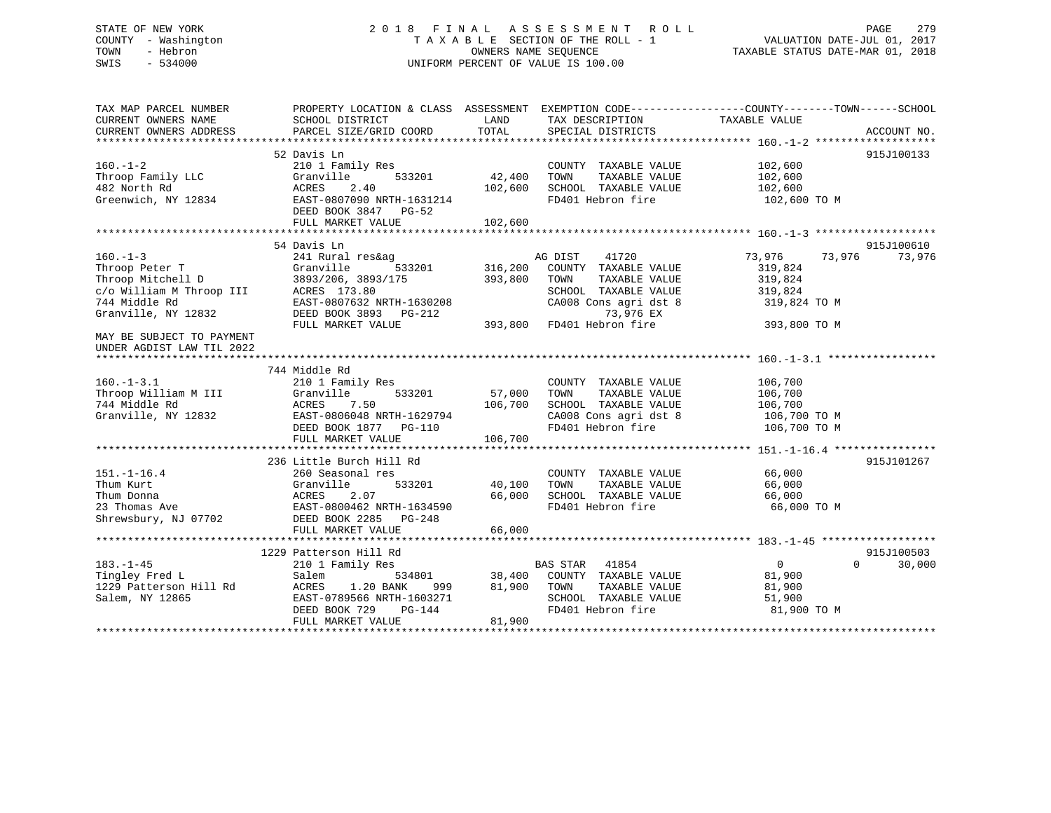STATE OF NEW YORK
COUNTY - Washington
TOWN - Hebron
SWIS - 534000

# 2018 FINAL ASSESSMENT ROLL

TAXABLE SECTION OF THE ROLL - 1
OWNERS NAME SEQUENCE
UNIFORM PERCENT OF VALUE IS 100.00

VALUATION DATE-JUL 01, 2017
TAXABLE STATUS DATE-MAR 01, 2018

```
TAX MAP PARCEL NUMBER          PROPERTY LOCATION & CLASS  ASSESSMENT  EXEMPTION CODE------------------COUNTY--------TOWN------SCHOOL
CURRENT OWNERS NAME            SCHOOL DISTRICT              LAND      TAX DESCRIPTION              TAXABLE VALUE
CURRENT OWNERS ADDRESS         PARCEL SIZE/GRID COORD       TOTAL     SPECIAL DISTRICTS                                     ACCOUNT NO.
****************************************************************************************************** 160.-1-2 *******************
                               52 Davis Ln                                                                                915J100133
160.-1-2                       210 1 Family Res                        COUNTY  TAXABLE VALUE          102,600
Throop Family LLC              Granville      533201      42,400       TOWN    TAXABLE VALUE          102,600
482 North Rd                   ACRES    2.40             102,600       SCHOOL  TAXABLE VALUE          102,600
Greenwich, NY 12834            EAST-0807090 NRTH-1631214               FD401 Hebron fire               102,600 TO M
                               DEED BOOK 3847   PG-52
                               FULL MARKET VALUE         102,600
****************************************************************************************************** 160.-1-3 *******************
                               54 Davis Ln                                                                                915J100610
160.-1-3                       241 Rural res&ag                        AG DIST      41720             73,976      73,976      73,976
Throop Peter T                 Granville      533201     316,200       COUNTY  TAXABLE VALUE          319,824
Throop Mitchell D              3893/206, 3893/175        393,800       TOWN    TAXABLE VALUE          319,824
c/o William M Throop III       ACRES  173.80                           SCHOOL  TAXABLE VALUE          319,824
744 Middle Rd                  EAST-0807632 NRTH-1630208               CA008 Cons agri dst 8           319,824 TO M
Granville, NY 12832            DEED BOOK 3893   PG-212                        73,976 EX
                               FULL MARKET VALUE         393,800       FD401 Hebron fire               393,800 TO M
MAY BE SUBJECT TO PAYMENT
UNDER AGDIST LAW TIL 2022
****************************************************************************************************** 160.-1-3.1 *****************
                               744 Middle Rd
160.-1-3.1                     210 1 Family Res                        COUNTY  TAXABLE VALUE          106,700
Throop William M III           Granville      533201      57,000       TOWN    TAXABLE VALUE          106,700
744 Middle Rd                  ACRES    7.50             106,700       SCHOOL  TAXABLE VALUE          106,700
Granville, NY 12832            EAST-0806048 NRTH-1629794               CA008 Cons agri dst 8           106,700 TO M
                               DEED BOOK 1877   PG-110                 FD401 Hebron fire               106,700 TO M
                               FULL MARKET VALUE         106,700
****************************************************************************************************** 151.-1-16.4 ****************
                               236 Little Burch Hill Rd                                                                   915J101267
151.-1-16.4                    260 Seasonal res                        COUNTY  TAXABLE VALUE           66,000
Thum Kurt                      Granville      533201      40,100       TOWN    TAXABLE VALUE           66,000
Thum Donna                     ACRES    2.07              66,000       SCHOOL  TAXABLE VALUE           66,000
23 Thomas Ave                  EAST-0800462 NRTH-1634590               FD401 Hebron fire                66,000 TO M
Shrewsbury, NJ 07702           DEED BOOK 2285   PG-248
                               FULL MARKET VALUE          66,000
****************************************************************************************************** 183.-1-45 ******************
                               1229 Patterson Hill Rd                                                                     915J100503
183.-1-45                      210 1 Family Res                        BAS STAR     41854                 0           0       30,000
Tingley Fred L                 Salem          534801      38,400       COUNTY  TAXABLE VALUE           81,900
1229 Patterson Hill Rd         ACRES    1.20 BANK     999  81,900      TOWN    TAXABLE VALUE           81,900
Salem, NY 12865                EAST-0789566 NRTH-1603271               SCHOOL  TAXABLE VALUE           51,900
                               DEED BOOK 729    PG-144                 FD401 Hebron fire                81,900 TO M
                               FULL MARKET VALUE          81,900
************************************************************************************************************************************
```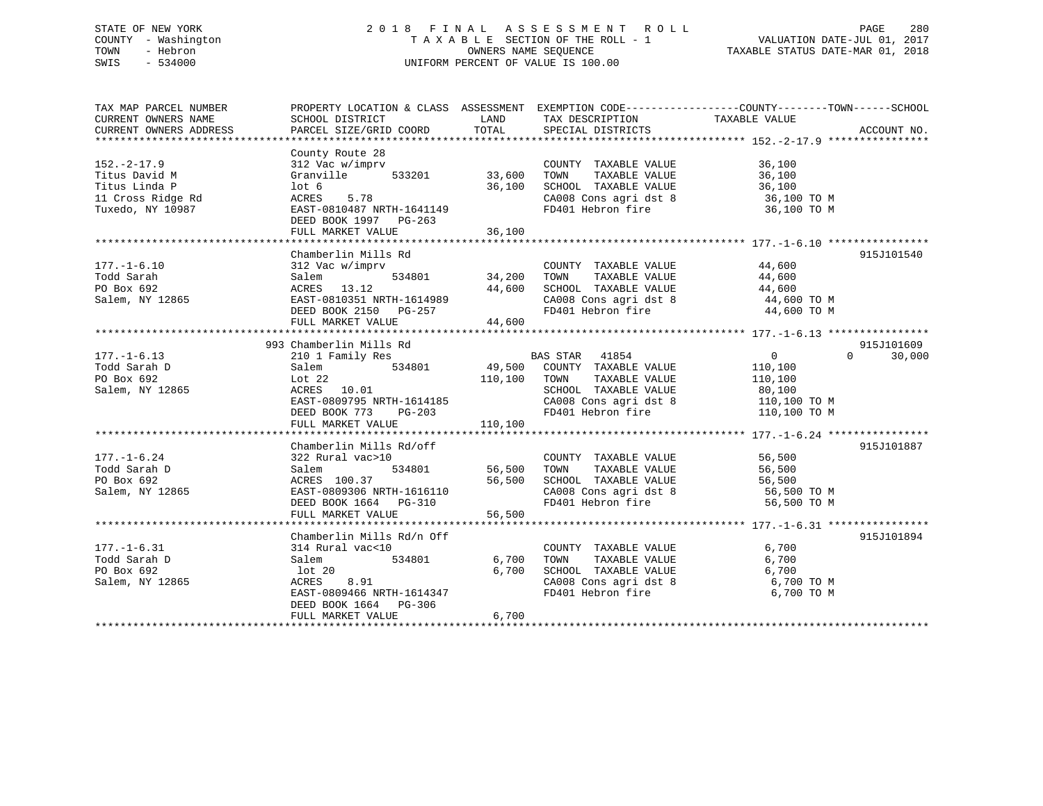STATE OF NEW YORK
COUNTY - Washington
TOWN - Hebron
SWIS - 534000

2018 FINAL ASSESSMENT ROLL
TAXABLE SECTION OF THE ROLL - 1
OWNERS NAME SEQUENCE
UNIFORM PERCENT OF VALUE IS 100.00

VALUATION DATE-JUL 01, 2017
TAXABLE STATUS DATE-MAR 01, 2018

| TAX MAP PARCEL NUMBER / CURRENT OWNERS NAME / CURRENT OWNERS ADDRESS | PROPERTY LOCATION & CLASS / SCHOOL DISTRICT / PARCEL SIZE/GRID COORD | ASSESSMENT LAND | TOTAL | EXEMPTION CODE / TAX DESCRIPTION / SPECIAL DISTRICTS | COUNTY TAXABLE VALUE | TOWN | SCHOOL | ACCOUNT NO. |
|---|---|---|---|---|---|---|---|---|
| **152.-2-17.9** | County Route 28 | | | | | | | |
| 152.-2-17.9 | 312 Vac w/imprv | | | COUNTY TAXABLE VALUE | 36,100 | | | |
| Titus David M | Granville 533201 | 33,600 | | TOWN TAXABLE VALUE | 36,100 | | | |
| Titus Linda P | lot 6 | | 36,100 | SCHOOL TAXABLE VALUE | 36,100 | | | |
| 11 Cross Ridge Rd | ACRES 5.78 | | | CA008 Cons agri dst 8 | 36,100 TO M | | | |
| Tuxedo, NY 10987 | EAST-0810487 NRTH-1641149 | | | FD401 Hebron fire | 36,100 TO M | | | |
| | DEED BOOK 1997 PG-263 | | | | | | | |
| | FULL MARKET VALUE | | 36,100 | | | | | |
| **177.-1-6.10** | Chamberlin Mills Rd | | | | | | | 915J101540 |
| 177.-1-6.10 | 312 Vac w/imprv | | | COUNTY TAXABLE VALUE | 44,600 | | | |
| Todd Sarah | Salem 534801 | 34,200 | | TOWN TAXABLE VALUE | 44,600 | | | |
| PO Box 692 | ACRES 13.12 | | 44,600 | SCHOOL TAXABLE VALUE | 44,600 | | | |
| Salem, NY 12865 | EAST-0810351 NRTH-1614989 | | | CA008 Cons agri dst 8 | 44,600 TO M | | | |
| | DEED BOOK 2150 PG-257 | | | FD401 Hebron fire | 44,600 TO M | | | |
| | FULL MARKET VALUE | | 44,600 | | | | | |
| **177.-1-6.13** | 993 Chamberlin Mills Rd | | | | | | | 915J101609 |
| 177.-1-6.13 | 210 1 Family Res | | | BAS STAR 41854 | 0 | 0 | 30,000 | |
| Todd Sarah D | Salem 534801 | 49,500 | | COUNTY TAXABLE VALUE | 110,100 | | | |
| PO Box 692 | Lot 22 | | 110,100 | TOWN TAXABLE VALUE | 110,100 | | | |
| Salem, NY 12865 | ACRES 10.01 | | | SCHOOL TAXABLE VALUE | 80,100 | | | |
| | EAST-0809795 NRTH-1614185 | | | CA008 Cons agri dst 8 | 110,100 TO M | | | |
| | DEED BOOK 773 PG-203 | | | FD401 Hebron fire | 110,100 TO M | | | |
| | FULL MARKET VALUE | | 110,100 | | | | | |
| **177.-1-6.24** | Chamberlin Mills Rd/off | | | | | | | 915J101887 |
| 177.-1-6.24 | 322 Rural vac>10 | | | COUNTY TAXABLE VALUE | 56,500 | | | |
| Todd Sarah D | Salem 534801 | 56,500 | | TOWN TAXABLE VALUE | 56,500 | | | |
| PO Box 692 | ACRES 100.37 | | 56,500 | SCHOOL TAXABLE VALUE | 56,500 | | | |
| Salem, NY 12865 | EAST-0809306 NRTH-1616110 | | | CA008 Cons agri dst 8 | 56,500 TO M | | | |
| | DEED BOOK 1664 PG-310 | | | FD401 Hebron fire | 56,500 TO M | | | |
| | FULL MARKET VALUE | | 56,500 | | | | | |
| **177.-1-6.31** | Chamberlin Mills Rd/n Off | | | | | | | 915J101894 |
| 177.-1-6.31 | 314 Rural vac<10 | | | COUNTY TAXABLE VALUE | 6,700 | | | |
| Todd Sarah D | Salem 534801 | 6,700 | | TOWN TAXABLE VALUE | 6,700 | | | |
| PO Box 692 | lot 20 | | 6,700 | SCHOOL TAXABLE VALUE | 6,700 | | | |
| Salem, NY 12865 | ACRES 8.91 | | | CA008 Cons agri dst 8 | 6,700 TO M | | | |
| | EAST-0809466 NRTH-1614347 | | | FD401 Hebron fire | 6,700 TO M | | | |
| | DEED BOOK 1664 PG-306 | | | | | | | |
| | FULL MARKET VALUE | | 6,700 | | | | | |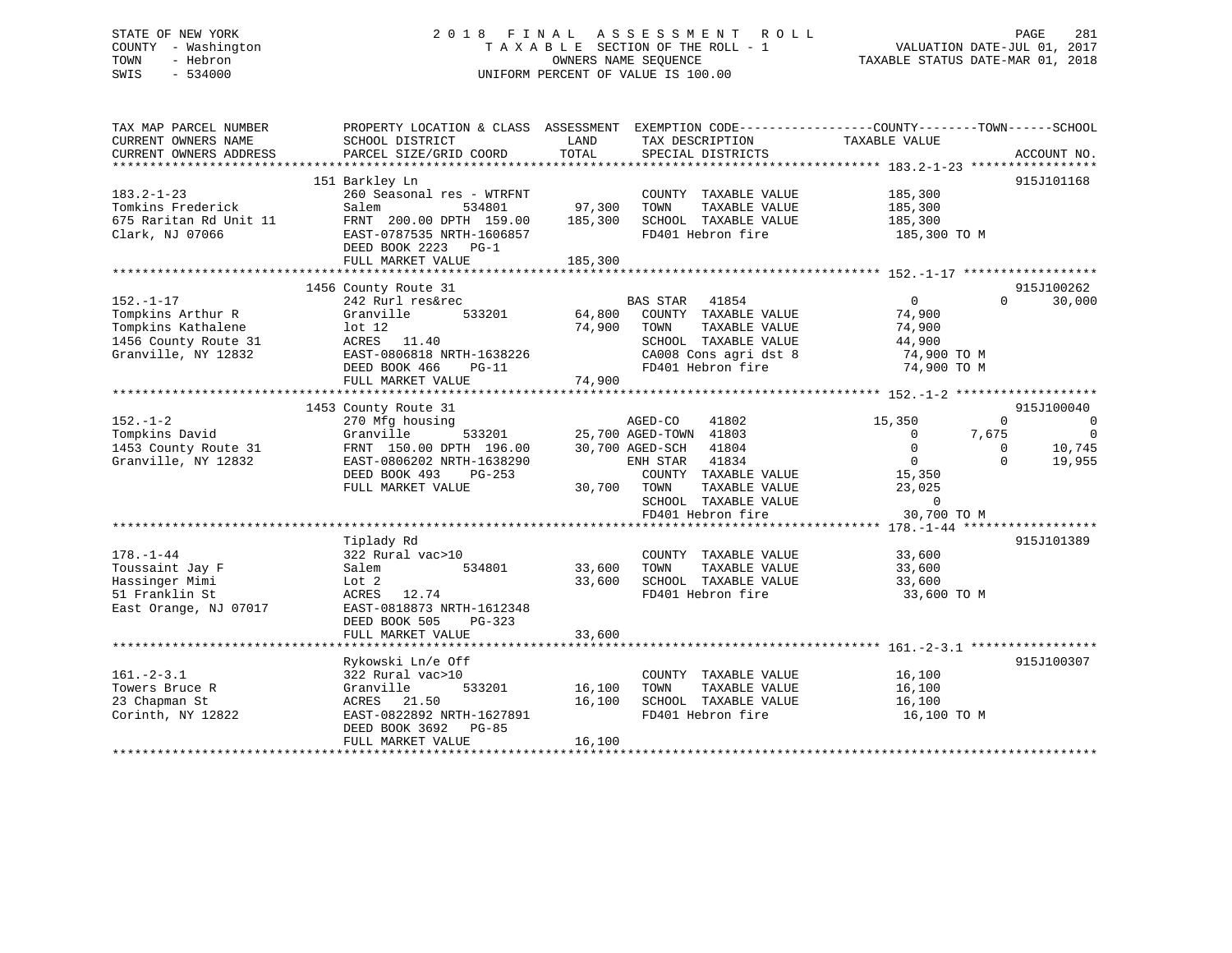STATE OF NEW YORK
COUNTY - Washington
TOWN - Hebron
SWIS - 534000

2018 FINAL ASSESSMENT ROLL
TAXABLE SECTION OF THE ROLL - 1
OWNERS NAME SEQUENCE
UNIFORM PERCENT OF VALUE IS 100.00

VALUATION DATE-JUL 01, 2017
TAXABLE STATUS DATE-MAR 01, 2018

```
TAX MAP PARCEL NUMBER      PROPERTY LOCATION & CLASS  ASSESSMENT  EXEMPTION CODE------------------COUNTY--------TOWN------SCHOOL
CURRENT OWNERS NAME        SCHOOL DISTRICT               LAND      TAX DESCRIPTION            TAXABLE VALUE
CURRENT OWNERS ADDRESS     PARCEL SIZE/GRID COORD        TOTAL     SPECIAL DISTRICTS                                    ACCOUNT NO.
******************************************************************************************************* 183.2-1-23 *****************
                           151 Barkley Ln                                                                               915J101168
183.2-1-23                 260 Seasonal res - WTRFNT              COUNTY  TAXABLE VALUE          185,300
Tomkins Frederick          Salem           534801       97,300    TOWN    TAXABLE VALUE          185,300
675 Raritan Rd Unit 11     FRNT 200.00 DPTH 159.00     185,300    SCHOOL  TAXABLE VALUE          185,300
Clark, NJ 07066            EAST-0787535 NRTH-1606857              FD401 Hebron fire               185,300 TO M
                           DEED BOOK 2223   PG-1
                           FULL MARKET VALUE           185,300
******************************************************************************************************* 152.-1-17 ******************
                           1456 County Route 31                                                                         915J100262
152.-1-17                  242 Rurl res&rec                        BAS STAR   41854                  0          0       30,000
Tompkins Arthur R          Granville       533201       64,800    COUNTY  TAXABLE VALUE           74,900
Tompkins Kathalene         lot 12                       74,900    TOWN    TAXABLE VALUE           74,900
1456 County Route 31       ACRES  11.40                            SCHOOL  TAXABLE VALUE           44,900
Granville, NY 12832        EAST-0806818 NRTH-1638226              CA008 Cons agri dst 8            74,900 TO M
                           DEED BOOK 466    PG-11                 FD401 Hebron fire                74,900 TO M
                           FULL MARKET VALUE            74,900
******************************************************************************************************* 152.-1-2 *******************
                           1453 County Route 31                                                                         915J100040
152.-1-2                   270 Mfg housing                         AGED-CO    41802             15,350          0            0
Tompkins David             Granville       533201       25,700 AGED-TOWN  41803                  0      7,675            0
1453 County Route 31       FRNT 150.00 DPTH 196.00      30,700 AGED-SCH   41804                  0          0       10,745
Granville, NY 12832        EAST-0806202 NRTH-1638290              ENH STAR   41834                  0          0       19,955
                           DEED BOOK 493    PG-253                COUNTY  TAXABLE VALUE           15,350
                           FULL MARKET VALUE            30,700    TOWN    TAXABLE VALUE           23,025
                                                                  SCHOOL  TAXABLE VALUE                0
                                                                  FD401 Hebron fire                30,700 TO M
******************************************************************************************************* 178.-1-44 ******************
                           Tiplady Rd                                                                                   915J101389
178.-1-44                  322 Rural vac>10                        COUNTY  TAXABLE VALUE           33,600
Toussaint Jay F            Salem           534801       33,600    TOWN    TAXABLE VALUE           33,600
Hassinger Mimi             Lot 2                        33,600    SCHOOL  TAXABLE VALUE           33,600
51 Franklin St             ACRES  12.74                            FD401 Hebron fire                33,600 TO M
East Orange, NJ 07017      EAST-0818873 NRTH-1612348
                           DEED BOOK 505    PG-323
                           FULL MARKET VALUE            33,600
******************************************************************************************************* 161.-2-3.1 *****************
                           Rykowski Ln/e Off                                                                            915J100307
161.-2-3.1                 322 Rural vac>10                        COUNTY  TAXABLE VALUE           16,100
Towers Bruce R             Granville       533201       16,100    TOWN    TAXABLE VALUE           16,100
23 Chapman St              ACRES  21.50                 16,100    SCHOOL  TAXABLE VALUE           16,100
Corinth, NY 12822          EAST-0822892 NRTH-1627891              FD401 Hebron fire                16,100 TO M
                           DEED BOOK 3692   PG-85
                           FULL MARKET VALUE            16,100
************************************************************************************************************************************
```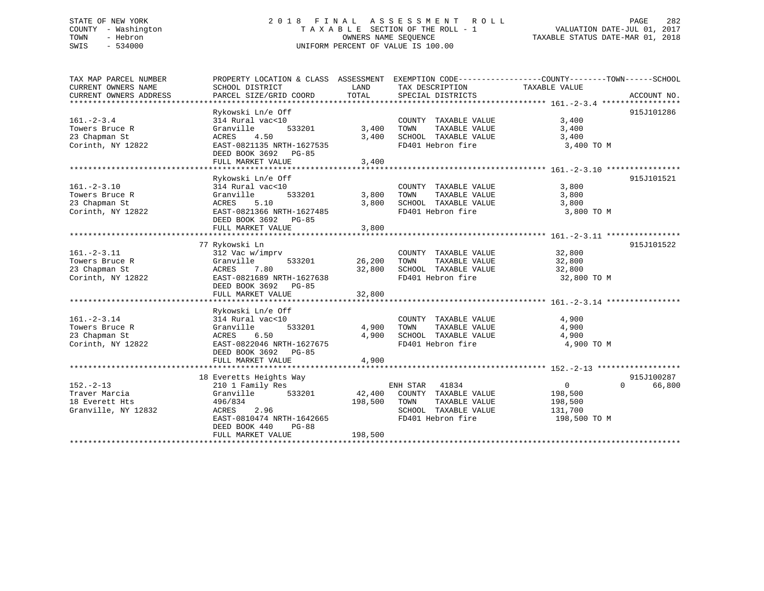STATE OF NEW YORK
COUNTY - Washington
TOWN - Hebron
SWIS - 534000

# 2018 FINAL ASSESSMENT ROLL

TAXABLE SECTION OF THE ROLL - 1
OWNERS NAME SEQUENCE
UNIFORM PERCENT OF VALUE IS 100.00

VALUATION DATE-JUL 01, 2017
TAXABLE STATUS DATE-MAR 01, 2018

| TAX MAP PARCEL NUMBER / CURRENT OWNERS NAME / CURRENT OWNERS ADDRESS | PROPERTY LOCATION & CLASS / SCHOOL DISTRICT / PARCEL SIZE/GRID COORD | ASSESSMENT LAND | TOTAL | EXEMPTION CODE / TAX DESCRIPTION / SPECIAL DISTRICTS | COUNTY / TOWN TAXABLE VALUE | SCHOOL | ACCOUNT NO. |
|---|---|---|---|---|---|---|---|
| 161.-2-3.4 | Rykowski Ln/e Off | | | | | | 915J101286 |
| | 314 Rural vac<10 | | | COUNTY TAXABLE VALUE | 3,400 | | |
| Towers Bruce R | Granville 533201 | 3,400 | | TOWN TAXABLE VALUE | 3,400 | | |
| 23 Chapman St | ACRES 4.50 | | 3,400 | SCHOOL TAXABLE VALUE | 3,400 | | |
| Corinth, NY 12822 | EAST-0821135 NRTH-1627535 | | | FD401 Hebron fire | 3,400 TO M | | |
| | DEED BOOK 3692 PG-85 | | | | | | |
| | FULL MARKET VALUE | | 3,400 | | | | |
| 161.-2-3.10 | Rykowski Ln/e Off | | | | | | 915J101521 |
| | 314 Rural vac<10 | | | COUNTY TAXABLE VALUE | 3,800 | | |
| Towers Bruce R | Granville 533201 | 3,800 | | TOWN TAXABLE VALUE | 3,800 | | |
| 23 Chapman St | ACRES 5.10 | | 3,800 | SCHOOL TAXABLE VALUE | 3,800 | | |
| Corinth, NY 12822 | EAST-0821366 NRTH-1627485 | | | FD401 Hebron fire | 3,800 TO M | | |
| | DEED BOOK 3692 PG-85 | | | | | | |
| | FULL MARKET VALUE | | 3,800 | | | | |
| 161.-2-3.11 | 77 Rykowski Ln | | | | | | 915J101522 |
| | 312 Vac w/imprv | | | COUNTY TAXABLE VALUE | 32,800 | | |
| Towers Bruce R | Granville 533201 | 26,200 | | TOWN TAXABLE VALUE | 32,800 | | |
| 23 Chapman St | ACRES 7.80 | | 32,800 | SCHOOL TAXABLE VALUE | 32,800 | | |
| Corinth, NY 12822 | EAST-0821689 NRTH-1627638 | | | FD401 Hebron fire | 32,800 TO M | | |
| | DEED BOOK 3692 PG-85 | | | | | | |
| | FULL MARKET VALUE | | 32,800 | | | | |
| 161.-2-3.14 | Rykowski Ln/e Off | | | | | | |
| | 314 Rural vac<10 | | | COUNTY TAXABLE VALUE | 4,900 | | |
| Towers Bruce R | Granville 533201 | 4,900 | | TOWN TAXABLE VALUE | 4,900 | | |
| 23 Chapman St | ACRES 6.50 | | 4,900 | SCHOOL TAXABLE VALUE | 4,900 | | |
| Corinth, NY 12822 | EAST-0822046 NRTH-1627675 | | | FD401 Hebron fire | 4,900 TO M | | |
| | DEED BOOK 3692 PG-85 | | | | | | |
| | FULL MARKET VALUE | | 4,900 | | | | |
| 152.-2-13 | 18 Everetts Heights Way | | | | | | 915J100287 |
| | 210 1 Family Res | | | ENH STAR 41834 | 0 | 0 | 66,800 |
| Traver Marcia | Granville 533201 | 42,400 | | COUNTY TAXABLE VALUE | 198,500 | | |
| 18 Everett Hts | 496/834 | | 198,500 | TOWN TAXABLE VALUE | 198,500 | | |
| Granville, NY 12832 | ACRES 2.96 | | | SCHOOL TAXABLE VALUE | 131,700 | | |
| | EAST-0810474 NRTH-1642665 | | | FD401 Hebron fire | 198,500 TO M | | |
| | DEED BOOK 440 PG-88 | | | | | | |
| | FULL MARKET VALUE | | 198,500 | | | | |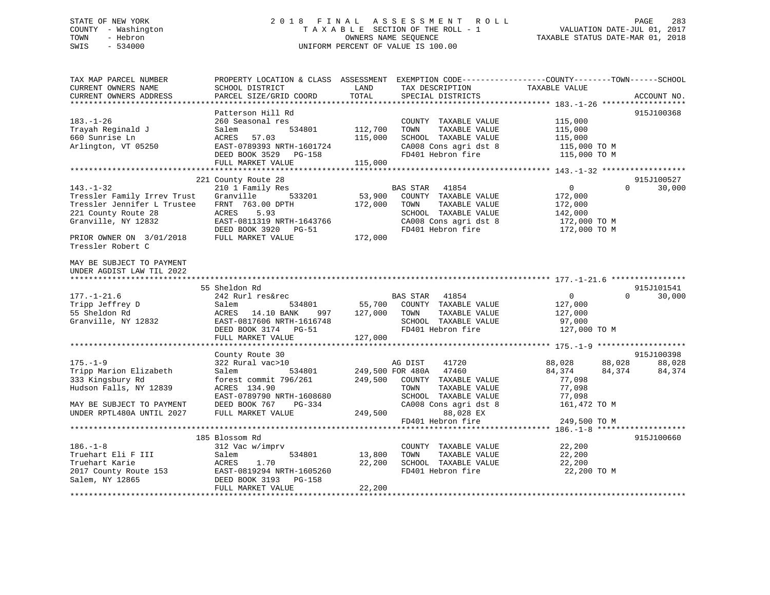STATE OF NEW YORK — COUNTY - Washington — TOWN - Hebron — SWIS - 534000

# 2018 FINAL ASSESSMENT ROLL

TAXABLE SECTION OF THE ROLL - 1
OWNERS NAME SEQUENCE
UNIFORM PERCENT OF VALUE IS 100.00

VALUATION DATE-JUL 01, 2017
TAXABLE STATUS DATE-MAR 01, 2018

```
TAX MAP PARCEL NUMBER          PROPERTY LOCATION & CLASS  ASSESSMENT  EXEMPTION CODE------------------COUNTY--------TOWN------SCHOOL
CURRENT OWNERS NAME            SCHOOL DISTRICT               LAND      TAX DESCRIPTION            TAXABLE VALUE
CURRENT OWNERS ADDRESS         PARCEL SIZE/GRID COORD        TOTAL     SPECIAL DISTRICTS                                      ACCOUNT NO.
******************************************************************************************************* 183.-1-26 ******************
                               Patterson Hill Rd                                                                          915J100368
183.-1-26                      260 Seasonal res                         COUNTY  TAXABLE VALUE          115,000
Trayah Reginald J              Salem          534801       112,700      TOWN    TAXABLE VALUE          115,000
660 Sunrise Ln                 ACRES   57.03               115,000      SCHOOL  TAXABLE VALUE          115,000
Arlington, VT 05250            EAST-0789393 NRTH-1601724                CA008 Cons agri dst 8           115,000 TO M
                               DEED BOOK 3529   PG-158                  FD401 Hebron fire               115,000 TO M
                               FULL MARKET VALUE           115,000
******************************************************************************************************* 143.-1-32 ******************
                               221 County Route 28                                                                        915J100527
143.-1-32                      210 1 Family Res                      BAS STAR   41854                     0             0     30,000
Tressler Family Irrev Trust    Granville      533201        53,900     COUNTY  TAXABLE VALUE          172,000
Tressler Jennifer L Trustee    FRNT  763.00 DPTH           172,000     TOWN    TAXABLE VALUE          172,000
221 County Route 28            ACRES    5.93                           SCHOOL  TAXABLE VALUE          142,000
Granville, NY 12832            EAST-0811319 NRTH-1643766               CA008 Cons agri dst 8           172,000 TO M
                               DEED BOOK 3920   PG-51                  FD401 Hebron fire               172,000 TO M
PRIOR OWNER ON 3/01/2018       FULL MARKET VALUE           172,000
Tressler Robert C

MAY BE SUBJECT TO PAYMENT
UNDER AGDIST LAW TIL 2022
******************************************************************************************************* 177.-1-21.6 ****************
                               55 Sheldon Rd                                                                              915J101541
177.-1-21.6                    242 Rurl res&rec                      BAS STAR   41854                     0             0     30,000
Tripp Jeffrey D                Salem          534801        55,700     COUNTY  TAXABLE VALUE          127,000
55 Sheldon Rd                  ACRES   14.10 BANK     997  127,000     TOWN    TAXABLE VALUE          127,000
Granville, NY 12832            EAST-0817606 NRTH-1616748               SCHOOL  TAXABLE VALUE           97,000
                               DEED BOOK 3174   PG-51                  FD401 Hebron fire               127,000 TO M
                               FULL MARKET VALUE           127,000
******************************************************************************************************* 175.-1-9 *******************
                               County Route 30                                                                            915J100398
175.-1-9                       322 Rural vac>10                      AG DIST    41720                88,028        88,028     88,028
Tripp Marion Elizabeth         Salem          534801       249,500 FOR 480A   47460                84,374        84,374     84,374
333 Kingsbury Rd               forest commit 796/261       249,500     COUNTY  TAXABLE VALUE           77,098
Hudson Falls, NY 12839         ACRES  134.90                           TOWN    TAXABLE VALUE           77,098
                               EAST-0789790 NRTH-1608680               SCHOOL  TAXABLE VALUE           77,098
MAY BE SUBJECT TO PAYMENT      DEED BOOK 767    PG-334                 CA008 Cons agri dst 8           161,472 TO M
UNDER RPTL480A UNTIL 2027      FULL MARKET VALUE           249,500            88,028 EX
                                                                       FD401 Hebron fire               249,500 TO M
******************************************************************************************************* 186.-1-8 *******************
                               185 Blossom Rd                                                                             915J100660
186.-1-8                       312 Vac w/imprv                          COUNTY  TAXABLE VALUE           22,200
Truehart Eli F III             Salem          534801        13,800      TOWN    TAXABLE VALUE           22,200
Truehart Karie                 ACRES    1.70                22,200      SCHOOL  TAXABLE VALUE           22,200
2017 County Route 153          EAST-0819294 NRTH-1605260                FD401 Hebron fire                22,200 TO M
Salem, NY 12865                DEED BOOK 3193   PG-158
                               FULL MARKET VALUE            22,200
************************************************************************************************************************************
```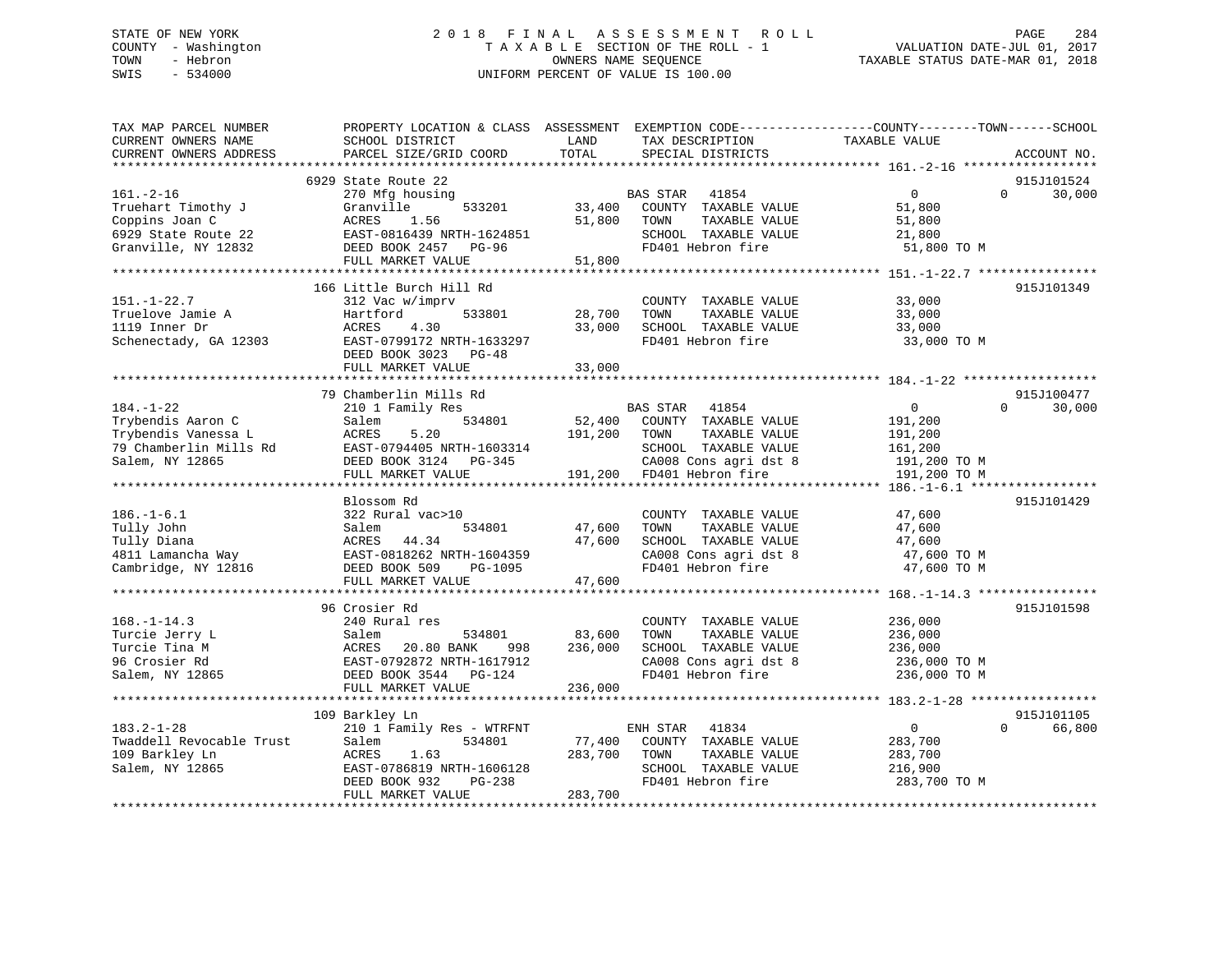STATE OF NEW YORK                    2018 FINAL ASSESSMENT ROLL
COUNTY - Washington                  TAXABLE SECTION OF THE ROLL - 1                VALUATION DATE-JUL 01, 2017
TOWN - Hebron                        OWNERS NAME SEQUENCE                           TAXABLE STATUS DATE-MAR 01, 2018
SWIS - 534000                        UNIFORM PERCENT OF VALUE IS 100.00

```
TAX MAP PARCEL NUMBER          PROPERTY LOCATION & CLASS  ASSESSMENT  EXEMPTION CODE------------------COUNTY--------TOWN------SCHOOL
CURRENT OWNERS NAME            SCHOOL DISTRICT               LAND      TAX DESCRIPTION            TAXABLE VALUE
CURRENT OWNERS ADDRESS         PARCEL SIZE/GRID COORD        TOTAL     SPECIAL DISTRICTS                                   ACCOUNT NO.
******************************************************************************************************* 161.-2-16 ******************
                    6929 State Route 22                                                                             915J101524
161.-2-16                      270 Mfg housing                  BAS STAR   41854                  0           0     30,000
Truehart Timothy J             Granville        533201      33,400   COUNTY  TAXABLE VALUE         51,800
Coppins Joan C                 ACRES     1.56               51,800   TOWN    TAXABLE VALUE         51,800
6929 State Route 22            EAST-0816439 NRTH-1624851             SCHOOL  TAXABLE VALUE         21,800
Granville, NY 12832            DEED BOOK 2457   PG-96                FD401 Hebron fire              51,800 TO M
                               FULL MARKET VALUE            51,800
******************************************************************************************************* 151.-1-22.7 ****************
                    166 Little Burch Hill Rd                                                                        915J101349
151.-1-22.7                    312 Vac w/imprv                       COUNTY  TAXABLE VALUE         33,000
Truelove Jamie A               Hartford         533801      28,700   TOWN    TAXABLE VALUE         33,000
1119 Inner Dr                  ACRES     4.30               33,000   SCHOOL  TAXABLE VALUE         33,000
Schenectady, GA 12303          EAST-0799172 NRTH-1633297             FD401 Hebron fire              33,000 TO M
                               DEED BOOK 3023   PG-48
                               FULL MARKET VALUE            33,000
******************************************************************************************************* 184.-1-22 ******************
                    79 Chamberlin Mills Rd                                                                          915J100477
184.-1-22                      210 1 Family Res                 BAS STAR   41854                  0           0     30,000
Trybendis Aaron C              Salem            534801      52,400   COUNTY  TAXABLE VALUE        191,200
Trybendis Vanessa L            ACRES     5.20              191,200   TOWN    TAXABLE VALUE        191,200
79 Chamberlin Mills Rd         EAST-0794405 NRTH-1603314             SCHOOL  TAXABLE VALUE        161,200
Salem, NY 12865                DEED BOOK 3124   PG-345               CA008 Cons agri dst 8         191,200 TO M
                               FULL MARKET VALUE           191,200   FD401 Hebron fire             191,200 TO M
******************************************************************************************************* 186.-1-6.1 *****************
                    Blossom Rd                                                                                      915J101429
186.-1-6.1                     322 Rural vac>10                      COUNTY  TAXABLE VALUE         47,600
Tully John                     Salem            534801      47,600   TOWN    TAXABLE VALUE         47,600
Tully Diana                    ACRES    44.34               47,600   SCHOOL  TAXABLE VALUE         47,600
4811 Lamancha Way              EAST-0818262 NRTH-1604359             CA008 Cons agri dst 8          47,600 TO M
Cambridge, NY 12816            DEED BOOK 509    PG-1095              FD401 Hebron fire              47,600 TO M
                               FULL MARKET VALUE            47,600
******************************************************************************************************* 168.-1-14.3 ****************
                    96 Crosier Rd                                                                                   915J101598
168.-1-14.3                    240 Rural res                         COUNTY  TAXABLE VALUE        236,000
Turcie Jerry L                 Salem            534801      83,600   TOWN    TAXABLE VALUE        236,000
Turcie Tina M                  ACRES    20.80 BANK    998  236,000   SCHOOL  TAXABLE VALUE        236,000
96 Crosier Rd                  EAST-0792872 NRTH-1617912             CA008 Cons agri dst 8         236,000 TO M
Salem, NY 12865                DEED BOOK 3544   PG-124               FD401 Hebron fire             236,000 TO M
                               FULL MARKET VALUE           236,000
******************************************************************************************************* 183.2-1-28 *****************
                    109 Barkley Ln                                                                                  915J101105
183.2-1-28                     210 1 Family Res - WTRFNT        ENH STAR   41834                  0           0     66,800
Twaddell Revocable Trust       Salem            534801      77,400   COUNTY  TAXABLE VALUE        283,700
109 Barkley Ln                 ACRES     1.63              283,700   TOWN    TAXABLE VALUE        283,700
Salem, NY 12865                EAST-0786819 NRTH-1606128             SCHOOL  TAXABLE VALUE        216,900
                               DEED BOOK 932    PG-238               FD401 Hebron fire             283,700 TO M
                               FULL MARKET VALUE           283,700
************************************************************************************************************************************
```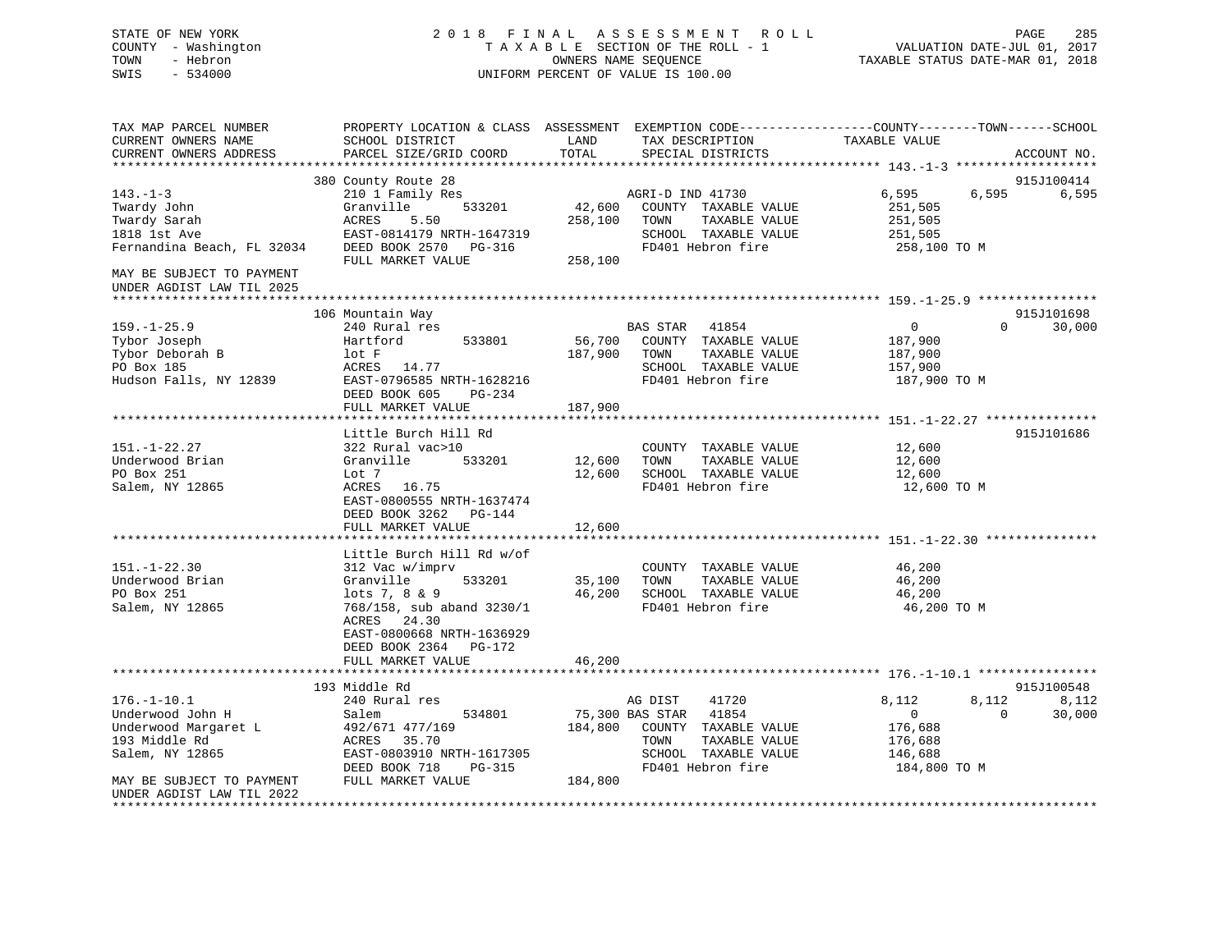STATE OF NEW YORK
COUNTY - Washington
TOWN - Hebron
SWIS - 534000

2018 FINAL ASSESSMENT ROLL
TAXABLE SECTION OF THE ROLL - 1
OWNERS NAME SEQUENCE
UNIFORM PERCENT OF VALUE IS 100.00

VALUATION DATE-JUL 01, 2017
TAXABLE STATUS DATE-MAR 01, 2018

```
TAX MAP PARCEL NUMBER         PROPERTY LOCATION & CLASS  ASSESSMENT  EXEMPTION CODE------------------COUNTY--------TOWN------SCHOOL
CURRENT OWNERS NAME           SCHOOL DISTRICT               LAND      TAX DESCRIPTION            TAXABLE VALUE
CURRENT OWNERS ADDRESS        PARCEL SIZE/GRID COORD        TOTAL     SPECIAL DISTRICTS                                    ACCOUNT NO.
******************************************************************************************************* 143.-1-3 *******************
                              380 County Route 28                                                                        915J100414
143.-1-3                      210 1 Family Res                        AGRI-D IND 41730            6,595        6,595        6,595
Twardy John                   Granville       533201        42,600    COUNTY  TAXABLE VALUE          251,505
Twardy Sarah                  ACRES    5.50                258,100    TOWN    TAXABLE VALUE          251,505
1818 1st Ave                  EAST-0814179 NRTH-1647319               SCHOOL  TAXABLE VALUE          251,505
Fernandina Beach, FL 32034    DEED BOOK 2570   PG-316                 FD401 Hebron fire               258,100 TO M
                              FULL MARKET VALUE            258,100
MAY BE SUBJECT TO PAYMENT
UNDER AGDIST LAW TIL 2025
******************************************************************************************************* 159.-1-25.9 ****************
                              106 Mountain Way                                                                           915J101698
159.-1-25.9                   240 Rural res                           BAS STAR   41854                0            0       30,000
Tybor Joseph                  Hartford        533801        56,700    COUNTY  TAXABLE VALUE          187,900
Tybor Deborah B               lot F                        187,900    TOWN    TAXABLE VALUE          187,900
PO Box 185                    ACRES   14.77                           SCHOOL  TAXABLE VALUE          157,900
Hudson Falls, NY 12839        EAST-0796585 NRTH-1628216               FD401 Hebron fire               187,900 TO M
                              DEED BOOK 605    PG-234
                              FULL MARKET VALUE            187,900
******************************************************************************************************* 151.-1-22.27 ***************
                              Little Burch Hill Rd                                                                       915J101686
151.-1-22.27                  322 Rural vac>10                        COUNTY  TAXABLE VALUE           12,600
Underwood Brian               Granville       533201        12,600    TOWN    TAXABLE VALUE           12,600
PO Box 251                    Lot 7                         12,600    SCHOOL  TAXABLE VALUE           12,600
Salem, NY 12865               ACRES   16.75                           FD401 Hebron fire                12,600 TO M
                              EAST-0800555 NRTH-1637474
                              DEED BOOK 3262   PG-144
                              FULL MARKET VALUE             12,600
******************************************************************************************************* 151.-1-22.30 ***************
                              Little Burch Hill Rd w/of
151.-1-22.30                  312 Vac w/imprv                         COUNTY  TAXABLE VALUE           46,200
Underwood Brian               Granville       533201        35,100    TOWN    TAXABLE VALUE           46,200
PO Box 251                    lots 7, 8 & 9                 46,200    SCHOOL  TAXABLE VALUE           46,200
Salem, NY 12865               768/158, sub aband 3230/1               FD401 Hebron fire                46,200 TO M
                              ACRES   24.30
                              EAST-0800668 NRTH-1636929
                              DEED BOOK 2364   PG-172
                              FULL MARKET VALUE             46,200
******************************************************************************************************* 176.-1-10.1 ****************
                              193 Middle Rd                                                                              915J100548
176.-1-10.1                   240 Rural res                           AG DIST     41720            8,112        8,112        8,112
Underwood John H              Salem           534801        75,300 BAS STAR   41854                0            0       30,000
Underwood Margaret L          492/671 477/169              184,800    COUNTY  TAXABLE VALUE          176,688
193 Middle Rd                 ACRES   35.70                           TOWN    TAXABLE VALUE          176,688
Salem, NY 12865               EAST-0803910 NRTH-1617305               SCHOOL  TAXABLE VALUE          146,688
                              DEED BOOK 718    PG-315                 FD401 Hebron fire               184,800 TO M
MAY BE SUBJECT TO PAYMENT     FULL MARKET VALUE            184,800
UNDER AGDIST LAW TIL 2022
************************************************************************************************************************************
```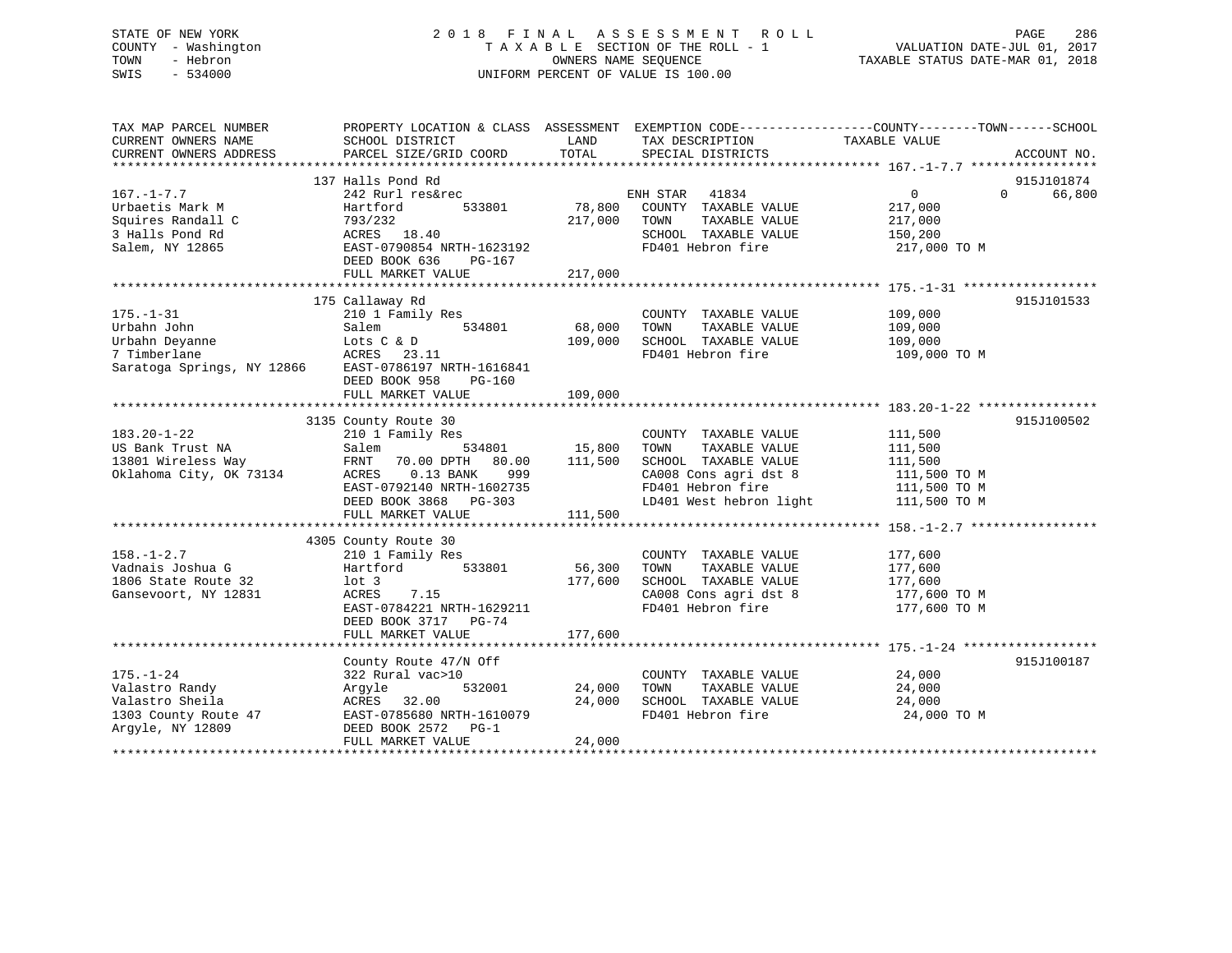STATE OF NEW YORK
COUNTY - Washington
TOWN - Hebron
SWIS - 534000

# 2018 FINAL ASSESSMENT ROLL
TAXABLE SECTION OF THE ROLL - 1
OWNERS NAME SEQUENCE
UNIFORM PERCENT OF VALUE IS 100.00

VALUATION DATE-JUL 01, 2017
TAXABLE STATUS DATE-MAR 01, 2018

| TAX MAP PARCEL NUMBER / CURRENT OWNERS NAME / CURRENT OWNERS ADDRESS | PROPERTY LOCATION & CLASS / SCHOOL DISTRICT / PARCEL SIZE/GRID COORD | ASSESSMENT LAND | ASSESSMENT TOTAL | EXEMPTION CODE / TAX DESCRIPTION / SPECIAL DISTRICTS | COUNTY TAXABLE VALUE | TOWN | SCHOOL | ACCOUNT NO. |
|---|---|---|---|---|---|---|---|---|
| | 137 Halls Pond Rd | | | | | | | 915J101874 |
| 167.-1-7.7 | 242 Rurl res&rec | | | ENH STAR 41834 | 0 | 0 | 66,800 | |
| Urbaetis Mark M | Hartford 533801 | 78,800 | | COUNTY TAXABLE VALUE | 217,000 | | | |
| Squires Randall C | 793/232 | | 217,000 | TOWN TAXABLE VALUE | 217,000 | | | |
| 3 Halls Pond Rd | ACRES 18.40 | | | SCHOOL TAXABLE VALUE | 150,200 | | | |
| Salem, NY 12865 | EAST-0790854 NRTH-1623192 | | | FD401 Hebron fire | 217,000 TO M | | | |
| | DEED BOOK 636 PG-167 | | | | | | | |
| | FULL MARKET VALUE | | 217,000 | | | | | |
| | 175 Callaway Rd | | | | | | | 915J101533 |
| 175.-1-31 | 210 1 Family Res | | | COUNTY TAXABLE VALUE | 109,000 | | | |
| Urbahn John | Salem 534801 | 68,000 | | TOWN TAXABLE VALUE | 109,000 | | | |
| Urbahn Deyanne | Lots C & D | | 109,000 | SCHOOL TAXABLE VALUE | 109,000 | | | |
| 7 Timberlane | ACRES 23.11 | | | FD401 Hebron fire | 109,000 TO M | | | |
| Saratoga Springs, NY 12866 | EAST-0786197 NRTH-1616841 | | | | | | | |
| | DEED BOOK 958 PG-160 | | | | | | | |
| | FULL MARKET VALUE | | 109,000 | | | | | |
| | 3135 County Route 30 | | | | | | | 915J100502 |
| 183.20-1-22 | 210 1 Family Res | | | COUNTY TAXABLE VALUE | 111,500 | | | |
| US Bank Trust NA | Salem 534801 | 15,800 | | TOWN TAXABLE VALUE | 111,500 | | | |
| 13801 Wireless Way | FRNT 70.00 DPTH 80.00 | | 111,500 | SCHOOL TAXABLE VALUE | 111,500 | | | |
| Oklahoma City, OK 73134 | ACRES 0.13 BANK 999 | | | CA008 Cons agri dst 8 | 111,500 TO M | | | |
| | EAST-0792140 NRTH-1602735 | | | FD401 Hebron fire | 111,500 TO M | | | |
| | DEED BOOK 3868 PG-303 | | | LD401 West hebron light | 111,500 TO M | | | |
| | FULL MARKET VALUE | | 111,500 | | | | | |
| | 4305 County Route 30 | | | | | | | |
| 158.-1-2.7 | 210 1 Family Res | | | COUNTY TAXABLE VALUE | 177,600 | | | |
| Vadnais Joshua G | Hartford 533801 | 56,300 | | TOWN TAXABLE VALUE | 177,600 | | | |
| 1806 State Route 32 | lot 3 | | 177,600 | SCHOOL TAXABLE VALUE | 177,600 | | | |
| Gansevoort, NY 12831 | ACRES 7.15 | | | CA008 Cons agri dst 8 | 177,600 TO M | | | |
| | EAST-0784221 NRTH-1629211 | | | FD401 Hebron fire | 177,600 TO M | | | |
| | DEED BOOK 3717 PG-74 | | | | | | | |
| | FULL MARKET VALUE | | 177,600 | | | | | |
| | County Route 47/N Off | | | | | | | 915J100187 |
| 175.-1-24 | 322 Rural vac>10 | | | COUNTY TAXABLE VALUE | 24,000 | | | |
| Valastro Randy | Argyle 532001 | 24,000 | | TOWN TAXABLE VALUE | 24,000 | | | |
| Valastro Sheila | ACRES 32.00 | | 24,000 | SCHOOL TAXABLE VALUE | 24,000 | | | |
| 1303 County Route 47 | EAST-0785680 NRTH-1610079 | | | FD401 Hebron fire | 24,000 TO M | | | |
| Argyle, NY 12809 | DEED BOOK 2572 PG-1 | | | | | | | |
| | FULL MARKET VALUE | | 24,000 | | | | | |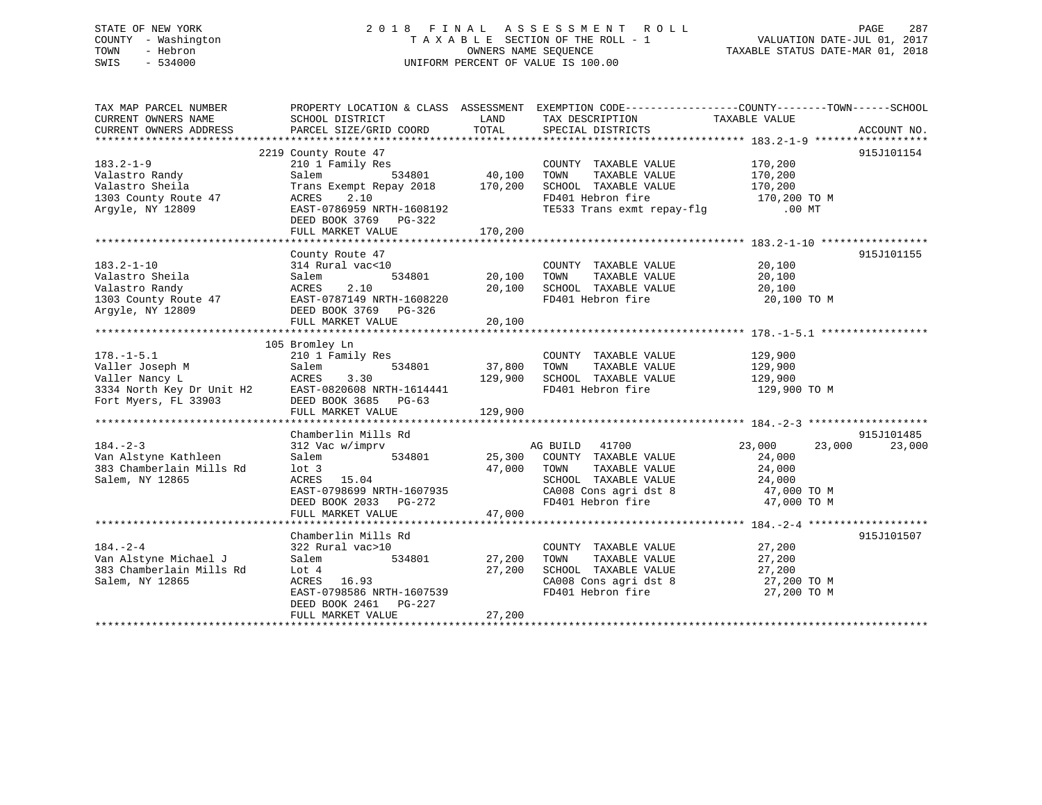STATE OF NEW YORK
COUNTY - Washington
TOWN - Hebron
SWIS - 534000

2 0 1 8 F I N A L A S S E S S M E N T R O L L
T A X A B L E SECTION OF THE ROLL - 1
OWNERS NAME SEQUENCE
UNIFORM PERCENT OF VALUE IS 100.00

VALUATION DATE-JUL 01, 2017
TAXABLE STATUS DATE-MAR 01, 2018

| TAX MAP PARCEL NUMBER / CURRENT OWNERS NAME / CURRENT OWNERS ADDRESS | PROPERTY LOCATION & CLASS / SCHOOL DISTRICT / PARCEL SIZE/GRID COORD | ASSESSMENT LAND | TOTAL | EXEMPTION CODE / TAX DESCRIPTION / SPECIAL DISTRICTS | COUNTY TAXABLE VALUE | TOWN | SCHOOL | ACCOUNT NO. |
|---|---|---|---|---|---|---|---|---|
| 183.2-1-9 | 2219 County Route 47 | | | | | | | 915J101154 |
| | 210 1 Family Res | | | COUNTY TAXABLE VALUE | 170,200 | | | |
| Valastro Randy | Salem 534801 | 40,100 | | TOWN TAXABLE VALUE | 170,200 | | | |
| Valastro Sheila | Trans Exempt Repay 2018 | | 170,200 | SCHOOL TAXABLE VALUE | 170,200 | | | |
| 1303 County Route 47 | ACRES 2.10 | | | FD401 Hebron fire | 170,200 TO M | | | |
| Argyle, NY 12809 | EAST-0786959 NRTH-1608192 | | | TE533 Trans exmt repay-flg | .00 MT | | | |
| | DEED BOOK 3769 PG-322 | | | | | | | |
| | FULL MARKET VALUE | | 170,200 | | | | | |
| 183.2-1-10 | County Route 47 | | | | | | | 915J101155 |
| | 314 Rural vac<10 | | | COUNTY TAXABLE VALUE | 20,100 | | | |
| Valastro Sheila | Salem 534801 | 20,100 | | TOWN TAXABLE VALUE | 20,100 | | | |
| Valastro Randy | ACRES 2.10 | | 20,100 | SCHOOL TAXABLE VALUE | 20,100 | | | |
| 1303 County Route 47 | EAST-0787149 NRTH-1608220 | | | FD401 Hebron fire | 20,100 TO M | | | |
| Argyle, NY 12809 | DEED BOOK 3769 PG-326 | | | | | | | |
| | FULL MARKET VALUE | | 20,100 | | | | | |
| 178.-1-5.1 | 105 Bromley Ln | | | | | | | |
| | 210 1 Family Res | | | COUNTY TAXABLE VALUE | 129,900 | | | |
| Valler Joseph M | Salem 534801 | 37,800 | | TOWN TAXABLE VALUE | 129,900 | | | |
| Valler Nancy L | ACRES 3.30 | | 129,900 | SCHOOL TAXABLE VALUE | 129,900 | | | |
| 3334 North Key Dr Unit H2 | EAST-0820608 NRTH-1614441 | | | FD401 Hebron fire | 129,900 TO M | | | |
| Fort Myers, FL 33903 | DEED BOOK 3685 PG-63 | | | | | | | |
| | FULL MARKET VALUE | | 129,900 | | | | | |
| 184.-2-3 | Chamberlin Mills Rd | | | | | | | 915J101485 |
| | 312 Vac w/imprv | | | AG BUILD 41700 | 23,000 | 23,000 | 23,000 | |
| Van Alstyne Kathleen | Salem 534801 | 25,300 | | COUNTY TAXABLE VALUE | 24,000 | | | |
| 383 Chamberlain Mills Rd | lot 3 | | 47,000 | TOWN TAXABLE VALUE | 24,000 | | | |
| Salem, NY 12865 | ACRES 15.04 | | | SCHOOL TAXABLE VALUE | 24,000 | | | |
| | EAST-0798699 NRTH-1607935 | | | CA008 Cons agri dst 8 | 47,000 TO M | | | |
| | DEED BOOK 2033 PG-272 | | | FD401 Hebron fire | 47,000 TO M | | | |
| | FULL MARKET VALUE | | 47,000 | | | | | |
| 184.-2-4 | Chamberlin Mills Rd | | | | | | | 915J101507 |
| | 322 Rural vac>10 | | | COUNTY TAXABLE VALUE | 27,200 | | | |
| Van Alstyne Michael J | Salem 534801 | 27,200 | | TOWN TAXABLE VALUE | 27,200 | | | |
| 383 Chamberlain Mills Rd | Lot 4 | | 27,200 | SCHOOL TAXABLE VALUE | 27,200 | | | |
| Salem, NY 12865 | ACRES 16.93 | | | CA008 Cons agri dst 8 | 27,200 TO M | | | |
| | EAST-0798586 NRTH-1607539 | | | FD401 Hebron fire | 27,200 TO M | | | |
| | DEED BOOK 2461 PG-227 | | | | | | | |
| | FULL MARKET VALUE | | 27,200 | | | | | |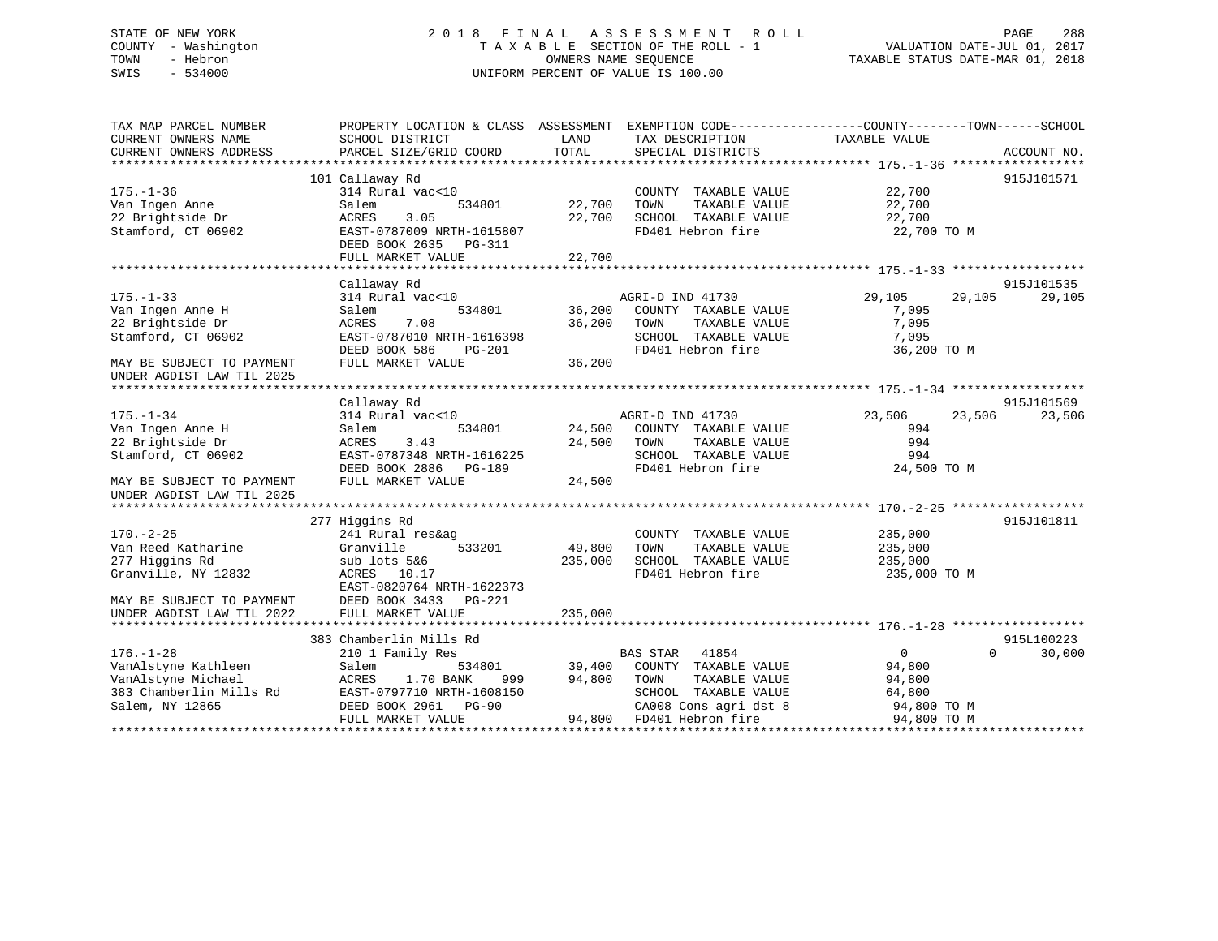STATE OF NEW YORK
COUNTY - Washington
TOWN - Hebron
SWIS - 534000

2018 FINAL ASSESSMENT ROLL
TAXABLE SECTION OF THE ROLL - 1
OWNERS NAME SEQUENCE
UNIFORM PERCENT OF VALUE IS 100.00

VALUATION DATE-JUL 01, 2017
TAXABLE STATUS DATE-MAR 01, 2018

```
TAX MAP PARCEL NUMBER       PROPERTY LOCATION & CLASS  ASSESSMENT  EXEMPTION CODE-----------------COUNTY--------TOWN------SCHOOL
CURRENT OWNERS NAME         SCHOOL DISTRICT              LAND      TAX DESCRIPTION              TAXABLE VALUE
CURRENT OWNERS ADDRESS      PARCEL SIZE/GRID COORD       TOTAL     SPECIAL DISTRICTS                                    ACCOUNT NO.
******************************************************************************************** 175.-1-36 ******************
                            101 Callaway Rd                                                                         915J101571
175.-1-36                   314 Rural vac<10                        COUNTY  TAXABLE VALUE            22,700
Van Ingen Anne              Salem          534801        22,700     TOWN    TAXABLE VALUE            22,700
22 Brightside Dr            ACRES    3.05                22,700     SCHOOL  TAXABLE VALUE            22,700
Stamford, CT 06902          EAST-0787009 NRTH-1615807               FD401 Hebron fire                 22,700 TO M
                            DEED BOOK 2635   PG-311
                            FULL MARKET VALUE            22,700
******************************************************************************************** 175.-1-33 ******************
                            Callaway Rd                                                                             915J101535
175.-1-33                   314 Rural vac<10                    AGRI-D IND 41730               29,105      29,105      29,105
Van Ingen Anne H            Salem          534801        36,200     COUNTY  TAXABLE VALUE             7,095
22 Brightside Dr            ACRES    7.08                36,200     TOWN    TAXABLE VALUE             7,095
Stamford, CT 06902          EAST-0787010 NRTH-1616398               SCHOOL  TAXABLE VALUE             7,095
                            DEED BOOK 586    PG-201                 FD401 Hebron fire                 36,200 TO M
MAY BE SUBJECT TO PAYMENT   FULL MARKET VALUE            36,200
UNDER AGDIST LAW TIL 2025
******************************************************************************************** 175.-1-34 ******************
                            Callaway Rd                                                                             915J101569
175.-1-34                   314 Rural vac<10                    AGRI-D IND 41730               23,506      23,506      23,506
Van Ingen Anne H            Salem          534801        24,500     COUNTY  TAXABLE VALUE               994
22 Brightside Dr            ACRES    3.43                24,500     TOWN    TAXABLE VALUE               994
Stamford, CT 06902          EAST-0787348 NRTH-1616225               SCHOOL  TAXABLE VALUE               994
                            DEED BOOK 2886   PG-189                 FD401 Hebron fire                 24,500 TO M
MAY BE SUBJECT TO PAYMENT   FULL MARKET VALUE            24,500
UNDER AGDIST LAW TIL 2025
******************************************************************************************** 170.-2-25 ******************
                            277 Higgins Rd                                                                          915J101811
170.-2-25                   241 Rural res&ag                        COUNTY  TAXABLE VALUE           235,000
Van Reed Katharine          Granville      533201        49,800     TOWN    TAXABLE VALUE           235,000
277 Higgins Rd              sub lots 5&6                235,000     SCHOOL  TAXABLE VALUE           235,000
Granville, NY 12832         ACRES   10.17                           FD401 Hebron fire                235,000 TO M
                            EAST-0820764 NRTH-1622373
MAY BE SUBJECT TO PAYMENT   DEED BOOK 3433   PG-221
UNDER AGDIST LAW TIL 2022   FULL MARKET VALUE           235,000
******************************************************************************************** 176.-1-28 ******************
                            383 Chamberlin Mills Rd                                                                 915L100223
176.-1-28                   210 1 Family Res                    BAS STAR   41854                     0           0      30,000
VanAlstyne Kathleen         Salem          534801        39,400     COUNTY  TAXABLE VALUE            94,800
VanAlstyne Michael          ACRES    1.70 BANK     999   94,800     TOWN    TAXABLE VALUE            94,800
383 Chamberlin Mills Rd     EAST-0797710 NRTH-1608150               SCHOOL  TAXABLE VALUE            64,800
Salem, NY 12865             DEED BOOK 2961   PG-90                  CA008 Cons agri dst 8             94,800 TO M
                            FULL MARKET VALUE            94,800     FD401 Hebron fire                 94,800 TO M
****************************************************************************************************************************
```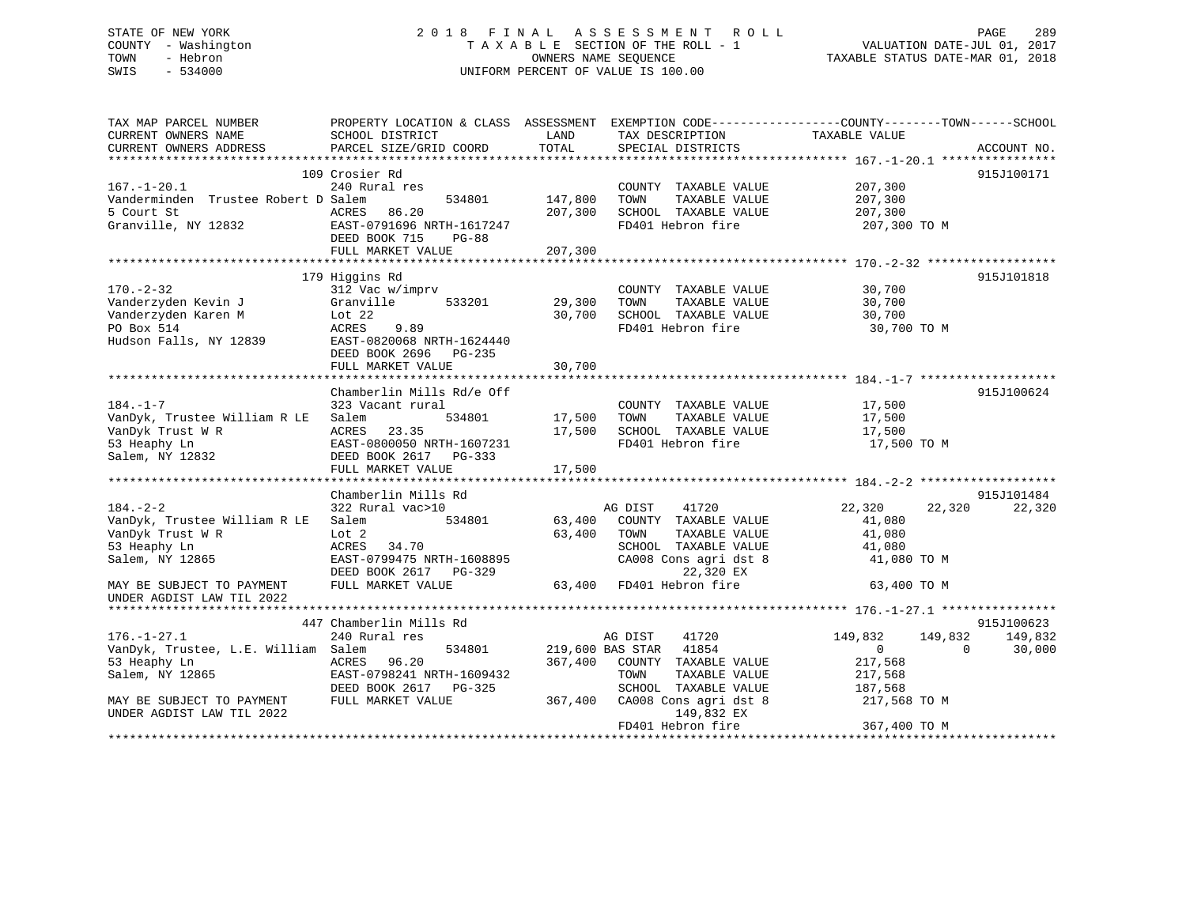STATE OF NEW YORK                    2 0 1 8   F I N A L   A S S E S S M E N T   R O L L
COUNTY - Washington                  T A X A B L E  SECTION OF THE ROLL - 1                VALUATION DATE-JUL 01, 2017
TOWN   - Hebron                      OWNERS NAME SEQUENCE                                   TAXABLE STATUS DATE-MAR 01, 2018
SWIS   - 534000                      UNIFORM PERCENT OF VALUE IS 100.00

```
TAX MAP PARCEL NUMBER          PROPERTY LOCATION & CLASS  ASSESSMENT  EXEMPTION CODE------------------COUNTY--------TOWN------SCHOOL
CURRENT OWNERS NAME            SCHOOL DISTRICT               LAND      TAX DESCRIPTION            TAXABLE VALUE
CURRENT OWNERS ADDRESS         PARCEL SIZE/GRID COORD        TOTAL     SPECIAL DISTRICTS                                  ACCOUNT NO.
******************************************************************************************************* 167.-1-20.1 ****************
                               109 Crosier Rd                                                                            915J100171
167.-1-20.1                    240 Rural res                           COUNTY  TAXABLE VALUE           207,300
Vanderminden  Trustee Robert D Salem          534801        147,800    TOWN    TAXABLE VALUE           207,300
5 Court St                     ACRES  86.20                 207,300    SCHOOL  TAXABLE VALUE           207,300
Granville, NY 12832            EAST-0791696 NRTH-1617247               FD401 Hebron fire                207,300 TO M
                               DEED BOOK 715    PG-88
                               FULL MARKET VALUE            207,300
******************************************************************************************************* 170.-2-32 ******************
                               179 Higgins Rd                                                                            915J101818
170.-2-32                      312 Vac w/imprv                         COUNTY  TAXABLE VALUE            30,700
Vanderzyden Kevin J            Granville      533201         29,300    TOWN    TAXABLE VALUE            30,700
Vanderzyden Karen M            Lot 22                        30,700    SCHOOL  TAXABLE VALUE            30,700
PO Box 514                     ACRES   9.89                            FD401 Hebron fire                 30,700 TO M
Hudson Falls, NY 12839         EAST-0820068 NRTH-1624440
                               DEED BOOK 2696   PG-235
                               FULL MARKET VALUE             30,700
******************************************************************************************************* 184.-1-7 *******************
                               Chamberlin Mills Rd/e Off                                                                 915J100624
184.-1-7                       323 Vacant rural                        COUNTY  TAXABLE VALUE            17,500
VanDyk, Trustee William R LE   Salem          534801         17,500    TOWN    TAXABLE VALUE            17,500
VanDyk Trust W R               ACRES  23.35                  17,500    SCHOOL  TAXABLE VALUE            17,500
53 Heaphy Ln                   EAST-0800050 NRTH-1607231               FD401 Hebron fire                 17,500 TO M
Salem, NY 12832                DEED BOOK 2617   PG-333
                               FULL MARKET VALUE             17,500
******************************************************************************************************* 184.-2-2 *******************
                               Chamberlin Mills Rd                                                                       915J101484
184.-2-2                       322 Rural vac>10                        AG DIST     41720            22,320      22,320      22,320
VanDyk, Trustee William R LE   Salem          534801         63,400    COUNTY  TAXABLE VALUE            41,080
VanDyk Trust W R               Lot 2                         63,400    TOWN    TAXABLE VALUE            41,080
53 Heaphy Ln                   ACRES  34.70                            SCHOOL  TAXABLE VALUE            41,080
Salem, NY 12865                EAST-0799475 NRTH-1608895               CA008 Cons agri dst 8             41,080 TO M
                               DEED BOOK 2617   PG-329                       22,320 EX
MAY BE SUBJECT TO PAYMENT      FULL MARKET VALUE             63,400    FD401 Hebron fire                 63,400 TO M
UNDER AGDIST LAW TIL 2022
******************************************************************************************************* 176.-1-27.1 ****************
                               447 Chamberlin Mills Rd                                                                   915J100623
176.-1-27.1                    240 Rural res                           AG DIST     41720           149,832     149,832     149,832
VanDyk, Trustee, L.E. William  Salem          534801        219,600 BAS STAR   41854                  0           0      30,000
53 Heaphy Ln                   ACRES  96.20                 367,400    COUNTY  TAXABLE VALUE           217,568
Salem, NY 12865                EAST-0798241 NRTH-1609432               TOWN    TAXABLE VALUE           217,568
                               DEED BOOK 2617   PG-325                 SCHOOL  TAXABLE VALUE           187,568
MAY BE SUBJECT TO PAYMENT      FULL MARKET VALUE            367,400    CA008 Cons agri dst 8            217,568 TO M
UNDER AGDIST LAW TIL 2022                                                   149,832 EX
                                                                       FD401 Hebron fire                367,400 TO M
************************************************************************************************************************************
```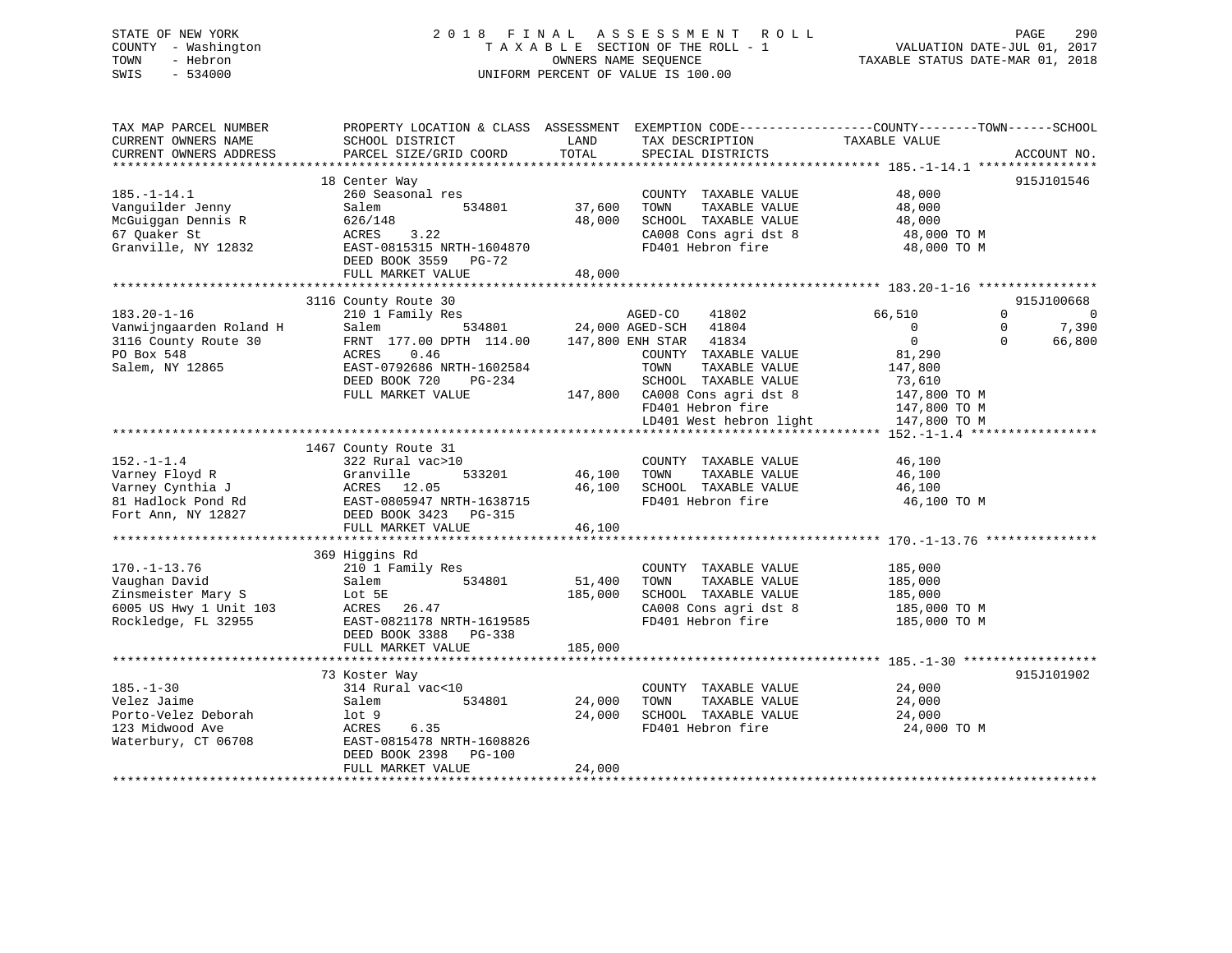STATE OF NEW YORK
COUNTY - Washington
TOWN - Hebron
SWIS - 534000

# 2018 FINAL ASSESSMENT ROLL

TAXABLE SECTION OF THE ROLL - 1
OWNERS NAME SEQUENCE
UNIFORM PERCENT OF VALUE IS 100.00

VALUATION DATE-JUL 01, 2017
TAXABLE STATUS DATE-MAR 01, 2018

```
TAX MAP PARCEL NUMBER          PROPERTY LOCATION & CLASS  ASSESSMENT  EXEMPTION CODE------------------COUNTY--------TOWN------SCHOOL
CURRENT OWNERS NAME            SCHOOL DISTRICT              LAND      TAX DESCRIPTION              TAXABLE VALUE
CURRENT OWNERS ADDRESS         PARCEL SIZE/GRID COORD       TOTAL     SPECIAL DISTRICTS                                    ACCOUNT NO.
******************************************************************************************************* 185.-1-14.1 ****************
                               18 Center Way                                                                              915J101546
185.-1-14.1                    260 Seasonal res                        COUNTY  TAXABLE VALUE          48,000
Vanguilder Jenny               Salem           534801        37,600    TOWN    TAXABLE VALUE          48,000
McGuiggan Dennis R             626/148                       48,000    SCHOOL  TAXABLE VALUE          48,000
67 Quaker St                   ACRES    3.22                           CA008 Cons agri dst 8           48,000 TO M
Granville, NY 12832            EAST-0815315 NRTH-1604870               FD401 Hebron fire               48,000 TO M
                               DEED BOOK 3559   PG-72
                               FULL MARKET VALUE             48,000
******************************************************************************************************* 183.20-1-16 ****************
                               3116 County Route 30                                                                       915J100668
183.20-1-16                    210 1 Family Res                        AGED-CO     41802           66,510           0            0
Vanwijngaarden Roland H        Salem           534801        24,000 AGED-SCH   41804                0           0        7,390
3116 County Route 30           FRNT 177.00 DPTH 114.00      147,800 ENH STAR   41834                0           0       66,800
PO Box 548                     ACRES    0.46                           COUNTY  TAXABLE VALUE          81,290
Salem, NY 12865                EAST-0792686 NRTH-1602584               TOWN    TAXABLE VALUE         147,800
                               DEED BOOK 720    PG-234                 SCHOOL  TAXABLE VALUE          73,610
                               FULL MARKET VALUE            147,800    CA008 Cons agri dst 8          147,800 TO M
                                                                       FD401 Hebron fire              147,800 TO M
                                                                       LD401 West hebron light        147,800 TO M
******************************************************************************************************* 152.-1-1.4 *****************
                               1467 County Route 31
152.-1-1.4                     322 Rural vac>10                        COUNTY  TAXABLE VALUE          46,100
Varney Floyd R                 Granville       533201        46,100    TOWN    TAXABLE VALUE          46,100
Varney Cynthia J               ACRES   12.05                 46,100    SCHOOL  TAXABLE VALUE          46,100
81 Hadlock Pond Rd             EAST-0805947 NRTH-1638715               FD401 Hebron fire               46,100 TO M
Fort Ann, NY 12827             DEED BOOK 3423   PG-315
                               FULL MARKET VALUE             46,100
******************************************************************************************************* 170.-1-13.76 ***************
                               369 Higgins Rd
170.-1-13.76                   210 1 Family Res                        COUNTY  TAXABLE VALUE         185,000
Vaughan David                  Salem           534801        51,400    TOWN    TAXABLE VALUE         185,000
Zinsmeister Mary S             Lot 5E                       185,000    SCHOOL  TAXABLE VALUE         185,000
6005 US Hwy 1 Unit 103         ACRES   26.47                           CA008 Cons agri dst 8          185,000 TO M
Rockledge, FL 32955            EAST-0821178 NRTH-1619585               FD401 Hebron fire              185,000 TO M
                               DEED BOOK 3388   PG-338
                               FULL MARKET VALUE            185,000
******************************************************************************************************* 185.-1-30 ******************
                               73 Koster Way                                                                              915J101902
185.-1-30                      314 Rural vac<10                        COUNTY  TAXABLE VALUE          24,000
Velez Jaime                    Salem           534801        24,000    TOWN    TAXABLE VALUE          24,000
Porto-Velez Deborah            lot 9                         24,000    SCHOOL  TAXABLE VALUE          24,000
123 Midwood Ave                ACRES    6.35                           FD401 Hebron fire               24,000 TO M
Waterbury, CT 06708            EAST-0815478 NRTH-1608826
                               DEED BOOK 2398   PG-100
                               FULL MARKET VALUE             24,000
************************************************************************************************************************************
```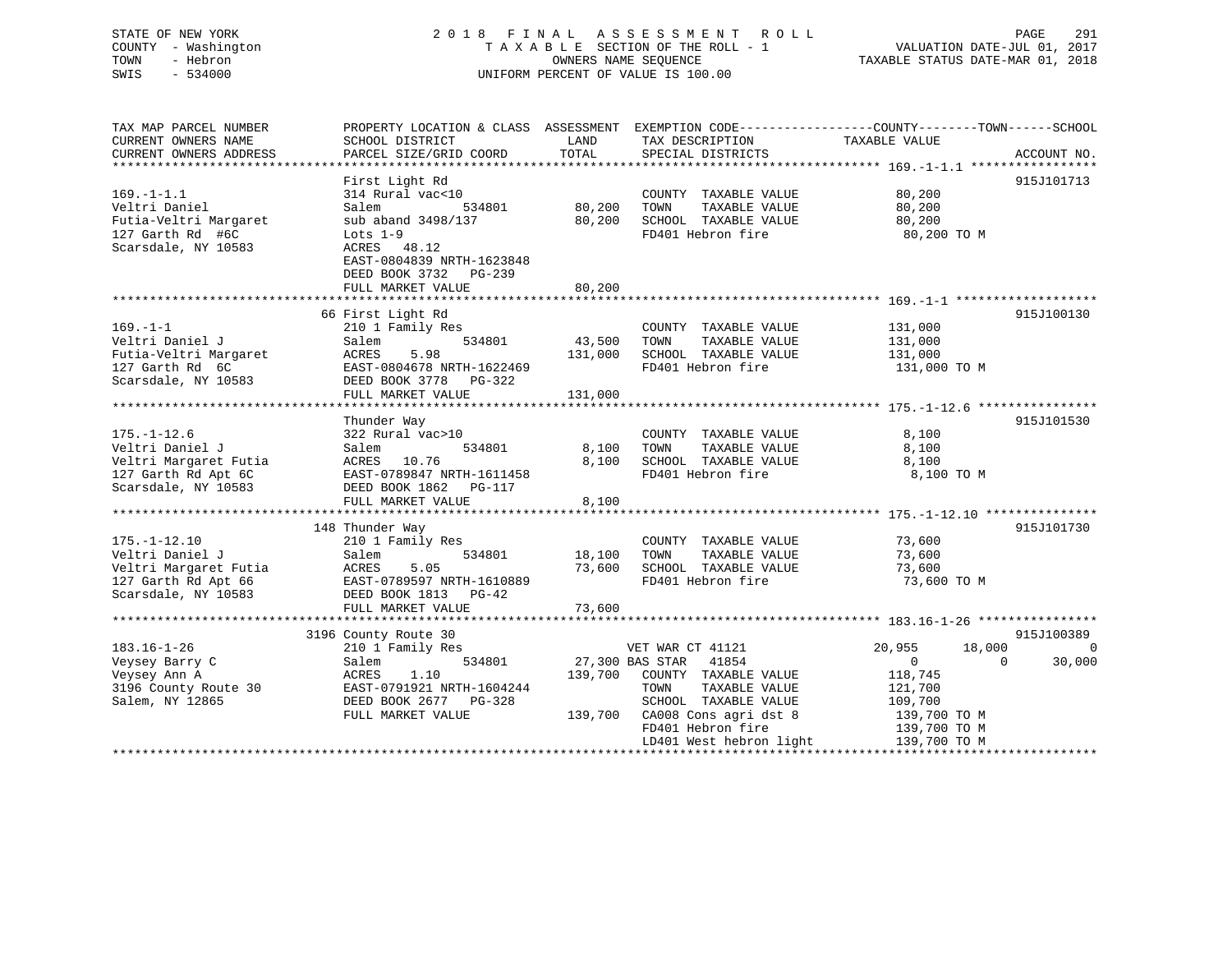STATE OF NEW YORK
COUNTY - Washington
TOWN - Hebron
SWIS - 534000

2018 FINAL ASSESSMENT ROLL
TAXABLE SECTION OF THE ROLL - 1
OWNERS NAME SEQUENCE
UNIFORM PERCENT OF VALUE IS 100.00

VALUATION DATE-JUL 01, 2017
TAXABLE STATUS DATE-MAR 01, 2018

| TAX MAP PARCEL NUMBER / CURRENT OWNERS NAME / CURRENT OWNERS ADDRESS | PROPERTY LOCATION & CLASS / SCHOOL DISTRICT / PARCEL SIZE/GRID COORD | ASSESSMENT LAND | TOTAL | EXEMPTION CODE / TAX DESCRIPTION / SPECIAL DISTRICTS | COUNTY TAXABLE VALUE | TOWN | SCHOOL | ACCOUNT NO. |
|---|---|---|---|---|---|---|---|---|
| **169.-1-1.1** | First Light Rd | | | | | | | 915J101713 |
| 169.-1-1.1 | 314 Rural vac<10 | | | COUNTY TAXABLE VALUE | 80,200 | | | |
| Veltri Daniel | Salem 534801 | 80,200 | | TOWN TAXABLE VALUE | 80,200 | | | |
| Futia-Veltri Margaret | sub aband 3498/137 | | 80,200 | SCHOOL TAXABLE VALUE | 80,200 | | | |
| 127 Garth Rd #6C | Lots 1-9 | | | FD401 Hebron fire | 80,200 TO M | | | |
| Scarsdale, NY 10583 | ACRES 48.12 | | | | | | | |
| | EAST-0804839 NRTH-1623848 | | | | | | | |
| | DEED BOOK 3732 PG-239 | | | | | | | |
| | FULL MARKET VALUE | | 80,200 | | | | | |
| **169.-1-1** | 66 First Light Rd | | | | | | | 915J100130 |
| 169.-1-1 | 210 1 Family Res | | | COUNTY TAXABLE VALUE | 131,000 | | | |
| Veltri Daniel J | Salem 534801 | 43,500 | | TOWN TAXABLE VALUE | 131,000 | | | |
| Futia-Veltri Margaret | ACRES 5.98 | | 131,000 | SCHOOL TAXABLE VALUE | 131,000 | | | |
| 127 Garth Rd 6C | EAST-0804678 NRTH-1622469 | | | FD401 Hebron fire | 131,000 TO M | | | |
| Scarsdale, NY 10583 | DEED BOOK 3778 PG-322 | | | | | | | |
| | FULL MARKET VALUE | | 131,000 | | | | | |
| **175.-1-12.6** | Thunder Way | | | | | | | 915J101530 |
| 175.-1-12.6 | 322 Rural vac>10 | | | COUNTY TAXABLE VALUE | 8,100 | | | |
| Veltri Daniel J | Salem 534801 | 8,100 | | TOWN TAXABLE VALUE | 8,100 | | | |
| Veltri Margaret Futia | ACRES 10.76 | | 8,100 | SCHOOL TAXABLE VALUE | 8,100 | | | |
| 127 Garth Rd Apt 6C | EAST-0789847 NRTH-1611458 | | | FD401 Hebron fire | 8,100 TO M | | | |
| Scarsdale, NY 10583 | DEED BOOK 1862 PG-117 | | | | | | | |
| | FULL MARKET VALUE | | 8,100 | | | | | |
| **175.-1-12.10** | 148 Thunder Way | | | | | | | 915J101730 |
| 175.-1-12.10 | 210 1 Family Res | | | COUNTY TAXABLE VALUE | 73,600 | | | |
| Veltri Daniel J | Salem 534801 | 18,100 | | TOWN TAXABLE VALUE | 73,600 | | | |
| Veltri Margaret Futia | ACRES 5.05 | | 73,600 | SCHOOL TAXABLE VALUE | 73,600 | | | |
| 127 Garth Rd Apt 66 | EAST-0789597 NRTH-1610889 | | | FD401 Hebron fire | 73,600 TO M | | | |
| Scarsdale, NY 10583 | DEED BOOK 1813 PG-42 | | | | | | | |
| | FULL MARKET VALUE | | 73,600 | | | | | |
| **183.16-1-26** | 3196 County Route 30 | | | | | | | 915J100389 |
| 183.16-1-26 | 210 1 Family Res | | | VET WAR CT 41121 | 20,955 | 18,000 | 0 | |
| Veysey Barry C | Salem 534801 | 27,300 | | BAS STAR 41854 | 0 | 0 | 30,000 | |
| Veysey Ann A | ACRES 1.10 | | 139,700 | COUNTY TAXABLE VALUE | 118,745 | | | |
| 3196 County Route 30 | EAST-0791921 NRTH-1604244 | | | TOWN TAXABLE VALUE | 121,700 | | | |
| Salem, NY 12865 | DEED BOOK 2677 PG-328 | | | SCHOOL TAXABLE VALUE | 109,700 | | | |
| | FULL MARKET VALUE | | 139,700 | CA008 Cons agri dst 8 | 139,700 TO M | | | |
| | | | | FD401 Hebron fire | 139,700 TO M | | | |
| | | | | LD401 West hebron light | 139,700 TO M | | | |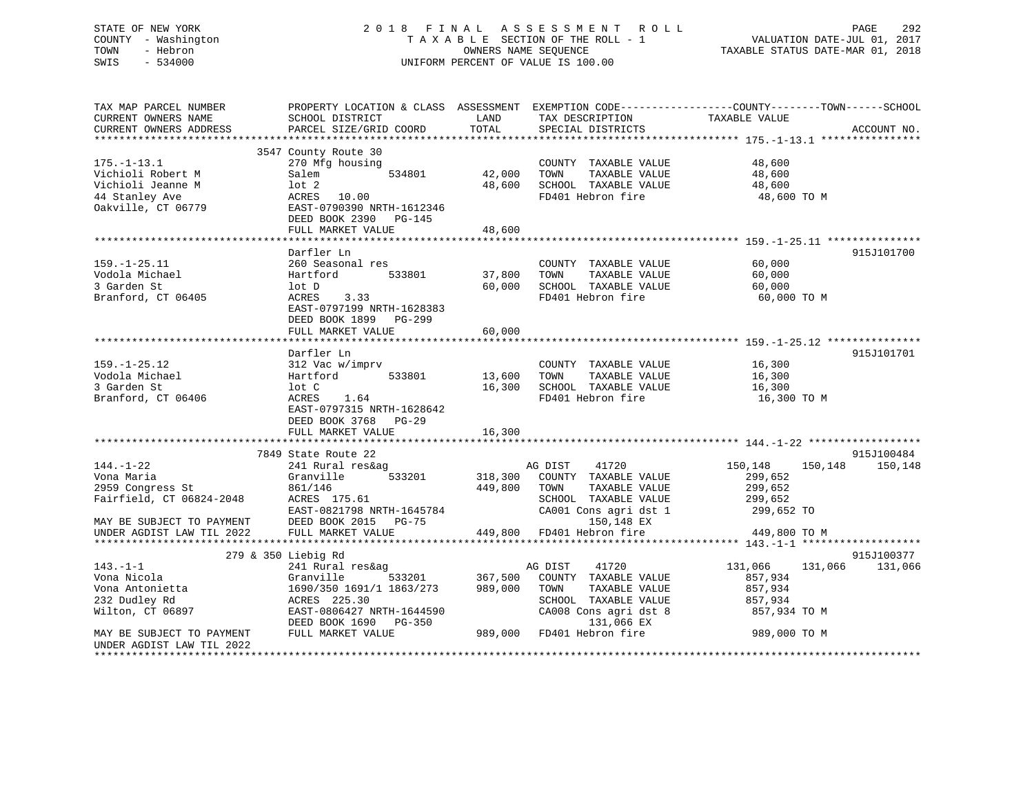STATE OF NEW YORK
COUNTY - Washington
TOWN - Hebron
SWIS - 534000

2 0 1 8 F I N A L A S S E S S M E N T R O L L
T A X A B L E SECTION OF THE ROLL - 1
OWNERS NAME SEQUENCE
UNIFORM PERCENT OF VALUE IS 100.00

VALUATION DATE-JUL 01, 2017
TAXABLE STATUS DATE-MAR 01, 2018

```
TAX MAP PARCEL NUMBER          PROPERTY LOCATION & CLASS  ASSESSMENT  EXEMPTION CODE-----------------COUNTY--------TOWN------SCHOOL
CURRENT OWNERS NAME            SCHOOL DISTRICT              LAND      TAX DESCRIPTION              TAXABLE VALUE
CURRENT OWNERS ADDRESS         PARCEL SIZE/GRID COORD       TOTAL     SPECIAL DISTRICTS                                    ACCOUNT NO.
******************************************************************************************************* 175.-1-13.1 ****************
                       3547 County Route 30
175.-1-13.1                    270 Mfg housing                        COUNTY  TAXABLE VALUE          48,600
Vichioli Robert M              Salem          534801       42,000     TOWN    TAXABLE VALUE          48,600
Vichioli Jeanne M              lot 2                       48,600     SCHOOL  TAXABLE VALUE          48,600
44 Stanley Ave                 ACRES  10.00                           FD401 Hebron fire               48,600 TO M
Oakville, CT 06779             EAST-0790390 NRTH-1612346
                               DEED BOOK 2390   PG-145
                               FULL MARKET VALUE           48,600
******************************************************************************************************* 159.-1-25.11 ***************
                               Darfler Ln                                                                               915J101700
159.-1-25.11                   260 Seasonal res                       COUNTY  TAXABLE VALUE          60,000
Vodola Michael                 Hartford       533801       37,800     TOWN    TAXABLE VALUE          60,000
3 Garden St                    lot D                       60,000     SCHOOL  TAXABLE VALUE          60,000
Branford, CT 06405             ACRES   3.33                           FD401 Hebron fire               60,000 TO M
                               EAST-0797199 NRTH-1628383
                               DEED BOOK 1899   PG-299
                               FULL MARKET VALUE           60,000
******************************************************************************************************* 159.-1-25.12 ***************
                               Darfler Ln                                                                               915J101701
159.-1-25.12                   312 Vac w/imprv                        COUNTY  TAXABLE VALUE          16,300
Vodola Michael                 Hartford       533801       13,600     TOWN    TAXABLE VALUE          16,300
3 Garden St                    lot C                       16,300     SCHOOL  TAXABLE VALUE          16,300
Branford, CT 06406             ACRES   1.64                           FD401 Hebron fire               16,300 TO M
                               EAST-0797315 NRTH-1628642
                               DEED BOOK 3768   PG-29
                               FULL MARKET VALUE           16,300
******************************************************************************************************* 144.-1-22 ******************
                       7849 State Route 22                                                                              915J100484
144.-1-22                      241 Rural res&ag                       AG DIST    41720              150,148    150,148    150,148
Vona Maria                     Granville      533201      318,300     COUNTY  TAXABLE VALUE         299,652
2959 Congress St               861/146                    449,800     TOWN    TAXABLE VALUE         299,652
Fairfield, CT 06824-2048       ACRES 175.61                           SCHOOL  TAXABLE VALUE         299,652
                               EAST-0821798 NRTH-1645784              CA001 Cons agri dst 1          299,652 TO
MAY BE SUBJECT TO PAYMENT      DEED BOOK 2015   PG-75                      150,148 EX
UNDER AGDIST LAW TIL 2022      FULL MARKET VALUE          449,800     FD401 Hebron fire              449,800 TO M
******************************************************************************************************* 143.-1-1 *******************
                   279 & 350 Liebig Rd                                                                                  915J100377
143.-1-1                       241 Rural res&ag                       AG DIST    41720              131,066    131,066    131,066
Vona Nicola                    Granville      533201      367,500     COUNTY  TAXABLE VALUE         857,934
Vona Antonietta                1690/350 1691/1 1863/273   989,000     TOWN    TAXABLE VALUE         857,934
232 Dudley Rd                  ACRES 225.30                           SCHOOL  TAXABLE VALUE         857,934
Wilton, CT 06897               EAST-0806427 NRTH-1644590              CA008 Cons agri dst 8          857,934 TO M
                               DEED BOOK 1690   PG-350                     131,066 EX
MAY BE SUBJECT TO PAYMENT      FULL MARKET VALUE          989,000     FD401 Hebron fire              989,000 TO M
UNDER AGDIST LAW TIL 2022
************************************************************************************************************************************
```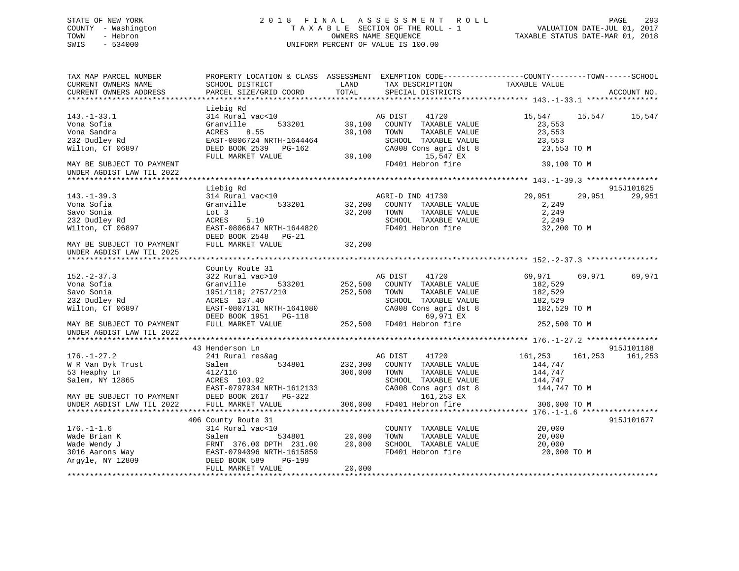STATE OF NEW YORK
COUNTY - Washington
TOWN - Hebron
SWIS - 534000

2018 FINAL ASSESSMENT ROLL
TAXABLE SECTION OF THE ROLL - 1
OWNERS NAME SEQUENCE
UNIFORM PERCENT OF VALUE IS 100.00

VALUATION DATE-JUL 01, 2017
TAXABLE STATUS DATE-MAR 01, 2018

```
TAX MAP PARCEL NUMBER          PROPERTY LOCATION & CLASS  ASSESSMENT  EXEMPTION CODE------------------COUNTY--------TOWN------SCHOOL
CURRENT OWNERS NAME            SCHOOL DISTRICT               LAND      TAX DESCRIPTION            TAXABLE VALUE
CURRENT OWNERS ADDRESS         PARCEL SIZE/GRID COORD        TOTAL     SPECIAL DISTRICTS                                  ACCOUNT NO.
******************************************************************************************************* 143.-1-33.1 ****************
                               Liebig Rd
143.-1-33.1                    314 Rural vac<10                        AG DIST    41720              15,547     15,547     15,547
Vona Sofia                     Granville      533201        39,100   COUNTY  TAXABLE VALUE             23,553
Vona Sandra                    ACRES    8.55                39,100   TOWN    TAXABLE VALUE             23,553
232 Dudley Rd                  EAST-0806724 NRTH-1644464             SCHOOL  TAXABLE VALUE             23,553
Wilton, CT 06897               DEED BOOK 2539   PG-162               CA008 Cons agri dst 8              23,553 TO M
                               FULL MARKET VALUE            39,100          15,547 EX
MAY BE SUBJECT TO PAYMENT                                            FD401 Hebron fire                  39,100 TO M
UNDER AGDIST LAW TIL 2022
******************************************************************************************************* 143.-1-39.3 ****************
                               Liebig Rd                                                                               915J101625
143.-1-39.3                    314 Rural vac<10                        AGRI-D IND 41730              29,951     29,951     29,951
Vona Sofia                     Granville      533201        32,200   COUNTY  TAXABLE VALUE              2,249
Savo Sonia                     Lot 3                        32,200   TOWN    TAXABLE VALUE              2,249
232 Dudley Rd                  ACRES    5.10                         SCHOOL  TAXABLE VALUE              2,249
Wilton, CT 06897               EAST-0806647 NRTH-1644820             FD401 Hebron fire                  32,200 TO M
                               DEED BOOK 2548   PG-21
MAY BE SUBJECT TO PAYMENT      FULL MARKET VALUE            32,200
UNDER AGDIST LAW TIL 2025
******************************************************************************************************* 152.-2-37.3 ****************
                               County Route 31
152.-2-37.3                    322 Rural vac>10                        AG DIST    41720              69,971     69,971     69,971
Vona Sofia                     Granville      533201       252,500   COUNTY  TAXABLE VALUE            182,529
Savo Sonia                     1951/118; 2757/210          252,500   TOWN    TAXABLE VALUE            182,529
232 Dudley Rd                  ACRES  137.40                         SCHOOL  TAXABLE VALUE            182,529
Wilton, CT 06897               EAST-0807131 NRTH-1641080             CA008 Cons agri dst 8             182,529 TO M
                               DEED BOOK 1951   PG-118                      69,971 EX
MAY BE SUBJECT TO PAYMENT      FULL MARKET VALUE           252,500   FD401 Hebron fire                 252,500 TO M
UNDER AGDIST LAW TIL 2022
******************************************************************************************************* 176.-1-27.2 ****************
                               43 Henderson Ln                                                                          915J101188
176.-1-27.2                    241 Rural res&ag                        AG DIST    41720             161,253    161,253    161,253
W R Van Dyk Trust              Salem          534801       232,300   COUNTY  TAXABLE VALUE            144,747
53 Heaphy Ln                   412/116                     306,000   TOWN    TAXABLE VALUE            144,747
Salem, NY 12865                ACRES  103.92                         SCHOOL  TAXABLE VALUE            144,747
                               EAST-0797934 NRTH-1612133             CA008 Cons agri dst 8             144,747 TO M
MAY BE SUBJECT TO PAYMENT      DEED BOOK 2617   PG-322                     161,253 EX
UNDER AGDIST LAW TIL 2022      FULL MARKET VALUE           306,000   FD401 Hebron fire                 306,000 TO M
******************************************************************************************************* 176.-1-1.6 *****************
                               406 County Route 31                                                                      915J101677
176.-1-1.6                     314 Rural vac<10                        COUNTY  TAXABLE VALUE             20,000
Wade Brian K                   Salem          534801        20,000   TOWN    TAXABLE VALUE             20,000
Wade Wendy J                   FRNT 376.00 DPTH 231.00      20,000   SCHOOL  TAXABLE VALUE             20,000
3016 Aarons Way                EAST-0794096 NRTH-1615859             FD401 Hebron fire                  20,000 TO M
Argyle, NY 12809               DEED BOOK 589    PG-199
                               FULL MARKET VALUE            20,000
************************************************************************************************************************************
```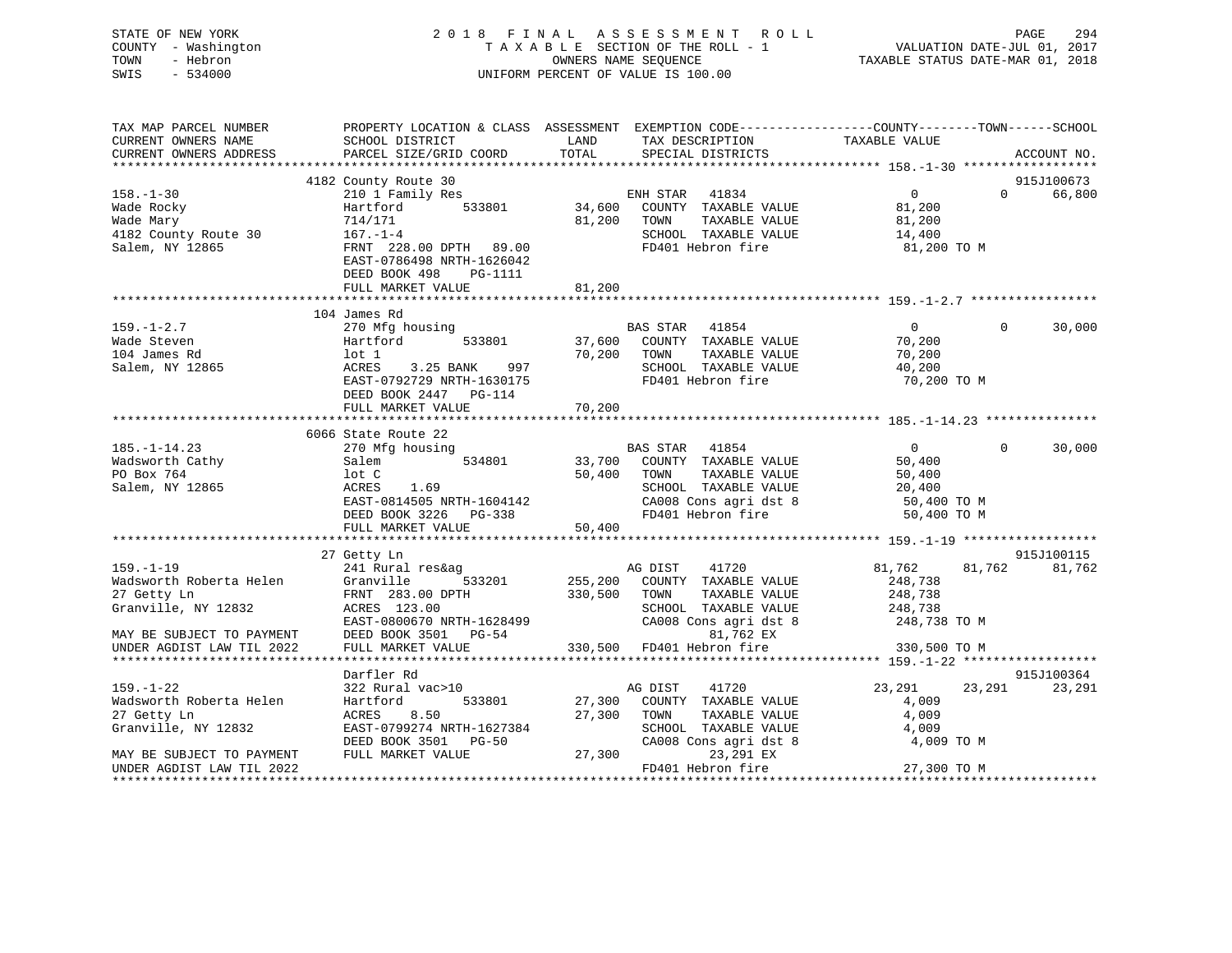STATE OF NEW YORK
COUNTY - Washington
TOWN - Hebron
SWIS - 534000

2 0 1 8 F I N A L A S S E S S M E N T R O L L
T A X A B L E SECTION OF THE ROLL - 1
OWNERS NAME SEQUENCE
UNIFORM PERCENT OF VALUE IS 100.00

VALUATION DATE-JUL 01, 2017
TAXABLE STATUS DATE-MAR 01, 2018

```
TAX MAP PARCEL NUMBER          PROPERTY LOCATION & CLASS  ASSESSMENT  EXEMPTION CODE------------------COUNTY--------TOWN------SCHOOL
CURRENT OWNERS NAME            SCHOOL DISTRICT               LAND      TAX DESCRIPTION              TAXABLE VALUE
CURRENT OWNERS ADDRESS         PARCEL SIZE/GRID COORD        TOTAL     SPECIAL DISTRICTS                                        ACCOUNT NO.
******************************************************************************************************* 158.-1-30 ******************
                               4182 County Route 30                                                                          915J100673
158.-1-30                      210 1 Family Res                      ENH STAR   41834                  0             0     66,800
Wade Rocky                     Hartford        533801        34,600   COUNTY  TAXABLE VALUE         81,200
Wade Mary                      714/171                       81,200   TOWN    TAXABLE VALUE         81,200
4182 County Route 30           167.-1-4                               SCHOOL  TAXABLE VALUE         14,400
Salem, NY 12865                FRNT 228.00 DPTH  89.00                FD401 Hebron fire              81,200 TO M
                               EAST-0786498 NRTH-1626042
                               DEED BOOK 498    PG-1111
                               FULL MARKET VALUE             81,200
******************************************************************************************************* 159.-1-2.7 *****************
                               104 James Rd
159.-1-2.7                     270 Mfg housing                       BAS STAR   41854                  0             0     30,000
Wade Steven                    Hartford        533801        37,600   COUNTY  TAXABLE VALUE         70,200
104 James Rd                   lot 1                         70,200   TOWN    TAXABLE VALUE         70,200
Salem, NY 12865                ACRES    3.25 BANK    997              SCHOOL  TAXABLE VALUE         40,200
                               EAST-0792729 NRTH-1630175              FD401 Hebron fire              70,200 TO M
                               DEED BOOK 2447   PG-114
                               FULL MARKET VALUE             70,200
******************************************************************************************************* 185.-1-14.23 ***************
                               6066 State Route 22
185.-1-14.23                   270 Mfg housing                       BAS STAR   41854                  0             0     30,000
Wadsworth Cathy                Salem           534801        33,700   COUNTY  TAXABLE VALUE         50,400
PO Box 764                     lot C                         50,400   TOWN    TAXABLE VALUE         50,400
Salem, NY 12865                ACRES    1.69                          SCHOOL  TAXABLE VALUE         20,400
                               EAST-0814505 NRTH-1604142              CA008 Cons agri dst 8          50,400 TO M
                               DEED BOOK 3226   PG-338                FD401 Hebron fire              50,400 TO M
                               FULL MARKET VALUE             50,400
******************************************************************************************************* 159.-1-19 ******************
                               27 Getty Ln                                                                                   915J100115
159.-1-19                      241 Rural res&ag                      AG DIST    41720             81,762        81,762     81,762
Wadsworth Roberta Helen        Granville       533201       255,200   COUNTY  TAXABLE VALUE        248,738
27 Getty Ln                    FRNT 283.00 DPTH             330,500   TOWN    TAXABLE VALUE        248,738
Granville, NY 12832            ACRES  123.00                          SCHOOL  TAXABLE VALUE        248,738
                               EAST-0800670 NRTH-1628499              CA008 Cons agri dst 8         248,738 TO M
MAY BE SUBJECT TO PAYMENT      DEED BOOK 3501   PG-54                        81,762 EX
UNDER AGDIST LAW TIL 2022      FULL MARKET VALUE            330,500   FD401 Hebron fire             330,500 TO M
******************************************************************************************************* 159.-1-22 ******************
                               Darfler Rd                                                                                    915J100364
159.-1-22                      322 Rural vac>10                      AG DIST    41720             23,291        23,291     23,291
Wadsworth Roberta Helen        Hartford        533801        27,300   COUNTY  TAXABLE VALUE          4,009
27 Getty Ln                    ACRES    8.50                 27,300   TOWN    TAXABLE VALUE          4,009
Granville, NY 12832            EAST-0799274 NRTH-1627384              SCHOOL  TAXABLE VALUE          4,009
                               DEED BOOK 3501   PG-50                 CA008 Cons agri dst 8           4,009 TO M
MAY BE SUBJECT TO PAYMENT      FULL MARKET VALUE             27,300          23,291 EX
UNDER AGDIST LAW TIL 2022                                             FD401 Hebron fire              27,300 TO M
************************************************************************************************************************************
```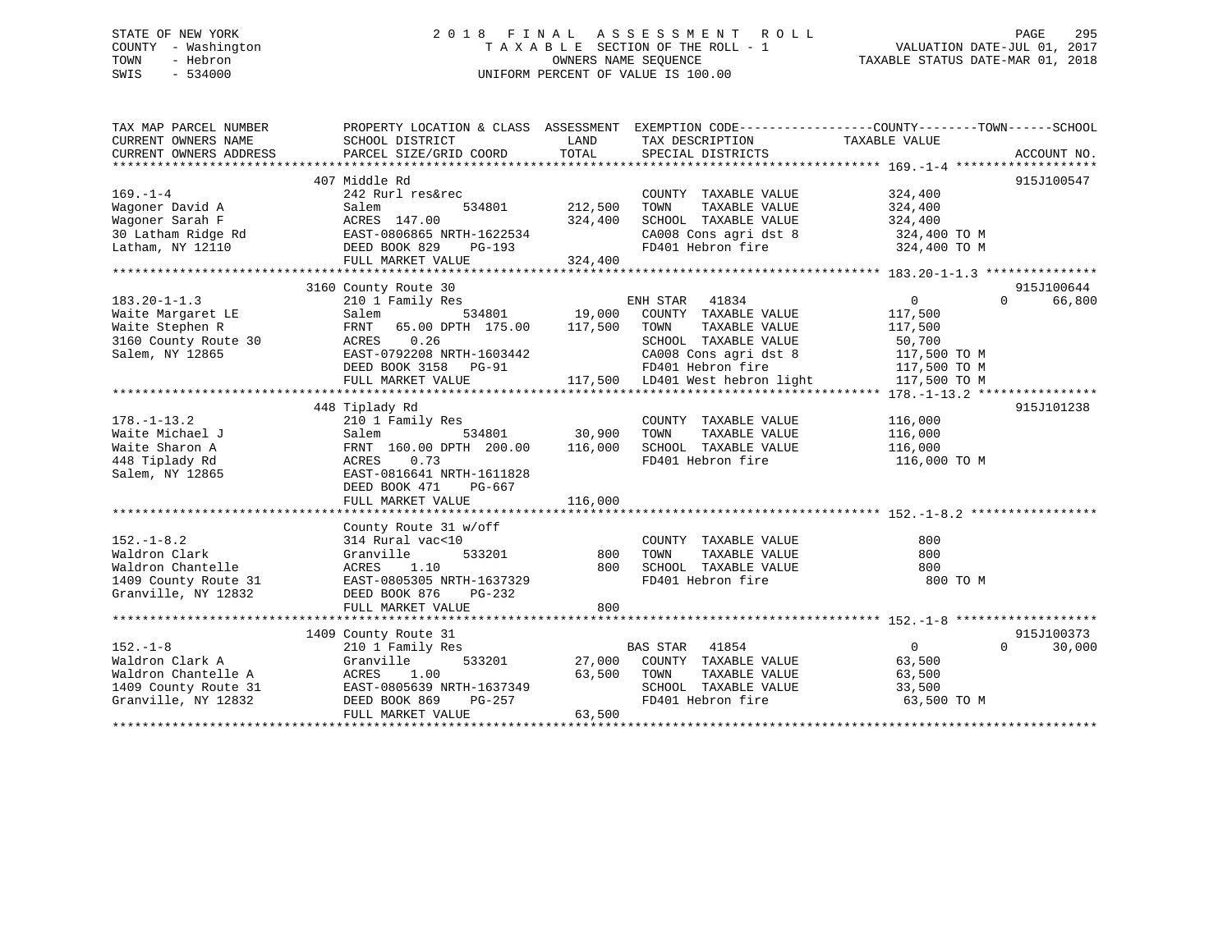STATE OF NEW YORK
COUNTY - Washington
TOWN - Hebron
SWIS - 534000

# 2018 FINAL ASSESSMENT ROLL

TAXABLE SECTION OF THE ROLL - 1
OWNERS NAME SEQUENCE
UNIFORM PERCENT OF VALUE IS 100.00

VALUATION DATE-JUL 01, 2017
TAXABLE STATUS DATE-MAR 01, 2018

| TAX MAP PARCEL NUMBER / CURRENT OWNERS NAME / CURRENT OWNERS ADDRESS | PROPERTY LOCATION & CLASS / SCHOOL DISTRICT / PARCEL SIZE/GRID COORD | ASSESSMENT LAND / TOTAL | EXEMPTION CODE / TAX DESCRIPTION / SPECIAL DISTRICTS | COUNTY | TOWN | SCHOOL / TAXABLE VALUE | ACCOUNT NO. |
|---|---|---|---|---|---|---|---|
| **169.-1-4** | 407 Middle Rd | | | | | | 915J100547 |
| 169.-1-4 | 242 Rurl res&rec | | COUNTY TAXABLE VALUE | 324,400 | | | |
| Wagoner David A | Salem 534801 | 212,500 | TOWN TAXABLE VALUE | | 324,400 | | |
| Wagoner Sarah F | ACRES 147.00 | 324,400 | SCHOOL TAXABLE VALUE | | | 324,400 | |
| 30 Latham Ridge Rd | EAST-0806865 NRTH-1622534 | | CA008 Cons agri dst 8 | 324,400 TO M | | | |
| Latham, NY 12110 | DEED BOOK 829 PG-193 | | FD401 Hebron fire | 324,400 TO M | | | |
| | FULL MARKET VALUE | 324,400 | | | | | |
| **183.20-1-1.3** | 3160 County Route 30 | | | | | | 915J100644 |
| 183.20-1-1.3 | 210 1 Family Res | | ENH STAR 41834 | 0 | 0 | 66,800 | |
| Waite Margaret LE | Salem 534801 | 19,000 | COUNTY TAXABLE VALUE | 117,500 | | | |
| Waite Stephen R | FRNT 65.00 DPTH 175.00 | 117,500 | TOWN TAXABLE VALUE | | 117,500 | | |
| 3160 County Route 30 | ACRES 0.26 | | SCHOOL TAXABLE VALUE | | | 50,700 | |
| Salem, NY 12865 | EAST-0792208 NRTH-1603442 | | CA008 Cons agri dst 8 | 117,500 TO M | | | |
| | DEED BOOK 3158 PG-91 | | FD401 Hebron fire | 117,500 TO M | | | |
| | FULL MARKET VALUE | 117,500 | LD401 West hebron light | 117,500 TO M | | | |
| **178.-1-13.2** | 448 Tiplady Rd | | | | | | 915J101238 |
| 178.-1-13.2 | 210 1 Family Res | | COUNTY TAXABLE VALUE | 116,000 | | | |
| Waite Michael J | Salem 534801 | 30,900 | TOWN TAXABLE VALUE | | 116,000 | | |
| Waite Sharon A | FRNT 160.00 DPTH 200.00 | 116,000 | SCHOOL TAXABLE VALUE | | | 116,000 | |
| 448 Tiplady Rd | ACRES 0.73 | | FD401 Hebron fire | 116,000 TO M | | | |
| Salem, NY 12865 | EAST-0816641 NRTH-1611828 | | | | | | |
| | DEED BOOK 471 PG-667 | | | | | | |
| | FULL MARKET VALUE | 116,000 | | | | | |
| **152.-1-8.2** | County Route 31 w/off | | | | | | |
| 152.-1-8.2 | 314 Rural vac<10 | | COUNTY TAXABLE VALUE | 800 | | | |
| Waldron Clark | Granville 533201 | 800 | TOWN TAXABLE VALUE | | 800 | | |
| Waldron Chantelle | ACRES 1.10 | 800 | SCHOOL TAXABLE VALUE | | | 800 | |
| 1409 County Route 31 | EAST-0805305 NRTH-1637329 | | FD401 Hebron fire | 800 TO M | | | |
| Granville, NY 12832 | DEED BOOK 876 PG-232 | | | | | | |
| | FULL MARKET VALUE | 800 | | | | | |
| **152.-1-8** | 1409 County Route 31 | | | | | | 915J100373 |
| 152.-1-8 | 210 1 Family Res | | BAS STAR 41854 | 0 | 0 | 30,000 | |
| Waldron Clark A | Granville 533201 | 27,000 | COUNTY TAXABLE VALUE | 63,500 | | | |
| Waldron Chantelle A | ACRES 1.00 | 63,500 | TOWN TAXABLE VALUE | | 63,500 | | |
| 1409 County Route 31 | EAST-0805639 NRTH-1637349 | | SCHOOL TAXABLE VALUE | | | 33,500 | |
| Granville, NY 12832 | DEED BOOK 869 PG-257 | | FD401 Hebron fire | 63,500 TO M | | | |
| | FULL MARKET VALUE | 63,500 | | | | | |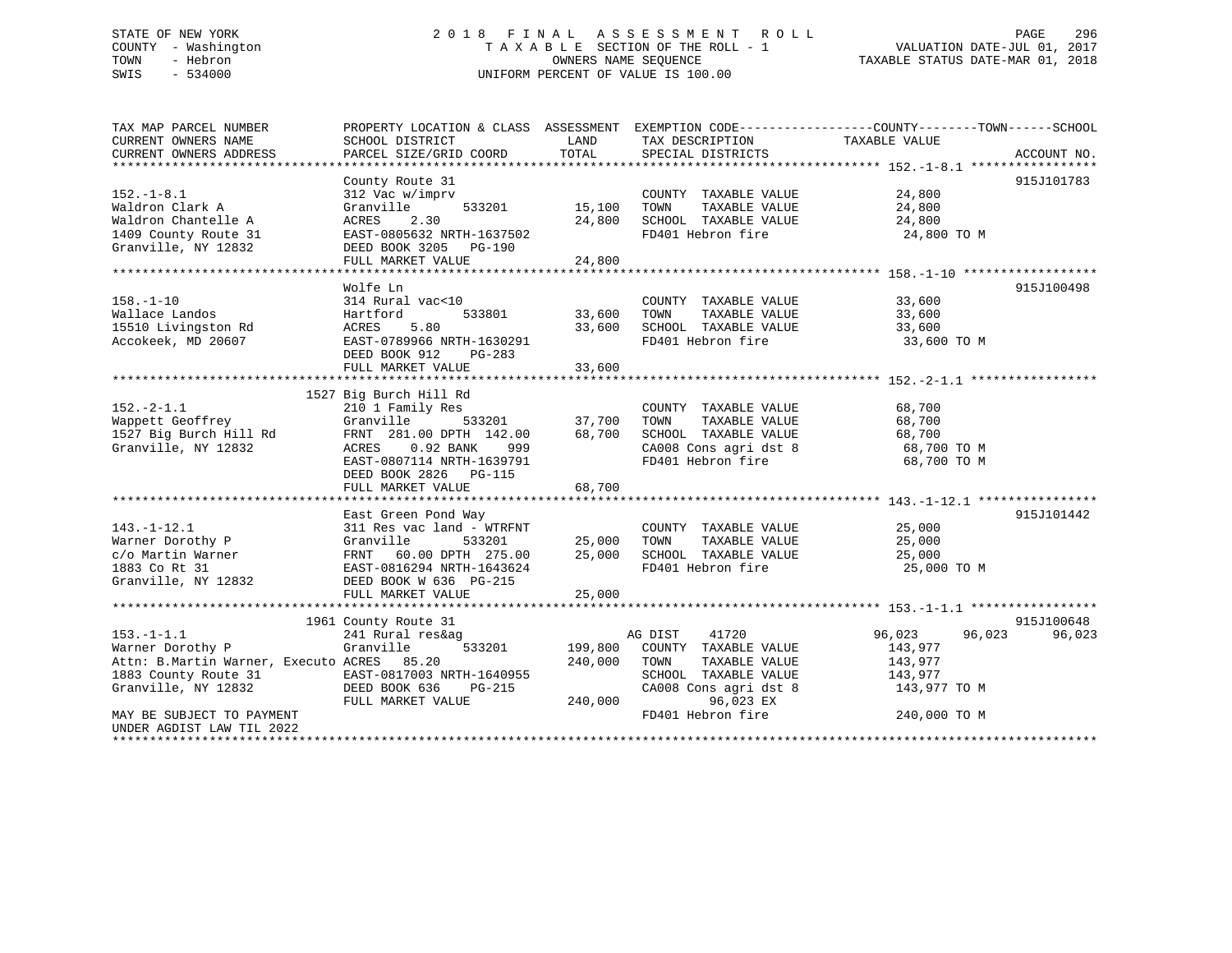STATE OF NEW YORK
COUNTY - Washington
TOWN - Hebron
SWIS - 534000

# 2018 FINAL ASSESSMENT ROLL
TAXABLE SECTION OF THE ROLL - 1
OWNERS NAME SEQUENCE
UNIFORM PERCENT OF VALUE IS 100.00

VALUATION DATE-JUL 01, 2017
TAXABLE STATUS DATE-MAR 01, 2018

| TAX MAP PARCEL NUMBER / CURRENT OWNERS NAME / CURRENT OWNERS ADDRESS | PROPERTY LOCATION & CLASS / SCHOOL DISTRICT / PARCEL SIZE/GRID COORD | ASSESSMENT LAND | TOTAL | EXEMPTION CODE / TAX DESCRIPTION / SPECIAL DISTRICTS | COUNTY TAXABLE VALUE | TOWN | SCHOOL | ACCOUNT NO. |
|---|---|---|---|---|---|---|---|---|
| **152.-1-8.1** | County Route 31 | | | | | | | 915J101783 |
| 152.-1-8.1 | 312 Vac w/imprv | | | COUNTY TAXABLE VALUE | 24,800 | | | |
| Waldron Clark A | Granville 533201 | 15,100 | | TOWN TAXABLE VALUE | 24,800 | | | |
| Waldron Chantelle A | ACRES 2.30 | | 24,800 | SCHOOL TAXABLE VALUE | 24,800 | | | |
| 1409 County Route 31 | EAST-0805632 NRTH-1637502 | | | FD401 Hebron fire | 24,800 TO M | | | |
| Granville, NY 12832 | DEED BOOK 3205 PG-190 | | | | | | | |
| | FULL MARKET VALUE | | 24,800 | | | | | |
| **158.-1-10** | Wolfe Ln | | | | | | | 915J100498 |
| 158.-1-10 | 314 Rural vac<10 | | | COUNTY TAXABLE VALUE | 33,600 | | | |
| Wallace Landos | Hartford 533801 | 33,600 | | TOWN TAXABLE VALUE | 33,600 | | | |
| 15510 Livingston Rd | ACRES 5.80 | | 33,600 | SCHOOL TAXABLE VALUE | 33,600 | | | |
| Accokeek, MD 20607 | EAST-0789966 NRTH-1630291 | | | FD401 Hebron fire | 33,600 TO M | | | |
| | DEED BOOK 912 PG-283 | | | | | | | |
| | FULL MARKET VALUE | | 33,600 | | | | | |
| **152.-2-1.1** | 1527 Big Burch Hill Rd | | | | | | | |
| 152.-2-1.1 | 210 1 Family Res | | | COUNTY TAXABLE VALUE | 68,700 | | | |
| Wappett Geoffrey | Granville 533201 | 37,700 | | TOWN TAXABLE VALUE | 68,700 | | | |
| 1527 Big Burch Hill Rd | FRNT 281.00 DPTH 142.00 | | 68,700 | SCHOOL TAXABLE VALUE | 68,700 | | | |
| Granville, NY 12832 | ACRES 0.92 BANK 999 | | | CA008 Cons agri dst 8 | 68,700 TO M | | | |
| | EAST-0807114 NRTH-1639791 | | | FD401 Hebron fire | 68,700 TO M | | | |
| | DEED BOOK 2826 PG-115 | | | | | | | |
| | FULL MARKET VALUE | | 68,700 | | | | | |
| **143.-1-12.1** | East Green Pond Way | | | | | | | 915J101442 |
| 143.-1-12.1 | 311 Res vac land - WTRFNT | | | COUNTY TAXABLE VALUE | 25,000 | | | |
| Warner Dorothy P | Granville 533201 | 25,000 | | TOWN TAXABLE VALUE | 25,000 | | | |
| c/o Martin Warner | FRNT 60.00 DPTH 275.00 | | 25,000 | SCHOOL TAXABLE VALUE | 25,000 | | | |
| 1883 Co Rt 31 | EAST-0816294 NRTH-1643624 | | | FD401 Hebron fire | 25,000 TO M | | | |
| Granville, NY 12832 | DEED BOOK W 636 PG-215 | | | | | | | |
| | FULL MARKET VALUE | | 25,000 | | | | | |
| **153.-1-1.1** | 1961 County Route 31 | | | | | | | 915J100648 |
| 153.-1-1.1 | 241 Rural res&ag | | | AG DIST 41720 | 96,023 | 96,023 | 96,023 | |
| Warner Dorothy P | Granville 533201 | 199,800 | | COUNTY TAXABLE VALUE | 143,977 | | | |
| Attn: B.Martin Warner, Executo | ACRES 85.20 | | 240,000 | TOWN TAXABLE VALUE | 143,977 | | | |
| 1883 County Route 31 | EAST-0817003 NRTH-1640955 | | | SCHOOL TAXABLE VALUE | 143,977 | | | |
| Granville, NY 12832 | DEED BOOK 636 PG-215 | | | CA008 Cons agri dst 8 | 143,977 TO M | | | |
| | FULL MARKET VALUE | | 240,000 | 96,023 EX | | | | |
| MAY BE SUBJECT TO PAYMENT | | | | FD401 Hebron fire | 240,000 TO M | | | |
| UNDER AGDIST LAW TIL 2022 | | | | | | | | |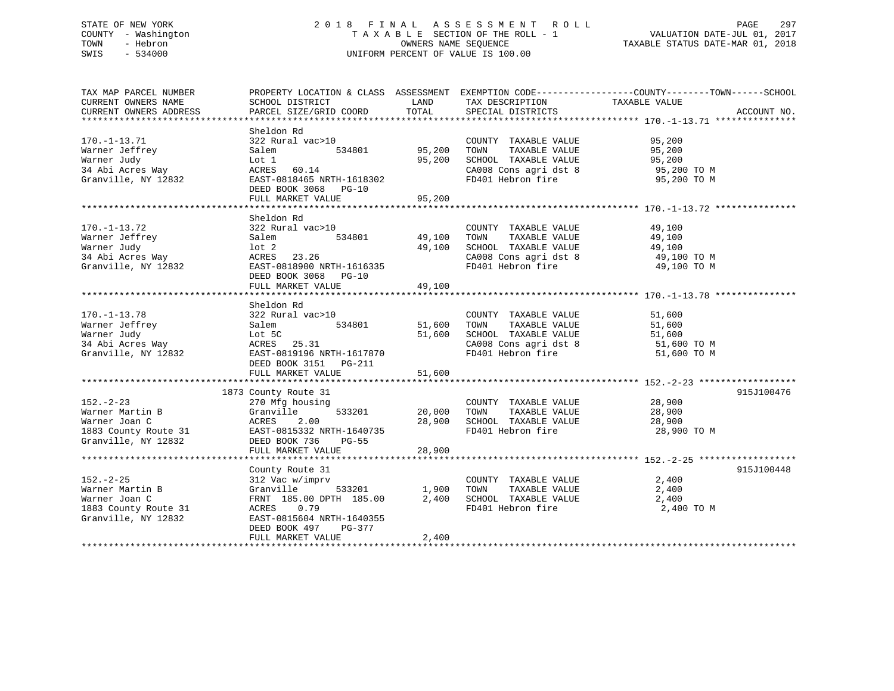STATE OF NEW YORK
COUNTY - Washington
TOWN - Hebron
SWIS - 534000

2 0 1 8 F I N A L A S S E S S M E N T R O L L
T A X A B L E SECTION OF THE ROLL - 1
OWNERS NAME SEQUENCE
UNIFORM PERCENT OF VALUE IS 100.00

VALUATION DATE-JUL 01, 2017
TAXABLE STATUS DATE-MAR 01, 2018

| TAX MAP PARCEL NUMBER / CURRENT OWNERS NAME / CURRENT OWNERS ADDRESS | PROPERTY LOCATION & CLASS / SCHOOL DISTRICT / PARCEL SIZE/GRID COORD | ASSESSMENT LAND | TOTAL | EXEMPTION CODE / TAX DESCRIPTION / SPECIAL DISTRICTS | TAXABLE VALUE (COUNTY / TOWN / SCHOOL) | ACCOUNT NO. |
|---|---|---|---|---|---|---|
| 170.-1-13.71 | Sheldon Rd | | | | | |
| | 322 Rural vac>10 | | | COUNTY TAXABLE VALUE | 95,200 | |
| Warner Jeffrey | Salem 534801 | 95,200 | | TOWN TAXABLE VALUE | 95,200 | |
| Warner Judy | Lot 1 | | 95,200 | SCHOOL TAXABLE VALUE | 95,200 | |
| 34 Abi Acres Way | ACRES 60.14 | | | CA008 Cons agri dst 8 | 95,200 TO M | |
| Granville, NY 12832 | EAST-0818465 NRTH-1618302 | | | FD401 Hebron fire | 95,200 TO M | |
| | DEED BOOK 3068 PG-10 | | | | | |
| | FULL MARKET VALUE | | 95,200 | | | |
| 170.-1-13.72 | Sheldon Rd | | | | | |
| | 322 Rural vac>10 | | | COUNTY TAXABLE VALUE | 49,100 | |
| Warner Jeffrey | Salem 534801 | 49,100 | | TOWN TAXABLE VALUE | 49,100 | |
| Warner Judy | lot 2 | | 49,100 | SCHOOL TAXABLE VALUE | 49,100 | |
| 34 Abi Acres Way | ACRES 23.26 | | | CA008 Cons agri dst 8 | 49,100 TO M | |
| Granville, NY 12832 | EAST-0818900 NRTH-1616335 | | | FD401 Hebron fire | 49,100 TO M | |
| | DEED BOOK 3068 PG-10 | | | | | |
| | FULL MARKET VALUE | | 49,100 | | | |
| 170.-1-13.78 | Sheldon Rd | | | | | |
| | 322 Rural vac>10 | | | COUNTY TAXABLE VALUE | 51,600 | |
| Warner Jeffrey | Salem 534801 | 51,600 | | TOWN TAXABLE VALUE | 51,600 | |
| Warner Judy | Lot 5C | | 51,600 | SCHOOL TAXABLE VALUE | 51,600 | |
| 34 Abi Acres Way | ACRES 25.31 | | | CA008 Cons agri dst 8 | 51,600 TO M | |
| Granville, NY 12832 | EAST-0819196 NRTH-1617870 | | | FD401 Hebron fire | 51,600 TO M | |
| | DEED BOOK 3151 PG-211 | | | | | |
| | FULL MARKET VALUE | | 51,600 | | | |
| 152.-2-23 | 1873 County Route 31 | | | | | 915J100476 |
| | 270 Mfg housing | | | COUNTY TAXABLE VALUE | 28,900 | |
| Warner Martin B | Granville 533201 | 20,000 | | TOWN TAXABLE VALUE | 28,900 | |
| Warner Joan C | ACRES 2.00 | | 28,900 | SCHOOL TAXABLE VALUE | 28,900 | |
| 1883 County Route 31 | EAST-0815332 NRTH-1640735 | | | FD401 Hebron fire | 28,900 TO M | |
| Granville, NY 12832 | DEED BOOK 736 PG-55 | | | | | |
| | FULL MARKET VALUE | | 28,900 | | | |
| 152.-2-25 | County Route 31 | | | | | 915J100448 |
| | 312 Vac w/imprv | | | COUNTY TAXABLE VALUE | 2,400 | |
| Warner Martin B | Granville 533201 | 1,900 | | TOWN TAXABLE VALUE | 2,400 | |
| Warner Joan C | FRNT 185.00 DPTH 185.00 | | 2,400 | SCHOOL TAXABLE VALUE | 2,400 | |
| 1883 County Route 31 | ACRES 0.79 | | | FD401 Hebron fire | 2,400 TO M | |
| Granville, NY 12832 | EAST-0815604 NRTH-1640355 | | | | | |
| | DEED BOOK 497 PG-377 | | | | | |
| | FULL MARKET VALUE | | 2,400 | | | |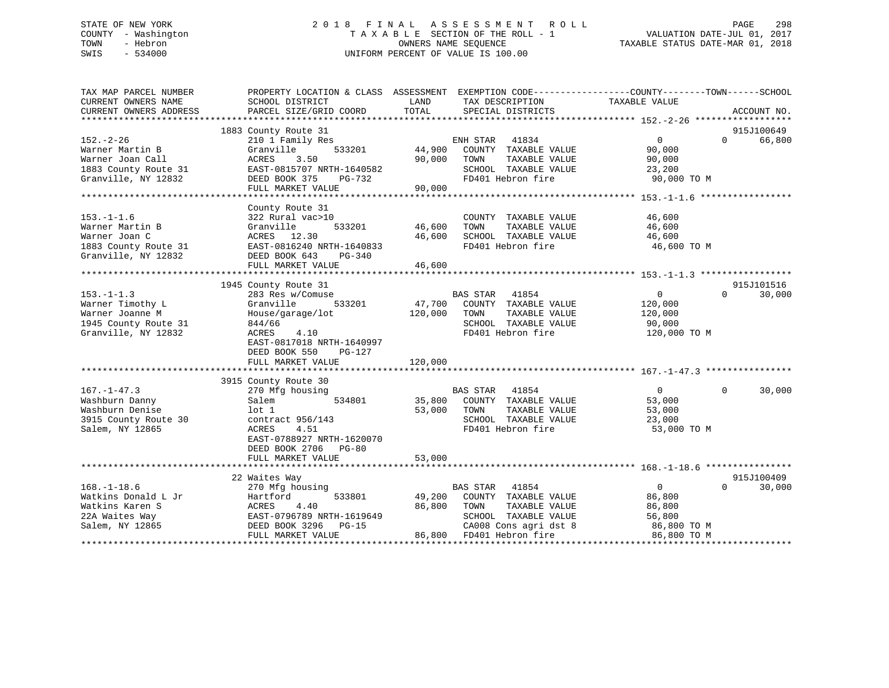STATE OF NEW YORK
COUNTY - Washington
TOWN - Hebron
SWIS - 534000

2 0 1 8 F I N A L A S S E S S M E N T R O L L
T A X A B L E SECTION OF THE ROLL - 1
OWNERS NAME SEQUENCE
UNIFORM PERCENT OF VALUE IS 100.00

VALUATION DATE-JUL 01, 2017
TAXABLE STATUS DATE-MAR 01, 2018

```
TAX MAP PARCEL NUMBER          PROPERTY LOCATION & CLASS  ASSESSMENT  EXEMPTION CODE-----------------COUNTY--------TOWN------SCHOOL
CURRENT OWNERS NAME            SCHOOL DISTRICT              LAND      TAX DESCRIPTION             TAXABLE VALUE
CURRENT OWNERS ADDRESS         PARCEL SIZE/GRID COORD       TOTAL     SPECIAL DISTRICTS                                    ACCOUNT NO.
******************************************************************************************************* 152.-2-26 ******************
                              1883 County Route 31                                                                        915J100649
152.-2-26                      210 1 Family Res                   ENH STAR  41834                  0            0       66,800
Warner Martin B                Granville        533201     44,900   COUNTY  TAXABLE VALUE          90,000
Warner Joan Call               ACRES    3.50               90,000   TOWN    TAXABLE VALUE          90,000
1883 County Route 31           EAST-0815707 NRTH-1640582            SCHOOL  TAXABLE VALUE          23,200
Granville, NY 12832            DEED BOOK 375    PG-732              FD401 Hebron fire               90,000 TO M
                               FULL MARKET VALUE            90,000
******************************************************************************************************* 153.-1-1.6 *****************
                              County Route 31
153.-1-1.6                     322 Rural vac>10                     COUNTY  TAXABLE VALUE          46,600
Warner Martin B                Granville        533201     46,600   TOWN    TAXABLE VALUE          46,600
Warner Joan C                  ACRES   12.30               46,600   SCHOOL  TAXABLE VALUE          46,600
1883 County Route 31           EAST-0816240 NRTH-1640833            FD401 Hebron fire               46,600 TO M
Granville, NY 12832            DEED BOOK 643    PG-340
                               FULL MARKET VALUE            46,600
******************************************************************************************************* 153.-1-1.3 *****************
                              1945 County Route 31                                                                        915J101516
153.-1-1.3                     283 Res w/Comuse                   BAS STAR  41854                  0            0       30,000
Warner Timothy L               Granville        533201     47,700   COUNTY  TAXABLE VALUE         120,000
Warner Joanne M                House/garage/lot           120,000   TOWN    TAXABLE VALUE         120,000
1945 County Route 31           844/66                               SCHOOL  TAXABLE VALUE          90,000
Granville, NY 12832            ACRES    4.10                        FD401 Hebron fire              120,000 TO M
                               EAST-0817018 NRTH-1640997
                               DEED BOOK 550    PG-127
                               FULL MARKET VALUE           120,000
******************************************************************************************************* 167.-1-47.3 ****************
                              3915 County Route 30
167.-1-47.3                    270 Mfg housing                    BAS STAR  41854                  0            0       30,000
Washburn Danny                 Salem            534801     35,800   COUNTY  TAXABLE VALUE          53,000
Washburn Denise                lot 1                       53,000   TOWN    TAXABLE VALUE          53,000
3915 County Route 30           contract 956/143                     SCHOOL  TAXABLE VALUE          23,000
Salem, NY 12865                ACRES    4.51                        FD401 Hebron fire               53,000 TO M
                               EAST-0788927 NRTH-1620070
                               DEED BOOK 2706   PG-80
                               FULL MARKET VALUE            53,000
******************************************************************************************************* 168.-1-18.6 ****************
                              22 Waites Way                                                                               915J100409
168.-1-18.6                    270 Mfg housing                    BAS STAR  41854                  0            0       30,000
Watkins Donald L Jr            Hartford         533801     49,200   COUNTY  TAXABLE VALUE          86,800
Watkins Karen S                ACRES    4.40               86,800   TOWN    TAXABLE VALUE          86,800
22A Waites Way                 EAST-0796789 NRTH-1619649            SCHOOL  TAXABLE VALUE          56,800
Salem, NY 12865                DEED BOOK 3296   PG-15               CA008 Cons agri dst 8           86,800 TO M
                               FULL MARKET VALUE            86,800  FD401 Hebron fire               86,800 TO M
************************************************************************************************************************************
```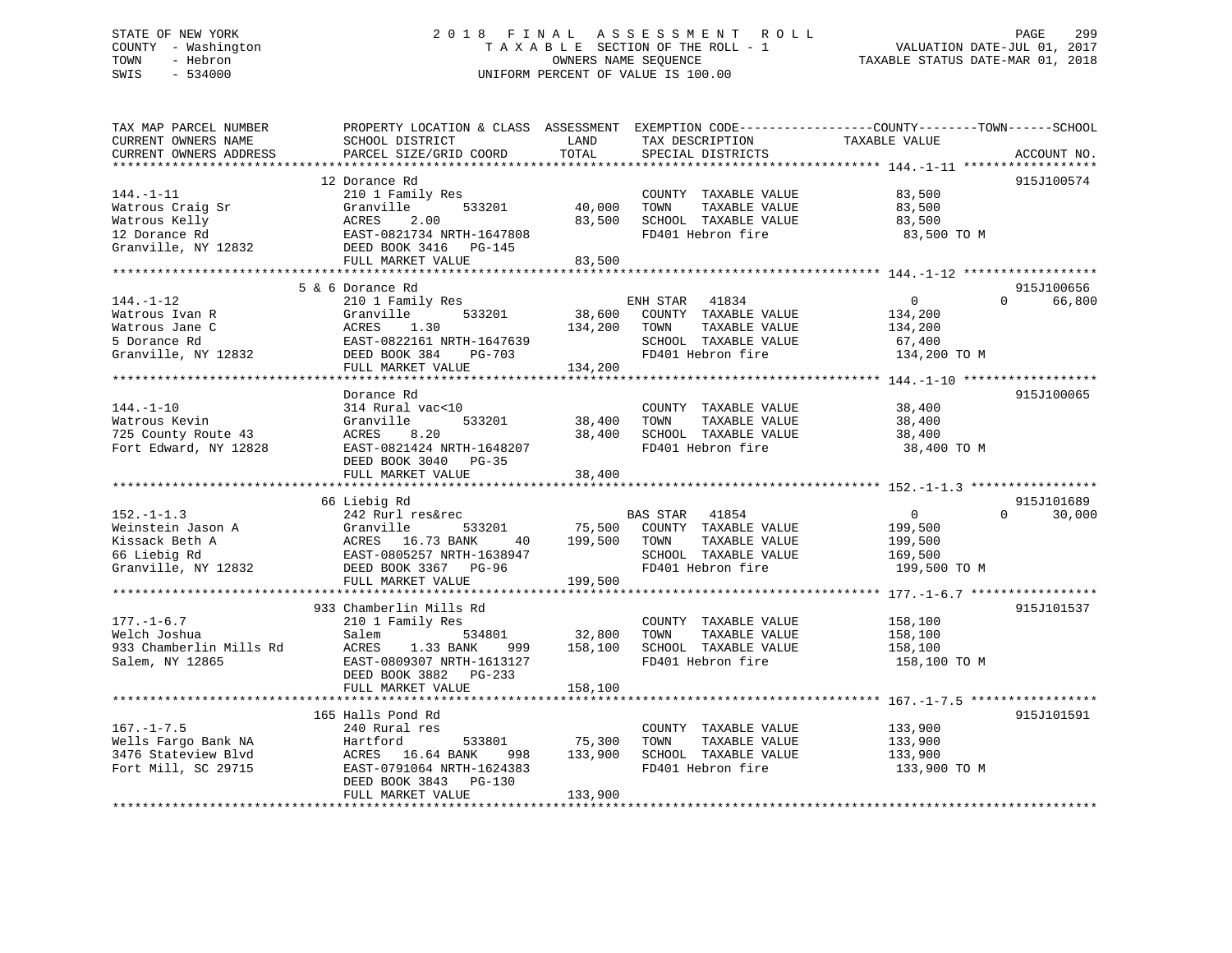STATE OF NEW YORK
COUNTY - Washington
TOWN - Hebron
SWIS - 534000

# 2018 FINAL ASSESSMENT ROLL
TAXABLE SECTION OF THE ROLL - 1
OWNERS NAME SEQUENCE
UNIFORM PERCENT OF VALUE IS 100.00

VALUATION DATE-JUL 01, 2017
TAXABLE STATUS DATE-MAR 01, 2018

| TAX MAP PARCEL NUMBER / CURRENT OWNERS NAME / CURRENT OWNERS ADDRESS | PROPERTY LOCATION & CLASS / SCHOOL DISTRICT / PARCEL SIZE/GRID COORD | ASSESSMENT LAND / TOTAL | EXEMPTION CODE / TAX DESCRIPTION / SPECIAL DISTRICTS | TAXABLE VALUE (COUNTY / TOWN / SCHOOL) | ACCOUNT NO. |
|---|---|---|---|---|---|
| 144.-1-11 | 12 Dorance Rd | | | | 915J100574 |
| Watrous Craig Sr | 210 1 Family Res | | COUNTY TAXABLE VALUE | 83,500 | |
| Watrous Kelly | Granville 533201 | 40,000 | TOWN TAXABLE VALUE | 83,500 | |
| 12 Dorance Rd | ACRES 2.00 | 83,500 | SCHOOL TAXABLE VALUE | 83,500 | |
| Granville, NY 12832 | EAST-0821734 NRTH-1647808 | | FD401 Hebron fire | 83,500 TO M | |
| | DEED BOOK 3416 PG-145 | | | | |
| | FULL MARKET VALUE | 83,500 | | | |
| 144.-1-12 | 5 & 6 Dorance Rd | | | | 915J100656 |
| Watrous Ivan R | 210 1 Family Res | | ENH STAR 41834 | 0 0 66,800 | |
| Watrous Jane C | Granville 533201 | 38,600 | COUNTY TAXABLE VALUE | 134,200 | |
| 5 Dorance Rd | ACRES 1.30 | 134,200 | TOWN TAXABLE VALUE | 134,200 | |
| Granville, NY 12832 | EAST-0822161 NRTH-1647639 | | SCHOOL TAXABLE VALUE | 67,400 | |
| | DEED BOOK 384 PG-703 | | FD401 Hebron fire | 134,200 TO M | |
| | FULL MARKET VALUE | 134,200 | | | |
| 144.-1-10 | Dorance Rd | | | | 915J100065 |
| Watrous Kevin | 314 Rural vac<10 | | COUNTY TAXABLE VALUE | 38,400 | |
| 725 County Route 43 | Granville 533201 | 38,400 | TOWN TAXABLE VALUE | 38,400 | |
| Fort Edward, NY 12828 | ACRES 8.20 | 38,400 | SCHOOL TAXABLE VALUE | 38,400 | |
| | EAST-0821424 NRTH-1648207 | | FD401 Hebron fire | 38,400 TO M | |
| | DEED BOOK 3040 PG-35 | | | | |
| | FULL MARKET VALUE | 38,400 | | | |
| 152.-1-1.3 | 66 Liebig Rd | | | | 915J101689 |
| Weinstein Jason A | 242 Rurl res&rec | | BAS STAR 41854 | 0 0 30,000 | |
| Kissack Beth A | Granville 533201 | 75,500 | COUNTY TAXABLE VALUE | 199,500 | |
| 66 Liebig Rd | ACRES 16.73 BANK 40 | 199,500 | TOWN TAXABLE VALUE | 199,500 | |
| Granville, NY 12832 | EAST-0805257 NRTH-1638947 | | SCHOOL TAXABLE VALUE | 169,500 | |
| | DEED BOOK 3367 PG-96 | | FD401 Hebron fire | 199,500 TO M | |
| | FULL MARKET VALUE | 199,500 | | | |
| 177.-1-6.7 | 933 Chamberlin Mills Rd | | | | 915J101537 |
| Welch Joshua | 210 1 Family Res | | COUNTY TAXABLE VALUE | 158,100 | |
| 933 Chamberlin Mills Rd | Salem 534801 | 32,800 | TOWN TAXABLE VALUE | 158,100 | |
| Salem, NY 12865 | ACRES 1.33 BANK 999 | 158,100 | SCHOOL TAXABLE VALUE | 158,100 | |
| | EAST-0809307 NRTH-1613127 | | FD401 Hebron fire | 158,100 TO M | |
| | DEED BOOK 3882 PG-233 | | | | |
| | FULL MARKET VALUE | 158,100 | | | |
| 167.-1-7.5 | 165 Halls Pond Rd | | | | 915J101591 |
| Wells Fargo Bank NA | 240 Rural res | | COUNTY TAXABLE VALUE | 133,900 | |
| 3476 Stateview Blvd | Hartford 533801 | 75,300 | TOWN TAXABLE VALUE | 133,900 | |
| Fort Mill, SC 29715 | ACRES 16.64 BANK 998 | 133,900 | SCHOOL TAXABLE VALUE | 133,900 | |
| | EAST-0791064 NRTH-1624383 | | FD401 Hebron fire | 133,900 TO M | |
| | DEED BOOK 3843 PG-130 | | | | |
| | FULL MARKET VALUE | 133,900 | | | |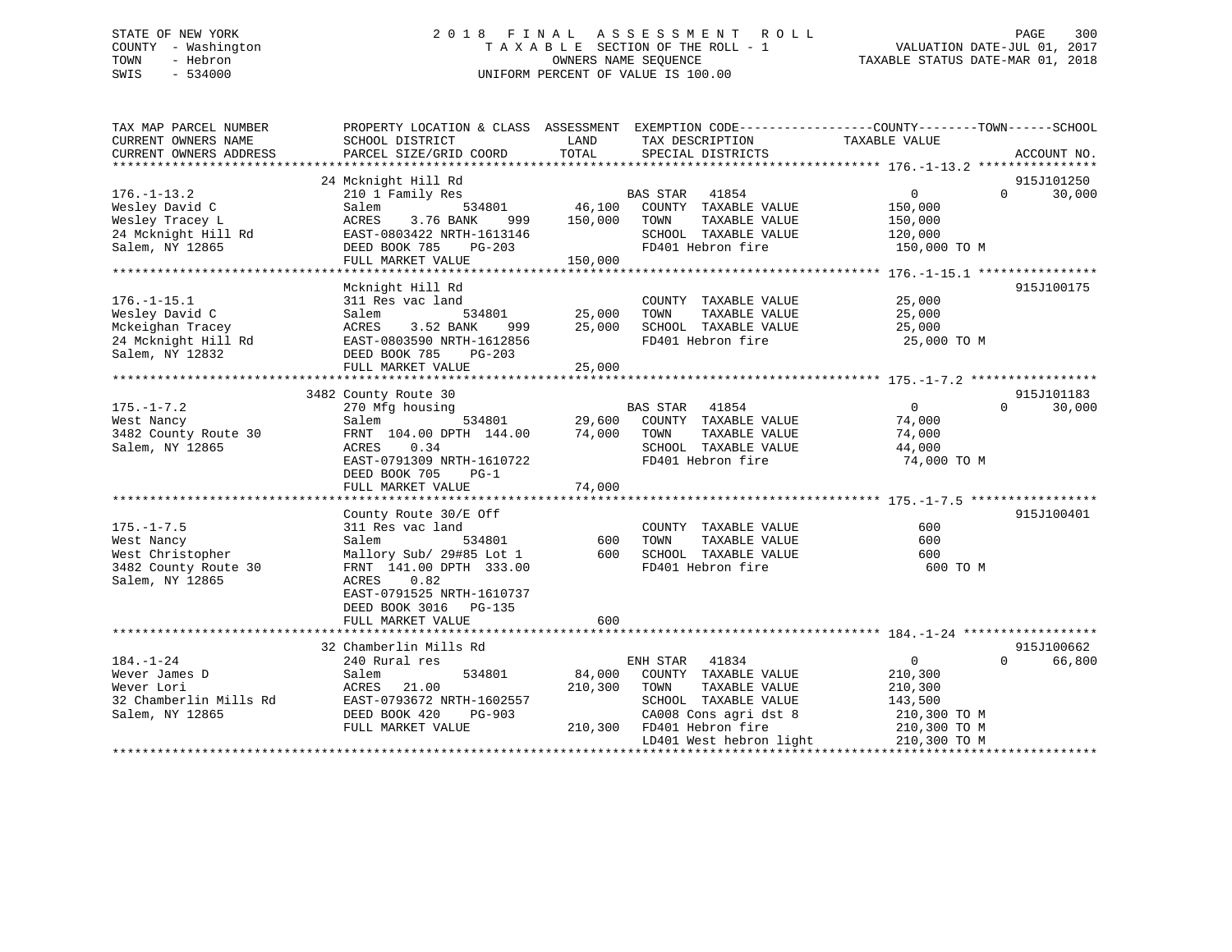STATE OF NEW YORK
COUNTY - Washington
TOWN - Hebron
SWIS - 534000

# 2018 FINAL ASSESSMENT ROLL
TAXABLE SECTION OF THE ROLL - 1
OWNERS NAME SEQUENCE
UNIFORM PERCENT OF VALUE IS 100.00

VALUATION DATE-JUL 01, 2017
TAXABLE STATUS DATE-MAR 01, 2018

| TAX MAP PARCEL NUMBER / CURRENT OWNERS NAME / CURRENT OWNERS ADDRESS | PROPERTY LOCATION & CLASS / SCHOOL DISTRICT / PARCEL SIZE/GRID COORD | ASSESSMENT LAND | TOTAL | EXEMPTION CODE / TAX DESCRIPTION / SPECIAL DISTRICTS | COUNTY TAXABLE VALUE | TOWN | SCHOOL | ACCOUNT NO. |
|---|---|---|---|---|---|---|---|---|
| **176.-1-13.2** | 24 Mcknight Hill Rd | | | | | | | 915J101250 |
| 176.-1-13.2 | 210 1 Family Res | | | BAS STAR 41854 | 0 | 0 | 30,000 | |
| Wesley David C | Salem 534801 | 46,100 | | COUNTY TAXABLE VALUE | 150,000 | | | |
| Wesley Tracey L | ACRES 3.76 BANK 999 | | 150,000 | TOWN TAXABLE VALUE | 150,000 | | | |
| 24 Mcknight Hill Rd | EAST-0803422 NRTH-1613146 | | | SCHOOL TAXABLE VALUE | 120,000 | | | |
| Salem, NY 12865 | DEED BOOK 785 PG-203 | | | FD401 Hebron fire | 150,000 TO M | | | |
| | FULL MARKET VALUE | | 150,000 | | | | | |
| **176.-1-15.1** | Mcknight Hill Rd | | | | | | | 915J100175 |
| 176.-1-15.1 | 311 Res vac land | | | COUNTY TAXABLE VALUE | 25,000 | | | |
| Wesley David C | Salem 534801 | 25,000 | | TOWN TAXABLE VALUE | 25,000 | | | |
| Mckeighan Tracey | ACRES 3.52 BANK 999 | | 25,000 | SCHOOL TAXABLE VALUE | 25,000 | | | |
| 24 Mcknight Hill Rd | EAST-0803590 NRTH-1612856 | | | FD401 Hebron fire | 25,000 TO M | | | |
| Salem, NY 12832 | DEED BOOK 785 PG-203 | | | | | | | |
| | FULL MARKET VALUE | | 25,000 | | | | | |
| **175.-1-7.2** | 3482 County Route 30 | | | | | | | 915J101183 |
| 175.-1-7.2 | 270 Mfg housing | | | BAS STAR 41854 | 0 | 0 | 30,000 | |
| West Nancy | Salem 534801 | 29,600 | | COUNTY TAXABLE VALUE | 74,000 | | | |
| 3482 County Route 30 | FRNT 104.00 DPTH 144.00 | | 74,000 | TOWN TAXABLE VALUE | 74,000 | | | |
| Salem, NY 12865 | ACRES 0.34 | | | SCHOOL TAXABLE VALUE | 44,000 | | | |
| | EAST-0791309 NRTH-1610722 | | | FD401 Hebron fire | 74,000 TO M | | | |
| | DEED BOOK 705 PG-1 | | | | | | | |
| | FULL MARKET VALUE | | 74,000 | | | | | |
| **175.-1-7.5** | County Route 30/E Off | | | | | | | 915J100401 |
| 175.-1-7.5 | 311 Res vac land | | | COUNTY TAXABLE VALUE | 600 | | | |
| West Nancy | Salem 534801 | 600 | | TOWN TAXABLE VALUE | 600 | | | |
| West Christopher | Mallory Sub/ 29#85 Lot 1 | | 600 | SCHOOL TAXABLE VALUE | 600 | | | |
| 3482 County Route 30 | FRNT 141.00 DPTH 333.00 | | | FD401 Hebron fire | 600 TO M | | | |
| Salem, NY 12865 | ACRES 0.82 | | | | | | | |
| | EAST-0791525 NRTH-1610737 | | | | | | | |
| | DEED BOOK 3016 PG-135 | | | | | | | |
| | FULL MARKET VALUE | | 600 | | | | | |
| **184.-1-24** | 32 Chamberlin Mills Rd | | | | | | | 915J100662 |
| 184.-1-24 | 240 Rural res | | | ENH STAR 41834 | 0 | 0 | 66,800 | |
| Wever James D | Salem 534801 | 84,000 | | COUNTY TAXABLE VALUE | 210,300 | | | |
| Wever Lori | ACRES 21.00 | | 210,300 | TOWN TAXABLE VALUE | 210,300 | | | |
| 32 Chamberlin Mills Rd | EAST-0793672 NRTH-1602557 | | | SCHOOL TAXABLE VALUE | 143,500 | | | |
| Salem, NY 12865 | DEED BOOK 420 PG-903 | | | CA008 Cons agri dst 8 | 210,300 TO M | | | |
| | FULL MARKET VALUE | | 210,300 | FD401 Hebron fire | 210,300 TO M | | | |
| | | | | LD401 West hebron light | 210,300 TO M | | | |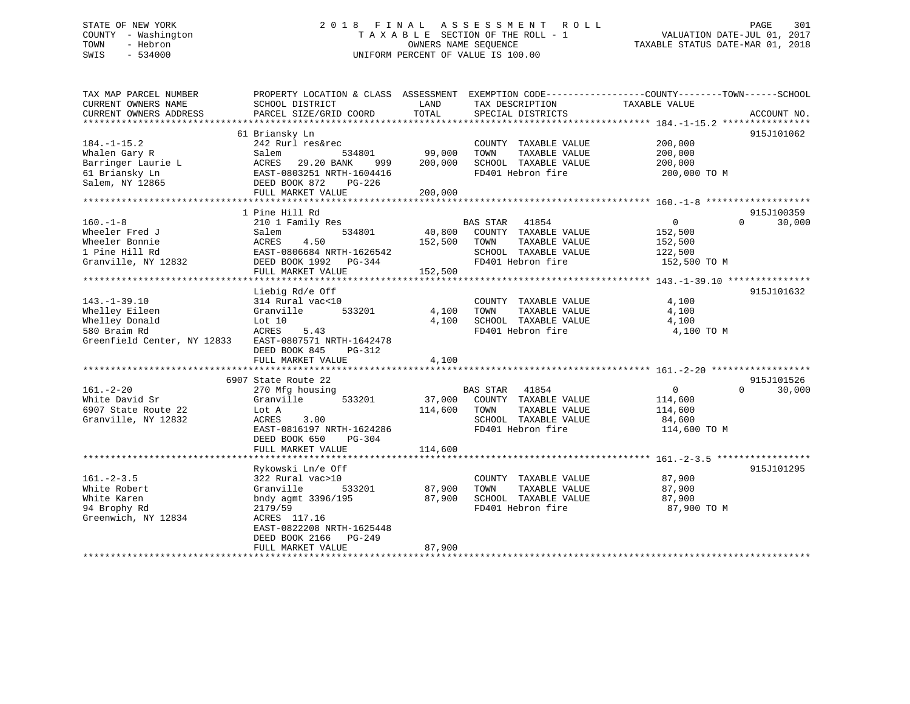STATE OF NEW YORK
COUNTY - Washington
TOWN - Hebron
SWIS - 534000

2018 FINAL ASSESSMENT ROLL
TAXABLE SECTION OF THE ROLL - 1
OWNERS NAME SEQUENCE
UNIFORM PERCENT OF VALUE IS 100.00

VALUATION DATE-JUL 01, 2017
TAXABLE STATUS DATE-MAR 01, 2018

| TAX MAP PARCEL NUMBER / CURRENT OWNERS NAME / CURRENT OWNERS ADDRESS | PROPERTY LOCATION & CLASS / SCHOOL DISTRICT / PARCEL SIZE/GRID COORD | ASSESSMENT LAND | TOTAL | EXEMPTION CODE / TAX DESCRIPTION / SPECIAL DISTRICTS | COUNTY / TAXABLE VALUE | TOWN | SCHOOL | ACCOUNT NO. |
|---|---|---|---|---|---|---|---|---|
| 184.-1-15.2 | 61 Briansky Ln | | | | | | | 915J101062 |
| | 242 Rurl res&rec | | | COUNTY TAXABLE VALUE | 200,000 | | | |
| Whalen Gary R | Salem 534801 | 99,000 | | TOWN TAXABLE VALUE | 200,000 | | | |
| Barringer Laurie L | ACRES 29.20 BANK 999 | | 200,000 | SCHOOL TAXABLE VALUE | 200,000 | | | |
| 61 Briansky Ln | EAST-0803251 NRTH-1604416 | | | FD401 Hebron fire | 200,000 TO M | | | |
| Salem, NY 12865 | DEED BOOK 872 PG-226 | | | | | | | |
| | FULL MARKET VALUE | | 200,000 | | | | | |
| 160.-1-8 | 1 Pine Hill Rd | | | | | | | 915J100359 |
| | 210 1 Family Res | | | BAS STAR 41854 | 0 | 0 | 30,000 | |
| Wheeler Fred J | Salem 534801 | 40,800 | | COUNTY TAXABLE VALUE | 152,500 | | | |
| Wheeler Bonnie | ACRES 4.50 | | 152,500 | TOWN TAXABLE VALUE | 152,500 | | | |
| 1 Pine Hill Rd | EAST-0806684 NRTH-1626542 | | | SCHOOL TAXABLE VALUE | 122,500 | | | |
| Granville, NY 12832 | DEED BOOK 1992 PG-344 | | | FD401 Hebron fire | 152,500 TO M | | | |
| | FULL MARKET VALUE | | 152,500 | | | | | |
| 143.-1-39.10 | Liebig Rd/e Off | | | | | | | 915J101632 |
| | 314 Rural vac<10 | | | COUNTY TAXABLE VALUE | 4,100 | | | |
| Whelley Eileen | Granville 533201 | 4,100 | | TOWN TAXABLE VALUE | 4,100 | | | |
| Whelley Donald | Lot 10 | | 4,100 | SCHOOL TAXABLE VALUE | 4,100 | | | |
| 580 Braim Rd | ACRES 5.43 | | | FD401 Hebron fire | 4,100 TO M | | | |
| Greenfield Center, NY 12833 | EAST-0807571 NRTH-1642478 | | | | | | | |
| | DEED BOOK 845 PG-312 | | | | | | | |
| | FULL MARKET VALUE | | 4,100 | | | | | |
| 161.-2-20 | 6907 State Route 22 | | | | | | | 915J101526 |
| | 270 Mfg housing | | | BAS STAR 41854 | 0 | 0 | 30,000 | |
| White David Sr | Granville 533201 | 37,000 | | COUNTY TAXABLE VALUE | 114,600 | | | |
| 6907 State Route 22 | Lot A | | 114,600 | TOWN TAXABLE VALUE | 114,600 | | | |
| Granville, NY 12832 | ACRES 3.00 | | | SCHOOL TAXABLE VALUE | 84,600 | | | |
| | EAST-0816197 NRTH-1624286 | | | FD401 Hebron fire | 114,600 TO M | | | |
| | DEED BOOK 650 PG-304 | | | | | | | |
| | FULL MARKET VALUE | | 114,600 | | | | | |
| 161.-2-3.5 | Rykowski Ln/e Off | | | | | | | 915J101295 |
| | 322 Rural vac>10 | | | COUNTY TAXABLE VALUE | 87,900 | | | |
| White Robert | Granville 533201 | 87,900 | | TOWN TAXABLE VALUE | 87,900 | | | |
| White Karen | bndy agmt 3396/195 | | 87,900 | SCHOOL TAXABLE VALUE | 87,900 | | | |
| 94 Brophy Rd | 2179/59 | | | FD401 Hebron fire | 87,900 TO M | | | |
| Greenwich, NY 12834 | ACRES 117.16 | | | | | | | |
| | EAST-0822208 NRTH-1625448 | | | | | | | |
| | DEED BOOK 2166 PG-249 | | | | | | | |
| | FULL MARKET VALUE | | 87,900 | | | | | |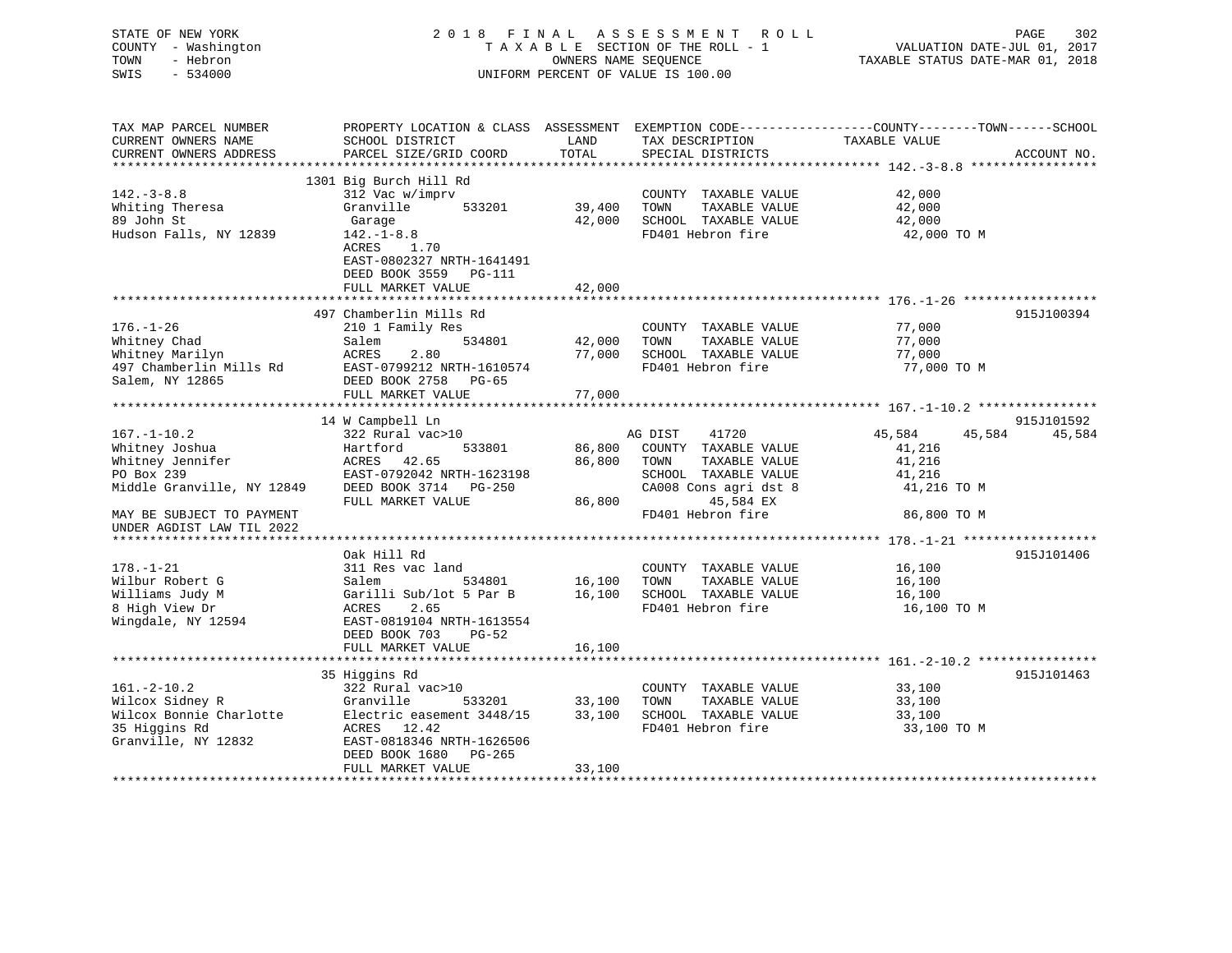STATE OF NEW YORK — 2018 FINAL ASSESSMENT ROLL — PAGE 302
COUNTY - Washington — TAXABLE SECTION OF THE ROLL - 1 — VALUATION DATE-JUL 01, 2017
TOWN - Hebron — OWNERS NAME SEQUENCE — TAXABLE STATUS DATE-MAR 01, 2018
SWIS - 534000 — UNIFORM PERCENT OF VALUE IS 100.00

| TAX MAP PARCEL NUMBER / CURRENT OWNERS NAME / CURRENT OWNERS ADDRESS | PROPERTY LOCATION & CLASS / SCHOOL DISTRICT / PARCEL SIZE/GRID COORD | ASSESSMENT LAND | TOTAL | EXEMPTION CODE / TAX DESCRIPTION / SPECIAL DISTRICTS | COUNTY | TOWN | SCHOOL | ACCOUNT NO. |
|---|---|---|---|---|---|---|---|---|
| **142.-3-8.8** | 1301 Big Burch Hill Rd | | | | | | | |
| 142.-3-8.8 | 312 Vac w/imprv | | | COUNTY TAXABLE VALUE | 42,000 | | | |
| Whiting Theresa | Granville 533201 | 39,400 | | TOWN TAXABLE VALUE | | 42,000 | | |
| 89 John St | Garage | | 42,000 | SCHOOL TAXABLE VALUE | | | 42,000 | |
| Hudson Falls, NY 12839 | 142.-1-8.8 | | | FD401 Hebron fire | 42,000 TO M | | | |
| | ACRES 1.70 | | | | | | | |
| | EAST-0802327 NRTH-1641491 | | | | | | | |
| | DEED BOOK 3559 PG-111 | | | | | | | |
| | FULL MARKET VALUE | | 42,000 | | | | | |
| **176.-1-26** | 497 Chamberlin Mills Rd | | | | | | | 915J100394 |
| 176.-1-26 | 210 1 Family Res | | | COUNTY TAXABLE VALUE | 77,000 | | | |
| Whitney Chad | Salem 534801 | 42,000 | | TOWN TAXABLE VALUE | | 77,000 | | |
| Whitney Marilyn | ACRES 2.80 | | 77,000 | SCHOOL TAXABLE VALUE | | | 77,000 | |
| 497 Chamberlin Mills Rd | EAST-0799212 NRTH-1610574 | | | FD401 Hebron fire | 77,000 TO M | | | |
| Salem, NY 12865 | DEED BOOK 2758 PG-65 | | | | | | | |
| | FULL MARKET VALUE | | 77,000 | | | | | |
| **167.-1-10.2** | 14 W Campbell Ln | | | | | | | 915J101592 |
| 167.-1-10.2 | 322 Rural vac>10 | | | AG DIST 41720 | 45,584 | 45,584 | 45,584 | |
| Whitney Joshua | Hartford 533801 | 86,800 | | COUNTY TAXABLE VALUE | 41,216 | | | |
| Whitney Jennifer | ACRES 42.65 | | 86,800 | TOWN TAXABLE VALUE | | 41,216 | | |
| PO Box 239 | EAST-0792042 NRTH-1623198 | | | SCHOOL TAXABLE VALUE | | | 41,216 | |
| Middle Granville, NY 12849 | DEED BOOK 3714 PG-250 | | | CA008 Cons agri dst 8 | 41,216 TO M | | | |
| | FULL MARKET VALUE | | 86,800 | 45,584 EX | | | | |
| MAY BE SUBJECT TO PAYMENT UNDER AGDIST LAW TIL 2022 | | | | FD401 Hebron fire | 86,800 TO M | | | |
| **178.-1-21** | Oak Hill Rd | | | | | | | 915J101406 |
| 178.-1-21 | 311 Res vac land | | | COUNTY TAXABLE VALUE | 16,100 | | | |
| Wilbur Robert G | Salem 534801 | 16,100 | | TOWN TAXABLE VALUE | | 16,100 | | |
| Williams Judy M | Garilli Sub/lot 5 Par B | | 16,100 | SCHOOL TAXABLE VALUE | | | 16,100 | |
| 8 High View Dr | ACRES 2.65 | | | FD401 Hebron fire | 16,100 TO M | | | |
| Wingdale, NY 12594 | EAST-0819104 NRTH-1613554 | | | | | | | |
| | DEED BOOK 703 PG-52 | | | | | | | |
| | FULL MARKET VALUE | | 16,100 | | | | | |
| **161.-2-10.2** | 35 Higgins Rd | | | | | | | 915J101463 |
| 161.-2-10.2 | 322 Rural vac>10 | | | COUNTY TAXABLE VALUE | 33,100 | | | |
| Wilcox Sidney R | Granville 533201 | 33,100 | | TOWN TAXABLE VALUE | | 33,100 | | |
| Wilcox Bonnie Charlotte | Electric easement 3448/15 | | 33,100 | SCHOOL TAXABLE VALUE | | | 33,100 | |
| 35 Higgins Rd | ACRES 12.42 | | | FD401 Hebron fire | 33,100 TO M | | | |
| Granville, NY 12832 | EAST-0818346 NRTH-1626506 | | | | | | | |
| | DEED BOOK 1680 PG-265 | | | | | | | |
| | FULL MARKET VALUE | | 33,100 | | | | | |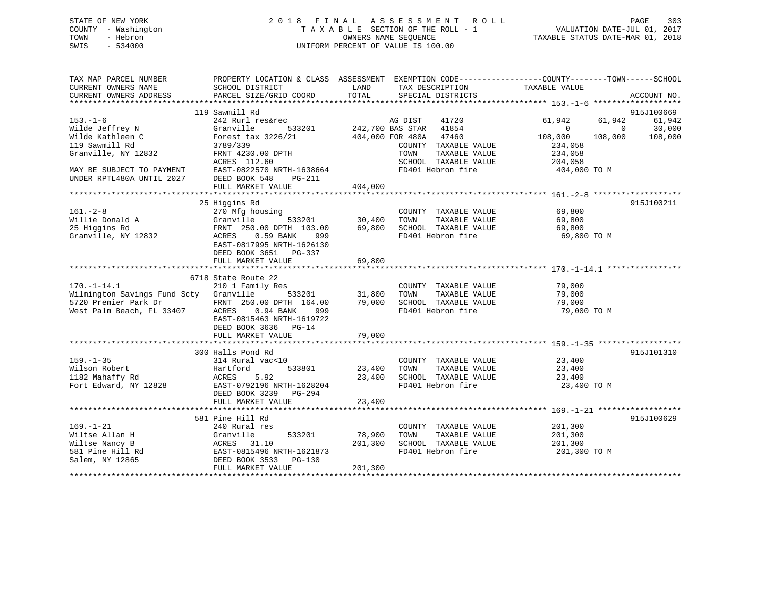STATE OF NEW YORK
COUNTY - Washington
TOWN - Hebron
SWIS - 534000

2018 FINAL ASSESSMENT ROLL
TAXABLE SECTION OF THE ROLL - 1
OWNERS NAME SEQUENCE
UNIFORM PERCENT OF VALUE IS 100.00

VALUATION DATE-JUL 01, 2017
TAXABLE STATUS DATE-MAR 01, 2018

| TAX MAP PARCEL NUMBER / CURRENT OWNERS NAME / CURRENT OWNERS ADDRESS | PROPERTY LOCATION & CLASS / SCHOOL DISTRICT / PARCEL SIZE/GRID COORD | ASSESSMENT LAND | TOTAL | EXEMPTION CODE / TAX DESCRIPTION / SPECIAL DISTRICTS | COUNTY TAXABLE VALUE | TOWN | SCHOOL | ACCOUNT NO. |
|---|---|---|---|---|---|---|---|---|
| **153.-1-6** | 119 Sawmill Rd | | | | | | | 915J100669 |
| Wilde Jeffrey N | 242 Rurl res&rec | | | AG DIST 41720 | 61,942 | 61,942 | 61,942 | |
| Wilde Kathleen C | Granville 533201 | 242,700 | | BAS STAR 41854 | 0 | 0 | 30,000 | |
| 119 Sawmill Rd | Forest tax 3226/21 | | 404,000 | FOR 480A 47460 | 108,000 | 108,000 | 108,000 | |
| Granville, NY 12832 | 3789/339 | | | COUNTY TAXABLE VALUE | 234,058 | | | |
| | FRNT 4230.00 DPTH | | | TOWN TAXABLE VALUE | 234,058 | | | |
| | ACRES 112.60 | | | SCHOOL TAXABLE VALUE | 204,058 | | | |
| MAY BE SUBJECT TO PAYMENT | EAST-0822570 NRTH-1638664 | | | FD401 Hebron fire | 404,000 TO M | | | |
| UNDER RPTL480A UNTIL 2027 | DEED BOOK 548 PG-211 | | | | | | | |
| | FULL MARKET VALUE | | 404,000 | | | | | |
| **161.-2-8** | 25 Higgins Rd | | | | | | | 915J100211 |
| Willie Donald A | 270 Mfg housing | | | COUNTY TAXABLE VALUE | 69,800 | | | |
| 25 Higgins Rd | Granville 533201 | 30,400 | | TOWN TAXABLE VALUE | 69,800 | | | |
| Granville, NY 12832 | FRNT 250.00 DPTH 103.00 | | 69,800 | SCHOOL TAXABLE VALUE | 69,800 | | | |
| | ACRES 0.59 BANK 999 | | | FD401 Hebron fire | 69,800 TO M | | | |
| | EAST-0817995 NRTH-1626130 | | | | | | | |
| | DEED BOOK 3651 PG-337 | | | | | | | |
| | FULL MARKET VALUE | | 69,800 | | | | | |
| **170.-1-14.1** | 6718 State Route 22 | | | | | | | |
| Wilmington Savings Fund Scty | 210 1 Family Res | | | COUNTY TAXABLE VALUE | 79,000 | | | |
| 5720 Premier Park Dr | Granville 533201 | 31,800 | | TOWN TAXABLE VALUE | 79,000 | | | |
| West Palm Beach, FL 33407 | FRNT 250.00 DPTH 164.00 | | 79,000 | SCHOOL TAXABLE VALUE | 79,000 | | | |
| | ACRES 0.94 BANK 999 | | | FD401 Hebron fire | 79,000 TO M | | | |
| | EAST-0815463 NRTH-1619722 | | | | | | | |
| | DEED BOOK 3636 PG-14 | | | | | | | |
| | FULL MARKET VALUE | | 79,000 | | | | | |
| **159.-1-35** | 300 Halls Pond Rd | | | | | | | 915J101310 |
| Wilson Robert | 314 Rural vac<10 | | | COUNTY TAXABLE VALUE | 23,400 | | | |
| 1182 Mahaffy Rd | Hartford 533801 | 23,400 | | TOWN TAXABLE VALUE | 23,400 | | | |
| Fort Edward, NY 12828 | ACRES 5.92 | | 23,400 | SCHOOL TAXABLE VALUE | 23,400 | | | |
| | EAST-0792196 NRTH-1628204 | | | FD401 Hebron fire | 23,400 TO M | | | |
| | DEED BOOK 3239 PG-294 | | | | | | | |
| | FULL MARKET VALUE | | 23,400 | | | | | |
| **169.-1-21** | 581 Pine Hill Rd | | | | | | | 915J100629 |
| Wiltse Allan H | 240 Rural res | | | COUNTY TAXABLE VALUE | 201,300 | | | |
| Wiltse Nancy B | Granville 533201 | 78,900 | | TOWN TAXABLE VALUE | 201,300 | | | |
| 581 Pine Hill Rd | ACRES 31.10 | | 201,300 | SCHOOL TAXABLE VALUE | 201,300 | | | |
| Salem, NY 12865 | EAST-0815496 NRTH-1621873 | | | FD401 Hebron fire | 201,300 TO M | | | |
| | DEED BOOK 3533 PG-130 | | | | | | | |
| | FULL MARKET VALUE | | 201,300 | | | | | |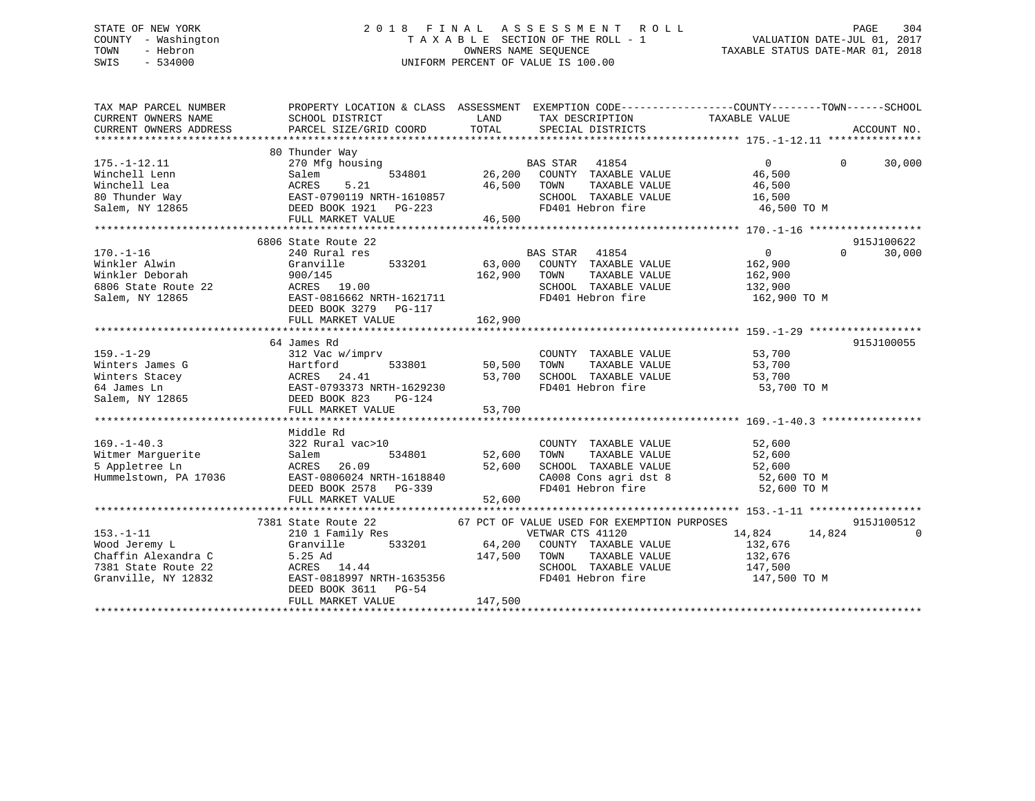STATE OF NEW YORK
COUNTY - Washington
TOWN - Hebron
SWIS - 534000

2 0 1 8 F I N A L A S S E S S M E N T R O L L
T A X A B L E SECTION OF THE ROLL - 1
OWNERS NAME SEQUENCE
UNIFORM PERCENT OF VALUE IS 100.00

VALUATION DATE-JUL 01, 2017
TAXABLE STATUS DATE-MAR 01, 2018

```
TAX MAP PARCEL NUMBER          PROPERTY LOCATION & CLASS  ASSESSMENT  EXEMPTION CODE------------------COUNTY--------TOWN------SCHOOL
CURRENT OWNERS NAME            SCHOOL DISTRICT               LAND      TAX DESCRIPTION              TAXABLE VALUE
CURRENT OWNERS ADDRESS         PARCEL SIZE/GRID COORD       TOTAL      SPECIAL DISTRICTS                                    ACCOUNT NO.
******************************************************************************************************* 175.-1-12.11 ***************
                               80 Thunder Way
175.-1-12.11                   270 Mfg housing                        BAS STAR   41854                  0            0      30,000
Winchell Lenn                  Salem           534801       26,200    COUNTY  TAXABLE VALUE          46,500
Winchell Lea                   ACRES    5.21                46,500    TOWN    TAXABLE VALUE          46,500
80 Thunder Way                 EAST-0790119 NRTH-1610857              SCHOOL  TAXABLE VALUE          16,500
Salem, NY 12865                DEED BOOK 1921   PG-223                FD401 Hebron fire               46,500 TO M
                               FULL MARKET VALUE            46,500
******************************************************************************************************* 170.-1-16 ******************
                               6806 State Route 22                                                                    915J100622
170.-1-16                      240 Rural res                          BAS STAR   41854                  0            0      30,000
Winkler Alwin                  Granville       533201       63,000    COUNTY  TAXABLE VALUE         162,900
Winkler Deborah                900/145                     162,900    TOWN    TAXABLE VALUE         162,900
6806 State Route 22            ACRES   19.00                          SCHOOL  TAXABLE VALUE         132,900
Salem, NY 12865                EAST-0816662 NRTH-1621711              FD401 Hebron fire              162,900 TO M
                               DEED BOOK 3279   PG-117
                               FULL MARKET VALUE           162,900
******************************************************************************************************* 159.-1-29 ******************
                               64 James Rd                                                                            915J100055
159.-1-29                      312 Vac w/imprv                        COUNTY  TAXABLE VALUE          53,700
Winters James G                Hartford        533801       50,500    TOWN    TAXABLE VALUE          53,700
Winters Stacey                 ACRES   24.41                53,700    SCHOOL  TAXABLE VALUE          53,700
64 James Ln                    EAST-0793373 NRTH-1629230              FD401 Hebron fire               53,700 TO M
Salem, NY 12865                DEED BOOK 823    PG-124
                               FULL MARKET VALUE            53,700
******************************************************************************************************* 169.-1-40.3 ****************
                               Middle Rd
169.-1-40.3                    322 Rural vac>10                       COUNTY  TAXABLE VALUE          52,600
Witmer Marguerite              Salem           534801       52,600    TOWN    TAXABLE VALUE          52,600
5 Appletree Ln                 ACRES   26.09                52,600    SCHOOL  TAXABLE VALUE          52,600
Hummelstown, PA 17036          EAST-0806024 NRTH-1618840              CA008 Cons agri dst 8           52,600 TO M
                               DEED BOOK 2578   PG-339                FD401 Hebron fire               52,600 TO M
                               FULL MARKET VALUE            52,600
******************************************************************************************************* 153.-1-11 ******************
                               7381 State Route 22          67 PCT OF VALUE USED FOR EXEMPTION PURPOSES               915J100512
153.-1-11                      210 1 Family Res                       VETWAR CTS 41120             14,824       14,824           0
Wood Jeremy L                  Granville       533201       64,200    COUNTY  TAXABLE VALUE         132,676
Chaffin Alexandra C            5.25 Ad                     147,500    TOWN    TAXABLE VALUE         132,676
7381 State Route 22            ACRES   14.44                          SCHOOL  TAXABLE VALUE         147,500
Granville, NY 12832            EAST-0818997 NRTH-1635356              FD401 Hebron fire              147,500 TO M
                               DEED BOOK 3611   PG-54
                               FULL MARKET VALUE           147,500
************************************************************************************************************************************
```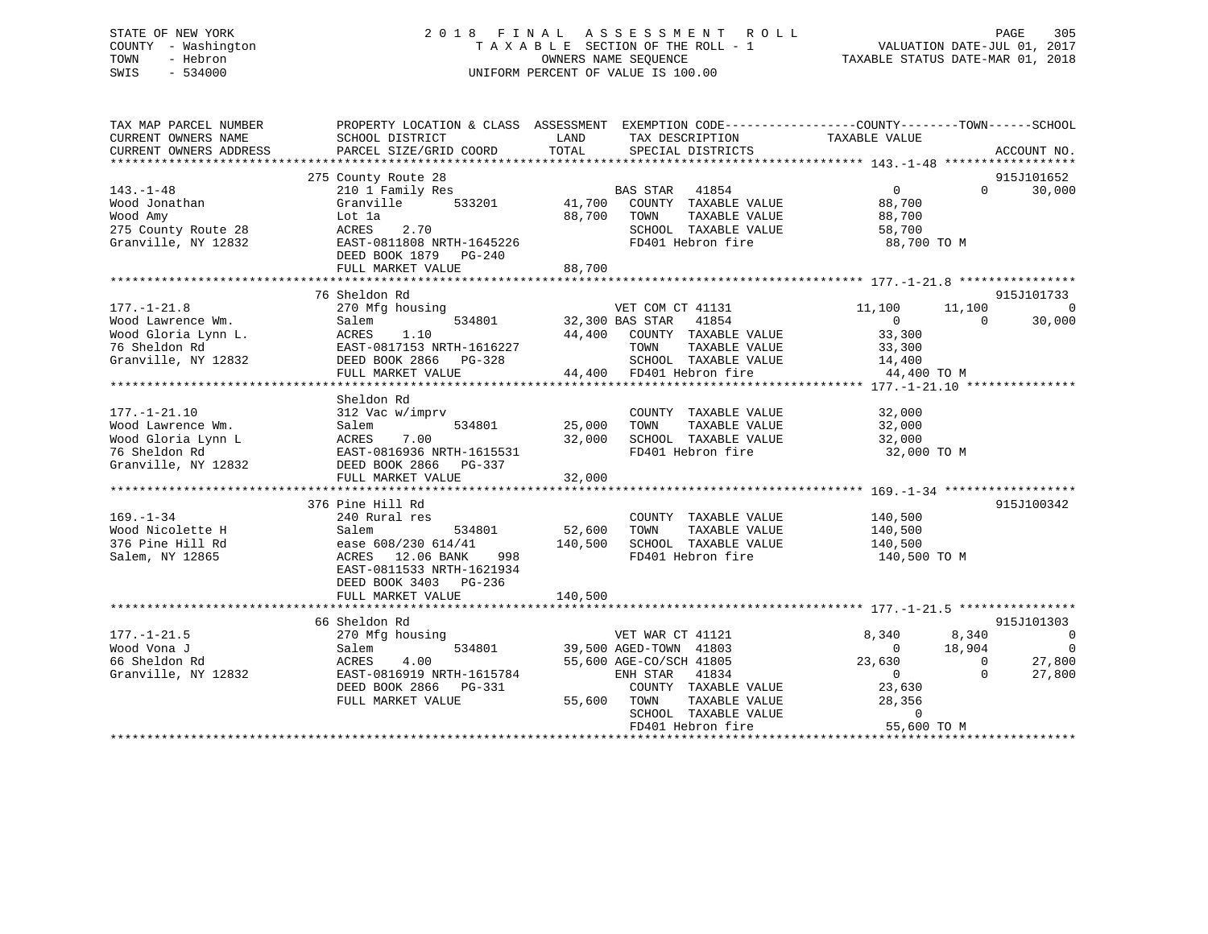STATE OF NEW YORK
COUNTY - Washington
TOWN - Hebron
SWIS - 534000

2018 FINAL ASSESSMENT ROLL
TAXABLE SECTION OF THE ROLL - 1
OWNERS NAME SEQUENCE
UNIFORM PERCENT OF VALUE IS 100.00

VALUATION DATE-JUL 01, 2017
TAXABLE STATUS DATE-MAR 01, 2018

| TAX MAP PARCEL NUMBER / CURRENT OWNERS NAME / CURRENT OWNERS ADDRESS | PROPERTY LOCATION & CLASS / SCHOOL DISTRICT / PARCEL SIZE/GRID COORD | LAND / TOTAL | EXEMPTION CODE / TAX DESCRIPTION / SPECIAL DISTRICTS | COUNTY TAXABLE VALUE | TOWN | SCHOOL | ACCOUNT NO. |
|---|---|---|---|---|---|---|---|
| **143.-1-48** | 275 County Route 28 | | | | | | 915J101652 |
| Wood Jonathan | 210 1 Family Res | | BAS STAR 41854 | 0 | 0 | 30,000 | |
| Wood Amy | Granville 533201 | 41,700 | COUNTY TAXABLE VALUE | 88,700 | | | |
| 275 County Route 28 | Lot 1a | 88,700 | TOWN TAXABLE VALUE | 88,700 | | | |
| Granville, NY 12832 | ACRES 2.70 | | SCHOOL TAXABLE VALUE | 58,700 | | | |
| | EAST-0811808 NRTH-1645226 | | FD401 Hebron fire | 88,700 TO M | | | |
| | DEED BOOK 1879 PG-240 | | | | | | |
| | FULL MARKET VALUE | 88,700 | | | | | |
| **177.-1-21.8** | 76 Sheldon Rd | | | | | | 915J101733 |
| Wood Lawrence Wm. | 270 Mfg housing | | VET COM CT 41131 | 11,100 | 11,100 | 0 | |
| Wood Gloria Lynn L. | Salem 534801 | 32,300 | BAS STAR 41854 | 0 | 0 | 30,000 | |
| 76 Sheldon Rd | ACRES 1.10 | 44,400 | COUNTY TAXABLE VALUE | 33,300 | | | |
| Granville, NY 12832 | EAST-0817153 NRTH-1616227 | | TOWN TAXABLE VALUE | 33,300 | | | |
| | DEED BOOK 2866 PG-328 | | SCHOOL TAXABLE VALUE | 14,400 | | | |
| | FULL MARKET VALUE | 44,400 | FD401 Hebron fire | 44,400 TO M | | | |
| **177.-1-21.10** | Sheldon Rd | | | | | | |
| Wood Lawrence Wm. | 312 Vac w/imprv | | COUNTY TAXABLE VALUE | 32,000 | | | |
| Wood Gloria Lynn L | Salem 534801 | 25,000 | TOWN TAXABLE VALUE | 32,000 | | | |
| 76 Sheldon Rd | ACRES 7.00 | 32,000 | SCHOOL TAXABLE VALUE | 32,000 | | | |
| Granville, NY 12832 | EAST-0816936 NRTH-1615531 | | FD401 Hebron fire | 32,000 TO M | | | |
| | DEED BOOK 2866 PG-337 | | | | | | |
| | FULL MARKET VALUE | 32,000 | | | | | |
| **169.-1-34** | 376 Pine Hill Rd | | | | | | 915J100342 |
| Wood Nicolette H | 240 Rural res | | COUNTY TAXABLE VALUE | 140,500 | | | |
| 376 Pine Hill Rd | Salem 534801 | 52,600 | TOWN TAXABLE VALUE | 140,500 | | | |
| Salem, NY 12865 | ease 608/230 614/41 | 140,500 | SCHOOL TAXABLE VALUE | 140,500 | | | |
| | ACRES 12.06 BANK 998 | | FD401 Hebron fire | 140,500 TO M | | | |
| | EAST-0811533 NRTH-1621934 | | | | | | |
| | DEED BOOK 3403 PG-236 | | | | | | |
| | FULL MARKET VALUE | 140,500 | | | | | |
| **177.-1-21.5** | 66 Sheldon Rd | | | | | | 915J101303 |
| Wood Vona J | 270 Mfg housing | | VET WAR CT 41121 | 8,340 | 8,340 | 0 | |
| 66 Sheldon Rd | Salem 534801 | 39,500 | AGED-TOWN 41803 | 0 | 18,904 | 0 | |
| Granville, NY 12832 | ACRES 4.00 | 55,600 | AGE-CO/SCH 41805 | 23,630 | 0 | 27,800 | |
| | EAST-0816919 NRTH-1615784 | | ENH STAR 41834 | 0 | 0 | 27,800 | |
| | DEED BOOK 2866 PG-331 | | COUNTY TAXABLE VALUE | 23,630 | | | |
| | FULL MARKET VALUE | 55,600 | TOWN TAXABLE VALUE | 28,356 | | | |
| | | | SCHOOL TAXABLE VALUE | 0 | | | |
| | | | FD401 Hebron fire | 55,600 TO M | | | |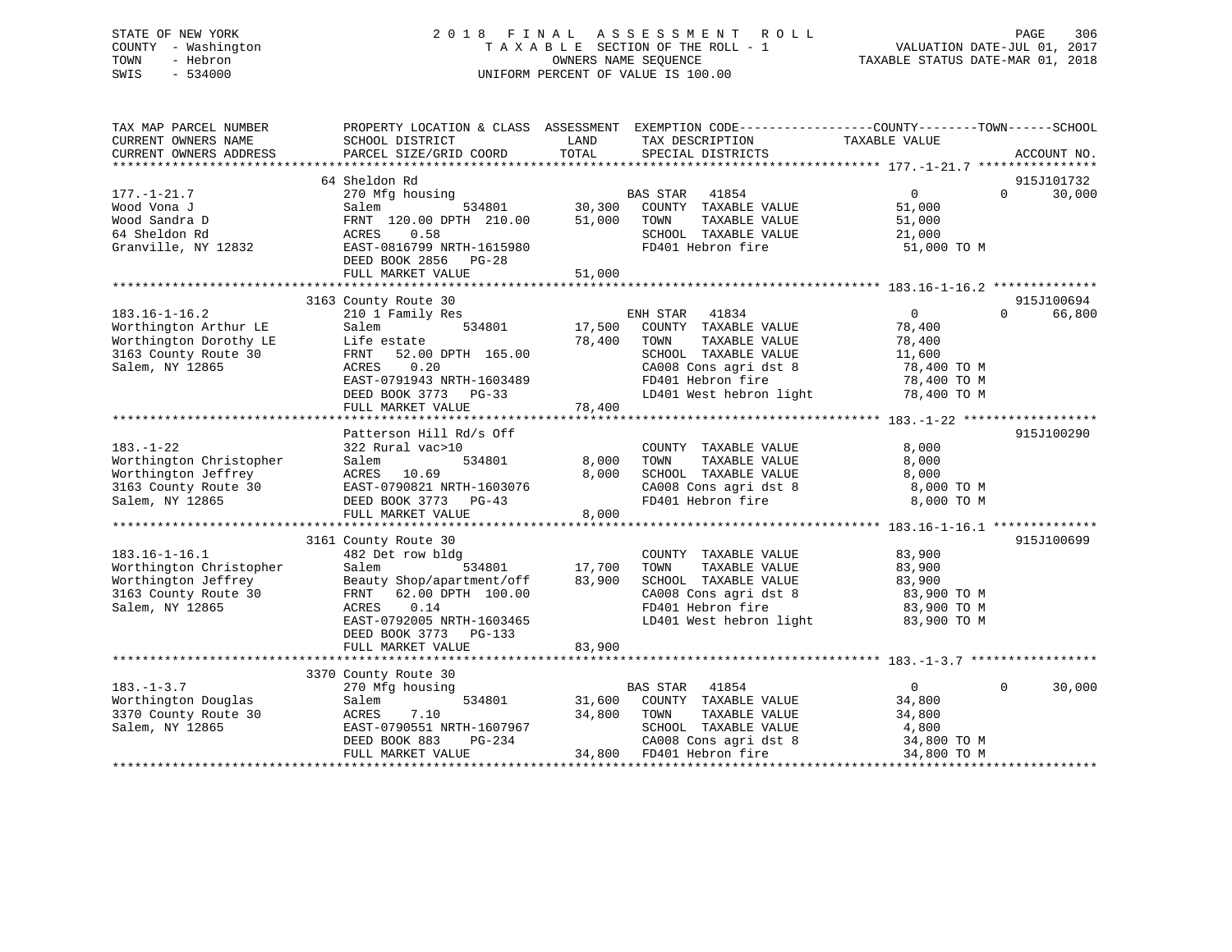STATE OF NEW YORK
COUNTY - Washington
TOWN - Hebron
SWIS - 534000

2018 FINAL ASSESSMENT ROLL
TAXABLE SECTION OF THE ROLL - 1
OWNERS NAME SEQUENCE
UNIFORM PERCENT OF VALUE IS 100.00

VALUATION DATE-JUL 01, 2017
TAXABLE STATUS DATE-MAR 01, 2018

| TAX MAP PARCEL NUMBER / CURRENT OWNERS NAME / CURRENT OWNERS ADDRESS | PROPERTY LOCATION & CLASS / SCHOOL DISTRICT / PARCEL SIZE/GRID COORD | ASSESSMENT LAND / TOTAL | EXEMPTION CODE / TAX DESCRIPTION / SPECIAL DISTRICTS | COUNTY | TOWN | SCHOOL / ACCOUNT NO. |
|---|---|---|---|---|---|---|
| **177.-1-21.7** | 64 Sheldon Rd | | | | | 915J101732 |
| Wood Vona J | 270 Mfg housing | | BAS STAR 41854 | 0 | 0 | 30,000 |
| Wood Sandra D | Salem 534801 | 30,300 | COUNTY TAXABLE VALUE | 51,000 | | |
| 64 Sheldon Rd | FRNT 120.00 DPTH 210.00 | 51,000 | TOWN TAXABLE VALUE | | 51,000 | |
| Granville, NY 12832 | ACRES 0.58 | | SCHOOL TAXABLE VALUE | | | 21,000 |
| | EAST-0816799 NRTH-1615980 | | FD401 Hebron fire | 51,000 TO M | | |
| | DEED BOOK 2856 PG-28 | | | | | |
| | FULL MARKET VALUE | 51,000 | | | | |
| **183.16-1-16.2** | 3163 County Route 30 | | | | | 915J100694 |
| Worthington Arthur LE | 210 1 Family Res | | ENH STAR 41834 | 0 | 0 | 66,800 |
| Worthington Dorothy LE | Salem 534801 | 17,500 | COUNTY TAXABLE VALUE | 78,400 | | |
| 3163 County Route 30 | Life estate | 78,400 | TOWN TAXABLE VALUE | | 78,400 | |
| Salem, NY 12865 | FRNT 52.00 DPTH 165.00 | | SCHOOL TAXABLE VALUE | | | 11,600 |
| | ACRES 0.20 | | CA008 Cons agri dst 8 | 78,400 TO M | | |
| | EAST-0791943 NRTH-1603489 | | FD401 Hebron fire | 78,400 TO M | | |
| | DEED BOOK 3773 PG-33 | | LD401 West hebron light | 78,400 TO M | | |
| | FULL MARKET VALUE | 78,400 | | | | |
| **183.-1-22** | Patterson Hill Rd/s Off | | | | | 915J100290 |
| Worthington Christopher | 322 Rural vac>10 | | COUNTY TAXABLE VALUE | 8,000 | | |
| Worthington Jeffrey | Salem 534801 | 8,000 | TOWN TAXABLE VALUE | | 8,000 | |
| 3163 County Route 30 | ACRES 10.69 | 8,000 | SCHOOL TAXABLE VALUE | | | 8,000 |
| Salem, NY 12865 | EAST-0790821 NRTH-1603076 | | CA008 Cons agri dst 8 | 8,000 TO M | | |
| | DEED BOOK 3773 PG-43 | | FD401 Hebron fire | 8,000 TO M | | |
| | FULL MARKET VALUE | 8,000 | | | | |
| **183.16-1-16.1** | 3161 County Route 30 | | | | | 915J100699 |
| Worthington Christopher | 482 Det row bldg | | COUNTY TAXABLE VALUE | 83,900 | | |
| Worthington Jeffrey | Salem 534801 | 17,700 | TOWN TAXABLE VALUE | | 83,900 | |
| 3163 County Route 30 | Beauty Shop/apartment/off | 83,900 | SCHOOL TAXABLE VALUE | | | 83,900 |
| Salem, NY 12865 | FRNT 62.00 DPTH 100.00 | | CA008 Cons agri dst 8 | 83,900 TO M | | |
| | ACRES 0.14 | | FD401 Hebron fire | 83,900 TO M | | |
| | EAST-0792005 NRTH-1603465 | | LD401 West hebron light | 83,900 TO M | | |
| | DEED BOOK 3773 PG-133 | | | | | |
| | FULL MARKET VALUE | 83,900 | | | | |
| **183.-1-3.7** | 3370 County Route 30 | | | | | |
| Worthington Douglas | 270 Mfg housing | | BAS STAR 41854 | 0 | 0 | 30,000 |
| 3370 County Route 30 | Salem 534801 | 31,600 | COUNTY TAXABLE VALUE | 34,800 | | |
| Salem, NY 12865 | ACRES 7.10 | 34,800 | TOWN TAXABLE VALUE | | 34,800 | |
| | EAST-0790551 NRTH-1607967 | | SCHOOL TAXABLE VALUE | | | 4,800 |
| | DEED BOOK 883 PG-234 | | CA008 Cons agri dst 8 | 34,800 TO M | | |
| | FULL MARKET VALUE | 34,800 | FD401 Hebron fire | 34,800 TO M | | |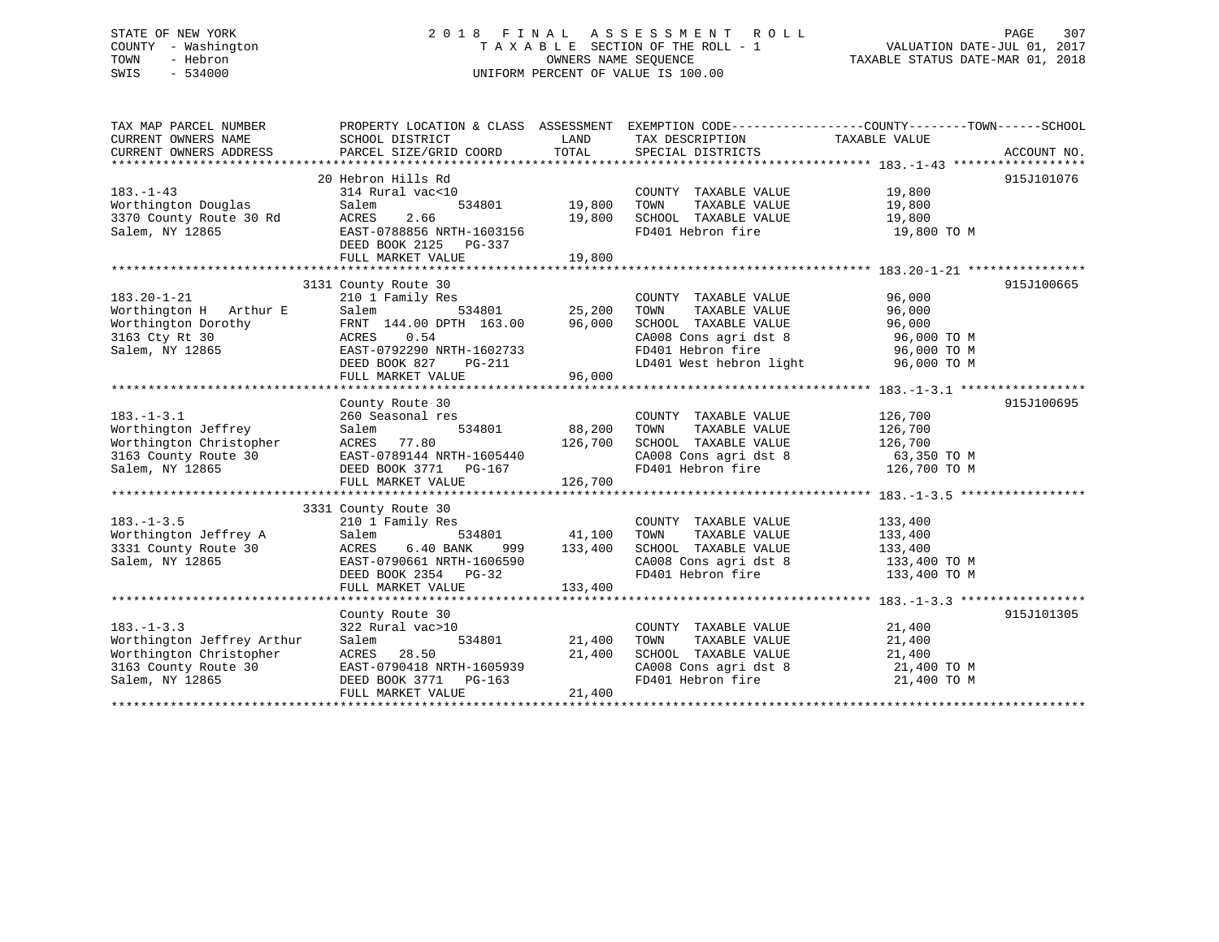STATE OF NEW YORK — 2018 FINAL ASSESSMENT ROLL
COUNTY - Washington — TAXABLE SECTION OF THE ROLL - 1 — VALUATION DATE-JUL 01, 2017
TOWN - Hebron — OWNERS NAME SEQUENCE — TAXABLE STATUS DATE-MAR 01, 2018
SWIS - 534000 — UNIFORM PERCENT OF VALUE IS 100.00

| TAX MAP PARCEL NUMBER / CURRENT OWNERS NAME / CURRENT OWNERS ADDRESS | PROPERTY LOCATION & CLASS / SCHOOL DISTRICT / PARCEL SIZE/GRID COORD | ASSESSMENT LAND / TOTAL | EXEMPTION CODE / TAX DESCRIPTION / SPECIAL DISTRICTS | TAXABLE VALUE (COUNTY / TOWN / SCHOOL) | ACCOUNT NO. |
|---|---|---|---|---|---|
| **183.-1-43** | 20 Hebron Hills Rd | | | | 915J101076 |
| Worthington Douglas | 314 Rural vac<10 | | COUNTY TAXABLE VALUE | 19,800 | |
| 3370 County Route 30 Rd | Salem 534801 | 19,800 | TOWN TAXABLE VALUE | 19,800 | |
| Salem, NY 12865 | ACRES 2.66 | 19,800 | SCHOOL TAXABLE VALUE | 19,800 | |
| | EAST-0788856 NRTH-1603156 | | FD401 Hebron fire | 19,800 TO M | |
| | DEED BOOK 2125 PG-337 | | | | |
| | FULL MARKET VALUE | 19,800 | | | |
| **183.20-1-21** | 3131 County Route 30 | | | | 915J100665 |
| Worthington H Arthur E | 210 1 Family Res | | COUNTY TAXABLE VALUE | 96,000 | |
| Worthington Dorothy | Salem 534801 | 25,200 | TOWN TAXABLE VALUE | 96,000 | |
| 3163 Cty Rt 30 | FRNT 144.00 DPTH 163.00 | 96,000 | SCHOOL TAXABLE VALUE | 96,000 | |
| Salem, NY 12865 | ACRES 0.54 | | CA008 Cons agri dst 8 | 96,000 TO M | |
| | EAST-0792290 NRTH-1602733 | | FD401 Hebron fire | 96,000 TO M | |
| | DEED BOOK 827 PG-211 | | LD401 West hebron light | 96,000 TO M | |
| | FULL MARKET VALUE | 96,000 | | | |
| **183.-1-3.1** | County Route 30 | | | | 915J100695 |
| Worthington Jeffrey | 260 Seasonal res | | COUNTY TAXABLE VALUE | 126,700 | |
| Worthington Christopher | Salem 534801 | 88,200 | TOWN TAXABLE VALUE | 126,700 | |
| 3163 County Route 30 | ACRES 77.80 | 126,700 | SCHOOL TAXABLE VALUE | 126,700 | |
| Salem, NY 12865 | EAST-0789144 NRTH-1605440 | | CA008 Cons agri dst 8 | 63,350 TO M | |
| | DEED BOOK 3771 PG-167 | | FD401 Hebron fire | 126,700 TO M | |
| | FULL MARKET VALUE | 126,700 | | | |
| **183.-1-3.5** | 3331 County Route 30 | | | | |
| Worthington Jeffrey A | 210 1 Family Res | | COUNTY TAXABLE VALUE | 133,400 | |
| 3331 County Route 30 | Salem 534801 | 41,100 | TOWN TAXABLE VALUE | 133,400 | |
| Salem, NY 12865 | ACRES 6.40 BANK 999 | 133,400 | SCHOOL TAXABLE VALUE | 133,400 | |
| | EAST-0790661 NRTH-1606590 | | CA008 Cons agri dst 8 | 133,400 TO M | |
| | DEED BOOK 2354 PG-32 | | FD401 Hebron fire | 133,400 TO M | |
| | FULL MARKET VALUE | 133,400 | | | |
| **183.-1-3.3** | County Route 30 | | | | 915J101305 |
| Worthington Jeffrey Arthur | 322 Rural vac>10 | | COUNTY TAXABLE VALUE | 21,400 | |
| Worthington Christopher | Salem 534801 | 21,400 | TOWN TAXABLE VALUE | 21,400 | |
| 3163 County Route 30 | ACRES 28.50 | 21,400 | SCHOOL TAXABLE VALUE | 21,400 | |
| Salem, NY 12865 | EAST-0790418 NRTH-1605939 | | CA008 Cons agri dst 8 | 21,400 TO M | |
| | DEED BOOK 3771 PG-163 | | FD401 Hebron fire | 21,400 TO M | |
| | FULL MARKET VALUE | 21,400 | | | |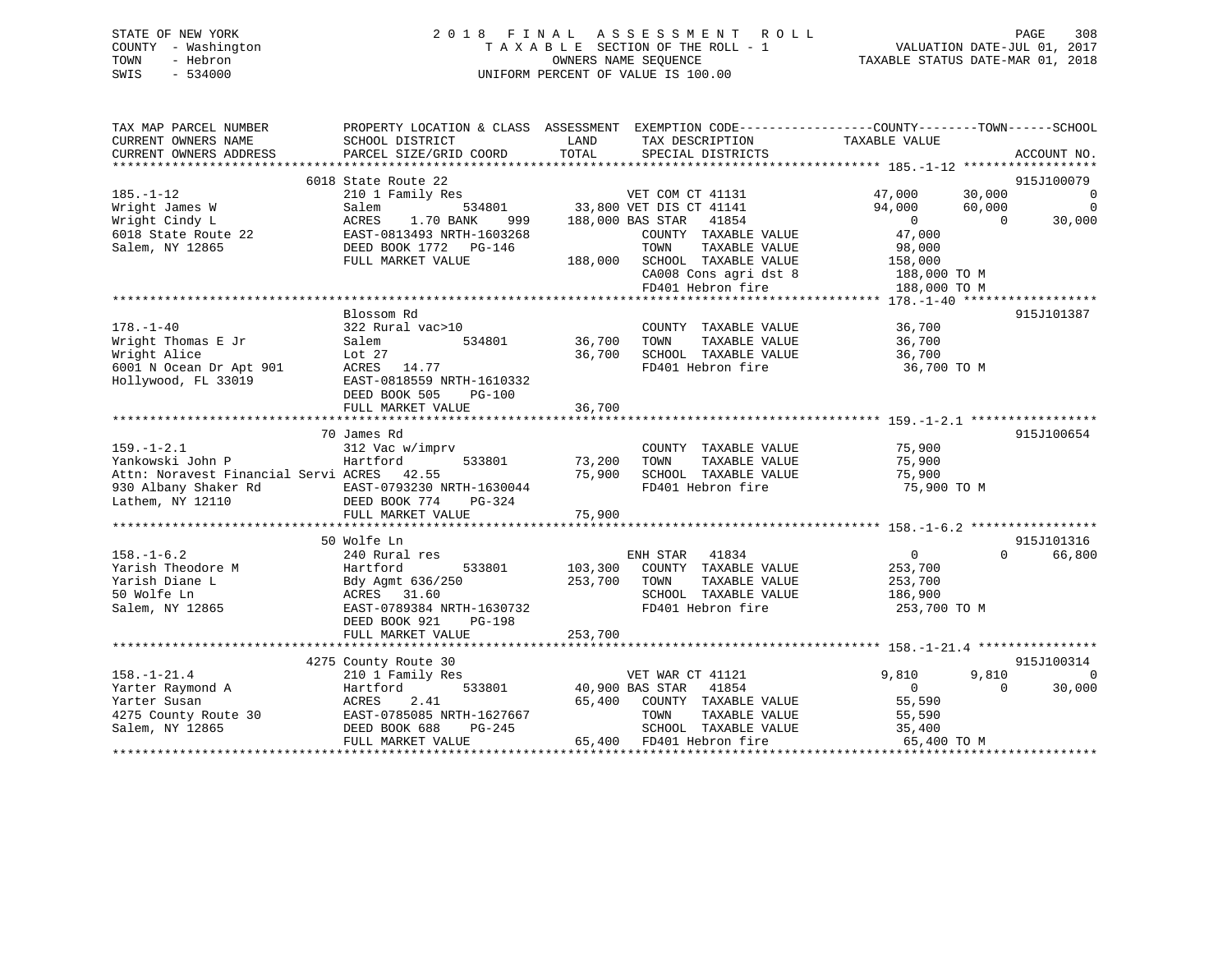STATE OF NEW YORK 2 0 1 8 F I N A L A S S E S S M E N T R O L L
COUNTY - Washington T A X A B L E SECTION OF THE ROLL - 1 VALUATION DATE-JUL 01, 2017
TOWN - Hebron OWNERS NAME SEQUENCE TAXABLE STATUS DATE-MAR 01, 2018
SWIS - 534000 UNIFORM PERCENT OF VALUE IS 100.00

```
TAX MAP PARCEL NUMBER          PROPERTY LOCATION & CLASS  ASSESSMENT  EXEMPTION CODE------------------COUNTY--------TOWN------SCHOOL
CURRENT OWNERS NAME            SCHOOL DISTRICT              LAND      TAX DESCRIPTION            TAXABLE VALUE
CURRENT OWNERS ADDRESS         PARCEL SIZE/GRID COORD       TOTAL     SPECIAL DISTRICTS                                 ACCOUNT NO.
******************************************************************************************************* 185.-1-12 ******************
                     6018 State Route 22                                                                              915J100079
185.-1-12                      210 1 Family Res                  VET COM CT 41131         47,000     30,000            0
Wright James W                 Salem             534801       33,800 VET DIS CT 41141         94,000     60,000            0
Wright Cindy L                 ACRES    1.70 BANK     999    188,000 BAS STAR   41854              0          0       30,000
6018 State Route 22            EAST-0813493 NRTH-1603268              COUNTY  TAXABLE VALUE           47,000
Salem, NY 12865                DEED BOOK 1772   PG-146                TOWN    TAXABLE VALUE           98,000
                               FULL MARKET VALUE             188,000  SCHOOL  TAXABLE VALUE          158,000
                                                                      CA008 Cons agri dst 8          188,000 TO M
                                                                      FD401 Hebron fire              188,000 TO M
******************************************************************************************************* 178.-1-40 ******************
                     Blossom Rd                                                                                       915J101387
178.-1-40                      322 Rural vac>10                       COUNTY  TAXABLE VALUE           36,700
Wright Thomas E Jr             Salem             534801       36,700  TOWN    TAXABLE VALUE           36,700
Wright Alice                   Lot 27                         36,700  SCHOOL  TAXABLE VALUE           36,700
6001 N Ocean Dr Apt 901        ACRES   14.77                          FD401 Hebron fire               36,700 TO M
Hollywood, FL 33019            EAST-0818559 NRTH-1610332
                               DEED BOOK 505    PG-100
                               FULL MARKET VALUE              36,700
******************************************************************************************************* 159.-1-2.1 *****************
                     70 James Rd                                                                                      915J100654
159.-1-2.1                     312 Vac w/imprv                        COUNTY  TAXABLE VALUE           75,900
Yankowski John P               Hartford          533801       73,200  TOWN    TAXABLE VALUE           75,900
Attn: Noravest Financial Servi ACRES   42.55                  75,900  SCHOOL  TAXABLE VALUE           75,900
930 Albany Shaker Rd           EAST-0793230 NRTH-1630044              FD401 Hebron fire               75,900 TO M
Lathem, NY 12110               DEED BOOK 774    PG-324
                               FULL MARKET VALUE              75,900
******************************************************************************************************* 158.-1-6.2 *****************
                     50 Wolfe Ln                                                                                      915J101316
158.-1-6.2                     240 Rural res                          ENH STAR   41834              0          0       66,800
Yarish Theodore M              Hartford          533801      103,300  COUNTY  TAXABLE VALUE          253,700
Yarish Diane L                 Bdy Agmt 636/250              253,700  TOWN    TAXABLE VALUE          253,700
50 Wolfe Ln                    ACRES   31.60                          SCHOOL  TAXABLE VALUE          186,900
Salem, NY 12865                EAST-0789384 NRTH-1630732              FD401 Hebron fire              253,700 TO M
                               DEED BOOK 921    PG-198
                               FULL MARKET VALUE             253,700
******************************************************************************************************* 158.-1-21.4 ****************
                     4275 County Route 30                                                                             915J100314
158.-1-21.4                    210 1 Family Res                  VET WAR CT 41121          9,810      9,810            0
Yarter Raymond A               Hartford          533801       40,900 BAS STAR   41854              0          0       30,000
Yarter Susan                   ACRES    2.41                  65,400  COUNTY  TAXABLE VALUE           55,590
4275 County Route 30           EAST-0785085 NRTH-1627667              TOWN    TAXABLE VALUE           55,590
Salem, NY 12865                DEED BOOK 688    PG-245                SCHOOL  TAXABLE VALUE           35,400
                               FULL MARKET VALUE              65,400  FD401 Hebron fire               65,400 TO M
************************************************************************************************************************************
```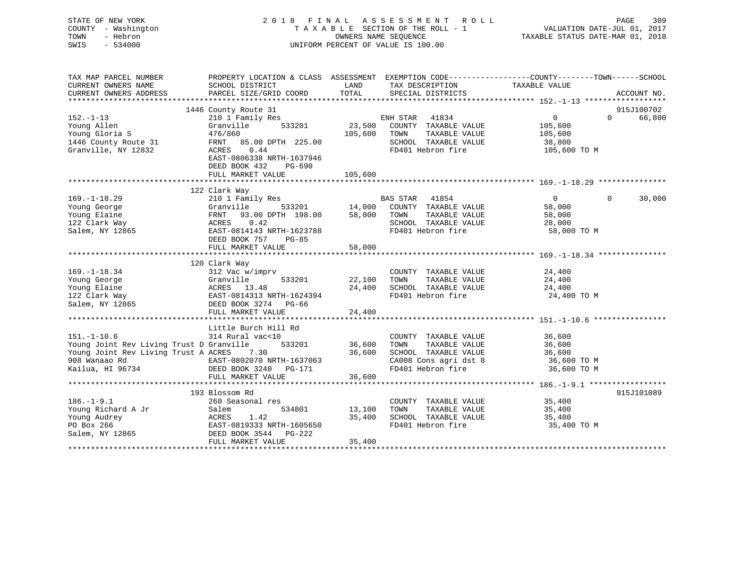STATE OF NEW YORK                    2018 FINAL ASSESSMENT ROLL
COUNTY - Washington                  TAXABLE SECTION OF THE ROLL - 1          VALUATION DATE-JUL 01, 2017
TOWN - Hebron                        OWNERS NAME SEQUENCE                     TAXABLE STATUS DATE-MAR 01, 2018
SWIS - 534000                        UNIFORM PERCENT OF VALUE IS 100.00

| TAX MAP PARCEL NUMBER / CURRENT OWNERS NAME / CURRENT OWNERS ADDRESS | PROPERTY LOCATION & CLASS / SCHOOL DISTRICT / PARCEL SIZE/GRID COORD | ASSESSMENT LAND | TOTAL | EXEMPTION CODE / TAX DESCRIPTION / SPECIAL DISTRICTS | COUNTY TAXABLE VALUE | TOWN | SCHOOL | ACCOUNT NO. |
|---|---|---|---|---|---|---|---|---|
| **152.-1-13** | 1446 County Route 31 | | | | | | | 915J100702 |
| 152.-1-13 | 210 1 Family Res | | | ENH STAR 41834 | 0 | 0 | 66,800 | |
| Young Allen | Granville 533201 | 23,500 | | COUNTY TAXABLE VALUE | 105,600 | | | |
| Young Gloria S | 476/860 | | 105,600 | TOWN TAXABLE VALUE | 105,600 | | | |
| 1446 County Route 31 | FRNT 85.00 DPTH 225.00 | | | SCHOOL TAXABLE VALUE | 38,800 | | | |
| Granville, NY 12832 | ACRES 0.44 | | | FD401 Hebron fire | 105,600 TO M | | | |
| | EAST-0806338 NRTH-1637946 | | | | | | | |
| | DEED BOOK 432 PG-690 | | | | | | | |
| | FULL MARKET VALUE | | 105,600 | | | | | |
| **169.-1-18.29** | 122 Clark Way | | | | | | | |
| 169.-1-18.29 | 210 1 Family Res | | | BAS STAR 41854 | 0 | 0 | 30,000 | |
| Young George | Granville 533201 | 14,000 | | COUNTY TAXABLE VALUE | 58,000 | | | |
| Young Elaine | FRNT 93.00 DPTH 198.00 | | 58,000 | TOWN TAXABLE VALUE | 58,000 | | | |
| 122 Clark Way | ACRES 0.42 | | | SCHOOL TAXABLE VALUE | 28,000 | | | |
| Salem, NY 12865 | EAST-0814143 NRTH-1623788 | | | FD401 Hebron fire | 58,000 TO M | | | |
| | DEED BOOK 757 PG-85 | | | | | | | |
| | FULL MARKET VALUE | | 58,000 | | | | | |
| **169.-1-18.34** | 120 Clark Way | | | | | | | |
| 169.-1-18.34 | 312 Vac w/imprv | | | COUNTY TAXABLE VALUE | 24,400 | | | |
| Young George | Granville 533201 | 22,100 | | TOWN TAXABLE VALUE | 24,400 | | | |
| Young Elaine | ACRES 13.48 | | 24,400 | SCHOOL TAXABLE VALUE | 24,400 | | | |
| 122 Clark Way | EAST-0814313 NRTH-1624394 | | | FD401 Hebron fire | 24,400 TO M | | | |
| Salem, NY 12865 | DEED BOOK 3274 PG-66 | | | | | | | |
| | FULL MARKET VALUE | | 24,400 | | | | | |
| **151.-1-10.6** | Little Burch Hill Rd | | | | | | | |
| 151.-1-10.6 | 314 Rural vac<10 | | | COUNTY TAXABLE VALUE | 36,600 | | | |
| Young Joint Rev Living Trust D | Granville 533201 | 36,600 | | TOWN TAXABLE VALUE | 36,600 | | | |
| Young Joint Rev Living Trust A | ACRES 7.30 | | 36,600 | SCHOOL TAXABLE VALUE | 36,600 | | | |
| 908 Wanaao Rd | EAST-0802070 NRTH-1637063 | | | CA008 Cons agri dst 8 | 36,600 TO M | | | |
| Kailua, HI 96734 | DEED BOOK 3240 PG-171 | | | FD401 Hebron fire | 36,600 TO M | | | |
| | FULL MARKET VALUE | | 36,600 | | | | | |
| **186.-1-9.1** | 193 Blossom Rd | | | | | | | 915J101089 |
| 186.-1-9.1 | 260 Seasonal res | | | COUNTY TAXABLE VALUE | 35,400 | | | |
| Young Richard A Jr | Salem 534801 | 13,100 | | TOWN TAXABLE VALUE | 35,400 | | | |
| Young Audrey | ACRES 1.42 | | 35,400 | SCHOOL TAXABLE VALUE | 35,400 | | | |
| PO Box 266 | EAST-0819333 NRTH-1605650 | | | FD401 Hebron fire | 35,400 TO M | | | |
| Salem, NY 12865 | DEED BOOK 3544 PG-222 | | | | | | | |
| | FULL MARKET VALUE | | 35,400 | | | | | |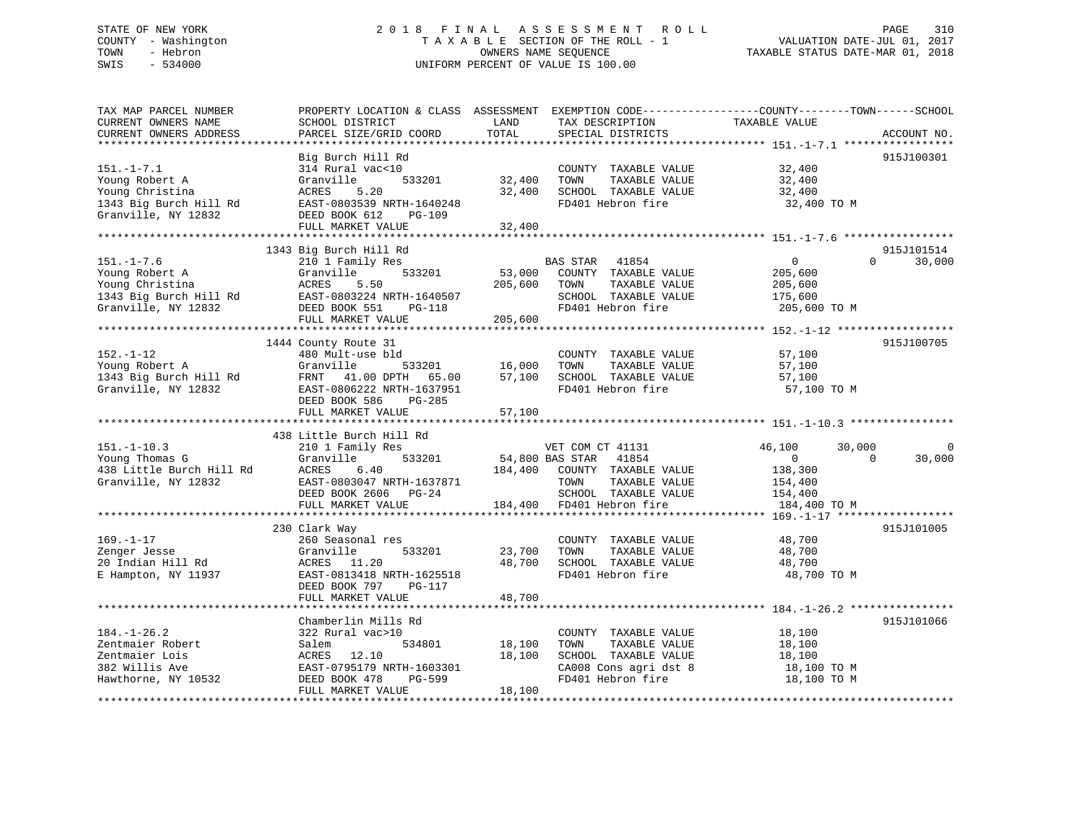STATE OF NEW YORK — COUNTY - Washington — TOWN - Hebron — SWIS - 534000

# 2018 FINAL ASSESSMENT ROLL

TAXABLE SECTION OF THE ROLL - 1
OWNERS NAME SEQUENCE
UNIFORM PERCENT OF VALUE IS 100.00

VALUATION DATE-JUL 01, 2017
TAXABLE STATUS DATE-MAR 01, 2018

```
TAX MAP PARCEL NUMBER          PROPERTY LOCATION & CLASS  ASSESSMENT  EXEMPTION CODE------------------COUNTY--------TOWN------SCHOOL
CURRENT OWNERS NAME            SCHOOL DISTRICT               LAND      TAX DESCRIPTION             TAXABLE VALUE
CURRENT OWNERS ADDRESS         PARCEL SIZE/GRID COORD        TOTAL     SPECIAL DISTRICTS                                      ACCOUNT NO.
******************************************************************************************************* 151.-1-7.1 *****************
                               Big Burch Hill Rd                                                                           915J100301
151.-1-7.1                     314 Rural vac<10                        COUNTY  TAXABLE VALUE            32,400
Young Robert A                 Granville        533201      32,400     TOWN    TAXABLE VALUE            32,400
Young Christina                ACRES    5.20                32,400     SCHOOL  TAXABLE VALUE            32,400
1343 Big Burch Hill Rd         EAST-0803539 NRTH-1640248               FD401 Hebron fire                 32,400 TO M
Granville, NY 12832            DEED BOOK 612    PG-109
                               FULL MARKET VALUE            32,400
******************************************************************************************************* 151.-1-7.6 *****************
                          1343 Big Burch Hill Rd                                                                           915J101514
151.-1-7.6                     210 1 Family Res                        BAS STAR   41854                  0             0      30,000
Young Robert A                 Granville        533201      53,000     COUNTY  TAXABLE VALUE           205,600
Young Christina                ACRES    5.50               205,600     TOWN    TAXABLE VALUE           205,600
1343 Big Burch Hill Rd         EAST-0803224 NRTH-1640507               SCHOOL  TAXABLE VALUE           175,600
Granville, NY 12832            DEED BOOK 551    PG-118                 FD401 Hebron fire                205,600 TO M
                               FULL MARKET VALUE           205,600
******************************************************************************************************* 152.-1-12 ******************
                          1444 County Route 31                                                                             915J100705
152.-1-12                      480 Mult-use bld                        COUNTY  TAXABLE VALUE            57,100
Young Robert A                 Granville        533201      16,000     TOWN    TAXABLE VALUE            57,100
1343 Big Burch Hill Rd         FRNT   41.00 DPTH   65.00    57,100     SCHOOL  TAXABLE VALUE            57,100
Granville, NY 12832            EAST-0806222 NRTH-1637951               FD401 Hebron fire                 57,100 TO M
                               DEED BOOK 586    PG-285
                               FULL MARKET VALUE            57,100
******************************************************************************************************* 151.-1-10.3 ****************
                          438 Little Burch Hill Rd
151.-1-10.3                    210 1 Family Res                        VET COM CT 41131             46,100        30,000           0
Young Thomas G                 Granville        533201      54,800 BAS STAR   41854                  0             0      30,000
438 Little Burch Hill Rd       ACRES    6.40               184,400     COUNTY  TAXABLE VALUE           138,300
Granville, NY 12832            EAST-0803047 NRTH-1637871               TOWN    TAXABLE VALUE           154,400
                               DEED BOOK 2606   PG-24                  SCHOOL  TAXABLE VALUE           154,400
                               FULL MARKET VALUE           184,400     FD401 Hebron fire                184,400 TO M
******************************************************************************************************* 169.-1-17 ******************
                          230 Clark Way                                                                                    915J101005
169.-1-17                      260 Seasonal res                        COUNTY  TAXABLE VALUE            48,700
Zenger Jesse                   Granville        533201      23,700     TOWN    TAXABLE VALUE            48,700
20 Indian Hill Rd              ACRES   11.20                48,700     SCHOOL  TAXABLE VALUE            48,700
E Hampton, NY 11937            EAST-0813418 NRTH-1625518               FD401 Hebron fire                 48,700 TO M
                               DEED BOOK 797    PG-117
                               FULL MARKET VALUE            48,700
******************************************************************************************************* 184.-1-26.2 ****************
                               Chamberlin Mills Rd                                                                         915J101066
184.-1-26.2                    322 Rural vac>10                        COUNTY  TAXABLE VALUE            18,100
Zentmaier Robert               Salem            534801      18,100     TOWN    TAXABLE VALUE            18,100
Zentmaier Lois                 ACRES   12.10                18,100     SCHOOL  TAXABLE VALUE            18,100
382 Willis Ave                 EAST-0795179 NRTH-1603301               CA008 Cons agri dst 8             18,100 TO M
Hawthorne, NY 10532            DEED BOOK 478    PG-599                 FD401 Hebron fire                 18,100 TO M
                               FULL MARKET VALUE            18,100
************************************************************************************************************************************
```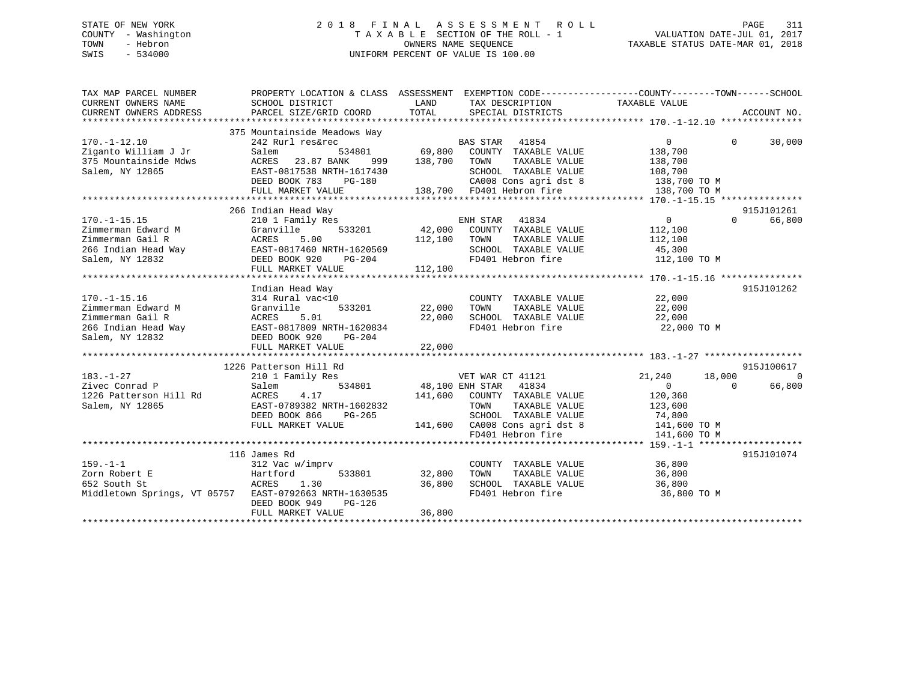STATE OF NEW YORK
COUNTY - Washington
TOWN - Hebron
SWIS - 534000

2018 FINAL ASSESSMENT ROLL
TAXABLE SECTION OF THE ROLL - 1
OWNERS NAME SEQUENCE
UNIFORM PERCENT OF VALUE IS 100.00

VALUATION DATE-JUL 01, 2017
TAXABLE STATUS DATE-MAR 01, 2018

```
TAX MAP PARCEL NUMBER         PROPERTY LOCATION & CLASS  ASSESSMENT  EXEMPTION CODE------------------COUNTY--------TOWN------SCHOOL
CURRENT OWNERS NAME           SCHOOL DISTRICT              LAND      TAX DESCRIPTION              TAXABLE VALUE
CURRENT OWNERS ADDRESS        PARCEL SIZE/GRID COORD       TOTAL     SPECIAL DISTRICTS                                      ACCOUNT NO.
******************************************************************************************************* 170.-1-12.10 ***************
                              375 Mountainside Meadows Way
170.-1-12.10                  242 Rurl res&rec                      BAS STAR   41854                 0            0        30,000
Ziganto William J Jr          Salem          534801       69,800    COUNTY  TAXABLE VALUE         138,700
375 Mountainside Mdws         ACRES   23.87 BANK    999  138,700    TOWN    TAXABLE VALUE         138,700
Salem, NY 12865               EAST-0817538 NRTH-1617430             SCHOOL  TAXABLE VALUE         108,700
                              DEED BOOK 783    PG-180               CA008 Cons agri dst 8          138,700 TO M
                              FULL MARKET VALUE          138,700    FD401 Hebron fire              138,700 TO M
******************************************************************************************************* 170.-1-15.15 ***************
                              266 Indian Head Way                                                                     915J101261
170.-1-15.15                  210 1 Family Res                      ENH STAR   41834                 0            0        66,800
Zimmerman Edward M            Granville      533201       42,000    COUNTY  TAXABLE VALUE         112,100
Zimmerman Gail R              ACRES    5.00              112,100    TOWN    TAXABLE VALUE         112,100
266 Indian Head Way           EAST-0817460 NRTH-1620569             SCHOOL  TAXABLE VALUE          45,300
Salem, NY 12832               DEED BOOK 920    PG-204               FD401 Hebron fire              112,100 TO M
                              FULL MARKET VALUE          112,100
******************************************************************************************************* 170.-1-15.16 ***************
                              Indian Head Way                                                                         915J101262
170.-1-15.16                  314 Rural vac<10                      COUNTY  TAXABLE VALUE          22,000
Zimmerman Edward M            Granville      533201       22,000    TOWN    TAXABLE VALUE          22,000
Zimmerman Gail R              ACRES    5.01               22,000    SCHOOL  TAXABLE VALUE          22,000
266 Indian Head Way           EAST-0817809 NRTH-1620834             FD401 Hebron fire               22,000 TO M
Salem, NY 12832               DEED BOOK 920    PG-204
                              FULL MARKET VALUE           22,000
******************************************************************************************************* 183.-1-27 ******************
                              1226 Patterson Hill Rd                                                                  915J100617
183.-1-27                     210 1 Family Res                      VET WAR CT 41121             21,240       18,000            0
Zivec Conrad P                Salem          534801       48,100 ENH STAR   41834                 0            0        66,800
1226 Patterson Hill Rd        ACRES    4.17              141,600    COUNTY  TAXABLE VALUE         120,360
Salem, NY 12865               EAST-0789382 NRTH-1602832             TOWN    TAXABLE VALUE         123,600
                              DEED BOOK 866    PG-265               SCHOOL  TAXABLE VALUE          74,800
                              FULL MARKET VALUE          141,600    CA008 Cons agri dst 8          141,600 TO M
                                                                    FD401 Hebron fire              141,600 TO M
******************************************************************************************************* 159.-1-1 *******************
                              116 James Rd                                                                            915J101074
159.-1-1                      312 Vac w/imprv                       COUNTY  TAXABLE VALUE          36,800
Zorn Robert E                 Hartford       533801       32,800    TOWN    TAXABLE VALUE          36,800
652 South St                  ACRES    1.30               36,800    SCHOOL  TAXABLE VALUE          36,800
Middletown Springs, VT 05757  EAST-0792663 NRTH-1630535             FD401 Hebron fire               36,800 TO M
                              DEED BOOK 949    PG-126
                              FULL MARKET VALUE           36,800
************************************************************************************************************************************
```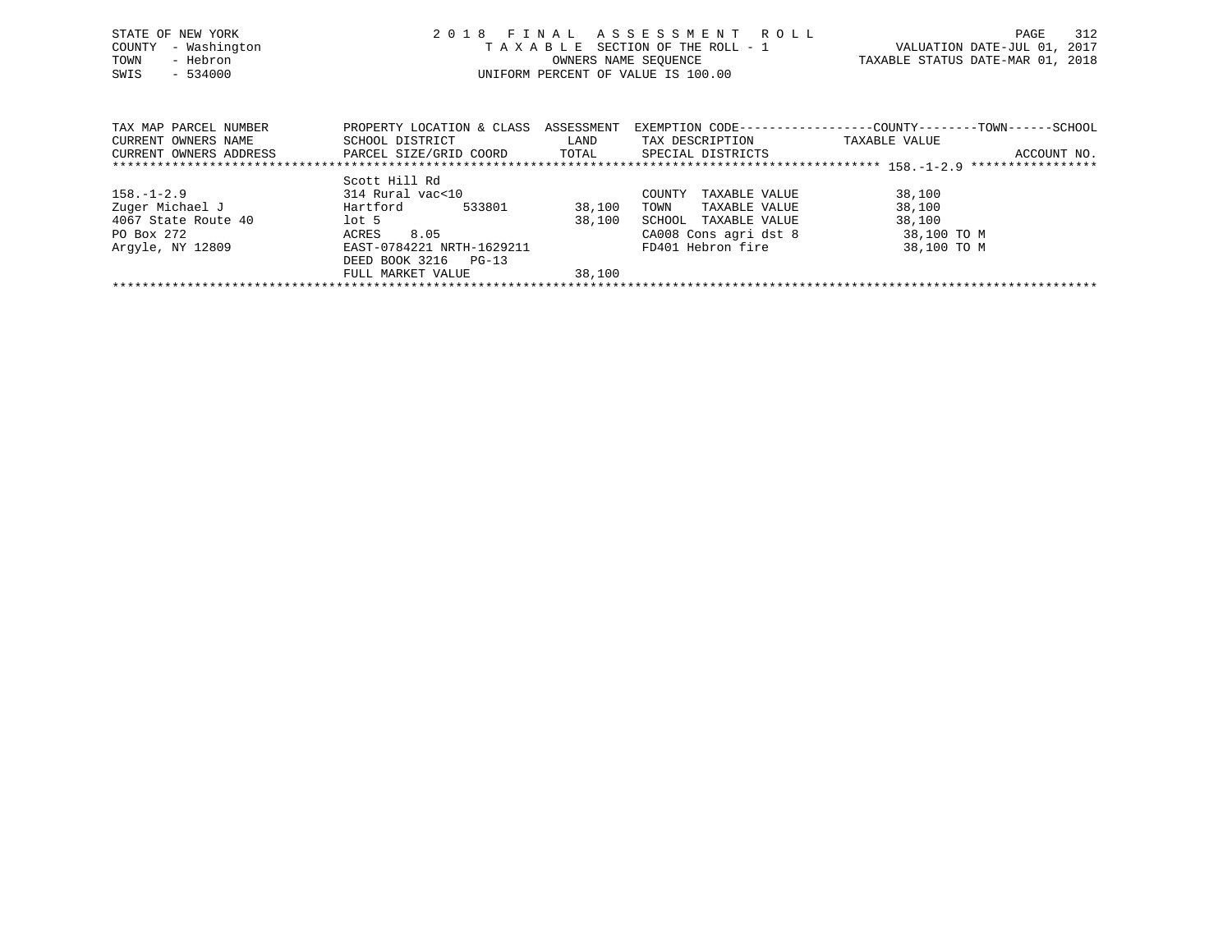STATE OF NEW YORK
COUNTY - Washington
TOWN - Hebron
SWIS - 534000

2 0 1 8 F I N A L A S S E S S M E N T R O L L
T A X A B L E SECTION OF THE ROLL - 1
OWNERS NAME SEQUENCE
UNIFORM PERCENT OF VALUE IS 100.00

VALUATION DATE-JUL 01, 2017
TAXABLE STATUS DATE-MAR 01, 2018

| TAX MAP PARCEL NUMBER / CURRENT OWNERS NAME / CURRENT OWNERS ADDRESS | PROPERTY LOCATION & CLASS / SCHOOL DISTRICT / PARCEL SIZE/GRID COORD | ASSESSMENT LAND / TOTAL | EXEMPTION CODE / TAX DESCRIPTION / SPECIAL DISTRICTS | COUNTY--------TOWN------SCHOOL TAXABLE VALUE | ACCOUNT NO. |
|---|---|---|---|---|---|
| 158.-1-2.9 | | | | | |
| | Scott Hill Rd | | | | |
| 158.-1-2.9 | 314 Rural vac<10 | | COUNTY TAXABLE VALUE | 38,100 | |
| Zuger Michael J | Hartford 533801 | 38,100 | TOWN TAXABLE VALUE | 38,100 | |
| 4067 State Route 40 | lot 5 | 38,100 | SCHOOL TAXABLE VALUE | 38,100 | |
| PO Box 272 | ACRES 8.05 | | CA008 Cons agri dst 8 | 38,100 TO M | |
| Argyle, NY 12809 | EAST-0784221 NRTH-1629211 | | FD401 Hebron fire | 38,100 TO M | |
| | DEED BOOK 3216 PG-13 | | | | |
| | FULL MARKET VALUE | 38,100 | | | |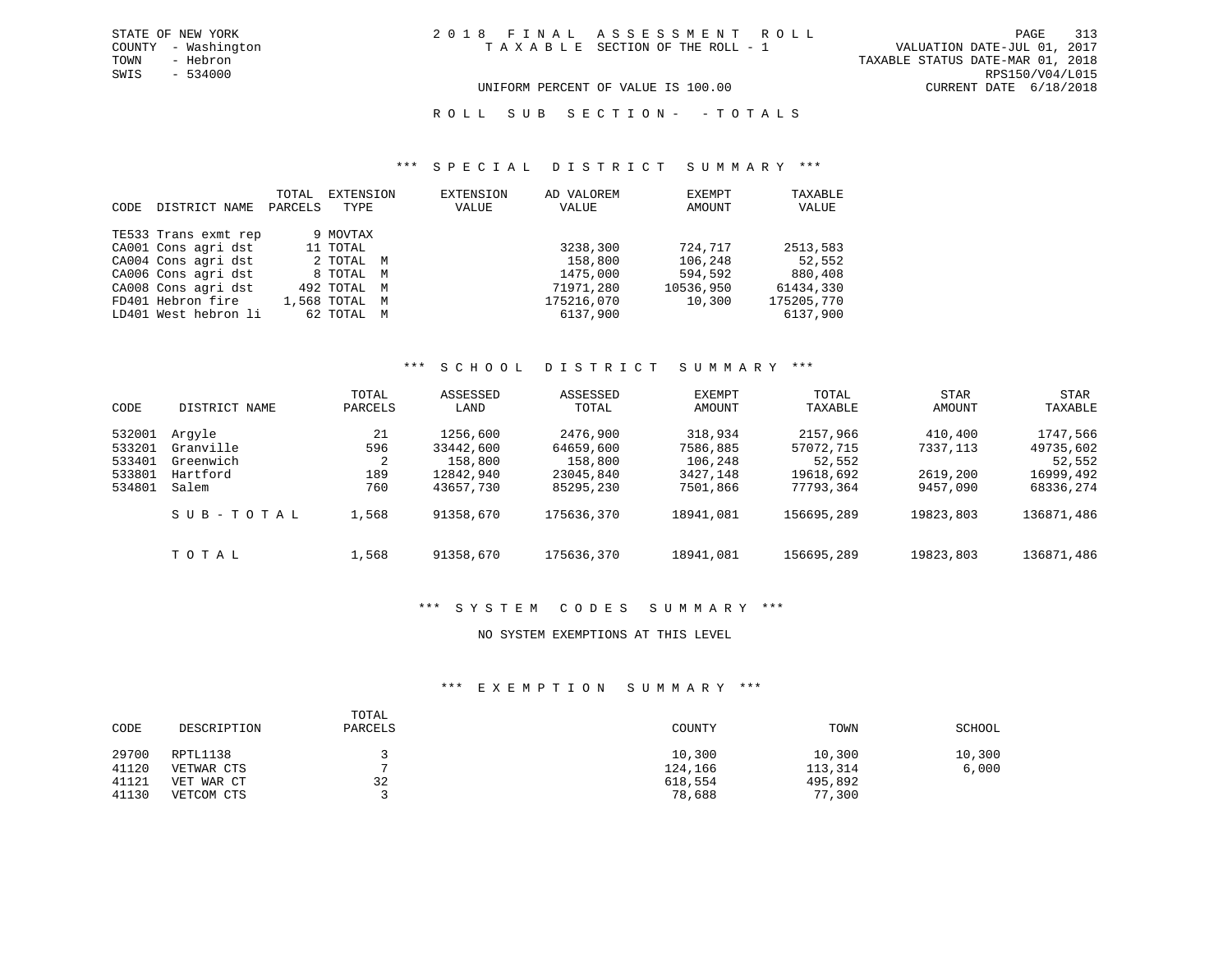STATE OF NEW YORK
COUNTY - Washington
TOWN - Hebron
SWIS - 534000

2 0 1 8 F I N A L A S S E S S M E N T R O L L
T A X A B L E SECTION OF THE ROLL - 1

VALUATION DATE-JUL 01, 2017
TAXABLE STATUS DATE-MAR 01, 2018
RPS150/V04/L015
CURRENT DATE 6/18/2018

UNIFORM PERCENT OF VALUE IS 100.00

R O L L S U B S E C T I O N - - T O T A L S

### *** S P E C I A L D I S T R I C T S U M M A R Y ***

| CODE | DISTRICT NAME | TOTAL PARCELS | EXTENSION TYPE | EXTENSION VALUE | AD VALOREM VALUE | EXEMPT AMOUNT | TAXABLE VALUE |
|---|---|---|---|---|---|---|---|
| TE533 | Trans exmt rep | 9 | MOVTAX | | | | |
| CA001 | Cons agri dst | 11 | TOTAL | | 3238,300 | 724,717 | 2513,583 |
| CA004 | Cons agri dst | 2 | TOTAL M | | 158,800 | 106,248 | 52,552 |
| CA006 | Cons agri dst | 8 | TOTAL M | | 1475,000 | 594,592 | 880,408 |
| CA008 | Cons agri dst | 492 | TOTAL M | | 71971,280 | 10536,950 | 61434,330 |
| FD401 | Hebron fire | 1,568 | TOTAL M | | 175216,070 | 10,300 | 175205,770 |
| LD401 | West hebron li | 62 | TOTAL M | | 6137,900 | | 6137,900 |

### *** S C H O O L D I S T R I C T S U M M A R Y ***

| CODE | DISTRICT NAME | TOTAL PARCELS | ASSESSED LAND | ASSESSED TOTAL | EXEMPT AMOUNT | TOTAL TAXABLE | STAR AMOUNT | STAR TAXABLE |
|---|---|---|---|---|---|---|---|---|
| 532001 | Argyle | 21 | 1256,600 | 2476,900 | 318,934 | 2157,966 | 410,400 | 1747,566 |
| 533201 | Granville | 596 | 33442,600 | 64659,600 | 7586,885 | 57072,715 | 7337,113 | 49735,602 |
| 533401 | Greenwich | 2 | 158,800 | 158,800 | 106,248 | 52,552 | | 52,552 |
| 533801 | Hartford | 189 | 12842,940 | 23045,840 | 3427,148 | 19618,692 | 2619,200 | 16999,492 |
| 534801 | Salem | 760 | 43657,730 | 85295,230 | 7501,866 | 77793,364 | 9457,090 | 68336,274 |
| | S U B - T O T A L | 1,568 | 91358,670 | 175636,370 | 18941,081 | 156695,289 | 19823,803 | 136871,486 |
| | T O T A L | 1,568 | 91358,670 | 175636,370 | 18941,081 | 156695,289 | 19823,803 | 136871,486 |

### *** S Y S T E M C O D E S S U M M A R Y ***

NO SYSTEM EXEMPTIONS AT THIS LEVEL

### *** E X E M P T I O N S U M M A R Y ***

| CODE | DESCRIPTION | TOTAL PARCELS | COUNTY | TOWN | SCHOOL |
|---|---|---|---|---|---|
| 29700 | RPTL1138 | 3 | 10,300 | 10,300 | 10,300 |
| 41120 | VETWAR CTS | 7 | 124,166 | 113,314 | 6,000 |
| 41121 | VET WAR CT | 32 | 618,554 | 495,892 | |
| 41130 | VETCOM CTS | 3 | 78,688 | 77,300 | |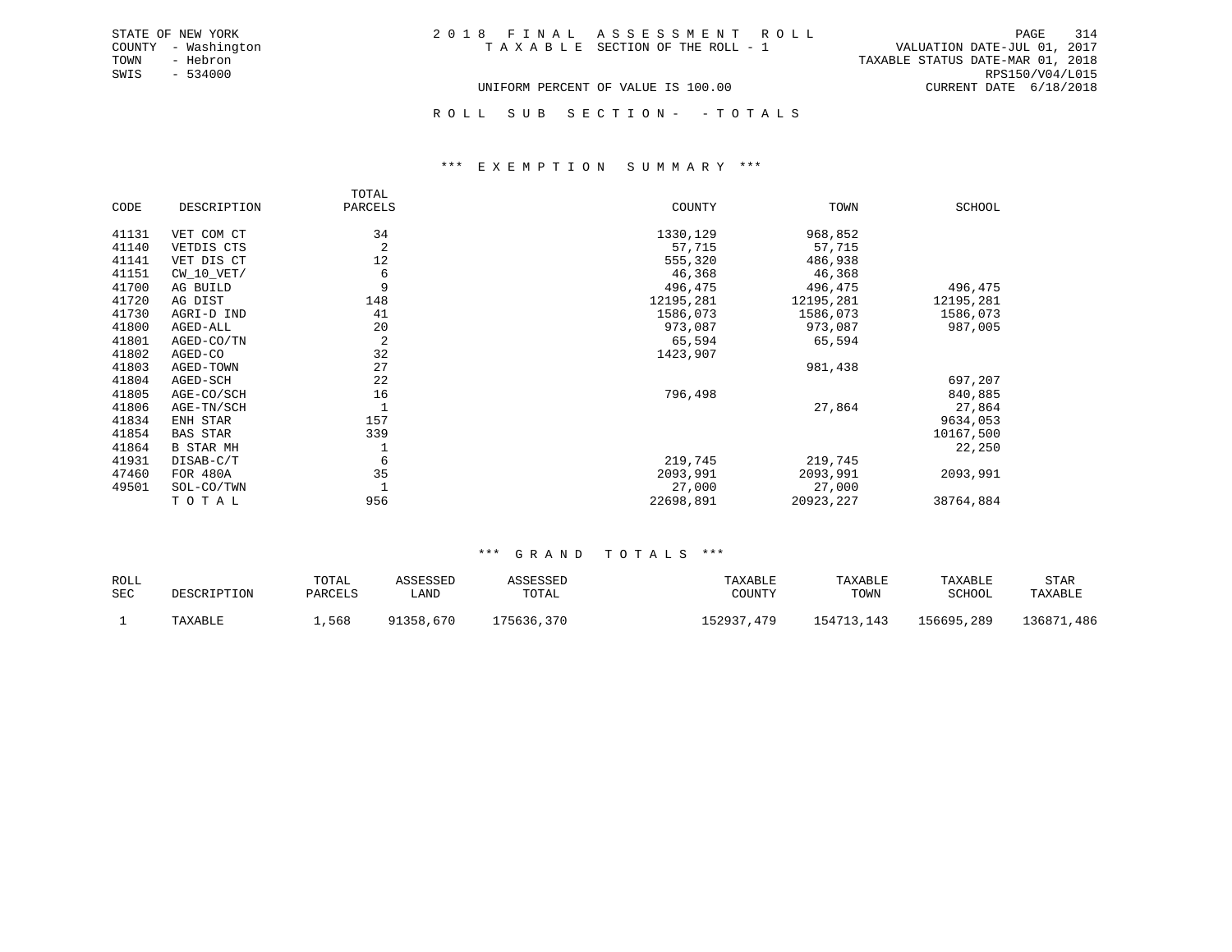STATE OF NEW YORK
COUNTY - Washington
TOWN - Hebron
SWIS - 534000

2 0 1 8 F I N A L A S S E S S M E N T R O L L
T A X A B L E SECTION OF THE ROLL - 1

VALUATION DATE-JUL 01, 2017
TAXABLE STATUS DATE-MAR 01, 2018
RPS150/V04/L015
CURRENT DATE 6/18/2018

UNIFORM PERCENT OF VALUE IS 100.00

R O L L S U B S E C T I O N - - T O T A L S

### *** E X E M P T I O N S U M M A R Y ***

| CODE | DESCRIPTION | TOTAL PARCELS | COUNTY | TOWN | SCHOOL |
|---|---|---|---|---|---|
| 41131 | VET COM CT | 34 | 1330,129 | 968,852 | |
| 41140 | VETDIS CTS | 2 | 57,715 | 57,715 | |
| 41141 | VET DIS CT | 12 | 555,320 | 486,938 | |
| 41151 | CW_10_VET/ | 6 | 46,368 | 46,368 | |
| 41700 | AG BUILD | 9 | 496,475 | 496,475 | 496,475 |
| 41720 | AG DIST | 148 | 12195,281 | 12195,281 | 12195,281 |
| 41730 | AGRI-D IND | 41 | 1586,073 | 1586,073 | 1586,073 |
| 41800 | AGED-ALL | 20 | 973,087 | 973,087 | 987,005 |
| 41801 | AGED-CO/TN | 2 | 65,594 | 65,594 | |
| 41802 | AGED-CO | 32 | 1423,907 | | |
| 41803 | AGED-TOWN | 27 | | 981,438 | |
| 41804 | AGED-SCH | 22 | | | 697,207 |
| 41805 | AGE-CO/SCH | 16 | 796,498 | | 840,885 |
| 41806 | AGE-TN/SCH | 1 | | 27,864 | 27,864 |
| 41834 | ENH STAR | 157 | | | 9634,053 |
| 41854 | BAS STAR | 339 | | | 10167,500 |
| 41864 | B STAR MH | 1 | | | 22,250 |
| 41931 | DISAB-C/T | 6 | 219,745 | 219,745 | |
| 47460 | FOR 480A | 35 | 2093,991 | 2093,991 | 2093,991 |
| 49501 | SOL-CO/TWN | 1 | 27,000 | 27,000 | |
| | T O T A L | 956 | 22698,891 | 20923,227 | 38764,884 |

### *** G R A N D T O T A L S ***

| ROLL SEC | DESCRIPTION | TOTAL PARCELS | ASSESSED LAND | ASSESSED TOTAL | TAXABLE COUNTY | TAXABLE TOWN | TAXABLE SCHOOL | STAR TAXABLE |
|---|---|---|---|---|---|---|---|---|
| 1 | TAXABLE | 1,568 | 91358,670 | 175636,370 | 152937,479 | 154713,143 | 156695,289 | 136871,486 |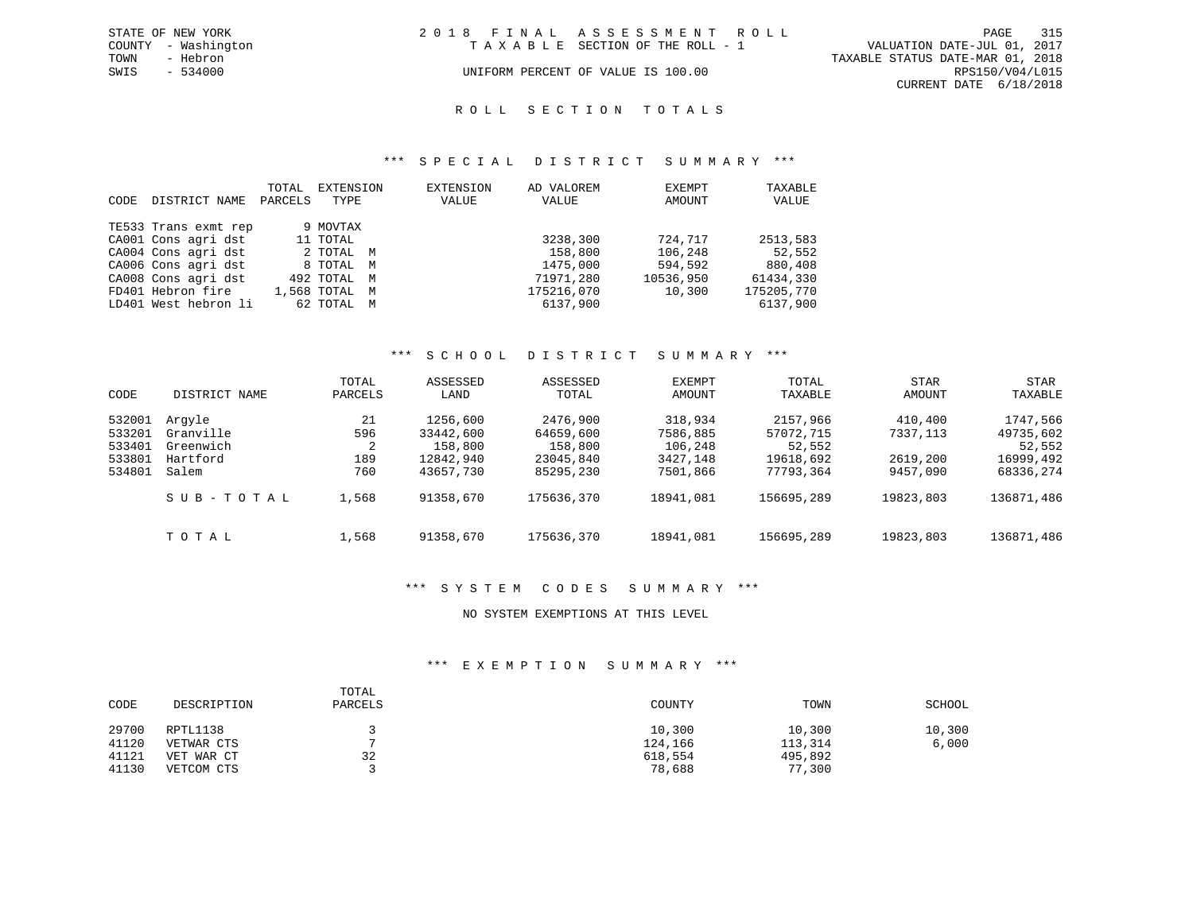STATE OF NEW YORK
COUNTY - Washington
TOWN - Hebron
SWIS - 534000

2018 FINAL ASSESSMENT ROLL
TAXABLE SECTION OF THE ROLL - 1
UNIFORM PERCENT OF VALUE IS 100.00

VALUATION DATE-JUL 01, 2017
TAXABLE STATUS DATE-MAR 01, 2018
RPS150/V04/L015
CURRENT DATE 6/18/2018

## ROLL SECTION TOTALS

### *** SPECIAL DISTRICT SUMMARY ***

| CODE | DISTRICT NAME | TOTAL PARCELS | EXTENSION TYPE | EXTENSION VALUE | AD VALOREM VALUE | EXEMPT AMOUNT | TAXABLE VALUE |
|---|---|---|---|---|---|---|---|
| TE533 | Trans exmt rep | 9 | MOVTAX | | | | |
| CA001 | Cons agri dst | 11 | TOTAL | | 3238,300 | 724,717 | 2513,583 |
| CA004 | Cons agri dst | 2 | TOTAL M | | 158,800 | 106,248 | 52,552 |
| CA006 | Cons agri dst | 8 | TOTAL M | | 1475,000 | 594,592 | 880,408 |
| CA008 | Cons agri dst | 492 | TOTAL M | | 71971,280 | 10536,950 | 61434,330 |
| FD401 | Hebron fire | 1,568 | TOTAL M | | 175216,070 | 10,300 | 175205,770 |
| LD401 | West hebron li | 62 | TOTAL M | | 6137,900 | | 6137,900 |

### *** SCHOOL DISTRICT SUMMARY ***

| CODE | DISTRICT NAME | TOTAL PARCELS | ASSESSED LAND | ASSESSED TOTAL | EXEMPT AMOUNT | TOTAL TAXABLE | STAR AMOUNT | STAR TAXABLE |
|---|---|---|---|---|---|---|---|---|
| 532001 | Argyle | 21 | 1256,600 | 2476,900 | 318,934 | 2157,966 | 410,400 | 1747,566 |
| 533201 | Granville | 596 | 33442,600 | 64659,600 | 7586,885 | 57072,715 | 7337,113 | 49735,602 |
| 533401 | Greenwich | 2 | 158,800 | 158,800 | 106,248 | 52,552 | | 52,552 |
| 533801 | Hartford | 189 | 12842,940 | 23045,840 | 3427,148 | 19618,692 | 2619,200 | 16999,492 |
| 534801 | Salem | 760 | 43657,730 | 85295,230 | 7501,866 | 77793,364 | 9457,090 | 68336,274 |
| | SUB-TOTAL | 1,568 | 91358,670 | 175636,370 | 18941,081 | 156695,289 | 19823,803 | 136871,486 |
| | TOTAL | 1,568 | 91358,670 | 175636,370 | 18941,081 | 156695,289 | 19823,803 | 136871,486 |

### *** SYSTEM CODES SUMMARY ***

NO SYSTEM EXEMPTIONS AT THIS LEVEL

### *** EXEMPTION SUMMARY ***

| CODE | DESCRIPTION | TOTAL PARCELS | COUNTY | TOWN | SCHOOL |
|---|---|---|---|---|---|
| 29700 | RPTL1138 | 3 | 10,300 | 10,300 | 10,300 |
| 41120 | VETWAR CTS | 7 | 124,166 | 113,314 | 6,000 |
| 41121 | VET WAR CT | 32 | 618,554 | 495,892 | |
| 41130 | VETCOM CTS | 3 | 78,688 | 77,300 | |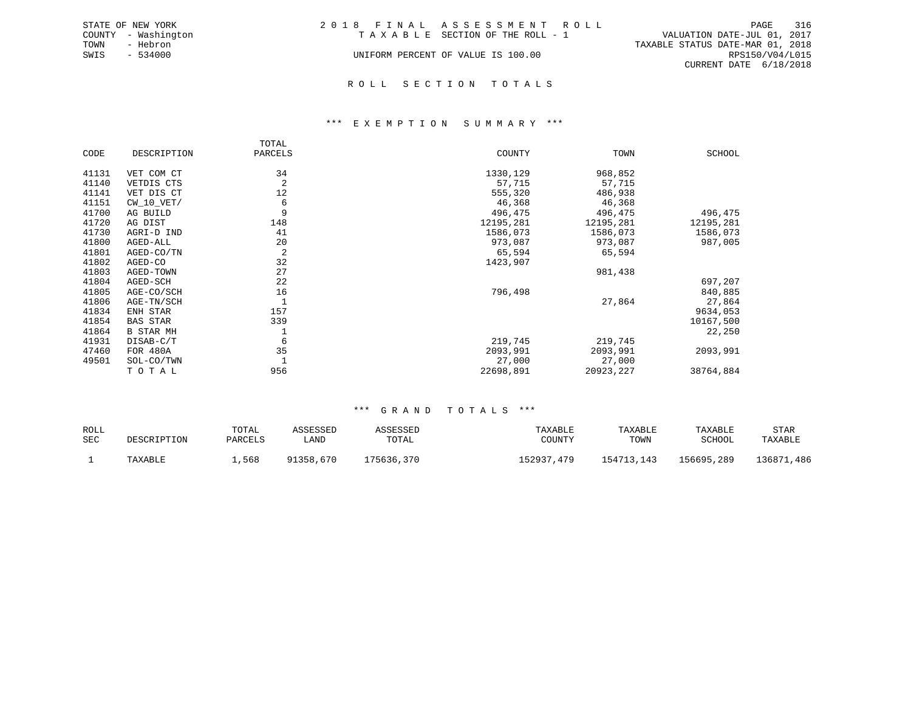STATE OF NEW YORK
COUNTY - Washington
TOWN - Hebron
SWIS - 534000

2 0 1 8 F I N A L A S S E S S M E N T R O L L
T A X A B L E SECTION OF THE ROLL - 1

UNIFORM PERCENT OF VALUE IS 100.00

VALUATION DATE-JUL 01, 2017
TAXABLE STATUS DATE-MAR 01, 2018
RPS150/V04/L015
CURRENT DATE 6/18/2018

## R O L L S E C T I O N T O T A L S

### *** E X E M P T I O N S U M M A R Y ***

| CODE | DESCRIPTION | TOTAL PARCELS | COUNTY | TOWN | SCHOOL |
|---|---|---|---|---|---|
| 41131 | VET COM CT | 34 | 1330,129 | 968,852 | |
| 41140 | VETDIS CTS | 2 | 57,715 | 57,715 | |
| 41141 | VET DIS CT | 12 | 555,320 | 486,938 | |
| 41151 | CW_10_VET/ | 6 | 46,368 | 46,368 | |
| 41700 | AG BUILD | 9 | 496,475 | 496,475 | 496,475 |
| 41720 | AG DIST | 148 | 12195,281 | 12195,281 | 12195,281 |
| 41730 | AGRI-D IND | 41 | 1586,073 | 1586,073 | 1586,073 |
| 41800 | AGED-ALL | 20 | 973,087 | 973,087 | 987,005 |
| 41801 | AGED-CO/TN | 2 | 65,594 | 65,594 | |
| 41802 | AGED-CO | 32 | 1423,907 | | |
| 41803 | AGED-TOWN | 27 | | 981,438 | |
| 41804 | AGED-SCH | 22 | | | 697,207 |
| 41805 | AGE-CO/SCH | 16 | 796,498 | | 840,885 |
| 41806 | AGE-TN/SCH | 1 | | 27,864 | 27,864 |
| 41834 | ENH STAR | 157 | | | 9634,053 |
| 41854 | BAS STAR | 339 | | | 10167,500 |
| 41864 | B STAR MH | 1 | | | 22,250 |
| 41931 | DISAB-C/T | 6 | 219,745 | 219,745 | |
| 47460 | FOR 480A | 35 | 2093,991 | 2093,991 | 2093,991 |
| 49501 | SOL-CO/TWN | 1 | 27,000 | 27,000 | |
| | T O T A L | 956 | 22698,891 | 20923,227 | 38764,884 |

### *** G R A N D T O T A L S ***

| ROLL SEC | DESCRIPTION | TOTAL PARCELS | ASSESSED LAND | ASSESSED TOTAL | TAXABLE COUNTY | TAXABLE TOWN | TAXABLE SCHOOL | STAR TAXABLE |
|---|---|---|---|---|---|---|---|---|
| 1 | TAXABLE | 1,568 | 91358,670 | 175636,370 | 152937,479 | 154713,143 | 156695,289 | 136871,486 |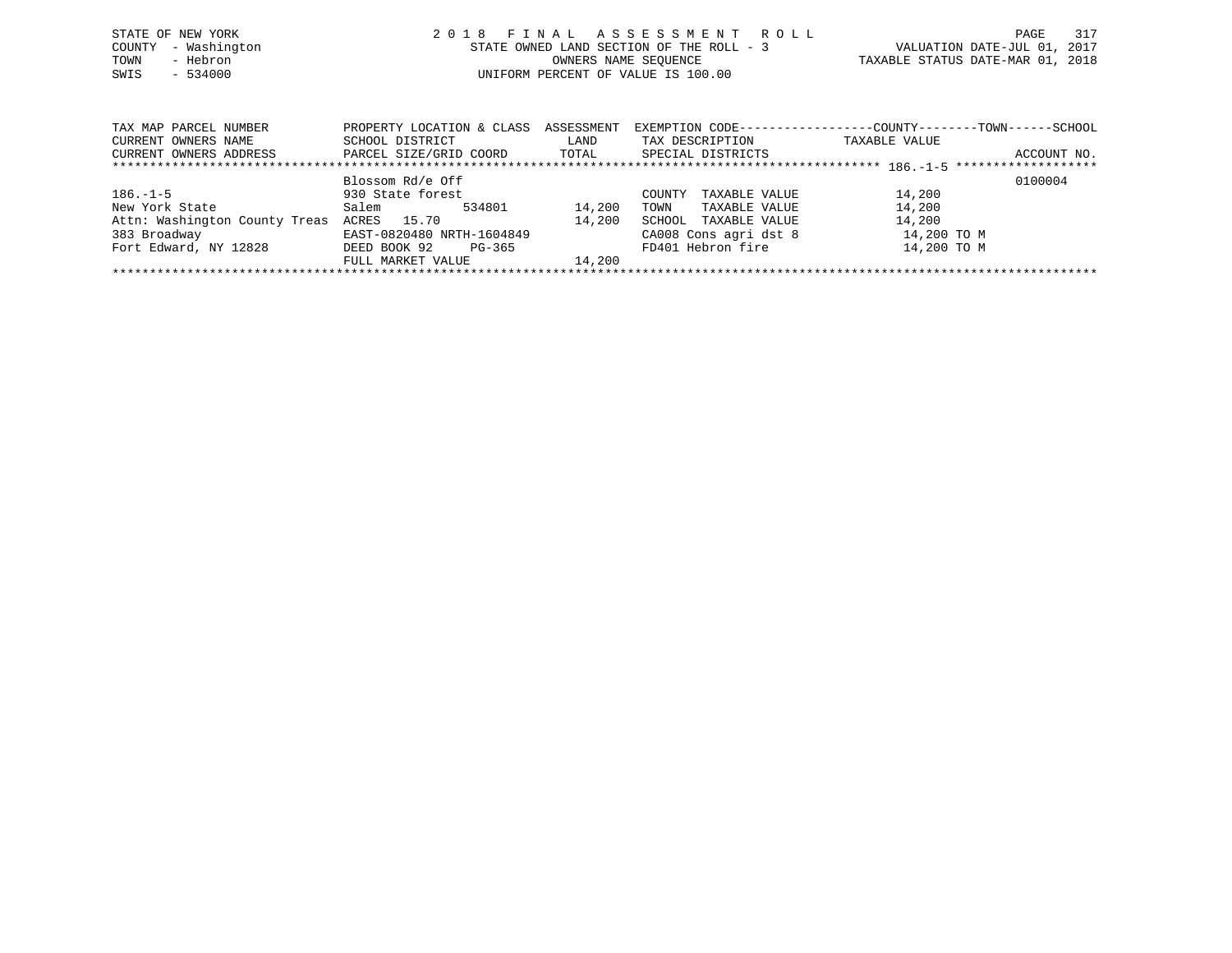STATE OF NEW YORK
COUNTY - Washington
TOWN - Hebron
SWIS - 534000

# 2018 FINAL ASSESSMENT ROLL

STATE OWNED LAND SECTION OF THE ROLL - 3
OWNERS NAME SEQUENCE
UNIFORM PERCENT OF VALUE IS 100.00

VALUATION DATE-JUL 01, 2017
TAXABLE STATUS DATE-MAR 01, 2018

| TAX MAP PARCEL NUMBER<br>CURRENT OWNERS NAME<br>CURRENT OWNERS ADDRESS | PROPERTY LOCATION & CLASS<br>SCHOOL DISTRICT<br>PARCEL SIZE/GRID COORD | ASSESSMENT<br>LAND<br>TOTAL | EXEMPTION CODE<br>TAX DESCRIPTION<br>SPECIAL DISTRICTS | COUNTY--------TOWN------SCHOOL<br>TAXABLE VALUE | ACCOUNT NO. |
|---|---|---|---|---|---|
| 186.-1-5 | Blossom Rd/e Off | | | | 0100004 |
| | 930 State forest | | COUNTY TAXABLE VALUE | 14,200 | |
| New York State | Salem 534801 | 14,200 | TOWN TAXABLE VALUE | 14,200 | |
| Attn: Washington County Treas | ACRES 15.70 | 14,200 | SCHOOL TAXABLE VALUE | 14,200 | |
| 383 Broadway | EAST-0820480 NRTH-1604849 | | CA008 Cons agri dst 8 | 14,200 TO M | |
| Fort Edward, NY 12828 | DEED BOOK 92 PG-365 | | FD401 Hebron fire | 14,200 TO M | |
| | FULL MARKET VALUE | 14,200 | | | |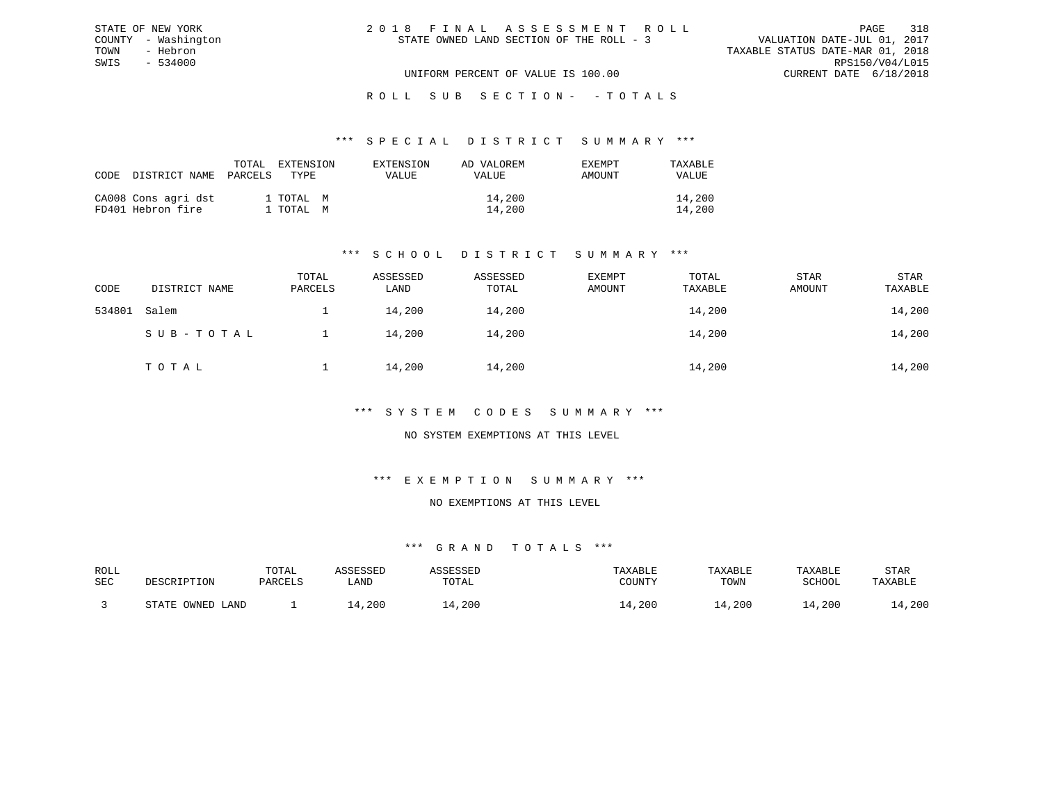STATE OF NEW YORK
COUNTY - Washington
TOWN - Hebron
SWIS - 534000

2018 FINAL ASSESSMENT ROLL
STATE OWNED LAND SECTION OF THE ROLL - 3

VALUATION DATE-JUL 01, 2017
TAXABLE STATUS DATE-MAR 01, 2018
RPS150/V04/L015
CURRENT DATE 6/18/2018

UNIFORM PERCENT OF VALUE IS 100.00

ROLL SUB SECTION- - TOTALS

## *** SPECIAL DISTRICT SUMMARY ***

| CODE DISTRICT NAME | TOTAL PARCELS | EXTENSION TYPE | EXTENSION VALUE | AD VALOREM VALUE | EXEMPT AMOUNT | TAXABLE VALUE |
|---|---|---|---|---|---|---|
| CA008 Cons agri dst | 1 | TOTAL M | | 14,200 | | 14,200 |
| FD401 Hebron fire | 1 | TOTAL M | | 14,200 | | 14,200 |

## *** SCHOOL DISTRICT SUMMARY ***

| CODE | DISTRICT NAME | TOTAL PARCELS | ASSESSED LAND | ASSESSED TOTAL | EXEMPT AMOUNT | TOTAL TAXABLE | STAR AMOUNT | STAR TAXABLE |
|---|---|---|---|---|---|---|---|---|
| 534801 | Salem | 1 | 14,200 | 14,200 | | 14,200 | | 14,200 |
| | SUB-TOTAL | 1 | 14,200 | 14,200 | | 14,200 | | 14,200 |
| | TOTAL | 1 | 14,200 | 14,200 | | 14,200 | | 14,200 |

## *** SYSTEM CODES SUMMARY ***

NO SYSTEM EXEMPTIONS AT THIS LEVEL

## *** EXEMPTION SUMMARY ***

NO EXEMPTIONS AT THIS LEVEL

## *** GRAND TOTALS ***

| ROLL SEC | DESCRIPTION | TOTAL PARCELS | ASSESSED LAND | ASSESSED TOTAL | TAXABLE COUNTY | TAXABLE TOWN | TAXABLE SCHOOL | STAR TAXABLE |
|---|---|---|---|---|---|---|---|---|
| 3 | STATE OWNED LAND | 1 | 14,200 | 14,200 | 14,200 | 14,200 | 14,200 | 14,200 |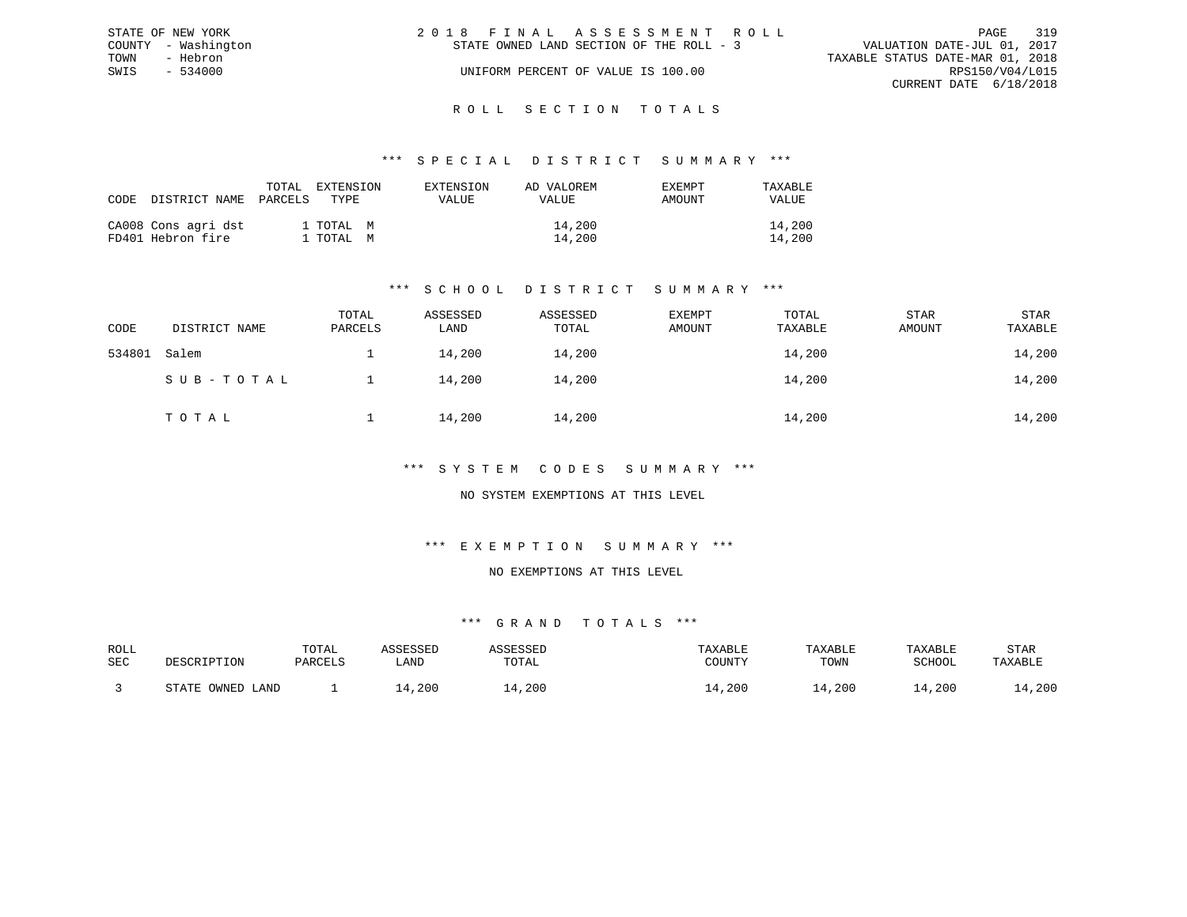STATE OF NEW YORK
COUNTY - Washington
TOWN - Hebron
SWIS - 534000

# 2018 FINAL ASSESSMENT ROLL

STATE OWNED LAND SECTION OF THE ROLL - 3

UNIFORM PERCENT OF VALUE IS 100.00

VALUATION DATE-JUL 01, 2017
TAXABLE STATUS DATE-MAR 01, 2018
RPS150/V04/L015
CURRENT DATE 6/18/2018

## ROLL SECTION TOTALS

### *** SPECIAL DISTRICT SUMMARY ***

| CODE | DISTRICT NAME | TOTAL PARCELS | EXTENSION TYPE | EXTENSION VALUE | AD VALOREM VALUE | EXEMPT AMOUNT | TAXABLE VALUE |
|---|---|---|---|---|---|---|---|
| CA008 | Cons agri dst | 1 | TOTAL M | | 14,200 | | 14,200 |
| FD401 | Hebron fire | 1 | TOTAL M | | 14,200 | | 14,200 |

### *** SCHOOL DISTRICT SUMMARY ***

| CODE | DISTRICT NAME | TOTAL PARCELS | ASSESSED LAND | ASSESSED TOTAL | EXEMPT AMOUNT | TOTAL TAXABLE | STAR AMOUNT | STAR TAXABLE |
|---|---|---|---|---|---|---|---|---|
| 534801 | Salem | 1 | 14,200 | 14,200 | | 14,200 | | 14,200 |
| | SUB-TOTAL | 1 | 14,200 | 14,200 | | 14,200 | | 14,200 |
| | TOTAL | 1 | 14,200 | 14,200 | | 14,200 | | 14,200 |

### *** SYSTEM CODES SUMMARY ***

NO SYSTEM EXEMPTIONS AT THIS LEVEL

### *** EXEMPTION SUMMARY ***

NO EXEMPTIONS AT THIS LEVEL

### *** GRAND TOTALS ***

| ROLL SEC | DESCRIPTION | TOTAL PARCELS | ASSESSED LAND | ASSESSED TOTAL | TAXABLE COUNTY | TAXABLE TOWN | TAXABLE SCHOOL | STAR TAXABLE |
|---|---|---|---|---|---|---|---|---|
| 3 | STATE OWNED LAND | 1 | 14,200 | 14,200 | 14,200 | 14,200 | 14,200 | 14,200 |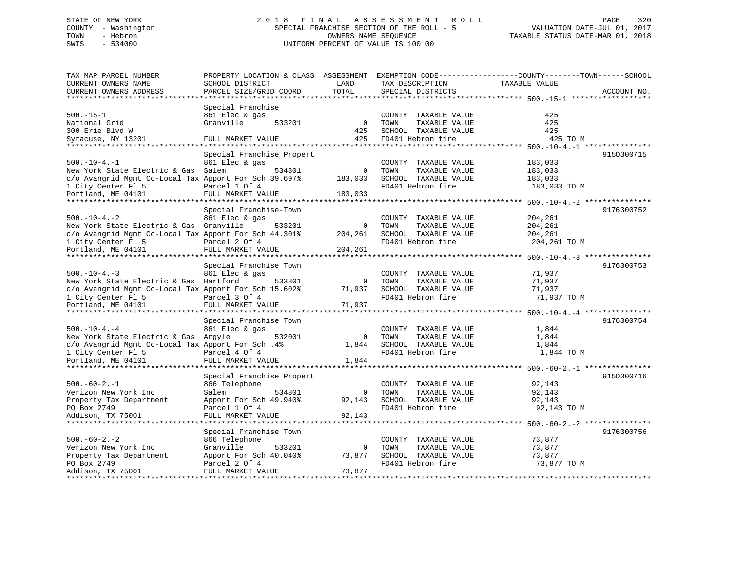STATE OF NEW YORK
COUNTY - Washington
TOWN - Hebron
SWIS - 534000

# 2018 FINAL ASSESSMENT ROLL

SPECIAL FRANCHISE SECTION OF THE ROLL - 5
OWNERS NAME SEQUENCE
UNIFORM PERCENT OF VALUE IS 100.00

VALUATION DATE-JUL 01, 2017
TAXABLE STATUS DATE-MAR 01, 2018

| TAX MAP PARCEL NUMBER / CURRENT OWNERS NAME / CURRENT OWNERS ADDRESS | PROPERTY LOCATION & CLASS / SCHOOL DISTRICT / PARCEL SIZE/GRID COORD | ASSESSMENT LAND / TOTAL | EXEMPTION CODE / TAX DESCRIPTION / SPECIAL DISTRICTS | TAXABLE VALUE (COUNTY / TOWN / SCHOOL) | ACCOUNT NO. |
|---|---|---|---|---|---|
| **500.-15-1** | Special Franchise | | | | |
| 500.-15-1 | 861 Elec & gas | | COUNTY TAXABLE VALUE | 425 | |
| National Grid | Granville 533201 | 0 | TOWN TAXABLE VALUE | 425 | |
| 300 Erie Blvd W | | 425 | SCHOOL TAXABLE VALUE | 425 | |
| Syracuse, NY 13201 | FULL MARKET VALUE | 425 | FD401 Hebron fire | 425 TO M | |
| **500.-10-4.-1** | Special Franchise Propert | | | | 915O300715 |
| 500.-10-4.-1 | 861 Elec & gas | | COUNTY TAXABLE VALUE | 183,033 | |
| New York State Electric & Gas | Salem 534801 | 0 | TOWN TAXABLE VALUE | 183,033 | |
| c/o Avangrid Mgmt Co-Local Tax | Apport For Sch 39.697% | 183,033 | SCHOOL TAXABLE VALUE | 183,033 | |
| 1 City Center Fl 5 | Parcel 1 Of 4 | | FD401 Hebron fire | 183,033 TO M | |
| Portland, ME 04101 | FULL MARKET VALUE | 183,033 | | | |
| **500.-10-4.-2** | Special Franchise-Town | | | | 9176300752 |
| 500.-10-4.-2 | 861 Elec & gas | | COUNTY TAXABLE VALUE | 204,261 | |
| New York State Electric & Gas | Granville 533201 | 0 | TOWN TAXABLE VALUE | 204,261 | |
| c/o Avangrid Mgmt Co-Local Tax | Apport For Sch 44.301% | 204,261 | SCHOOL TAXABLE VALUE | 204,261 | |
| 1 City Center Fl 5 | Parcel 2 Of 4 | | FD401 Hebron fire | 204,261 TO M | |
| Portland, ME 04101 | FULL MARKET VALUE | 204,261 | | | |
| **500.-10-4.-3** | Special Franchise Town | | | | 9176300753 |
| 500.-10-4.-3 | 861 Elec & gas | | COUNTY TAXABLE VALUE | 71,937 | |
| New York State Electric & Gas | Hartford 533801 | 0 | TOWN TAXABLE VALUE | 71,937 | |
| c/o Avangrid Mgmt Co-Local Tax | Apport For Sch 15.602% | 71,937 | SCHOOL TAXABLE VALUE | 71,937 | |
| 1 City Center Fl 5 | Parcel 3 Of 4 | | FD401 Hebron fire | 71,937 TO M | |
| Portland, ME 04101 | FULL MARKET VALUE | 71,937 | | | |
| **500.-10-4.-4** | Special Franchise Town | | | | 9176300754 |
| 500.-10-4.-4 | 861 Elec & gas | | COUNTY TAXABLE VALUE | 1,844 | |
| New York State Electric & Gas | Argyle 532001 | 0 | TOWN TAXABLE VALUE | 1,844 | |
| c/o Avangrid Mgmt Co-Local Tax | Apport For Sch .4% | 1,844 | SCHOOL TAXABLE VALUE | 1,844 | |
| 1 City Center Fl 5 | Parcel 4 Of 4 | | FD401 Hebron fire | 1,844 TO M | |
| Portland, ME 04101 | FULL MARKET VALUE | 1,844 | | | |
| **500.-60-2.-1** | Special Franchise Propert | | | | 915O300716 |
| 500.-60-2.-1 | 866 Telephone | | COUNTY TAXABLE VALUE | 92,143 | |
| Verizon New York Inc | Salem 534801 | 0 | TOWN TAXABLE VALUE | 92,143 | |
| Property Tax Department | Apport For Sch 49.940% | 92,143 | SCHOOL TAXABLE VALUE | 92,143 | |
| PO Box 2749 | Parcel 1 Of 4 | | FD401 Hebron fire | 92,143 TO M | |
| Addison, TX 75001 | FULL MARKET VALUE | 92,143 | | | |
| **500.-60-2.-2** | Special Franchise Town | | | | 9176300756 |
| 500.-60-2.-2 | 866 Telephone | | COUNTY TAXABLE VALUE | 73,877 | |
| Verizon New York Inc | Granville 533201 | 0 | TOWN TAXABLE VALUE | 73,877 | |
| Property Tax Department | Apport For Sch 40.040% | 73,877 | SCHOOL TAXABLE VALUE | 73,877 | |
| PO Box 2749 | Parcel 2 Of 4 | | FD401 Hebron fire | 73,877 TO M | |
| Addison, TX 75001 | FULL MARKET VALUE | 73,877 | | | |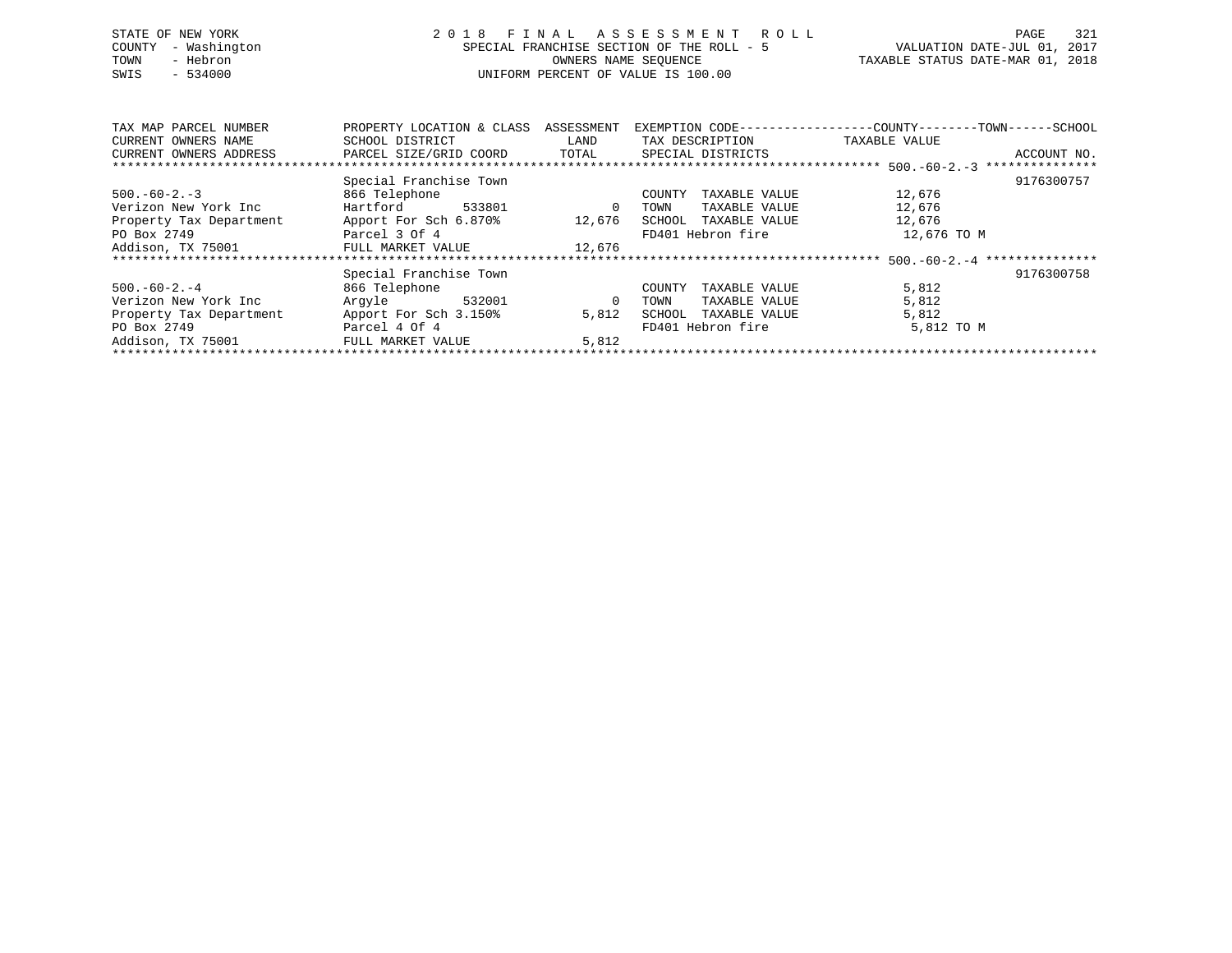STATE OF NEW YORK
COUNTY - Washington
TOWN - Hebron
SWIS - 534000

# 2018 FINAL ASSESSMENT ROLL

SPECIAL FRANCHISE SECTION OF THE ROLL - 5
OWNERS NAME SEQUENCE
UNIFORM PERCENT OF VALUE IS 100.00

VALUATION DATE-JUL 01, 2017
TAXABLE STATUS DATE-MAR 01, 2018

| TAX MAP PARCEL NUMBER / CURRENT OWNERS NAME / CURRENT OWNERS ADDRESS | PROPERTY LOCATION & CLASS / SCHOOL DISTRICT / PARCEL SIZE/GRID COORD | ASSESSMENT LAND | TOTAL | EXEMPTION CODE / TAX DESCRIPTION / SPECIAL DISTRICTS | COUNTY--------TOWN------SCHOOL TAXABLE VALUE | ACCOUNT NO. |
|---|---|---|---|---|---|---|
| 500.-60-2.-3 | Special Franchise Town | | | | | 9176300757 |
| | 866 Telephone | | | COUNTY TAXABLE VALUE | 12,676 | |
| Verizon New York Inc | Hartford 533801 | 0 | | TOWN TAXABLE VALUE | 12,676 | |
| Property Tax Department | Apport For Sch 6.870% | | 12,676 | SCHOOL TAXABLE VALUE | 12,676 | |
| PO Box 2749 | Parcel 3 Of 4 | | | FD401 Hebron fire | 12,676 TO M | |
| Addison, TX 75001 | FULL MARKET VALUE | | 12,676 | | | |
| 500.-60-2.-4 | Special Franchise Town | | | | | 9176300758 |
| | 866 Telephone | | | COUNTY TAXABLE VALUE | 5,812 | |
| Verizon New York Inc | Argyle 532001 | 0 | | TOWN TAXABLE VALUE | 5,812 | |
| Property Tax Department | Apport For Sch 3.150% | | 5,812 | SCHOOL TAXABLE VALUE | 5,812 | |
| PO Box 2749 | Parcel 4 Of 4 | | | FD401 Hebron fire | 5,812 TO M | |
| Addison, TX 75001 | FULL MARKET VALUE | | 5,812 | | | |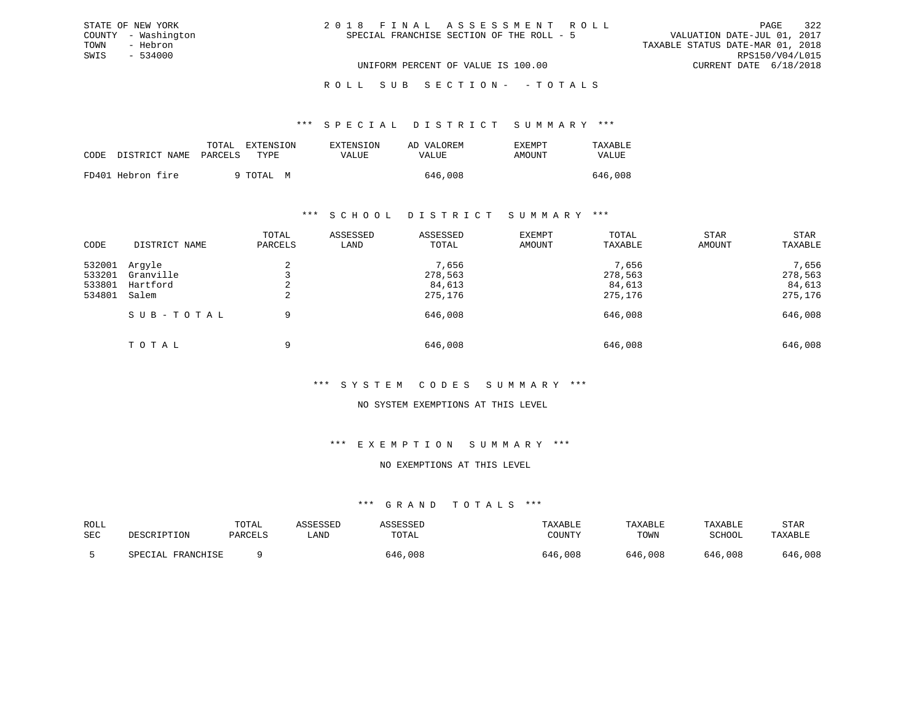STATE OF NEW YORK
COUNTY - Washington
TOWN - Hebron
SWIS - 534000

# 2018 FINAL ASSESSMENT ROLL

SPECIAL FRANCHISE SECTION OF THE ROLL - 5

VALUATION DATE-JUL 01, 2017
TAXABLE STATUS DATE-MAR 01, 2018
RPS150/V04/L015
CURRENT DATE 6/18/2018

UNIFORM PERCENT OF VALUE IS 100.00

## ROLL SUB SECTION- -TOTALS

### *** SPECIAL DISTRICT SUMMARY ***

| CODE | DISTRICT NAME | TOTAL PARCELS | EXTENSION TYPE | EXTENSION VALUE | AD VALOREM VALUE | EXEMPT AMOUNT | TAXABLE VALUE |
|---|---|---|---|---|---|---|---|
| FD401 | Hebron fire | 9 | TOTAL M | | 646,008 | | 646,008 |

### *** SCHOOL DISTRICT SUMMARY ***

| CODE | DISTRICT NAME | TOTAL PARCELS | ASSESSED LAND | ASSESSED TOTAL | EXEMPT AMOUNT | TOTAL TAXABLE | STAR AMOUNT | STAR TAXABLE |
|---|---|---|---|---|---|---|---|---|
| 532001 | Argyle | 2 | | 7,656 | | 7,656 | | 7,656 |
| 533201 | Granville | 3 | | 278,563 | | 278,563 | | 278,563 |
| 533801 | Hartford | 2 | | 84,613 | | 84,613 | | 84,613 |
| 534801 | Salem | 2 | | 275,176 | | 275,176 | | 275,176 |
| | SUB-TOTAL | 9 | | 646,008 | | 646,008 | | 646,008 |
| | TOTAL | 9 | | 646,008 | | 646,008 | | 646,008 |

### *** SYSTEM CODES SUMMARY ***

NO SYSTEM EXEMPTIONS AT THIS LEVEL

### *** EXEMPTION SUMMARY ***

NO EXEMPTIONS AT THIS LEVEL

### *** GRAND TOTALS ***

| ROLL SEC | DESCRIPTION | TOTAL PARCELS | ASSESSED LAND | ASSESSED TOTAL | TAXABLE COUNTY | TAXABLE TOWN | TAXABLE SCHOOL | STAR TAXABLE |
|---|---|---|---|---|---|---|---|---|
| 5 | SPECIAL FRANCHISE | 9 | | 646,008 | 646,008 | 646,008 | 646,008 | 646,008 |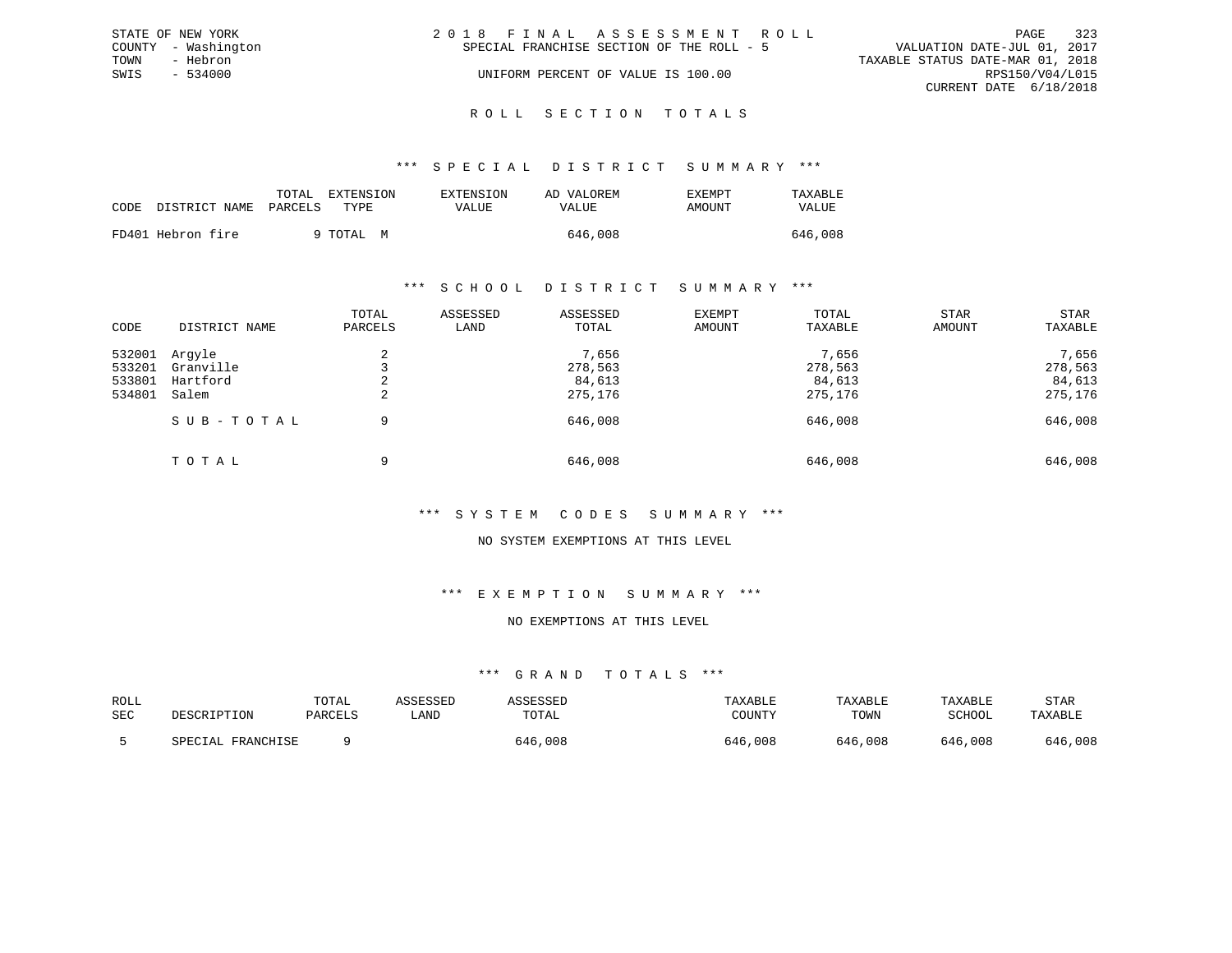STATE OF NEW YORK
COUNTY - Washington
TOWN - Hebron
SWIS - 534000

# 2018 FINAL ASSESSMENT ROLL

SPECIAL FRANCHISE SECTION OF THE ROLL - 5

UNIFORM PERCENT OF VALUE IS 100.00

VALUATION DATE-JUL 01, 2017
TAXABLE STATUS DATE-MAR 01, 2018
RPS150/V04/L015
CURRENT DATE 6/18/2018

## ROLL SECTION TOTALS

### *** SPECIAL DISTRICT SUMMARY ***

| CODE | DISTRICT NAME | TOTAL PARCELS | EXTENSION TYPE | EXTENSION VALUE | AD VALOREM VALUE | EXEMPT AMOUNT | TAXABLE VALUE |
|---|---|---|---|---|---|---|---|
| FD401 | Hebron fire | 9 | TOTAL M | | 646,008 | | 646,008 |

### *** SCHOOL DISTRICT SUMMARY ***

| CODE | DISTRICT NAME | TOTAL PARCELS | ASSESSED LAND | ASSESSED TOTAL | EXEMPT AMOUNT | TOTAL TAXABLE | STAR AMOUNT | STAR TAXABLE |
|---|---|---|---|---|---|---|---|---|
| 532001 | Argyle | 2 | | 7,656 | | 7,656 | | 7,656 |
| 533201 | Granville | 3 | | 278,563 | | 278,563 | | 278,563 |
| 533801 | Hartford | 2 | | 84,613 | | 84,613 | | 84,613 |
| 534801 | Salem | 2 | | 275,176 | | 275,176 | | 275,176 |
| | SUB-TOTAL | 9 | | 646,008 | | 646,008 | | 646,008 |
| | TOTAL | 9 | | 646,008 | | 646,008 | | 646,008 |

### *** SYSTEM CODES SUMMARY ***

NO SYSTEM EXEMPTIONS AT THIS LEVEL

### *** EXEMPTION SUMMARY ***

NO EXEMPTIONS AT THIS LEVEL

### *** GRAND TOTALS ***

| ROLL SEC | DESCRIPTION | TOTAL PARCELS | ASSESSED LAND | ASSESSED TOTAL | TAXABLE COUNTY | TAXABLE TOWN | TAXABLE SCHOOL | STAR TAXABLE |
|---|---|---|---|---|---|---|---|---|
| 5 | SPECIAL FRANCHISE | 9 | | 646,008 | 646,008 | 646,008 | 646,008 | 646,008 |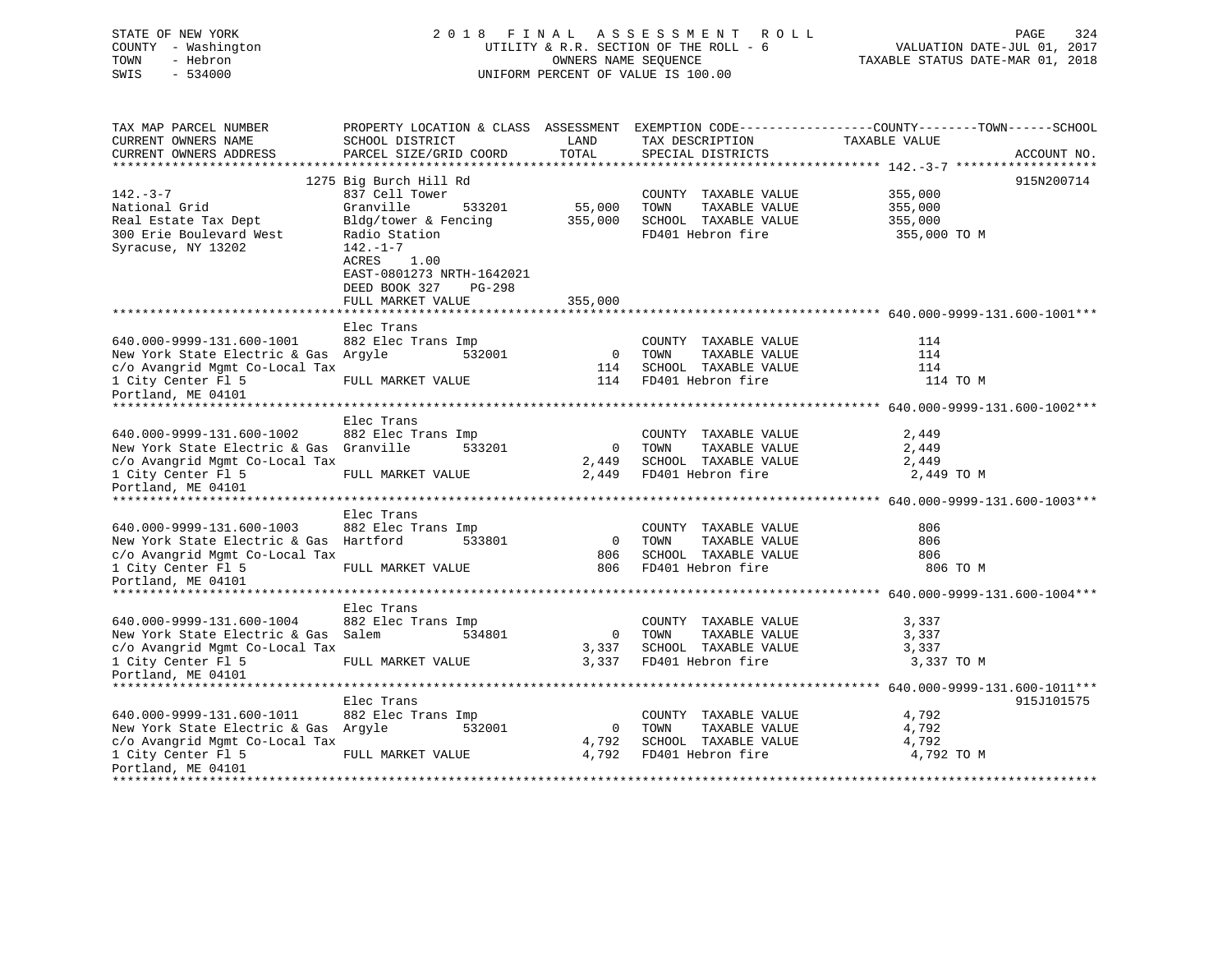STATE OF NEW YORK
COUNTY - Washington
TOWN - Hebron
SWIS - 534000

2018 FINAL ASSESSMENT ROLL
UTILITY & R.R. SECTION OF THE ROLL - 6
OWNERS NAME SEQUENCE
UNIFORM PERCENT OF VALUE IS 100.00

VALUATION DATE-JUL 01, 2017
TAXABLE STATUS DATE-MAR 01, 2018

| TAX MAP PARCEL NUMBER / CURRENT OWNERS NAME / CURRENT OWNERS ADDRESS | PROPERTY LOCATION & CLASS / SCHOOL DISTRICT / PARCEL SIZE/GRID COORD | ASSESSMENT LAND | TOTAL | EXEMPTION CODE / TAX DESCRIPTION / SPECIAL DISTRICTS | COUNTY--------TOWN------SCHOOL TAXABLE VALUE | ACCOUNT NO. |
|---|---|---|---|---|---|---|
| **142.-3-7** | 1275 Big Burch Hill Rd | | | | | 915N200714 |
| 142.-3-7 | 837 Cell Tower | | | COUNTY TAXABLE VALUE | 355,000 | |
| National Grid | Granville 533201 | 55,000 | | TOWN TAXABLE VALUE | 355,000 | |
| Real Estate Tax Dept | Bldg/tower & Fencing | | 355,000 | SCHOOL TAXABLE VALUE | 355,000 | |
| 300 Erie Boulevard West | Radio Station | | | FD401 Hebron fire | 355,000 TO M | |
| Syracuse, NY 13202 | 142.-1-7 | | | | | |
| | ACRES 1.00 | | | | | |
| | EAST-0801273 NRTH-1642021 | | | | | |
| | DEED BOOK 327 PG-298 | | | | | |
| | FULL MARKET VALUE | | 355,000 | | | |
| **640.000-9999-131.600-1001** | Elec Trans | | | | | |
| 640.000-9999-131.600-1001 | 882 Elec Trans Imp | | | COUNTY TAXABLE VALUE | 114 | |
| New York State Electric & Gas | Argyle 532001 | 0 | | TOWN TAXABLE VALUE | 114 | |
| c/o Avangrid Mgmt Co-Local Tax | | | 114 | SCHOOL TAXABLE VALUE | 114 | |
| 1 City Center Fl 5 | FULL MARKET VALUE | | 114 | FD401 Hebron fire | 114 TO M | |
| Portland, ME 04101 | | | | | | |
| **640.000-9999-131.600-1002** | Elec Trans | | | | | |
| 640.000-9999-131.600-1002 | 882 Elec Trans Imp | | | COUNTY TAXABLE VALUE | 2,449 | |
| New York State Electric & Gas | Granville 533201 | 0 | | TOWN TAXABLE VALUE | 2,449 | |
| c/o Avangrid Mgmt Co-Local Tax | | | 2,449 | SCHOOL TAXABLE VALUE | 2,449 | |
| 1 City Center Fl 5 | FULL MARKET VALUE | | 2,449 | FD401 Hebron fire | 2,449 TO M | |
| Portland, ME 04101 | | | | | | |
| **640.000-9999-131.600-1003** | Elec Trans | | | | | |
| 640.000-9999-131.600-1003 | 882 Elec Trans Imp | | | COUNTY TAXABLE VALUE | 806 | |
| New York State Electric & Gas | Hartford 533801 | 0 | | TOWN TAXABLE VALUE | 806 | |
| c/o Avangrid Mgmt Co-Local Tax | | | 806 | SCHOOL TAXABLE VALUE | 806 | |
| 1 City Center Fl 5 | FULL MARKET VALUE | | 806 | FD401 Hebron fire | 806 TO M | |
| Portland, ME 04101 | | | | | | |
| **640.000-9999-131.600-1004** | Elec Trans | | | | | |
| 640.000-9999-131.600-1004 | 882 Elec Trans Imp | | | COUNTY TAXABLE VALUE | 3,337 | |
| New York State Electric & Gas | Salem 534801 | 0 | | TOWN TAXABLE VALUE | 3,337 | |
| c/o Avangrid Mgmt Co-Local Tax | | | 3,337 | SCHOOL TAXABLE VALUE | 3,337 | |
| 1 City Center Fl 5 | FULL MARKET VALUE | | 3,337 | FD401 Hebron fire | 3,337 TO M | |
| Portland, ME 04101 | | | | | | |
| **640.000-9999-131.600-1011** | Elec Trans | | | | | 915J101575 |
| 640.000-9999-131.600-1011 | 882 Elec Trans Imp | | | COUNTY TAXABLE VALUE | 4,792 | |
| New York State Electric & Gas | Argyle 532001 | 0 | | TOWN TAXABLE VALUE | 4,792 | |
| c/o Avangrid Mgmt Co-Local Tax | | | 4,792 | SCHOOL TAXABLE VALUE | 4,792 | |
| 1 City Center Fl 5 | FULL MARKET VALUE | | 4,792 | FD401 Hebron fire | 4,792 TO M | |
| Portland, ME 04101 | | | | | | |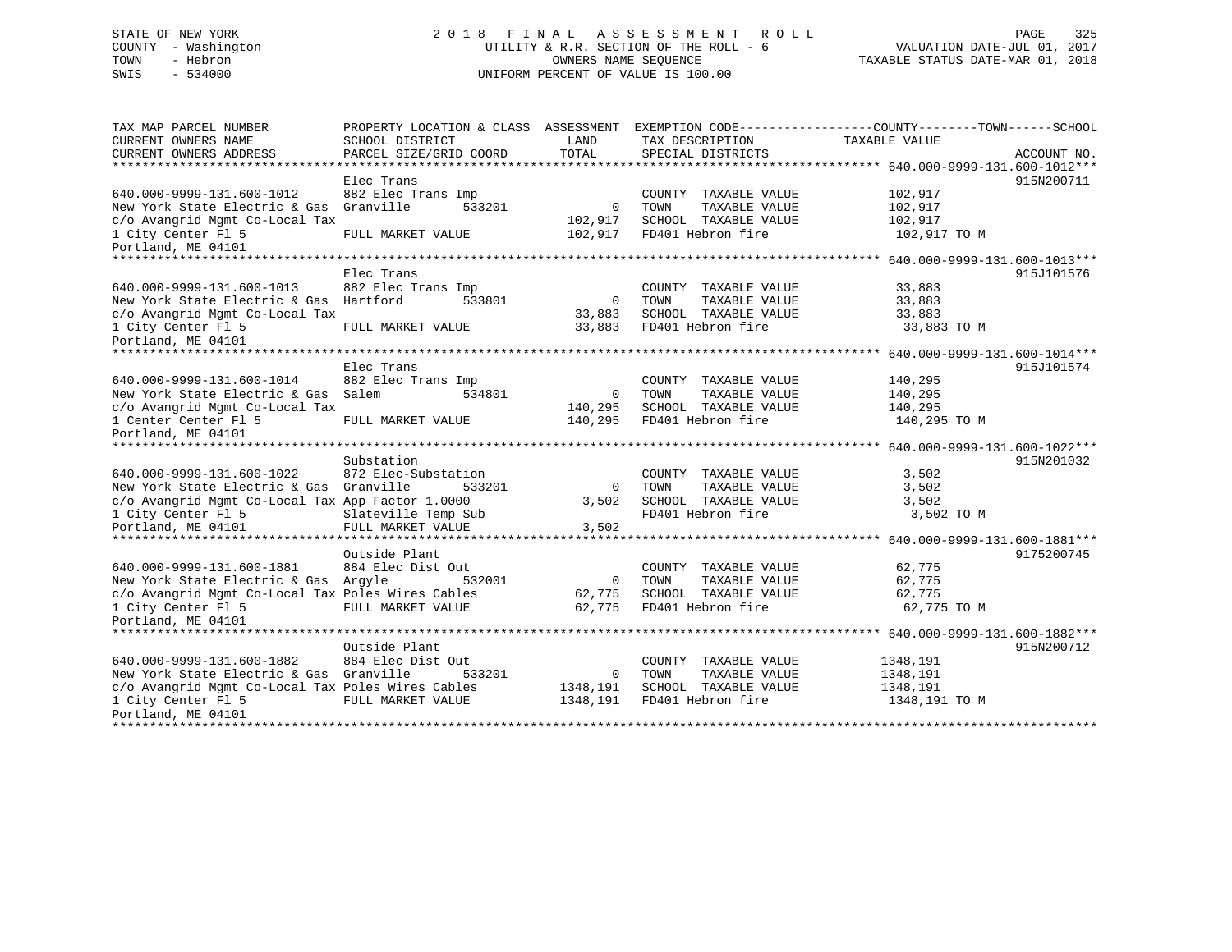STATE OF NEW YORK
COUNTY - Washington
TOWN - Hebron
SWIS - 534000

# 2018 FINAL ASSESSMENT ROLL

UTILITY & R.R. SECTION OF THE ROLL - 6
OWNERS NAME SEQUENCE
UNIFORM PERCENT OF VALUE IS 100.00

VALUATION DATE-JUL 01, 2017
TAXABLE STATUS DATE-MAR 01, 2018

| TAX MAP PARCEL NUMBER / CURRENT OWNERS NAME / CURRENT OWNERS ADDRESS | PROPERTY LOCATION & CLASS / SCHOOL DISTRICT / PARCEL SIZE/GRID COORD | ASSESSMENT LAND | ASSESSMENT TOTAL | EXEMPTION CODE / TAX DESCRIPTION / SPECIAL DISTRICTS | TAXABLE VALUE (COUNTY / TOWN / SCHOOL) | ACCOUNT NO. |
|---|---|---|---|---|---|---|
| **640.000-9999-131.600-1012** | Elec Trans | | | | | 915N200711 |
| 640.000-9999-131.600-1012 | 882 Elec Trans Imp | | | COUNTY TAXABLE VALUE | 102,917 | |
| New York State Electric & Gas | Granville 533201 | 0 | | TOWN TAXABLE VALUE | 102,917 | |
| c/o Avangrid Mgmt Co-Local Tax | | | 102,917 | SCHOOL TAXABLE VALUE | 102,917 | |
| 1 City Center Fl 5 | FULL MARKET VALUE | | 102,917 | FD401 Hebron fire | 102,917 TO M | |
| Portland, ME 04101 | | | | | | |
| **640.000-9999-131.600-1013** | Elec Trans | | | | | 915J101576 |
| 640.000-9999-131.600-1013 | 882 Elec Trans Imp | | | COUNTY TAXABLE VALUE | 33,883 | |
| New York State Electric & Gas | Hartford 533801 | 0 | | TOWN TAXABLE VALUE | 33,883 | |
| c/o Avangrid Mgmt Co-Local Tax | | | 33,883 | SCHOOL TAXABLE VALUE | 33,883 | |
| 1 City Center Fl 5 | FULL MARKET VALUE | | 33,883 | FD401 Hebron fire | 33,883 TO M | |
| Portland, ME 04101 | | | | | | |
| **640.000-9999-131.600-1014** | Elec Trans | | | | | 915J101574 |
| 640.000-9999-131.600-1014 | 882 Elec Trans Imp | | | COUNTY TAXABLE VALUE | 140,295 | |
| New York State Electric & Gas | Salem 534801 | 0 | | TOWN TAXABLE VALUE | 140,295 | |
| c/o Avangrid Mgmt Co-Local Tax | | | 140,295 | SCHOOL TAXABLE VALUE | 140,295 | |
| 1 Center Center Fl 5 | FULL MARKET VALUE | | 140,295 | FD401 Hebron fire | 140,295 TO M | |
| Portland, ME 04101 | | | | | | |
| **640.000-9999-131.600-1022** | Substation | | | | | 915N201032 |
| 640.000-9999-131.600-1022 | 872 Elec-Substation | | | COUNTY TAXABLE VALUE | 3,502 | |
| New York State Electric & Gas | Granville 533201 | 0 | | TOWN TAXABLE VALUE | 3,502 | |
| c/o Avangrid Mgmt Co-Local Tax | App Factor 1.0000 | | 3,502 | SCHOOL TAXABLE VALUE | 3,502 | |
| 1 City Center Fl 5 | Slateville Temp Sub | | | FD401 Hebron fire | 3,502 TO M | |
| Portland, ME 04101 | FULL MARKET VALUE | | 3,502 | | | |
| **640.000-9999-131.600-1881** | Outside Plant | | | | | 9175200745 |
| 640.000-9999-131.600-1881 | 884 Elec Dist Out | | | COUNTY TAXABLE VALUE | 62,775 | |
| New York State Electric & Gas | Argyle 532001 | 0 | | TOWN TAXABLE VALUE | 62,775 | |
| c/o Avangrid Mgmt Co-Local Tax | Poles Wires Cables | | 62,775 | SCHOOL TAXABLE VALUE | 62,775 | |
| 1 City Center Fl 5 | FULL MARKET VALUE | | 62,775 | FD401 Hebron fire | 62,775 TO M | |
| Portland, ME 04101 | | | | | | |
| **640.000-9999-131.600-1882** | Outside Plant | | | | | 915N200712 |
| 640.000-9999-131.600-1882 | 884 Elec Dist Out | | | COUNTY TAXABLE VALUE | 1348,191 | |
| New York State Electric & Gas | Granville 533201 | 0 | | TOWN TAXABLE VALUE | 1348,191 | |
| c/o Avangrid Mgmt Co-Local Tax | Poles Wires Cables | | 1348,191 | SCHOOL TAXABLE VALUE | 1348,191 | |
| 1 City Center Fl 5 | FULL MARKET VALUE | | 1348,191 | FD401 Hebron fire | 1348,191 TO M | |
| Portland, ME 04101 | | | | | | |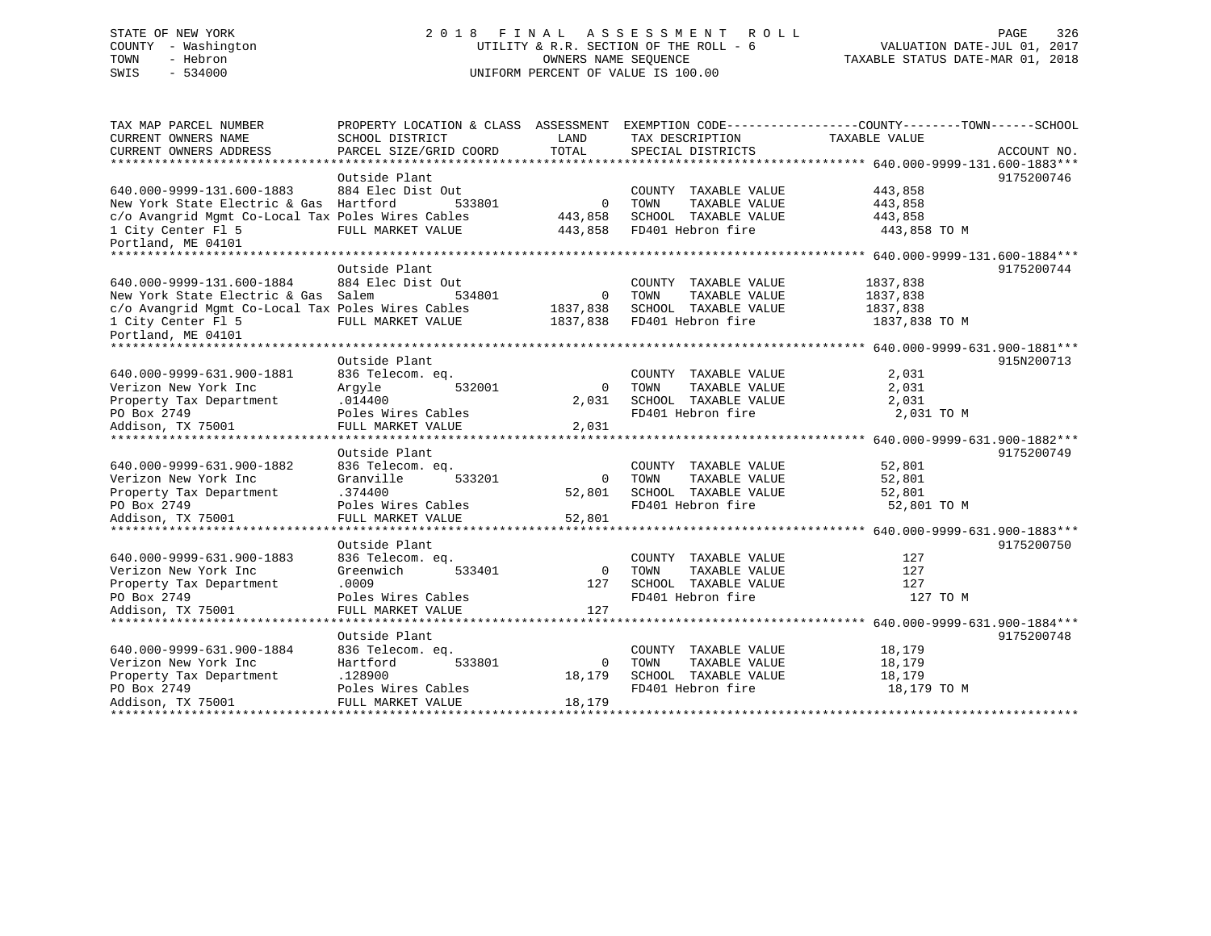STATE OF NEW YORK
COUNTY - Washington
TOWN - Hebron
SWIS - 534000

2 0 1 8 F I N A L A S S E S S M E N T R O L L
UTILITY & R.R. SECTION OF THE ROLL - 6
OWNERS NAME SEQUENCE
UNIFORM PERCENT OF VALUE IS 100.00

VALUATION DATE-JUL 01, 2017
TAXABLE STATUS DATE-MAR 01, 2018

| TAX MAP PARCEL NUMBER / CURRENT OWNERS NAME / CURRENT OWNERS ADDRESS | PROPERTY LOCATION & CLASS / SCHOOL DISTRICT / PARCEL SIZE/GRID COORD | ASSESSMENT LAND / TOTAL | EXEMPTION CODE / TAX DESCRIPTION / SPECIAL DISTRICTS | COUNTY--------TOWN------SCHOOL TAXABLE VALUE | ACCOUNT NO. |
|---|---|---|---|---|---|
| **640.000-9999-131.600-1883** | Outside Plant | | | | 9175200746 |
| 640.000-9999-131.600-1883 | 884 Elec Dist Out | | COUNTY TAXABLE VALUE | 443,858 | |
| New York State Electric & Gas | Hartford 533801 | 0 | TOWN TAXABLE VALUE | 443,858 | |
| c/o Avangrid Mgmt Co-Local Tax | Poles Wires Cables | 443,858 | SCHOOL TAXABLE VALUE | 443,858 | |
| 1 City Center Fl 5 | FULL MARKET VALUE | 443,858 | FD401 Hebron fire | 443,858 TO M | |
| Portland, ME 04101 | | | | | |
| **640.000-9999-131.600-1884** | Outside Plant | | | | 9175200744 |
| 640.000-9999-131.600-1884 | 884 Elec Dist Out | | COUNTY TAXABLE VALUE | 1837,838 | |
| New York State Electric & Gas | Salem 534801 | 0 | TOWN TAXABLE VALUE | 1837,838 | |
| c/o Avangrid Mgmt Co-Local Tax | Poles Wires Cables | 1837,838 | SCHOOL TAXABLE VALUE | 1837,838 | |
| 1 City Center Fl 5 | FULL MARKET VALUE | 1837,838 | FD401 Hebron fire | 1837,838 TO M | |
| Portland, ME 04101 | | | | | |
| **640.000-9999-631.900-1881** | Outside Plant | | | | 915N200713 |
| 640.000-9999-631.900-1881 | 836 Telecom. eq. | | COUNTY TAXABLE VALUE | 2,031 | |
| Verizon New York Inc | Argyle 532001 | 0 | TOWN TAXABLE VALUE | 2,031 | |
| Property Tax Department | .014400 | 2,031 | SCHOOL TAXABLE VALUE | 2,031 | |
| PO Box 2749 | Poles Wires Cables | | FD401 Hebron fire | 2,031 TO M | |
| Addison, TX 75001 | FULL MARKET VALUE | 2,031 | | | |
| **640.000-9999-631.900-1882** | Outside Plant | | | | 9175200749 |
| 640.000-9999-631.900-1882 | 836 Telecom. eq. | | COUNTY TAXABLE VALUE | 52,801 | |
| Verizon New York Inc | Granville 533201 | 0 | TOWN TAXABLE VALUE | 52,801 | |
| Property Tax Department | .374400 | 52,801 | SCHOOL TAXABLE VALUE | 52,801 | |
| PO Box 2749 | Poles Wires Cables | | FD401 Hebron fire | 52,801 TO M | |
| Addison, TX 75001 | FULL MARKET VALUE | 52,801 | | | |
| **640.000-9999-631.900-1883** | Outside Plant | | | | 9175200750 |
| 640.000-9999-631.900-1883 | 836 Telecom. eq. | | COUNTY TAXABLE VALUE | 127 | |
| Verizon New York Inc | Greenwich 533401 | 0 | TOWN TAXABLE VALUE | 127 | |
| Property Tax Department | .0009 | 127 | SCHOOL TAXABLE VALUE | 127 | |
| PO Box 2749 | Poles Wires Cables | | FD401 Hebron fire | 127 TO M | |
| Addison, TX 75001 | FULL MARKET VALUE | 127 | | | |
| **640.000-9999-631.900-1884** | Outside Plant | | | | 9175200748 |
| 640.000-9999-631.900-1884 | 836 Telecom. eq. | | COUNTY TAXABLE VALUE | 18,179 | |
| Verizon New York Inc | Hartford 533801 | 0 | TOWN TAXABLE VALUE | 18,179 | |
| Property Tax Department | .128900 | 18,179 | SCHOOL TAXABLE VALUE | 18,179 | |
| PO Box 2749 | Poles Wires Cables | | FD401 Hebron fire | 18,179 TO M | |
| Addison, TX 75001 | FULL MARKET VALUE | 18,179 | | | |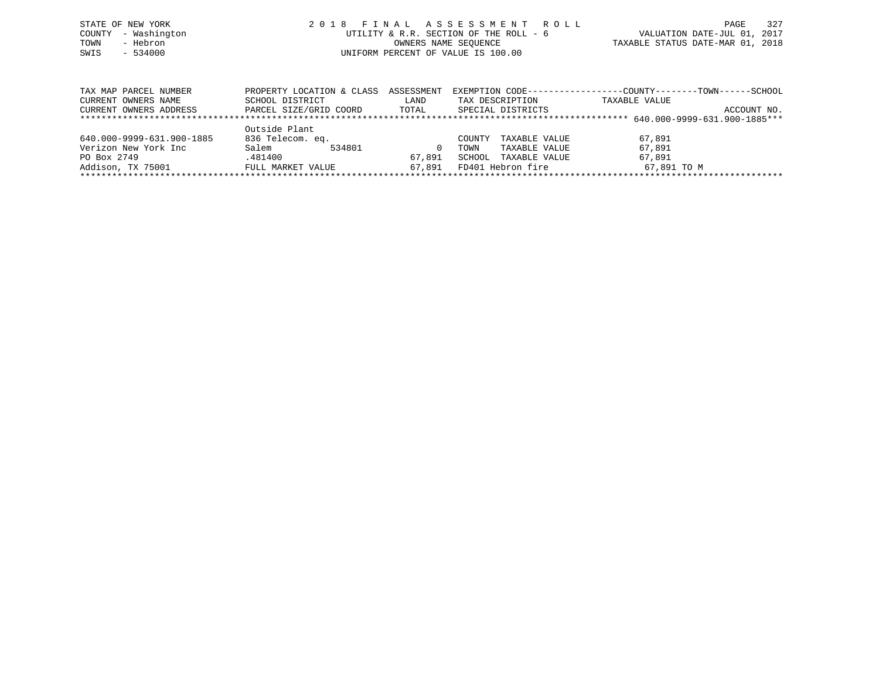STATE OF NEW YORK
COUNTY - Washington
TOWN - Hebron
SWIS - 534000

# 2018 FINAL ASSESSMENT ROLL

UTILITY & R.R. SECTION OF THE ROLL - 6
OWNERS NAME SEQUENCE
UNIFORM PERCENT OF VALUE IS 100.00

VALUATION DATE-JUL 01, 2017
TAXABLE STATUS DATE-MAR 01, 2018

| TAX MAP PARCEL NUMBER / CURRENT OWNERS NAME / CURRENT OWNERS ADDRESS | PROPERTY LOCATION & CLASS / SCHOOL DISTRICT / PARCEL SIZE/GRID COORD | ASSESSMENT LAND / TOTAL | EXEMPTION CODE / TAX DESCRIPTION / SPECIAL DISTRICTS | COUNTY--------TOWN------SCHOOL TAXABLE VALUE | ACCOUNT NO. |
|---|---|---|---|---|---|
| | | | | 640.000-9999-631.900-1885 | |
| | Outside Plant | | | | |
| 640.000-9999-631.900-1885 | 836 Telecom. eq. | | COUNTY TAXABLE VALUE | 67,891 | |
| Verizon New York Inc | Salem 534801 | 0 | TOWN TAXABLE VALUE | 67,891 | |
| PO Box 2749 | .481400 | 67,891 | SCHOOL TAXABLE VALUE | 67,891 | |
| Addison, TX 75001 | FULL MARKET VALUE | 67,891 | FD401 Hebron fire | 67,891 TO M | |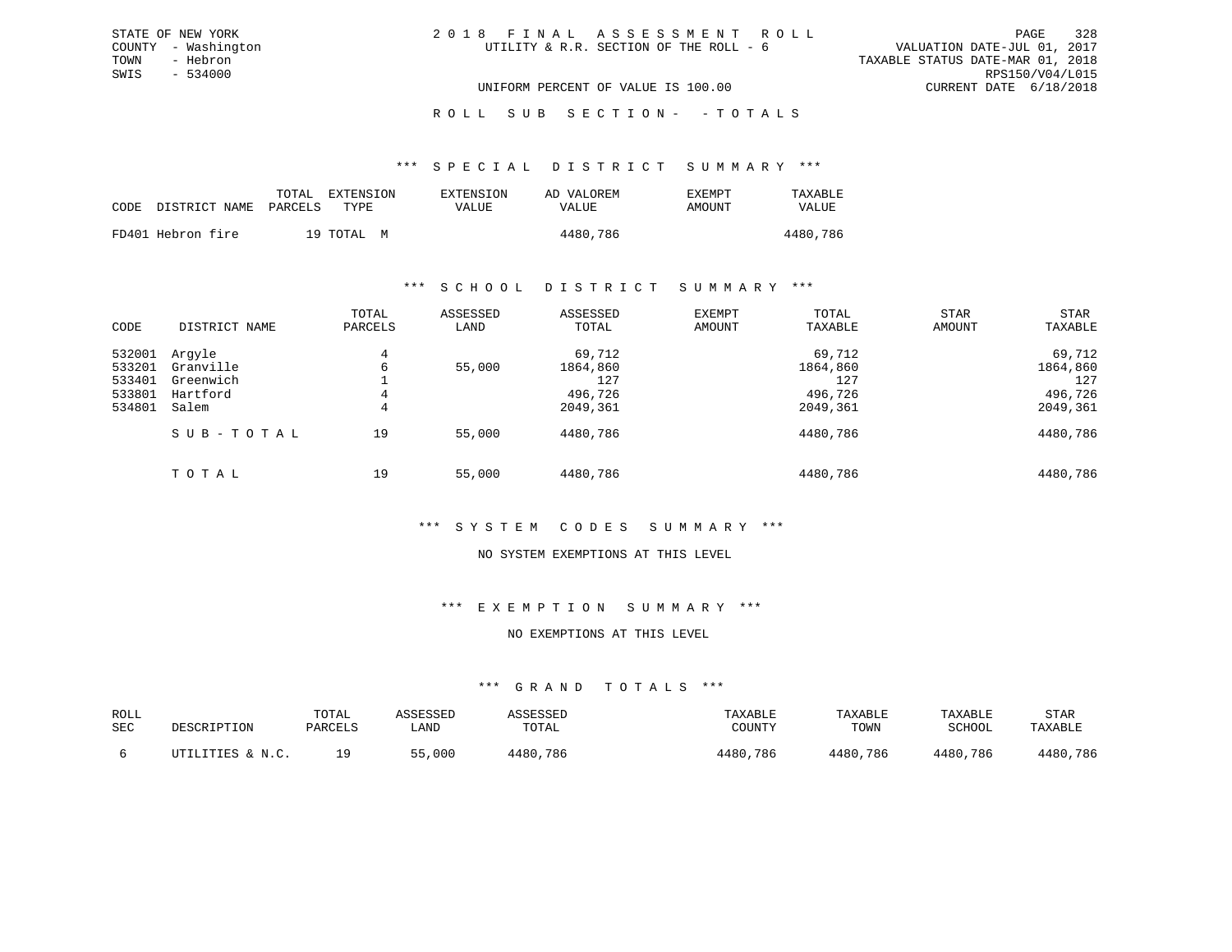STATE OF NEW YORK
COUNTY - Washington
TOWN - Hebron
SWIS - 534000

# 2018 FINAL ASSESSMENT ROLL

UTILITY & R.R. SECTION OF THE ROLL - 6

VALUATION DATE-JUL 01, 2017
TAXABLE STATUS DATE-MAR 01, 2018
RPS150/V04/L015
CURRENT DATE 6/18/2018

UNIFORM PERCENT OF VALUE IS 100.00

## ROLL SUB SECTION- - TOTALS

### *** SPECIAL DISTRICT SUMMARY ***

| CODE | DISTRICT NAME | TOTAL PARCELS | EXTENSION TYPE | EXTENSION VALUE | AD VALOREM VALUE | EXEMPT AMOUNT | TAXABLE VALUE |
|---|---|---|---|---|---|---|---|
| FD401 | Hebron fire | 19 | TOTAL M | | 4480,786 | | 4480,786 |

### *** SCHOOL DISTRICT SUMMARY ***

| CODE | DISTRICT NAME | TOTAL PARCELS | ASSESSED LAND | ASSESSED TOTAL | EXEMPT AMOUNT | TOTAL TAXABLE | STAR AMOUNT | STAR TAXABLE |
|---|---|---|---|---|---|---|---|---|
| 532001 | Argyle | 4 | | 69,712 | | 69,712 | | 69,712 |
| 533201 | Granville | 6 | 55,000 | 1864,860 | | 1864,860 | | 1864,860 |
| 533401 | Greenwich | 1 | | 127 | | 127 | | 127 |
| 533801 | Hartford | 4 | | 496,726 | | 496,726 | | 496,726 |
| 534801 | Salem | 4 | | 2049,361 | | 2049,361 | | 2049,361 |
| | SUB-TOTAL | 19 | 55,000 | 4480,786 | | 4480,786 | | 4480,786 |
| | TOTAL | 19 | 55,000 | 4480,786 | | 4480,786 | | 4480,786 |

### *** SYSTEM CODES SUMMARY ***

NO SYSTEM EXEMPTIONS AT THIS LEVEL

### *** EXEMPTION SUMMARY ***

NO EXEMPTIONS AT THIS LEVEL

### *** GRAND TOTALS ***

| ROLL SEC | DESCRIPTION | TOTAL PARCELS | ASSESSED LAND | ASSESSED TOTAL | TAXABLE COUNTY | TAXABLE TOWN | TAXABLE SCHOOL | STAR TAXABLE |
|---|---|---|---|---|---|---|---|---|
| 6 | UTILITIES & N.C. | 19 | 55,000 | 4480,786 | 4480,786 | 4480,786 | 4480,786 | 4480,786 |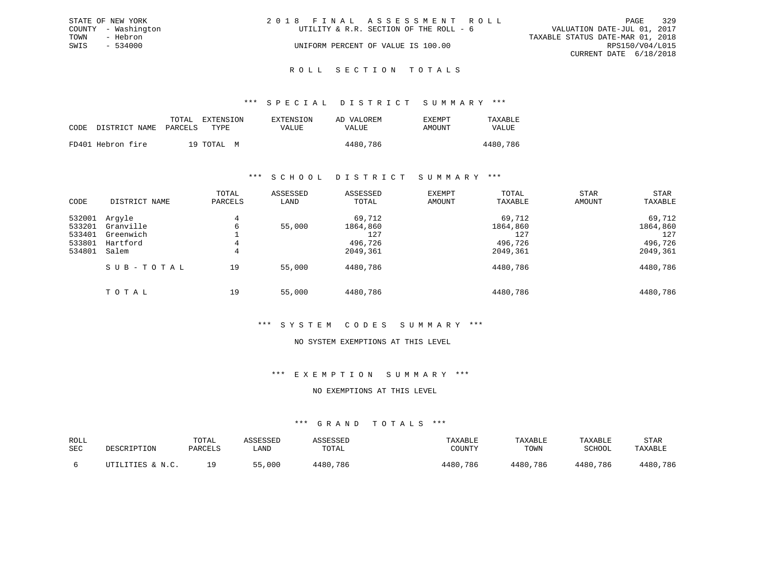STATE OF NEW YORK
COUNTY - Washington
TOWN - Hebron
SWIS - 534000

2018 FINAL ASSESSMENT ROLL
UTILITY & R.R. SECTION OF THE ROLL - 6
UNIFORM PERCENT OF VALUE IS 100.00

VALUATION DATE-JUL 01, 2017
TAXABLE STATUS DATE-MAR 01, 2018
RPS150/V04/L015
CURRENT DATE 6/18/2018

## ROLL SECTION TOTALS

### *** SPECIAL DISTRICT SUMMARY ***

| CODE | DISTRICT NAME | TOTAL PARCELS | EXTENSION TYPE | EXTENSION VALUE | AD VALOREM VALUE | EXEMPT AMOUNT | TAXABLE VALUE |
|---|---|---|---|---|---|---|---|
| FD401 | Hebron fire | 19 | TOTAL M | | 4480,786 | | 4480,786 |

### *** SCHOOL DISTRICT SUMMARY ***

| CODE | DISTRICT NAME | TOTAL PARCELS | ASSESSED LAND | ASSESSED TOTAL | EXEMPT AMOUNT | TOTAL TAXABLE | STAR AMOUNT | STAR TAXABLE |
|---|---|---|---|---|---|---|---|---|
| 532001 | Argyle | 4 | | 69,712 | | 69,712 | | 69,712 |
| 533201 | Granville | 6 | 55,000 | 1864,860 | | 1864,860 | | 1864,860 |
| 533401 | Greenwich | 1 | | 127 | | 127 | | 127 |
| 533801 | Hartford | 4 | | 496,726 | | 496,726 | | 496,726 |
| 534801 | Salem | 4 | | 2049,361 | | 2049,361 | | 2049,361 |
| | SUB-TOTAL | 19 | 55,000 | 4480,786 | | 4480,786 | | 4480,786 |
| | TOTAL | 19 | 55,000 | 4480,786 | | 4480,786 | | 4480,786 |

### *** SYSTEM CODES SUMMARY ***

NO SYSTEM EXEMPTIONS AT THIS LEVEL

### *** EXEMPTION SUMMARY ***

NO EXEMPTIONS AT THIS LEVEL

### *** GRAND TOTALS ***

| ROLL SEC | DESCRIPTION | TOTAL PARCELS | ASSESSED LAND | ASSESSED TOTAL | TAXABLE COUNTY | TAXABLE TOWN | TAXABLE SCHOOL | STAR TAXABLE |
|---|---|---|---|---|---|---|---|---|
| 6 | UTILITIES & N.C. | 19 | 55,000 | 4480,786 | 4480,786 | 4480,786 | 4480,786 | 4480,786 |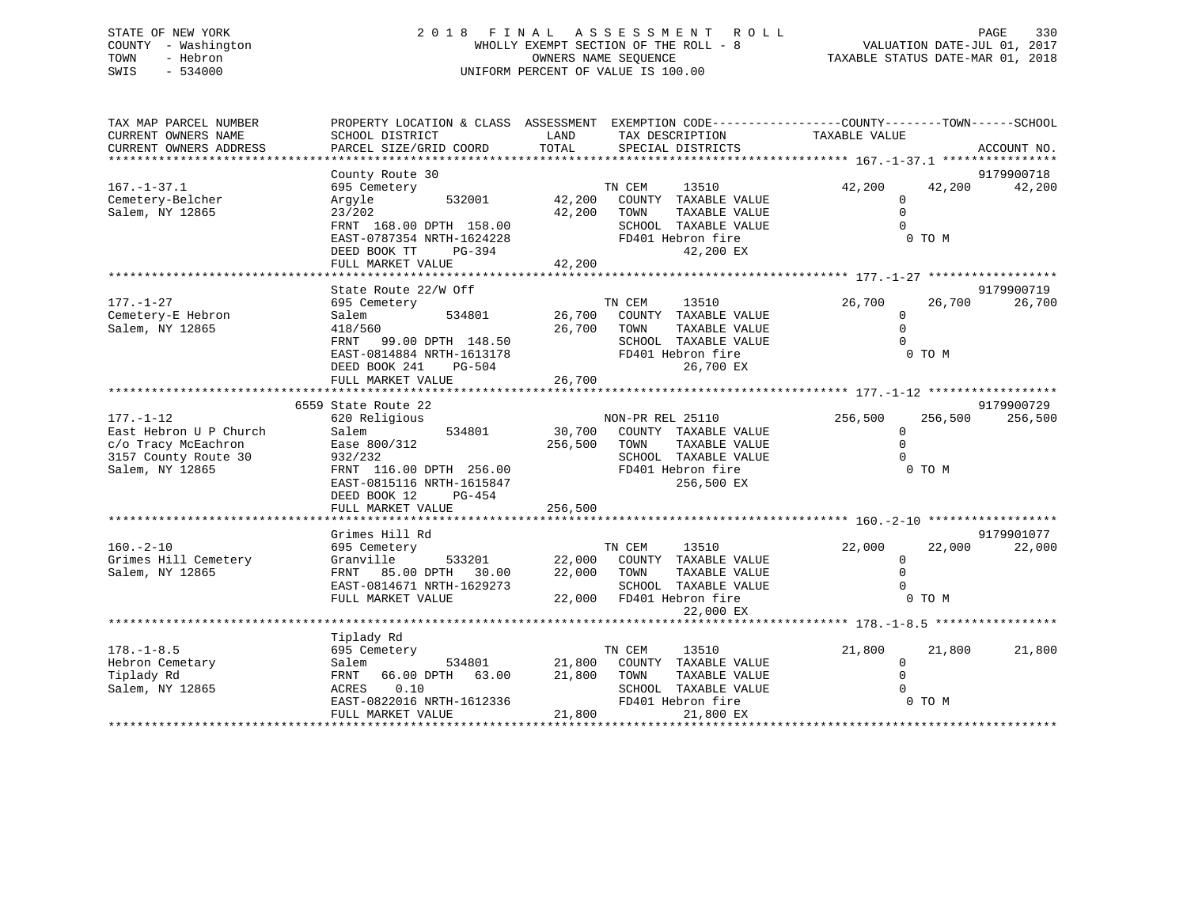STATE OF NEW YORK
COUNTY - Washington
TOWN - Hebron
SWIS - 534000

2 0 1 8 F I N A L A S S E S S M E N T R O L L
WHOLLY EXEMPT SECTION OF THE ROLL - 8
OWNERS NAME SEQUENCE
UNIFORM PERCENT OF VALUE IS 100.00

VALUATION DATE-JUL 01, 2017
TAXABLE STATUS DATE-MAR 01, 2018

```
TAX MAP PARCEL NUMBER          PROPERTY LOCATION & CLASS  ASSESSMENT  EXEMPTION CODE------------------COUNTY--------TOWN------SCHOOL
CURRENT OWNERS NAME            SCHOOL DISTRICT              LAND      TAX DESCRIPTION              TAXABLE VALUE
CURRENT OWNERS ADDRESS         PARCEL SIZE/GRID COORD      TOTAL      SPECIAL DISTRICTS                                    ACCOUNT NO.
******************************************************************************************************** 167.-1-37.1 ****************
                               County Route 30                                                                              9179900718
167.-1-37.1                    695 Cemetery                           TN CEM      13510               42,200     42,200      42,200
Cemetery-Belcher               Argyle         532001       42,200     COUNTY  TAXABLE VALUE                 0
Salem, NY 12865                23/202                      42,200     TOWN    TAXABLE VALUE                 0
                               FRNT 168.00 DPTH 158.00                SCHOOL  TAXABLE VALUE                 0
                               EAST-0787354 NRTH-1624228              FD401 Hebron fire                     0 TO M
                               DEED BOOK TT     PG-394                            42,200 EX
                               FULL MARKET VALUE           42,200
******************************************************************************************************** 177.-1-27 ******************
                               State Route 22/W Off                                                                         9179900719
177.-1-27                      695 Cemetery                           TN CEM      13510               26,700     26,700      26,700
Cemetery-E Hebron              Salem          534801       26,700     COUNTY  TAXABLE VALUE                 0
Salem, NY 12865                418/560                     26,700     TOWN    TAXABLE VALUE                 0
                               FRNT  99.00 DPTH 148.50                SCHOOL  TAXABLE VALUE                 0
                               EAST-0814884 NRTH-1613178              FD401 Hebron fire                     0 TO M
                               DEED BOOK 241    PG-504                            26,700 EX
                               FULL MARKET VALUE           26,700
******************************************************************************************************** 177.-1-12 ******************
                          6559 State Route 22                                                                               9179900729
177.-1-12                      620 Religious                          NON-PR REL 25110               256,500    256,500     256,500
East Hebron U P Church         Salem          534801       30,700     COUNTY  TAXABLE VALUE                 0
c/o Tracy McEachron            Ease 800/312               256,500     TOWN    TAXABLE VALUE                 0
3157 County Route 30           932/232                                SCHOOL  TAXABLE VALUE                 0
Salem, NY 12865                FRNT 116.00 DPTH 256.00                FD401 Hebron fire                     0 TO M
                               EAST-0815116 NRTH-1615847                         256,500 EX
                               DEED BOOK 12     PG-454
                               FULL MARKET VALUE          256,500
******************************************************************************************************** 160.-2-10 ******************
                               Grimes Hill Rd                                                                               9179901077
160.-2-10                      695 Cemetery                           TN CEM      13510               22,000     22,000      22,000
Grimes Hill Cemetery           Granville      533201       22,000     COUNTY  TAXABLE VALUE                 0
Salem, NY 12865                FRNT  85.00 DPTH  30.00     22,000     TOWN    TAXABLE VALUE                 0
                               EAST-0814671 NRTH-1629273              SCHOOL  TAXABLE VALUE                 0
                               FULL MARKET VALUE           22,000     FD401 Hebron fire                     0 TO M
                                                                                  22,000 EX
******************************************************************************************************** 178.-1-8.5 *****************
                               Tiplady Rd
178.-1-8.5                     695 Cemetery                           TN CEM      13510               21,800     21,800      21,800
Hebron Cemetary                Salem          534801       21,800     COUNTY  TAXABLE VALUE                 0
Tiplady Rd                     FRNT  66.00 DPTH  63.00     21,800     TOWN    TAXABLE VALUE                 0
Salem, NY 12865                ACRES    0.10                          SCHOOL  TAXABLE VALUE                 0
                               EAST-0822016 NRTH-1612336              FD401 Hebron fire                     0 TO M
                               FULL MARKET VALUE           21,800                 21,800 EX
************************************************************************************************************************************
```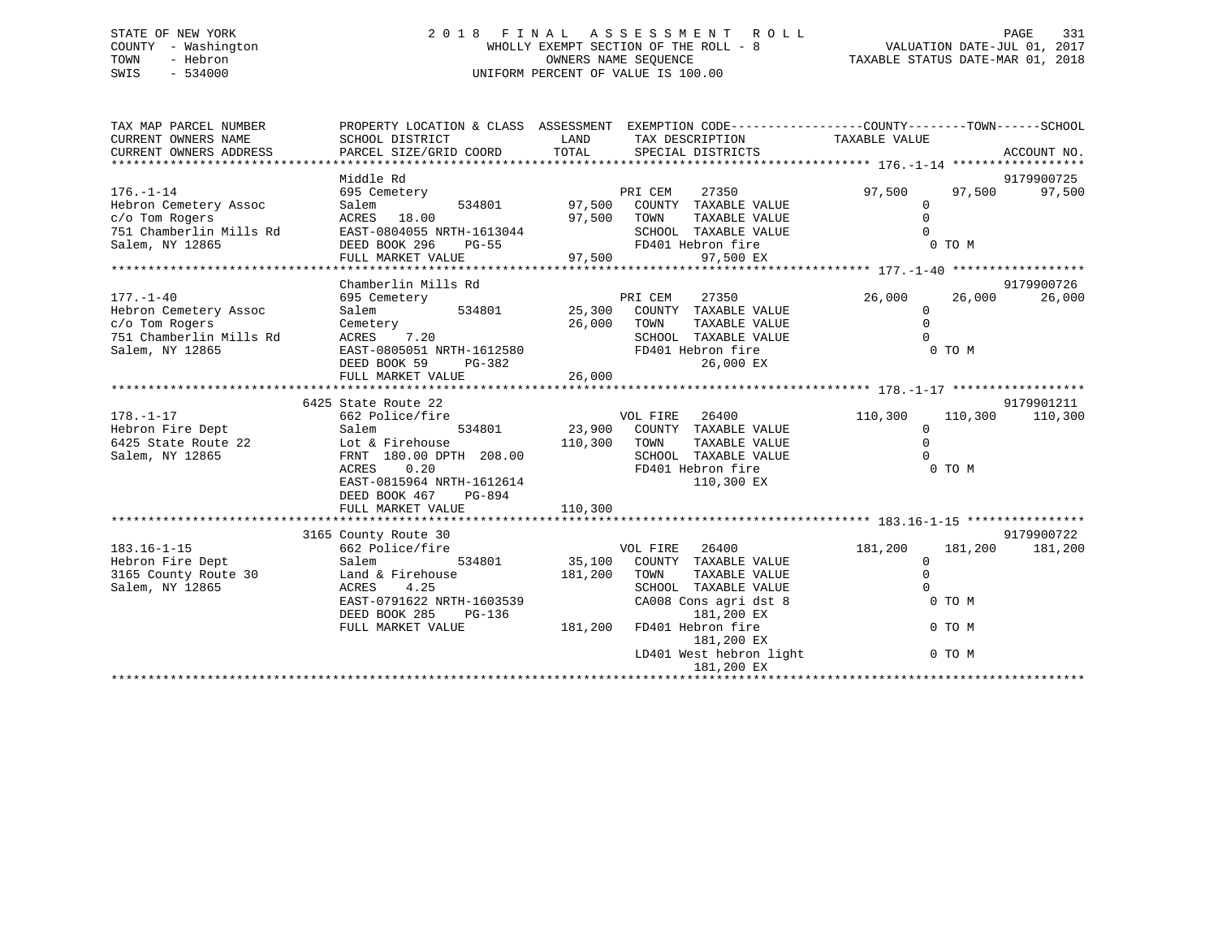STATE OF NEW YORK
COUNTY - Washington
TOWN - Hebron
SWIS - 534000

2 0 1 8 F I N A L A S S E S S M E N T R O L L
WHOLLY EXEMPT SECTION OF THE ROLL - 8
OWNERS NAME SEQUENCE
UNIFORM PERCENT OF VALUE IS 100.00

VALUATION DATE-JUL 01, 2017
TAXABLE STATUS DATE-MAR 01, 2018

| TAX MAP PARCEL NUMBER / CURRENT OWNERS NAME / CURRENT OWNERS ADDRESS | PROPERTY LOCATION & CLASS / SCHOOL DISTRICT / PARCEL SIZE/GRID COORD | ASSESSMENT LAND / TOTAL | EXEMPTION CODE / TAX DESCRIPTION / SPECIAL DISTRICTS | COUNTY | TOWN | SCHOOL / ACCOUNT NO. |
|---|---|---|---|---|---|---|
| **176.-1-14** | Middle Rd | | | | | 9179900725 |
| 176.-1-14 | 695 Cemetery | | PRI CEM 27350 | 97,500 | 97,500 | 97,500 |
| Hebron Cemetery Assoc | Salem 534801 | 97,500 | COUNTY TAXABLE VALUE | 0 | | |
| c/o Tom Rogers | ACRES 18.00 | 97,500 | TOWN TAXABLE VALUE | 0 | | |
| 751 Chamberlin Mills Rd | EAST-0804055 NRTH-1613044 | | SCHOOL TAXABLE VALUE | 0 | | |
| Salem, NY 12865 | DEED BOOK 296 PG-55 | | FD401 Hebron fire | 0 TO M | | |
| | FULL MARKET VALUE | 97,500 | 97,500 EX | | | |
| **177.-1-40** | Chamberlin Mills Rd | | | | | 9179900726 |
| 177.-1-40 | 695 Cemetery | | PRI CEM 27350 | 26,000 | 26,000 | 26,000 |
| Hebron Cemetery Assoc | Salem 534801 | 25,300 | COUNTY TAXABLE VALUE | 0 | | |
| c/o Tom Rogers | Cemetery | 26,000 | TOWN TAXABLE VALUE | 0 | | |
| 751 Chamberlin Mills Rd | ACRES 7.20 | | SCHOOL TAXABLE VALUE | 0 | | |
| Salem, NY 12865 | EAST-0805051 NRTH-1612580 | | FD401 Hebron fire | 0 TO M | | |
| | DEED BOOK 59 PG-382 | | 26,000 EX | | | |
| | FULL MARKET VALUE | 26,000 | | | | |
| **178.-1-17** | 6425 State Route 22 | | | | | 9179901211 |
| 178.-1-17 | 662 Police/fire | | VOL FIRE 26400 | 110,300 | 110,300 | 110,300 |
| Hebron Fire Dept | Salem 534801 | 23,900 | COUNTY TAXABLE VALUE | 0 | | |
| 6425 State Route 22 | Lot & Firehouse | 110,300 | TOWN TAXABLE VALUE | 0 | | |
| Salem, NY 12865 | FRNT 180.00 DPTH 208.00 | | SCHOOL TAXABLE VALUE | 0 | | |
| | ACRES 0.20 | | FD401 Hebron fire | 0 TO M | | |
| | EAST-0815964 NRTH-1612614 | | 110,300 EX | | | |
| | DEED BOOK 467 PG-894 | | | | | |
| | FULL MARKET VALUE | 110,300 | | | | |
| **183.16-1-15** | 3165 County Route 30 | | | | | 9179900722 |
| 183.16-1-15 | 662 Police/fire | | VOL FIRE 26400 | 181,200 | 181,200 | 181,200 |
| Hebron Fire Dept | Salem 534801 | 35,100 | COUNTY TAXABLE VALUE | 0 | | |
| 3165 County Route 30 | Land & Firehouse | 181,200 | TOWN TAXABLE VALUE | 0 | | |
| Salem, NY 12865 | ACRES 4.25 | | SCHOOL TAXABLE VALUE | 0 | | |
| | EAST-0791622 NRTH-1603539 | | CA008 Cons agri dst 8 | 0 TO M | | |
| | DEED BOOK 285 PG-136 | | 181,200 EX | | | |
| | FULL MARKET VALUE | 181,200 | FD401 Hebron fire | 0 TO M | | |
| | | | 181,200 EX | | | |
| | | | LD401 West hebron light | 0 TO M | | |
| | | | 181,200 EX | | | |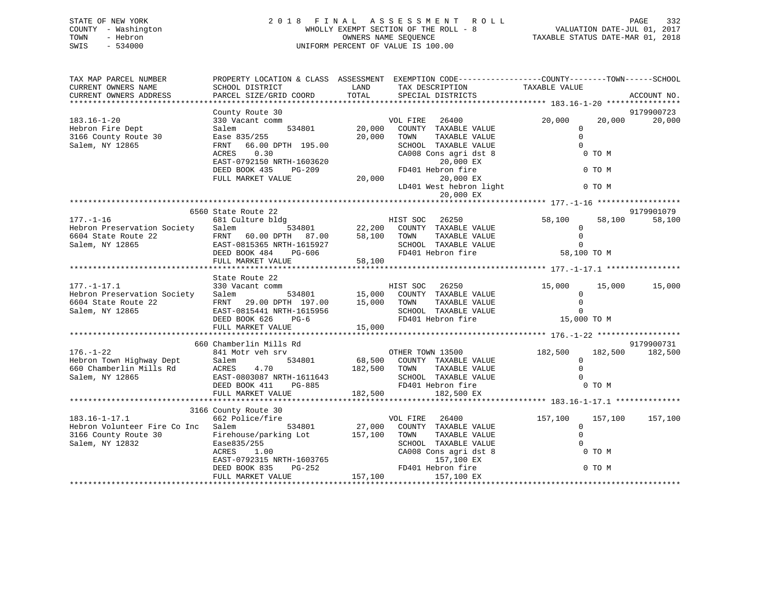STATE OF NEW YORK
COUNTY - Washington
TOWN - Hebron
SWIS - 534000

2 0 1 8 F I N A L A S S E S S M E N T R O L L
WHOLLY EXEMPT SECTION OF THE ROLL - 8
OWNERS NAME SEQUENCE
UNIFORM PERCENT OF VALUE IS 100.00

VALUATION DATE-JUL 01, 2017
TAXABLE STATUS DATE-MAR 01, 2018

```
TAX MAP PARCEL NUMBER          PROPERTY LOCATION & CLASS  ASSESSMENT  EXEMPTION CODE------------------COUNTY--------TOWN------SCHOOL
CURRENT OWNERS NAME            SCHOOL DISTRICT               LAND      TAX DESCRIPTION            TAXABLE VALUE
CURRENT OWNERS ADDRESS         PARCEL SIZE/GRID COORD        TOTAL     SPECIAL DISTRICTS                                         ACCOUNT NO.
******************************************************************************************************* 183.16-1-20 ****************
                               County Route 30                                                                           9179900723
183.16-1-20                    330 Vacant comm                      VOL FIRE   26400             20,000     20,000     20,000
Hebron Fire Dept               Salem          534801        20,000   COUNTY  TAXABLE VALUE              0
3166 County Route 30           Ease 835/255                 20,000   TOWN    TAXABLE VALUE              0
Salem, NY 12865                FRNT   66.00 DPTH  195.00             SCHOOL  TAXABLE VALUE              0
                               ACRES    0.30                         CA008 Cons agri dst 8                0 TO M
                               EAST-0792150 NRTH-1603620                    20,000 EX
                               DEED BOOK 435    PG-209               FD401 Hebron fire                    0 TO M
                               FULL MARKET VALUE            20,000          20,000 EX
                                                                     LD401 West hebron light              0 TO M
                                                                            20,000 EX
******************************************************************************************************* 177.-1-16 ******************
                          6560 State Route 22                                                                            9179901079
177.-1-16                      681 Culture bldg                     HIST SOC   26250             58,100     58,100     58,100
Hebron Preservation Society    Salem          534801        22,200   COUNTY  TAXABLE VALUE              0
6604 State Route 22            FRNT   60.00 DPTH   87.00    58,100   TOWN    TAXABLE VALUE              0
Salem, NY 12865                EAST-0815365 NRTH-1615927             SCHOOL  TAXABLE VALUE              0
                               DEED BOOK 484    PG-606               FD401 Hebron fire               58,100 TO M
                               FULL MARKET VALUE            58,100
******************************************************************************************************* 177.-1-17.1 ****************
                               State Route 22
177.-1-17.1                    330 Vacant comm                      HIST SOC   26250             15,000     15,000     15,000
Hebron Preservation Society    Salem          534801        15,000   COUNTY  TAXABLE VALUE              0
6604 State Route 22            FRNT   29.00 DPTH  197.00    15,000   TOWN    TAXABLE VALUE              0
Salem, NY 12865                EAST-0815441 NRTH-1615956             SCHOOL  TAXABLE VALUE              0
                               DEED BOOK 626    PG-6                 FD401 Hebron fire               15,000 TO M
                               FULL MARKET VALUE            15,000
******************************************************************************************************* 176.-1-22 ******************
                           660 Chamberlin Mills Rd                                                                       9179900731
176.-1-22                      841 Motr veh srv                     OTHER TOWN 13500            182,500    182,500    182,500
Hebron Town Highway Dept       Salem          534801        68,500   COUNTY  TAXABLE VALUE              0
660 Chamberlin Mills Rd        ACRES    4.70               182,500   TOWN    TAXABLE VALUE              0
Salem, NY 12865                EAST-0803087 NRTH-1611643             SCHOOL  TAXABLE VALUE              0
                               DEED BOOK 411    PG-885               FD401 Hebron fire                    0 TO M
                               FULL MARKET VALUE           182,500         182,500 EX
******************************************************************************************************* 183.16-1-17.1 **************
                          3166 County Route 30
183.16-1-17.1                  662 Police/fire                      VOL FIRE   26400            157,100    157,100    157,100
Hebron Volunteer Fire Co Inc   Salem          534801        27,000   COUNTY  TAXABLE VALUE              0
3166 County Route 30           Firehouse/parking Lot       157,100   TOWN    TAXABLE VALUE              0
Salem, NY 12832                Ease835/255                           SCHOOL  TAXABLE VALUE              0
                               ACRES    1.00                         CA008 Cons agri dst 8                0 TO M
                               EAST-0792315 NRTH-1603765                   157,100 EX
                               DEED BOOK 835    PG-252               FD401 Hebron fire                    0 TO M
                               FULL MARKET VALUE           157,100         157,100 EX
************************************************************************************************************************************
```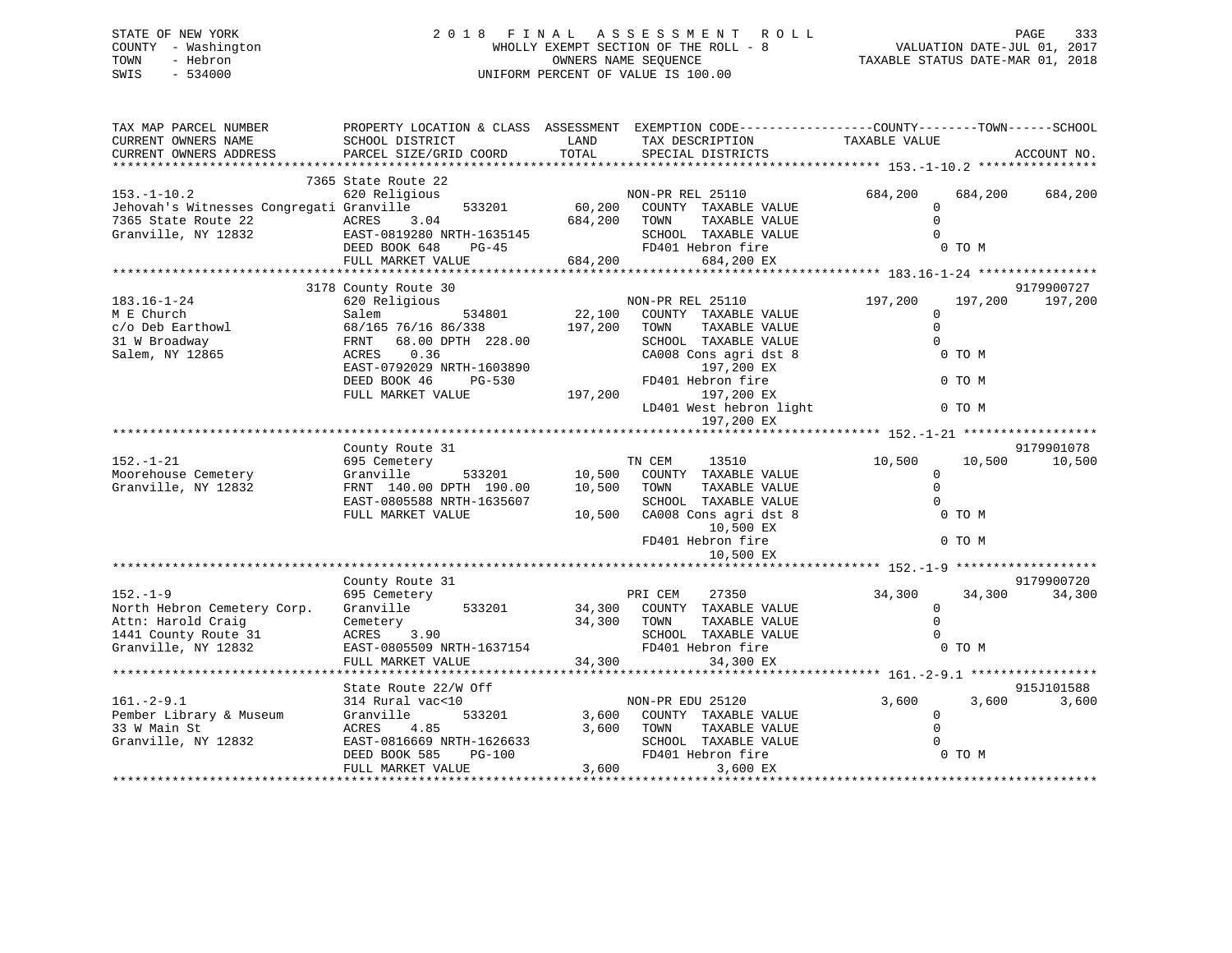STATE OF NEW YORK
COUNTY - Washington
TOWN - Hebron
SWIS - 534000

2 0 1 8 F I N A L A S S E S S M E N T R O L L
WHOLLY EXEMPT SECTION OF THE ROLL - 8
OWNERS NAME SEQUENCE
UNIFORM PERCENT OF VALUE IS 100.00

VALUATION DATE-JUL 01, 2017
TAXABLE STATUS DATE-MAR 01, 2018

```
TAX MAP PARCEL NUMBER          PROPERTY LOCATION & CLASS  ASSESSMENT  EXEMPTION CODE------------------COUNTY--------TOWN------SCHOOL
CURRENT OWNERS NAME            SCHOOL DISTRICT               LAND      TAX DESCRIPTION            TAXABLE VALUE
CURRENT OWNERS ADDRESS         PARCEL SIZE/GRID COORD        TOTAL     SPECIAL DISTRICTS                                      ACCOUNT NO.
*********************************************************************************************** 153.-1-10.2 ****************
                               7365 State Route 22
153.-1-10.2                    620 Religious                           NON-PR REL 25110            684,200     684,200     684,200
Jehovah's Witnesses Congregati Granville        533201        60,200   COUNTY  TAXABLE VALUE            0
7365 State Route 22            ACRES    3.04                 684,200   TOWN    TAXABLE VALUE            0
Granville, NY 12832            EAST-0819280 NRTH-1635145               SCHOOL  TAXABLE VALUE            0
                               DEED BOOK 648    PG-45                  FD401 Hebron fire                 0 TO M
                               FULL MARKET VALUE             684,200        684,200 EX
*********************************************************************************************** 183.16-1-24 ****************
                               3178 County Route 30                                                                  9179900727
183.16-1-24                    620 Religious                           NON-PR REL 25110            197,200     197,200     197,200
M E Church                     Salem            534801        22,100   COUNTY  TAXABLE VALUE            0
c/o Deb Earthowl               68/165 76/16 86/338           197,200   TOWN    TAXABLE VALUE            0
31 W Broadway                  FRNT   68.00 DPTH 228.00                SCHOOL  TAXABLE VALUE            0
Salem, NY 12865                ACRES    0.36                           CA008 Cons agri dst 8             0 TO M
                               EAST-0792029 NRTH-1603890                    197,200 EX
                               DEED BOOK 46     PG-530                 FD401 Hebron fire                 0 TO M
                               FULL MARKET VALUE             197,200        197,200 EX
                                                                       LD401 West hebron light           0 TO M
                                                                            197,200 EX
*********************************************************************************************** 152.-1-21 ******************
                               County Route 31                                                                       9179901078
152.-1-21                      695 Cemetery                            TN CEM     13510             10,500      10,500      10,500
Moorehouse Cemetery            Granville        533201        10,500   COUNTY  TAXABLE VALUE            0
Granville, NY 12832            FRNT 140.00 DPTH 190.00        10,500   TOWN    TAXABLE VALUE            0
                               EAST-0805588 NRTH-1635607               SCHOOL  TAXABLE VALUE            0
                               FULL MARKET VALUE              10,500   CA008 Cons agri dst 8             0 TO M
                                                                             10,500 EX
                                                                       FD401 Hebron fire                 0 TO M
                                                                             10,500 EX
*********************************************************************************************** 152.-1-9 *******************
                               County Route 31                                                                       9179900720
152.-1-9                       695 Cemetery                            PRI CEM    27350             34,300      34,300      34,300
North Hebron Cemetery Corp.    Granville        533201        34,300   COUNTY  TAXABLE VALUE            0
Attn: Harold Craig             Cemetery                       34,300   TOWN    TAXABLE VALUE            0
1441 County Route 31           ACRES    3.90                           SCHOOL  TAXABLE VALUE            0
Granville, NY 12832            EAST-0805509 NRTH-1637154               FD401 Hebron fire                 0 TO M
                               FULL MARKET VALUE              34,300         34,300 EX
*********************************************************************************************** 161.-2-9.1 *****************
                               State Route 22/W Off                                                                  915J101588
161.-2-9.1                     314 Rural vac<10                        NON-PR EDU 25120              3,600       3,600       3,600
Pember Library & Museum        Granville        533201         3,600   COUNTY  TAXABLE VALUE            0
33 W Main St                   ACRES    4.85                   3,600   TOWN    TAXABLE VALUE            0
Granville, NY 12832            EAST-0816669 NRTH-1626633               SCHOOL  TAXABLE VALUE            0
                               DEED BOOK 585    PG-100                 FD401 Hebron fire                 0 TO M
                               FULL MARKET VALUE               3,600          3,600 EX
****************************************************************************************************************************
```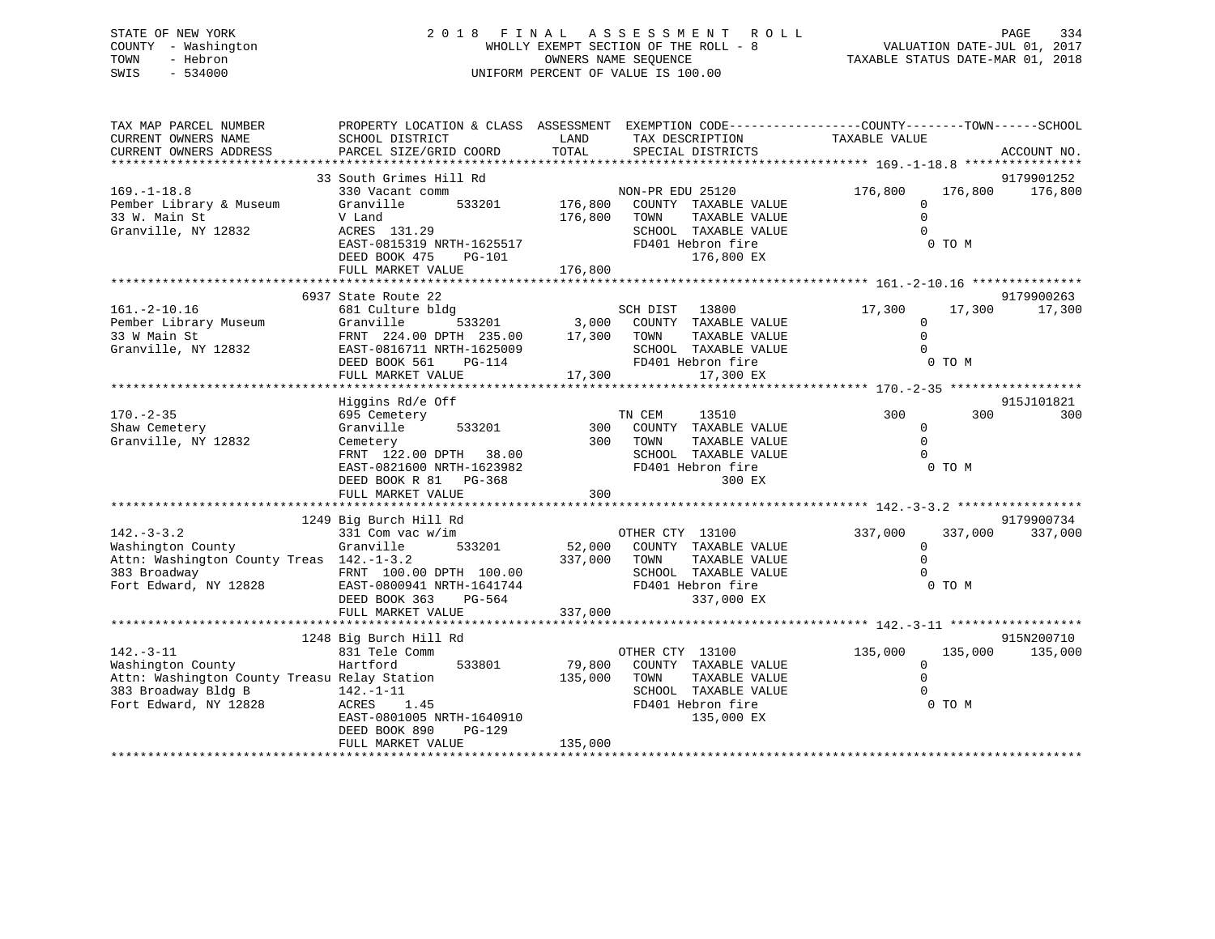STATE OF NEW YORK
COUNTY - Washington
TOWN - Hebron
SWIS - 534000

2018 FINAL ASSESSMENT ROLL
WHOLLY EXEMPT SECTION OF THE ROLL - 8
OWNERS NAME SEQUENCE
UNIFORM PERCENT OF VALUE IS 100.00

VALUATION DATE-JUL 01, 2017
TAXABLE STATUS DATE-MAR 01, 2018

| TAX MAP PARCEL NUMBER / CURRENT OWNERS NAME / CURRENT OWNERS ADDRESS | PROPERTY LOCATION & CLASS / SCHOOL DISTRICT / PARCEL SIZE/GRID COORD | ASSESSMENT LAND / TOTAL | EXEMPTION CODE / TAX DESCRIPTION / SPECIAL DISTRICTS | COUNTY TAXABLE VALUE | TOWN | SCHOOL / ACCOUNT NO. |
|---|---|---|---|---|---|---|
| **169.-1-18.8** | 33 South Grimes Hill Rd | | | | | 9179901252 |
| 169.-1-18.8 | 330 Vacant comm | | NON-PR EDU 25120 | 176,800 | 176,800 | 176,800 |
| Pember Library & Museum | Granville 533201 | 176,800 | COUNTY TAXABLE VALUE | 0 | | |
| 33 W. Main St | V Land | 176,800 | TOWN TAXABLE VALUE | 0 | | |
| Granville, NY 12832 | ACRES 131.29 | | SCHOOL TAXABLE VALUE | 0 | | |
| | EAST-0815319 NRTH-1625517 | | FD401 Hebron fire 176,800 EX | 0 TO M | | |
| | DEED BOOK 475 PG-101 | | | | | |
| | FULL MARKET VALUE | 176,800 | | | | |
| **161.-2-10.16** | 6937 State Route 22 | | | | | 9179900263 |
| 161.-2-10.16 | 681 Culture bldg | | SCH DIST 13800 | 17,300 | 17,300 | 17,300 |
| Pember Library Museum | Granville 533201 | 3,000 | COUNTY TAXABLE VALUE | 0 | | |
| 33 W Main St | FRNT 224.00 DPTH 235.00 | 17,300 | TOWN TAXABLE VALUE | 0 | | |
| Granville, NY 12832 | EAST-0816711 NRTH-1625009 | | SCHOOL TAXABLE VALUE | 0 | | |
| | DEED BOOK 561 PG-114 | | FD401 Hebron fire 17,300 EX | 0 TO M | | |
| | FULL MARKET VALUE | 17,300 | | | | |
| **170.-2-35** | Higgins Rd/e Off | | | | | 915J101821 |
| 170.-2-35 | 695 Cemetery | | TN CEM 13510 | 300 | 300 | 300 |
| Shaw Cemetery | Granville 533201 | 300 | COUNTY TAXABLE VALUE | 0 | | |
| Granville, NY 12832 | Cemetery | 300 | TOWN TAXABLE VALUE | 0 | | |
| | FRNT 122.00 DPTH 38.00 | | SCHOOL TAXABLE VALUE | 0 | | |
| | EAST-0821600 NRTH-1623982 | | FD401 Hebron fire 300 EX | 0 TO M | | |
| | DEED BOOK R 81 PG-368 | | | | | |
| | FULL MARKET VALUE | 300 | | | | |
| **142.-3-3.2** | 1249 Big Burch Hill Rd | | | | | 9179900734 |
| 142.-3-3.2 | 331 Com vac w/im | | OTHER CTY 13100 | 337,000 | 337,000 | 337,000 |
| Washington County | Granville 533201 | 52,000 | COUNTY TAXABLE VALUE | 0 | | |
| Attn: Washington County Treas | 142.-1-3.2 | 337,000 | TOWN TAXABLE VALUE | 0 | | |
| 383 Broadway | FRNT 100.00 DPTH 100.00 | | SCHOOL TAXABLE VALUE | 0 | | |
| Fort Edward, NY 12828 | EAST-0800941 NRTH-1641744 | | FD401 Hebron fire 337,000 EX | 0 TO M | | |
| | DEED BOOK 363 PG-564 | | | | | |
| | FULL MARKET VALUE | 337,000 | | | | |
| **142.-3-11** | 1248 Big Burch Hill Rd | | | | | 915N200710 |
| 142.-3-11 | 831 Tele Comm | | OTHER CTY 13100 | 135,000 | 135,000 | 135,000 |
| Washington County | Hartford 533801 | 79,800 | COUNTY TAXABLE VALUE | 0 | | |
| Attn: Washington County Treasu | Relay Station | 135,000 | TOWN TAXABLE VALUE | 0 | | |
| 383 Broadway Bldg B | 142.-1-11 | | SCHOOL TAXABLE VALUE | 0 | | |
| Fort Edward, NY 12828 | ACRES 1.45 | | FD401 Hebron fire 135,000 EX | 0 TO M | | |
| | EAST-0801005 NRTH-1640910 | | | | | |
| | DEED BOOK 890 PG-129 | | | | | |
| | FULL MARKET VALUE | 135,000 | | | | |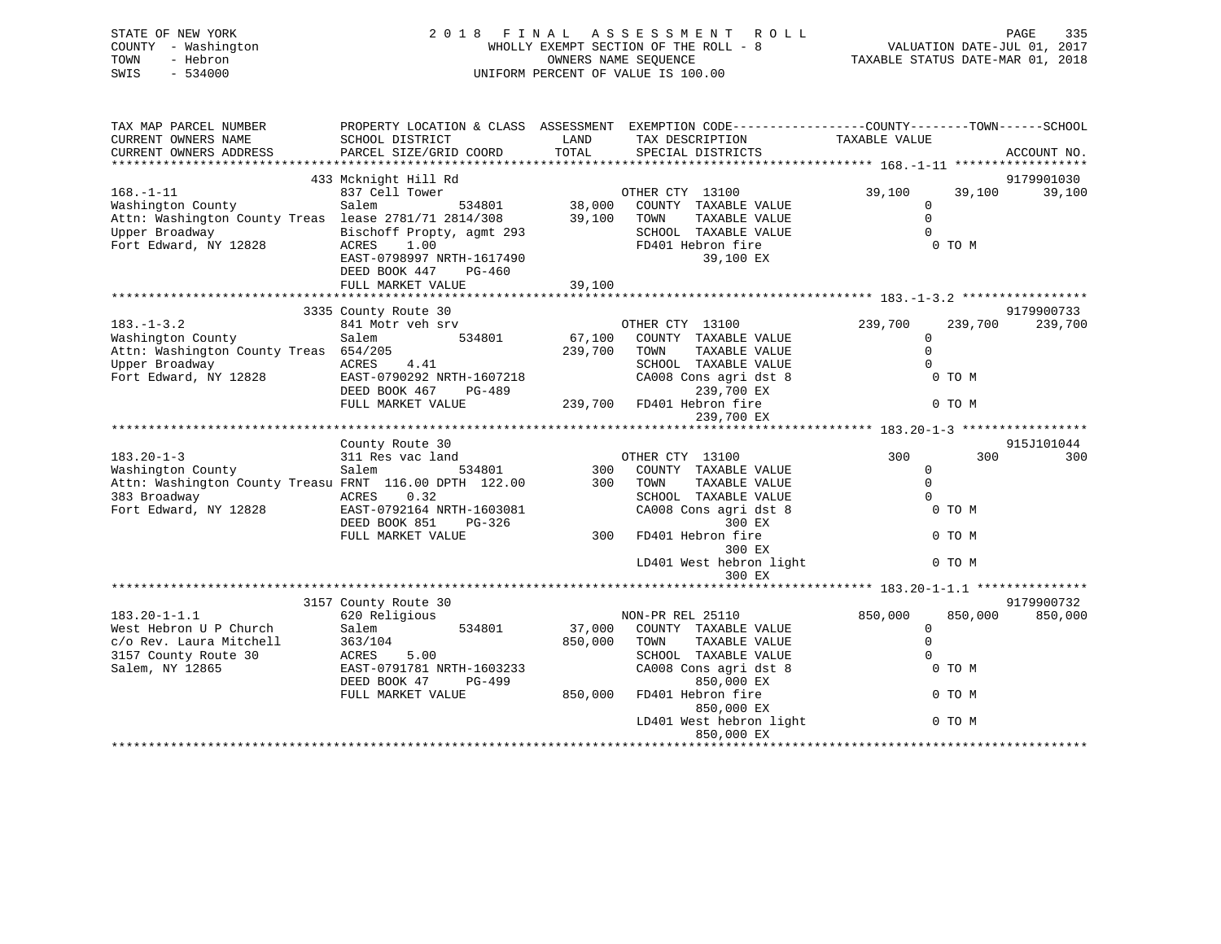STATE OF NEW YORK
COUNTY - Washington
TOWN - Hebron
SWIS - 534000

2018 FINAL ASSESSMENT ROLL
WHOLLY EXEMPT SECTION OF THE ROLL - 8
OWNERS NAME SEQUENCE
UNIFORM PERCENT OF VALUE IS 100.00

VALUATION DATE-JUL 01, 2017
TAXABLE STATUS DATE-MAR 01, 2018

```
TAX MAP PARCEL NUMBER          PROPERTY LOCATION & CLASS  ASSESSMENT  EXEMPTION CODE------------------COUNTY--------TOWN------SCHOOL
CURRENT OWNERS NAME            SCHOOL DISTRICT             LAND       TAX DESCRIPTION             TAXABLE VALUE
CURRENT OWNERS ADDRESS         PARCEL SIZE/GRID COORD      TOTAL      SPECIAL DISTRICTS                                       ACCOUNT NO.
******************************************************************************************************* 168.-1-11 ******************
                               433 Mcknight Hill Rd                                                                          9179901030
168.-1-11                      837 Cell Tower                         OTHER CTY 13100               39,100      39,100       39,100
Washington County              Salem            534801       38,000   COUNTY  TAXABLE VALUE              0
Attn: Washington County Treas  lease 2781/71 2814/308        39,100   TOWN    TAXABLE VALUE              0
Upper Broadway                 Bischoff Propty, agmt 293              SCHOOL  TAXABLE VALUE              0
Fort Edward, NY 12828          ACRES     1.00                          FD401 Hebron fire                  0 TO M
                               EAST-0798997 NRTH-1617490                    39,100 EX
                               DEED BOOK 447    PG-460
                               FULL MARKET VALUE             39,100
******************************************************************************************************* 183.-1-3.2 *****************
                               3335 County Route 30                                                                          9179900733
183.-1-3.2                     841 Motr veh srv                       OTHER CTY 13100              239,700     239,700      239,700
Washington County              Salem            534801       67,100   COUNTY  TAXABLE VALUE              0
Attn: Washington County Treas  654/205                      239,700   TOWN    TAXABLE VALUE              0
Upper Broadway                 ACRES     4.41                          SCHOOL  TAXABLE VALUE              0
Fort Edward, NY 12828          EAST-0790292 NRTH-1607218              CA008 Cons agri dst 8              0 TO M
                               DEED BOOK 467    PG-489                      239,700 EX
                               FULL MARKET VALUE            239,700   FD401 Hebron fire                  0 TO M
                                                                            239,700 EX
******************************************************************************************************* 183.20-1-3 *****************
                               County Route 30                                                                               915J101044
183.20-1-3                     311 Res vac land                       OTHER CTY 13100                  300         300          300
Washington County              Salem            534801          300   COUNTY  TAXABLE VALUE              0
Attn: Washington County Treasu FRNT 116.00 DPTH 122.00          300   TOWN    TAXABLE VALUE              0
383 Broadway                   ACRES     0.32                          SCHOOL  TAXABLE VALUE              0
Fort Edward, NY 12828          EAST-0792164 NRTH-1603081              CA008 Cons agri dst 8              0 TO M
                               DEED BOOK 851    PG-326                          300 EX
                               FULL MARKET VALUE                300   FD401 Hebron fire                  0 TO M
                                                                                300 EX
                                                                      LD401 West hebron light            0 TO M
                                                                                300 EX
******************************************************************************************************* 183.20-1-1.1 ***************
                               3157 County Route 30                                                                          9179900732
183.20-1-1.1                   620 Religious                          NON-PR REL 25110             850,000     850,000      850,000
West Hebron U P Church         Salem            534801       37,000   COUNTY  TAXABLE VALUE              0
c/o Rev. Laura Mitchell        363/104                      850,000   TOWN    TAXABLE VALUE              0
3157 County Route 30           ACRES     5.00                          SCHOOL  TAXABLE VALUE              0
Salem, NY 12865                EAST-0791781 NRTH-1603233              CA008 Cons agri dst 8              0 TO M
                               DEED BOOK 47     PG-499                      850,000 EX
                               FULL MARKET VALUE            850,000   FD401 Hebron fire                  0 TO M
                                                                            850,000 EX
                                                                      LD401 West hebron light            0 TO M
                                                                            850,000 EX
************************************************************************************************************************************
```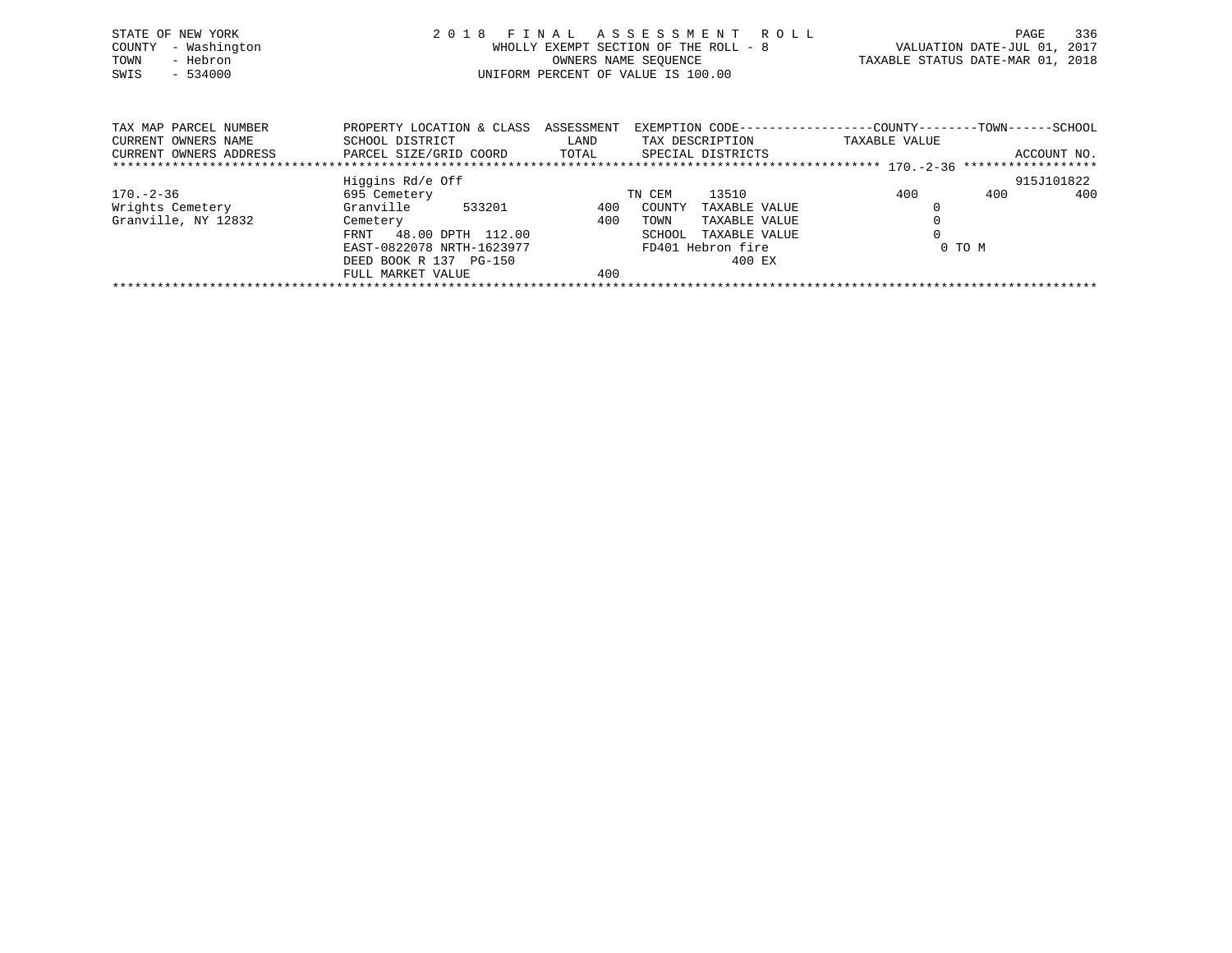STATE OF NEW YORK
COUNTY - Washington
TOWN - Hebron
SWIS - 534000

2 0 1 8 F I N A L A S S E S S M E N T R O L L
WHOLLY EXEMPT SECTION OF THE ROLL - 8
OWNERS NAME SEQUENCE
UNIFORM PERCENT OF VALUE IS 100.00

VALUATION DATE-JUL 01, 2017
TAXABLE STATUS DATE-MAR 01, 2018

| TAX MAP PARCEL NUMBER / CURRENT OWNERS NAME / CURRENT OWNERS ADDRESS | PROPERTY LOCATION & CLASS / SCHOOL DISTRICT / PARCEL SIZE/GRID COORD | ASSESSMENT LAND / TOTAL | EXEMPTION CODE / TAX DESCRIPTION / SPECIAL DISTRICTS | COUNTY TAXABLE VALUE | TOWN | SCHOOL / ACCOUNT NO. |
|---|---|---|---|---|---|---|
| 170.-2-36 | Higgins Rd/e Off | | | | | 915J101822 |
| 170.-2-36 | 695 Cemetery | | TN CEM 13510 | 400 | 400 | 400 |
| Wrights Cemetery | Granville 533201 | 400 | COUNTY TAXABLE VALUE | 0 | | |
| Granville, NY 12832 | Cemetery | 400 | TOWN TAXABLE VALUE | 0 | | |
| | FRNT 48.00 DPTH 112.00 | | SCHOOL TAXABLE VALUE | 0 | | |
| | EAST-0822078 NRTH-1623977 | | FD401 Hebron fire | 0 TO M | | |
| | DEED BOOK R 137 PG-150 | | 400 EX | | | |
| | FULL MARKET VALUE | 400 | | | | |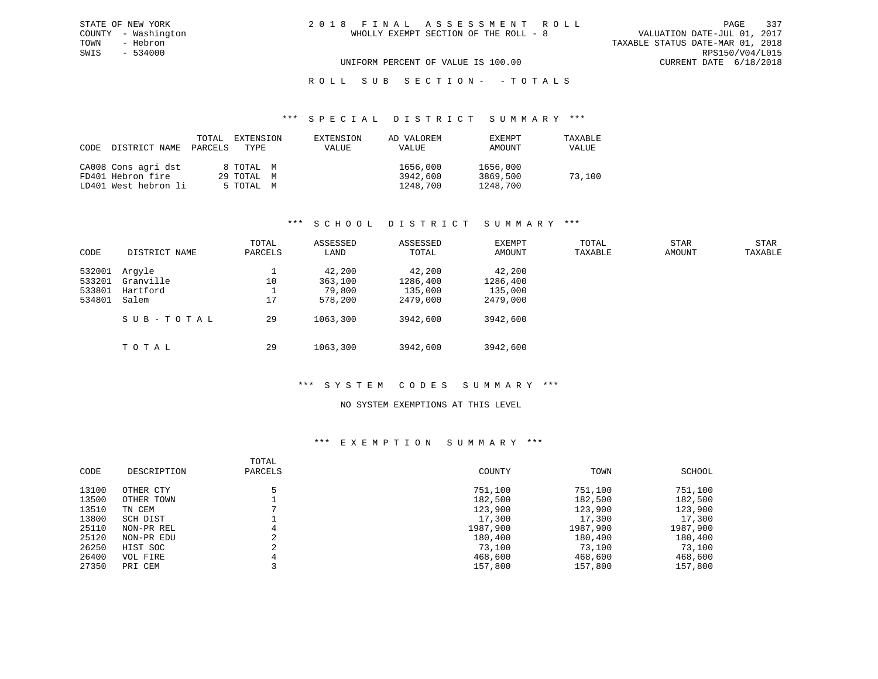STATE OF NEW YORK
COUNTY - Washington
TOWN - Hebron
SWIS - 534000

# 2018 FINAL ASSESSMENT ROLL

WHOLLY EXEMPT SECTION OF THE ROLL - 8

VALUATION DATE-JUL 01, 2017
TAXABLE STATUS DATE-MAR 01, 2018
RPS150/V04/L015
CURRENT DATE 6/18/2018

UNIFORM PERCENT OF VALUE IS 100.00

## ROLL SUB SECTION- - TOTALS

### *** SPECIAL DISTRICT SUMMARY ***

| CODE | DISTRICT NAME | TOTAL PARCELS | EXTENSION TYPE | EXTENSION VALUE | AD VALOREM VALUE | EXEMPT AMOUNT | TAXABLE VALUE |
|---|---|---|---|---|---|---|---|
| CA008 | Cons agri dst | 8 | TOTAL M | | 1656,000 | 1656,000 | |
| FD401 | Hebron fire | 29 | TOTAL M | | 3942,600 | 3869,500 | 73,100 |
| LD401 | West hebron li | 5 | TOTAL M | | 1248,700 | 1248,700 | |

### *** SCHOOL DISTRICT SUMMARY ***

| CODE | DISTRICT NAME | TOTAL PARCELS | ASSESSED LAND | ASSESSED TOTAL | EXEMPT AMOUNT | TOTAL TAXABLE | STAR AMOUNT | STAR TAXABLE |
|---|---|---|---|---|---|---|---|---|
| 532001 | Argyle | 1 | 42,200 | 42,200 | 42,200 | | | |
| 533201 | Granville | 10 | 363,100 | 1286,400 | 1286,400 | | | |
| 533801 | Hartford | 1 | 79,800 | 135,000 | 135,000 | | | |
| 534801 | Salem | 17 | 578,200 | 2479,000 | 2479,000 | | | |
| | SUB-TOTAL | 29 | 1063,300 | 3942,600 | 3942,600 | | | |
| | TOTAL | 29 | 1063,300 | 3942,600 | 3942,600 | | | |

### *** SYSTEM CODES SUMMARY ***

NO SYSTEM EXEMPTIONS AT THIS LEVEL

### *** EXEMPTION SUMMARY ***

| CODE | DESCRIPTION | TOTAL PARCELS | COUNTY | TOWN | SCHOOL |
|---|---|---|---|---|---|
| 13100 | OTHER CTY | 5 | 751,100 | 751,100 | 751,100 |
| 13500 | OTHER TOWN | 1 | 182,500 | 182,500 | 182,500 |
| 13510 | TN CEM | 7 | 123,900 | 123,900 | 123,900 |
| 13800 | SCH DIST | 1 | 17,300 | 17,300 | 17,300 |
| 25110 | NON-PR REL | 4 | 1987,900 | 1987,900 | 1987,900 |
| 25120 | NON-PR EDU | 2 | 180,400 | 180,400 | 180,400 |
| 26250 | HIST SOC | 2 | 73,100 | 73,100 | 73,100 |
| 26400 | VOL FIRE | 4 | 468,600 | 468,600 | 468,600 |
| 27350 | PRI CEM | 3 | 157,800 | 157,800 | 157,800 |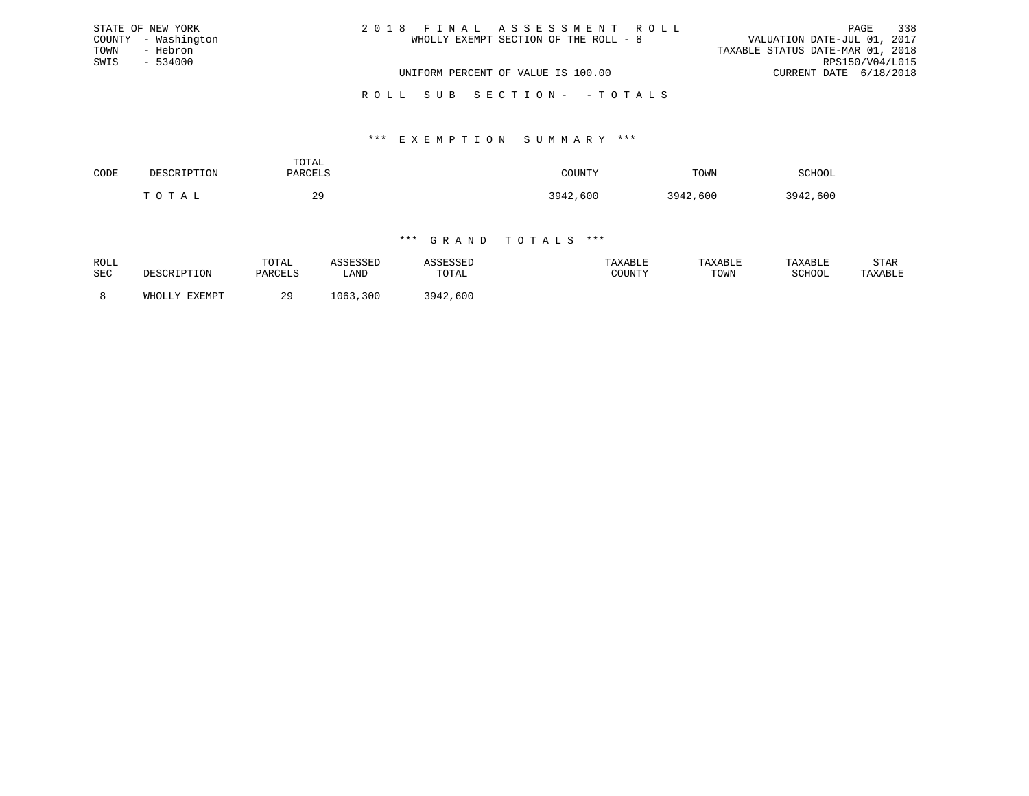STATE OF NEW YORK
COUNTY - Washington
TOWN - Hebron
SWIS - 534000

# 2018 FINAL ASSESSMENT ROLL

WHOLLY EXEMPT SECTION OF THE ROLL - 8

VALUATION DATE-JUL 01, 2017
TAXABLE STATUS DATE-MAR 01, 2018
RPS150/V04/L015
CURRENT DATE 6/18/2018

UNIFORM PERCENT OF VALUE IS 100.00

## ROLL SUB SECTION- - TOTALS

### *** EXEMPTION SUMMARY ***

| CODE | DESCRIPTION | TOTAL PARCELS | COUNTY | TOWN | SCHOOL |
|---|---|---|---|---|---|
| | TOTAL | 29 | 3942,600 | 3942,600 | 3942,600 |

### *** GRAND TOTALS ***

| ROLL SEC | DESCRIPTION | TOTAL PARCELS | ASSESSED LAND | ASSESSED TOTAL | TAXABLE COUNTY | TAXABLE TOWN | TAXABLE SCHOOL | STAR TAXABLE |
|---|---|---|---|---|---|---|---|---|
| 8 | WHOLLY EXEMPT | 29 | 1063,300 | 3942,600 | | | | |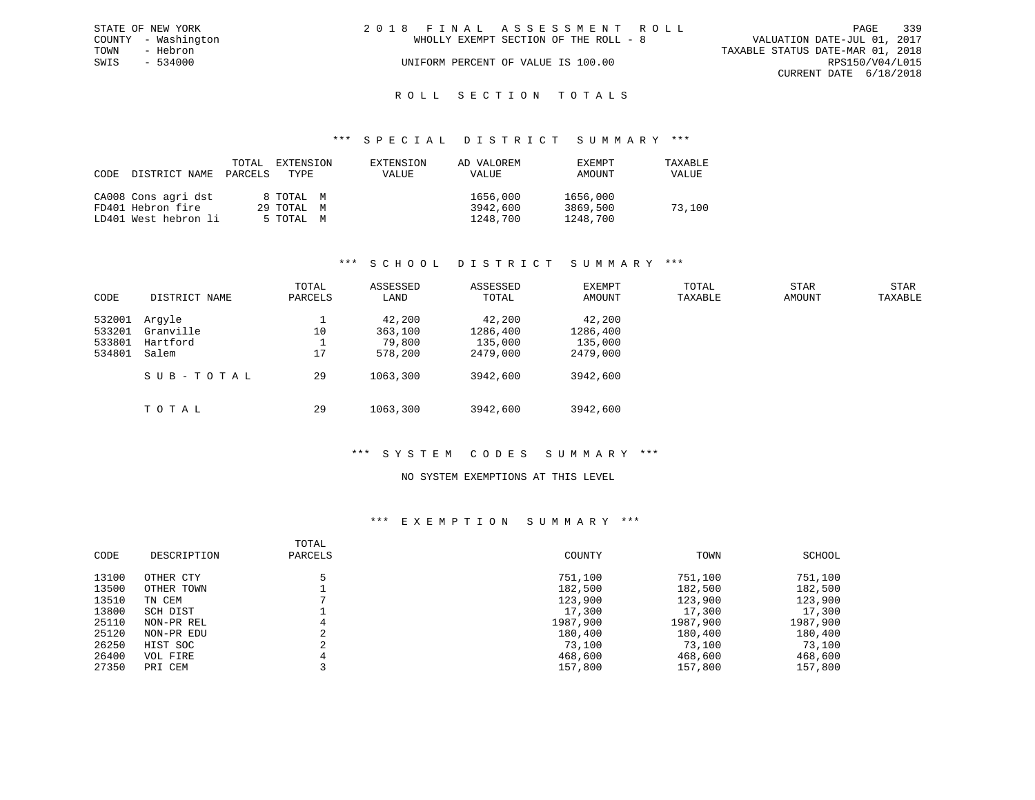STATE OF NEW YORK
COUNTY - Washington
TOWN - Hebron
SWIS - 534000

2 0 1 8 F I N A L A S S E S S M E N T R O L L
WHOLLY EXEMPT SECTION OF THE ROLL - 8
UNIFORM PERCENT OF VALUE IS 100.00

VALUATION DATE-JUL 01, 2017
TAXABLE STATUS DATE-MAR 01, 2018
RPS150/V04/L015
CURRENT DATE 6/18/2018

## R O L L   S E C T I O N   T O T A L S

### *** S P E C I A L   D I S T R I C T   S U M M A R Y ***

| CODE | DISTRICT NAME | TOTAL PARCELS | EXTENSION TYPE | EXTENSION VALUE | AD VALOREM VALUE | EXEMPT AMOUNT | TAXABLE VALUE |
|---|---|---|---|---|---|---|---|
| CA008 | Cons agri dst | 8 | TOTAL M | | 1656,000 | 1656,000 | |
| FD401 | Hebron fire | 29 | TOTAL M | | 3942,600 | 3869,500 | 73,100 |
| LD401 | West hebron li | 5 | TOTAL M | | 1248,700 | 1248,700 | |

### *** S C H O O L   D I S T R I C T   S U M M A R Y ***

| CODE | DISTRICT NAME | TOTAL PARCELS | ASSESSED LAND | ASSESSED TOTAL | EXEMPT AMOUNT | TOTAL TAXABLE | STAR AMOUNT | STAR TAXABLE |
|---|---|---|---|---|---|---|---|---|
| 532001 | Argyle | 1 | 42,200 | 42,200 | 42,200 | | | |
| 533201 | Granville | 10 | 363,100 | 1286,400 | 1286,400 | | | |
| 533801 | Hartford | 1 | 79,800 | 135,000 | 135,000 | | | |
| 534801 | Salem | 17 | 578,200 | 2479,000 | 2479,000 | | | |
| | S U B - T O T A L | 29 | 1063,300 | 3942,600 | 3942,600 | | | |
| | T O T A L | 29 | 1063,300 | 3942,600 | 3942,600 | | | |

### *** S Y S T E M   C O D E S   S U M M A R Y ***

NO SYSTEM EXEMPTIONS AT THIS LEVEL

### *** E X E M P T I O N   S U M M A R Y ***

| CODE | DESCRIPTION | TOTAL PARCELS | COUNTY | TOWN | SCHOOL |
|---|---|---|---|---|---|
| 13100 | OTHER CTY | 5 | 751,100 | 751,100 | 751,100 |
| 13500 | OTHER TOWN | 1 | 182,500 | 182,500 | 182,500 |
| 13510 | TN CEM | 7 | 123,900 | 123,900 | 123,900 |
| 13800 | SCH DIST | 1 | 17,300 | 17,300 | 17,300 |
| 25110 | NON-PR REL | 4 | 1987,900 | 1987,900 | 1987,900 |
| 25120 | NON-PR EDU | 2 | 180,400 | 180,400 | 180,400 |
| 26250 | HIST SOC | 2 | 73,100 | 73,100 | 73,100 |
| 26400 | VOL FIRE | 4 | 468,600 | 468,600 | 468,600 |
| 27350 | PRI CEM | 3 | 157,800 | 157,800 | 157,800 |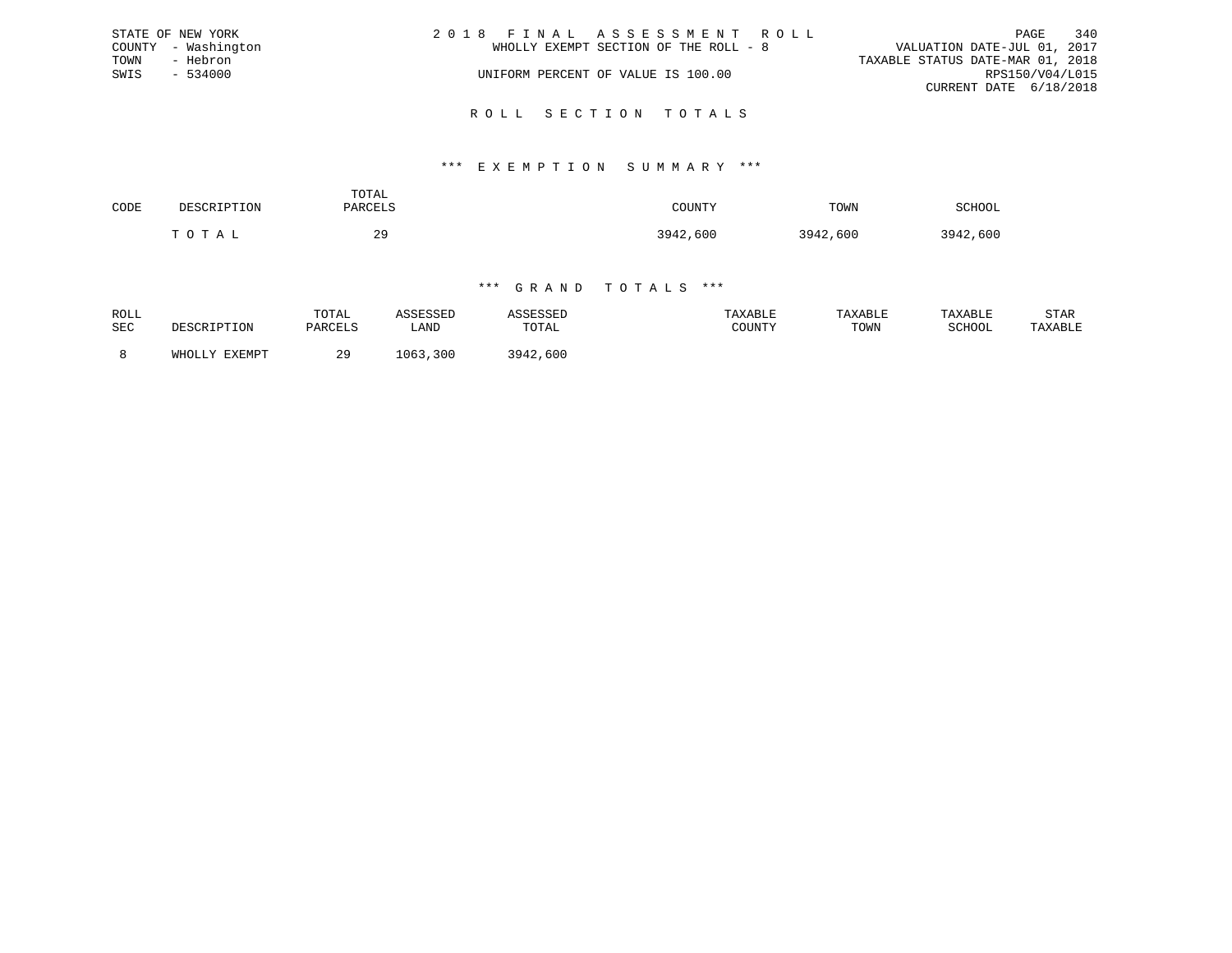STATE OF NEW YORK
COUNTY - Washington
TOWN - Hebron
SWIS - 534000

2 0 1 8 F I N A L A S S E S S M E N T R O L L
WHOLLY EXEMPT SECTION OF THE ROLL - 8
UNIFORM PERCENT OF VALUE IS 100.00

VALUATION DATE-JUL 01, 2017
TAXABLE STATUS DATE-MAR 01, 2018
RPS150/V04/L015
CURRENT DATE 6/18/2018

## R O L L S E C T I O N T O T A L S

### *** E X E M P T I O N S U M M A R Y ***

| CODE | DESCRIPTION | TOTAL PARCELS | COUNTY | TOWN | SCHOOL |
|---|---|---|---|---|---|
| | T O T A L | 29 | 3942,600 | 3942,600 | 3942,600 |

### *** G R A N D T O T A L S ***

| ROLL SEC | DESCRIPTION | TOTAL PARCELS | ASSESSED LAND | ASSESSED TOTAL | TAXABLE COUNTY | TAXABLE TOWN | TAXABLE SCHOOL | STAR TAXABLE |
|---|---|---|---|---|---|---|---|---|
| 8 | WHOLLY EXEMPT | 29 | 1063,300 | 3942,600 | | | | |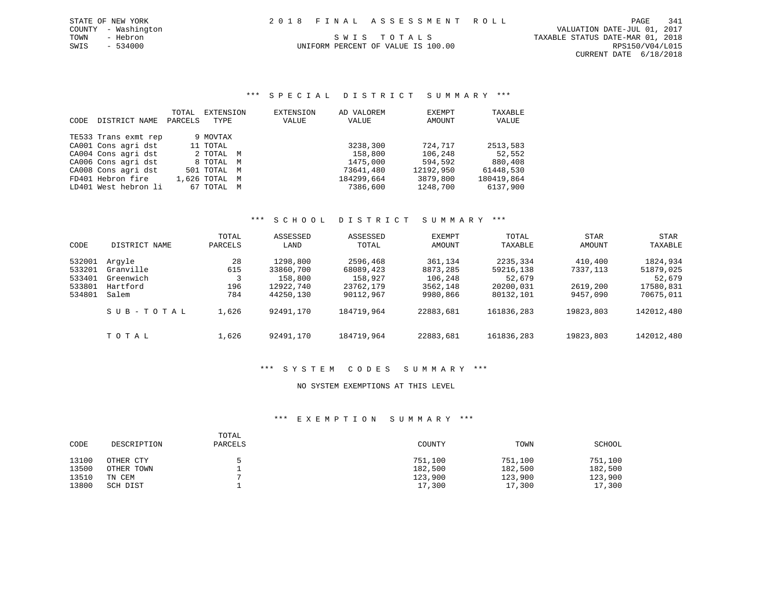STATE OF NEW YORK
COUNTY - Washington
TOWN - Hebron
SWIS - 534000

# 2018 FINAL ASSESSMENT ROLL

SWIS TOTALS
UNIFORM PERCENT OF VALUE IS 100.00

VALUATION DATE-JUL 01, 2017
TAXABLE STATUS DATE-MAR 01, 2018
RPS150/V04/L015
CURRENT DATE 6/18/2018

## *** SPECIAL DISTRICT SUMMARY ***

| CODE | DISTRICT NAME | TOTAL PARCELS | EXTENSION TYPE | EXTENSION VALUE | AD VALOREM VALUE | EXEMPT AMOUNT | TAXABLE VALUE |
|---|---|---|---|---|---|---|---|
| TE533 | Trans exmt rep | 9 | MOVTAX | | | | |
| CA001 | Cons agri dst | 11 | TOTAL | | 3238,300 | 724,717 | 2513,583 |
| CA004 | Cons agri dst | 2 | TOTAL M | | 158,800 | 106,248 | 52,552 |
| CA006 | Cons agri dst | 8 | TOTAL M | | 1475,000 | 594,592 | 880,408 |
| CA008 | Cons agri dst | 501 | TOTAL M | | 73641,480 | 12192,950 | 61448,530 |
| FD401 | Hebron fire | 1,626 | TOTAL M | | 184299,664 | 3879,800 | 180419,864 |
| LD401 | West hebron li | 67 | TOTAL M | | 7386,600 | 1248,700 | 6137,900 |

## *** SCHOOL DISTRICT SUMMARY ***

| CODE | DISTRICT NAME | TOTAL PARCELS | ASSESSED LAND | ASSESSED TOTAL | EXEMPT AMOUNT | TOTAL TAXABLE | STAR AMOUNT | STAR TAXABLE |
|---|---|---|---|---|---|---|---|---|
| 532001 | Argyle | 28 | 1298,800 | 2596,468 | 361,134 | 2235,334 | 410,400 | 1824,934 |
| 533201 | Granville | 615 | 33860,700 | 68089,423 | 8873,285 | 59216,138 | 7337,113 | 51879,025 |
| 533401 | Greenwich | 3 | 158,800 | 158,927 | 106,248 | 52,679 | | 52,679 |
| 533801 | Hartford | 196 | 12922,740 | 23762,179 | 3562,148 | 20200,031 | 2619,200 | 17580,831 |
| 534801 | Salem | 784 | 44250,130 | 90112,967 | 9980,866 | 80132,101 | 9457,090 | 70675,011 |
| | SUB-TOTAL | 1,626 | 92491,170 | 184719,964 | 22883,681 | 161836,283 | 19823,803 | 142012,480 |
| | TOTAL | 1,626 | 92491,170 | 184719,964 | 22883,681 | 161836,283 | 19823,803 | 142012,480 |

## *** SYSTEM CODES SUMMARY ***

NO SYSTEM EXEMPTIONS AT THIS LEVEL

## *** EXEMPTION SUMMARY ***

| CODE | DESCRIPTION | TOTAL PARCELS | COUNTY | TOWN | SCHOOL |
|---|---|---|---|---|---|
| 13100 | OTHER CTY | 5 | 751,100 | 751,100 | 751,100 |
| 13500 | OTHER TOWN | 1 | 182,500 | 182,500 | 182,500 |
| 13510 | TN CEM | 7 | 123,900 | 123,900 | 123,900 |
| 13800 | SCH DIST | 1 | 17,300 | 17,300 | 17,300 |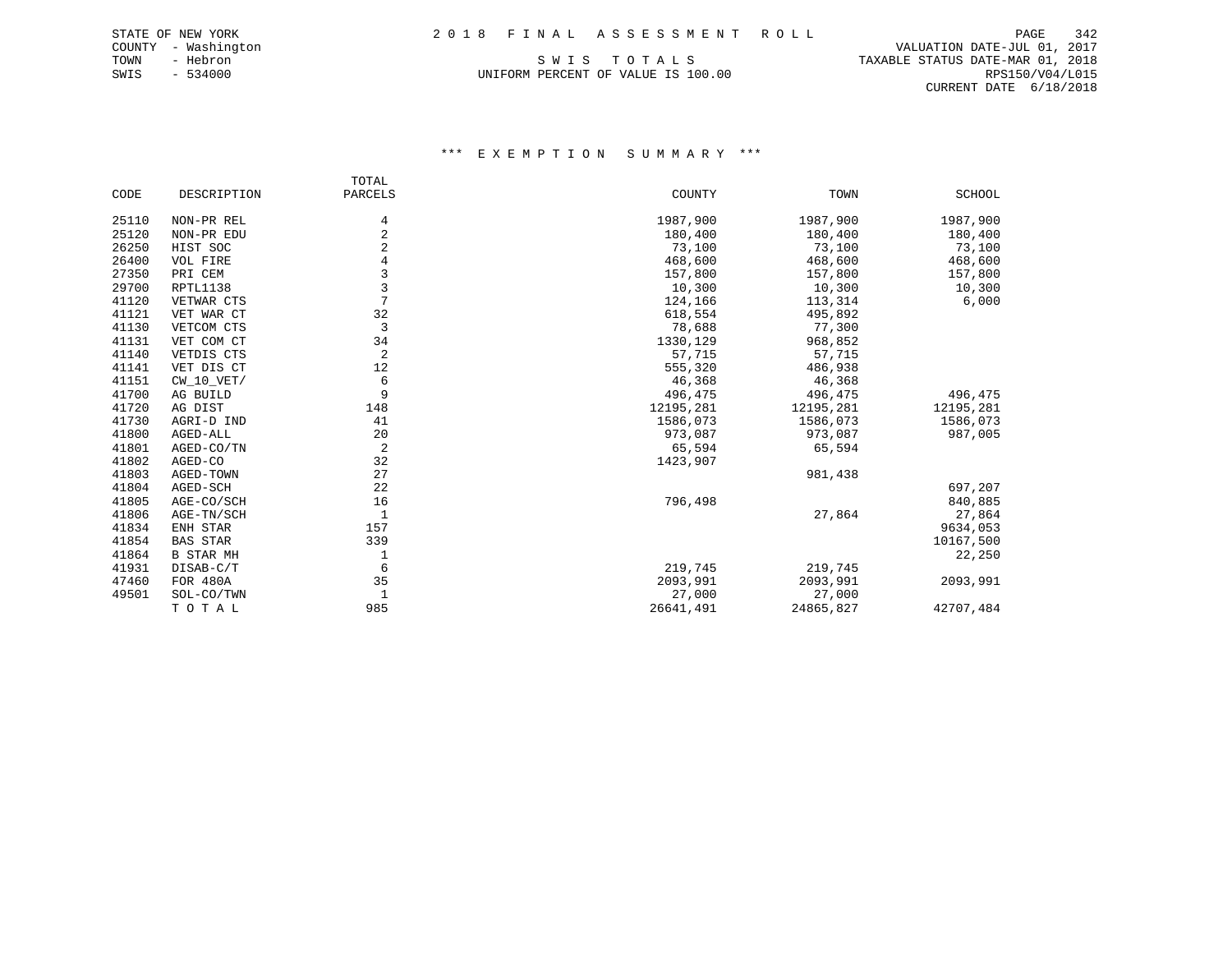STATE OF NEW YORK
COUNTY - Washington
TOWN - Hebron
SWIS - 534000

# 2018 FINAL ASSESSMENT ROLL

S W I S   T O T A L S

UNIFORM PERCENT OF VALUE IS 100.00

VALUATION DATE-JUL 01, 2017
TAXABLE STATUS DATE-MAR 01, 2018
RPS150/V04/L015
CURRENT DATE 6/18/2018

## *** E X E M P T I O N   S U M M A R Y ***

| CODE | DESCRIPTION | TOTAL PARCELS | COUNTY | TOWN | SCHOOL |
|---|---|---|---|---|---|
| 25110 | NON-PR REL | 4 | 1987,900 | 1987,900 | 1987,900 |
| 25120 | NON-PR EDU | 2 | 180,400 | 180,400 | 180,400 |
| 26250 | HIST SOC | 2 | 73,100 | 73,100 | 73,100 |
| 26400 | VOL FIRE | 4 | 468,600 | 468,600 | 468,600 |
| 27350 | PRI CEM | 3 | 157,800 | 157,800 | 157,800 |
| 29700 | RPTL1138 | 3 | 10,300 | 10,300 | 10,300 |
| 41120 | VETWAR CTS | 7 | 124,166 | 113,314 | 6,000 |
| 41121 | VET WAR CT | 32 | 618,554 | 495,892 | |
| 41130 | VETCOM CTS | 3 | 78,688 | 77,300 | |
| 41131 | VET COM CT | 34 | 1330,129 | 968,852 | |
| 41140 | VETDIS CTS | 2 | 57,715 | 57,715 | |
| 41141 | VET DIS CT | 12 | 555,320 | 486,938 | |
| 41151 | CW_10_VET/ | 6 | 46,368 | 46,368 | |
| 41700 | AG BUILD | 9 | 496,475 | 496,475 | 496,475 |
| 41720 | AG DIST | 148 | 12195,281 | 12195,281 | 12195,281 |
| 41730 | AGRI-D IND | 41 | 1586,073 | 1586,073 | 1586,073 |
| 41800 | AGED-ALL | 20 | 973,087 | 973,087 | 987,005 |
| 41801 | AGED-CO/TN | 2 | 65,594 | 65,594 | |
| 41802 | AGED-CO | 32 | 1423,907 | | |
| 41803 | AGED-TOWN | 27 | | 981,438 | |
| 41804 | AGED-SCH | 22 | | | 697,207 |
| 41805 | AGE-CO/SCH | 16 | 796,498 | | 840,885 |
| 41806 | AGE-TN/SCH | 1 | | 27,864 | 27,864 |
| 41834 | ENH STAR | 157 | | | 9634,053 |
| 41854 | BAS STAR | 339 | | | 10167,500 |
| 41864 | B STAR MH | 1 | | | 22,250 |
| 41931 | DISAB-C/T | 6 | 219,745 | 219,745 | |
| 47460 | FOR 480A | 35 | 2093,991 | 2093,991 | 2093,991 |
| 49501 | SOL-CO/TWN | 1 | 27,000 | 27,000 | |
| | T O T A L | 985 | 26641,491 | 24865,827 | 42707,484 |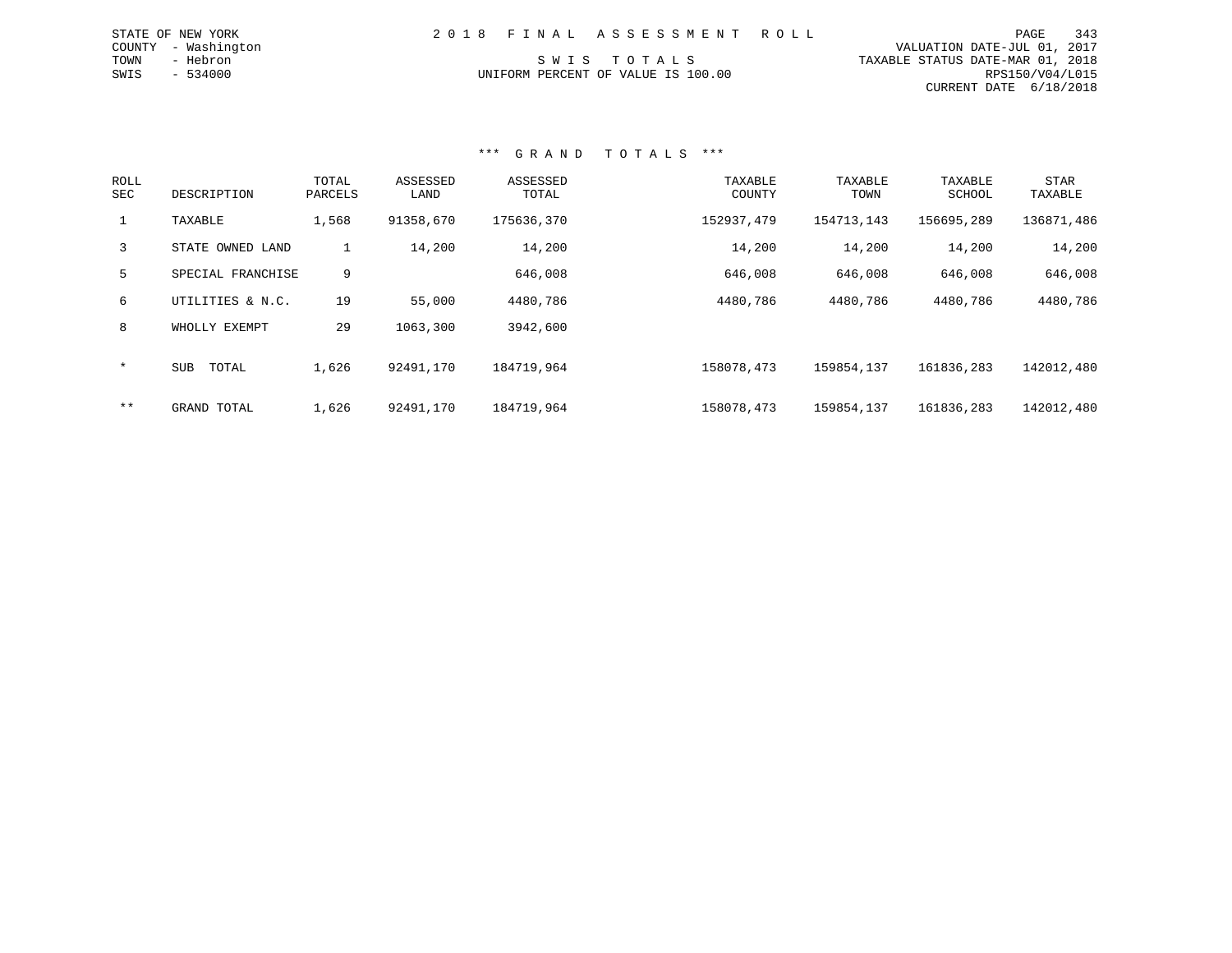STATE OF NEW YORK
COUNTY - Washington
TOWN - Hebron
SWIS - 534000

# 2 0 1 8 F I N A L A S S E S S M E N T R O L L

S W I S T O T A L S
UNIFORM PERCENT OF VALUE IS 100.00

VALUATION DATE-JUL 01, 2017
TAXABLE STATUS DATE-MAR 01, 2018
RPS150/V04/L015
CURRENT DATE 6/18/2018

## *** G R A N D T O T A L S ***

| ROLL SEC | DESCRIPTION | TOTAL PARCELS | ASSESSED LAND | ASSESSED TOTAL | TAXABLE COUNTY | TAXABLE TOWN | TAXABLE SCHOOL | STAR TAXABLE |
|---|---|---|---|---|---|---|---|---|
| 1 | TAXABLE | 1,568 | 91358,670 | 175636,370 | 152937,479 | 154713,143 | 156695,289 | 136871,486 |
| 3 | STATE OWNED LAND | 1 | 14,200 | 14,200 | 14,200 | 14,200 | 14,200 | 14,200 |
| 5 | SPECIAL FRANCHISE | 9 | | 646,008 | 646,008 | 646,008 | 646,008 | 646,008 |
| 6 | UTILITIES & N.C. | 19 | 55,000 | 4480,786 | 4480,786 | 4480,786 | 4480,786 | 4480,786 |
| 8 | WHOLLY EXEMPT | 29 | 1063,300 | 3942,600 | | | | |
| * | SUB TOTAL | 1,626 | 92491,170 | 184719,964 | 158078,473 | 159854,137 | 161836,283 | 142012,480 |
| ** | GRAND TOTAL | 1,626 | 92491,170 | 184719,964 | 158078,473 | 159854,137 | 161836,283 | 142012,480 |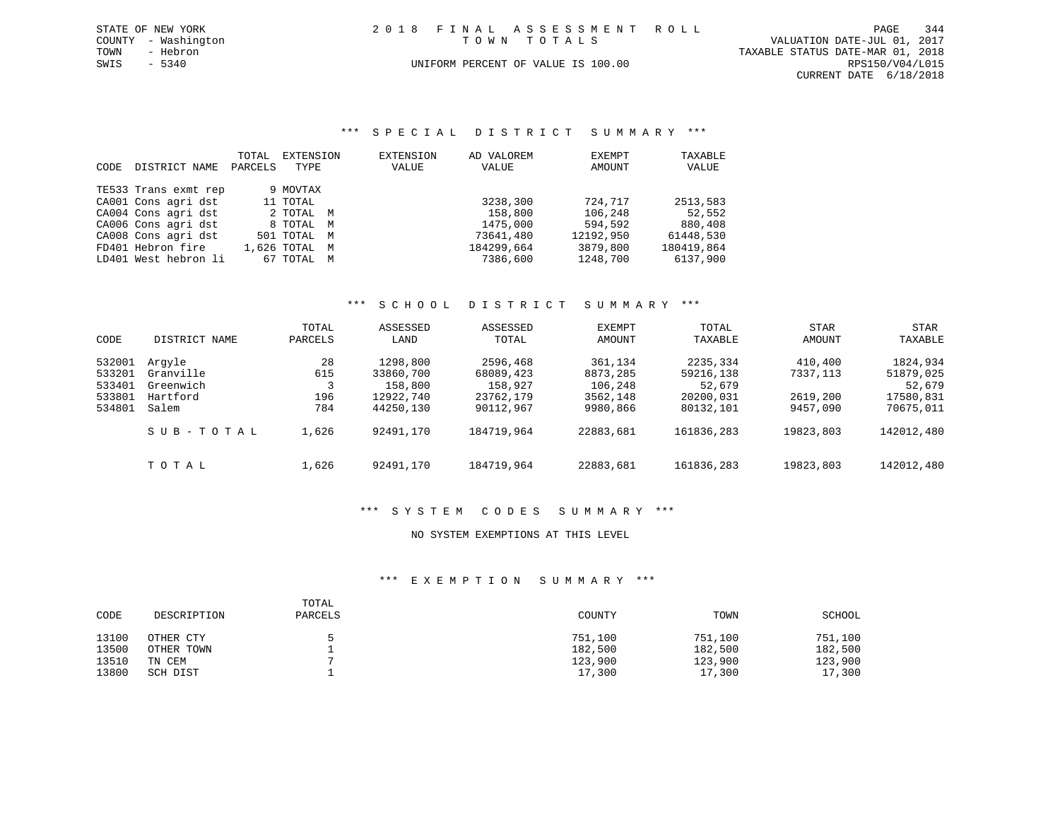STATE OF NEW YORK
COUNTY - Washington
TOWN - Hebron
SWIS - 5340

2 0 1 8 F I N A L A S S E S S M E N T R O L L
T O W N T O T A L S
UNIFORM PERCENT OF VALUE IS 100.00

VALUATION DATE-JUL 01, 2017
TAXABLE STATUS DATE-MAR 01, 2018
RPS150/V04/L015
CURRENT DATE 6/18/2018

## *** S P E C I A L D I S T R I C T S U M M A R Y ***

| CODE | DISTRICT NAME | TOTAL PARCELS | EXTENSION TYPE | EXTENSION VALUE | AD VALOREM VALUE | EXEMPT AMOUNT | TAXABLE VALUE |
|---|---|---|---|---|---|---|---|
| TE533 | Trans exmt rep | 9 | MOVTAX | | | | |
| CA001 | Cons agri dst | 11 | TOTAL | | 3238,300 | 724,717 | 2513,583 |
| CA004 | Cons agri dst | 2 | TOTAL M | | 158,800 | 106,248 | 52,552 |
| CA006 | Cons agri dst | 8 | TOTAL M | | 1475,000 | 594,592 | 880,408 |
| CA008 | Cons agri dst | 501 | TOTAL M | | 73641,480 | 12192,950 | 61448,530 |
| FD401 | Hebron fire | 1,626 | TOTAL M | | 184299,664 | 3879,800 | 180419,864 |
| LD401 | West hebron li | 67 | TOTAL M | | 7386,600 | 1248,700 | 6137,900 |

## *** S C H O O L D I S T R I C T S U M M A R Y ***

| CODE | DISTRICT NAME | TOTAL PARCELS | ASSESSED LAND | ASSESSED TOTAL | EXEMPT AMOUNT | TOTAL TAXABLE | STAR AMOUNT | STAR TAXABLE |
|---|---|---|---|---|---|---|---|---|
| 532001 | Argyle | 28 | 1298,800 | 2596,468 | 361,134 | 2235,334 | 410,400 | 1824,934 |
| 533201 | Granville | 615 | 33860,700 | 68089,423 | 8873,285 | 59216,138 | 7337,113 | 51879,025 |
| 533401 | Greenwich | 3 | 158,800 | 158,927 | 106,248 | 52,679 | | 52,679 |
| 533801 | Hartford | 196 | 12922,740 | 23762,179 | 3562,148 | 20200,031 | 2619,200 | 17580,831 |
| 534801 | Salem | 784 | 44250,130 | 90112,967 | 9980,866 | 80132,101 | 9457,090 | 70675,011 |
| | S U B - T O T A L | 1,626 | 92491,170 | 184719,964 | 22883,681 | 161836,283 | 19823,803 | 142012,480 |
| | T O T A L | 1,626 | 92491,170 | 184719,964 | 22883,681 | 161836,283 | 19823,803 | 142012,480 |

## *** S Y S T E M C O D E S S U M M A R Y ***

NO SYSTEM EXEMPTIONS AT THIS LEVEL

## *** E X E M P T I O N S U M M A R Y ***

| CODE | DESCRIPTION | TOTAL PARCELS | COUNTY | TOWN | SCHOOL |
|---|---|---|---|---|---|
| 13100 | OTHER CTY | 5 | 751,100 | 751,100 | 751,100 |
| 13500 | OTHER TOWN | 1 | 182,500 | 182,500 | 182,500 |
| 13510 | TN CEM | 7 | 123,900 | 123,900 | 123,900 |
| 13800 | SCH DIST | 1 | 17,300 | 17,300 | 17,300 |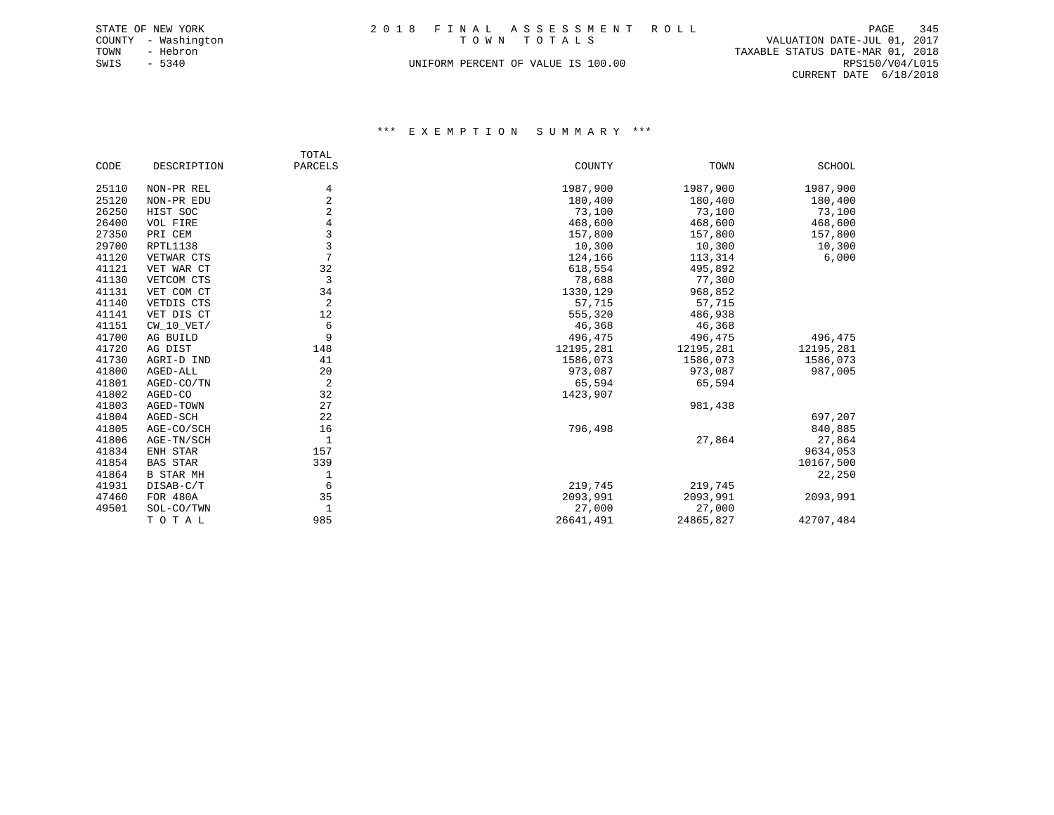STATE OF NEW YORK
COUNTY - Washington
TOWN - Hebron
SWIS - 5340

# 2018 FINAL ASSESSMENT ROLL
## TOWN TOTALS

UNIFORM PERCENT OF VALUE IS 100.00

VALUATION DATE-JUL 01, 2017
TAXABLE STATUS DATE-MAR 01, 2018
RPS150/V04/L015
CURRENT DATE 6/18/2018

### *** EXEMPTION SUMMARY ***

| CODE | DESCRIPTION | TOTAL PARCELS | COUNTY | TOWN | SCHOOL |
|---|---|---|---|---|---|
| 25110 | NON-PR REL | 4 | 1987,900 | 1987,900 | 1987,900 |
| 25120 | NON-PR EDU | 2 | 180,400 | 180,400 | 180,400 |
| 26250 | HIST SOC | 2 | 73,100 | 73,100 | 73,100 |
| 26400 | VOL FIRE | 4 | 468,600 | 468,600 | 468,600 |
| 27350 | PRI CEM | 3 | 157,800 | 157,800 | 157,800 |
| 29700 | RPTL1138 | 3 | 10,300 | 10,300 | 10,300 |
| 41120 | VETWAR CTS | 7 | 124,166 | 113,314 | 6,000 |
| 41121 | VET WAR CT | 32 | 618,554 | 495,892 | |
| 41130 | VETCOM CTS | 3 | 78,688 | 77,300 | |
| 41131 | VET COM CT | 34 | 1330,129 | 968,852 | |
| 41140 | VETDIS CTS | 2 | 57,715 | 57,715 | |
| 41141 | VET DIS CT | 12 | 555,320 | 486,938 | |
| 41151 | CW_10_VET/ | 6 | 46,368 | 46,368 | |
| 41700 | AG BUILD | 9 | 496,475 | 496,475 | 496,475 |
| 41720 | AG DIST | 148 | 12195,281 | 12195,281 | 12195,281 |
| 41730 | AGRI-D IND | 41 | 1586,073 | 1586,073 | 1586,073 |
| 41800 | AGED-ALL | 20 | 973,087 | 973,087 | 987,005 |
| 41801 | AGED-CO/TN | 2 | 65,594 | 65,594 | |
| 41802 | AGED-CO | 32 | 1423,907 | | |
| 41803 | AGED-TOWN | 27 | | 981,438 | |
| 41804 | AGED-SCH | 22 | | | 697,207 |
| 41805 | AGE-CO/SCH | 16 | 796,498 | | 840,885 |
| 41806 | AGE-TN/SCH | 1 | | 27,864 | 27,864 |
| 41834 | ENH STAR | 157 | | | 9634,053 |
| 41854 | BAS STAR | 339 | | | 10167,500 |
| 41864 | B STAR MH | 1 | | | 22,250 |
| 41931 | DISAB-C/T | 6 | 219,745 | 219,745 | |
| 47460 | FOR 480A | 35 | 2093,991 | 2093,991 | 2093,991 |
| 49501 | SOL-CO/TWN | 1 | 27,000 | 27,000 | |
| | TOTAL | 985 | 26641,491 | 24865,827 | 42707,484 |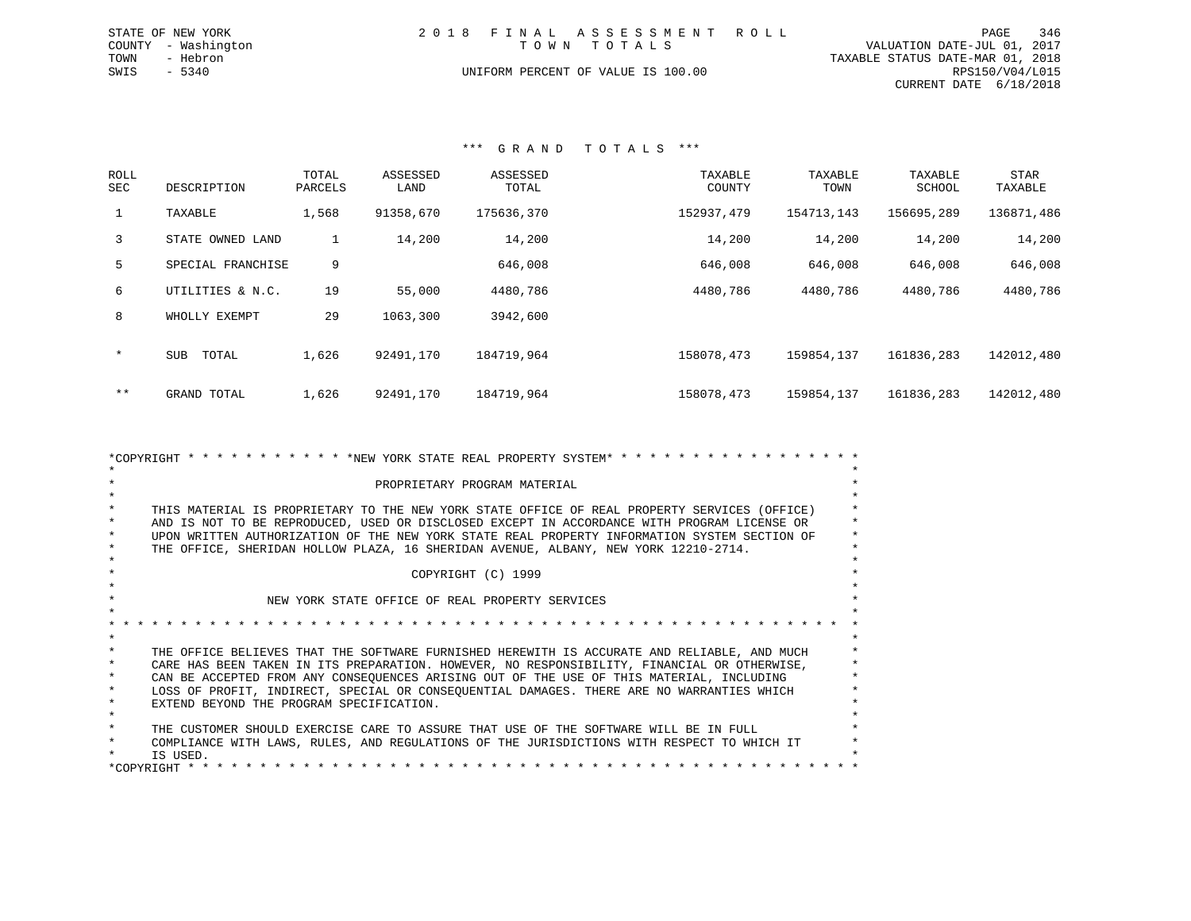STATE OF NEW YORK
COUNTY - Washington
TOWN - Hebron
SWIS - 5340

# 2 0 1 8 F I N A L A S S E S S M E N T R O L L

T O W N T O T A L S

UNIFORM PERCENT OF VALUE IS 100.00

VALUATION DATE-JUL 01, 2017
TAXABLE STATUS DATE-MAR 01, 2018
RPS150/V04/L015
CURRENT DATE 6/18/2018

## *** G R A N D T O T A L S ***

| ROLL SEC | DESCRIPTION | TOTAL PARCELS | ASSESSED LAND | ASSESSED TOTAL | TAXABLE COUNTY | TAXABLE TOWN | TAXABLE SCHOOL | STAR TAXABLE |
|---|---|---|---|---|---|---|---|---|
| 1 | TAXABLE | 1,568 | 91358,670 | 175636,370 | 152937,479 | 154713,143 | 156695,289 | 136871,486 |
| 3 | STATE OWNED LAND | 1 | 14,200 | 14,200 | 14,200 | 14,200 | 14,200 | 14,200 |
| 5 | SPECIAL FRANCHISE | 9 | | 646,008 | 646,008 | 646,008 | 646,008 | 646,008 |
| 6 | UTILITIES & N.C. | 19 | 55,000 | 4480,786 | 4480,786 | 4480,786 | 4480,786 | 4480,786 |
| 8 | WHOLLY EXEMPT | 29 | 1063,300 | 3942,600 | | | | |
| * | SUB TOTAL | 1,626 | 92491,170 | 184719,964 | 158078,473 | 159854,137 | 161836,283 | 142012,480 |
| ** | GRAND TOTAL | 1,626 | 92491,170 | 184719,964 | 158078,473 | 159854,137 | 161836,283 | 142012,480 |

*COPYRIGHT * * * * * * * * * * * *NEW YORK STATE REAL PROPERTY SYSTEM* * * * * * * * * * * * * * * * * *

PROPRIETARY PROGRAM MATERIAL

THIS MATERIAL IS PROPRIETARY TO THE NEW YORK STATE OFFICE OF REAL PROPERTY SERVICES (OFFICE) AND IS NOT TO BE REPRODUCED, USED OR DISCLOSED EXCEPT IN ACCORDANCE WITH PROGRAM LICENSE OR UPON WRITTEN AUTHORIZATION OF THE NEW YORK STATE REAL PROPERTY INFORMATION SYSTEM SECTION OF THE OFFICE, SHERIDAN HOLLOW PLAZA, 16 SHERIDAN AVENUE, ALBANY, NEW YORK 12210-2714.

COPYRIGHT (C) 1999

NEW YORK STATE OFFICE OF REAL PROPERTY SERVICES

THE OFFICE BELIEVES THAT THE SOFTWARE FURNISHED HEREWITH IS ACCURATE AND RELIABLE, AND MUCH CARE HAS BEEN TAKEN IN ITS PREPARATION. HOWEVER, NO RESPONSIBILITY, FINANCIAL OR OTHERWISE, CAN BE ACCEPTED FROM ANY CONSEQUENCES ARISING OUT OF THE USE OF THIS MATERIAL, INCLUDING LOSS OF PROFIT, INDIRECT, SPECIAL OR CONSEQUENTIAL DAMAGES. THERE ARE NO WARRANTIES WHICH EXTEND BEYOND THE PROGRAM SPECIFICATION.

THE CUSTOMER SHOULD EXERCISE CARE TO ASSURE THAT USE OF THE SOFTWARE WILL BE IN FULL COMPLIANCE WITH LAWS, RULES, AND REGULATIONS OF THE JURISDICTIONS WITH RESPECT TO WHICH IT IS USED.

*COPYRIGHT * * * * * * * * * * * * * * * * * * * * * * * * * * * * * * * * * * * * * * * * * * * * * * *